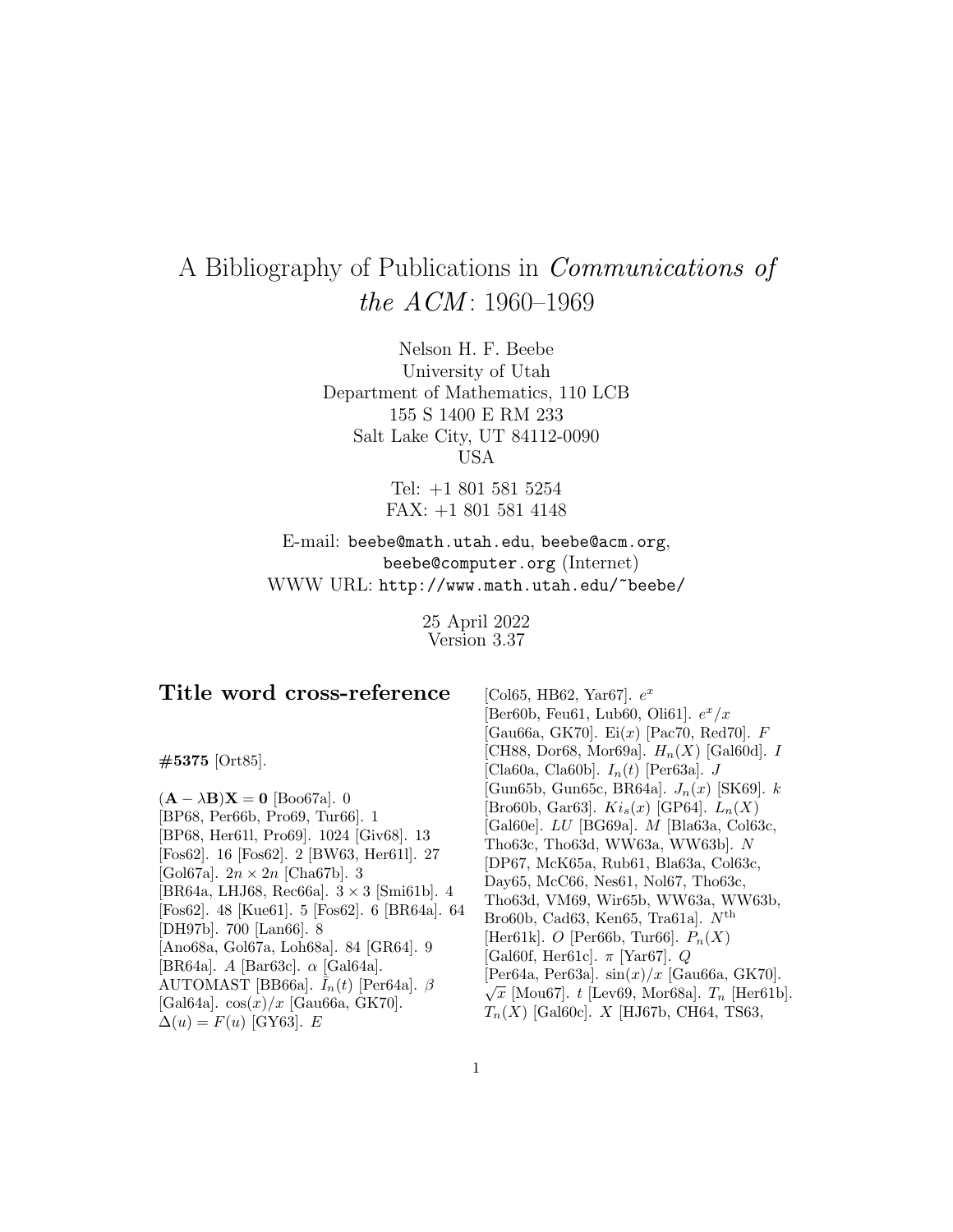# A Bibliography of Publications in *Communications of the ACM*: 1960–1969

Nelson H. F. Beebe
University of Utah
Department of Mathematics, 110 LCB
155 S 1400 E RM 233
Salt Lake City, UT 84112-0090
USA

Tel: +1 801 581 5254
FAX: +1 801 581 4148

E-mail: beebe@math.utah.edu, beebe@acm.org, beebe@computer.org (Internet)
WWW URL: http://www.math.utah.edu/~beebe/

25 April 2022
Version 3.37

## Title word cross-reference

**#5375** [Ort85].

$(\mathbf{A} - \lambda\mathbf{B})\mathbf{X} = \mathbf{0}$ [Boo67a]. 0 [BP68, Per66b, Pro69, Tur66]. 1 [BP68, Her61l, Pro69]. 1024 [Giv68]. 13 [Fos62]. 16 [Fos62]. 2 [BW63, Her61l]. 27 [Gol67a]. $2n \times 2n$ [Cha67b]. 3 [BR64a, LHJ68, Rec66a]. $3 \times 3$ [Smi61b]. 4 [Fos62]. 48 [Kue61]. 5 [Fos62]. 6 [BR64a]. 64 [DH97b]. 700 [Lan66]. 8 [Ano68a, Gol67a, Loh68a]. 84 [GR64]. 9 [BR64a]. $A$ [Bar63c]. $\alpha$ [Gal64a]. AUTOMAST [BB66a]. $\bar{I}_n(t)$ [Per64a]. $\beta$ [Gal64a]. $\cos(x)/x$ [Gau66a, GK70]. $\Delta(u) = F(u)$ [GY63]. $E$ [Col65, HB62, Yar67]. $e^x$ [Ber60b, Feu61, Lub60, Oli61]. $e^x/x$ [Gau66a, GK70]. $\mathrm{Ei}(x)$ [Pac70, Red70]. $F$ [CH88, Dor68, Mor69a]. $H_n(X)$ [Gal60d]. $I$ [Cla60a, Cla60b]. $I_n(t)$ [Per63a]. $J$ [Gun65b, Gun65c, BR64a]. $J_n(x)$ [SK69]. $k$ [Bro60b, Gar63]. $Ki_s(x)$ [GP64]. $L_n(X)$ [Gal60e]. $LU$ [BG69a]. $M$ [Bla63a, Col63c, Tho63c, Tho63d, WW63a, WW63b]. $N$ [DP67, McK65a, Rub61, Bla63a, Col63c, Day65, McC66, Nes61, Nol67, Tho63c, Tho63d, VM69, Wir65b, WW63a, WW63b, Bro60b, Cad63, Ken65, Tra61a]. $N^{\mathrm{th}}$ [Her61k]. $O$ [Per66b, Tur66]. $P_n(X)$ [Gal60f, Her61c]. $\pi$ [Yar67]. $Q$ [Per64a, Per63a]. $\sin(x)/x$ [Gau66a, GK70]. $\sqrt{x}$ [Mou67]. $t$ [Lev69, Mor68a]. $T_n$ [Her61b]. $T_n(X)$ [Gal60c]. $X$ [HJ67b, CH64, TS63,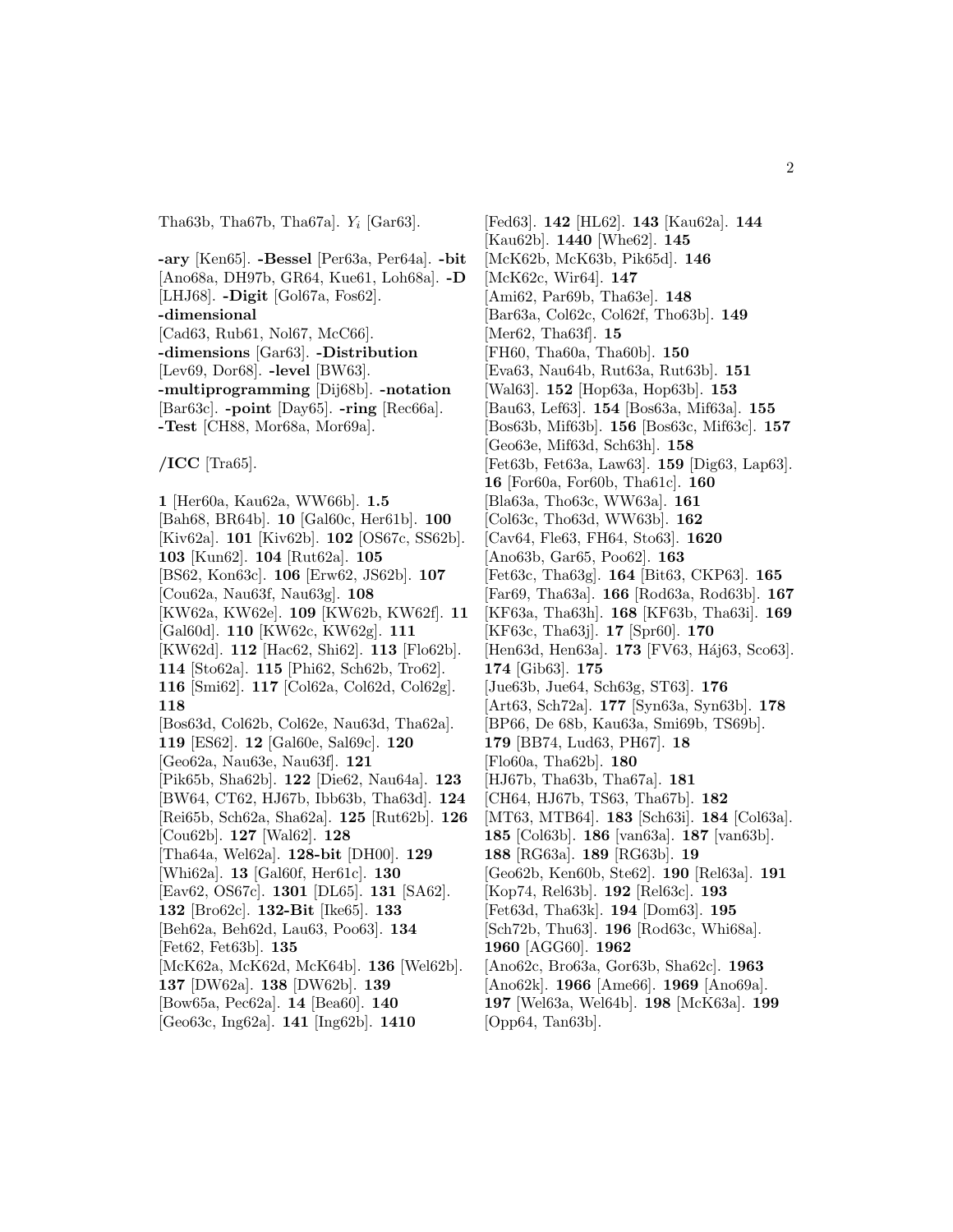Tha63b, Tha67b, Tha67a]. $Y_i$ [Gar63].

**-ary** [Ken65]. **-Bessel** [Per63a, Per64a]. **-bit** [Ano68a, DH97b, GR64, Kue61, Loh68a]. **-D** [LHJ68]. **-Digit** [Gol67a, Fos62]. **-dimensional** [Cad63, Rub61, Nol67, McC66]. **-dimensions** [Gar63]. **-Distribution** [Lev69, Dor68]. **-level** [BW63]. **-multiprogramming** [Dij68b]. **-notation** [Bar63c]. **-point** [Day65]. **-ring** [Rec66a]. **-Test** [CH88, Mor68a, Mor69a].

**/ICC** [Tra65].

**1** [Her60a, Kau62a, WW66b]. **1.5** [Bah68, BR64b]. **10** [Gal60c, Her61b]. **100** [Kiv62a]. **101** [Kiv62b]. **102** [OS67c, SS62b]. **103** [Kun62]. **104** [Rut62a]. **105** [BS62, Kon63c]. **106** [Erw62, JS62b]. **107** [Cou62a, Nau63f, Nau63g]. **108** [KW62a, KW62e]. **109** [KW62b, KW62f]. **11** [Gal60d]. **110** [KW62c, KW62g]. **111** [KW62d]. **112** [Hac62, Shi62]. **113** [Flo62b]. **114** [Sto62a]. **115** [Phi62, Sch62b, Tro62]. **116** [Smi62]. **117** [Col62a, Col62d, Col62g]. **118** [Bos63d, Col62b, Col62e, Nau63d, Tha62a]. **119** [ES62]. **12** [Gal60e, Sal69c]. **120** [Geo62a, Nau63e, Nau63f]. **121** [Pik65b, Sha62b]. **122** [Die62, Nau64a]. **123** [BW64, CT62, HJ67b, Ibb63b, Tha63d]. **124** [Rei65b, Sch62a, Sha62a]. **125** [Rut62b]. **126** [Cou62b]. **127** [Wal62]. **128** [Tha64a, Wel62a]. **128-bit** [DH00]. **129** [Whi62a]. **13** [Gal60f, Her61c]. **130** [Eav62, OS67c]. **1301** [DL65]. **131** [SA62]. **132** [Bro62c]. **132-Bit** [Ike65]. **133** [Beh62a, Beh62d, Lau63, Poo63]. **134** [Fet62, Fet63b]. **135** [McK62a, McK62d, McK64b]. **136** [Wel62b]. **137** [DW62a]. **138** [DW62b]. **139** [Bow65a, Pec62a]. **14** [Bea60]. **140** [Geo63c, Ing62a]. **141** [Ing62b]. **1410** [Fed63]. **142** [HL62]. **143** [Kau62a]. **144** [Kau62b]. **1440** [Whe62]. **145** [McK62b, McK63b, Pik65d]. **146** [McK62c, Wir64]. **147** [Ami62, Par69b, Tha63e]. **148** [Bar63a, Col62c, Col62f, Tho63b]. **149** [Mer62, Tha63f]. **15** [FH60, Tha60a, Tha60b]. **150** [Eva63, Nau64b, Rut63a, Rut63b]. **151** [Wal63]. **152** [Hop63a, Hop63b]. **153** [Bau63, Lef63]. **154** [Bos63a, Mif63a]. **155** [Bos63b, Mif63b]. **156** [Bos63c, Mif63c]. **157** [Geo63e, Mif63d, Sch63h]. **158** [Fet63b, Fet63a, Law63]. **159** [Dig63, Lap63]. **16** [For60a, For60b, Tha61c]. **160** [Bla63a, Tho63c, WW63a]. **161** [Col63c, Tho63d, WW63b]. **162** [Cav64, Fle63, FH64, Sto63]. **1620** [Ano63b, Gar65, Poo62]. **163** [Fet63c, Tha63g]. **164** [Bit63, CKP63]. **165** [Far69, Tha63a]. **166** [Rod63a, Rod63b]. **167** [KF63a, Tha63h]. **168** [KF63b, Tha63i]. **169** [KF63c, Tha63j]. **17** [Spr60]. **170** [Hen63d, Hen63a]. **173** [FV63, Háj63, Sco63]. **174** [Gib63]. **175** [Jue63b, Jue64, Sch63g, ST63]. **176** [Art63, Sch72a]. **177** [Syn63a, Syn63b]. **178** [BP66, De 68b, Kau63a, Smi69b, TS69b]. **179** [BB74, Lud63, PH67]. **18** [Flo60a, Tha62b]. **180** [HJ67b, Tha63b, Tha67a]. **181** [CH64, HJ67b, TS63, Tha67b]. **182** [MT63, MTB64]. **183** [Sch63i]. **184** [Col63a]. **185** [Col63b]. **186** [van63a]. **187** [van63b]. **188** [RG63a]. **189** [RG63b]. **19** [Geo62b, Ken60b, Ste62]. **190** [Rel63a]. **191** [Kop74, Rel63b]. **192** [Rel63c]. **193** [Fet63d, Tha63k]. **194** [Dom63]. **195** [Sch72b, Thu63]. **196** [Rod63c, Whi68a]. **1960** [AGG60]. **1962** [Ano62c, Bro63a, Gor63b, Sha62c]. **1963** [Ano62k]. **1966** [Ame66]. **1969** [Ano69a]. **197** [Wel63a, Wel64b]. **198** [McK63a]. **199** [Opp64, Tan63b].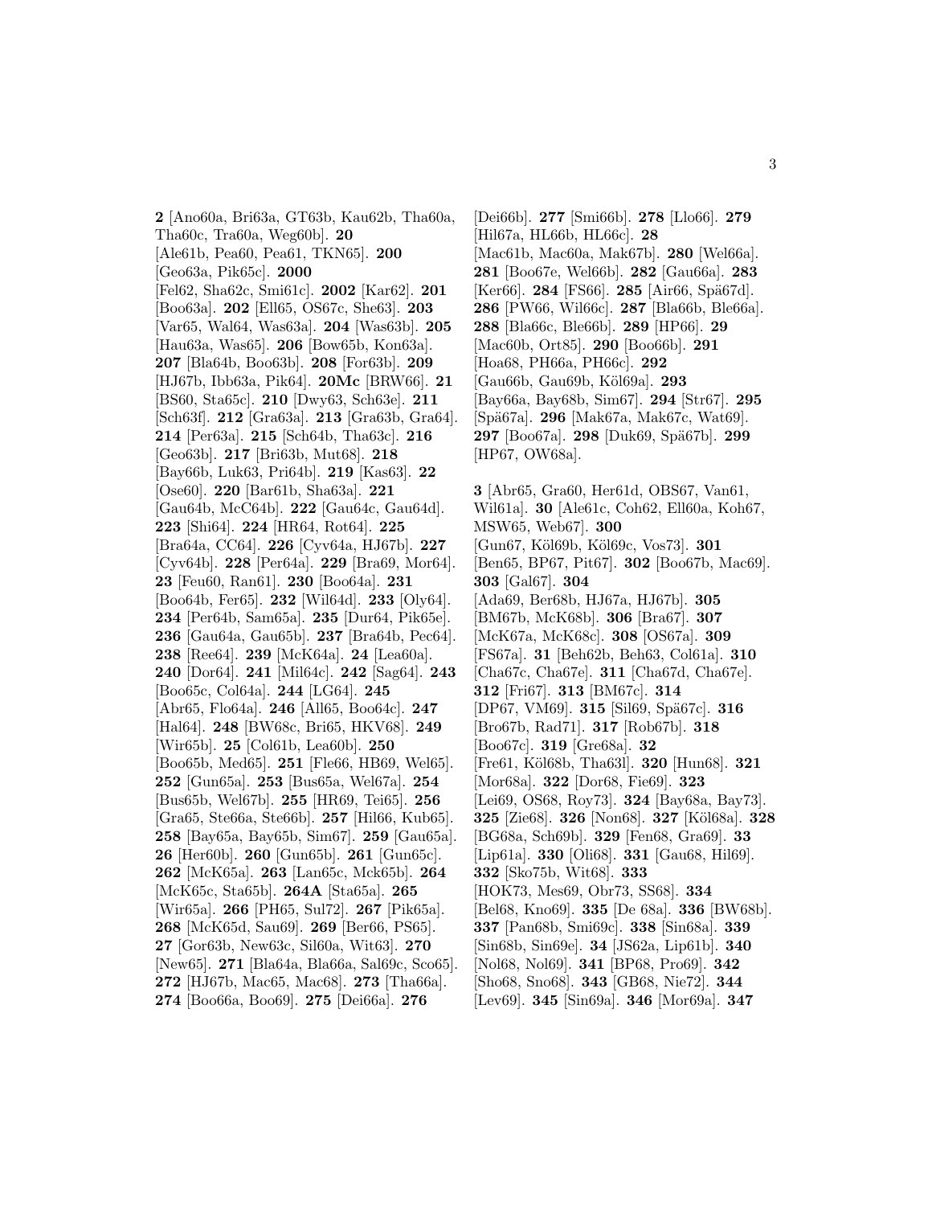**2** [Ano60a, Bri63a, GT63b, Kau62b, Tha60a, Tha60c, Tra60a, Weg60b]. **20** [Ale61b, Pea60, Pea61, TKN65]. **200** [Geo63a, Pik65c]. **2000** [Fel62, Sha62c, Smi61c]. **2002** [Kar62]. **201** [Boo63a]. **202** [Ell65, OS67c, She63]. **203** [Var65, Wal64, Was63a]. **204** [Was63b]. **205** [Hau63a, Was65]. **206** [Bow65b, Kon63a]. **207** [Bla64b, Boo63b]. **208** [For63b]. **209** [HJ67b, Ibb63a, Pik64]. **20Mc** [BRW66]. **21** [BS60, Sta65c]. **210** [Dwy63, Sch63e]. **211** [Sch63f]. **212** [Gra63a]. **213** [Gra63b, Gra64]. **214** [Per63a]. **215** [Sch64b, Tha63c]. **216** [Geo63b]. **217** [Bri63b, Mut68]. **218** [Bay66b, Luk63, Pri64b]. **219** [Kas63]. **22** [Ose60]. **220** [Bar61b, Sha63a]. **221** [Gau64b, McC64b]. **222** [Gau64c, Gau64d]. **223** [Shi64]. **224** [HR64, Rot64]. **225** [Bra64a, CC64]. **226** [Cyv64a, HJ67b]. **227** [Cyv64b]. **228** [Per64a]. **229** [Bra69, Mor64]. **23** [Feu60, Ran61]. **230** [Boo64a]. **231** [Boo64b, Fer65]. **232** [Wil64d]. **233** [Oly64]. **234** [Per64b, Sam65a]. **235** [Dur64, Pik65e]. **236** [Gau64a, Gau65b]. **237** [Bra64b, Pec64]. **238** [Ree64]. **239** [McK64a]. **24** [Lea60a]. **240** [Dor64]. **241** [Mil64c]. **242** [Sag64]. **243** [Boo65c, Col64a]. **244** [LG64]. **245** [Abr65, Flo64a]. **246** [All65, Boo64c]. **247** [Hal64]. **248** [BW68c, Bri65, HKV68]. **249** [Wir65b]. **25** [Col61b, Lea60b]. **250** [Boo65b, Med65]. **251** [Fle66, HB69, Wel65]. **252** [Gun65a]. **253** [Bus65a, Wel67a]. **254** [Bus65b, Wel67b]. **255** [HR69, Tei65]. **256** [Gra65, Ste66a, Ste66b]. **257** [Hil66, Kub65]. **258** [Bay65a, Bay65b, Sim67]. **259** [Gau65a]. **26** [Her60b]. **260** [Gun65b]. **261** [Gun65c]. **262** [McK65a]. **263** [Lan65c, Mck65b]. **264** [McK65c, Sta65b]. **264A** [Sta65a]. **265** [Wir65a]. **266** [PH65, Sul72]. **267** [Pik65a]. **268** [McK65d, Sau69]. **269** [Ber66, PS65]. **27** [Gor63b, New63c, Sil60a, Wit63]. **270** [New65]. **271** [Bla64a, Bla66a, Sal69c, Sco65]. **272** [HJ67b, Mac65, Mac68]. **273** [Tha66a]. **274** [Boo66a, Boo69]. **275** [Dei66a]. **276** [Dei66b]. **277** [Smi66b]. **278** [Llo66]. **279** [Hil67a, HL66b, HL66c]. **28** [Mac61b, Mac60a, Mak67b]. **280** [Wel66a]. **281** [Boo67e, Wel66b]. **282** [Gau66a]. **283** [Ker66]. **284** [FS66]. **285** [Air66, Spä67d]. **286** [PW66, Wil66c]. **287** [Bla66b, Ble66a]. **288** [Bla66c, Ble66b]. **289** [HP66]. **29** [Mac60b, Ort85]. **290** [Boo66b]. **291** [Hoa68, PH66a, PH66c]. **292** [Gau66b, Gau69b, Köl69a]. **293** [Bay66a, Bay68b, Sim67]. **294** [Str67]. **295** [Spä67a]. **296** [Mak67a, Mak67c, Wat69]. **297** [Boo67a]. **298** [Duk69, Spä67b]. **299** [HP67, OW68a].

**3** [Abr65, Gra60, Her61d, OBS67, Van61, Wil61a]. **30** [Ale61c, Coh62, Ell60a, Koh67, MSW65, Web67]. **300** [Gun67, Köl69b, Köl69c, Vos73]. **301** [Ben65, BP67, Pit67]. **302** [Boo67b, Mac69]. **303** [Gal67]. **304** [Ada69, Ber68b, HJ67a, HJ67b]. **305** [BM67b, McK68b]. **306** [Bra67]. **307** [McK67a, McK68c]. **308** [OS67a]. **309** [FS67a]. **31** [Beh62b, Beh63, Col61a]. **310** [Cha67c, Cha67e]. **311** [Cha67d, Cha67e]. **312** [Fri67]. **313** [BM67c]. **314** [DP67, VM69]. **315** [Sil69, Spä67c]. **316** [Bro67b, Rad71]. **317** [Rob67b]. **318** [Boo67c]. **319** [Gre68a]. **32** [Fre61, Köl68b, Tha63l]. **320** [Hun68]. **321** [Mor68a]. **322** [Dor68, Fie69]. **323** [Lei69, OS68, Roy73]. **324** [Bay68a, Bay73]. **325** [Zie68]. **326** [Non68]. **327** [Köl68a]. **328** [BG68a, Sch69b]. **329** [Fen68, Gra69]. **33** [Lip61a]. **330** [Oli68]. **331** [Gau68, Hil69]. **332** [Sko75b, Wit68]. **333** [HOK73, Mes69, Obr73, SS68]. **334** [Bel68, Kno69]. **335** [De 68a]. **336** [BW68b]. **337** [Pan68b, Smi69c]. **338** [Sin68a]. **339** [Sin68b, Sin69e]. **34** [JS62a, Lip61b]. **340** [Nol68, Nol69]. **341** [BP68, Pro69]. **342** [Sho68, Sno68]. **343** [GB68, Nie72]. **344** [Lev69]. **345** [Sin69a]. **346** [Mor69a]. **347**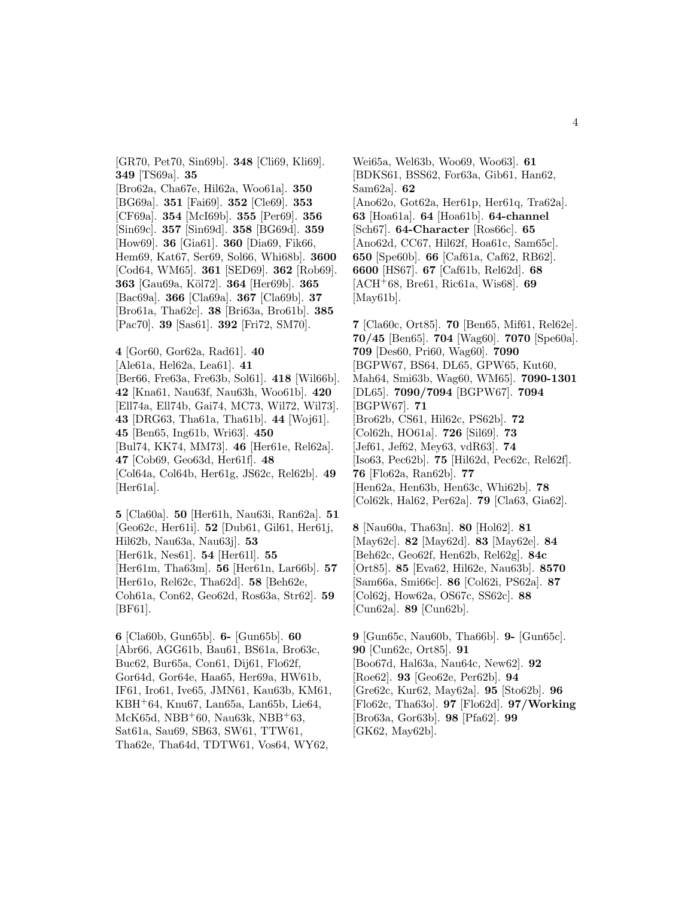[GR70, Pet70, Sin69b]. **348** [Cli69, Kli69]. **349** [TS69a]. **35** [Bro62a, Cha67e, Hil62a, Woo61a]. **350** [BG69a]. **351** [Fai69]. **352** [Cle69]. **353** [CF69a]. **354** [McI69b]. **355** [Per69]. **356** [Sin69c]. **357** [Sin69d]. **358** [BG69d]. **359** [How69]. **36** [Gia61]. **360** [Dia69, Fik66, Hem69, Kat67, Ser69, Sol66, Whi68b]. **3600** [Cod64, WM65]. **361** [SED69]. **362** [Rob69]. **363** [Gau69a, Köl72]. **364** [Her69b]. **365** [Bac69a]. **366** [Cla69a]. **367** [Cla69b]. **37** [Bro61a, Tha62c]. **38** [Bri63a, Bro61b]. **385** [Pac70]. **39** [Sas61]. **392** [Fri72, SM70].

**4** [Gor60, Gor62a, Rad61]. **40** [Ale61a, Hel62a, Lea61]. **41** [Ber66, Fre63a, Fre63b, Sol61]. **418** [Wil66b]. **42** [Kna61, Nau63f, Nau63h, Woo61b]. **420** [Ell74a, Ell74b, Gai74, MC73, Wil72, Wil73]. **43** [DRG63, Tha61a, Tha61b]. **44** [Woj61]. **45** [Ben65, Ing61b, Wri63]. **450** [Bul74, KK74, MM73]. **46** [Her61e, Rel62a]. **47** [Cob69, Geo63d, Her61f]. **48** [Col64a, Col64b, Her61g, JS62c, Rel62b]. **49** [Her61a].

**5** [Cla60a]. **50** [Her61h, Nau63i, Ran62a]. **51** [Geo62c, Her61i]. **52** [Dub61, Gil61, Her61j, Hil62b, Nau63a, Nau63j]. **53** [Her61k, Nes61]. **54** [Her61l]. **55** [Her61m, Tha63m]. **56** [Her61n, Lar66b]. **57** [Her61o, Rel62c, Tha62d]. **58** [Beh62e, Coh61a, Con62, Geo62d, Ros63a, Str62]. **59** [BF61].

**6** [Cla60b, Gun65b]. **6-** [Gun65b]. **60** [Abr66, AGG61b, Bau61, BS61a, Bro63c, Buc62, Bur65a, Con61, Dij61, Flo62f, Gor64d, Gor64e, Haa65, Her69a, HW61b, IF61, Iro61, Ive65, JMN61, Kau63b, KM61, KBH+64, Knu67, Lan65a, Lan65b, Lie64, McK65d, NBB+60, Nau63k, NBB+63, Sat61a, Sau69, SB63, SW61, TTW61, Tha62e, Tha64d, TDTW61, Vos64, WY62, Wei65a, Wel63b, Woo69, Woo63]. **61** [BDKS61, BSS62, For63a, Gib61, Han62, Sam62a]. **62** [Ano62o, Got62a, Her61p, Her61q, Tra62a]. **63** [Hoa61a]. **64** [Hoa61b]. **64-channel** [Sch67]. **64-Character** [Ros66c]. **65** [Ano62d, CC67, Hil62f, Hoa61c, Sam65c]. **650** [Spe60b]. **66** [Caf61a, Caf62, RB62]. **6600** [HS67]. **67** [Caf61b, Rel62d]. **68** [ACH+68, Bre61, Ric61a, Wis68]. **69** [May61b].

**7** [Cla60c, Ort85]. **70** [Ben65, Mif61, Rel62e]. **70/45** [Ben65]. **704** [Wag60]. **7070** [Spe60a]. **709** [Des60, Pri60, Wag60]. **7090** [BGPW67, BS64, DL65, GPW65, Kut60, Mah64, Smi63b, Wag60, WM65]. **7090-1301** [DL65]. **7090/7094** [BGPW67]. **7094** [BGPW67]. **71** [Bro62b, CS61, Hil62c, PS62b]. **72** [Col62h, HO61a]. **726** [Sil69]. **73** [Jef61, Jef62, Mey63, vdR63]. **74** [Iso63, Pec62b]. **75** [Hil62d, Pec62c, Rel62f]. **76** [Flo62a, Ran62b]. **77** [Hen62a, Hen63b, Hen63c, Whi62b]. **78** [Col62k, Hal62, Per62a]. **79** [Cla63, Gia62].

**8** [Nau60a, Tha63n]. **80** [Hol62]. **81** [May62c]. **82** [May62d]. **83** [May62e]. **84** [Beh62c, Geo62f, Hen62b, Rel62g]. **84c** [Ort85]. **85** [Eva62, Hil62e, Nau63b]. **8570** [Sam66a, Smi66c]. **86** [Col62i, PS62a]. **87** [Col62j, How62a, OS67c, SS62c]. **88** [Cun62a]. **89** [Cun62b].

**9** [Gun65c, Nau60b, Tha66b]. **9-** [Gun65c]. **90** [Cun62c, Ort85]. **91** [Boo67d, Hal63a, Nau64c, New62]. **92** [Roe62]. **93** [Geo62e, Per62b]. **94** [Gre62c, Kur62, May62a]. **95** [Sto62b]. **96** [Flo62c, Tha63o]. **97** [Flo62d]. **97/Working** [Bro63a, Gor63b]. **98** [Pfa62]. **99** [GK62, May62b].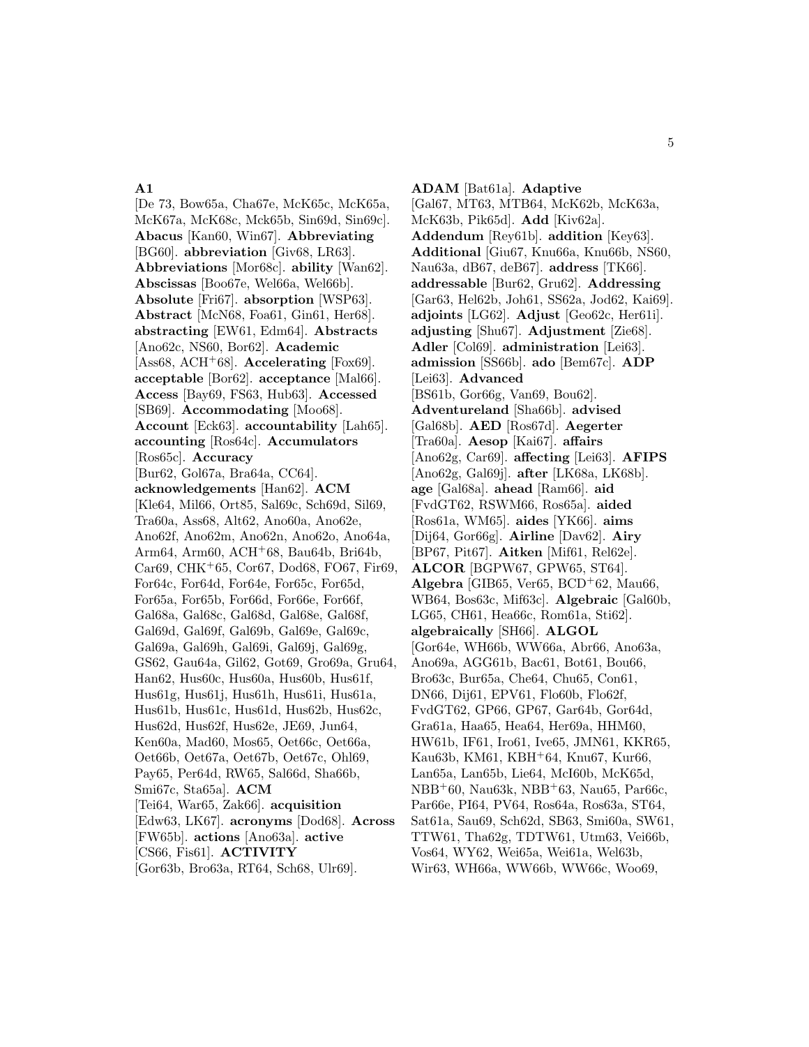**A1** [De 73, Bow65a, Cha67e, McK65c, McK65a, McK67a, McK68c, Mck65b, Sin69d, Sin69c]. **Abacus** [Kan60, Win67]. **Abbreviating** [BG60]. **abbreviation** [Giv68, LR63]. **Abbreviations** [Mor68c]. **ability** [Wan62]. **Abscissas** [Boo67e, Wel66a, Wel66b]. **Absolute** [Fri67]. **absorption** [WSP63]. **Abstract** [McN68, Foa61, Gin61, Her68]. **abstracting** [EW61, Edm64]. **Abstracts** [Ano62c, NS60, Bor62]. **Academic** [Ass68, ACH+68]. **Accelerating** [Fox69]. **acceptable** [Bor62]. **acceptance** [Mal66]. **Access** [Bay69, FS63, Hub63]. **Accessed** [SB69]. **Accommodating** [Moo68]. **Account** [Eck63]. **accountability** [Lah65]. **accounting** [Ros64c]. **Accumulators** [Ros65c]. **Accuracy** [Bur62, Gol67a, Bra64a, CC64]. **acknowledgements** [Han62]. **ACM** [Kle64, Mil66, Ort85, Sal69c, Sch69d, Sil69, Tra60a, Ass68, Alt62, Ano60a, Ano62e, Ano62f, Ano62m, Ano62n, Ano62o, Ano64a, Arm64, Arm60, ACH+68, Bau64b, Bri64b, Car69, CHK+65, Cor67, Dod68, FO67, Fir69, For64c, For64d, For64e, For65c, For65d, For65a, For65b, For66d, For66e, For66f, Gal68a, Gal68c, Gal68d, Gal68e, Gal68f, Gal69d, Gal69f, Gal69b, Gal69e, Gal69c, Gal69a, Gal69h, Gal69i, Gal69j, Gal69g, GS62, Gau64a, Gil62, Got69, Gro69a, Gru64, Han62, Hus60c, Hus60a, Hus60b, Hus61f, Hus61g, Hus61j, Hus61h, Hus61i, Hus61a, Hus61b, Hus61c, Hus61d, Hus62b, Hus62c, Hus62d, Hus62f, Hus62e, JE69, Jun64, Ken60a, Mad60, Mos65, Oet66c, Oet66a, Oet66b, Oet67a, Oet67b, Oet67c, Ohl69, Pay65, Per64d, RW65, Sal66d, Sha66b, Smi67c, Sta65a]. **ACM** [Tei64, War65, Zak66]. **acquisition** [Edw63, LK67]. **acronyms** [Dod68]. **Across** [FW65b]. **actions** [Ano63a]. **active** [CS66, Fis61]. **ACTIVITY** [Gor63b, Bro63a, RT64, Sch68, Ulr69].

**ADAM** [Bat61a]. **Adaptive** [Gal67, MT63, MTB64, McK62b, McK63a, McK63b, Pik65d]. **Add** [Kiv62a]. **Addendum** [Rey61b]. **addition** [Key63]. **Additional** [Giu67, Knu66a, Knu66b, NS60, Nau63a, dB67, deB67]. **address** [TK66]. **addressable** [Bur62, Gru62]. **Addressing** [Gar63, Hel62b, Joh61, SS62a, Jod62, Kai69]. **adjoints** [LG62]. **Adjust** [Geo62c, Her61i]. **adjusting** [Shu67]. **Adjustment** [Zie68]. **Adler** [Col69]. **administration** [Lei63]. **admission** [SS66b]. **ado** [Bem67c]. **ADP** [Lei63]. **Advanced** [BS61b, Gor66g, Van69, Bou62]. **Adventureland** [Sha66b]. **advised** [Gal68b]. **AED** [Ros67d]. **Aegerter** [Tra60a]. **Aesop** [Kai67]. **affairs** [Ano62g, Car69]. **affecting** [Lei63]. **AFIPS** [Ano62g, Gal69j]. **after** [LK68a, LK68b]. **age** [Gal68a]. **ahead** [Ram66]. **aid** [FvdGT62, RSWM66, Ros65a]. **aided** [Ros61a, WM65]. **aides** [YK66]. **aims** [Dij64, Gor66g]. **Airline** [Dav62]. **Airy** [BP67, Pit67]. **Aitken** [Mif61, Rel62e]. **ALCOR** [BGPW67, GPW65, ST64]. **Algebra** [GIB65, Ver65, BCD+62, Mau66, WB64, Bos63c, Mif63c]. **Algebraic** [Gal60b, LG65, CH61, Hea66c, Rom61a, Sti62]. **algebraically** [SH66]. **ALGOL** [Gor64e, WH66b, WW66a, Abr66, Ano63a, Ano69a, AGG61b, Bac61, Bot61, Bou66, Bro63c, Bur65a, Che64, Chu65, Con61, DN66, Dij61, EPV61, Flo60b, Flo62f, FvdGT62, GP66, GP67, Gar64b, Gor64d, Gra61a, Haa65, Hea64, Her69a, HHM60, HW61b, IF61, Iro61, Ive65, JMN61, KKR65, Kau63b, KM61, KBH+64, Knu67, Kur66, Lan65a, Lan65b, Lie64, McI60b, McK65d, NBB+60, Nau63k, NBB+63, Nau65, Par66c, Par66e, PI64, PV64, Ros64a, Ros63a, ST64, Sat61a, Sau69, Sch62d, SB63, Smi60a, SW61, TTW61, Tha62g, TDTW61, Utm63, Vei66b, Vos64, WY62, Wei65a, Wei61a, Wel63b, Wir63, WH66a, WW66b, WW66c, Woo69,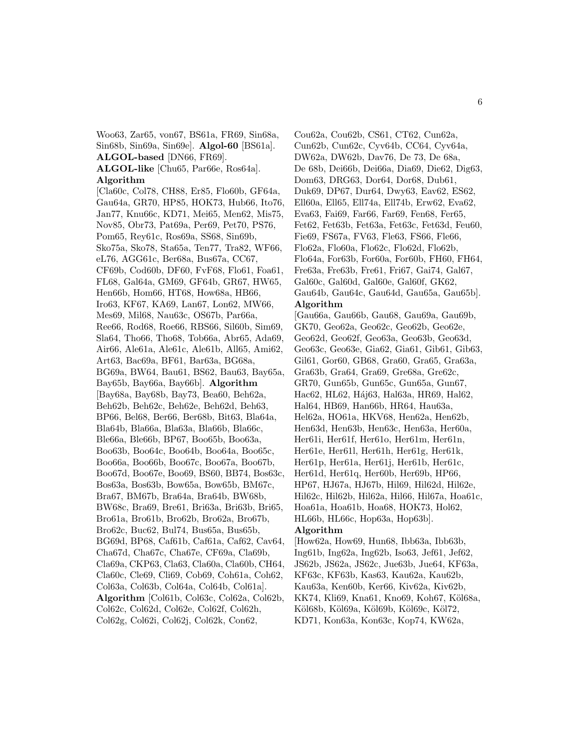Woo63, Zar65, von67, BS61a, FR69, Sin68a, Sin68b, Sin69a, Sin69e]. **Algol-60** [BS61a]. **ALGOL-based** [DN66, FR69]. **ALGOL-like** [Chu65, Par66e, Ros64a]. **Algorithm** [Cla60c, Col78, CH88, Er85, Flo60b, GF64a, Gau64a, GR70, HP85, HOK73, Hub66, Ito76, Jan77, Knu66c, KD71, Mei65, Men62, Mis75, Nov85, Obr73, Pat69a, Per69, Pet70, PS76, Pom65, Rey61c, Ros69a, SS68, Sin69b, Sko75a, Sko78, Sta65a, Ten77, Tra82, WF66, eL76, AGG61c, Ber68a, Bus67a, CC67, CF69b, Cod60b, DF60, FvF68, Flo61, Foa61, FL68, Gal64a, GM69, GF64b, GR67, HW65, Hen66b, Hom66, HT68, How68a, HB66, Iro63, KF67, KA69, Lan67, Lon62, MW66, Mes69, Mil68, Nau63c, OS67b, Par66a, Ree66, Rod68, Roe66, RBS66, Sil60b, Sim69, Sla64, Tho66, Tho68, Tob66a, Abr65, Ada69, Air66, Ale61a, Ale61c, Ale61b, All65, Ami62, Art63, Bac69a, BF61, Bar63a, BG68a, BG69a, BW64, Bau61, BS62, Bau63, Bay65a, Bay65b, Bay66a, Bay66b]. **Algorithm** [Bay68a, Bay68b, Bay73, Bea60, Beh62a, Beh62b, Beh62c, Beh62e, Beh62d, Beh63, BP66, Bel68, Ber66, Ber68b, Bit63, Bla64a, Bla64b, Bla66a, Bla63a, Bla66b, Bla66c, Ble66a, Ble66b, BP67, Boo65b, Boo63a, Boo63b, Boo64c, Boo64b, Boo64a, Boo65c, Boo66a, Boo66b, Boo67c, Boo67a, Boo67b, Boo67d, Boo67e, Boo69, BS60, BB74, Bos63c, Bos63a, Bos63b, Bow65a, Bow65b, BM67c, Bra67, BM67b, Bra64a, Bra64b, BW68b, BW68c, Bra69, Bre61, Bri63a, Bri63b, Bri65, Bro61a, Bro61b, Bro62b, Bro62a, Bro67b, Bro62c, Buc62, Bul74, Bus65a, Bus65b, BG69d, BP68, Caf61b, Caf61a, Caf62, Cav64, Cha67d, Cha67c, Cha67e, CF69a, Cla69b, Cla69a, CKP63, Cla63, Cla60a, Cla60b, CH64, Cla60c, Cle69, Cli69, Cob69, Coh61a, Coh62, Col63a, Col63b, Col64a, Col64b, Col61a]. **Algorithm** [Col61b, Col63c, Col62a, Col62b, Col62c, Col62d, Col62e, Col62f, Col62h, Col62g, Col62i, Col62j, Col62k, Con62, Cou62a, Cou62b, CS61, CT62, Cun62a, Cun62b, Cun62c, Cyv64b, CC64, Cyv64a, DW62a, DW62b, Dav76, De 73, De 68a, De 68b, Dei66b, Dei66a, Dia69, Die62, Dig63, Dom63, DRG63, Dor64, Dor68, Dub61, Duk69, DP67, Dur64, Dwy63, Eav62, ES62, Ell60a, Ell65, Ell74a, Ell74b, Erw62, Eva62, Eva63, Fai69, Far66, Far69, Fen68, Fer65, Fet62, Fet63b, Fet63a, Fet63c, Fet63d, Feu60, Fie69, FS67a, FV63, Fle63, FS66, Fle66, Flo62a, Flo60a, Flo62c, Flo62d, Flo62b, Flo64a, For63b, For60a, For60b, FH60, FH64, Fre63a, Fre63b, Fre61, Fri67, Gai74, Gal67, Gal60c, Gal60d, Gal60e, Gal60f, GK62, Gau64b, Gau64c, Gau64d, Gau65a, Gau65b]. **Algorithm** [Gau66a, Gau66b, Gau68, Gau69a, Gau69b, GK70, Geo62a, Geo62c, Geo62b, Geo62e, Geo62d, Geo62f, Geo63a, Geo63b, Geo63d, Geo63c, Geo63e, Gia62, Gia61, Gib61, Gib63, Gil61, Gor60, GB68, Gra60, Gra65, Gra63a, Gra63b, Gra64, Gra69, Gre68a, Gre62c, GR70, Gun65b, Gun65c, Gun65a, Gun67, Hac62, HL62, Háj63, Hal63a, HR69, Hal62, Hal64, HB69, Han66b, HR64, Hau63a, Hel62a, HO61a, HKV68, Hen62a, Hen62b, Hen63d, Hen63b, Hen63c, Hen63a, Her60a, Her61i, Her61f, Her61o, Her61m, Her61n, Her61e, Her61l, Her61h, Her61g, Her61k, Her61p, Her61a, Her61j, Her61b, Her61c, Her61d, Her61q, Her60b, Her69b, HP66, HP67, HJ67a, HJ67b, Hil69, Hil62d, Hil62e, Hil62c, Hil62b, Hil62a, Hil66, Hil67a, Hoa61c, Hoa61a, Hoa61b, Hoa68, HOK73, Hol62, HL66b, HL66c, Hop63a, Hop63b]. **Algorithm** [How62a, How69, Hun68, Ibb63a, Ibb63b, Ing61b, Ing62a, Ing62b, Iso63, Jef61, Jef62, JS62b, JS62a, JS62c, Jue63b, Jue64, KF63a, KF63c, KF63b, Kas63, Kau62a, Kau62b, Kau63a, Ken60b, Ker66, Kiv62a, Kiv62b, KK74, Kli69, Kna61, Kno69, Koh67, Köl68a, Köl68b, Köl69a, Köl69b, Köl69c, Köl72, KD71, Kon63a, Kon63c, Kop74, KW62a,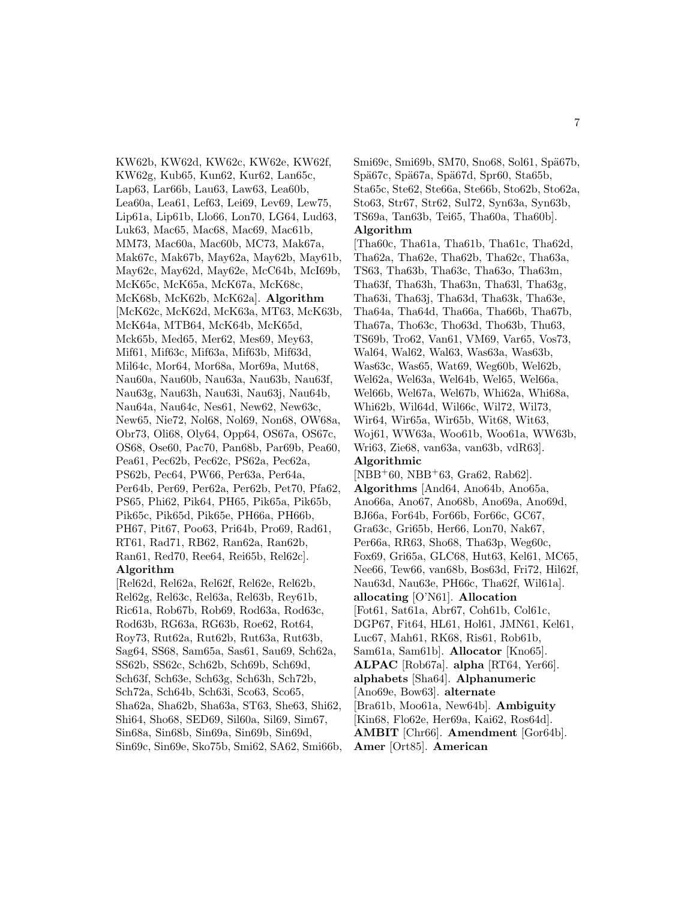KW62b, KW62d, KW62c, KW62e, KW62f, KW62g, Kub65, Kun62, Kur62, Lan65c, Lap63, Lar66b, Lau63, Law63, Lea60b, Lea60a, Lea61, Lef63, Lei69, Lev69, Lew75, Lip61a, Lip61b, Llo66, Lon70, LG64, Lud63, Luk63, Mac65, Mac68, Mac69, Mac61b, MM73, Mac60a, Mac60b, MC73, Mak67a, Mak67c, Mak67b, May62a, May62b, May61b, May62c, May62d, May62e, McC64b, McI69b, McK65c, McK65a, McK67a, McK68c, McK68b, McK62b, McK62a]. **Algorithm** [McK62c, McK62d, McK63a, MT63, McK63b, McK64a, MTB64, McK64b, McK65d, Mck65b, Med65, Mer62, Mes69, Mey63, Mif61, Mif63c, Mif63a, Mif63b, Mif63d, Mil64c, Mor64, Mor68a, Mor69a, Mut68, Nau60a, Nau60b, Nau63a, Nau63b, Nau63f, Nau63g, Nau63h, Nau63i, Nau63j, Nau64b, Nau64a, Nau64c, Nes61, New62, New63c, New65, Nie72, Nol68, Nol69, Non68, OW68a, Obr73, Oli68, Oly64, Opp64, OS67a, OS67c, OS68, Ose60, Pac70, Pan68b, Par69b, Pea60, Pea61, Pec62b, Pec62c, PS62a, Pec62a, PS62b, Pec64, PW66, Per63a, Per64a, Per64b, Per69, Per62a, Per62b, Pet70, Pfa62, PS65, Phi62, Pik64, PH65, Pik65a, Pik65b, Pik65c, Pik65d, Pik65e, PH66a, PH66b, PH67, Pit67, Poo63, Pri64b, Pro69, Rad61, RT61, Rad71, RB62, Ran62a, Ran62b, Ran61, Red70, Ree64, Rei65b, Rel62c]. **Algorithm** [Rel62d, Rel62a, Rel62f, Rel62e, Rel62b, Rel62g, Rel63c, Rel63a, Rel63b, Rey61b, Ric61a, Rob67b, Rob69, Rod63a, Rod63c, Rod63b, RG63a, RG63b, Roe62, Rot64, Roy73, Rut62a, Rut62b, Rut63a, Rut63b, Sag64, SS68, Sam65a, Sas61, Sau69, Sch62a, SS62b, SS62c, Sch62b, Sch69b, Sch69d, Sch63f, Sch63e, Sch63g, Sch63h, Sch72b, Sch72a, Sch64b, Sch63i, Sco63, Sco65, Sha62a, Sha62b, Sha63a, ST63, She63, Shi62, Shi64, Sho68, SED69, Sil60a, Sil69, Sim67, Sin68a, Sin68b, Sin69a, Sin69b, Sin69d, Sin69c, Sin69e, Sko75b, Smi62, SA62, Smi66b, Smi69c, Smi69b, SM70, Sno68, Sol61, Spä67b, Spä67c, Spä67a, Spä67d, Spr60, Sta65b, Sta65c, Ste62, Ste66a, Ste66b, Sto62b, Sto62a, Sto63, Str67, Str62, Sul72, Syn63a, Syn63b, TS69a, Tan63b, Tei65, Tha60a, Tha60b]. **Algorithm** [Tha60c, Tha61a, Tha61b, Tha61c, Tha62d, Tha62a, Tha62e, Tha62b, Tha62c, Tha63a, TS63, Tha63b, Tha63c, Tha63o, Tha63m, Tha63f, Tha63h, Tha63n, Tha63l, Tha63g, Tha63i, Tha63j, Tha63d, Tha63k, Tha63e, Tha64a, Tha64d, Tha66a, Tha66b, Tha67b, Tha67a, Tho63c, Tho63d, Tho63b, Thu63, TS69b, Tro62, Van61, VM69, Var65, Vos73, Wal64, Wal62, Wal63, Was63a, Was63b, Was63c, Was65, Wat69, Weg60b, Wel62b, Wel62a, Wel63a, Wel64b, Wel65, Wel66a, Wel66b, Wel67a, Wel67b, Whi62a, Whi68a, Whi62b, Wil64d, Wil66c, Wil72, Wil73, Wir64, Wir65a, Wir65b, Wit68, Wit63, Woj61, WW63a, Woo61b, Woo61a, WW63b, Wri63, Zie68, van63a, van63b, vdR63]. **Algorithmic** [NBB+60, NBB+63, Gra62, Rab62]. **Algorithms** [And64, Ano64b, Ano65a, Ano66a, Ano67, Ano68b, Ano69a, Ano69d, BJ66a, For64b, For66b, For66c, GC67, Gra63c, Gri65b, Her66, Lon70, Nak67, Per66a, RR63, Sho68, Tha63p, Weg60c, Fox69, Gri65a, GLC68, Hut63, Kel61, MC65, Nee66, Tew66, van68b, Bos63d, Fri72, Hil62f, Nau63d, Nau63e, PH66c, Tha62f, Wil61a]. **allocating** [O'N61]. **Allocation** [Fot61, Sat61a, Abr67, Coh61b, Col61c, DGP67, Fit64, HL61, Hol61, JMN61, Kel61, Luc67, Mah61, RK68, Ris61, Rob61b, Sam61a, Sam61b]. **Allocator** [Kno65]. **ALPAC** [Rob67a]. **alpha** [RT64, Yer66]. **alphabets** [Sha64]. **Alphanumeric** [Ano69e, Bow63]. **alternate** [Bra61b, Moo61a, New64b]. **Ambiguity** [Kin68, Flo62e, Her69a, Kai62, Ros64d]. **AMBIT** [Chr66]. **Amendment** [Gor64b]. **Amer** [Ort85]. **American**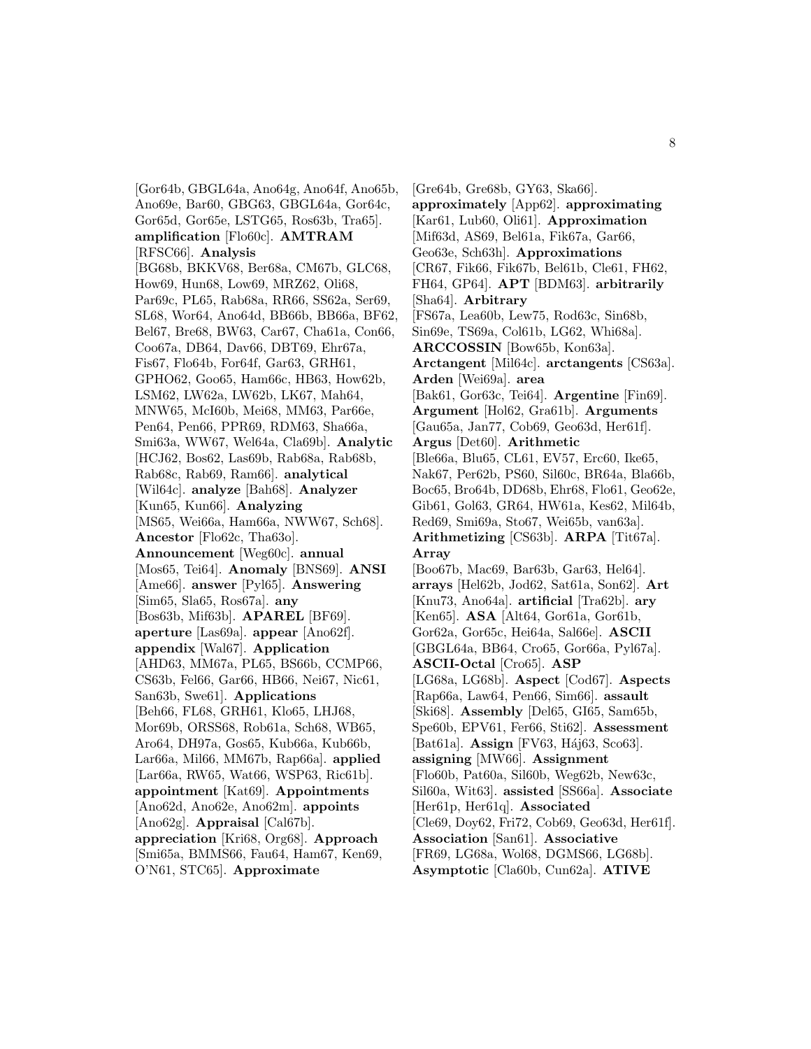[Gor64b, GBGL64a, Ano64g, Ano64f, Ano65b, Ano69e, Bar60, GBG63, GBGL64a, Gor64c, Gor65d, Gor65e, LSTG65, Ros63b, Tra65]. **amplification** [Flo60c]. **AMTRAM** [RFSC66]. **Analysis** [BG68b, BKKV68, Ber68a, CM67b, GLC68, How69, Hun68, Low69, MRZ62, Oli68, Par69c, PL65, Rab68a, RR66, SS62a, Ser69, SL68, Wor64, Ano64d, BB66b, BB66a, BF62, Bel67, Bre68, BW63, Car67, Cha61a, Con66, Coo67a, DB64, Dav66, DBT69, Ehr67a, Fis67, Flo64b, For64f, Gar63, GRH61, GPHO62, Goo65, Ham66c, HB63, How62b, LSM62, LW62a, LW62b, LK67, Mah64, MNW65, McI60b, Mei68, MM63, Par66e, Pen64, Pen66, PPR69, RDM63, Sha66a, Smi63a, WW67, Wel64a, Cla69b]. **Analytic** [HCJ62, Bos62, Las69b, Rab68a, Rab68b, Rab68c, Rab69, Ram66]. **analytical** [Wil64c]. **analyze** [Bah68]. **Analyzer** [Kun65, Kun66]. **Analyzing** [MS65, Wei66a, Ham66a, NWW67, Sch68]. **Ancestor** [Flo62c, Tha63o]. **Announcement** [Weg60c]. **annual** [Mos65, Tei64]. **Anomaly** [BNS69]. **ANSI** [Ame66]. **answer** [Pyl65]. **Answering** [Sim65, Sla65, Ros67a]. **any** [Bos63b, Mif63b]. **APAREL** [BF69]. **aperture** [Las69a]. **appear** [Ano62f]. **appendix** [Wal67]. **Application** [AHD63, MM67a, PL65, BS66b, CCMP66, CS63b, Fel66, Gar66, HB66, Nei67, Nic61, San63b, Swe61]. **Applications** [Beh66, FL68, GRH61, Klo65, LHJ68, Mor69b, ORSS68, Rob61a, Sch68, WB65, Aro64, DH97a, Gos65, Kub66a, Kub66b, Lar66a, Mil66, MM67b, Rap66a]. **applied** [Lar66a, RW65, Wat66, WSP63, Ric61b]. **appointment** [Kat69]. **Appointments** [Ano62d, Ano62e, Ano62m]. **appoints** [Ano62g]. **Appraisal** [Cal67b]. **appreciation** [Kri68, Org68]. **Approach** [Smi65a, BMMS66, Fau64, Ham67, Ken69, O'N61, STC65]. **Approximate** [Gre64b, Gre68b, GY63, Ska66]. **approximately** [App62]. **approximating** [Kar61, Lub60, Oli61]. **Approximation** [Mif63d, AS69, Bel61a, Fik67a, Gar66, Geo63e, Sch63h]. **Approximations** [CR67, Fik66, Fik67b, Bel61b, Cle61, FH62, FH64, GP64]. **APT** [BDM63]. **arbitrarily** [Sha64]. **Arbitrary** [FS67a, Lea60b, Lew75, Rod63c, Sin68b, Sin69e, TS69a, Col61b, LG62, Whi68a]. **ARCCOSSIN** [Bow65b, Kon63a]. **Arctangent** [Mil64c]. **arctangents** [CS63a]. **Arden** [Wei69a]. **area** [Bak61, Gor63c, Tei64]. **Argentine** [Fin69]. **Argument** [Hol62, Gra61b]. **Arguments** [Gau65a, Jan77, Cob69, Geo63d, Her61f]. **Argus** [Det60]. **Arithmetic** [Ble66a, Blu65, CL61, EV57, Erc60, Ike65, Nak67, Per62b, PS60, Sil60c, BR64a, Bla66b, Boc65, Bro64b, DD68b, Ehr68, Flo61, Geo62e, Gib61, Gol63, GR64, HW61a, Kes62, Mil64b, Red69, Smi69a, Sto67, Wei65b, van63a]. **Arithmetizing** [CS63b]. **ARPA** [Tit67a]. **Array** [Boo67b, Mac69, Bar63b, Gar63, Hel64]. **arrays** [Hel62b, Jod62, Sat61a, Son62]. **Art** [Knu73, Ano64a]. **artificial** [Tra62b]. **ary** [Ken65]. **ASA** [Alt64, Gor61a, Gor61b, Gor62a, Gor65c, Hei64a, Sal66e]. **ASCII** [GBGL64a, BB64, Cro65, Gor66a, Pyl67a]. **ASCII-Octal** [Cro65]. **ASP** [LG68a, LG68b]. **Aspect** [Cod67]. **Aspects** [Rap66a, Law64, Pen66, Sim66]. **assault** [Ski68]. **Assembly** [Del65, GI65, Sam65b, Spe60b, EPV61, Fer66, Sti62]. **Assessment** [Bat61a]. **Assign** [FV63, Háj63, Sco63]. **assigning** [MW66]. **Assignment** [Flo60b, Pat60a, Sil60b, Weg62b, New63c, Sil60a, Wit63]. **assisted** [SS66a]. **Associate** [Her61p, Her61q]. **Associated** [Cle69, Doy62, Fri72, Cob69, Geo63d, Her61f]. **Association** [San61]. **Associative** [FR69, LG68a, Wol68, DGMS66, LG68b]. **Asymptotic** [Cla60b, Cun62a]. **ATIVE**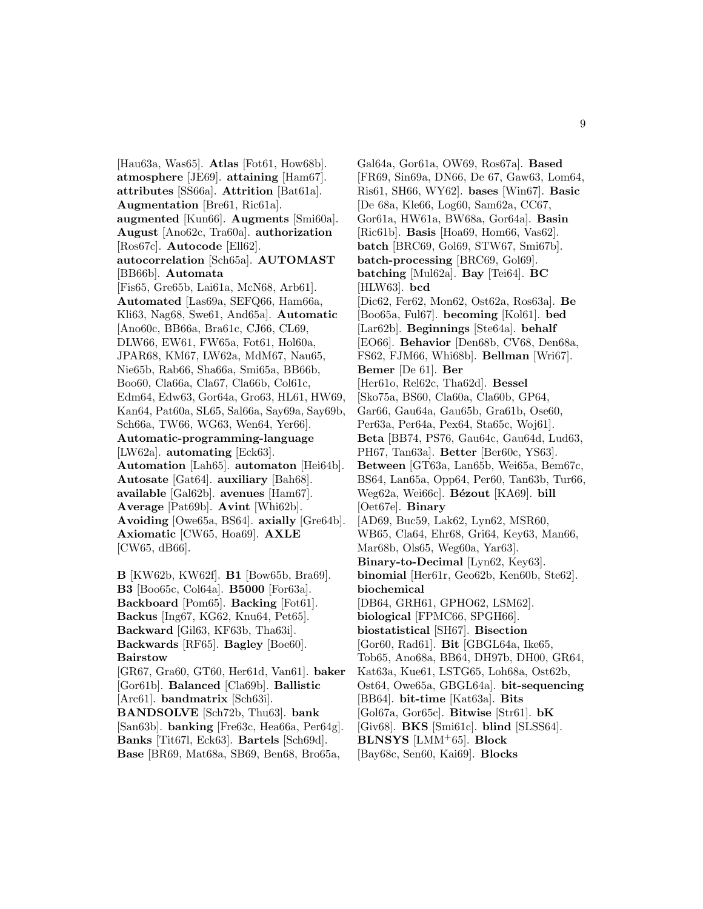[Hau63a, Was65]. **Atlas** [Fot61, How68b]. **atmosphere** [JE69]. **attaining** [Ham67]. **attributes** [SS66a]. **Attrition** [Bat61a]. **Augmentation** [Bre61, Ric61a]. **augmented** [Kun66]. **Augments** [Smi60a]. **August** [Ano62c, Tra60a]. **authorization** [Ros67c]. **Autocode** [Ell62]. **autocorrelation** [Sch65a]. **AUTOMAST** [BB66b]. **Automata** [Fis65, Gre65b, Lai61a, McN68, Arb61]. **Automated** [Las69a, SEFQ66, Ham66a, Kli63, Nag68, Swe61, And65a]. **Automatic** [Ano60c, BB66a, Bra61c, CJ66, CL69, DLW66, EW61, FW65a, Fot61, Hol60a, JPAR68, KM67, LW62a, MdM67, Nau65, Nie65b, Rab66, Sha66a, Smi65a, BB66b, Boo60, Cla66a, Cla67, Cla66b, Col61c, Edm64, Edw63, Gor64a, Gro63, HL61, HW69, Kan64, Pat60a, SL65, Sal66a, Say69a, Say69b, Sch66a, TW66, WG63, Wen64, Yer66]. **Automatic-programming-language** [LW62a]. **automating** [Eck63]. **Automation** [Lah65]. **automaton** [Hei64b]. **Autosate** [Gat64]. **auxiliary** [Bah68]. **available** [Gal62b]. **avenues** [Ham67]. **Average** [Pat69b]. **Avint** [Whi62b]. **Avoiding** [Owe65a, BS64]. **axially** [Gre64b]. **Axiomatic** [CW65, Hoa69]. **AXLE** [CW65, dB66].

**B** [KW62b, KW62f]. **B1** [Bow65b, Bra69]. **B3** [Boo65c, Col64a]. **B5000** [For63a]. **Backboard** [Pom65]. **Backing** [Fot61]. **Backus** [Ing67, KG62, Knu64, Pet65]. **Backward** [Gil63, KF63b, Tha63i]. **Backwards** [RF65]. **Bagley** [Boe60]. **Bairstow** [GR67, Gra60, GT60, Her61d, Van61]. **baker** [Gor61b]. **Balanced** [Cla69b]. **Ballistic** [Arc61]. **bandmatrix** [Sch63i]. **BANDSOLVE** [Sch72b, Thu63]. **bank** [San63b]. **banking** [Fre63c, Hea66a, Per64g]. **Banks** [Tit67l, Eck63]. **Bartels** [Sch69d]. **Base** [BR69, Mat68a, SB69, Ben68, Bro65a, Gal64a, Gor61a, OW69, Ros67a]. **Based** [FR69, Sin69a, DN66, De 67, Gaw63, Lom64, Ris61, SH66, WY62]. **bases** [Win67]. **Basic** [De 68a, Kle66, Log60, Sam62a, CC67, Gor61a, HW61a, BW68a, Gor64a]. **Basin** [Ric61b]. **Basis** [Hoa69, Hom66, Vas62]. **batch** [BRC69, Gol69, STW67, Smi67b]. **batch-processing** [BRC69, Gol69]. **batching** [Mul62a]. **Bay** [Tei64]. **BC** [HLW63]. **bcd** [Dic62, Fer62, Mon62, Ost62a, Ros63a]. **Be** [Boo65a, Ful67]. **becoming** [Kol61]. **bed** [Lar62b]. **Beginnings** [Ste64a]. **behalf** [EO66]. **Behavior** [Den68b, CV68, Den68a, FS62, FJM66, Whi68b]. **Bellman** [Wri67]. **Bemer** [De 61]. **Ber** [Her61o, Rel62c, Tha62d]. **Bessel** [Sko75a, BS60, Cla60a, Cla60b, GP64, Gar66, Gau64a, Gau65b, Gra61b, Ose60, Per63a, Per64a, Pex64, Sta65c, Woj61]. **Beta** [BB74, PS76, Gau64c, Gau64d, Lud63, PH67, Tan63a]. **Better** [Ber60c, YS63]. **Between** [GT63a, Lan65b, Wei65a, Bem67c, BS64, Lan65a, Opp64, Per60, Tan63b, Tur66, Weg62a, Wei66c]. **Bézout** [KA69]. **bill** [Oet67e]. **Binary** [AD69, Buc59, Lak62, Lyn62, MSR60, WB65, Cla64, Ehr68, Gri64, Key63, Man66, Mar68b, Ols65, Weg60a, Yar63]. **Binary-to-Decimal** [Lyn62, Key63]. **binomial** [Her61r, Geo62b, Ken60b, Ste62]. **biochemical** [DB64, GRH61, GPHO62, LSM62]. **biological** [FPMC66, SPGH66]. **biostatistical** [SH67]. **Bisection** [Gor60, Rad61]. **Bit** [GBGL64a, Ike65, Tob65, Ano68a, BB64, DH97b, DH00, GR64, Kat63a, Kue61, LSTG65, Loh68a, Ost62b, Ost64, Owe65a, GBGL64a]. **bit-sequencing** [BB64]. **bit-time** [Kat63a]. **Bits** [Gol67a, Gor65c]. **Bitwise** [Str61]. **bK** [Giv68]. **BKS** [Smi61c]. **blind** [SLSS64]. **BLNSYS** [LMM+65]. **Block** [Bay68c, Sen60, Kai69]. **Blocks**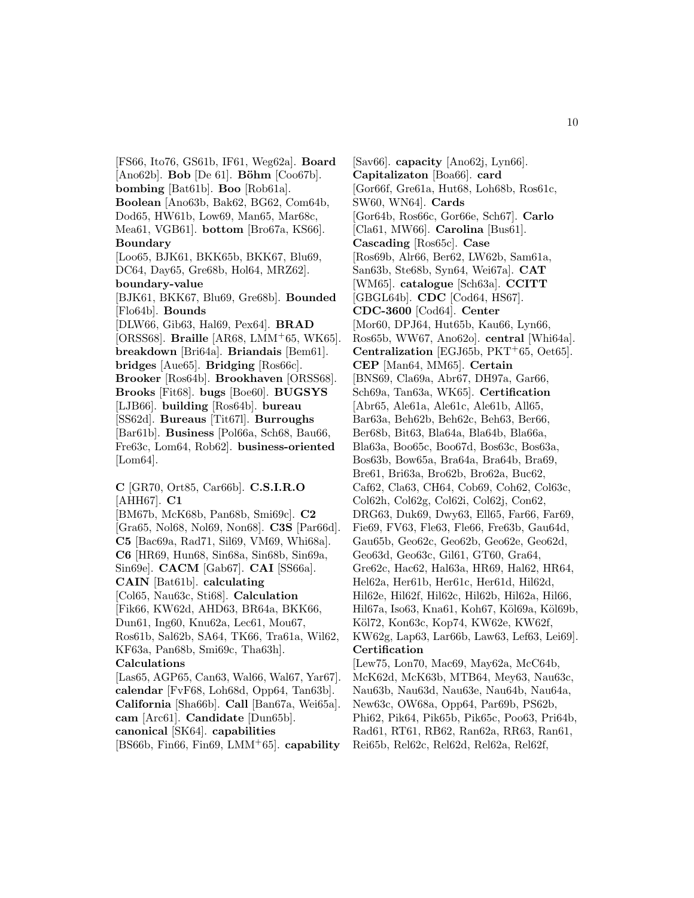[FS66, Ito76, GS61b, IF61, Weg62a]. **Board** [Ano62b]. **Bob** [De 61]. **Böhm** [Coo67b]. **bombing** [Bat61b]. **Boo** [Rob61a]. **Boolean** [Ano63b, Bak62, BG62, Com64b, Dod65, HW61b, Low69, Man65, Mar68c, Mea61, VGB61]. **bottom** [Bro67a, KS66]. **Boundary** [Loo65, BJK61, BKK65b, BKK67, Blu69, DC64, Day65, Gre68b, Hol64, MRZ62]. **boundary-value** [BJK61, BKK67, Blu69, Gre68b]. **Bounded** [Flo64b]. **Bounds** [DLW66, Gib63, Hal69, Pex64]. **BRAD** [ORSS68]. **Braille** [AR68, LMM+65, WK65]. **breakdown** [Bri64a]. **Briandais** [Bem61]. **bridges** [Aue65]. **Bridging** [Ros66c]. **Brooker** [Ros64b]. **Brookhaven** [ORSS68]. **Brooks** [Fit68]. **bugs** [Boe60]. **BUGSYS** [LJB66]. **building** [Ros64b]. **bureau** [SS62d]. **Bureaus** [Tit67l]. **Burroughs** [Bar61b]. **Business** [Pol66a, Sch68, Bau66, Fre63c, Lom64, Rob62]. **business-oriented** [Lom64].

**C** [GR70, Ort85, Car66b]. **C.S.I.R.O** [AHH67]. **C1** [BM67b, McK68b, Pan68b, Smi69c]. **C2** [Gra65, Nol68, Nol69, Non68]. **C3S** [Par66d]. **C5** [Bac69a, Rad71, Sil69, VM69, Whi68a]. **C6** [HR69, Hun68, Sin68a, Sin68b, Sin69a, Sin69e]. **CACM** [Gab67]. **CAI** [SS66a]. **CAIN** [Bat61b]. **calculating** [Col65, Nau63c, Sti68]. **Calculation** [Fik66, KW62d, AHD63, BR64a, BKK66, Dun61, Ing60, Knu62a, Lec61, Mou67, Ros61b, Sal62b, SA64, TK66, Tra61a, Wil62, KF63a, Pan68b, Smi69c, Tha63h]. **Calculations** [Las65, AGP65, Can63, Wal66, Wal67, Yar67]. **calendar** [FvF68, Loh68d, Opp64, Tan63b]. **California** [Sha66b]. **Call** [Ban67a, Wei65a]. **cam** [Arc61]. **Candidate** [Dun65b]. **canonical** [SK64]. **capabilities** [BS66b, Fin66, Fin69, LMM+65]. **capability** [Sav66]. **capacity** [Ano62j, Lyn66]. **Capitalizaton** [Boa66]. **card** [Gor66f, Gre61a, Hut68, Loh68b, Ros61c, SW60, WN64]. **Cards** [Gor64b, Ros66c, Gor66e, Sch67]. **Carlo** [Cla61, MW66]. **Carolina** [Bus61]. **Cascading** [Ros65c]. **Case** [Ros69b, Alr66, Ber62, LW62b, Sam61a, San63b, Ste68b, Syn64, Wei67a]. **CAT** [WM65]. **catalogue** [Sch63a]. **CCITT** [GBGL64b]. **CDC** [Cod64, HS67]. **CDC-3600** [Cod64]. **Center** [Mor60, DPJ64, Hut65b, Kau66, Lyn66, Ros65b, WW67, Ano62o]. **central** [Whi64a]. **Centralization** [EGJ65b, PKT+65, Oet65]. **CEP** [Man64, MM65]. **Certain** [BNS69, Cla69a, Abr67, DH97a, Gar66, Sch69a, Tan63a, WK65]. **Certification** [Abr65, Ale61a, Ale61c, Ale61b, All65, Bar63a, Beh62b, Beh62c, Beh63, Ber66, Ber68b, Bit63, Bla64a, Bla64b, Bla66a, Bla63a, Boo65c, Boo67d, Bos63c, Bos63a, Bos63b, Bow65a, Bra64a, Bra64b, Bra69, Bre61, Bri63a, Bro62b, Bro62a, Buc62, Caf62, Cla63, CH64, Cob69, Coh62, Col63c, Col62h, Col62g, Col62i, Col62j, Con62, DRG63, Duk69, Dwy63, Ell65, Far66, Far69, Fie69, FV63, Fle63, Fle66, Fre63b, Gau64d, Gau65b, Geo62c, Geo62b, Geo62e, Geo62d, Geo63d, Geo63c, Gil61, GT60, Gra64, Gre62c, Hac62, Hal63a, HR69, Hal62, HR64, Hel62a, Her61b, Her61c, Her61d, Hil62d, Hil62e, Hil62f, Hil62c, Hil62b, Hil62a, Hil66, Hil67a, Iso63, Kna61, Koh67, Köl69a, Köl69b, Köl72, Kon63c, Kop74, KW62e, KW62f, KW62g, Lap63, Lar66b, Law63, Lef63, Lei69]. **Certification** [Lew75, Lon70, Mac69, May62a, McC64b, McK62d, McK63b, MTB64, Mey63, Nau63c, Nau63b, Nau63d, Nau63e, Nau64b, Nau64a, New63c, OW68a, Opp64, Par69b, PS62b, Phi62, Pik64, Pik65b, Pik65c, Poo63, Pri64b, Rad61, RT61, RB62, Ran62a, RR63, Ran61, Rei65b, Rel62c, Rel62d, Rel62a, Rel62f,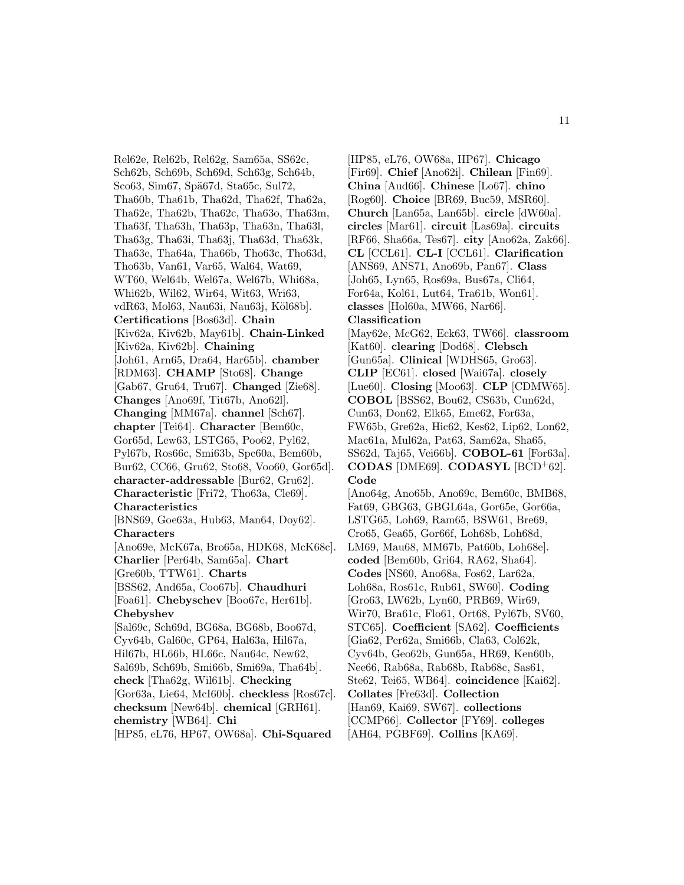Rel62e, Rel62b, Rel62g, Sam65a, SS62c, Sch62b, Sch69b, Sch69d, Sch63g, Sch64b, Sco63, Sim67, Spä67d, Sta65c, Sul72, Tha60b, Tha61b, Tha62d, Tha62f, Tha62a, Tha62e, Tha62b, Tha62c, Tha63o, Tha63m, Tha63f, Tha63h, Tha63p, Tha63n, Tha63l, Tha63g, Tha63i, Tha63j, Tha63d, Tha63k, Tha63e, Tha64a, Tha66b, Tho63c, Tho63d, Tho63b, Van61, Var65, Wal64, Wat69, WT60, Wel64b, Wel67a, Wel67b, Whi68a, Whi62b, Wil62, Wir64, Wit63, Wri63, vdR63, Mol63, Nau63i, Nau63j, Köl68b]. **Certifications** [Bos63d]. **Chain** [Kiv62a, Kiv62b, May61b]. **Chain-Linked** [Kiv62a, Kiv62b]. **Chaining** [Joh61, Arn65, Dra64, Har65b]. **chamber** [RDM63]. **CHAMP** [Sto68]. **Change** [Gab67, Gru64, Tru67]. **Changed** [Zie68]. **Changes** [Ano69f, Tit67b, Ano62l]. **Changing** [MM67a]. **channel** [Sch67]. **chapter** [Tei64]. **Character** [Bem60c, Gor65d, Lew63, LSTG65, Poo62, Pyl62, Pyl67b, Ros66c, Smi63b, Spe60a, Bem60b, Bur62, CC66, Gru62, Sto68, Voo60, Gor65d]. **character-addressable** [Bur62, Gru62]. **Characteristic** [Fri72, Tho63a, Cle69]. **Characteristics** [BNS69, Goe63a, Hub63, Man64, Doy62]. **Characters** [Ano69e, McK67a, Bro65a, HDK68, McK68c]. **Charlier** [Per64b, Sam65a]. **Chart** [Gre60b, TTW61]. **Charts** [BSS62, And65a, Coo67b]. **Chaudhuri** [Foa61]. **Chebyschev** [Boo67c, Her61b]. **Chebyshev** [Sal69c, Sch69d, BG68a, BG68b, Boo67d, Cyv64b, Gal60c, GP64, Hal63a, Hil67a, Hil67b, HL66b, HL66c, Nau64c, New62, Sal69b, Sch69b, Smi66b, Smi69a, Tha64b]. **check** [Tha62g, Wil61b]. **Checking** [Gor63a, Lie64, McI60b]. **checkless** [Ros67c]. **checksum** [New64b]. **chemical** [GRH61]. **chemistry** [WB64]. **Chi** [HP85, eL76, HP67, OW68a]. **Chi-Squared** [HP85, eL76, OW68a, HP67]. **Chicago** [Fir69]. **Chief** [Ano62i]. **Chilean** [Fin69]. **China** [Aud66]. **Chinese** [Lo67]. **chino** [Rog60]. **Choice** [BR69, Buc59, MSR60]. **Church** [Lan65a, Lan65b]. **circle** [dW60a]. **circles** [Mar61]. **circuit** [Las69a]. **circuits** [RF66, Sha66a, Tes67]. **city** [Ano62a, Zak66]. **CL** [CCL61]. **CL-I** [CCL61]. **Clarification** [ANS69, ANS71, Ano69b, Pan67]. **Class** [Joh65, Lyn65, Ros69a, Bus67a, Cli64, For64a, Kol61, Lut64, Tra61b, Won61]. **classes** [Hol60a, MW66, Nar66]. **Classification** [May62e, McG62, Eck63, TW66]. **classroom** [Kat60]. **clearing** [Dod68]. **Clebsch** [Gun65a]. **Clinical** [WDHS65, Gro63]. **CLIP** [EC61]. **closed** [Wai67a]. **closely** [Lue60]. **Closing** [Moo63]. **CLP** [CDMW65]. **COBOL** [BSS62, Bou62, CS63b, Cun62d, Cun63, Don62, Elk65, Eme62, For63a, FW65b, Gre62a, Hic62, Kes62, Lip62, Lon62, Mac61a, Mul62a, Pat63, Sam62a, Sha65, SS62d, Taj65, Vei66b]. **COBOL-61** [For63a]. **CODAS** [DME69]. **CODASYL** [BCD+62]. **Code** [Ano64g, Ano65b, Ano69c, Bem60c, BMB68, Fat69, GBG63, GBGL64a, Gor65e, Gor66a, LSTG65, Loh69, Ram65, BSW61, Bre69, Cro65, Gea65, Gor66f, Loh68b, Loh68d, LM69, Mau68, MM67b, Pat60b, Loh68e]. **coded** [Bem60b, Gri64, RA62, Sha64]. **Codes** [NS60, Ano68a, Fos62, Lar62a, Loh68a, Ros61c, Rub61, SW60]. **Coding** [Gro63, LW62b, Lyn60, PRB69, Wir69, Wir70, Bra61c, Flo61, Ort68, Pyl67b, SV60, STC65]. **Coefficient** [SA62]. **Coefficients** [Gia62, Per62a, Smi66b, Cla63, Col62k, Cyv64b, Geo62b, Gun65a, HR69, Ken60b, Nee66, Rab68a, Rab68b, Rab68c, Sas61, Ste62, Tei65, WB64]. **coincidence** [Kai62]. **Collates** [Fre63d]. **Collection** [Han69, Kai69, SW67]. **collections** [CCMP66]. **Collector** [FY69]. **colleges** [AH64, PGBF69]. **Collins** [KA69].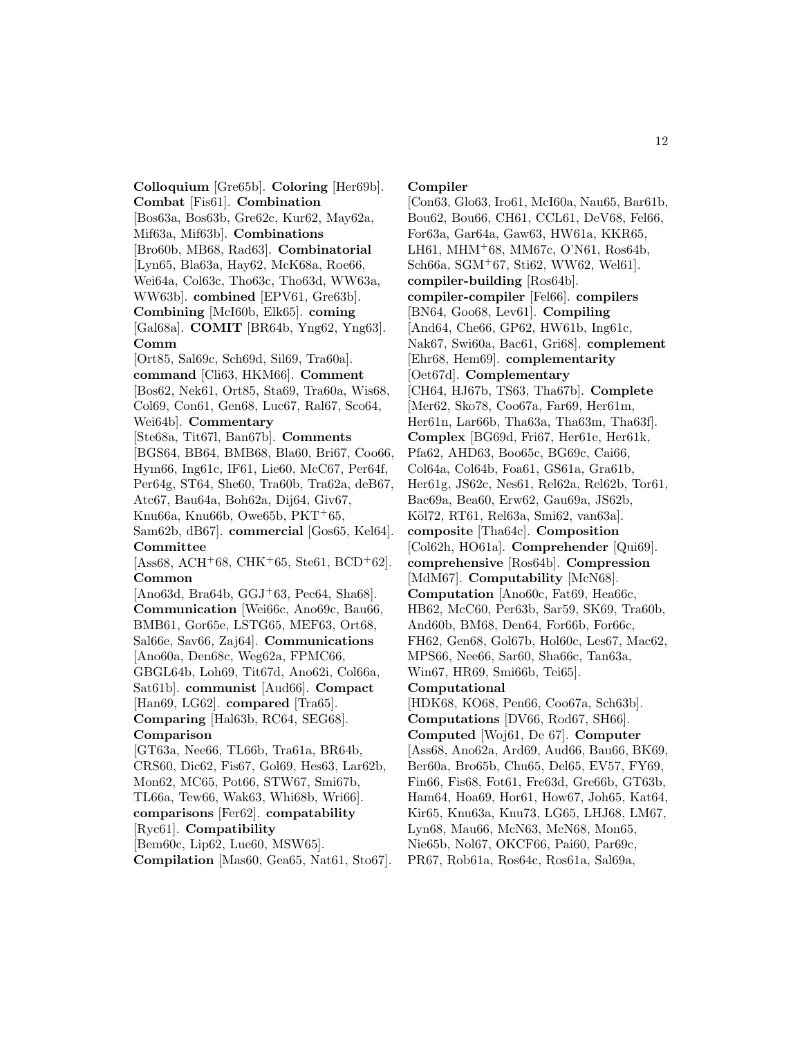**Colloquium** [Gre65b]. **Coloring** [Her69b]. **Combat** [Fis61]. **Combination** [Bos63a, Bos63b, Gre62c, Kur62, May62a, Mif63a, Mif63b]. **Combinations** [Bro60b, MB68, Rad63]. **Combinatorial** [Lyn65, Bla63a, Hay62, McK68a, Roe66, Wei64a, Col63c, Tho63c, Tho63d, WW63a, WW63b]. **combined** [EPV61, Gre63b]. **Combining** [McI60b, Elk65]. **coming** [Gal68a]. **COMIT** [BR64b, Yng62, Yng63]. **Comm** [Ort85, Sal69c, Sch69d, Sil69, Tra60a]. **command** [Cli63, HKM66]. **Comment** [Bos62, Nek61, Ort85, Sta69, Tra60a, Wis68, Col69, Con61, Gen68, Luc67, Ral67, Sco64, Wei64b]. **Commentary** [Ste68a, Tit67l, Ban67b]. **Comments** [BGS64, BB64, BMB68, Bla60, Bri67, Coo66, Hym66, Ing61c, IF61, Lie60, McC67, Per64f, Per64g, ST64, She60, Tra60b, Tra62a, deB67, Atc67, Bau64a, Boh62a, Dij64, Giv67, Knu66a, Knu66b, Owe65b, PKT+65, Sam62b, dB67]. **commercial** [Gos65, Kel64]. **Committee** [Ass68, ACH+68, CHK+65, Ste61, BCD+62]. **Common** [Ano63d, Bra64b, GGJ+63, Pec64, Sha68]. **Communication** [Wei66c, Ano69c, Bau66, BMB61, Gor65e, LSTG65, MEF63, Ort68, Sal66e, Sav66, Zaj64]. **Communications** [Ano60a, Den68c, Weg62a, FPMC66, GBGL64b, Loh69, Tit67d, Ano62i, Col66a, Sat61b]. **communist** [Aud66]. **Compact** [Han69, LG62]. **compared** [Tra65]. **Comparing** [Hal63b, RC64, SEG68]. **Comparison** [GT63a, Nee66, TL66b, Tra61a, BR64b, CRS60, Dic62, Fis67, Gol69, Hes63, Lar62b, Mon62, MC65, Pot66, STW67, Smi67b, TL66a, Tew66, Wak63, Whi68b, Wri66]. **comparisons** [Fer62]. **compatability** [Ryc61]. **Compatibility** [Bem60c, Lip62, Lue60, MSW65]. **Compilation** [Mas60, Gea65, Nat61, Sto67]. **Compiler** [Con63, Glo63, Iro61, McI60a, Nau65, Bar61b, Bou62, Bou66, CH61, CCL61, DeV68, Fel66, For63a, Gar64a, Gaw63, HW61a, KKR65, LH61, MHM+68, MM67c, O'N61, Ros64b, Sch66a, SGM+67, Sti62, WW62, Wel61]. **compiler-building** [Ros64b]. **compiler-compiler** [Fel66]. **compilers** [BN64, Goo68, Lev61]. **Compiling** [And64, Che66, GP62, HW61b, Ing61c, Nak67, Swi60a, Bac61, Gri68]. **complement** [Ehr68, Hem69]. **complementarity** [Oet67d]. **Complementary** [CH64, HJ67b, TS63, Tha67b]. **Complete** [Mer62, Sko78, Coo67a, Far69, Her61m, Her61n, Lar66b, Tha63a, Tha63m, Tha63f]. **Complex** [BG69d, Fri67, Her61e, Her61k, Pfa62, AHD63, Boo65c, BG69c, Cai66, Col64a, Col64b, Foa61, GS61a, Gra61b, Her61g, JS62c, Nes61, Rel62a, Rel62b, Tor61, Bac69a, Bea60, Erw62, Gau69a, JS62b, Köl72, RT61, Rel63a, Smi62, van63a]. **composite** [Tha64c]. **Composition** [Col62h, HO61a]. **Comprehender** [Qui69]. **comprehensive** [Ros64b]. **Compression** [MdM67]. **Computability** [McN68]. **Computation** [Ano60c, Fat69, Hea66c, HB62, McC60, Per63b, Sar59, SK69, Tra60b, And60b, BM68, Den64, For66b, For66c, FH62, Gen68, Gol67b, Hol60c, Les67, Mac62, MPS66, Nee66, Sar60, Sha66c, Tan63a, Win67, HR69, Smi66b, Tei65]. **Computational** [HDK68, KO68, Pen66, Coo67a, Sch63b]. **Computations** [DV66, Rod67, SH66]. **Computed** [Woj61, De 67]. **Computer** [Ass68, Ano62a, Ard69, Aud66, Bau66, BK69, Ber60a, Bro65b, Chu65, Del65, EV57, FY69, Fin66, Fis68, Fot61, Fre63d, Gre66b, GT63b, Ham64, Hoa69, Hor61, How67, Joh65, Kat64, Kir65, Knu63a, Knu73, LG65, LHJ68, LM67, Lyn68, Mau66, McN63, McN68, Mon65, Nie65b, Nol67, OKCF66, Pai60, Par69c, PR67, Rob61a, Ros64c, Ros61a, Sal69a,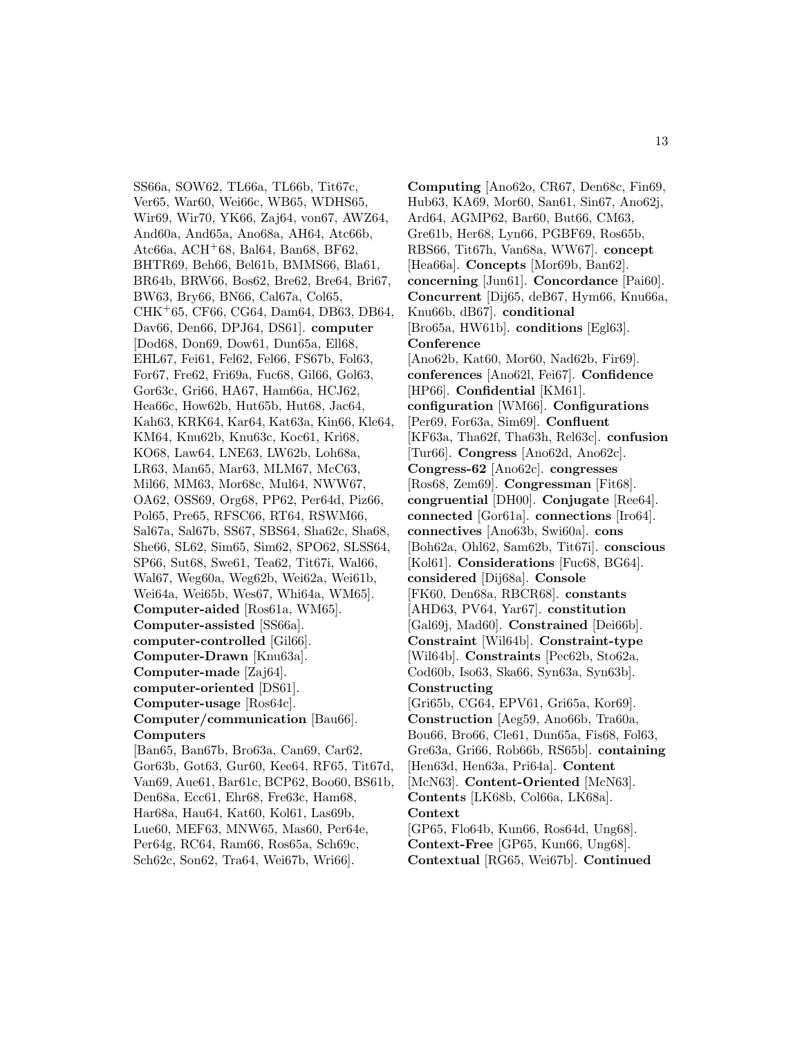SS66a, SOW62, TL66a, TL66b, Tit67c, Ver65, War60, Wei66c, WB65, WDHS65, Wir69, Wir70, YK66, Zaj64, von67, AWZ64, And60a, And65a, Ano68a, AH64, Atc66b, Atc66a, ACH$^{+}$68, Bal64, Ban68, BF62, BHTR69, Beh66, Bel61b, BMMS66, Bla61, BR64b, BRW66, Bos62, Bre62, Bre64, Bri67, BW63, Bry66, BN66, Cal67a, Col65, CHK$^{+}$65, CF66, CG64, Dam64, DB63, DB64, Dav66, Den66, DPJ64, DS61]. **computer** [Dod68, Don69, Dow61, Dun65a, Ell68, EHL67, Fei61, Fel62, Fel66, FS67b, Fol63, For67, Fre62, Fri69a, Fuc68, Gil66, Gol63, Gor63c, Gri66, HA67, Ham66a, HCJ62, Hea66c, How62b, Hut65b, Hut68, Jac64, Kah63, KRK64, Kar64, Kat63a, Kin66, Kle64, KM64, Knu62b, Knu63c, Koc61, Kri68, KO68, Law64, LNE63, LW62b, Loh68a, LR63, Man65, Mar63, MLM67, McC63, Mil66, MM63, Mor68c, Mul64, NWW67, OA62, OSS69, Org68, PP62, Per64d, Piz66, Pol65, Pre65, RFSC66, RT64, RSWM66, Sal67a, Sal67b, SS67, SBS64, Sha62c, Sha68, She66, SL62, Sim65, Sim62, SPO62, SLSS64, SP66, Sut68, Swe61, Tea62, Tit67i, Wal66, Wal67, Weg60a, Weg62b, Wei62a, Wei61b, Wei64a, Wei65b, Wes67, Whi64a, WM65]. **Computer-aided** [Ros61a, WM65]. **Computer-assisted** [SS66a]. **computer-controlled** [Gil66]. **Computer-Drawn** [Knu63a]. **Computer-made** [Zaj64]. **computer-oriented** [DS61]. **Computer-usage** [Ros64c]. **Computer/communication** [Bau66]. **Computers** [Ban65, Ban67b, Bro63a, Can69, Car62, Gor63b, Got63, Gur60, Kee64, RF65, Tit67d, Van69, Aue61, Bar61c, BCP62, Boo60, BS61b, Den68a, Ecc61, Ehr68, Fre63c, Ham68, Har68a, Hau64, Kat60, Kol61, Las69b, Lue60, MEF63, MNW65, Mas60, Per64e, Per64g, RC64, Ram66, Ros65a, Sch69c, Sch62c, Son62, Tra64, Wei67b, Wri66].

**Computing** [Ano62o, CR67, Den68c, Fin69, Hub63, KA69, Mor60, San61, Sin67, Ano62j, Ard64, AGMP62, Bar60, But66, CM63, Gre61b, Her68, Lyn66, PGBF69, Ros65b, RBS66, Tit67h, Van68a, WW67]. **concept** [Hea66a]. **Concepts** [Mor69b, Ban62]. **concerning** [Jun61]. **Concordance** [Pai60]. **Concurrent** [Dij65, deB67, Hym66, Knu66a, Knu66b, dB67]. **conditional** [Bro65a, HW61b]. **conditions** [Egl63]. **Conference** [Ano62b, Kat60, Mor60, Nad62b, Fir69]. **conferences** [Ano62l, Fei67]. **Confidence** [HP66]. **Confidential** [KM61]. **configuration** [WM66]. **Configurations** [Per69, For63a, Sim69]. **Confluent** [KF63a, Tha62f, Tha63h, Rel63c]. **confusion** [Tur66]. **Congress** [Ano62d, Ano62c]. **Congress-62** [Ano62c]. **congresses** [Ros68, Zem69]. **Congressman** [Fit68]. **congruential** [DH00]. **Conjugate** [Ree64]. **connected** [Gor61a]. **connections** [Iro64]. **connectives** [Ano63b, Swi60a]. **cons** [Boh62a, Ohl62, Sam62b, Tit67i]. **conscious** [Kol61]. **Considerations** [Fuc68, BG64]. **considered** [Dij68a]. **Console** [FK60, Den68a, RBCR68]. **constants** [AHD63, PV64, Yar67]. **constitution** [Gal69j, Mad60]. **Constrained** [Dei66b]. **Constraint** [Wil64b]. **Constraint-type** [Wil64b]. **Constraints** [Pec62b, Sto62a, Cod60b, Iso63, Ska66, Syn63a, Syn63b]. **Constructing** [Gri65b, CG64, EPV61, Gri65a, Kor69]. **Construction** [Aeg59, Ano66b, Tra60a, Bou66, Bro66, Cle61, Dun65a, Fis68, Fol63, Gre63a, Gri66, Rob66b, RS65b]. **containing** [Hen63d, Hen63a, Pri64a]. **Content** [McN63]. **Content-Oriented** [McN63]. **Contents** [LK68b, Col66a, LK68a]. **Context** [GP65, Flo64b, Kun66, Ros64d, Ung68]. **Context-Free** [GP65, Kun66, Ung68]. **Contextual** [RG65, Wei67b]. **Continued**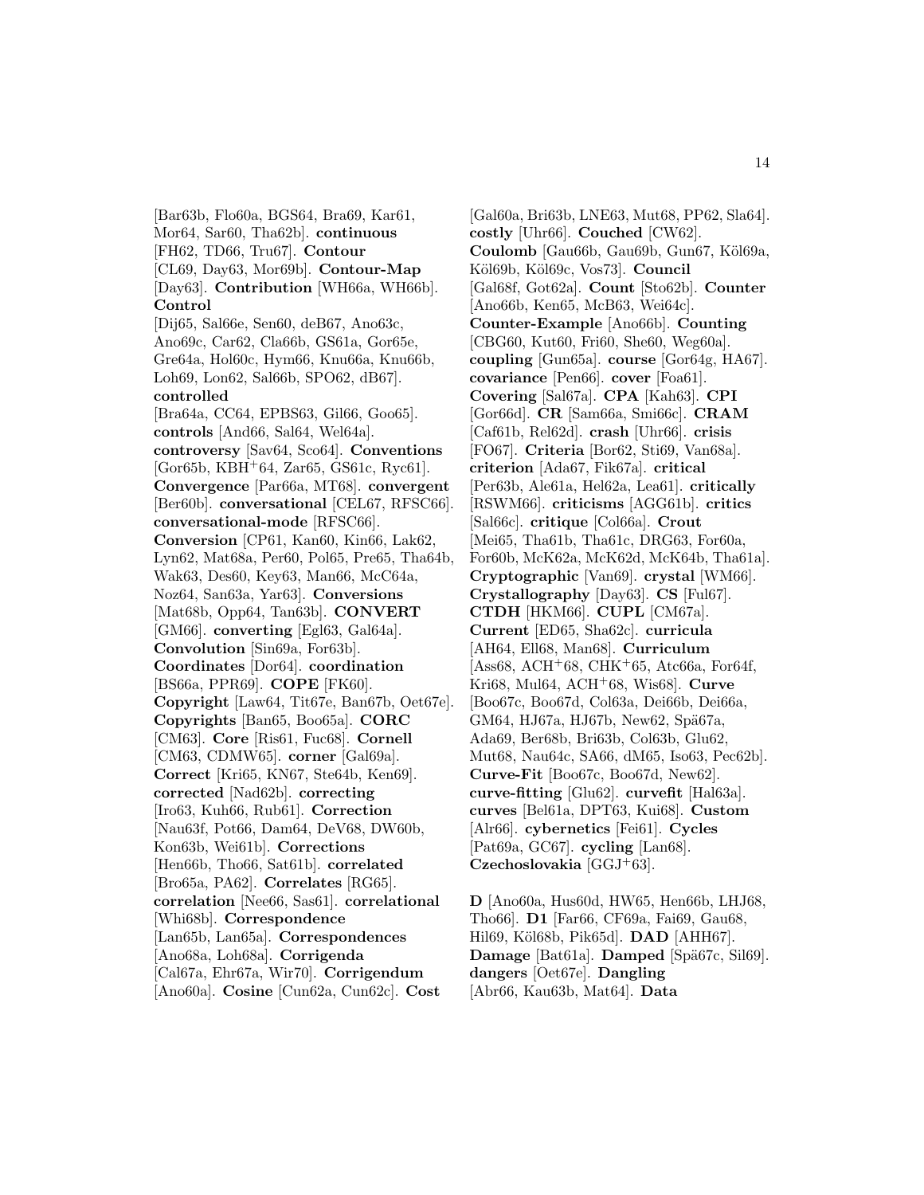[Bar63b, Flo60a, BGS64, Bra69, Kar61, Mor64, Sar60, Tha62b]. **continuous** [FH62, TD66, Tru67]. **Contour** [CL69, Day63, Mor69b]. **Contour-Map** [Day63]. **Contribution** [WH66a, WH66b]. **Control** [Dij65, Sal66e, Sen60, deB67, Ano63c, Ano69c, Car62, Cla66b, GS61a, Gor65e, Gre64a, Hol60c, Hym66, Knu66a, Knu66b, Loh69, Lon62, Sal66b, SPO62, dB67]. **controlled** [Bra64a, CC64, EPBS63, Gil66, Goo65]. **controls** [And66, Sal64, Wel64a]. **controversy** [Sav64, Sco64]. **Conventions** [Gor65b, KBH$^+$64, Zar65, GS61c, Ryc61]. **Convergence** [Par66a, MT68]. **convergent** [Ber60b]. **conversational** [CEL67, RFSC66]. **conversational-mode** [RFSC66]. **Conversion** [CP61, Kan60, Kin66, Lak62, Lyn62, Mat68a, Per60, Pol65, Pre65, Tha64b, Wak63, Des60, Key63, Man66, McC64a, Noz64, San63a, Yar63]. **Conversions** [Mat68b, Opp64, Tan63b]. **CONVERT** [GM66]. **converting** [Egl63, Gal64a]. **Convolution** [Sin69a, For63b]. **Coordinates** [Dor64]. **coordination** [BS66a, PPR69]. **COPE** [FK60]. **Copyright** [Law64, Tit67e, Ban67b, Oet67e]. **Copyrights** [Ban65, Boo65a]. **CORC** [CM63]. **Core** [Ris61, Fuc68]. **Cornell** [CM63, CDMW65]. **corner** [Gal69a]. **Correct** [Kri65, KN67, Ste64b, Ken69]. **corrected** [Nad62b]. **correcting** [Iro63, Kuh66, Rub61]. **Correction** [Nau63f, Pot66, Dam64, DeV68, DW60b, Kon63b, Wei61b]. **Corrections** [Hen66b, Tho66, Sat61b]. **correlated** [Bro65a, PA62]. **Correlates** [RG65]. **correlation** [Nee66, Sas61]. **correlational** [Whi68b]. **Correspondence** [Lan65b, Lan65a]. **Correspondences** [Ano68a, Loh68a]. **Corrigenda** [Cal67a, Ehr67a, Wir70]. **Corrigendum** [Ano60a]. **Cosine** [Cun62a, Cun62c]. **Cost** [Gal60a, Bri63b, LNE63, Mut68, PP62, Sla64]. **costly** [Uhr66]. **Couched** [CW62]. **Coulomb** [Gau66b, Gau69b, Gun67, Köl69a, Köl69b, Köl69c, Vos73]. **Council** [Gal68f, Got62a]. **Count** [Sto62b]. **Counter** [Ano66b, Ken65, McB63, Wei64c]. **Counter-Example** [Ano66b]. **Counting** [CBG60, Kut60, Fri60, She60, Weg60a]. **coupling** [Gun65a]. **course** [Gor64g, HA67]. **covariance** [Pen66]. **cover** [Foa61]. **Covering** [Sal67a]. **CPA** [Kah63]. **CPI** [Gor66d]. **CR** [Sam66a, Smi66c]. **CRAM** [Caf61b, Rel62d]. **crash** [Uhr66]. **crisis** [FO67]. **Criteria** [Bor62, Sti69, Van68a]. **criterion** [Ada67, Fik67a]. **critical** [Per63b, Ale61a, Hel62a, Lea61]. **critically** [RSWM66]. **criticisms** [AGG61b]. **critics** [Sal66c]. **critique** [Col66a]. **Crout** [Mei65, Tha61b, Tha61c, DRG63, For60a, For60b, McK62a, McK62d, McK64b, Tha61a]. **Cryptographic** [Van69]. **crystal** [WM66]. **Crystallography** [Day63]. **CS** [Ful67]. **CTDH** [HKM66]. **CUPL** [CM67a]. **Current** [ED65, Sha62c]. **curricula** [AH64, Ell68, Man68]. **Curriculum** [Ass68, ACH$^+$68, CHK$^+$65, Atc66a, For64f, Kri68, Mul64, ACH$^+$68, Wis68]. **Curve** [Boo67c, Boo67d, Col63a, Dei66b, Dei66a, GM64, HJ67a, HJ67b, New62, Spä67a, Ada69, Ber68b, Bri63b, Col63b, Glu62, Mut68, Nau64c, SA66, dM65, Iso63, Pec62b]. **Curve-Fit** [Boo67c, Boo67d, New62]. **curve-fitting** [Glu62]. **curvefit** [Hal63a]. **curves** [Bel61a, DPT63, Kui68]. **Custom** [Alr66]. **cybernetics** [Fei61]. **Cycles** [Pat69a, GC67]. **cycling** [Lan68]. **Czechoslovakia** [GGJ$^+$63].

**D** [Ano60a, Hus60d, HW65, Hen66b, LHJ68, Tho66]. **D1** [Far66, CF69a, Fai69, Gau68, Hil69, Köl68b, Pik65d]. **DAD** [AHH67]. **Damage** [Bat61a]. **Damped** [Spä67c, Sil69]. **dangers** [Oet67e]. **Dangling** [Abr66, Kau63b, Mat64]. **Data**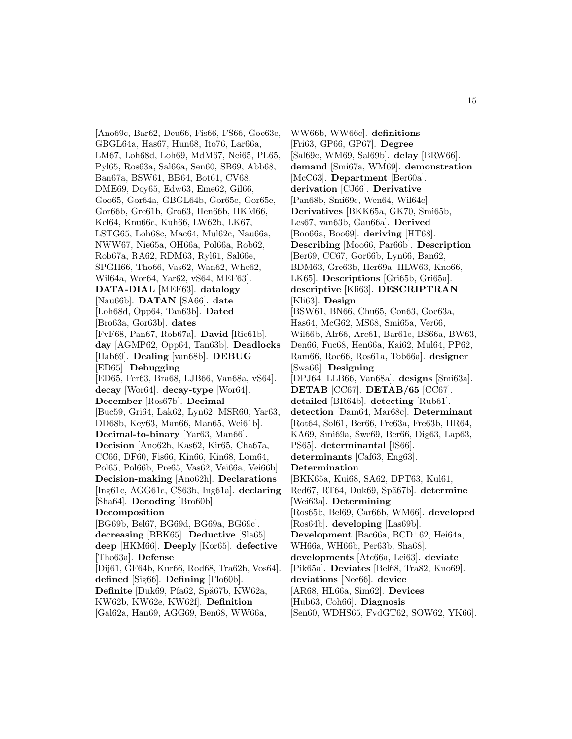[Ano69c, Bar62, Deu66, Fis66, FS66, Goe63c, GBGL64a, Has67, Hun68, Ito76, Lar66a, LM67, Loh68d, Loh69, MdM67, Nei65, PL65, Pyl65, Ros63a, Sal66a, Sen60, SB69, Abb68, Ban67a, BSW61, BB64, Bot61, CV68, DME69, Doy65, Edw63, Eme62, Gil66, Goo65, Gor64a, GBGL64b, Gor65c, Gor65e, Gor66b, Gre61b, Gro63, Hen66b, HKM66, Kel64, Knu66c, Kuh66, LW62b, LK67, LSTG65, Loh68c, Mac64, Mul62c, Nau66a, NWW67, Nie65a, OH66a, Pol66a, Rob62, Rob67a, RA62, RDM63, Ryl61, Sal66e, SPGH66, Tho66, Vas62, Wan62, Whe62, Wil64a, Wor64, Yar62, vS64, MEF63]. **DATA-DIAL** [MEF63]. **datalogy** [Nau66b]. **DATAN** [SA66]. **date** [Loh68d, Opp64, Tan63b]. **Dated** [Bro63a, Gor63b]. **dates** [FvF68, Pan67, Rob67a]. **David** [Ric61b]. **day** [AGMP62, Opp64, Tan63b]. **Deadlocks** [Hab69]. **Dealing** [van68b]. **DEBUG** [ED65]. **Debugging** [ED65, Fer63, Bra68, LJB66, Van68a, vS64]. **decay** [Wor64]. **decay-type** [Wor64]. **December** [Ros67b]. **Decimal** [Buc59, Gri64, Lak62, Lyn62, MSR60, Yar63, DD68b, Key63, Man66, Man65, Wei61b]. **Decimal-to-binary** [Yar63, Man66]. **Decision** [Ano62h, Kas62, Kir65, Cha67a, CC66, DF60, Fis66, Kin66, Kin68, Lom64, Pol65, Pol66b, Pre65, Vas62, Vei66a, Vei66b]. **Decision-making** [Ano62h]. **Declarations** [Ing61c, AGG61c, CS63b, Ing61a]. **declaring** [Sha64]. **Decoding** [Bro60b]. **Decomposition** [BG69b, Bel67, BG69d, BG69a, BG69c]. **decreasing** [BBK65]. **Deductive** [Sla65]. **deep** [HKM66]. **Deeply** [Kor65]. **defective** [Tho63a]. **Defense** [Dij61, GF64b, Kur66, Rod68, Tra62b, Vos64]. **defined** [Sig66]. **Defining** [Flo60b]. **Definite** [Duk69, Pfa62, Spä67b, KW62a, KW62b, KW62e, KW62f]. **Definition** [Gal62a, Han69, AGG69, Ben68, WW66a, WW66b, WW66c]. **definitions** [Fri63, GP66, GP67]. **Degree** [Sal69c, WM69, Sal69b]. **delay** [BRW66]. **demand** [Smi67a, WM69]. **demonstration** [McC63]. **Department** [Ber60a]. **derivation** [CJ66]. **Derivative** [Pan68b, Smi69c, Wen64, Wil64c]. **Derivatives** [BKK65a, GK70, Smi65b, Les67, van63b, Gau66a]. **Derived** [Boo66a, Boo69]. **deriving** [HT68]. **Describing** [Moo66, Par66b]. **Description** [Ber69, CC67, Gor66b, Lyn66, Ban62, BDM63, Gre63b, Her69a, HLW63, Kno66, LK65]. **Descriptions** [Gri65b, Gri65a]. **descriptive** [Kli63]. **DESCRIPTRAN** [Kli63]. **Design** [BSW61, BN66, Chu65, Con63, Goe63a, Has64, McG62, MS68, Smi65a, Ver66, Wil66b, Alr66, Arc61, Bar61c, BS66a, BW63, Den66, Fuc68, Hen66a, Kai62, Mul64, PP62, Ram66, Roe66, Ros61a, Tob66a]. **designer** [Swa66]. **Designing** [DPJ64, LLB66, Van68a]. **designs** [Smi63a]. **DETAB** [CC67]. **DETAB/65** [CC67]. **detailed** [BR64b]. **detecting** [Rub61]. **detection** [Dam64, Mar68c]. **Determinant** [Rot64, Sol61, Ber66, Fre63a, Fre63b, HR64, KA69, Smi69a, Swe69, Ber66, Dig63, Lap63, PS65]. **determinantal** [IS66]. **determinants** [Caf63, Eng63]. **Determination** [BKK65a, Kui68, SA62, DPT63, Kul61, Red67, RT64, Duk69, Spä67b]. **determine** [Wei63a]. **Determining** [Ros65b, Bel69, Car66b, WM66]. **developed** [Ros64b]. **developing** [Las69b]. **Development** [Bac66a, BCD+62, Hei64a, WH66a, WH66b, Per63b, Sha68]. **developments** [Atc66a, Lei63]. **deviate** [Pik65a]. **Deviates** [Bel68, Tra82, Kno69]. **deviations** [Nee66]. **device** [AR68, HL66a, Sim62]. **Devices** [Hub63, Coh66]. **Diagnosis** [Sen60, WDHS65, FvdGT62, SOW62, YK66].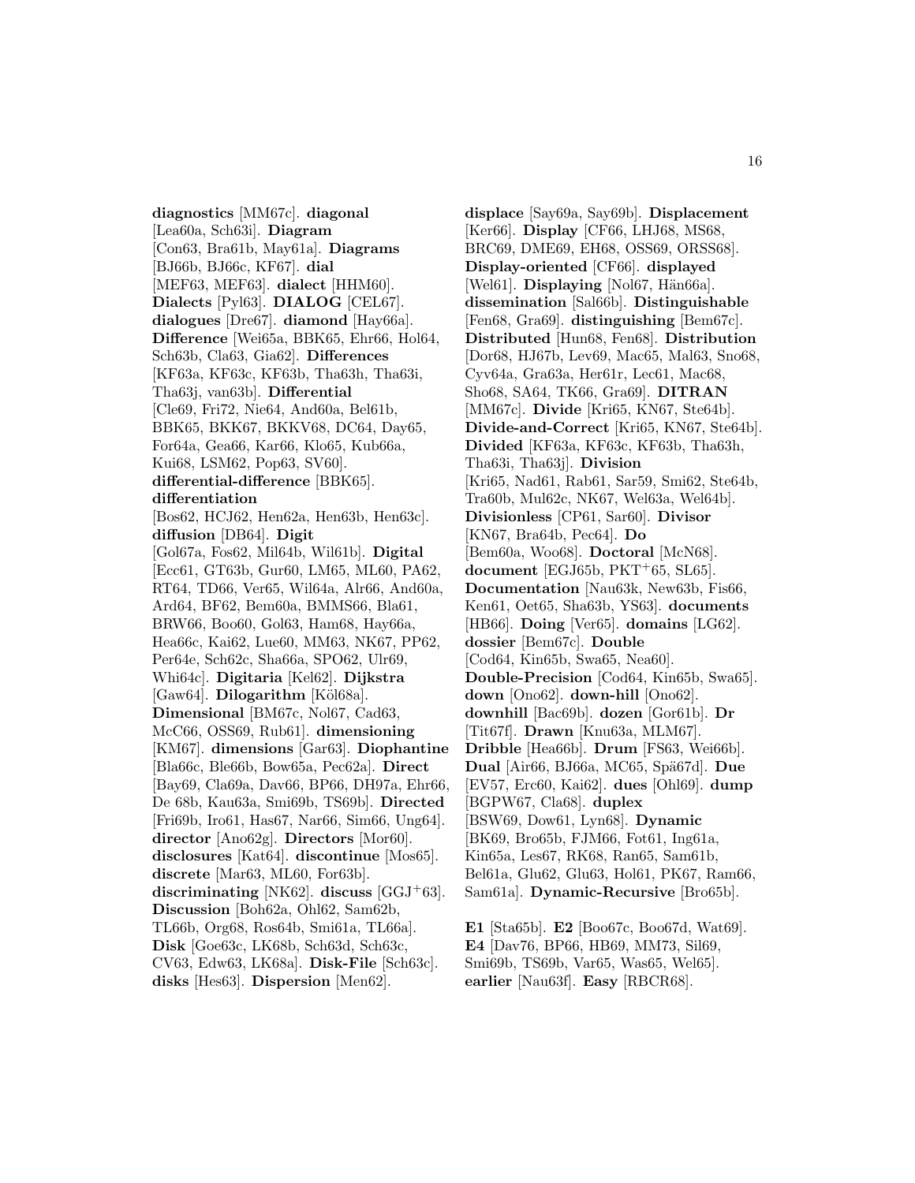**diagnostics** [MM67c]. **diagonal** [Lea60a, Sch63i]. **Diagram** [Con63, Bra61b, May61a]. **Diagrams** [BJ66b, BJ66c, KF67]. **dial** [MEF63, MEF63]. **dialect** [HHM60]. **Dialects** [Pyl63]. **DIALOG** [CEL67]. **dialogues** [Dre67]. **diamond** [Hay66a]. **Difference** [Wei65a, BBK65, Ehr66, Hol64, Sch63b, Cla63, Gia62]. **Differences** [KF63a, KF63c, KF63b, Tha63h, Tha63i, Tha63j, van63b]. **Differential** [Cle69, Fri72, Nie64, And60a, Bel61b, BBK65, BKK67, BKKV68, DC64, Day65, For64a, Gea66, Kar66, Klo65, Kub66a, Kui68, LSM62, Pop63, SV60]. **differential-difference** [BBK65]. **differentiation** [Bos62, HCJ62, Hen62a, Hen63b, Hen63c]. **diffusion** [DB64]. **Digit** [Gol67a, Fos62, Mil64b, Wil61b]. **Digital** [Ecc61, GT63b, Gur60, LM65, ML60, PA62, RT64, TD66, Ver65, Wil64a, Alr66, And60a, Ard64, BF62, Bem60a, BMMS66, Bla61, BRW66, Boo60, Gol63, Ham68, Hay66a, Hea66c, Kai62, Lue60, MM63, NK67, PP62, Per64e, Sch62c, Sha66a, SPO62, Ulr69, Whi64c]. **Digitaria** [Kel62]. **Dijkstra** [Gaw64]. **Dilogarithm** [Köl68a]. **Dimensional** [BM67c, Nol67, Cad63, McC66, OSS69, Rub61]. **dimensioning** [KM67]. **dimensions** [Gar63]. **Diophantine** [Bla66c, Ble66b, Bow65a, Pec62a]. **Direct** [Bay69, Cla69a, Dav66, BP66, DH97a, Ehr66, De 68b, Kau63a, Smi69b, TS69b]. **Directed** [Fri69b, Iro61, Has67, Nar66, Sim66, Ung64]. **director** [Ano62g]. **Directors** [Mor60]. **disclosures** [Kat64]. **discontinue** [Mos65]. **discrete** [Mar63, ML60, For63b]. **discriminating** [NK62]. **discuss** [GGJ+63]. **Discussion** [Boh62a, Ohl62, Sam62b, TL66b, Org68, Ros64b, Smi61a, TL66a]. **Disk** [Goe63c, LK68b, Sch63d, Sch63c, CV63, Edw63, LK68a]. **Disk-File** [Sch63c]. **disks** [Hes63]. **Dispersion** [Men62]. **displace** [Say69a, Say69b]. **Displacement** [Ker66]. **Display** [CF66, LHJ68, MS68, BRC69, DME69, EH68, OSS69, ORSS68]. **Display-oriented** [CF66]. **displayed** [Wel61]. **Displaying** [Nol67, Hän66a]. **dissemination** [Sal66b]. **Distinguishable** [Fen68, Gra69]. **distinguishing** [Bem67c]. **Distributed** [Hun68, Fen68]. **Distribution** [Dor68, HJ67b, Lev69, Mac65, Mal63, Sno68, Cyv64a, Gra63a, Her61r, Lec61, Mac68, Sho68, SA64, TK66, Gra69]. **DITRAN** [MM67c]. **Divide** [Kri65, KN67, Ste64b]. **Divide-and-Correct** [Kri65, KN67, Ste64b]. **Divided** [KF63a, KF63c, KF63b, Tha63h, Tha63i, Tha63j]. **Division** [Kri65, Nad61, Rab61, Sar59, Smi62, Ste64b, Tra60b, Mul62c, NK67, Wel63a, Wel64b]. **Divisionless** [CP61, Sar60]. **Divisor** [KN67, Bra64b, Pec64]. **Do** [Bem60a, Woo68]. **Doctoral** [McN68]. **document** [EGJ65b, PKT+65, SL65]. **Documentation** [Nau63k, New63b, Fis66, Ken61, Oet65, Sha63b, YS63]. **documents** [HB66]. **Doing** [Ver65]. **domains** [LG62]. **dossier** [Bem67c]. **Double** [Cod64, Kin65b, Swa65, Nea60]. **Double-Precision** [Cod64, Kin65b, Swa65]. **down** [Ono62]. **down-hill** [Ono62]. **downhill** [Bac69b]. **dozen** [Gor61b]. **Dr** [Tit67f]. **Drawn** [Knu63a, MLM67]. **Dribble** [Hea66b]. **Drum** [FS63, Wei66b]. **Dual** [Air66, BJ66a, MC65, Spä67d]. **Due** [EV57, Erc60, Kai62]. **dues** [Ohl69]. **dump** [BGPW67, Cla68]. **duplex** [BSW69, Dow61, Lyn68]. **Dynamic** [BK69, Bro65b, FJM66, Fot61, Ing61a, Kin65a, Les67, RK68, Ran65, Sam61b, Bel61a, Glu62, Glu63, Hol61, PK67, Ram66, Sam61a]. **Dynamic-Recursive** [Bro65b].

**E1** [Sta65b]. **E2** [Boo67c, Boo67d, Wat69]. **E4** [Dav76, BP66, HB69, MM73, Sil69, Smi69b, TS69b, Var65, Was65, Wel65]. **earlier** [Nau63f]. **Easy** [RBCR68].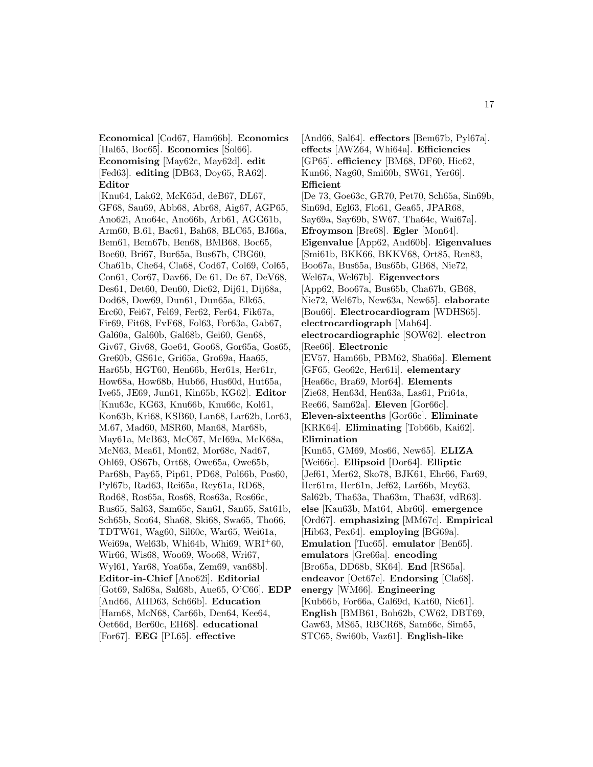**Economical** [Cod67, Ham66b]. **Economics** [Hal65, Boc65]. **Economies** [Sol66]. **Economising** [May62c, May62d]. **edit** [Fed63]. **editing** [DB63, Doy65, RA62]. **Editor** [Knu64, Lak62, McK65d, deB67, DL67, GF68, Sau69, Abb68, Abr68, Aig67, AGP65, Ano62i, Ano64c, Ano66b, Arb61, AGG61b, Arm60, B.61, Bac61, Bah68, BLC65, BJ66a, Bem61, Bem67b, Ben68, BMB68, Boc65, Boe60, Bri67, Bur65a, Bus67b, CBG60, Cha61b, Che64, Cla68, Cod67, Col69, Col65, Con61, Cor67, Dav66, De 61, De 67, DeV68, Des61, Det60, Deu60, Dic62, Dij61, Dij68a, Dod68, Dow69, Dun61, Dun65a, Elk65, Erc60, Fei67, Fel69, Fer62, Fer64, Fik67a, Fir69, Fit68, FvF68, Fol63, For63a, Gab67, Gal60a, Gal60b, Gal68b, Gei60, Gen68, Giv67, Giv68, Goe64, Goo68, Gor65a, Gos65, Gre60b, GS61c, Gri65a, Gro69a, Haa65, Har65b, HGT60, Hen66b, Her61s, Her61r, How68a, How68b, Hub66, Hus60d, Hut65a, Ive65, JE69, Jun61, Kin65b, KG62]. **Editor** [Knu63c, KG63, Knu66b, Knu66c, Kol61, Kon63b, Kri68, KSB60, Lan68, Lar62b, Lor63, M.67, Mad60, MSR60, Man68, Mar68b, May61a, McB63, McC67, McI69a, McK68a, McN63, Mea61, Mon62, Mor68c, Nad67, Ohl69, OS67b, Ort68, Owe65a, Owe65b, Par68b, Pay65, Pip61, PD68, Pol66b, Pos60, Pyl67b, Rad63, Rei65a, Rey61a, RD68, Rod68, Ros65a, Ros68, Ros63a, Ros66c, Rus65, Sal63, Sam65c, San61, San65, Sat61b, Sch65b, Sco64, Sha68, Ski68, Swa65, Tho66, TDTW61, Wag60, Sil60c, War65, Wei61a, Wei69a, Wel63b, Whi64b, Whi69, WRI+60, Wir66, Wis68, Woo69, Woo68, Wri67, Wyl61, Yar68, Yoa65a, Zem69, van68b]. **Editor-in-Chief** [Ano62i]. **Editorial** [Got69, Sal68a, Sal68b, Aue65, O'C66]. **EDP** [And66, AHD63, Sch66b]. **Education** [Ham68, McN68, Car66b, Den64, Kee64, Oet66d, Ber60c, EH68]. **educational** [For67]. **EEG** [PL65]. **effective** [And66, Sal64]. **effectors** [Bem67b, Pyl67a]. **effects** [AWZ64, Whi64a]. **Efficiencies** [GP65]. **efficiency** [BM68, DF60, Hic62, Kun66, Nag60, Smi60b, SW61, Yer66]. **Efficient** [De 73, Goe63c, GR70, Pet70, Sch65a, Sin69b, Sin69d, Egl63, Flo61, Gea65, JPAR68, Say69a, Say69b, SW67, Tha64c, Wai67a]. **Efroymson** [Bre68]. **Egler** [Mon64]. **Eigenvalue** [App62, And60b]. **Eigenvalues** [Smi61b, BKK66, BKKV68, Ort85, Ren83, Boo67a, Bus65a, Bus65b, GB68, Nie72, Wel67a, Wel67b]. **Eigenvectors** [App62, Boo67a, Bus65b, Cha67b, GB68, Nie72, Wel67b, New63a, New65]. **elaborate** [Bou66]. **Electrocardiogram** [WDHS65]. **electrocardiograph** [Mah64]. **electrocardiographic** [SOW62]. **electron** [Ree66]. **Electronic** [EV57, Ham66b, PBM62, Sha66a]. **Element** [GF65, Geo62c, Her61i]. **elementary** [Hea66c, Bra69, Mor64]. **Elements** [Zie68, Hen63d, Hen63a, Las61, Pri64a, Ree66, Sam62a]. **Eleven** [Gor66c]. **Eleven-sixteenths** [Gor66c]. **Eliminate** [KRK64]. **Eliminating** [Tob66b, Kai62]. **Elimination** [Kun65, GM69, Mos66, New65]. **ELIZA** [Wei66c]. **Ellipsoid** [Dor64]. **Elliptic** [Jef61, Mer62, Sko78, BJK61, Ehr66, Far69, Her61m, Her61n, Jef62, Lar66b, Mey63, Sal62b, Tha63a, Tha63m, Tha63f, vdR63]. **else** [Kau63b, Mat64, Abr66]. **emergence** [Ord67]. **emphasizing** [MM67c]. **Empirical** [Hib63, Pex64]. **employing** [BG69a]. **Emulation** [Tuc65]. **emulator** [Ben65]. **emulators** [Gre66a]. **encoding** [Bro65a, DD68b, SK64]. **End** [RS65a]. **endeavor** [Oet67e]. **Endorsing** [Cla68]. **energy** [WM66]. **Engineering** [Kub66b, For66a, Gal69d, Kat60, Nic61]. **English** [BMB61, Boh62b, CW62, DBT69, Gaw63, MS65, RBCR68, Sam66c, Sim65, STC65, Swi60b, Vaz61]. **English-like**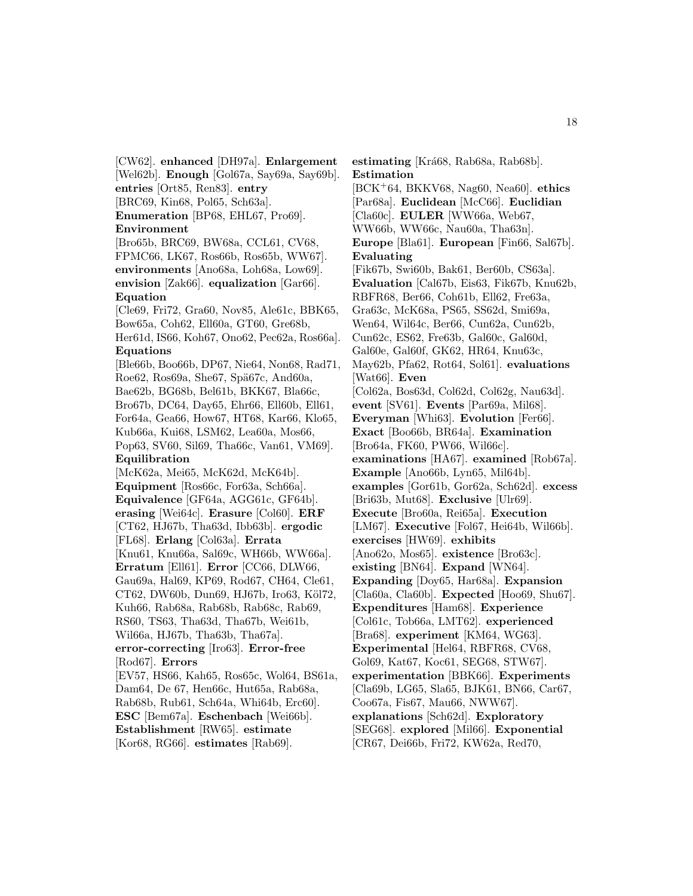[CW62]. **enhanced** [DH97a]. **Enlargement** [Wel62b]. **Enough** [Gol67a, Say69a, Say69b]. **entries** [Ort85, Ren83]. **entry** [BRC69, Kin68, Pol65, Sch63a]. **Enumeration** [BP68, EHL67, Pro69]. **Environment** [Bro65b, BRC69, BW68a, CCL61, CV68, FPMC66, LK67, Ros66b, Ros65b, WW67]. **environments** [Ano68a, Loh68a, Low69]. **envision** [Zak66]. **equalization** [Gar66]. **Equation** [Cle69, Fri72, Gra60, Nov85, Ale61c, BBK65, Bow65a, Coh62, Ell60a, GT60, Gre68b, Her61d, IS66, Koh67, Ono62, Pec62a, Ros66a]. **Equations** [Ble66b, Boo66b, DP67, Nie64, Non68, Rad71, Roe62, Ros69a, She67, Spä67c, And60a, Bae62b, BG68b, Bel61b, BKK67, Bla66c, Bro67b, DC64, Day65, Ehr66, Ell60b, Ell61, For64a, Gea66, How67, HT68, Kar66, Klo65, Kub66a, Kui68, LSM62, Lea60a, Mos66, Pop63, SV60, Sil69, Tha66c, Van61, VM69]. **Equilibration** [McK62a, Mei65, McK62d, McK64b]. **Equipment** [Ros66c, For63a, Sch66a]. **Equivalence** [GF64a, AGG61c, GF64b]. **erasing** [Wei64c]. **Erasure** [Col60]. **ERF** [CT62, HJ67b, Tha63d, Ibb63b]. **ergodic** [FL68]. **Erlang** [Col63a]. **Errata** [Knu61, Knu66a, Sal69c, WH66b, WW66a]. **Erratum** [Ell61]. **Error** [CC66, DLW66, Gau69a, Hal69, KP69, Rod67, CH64, Cle61, CT62, DW60b, Dun69, HJ67b, Iro63, Köl72, Kuh66, Rab68a, Rab68b, Rab68c, Rab69, RS60, TS63, Tha63d, Tha67b, Wei61b, Wil66a, HJ67b, Tha63b, Tha67a]. **error-correcting** [Iro63]. **Error-free** [Rod67]. **Errors** [EV57, HS66, Kah65, Ros65c, Wol64, BS61a, Dam64, De 67, Hen66c, Hut65a, Rab68a, Rab68b, Rub61, Sch64a, Whi64b, Erc60]. **ESC** [Bem67a]. **Eschenbach** [Wei66b]. **Establishment** [RW65]. **estimate** [Kor68, RG66]. **estimates** [Rab69]. **estimating** [Krá68, Rab68a, Rab68b]. **Estimation** [BCK$^+$64, BKKV68, Nag60, Nea60]. **ethics** [Par68a]. **Euclidean** [McC66]. **Euclidian** [Cla60c]. **EULER** [WW66a, Web67, WW66b, WW66c, Nau60a, Tha63n]. **Europe** [Bla61]. **European** [Fin66, Sal67b]. **Evaluating** [Fik67b, Swi60b, Bak61, Ber60b, CS63a]. **Evaluation** [Cal67b, Eis63, Fik67b, Knu62b, RBFR68, Ber66, Coh61b, Ell62, Fre63a, Gra63c, McK68a, PS65, SS62d, Smi69a, Wen64, Wil64c, Ber66, Cun62a, Cun62b, Cun62c, ES62, Fre63b, Gal60c, Gal60d, Gal60e, Gal60f, GK62, HR64, Knu63c, May62b, Pfa62, Rot64, Sol61]. **evaluations** [Wat66]. **Even** [Col62a, Bos63d, Col62d, Col62g, Nau63d]. **event** [SV61]. **Events** [Par69a, Mil68]. **Everyman** [Whi63]. **Evolution** [Fer66]. **Exact** [Boo66b, BR64a]. **Examination** [Bro64a, FK60, PW66, Wil66c]. **examinations** [HA67]. **examined** [Rob67a]. **Example** [Ano66b, Lyn65, Mil64b]. **examples** [Gor61b, Gor62a, Sch62d]. **excess** [Bri63b, Mut68]. **Exclusive** [Ulr69]. **Execute** [Bro60a, Rei65a]. **Execution** [LM67]. **Executive** [Fol67, Hei64b, Wil66b]. **exercises** [HW69]. **exhibits** [Ano62o, Mos65]. **existence** [Bro63c]. **existing** [BN64]. **Expand** [WN64]. **Expanding** [Doy65, Har68a]. **Expansion** [Cla60a, Cla60b]. **Expected** [Hoo69, Shu67]. **Expenditures** [Ham68]. **Experience** [Col61c, Tob66a, LMT62]. **experienced** [Bra68]. **experiment** [KM64, WG63]. **Experimental** [Hel64, RBFR68, CV68, Gol69, Kat67, Koc61, SEG68, STW67]. **experimentation** [BBK66]. **Experiments** [Cla69b, LG65, Sla65, BJK61, BN66, Car67, Coo67a, Fis67, Mau66, NWW67]. **explanations** [Sch62d]. **Exploratory** [SEG68]. **explored** [Mil66]. **Exponential** [CR67, Dei66b, Fri72, KW62a, Red70,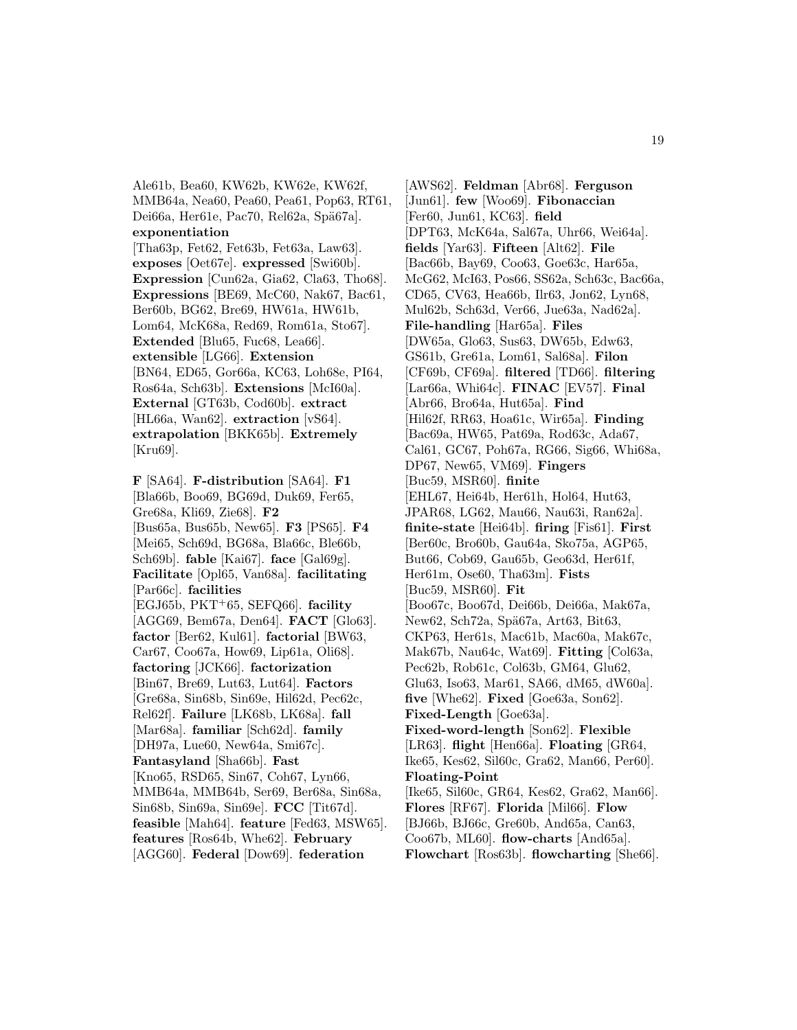Ale61b, Bea60, KW62b, KW62e, KW62f, MMB64a, Nea60, Pea60, Pea61, Pop63, RT61, Dei66a, Her61e, Pac70, Rel62a, Spä67a]. **exponentiation** [Tha63p, Fet62, Fet63b, Fet63a, Law63]. **exposes** [Oet67e]. **expressed** [Swi60b]. **Expression** [Cun62a, Gia62, Cla63, Tho68]. **Expressions** [BE69, McC60, Nak67, Bac61, Ber60b, BG62, Bre69, HW61a, HW61b, Lom64, McK68a, Red69, Rom61a, Sto67]. **Extended** [Blu65, Fuc68, Lea66]. **extensible** [LG66]. **Extension** [BN64, ED65, Gor66a, KC63, Loh68e, PI64, Ros64a, Sch63b]. **Extensions** [McI60a]. **External** [GT63b, Cod60b]. **extract** [HL66a, Wan62]. **extraction** [vS64]. **extrapolation** [BKK65b]. **Extremely** [Kru69].

**F** [SA64]. **F-distribution** [SA64]. **F1** [Bla66b, Boo69, BG69d, Duk69, Fer65, Gre68a, Kli69, Zie68]. **F2** [Bus65a, Bus65b, New65]. **F3** [PS65]. **F4** [Mei65, Sch69d, BG68a, Bla66c, Ble66b, Sch69b]. **fable** [Kai67]. **face** [Gal69g]. **Facilitate** [Opl65, Van68a]. **facilitating** [Par66c]. **facilities** [EGJ65b, PKT+65, SEFQ66]. **facility** [AGG69, Bem67a, Den64]. **FACT** [Glo63]. **factor** [Ber62, Kul61]. **factorial** [BW63, Car67, Coo67a, How69, Lip61a, Oli68]. **factoring** [JCK66]. **factorization** [Bin67, Bre69, Lut63, Lut64]. **Factors** [Gre68a, Sin68b, Sin69e, Hil62d, Pec62c, Rel62f]. **Failure** [LK68b, LK68a]. **fall** [Mar68a]. **familiar** [Sch62d]. **family** [DH97a, Lue60, New64a, Smi67c]. **Fantasyland** [Sha66b]. **Fast** [Kno65, RSD65, Sin67, Coh67, Lyn66, MMB64a, MMB64b, Ser69, Ber68a, Sin68a, Sin68b, Sin69a, Sin69e]. **FCC** [Tit67d]. **feasible** [Mah64]. **feature** [Fed63, MSW65]. **features** [Ros64b, Whe62]. **February** [AGG60]. **Federal** [Dow69]. **federation** [AWS62]. **Feldman** [Abr68]. **Ferguson** [Jun61]. **few** [Woo69]. **Fibonaccian** [Fer60, Jun61, KC63]. **field** [DPT63, McK64a, Sal67a, Uhr66, Wei64a]. **fields** [Yar63]. **Fifteen** [Alt62]. **File** [Bac66b, Bay69, Coo63, Goe63c, Har65a, McG62, McI63, Pos66, SS62a, Sch63c, Bac66a, CD65, CV63, Hea66b, Ilr63, Jon62, Lyn68, Mul62b, Sch63d, Ver66, Jue63a, Nad62a]. **File-handling** [Har65a]. **Files** [DW65a, Glo63, Sus63, DW65b, Edw63, GS61b, Gre61a, Lom61, Sal68a]. **Filon** [CF69b, CF69a]. **filtered** [TD66]. **filtering** [Lar66a, Whi64c]. **FINAC** [EV57]. **Final** [Abr66, Bro64a, Hut65a]. **Find** [Hil62f, RR63, Hoa61c, Wir65a]. **Finding** [Bac69a, HW65, Pat69a, Rod63c, Ada67, Cal61, GC67, Poh67a, RG66, Sig66, Whi68a, DP67, New65, VM69]. **Fingers** [Buc59, MSR60]. **finite** [EHL67, Hei64b, Her61h, Hol64, Hut63, JPAR68, LG62, Mau66, Nau63i, Ran62a]. **finite-state** [Hei64b]. **firing** [Fis61]. **First** [Ber60c, Bro60b, Gau64a, Sko75a, AGP65, But66, Cob69, Gau65b, Geo63d, Her61f, Her61m, Ose60, Tha63m]. **Fists** [Buc59, MSR60]. **Fit** [Boo67c, Boo67d, Dei66b, Dei66a, Mak67a, New62, Sch72a, Spä67a, Art63, Bit63, CKP63, Her61s, Mac61b, Mac60a, Mak67c, Mak67b, Nau64c, Wat69]. **Fitting** [Col63a, Pec62b, Rob61c, Col63b, GM64, Glu62, Glu63, Iso63, Mar61, SA66, dM65, dW60a]. **five** [Whe62]. **Fixed** [Goe63a, Son62]. **Fixed-Length** [Goe63a]. **Fixed-word-length** [Son62]. **Flexible** [LR63]. **flight** [Hen66a]. **Floating** [GR64, Ike65, Kes62, Sil60c, Gra62, Man66, Per60]. **Floating-Point** [Ike65, Sil60c, GR64, Kes62, Gra62, Man66]. **Flores** [RF67]. **Florida** [Mil66]. **Flow** [BJ66b, BJ66c, Gre60b, And65a, Can63, Coo67b, ML60]. **flow-charts** [And65a]. **Flowchart** [Ros63b]. **flowcharting** [She66].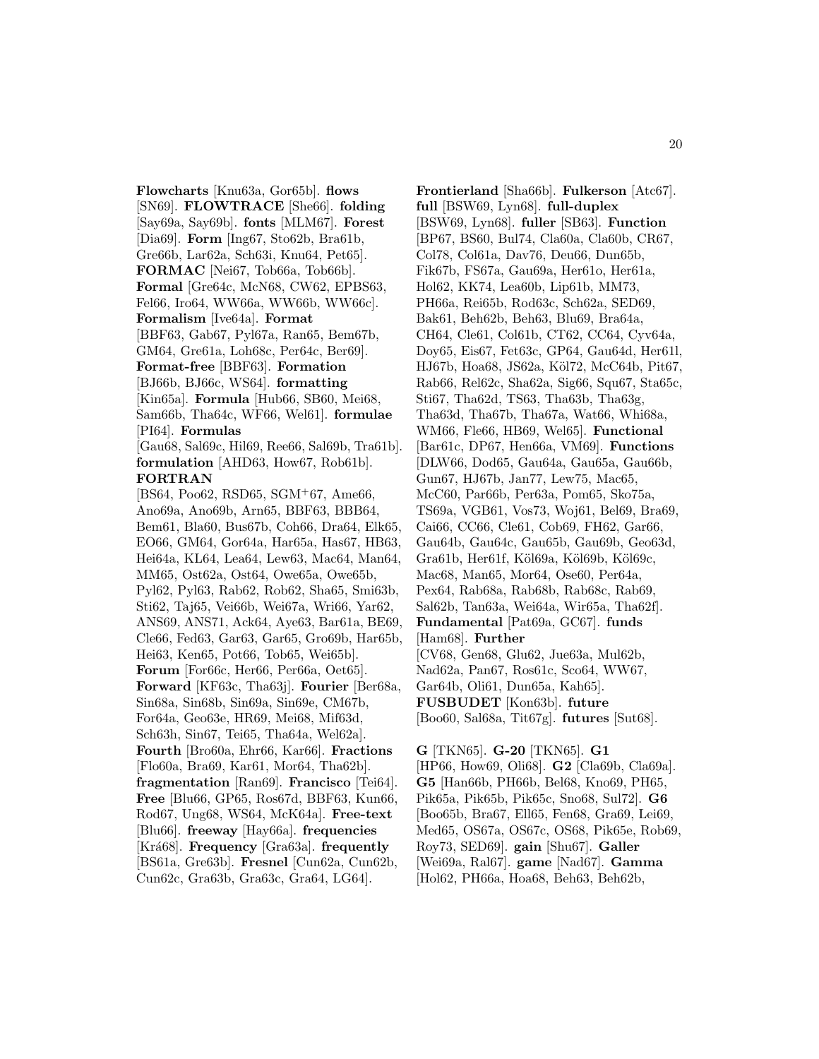**Flowcharts** [Knu63a, Gor65b]. **flows** [SN69]. **FLOWTRACE** [She66]. **folding** [Say69a, Say69b]. **fonts** [MLM67]. **Forest** [Dia69]. **Form** [Ing67, Sto62b, Bra61b, Gre66b, Lar62a, Sch63i, Knu64, Pet65]. **FORMAC** [Nei67, Tob66a, Tob66b]. **Formal** [Gre64c, McN68, CW62, EPBS63, Fel66, Iro64, WW66a, WW66b, WW66c]. **Formalism** [Ive64a]. **Format** [BBF63, Gab67, Pyl67a, Ran65, Bem67b, GM64, Gre61a, Loh68c, Per64c, Ber69]. **Format-free** [BBF63]. **Formation** [BJ66b, BJ66c, WS64]. **formatting** [Kin65a]. **Formula** [Hub66, SB60, Mei68, Sam66b, Tha64c, WF66, Wel61]. **formulae** [PI64]. **Formulas** [Gau68, Sal69c, Hil69, Ree66, Sal69b, Tra61b]. **formulation** [AHD63, How67, Rob61b]. **FORTRAN** [BS64, Poo62, RSD65, SGM+67, Ame66, Ano69a, Ano69b, Arn65, BBF63, BBB64, Bem61, Bla60, Bus67b, Coh66, Dra64, Elk65, EO66, GM64, Gor64a, Har65a, Has67, HB63, Hei64a, KL64, Lea64, Lew63, Mac64, Man64, MM65, Ost62a, Ost64, Owe65a, Owe65b, Pyl62, Pyl63, Rab62, Rob62, Sha65, Smi63b, Sti62, Taj65, Vei66b, Wei67a, Wri66, Yar62, ANS69, ANS71, Ack64, Aye63, Bar61a, BE69, Cle66, Fed63, Gar63, Gar65, Gro69b, Har65b, Hei63, Ken65, Pot66, Tob65, Wei65b]. **Forum** [For66c, Her66, Per66a, Oet65]. **Forward** [KF63c, Tha63j]. **Fourier** [Ber68a, Sin68a, Sin68b, Sin69a, Sin69e, CM67b, For64a, Geo63e, HR69, Mei68, Mif63d, Sch63h, Sin67, Tei65, Tha64a, Wel62a]. **Fourth** [Bro60a, Ehr66, Kar66]. **Fractions** [Flo60a, Bra69, Kar61, Mor64, Tha62b]. **fragmentation** [Ran69]. **Francisco** [Tei64]. **Free** [Blu66, GP65, Ros67d, BBF63, Kun66, Rod67, Ung68, WS64, McK64a]. **Free-text** [Blu66]. **freeway** [Hay66a]. **frequencies** [Krá68]. **Frequency** [Gra63a]. **frequently** [BS61a, Gre63b]. **Fresnel** [Cun62a, Cun62b, Cun62c, Gra63b, Gra63c, Gra64, LG64]. **Frontierland** [Sha66b]. **Fulkerson** [Atc67]. **full** [BSW69, Lyn68]. **full-duplex** [BSW69, Lyn68]. **fuller** [SB63]. **Function** [BP67, BS60, Bul74, Cla60a, Cla60b, CR67, Col78, Col61a, Dav76, Deu66, Dun65b, Fik67b, FS67a, Gau69a, Her61o, Her61a, Hol62, KK74, Lea60b, Lip61b, MM73, PH66a, Rei65b, Rod63c, Sch62a, SED69, Bak61, Beh62b, Beh63, Blu69, Bra64a, CH64, Cle61, Col61b, CT62, CC64, Cyv64a, Doy65, Eis67, Fet63c, GP64, Gau64d, Her61l, HJ67b, Hoa68, JS62a, Köl72, McC64b, Pit67, Rab66, Rel62c, Sha62a, Sig66, Squ67, Sta65c, Sti67, Tha62d, TS63, Tha63b, Tha63g, Tha63d, Tha67b, Tha67a, Wat66, Whi68a, WM66, Fle66, HB69, Wel65]. **Functional** [Bar61c, DP67, Hen66a, VM69]. **Functions** [DLW66, Dod65, Gau64a, Gau65a, Gau66b, Gun67, HJ67b, Jan77, Lew75, Mac65, McC60, Par66b, Per63a, Pom65, Sko75a, TS69a, VGB61, Vos73, Woj61, Bel69, Bra69, Cai66, CC66, Cle61, Cob69, FH62, Gar66, Gau64b, Gau64c, Gau65b, Gau69b, Geo63d, Gra61b, Her61f, Köl69a, Köl69b, Köl69c, Mac68, Man65, Mor64, Ose60, Per64a, Pex64, Rab68a, Rab68b, Rab68c, Rab69, Sal62b, Tan63a, Wei64a, Wir65a, Tha62f]. **Fundamental** [Pat69a, GC67]. **funds** [Ham68]. **Further** [CV68, Gen68, Glu62, Jue63a, Mul62b, Nad62a, Pan67, Ros61c, Sco64, WW67, Gar64b, Oli61, Dun65a, Kah65]. **FUSBUDET** [Kon63b]. **future** [Boo60, Sal68a, Tit67g]. **futures** [Sut68].

**G** [TKN65]. **G-20** [TKN65]. **G1** [HP66, How69, Oli68]. **G2** [Cla69b, Cla69a]. **G5** [Han66b, PH66b, Bel68, Kno69, PH65, Pik65a, Pik65b, Pik65c, Sno68, Sul72]. **G6** [Boo65b, Bra67, Ell65, Fen68, Gra69, Lei69, Med65, OS67a, OS67c, OS68, Pik65e, Rob69, Roy73, SED69]. **gain** [Shu67]. **Galler** [Wei69a, Ral67]. **game** [Nad67]. **Gamma** [Hol62, PH66a, Hoa68, Beh63, Beh62b,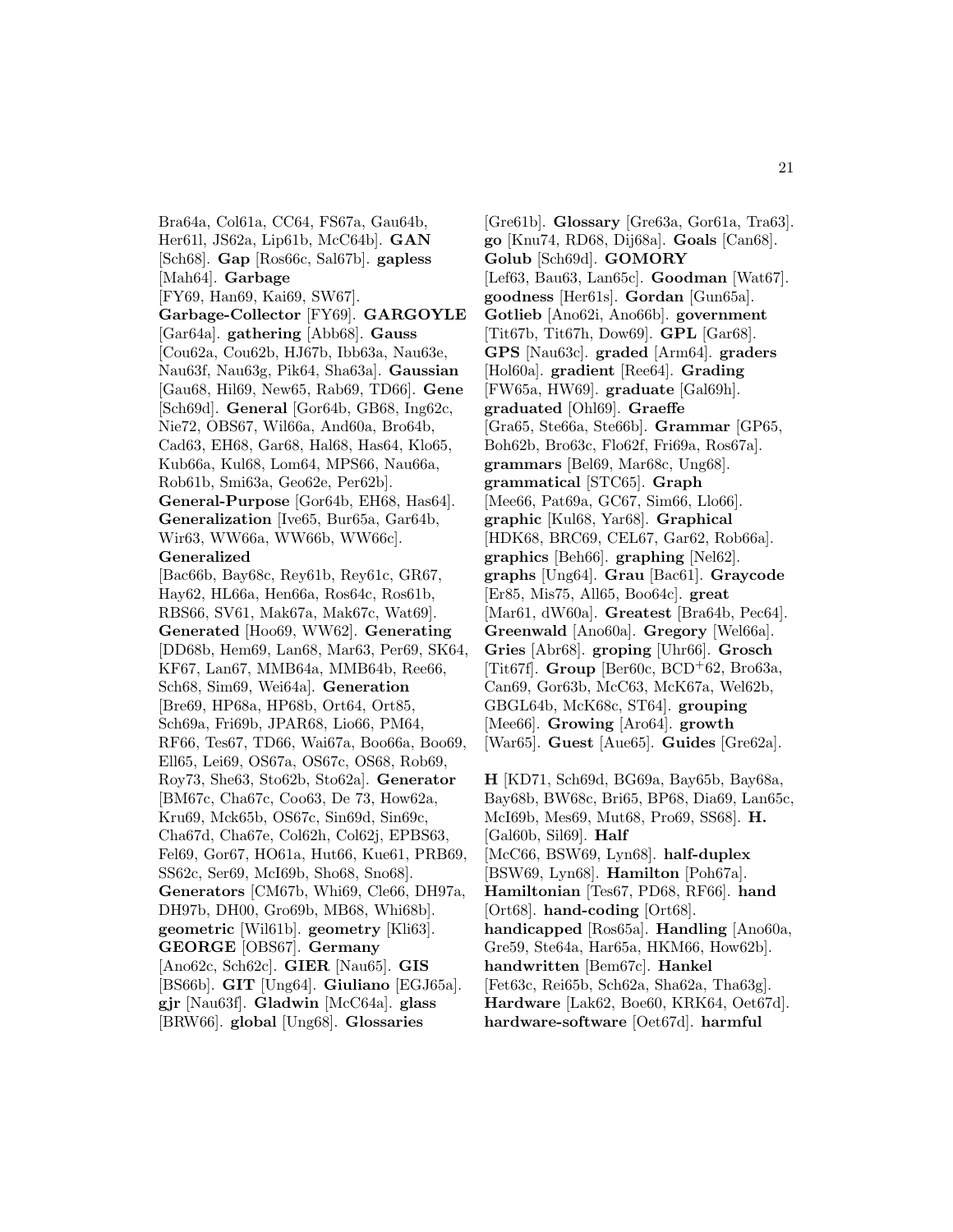Bra64a, Col61a, CC64, FS67a, Gau64b, Her61l, JS62a, Lip61b, McC64b]. **GAN** [Sch68]. **Gap** [Ros66c, Sal67b]. **gapless** [Mah64]. **Garbage** [FY69, Han69, Kai69, SW67]. **Garbage-Collector** [FY69]. **GARGOYLE** [Gar64a]. **gathering** [Abb68]. **Gauss** [Cou62a, Cou62b, HJ67b, Ibb63a, Nau63e, Nau63f, Nau63g, Pik64, Sha63a]. **Gaussian** [Gau68, Hil69, New65, Rab69, TD66]. **Gene** [Sch69d]. **General** [Gor64b, GB68, Ing62c, Nie72, OBS67, Wil66a, And60a, Bro64b, Cad63, EH68, Gar68, Hal68, Has64, Klo65, Kub66a, Kul68, Lom64, MPS66, Nau66a, Rob61b, Smi63a, Geo62e, Per62b]. **General-Purpose** [Gor64b, EH68, Has64]. **Generalization** [Ive65, Bur65a, Gar64b, Wir63, WW66a, WW66b, WW66c]. **Generalized** [Bac66b, Bay68c, Rey61b, Rey61c, GR67, Hay62, HL66a, Hen66a, Ros64c, Ros61b, RBS66, SV61, Mak67a, Mak67c, Wat69]. **Generated** [Hoo69, WW62]. **Generating** [DD68b, Hem69, Lan68, Mar63, Per69, SK64, KF67, Lan67, MMB64a, MMB64b, Ree66, Sch68, Sim69, Wei64a]. **Generation** [Bre69, HP68a, HP68b, Ort64, Ort85, Sch69a, Fri69b, JPAR68, Lio66, PM64, RF66, Tes67, TD66, Wai67a, Boo66a, Boo69, Ell65, Lei69, OS67a, OS67c, OS68, Rob69, Roy73, She63, Sto62b, Sto62a]. **Generator** [BM67c, Cha67c, Coo63, De 73, How62a, Kru69, Mck65b, OS67c, Sin69d, Sin69c, Cha67d, Cha67e, Col62h, Col62j, EPBS63, Fel69, Gor67, HO61a, Hut66, Kue61, PRB69, SS62c, Ser69, McI69b, Sho68, Sno68]. **Generators** [CM67b, Whi69, Cle66, DH97a, DH97b, DH00, Gro69b, MB68, Whi68b]. **geometric** [Wil61b]. **geometry** [Kli63]. **GEORGE** [OBS67]. **Germany** [Ano62c, Sch62c]. **GIER** [Nau65]. **GIS** [BS66b]. **GIT** [Ung64]. **Giuliano** [EGJ65a]. **gjr** [Nau63f]. **Gladwin** [McC64a]. **glass** [BRW66]. **global** [Ung68]. **Glossaries** [Gre61b]. **Glossary** [Gre63a, Gor61a, Tra63]. **go** [Knu74, RD68, Dij68a]. **Goals** [Can68]. **Golub** [Sch69d]. **GOMORY** [Lef63, Bau63, Lan65c]. **Goodman** [Wat67]. **goodness** [Her61s]. **Gordan** [Gun65a]. **Gotlieb** [Ano62i, Ano66b]. **government** [Tit67b, Tit67h, Dow69]. **GPL** [Gar68]. **GPS** [Nau63c]. **graded** [Arm64]. **graders** [Hol60a]. **gradient** [Ree64]. **Grading** [FW65a, HW69]. **graduate** [Gal69h]. **graduated** [Ohl69]. **Graeffe** [Gra65, Ste66a, Ste66b]. **Grammar** [GP65, Boh62b, Bro63c, Flo62f, Fri69a, Ros67a]. **grammars** [Bel69, Mar68c, Ung68]. **grammatical** [STC65]. **Graph** [Mee66, Pat69a, GC67, Sim66, Llo66]. **graphic** [Kul68, Yar68]. **Graphical** [HDK68, BRC69, CEL67, Gar62, Rob66a]. **graphics** [Beh66]. **graphing** [Nel62]. **graphs** [Ung64]. **Grau** [Bac61]. **Graycode** [Er85, Mis75, All65, Boo64c]. **great** [Mar61, dW60a]. **Greatest** [Bra64b, Pec64]. **Greenwald** [Ano60a]. **Gregory** [Wel66a]. **Gries** [Abr68]. **groping** [Uhr66]. **Grosch** [Tit67f]. **Group** [Ber60c, BCD+62, Bro63a, Can69, Gor63b, McC63, McK67a, Wel62b, GBGL64b, McK68c, ST64]. **grouping** [Mee66]. **Growing** [Aro64]. **growth** [War65]. **Guest** [Aue65]. **Guides** [Gre62a].

**H** [KD71, Sch69d, BG69a, Bay65b, Bay68a, Bay68b, BW68c, Bri65, BP68, Dia69, Lan65c, McI69b, Mes69, Mut68, Pro69, SS68]. **H.** [Gal60b, Sil69]. **Half** [McC66, BSW69, Lyn68]. **half-duplex** [BSW69, Lyn68]. **Hamilton** [Poh67a]. **Hamiltonian** [Tes67, PD68, RF66]. **hand** [Ort68]. **hand-coding** [Ort68]. **handicapped** [Ros65a]. **Handling** [Ano60a, Gre59, Ste64a, Har65a, HKM66, How62b]. **handwritten** [Bem67c]. **Hankel** [Fet63c, Rei65b, Sch62a, Sha62a, Tha63g]. **Hardware** [Lak62, Boe60, KRK64, Oet67d]. **hardware-software** [Oet67d]. **harmful**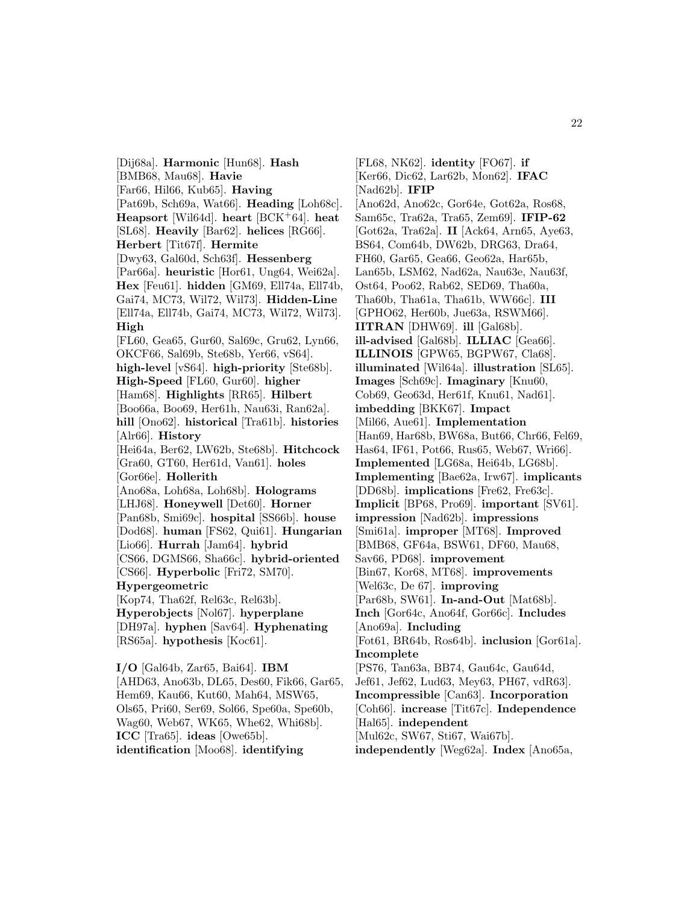[Dij68a]. **Harmonic** [Hun68]. **Hash** [BMB68, Mau68]. **Havie** [Far66, Hil66, Kub65]. **Having** [Pat69b, Sch69a, Wat66]. **Heading** [Loh68c]. **Heapsort** [Wil64d]. **heart** [BCK+64]. **heat** [SL68]. **Heavily** [Bar62]. **helices** [RG66]. **Herbert** [Tit67f]. **Hermite** [Dwy63, Gal60d, Sch63f]. **Hessenberg** [Par66a]. **heuristic** [Hor61, Ung64, Wei62a]. **Hex** [Feu61]. **hidden** [GM69, Ell74a, Ell74b, Gai74, MC73, Wil72, Wil73]. **Hidden-Line** [Ell74a, Ell74b, Gai74, MC73, Wil72, Wil73]. **High** [FL60, Gea65, Gur60, Sal69c, Gru62, Lyn66, OKCF66, Sal69b, Ste68b, Yer66, vS64]. **high-level** [vS64]. **high-priority** [Ste68b]. **High-Speed** [FL60, Gur60]. **higher** [Ham68]. **Highlights** [RR65]. **Hilbert** [Boo66a, Boo69, Her61h, Nau63i, Ran62a]. **hill** [Ono62]. **historical** [Tra61b]. **histories** [Alr66]. **History** [Hei64a, Ber62, LW62b, Ste68b]. **Hitchcock** [Gra60, GT60, Her61d, Van61]. **holes** [Gor66e]. **Hollerith** [Ano68a, Loh68a, Loh68b]. **Holograms** [LHJ68]. **Honeywell** [Det60]. **Horner** [Pan68b, Smi69c]. **hospital** [SS66b]. **house** [Dod68]. **human** [FS62, Qui61]. **Hungarian** [Lio66]. **Hurrah** [Jam64]. **hybrid** [CS66, DGMS66, Sha66c]. **hybrid-oriented** [CS66]. **Hyperbolic** [Fri72, SM70]. **Hypergeometric** [Kop74, Tha62f, Rel63c, Rel63b]. **Hyperobjects** [Nol67]. **hyperplane** [DH97a]. **hyphen** [Sav64]. **Hyphenating** [RS65a]. **hypothesis** [Koc61].

**I/O** [Gal64b, Zar65, Bai64]. **IBM** [AHD63, Ano63b, DL65, Des60, Fik66, Gar65, Hem69, Kau66, Kut60, Mah64, MSW65, Ols65, Pri60, Ser69, Sol66, Spe60a, Spe60b, Wag60, Web67, WK65, Whe62, Whi68b]. **ICC** [Tra65]. **ideas** [Owe65b]. **identification** [Moo68]. **identifying** [FL68, NK62]. **identity** [FO67]. **if** [Ker66, Dic62, Lar62b, Mon62]. **IFAC** [Nad62b]. **IFIP** [Ano62d, Ano62c, Gor64e, Got62a, Ros68, Sam65c, Tra62a, Tra65, Zem69]. **IFIP-62** [Got62a, Tra62a]. **II** [Ack64, Arn65, Aye63, BS64, Com64b, DW62b, DRG63, Dra64, FH60, Gar65, Gea66, Geo62a, Har65b, Lan65b, LSM62, Nad62a, Nau63e, Nau63f, Ost64, Poo62, Rab62, SED69, Tha60a, Tha60b, Tha61a, Tha61b, WW66c]. **III** [GPHO62, Her60b, Jue63a, RSWM66]. **IITRAN** [DHW69]. **ill** [Gal68b]. **ill-advised** [Gal68b]. **ILLIAC** [Gea66]. **ILLINOIS** [GPW65, BGPW67, Cla68]. **illuminated** [Wil64a]. **illustration** [SL65]. **Images** [Sch69c]. **Imaginary** [Knu60, Cob69, Geo63d, Her61f, Knu61, Nad61]. **imbedding** [BKK67]. **Impact** [Mil66, Aue61]. **Implementation** [Han69, Har68b, BW68a, But66, Chr66, Fel69, Has64, IF61, Pot66, Rus65, Web67, Wri66]. **Implemented** [LG68a, Hei64b, LG68b]. **Implementing** [Bae62a, Irw67]. **implicants** [DD68b]. **implications** [Fre62, Fre63c]. **Implicit** [BP68, Pro69]. **important** [SV61]. **impression** [Nad62b]. **impressions** [Smi61a]. **improper** [MT68]. **Improved** [BMB68, GF64a, BSW61, DF60, Mau68, Sav66, PD68]. **improvement** [Bin67, Kor68, MT68]. **improvements** [Wel63c, De 67]. **improving** [Par68b, SW61]. **In-and-Out** [Mat68b]. **Inch** [Gor64c, Ano64f, Gor66c]. **Includes** [Ano69a]. **Including** [Fot61, BR64b, Ros64b]. **inclusion** [Gor61a]. **Incomplete** [PS76, Tan63a, BB74, Gau64c, Gau64d, Jef61, Jef62, Lud63, Mey63, PH67, vdR63]. **Incompressible** [Can63]. **Incorporation** [Coh66]. **increase** [Tit67c]. **Independence** [Hal65]. **independent** [Mul62c, SW67, Sti67, Wai67b]. **independently** [Weg62a]. **Index** [Ano65a,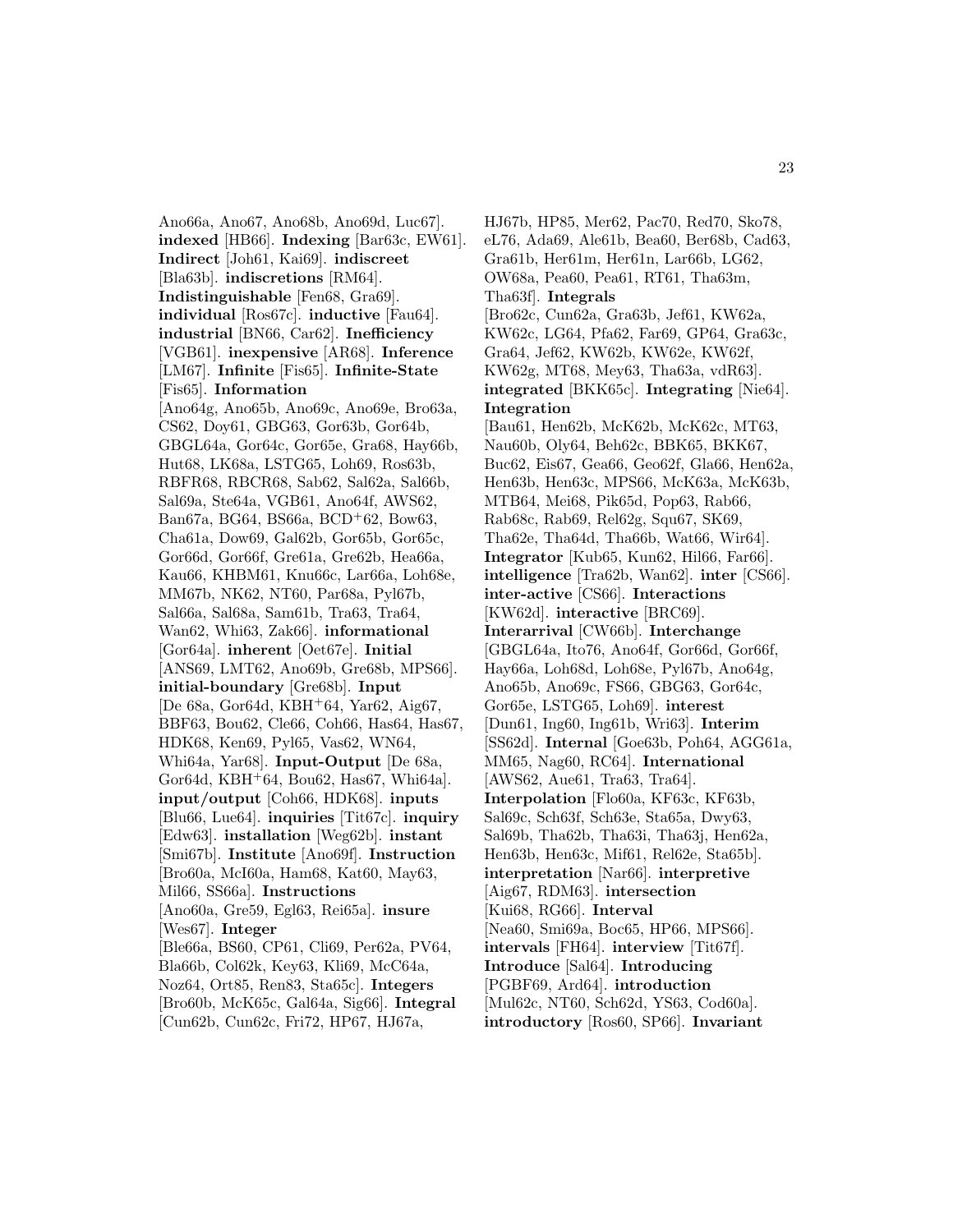Ano66a, Ano67, Ano68b, Ano69d, Luc67]. **indexed** [HB66]. **Indexing** [Bar63c, EW61]. **Indirect** [Joh61, Kai69]. **indiscreet** [Bla63b]. **indiscretions** [RM64]. **Indistinguishable** [Fen68, Gra69]. **individual** [Ros67c]. **inductive** [Fau64]. **industrial** [BN66, Car62]. **Inefficiency** [VGB61]. **inexpensive** [AR68]. **Inference** [LM67]. **Infinite** [Fis65]. **Infinite-State** [Fis65]. **Information** [Ano64g, Ano65b, Ano69c, Ano69e, Bro63a, CS62, Doy61, GBG63, Gor63b, Gor64b, GBGL64a, Gor64c, Gor65e, Gra68, Hay66b, Hut68, LK68a, LSTG65, Loh69, Ros63b, RBFR68, RBCR68, Sab62, Sal62a, Sal66b, Sal69a, Ste64a, VGB61, Ano64f, AWS62, Ban67a, BG64, BS66a, BCD+62, Bow63, Cha61a, Dow69, Gal62b, Gor65b, Gor65c, Gor66d, Gor66f, Gre61a, Gre62b, Hea66a, Kau66, KHBM61, Knu66c, Lar66a, Loh68e, MM67b, NK62, NT60, Par68a, Pyl67b, Sal66a, Sal68a, Sam61b, Tra63, Tra64, Wan62, Whi63, Zak66]. **informational** [Gor64a]. **inherent** [Oet67e]. **Initial** [ANS69, LMT62, Ano69b, Gre68b, MPS66]. **initial-boundary** [Gre68b]. **Input** [De 68a, Gor64d, KBH+64, Yar62, Aig67, BBF63, Bou62, Cle66, Coh66, Has64, Has67, HDK68, Ken69, Pyl65, Vas62, WN64, Whi64a, Yar68]. **Input-Output** [De 68a, Gor64d, KBH+64, Bou62, Has67, Whi64a]. **input/output** [Coh66, HDK68]. **inputs** [Blu66, Lue64]. **inquiries** [Tit67c]. **inquiry** [Edw63]. **installation** [Weg62b]. **instant** [Smi67b]. **Institute** [Ano69f]. **Instruction** [Bro60a, McI60a, Ham68, Kat60, May63, Mil66, SS66a]. **Instructions** [Ano60a, Gre59, Egl63, Rei65a]. **insure** [Wes67]. **Integer** [Ble66a, BS60, CP61, Cli69, Per62a, PV64, Bla66b, Col62k, Key63, Kli69, McC64a, Noz64, Ort85, Ren83, Sta65c]. **Integers** [Bro60b, McK65c, Gal64a, Sig66]. **Integral** [Cun62b, Cun62c, Fri72, HP67, HJ67a, HJ67b, HP85, Mer62, Pac70, Red70, Sko78, eL76, Ada69, Ale61b, Bea60, Ber68b, Cad63, Gra61b, Her61m, Her61n, Lar66b, LG62, OW68a, Pea60, Pea61, RT61, Tha63m, Tha63f]. **Integrals** [Bro62c, Cun62a, Gra63b, Jef61, KW62a, KW62c, LG64, Pfa62, Far69, GP64, Gra63c, Gra64, Jef62, KW62b, KW62e, KW62f, KW62g, MT68, Mey63, Tha63a, vdR63]. **integrated** [BKK65c]. **Integrating** [Nie64]. **Integration** [Bau61, Hen62b, McK62b, McK62c, MT63, Nau60b, Oly64, Beh62c, BBK65, BKK67, Buc62, Eis67, Gea66, Geo62f, Gla66, Hen62a, Hen63b, Hen63c, MPS66, McK63a, McK63b, MTB64, Mei68, Pik65d, Pop63, Rab66, Rab68c, Rab69, Rel62g, Squ67, SK69, Tha62e, Tha64d, Tha66b, Wat66, Wir64]. **Integrator** [Kub65, Kun62, Hil66, Far66]. **intelligence** [Tra62b, Wan62]. **inter** [CS66]. **inter-active** [CS66]. **Interactions** [KW62d]. **interactive** [BRC69]. **Interarrival** [CW66b]. **Interchange** [GBGL64a, Ito76, Ano64f, Gor66d, Gor66f, Hay66a, Loh68d, Loh68e, Pyl67b, Ano64g, Ano65b, Ano69c, FS66, GBG63, Gor64c, Gor65e, LSTG65, Loh69]. **interest** [Dun61, Ing60, Ing61b, Wri63]. **Interim** [SS62d]. **Internal** [Goe63b, Poh64, AGG61a, MM65, Nag60, RC64]. **International** [AWS62, Aue61, Tra63, Tra64]. **Interpolation** [Flo60a, KF63c, KF63b, Sal69c, Sch63f, Sch63e, Sta65a, Dwy63, Sal69b, Tha62b, Tha63i, Tha63j, Hen62a, Hen63b, Hen63c, Mif61, Rel62e, Sta65b]. **interpretation** [Nar66]. **interpretive** [Aig67, RDM63]. **intersection** [Kui68, RG66]. **Interval** [Nea60, Smi69a, Boc65, HP66, MPS66]. **intervals** [FH64]. **interview** [Tit67f]. **Introduce** [Sal64]. **Introducing** [PGBF69, Ard64]. **introduction** [Mul62c, NT60, Sch62d, YS63, Cod60a]. **introductory** [Ros60, SP66]. **Invariant**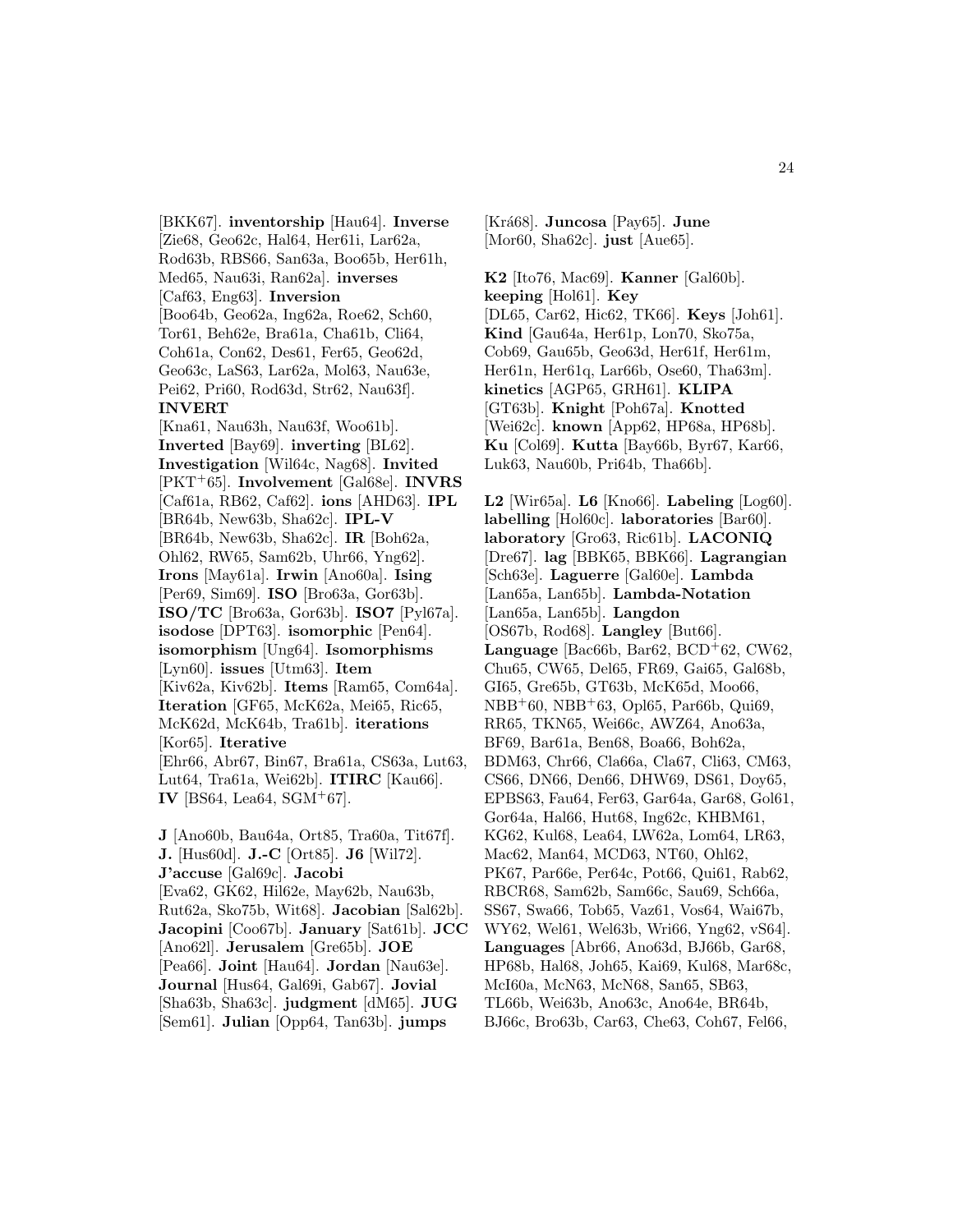[BKK67]. **inventorship** [Hau64]. **Inverse** [Zie68, Geo62c, Hal64, Her61i, Lar62a, Rod63b, RBS66, San63a, Boo65b, Her61h, Med65, Nau63i, Ran62a]. **inverses** [Caf63, Eng63]. **Inversion** [Boo64b, Geo62a, Ing62a, Roe62, Sch60, Tor61, Beh62e, Bra61a, Cha61b, Cli64, Coh61a, Con62, Des61, Fer65, Geo62d, Geo63c, LaS63, Lar62a, Mol63, Nau63e, Pei62, Pri60, Rod63d, Str62, Nau63f]. **INVERT** [Kna61, Nau63h, Nau63f, Woo61b]. **Inverted** [Bay69]. **inverting** [BL62]. **Investigation** [Wil64c, Nag68]. **Invited** [PKT+65]. **Involvement** [Gal68e]. **INVRS** [Caf61a, RB62, Caf62]. **ions** [AHD63]. **IPL** [BR64b, New63b, Sha62c]. **IPL-V** [BR64b, New63b, Sha62c]. **IR** [Boh62a, Ohl62, RW65, Sam62b, Uhr66, Yng62]. **Irons** [May61a]. **Irwin** [Ano60a]. **Ising** [Per69, Sim69]. **ISO** [Bro63a, Gor63b]. **ISO/TC** [Bro63a, Gor63b]. **ISO7** [Pyl67a]. **isodose** [DPT63]. **isomorphic** [Pen64]. **isomorphism** [Ung64]. **Isomorphisms** [Lyn60]. **issues** [Utm63]. **Item** [Kiv62a, Kiv62b]. **Items** [Ram65, Com64a]. **Iteration** [GF65, McK62a, Mei65, Ric65, McK62d, McK64b, Tra61b]. **iterations** [Kor65]. **Iterative** [Ehr66, Abr67, Bin67, Bra61a, CS63a, Lut63, Lut64, Tra61a, Wei62b]. **ITIRC** [Kau66]. **IV** [BS64, Lea64, SGM+67].

**J** [Ano60b, Bau64a, Ort85, Tra60a, Tit67f]. **J.** [Hus60d]. **J.-C** [Ort85]. **J6** [Wil72]. **J'accuse** [Gal69c]. **Jacobi** [Eva62, GK62, Hil62e, May62b, Nau63b, Rut62a, Sko75b, Wit68]. **Jacobian** [Sal62b]. **Jacopini** [Coo67b]. **January** [Sat61b]. **JCC** [Ano62l]. **Jerusalem** [Gre65b]. **JOE** [Pea66]. **Joint** [Hau64]. **Jordan** [Nau63e]. **Journal** [Hus64, Gal69i, Gab67]. **Jovial** [Sha63b, Sha63c]. **judgment** [dM65]. **JUG** [Sem61]. **Julian** [Opp64, Tan63b]. **jumps** [Krá68]. **Juncosa** [Pay65]. **June** [Mor60, Sha62c]. **just** [Aue65].

**K2** [Ito76, Mac69]. **Kanner** [Gal60b]. **keeping** [Hol61]. **Key** [DL65, Car62, Hic62, TK66]. **Keys** [Joh61]. **Kind** [Gau64a, Her61p, Lon70, Sko75a, Cob69, Gau65b, Geo63d, Her61f, Her61m, Her61n, Her61q, Lar66b, Ose60, Tha63m]. **kinetics** [AGP65, GRH61]. **KLIPA** [GT63b]. **Knight** [Poh67a]. **Knotted** [Wei62c]. **known** [App62, HP68a, HP68b]. **Ku** [Col69]. **Kutta** [Bay66b, Byr67, Kar66, Luk63, Nau60b, Pri64b, Tha66b].

**L2** [Wir65a]. **L6** [Kno66]. **Labeling** [Log60]. **labelling** [Hol60c]. **laboratories** [Bar60]. **laboratory** [Gro63, Ric61b]. **LACONIQ** [Dre67]. **lag** [BBK65, BBK66]. **Lagrangian** [Sch63e]. **Laguerre** [Gal60e]. **Lambda** [Lan65a, Lan65b]. **Lambda-Notation** [Lan65a, Lan65b]. **Langdon** [OS67b, Rod68]. **Langley** [But66]. **Language** [Bac66b, Bar62, BCD+62, CW62, Chu65, CW65, Del65, FR69, Gai65, Gal68b, GI65, Gre65b, GT63b, McK65d, Moo66, NBB+60, NBB+63, Opl65, Par66b, Qui69, RR65, TKN65, Wei66c, AWZ64, Ano63a, BF69, Bar61a, Ben68, Boa66, Boh62a, BDM63, Chr66, Cla66a, Cla67, Cli63, CM63, CS66, DN66, Den66, DHW69, DS61, Doy65, EPBS63, Fau64, Fer63, Gar64a, Gar68, Gol61, Gor64a, Hal66, Hut68, Ing62c, KHBM61, KG62, Kul68, Lea64, LW62a, Lom64, LR63, Mac62, Man64, MCD63, NT60, Ohl62, PK67, Par66e, Per64c, Pot66, Qui61, Rab62, RBCR68, Sam62b, Sam66c, Sau69, Sch66a, SS67, Swa66, Tob65, Vaz61, Vos64, Wai67b, WY62, Wel61, Wel63b, Wri66, Yng62, vS64]. **Languages** [Abr66, Ano63d, BJ66b, Gar68, HP68b, Hal68, Joh65, Kai69, Kul68, Mar68c, McI60a, McN63, McN68, San65, SB63, TL66b, Wei63b, Ano63c, Ano64e, BR64b, BJ66c, Bro63b, Car63, Che63, Coh67, Fel66,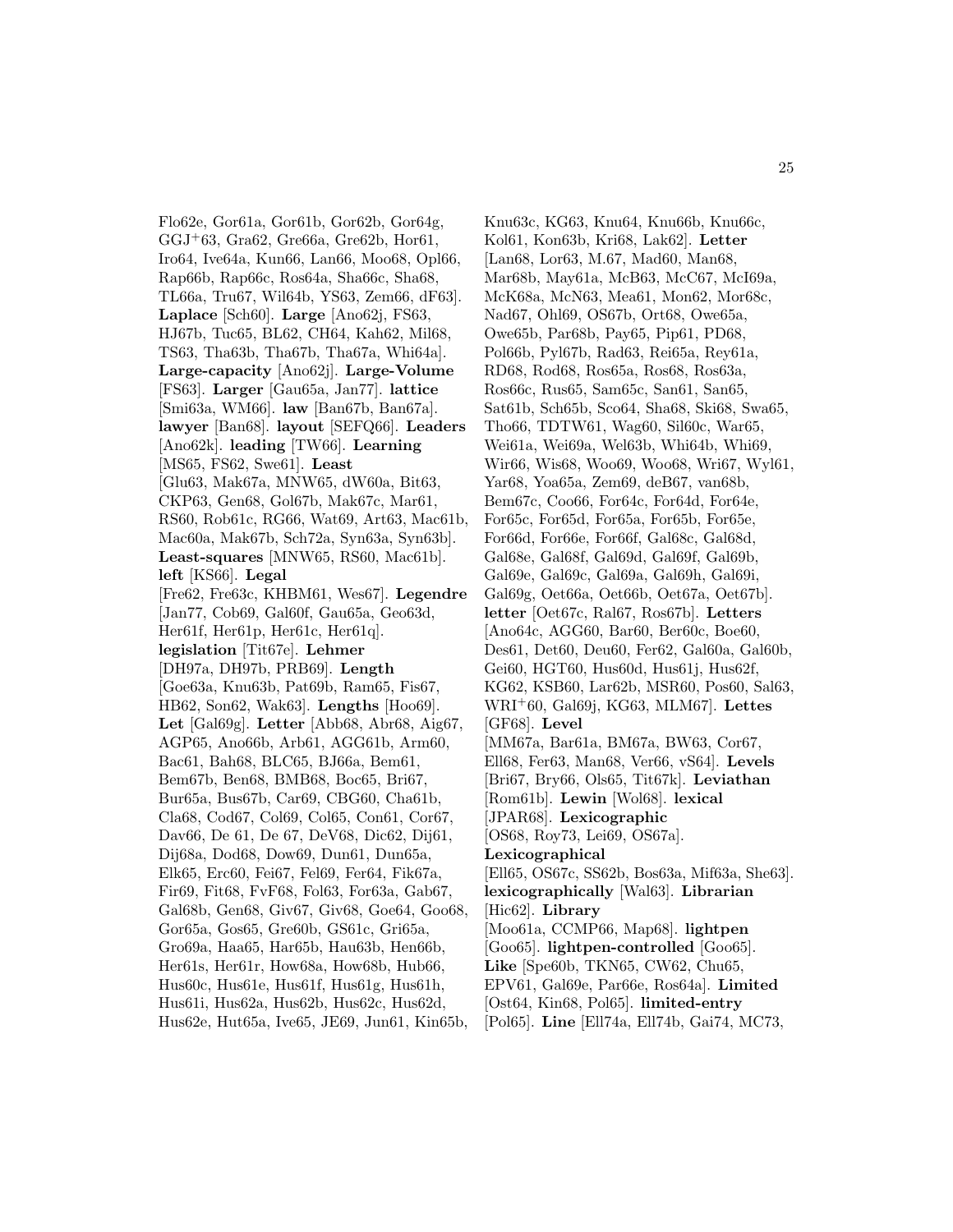Flo62e, Gor61a, Gor61b, Gor62b, Gor64g, GGJ+63, Gra62, Gre66a, Gre62b, Hor61, Iro64, Ive64a, Kun66, Lan66, Moo68, Opl66, Rap66b, Rap66c, Ros64a, Sha66c, Sha68, TL66a, Tru67, Wil64b, YS63, Zem66, dF63]. **Laplace** [Sch60]. **Large** [Ano62j, FS63, HJ67b, Tuc65, BL62, CH64, Kah62, Mil68, TS63, Tha63b, Tha67b, Tha67a, Whi64a]. **Large-capacity** [Ano62j]. **Large-Volume** [FS63]. **Larger** [Gau65a, Jan77]. **lattice** [Smi63a, WM66]. **law** [Ban67b, Ban67a]. **lawyer** [Ban68]. **layout** [SEFQ66]. **Leaders** [Ano62k]. **leading** [TW66]. **Learning** [MS65, FS62, Swe61]. **Least** [Glu63, Mak67a, MNW65, dW60a, Bit63, CKP63, Gen68, Gol67b, Mak67c, Mar61, RS60, Rob61c, RG66, Wat69, Art63, Mac61b, Mac60a, Mak67b, Sch72a, Syn63a, Syn63b]. **Least-squares** [MNW65, RS60, Mac61b]. **left** [KS66]. **Legal** [Fre62, Fre63c, KHBM61, Wes67]. **Legendre** [Jan77, Cob69, Gal60f, Gau65a, Geo63d, Her61f, Her61p, Her61c, Her61q]. **legislation** [Tit67e]. **Lehmer** [DH97a, DH97b, PRB69]. **Length** [Goe63a, Knu63b, Pat69b, Ram65, Fis67, HB62, Son62, Wak63]. **Lengths** [Hoo69]. **Let** [Gal69g]. **Letter** [Abb68, Abr68, Aig67, AGP65, Ano66b, Arb61, AGG61b, Arm60, Bac61, Bah68, BLC65, BJ66a, Bem61, Bem67b, Ben68, BMB68, Boc65, Bri67, Bur65a, Bus67b, Car69, CBG60, Cha61b, Cla68, Cod67, Col69, Col65, Con61, Cor67, Dav66, De 61, De 67, DeV68, Dic62, Dij61, Dij68a, Dod68, Dow69, Dun61, Dun65a, Elk65, Erc60, Fei67, Fel69, Fer64, Fik67a, Fir69, Fit68, FvF68, Fol63, For63a, Gab67, Gal68b, Gen68, Giv67, Giv68, Goe64, Goo68, Gor65a, Gos65, Gre60b, GS61c, Gri65a, Gro69a, Haa65, Har65b, Hau63b, Hen66b, Her61s, Her61r, How68a, How68b, Hub66, Hus60c, Hus61e, Hus61f, Hus61g, Hus61h, Hus61i, Hus62a, Hus62b, Hus62c, Hus62d, Hus62e, Hut65a, Ive65, JE69, Jun61, Kin65b, Knu63c, KG63, Knu64, Knu66b, Knu66c, Kol61, Kon63b, Kri68, Lak62]. **Letter** [Lan68, Lor63, M.67, Mad60, Man68, Mar68b, May61a, McB63, McC67, McI69a, McK68a, McN63, Mea61, Mon62, Mor68c, Nad67, Ohl69, OS67b, Ort68, Owe65a, Owe65b, Par68b, Pay65, Pip61, PD68, Pol66b, Pyl67b, Rad63, Rei65a, Rey61a, RD68, Rod68, Ros65a, Ros68, Ros63a, Ros66c, Rus65, Sam65c, San61, San65, Sat61b, Sch65b, Sco64, Sha68, Ski68, Swa65, Tho66, TDTW61, Wag60, Sil60c, War65, Wei61a, Wei69a, Wel63b, Whi64b, Whi69, Wir66, Wis68, Woo69, Woo68, Wri67, Wyl61, Yar68, Yoa65a, Zem69, deB67, van68b, Bem67c, Coo66, For64c, For64d, For64e, For65c, For65d, For65a, For65b, For65e, For66d, For66e, For66f, Gal68c, Gal68d, Gal68e, Gal68f, Gal69d, Gal69f, Gal69b, Gal69e, Gal69c, Gal69a, Gal69h, Gal69i, Gal69g, Oet66a, Oet66b, Oet67a, Oet67b]. **letter** [Oet67c, Ral67, Ros67b]. **Letters** [Ano64c, AGG60, Bar60, Ber60c, Boe60, Des61, Det60, Deu60, Fer62, Gal60a, Gal60b, Gei60, HGT60, Hus60d, Hus61j, Hus62f, KG62, KSB60, Lar62b, MSR60, Pos60, Sal63, WRI+60, Gal69j, KG63, MLM67]. **Lettes** [GF68]. **Level** [MM67a, Bar61a, BM67a, BW63, Cor67, Ell68, Fer63, Man68, Ver66, vS64]. **Levels** [Bri67, Bry66, Ols65, Tit67k]. **Leviathan** [Rom61b]. **Lewin** [Wol68]. **lexical** [JPAR68]. **Lexicographic** [OS68, Roy73, Lei69, OS67a]. **Lexicographical** [Ell65, OS67c, SS62b, Bos63a, Mif63a, She63]. **lexicographically** [Wal63]. **Librarian** [Hic62]. **Library** [Moo61a, CCMP66, Map68]. **lightpen** [Goo65]. **lightpen-controlled** [Goo65]. **Like** [Spe60b, TKN65, CW62, Chu65, EPV61, Gal69e, Par66e, Ros64a]. **Limited** [Ost64, Kin68, Pol65]. **limited-entry** [Pol65]. **Line** [Ell74a, Ell74b, Gai74, MC73,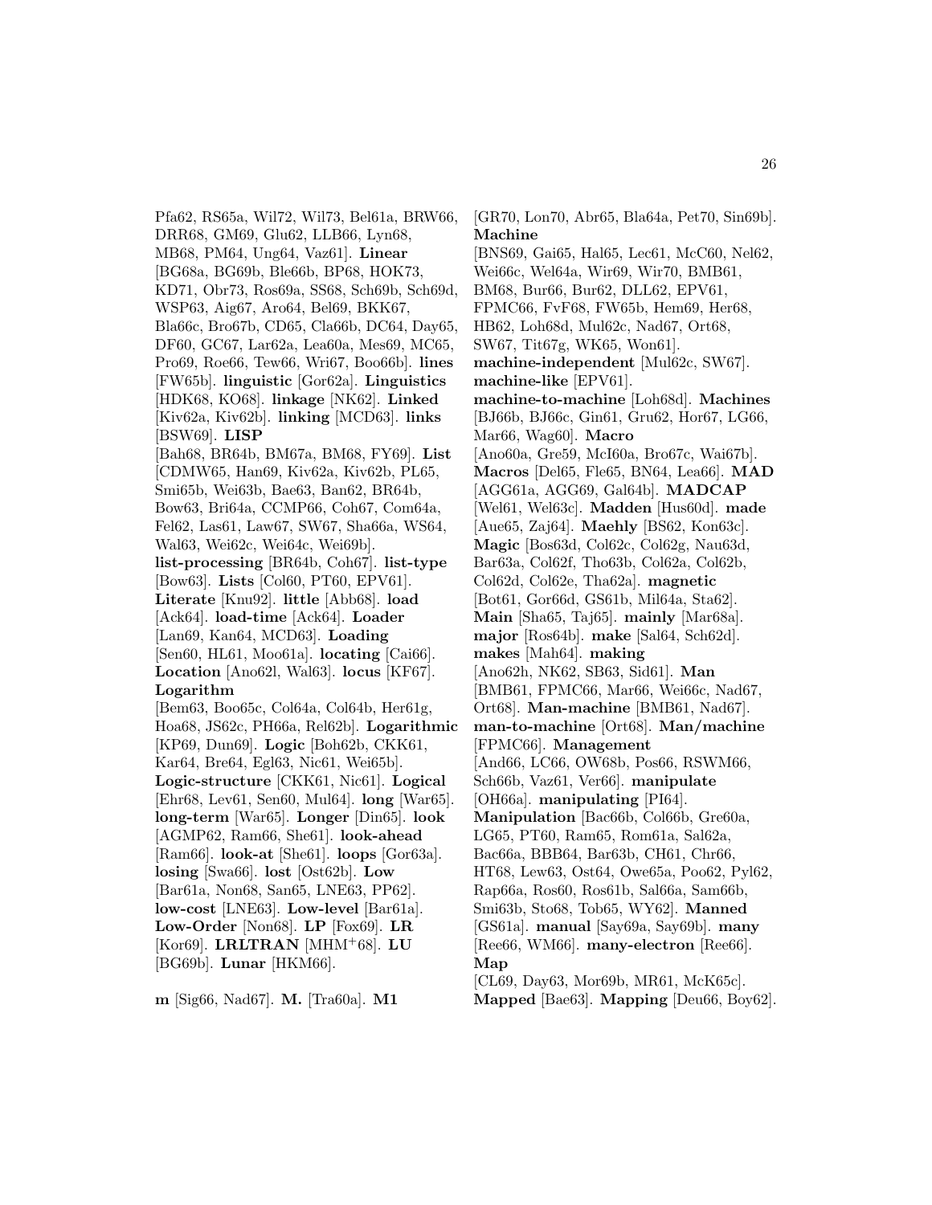Pfa62, RS65a, Wil72, Wil73, Bel61a, BRW66, DRR68, GM69, Glu62, LLB66, Lyn68, MB68, PM64, Ung64, Vaz61]. **Linear** [BG68a, BG69b, Ble66b, BP68, HOK73, KD71, Obr73, Ros69a, SS68, Sch69b, Sch69d, WSP63, Aig67, Aro64, Bel69, BKK67, Bla66c, Bro67b, CD65, Cla66b, DC64, Day65, DF60, GC67, Lar62a, Lea60a, Mes69, MC65, Pro69, Roe66, Tew66, Wri67, Boo66b]. **lines** [FW65b]. **linguistic** [Gor62a]. **Linguistics** [HDK68, KO68]. **linkage** [NK62]. **Linked** [Kiv62a, Kiv62b]. **linking** [MCD63]. **links** [BSW69]. **LISP** [Bah68, BR64b, BM67a, BM68, FY69]. **List** [CDMW65, Han69, Kiv62a, Kiv62b, PL65, Smi65b, Wei63b, Bae63, Ban62, BR64b, Bow63, Bri64a, CCMP66, Coh67, Com64a, Fel62, Las61, Law67, SW67, Sha66a, WS64, Wal63, Wei62c, Wei64c, Wei69b]. **list-processing** [BR64b, Coh67]. **list-type** [Bow63]. **Lists** [Col60, PT60, EPV61]. **Literate** [Knu92]. **little** [Abb68]. **load** [Ack64]. **load-time** [Ack64]. **Loader** [Lan69, Kan64, MCD63]. **Loading** [Sen60, HL61, Moo61a]. **locating** [Cai66]. **Location** [Ano62l, Wal63]. **locus** [KF67]. **Logarithm** [Bem63, Boo65c, Col64a, Col64b, Her61g, Hoa68, JS62c, PH66a, Rel62b]. **Logarithmic** [KP69, Dun69]. **Logic** [Boh62b, CKK61, Kar64, Bre64, Egl63, Nic61, Wei65b]. **Logic-structure** [CKK61, Nic61]. **Logical** [Ehr68, Lev61, Sen60, Mul64]. **long** [War65]. **long-term** [War65]. **Longer** [Din65]. **look** [AGMP62, Ram66, She61]. **look-ahead** [Ram66]. **look-at** [She61]. **loops** [Gor63a]. **losing** [Swa66]. **lost** [Ost62b]. **Low** [Bar61a, Non68, San65, LNE63, PP62]. **low-cost** [LNE63]. **Low-level** [Bar61a]. **Low-Order** [Non68]. **LP** [Fox69]. **LR** [Kor69]. **LRLTRAN** [MHM+68]. **LU** [BG69b]. **Lunar** [HKM66].

**m** [Sig66, Nad67]. **M.** [Tra60a]. **M1** [GR70, Lon70, Abr65, Bla64a, Pet70, Sin69b]. **Machine** [BNS69, Gai65, Hal65, Lec61, McC60, Nel62, Wei66c, Wel64a, Wir69, Wir70, BMB61, BM68, Bur66, Bur62, DLL62, EPV61, FPMC66, FvF68, FW65b, Hem69, Her68, HB62, Loh68d, Mul62c, Nad67, Ort68, SW67, Tit67g, WK65, Won61]. **machine-independent** [Mul62c, SW67]. **machine-like** [EPV61]. **machine-to-machine** [Loh68d]. **Machines** [BJ66b, BJ66c, Gin61, Gru62, Hor67, LG66, Mar66, Wag60]. **Macro** [Ano60a, Gre59, McI60a, Bro67c, Wai67b]. **Macros** [Del65, Fle65, BN64, Lea66]. **MAD** [AGG61a, AGG69, Gal64b]. **MADCAP** [Wel61, Wel63c]. **Madden** [Hus60d]. **made** [Aue65, Zaj64]. **Maehly** [BS62, Kon63c]. **Magic** [Bos63d, Col62c, Col62g, Nau63d, Bar63a, Col62f, Tho63b, Col62a, Col62b, Col62d, Col62e, Tha62a]. **magnetic** [Bot61, Gor66d, GS61b, Mil64a, Sta62]. **Main** [Sha65, Taj65]. **mainly** [Mar68a]. **major** [Ros64b]. **make** [Sal64, Sch62d]. **makes** [Mah64]. **making** [Ano62h, NK62, SB63, Sid61]. **Man** [BMB61, FPMC66, Mar66, Wei66c, Nad67, Ort68]. **Man-machine** [BMB61, Nad67]. **man-to-machine** [Ort68]. **Man/machine** [FPMC66]. **Management** [And66, LC66, OW68b, Pos66, RSWM66, Sch66b, Vaz61, Ver66]. **manipulate** [OH66a]. **manipulating** [PI64]. **Manipulation** [Bac66b, Col66b, Gre60a, LG65, PT60, Ram65, Rom61a, Sal62a, Bac66a, BBB64, Bar63b, CH61, Chr66, HT68, Lew63, Ost64, Owe65a, Poo62, Pyl62, Rap66a, Ros60, Ros61b, Sal66a, Sam66b, Smi63b, Sto68, Tob65, WY62]. **Manned** [GS61a]. **manual** [Say69a, Say69b]. **many** [Ree66, WM66]. **many-electron** [Ree66]. **Map** [CL69, Day63, Mor69b, MR61, McK65c]. **Mapped** [Bae63]. **Mapping** [Deu66, Boy62].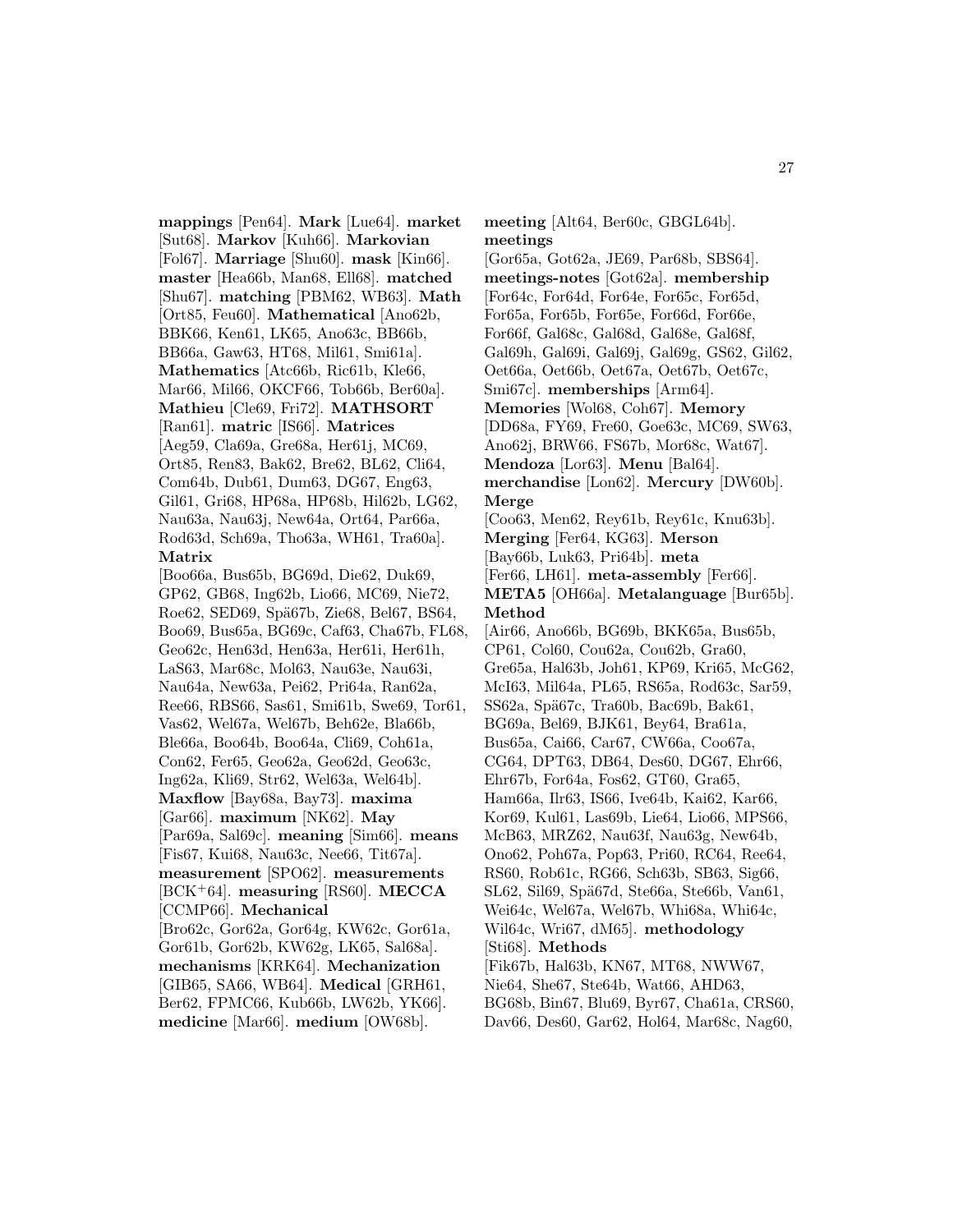**mappings** [Pen64]. **Mark** [Lue64]. **market** [Sut68]. **Markov** [Kuh66]. **Markovian** [Fol67]. **Marriage** [Shu60]. **mask** [Kin66]. **master** [Hea66b, Man68, Ell68]. **matched** [Shu67]. **matching** [PBM62, WB63]. **Math** [Ort85, Feu60]. **Mathematical** [Ano62b, BBK66, Ken61, LK65, Ano63c, BB66b, BB66a, Gaw63, HT68, Mil61, Smi61a]. **Mathematics** [Atc66b, Ric61b, Kle66, Mar66, Mil66, OKCF66, Tob66b, Ber60a]. **Mathieu** [Cle69, Fri72]. **MATHSORT** [Ran61]. **matric** [IS66]. **Matrices** [Aeg59, Cla69a, Gre68a, Her61j, MC69, Ort85, Ren83, Bak62, Bre62, BL62, Cli64, Com64b, Dub61, Dum63, DG67, Eng63, Gil61, Gri68, HP68a, HP68b, Hil62b, LG62, Nau63a, Nau63j, New64a, Ort64, Par66a, Rod63d, Sch69a, Tho63a, WH61, Tra60a]. **Matrix** [Boo66a, Bus65b, BG69d, Die62, Duk69, GP62, GB68, Ing62b, Lio66, MC69, Nie72, Roe62, SED69, Spä67b, Zie68, Bel67, BS64, Boo69, Bus65a, BG69c, Caf63, Cha67b, FL68, Geo62c, Hen63d, Hen63a, Her61i, Her61h, LaS63, Mar68c, Mol63, Nau63e, Nau63i, Nau64a, New63a, Pei62, Pri64a, Ran62a, Ree66, RBS66, Sas61, Smi61b, Swe69, Tor61, Vas62, Wel67a, Wel67b, Beh62e, Bla66b, Ble66a, Boo64b, Boo64a, Cli69, Coh61a, Con62, Fer65, Geo62a, Geo62d, Geo63c, Ing62a, Kli69, Str62, Wel63a, Wel64b]. **Maxflow** [Bay68a, Bay73]. **maxima** [Gar66]. **maximum** [NK62]. **May** [Par69a, Sal69c]. **meaning** [Sim66]. **means** [Fis67, Kui68, Nau63c, Nee66, Tit67a]. **measurement** [SPO62]. **measurements** [BCK+64]. **measuring** [RS60]. **MECCA** [CCMP66]. **Mechanical** [Bro62c, Gor62a, Gor64g, KW62c, Gor61a, Gor61b, Gor62b, KW62g, LK65, Sal68a]. **mechanisms** [KRK64]. **Mechanization** [GIB65, SA66, WB64]. **Medical** [GRH61, Ber62, FPMC66, Kub66b, LW62b, YK66]. **medicine** [Mar66]. **medium** [OW68b].

**meeting** [Alt64, Ber60c, GBGL64b]. **meetings** [Gor65a, Got62a, JE69, Par68b, SBS64]. **meetings-notes** [Got62a]. **membership** [For64c, For64d, For64e, For65c, For65d, For65a, For65b, For65e, For66d, For66e, For66f, Gal68c, Gal68d, Gal68e, Gal68f, Gal69h, Gal69i, Gal69j, Gal69g, GS62, Gil62, Oet66a, Oet66b, Oet67a, Oet67b, Oet67c, Smi67c]. **memberships** [Arm64]. **Memories** [Wol68, Coh67]. **Memory** [DD68a, FY69, Fre60, Goe63c, MC69, SW63, Ano62j, BRW66, FS67b, Mor68c, Wat67]. **Mendoza** [Lor63]. **Menu** [Bal64]. **merchandise** [Lon62]. **Mercury** [DW60b]. **Merge** [Coo63, Men62, Rey61b, Rey61c, Knu63b]. **Merging** [Fer64, KG63]. **Merson** [Bay66b, Luk63, Pri64b]. **meta** [Fer66, LH61]. **meta-assembly** [Fer66]. **META5** [OH66a]. **Metalanguage** [Bur65b]. **Method** [Air66, Ano66b, BG69b, BKK65a, Bus65b, CP61, Col60, Cou62a, Cou62b, Gra60, Gre65a, Hal63b, Joh61, KP69, Kri65, McG62, McI63, Mil64a, PL65, RS65a, Rod63c, Sar59, SS62a, Spä67c, Tra60b, Bac69b, Bak61, BG69a, Bel69, BJK61, Bey64, Bra61a, Bus65a, Cai66, Car67, CW66a, Coo67a, CG64, DPT63, DB64, Des60, DG67, Ehr66, Ehr67b, For64a, Fos62, GT60, Gra65, Ham66a, Ilr63, IS66, Ive64b, Kai62, Kar66, Kor69, Kul61, Las69b, Lie64, Lio66, MPS66, McB63, MRZ62, Nau63f, Nau63g, New64b, Ono62, Poh67a, Pop63, Pri60, RC64, Ree64, RS60, Rob61c, RG66, Sch63b, SB63, Sig66, SL62, Sil69, Spä67d, Ste66a, Ste66b, Van61, Wei64c, Wel67a, Wel67b, Whi68a, Whi64c, Wil64c, Wri67, dM65]. **methodology** [Sti68]. **Methods** [Fik67b, Hal63b, KN67, MT68, NWW67, Nie64, She67, Ste64b, Wat66, AHD63, BG68b, Bin67, Blu69, Byr67, Cha61a, CRS60, Dav66, Des60, Gar62, Hol64, Mar68c, Nag60,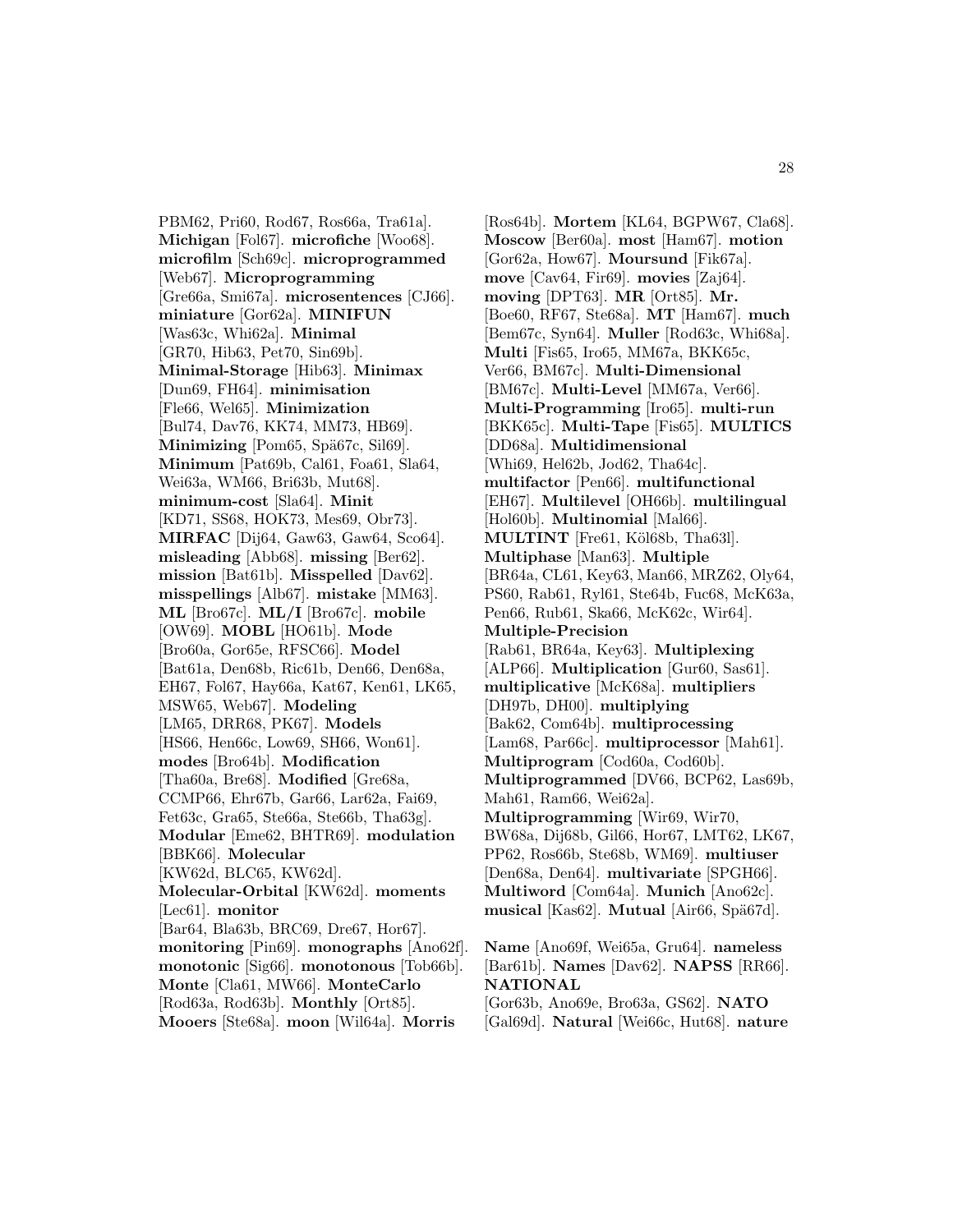PBM62, Pri60, Rod67, Ros66a, Tra61a]. **Michigan** [Fol67]. **microfiche** [Woo68]. **microfilm** [Sch69c]. **microprogrammed** [Web67]. **Microprogramming** [Gre66a, Smi67a]. **microsentences** [CJ66]. **miniature** [Gor62a]. **MINIFUN** [Was63c, Whi62a]. **Minimal** [GR70, Hib63, Pet70, Sin69b]. **Minimal-Storage** [Hib63]. **Minimax** [Dun69, FH64]. **minimisation** [Fle66, Wel65]. **Minimization** [Bul74, Dav76, KK74, MM73, HB69]. **Minimizing** [Pom65, Spä67c, Sil69]. **Minimum** [Pat69b, Cal61, Foa61, Sla64, Wei63a, WM66, Bri63b, Mut68]. **minimum-cost** [Sla64]. **Minit** [KD71, SS68, HOK73, Mes69, Obr73]. **MIRFAC** [Dij64, Gaw63, Gaw64, Sco64]. **misleading** [Abb68]. **missing** [Ber62]. **mission** [Bat61b]. **Misspelled** [Dav62]. **misspellings** [Alb67]. **mistake** [MM63]. **ML** [Bro67c]. **ML/I** [Bro67c]. **mobile** [OW69]. **MOBL** [HO61b]. **Mode** [Bro60a, Gor65e, RFSC66]. **Model** [Bat61a, Den68b, Ric61b, Den66, Den68a, EH67, Fol67, Hay66a, Kat67, Ken61, LK65, MSW65, Web67]. **Modeling** [LM65, DRR68, PK67]. **Models** [HS66, Hen66c, Low69, SH66, Won61]. **modes** [Bro64b]. **Modification** [Tha60a, Bre68]. **Modified** [Gre68a, CCMP66, Ehr67b, Gar66, Lar62a, Fai69, Fet63c, Gra65, Ste66a, Ste66b, Tha63g]. **Modular** [Eme62, BHTR69]. **modulation** [BBK66]. **Molecular** [KW62d, BLC65, KW62d]. **Molecular-Orbital** [KW62d]. **moments** [Lec61]. **monitor** [Bar64, Bla63b, BRC69, Dre67, Hor67]. **monitoring** [Pin69]. **monographs** [Ano62f]. **monotonic** [Sig66]. **monotonous** [Tob66b]. **Monte** [Cla61, MW66]. **MonteCarlo** [Rod63a, Rod63b]. **Monthly** [Ort85]. **Mooers** [Ste68a]. **moon** [Wil64a]. **Morris** [Ros64b]. **Mortem** [KL64, BGPW67, Cla68]. **Moscow** [Ber60a]. **most** [Ham67]. **motion** [Gor62a, How67]. **Moursund** [Fik67a]. **move** [Cav64, Fir69]. **movies** [Zaj64]. **moving** [DPT63]. **MR** [Ort85]. **Mr.** [Boe60, RF67, Ste68a]. **MT** [Ham67]. **much** [Bem67c, Syn64]. **Muller** [Rod63c, Whi68a]. **Multi** [Fis65, Iro65, MM67a, BKK65c, Ver66, BM67c]. **Multi-Dimensional** [BM67c]. **Multi-Level** [MM67a, Ver66]. **Multi-Programming** [Iro65]. **multi-run** [BKK65c]. **Multi-Tape** [Fis65]. **MULTICS** [DD68a]. **Multidimensional** [Whi69, Hel62b, Jod62, Tha64c]. **multifactor** [Pen66]. **multifunctional** [EH67]. **Multilevel** [OH66b]. **multilingual** [Hol60b]. **Multinomial** [Mal66]. **MULTINT** [Fre61, Köl68b, Tha63l]. **Multiphase** [Man63]. **Multiple** [BR64a, CL61, Key63, Man66, MRZ62, Oly64, PS60, Rab61, Ryl61, Ste64b, Fuc68, McK63a, Pen66, Rub61, Ska66, McK62c, Wir64]. **Multiple-Precision** [Rab61, BR64a, Key63]. **Multiplexing** [ALP66]. **Multiplication** [Gur60, Sas61]. **multiplicative** [McK68a]. **multipliers** [DH97b, DH00]. **multiplying** [Bak62, Com64b]. **multiprocessing** [Lam68, Par66c]. **multiprocessor** [Mah61]. **Multiprogram** [Cod60a, Cod60b]. **Multiprogrammed** [DV66, BCP62, Las69b, Mah61, Ram66, Wei62a]. **Multiprogramming** [Wir69, Wir70, BW68a, Dij68b, Gil66, Hor67, LMT62, LK67, PP62, Ros66b, Ste68b, WM69]. **multiuser** [Den68a, Den64]. **multivariate** [SPGH66]. **Multiword** [Com64a]. **Munich** [Ano62c]. **musical** [Kas62]. **Mutual** [Air66, Spä67d].

**Name** [Ano69f, Wei65a, Gru64]. **nameless** [Bar61b]. **Names** [Dav62]. **NAPSS** [RR66]. **NATIONAL** [Gor63b, Ano69e, Bro63a, GS62]. **NATO** [Gal69d]. **Natural** [Wei66c, Hut68]. **nature**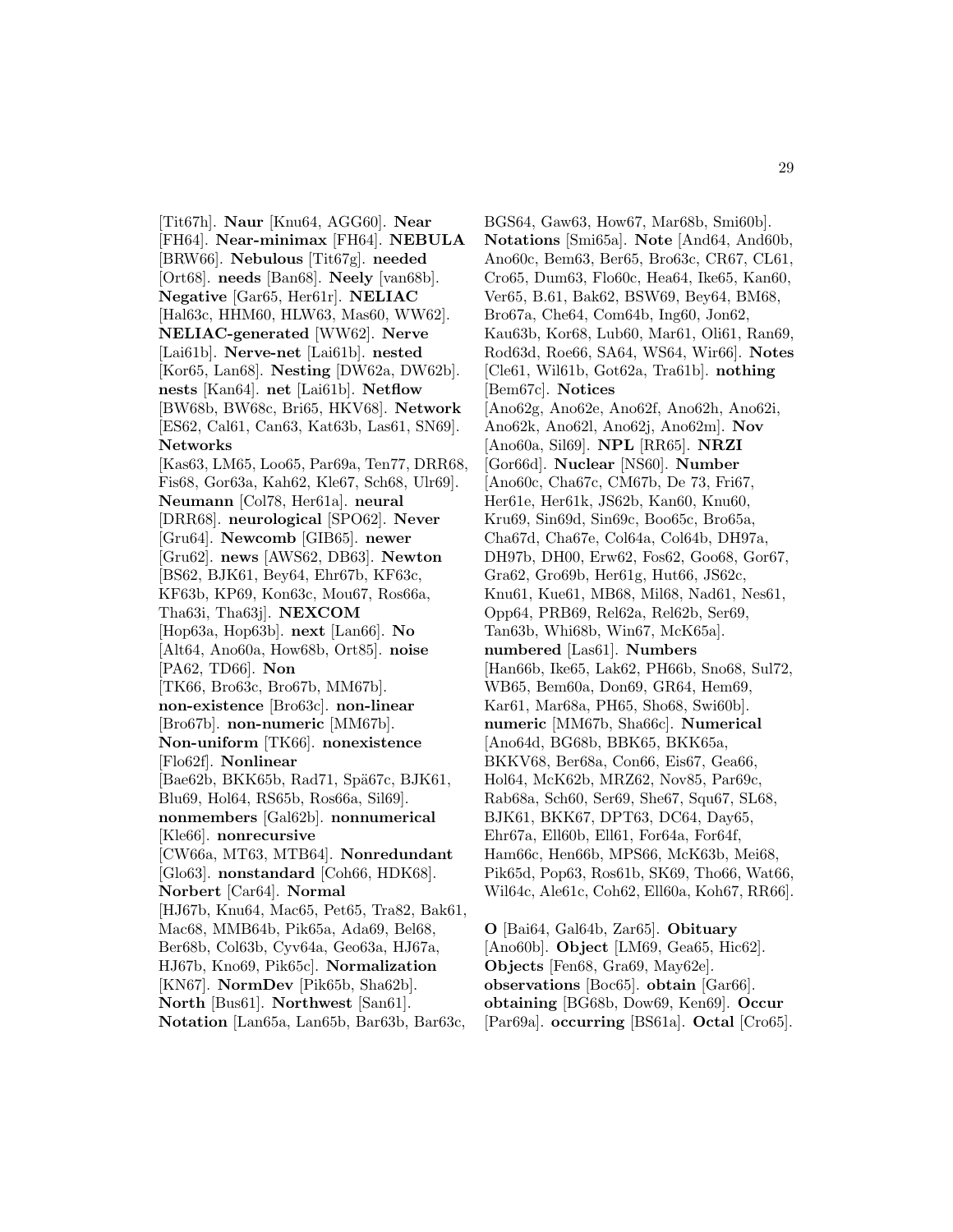[Tit67h]. **Naur** [Knu64, AGG60]. **Near** [FH64]. **Near-minimax** [FH64]. **NEBULA** [BRW66]. **Nebulous** [Tit67g]. **needed** [Ort68]. **needs** [Ban68]. **Neely** [van68b]. **Negative** [Gar65, Her61r]. **NELIAC** [Hal63c, HHM60, HLW63, Mas60, WW62]. **NELIAC-generated** [WW62]. **Nerve** [Lai61b]. **Nerve-net** [Lai61b]. **nested** [Kor65, Lan68]. **Nesting** [DW62a, DW62b]. **nests** [Kan64]. **net** [Lai61b]. **Netflow** [BW68b, BW68c, Bri65, HKV68]. **Network** [ES62, Cal61, Can63, Kat63b, Las61, SN69]. **Networks** [Kas63, LM65, Loo65, Par69a, Ten77, DRR68, Fis68, Gor63a, Kah62, Kle67, Sch68, Ulr69]. **Neumann** [Col78, Her61a]. **neural** [DRR68]. **neurological** [SPO62]. **Never** [Gru64]. **Newcomb** [GIB65]. **newer** [Gru62]. **news** [AWS62, DB63]. **Newton** [BS62, BJK61, Bey64, Ehr67b, KF63c, KF63b, KP69, Kon63c, Mou67, Ros66a, Tha63i, Tha63j]. **NEXCOM** [Hop63a, Hop63b]. **next** [Lan66]. **No** [Alt64, Ano60a, How68b, Ort85]. **noise** [PA62, TD66]. **Non** [TK66, Bro63c, Bro67b, MM67b]. **non-existence** [Bro63c]. **non-linear** [Bro67b]. **non-numeric** [MM67b]. **Non-uniform** [TK66]. **nonexistence** [Flo62f]. **Nonlinear** [Bae62b, BKK65b, Rad71, Spä67c, BJK61, Blu69, Hol64, RS65b, Ros66a, Sil69]. **nonmembers** [Gal62b]. **nonnumerical** [Kle66]. **nonrecursive** [CW66a, MT63, MTB64]. **Nonredundant** [Glo63]. **nonstandard** [Coh66, HDK68]. **Norbert** [Car64]. **Normal** [HJ67b, Knu64, Mac65, Pet65, Tra82, Bak61, Mac68, MMB64b, Pik65a, Ada69, Bel68, Ber68b, Col63b, Cyv64a, Geo63a, HJ67a, HJ67b, Kno69, Pik65c]. **Normalization** [KN67]. **NormDev** [Pik65b, Sha62b]. **North** [Bus61]. **Northwest** [San61]. **Notation** [Lan65a, Lan65b, Bar63b, Bar63c, BGS64, Gaw63, How67, Mar68b, Smi60b]. **Notations** [Smi65a]. **Note** [And64, And60b, Ano60c, Bem63, Ber65, Bro63c, CR67, CL61, Cro65, Dum63, Flo60c, Hea64, Ike65, Kan60, Ver65, B.61, Bak62, BSW69, Bey64, BM68, Bro67a, Che64, Com64b, Ing60, Jon62, Kau63b, Kor68, Lub60, Mar61, Oli61, Ran69, Rod63d, Roe66, SA64, WS64, Wir66]. **Notes** [Cle61, Wil61b, Got62a, Tra61b]. **nothing** [Bem67c]. **Notices** [Ano62g, Ano62e, Ano62f, Ano62h, Ano62i, Ano62k, Ano62l, Ano62j, Ano62m]. **Nov** [Ano60a, Sil69]. **NPL** [RR65]. **NRZI** [Gor66d]. **Nuclear** [NS60]. **Number** [Ano60c, Cha67c, CM67b, De 73, Fri67, Her61e, Her61k, JS62b, Kan60, Knu60, Kru69, Sin69d, Sin69c, Boo65c, Bro65a, Cha67d, Cha67e, Col64a, Col64b, DH97a, DH97b, DH00, Erw62, Fos62, Goo68, Gor67, Gra62, Gro69b, Her61g, Hut66, JS62c, Knu61, Kue61, MB68, Mil68, Nad61, Nes61, Opp64, PRB69, Rel62a, Rel62b, Ser69, Tan63b, Whi68b, Win67, McK65a]. **numbered** [Las61]. **Numbers** [Han66b, Ike65, Lak62, PH66b, Sno68, Sul72, WB65, Bem60a, Don69, GR64, Hem69, Kar61, Mar68a, PH65, Sho68, Swi60b]. **numeric** [MM67b, Sha66c]. **Numerical** [Ano64d, BG68b, BBK65, BKK65a, BKKV68, Ber68a, Con66, Eis67, Gea66, Hol64, McK62b, MRZ62, Nov85, Par69c, Rab68a, Sch60, Ser69, She67, Squ67, SL68, BJK61, BKK67, DPT63, DC64, Day65, Ehr67a, Ell60b, Ell61, For64a, For64f, Ham66c, Hen66b, MPS66, McK63b, Mei68, Pik65d, Pop63, Ros61b, SK69, Tho66, Wat66, Wil64c, Ale61c, Coh62, Ell60a, Koh67, RR66].

**O** [Bai64, Gal64b, Zar65]. **Obituary** [Ano60b]. **Object** [LM69, Gea65, Hic62]. **Objects** [Fen68, Gra69, May62e]. **observations** [Boc65]. **obtain** [Gar66]. **obtaining** [BG68b, Dow69, Ken69]. **Occur** [Par69a]. **occurring** [BS61a]. **Octal** [Cro65].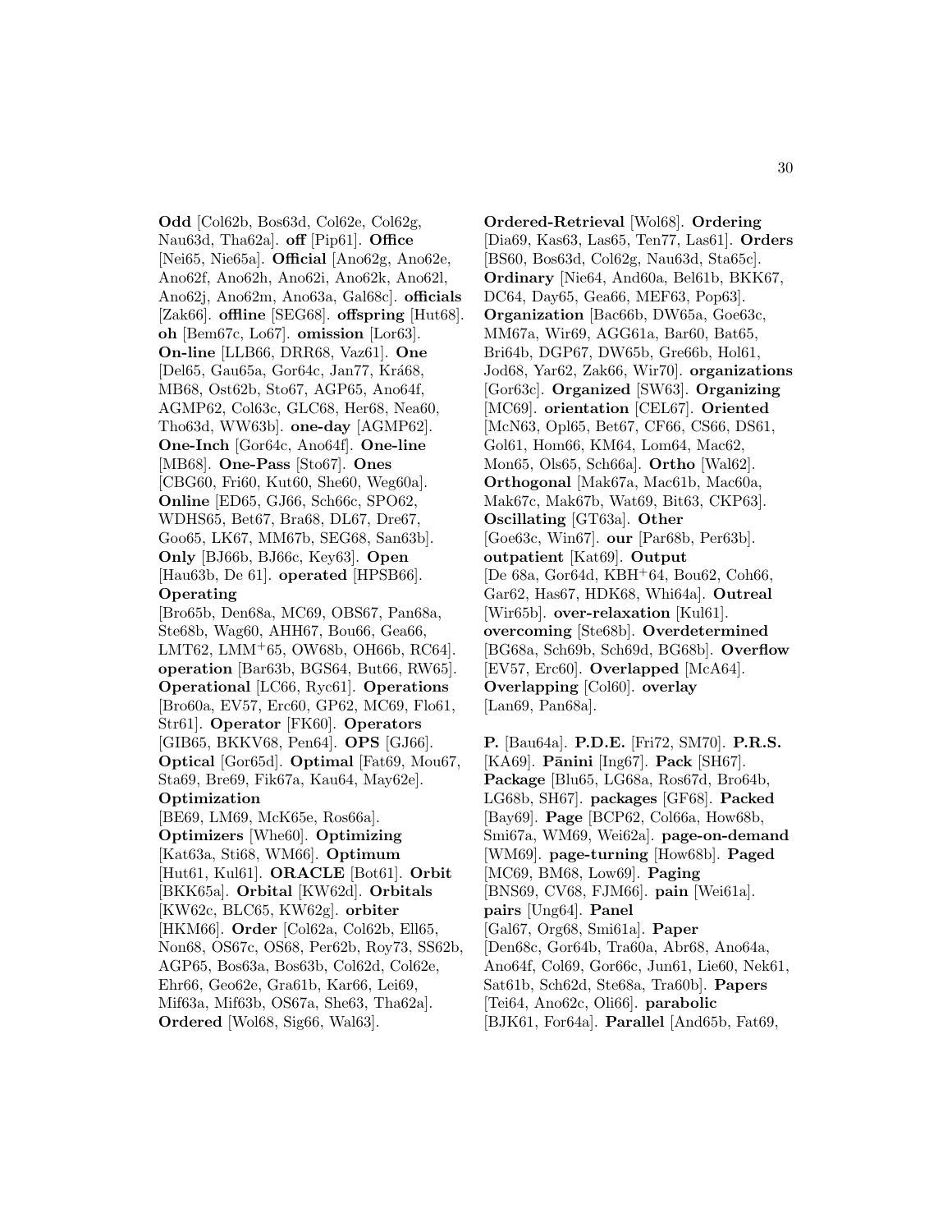**Odd** [Col62b, Bos63d, Col62e, Col62g, Nau63d, Tha62a]. **off** [Pip61]. **Office** [Nei65, Nie65a]. **Official** [Ano62g, Ano62e, Ano62f, Ano62h, Ano62i, Ano62k, Ano62l, Ano62j, Ano62m, Ano63a, Gal68c]. **officials** [Zak66]. **offline** [SEG68]. **offspring** [Hut68]. **oh** [Bem67c, Lo67]. **omission** [Lor63]. **On-line** [LLB66, DRR68, Vaz61]. **One** [Del65, Gau65a, Gor64c, Jan77, Krá68, MB68, Ost62b, Sto67, AGP65, Ano64f, AGMP62, Col63c, GLC68, Her68, Nea60, Tho63d, WW63b]. **one-day** [AGMP62]. **One-Inch** [Gor64c, Ano64f]. **One-line** [MB68]. **One-Pass** [Sto67]. **Ones** [CBG60, Fri60, Kut60, She60, Weg60a]. **Online** [ED65, GJ66, Sch66c, SPO62, WDHS65, Bet67, Bra68, DL67, Dre67, Goo65, LK67, MM67b, SEG68, San63b]. **Only** [BJ66b, BJ66c, Key63]. **Open** [Hau63b, De 61]. **operated** [HPSB66]. **Operating** [Bro65b, Den68a, MC69, OBS67, Pan68a, Ste68b, Wag60, AHH67, Bou66, Gea66, LMT62, LMM+65, OW68b, OH66b, RC64]. **operation** [Bar63b, BGS64, But66, RW65]. **Operational** [LC66, Ryc61]. **Operations** [Bro60a, EV57, Erc60, GP62, MC69, Flo61, Str61]. **Operator** [FK60]. **Operators** [GIB65, BKKV68, Pen64]. **OPS** [GJ66]. **Optical** [Gor65d]. **Optimal** [Fat69, Mou67, Sta69, Bre69, Fik67a, Kau64, May62e]. **Optimization** [BE69, LM69, McK65e, Ros66a]. **Optimizers** [Whe60]. **Optimizing** [Kat63a, Sti68, WM66]. **Optimum** [Hut61, Kul61]. **ORACLE** [Bot61]. **Orbit** [BKK65a]. **Orbital** [KW62d]. **Orbitals** [KW62c, BLC65, KW62g]. **orbiter** [HKM66]. **Order** [Col62a, Col62b, Ell65, Non68, OS67c, OS68, Per62b, Roy73, SS62b, AGP65, Bos63a, Bos63b, Col62d, Col62e, Ehr66, Geo62e, Gra61b, Kar66, Lei69, Mif63a, Mif63b, OS67a, She63, Tha62a]. **Ordered** [Wol68, Sig66, Wal63]. **Ordered-Retrieval** [Wol68]. **Ordering** [Dia69, Kas63, Las65, Ten77, Las61]. **Orders** [BS60, Bos63d, Col62g, Nau63d, Sta65c]. **Ordinary** [Nie64, And60a, Bel61b, BKK67, DC64, Day65, Gea66, MEF63, Pop63]. **Organization** [Bac66b, DW65a, Goe63c, MM67a, Wir69, AGG61a, Bar60, Bat65, Bri64b, DGP67, DW65b, Gre66b, Hol61, Jod68, Yar62, Zak66, Wir70]. **organizations** [Gor63c]. **Organized** [SW63]. **Organizing** [MC69]. **orientation** [CEL67]. **Oriented** [McN63, Opl65, Bet67, CF66, CS66, DS61, Gol61, Hom66, KM64, Lom64, Mac62, Mon65, Ols65, Sch66a]. **Ortho** [Wal62]. **Orthogonal** [Mak67a, Mac61b, Mac60a, Mak67c, Mak67b, Wat69, Bit63, CKP63]. **Oscillating** [GT63a]. **Other** [Goe63c, Win67]. **our** [Par68b, Per63b]. **outpatient** [Kat69]. **Output** [De 68a, Gor64d, KBH+64, Bou62, Coh66, Gar62, Has67, HDK68, Whi64a]. **Outreal** [Wir65b]. **over-relaxation** [Kul61]. **overcoming** [Ste68b]. **Overdetermined** [BG68a, Sch69b, Sch69d, BG68b]. **Overflow** [EV57, Erc60]. **Overlapped** [McA64]. **Overlapping** [Col60]. **overlay** [Lan69, Pan68a].

**P.** [Bau64a]. **P.D.E.** [Fri72, SM70]. **P.R.S.** [KA69]. **Pānini** [Ing67]. **Pack** [SH67]. **Package** [Blu65, LG68a, Ros67d, Bro64b, LG68b, SH67]. **packages** [GF68]. **Packed** [Bay69]. **Page** [BCP62, Col66a, How68b, Smi67a, WM69, Wei62a]. **page-on-demand** [WM69]. **page-turning** [How68b]. **Paged** [MC69, BM68, Low69]. **Paging** [BNS69, CV68, FJM66]. **pain** [Wei61a]. **pairs** [Ung64]. **Panel** [Gal67, Org68, Smi61a]. **Paper** [Den68c, Gor64b, Tra60a, Abr68, Ano64a, Ano64f, Col69, Gor66c, Jun61, Lie60, Nek61, Sat61b, Sch62d, Ste68a, Tra60b]. **Papers** [Tei64, Ano62c, Oli66]. **parabolic** [BJK61, For64a]. **Parallel** [And65b, Fat69,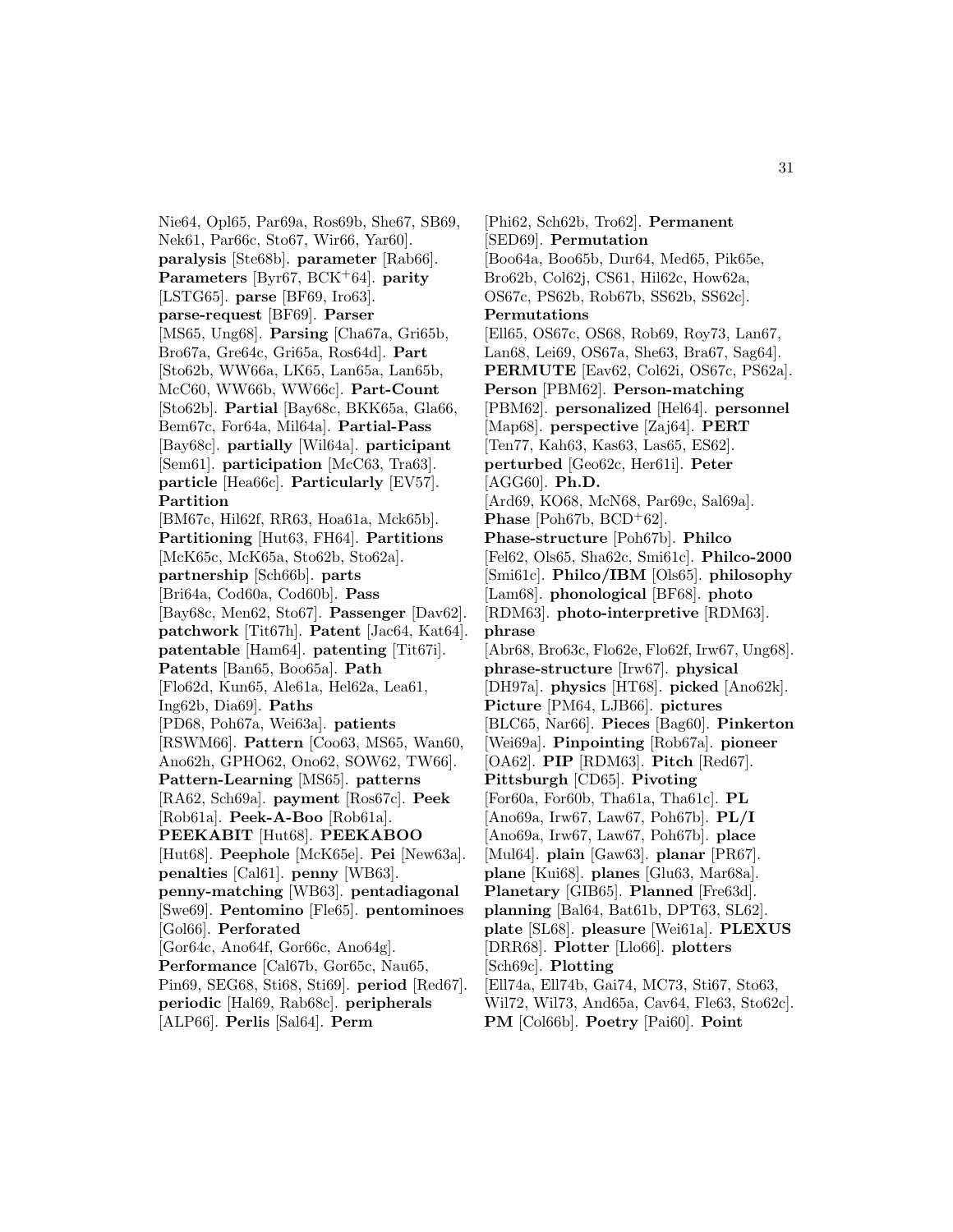Nie64, Opl65, Par69a, Ros69b, She67, SB69, Nek61, Par66c, Sto67, Wir66, Yar60]. **paralysis** [Ste68b]. **parameter** [Rab66]. **Parameters** [Byr67, BCK$^{+}$64]. **parity** [LSTG65]. **parse** [BF69, Iro63]. **parse-request** [BF69]. **Parser** [MS65, Ung68]. **Parsing** [Cha67a, Gri65b, Bro67a, Gre64c, Gri65a, Ros64d]. **Part** [Sto62b, WW66a, LK65, Lan65a, Lan65b, McC60, WW66b, WW66c]. **Part-Count** [Sto62b]. **Partial** [Bay68c, BKK65a, Gla66, Bem67c, For64a, Mil64a]. **Partial-Pass** [Bay68c]. **partially** [Wil64a]. **participant** [Sem61]. **participation** [McC63, Tra63]. **particle** [Hea66c]. **Particularly** [EV57]. **Partition** [BM67c, Hil62f, RR63, Hoa61a, Mck65b]. **Partitioning** [Hut63, FH64]. **Partitions** [McK65c, McK65a, Sto62b, Sto62a]. **partnership** [Sch66b]. **parts** [Bri64a, Cod60a, Cod60b]. **Pass** [Bay68c, Men62, Sto67]. **Passenger** [Dav62]. **patchwork** [Tit67h]. **Patent** [Jac64, Kat64]. **patentable** [Ham64]. **patenting** [Tit67i]. **Patents** [Ban65, Boo65a]. **Path** [Flo62d, Kun65, Ale61a, Hel62a, Lea61, Ing62b, Dia69]. **Paths** [PD68, Poh67a, Wei63a]. **patients** [RSWM66]. **Pattern** [Coo63, MS65, Wan60, Ano62h, GPHO62, Ono62, SOW62, TW66]. **Pattern-Learning** [MS65]. **patterns** [RA62, Sch69a]. **payment** [Ros67c]. **Peek** [Rob61a]. **Peek-A-Boo** [Rob61a]. **PEEKABIT** [Hut68]. **PEEKABOO** [Hut68]. **Peephole** [McK65e]. **Pei** [New63a]. **penalties** [Cal61]. **penny** [WB63]. **penny-matching** [WB63]. **pentadiagonal** [Swe69]. **Pentomino** [Fle65]. **pentominoes** [Gol66]. **Perforated** [Gor64c, Ano64f, Gor66c, Ano64g]. **Performance** [Cal67b, Gor65c, Nau65, Pin69, SEG68, Sti68, Sti69]. **period** [Red67]. **periodic** [Hal69, Rab68c]. **peripherals** [ALP66]. **Perlis** [Sal64]. **Perm** [Phi62, Sch62b, Tro62]. **Permanent** [SED69]. **Permutation** [Boo64a, Boo65b, Dur64, Med65, Pik65e, Bro62b, Col62j, CS61, Hil62c, How62a, OS67c, PS62b, Rob67b, SS62b, SS62c]. **Permutations** [Ell65, OS67c, OS68, Rob69, Roy73, Lan67, Lan68, Lei69, OS67a, She63, Bra67, Sag64]. **PERMUTE** [Eav62, Col62i, OS67c, PS62a]. **Person** [PBM62]. **Person-matching** [PBM62]. **personalized** [Hel64]. **personnel** [Map68]. **perspective** [Zaj64]. **PERT** [Ten77, Kah63, Kas63, Las65, ES62]. **perturbed** [Geo62c, Her61i]. **Peter** [AGG60]. **Ph.D.** [Ard69, KO68, McN68, Par69c, Sal69a]. **Phase** [Poh67b, BCD$^{+}$62]. **Phase-structure** [Poh67b]. **Philco** [Fel62, Ols65, Sha62c, Smi61c]. **Philco-2000** [Smi61c]. **Philco/IBM** [Ols65]. **philosophy** [Lam68]. **phonological** [BF68]. **photo** [RDM63]. **photo-interpretive** [RDM63]. **phrase** [Abr68, Bro63c, Flo62e, Flo62f, Irw67, Ung68]. **phrase-structure** [Irw67]. **physical** [DH97a]. **physics** [HT68]. **picked** [Ano62k]. **Picture** [PM64, LJB66]. **pictures** [BLC65, Nar66]. **Pieces** [Bag60]. **Pinkerton** [Wei69a]. **Pinpointing** [Rob67a]. **pioneer** [OA62]. **PIP** [RDM63]. **Pitch** [Red67]. **Pittsburgh** [CD65]. **Pivoting** [For60a, For60b, Tha61a, Tha61c]. **PL** [Ano69a, Irw67, Law67, Poh67b]. **PL/I** [Ano69a, Irw67, Law67, Poh67b]. **place** [Mul64]. **plain** [Gaw63]. **planar** [PR67]. **plane** [Kui68]. **planes** [Glu63, Mar68a]. **Planetary** [GIB65]. **Planned** [Fre63d]. **planning** [Bal64, Bat61b, DPT63, SL62]. **plate** [SL68]. **pleasure** [Wei61a]. **PLEXUS** [DRR68]. **Plotter** [Llo66]. **plotters** [Sch69c]. **Plotting** [Ell74a, Ell74b, Gai74, MC73, Sti67, Sto63, Wil72, Wil73, And65a, Cav64, Fle63, Sto62c]. **PM** [Col66b]. **Poetry** [Pai60]. **Point**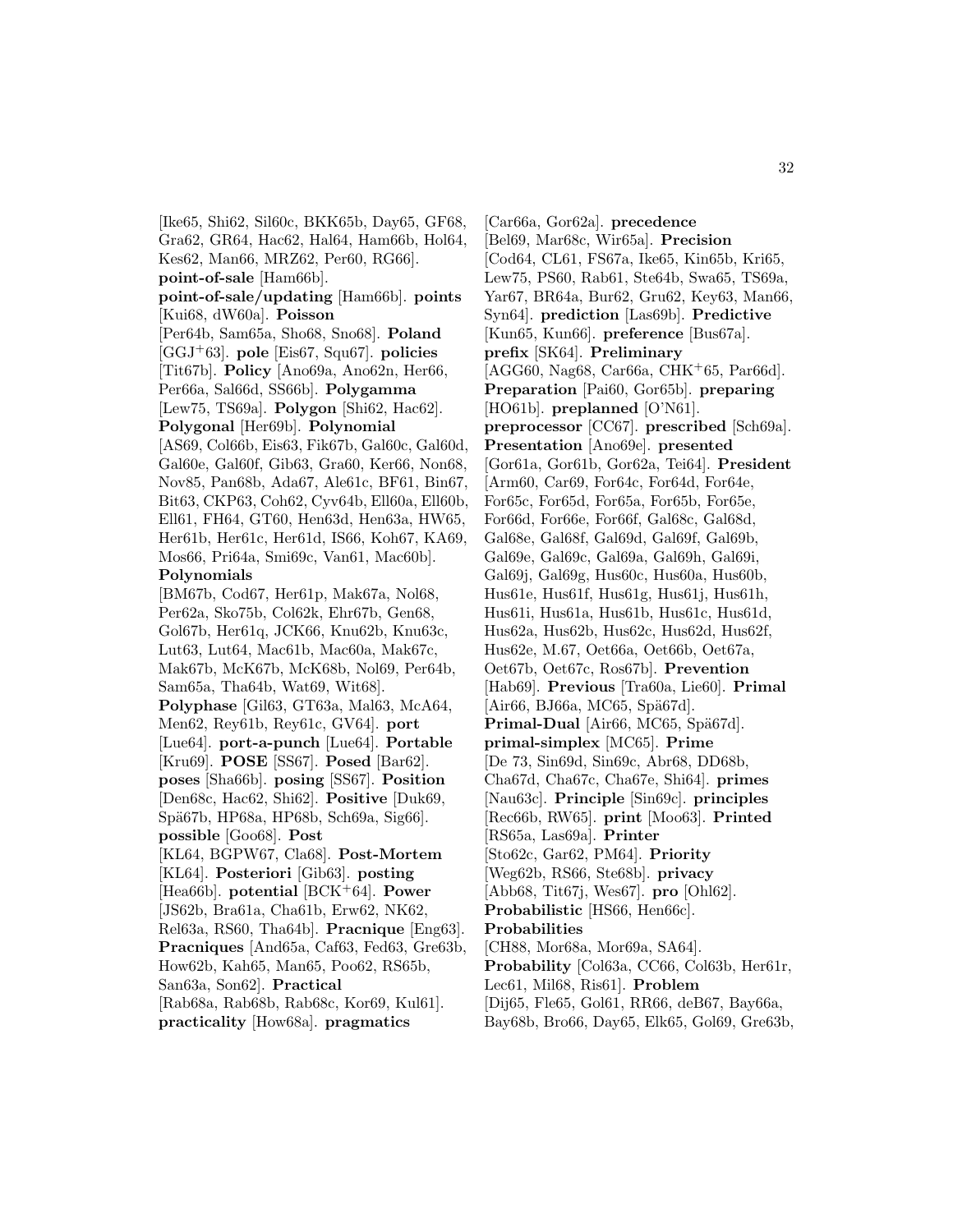[Ike65, Shi62, Sil60c, BKK65b, Day65, GF68, Gra62, GR64, Hac62, Hal64, Ham66b, Hol64, Kes62, Man66, MRZ62, Per60, RG66]. **point-of-sale** [Ham66b]. **point-of-sale/updating** [Ham66b]. **points** [Kui68, dW60a]. **Poisson** [Per64b, Sam65a, Sho68, Sno68]. **Poland** [GGJ+63]. **pole** [Eis67, Squ67]. **policies** [Tit67b]. **Policy** [Ano69a, Ano62n, Her66, Per66a, Sal66d, SS66b]. **Polygamma** [Lew75, TS69a]. **Polygon** [Shi62, Hac62]. **Polygonal** [Her69b]. **Polynomial** [AS69, Col66b, Eis63, Fik67b, Gal60c, Gal60d, Gal60e, Gal60f, Gib63, Gra60, Ker66, Non68, Nov85, Pan68b, Ada67, Ale61c, BF61, Bin67, Bit63, CKP63, Coh62, Cyv64b, Ell60a, Ell60b, Ell61, FH64, GT60, Hen63d, Hen63a, HW65, Her61b, Her61c, Her61d, IS66, Koh67, KA69, Mos66, Pri64a, Smi69c, Van61, Mac60b]. **Polynomials** [BM67b, Cod67, Her61p, Mak67a, Nol68, Per62a, Sko75b, Col62k, Ehr67b, Gen68, Gol67b, Her61q, JCK66, Knu62b, Knu63c, Lut63, Lut64, Mac61b, Mac60a, Mak67c, Mak67b, McK67b, McK68b, Nol69, Per64b, Sam65a, Tha64b, Wat69, Wit68]. **Polyphase** [Gil63, GT63a, Mal63, McA64, Men62, Rey61b, Rey61c, GV64]. **port** [Lue64]. **port-a-punch** [Lue64]. **Portable** [Kru69]. **POSE** [SS67]. **Posed** [Bar62]. **poses** [Sha66b]. **posing** [SS67]. **Position** [Den68c, Hac62, Shi62]. **Positive** [Duk69, Spä67b, HP68a, HP68b, Sch69a, Sig66]. **possible** [Goo68]. **Post** [KL64, BGPW67, Cla68]. **Post-Mortem** [KL64]. **Posteriori** [Gib63]. **posting** [Hea66b]. **potential** [BCK+64]. **Power** [JS62b, Bra61a, Cha61b, Erw62, NK62, Rel63a, RS60, Tha64b]. **Pracnique** [Eng63]. **Pracniques** [And65a, Caf63, Fed63, Gre63b, How62b, Kah65, Man65, Poo62, RS65b, San63a, Son62]. **Practical** [Rab68a, Rab68b, Rab68c, Kor69, Kul61]. **practicality** [How68a]. **pragmatics** [Car66a, Gor62a]. **precedence** [Bel69, Mar68c, Wir65a]. **Precision** [Cod64, CL61, FS67a, Ike65, Kin65b, Kri65, Lew75, PS60, Rab61, Ste64b, Swa65, TS69a, Yar67, BR64a, Bur62, Gru62, Key63, Man66, Syn64]. **prediction** [Las69b]. **Predictive** [Kun65, Kun66]. **preference** [Bus67a]. **prefix** [SK64]. **Preliminary** [AGG60, Nag68, Car66a, CHK+65, Par66d]. **Preparation** [Pai60, Gor65b]. **preparing** [HO61b]. **preplanned** [O'N61]. **preprocessor** [CC67]. **prescribed** [Sch69a]. **Presentation** [Ano69e]. **presented** [Gor61a, Gor61b, Gor62a, Tei64]. **President** [Arm60, Car69, For64c, For64d, For64e, For65c, For65d, For65a, For65b, For65e, For66d, For66e, For66f, Gal68c, Gal68d, Gal68e, Gal68f, Gal69d, Gal69f, Gal69b, Gal69e, Gal69c, Gal69a, Gal69h, Gal69i, Gal69j, Gal69g, Hus60c, Hus60a, Hus60b, Hus61e, Hus61f, Hus61g, Hus61j, Hus61h, Hus61i, Hus61a, Hus61b, Hus61c, Hus61d, Hus62a, Hus62b, Hus62c, Hus62d, Hus62f, Hus62e, M.67, Oet66a, Oet66b, Oet67a, Oet67b, Oet67c, Ros67b]. **Prevention** [Hab69]. **Previous** [Tra60a, Lie60]. **Primal** [Air66, BJ66a, MC65, Spä67d]. **Primal-Dual** [Air66, MC65, Spä67d]. **primal-simplex** [MC65]. **Prime** [De 73, Sin69d, Sin69c, Abr68, DD68b, Cha67d, Cha67c, Cha67e, Shi64]. **primes** [Nau63c]. **Principle** [Sin69c]. **principles** [Rec66b, RW65]. **print** [Moo63]. **Printed** [RS65a, Las69a]. **Printer** [Sto62c, Gar62, PM64]. **Priority** [Weg62b, RS66, Ste68b]. **privacy** [Abb68, Tit67j, Wes67]. **pro** [Ohl62]. **Probabilistic** [HS66, Hen66c]. **Probabilities** [CH88, Mor68a, Mor69a, SA64]. **Probability** [Col63a, CC66, Col63b, Her61r, Lec61, Mil68, Ris61]. **Problem** [Dij65, Fle65, Gol61, RR66, deB67, Bay66a, Bay68b, Bro66, Day65, Elk65, Gol69, Gre63b,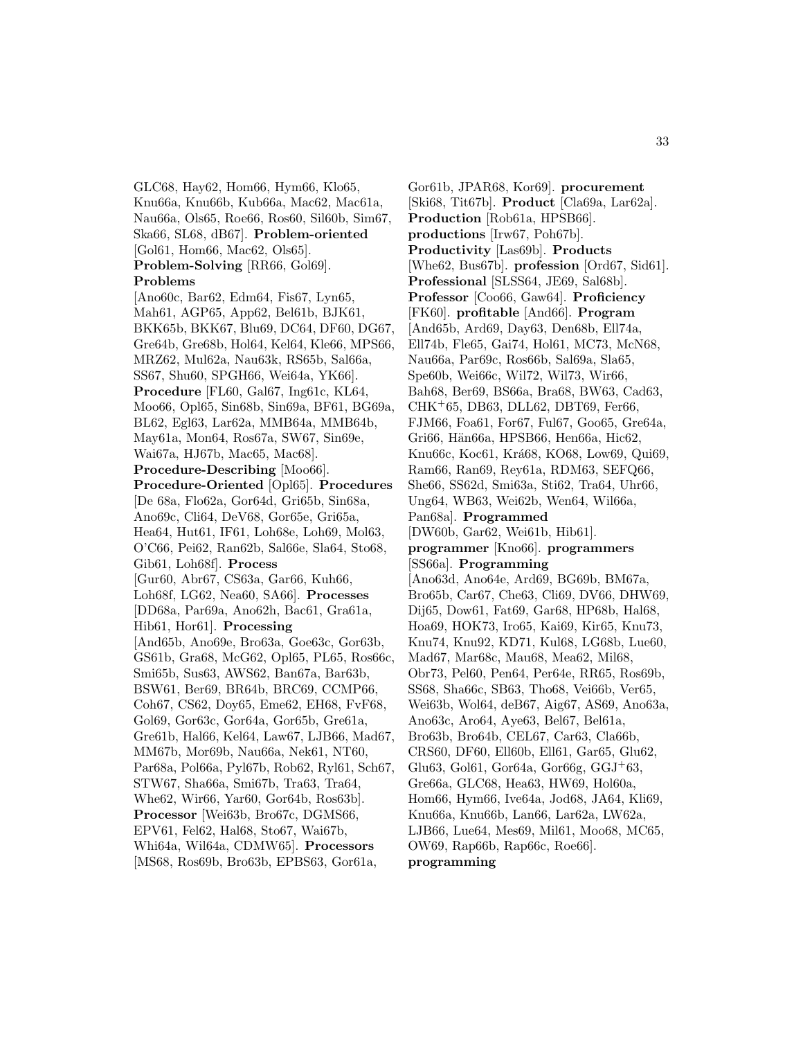GLC68, Hay62, Hom66, Hym66, Klo65, Knu66a, Knu66b, Kub66a, Mac62, Mac61a, Nau66a, Ols65, Roe66, Ros60, Sil60b, Sim67, Ska66, SL68, dB67]. **Problem-oriented** [Gol61, Hom66, Mac62, Ols65]. **Problem-Solving** [RR66, Gol69]. **Problems** [Ano60c, Bar62, Edm64, Fis67, Lyn65, Mah61, AGP65, App62, Bel61b, BJK61, BKK65b, BKK67, Blu69, DC64, DF60, DG67, Gre64b, Gre68b, Hol64, Kel64, Kle66, MPS66, MRZ62, Mul62a, Nau63k, RS65b, Sal66a, SS67, Shu60, SPGH66, Wei64a, YK66]. **Procedure** [FL60, Gal67, Ing61c, KL64, Moo66, Opl65, Sin68b, Sin69a, BF61, BG69a, BL62, Egl63, Lar62a, MMB64a, MMB64b, May61a, Mon64, Ros67a, SW67, Sin69e, Wai67a, HJ67b, Mac65, Mac68]. **Procedure-Describing** [Moo66]. **Procedure-Oriented** [Opl65]. **Procedures** [De 68a, Flo62a, Gor64d, Gri65b, Sin68a, Ano69c, Cli64, DeV68, Gor65e, Gri65a, Hea64, Hut61, IF61, Loh68e, Loh69, Mol63, O'C66, Pei62, Ran62b, Sal66e, Sla64, Sto68, Gib61, Loh68f]. **Process** [Gur60, Abr67, CS63a, Gar66, Kuh66, Loh68f, LG62, Nea60, SA66]. **Processes** [DD68a, Par69a, Ano62h, Bac61, Gra61a, Hib61, Hor61]. **Processing** [And65b, Ano69e, Bro63a, Goe63c, Gor63b, GS61b, Gra68, McG62, Opl65, PL65, Ros66c, Smi65b, Sus63, AWS62, Ban67a, Bar63b, BSW61, Ber69, BR64b, BRC69, CCMP66, Coh67, CS62, Doy65, Eme62, EH68, FvF68, Gol69, Gor63c, Gor64a, Gor65b, Gre61a, Gre61b, Hal66, Kel64, Law67, LJB66, Mad67, MM67b, Mor69b, Nau66a, Nek61, NT60, Par68a, Pol66a, Pyl67b, Rob62, Ryl61, Sch67, STW67, Sha66a, Smi67b, Tra63, Tra64, Whe62, Wir66, Yar60, Gor64b, Ros63b]. **Processor** [Wei63b, Bro67c, DGMS66, EPV61, Fel62, Hal68, Sto67, Wai67b, Whi64a, Wil64a, CDMW65]. **Processors** [MS68, Ros69b, Bro63b, EPBS63, Gor61a, Gor61b, JPAR68, Kor69]. **procurement** [Ski68, Tit67b]. **Product** [Cla69a, Lar62a]. **Production** [Rob61a, HPSB66]. **productions** [Irw67, Poh67b]. **Productivity** [Las69b]. **Products** [Whe62, Bus67b]. **profession** [Ord67, Sid61]. **Professional** [SLSS64, JE69, Sal68b]. **Professor** [Coo66, Gaw64]. **Proficiency** [FK60]. **profitable** [And66]. **Program** [And65b, Ard69, Day63, Den68b, Ell74a, Ell74b, Fle65, Gai74, Hol61, MC73, McN68, Nau66a, Par69c, Ros66b, Sal69a, Sla65, Spe60b, Wei66c, Wil72, Wil73, Wir66, Bah68, Ber69, BS66a, Bra68, BW63, Cad63, CHK+65, DB63, DLL62, DBT69, Fer66, FJM66, Foa61, For67, Ful67, Goo65, Gre64a, Gri66, Hän66a, HPSB66, Hen66a, Hic62, Knu66c, Koc61, Krá68, KO68, Low69, Qui69, Ram66, Ran69, Rey61a, RDM63, SEFQ66, She66, SS62d, Smi63a, Sti62, Tra64, Uhr66, Ung64, WB63, Wei62b, Wen64, Wil66a, Pan68a]. **Programmed** [DW60b, Gar62, Wei61b, Hib61]. **programmer** [Kno66]. **programmers** [SS66a]. **Programming** [Ano63d, Ano64e, Ard69, BG69b, BM67a, Bro65b, Car67, Che63, Cli69, DV66, DHW69, Dij65, Dow61, Fat69, Gar68, HP68b, Hal68, Hoa69, HOK73, Iro65, Kai69, Kir65, Knu73, Knu74, Knu92, KD71, Kul68, LG68b, Lue60, Mad67, Mar68c, Mau68, Mea62, Mil68, Obr73, Pel60, Pen64, Per64e, RR65, Ros69b, SS68, Sha66c, SB63, Tho68, Vei66b, Ver65, Wei63b, Wol64, deB67, Aig67, AS69, Ano63a, Ano63c, Aro64, Aye63, Bel67, Bel61a, Bro63b, Bro64b, CEL67, Car63, Cla66b, CRS60, DF60, Ell60b, Ell61, Gar65, Glu62, Glu63, Gol61, Gor64a, Gor66g, GGJ+63, Gre66a, GLC68, Hea63, HW69, Hol60a, Hom66, Hym66, Ive64a, Jod68, JA64, Kli69, Knu66a, Knu66b, Lan66, Lar62a, LW62a, LJB66, Lue64, Mes69, Mil61, Moo68, MC65, OW69, Rap66b, Rap66c, Roe66]. **programming**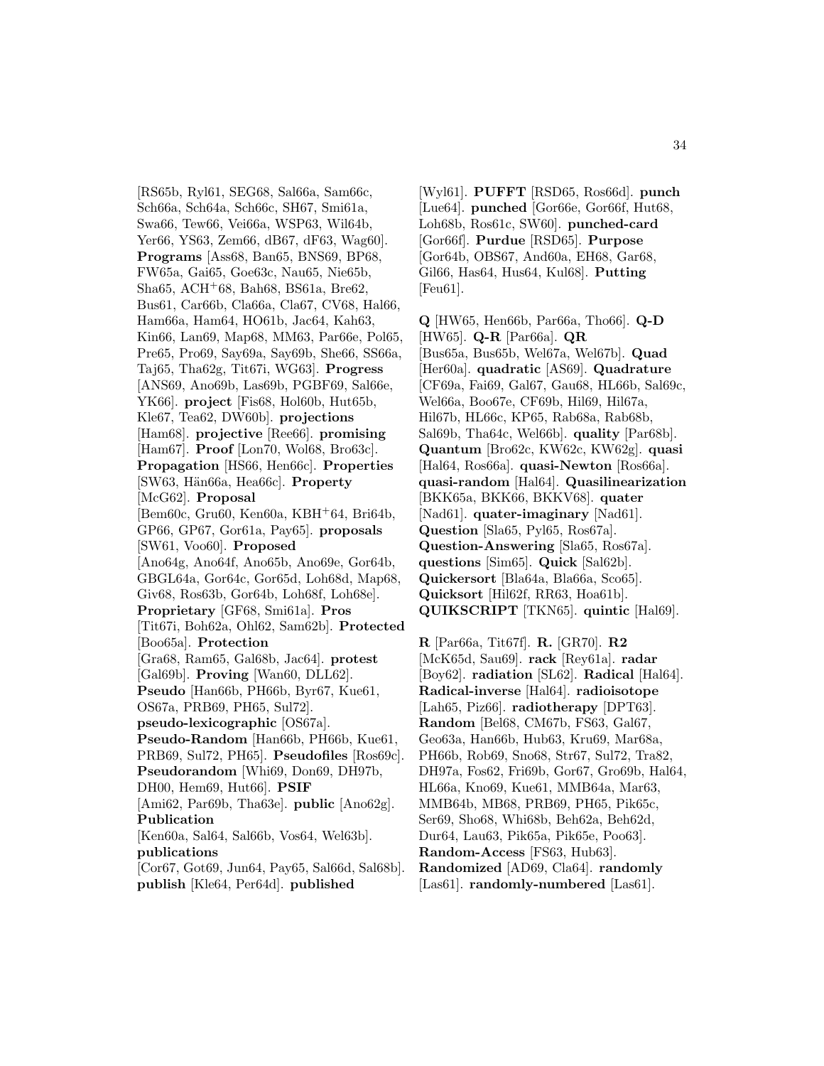[RS65b, Ryl61, SEG68, Sal66a, Sam66c, Sch66a, Sch64a, Sch66c, SH67, Smi61a, Swa66, Tew66, Vei66a, WSP63, Wil64b, Yer66, YS63, Zem66, dB67, dF63, Wag60]. **Programs** [Ass68, Ban65, BNS69, BP68, FW65a, Gai65, Goe63c, Nau65, Nie65b, Sha65, ACH+68, Bah68, BS61a, Bre62, Bus61, Car66b, Cla66a, Cla67, CV68, Hal66, Ham66a, Ham64, HO61b, Jac64, Kah63, Kin66, Lan69, Map68, MM63, Par66e, Pol65, Pre65, Pro69, Say69a, Say69b, She66, SS66a, Taj65, Tha62g, Tit67i, WG63]. **Progress** [ANS69, Ano69b, Las69b, PGBF69, Sal66e, YK66]. **project** [Fis68, Hol60b, Hut65b, Kle67, Tea62, DW60b]. **projections** [Ham68]. **projective** [Ree66]. **promising** [Ham67]. **Proof** [Lon70, Wol68, Bro63c]. **Propagation** [HS66, Hen66c]. **Properties** [SW63, Hän66a, Hea66c]. **Property** [McG62]. **Proposal** [Bem60c, Gru60, Ken60a, KBH+64, Bri64b, GP66, GP67, Gor61a, Pay65]. **proposals** [SW61, Voo60]. **Proposed** [Ano64g, Ano64f, Ano65b, Ano69e, Gor64b, GBGL64a, Gor64c, Gor65d, Loh68d, Map68, Giv68, Ros63b, Gor64b, Loh68f, Loh68e]. **Proprietary** [GF68, Smi61a]. **Pros** [Tit67i, Boh62a, Ohl62, Sam62b]. **Protected** [Boo65a]. **Protection** [Gra68, Ram65, Gal68b, Jac64]. **protest** [Gal69b]. **Proving** [Wan60, DLL62]. **Pseudo** [Han66b, PH66b, Byr67, Kue61, OS67a, PRB69, PH65, Sul72]. **pseudo-lexicographic** [OS67a]. **Pseudo-Random** [Han66b, PH66b, Kue61, PRB69, Sul72, PH65]. **Pseudofiles** [Ros69c]. **Pseudorandom** [Whi69, Don69, DH97b, DH00, Hem69, Hut66]. **PSIF** [Ami62, Par69b, Tha63e]. **public** [Ano62g]. **Publication** [Ken60a, Sal64, Sal66b, Vos64, Wel63b]. **publications** [Cor67, Got69, Jun64, Pay65, Sal66d, Sal68b]. **publish** [Kle64, Per64d]. **published** [Wyl61]. **PUFFT** [RSD65, Ros66d]. **punch** [Lue64]. **punched** [Gor66e, Gor66f, Hut68, Loh68b, Ros61c, SW60]. **punched-card** [Gor66f]. **Purdue** [RSD65]. **Purpose** [Gor64b, OBS67, And60a, EH68, Gar68, Gil66, Has64, Hus64, Kul68]. **Putting** [Feu61].

**Q** [HW65, Hen66b, Par66a, Tho66]. **Q-D** [HW65]. **Q-R** [Par66a]. **QR** [Bus65a, Bus65b, Wel67a, Wel67b]. **Quad** [Her60a]. **quadratic** [AS69]. **Quadrature** [CF69a, Fai69, Gal67, Gau68, HL66b, Sal69c, Wel66a, Boo67e, CF69b, Hil69, Hil67a, Hil67b, HL66c, KP65, Rab68a, Rab68b, Sal69b, Tha64c, Wel66b]. **quality** [Par68b]. **Quantum** [Bro62c, KW62c, KW62g]. **quasi** [Hal64, Ros66a]. **quasi-Newton** [Ros66a]. **quasi-random** [Hal64]. **Quasilinearization** [BKK65a, BKK66, BKKV68]. **quater** [Nad61]. **quater-imaginary** [Nad61]. **Question** [Sla65, Pyl65, Ros67a]. **Question-Answering** [Sla65, Ros67a]. **questions** [Sim65]. **Quick** [Sal62b]. **Quickersort** [Bla64a, Bla66a, Sco65]. **Quicksort** [Hil62f, RR63, Hoa61b]. **QUIKSCRIPT** [TKN65]. **quintic** [Hal69].

**R** [Par66a, Tit67f]. **R.** [GR70]. **R2** [McK65d, Sau69]. **rack** [Rey61a]. **radar** [Boy62]. **radiation** [SL62]. **Radical** [Hal64]. **Radical-inverse** [Hal64]. **radioisotope** [Lah65, Piz66]. **radiotherapy** [DPT63]. **Random** [Bel68, CM67b, FS63, Gal67, Geo63a, Han66b, Hub63, Kru69, Mar68a, PH66b, Rob69, Sno68, Str67, Sul72, Tra82, DH97a, Fos62, Fri69b, Gor67, Gro69b, Hal64, HL66a, Kno69, Kue61, MMB64a, Mar63, MMB64b, MB68, PRB69, PH65, Pik65c, Ser69, Sho68, Whi68b, Beh62a, Beh62d, Dur64, Lau63, Pik65a, Pik65e, Poo63]. **Random-Access** [FS63, Hub63]. **Randomized** [AD69, Cla64]. **randomly** [Las61]. **randomly-numbered** [Las61].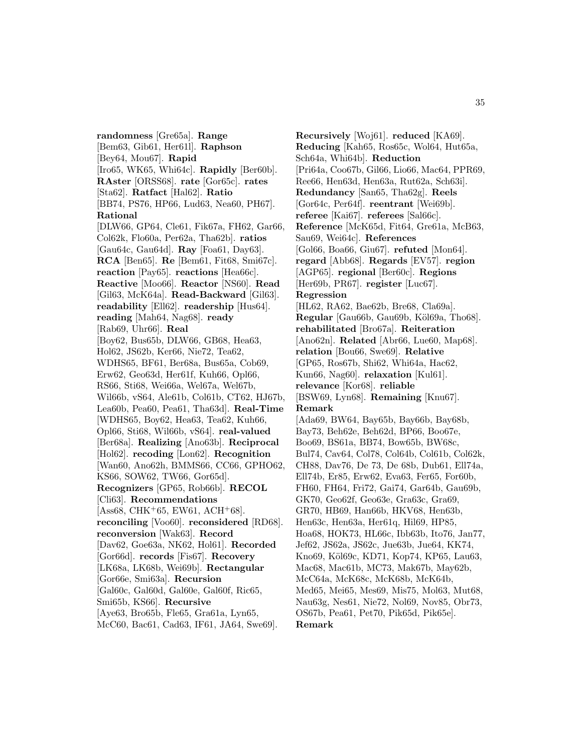**randomness** [Gre65a]. **Range** [Bem63, Gib61, Her61l]. **Raphson** [Bey64, Mou67]. **Rapid** [Iro65, WK65, Whi64c]. **Rapidly** [Ber60b]. **RAster** [ORSS68]. **rate** [Gor65c]. **rates** [Sta62]. **Ratfact** [Hal62]. **Ratio** [BB74, PS76, HP66, Lud63, Nea60, PH67]. **Rational** [DLW66, GP64, Cle61, Fik67a, FH62, Gar66, Col62k, Flo60a, Per62a, Tha62b]. **ratios** [Gau64c, Gau64d]. **Ray** [Foa61, Day63]. **RCA** [Ben65]. **Re** [Bem61, Fit68, Smi67c]. **reaction** [Pay65]. **reactions** [Hea66c]. **Reactive** [Moo66]. **Reactor** [NS60]. **Read** [Gil63, McK64a]. **Read-Backward** [Gil63]. **readability** [Ell62]. **readership** [Hus64]. **reading** [Mah64, Nag68]. **ready** [Rab69, Uhr66]. **Real** [Boy62, Bus65b, DLW66, GB68, Hea63, Hol62, JS62b, Ker66, Nie72, Tea62, WDHS65, BF61, Ber68a, Bus65a, Cob69, Erw62, Geo63d, Her61f, Kuh66, Opl66, RS66, Sti68, Wei66a, Wel67a, Wel67b, Wil66b, vS64, Ale61b, Col61b, CT62, HJ67b, Lea60b, Pea60, Pea61, Tha63d]. **Real-Time** [WDHS65, Boy62, Hea63, Tea62, Kuh66, Opl66, Sti68, Wil66b, vS64]. **real-valued** [Ber68a]. **Realizing** [Ano63b]. **Reciprocal** [Hol62]. **recoding** [Lon62]. **Recognition** [Wan60, Ano62h, BMMS66, CC66, GPHO62, KS66, SOW62, TW66, Gor65d]. **Recognizers** [GP65, Rob66b]. **RECOL** [Cli63]. **Recommendations** [Ass68, CHK+65, EW61, ACH+68]. **reconciling** [Voo60]. **reconsidered** [RD68]. **reconversion** [Wak63]. **Record** [Dav62, Goe63a, NK62, Hol61]. **Recorded** [Gor66d]. **records** [Fis67]. **Recovery** [LK68a, LK68b, Wei69b]. **Rectangular** [Gor66e, Smi63a]. **Recursion** [Gal60c, Gal60d, Gal60e, Gal60f, Ric65, Smi65b, KS66]. **Recursive** [Aye63, Bro65b, Fle65, Gra61a, Lyn65, McC60, Bac61, Cad63, IF61, JA64, Swe69]. **Recursively** [Woj61]. **reduced** [KA69]. **Reducing** [Kah65, Ros65c, Wol64, Hut65a, Sch64a, Whi64b]. **Reduction** [Pri64a, Coo67b, Gil66, Lio66, Mac64, PPR69, Ree66, Hen63d, Hen63a, Rut62a, Sch63i]. **Redundancy** [San65, Tha62g]. **Reels** [Gor64c, Per64f]. **reentrant** [Wei69b]. **referee** [Kai67]. **referees** [Sal66c]. **Reference** [McK65d, Fit64, Gre61a, McB63, Sau69, Wei64c]. **References** [Gol66, Boa66, Giu67]. **refuted** [Mon64]. **regard** [Abb68]. **Regards** [EV57]. **region** [AGP65]. **regional** [Ber60c]. **Regions** [Her69b, PR67]. **register** [Luc67]. **Regression** [HL62, RA62, Bae62b, Bre68, Cla69a]. **Regular** [Gau66b, Gau69b, Köl69a, Tho68]. **rehabilitated** [Bro67a]. **Reiteration** [Ano62n]. **Related** [Abr66, Lue60, Map68]. **relation** [Bou66, Swe69]. **Relative** [GP65, Ros67b, Shi62, Whi64a, Hac62, Kun66, Nag60]. **relaxation** [Kul61]. **relevance** [Kor68]. **reliable** [BSW69, Lyn68]. **Remaining** [Knu67]. **Remark** [Ada69, BW64, Bay65b, Bay66b, Bay68b, Bay73, Beh62e, Beh62d, BP66, Boo67e, Boo69, BS61a, BB74, Bow65b, BW68c, Bul74, Cav64, Col78, Col64b, Col61b, Col62k, CH88, Dav76, De 73, De 68b, Dub61, Ell74a, Ell74b, Er85, Erw62, Eva63, Fer65, For60b, FH60, FH64, Fri72, Gai74, Gar64b, Gau69b, GK70, Geo62f, Geo63e, Gra63c, Gra69, GR70, HB69, Han66b, HKV68, Hen63b, Hen63c, Hen63a, Her61q, Hil69, HP85, Hoa68, HOK73, HL66c, Ibb63b, Ito76, Jan77, Jef62, JS62a, JS62c, Jue63b, Jue64, KK74, Kno69, Köl69c, KD71, Kop74, KP65, Lau63, Mac68, Mac61b, MC73, Mak67b, May62b, McC64a, McK68c, McK68b, McK64b, Med65, Mei65, Mes69, Mis75, Mol63, Mut68, Nau63g, Nes61, Nie72, Nol69, Nov85, Obr73, OS67b, Pea61, Pet70, Pik65d, Pik65e]. **Remark**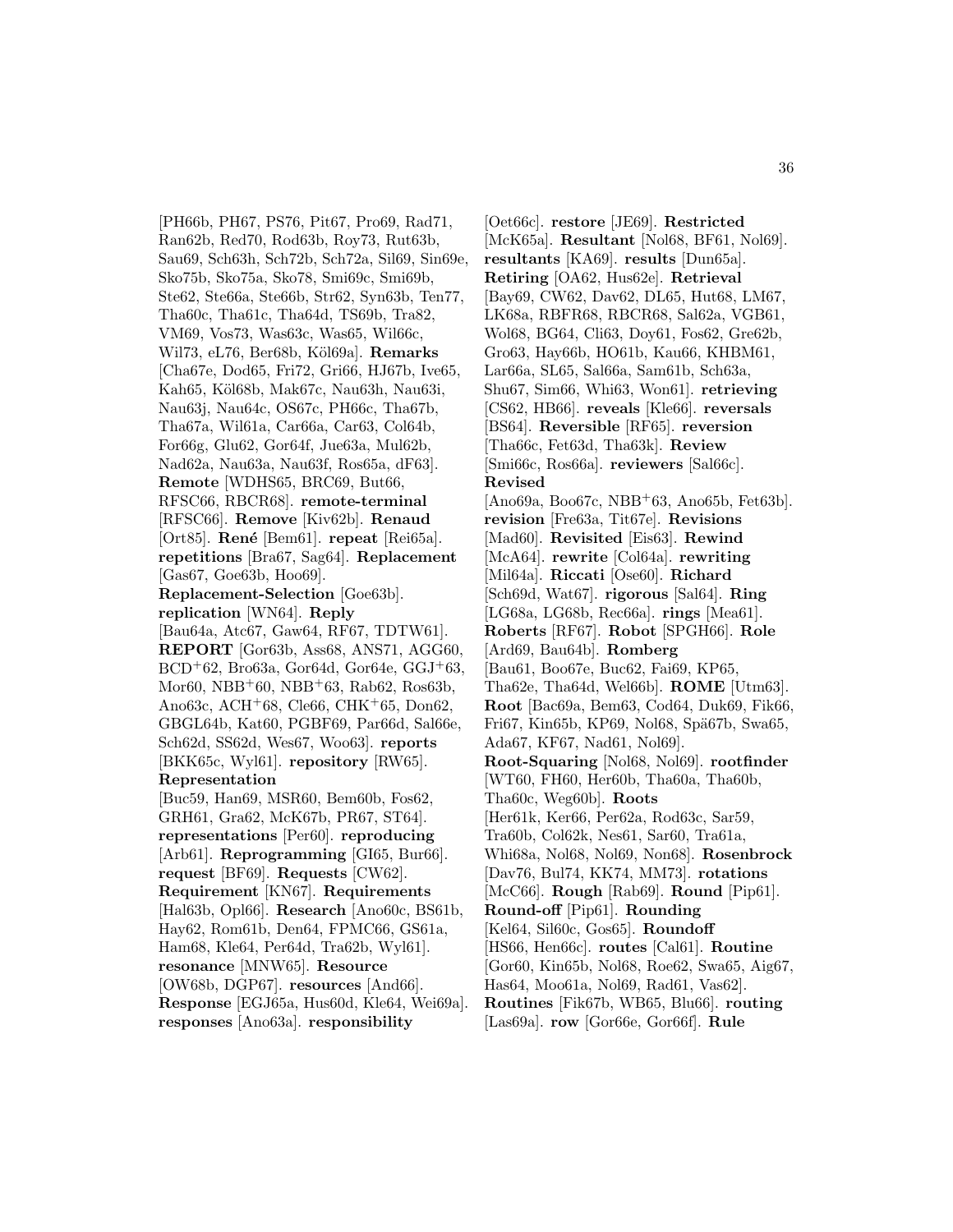[PH66b, PH67, PS76, Pit67, Pro69, Rad71, Ran62b, Red70, Rod63b, Roy73, Rut63b, Sau69, Sch63h, Sch72b, Sch72a, Sil69, Sin69e, Sko75b, Sko75a, Sko78, Smi69c, Smi69b, Ste62, Ste66a, Ste66b, Str62, Syn63b, Ten77, Tha60c, Tha61c, Tha64d, TS69b, Tra82, VM69, Vos73, Was63c, Was65, Wil66c, Wil73, eL76, Ber68b, Köl69a]. **Remarks** [Cha67e, Dod65, Fri72, Gri66, HJ67b, Ive65, Kah65, Köl68b, Mak67c, Nau63h, Nau63i, Nau63j, Nau64c, OS67c, PH66c, Tha67b, Tha67a, Wil61a, Car66a, Car63, Col64b, For66g, Glu62, Gor64f, Jue63a, Mul62b, Nad62a, Nau63a, Nau63f, Ros65a, dF63]. **Remote** [WDHS65, BRC69, But66, RFSC66, RBCR68]. **remote-terminal** [RFSC66]. **Remove** [Kiv62b]. **Renaud** [Ort85]. **René** [Bem61]. **repeat** [Rei65a]. **repetitions** [Bra67, Sag64]. **Replacement** [Gas67, Goe63b, Hoo69]. **Replacement-Selection** [Goe63b]. **replication** [WN64]. **Reply** [Bau64a, Atc67, Gaw64, RF67, TDTW61]. **REPORT** [Gor63b, Ass68, ANS71, AGG60, BCD+62, Bro63a, Gor64d, Gor64e, GGJ+63, Mor60, NBB+60, NBB+63, Rab62, Ros63b, Ano63c, ACH+68, Cle66, CHK+65, Don62, GBGL64b, Kat60, PGBF69, Par66d, Sal66e, Sch62d, SS62d, Wes67, Woo63]. **reports** [BKK65c, Wyl61]. **repository** [RW65]. **Representation** [Buc59, Han69, MSR60, Bem60b, Fos62, GRH61, Gra62, McK67b, PR67, ST64]. **representations** [Per60]. **reproducing** [Arb61]. **Reprogramming** [GI65, Bur66]. **request** [BF69]. **Requests** [CW62]. **Requirement** [KN67]. **Requirements** [Hal63b, Opl66]. **Research** [Ano60c, BS61b, Hay62, Rom61b, Den64, FPMC66, GS61a, Ham68, Kle64, Per64d, Tra62b, Wyl61]. **resonance** [MNW65]. **Resource** [OW68b, DGP67]. **resources** [And66]. **Response** [EGJ65a, Hus60d, Kle64, Wei69a]. **responses** [Ano63a]. **responsibility** [Oet66c]. **restore** [JE69]. **Restricted** [McK65a]. **Resultant** [Nol68, BF61, Nol69]. **resultants** [KA69]. **results** [Dun65a]. **Retiring** [OA62, Hus62e]. **Retrieval** [Bay69, CW62, Dav62, DL65, Hut68, LM67, LK68a, RBFR68, RBCR68, Sal62a, VGB61, Wol68, BG64, Cli63, Doy61, Fos62, Gre62b, Gro63, Hay66b, HO61b, Kau66, KHBM61, Lar66a, SL65, Sal66a, Sam61b, Sch63a, Shu67, Sim66, Whi63, Won61]. **retrieving** [CS62, HB66]. **reveals** [Kle66]. **reversals** [BS64]. **Reversible** [RF65]. **reversion** [Tha66c, Fet63d, Tha63k]. **Review** [Smi66c, Ros66a]. **reviewers** [Sal66c]. **Revised** [Ano69a, Boo67c, NBB+63, Ano65b, Fet63b]. **revision** [Fre63a, Tit67e]. **Revisions** [Mad60]. **Revisited** [Eis63]. **Rewind** [McA64]. **rewrite** [Col64a]. **rewriting** [Mil64a]. **Riccati** [Ose60]. **Richard** [Sch69d, Wat67]. **rigorous** [Sal64]. **Ring** [LG68a, LG68b, Rec66a]. **rings** [Mea61]. **Roberts** [RF67]. **Robot** [SPGH66]. **Role** [Ard69, Bau64b]. **Romberg** [Bau61, Boo67e, Buc62, Fai69, KP65, Tha62e, Tha64d, Wel66b]. **ROME** [Utm63]. **Root** [Bac69a, Bem63, Cod64, Duk69, Fik66, Fri67, Kin65b, KP69, Nol68, Spä67b, Swa65, Ada67, KF67, Nad61, Nol69]. **Root-Squaring** [Nol68, Nol69]. **rootfinder** [WT60, FH60, Her60b, Tha60a, Tha60b, Tha60c, Weg60b]. **Roots** [Her61k, Ker66, Per62a, Rod63c, Sar59, Tra60b, Col62k, Nes61, Sar60, Tra61a, Whi68a, Nol68, Nol69, Non68]. **Rosenbrock** [Dav76, Bul74, KK74, MM73]. **rotations** [McC66]. **Rough** [Rab69]. **Round** [Pip61]. **Round-off** [Pip61]. **Rounding** [Kel64, Sil60c, Gos65]. **Roundoff** [HS66, Hen66c]. **routes** [Cal61]. **Routine** [Gor60, Kin65b, Nol68, Roe62, Swa65, Aig67, Has64, Moo61a, Nol69, Rad61, Vas62]. **Routines** [Fik67b, WB65, Blu66]. **routing** [Las69a]. **row** [Gor66e, Gor66f]. **Rule**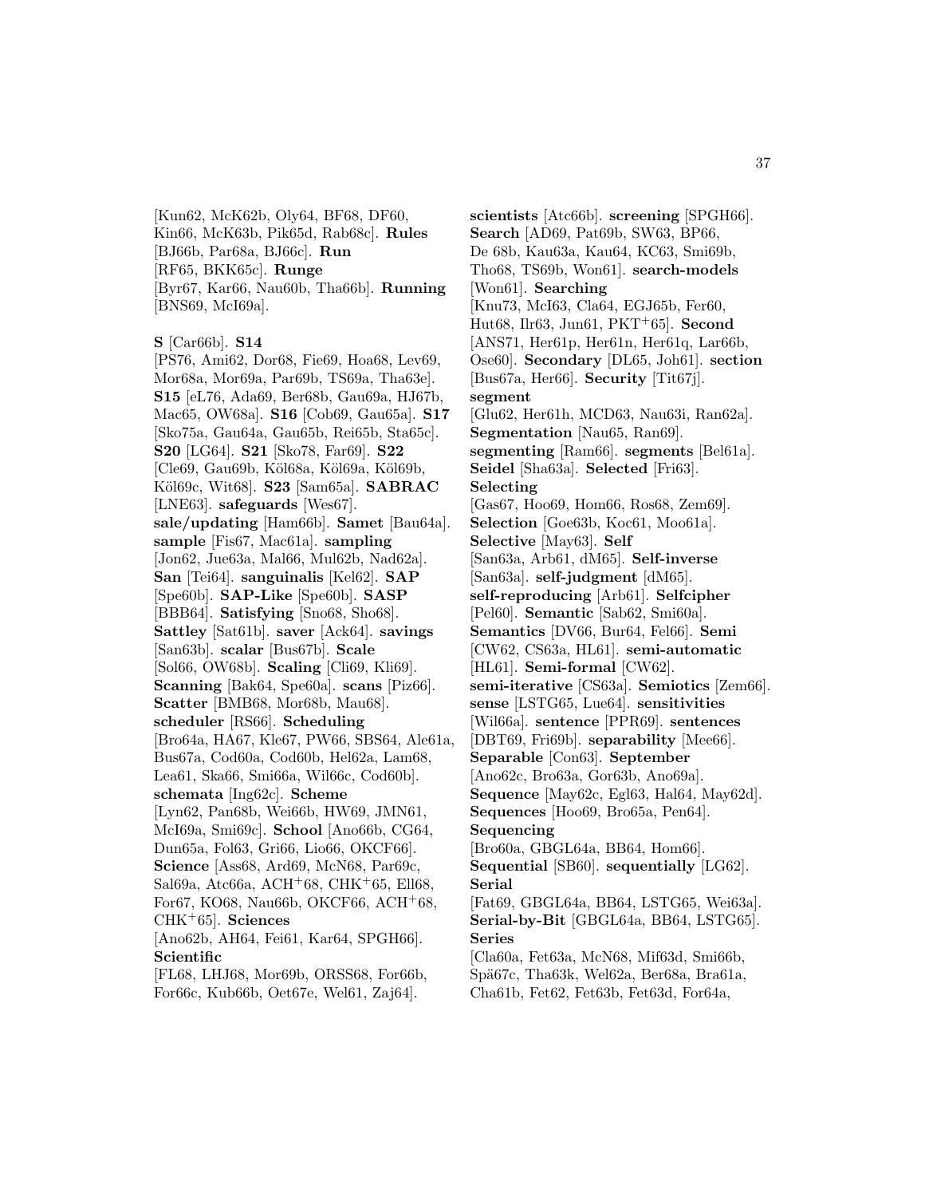[Kun62, McK62b, Oly64, BF68, DF60, Kin66, McK63b, Pik65d, Rab68c]. **Rules** [BJ66b, Par68a, BJ66c]. **Run** [RF65, BKK65c]. **Runge** [Byr67, Kar66, Nau60b, Tha66b]. **Running** [BNS69, McI69a].

**S** [Car66b]. **S14** [PS76, Ami62, Dor68, Fie69, Hoa68, Lev69, Mor68a, Mor69a, Par69b, TS69a, Tha63e]. **S15** [eL76, Ada69, Ber68b, Gau69a, HJ67b, Mac65, OW68a]. **S16** [Cob69, Gau65a]. **S17** [Sko75a, Gau64a, Gau65b, Rei65b, Sta65c]. **S20** [LG64]. **S21** [Sko78, Far69]. **S22** [Cle69, Gau69b, Köl68a, Köl69a, Köl69b, Köl69c, Wit68]. **S23** [Sam65a]. **SABRAC** [LNE63]. **safeguards** [Wes67]. **sale/updating** [Ham66b]. **Samet** [Bau64a]. **sample** [Fis67, Mac61a]. **sampling** [Jon62, Jue63a, Mal66, Mul62b, Nad62a]. **San** [Tei64]. **sanguinalis** [Kel62]. **SAP** [Spe60b]. **SAP-Like** [Spe60b]. **SASP** [BBB64]. **Satisfying** [Sno68, Sho68]. **Sattley** [Sat61b]. **saver** [Ack64]. **savings** [San63b]. **scalar** [Bus67b]. **Scale** [Sol66, OW68b]. **Scaling** [Cli69, Kli69]. **Scanning** [Bak64, Spe60a]. **scans** [Piz66]. **Scatter** [BMB68, Mor68b, Mau68]. **scheduler** [RS66]. **Scheduling** [Bro64a, HA67, Kle67, PW66, SBS64, Ale61a, Bus67a, Cod60a, Cod60b, Hel62a, Lam68, Lea61, Ska66, Smi66a, Wil66c, Cod60b]. **schemata** [Ing62c]. **Scheme** [Lyn62, Pan68b, Wei66b, HW69, JMN61, McI69a, Smi69c]. **School** [Ano66b, CG64, Dun65a, Fol63, Gri66, Lio66, OKCF66]. **Science** [Ass68, Ard69, McN68, Par69c, Sal69a, Atc66a, ACH+68, CHK+65, Ell68, For67, KO68, Nau66b, OKCF66, ACH+68, CHK+65]. **Sciences** [Ano62b, AH64, Fei61, Kar64, SPGH66]. **Scientific** [FL68, LHJ68, Mor69b, ORSS68, For66b, For66c, Kub66b, Oet67e, Wel61, Zaj64].

**scientists** [Atc66b]. **screening** [SPGH66]. **Search** [AD69, Pat69b, SW63, BP66, De 68b, Kau63a, Kau64, KC63, Smi69b, Tho68, TS69b, Won61]. **search-models** [Won61]. **Searching** [Knu73, McI63, Cla64, EGJ65b, Fer60, Hut68, Ilr63, Jun61, PKT+65]. **Second** [ANS71, Her61p, Her61n, Her61q, Lar66b, Ose60]. **Secondary** [DL65, Joh61]. **section** [Bus67a, Her66]. **Security** [Tit67j]. **segment** [Glu62, Her61h, MCD63, Nau63i, Ran62a]. **Segmentation** [Nau65, Ran69]. **segmenting** [Ram66]. **segments** [Bel61a]. **Seidel** [Sha63a]. **Selected** [Fri63]. **Selecting** [Gas67, Hoo69, Hom66, Ros68, Zem69]. **Selection** [Goe63b, Koc61, Moo61a]. **Selective** [May63]. **Self** [San63a, Arb61, dM65]. **Self-inverse** [San63a]. **self-judgment** [dM65]. **self-reproducing** [Arb61]. **Selfcipher** [Pel60]. **Semantic** [Sab62, Smi60a]. **Semantics** [DV66, Bur64, Fel66]. **Semi** [CW62, CS63a, HL61]. **semi-automatic** [HL61]. **Semi-formal** [CW62]. **semi-iterative** [CS63a]. **Semiotics** [Zem66]. **sense** [LSTG65, Lue64]. **sensitivities** [Wil66a]. **sentence** [PPR69]. **sentences** [DBT69, Fri69b]. **separability** [Mee66]. **Separable** [Con63]. **September** [Ano62c, Bro63a, Gor63b, Ano69a]. **Sequence** [May62c, Egl63, Hal64, May62d]. **Sequences** [Hoo69, Bro65a, Pen64]. **Sequencing** [Bro60a, GBGL64a, BB64, Hom66]. **Sequential** [SB60]. **sequentially** [LG62]. **Serial** [Fat69, GBGL64a, BB64, LSTG65, Wei63a]. **Serial-by-Bit** [GBGL64a, BB64, LSTG65]. **Series** [Cla60a, Fet63a, McN68, Mif63d, Smi66b, Spä67c, Tha63k, Wel62a, Ber68a, Bra61a, Cha61b, Fet62, Fet63b, Fet63d, For64a,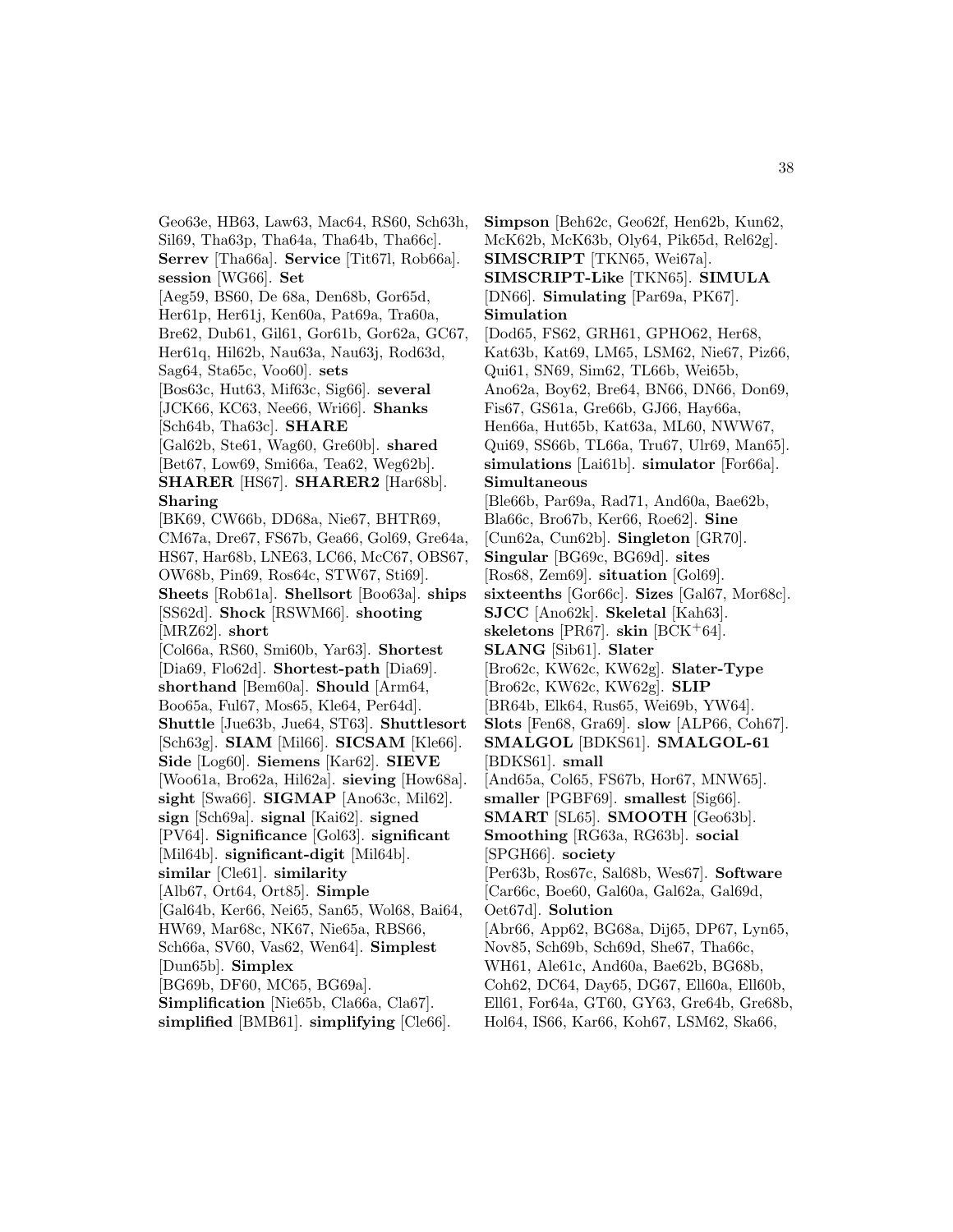Geo63e, HB63, Law63, Mac64, RS60, Sch63h, Sil69, Tha63p, Tha64a, Tha64b, Tha66c]. **Serrev** [Tha66a]. **Service** [Tit67l, Rob66a]. **session** [WG66]. **Set** [Aeg59, BS60, De 68a, Den68b, Gor65d, Her61p, Her61j, Ken60a, Pat69a, Tra60a, Bre62, Dub61, Gil61, Gor61b, Gor62a, GC67, Her61q, Hil62b, Nau63a, Nau63j, Rod63d, Sag64, Sta65c, Voo60]. **sets** [Bos63c, Hut63, Mif63c, Sig66]. **several** [JCK66, KC63, Nee66, Wri66]. **Shanks** [Sch64b, Tha63c]. **SHARE** [Gal62b, Ste61, Wag60, Gre60b]. **shared** [Bet67, Low69, Smi66a, Tea62, Weg62b]. **SHARER** [HS67]. **SHARER2** [Har68b]. **Sharing** [BK69, CW66b, DD68a, Nie67, BHTR69, CM67a, Dre67, FS67b, Gea66, Gol69, Gre64a, HS67, Har68b, LNE63, LC66, McC67, OBS67, OW68b, Pin69, Ros64c, STW67, Sti69]. **Sheets** [Rob61a]. **Shellsort** [Boo63a]. **ships** [SS62d]. **Shock** [RSWM66]. **shooting** [MRZ62]. **short** [Col66a, RS60, Smi60b, Yar63]. **Shortest** [Dia69, Flo62d]. **Shortest-path** [Dia69]. **shorthand** [Bem60a]. **Should** [Arm64, Boo65a, Ful67, Mos65, Kle64, Per64d]. **Shuttle** [Jue63b, Jue64, ST63]. **Shuttlesort** [Sch63g]. **SIAM** [Mil66]. **SICSAM** [Kle66]. **Side** [Log60]. **Siemens** [Kar62]. **SIEVE** [Woo61a, Bro62a, Hil62a]. **sieving** [How68a]. **sight** [Swa66]. **SIGMAP** [Ano63c, Mil62]. **sign** [Sch69a]. **signal** [Kai62]. **signed** [PV64]. **Significance** [Gol63]. **significant** [Mil64b]. **significant-digit** [Mil64b]. **similar** [Cle61]. **similarity** [Alb67, Ort64, Ort85]. **Simple** [Gal64b, Ker66, Nei65, San65, Wol68, Bai64, HW69, Mar68c, NK67, Nie65a, RBS66, Sch66a, SV60, Vas62, Wen64]. **Simplest** [Dun65b]. **Simplex** [BG69b, DF60, MC65, BG69a]. **Simplification** [Nie65b, Cla66a, Cla67]. **simplified** [BMB61]. **simplifying** [Cle66]. **Simpson** [Beh62c, Geo62f, Hen62b, Kun62, McK62b, McK63b, Oly64, Pik65d, Rel62g]. **SIMSCRIPT** [TKN65, Wei67a]. **SIMSCRIPT-Like** [TKN65]. **SIMULA** [DN66]. **Simulating** [Par69a, PK67]. **Simulation** [Dod65, FS62, GRH61, GPHO62, Her68, Kat63b, Kat69, LM65, LSM62, Nie67, Piz66, Qui61, SN69, Sim62, TL66b, Wei65b, Ano62a, Boy62, Bre64, BN66, DN66, Don69, Fis67, GS61a, Gre66b, GJ66, Hay66a, Hen66a, Hut65b, Kat63a, ML60, NWW67, Qui69, SS66b, TL66a, Tru67, Ulr69, Man65]. **simulations** [Lai61b]. **simulator** [For66a]. **Simultaneous** [Ble66b, Par69a, Rad71, And60a, Bae62b, Bla66c, Bro67b, Ker66, Roe62]. **Sine** [Cun62a, Cun62b]. **Singleton** [GR70]. **Singular** [BG69c, BG69d]. **sites** [Ros68, Zem69]. **situation** [Gol69]. **sixteenths** [Gor66c]. **Sizes** [Gal67, Mor68c]. **SJCC** [Ano62k]. **Skeletal** [Kah63]. **skeletons** [PR67]. **skin** [BCK$^+$64]. **SLANG** [Sib61]. **Slater** [Bro62c, KW62c, KW62g]. **Slater-Type** [Bro62c, KW62c, KW62g]. **SLIP** [BR64b, Elk64, Rus65, Wei69b, YW64]. **Slots** [Fen68, Gra69]. **slow** [ALP66, Coh67]. **SMALGOL** [BDKS61]. **SMALGOL-61** [BDKS61]. **small** [And65a, Col65, FS67b, Hor67, MNW65]. **smaller** [PGBF69]. **smallest** [Sig66]. **SMART** [SL65]. **SMOOTH** [Geo63b]. **Smoothing** [RG63a, RG63b]. **social** [SPGH66]. **society** [Per63b, Ros67c, Sal68b, Wes67]. **Software** [Car66c, Boe60, Gal60a, Gal62a, Gal69d, Oet67d]. **Solution** [Abr66, App62, BG68a, Dij65, DP67, Lyn65, Nov85, Sch69b, Sch69d, She67, Tha66c, WH61, Ale61c, And60a, Bae62b, BG68b, Coh62, DC64, Day65, DG67, Ell60a, Ell60b, Ell61, For64a, GT60, GY63, Gre64b, Gre68b, Hol64, IS66, Kar66, Koh67, LSM62, Ska66,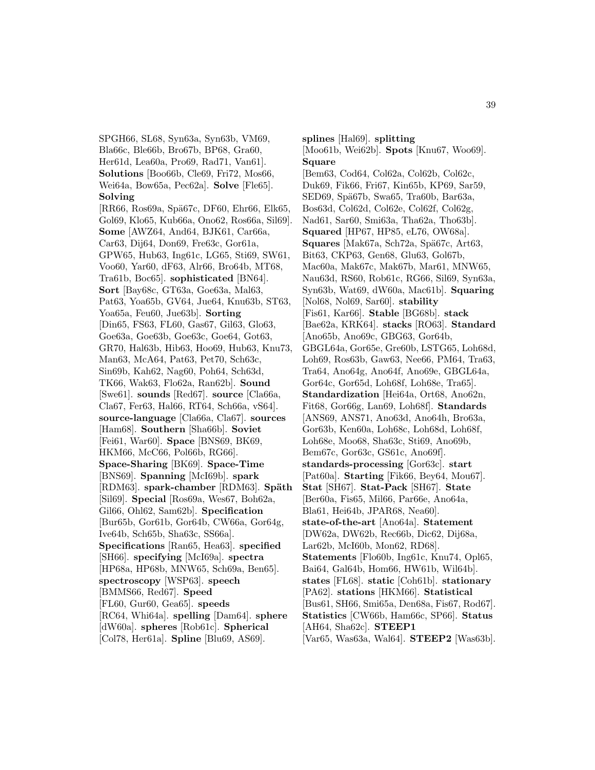SPGH66, SL68, Syn63a, Syn63b, VM69, Bla66c, Ble66b, Bro67b, BP68, Gra60, Her61d, Lea60a, Pro69, Rad71, Van61]. **Solutions** [Boo66b, Cle69, Fri72, Mos66, Wei64a, Bow65a, Pec62a]. **Solve** [Fle65]. **Solving** [RR66, Ros69a, Spä67c, DF60, Ehr66, Elk65, Gol69, Klo65, Kub66a, Ono62, Ros66a, Sil69]. **Some** [AWZ64, And64, BJK61, Car66a, Car63, Dij64, Don69, Fre63c, Gor61a, GPW65, Hub63, Ing61c, LG65, Sti69, SW61, Voo60, Yar60, dF63, Alr66, Bro64b, MT68, Tra61b, Boc65]. **sophisticated** [BN64]. **Sort** [Bay68c, GT63a, Goe63a, Mal63, Pat63, Yoa65b, GV64, Jue64, Knu63b, ST63, Yoa65a, Feu60, Jue63b]. **Sorting** [Din65, FS63, FL60, Gas67, Gil63, Glo63, Goe63a, Goe63b, Goe63c, Goe64, Got63, GR70, Hal63b, Hib63, Hoo69, Hub63, Knu73, Man63, McA64, Pat63, Pet70, Sch63c, Sin69b, Kah62, Nag60, Poh64, Sch63d, TK66, Wak63, Flo62a, Ran62b]. **Sound** [Swe61]. **sounds** [Red67]. **source** [Cla66a, Cla67, Fer63, Hal66, RT64, Sch66a, vS64]. **source-language** [Cla66a, Cla67]. **sources** [Ham68]. **Southern** [Sha66b]. **Soviet** [Fei61, War60]. **Space** [BNS69, BK69, HKM66, McC66, Pol66b, RG66]. **Space-Sharing** [BK69]. **Space-Time** [BNS69]. **Spanning** [McI69b]. **spark** [RDM63]. **spark-chamber** [RDM63]. **Späth** [Sil69]. **Special** [Ros69a, Wes67, Boh62a, Gil66, Ohl62, Sam62b]. **Specification** [Bur65b, Gor61b, Gor64b, CW66a, Gor64g, Ive64b, Sch65b, Sha63c, SS66a]. **Specifications** [Ran65, Hea63]. **specified** [SH66]. **specifying** [McI69a]. **spectra** [HP68a, HP68b, MNW65, Sch69a, Ben65]. **spectroscopy** [WSP63]. **speech** [BMMS66, Red67]. **Speed** [FL60, Gur60, Gea65]. **speeds** [RC64, Whi64a]. **spelling** [Dam64]. **sphere** [dW60a]. **spheres** [Rob61c]. **Spherical** [Col78, Her61a]. **Spline** [Blu69, AS69]. **splines** [Hal69]. **splitting** [Moo61b, Wei62b]. **Spots** [Knu67, Woo69]. **Square** [Bem63, Cod64, Col62a, Col62b, Col62c, Duk69, Fik66, Fri67, Kin65b, KP69, Sar59, SED69, Spä67b, Swa65, Tra60b, Bar63a, Bos63d, Col62d, Col62e, Col62f, Col62g, Nad61, Sar60, Smi63a, Tha62a, Tho63b]. **Squared** [HP67, HP85, eL76, OW68a]. **Squares** [Mak67a, Sch72a, Spä67c, Art63, Bit63, CKP63, Gen68, Glu63, Gol67b, Mac60a, Mak67c, Mak67b, Mar61, MNW65, Nau63d, RS60, Rob61c, RG66, Sil69, Syn63a, Syn63b, Wat69, dW60a, Mac61b]. **Squaring** [Nol68, Nol69, Sar60]. **stability** [Fis61, Kar66]. **Stable** [BG68b]. **stack** [Bae62a, KRK64]. **stacks** [RO63]. **Standard** [Ano65b, Ano69c, GBG63, Gor64b, GBGL64a, Gor65e, Gre60b, LSTG65, Loh68d, Loh69, Ros63b, Gaw63, Nee66, PM64, Tra63, Tra64, Ano64g, Ano64f, Ano69e, GBGL64a, Gor64c, Gor65d, Loh68f, Loh68e, Tra65]. **Standardization** [Hei64a, Ort68, Ano62n, Fit68, Gor66g, Lan69, Loh68f]. **Standards** [ANS69, ANS71, Ano63d, Ano64h, Bro63a, Gor63b, Ken60a, Loh68c, Loh68d, Loh68f, Loh68e, Moo68, Sha63c, Sti69, Ano69b, Bem67c, Gor63c, GS61c, Ano69f]. **standards-processing** [Gor63c]. **start** [Pat60a]. **Starting** [Fik66, Bey64, Mou67]. **Stat** [SH67]. **Stat-Pack** [SH67]. **State** [Ber60a, Fis65, Mil66, Par66e, Ano64a, Bla61, Hei64b, JPAR68, Nea60]. **state-of-the-art** [Ano64a]. **Statement** [DW62a, DW62b, Rec66b, Dic62, Dij68a, Lar62b, McI60b, Mon62, RD68]. **Statements** [Flo60b, Ing61c, Knu74, Opl65, Bai64, Gal64b, Hom66, HW61b, Wil64b]. **states** [FL68]. **static** [Coh61b]. **stationary** [PA62]. **stations** [HKM66]. **Statistical** [Bus61, SH66, Smi65a, Den68a, Fis67, Rod67]. **Statistics** [CW66b, Ham66c, SP66]. **Status** [AH64, Sha62c]. **STEEP1** [Var65, Was63a, Wal64]. **STEEP2** [Was63b].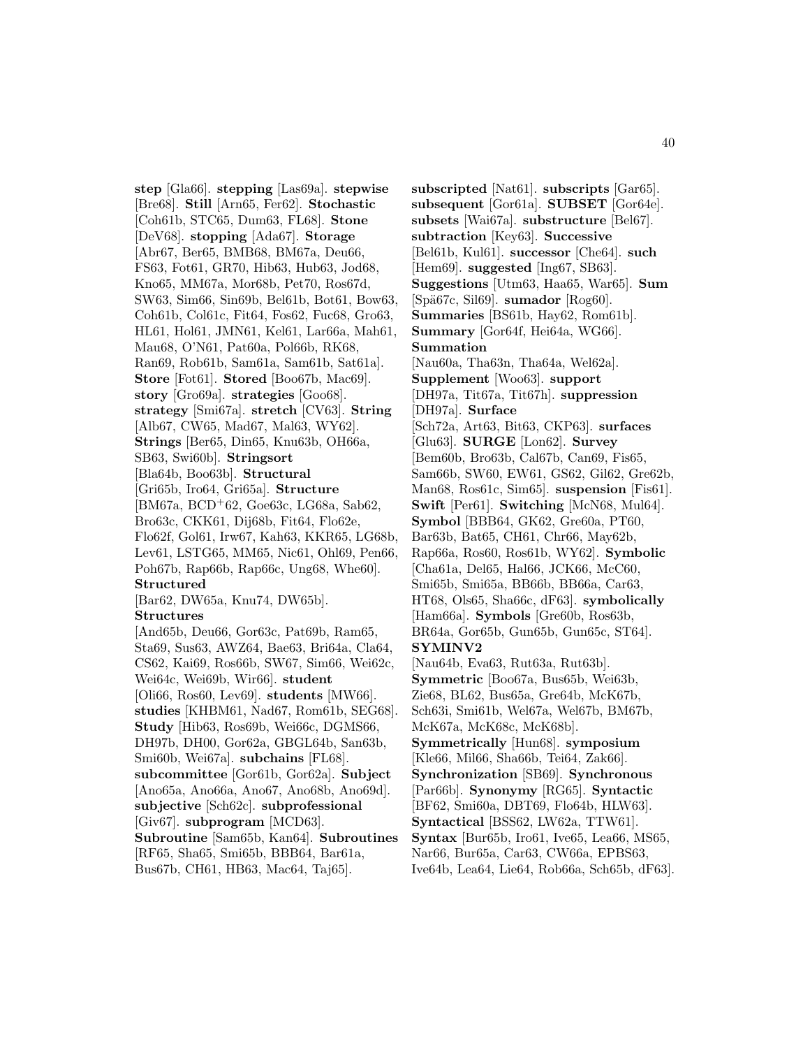**step** [Gla66]. **stepping** [Las69a]. **stepwise** [Bre68]. **Still** [Arn65, Fer62]. **Stochastic** [Coh61b, STC65, Dum63, FL68]. **Stone** [DeV68]. **stopping** [Ada67]. **Storage** [Abr67, Ber65, BMB68, BM67a, Deu66, FS63, Fot61, GR70, Hib63, Hub63, Jod68, Kno65, MM67a, Mor68b, Pet70, Ros67d, SW63, Sim66, Sin69b, Bel61b, Bot61, Bow63, Coh61b, Col61c, Fit64, Fos62, Fuc68, Gro63, HL61, Hol61, JMN61, Kel61, Lar66a, Mah61, Mau68, O'N61, Pat60a, Pol66b, RK68, Ran69, Rob61b, Sam61a, Sam61b, Sat61a]. **Store** [Fot61]. **Stored** [Boo67b, Mac69]. **story** [Gro69a]. **strategies** [Goo68]. **strategy** [Smi67a]. **stretch** [CV63]. **String** [Alb67, CW65, Mad67, Mal63, WY62]. **Strings** [Ber65, Din65, Knu63b, OH66a, SB63, Swi60b]. **Stringsort** [Bla64b, Boo63b]. **Structural** [Gri65b, Iro64, Gri65a]. **Structure** [BM67a, BCD+62, Goe63c, LG68a, Sab62, Bro63c, CKK61, Dij68b, Fit64, Flo62e, Flo62f, Gol61, Irw67, Kah63, KKR65, LG68b, Lev61, LSTG65, MM65, Nic61, Ohl69, Pen66, Poh67b, Rap66b, Rap66c, Ung68, Whe60]. **Structured** [Bar62, DW65a, Knu74, DW65b]. **Structures** [And65b, Deu66, Gor63c, Pat69b, Ram65, Sta69, Sus63, AWZ64, Bae63, Bri64a, Cla64, CS62, Kai69, Ros66b, SW67, Sim66, Wei62c, Wei64c, Wei69b, Wir66]. **student** [Oli66, Ros60, Lev69]. **students** [MW66]. **studies** [KHBM61, Nad67, Rom61b, SEG68]. **Study** [Hib63, Ros69b, Wei66c, DGMS66, DH97b, DH00, Gor62a, GBGL64b, San63b, Smi60b, Wei67a]. **subchains** [FL68]. **subcommittee** [Gor61b, Gor62a]. **Subject** [Ano65a, Ano66a, Ano67, Ano68b, Ano69d]. **subjective** [Sch62c]. **subprofessional** [Giv67]. **subprogram** [MCD63]. **Subroutine** [Sam65b, Kan64]. **Subroutines** [RF65, Sha65, Smi65b, BBB64, Bar61a, Bus67b, CH61, HB63, Mac64, Taj65].

**subscripted** [Nat61]. **subscripts** [Gar65]. **subsequent** [Gor61a]. **SUBSET** [Gor64e]. **subsets** [Wai67a]. **substructure** [Bel67]. **subtraction** [Key63]. **Successive** [Bel61b, Kul61]. **successor** [Che64]. **such** [Hem69]. **suggested** [Ing67, SB63]. **Suggestions** [Utm63, Haa65, War65]. **Sum** [Spä67c, Sil69]. **sumador** [Rog60]. **Summaries** [BS61b, Hay62, Rom61b]. **Summary** [Gor64f, Hei64a, WG66]. **Summation** [Nau60a, Tha63n, Tha64a, Wel62a]. **Supplement** [Woo63]. **support** [DH97a, Tit67a, Tit67h]. **suppression** [DH97a]. **Surface** [Sch72a, Art63, Bit63, CKP63]. **surfaces** [Glu63]. **SURGE** [Lon62]. **Survey** [Bem60b, Bro63b, Cal67b, Can69, Fis65, Sam66b, SW60, EW61, GS62, Gil62, Gre62b, Man68, Ros61c, Sim65]. **suspension** [Fis61]. **Swift** [Per61]. **Switching** [McN68, Mul64]. **Symbol** [BBB64, GK62, Gre60a, PT60, Bar63b, Bat65, CH61, Chr66, May62b, Rap66a, Ros60, Ros61b, WY62]. **Symbolic** [Cha61a, Del65, Hal66, JCK66, McC60, Smi65b, Smi65a, BB66b, BB66a, Car63, HT68, Ols65, Sha66c, dF63]. **symbolically** [Ham66a]. **Symbols** [Gre60b, Ros63b, BR64a, Gor65b, Gun65b, Gun65c, ST64]. **SYMINV2** [Nau64b, Eva63, Rut63a, Rut63b]. **Symmetric** [Boo67a, Bus65b, Wei63b, Zie68, BL62, Bus65a, Gre64b, McK67b, Sch63i, Smi61b, Wel67a, Wel67b, BM67b, McK67a, McK68c, McK68b]. **Symmetrically** [Hun68]. **symposium** [Kle66, Mil66, Sha66b, Tei64, Zak66]. **Synchronization** [SB69]. **Synchronous** [Par66b]. **Synonymy** [RG65]. **Syntactic** [BF62, Smi60a, DBT69, Flo64b, HLW63]. **Syntactical** [BSS62, LW62a, TTW61]. **Syntax** [Bur65b, Iro61, Ive65, Lea66, MS65, Nar66, Bur65a, Car63, CW66a, EPBS63, Ive64b, Lea64, Lie64, Rob66a, Sch65b, dF63].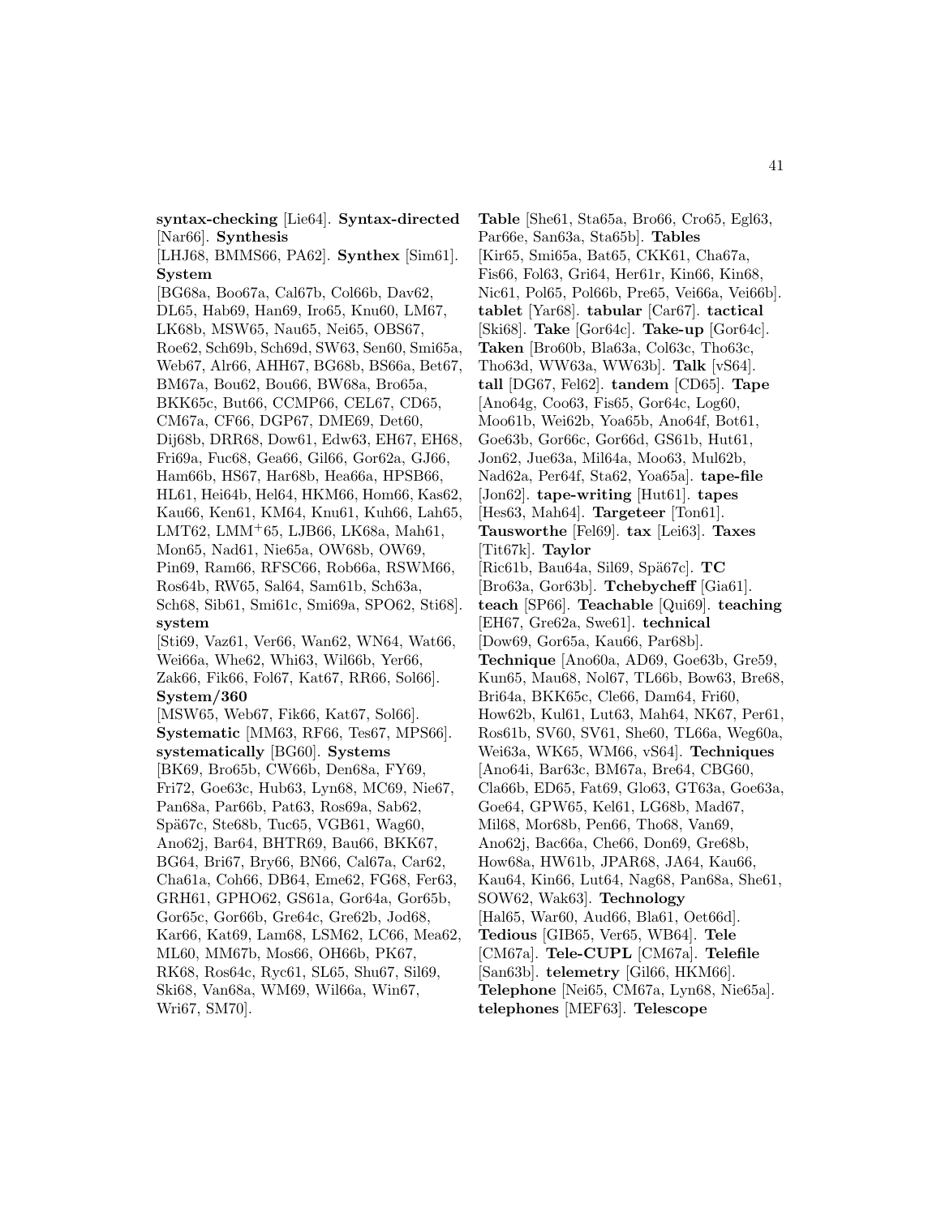**syntax-checking** [Lie64]. **Syntax-directed** [Nar66]. **Synthesis** [LHJ68, BMMS66, PA62]. **Synthex** [Sim61]. **System** [BG68a, Boo67a, Cal67b, Col66b, Dav62, DL65, Hab69, Han69, Iro65, Knu60, LM67, LK68b, MSW65, Nau65, Nei65, OBS67, Roe62, Sch69b, Sch69d, SW63, Sen60, Smi65a, Web67, Alr66, AHH67, BG68b, BS66a, Bet67, BM67a, Bou62, Bou66, BW68a, Bro65a, BKK65c, But66, CCMP66, CEL67, CD65, CM67a, CF66, DGP67, DME69, Det60, Dij68b, DRR68, Dow61, Edw63, EH67, EH68, Fri69a, Fuc68, Gea66, Gil66, Gor62a, GJ66, Ham66b, HS67, Har68b, Hea66a, HPSB66, HL61, Hei64b, Hel64, HKM66, Hom66, Kas62, Kau66, Ken61, KM64, Knu61, Kuh66, Lah65, LMT62, LMM$^+$65, LJB66, LK68a, Mah61, Mon65, Nad61, Nie65a, OW68b, OW69, Pin69, Ram66, RFSC66, Rob66a, RSWM66, Ros64b, RW65, Sal64, Sam61b, Sch63a, Sch68, Sib61, Smi61c, Smi69a, SPO62, Sti68]. **system** [Sti69, Vaz61, Ver66, Wan62, WN64, Wat66, Wei66a, Whe62, Whi63, Wil66b, Yer66, Zak66, Fik66, Fol67, Kat67, RR66, Sol66]. **System/360** [MSW65, Web67, Fik66, Kat67, Sol66]. **Systematic** [MM63, RF66, Tes67, MPS66]. **systematically** [BG60]. **Systems** [BK69, Bro65b, CW66b, Den68a, FY69, Fri72, Goe63c, Hub63, Lyn68, MC69, Nie67, Pan68a, Par66b, Pat63, Ros69a, Sab62, Spä67c, Ste68b, Tuc65, VGB61, Wag60, Ano62j, Bar64, BHTR69, Bau66, BKK67, BG64, Bri67, Bry66, BN66, Cal67a, Car62, Cha61a, Coh66, DB64, Eme62, FG68, Fer63, GRH61, GPHO62, GS61a, Gor64a, Gor65b, Gor65c, Gor66b, Gre64c, Gre62b, Jod68, Kar66, Kat69, Lam68, LSM62, LC66, Mea62, ML60, MM67b, Mos66, OH66b, PK67, RK68, Ros64c, Ryc61, SL65, Shu67, Sil69, Ski68, Van68a, WM69, Wil66a, Win67, Wri67, SM70].

**Table** [She61, Sta65a, Bro66, Cro65, Egl63, Par66e, San63a, Sta65b]. **Tables** [Kir65, Smi65a, Bat65, CKK61, Cha67a, Fis66, Fol63, Gri64, Her61r, Kin68, Nic61, Pol65, Pol66b, Pre65, Vei66a, Vei66b]. **tablet** [Yar68]. **tabular** [Car67]. **tactical** [Ski68]. **Take** [Gor64c]. **Take-up** [Gor64c]. **Taken** [Bro60b, Bla63a, Col63c, Tho63c, Tho63d, WW63a, WW63b]. **Talk** [vS64]. **tall** [DG67, Fel62]. **tandem** [CD65]. **Tape** [Ano64g, Coo63, Fis65, Gor64c, Log60, Moo61b, Wei62b, Yoa65b, Ano64f, Bot61, Goe63b, Gor66c, Gor66d, GS61b, Hut61, Jon62, Jue63a, Mil64a, Moo63, Mul62b, Nad62a, Per64f, Sta62, Yoa65a]. **tape-file** [Jon62]. **tape-writing** [Hut61]. **tapes** [Hes63, Mah64]. **Targeteer** [Ton61]. **Tausworthe** [Fel69]. **tax** [Lei63]. **Taxes** [Tit67k]. **Taylor** [Ric61b, Bau64a, Sil69, Spä67c]. **TC** [Bro63a, Gor63b]. **Tchebycheff** [Gia61]. **teach** [SP66]. **Teachable** [Qui69]. **teaching** [EH67, Gre62a, Swe61]. **technical** [Dow69, Gor65a, Kau66, Par68b]. **Technique** [Ano60a, AD69, Goe63b, Gre59, Kun65, Mau68, Nol67, TL66b, Bow63, Bre68, Bri64a, BKK65c, Cle66, Dam64, Fri60, How62b, Kul61, Lut63, Mah64, NK67, Per61, Ros61b, SV60, SV61, She60, TL66a, Weg60a, Wei63a, WK65, WM66, vS64]. **Techniques** [Ano64i, Bar63c, BM67a, Bre64, CBG60, Cla66b, ED65, Fat69, Glo63, GT63a, Goe63a, Goe64, GPW65, Kel61, LG68b, Mad67, Mil68, Mor68b, Pen66, Tho68, Van69, Ano62j, Bac66a, Che66, Don69, Gre68b, How68a, HW61b, JPAR68, JA64, Kau66, Kau64, Kin66, Lut64, Nag68, Pan68a, She61, SOW62, Wak63]. **Technology** [Hal65, War60, Aud66, Bla61, Oet66d]. **Tedious** [GIB65, Ver65, WB64]. **Tele** [CM67a]. **Tele-CUPL** [CM67a]. **Telefile** [San63b]. **telemetry** [Gil66, HKM66]. **Telephone** [Nei65, CM67a, Lyn68, Nie65a]. **telephones** [MEF63]. **Telescope**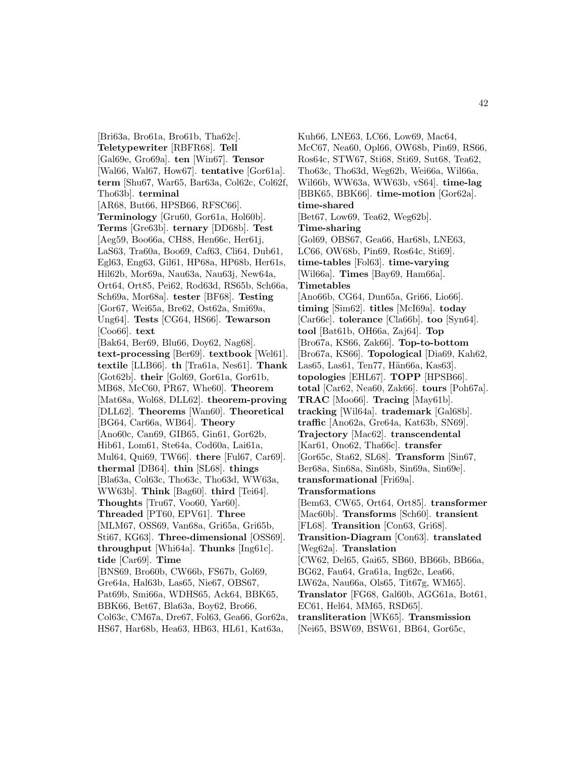[Bri63a, Bro61a, Bro61b, Tha62c]. **Teletypewriter** [RBFR68]. **Tell** [Gal69e, Gro69a]. **ten** [Win67]. **Tensor** [Wal66, Wal67, How67]. **tentative** [Gor61a]. **term** [Shu67, War65, Bar63a, Col62c, Col62f, Tho63b]. **terminal** [AR68, But66, HPSB66, RFSC66]. **Terminology** [Gru60, Gor61a, Hol60b]. **Terms** [Gre63b]. **ternary** [DD68b]. **Test** [Aeg59, Boo66a, CH88, Hen66c, Her61j, LaS63, Tra60a, Boo69, Caf63, Cli64, Dub61, Egl63, Eng63, Gil61, HP68a, HP68b, Her61s, Hil62b, Mor69a, Nau63a, Nau63j, New64a, Ort64, Ort85, Pei62, Rod63d, RS65b, Sch66a, Sch69a, Mor68a]. **tester** [BF68]. **Testing** [Gor67, Wei65a, Bre62, Ost62a, Smi69a, Ung64]. **Tests** [CG64, HS66]. **Tewarson** [Coo66]. **text** [Bak64, Ber69, Blu66, Doy62, Nag68]. **text-processing** [Ber69]. **textbook** [Wel61]. **textile** [LLB66]. **th** [Tra61a, Nes61]. **Thank** [Got62b]. **their** [Gol69, Gor61a, Gor61b, MB68, McC60, PR67, Whe60]. **Theorem** [Mat68a, Wol68, DLL62]. **theorem-proving** [DLL62]. **Theorems** [Wan60]. **Theoretical** [BG64, Car66a, WB64]. **Theory** [Ano60c, Can69, GIB65, Gin61, Gor62b, Hib61, Lom61, Ste64a, Cod60a, Lai61a, Mul64, Qui69, TW66]. **there** [Ful67, Car69]. **thermal** [DB64]. **thin** [SL68]. **things** [Bla63a, Col63c, Tho63c, Tho63d, WW63a, WW63b]. **Think** [Bag60]. **third** [Tei64]. **Thoughts** [Tru67, Voo60, Yar60]. **Threaded** [PT60, EPV61]. **Three** [MLM67, OSS69, Van68a, Gri65a, Gri65b, Sti67, KG63]. **Three-dimensional** [OSS69]. **throughput** [Whi64a]. **Thunks** [Ing61c]. **tide** [Car69]. **Time** [BNS69, Bro60b, CW66b, FS67b, Gol69, Gre64a, Hal63b, Las65, Nie67, OBS67, Pat69b, Smi66a, WDHS65, Ack64, BBK65, BBK66, Bet67, Bla63a, Boy62, Bro66, Col63c, CM67a, Dre67, Fol63, Gea66, Gor62a, HS67, Har68b, Hea63, HB63, HL61, Kat63a, Kuh66, LNE63, LC66, Low69, Mac64, McC67, Nea60, Opl66, OW68b, Pin69, RS66, Ros64c, STW67, Sti68, Sti69, Sut68, Tea62, Tho63c, Tho63d, Weg62b, Wei66a, Wil66a, Wil66b, WW63a, WW63b, vS64]. **time-lag** [BBK65, BBK66]. **time-motion** [Gor62a]. **time-shared** [Bet67, Low69, Tea62, Weg62b]. **Time-sharing** [Gol69, OBS67, Gea66, Har68b, LNE63, LC66, OW68b, Pin69, Ros64c, Sti69]. **time-tables** [Fol63]. **time-varying** [Wil66a]. **Times** [Bay69, Ham66a]. **Timetables** [Ano66b, CG64, Dun65a, Gri66, Lio66]. **timing** [Sim62]. **titles** [McI69a]. **today** [Car66c]. **tolerance** [Cla66b]. **too** [Syn64]. **tool** [Bat61b, OH66a, Zaj64]. **Top** [Bro67a, KS66, Zak66]. **Top-to-bottom** [Bro67a, KS66]. **Topological** [Dia69, Kah62, Las65, Las61, Ten77, Hän66a, Kas63]. **topologies** [EHL67]. **TOPP** [HPSB66]. **total** [Car62, Nea60, Zak66]. **tours** [Poh67a]. **TRAC** [Moo66]. **Tracing** [May61b]. **tracking** [Wil64a]. **trademark** [Gal68b]. **traffic** [Ano62a, Gre64a, Kat63b, SN69]. **Trajectory** [Mac62]. **transcendental** [Kar61, Ono62, Tha66c]. **transfer** [Gor65c, Sta62, SL68]. **Transform** [Sin67, Ber68a, Sin68a, Sin68b, Sin69a, Sin69e]. **transformational** [Fri69a]. **Transformations** [Bem63, CW65, Ort64, Ort85]. **transformer** [Mac60b]. **Transforms** [Sch60]. **transient** [FL68]. **Transition** [Con63, Gri68]. **Transition-Diagram** [Con63]. **translated** [Weg62a]. **Translation** [CW62, Del65, Gai65, SB60, BB66b, BB66a, BG62, Fau64, Gra61a, Ing62c, Lea66, LW62a, Nau66a, Ols65, Tit67g, WM65]. **Translator** [FG68, Gal60b, AGG61a, Bot61, EC61, Hel64, MM65, RSD65]. **transliteration** [WK65]. **Transmission** [Nei65, BSW69, BSW61, BB64, Gor65c,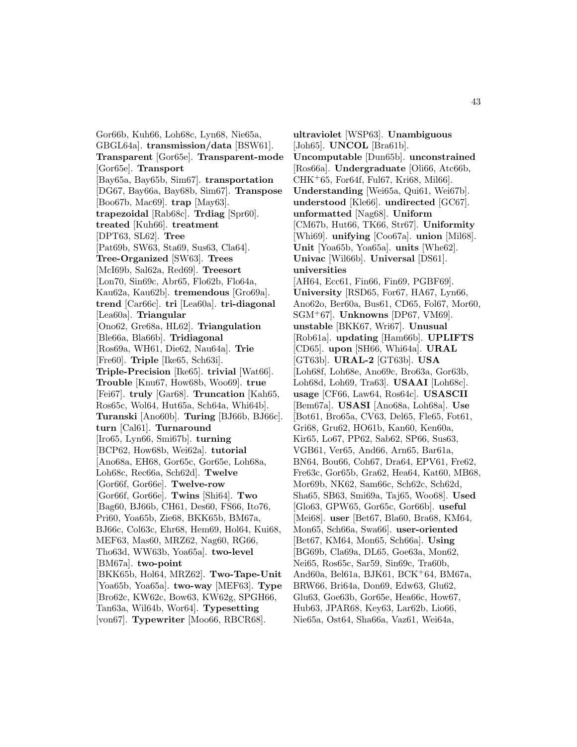Gor66b, Kuh66, Loh68c, Lyn68, Nie65a, GBGL64a]. **transmission/data** [BSW61]. **Transparent** [Gor65e]. **Transparent-mode** [Gor65e]. **Transport** [Bay65a, Bay65b, Sim67]. **transportation** [DG67, Bay66a, Bay68b, Sim67]. **Transpose** [Boo67b, Mac69]. **trap** [May63]. **trapezoidal** [Rab68c]. **Trdiag** [Spr60]. **treated** [Kuh66]. **treatment** [DPT63, SL62]. **Tree** [Pat69b, SW63, Sta69, Sus63, Cla64]. **Tree-Organized** [SW63]. **Trees** [McI69b, Sal62a, Red69]. **Treesort** [Lon70, Sin69c, Abr65, Flo62b, Flo64a, Kau62a, Kau62b]. **tremendous** [Gro69a]. **trend** [Car66c]. **tri** [Lea60a]. **tri-diagonal** [Lea60a]. **Triangular** [Ono62, Gre68a, HL62]. **Triangulation** [Ble66a, Bla66b]. **Tridiagonal** [Ros69a, WH61, Die62, Nau64a]. **Trie** [Fre60]. **Triple** [Ike65, Sch63i]. **Triple-Precision** [Ike65]. **trivial** [Wat66]. **Trouble** [Knu67, How68b, Woo69]. **true** [Fei67]. **truly** [Gar68]. **Truncation** [Kah65, Ros65c, Wol64, Hut65a, Sch64a, Whi64b]. **Turanski** [Ano60b]. **Turing** [BJ66b, BJ66c]. **turn** [Cal61]. **Turnaround** [Iro65, Lyn66, Smi67b]. **turning** [BCP62, How68b, Wei62a]. **tutorial** [Ano68a, EH68, Gor65c, Gor65e, Loh68a, Loh68c, Rec66a, Sch62d]. **Twelve** [Gor66f, Gor66e]. **Twelve-row** [Gor66f, Gor66e]. **Twins** [Shi64]. **Two** [Bag60, BJ66b, CH61, Des60, FS66, Ito76, Pri60, Yoa65b, Zie68, BKK65b, BM67a, BJ66c, Col63c, Ehr68, Hem69, Hol64, Kui68, MEF63, Mas60, MRZ62, Nag60, RG66, Tho63d, WW63b, Yoa65a]. **two-level** [BM67a]. **two-point** [BKK65b, Hol64, MRZ62]. **Two-Tape-Unit** [Yoa65b, Yoa65a]. **two-way** [MEF63]. **Type** [Bro62c, KW62c, Bow63, KW62g, SPGH66, Tan63a, Wil64b, Wor64]. **Typesetting** [von67]. **Typewriter** [Moo66, RBCR68].

**ultraviolet** [WSP63]. **Unambiguous** [Joh65]. **UNCOL** [Bra61b]. **Uncomputable** [Dun65b]. **unconstrained** [Ros66a]. **Undergraduate** [Oli66, Atc66b, CHK+65, For64f, Ful67, Kri68, Mil66]. **Understanding** [Wei65a, Qui61, Wei67b]. **understood** [Kle66]. **undirected** [GC67]. **unformatted** [Nag68]. **Uniform** [CM67b, Hut66, TK66, Str67]. **Uniformity** [Whi69]. **unifying** [Coo67a]. **union** [Mil68]. **Unit** [Yoa65b, Yoa65a]. **units** [Whe62]. **Univac** [Wil66b]. **Universal** [DS61]. **universities** [AH64, Ecc61, Fin66, Fin69, PGBF69]. **University** [RSD65, For67, HA67, Lyn66, Ano62o, Ber60a, Bus61, CD65, Fol67, Mor60, SGM+67]. **Unknowns** [DP67, VM69]. **unstable** [BKK67, Wri67]. **Unusual** [Rob61a]. **updating** [Ham66b]. **UPLIFTS** [CD65]. **upon** [SH66, Whi64a]. **URAL** [GT63b]. **URAL-2** [GT63b]. **USA** [Loh68f, Loh68e, Ano69c, Bro63a, Gor63b, Loh68d, Loh69, Tra63]. **USAAI** [Loh68c]. **usage** [CF66, Law64, Ros64c]. **USASCII** [Bem67a]. **USASI** [Ano68a, Loh68a]. **Use** [Bot61, Bro65a, CV63, Del65, Fle65, Fot61, Gri68, Gru62, HO61b, Kan60, Ken60a, Kir65, Lo67, PP62, Sab62, SP66, Sus63, VGB61, Ver65, And66, Arn65, Bar61a, BN64, Bou66, Coh67, Dra64, EPV61, Fre62, Fre63c, Gor65b, Gra62, Hea64, Kat60, MB68, Mor69b, NK62, Sam66c, Sch62c, Sch62d, Sha65, SB63, Smi69a, Taj65, Woo68]. **Used** [Glo63, GPW65, Gor65c, Gor66b]. **useful** [Mei68]. **user** [Bet67, Bla60, Bra68, KM64, Mon65, Sch66a, Swa66]. **user-oriented** [Bet67, KM64, Mon65, Sch66a]. **Using** [BG69b, Cla69a, DL65, Goe63a, Mon62, Nei65, Ros65c, Sar59, Sin69c, Tra60b, And60a, Bel61a, BJK61, BCK+64, BM67a, BRW66, Bri64a, Don69, Edw63, Glu62, Glu63, Goe63b, Gor65e, Hea66c, How67, Hub63, JPAR68, Key63, Lar62b, Lio66, Nie65a, Ost64, Sha66a, Vaz61, Wei64a,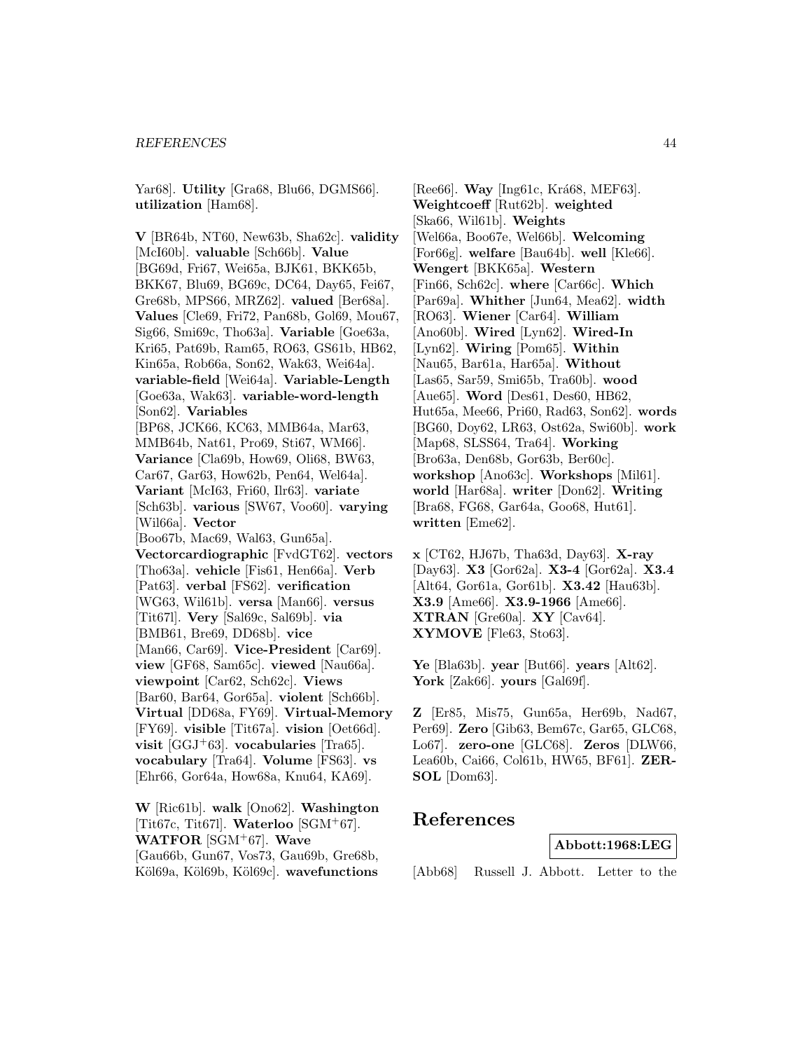Yar68]. **Utility** [Gra68, Blu66, DGMS66]. **utilization** [Ham68].

**V** [BR64b, NT60, New63b, Sha62c]. **validity** [McI60b]. **valuable** [Sch66b]. **Value** [BG69d, Fri67, Wei65a, BJK61, BKK65b, BKK67, Blu69, BG69c, DC64, Day65, Fei67, Gre68b, MPS66, MRZ62]. **valued** [Ber68a]. **Values** [Cle69, Fri72, Pan68b, Gol69, Mou67, Sig66, Smi69c, Tho63a]. **Variable** [Goe63a, Kri65, Pat69b, Ram65, RO63, GS61b, HB62, Kin65a, Rob66a, Son62, Wak63, Wei64a]. **variable-field** [Wei64a]. **Variable-Length** [Goe63a, Wak63]. **variable-word-length** [Son62]. **Variables** [BP68, JCK66, KC63, MMB64a, Mar63, MMB64b, Nat61, Pro69, Sti67, WM66]. **Variance** [Cla69b, How69, Oli68, BW63, Car67, Gar63, How62b, Pen64, Wel64a]. **Variant** [McI63, Fri60, Ilr63]. **variate** [Sch63b]. **various** [SW67, Voo60]. **varying** [Wil66a]. **Vector** [Boo67b, Mac69, Wal63, Gun65a]. **Vectorcardiographic** [FvdGT62]. **vectors** [Tho63a]. **vehicle** [Fis61, Hen66a]. **Verb** [Pat63]. **verbal** [FS62]. **verification** [WG63, Wil61b]. **versa** [Man66]. **versus** [Tit67l]. **Very** [Sal69c, Sal69b]. **via** [BMB61, Bre69, DD68b]. **vice** [Man66, Car69]. **Vice-President** [Car69]. **view** [GF68, Sam65c]. **viewed** [Nau66a]. **viewpoint** [Car62, Sch62c]. **Views** [Bar60, Bar64, Gor65a]. **violent** [Sch66b]. **Virtual** [DD68a, FY69]. **Virtual-Memory** [FY69]. **visible** [Tit67a]. **vision** [Oet66d]. **visit** [GGJ+63]. **vocabularies** [Tra65]. **vocabulary** [Tra64]. **Volume** [FS63]. **vs** [Ehr66, Gor64a, How68a, Knu64, KA69].

**W** [Ric61b]. **walk** [Ono62]. **Washington** [Tit67c, Tit67l]. **Waterloo** [SGM+67]. **WATFOR** [SGM+67]. **Wave** [Gau66b, Gun67, Vos73, Gau69b, Gre68b, Köl69a, Köl69b, Köl69c]. **wavefunctions** [Ree66]. **Way** [Ing61c, Krá68, MEF63]. **Weightcoeff** [Rut62b]. **weighted** [Ska66, Wil61b]. **Weights** [Wel66a, Boo67e, Wel66b]. **Welcoming** [For66g]. **welfare** [Bau64b]. **well** [Kle66]. **Wengert** [BKK65a]. **Western** [Fin66, Sch62c]. **where** [Car66c]. **Which** [Par69a]. **Whither** [Jun64, Mea62]. **width** [RO63]. **Wiener** [Car64]. **William** [Ano60b]. **Wired** [Lyn62]. **Wired-In** [Lyn62]. **Wiring** [Pom65]. **Within** [Nau65, Bar61a, Har65a]. **Without** [Las65, Sar59, Smi65b, Tra60b]. **wood** [Aue65]. **Word** [Des61, Des60, HB62, Hut65a, Mee66, Pri60, Rad63, Son62]. **words** [BG60, Doy62, LR63, Ost62a, Swi60b]. **work** [Map68, SLSS64, Tra64]. **Working** [Bro63a, Den68b, Gor63b, Ber60c]. **workshop** [Ano63c]. **Workshops** [Mil61]. **world** [Har68a]. **writer** [Don62]. **Writing** [Bra68, FG68, Gar64a, Goo68, Hut61]. **written** [Eme62].

**x** [CT62, HJ67b, Tha63d, Day63]. **X-ray** [Day63]. **X3** [Gor62a]. **X3-4** [Gor62a]. **X3.4** [Alt64, Gor61a, Gor61b]. **X3.42** [Hau63b]. **X3.9** [Ame66]. **X3.9-1966** [Ame66]. **XTRAN** [Gre60a]. **XY** [Cav64]. **XYMOVE** [Fle63, Sto63].

**Ye** [Bla63b]. **year** [But66]. **years** [Alt62]. **York** [Zak66]. **yours** [Gal69f].

**Z** [Er85, Mis75, Gun65a, Her69b, Nad67, Per69]. **Zero** [Gib63, Bem67c, Gar65, GLC68, Lo67]. **zero-one** [GLC68]. **Zeros** [DLW66, Lea60b, Cai66, Col61b, HW65, BF61]. **ZERSOL** [Dom63].

# References

**Abbott:1968:LEG**

[Abb68] Russell J. Abbott. Letter to the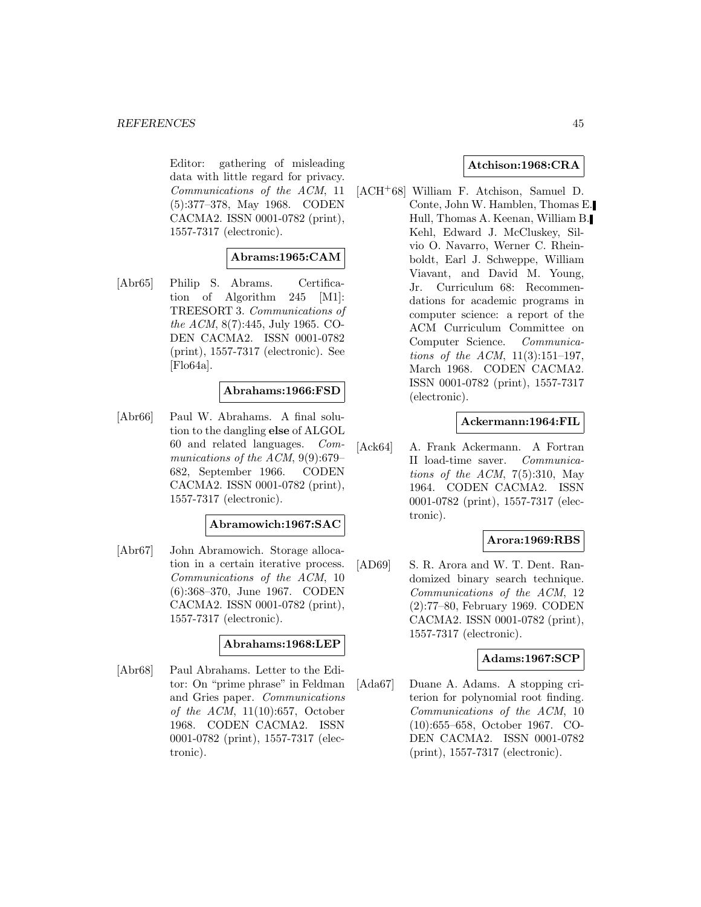Editor: gathering of misleading data with little regard for privacy. *Communications of the ACM*, 11 (5):377–378, May 1968. CODEN CACMA2. ISSN 0001-0782 (print), 1557-7317 (electronic).

**Abrams:1965:CAM**

[Abr65] Philip S. Abrams. Certification of Algorithm 245 [M1]: TREESORT 3. *Communications of the ACM*, 8(7):445, July 1965. CODEN CACMA2. ISSN 0001-0782 (print), 1557-7317 (electronic). See [Flo64a].

**Abrahams:1966:FSD**

[Abr66] Paul W. Abrahams. A final solution to the dangling **else** of ALGOL 60 and related languages. *Communications of the ACM*, 9(9):679–682, September 1966. CODEN CACMA2. ISSN 0001-0782 (print), 1557-7317 (electronic).

**Abramowich:1967:SAC**

[Abr67] John Abramowich. Storage allocation in a certain iterative process. *Communications of the ACM*, 10 (6):368–370, June 1967. CODEN CACMA2. ISSN 0001-0782 (print), 1557-7317 (electronic).

**Abrahams:1968:LEP**

[Abr68] Paul Abrahams. Letter to the Editor: On "prime phrase" in Feldman and Gries paper. *Communications of the ACM*, 11(10):657, October 1968. CODEN CACMA2. ISSN 0001-0782 (print), 1557-7317 (electronic).

**Atchison:1968:CRA**

[ACH+68] William F. Atchison, Samuel D. Conte, John W. Hamblen, Thomas E. Hull, Thomas A. Keenan, William B. Kehl, Edward J. McCluskey, Silvio O. Navarro, Werner C. Rheinboldt, Earl J. Schweppe, William Viavant, and David M. Young, Jr. Curriculum 68: Recommendations for academic programs in computer science: a report of the ACM Curriculum Committee on Computer Science. *Communications of the ACM*, 11(3):151–197, March 1968. CODEN CACMA2. ISSN 0001-0782 (print), 1557-7317 (electronic).

**Ackermann:1964:FIL**

[Ack64] A. Frank Ackermann. A Fortran II load-time saver. *Communications of the ACM*, 7(5):310, May 1964. CODEN CACMA2. ISSN 0001-0782 (print), 1557-7317 (electronic).

**Arora:1969:RBS**

[AD69] S. R. Arora and W. T. Dent. Randomized binary search technique. *Communications of the ACM*, 12 (2):77–80, February 1969. CODEN CACMA2. ISSN 0001-0782 (print), 1557-7317 (electronic).

**Adams:1967:SCP**

[Ada67] Duane A. Adams. A stopping criterion for polynomial root finding. *Communications of the ACM*, 10 (10):655–658, October 1967. CODEN CACMA2. ISSN 0001-0782 (print), 1557-7317 (electronic).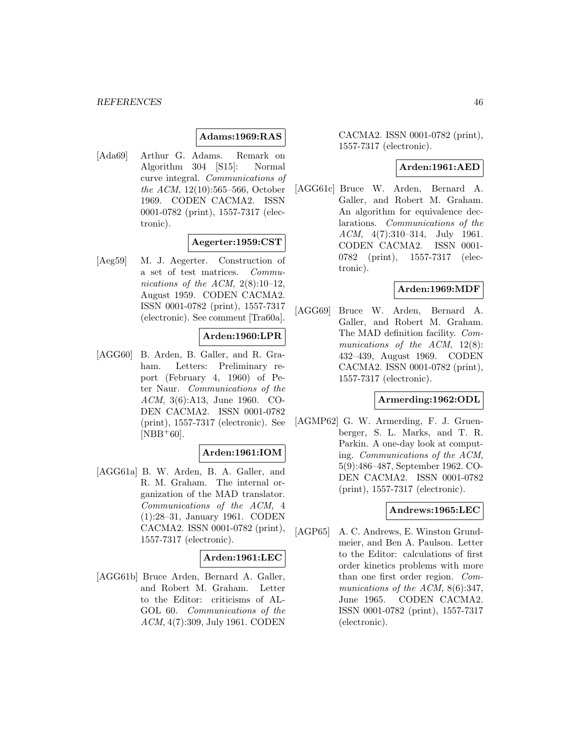**Adams:1969:RAS**

[Ada69] Arthur G. Adams. Remark on Algorithm 304 [S15]: Normal curve integral. *Communications of the ACM*, 12(10):565–566, October 1969. CODEN CACMA2. ISSN 0001-0782 (print), 1557-7317 (electronic).

**Aegerter:1959:CST**

[Aeg59] M. J. Aegerter. Construction of a set of test matrices. *Communications of the ACM*, 2(8):10–12, August 1959. CODEN CACMA2. ISSN 0001-0782 (print), 1557-7317 (electronic). See comment [Tra60a].

**Arden:1960:LPR**

[AGG60] B. Arden, B. Galler, and R. Graham. Letters: Preliminary report (February 4, 1960) of Peter Naur. *Communications of the ACM*, 3(6):A13, June 1960. CODEN CACMA2. ISSN 0001-0782 (print), 1557-7317 (electronic). See [NBB+60].

**Arden:1961:IOM**

[AGG61a] B. W. Arden, B. A. Galler, and R. M. Graham. The internal organization of the MAD translator. *Communications of the ACM*, 4 (1):28–31, January 1961. CODEN CACMA2. ISSN 0001-0782 (print), 1557-7317 (electronic).

**Arden:1961:LEC**

[AGG61b] Bruce Arden, Bernard A. Galler, and Robert M. Graham. Letter to the Editor: criticisms of ALGOL 60. *Communications of the ACM*, 4(7):309, July 1961. CODEN CACMA2. ISSN 0001-0782 (print), 1557-7317 (electronic).

**Arden:1961:AED**

[AGG61c] Bruce W. Arden, Bernard A. Galler, and Robert M. Graham. An algorithm for equivalence declarations. *Communications of the ACM*, 4(7):310–314, July 1961. CODEN CACMA2. ISSN 0001-0782 (print), 1557-7317 (electronic).

**Arden:1969:MDF**

[AGG69] Bruce W. Arden, Bernard A. Galler, and Robert M. Graham. The MAD definition facility. *Communications of the ACM*, 12(8): 432–439, August 1969. CODEN CACMA2. ISSN 0001-0782 (print), 1557-7317 (electronic).

**Armerding:1962:ODL**

[AGMP62] G. W. Armerding, F. J. Gruenberger, S. L. Marks, and T. R. Parkin. A one-day look at computing. *Communications of the ACM*, 5(9):486–487, September 1962. CODEN CACMA2. ISSN 0001-0782 (print), 1557-7317 (electronic).

**Andrews:1965:LEC**

[AGP65] A. C. Andrews, E. Winston Grundmeier, and Ben A. Paulson. Letter to the Editor: calculations of first order kinetics problems with more than one first order region. *Communications of the ACM*, 8(6):347, June 1965. CODEN CACMA2. ISSN 0001-0782 (print), 1557-7317 (electronic).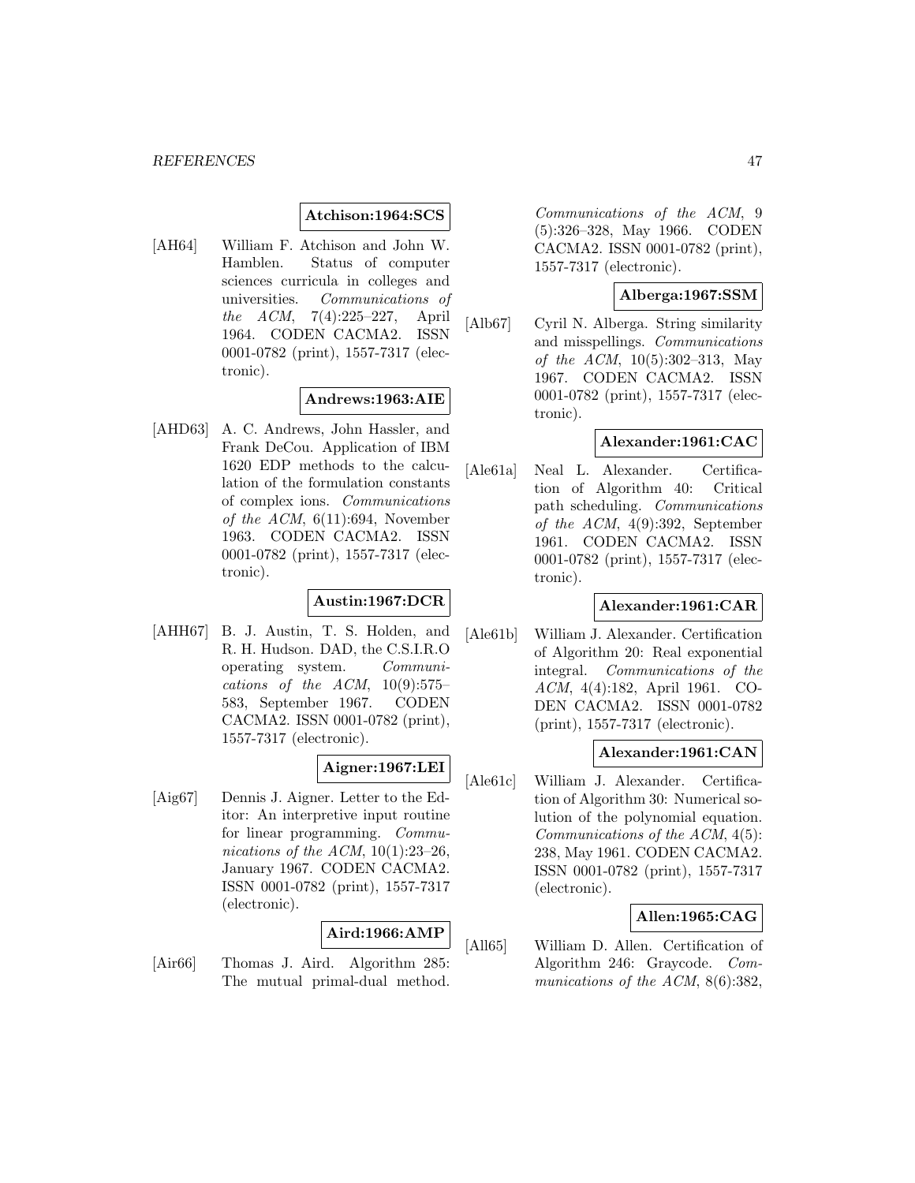**Atchison:1964:SCS**

[AH64] William F. Atchison and John W. Hamblen. Status of computer sciences curricula in colleges and universities. *Communications of the ACM*, 7(4):225–227, April 1964. CODEN CACMA2. ISSN 0001-0782 (print), 1557-7317 (electronic).

**Andrews:1963:AIE**

[AHD63] A. C. Andrews, John Hassler, and Frank DeCou. Application of IBM 1620 EDP methods to the calculation of the formulation constants of complex ions. *Communications of the ACM*, 6(11):694, November 1963. CODEN CACMA2. ISSN 0001-0782 (print), 1557-7317 (electronic).

**Austin:1967:DCR**

[AHH67] B. J. Austin, T. S. Holden, and R. H. Hudson. DAD, the C.S.I.R.O operating system. *Communications of the ACM*, 10(9):575–583, September 1967. CODEN CACMA2. ISSN 0001-0782 (print), 1557-7317 (electronic).

**Aigner:1967:LEI**

[Aig67] Dennis J. Aigner. Letter to the Editor: An interpretive input routine for linear programming. *Communications of the ACM*, 10(1):23–26, January 1967. CODEN CACMA2. ISSN 0001-0782 (print), 1557-7317 (electronic).

**Aird:1966:AMP**

[Air66] Thomas J. Aird. Algorithm 285: The mutual primal-dual method. *Communications of the ACM*, 9 (5):326–328, May 1966. CODEN CACMA2. ISSN 0001-0782 (print), 1557-7317 (electronic).

**Alberga:1967:SSM**

[Alb67] Cyril N. Alberga. String similarity and misspellings. *Communications of the ACM*, 10(5):302–313, May 1967. CODEN CACMA2. ISSN 0001-0782 (print), 1557-7317 (electronic).

**Alexander:1961:CAC**

[Ale61a] Neal L. Alexander. Certification of Algorithm 40: Critical path scheduling. *Communications of the ACM*, 4(9):392, September 1961. CODEN CACMA2. ISSN 0001-0782 (print), 1557-7317 (electronic).

**Alexander:1961:CAR**

[Ale61b] William J. Alexander. Certification of Algorithm 20: Real exponential integral. *Communications of the ACM*, 4(4):182, April 1961. CODEN CACMA2. ISSN 0001-0782 (print), 1557-7317 (electronic).

**Alexander:1961:CAN**

[Ale61c] William J. Alexander. Certification of Algorithm 30: Numerical solution of the polynomial equation. *Communications of the ACM*, 4(5): 238, May 1961. CODEN CACMA2. ISSN 0001-0782 (print), 1557-7317 (electronic).

**Allen:1965:CAG**

[All65] William D. Allen. Certification of Algorithm 246: Graycode. *Communications of the ACM*, 8(6):382,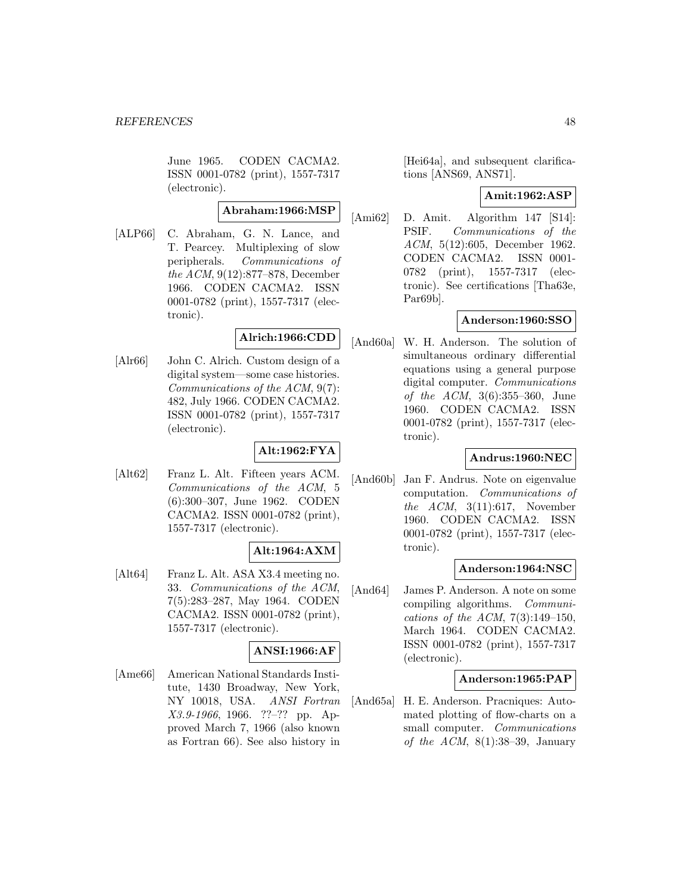June 1965. CODEN CACMA2. ISSN 0001-0782 (print), 1557-7317 (electronic).

**Abraham:1966:MSP**

[ALP66] C. Abraham, G. N. Lance, and T. Pearcey. Multiplexing of slow peripherals. *Communications of the ACM*, 9(12):877–878, December 1966. CODEN CACMA2. ISSN 0001-0782 (print), 1557-7317 (electronic).

**Alrich:1966:CDD**

[Alr66] John C. Alrich. Custom design of a digital system—some case histories. *Communications of the ACM*, 9(7): 482, July 1966. CODEN CACMA2. ISSN 0001-0782 (print), 1557-7317 (electronic).

**Alt:1962:FYA**

[Alt62] Franz L. Alt. Fifteen years ACM. *Communications of the ACM*, 5 (6):300–307, June 1962. CODEN CACMA2. ISSN 0001-0782 (print), 1557-7317 (electronic).

**Alt:1964:AXM**

[Alt64] Franz L. Alt. ASA X3.4 meeting no. 33. *Communications of the ACM*, 7(5):283–287, May 1964. CODEN CACMA2. ISSN 0001-0782 (print), 1557-7317 (electronic).

**ANSI:1966:AF**

[Ame66] American National Standards Institute, 1430 Broadway, New York, NY 10018, USA. *ANSI Fortran X3.9-1966*, 1966. ??–?? pp. Approved March 7, 1966 (also known as Fortran 66). See also history in [Hei64a], and subsequent clarifications [ANS69, ANS71].

**Amit:1962:ASP**

[Ami62] D. Amit. Algorithm 147 [S14]: PSIF. *Communications of the ACM*, 5(12):605, December 1962. CODEN CACMA2. ISSN 0001-0782 (print), 1557-7317 (electronic). See certifications [Tha63e, Par69b].

**Anderson:1960:SSO**

[And60a] W. H. Anderson. The solution of simultaneous ordinary differential equations using a general purpose digital computer. *Communications of the ACM*, 3(6):355–360, June 1960. CODEN CACMA2. ISSN 0001-0782 (print), 1557-7317 (electronic).

**Andrus:1960:NEC**

[And60b] Jan F. Andrus. Note on eigenvalue computation. *Communications of the ACM*, 3(11):617, November 1960. CODEN CACMA2. ISSN 0001-0782 (print), 1557-7317 (electronic).

**Anderson:1964:NSC**

[And64] James P. Anderson. A note on some compiling algorithms. *Communications of the ACM*, 7(3):149–150, March 1964. CODEN CACMA2. ISSN 0001-0782 (print), 1557-7317 (electronic).

**Anderson:1965:PAP**

[And65a] H. E. Anderson. Pracniques: Automated plotting of flow-charts on a small computer. *Communications of the ACM*, 8(1):38–39, January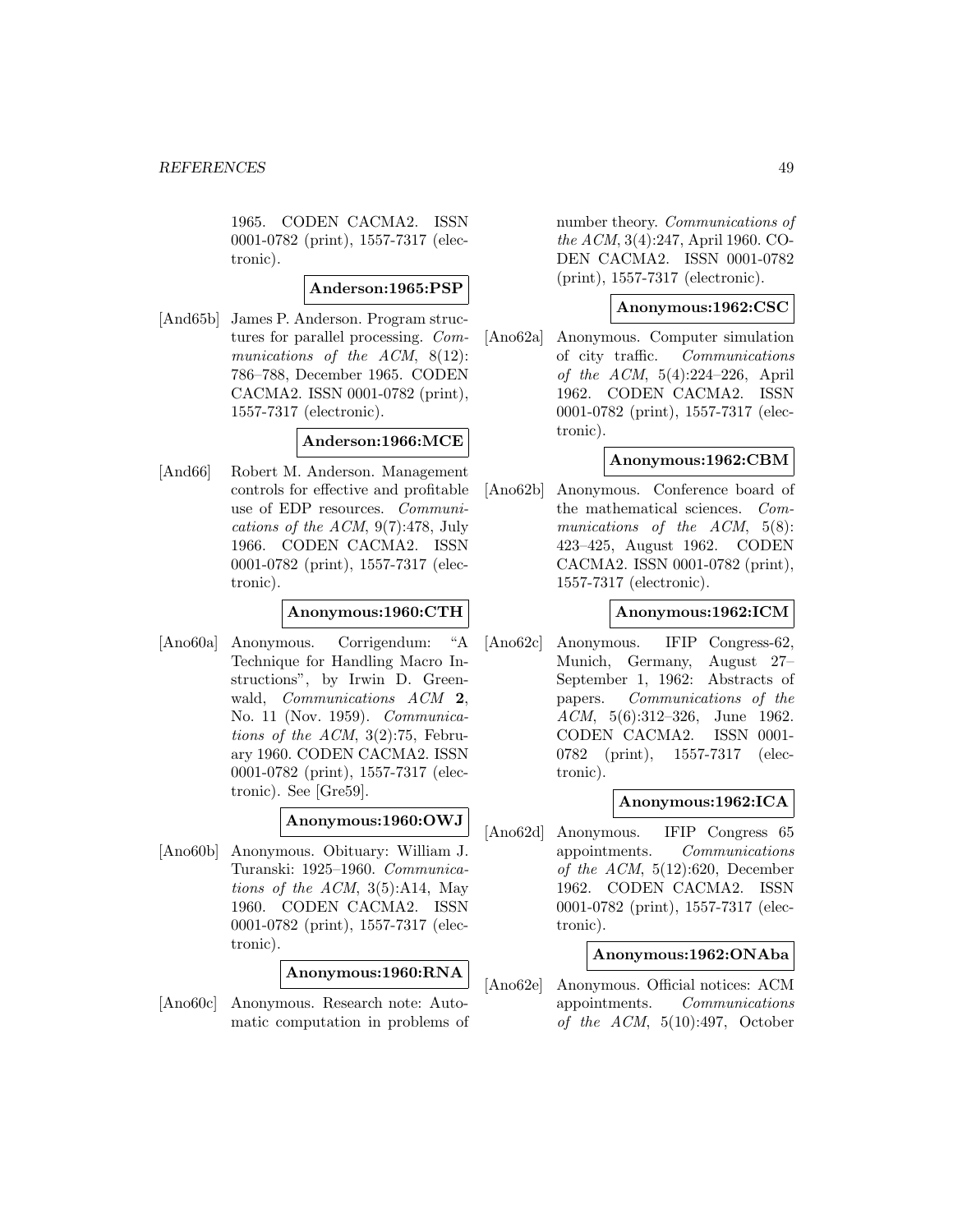1965. CODEN CACMA2. ISSN 0001-0782 (print), 1557-7317 (electronic).

**Anderson:1965:PSP**

[And65b] James P. Anderson. Program structures for parallel processing. *Communications of the ACM*, 8(12): 786–788, December 1965. CODEN CACMA2. ISSN 0001-0782 (print), 1557-7317 (electronic).

**Anderson:1966:MCE**

[And66] Robert M. Anderson. Management controls for effective and profitable use of EDP resources. *Communications of the ACM*, 9(7):478, July 1966. CODEN CACMA2. ISSN 0001-0782 (print), 1557-7317 (electronic).

**Anonymous:1960:CTH**

[Ano60a] Anonymous. Corrigendum: "A Technique for Handling Macro Instructions", by Irwin D. Greenwald, *Communications ACM* **2**, No. 11 (Nov. 1959). *Communications of the ACM*, 3(2):75, February 1960. CODEN CACMA2. ISSN 0001-0782 (print), 1557-7317 (electronic). See [Gre59].

**Anonymous:1960:OWJ**

[Ano60b] Anonymous. Obituary: William J. Turanski: 1925–1960. *Communications of the ACM*, 3(5):A14, May 1960. CODEN CACMA2. ISSN 0001-0782 (print), 1557-7317 (electronic).

**Anonymous:1960:RNA**

[Ano60c] Anonymous. Research note: Automatic computation in problems of number theory. *Communications of the ACM*, 3(4):247, April 1960. CODEN CACMA2. ISSN 0001-0782 (print), 1557-7317 (electronic).

**Anonymous:1962:CSC**

[Ano62a] Anonymous. Computer simulation of city traffic. *Communications of the ACM*, 5(4):224–226, April 1962. CODEN CACMA2. ISSN 0001-0782 (print), 1557-7317 (electronic).

**Anonymous:1962:CBM**

[Ano62b] Anonymous. Conference board of the mathematical sciences. *Communications of the ACM*, 5(8): 423–425, August 1962. CODEN CACMA2. ISSN 0001-0782 (print), 1557-7317 (electronic).

**Anonymous:1962:ICM**

[Ano62c] Anonymous. IFIP Congress-62, Munich, Germany, August 27–September 1, 1962: Abstracts of papers. *Communications of the ACM*, 5(6):312–326, June 1962. CODEN CACMA2. ISSN 0001-0782 (print), 1557-7317 (electronic).

**Anonymous:1962:ICA**

[Ano62d] Anonymous. IFIP Congress 65 appointments. *Communications of the ACM*, 5(12):620, December 1962. CODEN CACMA2. ISSN 0001-0782 (print), 1557-7317 (electronic).

**Anonymous:1962:ONAba**

[Ano62e] Anonymous. Official notices: ACM appointments. *Communications of the ACM*, 5(10):497, October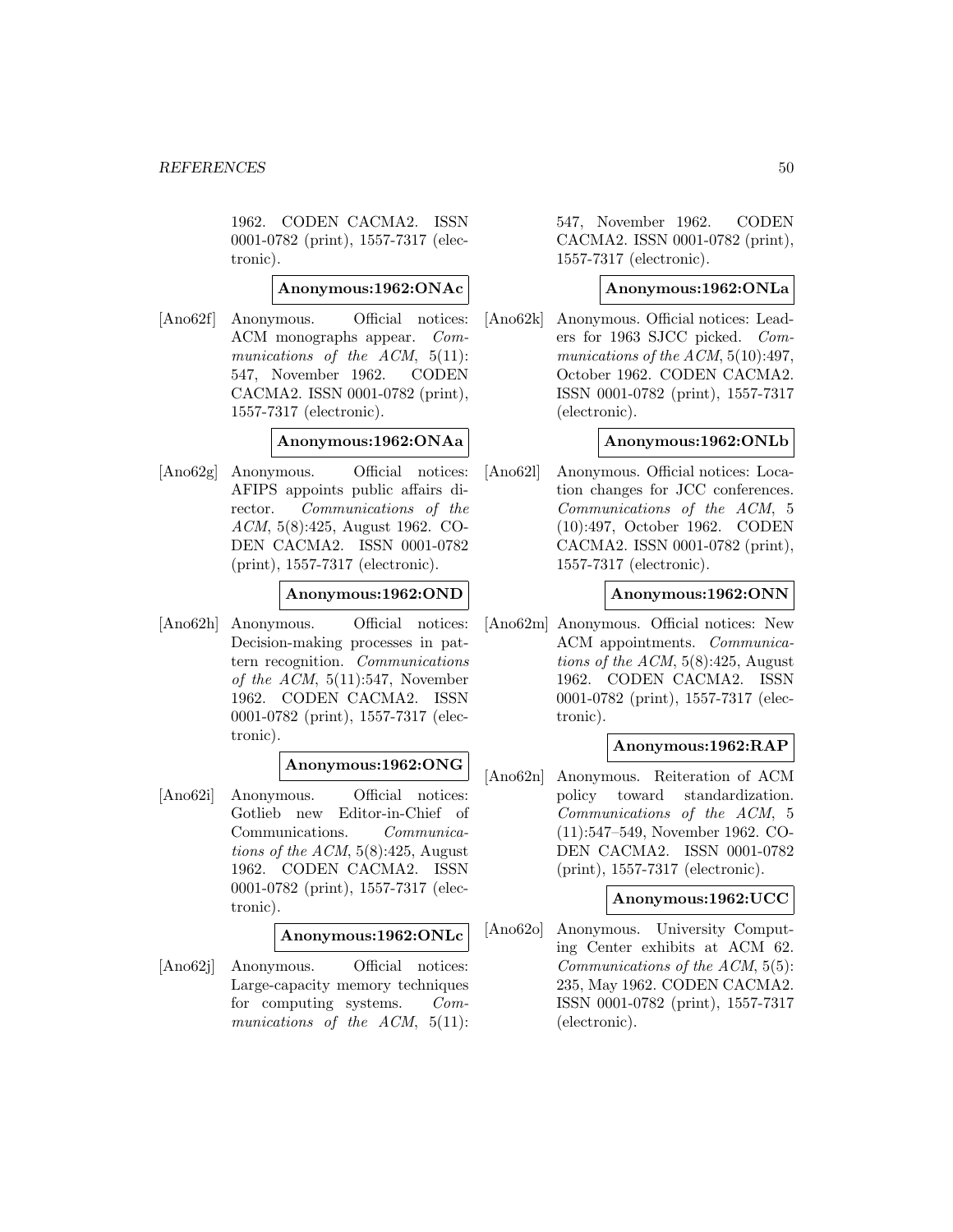1962. CODEN CACMA2. ISSN 0001-0782 (print), 1557-7317 (electronic).

**Anonymous:1962:ONAc**

[Ano62f] Anonymous. Official notices: ACM monographs appear. *Communications of the ACM*, 5(11): 547, November 1962. CODEN CACMA2. ISSN 0001-0782 (print), 1557-7317 (electronic).

**Anonymous:1962:ONAa**

[Ano62g] Anonymous. Official notices: AFIPS appoints public affairs director. *Communications of the ACM*, 5(8):425, August 1962. CODEN CACMA2. ISSN 0001-0782 (print), 1557-7317 (electronic).

**Anonymous:1962:OND**

[Ano62h] Anonymous. Official notices: Decision-making processes in pattern recognition. *Communications of the ACM*, 5(11):547, November 1962. CODEN CACMA2. ISSN 0001-0782 (print), 1557-7317 (electronic).

**Anonymous:1962:ONG**

[Ano62i] Anonymous. Official notices: Gotlieb new Editor-in-Chief of Communications. *Communications of the ACM*, 5(8):425, August 1962. CODEN CACMA2. ISSN 0001-0782 (print), 1557-7317 (electronic).

**Anonymous:1962:ONLc**

[Ano62j] Anonymous. Official notices: Large-capacity memory techniques for computing systems. *Communications of the ACM*, 5(11): 547, November 1962. CODEN CACMA2. ISSN 0001-0782 (print), 1557-7317 (electronic).

**Anonymous:1962:ONLa**

[Ano62k] Anonymous. Official notices: Leaders for 1963 SJCC picked. *Communications of the ACM*, 5(10):497, October 1962. CODEN CACMA2. ISSN 0001-0782 (print), 1557-7317 (electronic).

**Anonymous:1962:ONLb**

[Ano62l] Anonymous. Official notices: Location changes for JCC conferences. *Communications of the ACM*, 5 (10):497, October 1962. CODEN CACMA2. ISSN 0001-0782 (print), 1557-7317 (electronic).

**Anonymous:1962:ONN**

[Ano62m] Anonymous. Official notices: New ACM appointments. *Communications of the ACM*, 5(8):425, August 1962. CODEN CACMA2. ISSN 0001-0782 (print), 1557-7317 (electronic).

**Anonymous:1962:RAP**

[Ano62n] Anonymous. Reiteration of ACM policy toward standardization. *Communications of the ACM*, 5 (11):547–549, November 1962. CODEN CACMA2. ISSN 0001-0782 (print), 1557-7317 (electronic).

**Anonymous:1962:UCC**

[Ano62o] Anonymous. University Computing Center exhibits at ACM 62. *Communications of the ACM*, 5(5): 235, May 1962. CODEN CACMA2. ISSN 0001-0782 (print), 1557-7317 (electronic).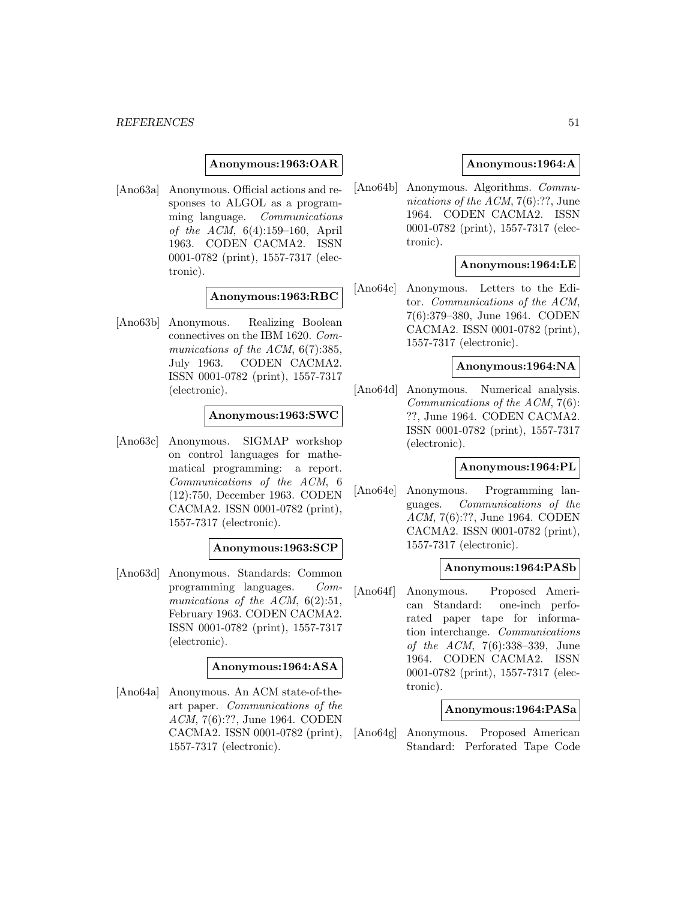**Anonymous:1963:OAR**

[Ano63a] Anonymous. Official actions and responses to ALGOL as a programming language. *Communications of the ACM*, 6(4):159–160, April 1963. CODEN CACMA2. ISSN 0001-0782 (print), 1557-7317 (electronic).

**Anonymous:1963:RBC**

[Ano63b] Anonymous. Realizing Boolean connectives on the IBM 1620. *Communications of the ACM*, 6(7):385, July 1963. CODEN CACMA2. ISSN 0001-0782 (print), 1557-7317 (electronic).

**Anonymous:1963:SWC**

[Ano63c] Anonymous. SIGMAP workshop on control languages for mathematical programming: a report. *Communications of the ACM*, 6 (12):750, December 1963. CODEN CACMA2. ISSN 0001-0782 (print), 1557-7317 (electronic).

**Anonymous:1963:SCP**

[Ano63d] Anonymous. Standards: Common programming languages. *Communications of the ACM*, 6(2):51, February 1963. CODEN CACMA2. ISSN 0001-0782 (print), 1557-7317 (electronic).

**Anonymous:1964:ASA**

[Ano64a] Anonymous. An ACM state-of-the-art paper. *Communications of the ACM*, 7(6):??, June 1964. CODEN CACMA2. ISSN 0001-0782 (print), 1557-7317 (electronic).

**Anonymous:1964:A**

[Ano64b] Anonymous. Algorithms. *Communications of the ACM*, 7(6):??, June 1964. CODEN CACMA2. ISSN 0001-0782 (print), 1557-7317 (electronic).

**Anonymous:1964:LE**

[Ano64c] Anonymous. Letters to the Editor. *Communications of the ACM*, 7(6):379–380, June 1964. CODEN CACMA2. ISSN 0001-0782 (print), 1557-7317 (electronic).

**Anonymous:1964:NA**

[Ano64d] Anonymous. Numerical analysis. *Communications of the ACM*, 7(6): ??, June 1964. CODEN CACMA2. ISSN 0001-0782 (print), 1557-7317 (electronic).

**Anonymous:1964:PL**

[Ano64e] Anonymous. Programming languages. *Communications of the ACM*, 7(6):??, June 1964. CODEN CACMA2. ISSN 0001-0782 (print), 1557-7317 (electronic).

**Anonymous:1964:PASb**

[Ano64f] Anonymous. Proposed American Standard: one-inch perforated paper tape for information interchange. *Communications of the ACM*, 7(6):338–339, June 1964. CODEN CACMA2. ISSN 0001-0782 (print), 1557-7317 (electronic).

**Anonymous:1964:PASa**

[Ano64g] Anonymous. Proposed American Standard: Perforated Tape Code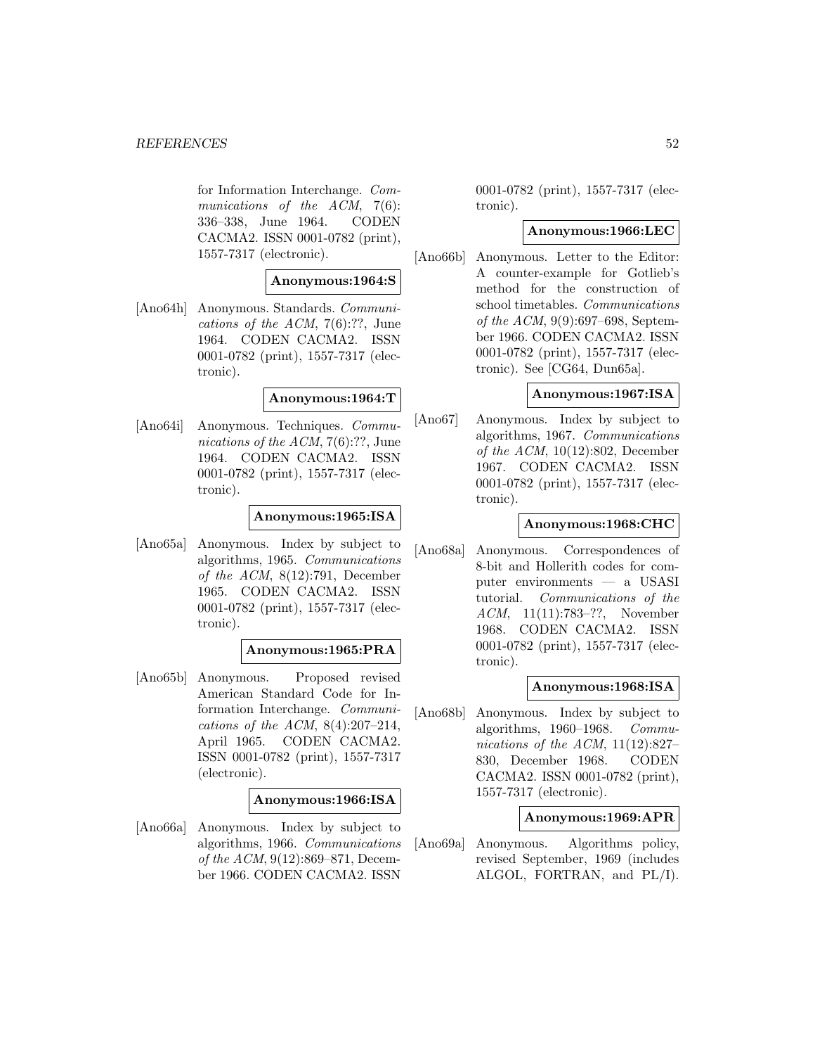for Information Interchange. *Communications of the ACM*, 7(6): 336–338, June 1964. CODEN CACMA2. ISSN 0001-0782 (print), 1557-7317 (electronic).

**Anonymous:1964:S**

[Ano64h] Anonymous. Standards. *Communications of the ACM*, 7(6):??, June 1964. CODEN CACMA2. ISSN 0001-0782 (print), 1557-7317 (electronic).

**Anonymous:1964:T**

[Ano64i] Anonymous. Techniques. *Communications of the ACM*, 7(6):??, June 1964. CODEN CACMA2. ISSN 0001-0782 (print), 1557-7317 (electronic).

**Anonymous:1965:ISA**

[Ano65a] Anonymous. Index by subject to algorithms, 1965. *Communications of the ACM*, 8(12):791, December 1965. CODEN CACMA2. ISSN 0001-0782 (print), 1557-7317 (electronic).

**Anonymous:1965:PRA**

[Ano65b] Anonymous. Proposed revised American Standard Code for Information Interchange. *Communications of the ACM*, 8(4):207–214, April 1965. CODEN CACMA2. ISSN 0001-0782 (print), 1557-7317 (electronic).

**Anonymous:1966:ISA**

[Ano66a] Anonymous. Index by subject to algorithms, 1966. *Communications of the ACM*, 9(12):869–871, December 1966. CODEN CACMA2. ISSN 0001-0782 (print), 1557-7317 (electronic).

**Anonymous:1966:LEC**

[Ano66b] Anonymous. Letter to the Editor: A counter-example for Gotlieb's method for the construction of school timetables. *Communications of the ACM*, 9(9):697–698, September 1966. CODEN CACMA2. ISSN 0001-0782 (print), 1557-7317 (electronic). See [CG64, Dun65a].

**Anonymous:1967:ISA**

[Ano67] Anonymous. Index by subject to algorithms, 1967. *Communications of the ACM*, 10(12):802, December 1967. CODEN CACMA2. ISSN 0001-0782 (print), 1557-7317 (electronic).

**Anonymous:1968:CHC**

[Ano68a] Anonymous. Correspondences of 8-bit and Hollerith codes for computer environments — a USASI tutorial. *Communications of the ACM*, 11(11):783–??, November 1968. CODEN CACMA2. ISSN 0001-0782 (print), 1557-7317 (electronic).

**Anonymous:1968:ISA**

[Ano68b] Anonymous. Index by subject to algorithms, 1960–1968. *Communications of the ACM*, 11(12):827–830, December 1968. CODEN CACMA2. ISSN 0001-0782 (print), 1557-7317 (electronic).

**Anonymous:1969:APR**

[Ano69a] Anonymous. Algorithms policy, revised September, 1969 (includes ALGOL, FORTRAN, and PL/I).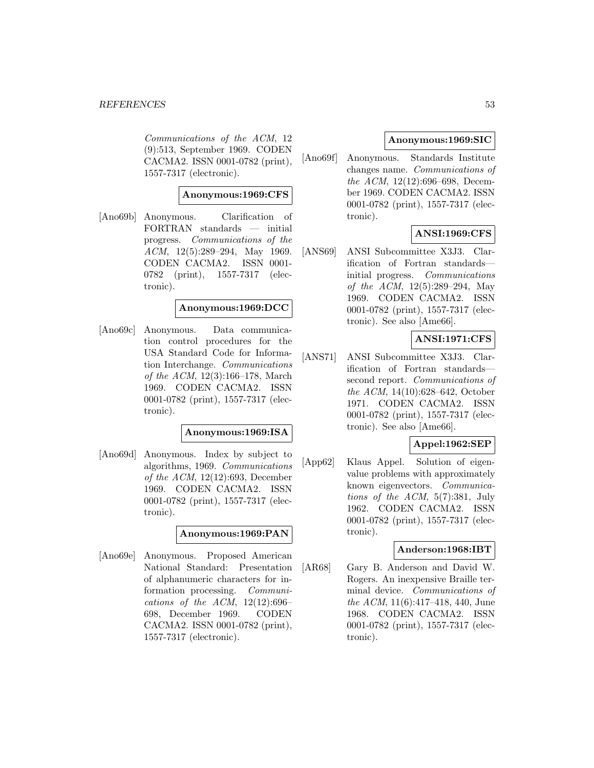*Communications of the ACM*, 12 (9):513, September 1969. CODEN CACMA2. ISSN 0001-0782 (print), 1557-7317 (electronic).

**Anonymous:1969:CFS**

[Ano69b] Anonymous. Clarification of FORTRAN standards — initial progress. *Communications of the ACM*, 12(5):289–294, May 1969. CODEN CACMA2. ISSN 0001-0782 (print), 1557-7317 (electronic).

**Anonymous:1969:DCC**

[Ano69c] Anonymous. Data communication control procedures for the USA Standard Code for Information Interchange. *Communications of the ACM*, 12(3):166–178, March 1969. CODEN CACMA2. ISSN 0001-0782 (print), 1557-7317 (electronic).

**Anonymous:1969:ISA**

[Ano69d] Anonymous. Index by subject to algorithms, 1969. *Communications of the ACM*, 12(12):693, December 1969. CODEN CACMA2. ISSN 0001-0782 (print), 1557-7317 (electronic).

**Anonymous:1969:PAN**

[Ano69e] Anonymous. Proposed American National Standard: Presentation of alphanumeric characters for information processing. *Communications of the ACM*, 12(12):696–698, December 1969. CODEN CACMA2. ISSN 0001-0782 (print), 1557-7317 (electronic).

**Anonymous:1969:SIC**

[Ano69f] Anonymous. Standards Institute changes name. *Communications of the ACM*, 12(12):696–698, December 1969. CODEN CACMA2. ISSN 0001-0782 (print), 1557-7317 (electronic).

**ANSI:1969:CFS**

[ANS69] ANSI Subcommittee X3J3. Clarification of Fortran standards—initial progress. *Communications of the ACM*, 12(5):289–294, May 1969. CODEN CACMA2. ISSN 0001-0782 (print), 1557-7317 (electronic). See also [Ame66].

**ANSI:1971:CFS**

[ANS71] ANSI Subcommittee X3J3. Clarification of Fortran standards—second report. *Communications of the ACM*, 14(10):628–642, October 1971. CODEN CACMA2. ISSN 0001-0782 (print), 1557-7317 (electronic). See also [Ame66].

**Appel:1962:SEP**

[App62] Klaus Appel. Solution of eigenvalue problems with approximately known eigenvectors. *Communications of the ACM*, 5(7):381, July 1962. CODEN CACMA2. ISSN 0001-0782 (print), 1557-7317 (electronic).

**Anderson:1968:IBT**

[AR68] Gary B. Anderson and David W. Rogers. An inexpensive Braille terminal device. *Communications of the ACM*, 11(6):417–418, 440, June 1968. CODEN CACMA2. ISSN 0001-0782 (print), 1557-7317 (electronic).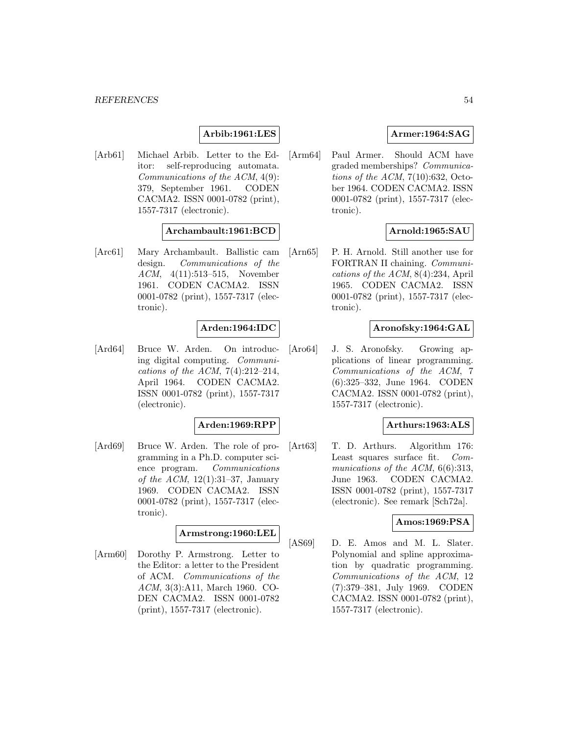**Arbib:1961:LES**

[Arb61] Michael Arbib. Letter to the Editor: self-reproducing automata. *Communications of the ACM*, 4(9): 379, September 1961. CODEN CACMA2. ISSN 0001-0782 (print), 1557-7317 (electronic).

**Archambault:1961:BCD**

[Arc61] Mary Archambault. Ballistic cam design. *Communications of the ACM*, 4(11):513–515, November 1961. CODEN CACMA2. ISSN 0001-0782 (print), 1557-7317 (electronic).

**Arden:1964:IDC**

[Ard64] Bruce W. Arden. On introducing digital computing. *Communications of the ACM*, 7(4):212–214, April 1964. CODEN CACMA2. ISSN 0001-0782 (print), 1557-7317 (electronic).

**Arden:1969:RPP**

[Ard69] Bruce W. Arden. The role of programming in a Ph.D. computer science program. *Communications of the ACM*, 12(1):31–37, January 1969. CODEN CACMA2. ISSN 0001-0782 (print), 1557-7317 (electronic).

**Armstrong:1960:LEL**

[Arm60] Dorothy P. Armstrong. Letter to the Editor: a letter to the President of ACM. *Communications of the ACM*, 3(3):A11, March 1960. CODEN CACMA2. ISSN 0001-0782 (print), 1557-7317 (electronic).

**Armer:1964:SAG**

[Arm64] Paul Armer. Should ACM have graded memberships? *Communications of the ACM*, 7(10):632, October 1964. CODEN CACMA2. ISSN 0001-0782 (print), 1557-7317 (electronic).

**Arnold:1965:SAU**

[Arn65] P. H. Arnold. Still another use for FORTRAN II chaining. *Communications of the ACM*, 8(4):234, April 1965. CODEN CACMA2. ISSN 0001-0782 (print), 1557-7317 (electronic).

**Aronofsky:1964:GAL**

[Aro64] J. S. Aronofsky. Growing applications of linear programming. *Communications of the ACM*, 7 (6):325–332, June 1964. CODEN CACMA2. ISSN 0001-0782 (print), 1557-7317 (electronic).

**Arthurs:1963:ALS**

[Art63] T. D. Arthurs. Algorithm 176: Least squares surface fit. *Communications of the ACM*, 6(6):313, June 1963. CODEN CACMA2. ISSN 0001-0782 (print), 1557-7317 (electronic). See remark [Sch72a].

**Amos:1969:PSA**

[AS69] D. E. Amos and M. L. Slater. Polynomial and spline approximation by quadratic programming. *Communications of the ACM*, 12 (7):379–381, July 1969. CODEN CACMA2. ISSN 0001-0782 (print), 1557-7317 (electronic).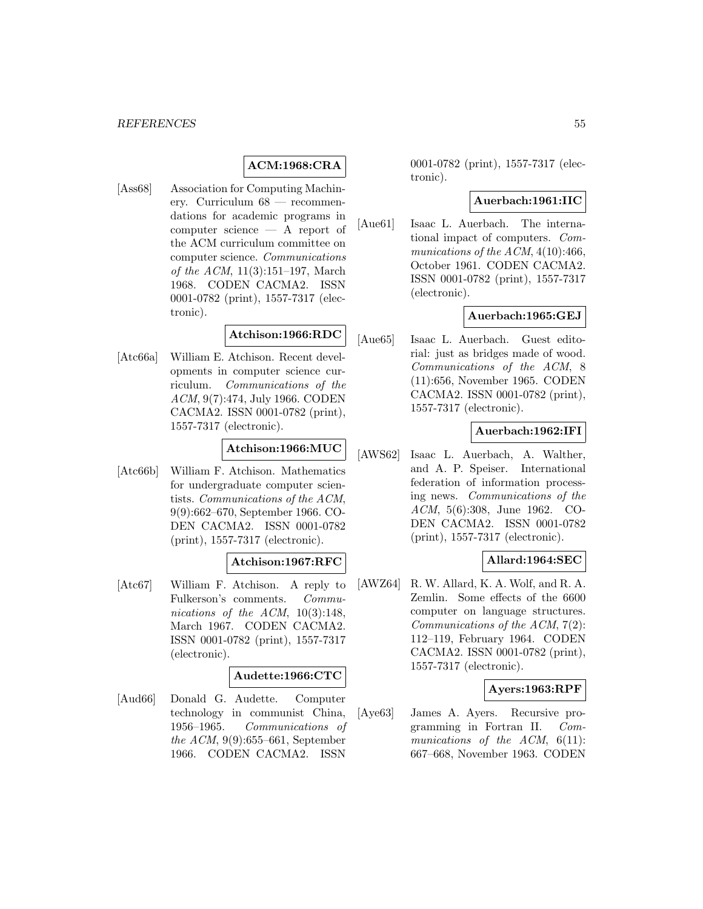**ACM:1968:CRA**

[Ass68] Association for Computing Machinery. Curriculum 68 — recommendations for academic programs in computer science — A report of the ACM curriculum committee on computer science. *Communications of the ACM*, 11(3):151–197, March 1968. CODEN CACMA2. ISSN 0001-0782 (print), 1557-7317 (electronic).

**Atchison:1966:RDC**

[Atc66a] William E. Atchison. Recent developments in computer science curriculum. *Communications of the ACM*, 9(7):474, July 1966. CODEN CACMA2. ISSN 0001-0782 (print), 1557-7317 (electronic).

**Atchison:1966:MUC**

[Atc66b] William F. Atchison. Mathematics for undergraduate computer scientists. *Communications of the ACM*, 9(9):662–670, September 1966. CODEN CACMA2. ISSN 0001-0782 (print), 1557-7317 (electronic).

**Atchison:1967:RFC**

[Atc67] William F. Atchison. A reply to Fulkerson's comments. *Communications of the ACM*, 10(3):148, March 1967. CODEN CACMA2. ISSN 0001-0782 (print), 1557-7317 (electronic).

**Audette:1966:CTC**

[Aud66] Donald G. Audette. Computer technology in communist China, 1956–1965. *Communications of the ACM*, 9(9):655–661, September 1966. CODEN CACMA2. ISSN 0001-0782 (print), 1557-7317 (electronic).

**Auerbach:1961:IIC**

[Aue61] Isaac L. Auerbach. The international impact of computers. *Communications of the ACM*, 4(10):466, October 1961. CODEN CACMA2. ISSN 0001-0782 (print), 1557-7317 (electronic).

**Auerbach:1965:GEJ**

[Aue65] Isaac L. Auerbach. Guest editorial: just as bridges made of wood. *Communications of the ACM*, 8 (11):656, November 1965. CODEN CACMA2. ISSN 0001-0782 (print), 1557-7317 (electronic).

**Auerbach:1962:IFI**

[AWS62] Isaac L. Auerbach, A. Walther, and A. P. Speiser. International federation of information processing news. *Communications of the ACM*, 5(6):308, June 1962. CODEN CACMA2. ISSN 0001-0782 (print), 1557-7317 (electronic).

**Allard:1964:SEC**

[AWZ64] R. W. Allard, K. A. Wolf, and R. A. Zemlin. Some effects of the 6600 computer on language structures. *Communications of the ACM*, 7(2): 112–119, February 1964. CODEN CACMA2. ISSN 0001-0782 (print), 1557-7317 (electronic).

**Ayers:1963:RPF**

[Aye63] James A. Ayers. Recursive programming in Fortran II. *Communications of the ACM*, 6(11): 667–668, November 1963. CODEN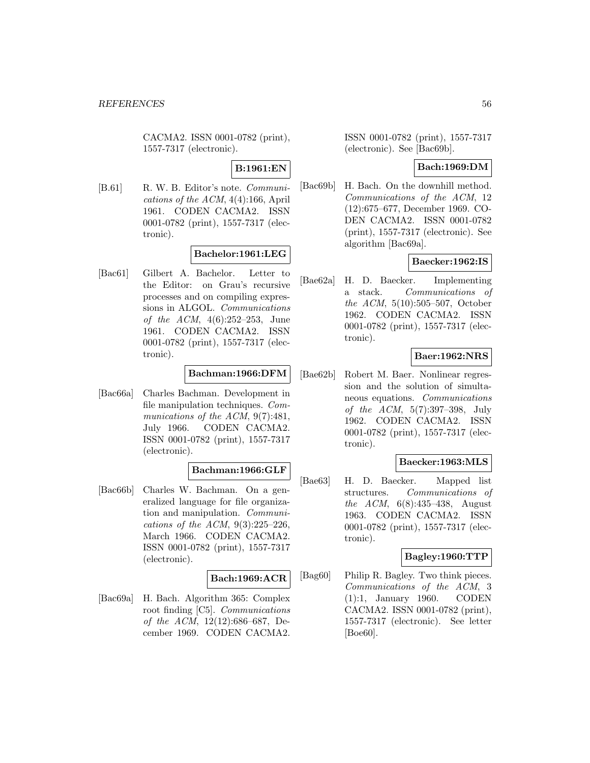CACMA2. ISSN 0001-0782 (print), 1557-7317 (electronic).

**B:1961:EN**

[B.61] R. W. B. Editor's note. *Communications of the ACM*, 4(4):166, April 1961. CODEN CACMA2. ISSN 0001-0782 (print), 1557-7317 (electronic).

**Bachelor:1961:LEG**

[Bac61] Gilbert A. Bachelor. Letter to the Editor: on Grau's recursive processes and on compiling expressions in ALGOL. *Communications of the ACM*, 4(6):252–253, June 1961. CODEN CACMA2. ISSN 0001-0782 (print), 1557-7317 (electronic).

**Bachman:1966:DFM**

[Bac66a] Charles Bachman. Development in file manipulation techniques. *Communications of the ACM*, 9(7):481, July 1966. CODEN CACMA2. ISSN 0001-0782 (print), 1557-7317 (electronic).

**Bachman:1966:GLF**

[Bac66b] Charles W. Bachman. On a generalized language for file organization and manipulation. *Communications of the ACM*, 9(3):225–226, March 1966. CODEN CACMA2. ISSN 0001-0782 (print), 1557-7317 (electronic).

**Bach:1969:ACR**

[Bac69a] H. Bach. Algorithm 365: Complex root finding [C5]. *Communications of the ACM*, 12(12):686–687, December 1969. CODEN CACMA2. ISSN 0001-0782 (print), 1557-7317 (electronic). See [Bac69b].

**Bach:1969:DM**

[Bac69b] H. Bach. On the downhill method. *Communications of the ACM*, 12 (12):675–677, December 1969. CODEN CACMA2. ISSN 0001-0782 (print), 1557-7317 (electronic). See algorithm [Bac69a].

**Baecker:1962:IS**

[Bae62a] H. D. Baecker. Implementing a stack. *Communications of the ACM*, 5(10):505–507, October 1962. CODEN CACMA2. ISSN 0001-0782 (print), 1557-7317 (electronic).

**Baer:1962:NRS**

[Bae62b] Robert M. Baer. Nonlinear regression and the solution of simultaneous equations. *Communications of the ACM*, 5(7):397–398, July 1962. CODEN CACMA2. ISSN 0001-0782 (print), 1557-7317 (electronic).

**Baecker:1963:MLS**

[Bae63] H. D. Baecker. Mapped list structures. *Communications of the ACM*, 6(8):435–438, August 1963. CODEN CACMA2. ISSN 0001-0782 (print), 1557-7317 (electronic).

**Bagley:1960:TTP**

[Bag60] Philip R. Bagley. Two think pieces. *Communications of the ACM*, 3 (1):1, January 1960. CODEN CACMA2. ISSN 0001-0782 (print), 1557-7317 (electronic). See letter [Boe60].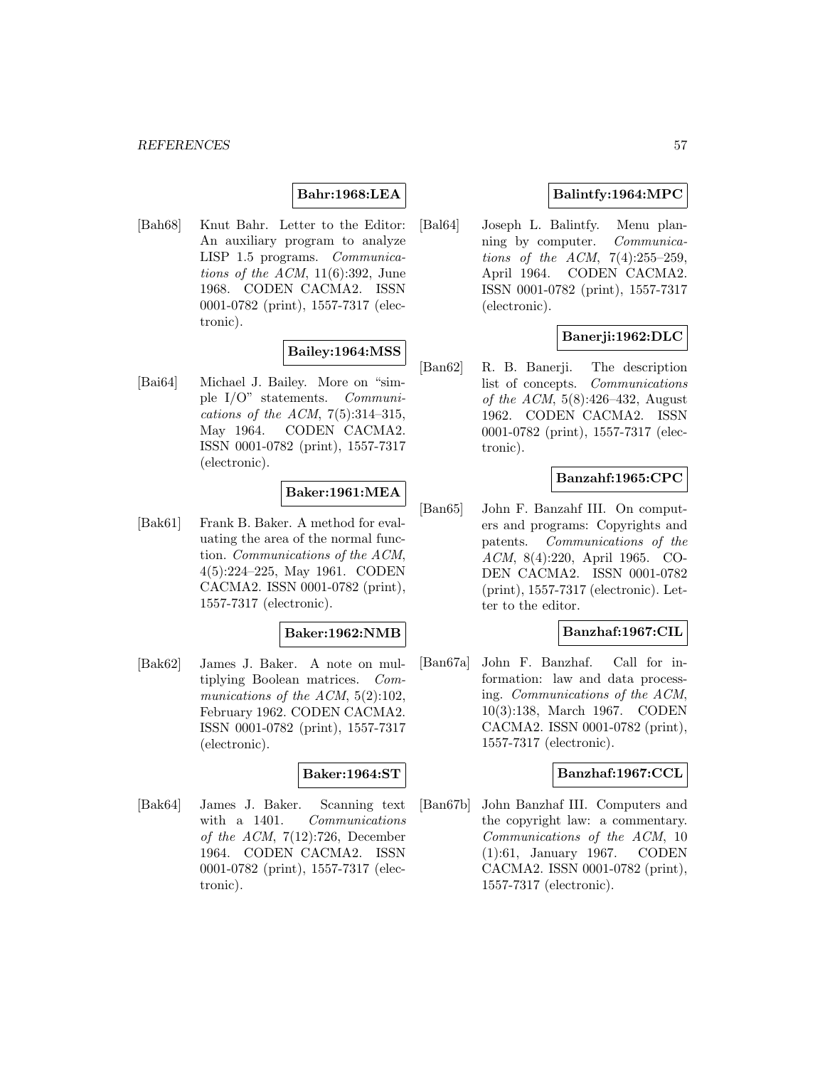**Bahr:1968:LEA**

[Bah68] Knut Bahr. Letter to the Editor: An auxiliary program to analyze LISP 1.5 programs. *Communications of the ACM*, 11(6):392, June 1968. CODEN CACMA2. ISSN 0001-0782 (print), 1557-7317 (electronic).

**Bailey:1964:MSS**

[Bai64] Michael J. Bailey. More on "simple I/O" statements. *Communications of the ACM*, 7(5):314–315, May 1964. CODEN CACMA2. ISSN 0001-0782 (print), 1557-7317 (electronic).

**Baker:1961:MEA**

[Bak61] Frank B. Baker. A method for evaluating the area of the normal function. *Communications of the ACM*, 4(5):224–225, May 1961. CODEN CACMA2. ISSN 0001-0782 (print), 1557-7317 (electronic).

**Baker:1962:NMB**

[Bak62] James J. Baker. A note on multiplying Boolean matrices. *Communications of the ACM*, 5(2):102, February 1962. CODEN CACMA2. ISSN 0001-0782 (print), 1557-7317 (electronic).

**Baker:1964:ST**

[Bak64] James J. Baker. Scanning text with a 1401. *Communications of the ACM*, 7(12):726, December 1964. CODEN CACMA2. ISSN 0001-0782 (print), 1557-7317 (electronic).

**Balintfy:1964:MPC**

[Bal64] Joseph L. Balintfy. Menu planning by computer. *Communications of the ACM*, 7(4):255–259, April 1964. CODEN CACMA2. ISSN 0001-0782 (print), 1557-7317 (electronic).

**Banerji:1962:DLC**

[Ban62] R. B. Banerji. The description list of concepts. *Communications of the ACM*, 5(8):426–432, August 1962. CODEN CACMA2. ISSN 0001-0782 (print), 1557-7317 (electronic).

**Banzahf:1965:CPC**

[Ban65] John F. Banzahf III. On computers and programs: Copyrights and patents. *Communications of the ACM*, 8(4):220, April 1965. CODEN CACMA2. ISSN 0001-0782 (print), 1557-7317 (electronic). Letter to the editor.

**Banzhaf:1967:CIL**

[Ban67a] John F. Banzhaf. Call for information: law and data processing. *Communications of the ACM*, 10(3):138, March 1967. CODEN CACMA2. ISSN 0001-0782 (print), 1557-7317 (electronic).

**Banzhaf:1967:CCL**

[Ban67b] John Banzhaf III. Computers and the copyright law: a commentary. *Communications of the ACM*, 10 (1):61, January 1967. CODEN CACMA2. ISSN 0001-0782 (print), 1557-7317 (electronic).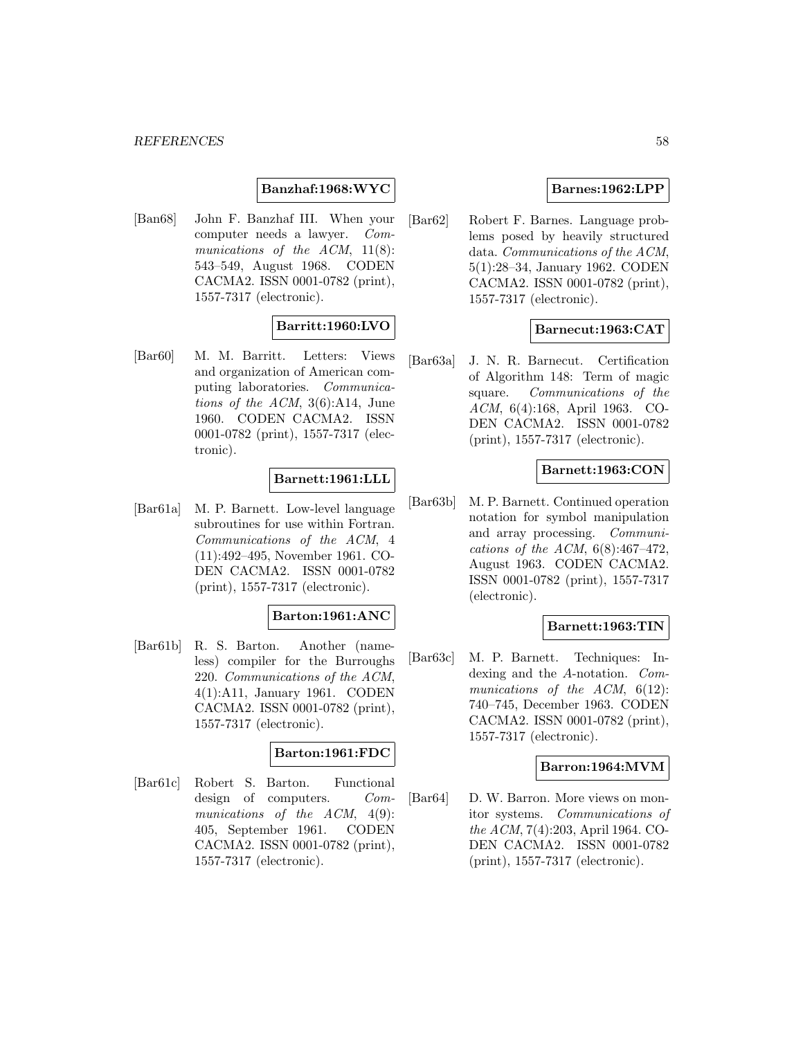**Banzhaf:1968:WYC**

[Ban68] John F. Banzhaf III. When your computer needs a lawyer. *Communications of the ACM*, 11(8): 543–549, August 1968. CODEN CACMA2. ISSN 0001-0782 (print), 1557-7317 (electronic).

**Barritt:1960:LVO**

[Bar60] M. M. Barritt. Letters: Views and organization of American computing laboratories. *Communications of the ACM*, 3(6):A14, June 1960. CODEN CACMA2. ISSN 0001-0782 (print), 1557-7317 (electronic).

**Barnett:1961:LLL**

[Bar61a] M. P. Barnett. Low-level language subroutines for use within Fortran. *Communications of the ACM*, 4 (11):492–495, November 1961. CODEN CACMA2. ISSN 0001-0782 (print), 1557-7317 (electronic).

**Barton:1961:ANC**

[Bar61b] R. S. Barton. Another (nameless) compiler for the Burroughs 220. *Communications of the ACM*, 4(1):A11, January 1961. CODEN CACMA2. ISSN 0001-0782 (print), 1557-7317 (electronic).

**Barton:1961:FDC**

[Bar61c] Robert S. Barton. Functional design of computers. *Communications of the ACM*, 4(9): 405, September 1961. CODEN CACMA2. ISSN 0001-0782 (print), 1557-7317 (electronic).

**Barnes:1962:LPP**

[Bar62] Robert F. Barnes. Language problems posed by heavily structured data. *Communications of the ACM*, 5(1):28–34, January 1962. CODEN CACMA2. ISSN 0001-0782 (print), 1557-7317 (electronic).

**Barnecut:1963:CAT**

[Bar63a] J. N. R. Barnecut. Certification of Algorithm 148: Term of magic square. *Communications of the ACM*, 6(4):168, April 1963. CODEN CACMA2. ISSN 0001-0782 (print), 1557-7317 (electronic).

**Barnett:1963:CON**

[Bar63b] M. P. Barnett. Continued operation notation for symbol manipulation and array processing. *Communications of the ACM*, 6(8):467–472, August 1963. CODEN CACMA2. ISSN 0001-0782 (print), 1557-7317 (electronic).

**Barnett:1963:TIN**

[Bar63c] M. P. Barnett. Techniques: Indexing and the *A*-notation. *Communications of the ACM*, 6(12): 740–745, December 1963. CODEN CACMA2. ISSN 0001-0782 (print), 1557-7317 (electronic).

**Barron:1964:MVM**

[Bar64] D. W. Barron. More views on monitor systems. *Communications of the ACM*, 7(4):203, April 1964. CODEN CACMA2. ISSN 0001-0782 (print), 1557-7317 (electronic).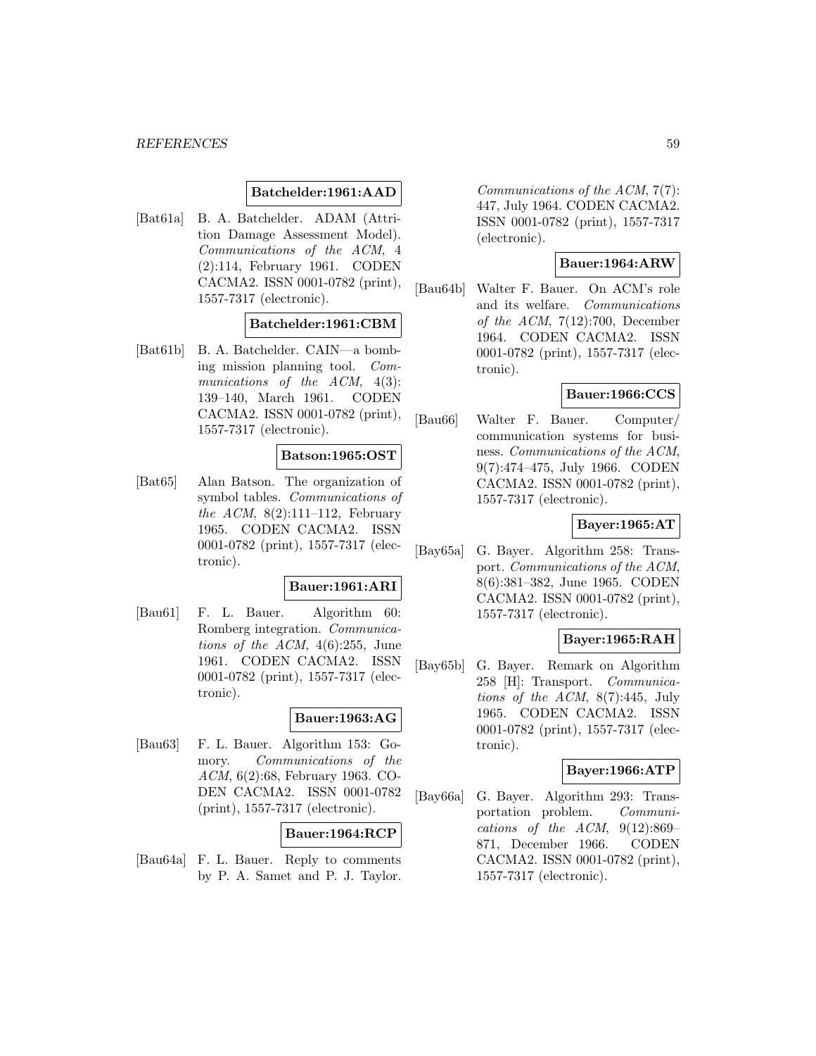**Batchelder:1961:AAD**

[Bat61a] B. A. Batchelder. ADAM (Attrition Damage Assessment Model). *Communications of the ACM*, 4 (2):114, February 1961. CODEN CACMA2. ISSN 0001-0782 (print), 1557-7317 (electronic).

**Batchelder:1961:CBM**

[Bat61b] B. A. Batchelder. CAIN—a bombing mission planning tool. *Communications of the ACM*, 4(3): 139–140, March 1961. CODEN CACMA2. ISSN 0001-0782 (print), 1557-7317 (electronic).

**Batson:1965:OST**

[Bat65] Alan Batson. The organization of symbol tables. *Communications of the ACM*, 8(2):111–112, February 1965. CODEN CACMA2. ISSN 0001-0782 (print), 1557-7317 (electronic).

**Bauer:1961:ARI**

[Bau61] F. L. Bauer. Algorithm 60: Romberg integration. *Communications of the ACM*, 4(6):255, June 1961. CODEN CACMA2. ISSN 0001-0782 (print), 1557-7317 (electronic).

**Bauer:1963:AG**

[Bau63] F. L. Bauer. Algorithm 153: Gomory. *Communications of the ACM*, 6(2):68, February 1963. CODEN CACMA2. ISSN 0001-0782 (print), 1557-7317 (electronic).

**Bauer:1964:RCP**

[Bau64a] F. L. Bauer. Reply to comments by P. A. Samet and P. J. Taylor. *Communications of the ACM*, 7(7): 447, July 1964. CODEN CACMA2. ISSN 0001-0782 (print), 1557-7317 (electronic).

**Bauer:1964:ARW**

[Bau64b] Walter F. Bauer. On ACM's role and its welfare. *Communications of the ACM*, 7(12):700, December 1964. CODEN CACMA2. ISSN 0001-0782 (print), 1557-7317 (electronic).

**Bauer:1966:CCS**

[Bau66] Walter F. Bauer. Computer/ communication systems for business. *Communications of the ACM*, 9(7):474–475, July 1966. CODEN CACMA2. ISSN 0001-0782 (print), 1557-7317 (electronic).

**Bayer:1965:AT**

[Bay65a] G. Bayer. Algorithm 258: Transport. *Communications of the ACM*, 8(6):381–382, June 1965. CODEN CACMA2. ISSN 0001-0782 (print), 1557-7317 (electronic).

**Bayer:1965:RAH**

[Bay65b] G. Bayer. Remark on Algorithm 258 [H]: Transport. *Communications of the ACM*, 8(7):445, July 1965. CODEN CACMA2. ISSN 0001-0782 (print), 1557-7317 (electronic).

**Bayer:1966:ATP**

[Bay66a] G. Bayer. Algorithm 293: Transportation problem. *Communications of the ACM*, 9(12):869–871, December 1966. CODEN CACMA2. ISSN 0001-0782 (print), 1557-7317 (electronic).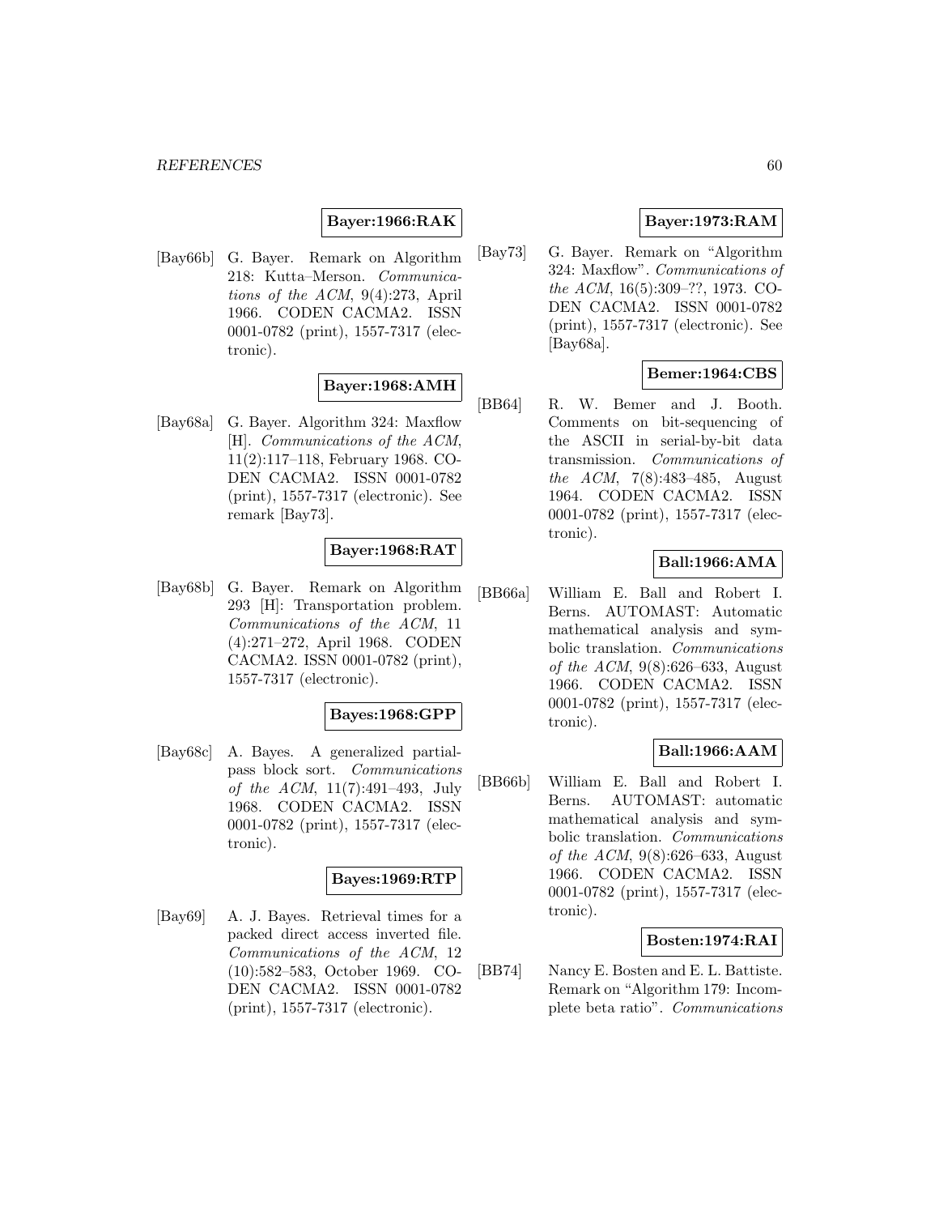**Bayer:1966:RAK**

[Bay66b] G. Bayer. Remark on Algorithm 218: Kutta–Merson. *Communications of the ACM*, 9(4):273, April 1966. CODEN CACMA2. ISSN 0001-0782 (print), 1557-7317 (electronic).

**Bayer:1968:AMH**

[Bay68a] G. Bayer. Algorithm 324: Maxflow [H]. *Communications of the ACM*, 11(2):117–118, February 1968. CODEN CACMA2. ISSN 0001-0782 (print), 1557-7317 (electronic). See remark [Bay73].

**Bayer:1968:RAT**

[Bay68b] G. Bayer. Remark on Algorithm 293 [H]: Transportation problem. *Communications of the ACM*, 11 (4):271–272, April 1968. CODEN CACMA2. ISSN 0001-0782 (print), 1557-7317 (electronic).

**Bayes:1968:GPP**

[Bay68c] A. Bayes. A generalized partial-pass block sort. *Communications of the ACM*, 11(7):491–493, July 1968. CODEN CACMA2. ISSN 0001-0782 (print), 1557-7317 (electronic).

**Bayes:1969:RTP**

[Bay69] A. J. Bayes. Retrieval times for a packed direct access inverted file. *Communications of the ACM*, 12 (10):582–583, October 1969. CODEN CACMA2. ISSN 0001-0782 (print), 1557-7317 (electronic).

**Bayer:1973:RAM**

[Bay73] G. Bayer. Remark on "Algorithm 324: Maxflow". *Communications of the ACM*, 16(5):309–??, 1973. CODEN CACMA2. ISSN 0001-0782 (print), 1557-7317 (electronic). See [Bay68a].

**Bemer:1964:CBS**

[BB64] R. W. Bemer and J. Booth. Comments on bit-sequencing of the ASCII in serial-by-bit data transmission. *Communications of the ACM*, 7(8):483–485, August 1964. CODEN CACMA2. ISSN 0001-0782 (print), 1557-7317 (electronic).

**Ball:1966:AMA**

[BB66a] William E. Ball and Robert I. Berns. AUTOMAST: Automatic mathematical analysis and symbolic translation. *Communications of the ACM*, 9(8):626–633, August 1966. CODEN CACMA2. ISSN 0001-0782 (print), 1557-7317 (electronic).

**Ball:1966:AAM**

[BB66b] William E. Ball and Robert I. Berns. AUTOMAST: automatic mathematical analysis and symbolic translation. *Communications of the ACM*, 9(8):626–633, August 1966. CODEN CACMA2. ISSN 0001-0782 (print), 1557-7317 (electronic).

**Bosten:1974:RAI**

[BB74] Nancy E. Bosten and E. L. Battiste. Remark on "Algorithm 179: Incomplete beta ratio". *Communications*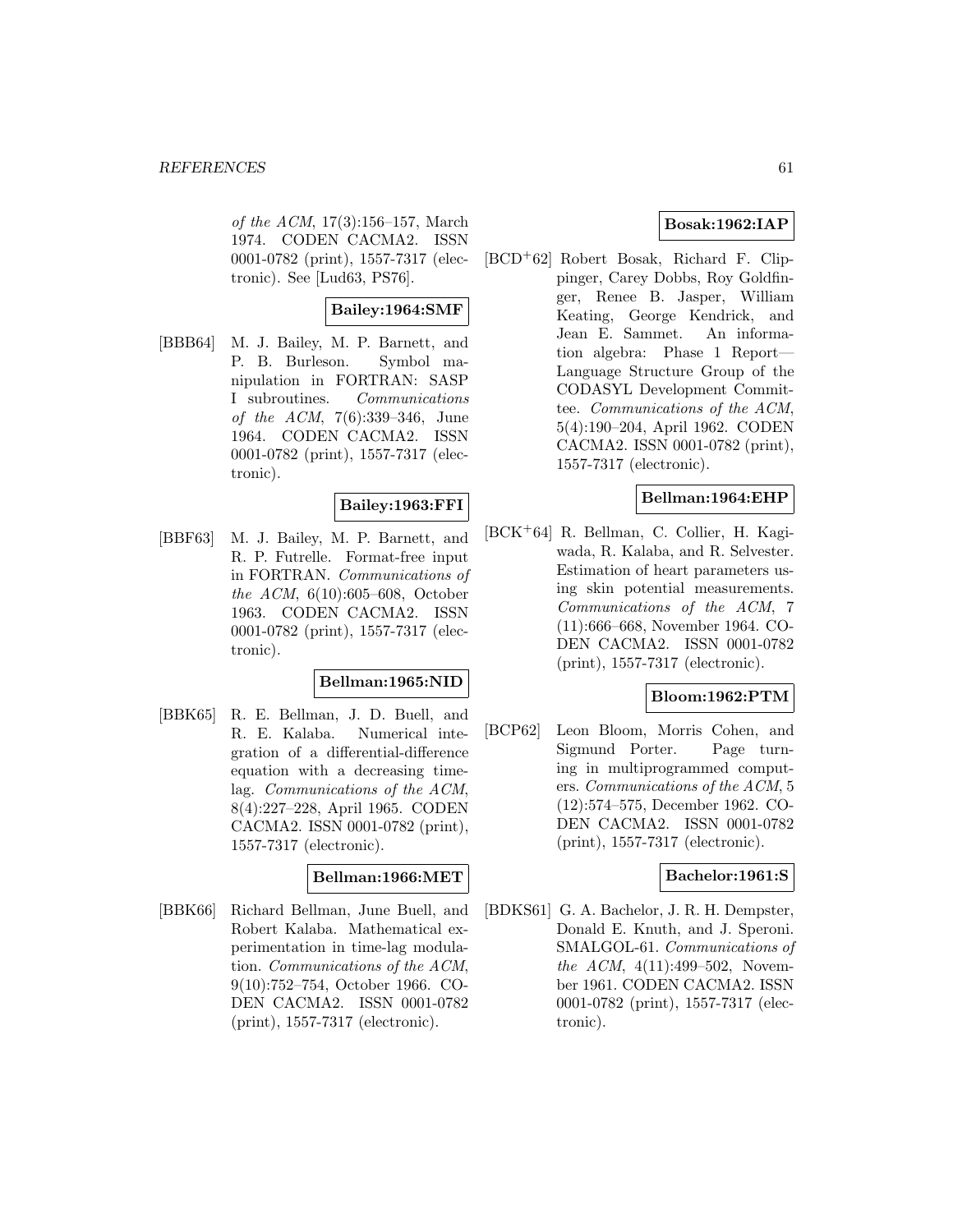*of the ACM*, 17(3):156–157, March 1974. CODEN CACMA2. ISSN 0001-0782 (print), 1557-7317 (electronic). See [Lud63, PS76].

**Bailey:1964:SMF**

[BBB64] M. J. Bailey, M. P. Barnett, and P. B. Burleson. Symbol manipulation in FORTRAN: SASP I subroutines. *Communications of the ACM*, 7(6):339–346, June 1964. CODEN CACMA2. ISSN 0001-0782 (print), 1557-7317 (electronic).

**Bailey:1963:FFI**

[BBF63] M. J. Bailey, M. P. Barnett, and R. P. Futrelle. Format-free input in FORTRAN. *Communications of the ACM*, 6(10):605–608, October 1963. CODEN CACMA2. ISSN 0001-0782 (print), 1557-7317 (electronic).

**Bellman:1965:NID**

[BBK65] R. E. Bellman, J. D. Buell, and R. E. Kalaba. Numerical integration of a differential-difference equation with a decreasing time-lag. *Communications of the ACM*, 8(4):227–228, April 1965. CODEN CACMA2. ISSN 0001-0782 (print), 1557-7317 (electronic).

**Bellman:1966:MET**

[BBK66] Richard Bellman, June Buell, and Robert Kalaba. Mathematical experimentation in time-lag modulation. *Communications of the ACM*, 9(10):752–754, October 1966. CODEN CACMA2. ISSN 0001-0782 (print), 1557-7317 (electronic).

**Bosak:1962:IAP**

[BCD+62] Robert Bosak, Richard F. Clippinger, Carey Dobbs, Roy Goldfinger, Renee B. Jasper, William Keating, George Kendrick, and Jean E. Sammet. An information algebra: Phase 1 Report— Language Structure Group of the CODASYL Development Committee. *Communications of the ACM*, 5(4):190–204, April 1962. CODEN CACMA2. ISSN 0001-0782 (print), 1557-7317 (electronic).

**Bellman:1964:EHP**

[BCK+64] R. Bellman, C. Collier, H. Kagiwada, R. Kalaba, and R. Selvester. Estimation of heart parameters using skin potential measurements. *Communications of the ACM*, 7 (11):666–668, November 1964. CODEN CACMA2. ISSN 0001-0782 (print), 1557-7317 (electronic).

**Bloom:1962:PTM**

[BCP62] Leon Bloom, Morris Cohen, and Sigmund Porter. Page turning in multiprogrammed computers. *Communications of the ACM*, 5 (12):574–575, December 1962. CODEN CACMA2. ISSN 0001-0782 (print), 1557-7317 (electronic).

**Bachelor:1961:S**

[BDKS61] G. A. Bachelor, J. R. H. Dempster, Donald E. Knuth, and J. Speroni. SMALGOL-61. *Communications of the ACM*, 4(11):499–502, November 1961. CODEN CACMA2. ISSN 0001-0782 (print), 1557-7317 (electronic).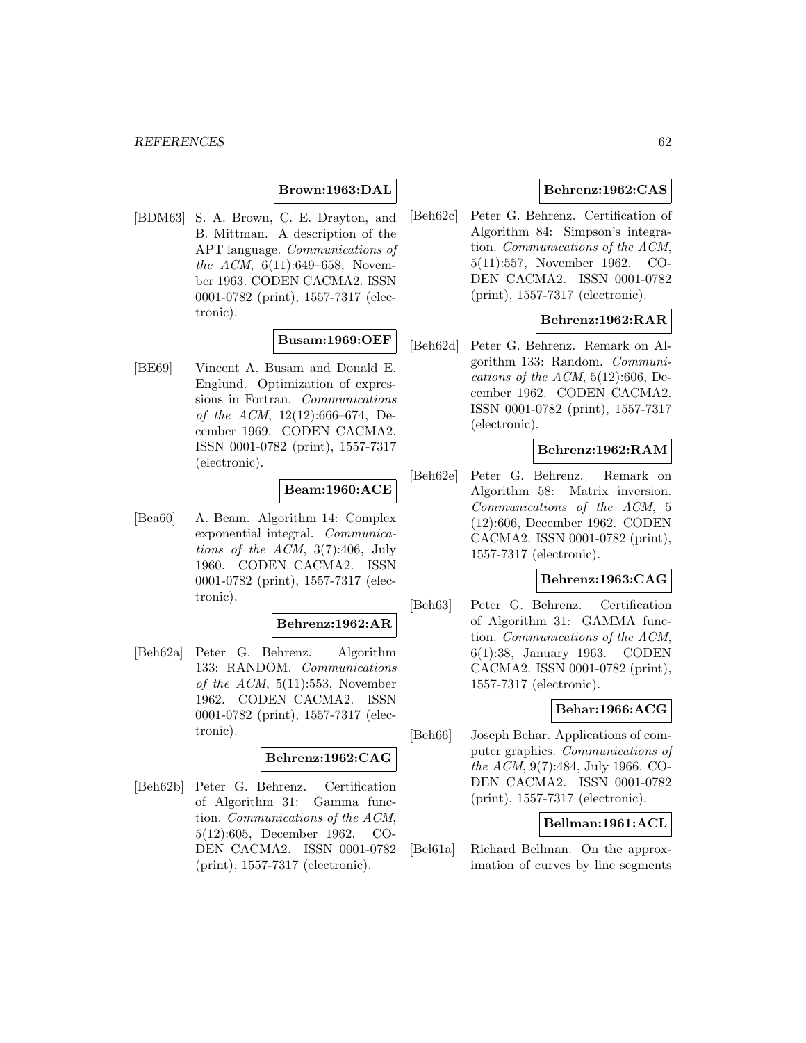**Brown:1963:DAL**

[BDM63] S. A. Brown, C. E. Drayton, and B. Mittman. A description of the APT language. *Communications of the ACM*, 6(11):649–658, November 1963. CODEN CACMA2. ISSN 0001-0782 (print), 1557-7317 (electronic).

**Busam:1969:OEF**

[BE69] Vincent A. Busam and Donald E. Englund. Optimization of expressions in Fortran. *Communications of the ACM*, 12(12):666–674, December 1969. CODEN CACMA2. ISSN 0001-0782 (print), 1557-7317 (electronic).

**Beam:1960:ACE**

[Bea60] A. Beam. Algorithm 14: Complex exponential integral. *Communications of the ACM*, 3(7):406, July 1960. CODEN CACMA2. ISSN 0001-0782 (print), 1557-7317 (electronic).

**Behrenz:1962:AR**

[Beh62a] Peter G. Behrenz. Algorithm 133: RANDOM. *Communications of the ACM*, 5(11):553, November 1962. CODEN CACMA2. ISSN 0001-0782 (print), 1557-7317 (electronic).

**Behrenz:1962:CAG**

[Beh62b] Peter G. Behrenz. Certification of Algorithm 31: Gamma function. *Communications of the ACM*, 5(12):605, December 1962. CODEN CACMA2. ISSN 0001-0782 (print), 1557-7317 (electronic).

**Behrenz:1962:CAS**

[Beh62c] Peter G. Behrenz. Certification of Algorithm 84: Simpson's integration. *Communications of the ACM*, 5(11):557, November 1962. CODEN CACMA2. ISSN 0001-0782 (print), 1557-7317 (electronic).

**Behrenz:1962:RAR**

[Beh62d] Peter G. Behrenz. Remark on Algorithm 133: Random. *Communications of the ACM*, 5(12):606, December 1962. CODEN CACMA2. ISSN 0001-0782 (print), 1557-7317 (electronic).

**Behrenz:1962:RAM**

[Beh62e] Peter G. Behrenz. Remark on Algorithm 58: Matrix inversion. *Communications of the ACM*, 5 (12):606, December 1962. CODEN CACMA2. ISSN 0001-0782 (print), 1557-7317 (electronic).

**Behrenz:1963:CAG**

[Beh63] Peter G. Behrenz. Certification of Algorithm 31: GAMMA function. *Communications of the ACM*, 6(1):38, January 1963. CODEN CACMA2. ISSN 0001-0782 (print), 1557-7317 (electronic).

**Behar:1966:ACG**

[Beh66] Joseph Behar. Applications of computer graphics. *Communications of the ACM*, 9(7):484, July 1966. CODEN CACMA2. ISSN 0001-0782 (print), 1557-7317 (electronic).

**Bellman:1961:ACL**

[Bel61a] Richard Bellman. On the approximation of curves by line segments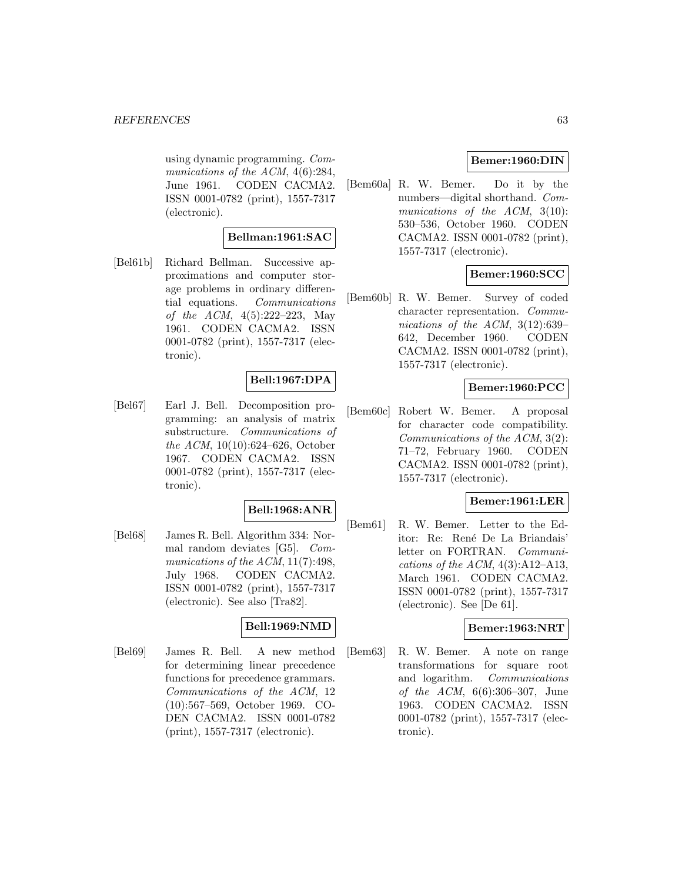using dynamic programming. *Communications of the ACM*, 4(6):284, June 1961. CODEN CACMA2. ISSN 0001-0782 (print), 1557-7317 (electronic).

**Bellman:1961:SAC**

[Bel61b] Richard Bellman. Successive approximations and computer storage problems in ordinary differential equations. *Communications of the ACM*, 4(5):222–223, May 1961. CODEN CACMA2. ISSN 0001-0782 (print), 1557-7317 (electronic).

**Bell:1967:DPA**

[Bel67] Earl J. Bell. Decomposition programming: an analysis of matrix substructure. *Communications of the ACM*, 10(10):624–626, October 1967. CODEN CACMA2. ISSN 0001-0782 (print), 1557-7317 (electronic).

**Bell:1968:ANR**

[Bel68] James R. Bell. Algorithm 334: Normal random deviates [G5]. *Communications of the ACM*, 11(7):498, July 1968. CODEN CACMA2. ISSN 0001-0782 (print), 1557-7317 (electronic). See also [Tra82].

**Bell:1969:NMD**

[Bel69] James R. Bell. A new method for determining linear precedence functions for precedence grammars. *Communications of the ACM*, 12 (10):567–569, October 1969. CODEN CACMA2. ISSN 0001-0782 (print), 1557-7317 (electronic).

**Bemer:1960:DIN**

[Bem60a] R. W. Bemer. Do it by the numbers—digital shorthand. *Communications of the ACM*, 3(10): 530–536, October 1960. CODEN CACMA2. ISSN 0001-0782 (print), 1557-7317 (electronic).

**Bemer:1960:SCC**

[Bem60b] R. W. Bemer. Survey of coded character representation. *Communications of the ACM*, 3(12):639–642, December 1960. CODEN CACMA2. ISSN 0001-0782 (print), 1557-7317 (electronic).

**Bemer:1960:PCC**

[Bem60c] Robert W. Bemer. A proposal for character code compatibility. *Communications of the ACM*, 3(2): 71–72, February 1960. CODEN CACMA2. ISSN 0001-0782 (print), 1557-7317 (electronic).

**Bemer:1961:LER**

[Bem61] R. W. Bemer. Letter to the Editor: Re: René De La Briandais' letter on FORTRAN. *Communications of the ACM*, 4(3):A12–A13, March 1961. CODEN CACMA2. ISSN 0001-0782 (print), 1557-7317 (electronic). See [De 61].

**Bemer:1963:NRT**

[Bem63] R. W. Bemer. A note on range transformations for square root and logarithm. *Communications of the ACM*, 6(6):306–307, June 1963. CODEN CACMA2. ISSN 0001-0782 (print), 1557-7317 (electronic).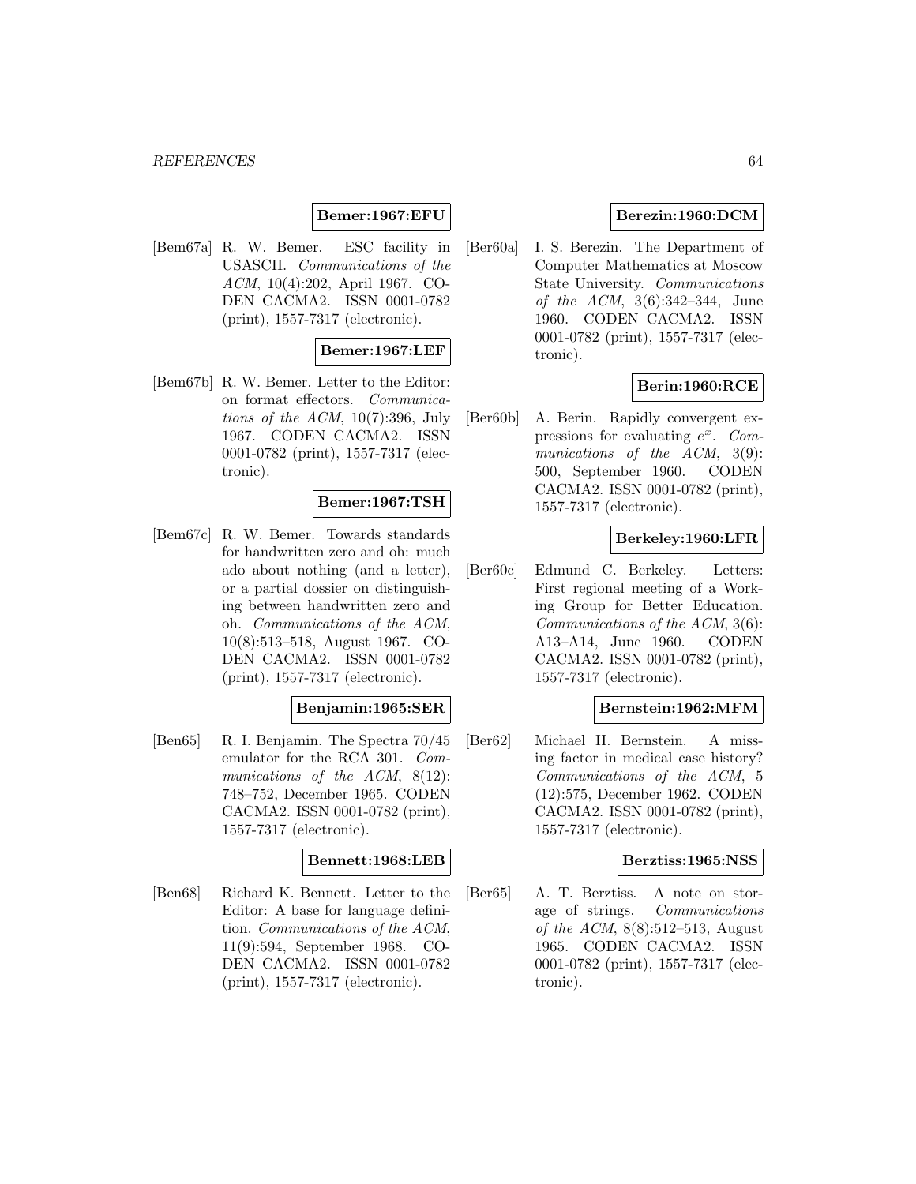**Bemer:1967:EFU**

[Bem67a] R. W. Bemer. ESC facility in USASCII. *Communications of the ACM*, 10(4):202, April 1967. CODEN CACMA2. ISSN 0001-0782 (print), 1557-7317 (electronic).

**Bemer:1967:LEF**

[Bem67b] R. W. Bemer. Letter to the Editor: on format effectors. *Communications of the ACM*, 10(7):396, July 1967. CODEN CACMA2. ISSN 0001-0782 (print), 1557-7317 (electronic).

**Bemer:1967:TSH**

[Bem67c] R. W. Bemer. Towards standards for handwritten zero and oh: much ado about nothing (and a letter), or a partial dossier on distinguishing between handwritten zero and oh. *Communications of the ACM*, 10(8):513–518, August 1967. CODEN CACMA2. ISSN 0001-0782 (print), 1557-7317 (electronic).

**Benjamin:1965:SER**

[Ben65] R. I. Benjamin. The Spectra 70/45 emulator for the RCA 301. *Communications of the ACM*, 8(12): 748–752, December 1965. CODEN CACMA2. ISSN 0001-0782 (print), 1557-7317 (electronic).

**Bennett:1968:LEB**

[Ben68] Richard K. Bennett. Letter to the Editor: A base for language definition. *Communications of the ACM*, 11(9):594, September 1968. CODEN CACMA2. ISSN 0001-0782 (print), 1557-7317 (electronic).

**Berezin:1960:DCM**

[Ber60a] I. S. Berezin. The Department of Computer Mathematics at Moscow State University. *Communications of the ACM*, 3(6):342–344, June 1960. CODEN CACMA2. ISSN 0001-0782 (print), 1557-7317 (electronic).

**Berin:1960:RCE**

[Ber60b] A. Berin. Rapidly convergent expressions for evaluating $e^x$. *Communications of the ACM*, 3(9): 500, September 1960. CODEN CACMA2. ISSN 0001-0782 (print), 1557-7317 (electronic).

**Berkeley:1960:LFR**

[Ber60c] Edmund C. Berkeley. Letters: First regional meeting of a Working Group for Better Education. *Communications of the ACM*, 3(6): A13–A14, June 1960. CODEN CACMA2. ISSN 0001-0782 (print), 1557-7317 (electronic).

**Bernstein:1962:MFM**

[Ber62] Michael H. Bernstein. A missing factor in medical case history? *Communications of the ACM*, 5 (12):575, December 1962. CODEN CACMA2. ISSN 0001-0782 (print), 1557-7317 (electronic).

**Berztiss:1965:NSS**

[Ber65] A. T. Berztiss. A note on storage of strings. *Communications of the ACM*, 8(8):512–513, August 1965. CODEN CACMA2. ISSN 0001-0782 (print), 1557-7317 (electronic).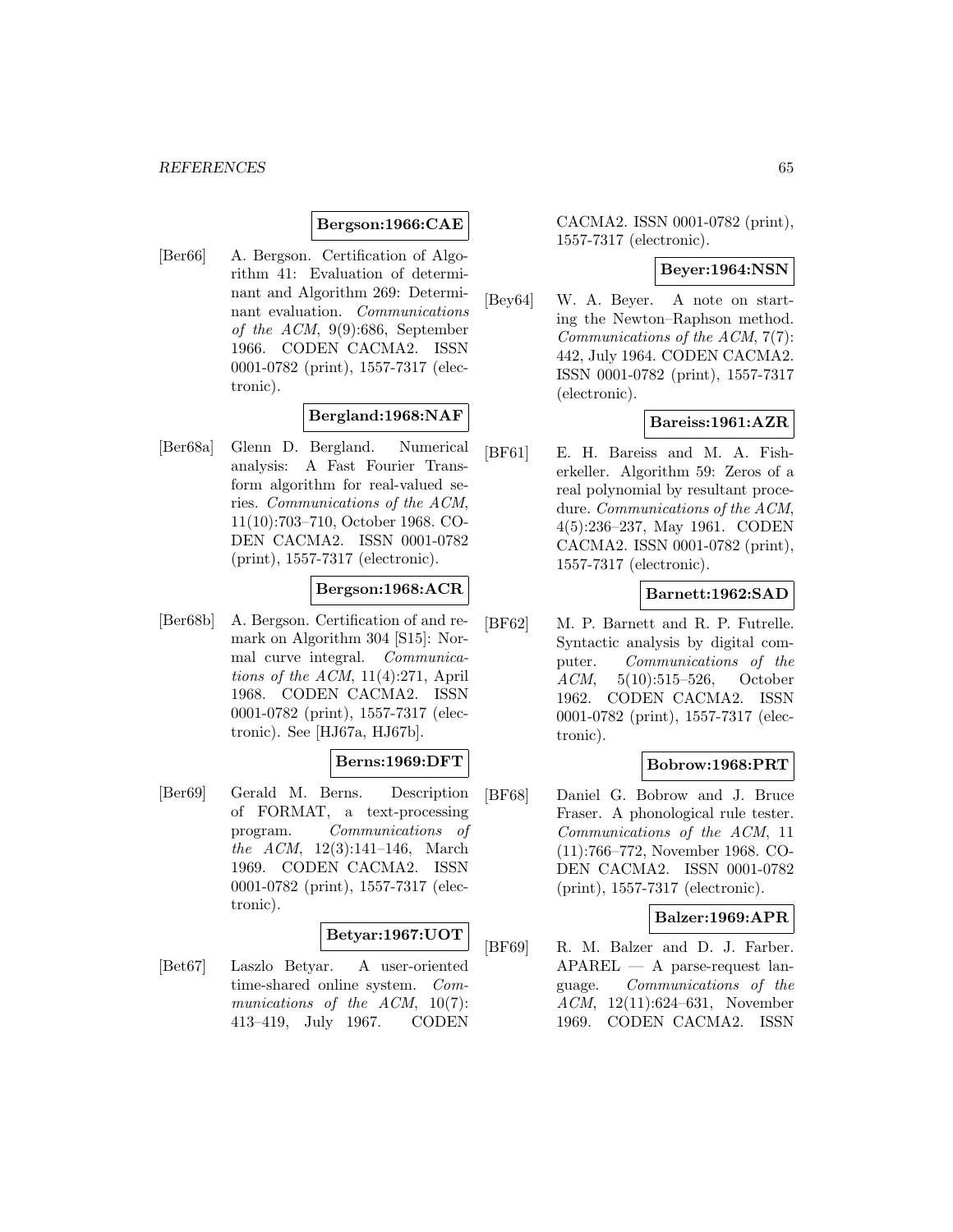**Bergson:1966:CAE**

[Ber66] A. Bergson. Certification of Algorithm 41: Evaluation of determinant and Algorithm 269: Determinant evaluation. *Communications of the ACM*, 9(9):686, September 1966. CODEN CACMA2. ISSN 0001-0782 (print), 1557-7317 (electronic).

**Bergland:1968:NAF**

[Ber68a] Glenn D. Bergland. Numerical analysis: A Fast Fourier Transform algorithm for real-valued series. *Communications of the ACM*, 11(10):703–710, October 1968. CODEN CACMA2. ISSN 0001-0782 (print), 1557-7317 (electronic).

**Bergson:1968:ACR**

[Ber68b] A. Bergson. Certification of and remark on Algorithm 304 [S15]: Normal curve integral. *Communications of the ACM*, 11(4):271, April 1968. CODEN CACMA2. ISSN 0001-0782 (print), 1557-7317 (electronic). See [HJ67a, HJ67b].

**Berns:1969:DFT**

[Ber69] Gerald M. Berns. Description of FORMAT, a text-processing program. *Communications of the ACM*, 12(3):141–146, March 1969. CODEN CACMA2. ISSN 0001-0782 (print), 1557-7317 (electronic).

**Betyar:1967:UOT**

[Bet67] Laszlo Betyar. A user-oriented time-shared online system. *Communications of the ACM*, 10(7):413–419, July 1967. CODEN CACMA2. ISSN 0001-0782 (print), 1557-7317 (electronic).

**Beyer:1964:NSN**

[Bey64] W. A. Beyer. A note on starting the Newton–Raphson method. *Communications of the ACM*, 7(7):442, July 1964. CODEN CACMA2. ISSN 0001-0782 (print), 1557-7317 (electronic).

**Bareiss:1961:AZR**

[BF61] E. H. Bareiss and M. A. Fisherkeller. Algorithm 59: Zeros of a real polynomial by resultant procedure. *Communications of the ACM*, 4(5):236–237, May 1961. CODEN CACMA2. ISSN 0001-0782 (print), 1557-7317 (electronic).

**Barnett:1962:SAD**

[BF62] M. P. Barnett and R. P. Futrelle. Syntactic analysis by digital computer. *Communications of the ACM*, 5(10):515–526, October 1962. CODEN CACMA2. ISSN 0001-0782 (print), 1557-7317 (electronic).

**Bobrow:1968:PRT**

[BF68] Daniel G. Bobrow and J. Bruce Fraser. A phonological rule tester. *Communications of the ACM*, 11 (11):766–772, November 1968. CODEN CACMA2. ISSN 0001-0782 (print), 1557-7317 (electronic).

**Balzer:1969:APR**

[BF69] R. M. Balzer and D. J. Farber. APAREL — A parse-request language. *Communications of the ACM*, 12(11):624–631, November 1969. CODEN CACMA2. ISSN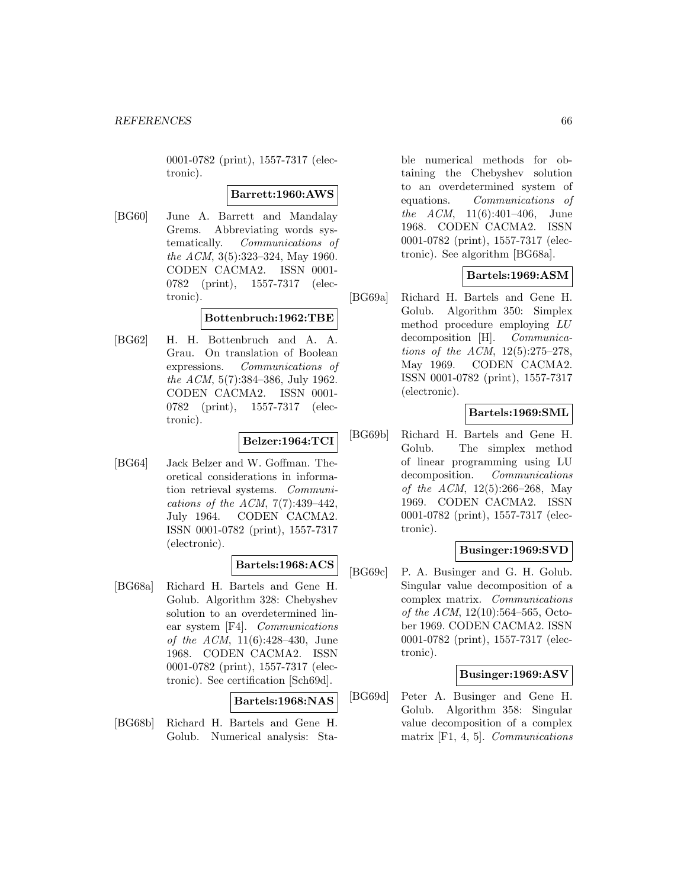0001-0782 (print), 1557-7317 (electronic).

**Barrett:1960:AWS**

[BG60] June A. Barrett and Mandalay Grems. Abbreviating words systematically. *Communications of the ACM*, 3(5):323–324, May 1960. CODEN CACMA2. ISSN 0001-0782 (print), 1557-7317 (electronic).

**Bottenbruch:1962:TBE**

[BG62] H. H. Bottenbruch and A. A. Grau. On translation of Boolean expressions. *Communications of the ACM*, 5(7):384–386, July 1962. CODEN CACMA2. ISSN 0001-0782 (print), 1557-7317 (electronic).

**Belzer:1964:TCI**

[BG64] Jack Belzer and W. Goffman. Theoretical considerations in information retrieval systems. *Communications of the ACM*, 7(7):439–442, July 1964. CODEN CACMA2. ISSN 0001-0782 (print), 1557-7317 (electronic).

**Bartels:1968:ACS**

[BG68a] Richard H. Bartels and Gene H. Golub. Algorithm 328: Chebyshev solution to an overdetermined linear system [F4]. *Communications of the ACM*, 11(6):428–430, June 1968. CODEN CACMA2. ISSN 0001-0782 (print), 1557-7317 (electronic). See certification [Sch69d].

**Bartels:1968:NAS**

[BG68b] Richard H. Bartels and Gene H. Golub. Numerical analysis: Stable numerical methods for obtaining the Chebyshev solution to an overdetermined system of equations. *Communications of the ACM*, 11(6):401–406, June 1968. CODEN CACMA2. ISSN 0001-0782 (print), 1557-7317 (electronic). See algorithm [BG68a].

**Bartels:1969:ASM**

[BG69a] Richard H. Bartels and Gene H. Golub. Algorithm 350: Simplex method procedure employing *LU* decomposition [H]. *Communications of the ACM*, 12(5):275–278, May 1969. CODEN CACMA2. ISSN 0001-0782 (print), 1557-7317 (electronic).

**Bartels:1969:SML**

[BG69b] Richard H. Bartels and Gene H. Golub. The simplex method of linear programming using LU decomposition. *Communications of the ACM*, 12(5):266–268, May 1969. CODEN CACMA2. ISSN 0001-0782 (print), 1557-7317 (electronic).

**Businger:1969:SVD**

[BG69c] P. A. Businger and G. H. Golub. Singular value decomposition of a complex matrix. *Communications of the ACM*, 12(10):564–565, October 1969. CODEN CACMA2. ISSN 0001-0782 (print), 1557-7317 (electronic).

**Businger:1969:ASV**

[BG69d] Peter A. Businger and Gene H. Golub. Algorithm 358: Singular value decomposition of a complex matrix [F1, 4, 5]. *Communications*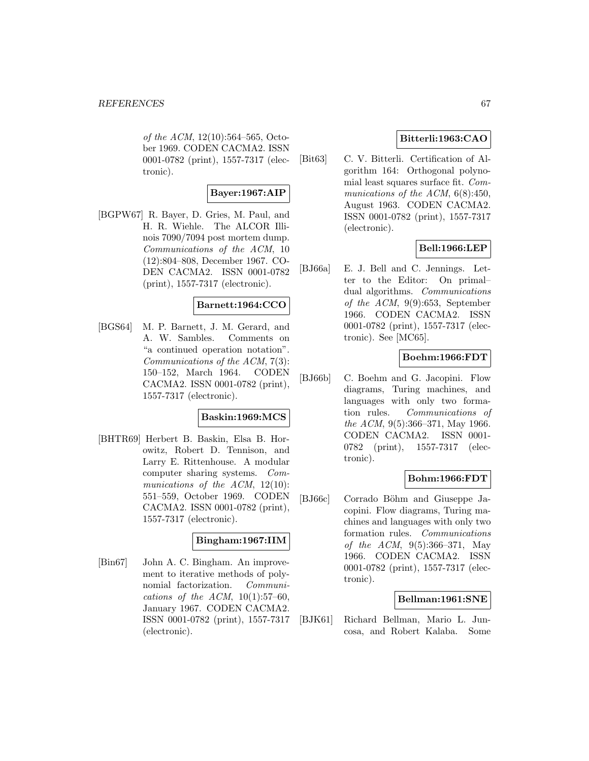*of the ACM*, 12(10):564–565, October 1969. CODEN CACMA2. ISSN 0001-0782 (print), 1557-7317 (electronic).

**Bayer:1967:AIP**

[BGPW67] R. Bayer, D. Gries, M. Paul, and H. R. Wiehle. The ALCOR Illinois 7090/7094 post mortem dump. *Communications of the ACM*, 10 (12):804–808, December 1967. CODEN CACMA2. ISSN 0001-0782 (print), 1557-7317 (electronic).

**Barnett:1964:CCO**

[BGS64] M. P. Barnett, J. M. Gerard, and A. W. Sambles. Comments on "a continued operation notation". *Communications of the ACM*, 7(3): 150–152, March 1964. CODEN CACMA2. ISSN 0001-0782 (print), 1557-7317 (electronic).

**Baskin:1969:MCS**

[BHTR69] Herbert B. Baskin, Elsa B. Horowitz, Robert D. Tennison, and Larry E. Rittenhouse. A modular computer sharing systems. *Communications of the ACM*, 12(10): 551–559, October 1969. CODEN CACMA2. ISSN 0001-0782 (print), 1557-7317 (electronic).

**Bingham:1967:IIM**

[Bin67] John A. C. Bingham. An improvement to iterative methods of polynomial factorization. *Communications of the ACM*, 10(1):57–60, January 1967. CODEN CACMA2. ISSN 0001-0782 (print), 1557-7317 (electronic).

**Bitterli:1963:CAO**

[Bit63] C. V. Bitterli. Certification of Algorithm 164: Orthogonal polynomial least squares surface fit. *Communications of the ACM*, 6(8):450, August 1963. CODEN CACMA2. ISSN 0001-0782 (print), 1557-7317 (electronic).

**Bell:1966:LEP**

[BJ66a] E. J. Bell and C. Jennings. Letter to the Editor: On primal–dual algorithms. *Communications of the ACM*, 9(9):653, September 1966. CODEN CACMA2. ISSN 0001-0782 (print), 1557-7317 (electronic). See [MC65].

**Boehm:1966:FDT**

[BJ66b] C. Boehm and G. Jacopini. Flow diagrams, Turing machines, and languages with only two formation rules. *Communications of the ACM*, 9(5):366–371, May 1966. CODEN CACMA2. ISSN 0001-0782 (print), 1557-7317 (electronic).

**Bohm:1966:FDT**

[BJ66c] Corrado Böhm and Giuseppe Jacopini. Flow diagrams, Turing machines and languages with only two formation rules. *Communications of the ACM*, 9(5):366–371, May 1966. CODEN CACMA2. ISSN 0001-0782 (print), 1557-7317 (electronic).

**Bellman:1961:SNE**

[BJK61] Richard Bellman, Mario L. Juncosa, and Robert Kalaba. Some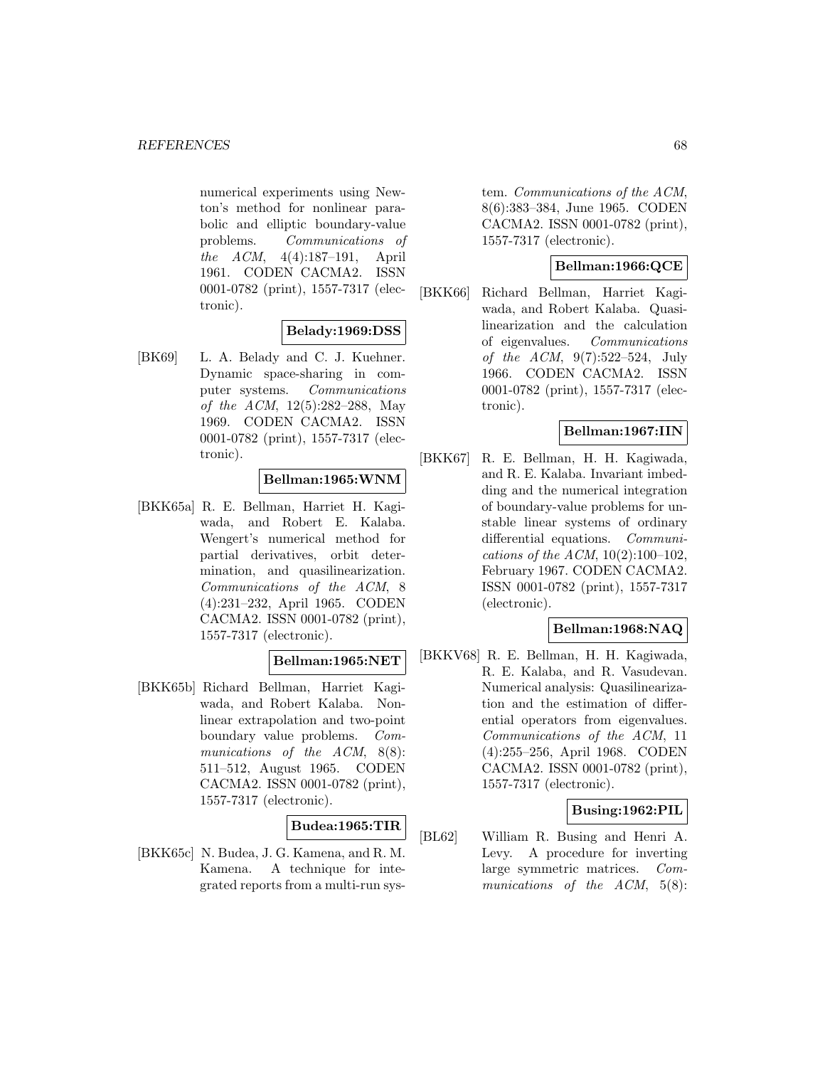numerical experiments using Newton's method for nonlinear parabolic and elliptic boundary-value problems. *Communications of the ACM*, 4(4):187–191, April 1961. CODEN CACMA2. ISSN 0001-0782 (print), 1557-7317 (electronic).

**Belady:1969:DSS**

[BK69] L. A. Belady and C. J. Kuehner. Dynamic space-sharing in computer systems. *Communications of the ACM*, 12(5):282–288, May 1969. CODEN CACMA2. ISSN 0001-0782 (print), 1557-7317 (electronic).

**Bellman:1965:WNM**

[BKK65a] R. E. Bellman, Harriet H. Kagiwada, and Robert E. Kalaba. Wengert's numerical method for partial derivatives, orbit determination, and quasilinearization. *Communications of the ACM*, 8 (4):231–232, April 1965. CODEN CACMA2. ISSN 0001-0782 (print), 1557-7317 (electronic).

**Bellman:1965:NET**

[BKK65b] Richard Bellman, Harriet Kagiwada, and Robert Kalaba. Nonlinear extrapolation and two-point boundary value problems. *Communications of the ACM*, 8(8): 511–512, August 1965. CODEN CACMA2. ISSN 0001-0782 (print), 1557-7317 (electronic).

**Budea:1965:TIR**

[BKK65c] N. Budea, J. G. Kamena, and R. M. Kamena. A technique for integrated reports from a multi-run system. *Communications of the ACM*, 8(6):383–384, June 1965. CODEN CACMA2. ISSN 0001-0782 (print), 1557-7317 (electronic).

**Bellman:1966:QCE**

[BKK66] Richard Bellman, Harriet Kagiwada, and Robert Kalaba. Quasilinearization and the calculation of eigenvalues. *Communications of the ACM*, 9(7):522–524, July 1966. CODEN CACMA2. ISSN 0001-0782 (print), 1557-7317 (electronic).

**Bellman:1967:IIN**

[BKK67] R. E. Bellman, H. H. Kagiwada, and R. E. Kalaba. Invariant imbedding and the numerical integration of boundary-value problems for unstable linear systems of ordinary differential equations. *Communications of the ACM*, 10(2):100–102, February 1967. CODEN CACMA2. ISSN 0001-0782 (print), 1557-7317 (electronic).

**Bellman:1968:NAQ**

[BKKV68] R. E. Bellman, H. H. Kagiwada, R. E. Kalaba, and R. Vasudevan. Numerical analysis: Quasilinearization and the estimation of differential operators from eigenvalues. *Communications of the ACM*, 11 (4):255–256, April 1968. CODEN CACMA2. ISSN 0001-0782 (print), 1557-7317 (electronic).

**Busing:1962:PIL**

[BL62] William R. Busing and Henri A. Levy. A procedure for inverting large symmetric matrices. *Communications of the ACM*, 5(8):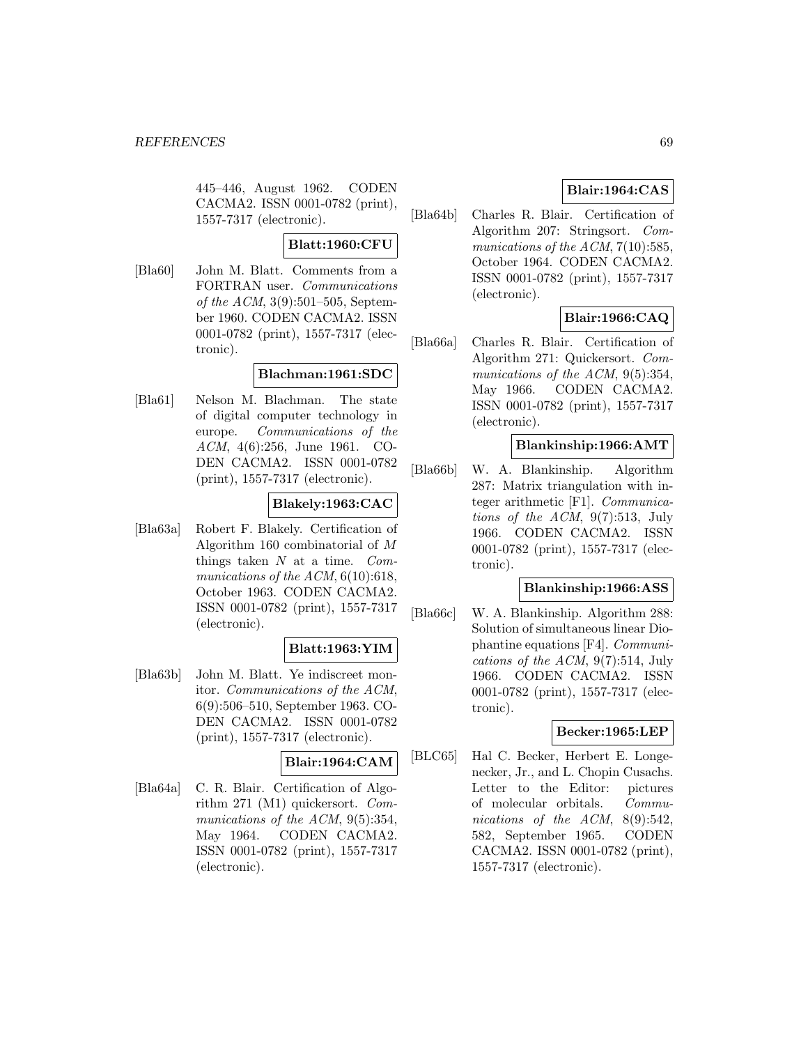445–446, August 1962. CODEN CACMA2. ISSN 0001-0782 (print), 1557-7317 (electronic).

**Blatt:1960:CFU**

[Bla60] John M. Blatt. Comments from a FORTRAN user. *Communications of the ACM*, 3(9):501–505, September 1960. CODEN CACMA2. ISSN 0001-0782 (print), 1557-7317 (electronic).

**Blachman:1961:SDC**

[Bla61] Nelson M. Blachman. The state of digital computer technology in europe. *Communications of the ACM*, 4(6):256, June 1961. CODEN CACMA2. ISSN 0001-0782 (print), 1557-7317 (electronic).

**Blakely:1963:CAC**

[Bla63a] Robert F. Blakely. Certification of Algorithm 160 combinatorial of $M$ things taken $N$ at a time. *Communications of the ACM*, 6(10):618, October 1963. CODEN CACMA2. ISSN 0001-0782 (print), 1557-7317 (electronic).

**Blatt:1963:YIM**

[Bla63b] John M. Blatt. Ye indiscreet monitor. *Communications of the ACM*, 6(9):506–510, September 1963. CODEN CACMA2. ISSN 0001-0782 (print), 1557-7317 (electronic).

**Blair:1964:CAM**

[Bla64a] C. R. Blair. Certification of Algorithm 271 (M1) quickersort. *Communications of the ACM*, 9(5):354, May 1964. CODEN CACMA2. ISSN 0001-0782 (print), 1557-7317 (electronic).

**Blair:1964:CAS**

[Bla64b] Charles R. Blair. Certification of Algorithm 207: Stringsort. *Communications of the ACM*, 7(10):585, October 1964. CODEN CACMA2. ISSN 0001-0782 (print), 1557-7317 (electronic).

**Blair:1966:CAQ**

[Bla66a] Charles R. Blair. Certification of Algorithm 271: Quickersort. *Communications of the ACM*, 9(5):354, May 1966. CODEN CACMA2. ISSN 0001-0782 (print), 1557-7317 (electronic).

**Blankinship:1966:AMT**

[Bla66b] W. A. Blankinship. Algorithm 287: Matrix triangulation with integer arithmetic [F1]. *Communications of the ACM*, 9(7):513, July 1966. CODEN CACMA2. ISSN 0001-0782 (print), 1557-7317 (electronic).

**Blankinship:1966:ASS**

[Bla66c] W. A. Blankinship. Algorithm 288: Solution of simultaneous linear Diophantine equations [F4]. *Communications of the ACM*, 9(7):514, July 1966. CODEN CACMA2. ISSN 0001-0782 (print), 1557-7317 (electronic).

**Becker:1965:LEP**

[BLC65] Hal C. Becker, Herbert E. Longenecker, Jr., and L. Chopin Cusachs. Letter to the Editor: pictures of molecular orbitals. *Communications of the ACM*, 8(9):542, 582, September 1965. CODEN CACMA2. ISSN 0001-0782 (print), 1557-7317 (electronic).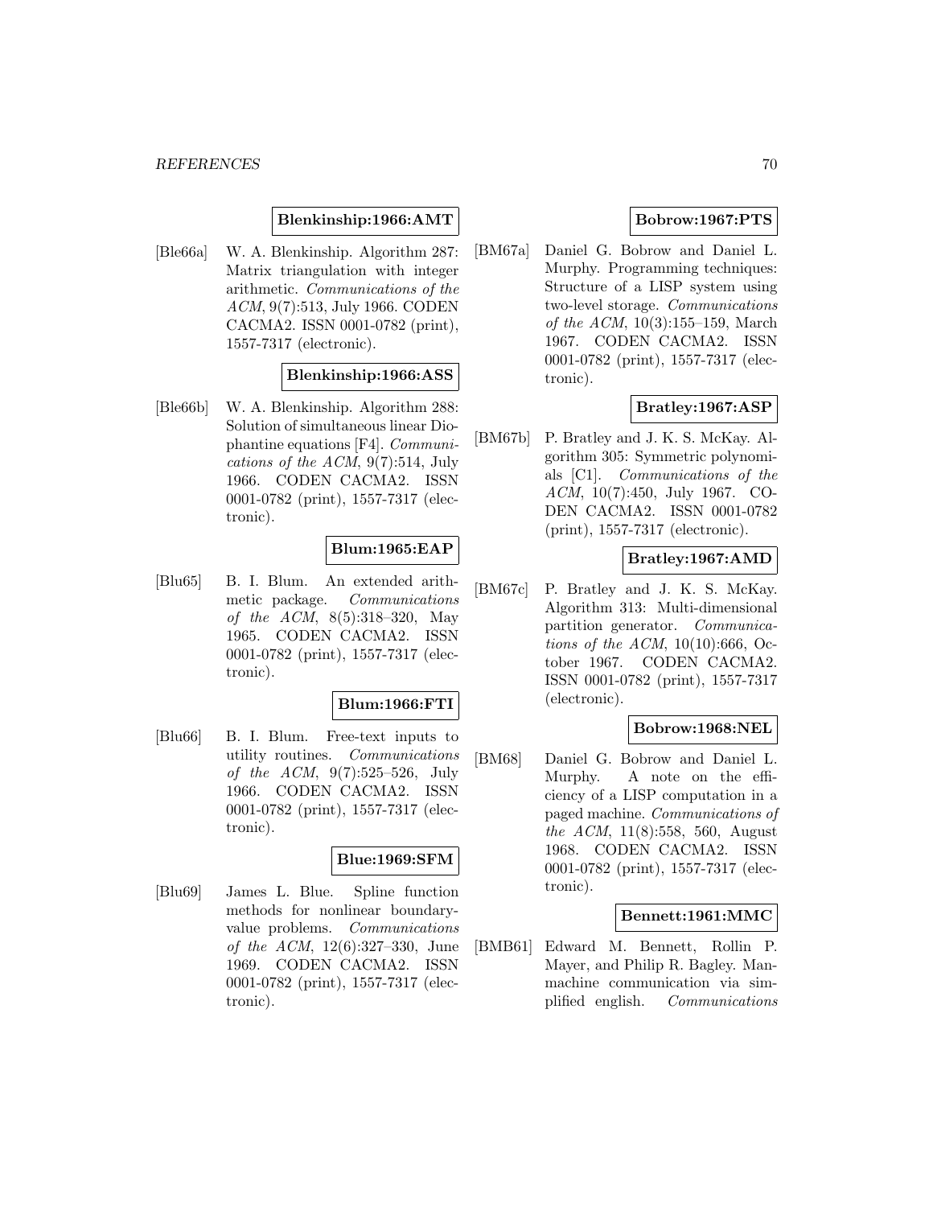**Blenkinship:1966:AMT**

[Ble66a] W. A. Blenkinship. Algorithm 287: Matrix triangulation with integer arithmetic. *Communications of the ACM*, 9(7):513, July 1966. CODEN CACMA2. ISSN 0001-0782 (print), 1557-7317 (electronic).

**Blenkinship:1966:ASS**

[Ble66b] W. A. Blenkinship. Algorithm 288: Solution of simultaneous linear Diophantine equations [F4]. *Communications of the ACM*, 9(7):514, July 1966. CODEN CACMA2. ISSN 0001-0782 (print), 1557-7317 (electronic).

**Blum:1965:EAP**

[Blu65] B. I. Blum. An extended arithmetic package. *Communications of the ACM*, 8(5):318–320, May 1965. CODEN CACMA2. ISSN 0001-0782 (print), 1557-7317 (electronic).

**Blum:1966:FTI**

[Blu66] B. I. Blum. Free-text inputs to utility routines. *Communications of the ACM*, 9(7):525–526, July 1966. CODEN CACMA2. ISSN 0001-0782 (print), 1557-7317 (electronic).

**Blue:1969:SFM**

[Blu69] James L. Blue. Spline function methods for nonlinear boundary-value problems. *Communications of the ACM*, 12(6):327–330, June 1969. CODEN CACMA2. ISSN 0001-0782 (print), 1557-7317 (electronic).

**Bobrow:1967:PTS**

[BM67a] Daniel G. Bobrow and Daniel L. Murphy. Programming techniques: Structure of a LISP system using two-level storage. *Communications of the ACM*, 10(3):155–159, March 1967. CODEN CACMA2. ISSN 0001-0782 (print), 1557-7317 (electronic).

**Bratley:1967:ASP**

[BM67b] P. Bratley and J. K. S. McKay. Algorithm 305: Symmetric polynomials [C1]. *Communications of the ACM*, 10(7):450, July 1967. CODEN CACMA2. ISSN 0001-0782 (print), 1557-7317 (electronic).

**Bratley:1967:AMD**

[BM67c] P. Bratley and J. K. S. McKay. Algorithm 313: Multi-dimensional partition generator. *Communications of the ACM*, 10(10):666, October 1967. CODEN CACMA2. ISSN 0001-0782 (print), 1557-7317 (electronic).

**Bobrow:1968:NEL**

[BM68] Daniel G. Bobrow and Daniel L. Murphy. A note on the efficiency of a LISP computation in a paged machine. *Communications of the ACM*, 11(8):558, 560, August 1968. CODEN CACMA2. ISSN 0001-0782 (print), 1557-7317 (electronic).

**Bennett:1961:MMC**

[BMB61] Edward M. Bennett, Rollin P. Mayer, and Philip R. Bagley. Man-machine communication via simplified english. *Communications*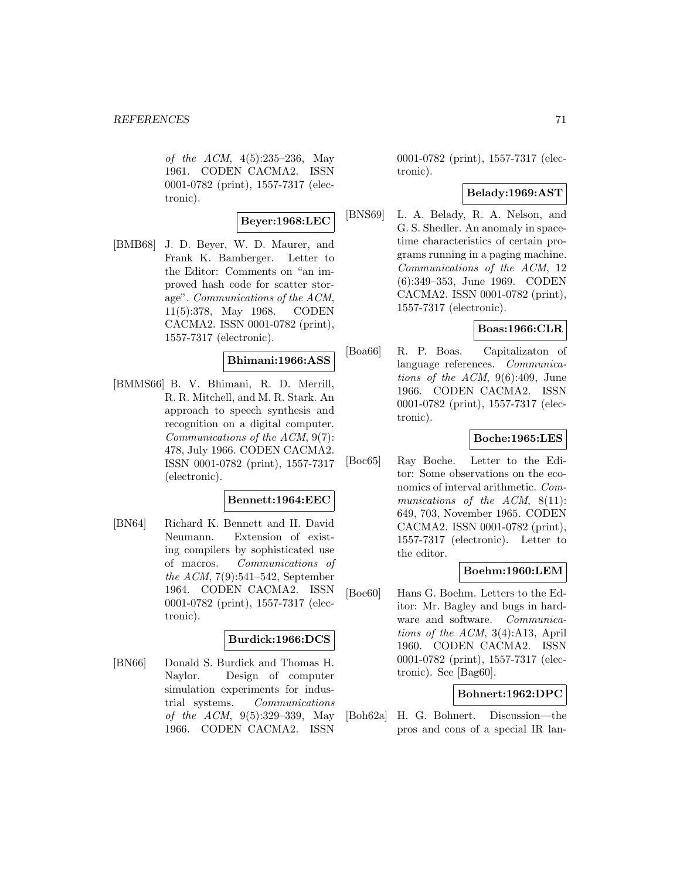*of the ACM*, 4(5):235–236, May 1961. CODEN CACMA2. ISSN 0001-0782 (print), 1557-7317 (electronic).

**Beyer:1968:LEC**

[BMB68] J. D. Beyer, W. D. Maurer, and Frank K. Bamberger. Letter to the Editor: Comments on "an improved hash code for scatter storage". *Communications of the ACM*, 11(5):378, May 1968. CODEN CACMA2. ISSN 0001-0782 (print), 1557-7317 (electronic).

**Bhimani:1966:ASS**

[BMMS66] B. V. Bhimani, R. D. Merrill, R. R. Mitchell, and M. R. Stark. An approach to speech synthesis and recognition on a digital computer. *Communications of the ACM*, 9(7): 478, July 1966. CODEN CACMA2. ISSN 0001-0782 (print), 1557-7317 (electronic).

**Bennett:1964:EEC**

[BN64] Richard K. Bennett and H. David Neumann. Extension of existing compilers by sophisticated use of macros. *Communications of the ACM*, 7(9):541–542, September 1964. CODEN CACMA2. ISSN 0001-0782 (print), 1557-7317 (electronic).

**Burdick:1966:DCS**

[BN66] Donald S. Burdick and Thomas H. Naylor. Design of computer simulation experiments for industrial systems. *Communications of the ACM*, 9(5):329–339, May 1966. CODEN CACMA2. ISSN 0001-0782 (print), 1557-7317 (electronic).

**Belady:1969:AST**

[BNS69] L. A. Belady, R. A. Nelson, and G. S. Shedler. An anomaly in space-time characteristics of certain programs running in a paging machine. *Communications of the ACM*, 12 (6):349–353, June 1969. CODEN CACMA2. ISSN 0001-0782 (print), 1557-7317 (electronic).

**Boas:1966:CLR**

[Boa66] R. P. Boas. Capitalizaton of language references. *Communications of the ACM*, 9(6):409, June 1966. CODEN CACMA2. ISSN 0001-0782 (print), 1557-7317 (electronic).

**Boche:1965:LES**

[Boc65] Ray Boche. Letter to the Editor: Some observations on the economics of interval arithmetic. *Communications of the ACM*, 8(11): 649, 703, November 1965. CODEN CACMA2. ISSN 0001-0782 (print), 1557-7317 (electronic). Letter to the editor.

**Boehm:1960:LEM**

[Boe60] Hans G. Boehm. Letters to the Editor: Mr. Bagley and bugs in hardware and software. *Communications of the ACM*, 3(4):A13, April 1960. CODEN CACMA2. ISSN 0001-0782 (print), 1557-7317 (electronic). See [Bag60].

**Bohnert:1962:DPC**

[Boh62a] H. G. Bohnert. Discussion—the pros and cons of a special IR lan-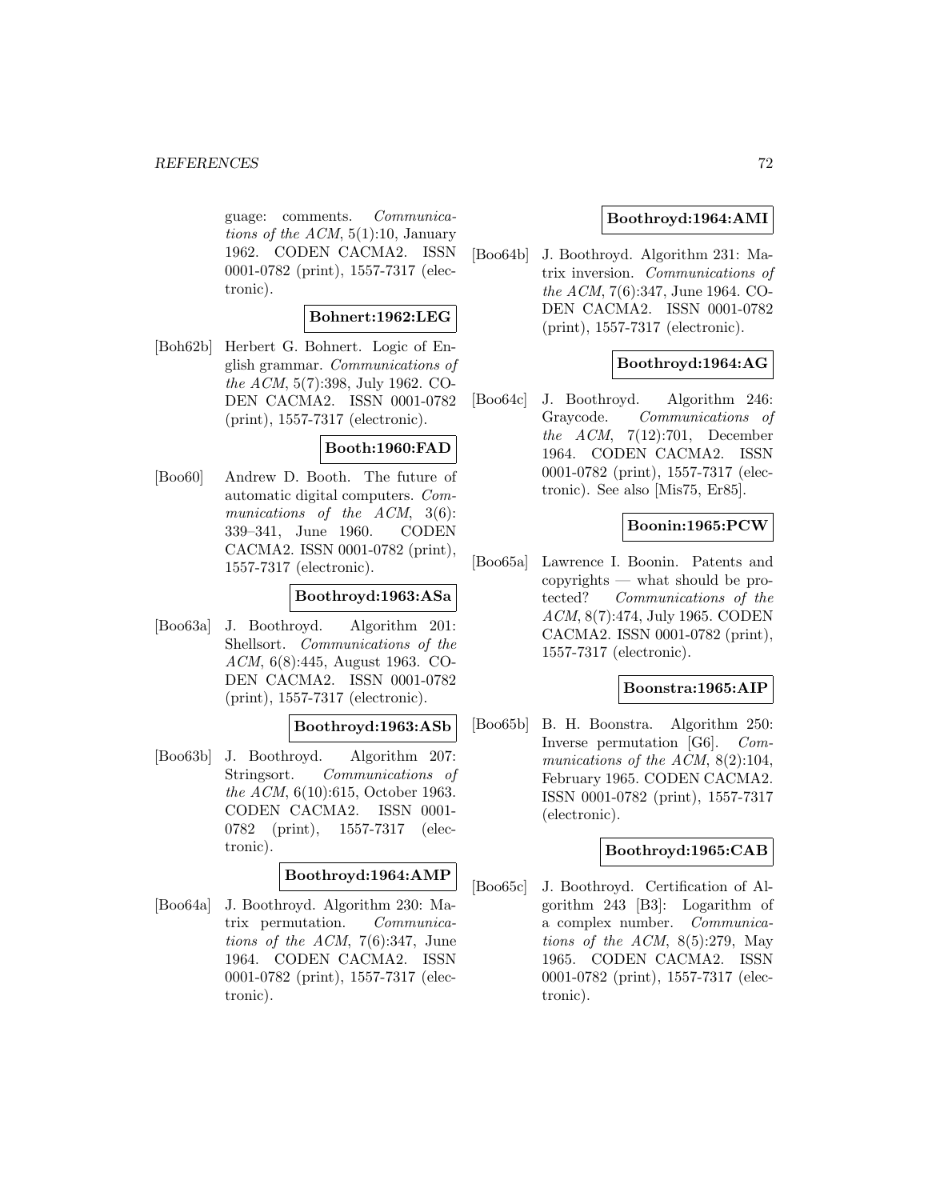guage: comments. *Communications of the ACM*, 5(1):10, January 1962. CODEN CACMA2. ISSN 0001-0782 (print), 1557-7317 (electronic).

**Bohnert:1962:LEG**

[Boh62b] Herbert G. Bohnert. Logic of English grammar. *Communications of the ACM*, 5(7):398, July 1962. CODEN CACMA2. ISSN 0001-0782 (print), 1557-7317 (electronic).

**Booth:1960:FAD**

[Boo60] Andrew D. Booth. The future of automatic digital computers. *Communications of the ACM*, 3(6): 339–341, June 1960. CODEN CACMA2. ISSN 0001-0782 (print), 1557-7317 (electronic).

**Boothroyd:1963:ASa**

[Boo63a] J. Boothroyd. Algorithm 201: Shellsort. *Communications of the ACM*, 6(8):445, August 1963. CODEN CACMA2. ISSN 0001-0782 (print), 1557-7317 (electronic).

**Boothroyd:1963:ASb**

[Boo63b] J. Boothroyd. Algorithm 207: Stringsort. *Communications of the ACM*, 6(10):615, October 1963. CODEN CACMA2. ISSN 0001-0782 (print), 1557-7317 (electronic).

**Boothroyd:1964:AMP**

[Boo64a] J. Boothroyd. Algorithm 230: Matrix permutation. *Communications of the ACM*, 7(6):347, June 1964. CODEN CACMA2. ISSN 0001-0782 (print), 1557-7317 (electronic).

**Boothroyd:1964:AMI**

[Boo64b] J. Boothroyd. Algorithm 231: Matrix inversion. *Communications of the ACM*, 7(6):347, June 1964. CODEN CACMA2. ISSN 0001-0782 (print), 1557-7317 (electronic).

**Boothroyd:1964:AG**

[Boo64c] J. Boothroyd. Algorithm 246: Graycode. *Communications of the ACM*, 7(12):701, December 1964. CODEN CACMA2. ISSN 0001-0782 (print), 1557-7317 (electronic). See also [Mis75, Er85].

**Boonin:1965:PCW**

[Boo65a] Lawrence I. Boonin. Patents and copyrights — what should be protected? *Communications of the ACM*, 8(7):474, July 1965. CODEN CACMA2. ISSN 0001-0782 (print), 1557-7317 (electronic).

**Boonstra:1965:AIP**

[Boo65b] B. H. Boonstra. Algorithm 250: Inverse permutation [G6]. *Communications of the ACM*, 8(2):104, February 1965. CODEN CACMA2. ISSN 0001-0782 (print), 1557-7317 (electronic).

**Boothroyd:1965:CAB**

[Boo65c] J. Boothroyd. Certification of Algorithm 243 [B3]: Logarithm of a complex number. *Communications of the ACM*, 8(5):279, May 1965. CODEN CACMA2. ISSN 0001-0782 (print), 1557-7317 (electronic).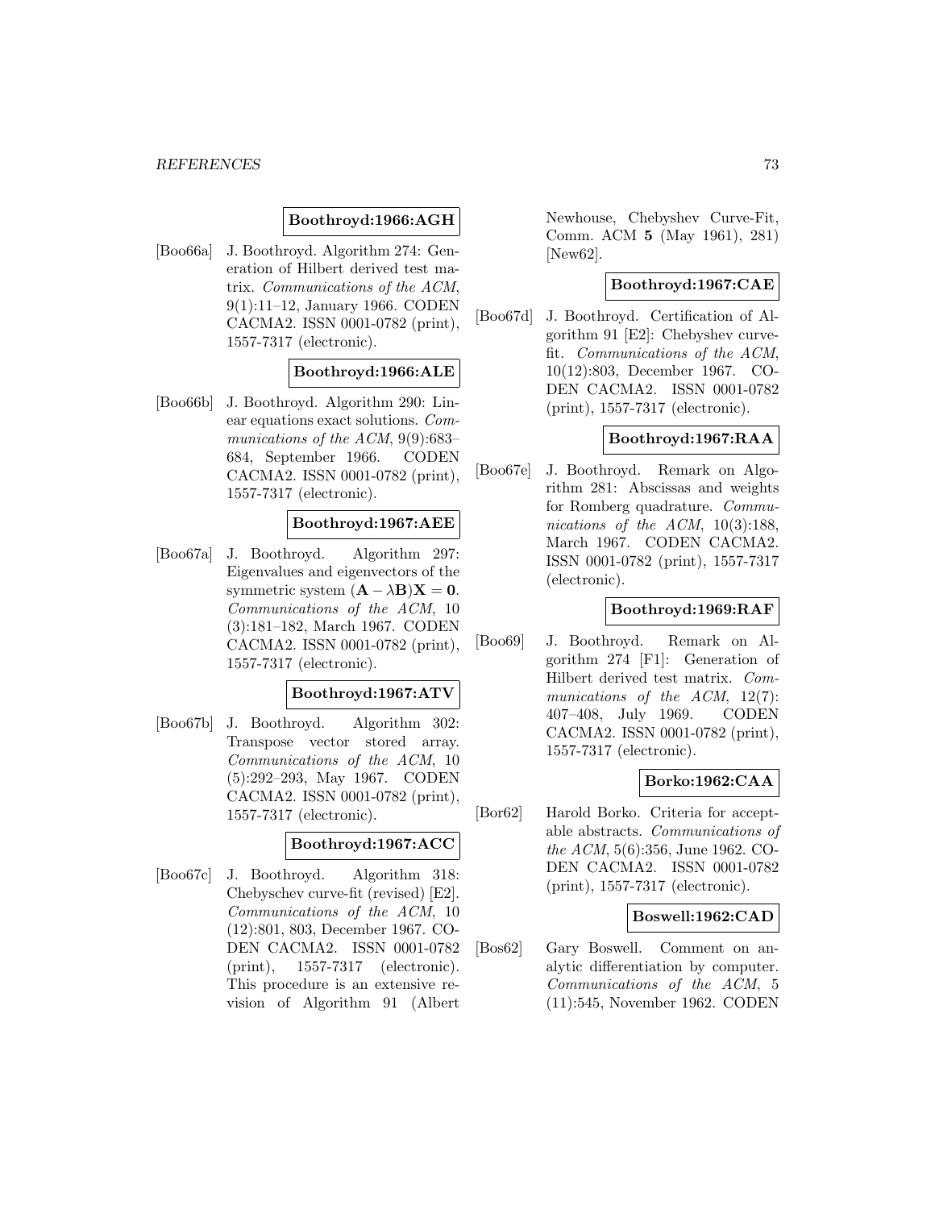**Boothroyd:1966:AGH**

[Boo66a] J. Boothroyd. Algorithm 274: Generation of Hilbert derived test matrix. *Communications of the ACM*, 9(1):11–12, January 1966. CODEN CACMA2. ISSN 0001-0782 (print), 1557-7317 (electronic).

**Boothroyd:1966:ALE**

[Boo66b] J. Boothroyd. Algorithm 290: Linear equations exact solutions. *Communications of the ACM*, 9(9):683–684, September 1966. CODEN CACMA2. ISSN 0001-0782 (print), 1557-7317 (electronic).

**Boothroyd:1967:AEE**

[Boo67a] J. Boothroyd. Algorithm 297: Eigenvalues and eigenvectors of the symmetric system $(\mathbf{A} - \lambda\mathbf{B})\mathbf{X} = \mathbf{0}$. *Communications of the ACM*, 10 (3):181–182, March 1967. CODEN CACMA2. ISSN 0001-0782 (print), 1557-7317 (electronic).

**Boothroyd:1967:ATV**

[Boo67b] J. Boothroyd. Algorithm 302: Transpose vector stored array. *Communications of the ACM*, 10 (5):292–293, May 1967. CODEN CACMA2. ISSN 0001-0782 (print), 1557-7317 (electronic).

**Boothroyd:1967:ACC**

[Boo67c] J. Boothroyd. Algorithm 318: Chebyschev curve-fit (revised) [E2]. *Communications of the ACM*, 10 (12):801, 803, December 1967. CODEN CACMA2. ISSN 0001-0782 (print), 1557-7317 (electronic). This procedure is an extensive revision of Algorithm 91 (Albert Newhouse, Chebyshev Curve-Fit, Comm. ACM **5** (May 1961), 281) [New62].

**Boothroyd:1967:CAE**

[Boo67d] J. Boothroyd. Certification of Algorithm 91 [E2]: Chebyshev curve-fit. *Communications of the ACM*, 10(12):803, December 1967. CODEN CACMA2. ISSN 0001-0782 (print), 1557-7317 (electronic).

**Boothroyd:1967:RAA**

[Boo67e] J. Boothroyd. Remark on Algorithm 281: Abscissas and weights for Romberg quadrature. *Communications of the ACM*, 10(3):188, March 1967. CODEN CACMA2. ISSN 0001-0782 (print), 1557-7317 (electronic).

**Boothroyd:1969:RAF**

[Boo69] J. Boothroyd. Remark on Algorithm 274 [F1]: Generation of Hilbert derived test matrix. *Communications of the ACM*, 12(7): 407–408, July 1969. CODEN CACMA2. ISSN 0001-0782 (print), 1557-7317 (electronic).

**Borko:1962:CAA**

[Bor62] Harold Borko. Criteria for acceptable abstracts. *Communications of the ACM*, 5(6):356, June 1962. CODEN CACMA2. ISSN 0001-0782 (print), 1557-7317 (electronic).

**Boswell:1962:CAD**

[Bos62] Gary Boswell. Comment on analytic differentiation by computer. *Communications of the ACM*, 5 (11):545, November 1962. CODEN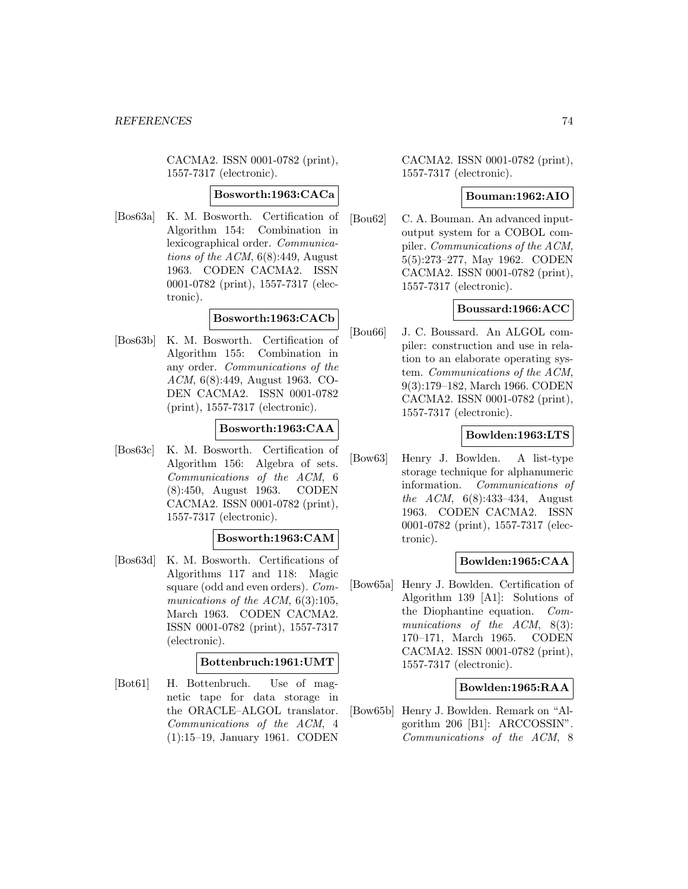CACMA2. ISSN 0001-0782 (print), 1557-7317 (electronic).

**Bosworth:1963:CACa**

[Bos63a] K. M. Bosworth. Certification of Algorithm 154: Combination in lexicographical order. *Communications of the ACM*, 6(8):449, August 1963. CODEN CACMA2. ISSN 0001-0782 (print), 1557-7317 (electronic).

**Bosworth:1963:CACb**

[Bos63b] K. M. Bosworth. Certification of Algorithm 155: Combination in any order. *Communications of the ACM*, 6(8):449, August 1963. CODEN CACMA2. ISSN 0001-0782 (print), 1557-7317 (electronic).

**Bosworth:1963:CAA**

[Bos63c] K. M. Bosworth. Certification of Algorithm 156: Algebra of sets. *Communications of the ACM*, 6 (8):450, August 1963. CODEN CACMA2. ISSN 0001-0782 (print), 1557-7317 (electronic).

**Bosworth:1963:CAM**

[Bos63d] K. M. Bosworth. Certifications of Algorithms 117 and 118: Magic square (odd and even orders). *Communications of the ACM*, 6(3):105, March 1963. CODEN CACMA2. ISSN 0001-0782 (print), 1557-7317 (electronic).

**Bottenbruch:1961:UMT**

[Bot61] H. Bottenbruch. Use of magnetic tape for data storage in the ORACLE–ALGOL translator. *Communications of the ACM*, 4 (1):15–19, January 1961. CODEN CACMA2. ISSN 0001-0782 (print), 1557-7317 (electronic).

**Bouman:1962:AIO**

[Bou62] C. A. Bouman. An advanced input-output system for a COBOL compiler. *Communications of the ACM*, 5(5):273–277, May 1962. CODEN CACMA2. ISSN 0001-0782 (print), 1557-7317 (electronic).

**Boussard:1966:ACC**

[Bou66] J. C. Boussard. An ALGOL compiler: construction and use in relation to an elaborate operating system. *Communications of the ACM*, 9(3):179–182, March 1966. CODEN CACMA2. ISSN 0001-0782 (print), 1557-7317 (electronic).

**Bowlden:1963:LTS**

[Bow63] Henry J. Bowlden. A list-type storage technique for alphanumeric information. *Communications of the ACM*, 6(8):433–434, August 1963. CODEN CACMA2. ISSN 0001-0782 (print), 1557-7317 (electronic).

**Bowlden:1965:CAA**

[Bow65a] Henry J. Bowlden. Certification of Algorithm 139 [A1]: Solutions of the Diophantine equation. *Communications of the ACM*, 8(3): 170–171, March 1965. CODEN CACMA2. ISSN 0001-0782 (print), 1557-7317 (electronic).

**Bowlden:1965:RAA**

[Bow65b] Henry J. Bowlden. Remark on "Algorithm 206 [B1]: ARCCOSSIN". *Communications of the ACM*, 8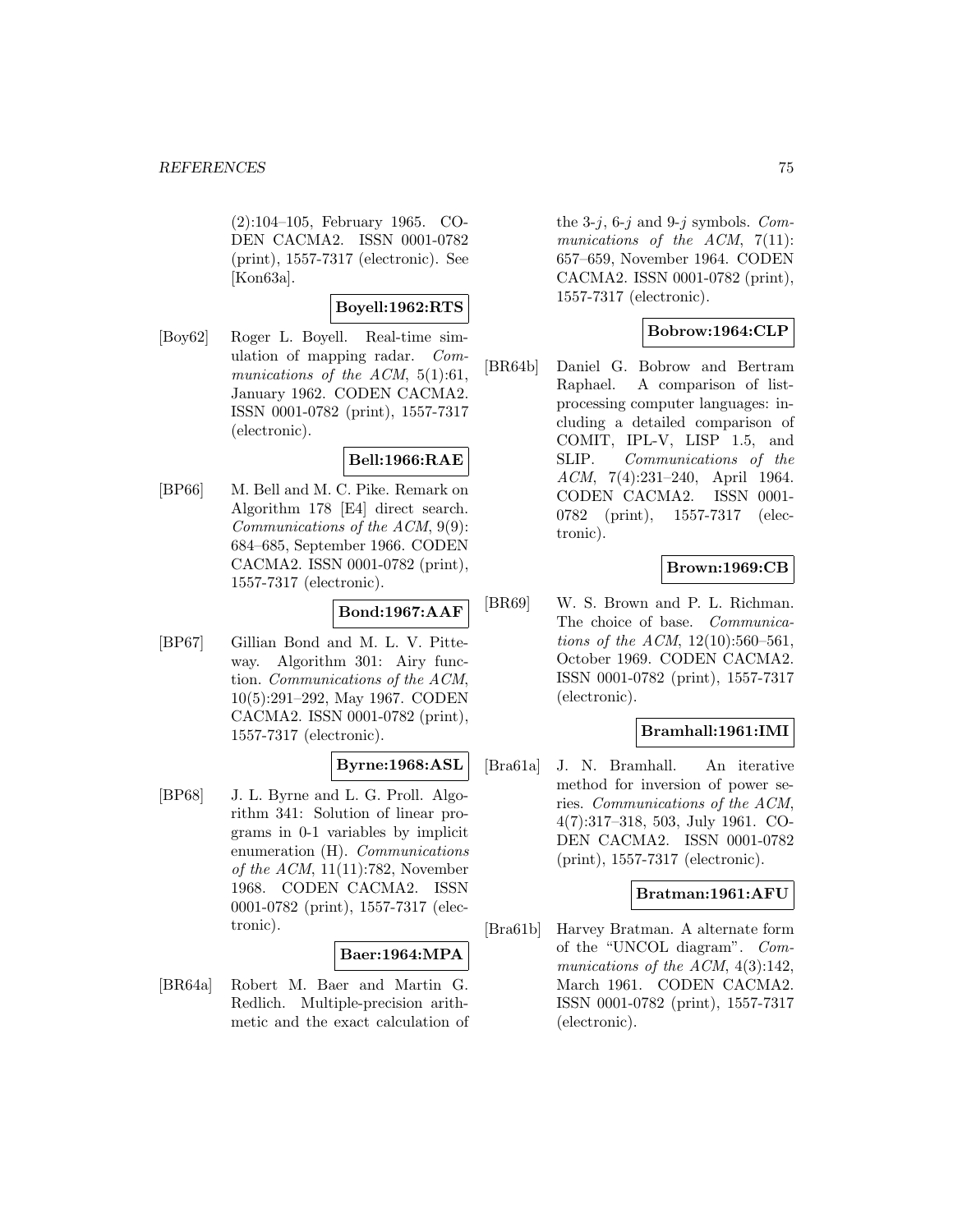(2):104–105, February 1965. CODEN CACMA2. ISSN 0001-0782 (print), 1557-7317 (electronic). See [Kon63a].

**Boyell:1962:RTS**

[Boy62] Roger L. Boyell. Real-time simulation of mapping radar. *Communications of the ACM*, 5(1):61, January 1962. CODEN CACMA2. ISSN 0001-0782 (print), 1557-7317 (electronic).

**Bell:1966:RAE**

[BP66] M. Bell and M. C. Pike. Remark on Algorithm 178 [E4] direct search. *Communications of the ACM*, 9(9): 684–685, September 1966. CODEN CACMA2. ISSN 0001-0782 (print), 1557-7317 (electronic).

**Bond:1967:AAF**

[BP67] Gillian Bond and M. L. V. Pitteway. Algorithm 301: Airy function. *Communications of the ACM*, 10(5):291–292, May 1967. CODEN CACMA2. ISSN 0001-0782 (print), 1557-7317 (electronic).

**Byrne:1968:ASL**

[BP68] J. L. Byrne and L. G. Proll. Algorithm 341: Solution of linear programs in 0-1 variables by implicit enumeration (H). *Communications of the ACM*, 11(11):782, November 1968. CODEN CACMA2. ISSN 0001-0782 (print), 1557-7317 (electronic).

**Baer:1964:MPA**

[BR64a] Robert M. Baer and Martin G. Redlich. Multiple-precision arithmetic and the exact calculation of the 3-$j$, 6-$j$ and 9-$j$ symbols. *Communications of the ACM*, 7(11): 657–659, November 1964. CODEN CACMA2. ISSN 0001-0782 (print), 1557-7317 (electronic).

**Bobrow:1964:CLP**

[BR64b] Daniel G. Bobrow and Bertram Raphael. A comparison of list-processing computer languages: including a detailed comparison of COMIT, IPL-V, LISP 1.5, and SLIP. *Communications of the ACM*, 7(4):231–240, April 1964. CODEN CACMA2. ISSN 0001-0782 (print), 1557-7317 (electronic).

**Brown:1969:CB**

[BR69] W. S. Brown and P. L. Richman. The choice of base. *Communications of the ACM*, 12(10):560–561, October 1969. CODEN CACMA2. ISSN 0001-0782 (print), 1557-7317 (electronic).

**Bramhall:1961:IMI**

[Bra61a] J. N. Bramhall. An iterative method for inversion of power series. *Communications of the ACM*, 4(7):317–318, 503, July 1961. CODEN CACMA2. ISSN 0001-0782 (print), 1557-7317 (electronic).

**Bratman:1961:AFU**

[Bra61b] Harvey Bratman. A alternate form of the "UNCOL diagram". *Communications of the ACM*, 4(3):142, March 1961. CODEN CACMA2. ISSN 0001-0782 (print), 1557-7317 (electronic).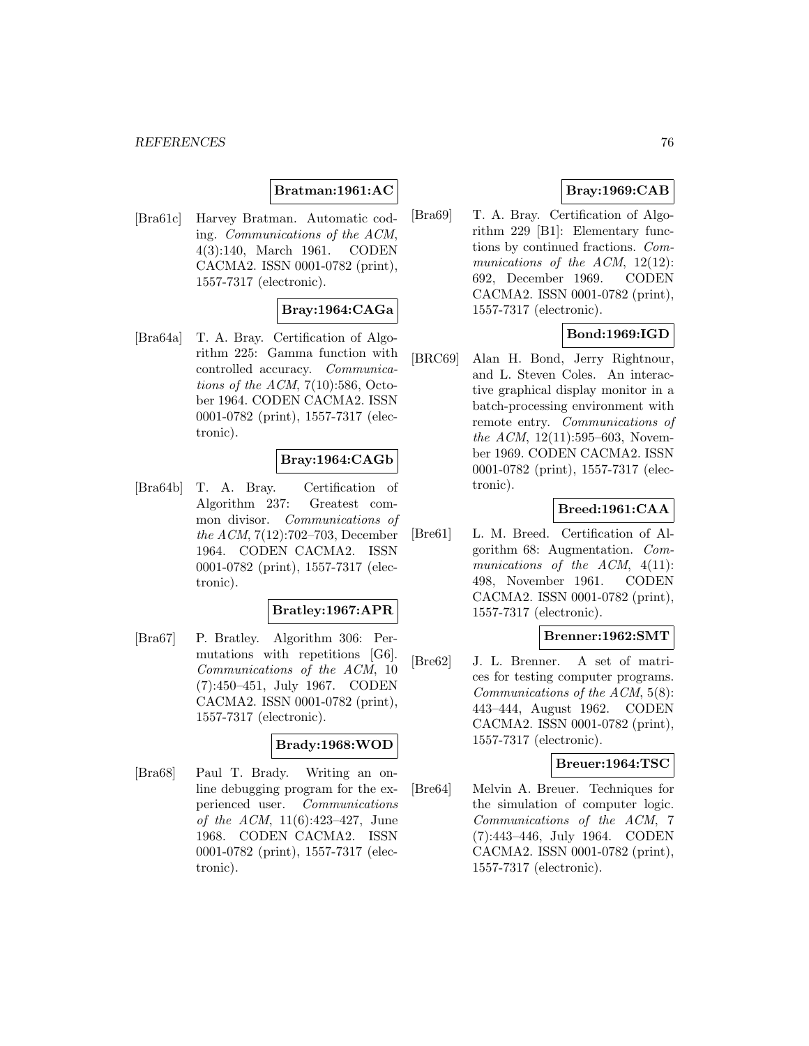**Bratman:1961:AC**

[Bra61c] Harvey Bratman. Automatic coding. *Communications of the ACM*, 4(3):140, March 1961. CODEN CACMA2. ISSN 0001-0782 (print), 1557-7317 (electronic).

**Bray:1964:CAGa**

[Bra64a] T. A. Bray. Certification of Algorithm 225: Gamma function with controlled accuracy. *Communications of the ACM*, 7(10):586, October 1964. CODEN CACMA2. ISSN 0001-0782 (print), 1557-7317 (electronic).

**Bray:1964:CAGb**

[Bra64b] T. A. Bray. Certification of Algorithm 237: Greatest common divisor. *Communications of the ACM*, 7(12):702–703, December 1964. CODEN CACMA2. ISSN 0001-0782 (print), 1557-7317 (electronic).

**Bratley:1967:APR**

[Bra67] P. Bratley. Algorithm 306: Permutations with repetitions [G6]. *Communications of the ACM*, 10 (7):450–451, July 1967. CODEN CACMA2. ISSN 0001-0782 (print), 1557-7317 (electronic).

**Brady:1968:WOD**

[Bra68] Paul T. Brady. Writing an on-line debugging program for the experienced user. *Communications of the ACM*, 11(6):423–427, June 1968. CODEN CACMA2. ISSN 0001-0782 (print), 1557-7317 (electronic).

**Bray:1969:CAB**

[Bra69] T. A. Bray. Certification of Algorithm 229 [B1]: Elementary functions by continued fractions. *Communications of the ACM*, 12(12): 692, December 1969. CODEN CACMA2. ISSN 0001-0782 (print), 1557-7317 (electronic).

**Bond:1969:IGD**

[BRC69] Alan H. Bond, Jerry Rightnour, and L. Steven Coles. An interactive graphical display monitor in a batch-processing environment with remote entry. *Communications of the ACM*, 12(11):595–603, November 1969. CODEN CACMA2. ISSN 0001-0782 (print), 1557-7317 (electronic).

**Breed:1961:CAA**

[Bre61] L. M. Breed. Certification of Algorithm 68: Augmentation. *Communications of the ACM*, 4(11): 498, November 1961. CODEN CACMA2. ISSN 0001-0782 (print), 1557-7317 (electronic).

**Brenner:1962:SMT**

[Bre62] J. L. Brenner. A set of matrices for testing computer programs. *Communications of the ACM*, 5(8): 443–444, August 1962. CODEN CACMA2. ISSN 0001-0782 (print), 1557-7317 (electronic).

**Breuer:1964:TSC**

[Bre64] Melvin A. Breuer. Techniques for the simulation of computer logic. *Communications of the ACM*, 7 (7):443–446, July 1964. CODEN CACMA2. ISSN 0001-0782 (print), 1557-7317 (electronic).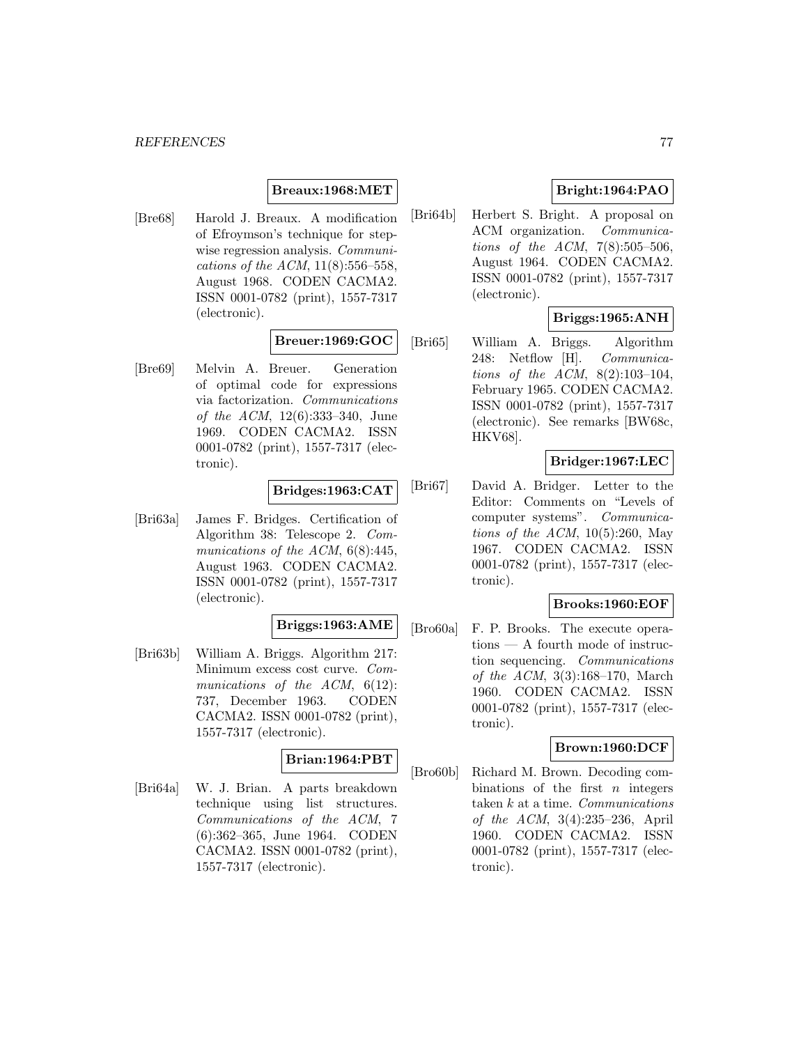**Breaux:1968:MET**

[Bre68] Harold J. Breaux. A modification of Efroymson's technique for stepwise regression analysis. *Communications of the ACM*, 11(8):556–558, August 1968. CODEN CACMA2. ISSN 0001-0782 (print), 1557-7317 (electronic).

**Breuer:1969:GOC**

[Bre69] Melvin A. Breuer. Generation of optimal code for expressions via factorization. *Communications of the ACM*, 12(6):333–340, June 1969. CODEN CACMA2. ISSN 0001-0782 (print), 1557-7317 (electronic).

**Bridges:1963:CAT**

[Bri63a] James F. Bridges. Certification of Algorithm 38: Telescope 2. *Communications of the ACM*, 6(8):445, August 1963. CODEN CACMA2. ISSN 0001-0782 (print), 1557-7317 (electronic).

**Briggs:1963:AME**

[Bri63b] William A. Briggs. Algorithm 217: Minimum excess cost curve. *Communications of the ACM*, 6(12): 737, December 1963. CODEN CACMA2. ISSN 0001-0782 (print), 1557-7317 (electronic).

**Brian:1964:PBT**

[Bri64a] W. J. Brian. A parts breakdown technique using list structures. *Communications of the ACM*, 7 (6):362–365, June 1964. CODEN CACMA2. ISSN 0001-0782 (print), 1557-7317 (electronic).

**Bright:1964:PAO**

[Bri64b] Herbert S. Bright. A proposal on ACM organization. *Communications of the ACM*, 7(8):505–506, August 1964. CODEN CACMA2. ISSN 0001-0782 (print), 1557-7317 (electronic).

**Briggs:1965:ANH**

[Bri65] William A. Briggs. Algorithm 248: Netflow [H]. *Communications of the ACM*, 8(2):103–104, February 1965. CODEN CACMA2. ISSN 0001-0782 (print), 1557-7317 (electronic). See remarks [BW68c, HKV68].

**Bridger:1967:LEC**

[Bri67] David A. Bridger. Letter to the Editor: Comments on "Levels of computer systems". *Communications of the ACM*, 10(5):260, May 1967. CODEN CACMA2. ISSN 0001-0782 (print), 1557-7317 (electronic).

**Brooks:1960:EOF**

[Bro60a] F. P. Brooks. The execute operations — A fourth mode of instruction sequencing. *Communications of the ACM*, 3(3):168–170, March 1960. CODEN CACMA2. ISSN 0001-0782 (print), 1557-7317 (electronic).

**Brown:1960:DCF**

[Bro60b] Richard M. Brown. Decoding combinations of the first $n$ integers taken $k$ at a time. *Communications of the ACM*, 3(4):235–236, April 1960. CODEN CACMA2. ISSN 0001-0782 (print), 1557-7317 (electronic).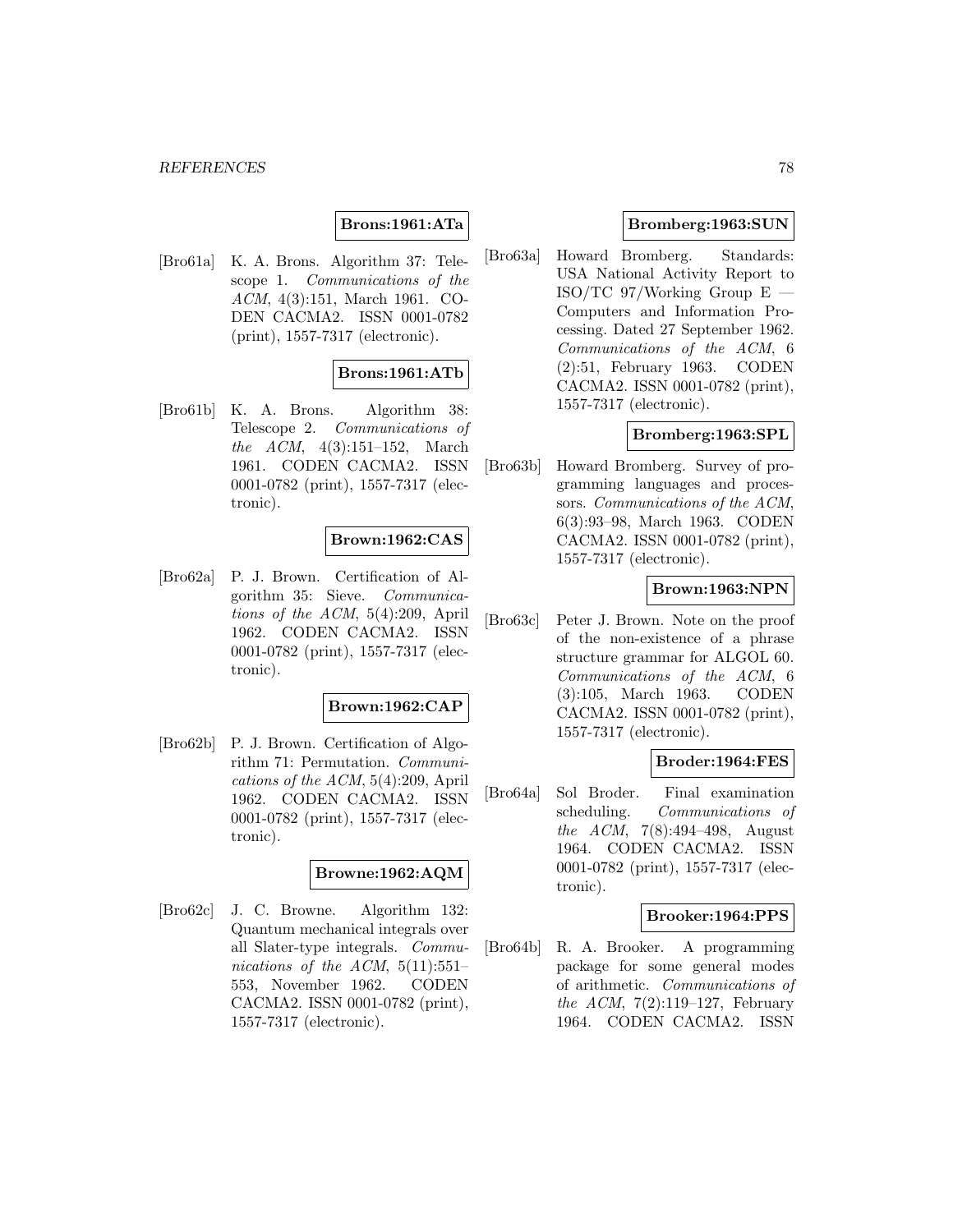**Brons:1961:ATa**

[Bro61a] K. A. Brons. Algorithm 37: Telescope 1. *Communications of the ACM*, 4(3):151, March 1961. CODEN CACMA2. ISSN 0001-0782 (print), 1557-7317 (electronic).

**Brons:1961:ATb**

[Bro61b] K. A. Brons. Algorithm 38: Telescope 2. *Communications of the ACM*, 4(3):151–152, March 1961. CODEN CACMA2. ISSN 0001-0782 (print), 1557-7317 (electronic).

**Brown:1962:CAS**

[Bro62a] P. J. Brown. Certification of Algorithm 35: Sieve. *Communications of the ACM*, 5(4):209, April 1962. CODEN CACMA2. ISSN 0001-0782 (print), 1557-7317 (electronic).

**Brown:1962:CAP**

[Bro62b] P. J. Brown. Certification of Algorithm 71: Permutation. *Communications of the ACM*, 5(4):209, April 1962. CODEN CACMA2. ISSN 0001-0782 (print), 1557-7317 (electronic).

**Browne:1962:AQM**

[Bro62c] J. C. Browne. Algorithm 132: Quantum mechanical integrals over all Slater-type integrals. *Communications of the ACM*, 5(11):551–553, November 1962. CODEN CACMA2. ISSN 0001-0782 (print), 1557-7317 (electronic).

**Bromberg:1963:SUN**

[Bro63a] Howard Bromberg. Standards: USA National Activity Report to ISO/TC 97/Working Group E — Computers and Information Processing. Dated 27 September 1962. *Communications of the ACM*, 6 (2):51, February 1963. CODEN CACMA2. ISSN 0001-0782 (print), 1557-7317 (electronic).

**Bromberg:1963:SPL**

[Bro63b] Howard Bromberg. Survey of programming languages and processors. *Communications of the ACM*, 6(3):93–98, March 1963. CODEN CACMA2. ISSN 0001-0782 (print), 1557-7317 (electronic).

**Brown:1963:NPN**

[Bro63c] Peter J. Brown. Note on the proof of the non-existence of a phrase structure grammar for ALGOL 60. *Communications of the ACM*, 6 (3):105, March 1963. CODEN CACMA2. ISSN 0001-0782 (print), 1557-7317 (electronic).

**Broder:1964:FES**

[Bro64a] Sol Broder. Final examination scheduling. *Communications of the ACM*, 7(8):494–498, August 1964. CODEN CACMA2. ISSN 0001-0782 (print), 1557-7317 (electronic).

**Brooker:1964:PPS**

[Bro64b] R. A. Brooker. A programming package for some general modes of arithmetic. *Communications of the ACM*, 7(2):119–127, February 1964. CODEN CACMA2. ISSN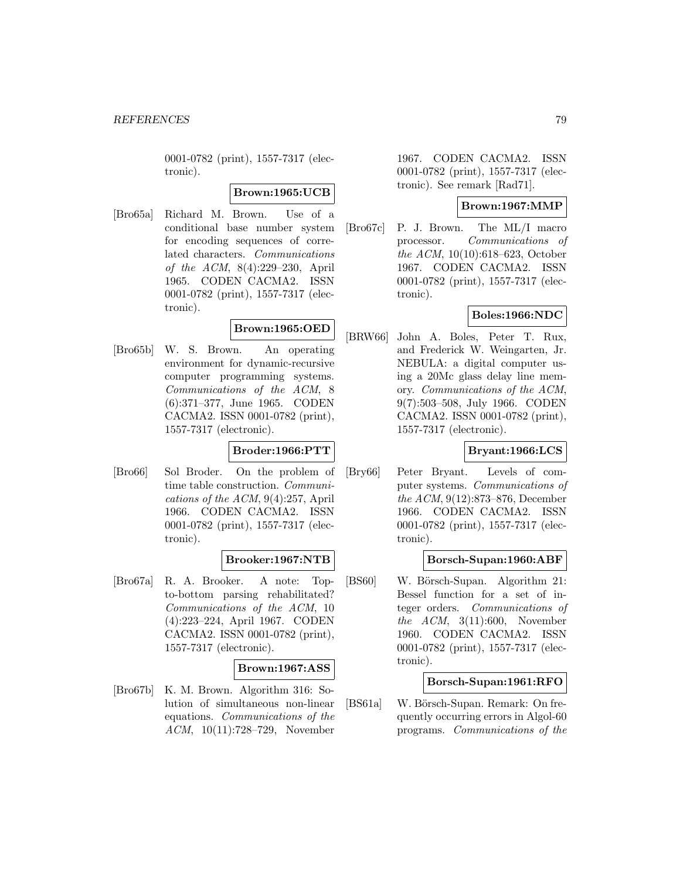0001-0782 (print), 1557-7317 (electronic).

**Brown:1965:UCB**

[Bro65a] Richard M. Brown. Use of a conditional base number system for encoding sequences of correlated characters. *Communications of the ACM*, 8(4):229–230, April 1965. CODEN CACMA2. ISSN 0001-0782 (print), 1557-7317 (electronic).

**Brown:1965:OED**

[Bro65b] W. S. Brown. An operating environment for dynamic-recursive computer programming systems. *Communications of the ACM*, 8 (6):371–377, June 1965. CODEN CACMA2. ISSN 0001-0782 (print), 1557-7317 (electronic).

**Broder:1966:PTT**

[Bro66] Sol Broder. On the problem of time table construction. *Communications of the ACM*, 9(4):257, April 1966. CODEN CACMA2. ISSN 0001-0782 (print), 1557-7317 (electronic).

**Brooker:1967:NTB**

[Bro67a] R. A. Brooker. A note: Top-to-bottom parsing rehabilitated? *Communications of the ACM*, 10 (4):223–224, April 1967. CODEN CACMA2. ISSN 0001-0782 (print), 1557-7317 (electronic).

**Brown:1967:ASS**

[Bro67b] K. M. Brown. Algorithm 316: Solution of simultaneous non-linear equations. *Communications of the ACM*, 10(11):728–729, November 1967. CODEN CACMA2. ISSN 0001-0782 (print), 1557-7317 (electronic). See remark [Rad71].

**Brown:1967:MMP**

[Bro67c] P. J. Brown. The ML/I macro processor. *Communications of the ACM*, 10(10):618–623, October 1967. CODEN CACMA2. ISSN 0001-0782 (print), 1557-7317 (electronic).

**Boles:1966:NDC**

[BRW66] John A. Boles, Peter T. Rux, and Frederick W. Weingarten, Jr. NEBULA: a digital computer using a 20Mc glass delay line memory. *Communications of the ACM*, 9(7):503–508, July 1966. CODEN CACMA2. ISSN 0001-0782 (print), 1557-7317 (electronic).

**Bryant:1966:LCS**

[Bry66] Peter Bryant. Levels of computer systems. *Communications of the ACM*, 9(12):873–876, December 1966. CODEN CACMA2. ISSN 0001-0782 (print), 1557-7317 (electronic).

**Borsch-Supan:1960:ABF**

[BS60] W. Börsch-Supan. Algorithm 21: Bessel function for a set of integer orders. *Communications of the ACM*, 3(11):600, November 1960. CODEN CACMA2. ISSN 0001-0782 (print), 1557-7317 (electronic).

**Borsch-Supan:1961:RFO**

[BS61a] W. Börsch-Supan. Remark: On frequently occurring errors in Algol-60 programs. *Communications of the*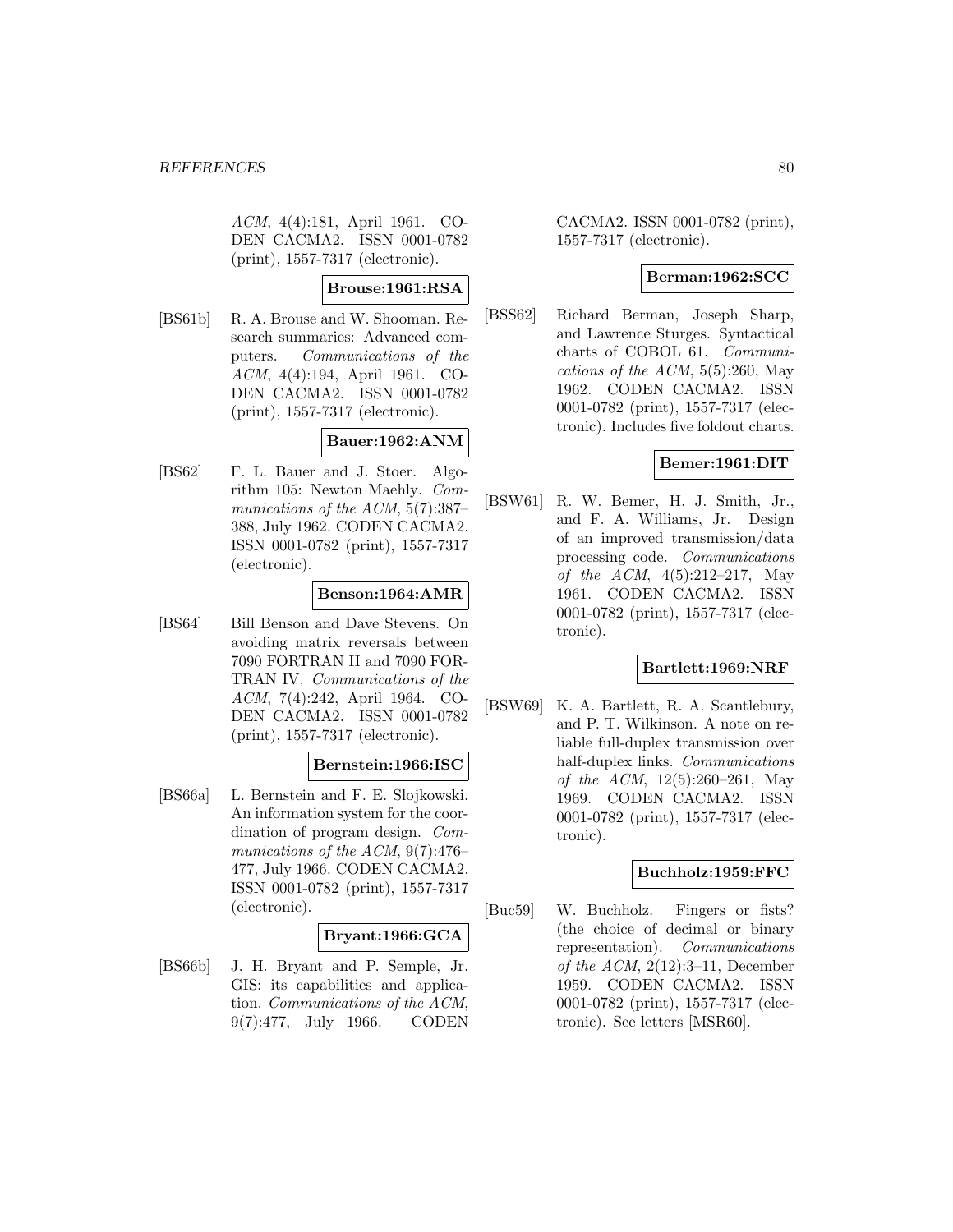*ACM*, 4(4):181, April 1961. CODEN CACMA2. ISSN 0001-0782 (print), 1557-7317 (electronic).

**Brouse:1961:RSA**

[BS61b] R. A. Brouse and W. Shooman. Research summaries: Advanced computers. *Communications of the ACM*, 4(4):194, April 1961. CODEN CACMA2. ISSN 0001-0782 (print), 1557-7317 (electronic).

**Bauer:1962:ANM**

[BS62] F. L. Bauer and J. Stoer. Algorithm 105: Newton Maehly. *Communications of the ACM*, 5(7):387–388, July 1962. CODEN CACMA2. ISSN 0001-0782 (print), 1557-7317 (electronic).

**Benson:1964:AMR**

[BS64] Bill Benson and Dave Stevens. On avoiding matrix reversals between 7090 FORTRAN II and 7090 FORTRAN IV. *Communications of the ACM*, 7(4):242, April 1964. CODEN CACMA2. ISSN 0001-0782 (print), 1557-7317 (electronic).

**Bernstein:1966:ISC**

[BS66a] L. Bernstein and F. E. Slojkowski. An information system for the coordination of program design. *Communications of the ACM*, 9(7):476–477, July 1966. CODEN CACMA2. ISSN 0001-0782 (print), 1557-7317 (electronic).

**Bryant:1966:GCA**

[BS66b] J. H. Bryant and P. Semple, Jr. GIS: its capabilities and application. *Communications of the ACM*, 9(7):477, July 1966. CODEN CACMA2. ISSN 0001-0782 (print), 1557-7317 (electronic).

**Berman:1962:SCC**

[BSS62] Richard Berman, Joseph Sharp, and Lawrence Sturges. Syntactical charts of COBOL 61. *Communications of the ACM*, 5(5):260, May 1962. CODEN CACMA2. ISSN 0001-0782 (print), 1557-7317 (electronic). Includes five foldout charts.

**Bemer:1961:DIT**

[BSW61] R. W. Bemer, H. J. Smith, Jr., and F. A. Williams, Jr. Design of an improved transmission/data processing code. *Communications of the ACM*, 4(5):212–217, May 1961. CODEN CACMA2. ISSN 0001-0782 (print), 1557-7317 (electronic).

**Bartlett:1969:NRF**

[BSW69] K. A. Bartlett, R. A. Scantlebury, and P. T. Wilkinson. A note on reliable full-duplex transmission over half-duplex links. *Communications of the ACM*, 12(5):260–261, May 1969. CODEN CACMA2. ISSN 0001-0782 (print), 1557-7317 (electronic).

**Buchholz:1959:FFC**

[Buc59] W. Buchholz. Fingers or fists? (the choice of decimal or binary representation). *Communications of the ACM*, 2(12):3–11, December 1959. CODEN CACMA2. ISSN 0001-0782 (print), 1557-7317 (electronic). See letters [MSR60].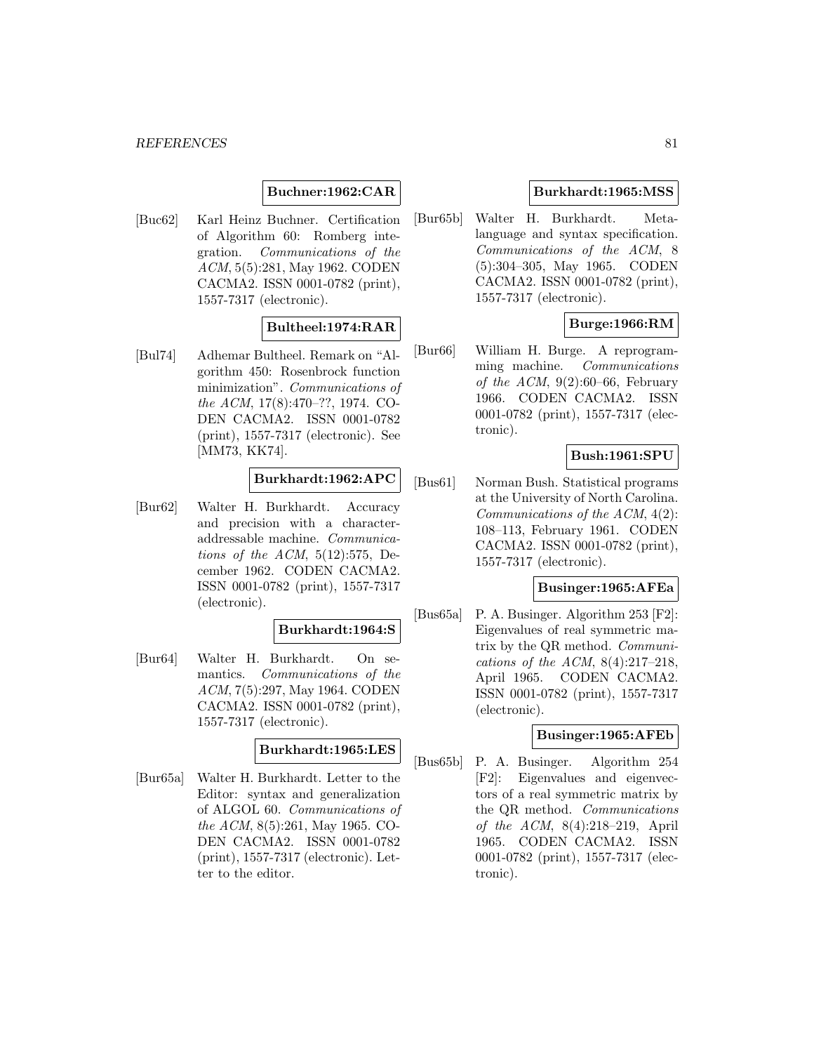**Buchner:1962:CAR**

[Buc62] Karl Heinz Buchner. Certification of Algorithm 60: Romberg integration. *Communications of the ACM*, 5(5):281, May 1962. CODEN CACMA2. ISSN 0001-0782 (print), 1557-7317 (electronic).

**Bultheel:1974:RAR**

[Bul74] Adhemar Bultheel. Remark on "Algorithm 450: Rosenbrock function minimization". *Communications of the ACM*, 17(8):470–??, 1974. CODEN CACMA2. ISSN 0001-0782 (print), 1557-7317 (electronic). See [MM73, KK74].

**Burkhardt:1962:APC**

[Bur62] Walter H. Burkhardt. Accuracy and precision with a character-addressable machine. *Communications of the ACM*, 5(12):575, December 1962. CODEN CACMA2. ISSN 0001-0782 (print), 1557-7317 (electronic).

**Burkhardt:1964:S**

[Bur64] Walter H. Burkhardt. On semantics. *Communications of the ACM*, 7(5):297, May 1964. CODEN CACMA2. ISSN 0001-0782 (print), 1557-7317 (electronic).

**Burkhardt:1965:LES**

[Bur65a] Walter H. Burkhardt. Letter to the Editor: syntax and generalization of ALGOL 60. *Communications of the ACM*, 8(5):261, May 1965. CODEN CACMA2. ISSN 0001-0782 (print), 1557-7317 (electronic). Letter to the editor.

**Burkhardt:1965:MSS**

[Bur65b] Walter H. Burkhardt. Metalanguage and syntax specification. *Communications of the ACM*, 8 (5):304–305, May 1965. CODEN CACMA2. ISSN 0001-0782 (print), 1557-7317 (electronic).

**Burge:1966:RM**

[Bur66] William H. Burge. A reprogramming machine. *Communications of the ACM*, 9(2):60–66, February 1966. CODEN CACMA2. ISSN 0001-0782 (print), 1557-7317 (electronic).

**Bush:1961:SPU**

[Bus61] Norman Bush. Statistical programs at the University of North Carolina. *Communications of the ACM*, 4(2): 108–113, February 1961. CODEN CACMA2. ISSN 0001-0782 (print), 1557-7317 (electronic).

**Businger:1965:AFEa**

[Bus65a] P. A. Businger. Algorithm 253 [F2]: Eigenvalues of real symmetric matrix by the QR method. *Communications of the ACM*, 8(4):217–218, April 1965. CODEN CACMA2. ISSN 0001-0782 (print), 1557-7317 (electronic).

**Businger:1965:AFEb**

[Bus65b] P. A. Businger. Algorithm 254 [F2]: Eigenvalues and eigenvectors of a real symmetric matrix by the QR method. *Communications of the ACM*, 8(4):218–219, April 1965. CODEN CACMA2. ISSN 0001-0782 (print), 1557-7317 (electronic).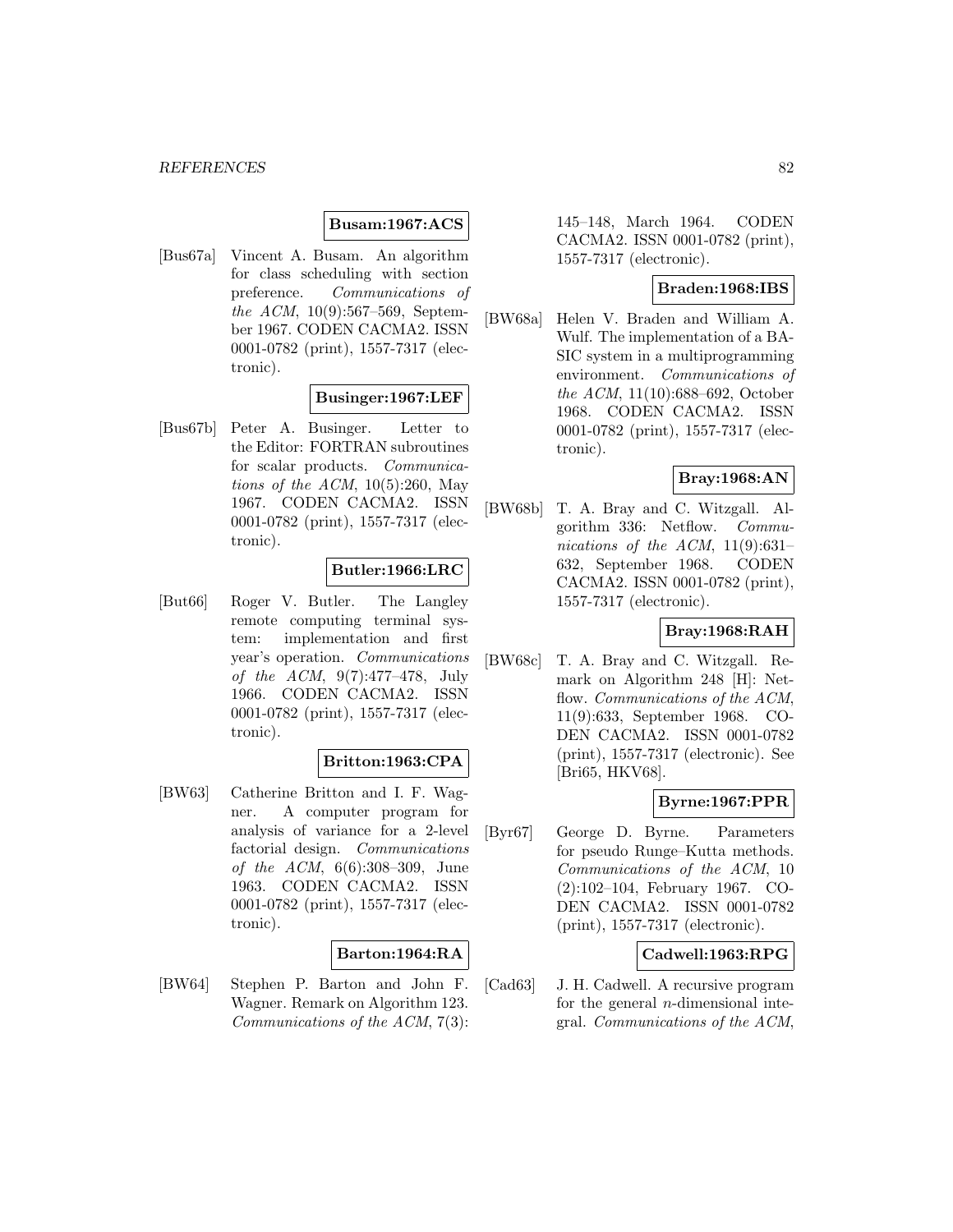**Busam:1967:ACS**

[Bus67a] Vincent A. Busam. An algorithm for class scheduling with section preference. *Communications of the ACM*, 10(9):567–569, September 1967. CODEN CACMA2. ISSN 0001-0782 (print), 1557-7317 (electronic).

**Businger:1967:LEF**

[Bus67b] Peter A. Businger. Letter to the Editor: FORTRAN subroutines for scalar products. *Communications of the ACM*, 10(5):260, May 1967. CODEN CACMA2. ISSN 0001-0782 (print), 1557-7317 (electronic).

**Butler:1966:LRC**

[But66] Roger V. Butler. The Langley remote computing terminal system: implementation and first year's operation. *Communications of the ACM*, 9(7):477–478, July 1966. CODEN CACMA2. ISSN 0001-0782 (print), 1557-7317 (electronic).

**Britton:1963:CPA**

[BW63] Catherine Britton and I. F. Wagner. A computer program for analysis of variance for a 2-level factorial design. *Communications of the ACM*, 6(6):308–309, June 1963. CODEN CACMA2. ISSN 0001-0782 (print), 1557-7317 (electronic).

**Barton:1964:RA**

[BW64] Stephen P. Barton and John F. Wagner. Remark on Algorithm 123. *Communications of the ACM*, 7(3): 145–148, March 1964. CODEN CACMA2. ISSN 0001-0782 (print), 1557-7317 (electronic).

**Braden:1968:IBS**

[BW68a] Helen V. Braden and William A. Wulf. The implementation of a BASIC system in a multiprogramming environment. *Communications of the ACM*, 11(10):688–692, October 1968. CODEN CACMA2. ISSN 0001-0782 (print), 1557-7317 (electronic).

**Bray:1968:AN**

[BW68b] T. A. Bray and C. Witzgall. Algorithm 336: Netflow. *Communications of the ACM*, 11(9):631–632, September 1968. CODEN CACMA2. ISSN 0001-0782 (print), 1557-7317 (electronic).

**Bray:1968:RAH**

[BW68c] T. A. Bray and C. Witzgall. Remark on Algorithm 248 [H]: Netflow. *Communications of the ACM*, 11(9):633, September 1968. CODEN CACMA2. ISSN 0001-0782 (print), 1557-7317 (electronic). See [Bri65, HKV68].

**Byrne:1967:PPR**

[Byr67] George D. Byrne. Parameters for pseudo Runge–Kutta methods. *Communications of the ACM*, 10 (2):102–104, February 1967. CODEN CACMA2. ISSN 0001-0782 (print), 1557-7317 (electronic).

**Cadwell:1963:RPG**

[Cad63] J. H. Cadwell. A recursive program for the general $n$-dimensional integral. *Communications of the ACM*,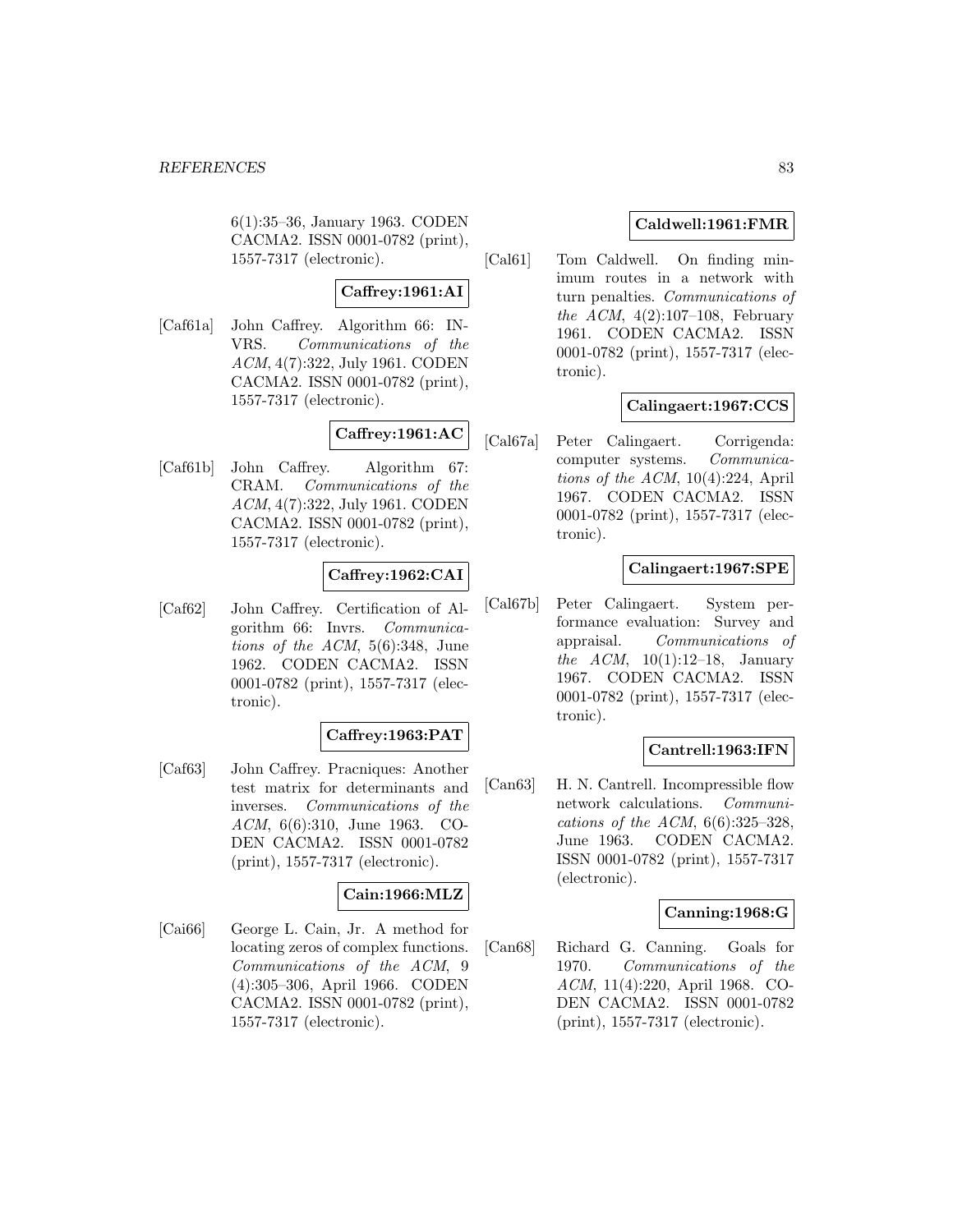6(1):35–36, January 1963. CODEN CACMA2. ISSN 0001-0782 (print), 1557-7317 (electronic).

**Caffrey:1961:AI**

[Caf61a] John Caffrey. Algorithm 66: INVRS. *Communications of the ACM*, 4(7):322, July 1961. CODEN CACMA2. ISSN 0001-0782 (print), 1557-7317 (electronic).

**Caffrey:1961:AC**

[Caf61b] John Caffrey. Algorithm 67: CRAM. *Communications of the ACM*, 4(7):322, July 1961. CODEN CACMA2. ISSN 0001-0782 (print), 1557-7317 (electronic).

**Caffrey:1962:CAI**

[Caf62] John Caffrey. Certification of Algorithm 66: Invrs. *Communications of the ACM*, 5(6):348, June 1962. CODEN CACMA2. ISSN 0001-0782 (print), 1557-7317 (electronic).

**Caffrey:1963:PAT**

[Caf63] John Caffrey. Pracniques: Another test matrix for determinants and inverses. *Communications of the ACM*, 6(6):310, June 1963. CODEN CACMA2. ISSN 0001-0782 (print), 1557-7317 (electronic).

**Cain:1966:MLZ**

[Cai66] George L. Cain, Jr. A method for locating zeros of complex functions. *Communications of the ACM*, 9 (4):305–306, April 1966. CODEN CACMA2. ISSN 0001-0782 (print), 1557-7317 (electronic).

**Caldwell:1961:FMR**

[Cal61] Tom Caldwell. On finding minimum routes in a network with turn penalties. *Communications of the ACM*, 4(2):107–108, February 1961. CODEN CACMA2. ISSN 0001-0782 (print), 1557-7317 (electronic).

**Calingaert:1967:CCS**

[Cal67a] Peter Calingaert. Corrigenda: computer systems. *Communications of the ACM*, 10(4):224, April 1967. CODEN CACMA2. ISSN 0001-0782 (print), 1557-7317 (electronic).

**Calingaert:1967:SPE**

[Cal67b] Peter Calingaert. System performance evaluation: Survey and appraisal. *Communications of the ACM*, 10(1):12–18, January 1967. CODEN CACMA2. ISSN 0001-0782 (print), 1557-7317 (electronic).

**Cantrell:1963:IFN**

[Can63] H. N. Cantrell. Incompressible flow network calculations. *Communications of the ACM*, 6(6):325–328, June 1963. CODEN CACMA2. ISSN 0001-0782 (print), 1557-7317 (electronic).

**Canning:1968:G**

[Can68] Richard G. Canning. Goals for 1970. *Communications of the ACM*, 11(4):220, April 1968. CODEN CACMA2. ISSN 0001-0782 (print), 1557-7317 (electronic).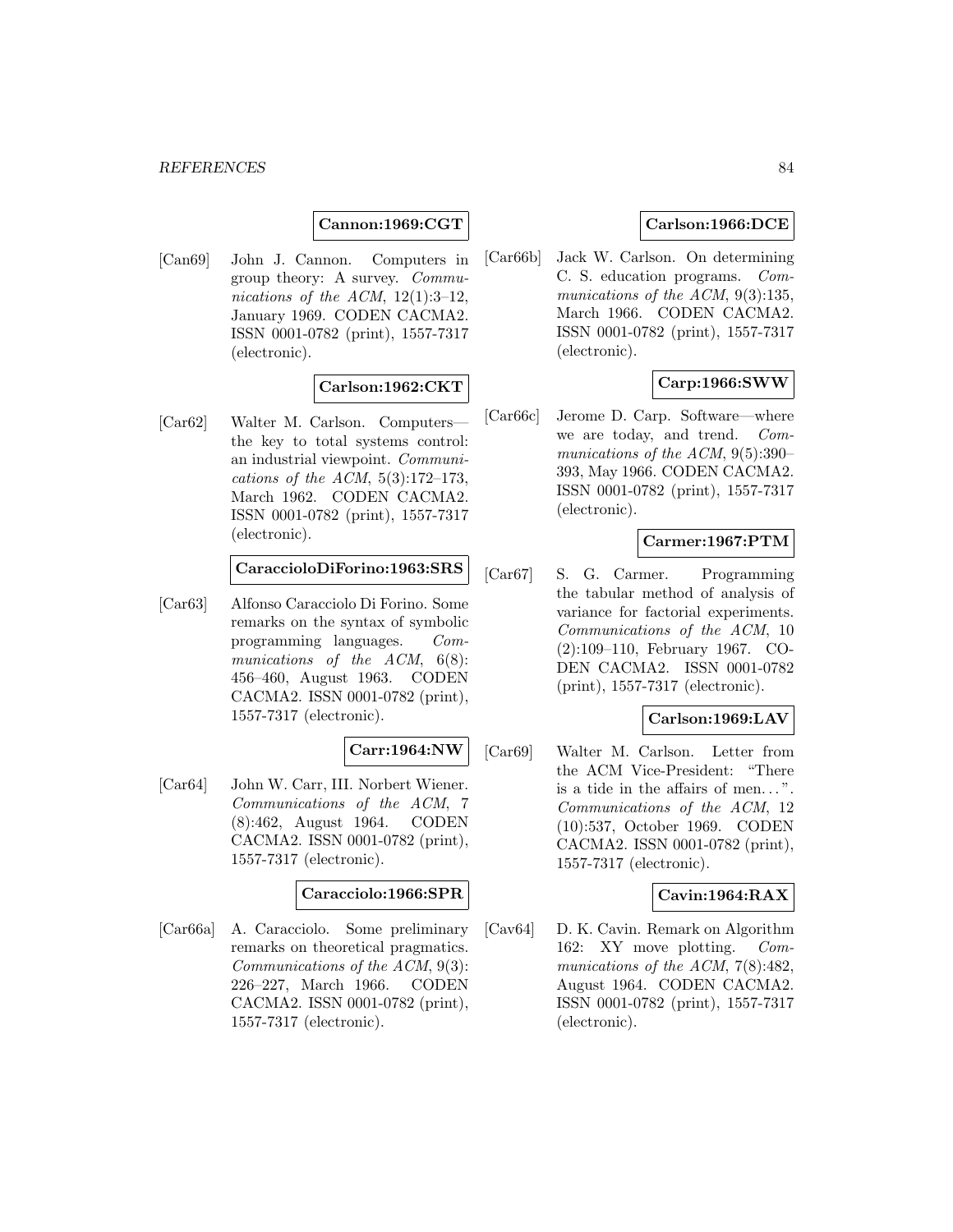**Cannon:1969:CGT**

[Can69] John J. Cannon. Computers in group theory: A survey. *Communications of the ACM*, 12(1):3–12, January 1969. CODEN CACMA2. ISSN 0001-0782 (print), 1557-7317 (electronic).

**Carlson:1962:CKT**

[Car62] Walter M. Carlson. Computers—the key to total systems control: an industrial viewpoint. *Communications of the ACM*, 5(3):172–173, March 1962. CODEN CACMA2. ISSN 0001-0782 (print), 1557-7317 (electronic).

**CaraccioloDiForino:1963:SRS**

[Car63] Alfonso Caracciolo Di Forino. Some remarks on the syntax of symbolic programming languages. *Communications of the ACM*, 6(8): 456–460, August 1963. CODEN CACMA2. ISSN 0001-0782 (print), 1557-7317 (electronic).

**Carr:1964:NW**

[Car64] John W. Carr, III. Norbert Wiener. *Communications of the ACM*, 7 (8):462, August 1964. CODEN CACMA2. ISSN 0001-0782 (print), 1557-7317 (electronic).

**Caracciolo:1966:SPR**

[Car66a] A. Caracciolo. Some preliminary remarks on theoretical pragmatics. *Communications of the ACM*, 9(3): 226–227, March 1966. CODEN CACMA2. ISSN 0001-0782 (print), 1557-7317 (electronic).

**Carlson:1966:DCE**

[Car66b] Jack W. Carlson. On determining C. S. education programs. *Communications of the ACM*, 9(3):135, March 1966. CODEN CACMA2. ISSN 0001-0782 (print), 1557-7317 (electronic).

**Carp:1966:SWW**

[Car66c] Jerome D. Carp. Software—where we are today, and trend. *Communications of the ACM*, 9(5):390–393, May 1966. CODEN CACMA2. ISSN 0001-0782 (print), 1557-7317 (electronic).

**Carmer:1967:PTM**

[Car67] S. G. Carmer. Programming the tabular method of analysis of variance for factorial experiments. *Communications of the ACM*, 10 (2):109–110, February 1967. CODEN CACMA2. ISSN 0001-0782 (print), 1557-7317 (electronic).

**Carlson:1969:LAV**

[Car69] Walter M. Carlson. Letter from the ACM Vice-President: "There is a tide in the affairs of men...". *Communications of the ACM*, 12 (10):537, October 1969. CODEN CACMA2. ISSN 0001-0782 (print), 1557-7317 (electronic).

**Cavin:1964:RAX**

[Cav64] D. K. Cavin. Remark on Algorithm 162: XY move plotting. *Communications of the ACM*, 7(8):482, August 1964. CODEN CACMA2. ISSN 0001-0782 (print), 1557-7317 (electronic).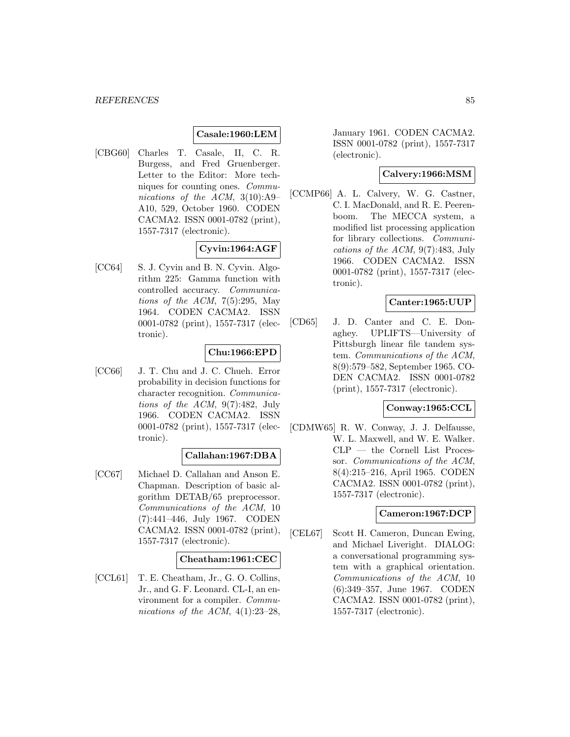**Casale:1960:LEM**

[CBG60] Charles T. Casale, II, C. R. Burgess, and Fred Gruenberger. Letter to the Editor: More techniques for counting ones. *Communications of the ACM*, 3(10):A9–A10, 529, October 1960. CODEN CACMA2. ISSN 0001-0782 (print), 1557-7317 (electronic).

**Cyvin:1964:AGF**

[CC64] S. J. Cyvin and B. N. Cyvin. Algorithm 225: Gamma function with controlled accuracy. *Communications of the ACM*, 7(5):295, May 1964. CODEN CACMA2. ISSN 0001-0782 (print), 1557-7317 (electronic).

**Chu:1966:EPD**

[CC66] J. T. Chu and J. C. Chueh. Error probability in decision functions for character recognition. *Communications of the ACM*, 9(7):482, July 1966. CODEN CACMA2. ISSN 0001-0782 (print), 1557-7317 (electronic).

**Callahan:1967:DBA**

[CC67] Michael D. Callahan and Anson E. Chapman. Description of basic algorithm DETAB/65 preprocessor. *Communications of the ACM*, 10 (7):441–446, July 1967. CODEN CACMA2. ISSN 0001-0782 (print), 1557-7317 (electronic).

**Cheatham:1961:CEC**

[CCL61] T. E. Cheatham, Jr., G. O. Collins, Jr., and G. F. Leonard. CL-I, an environment for a compiler. *Communications of the ACM*, 4(1):23–28, January 1961. CODEN CACMA2. ISSN 0001-0782 (print), 1557-7317 (electronic).

**Calvery:1966:MSM**

[CCMP66] A. L. Calvery, W. G. Castner, C. I. MacDonald, and R. E. Peerenboom. The MECCA system, a modified list processing application for library collections. *Communications of the ACM*, 9(7):483, July 1966. CODEN CACMA2. ISSN 0001-0782 (print), 1557-7317 (electronic).

**Canter:1965:UUP**

[CD65] J. D. Canter and C. E. Donaghey. UPLIFTS—University of Pittsburgh linear file tandem system. *Communications of the ACM*, 8(9):579–582, September 1965. CODEN CACMA2. ISSN 0001-0782 (print), 1557-7317 (electronic).

**Conway:1965:CCL**

[CDMW65] R. W. Conway, J. J. Delfausse, W. L. Maxwell, and W. E. Walker. CLP — the Cornell List Processor. *Communications of the ACM*, 8(4):215–216, April 1965. CODEN CACMA2. ISSN 0001-0782 (print), 1557-7317 (electronic).

**Cameron:1967:DCP**

[CEL67] Scott H. Cameron, Duncan Ewing, and Michael Liveright. DIALOG: a conversational programming system with a graphical orientation. *Communications of the ACM*, 10 (6):349–357, June 1967. CODEN CACMA2. ISSN 0001-0782 (print), 1557-7317 (electronic).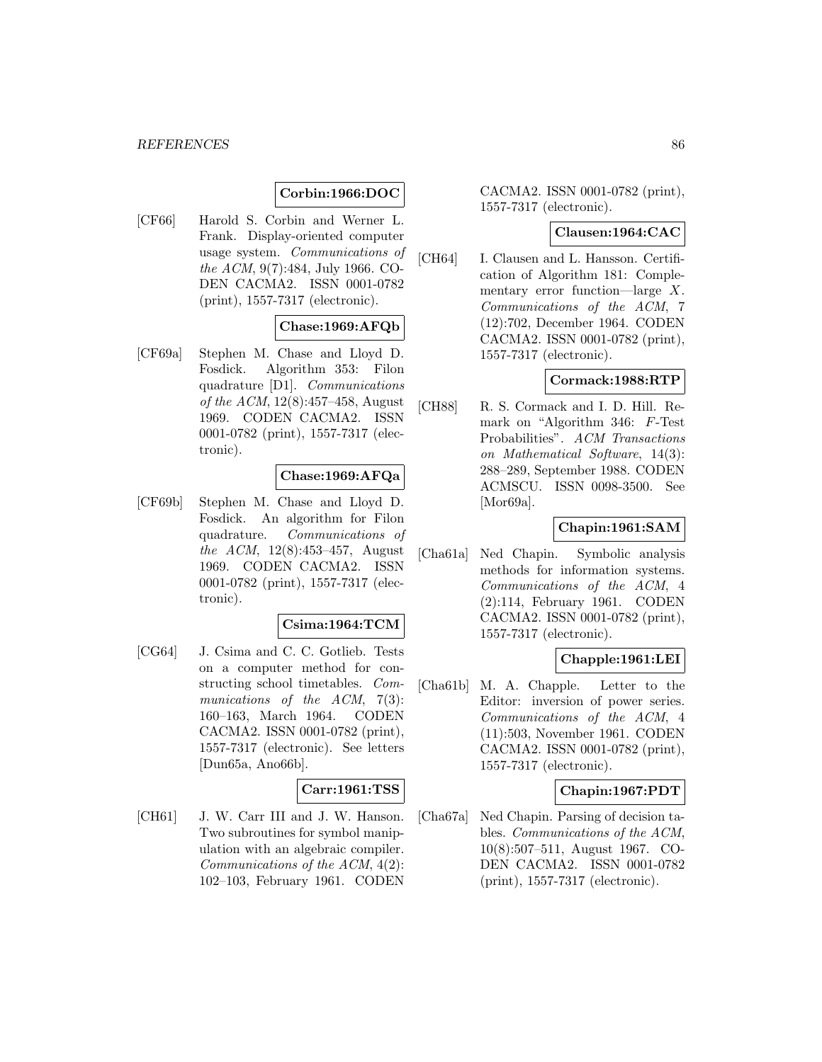**Corbin:1966:DOC**

[CF66] Harold S. Corbin and Werner L. Frank. Display-oriented computer usage system. *Communications of the ACM*, 9(7):484, July 1966. CODEN CACMA2. ISSN 0001-0782 (print), 1557-7317 (electronic).

**Chase:1969:AFQb**

[CF69a] Stephen M. Chase and Lloyd D. Fosdick. Algorithm 353: Filon quadrature [D1]. *Communications of the ACM*, 12(8):457–458, August 1969. CODEN CACMA2. ISSN 0001-0782 (print), 1557-7317 (electronic).

**Chase:1969:AFQa**

[CF69b] Stephen M. Chase and Lloyd D. Fosdick. An algorithm for Filon quadrature. *Communications of the ACM*, 12(8):453–457, August 1969. CODEN CACMA2. ISSN 0001-0782 (print), 1557-7317 (electronic).

**Csima:1964:TCM**

[CG64] J. Csima and C. C. Gotlieb. Tests on a computer method for constructing school timetables. *Communications of the ACM*, 7(3): 160–163, March 1964. CODEN CACMA2. ISSN 0001-0782 (print), 1557-7317 (electronic). See letters [Dun65a, Ano66b].

**Carr:1961:TSS**

[CH61] J. W. Carr III and J. W. Hanson. Two subroutines for symbol manipulation with an algebraic compiler. *Communications of the ACM*, 4(2): 102–103, February 1961. CODEN CACMA2. ISSN 0001-0782 (print), 1557-7317 (electronic).

**Clausen:1964:CAC**

[CH64] I. Clausen and L. Hansson. Certification of Algorithm 181: Complementary error function—large $X$. *Communications of the ACM*, 7 (12):702, December 1964. CODEN CACMA2. ISSN 0001-0782 (print), 1557-7317 (electronic).

**Cormack:1988:RTP**

[CH88] R. S. Cormack and I. D. Hill. Remark on "Algorithm 346: $F$-Test Probabilities". *ACM Transactions on Mathematical Software*, 14(3): 288–289, September 1988. CODEN ACMSCU. ISSN 0098-3500. See [Mor69a].

**Chapin:1961:SAM**

[Cha61a] Ned Chapin. Symbolic analysis methods for information systems. *Communications of the ACM*, 4 (2):114, February 1961. CODEN CACMA2. ISSN 0001-0782 (print), 1557-7317 (electronic).

**Chapple:1961:LEI**

[Cha61b] M. A. Chapple. Letter to the Editor: inversion of power series. *Communications of the ACM*, 4 (11):503, November 1961. CODEN CACMA2. ISSN 0001-0782 (print), 1557-7317 (electronic).

**Chapin:1967:PDT**

[Cha67a] Ned Chapin. Parsing of decision tables. *Communications of the ACM*, 10(8):507–511, August 1967. CODEN CACMA2. ISSN 0001-0782 (print), 1557-7317 (electronic).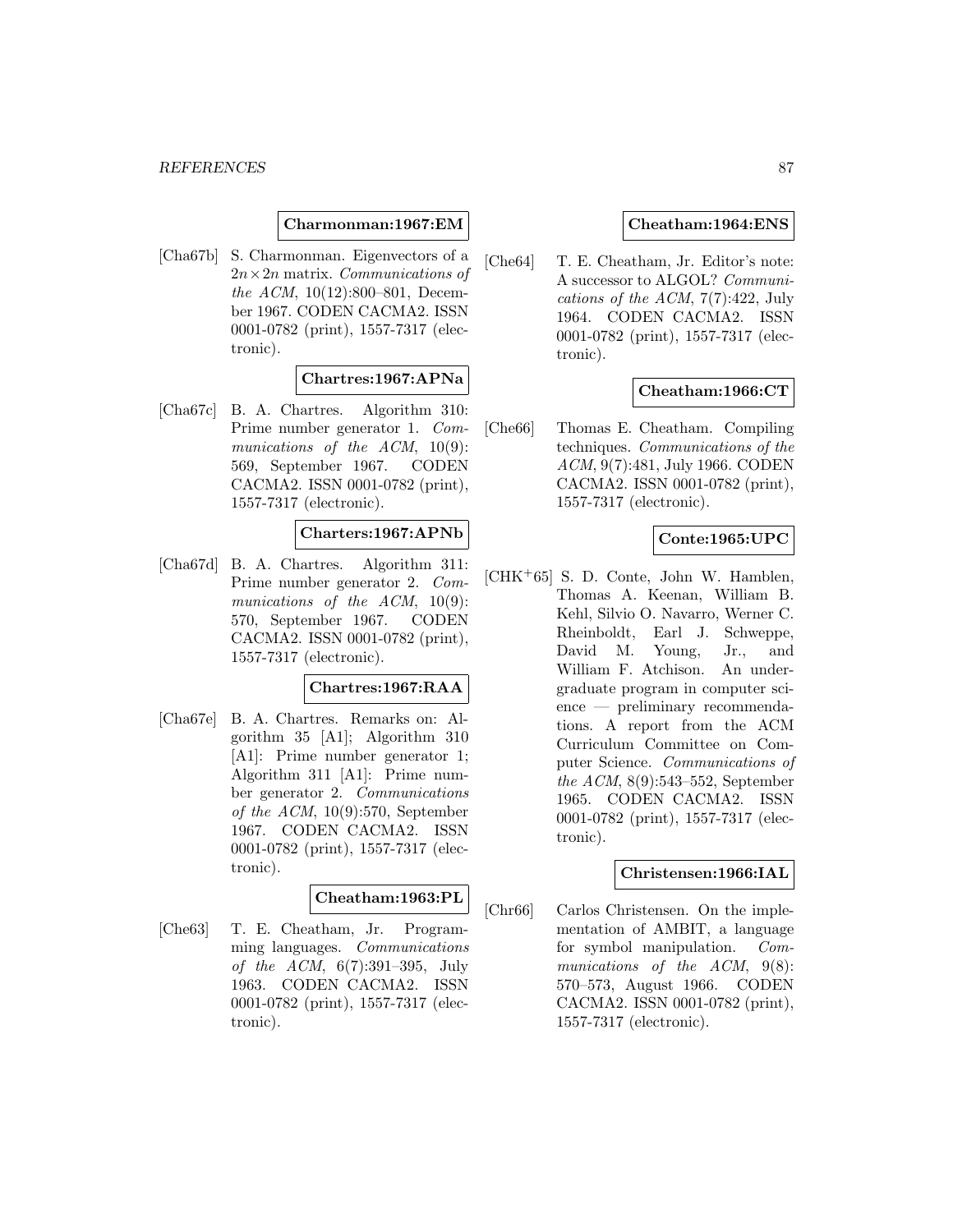**Charmonman:1967:EM**

[Cha67b] S. Charmonman. Eigenvectors of a $2n \times 2n$ matrix. *Communications of the ACM*, 10(12):800–801, December 1967. CODEN CACMA2. ISSN 0001-0782 (print), 1557-7317 (electronic).

**Chartres:1967:APNa**

[Cha67c] B. A. Chartres. Algorithm 310: Prime number generator 1. *Communications of the ACM*, 10(9): 569, September 1967. CODEN CACMA2. ISSN 0001-0782 (print), 1557-7317 (electronic).

**Charters:1967:APNb**

[Cha67d] B. A. Chartres. Algorithm 311: Prime number generator 2. *Communications of the ACM*, 10(9): 570, September 1967. CODEN CACMA2. ISSN 0001-0782 (print), 1557-7317 (electronic).

**Chartres:1967:RAA**

[Cha67e] B. A. Chartres. Remarks on: Algorithm 35 [A1]; Algorithm 310 [A1]: Prime number generator 1; Algorithm 311 [A1]: Prime number generator 2. *Communications of the ACM*, 10(9):570, September 1967. CODEN CACMA2. ISSN 0001-0782 (print), 1557-7317 (electronic).

**Cheatham:1963:PL**

[Che63] T. E. Cheatham, Jr. Programming languages. *Communications of the ACM*, 6(7):391–395, July 1963. CODEN CACMA2. ISSN 0001-0782 (print), 1557-7317 (electronic).

**Cheatham:1964:ENS**

[Che64] T. E. Cheatham, Jr. Editor's note: A successor to ALGOL? *Communications of the ACM*, 7(7):422, July 1964. CODEN CACMA2. ISSN 0001-0782 (print), 1557-7317 (electronic).

**Cheatham:1966:CT**

[Che66] Thomas E. Cheatham. Compiling techniques. *Communications of the ACM*, 9(7):481, July 1966. CODEN CACMA2. ISSN 0001-0782 (print), 1557-7317 (electronic).

**Conte:1965:UPC**

[CHK+65] S. D. Conte, John W. Hamblen, Thomas A. Keenan, William B. Kehl, Silvio O. Navarro, Werner C. Rheinboldt, Earl J. Schweppe, David M. Young, Jr., and William F. Atchison. An undergraduate program in computer science — preliminary recommendations. A report from the ACM Curriculum Committee on Computer Science. *Communications of the ACM*, 8(9):543–552, September 1965. CODEN CACMA2. ISSN 0001-0782 (print), 1557-7317 (electronic).

**Christensen:1966:IAL**

[Chr66] Carlos Christensen. On the implementation of AMBIT, a language for symbol manipulation. *Communications of the ACM*, 9(8): 570–573, August 1966. CODEN CACMA2. ISSN 0001-0782 (print), 1557-7317 (electronic).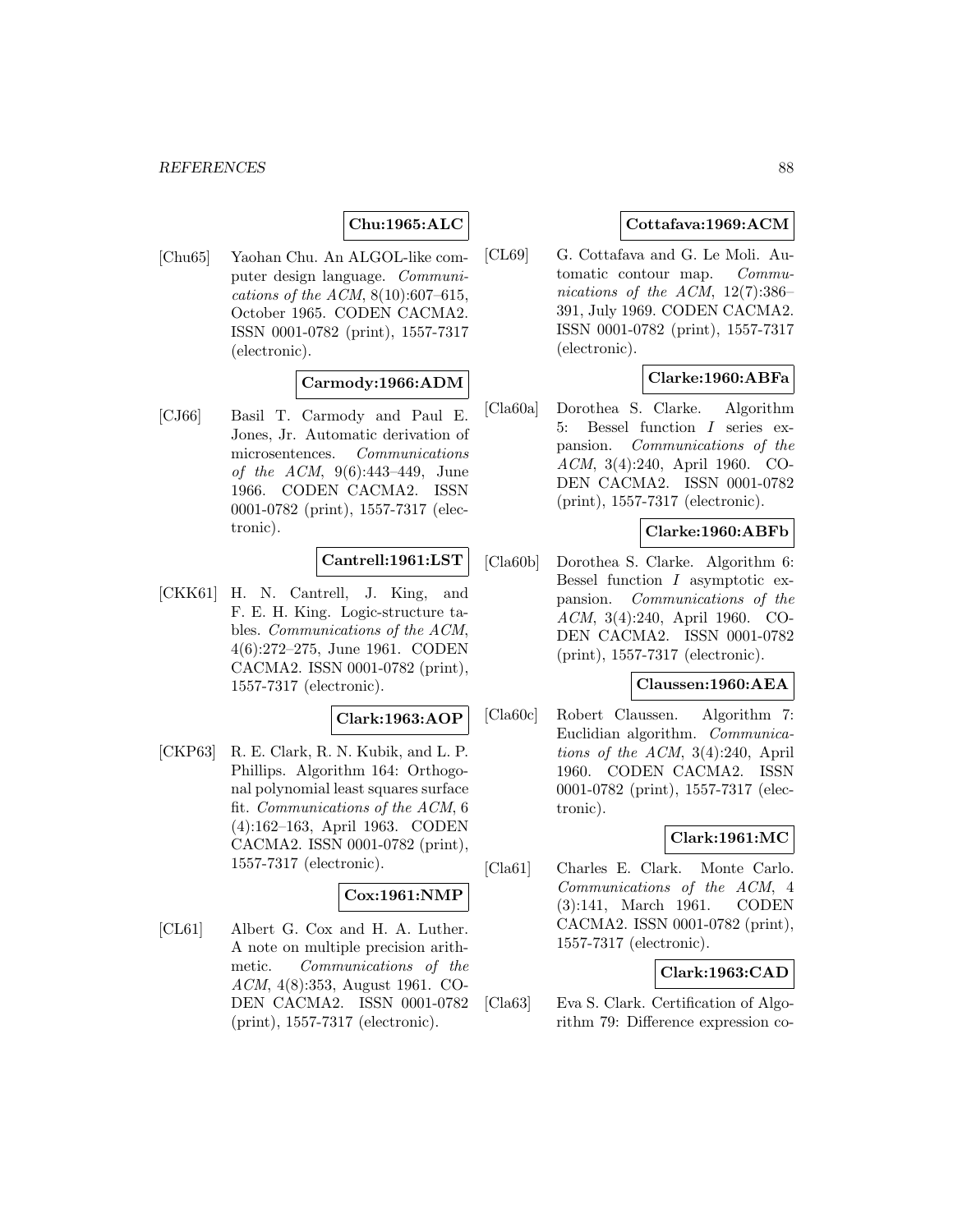**Chu:1965:ALC**

[Chu65] Yaohan Chu. An ALGOL-like computer design language. *Communications of the ACM*, 8(10):607–615, October 1965. CODEN CACMA2. ISSN 0001-0782 (print), 1557-7317 (electronic).

**Carmody:1966:ADM**

[CJ66] Basil T. Carmody and Paul E. Jones, Jr. Automatic derivation of microsentences. *Communications of the ACM*, 9(6):443–449, June 1966. CODEN CACMA2. ISSN 0001-0782 (print), 1557-7317 (electronic).

**Cantrell:1961:LST**

[CKK61] H. N. Cantrell, J. King, and F. E. H. King. Logic-structure tables. *Communications of the ACM*, 4(6):272–275, June 1961. CODEN CACMA2. ISSN 0001-0782 (print), 1557-7317 (electronic).

**Clark:1963:AOP**

[CKP63] R. E. Clark, R. N. Kubik, and L. P. Phillips. Algorithm 164: Orthogonal polynomial least squares surface fit. *Communications of the ACM*, 6 (4):162–163, April 1963. CODEN CACMA2. ISSN 0001-0782 (print), 1557-7317 (electronic).

**Cox:1961:NMP**

[CL61] Albert G. Cox and H. A. Luther. A note on multiple precision arithmetic. *Communications of the ACM*, 4(8):353, August 1961. CODEN CACMA2. ISSN 0001-0782 (print), 1557-7317 (electronic).

**Cottafava:1969:ACM**

[CL69] G. Cottafava and G. Le Moli. Automatic contour map. *Communications of the ACM*, 12(7):386–391, July 1969. CODEN CACMA2. ISSN 0001-0782 (print), 1557-7317 (electronic).

**Clarke:1960:ABFa**

[Cla60a] Dorothea S. Clarke. Algorithm 5: Bessel function *I* series expansion. *Communications of the ACM*, 3(4):240, April 1960. CODEN CACMA2. ISSN 0001-0782 (print), 1557-7317 (electronic).

**Clarke:1960:ABFb**

[Cla60b] Dorothea S. Clarke. Algorithm 6: Bessel function *I* asymptotic expansion. *Communications of the ACM*, 3(4):240, April 1960. CODEN CACMA2. ISSN 0001-0782 (print), 1557-7317 (electronic).

**Claussen:1960:AEA**

[Cla60c] Robert Claussen. Algorithm 7: Euclidian algorithm. *Communications of the ACM*, 3(4):240, April 1960. CODEN CACMA2. ISSN 0001-0782 (print), 1557-7317 (electronic).

**Clark:1961:MC**

[Cla61] Charles E. Clark. Monte Carlo. *Communications of the ACM*, 4 (3):141, March 1961. CODEN CACMA2. ISSN 0001-0782 (print), 1557-7317 (electronic).

**Clark:1963:CAD**

[Cla63] Eva S. Clark. Certification of Algorithm 79: Difference expression co-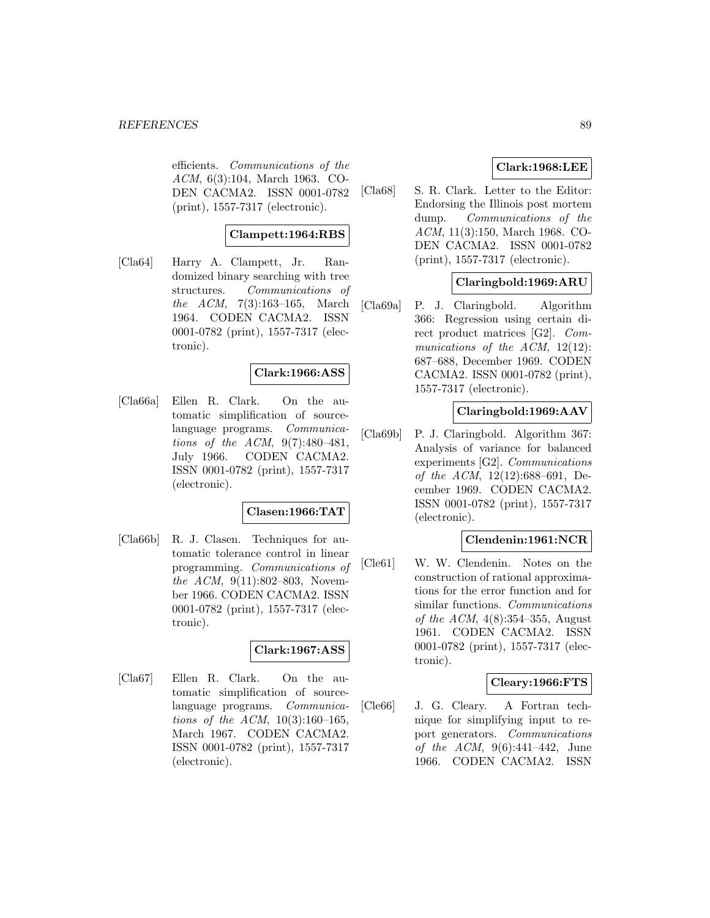efficients. *Communications of the ACM*, 6(3):104, March 1963. CODEN CACMA2. ISSN 0001-0782 (print), 1557-7317 (electronic).

**Clampett:1964:RBS**

[Cla64] Harry A. Clampett, Jr. Randomized binary searching with tree structures. *Communications of the ACM*, 7(3):163–165, March 1964. CODEN CACMA2. ISSN 0001-0782 (print), 1557-7317 (electronic).

**Clark:1966:ASS**

[Cla66a] Ellen R. Clark. On the automatic simplification of source-language programs. *Communications of the ACM*, 9(7):480–481, July 1966. CODEN CACMA2. ISSN 0001-0782 (print), 1557-7317 (electronic).

**Clasen:1966:TAT**

[Cla66b] R. J. Clasen. Techniques for automatic tolerance control in linear programming. *Communications of the ACM*, 9(11):802–803, November 1966. CODEN CACMA2. ISSN 0001-0782 (print), 1557-7317 (electronic).

**Clark:1967:ASS**

[Cla67] Ellen R. Clark. On the automatic simplification of source-language programs. *Communications of the ACM*, 10(3):160–165, March 1967. CODEN CACMA2. ISSN 0001-0782 (print), 1557-7317 (electronic).

**Clark:1968:LEE**

[Cla68] S. R. Clark. Letter to the Editor: Endorsing the Illinois post mortem dump. *Communications of the ACM*, 11(3):150, March 1968. CODEN CACMA2. ISSN 0001-0782 (print), 1557-7317 (electronic).

**Claringbold:1969:ARU**

[Cla69a] P. J. Claringbold. Algorithm 366: Regression using certain direct product matrices [G2]. *Communications of the ACM*, 12(12): 687–688, December 1969. CODEN CACMA2. ISSN 0001-0782 (print), 1557-7317 (electronic).

**Claringbold:1969:AAV**

[Cla69b] P. J. Claringbold. Algorithm 367: Analysis of variance for balanced experiments [G2]. *Communications of the ACM*, 12(12):688–691, December 1969. CODEN CACMA2. ISSN 0001-0782 (print), 1557-7317 (electronic).

**Clendenin:1961:NCR**

[Cle61] W. W. Clendenin. Notes on the construction of rational approximations for the error function and for similar functions. *Communications of the ACM*, 4(8):354–355, August 1961. CODEN CACMA2. ISSN 0001-0782 (print), 1557-7317 (electronic).

**Cleary:1966:FTS**

[Cle66] J. G. Cleary. A Fortran technique for simplifying input to report generators. *Communications of the ACM*, 9(6):441–442, June 1966. CODEN CACMA2. ISSN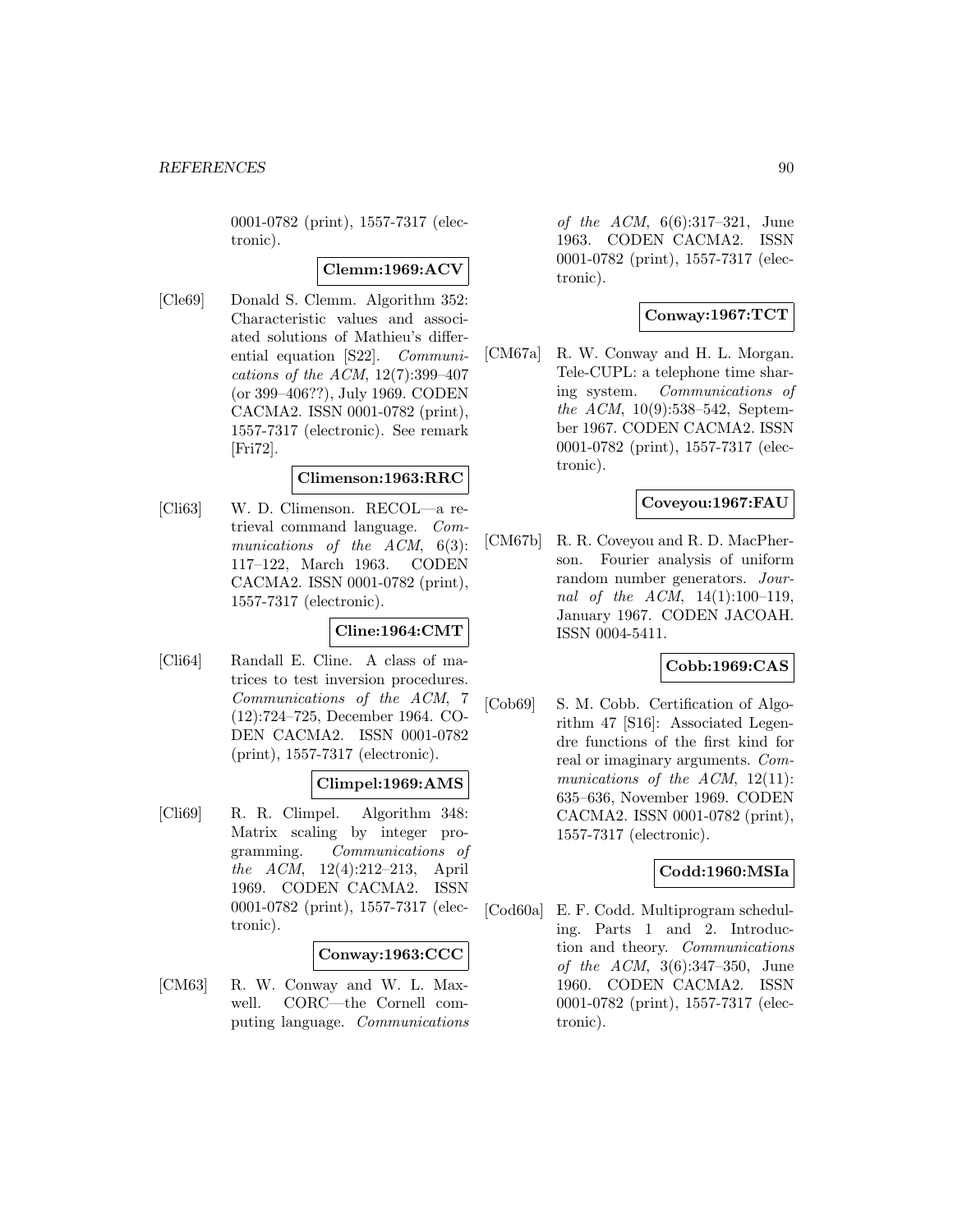0001-0782 (print), 1557-7317 (electronic).

**Clemm:1969:ACV**

[Cle69] Donald S. Clemm. Algorithm 352: Characteristic values and associated solutions of Mathieu's differential equation [S22]. *Communications of the ACM*, 12(7):399–407 (or 399–406??), July 1969. CODEN CACMA2. ISSN 0001-0782 (print), 1557-7317 (electronic). See remark [Fri72].

**Climenson:1963:RRC**

[Cli63] W. D. Climenson. RECOL—a retrieval command language. *Communications of the ACM*, 6(3): 117–122, March 1963. CODEN CACMA2. ISSN 0001-0782 (print), 1557-7317 (electronic).

**Cline:1964:CMT**

[Cli64] Randall E. Cline. A class of matrices to test inversion procedures. *Communications of the ACM*, 7 (12):724–725, December 1964. CODEN CACMA2. ISSN 0001-0782 (print), 1557-7317 (electronic).

**Climpel:1969:AMS**

[Cli69] R. R. Climpel. Algorithm 348: Matrix scaling by integer programming. *Communications of the ACM*, 12(4):212–213, April 1969. CODEN CACMA2. ISSN 0001-0782 (print), 1557-7317 (electronic).

**Conway:1963:CCC**

[CM63] R. W. Conway and W. L. Maxwell. CORC—the Cornell computing language. *Communications of the ACM*, 6(6):317–321, June 1963. CODEN CACMA2. ISSN 0001-0782 (print), 1557-7317 (electronic).

**Conway:1967:TCT**

[CM67a] R. W. Conway and H. L. Morgan. Tele-CUPL: a telephone time sharing system. *Communications of the ACM*, 10(9):538–542, September 1967. CODEN CACMA2. ISSN 0001-0782 (print), 1557-7317 (electronic).

**Coveyou:1967:FAU**

[CM67b] R. R. Coveyou and R. D. MacPherson. Fourier analysis of uniform random number generators. *Journal of the ACM*, 14(1):100–119, January 1967. CODEN JACOAH. ISSN 0004-5411.

**Cobb:1969:CAS**

[Cob69] S. M. Cobb. Certification of Algorithm 47 [S16]: Associated Legendre functions of the first kind for real or imaginary arguments. *Communications of the ACM*, 12(11): 635–636, November 1969. CODEN CACMA2. ISSN 0001-0782 (print), 1557-7317 (electronic).

**Codd:1960:MSIa**

[Cod60a] E. F. Codd. Multiprogram scheduling. Parts 1 and 2. Introduction and theory. *Communications of the ACM*, 3(6):347–350, June 1960. CODEN CACMA2. ISSN 0001-0782 (print), 1557-7317 (electronic).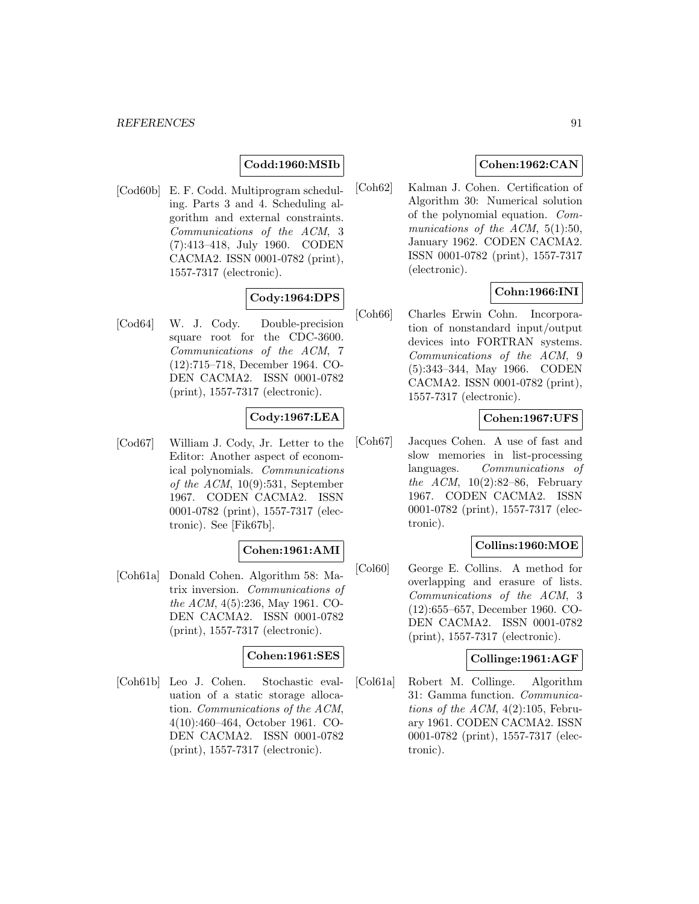**Codd:1960:MSIb**

[Cod60b] E. F. Codd. Multiprogram scheduling. Parts 3 and 4. Scheduling algorithm and external constraints. *Communications of the ACM*, 3 (7):413–418, July 1960. CODEN CACMA2. ISSN 0001-0782 (print), 1557-7317 (electronic).

**Cody:1964:DPS**

[Cod64] W. J. Cody. Double-precision square root for the CDC-3600. *Communications of the ACM*, 7 (12):715–718, December 1964. CODEN CACMA2. ISSN 0001-0782 (print), 1557-7317 (electronic).

**Cody:1967:LEA**

[Cod67] William J. Cody, Jr. Letter to the Editor: Another aspect of economical polynomials. *Communications of the ACM*, 10(9):531, September 1967. CODEN CACMA2. ISSN 0001-0782 (print), 1557-7317 (electronic). See [Fik67b].

**Cohen:1961:AMI**

[Coh61a] Donald Cohen. Algorithm 58: Matrix inversion. *Communications of the ACM*, 4(5):236, May 1961. CODEN CACMA2. ISSN 0001-0782 (print), 1557-7317 (electronic).

**Cohen:1961:SES**

[Coh61b] Leo J. Cohen. Stochastic evaluation of a static storage allocation. *Communications of the ACM*, 4(10):460–464, October 1961. CODEN CACMA2. ISSN 0001-0782 (print), 1557-7317 (electronic).

**Cohen:1962:CAN**

[Coh62] Kalman J. Cohen. Certification of Algorithm 30: Numerical solution of the polynomial equation. *Communications of the ACM*, 5(1):50, January 1962. CODEN CACMA2. ISSN 0001-0782 (print), 1557-7317 (electronic).

**Cohn:1966:INI**

[Coh66] Charles Erwin Cohn. Incorporation of nonstandard input/output devices into FORTRAN systems. *Communications of the ACM*, 9 (5):343–344, May 1966. CODEN CACMA2. ISSN 0001-0782 (print), 1557-7317 (electronic).

**Cohen:1967:UFS**

[Coh67] Jacques Cohen. A use of fast and slow memories in list-processing languages. *Communications of the ACM*, 10(2):82–86, February 1967. CODEN CACMA2. ISSN 0001-0782 (print), 1557-7317 (electronic).

**Collins:1960:MOE**

[Col60] George E. Collins. A method for overlapping and erasure of lists. *Communications of the ACM*, 3 (12):655–657, December 1960. CODEN CACMA2. ISSN 0001-0782 (print), 1557-7317 (electronic).

**Collinge:1961:AGF**

[Col61a] Robert M. Collinge. Algorithm 31: Gamma function. *Communications of the ACM*, 4(2):105, February 1961. CODEN CACMA2. ISSN 0001-0782 (print), 1557-7317 (electronic).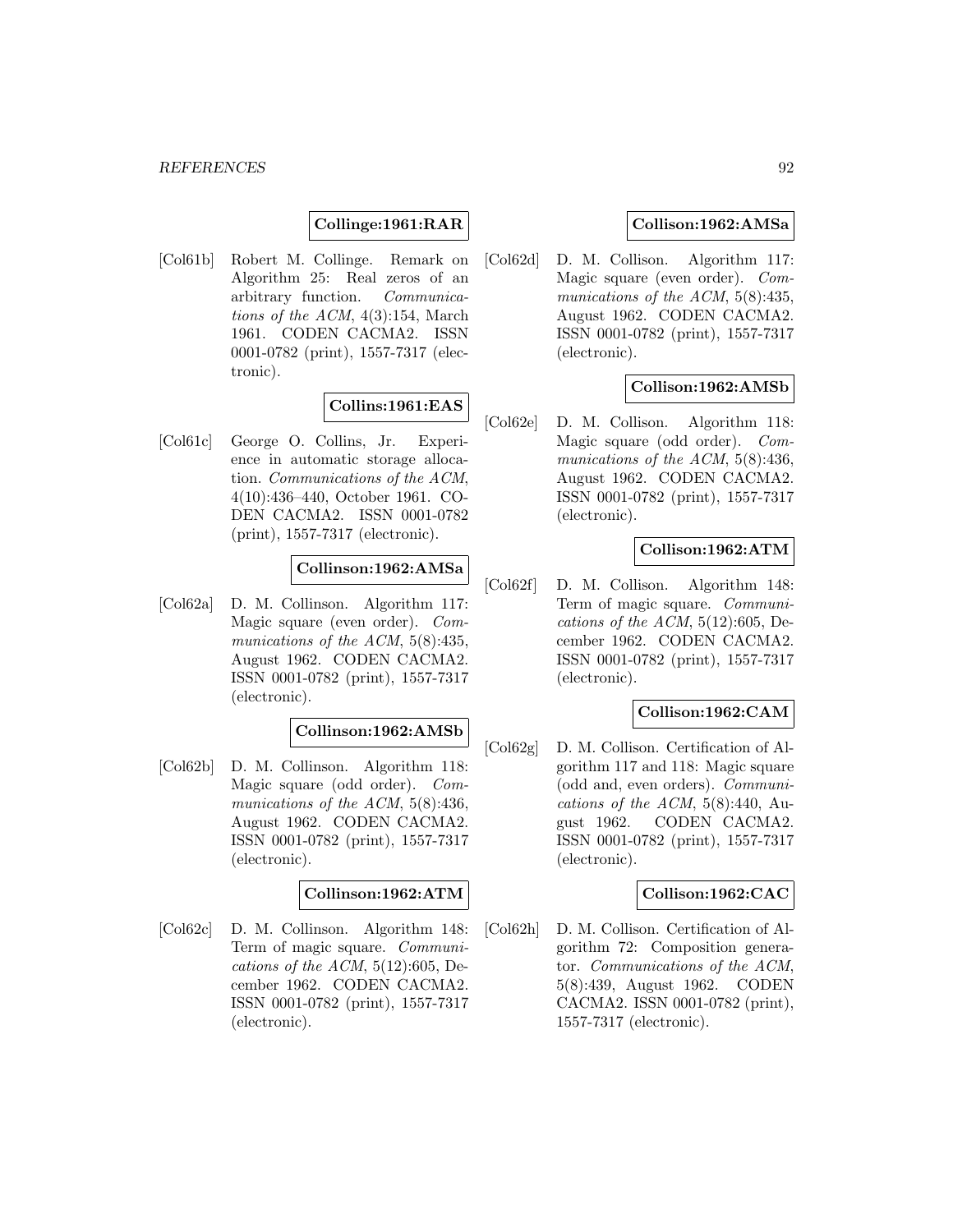**Collinge:1961:RAR**

[Col61b] Robert M. Collinge. Remark on Algorithm 25: Real zeros of an arbitrary function. *Communications of the ACM*, 4(3):154, March 1961. CODEN CACMA2. ISSN 0001-0782 (print), 1557-7317 (electronic).

**Collins:1961:EAS**

[Col61c] George O. Collins, Jr. Experience in automatic storage allocation. *Communications of the ACM*, 4(10):436–440, October 1961. CODEN CACMA2. ISSN 0001-0782 (print), 1557-7317 (electronic).

**Collinson:1962:AMSa**

[Col62a] D. M. Collinson. Algorithm 117: Magic square (even order). *Communications of the ACM*, 5(8):435, August 1962. CODEN CACMA2. ISSN 0001-0782 (print), 1557-7317 (electronic).

**Collinson:1962:AMSb**

[Col62b] D. M. Collinson. Algorithm 118: Magic square (odd order). *Communications of the ACM*, 5(8):436, August 1962. CODEN CACMA2. ISSN 0001-0782 (print), 1557-7317 (electronic).

**Collinson:1962:ATM**

[Col62c] D. M. Collinson. Algorithm 148: Term of magic square. *Communications of the ACM*, 5(12):605, December 1962. CODEN CACMA2. ISSN 0001-0782 (print), 1557-7317 (electronic).

**Collison:1962:AMSa**

[Col62d] D. M. Collison. Algorithm 117: Magic square (even order). *Communications of the ACM*, 5(8):435, August 1962. CODEN CACMA2. ISSN 0001-0782 (print), 1557-7317 (electronic).

**Collison:1962:AMSb**

[Col62e] D. M. Collison. Algorithm 118: Magic square (odd order). *Communications of the ACM*, 5(8):436, August 1962. CODEN CACMA2. ISSN 0001-0782 (print), 1557-7317 (electronic).

**Collison:1962:ATM**

[Col62f] D. M. Collison. Algorithm 148: Term of magic square. *Communications of the ACM*, 5(12):605, December 1962. CODEN CACMA2. ISSN 0001-0782 (print), 1557-7317 (electronic).

**Collison:1962:CAM**

[Col62g] D. M. Collison. Certification of Algorithm 117 and 118: Magic square (odd and, even orders). *Communications of the ACM*, 5(8):440, August 1962. CODEN CACMA2. ISSN 0001-0782 (print), 1557-7317 (electronic).

**Collison:1962:CAC**

[Col62h] D. M. Collison. Certification of Algorithm 72: Composition generator. *Communications of the ACM*, 5(8):439, August 1962. CODEN CACMA2. ISSN 0001-0782 (print), 1557-7317 (electronic).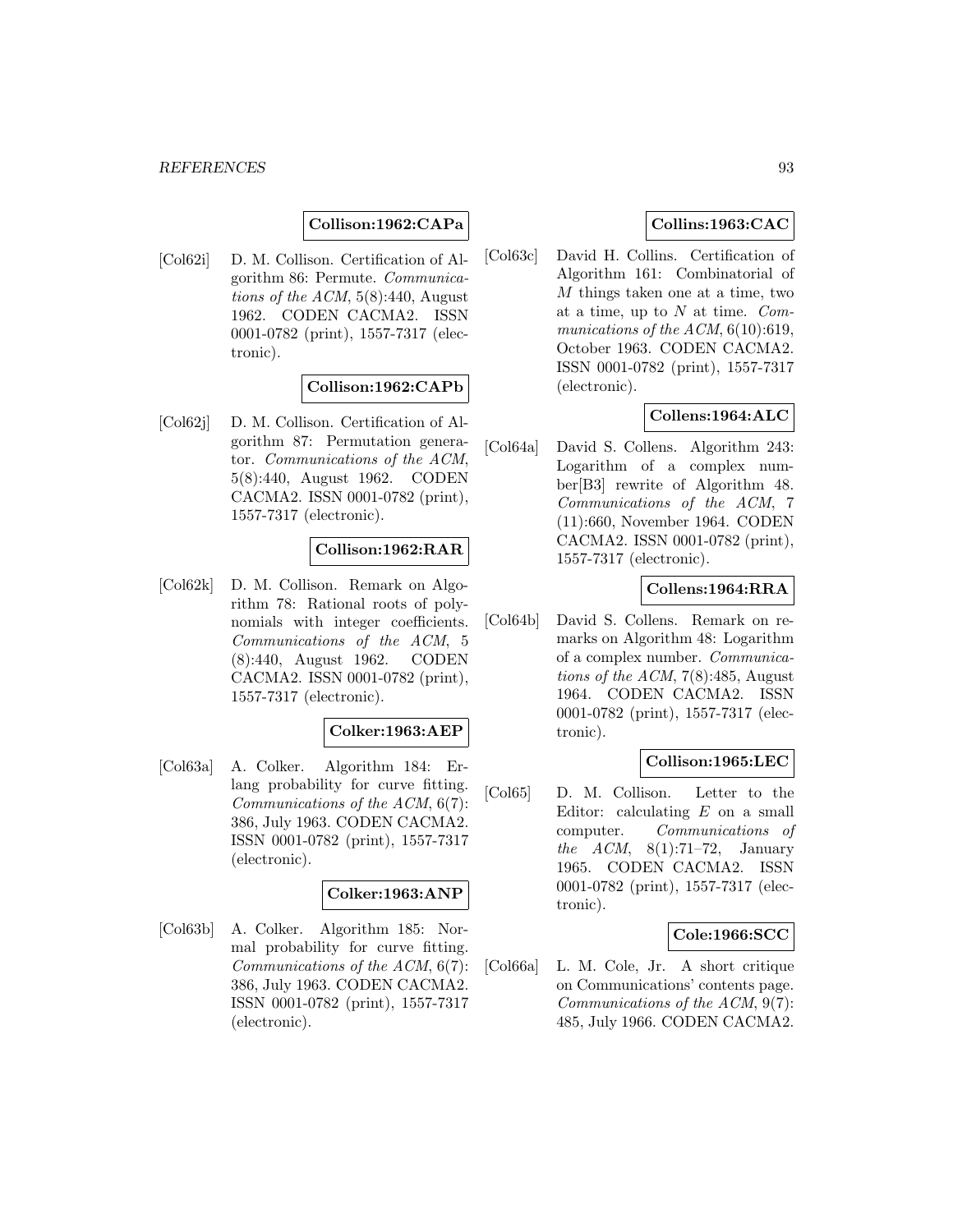**Collison:1962:CAPa**

[Col62i] D. M. Collison. Certification of Algorithm 86: Permute. *Communications of the ACM*, 5(8):440, August 1962. CODEN CACMA2. ISSN 0001-0782 (print), 1557-7317 (electronic).

**Collison:1962:CAPb**

[Col62j] D. M. Collison. Certification of Algorithm 87: Permutation generator. *Communications of the ACM*, 5(8):440, August 1962. CODEN CACMA2. ISSN 0001-0782 (print), 1557-7317 (electronic).

**Collison:1962:RAR**

[Col62k] D. M. Collison. Remark on Algorithm 78: Rational roots of polynomials with integer coefficients. *Communications of the ACM*, 5 (8):440, August 1962. CODEN CACMA2. ISSN 0001-0782 (print), 1557-7317 (electronic).

**Colker:1963:AEP**

[Col63a] A. Colker. Algorithm 184: Erlang probability for curve fitting. *Communications of the ACM*, 6(7): 386, July 1963. CODEN CACMA2. ISSN 0001-0782 (print), 1557-7317 (electronic).

**Colker:1963:ANP**

[Col63b] A. Colker. Algorithm 185: Normal probability for curve fitting. *Communications of the ACM*, 6(7): 386, July 1963. CODEN CACMA2. ISSN 0001-0782 (print), 1557-7317 (electronic).

**Collins:1963:CAC**

[Col63c] David H. Collins. Certification of Algorithm 161: Combinatorial of $M$ things taken one at a time, two at a time, up to $N$ at time. *Communications of the ACM*, 6(10):619, October 1963. CODEN CACMA2. ISSN 0001-0782 (print), 1557-7317 (electronic).

**Collens:1964:ALC**

[Col64a] David S. Collens. Algorithm 243: Logarithm of a complex number[B3] rewrite of Algorithm 48. *Communications of the ACM*, 7 (11):660, November 1964. CODEN CACMA2. ISSN 0001-0782 (print), 1557-7317 (electronic).

**Collens:1964:RRA**

[Col64b] David S. Collens. Remark on remarks on Algorithm 48: Logarithm of a complex number. *Communications of the ACM*, 7(8):485, August 1964. CODEN CACMA2. ISSN 0001-0782 (print), 1557-7317 (electronic).

**Collison:1965:LEC**

[Col65] D. M. Collison. Letter to the Editor: calculating $E$ on a small computer. *Communications of the ACM*, 8(1):71–72, January 1965. CODEN CACMA2. ISSN 0001-0782 (print), 1557-7317 (electronic).

**Cole:1966:SCC**

[Col66a] L. M. Cole, Jr. A short critique on Communications' contents page. *Communications of the ACM*, 9(7): 485, July 1966. CODEN CACMA2.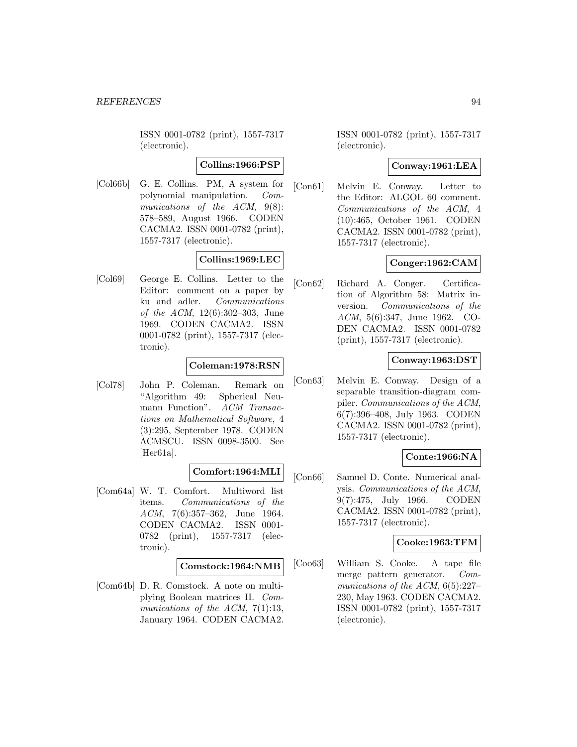ISSN 0001-0782 (print), 1557-7317 (electronic).

**Collins:1966:PSP**

[Col66b] G. E. Collins. PM, A system for polynomial manipulation. *Communications of the ACM*, 9(8): 578–589, August 1966. CODEN CACMA2. ISSN 0001-0782 (print), 1557-7317 (electronic).

**Collins:1969:LEC**

[Col69] George E. Collins. Letter to the Editor: comment on a paper by ku and adler. *Communications of the ACM*, 12(6):302–303, June 1969. CODEN CACMA2. ISSN 0001-0782 (print), 1557-7317 (electronic).

**Coleman:1978:RSN**

[Col78] John P. Coleman. Remark on "Algorithm 49: Spherical Neumann Function". *ACM Transactions on Mathematical Software*, 4 (3):295, September 1978. CODEN ACMSCU. ISSN 0098-3500. See [Her61a].

**Comfort:1964:MLI**

[Com64a] W. T. Comfort. Multiword list items. *Communications of the ACM*, 7(6):357–362, June 1964. CODEN CACMA2. ISSN 0001-0782 (print), 1557-7317 (electronic).

**Comstock:1964:NMB**

[Com64b] D. R. Comstock. A note on multiplying Boolean matrices II. *Communications of the ACM*, 7(1):13, January 1964. CODEN CACMA2. ISSN 0001-0782 (print), 1557-7317 (electronic).

**Conway:1961:LEA**

[Con61] Melvin E. Conway. Letter to the Editor: ALGOL 60 comment. *Communications of the ACM*, 4 (10):465, October 1961. CODEN CACMA2. ISSN 0001-0782 (print), 1557-7317 (electronic).

**Conger:1962:CAM**

[Con62] Richard A. Conger. Certification of Algorithm 58: Matrix inversion. *Communications of the ACM*, 5(6):347, June 1962. CODEN CACMA2. ISSN 0001-0782 (print), 1557-7317 (electronic).

**Conway:1963:DST**

[Con63] Melvin E. Conway. Design of a separable transition-diagram compiler. *Communications of the ACM*, 6(7):396–408, July 1963. CODEN CACMA2. ISSN 0001-0782 (print), 1557-7317 (electronic).

**Conte:1966:NA**

[Con66] Samuel D. Conte. Numerical analysis. *Communications of the ACM*, 9(7):475, July 1966. CODEN CACMA2. ISSN 0001-0782 (print), 1557-7317 (electronic).

**Cooke:1963:TFM**

[Coo63] William S. Cooke. A tape file merge pattern generator. *Communications of the ACM*, 6(5):227–230, May 1963. CODEN CACMA2. ISSN 0001-0782 (print), 1557-7317 (electronic).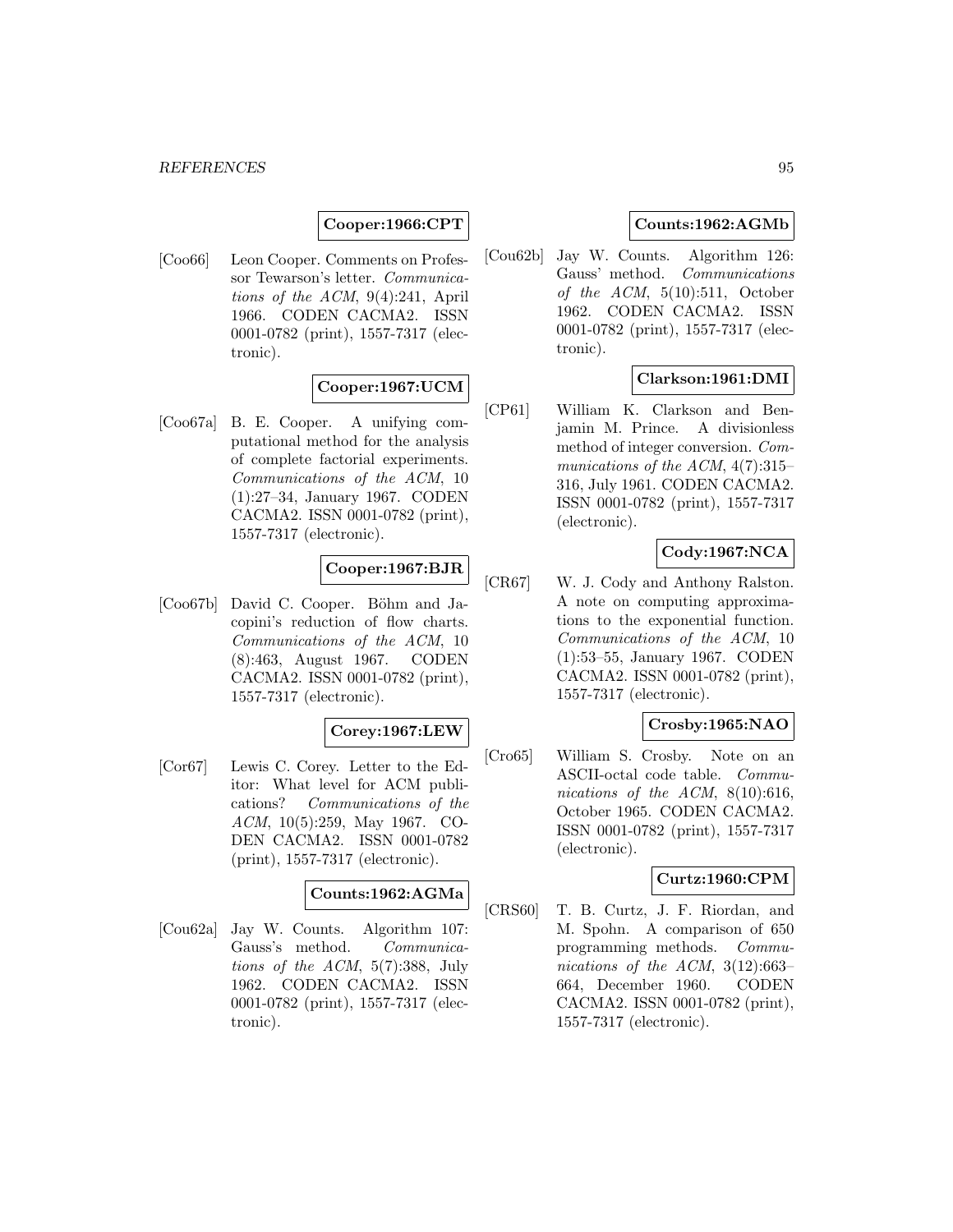**Cooper:1966:CPT**

[Coo66] Leon Cooper. Comments on Professor Tewarson's letter. *Communications of the ACM*, 9(4):241, April 1966. CODEN CACMA2. ISSN 0001-0782 (print), 1557-7317 (electronic).

**Cooper:1967:UCM**

[Coo67a] B. E. Cooper. A unifying computational method for the analysis of complete factorial experiments. *Communications of the ACM*, 10 (1):27–34, January 1967. CODEN CACMA2. ISSN 0001-0782 (print), 1557-7317 (electronic).

**Cooper:1967:BJR**

[Coo67b] David C. Cooper. Böhm and Jacopini's reduction of flow charts. *Communications of the ACM*, 10 (8):463, August 1967. CODEN CACMA2. ISSN 0001-0782 (print), 1557-7317 (electronic).

**Corey:1967:LEW**

[Cor67] Lewis C. Corey. Letter to the Editor: What level for ACM publications? *Communications of the ACM*, 10(5):259, May 1967. CODEN CACMA2. ISSN 0001-0782 (print), 1557-7317 (electronic).

**Counts:1962:AGMa**

[Cou62a] Jay W. Counts. Algorithm 107: Gauss's method. *Communications of the ACM*, 5(7):388, July 1962. CODEN CACMA2. ISSN 0001-0782 (print), 1557-7317 (electronic).

**Counts:1962:AGMb**

[Cou62b] Jay W. Counts. Algorithm 126: Gauss' method. *Communications of the ACM*, 5(10):511, October 1962. CODEN CACMA2. ISSN 0001-0782 (print), 1557-7317 (electronic).

**Clarkson:1961:DMI**

[CP61] William K. Clarkson and Benjamin M. Prince. A divisionless method of integer conversion. *Communications of the ACM*, 4(7):315–316, July 1961. CODEN CACMA2. ISSN 0001-0782 (print), 1557-7317 (electronic).

**Cody:1967:NCA**

[CR67] W. J. Cody and Anthony Ralston. A note on computing approximations to the exponential function. *Communications of the ACM*, 10 (1):53–55, January 1967. CODEN CACMA2. ISSN 0001-0782 (print), 1557-7317 (electronic).

**Crosby:1965:NAO**

[Cro65] William S. Crosby. Note on an ASCII-octal code table. *Communications of the ACM*, 8(10):616, October 1965. CODEN CACMA2. ISSN 0001-0782 (print), 1557-7317 (electronic).

**Curtz:1960:CPM**

[CRS60] T. B. Curtz, J. F. Riordan, and M. Spohn. A comparison of 650 programming methods. *Communications of the ACM*, 3(12):663–664, December 1960. CODEN CACMA2. ISSN 0001-0782 (print), 1557-7317 (electronic).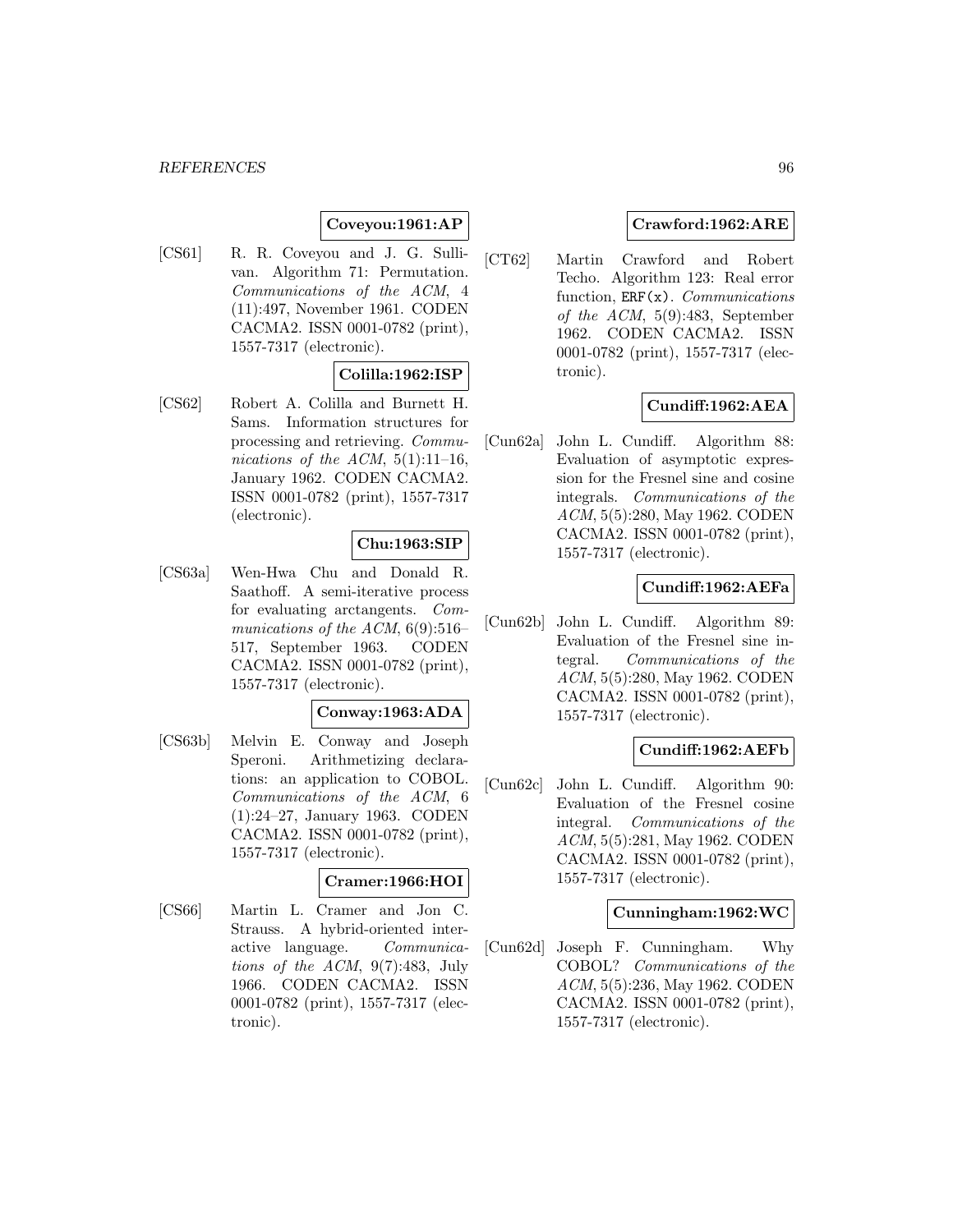**Coveyou:1961:AP**

[CS61] R. R. Coveyou and J. G. Sullivan. Algorithm 71: Permutation. *Communications of the ACM*, 4 (11):497, November 1961. CODEN CACMA2. ISSN 0001-0782 (print), 1557-7317 (electronic).

**Colilla:1962:ISP**

[CS62] Robert A. Colilla and Burnett H. Sams. Information structures for processing and retrieving. *Communications of the ACM*, 5(1):11–16, January 1962. CODEN CACMA2. ISSN 0001-0782 (print), 1557-7317 (electronic).

**Chu:1963:SIP**

[CS63a] Wen-Hwa Chu and Donald R. Saathoff. A semi-iterative process for evaluating arctangents. *Communications of the ACM*, 6(9):516–517, September 1963. CODEN CACMA2. ISSN 0001-0782 (print), 1557-7317 (electronic).

**Conway:1963:ADA**

[CS63b] Melvin E. Conway and Joseph Speroni. Arithmetizing declarations: an application to COBOL. *Communications of the ACM*, 6 (1):24–27, January 1963. CODEN CACMA2. ISSN 0001-0782 (print), 1557-7317 (electronic).

**Cramer:1966:HOI**

[CS66] Martin L. Cramer and Jon C. Strauss. A hybrid-oriented interactive language. *Communications of the ACM*, 9(7):483, July 1966. CODEN CACMA2. ISSN 0001-0782 (print), 1557-7317 (electronic).

**Crawford:1962:ARE**

[CT62] Martin Crawford and Robert Techo. Algorithm 123: Real error function, `ERF(x)`. *Communications of the ACM*, 5(9):483, September 1962. CODEN CACMA2. ISSN 0001-0782 (print), 1557-7317 (electronic).

**Cundiff:1962:AEA**

[Cun62a] John L. Cundiff. Algorithm 88: Evaluation of asymptotic expression for the Fresnel sine and cosine integrals. *Communications of the ACM*, 5(5):280, May 1962. CODEN CACMA2. ISSN 0001-0782 (print), 1557-7317 (electronic).

**Cundiff:1962:AEFa**

[Cun62b] John L. Cundiff. Algorithm 89: Evaluation of the Fresnel sine integral. *Communications of the ACM*, 5(5):280, May 1962. CODEN CACMA2. ISSN 0001-0782 (print), 1557-7317 (electronic).

**Cundiff:1962:AEFb**

[Cun62c] John L. Cundiff. Algorithm 90: Evaluation of the Fresnel cosine integral. *Communications of the ACM*, 5(5):281, May 1962. CODEN CACMA2. ISSN 0001-0782 (print), 1557-7317 (electronic).

**Cunningham:1962:WC**

[Cun62d] Joseph F. Cunningham. Why COBOL? *Communications of the ACM*, 5(5):236, May 1962. CODEN CACMA2. ISSN 0001-0782 (print), 1557-7317 (electronic).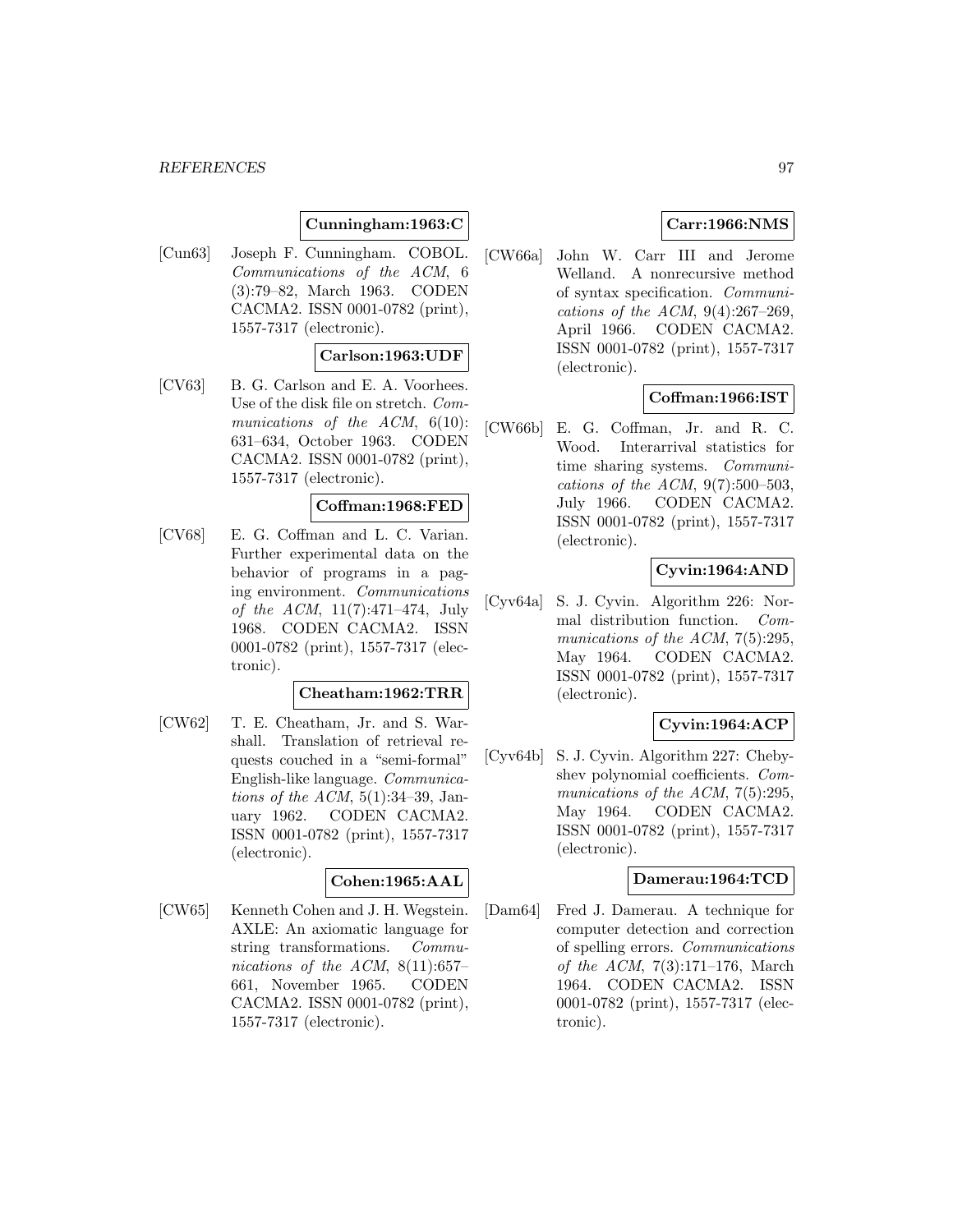**Cunningham:1963:C**

[Cun63] Joseph F. Cunningham. COBOL. *Communications of the ACM*, 6 (3):79–82, March 1963. CODEN CACMA2. ISSN 0001-0782 (print), 1557-7317 (electronic).

**Carlson:1963:UDF**

[CV63] B. G. Carlson and E. A. Voorhees. Use of the disk file on stretch. *Communications of the ACM*, 6(10): 631–634, October 1963. CODEN CACMA2. ISSN 0001-0782 (print), 1557-7317 (electronic).

**Coffman:1968:FED**

[CV68] E. G. Coffman and L. C. Varian. Further experimental data on the behavior of programs in a paging environment. *Communications of the ACM*, 11(7):471–474, July 1968. CODEN CACMA2. ISSN 0001-0782 (print), 1557-7317 (electronic).

**Cheatham:1962:TRR**

[CW62] T. E. Cheatham, Jr. and S. Warshall. Translation of retrieval requests couched in a "semi-formal" English-like language. *Communications of the ACM*, 5(1):34–39, January 1962. CODEN CACMA2. ISSN 0001-0782 (print), 1557-7317 (electronic).

**Cohen:1965:AAL**

[CW65] Kenneth Cohen and J. H. Wegstein. AXLE: An axiomatic language for string transformations. *Communications of the ACM*, 8(11):657–661, November 1965. CODEN CACMA2. ISSN 0001-0782 (print), 1557-7317 (electronic).

**Carr:1966:NMS**

[CW66a] John W. Carr III and Jerome Welland. A nonrecursive method of syntax specification. *Communications of the ACM*, 9(4):267–269, April 1966. CODEN CACMA2. ISSN 0001-0782 (print), 1557-7317 (electronic).

**Coffman:1966:IST**

[CW66b] E. G. Coffman, Jr. and R. C. Wood. Interarrival statistics for time sharing systems. *Communications of the ACM*, 9(7):500–503, July 1966. CODEN CACMA2. ISSN 0001-0782 (print), 1557-7317 (electronic).

**Cyvin:1964:AND**

[Cyv64a] S. J. Cyvin. Algorithm 226: Normal distribution function. *Communications of the ACM*, 7(5):295, May 1964. CODEN CACMA2. ISSN 0001-0782 (print), 1557-7317 (electronic).

**Cyvin:1964:ACP**

[Cyv64b] S. J. Cyvin. Algorithm 227: Chebyshev polynomial coefficients. *Communications of the ACM*, 7(5):295, May 1964. CODEN CACMA2. ISSN 0001-0782 (print), 1557-7317 (electronic).

**Damerau:1964:TCD**

[Dam64] Fred J. Damerau. A technique for computer detection and correction of spelling errors. *Communications of the ACM*, 7(3):171–176, March 1964. CODEN CACMA2. ISSN 0001-0782 (print), 1557-7317 (electronic).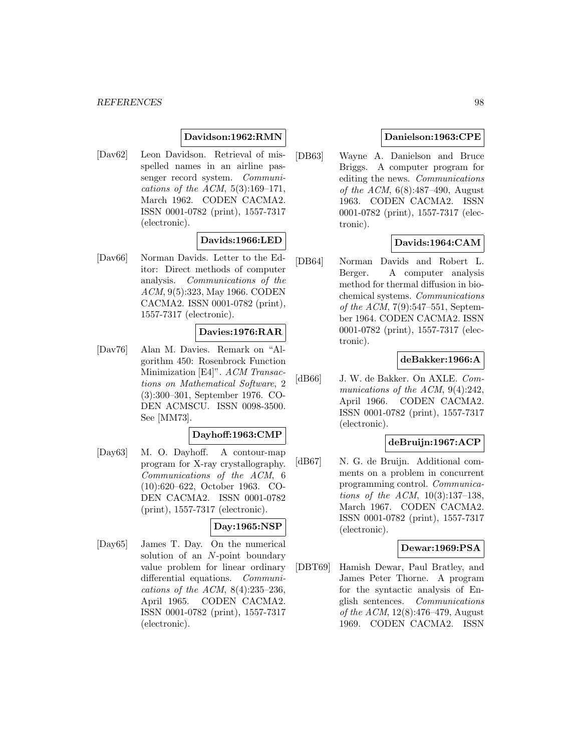**Davidson:1962:RMN**

[Dav62] Leon Davidson. Retrieval of misspelled names in an airline passenger record system. *Communications of the ACM*, 5(3):169–171, March 1962. CODEN CACMA2. ISSN 0001-0782 (print), 1557-7317 (electronic).

**Davids:1966:LED**

[Dav66] Norman Davids. Letter to the Editor: Direct methods of computer analysis. *Communications of the ACM*, 9(5):323, May 1966. CODEN CACMA2. ISSN 0001-0782 (print), 1557-7317 (electronic).

**Davies:1976:RAR**

[Dav76] Alan M. Davies. Remark on "Algorithm 450: Rosenbrock Function Minimization [E4]". *ACM Transactions on Mathematical Software*, 2 (3):300–301, September 1976. CODEN ACMSCU. ISSN 0098-3500. See [MM73].

**Dayhoff:1963:CMP**

[Day63] M. O. Dayhoff. A contour-map program for X-ray crystallography. *Communications of the ACM*, 6 (10):620–622, October 1963. CODEN CACMA2. ISSN 0001-0782 (print), 1557-7317 (electronic).

**Day:1965:NSP**

[Day65] James T. Day. On the numerical solution of an $N$-point boundary value problem for linear ordinary differential equations. *Communications of the ACM*, 8(4):235–236, April 1965. CODEN CACMA2. ISSN 0001-0782 (print), 1557-7317 (electronic).

**Danielson:1963:CPE**

[DB63] Wayne A. Danielson and Bruce Briggs. A computer program for editing the news. *Communications of the ACM*, 6(8):487–490, August 1963. CODEN CACMA2. ISSN 0001-0782 (print), 1557-7317 (electronic).

**Davids:1964:CAM**

[DB64] Norman Davids and Robert L. Berger. A computer analysis method for thermal diffusion in biochemical systems. *Communications of the ACM*, 7(9):547–551, September 1964. CODEN CACMA2. ISSN 0001-0782 (print), 1557-7317 (electronic).

**deBakker:1966:A**

[dB66] J. W. de Bakker. On AXLE. *Communications of the ACM*, 9(4):242, April 1966. CODEN CACMA2. ISSN 0001-0782 (print), 1557-7317 (electronic).

**deBruijn:1967:ACP**

[dB67] N. G. de Bruijn. Additional comments on a problem in concurrent programming control. *Communications of the ACM*, 10(3):137–138, March 1967. CODEN CACMA2. ISSN 0001-0782 (print), 1557-7317 (electronic).

**Dewar:1969:PSA**

[DBT69] Hamish Dewar, Paul Bratley, and James Peter Thorne. A program for the syntactic analysis of English sentences. *Communications of the ACM*, 12(8):476–479, August 1969. CODEN CACMA2. ISSN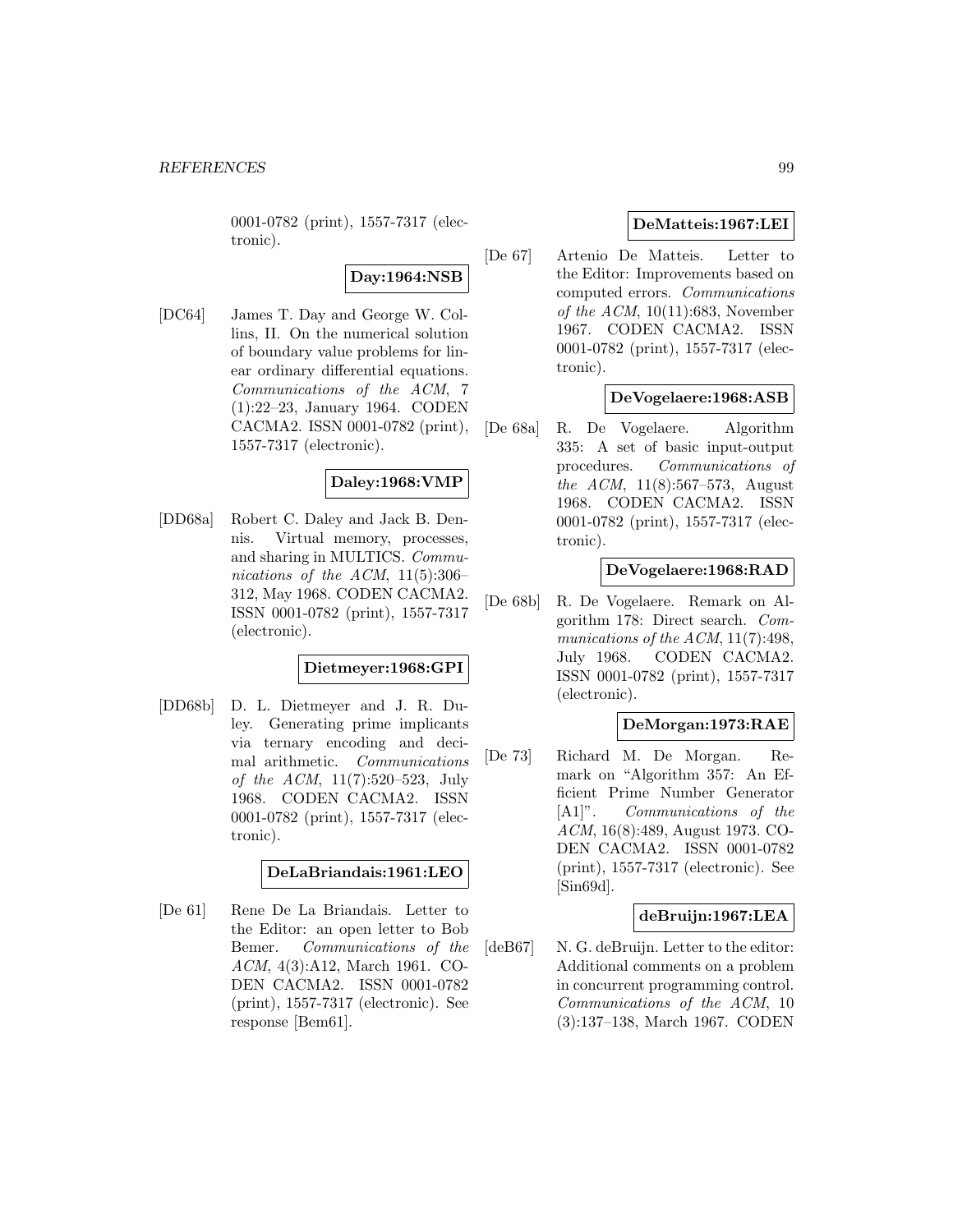0001-0782 (print), 1557-7317 (electronic).

**Day:1964:NSB**

[DC64] James T. Day and George W. Collins, II. On the numerical solution of boundary value problems for linear ordinary differential equations. *Communications of the ACM*, 7 (1):22–23, January 1964. CODEN CACMA2. ISSN 0001-0782 (print), 1557-7317 (electronic).

**Daley:1968:VMP**

[DD68a] Robert C. Daley and Jack B. Dennis. Virtual memory, processes, and sharing in MULTICS. *Communications of the ACM*, 11(5):306–312, May 1968. CODEN CACMA2. ISSN 0001-0782 (print), 1557-7317 (electronic).

**Dietmeyer:1968:GPI**

[DD68b] D. L. Dietmeyer and J. R. Duley. Generating prime implicants via ternary encoding and decimal arithmetic. *Communications of the ACM*, 11(7):520–523, July 1968. CODEN CACMA2. ISSN 0001-0782 (print), 1557-7317 (electronic).

**DeLaBriandais:1961:LEO**

[De 61] Rene De La Briandais. Letter to the Editor: an open letter to Bob Bemer. *Communications of the ACM*, 4(3):A12, March 1961. CODEN CACMA2. ISSN 0001-0782 (print), 1557-7317 (electronic). See response [Bem61].

**DeMatteis:1967:LEI**

[De 67] Artenio De Matteis. Letter to the Editor: Improvements based on computed errors. *Communications of the ACM*, 10(11):683, November 1967. CODEN CACMA2. ISSN 0001-0782 (print), 1557-7317 (electronic).

**DeVogelaere:1968:ASB**

[De 68a] R. De Vogelaere. Algorithm 335: A set of basic input-output procedures. *Communications of the ACM*, 11(8):567–573, August 1968. CODEN CACMA2. ISSN 0001-0782 (print), 1557-7317 (electronic).

**DeVogelaere:1968:RAD**

[De 68b] R. De Vogelaere. Remark on Algorithm 178: Direct search. *Communications of the ACM*, 11(7):498, July 1968. CODEN CACMA2. ISSN 0001-0782 (print), 1557-7317 (electronic).

**DeMorgan:1973:RAE**

[De 73] Richard M. De Morgan. Remark on "Algorithm 357: An Efficient Prime Number Generator [A1]". *Communications of the ACM*, 16(8):489, August 1973. CODEN CACMA2. ISSN 0001-0782 (print), 1557-7317 (electronic). See [Sin69d].

**deBruijn:1967:LEA**

[deB67] N. G. deBruijn. Letter to the editor: Additional comments on a problem in concurrent programming control. *Communications of the ACM*, 10 (3):137–138, March 1967. CODEN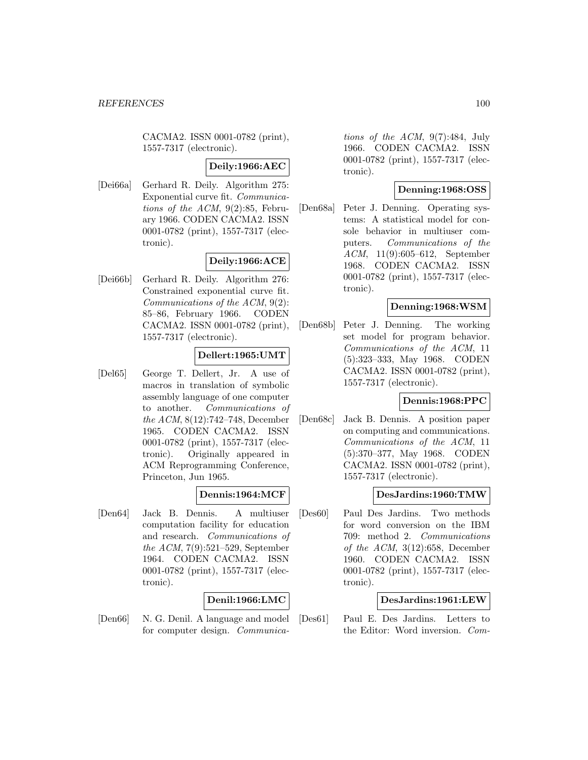CACMA2. ISSN 0001-0782 (print), 1557-7317 (electronic).

**Deily:1966:AEC**

[Dei66a] Gerhard R. Deily. Algorithm 275: Exponential curve fit. *Communications of the ACM*, 9(2):85, February 1966. CODEN CACMA2. ISSN 0001-0782 (print), 1557-7317 (electronic).

**Deily:1966:ACE**

[Dei66b] Gerhard R. Deily. Algorithm 276: Constrained exponential curve fit. *Communications of the ACM*, 9(2): 85–86, February 1966. CODEN CACMA2. ISSN 0001-0782 (print), 1557-7317 (electronic).

**Dellert:1965:UMT**

[Del65] George T. Dellert, Jr. A use of macros in translation of symbolic assembly language of one computer to another. *Communications of the ACM*, 8(12):742–748, December 1965. CODEN CACMA2. ISSN 0001-0782 (print), 1557-7317 (electronic). Originally appeared in ACM Reprogramming Conference, Princeton, Jun 1965.

**Dennis:1964:MCF**

[Den64] Jack B. Dennis. A multiuser computation facility for education and research. *Communications of the ACM*, 7(9):521–529, September 1964. CODEN CACMA2. ISSN 0001-0782 (print), 1557-7317 (electronic).

**Denil:1966:LMC**

[Den66] N. G. Denil. A language and model for computer design. *Communications of the ACM*, 9(7):484, July 1966. CODEN CACMA2. ISSN 0001-0782 (print), 1557-7317 (electronic).

**Denning:1968:OSS**

[Den68a] Peter J. Denning. Operating systems: A statistical model for console behavior in multiuser computers. *Communications of the ACM*, 11(9):605–612, September 1968. CODEN CACMA2. ISSN 0001-0782 (print), 1557-7317 (electronic).

**Denning:1968:WSM**

[Den68b] Peter J. Denning. The working set model for program behavior. *Communications of the ACM*, 11 (5):323–333, May 1968. CODEN CACMA2. ISSN 0001-0782 (print), 1557-7317 (electronic).

**Dennis:1968:PPC**

[Den68c] Jack B. Dennis. A position paper on computing and communications. *Communications of the ACM*, 11 (5):370–377, May 1968. CODEN CACMA2. ISSN 0001-0782 (print), 1557-7317 (electronic).

**DesJardins:1960:TMW**

[Des60] Paul Des Jardins. Two methods for word conversion on the IBM 709: method 2. *Communications of the ACM*, 3(12):658, December 1960. CODEN CACMA2. ISSN 0001-0782 (print), 1557-7317 (electronic).

**DesJardins:1961:LEW**

[Des61] Paul E. Des Jardins. Letters to the Editor: Word inversion. *Com-*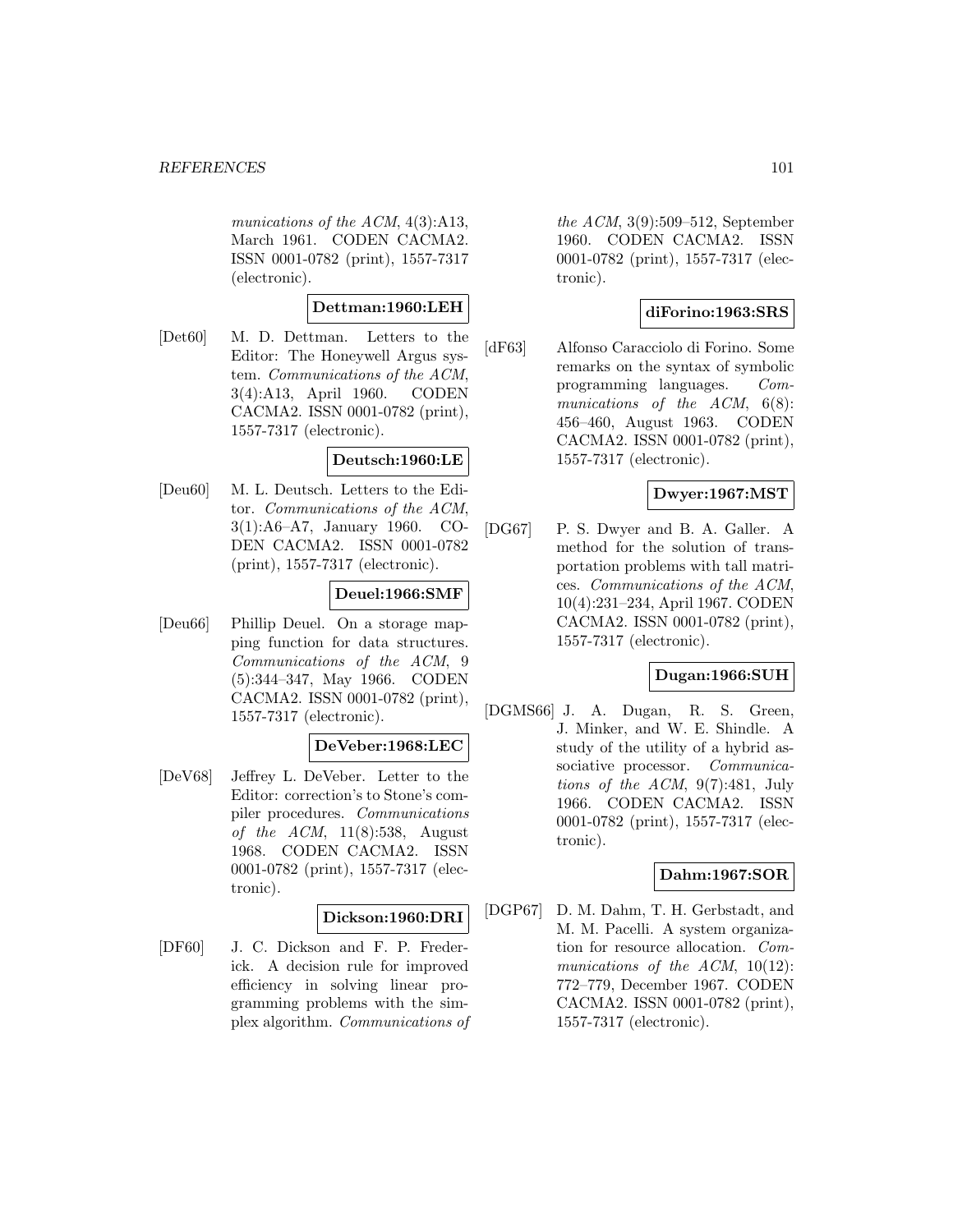*munications of the ACM*, 4(3):A13, March 1961. CODEN CACMA2. ISSN 0001-0782 (print), 1557-7317 (electronic).

**Dettman:1960:LEH**

[Det60] M. D. Dettman. Letters to the Editor: The Honeywell Argus system. *Communications of the ACM*, 3(4):A13, April 1960. CODEN CACMA2. ISSN 0001-0782 (print), 1557-7317 (electronic).

**Deutsch:1960:LE**

[Deu60] M. L. Deutsch. Letters to the Editor. *Communications of the ACM*, 3(1):A6–A7, January 1960. CODEN CACMA2. ISSN 0001-0782 (print), 1557-7317 (electronic).

**Deuel:1966:SMF**

[Deu66] Phillip Deuel. On a storage mapping function for data structures. *Communications of the ACM*, 9 (5):344–347, May 1966. CODEN CACMA2. ISSN 0001-0782 (print), 1557-7317 (electronic).

**DeVeber:1968:LEC**

[DeV68] Jeffrey L. DeVeber. Letter to the Editor: correction's to Stone's compiler procedures. *Communications of the ACM*, 11(8):538, August 1968. CODEN CACMA2. ISSN 0001-0782 (print), 1557-7317 (electronic).

**Dickson:1960:DRI**

[DF60] J. C. Dickson and F. P. Frederick. A decision rule for improved efficiency in solving linear programming problems with the simplex algorithm. *Communications of the ACM*, 3(9):509–512, September 1960. CODEN CACMA2. ISSN 0001-0782 (print), 1557-7317 (electronic).

**diForino:1963:SRS**

[dF63] Alfonso Caracciolo di Forino. Some remarks on the syntax of symbolic programming languages. *Communications of the ACM*, 6(8): 456–460, August 1963. CODEN CACMA2. ISSN 0001-0782 (print), 1557-7317 (electronic).

**Dwyer:1967:MST**

[DG67] P. S. Dwyer and B. A. Galler. A method for the solution of transportation problems with tall matrices. *Communications of the ACM*, 10(4):231–234, April 1967. CODEN CACMA2. ISSN 0001-0782 (print), 1557-7317 (electronic).

**Dugan:1966:SUH**

[DGMS66] J. A. Dugan, R. S. Green, J. Minker, and W. E. Shindle. A study of the utility of a hybrid associative processor. *Communications of the ACM*, 9(7):481, July 1966. CODEN CACMA2. ISSN 0001-0782 (print), 1557-7317 (electronic).

**Dahm:1967:SOR**

[DGP67] D. M. Dahm, T. H. Gerbstadt, and M. M. Pacelli. A system organization for resource allocation. *Communications of the ACM*, 10(12): 772–779, December 1967. CODEN CACMA2. ISSN 0001-0782 (print), 1557-7317 (electronic).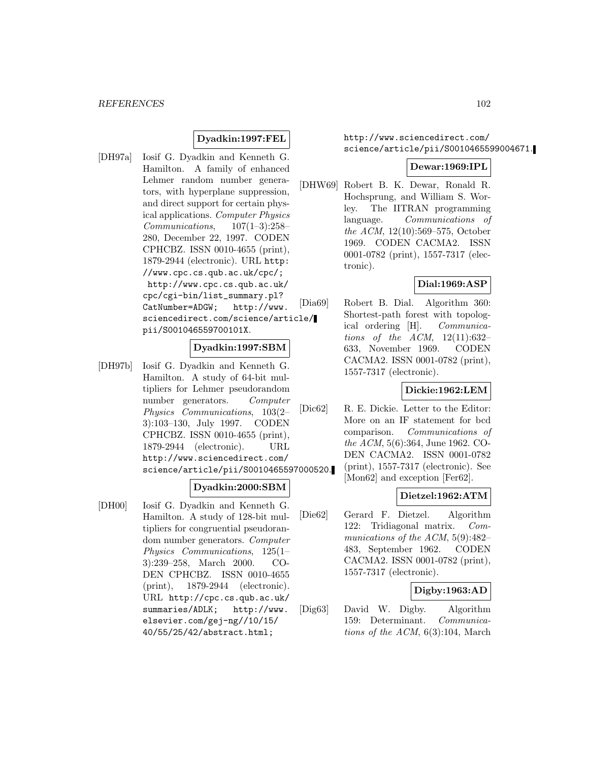**Dyadkin:1997:FEL**

[DH97a] Iosif G. Dyadkin and Kenneth G. Hamilton. A family of enhanced Lehmer random number generators, with hyperplane suppression, and direct support for certain physical applications. *Computer Physics Communications*, 107(1–3):258–280, December 22, 1997. CODEN CPHCBZ. ISSN 0010-4655 (print), 1879-2944 (electronic). URL http://www.cpc.cs.qub.ac.uk/cpc/; http://www.cpc.cs.qub.ac.uk/cpc/cgi-bin/list_summary.pl?CatNumber=ADGW; http://www.sciencedirect.com/science/article/pii/S001046559700101X.

**Dyadkin:1997:SBM**

[DH97b] Iosif G. Dyadkin and Kenneth G. Hamilton. A study of 64-bit multipliers for Lehmer pseudorandom number generators. *Computer Physics Communications*, 103(2–3):103–130, July 1997. CODEN CPHCBZ. ISSN 0010-4655 (print), 1879-2944 (electronic). URL http://www.sciencedirect.com/science/article/pii/S0010465597000520.

**Dyadkin:2000:SBM**

[DH00] Iosif G. Dyadkin and Kenneth G. Hamilton. A study of 128-bit multipliers for congruential pseudorandom number generators. *Computer Physics Communications*, 125(1–3):239–258, March 2000. CODEN CPHCBZ. ISSN 0010-4655 (print), 1879-2944 (electronic). URL http://cpc.cs.qub.ac.uk/summaries/ADLK; http://www.elsevier.com/gej-ng//10/15/40/55/25/42/abstract.html; http://www.sciencedirect.com/science/article/pii/S0010465599004671.

**Dewar:1969:IPL**

[DHW69] Robert B. K. Dewar, Ronald R. Hochsprung, and William S. Worley. The IITRAN programming language. *Communications of the ACM*, 12(10):569–575, October 1969. CODEN CACMA2. ISSN 0001-0782 (print), 1557-7317 (electronic).

**Dial:1969:ASP**

[Dia69] Robert B. Dial. Algorithm 360: Shortest-path forest with topological ordering [H]. *Communications of the ACM*, 12(11):632–633, November 1969. CODEN CACMA2. ISSN 0001-0782 (print), 1557-7317 (electronic).

**Dickie:1962:LEM**

[Dic62] R. E. Dickie. Letter to the Editor: More on an IF statement for bcd comparison. *Communications of the ACM*, 5(6):364, June 1962. CODEN CACMA2. ISSN 0001-0782 (print), 1557-7317 (electronic). See [Mon62] and exception [Fer62].

**Dietzel:1962:ATM**

[Die62] Gerard F. Dietzel. Algorithm 122: Tridiagonal matrix. *Communications of the ACM*, 5(9):482–483, September 1962. CODEN CACMA2. ISSN 0001-0782 (print), 1557-7317 (electronic).

**Digby:1963:AD**

[Dig63] David W. Digby. Algorithm 159: Determinant. *Communications of the ACM*, 6(3):104, March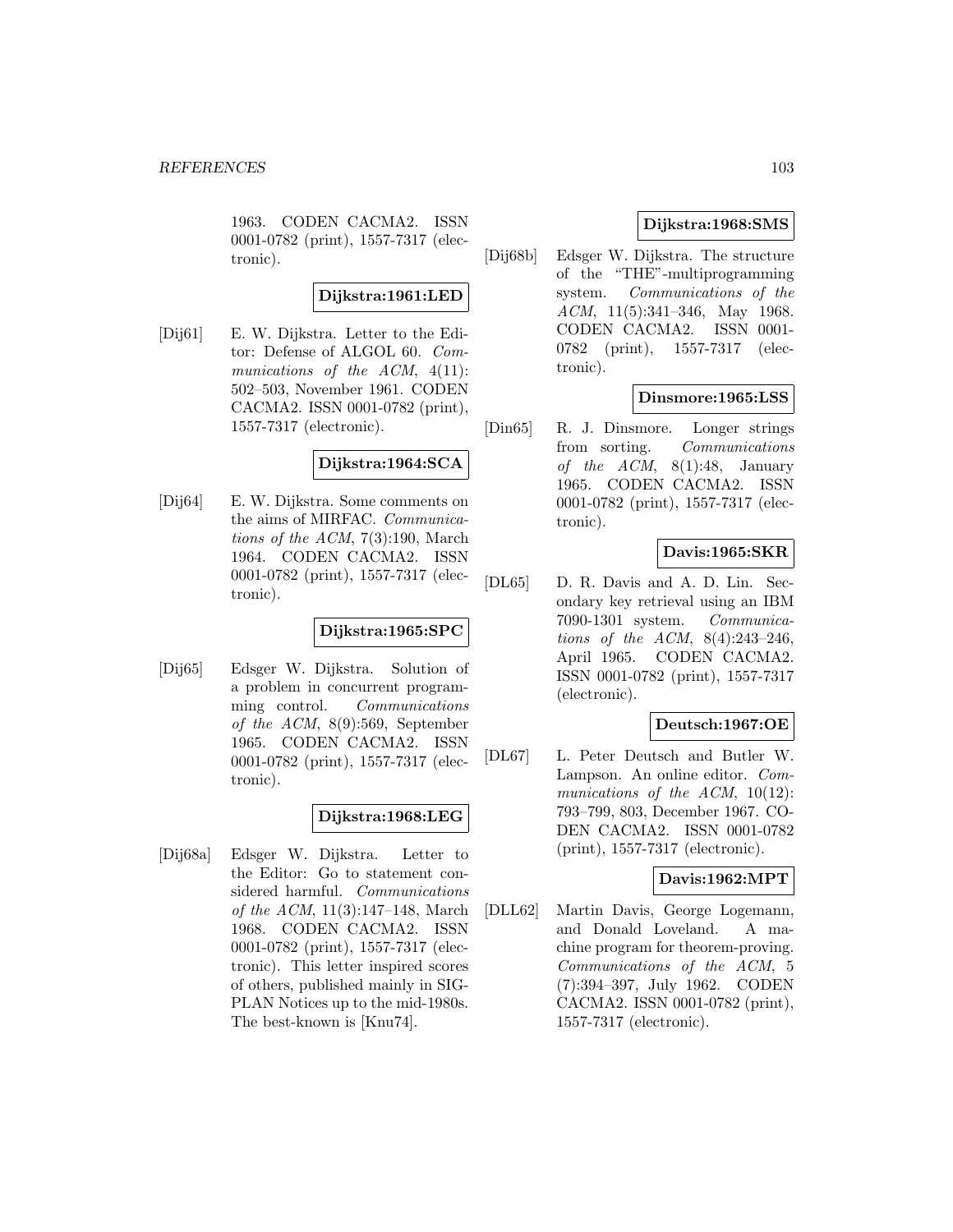1963. CODEN CACMA2. ISSN 0001-0782 (print), 1557-7317 (electronic).

**Dijkstra:1961:LED**

[Dij61] E. W. Dijkstra. Letter to the Editor: Defense of ALGOL 60. *Communications of the ACM*, 4(11): 502–503, November 1961. CODEN CACMA2. ISSN 0001-0782 (print), 1557-7317 (electronic).

**Dijkstra:1964:SCA**

[Dij64] E. W. Dijkstra. Some comments on the aims of MIRFAC. *Communications of the ACM*, 7(3):190, March 1964. CODEN CACMA2. ISSN 0001-0782 (print), 1557-7317 (electronic).

**Dijkstra:1965:SPC**

[Dij65] Edsger W. Dijkstra. Solution of a problem in concurrent programming control. *Communications of the ACM*, 8(9):569, September 1965. CODEN CACMA2. ISSN 0001-0782 (print), 1557-7317 (electronic).

**Dijkstra:1968:LEG**

[Dij68a] Edsger W. Dijkstra. Letter to the Editor: Go to statement considered harmful. *Communications of the ACM*, 11(3):147–148, March 1968. CODEN CACMA2. ISSN 0001-0782 (print), 1557-7317 (electronic). This letter inspired scores of others, published mainly in SIGPLAN Notices up to the mid-1980s. The best-known is [Knu74].

**Dijkstra:1968:SMS**

[Dij68b] Edsger W. Dijkstra. The structure of the "THE"-multiprogramming system. *Communications of the ACM*, 11(5):341–346, May 1968. CODEN CACMA2. ISSN 0001-0782 (print), 1557-7317 (electronic).

**Dinsmore:1965:LSS**

[Din65] R. J. Dinsmore. Longer strings from sorting. *Communications of the ACM*, 8(1):48, January 1965. CODEN CACMA2. ISSN 0001-0782 (print), 1557-7317 (electronic).

**Davis:1965:SKR**

[DL65] D. R. Davis and A. D. Lin. Secondary key retrieval using an IBM 7090-1301 system. *Communications of the ACM*, 8(4):243–246, April 1965. CODEN CACMA2. ISSN 0001-0782 (print), 1557-7317 (electronic).

**Deutsch:1967:OE**

[DL67] L. Peter Deutsch and Butler W. Lampson. An online editor. *Communications of the ACM*, 10(12): 793–799, 803, December 1967. CODEN CACMA2. ISSN 0001-0782 (print), 1557-7317 (electronic).

**Davis:1962:MPT**

[DLL62] Martin Davis, George Logemann, and Donald Loveland. A machine program for theorem-proving. *Communications of the ACM*, 5 (7):394–397, July 1962. CODEN CACMA2. ISSN 0001-0782 (print), 1557-7317 (electronic).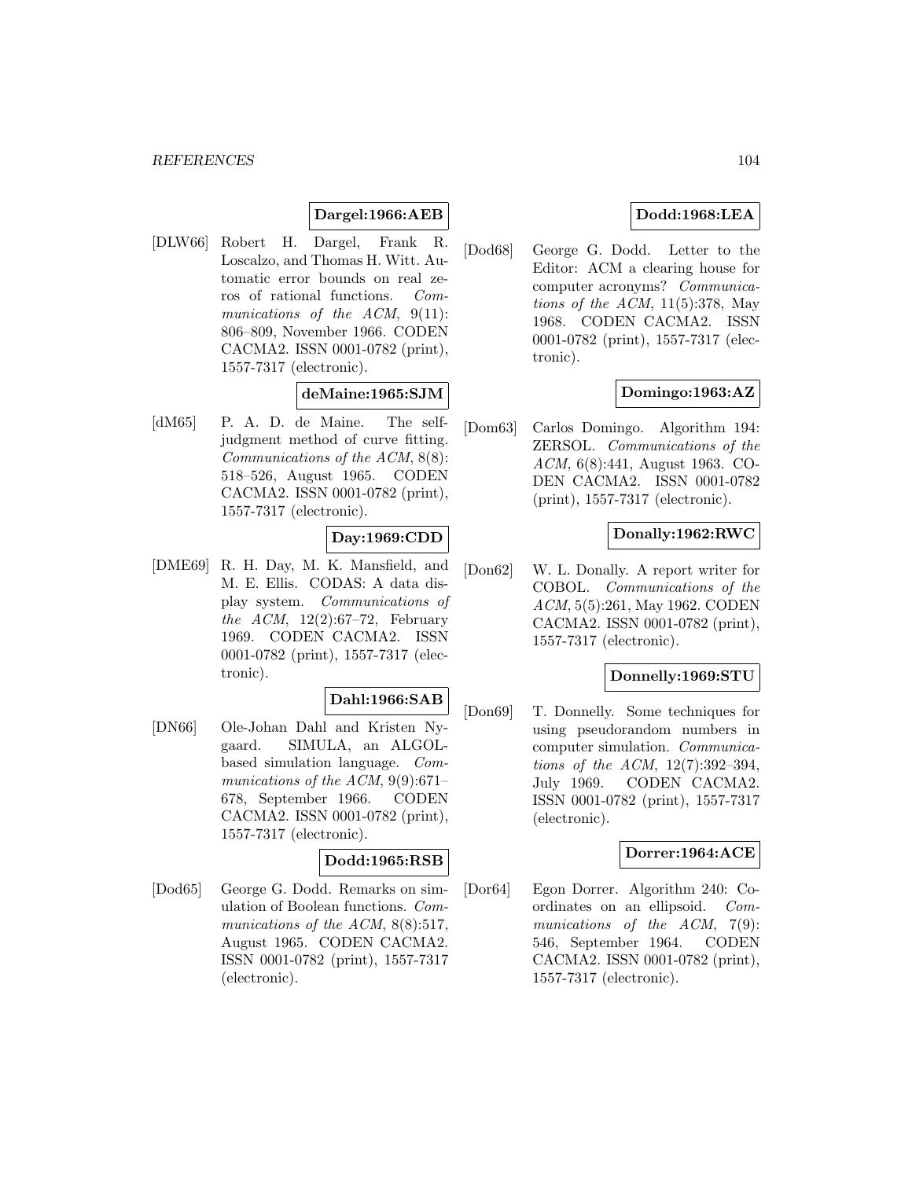**Dargel:1966:AEB**

[DLW66] Robert H. Dargel, Frank R. Loscalzo, and Thomas H. Witt. Automatic error bounds on real zeros of rational functions. *Communications of the ACM*, 9(11): 806–809, November 1966. CODEN CACMA2. ISSN 0001-0782 (print), 1557-7317 (electronic).

**deMaine:1965:SJM**

[dM65] P. A. D. de Maine. The self-judgment method of curve fitting. *Communications of the ACM*, 8(8): 518–526, August 1965. CODEN CACMA2. ISSN 0001-0782 (print), 1557-7317 (electronic).

**Day:1969:CDD**

[DME69] R. H. Day, M. K. Mansfield, and M. E. Ellis. CODAS: A data display system. *Communications of the ACM*, 12(2):67–72, February 1969. CODEN CACMA2. ISSN 0001-0782 (print), 1557-7317 (electronic).

**Dahl:1966:SAB**

[DN66] Ole-Johan Dahl and Kristen Nygaard. SIMULA, an ALGOL-based simulation language. *Communications of the ACM*, 9(9):671–678, September 1966. CODEN CACMA2. ISSN 0001-0782 (print), 1557-7317 (electronic).

**Dodd:1965:RSB**

[Dod65] George G. Dodd. Remarks on simulation of Boolean functions. *Communications of the ACM*, 8(8):517, August 1965. CODEN CACMA2. ISSN 0001-0782 (print), 1557-7317 (electronic).

**Dodd:1968:LEA**

[Dod68] George G. Dodd. Letter to the Editor: ACM a clearing house for computer acronyms? *Communications of the ACM*, 11(5):378, May 1968. CODEN CACMA2. ISSN 0001-0782 (print), 1557-7317 (electronic).

**Domingo:1963:AZ**

[Dom63] Carlos Domingo. Algorithm 194: ZERSOL. *Communications of the ACM*, 6(8):441, August 1963. CODEN CACMA2. ISSN 0001-0782 (print), 1557-7317 (electronic).

**Donally:1962:RWC**

[Don62] W. L. Donally. A report writer for COBOL. *Communications of the ACM*, 5(5):261, May 1962. CODEN CACMA2. ISSN 0001-0782 (print), 1557-7317 (electronic).

**Donnelly:1969:STU**

[Don69] T. Donnelly. Some techniques for using pseudorandom numbers in computer simulation. *Communications of the ACM*, 12(7):392–394, July 1969. CODEN CACMA2. ISSN 0001-0782 (print), 1557-7317 (electronic).

**Dorrer:1964:ACE**

[Dor64] Egon Dorrer. Algorithm 240: Coordinates on an ellipsoid. *Communications of the ACM*, 7(9): 546, September 1964. CODEN CACMA2. ISSN 0001-0782 (print), 1557-7317 (electronic).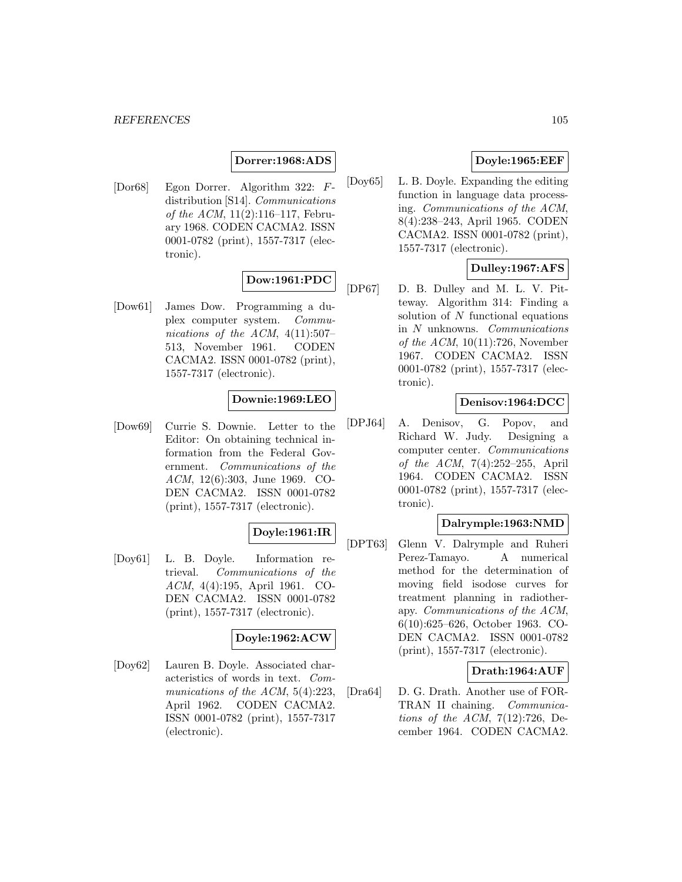**Dorrer:1968:ADS**

[Dor68] Egon Dorrer. Algorithm 322: $F$-distribution [S14]. *Communications of the ACM*, 11(2):116–117, February 1968. CODEN CACMA2. ISSN 0001-0782 (print), 1557-7317 (electronic).

**Dow:1961:PDC**

[Dow61] James Dow. Programming a duplex computer system. *Communications of the ACM*, 4(11):507–513, November 1961. CODEN CACMA2. ISSN 0001-0782 (print), 1557-7317 (electronic).

**Downie:1969:LEO**

[Dow69] Currie S. Downie. Letter to the Editor: On obtaining technical information from the Federal Government. *Communications of the ACM*, 12(6):303, June 1969. CODEN CACMA2. ISSN 0001-0782 (print), 1557-7317 (electronic).

**Doyle:1961:IR**

[Doy61] L. B. Doyle. Information retrieval. *Communications of the ACM*, 4(4):195, April 1961. CODEN CACMA2. ISSN 0001-0782 (print), 1557-7317 (electronic).

**Doyle:1962:ACW**

[Doy62] Lauren B. Doyle. Associated characteristics of words in text. *Communications of the ACM*, 5(4):223, April 1962. CODEN CACMA2. ISSN 0001-0782 (print), 1557-7317 (electronic).

**Doyle:1965:EEF**

[Doy65] L. B. Doyle. Expanding the editing function in language data processing. *Communications of the ACM*, 8(4):238–243, April 1965. CODEN CACMA2. ISSN 0001-0782 (print), 1557-7317 (electronic).

**Dulley:1967:AFS**

[DP67] D. B. Dulley and M. L. V. Pitteway. Algorithm 314: Finding a solution of $N$ functional equations in $N$ unknowns. *Communications of the ACM*, 10(11):726, November 1967. CODEN CACMA2. ISSN 0001-0782 (print), 1557-7317 (electronic).

**Denisov:1964:DCC**

[DPJ64] A. Denisov, G. Popov, and Richard W. Judy. Designing a computer center. *Communications of the ACM*, 7(4):252–255, April 1964. CODEN CACMA2. ISSN 0001-0782 (print), 1557-7317 (electronic).

**Dalrymple:1963:NMD**

[DPT63] Glenn V. Dalrymple and Ruheri Perez-Tamayo. A numerical method for the determination of moving field isodose curves for treatment planning in radiotherapy. *Communications of the ACM*, 6(10):625–626, October 1963. CODEN CACMA2. ISSN 0001-0782 (print), 1557-7317 (electronic).

**Drath:1964:AUF**

[Dra64] D. G. Drath. Another use of FORTRAN II chaining. *Communications of the ACM*, 7(12):726, December 1964. CODEN CACMA2.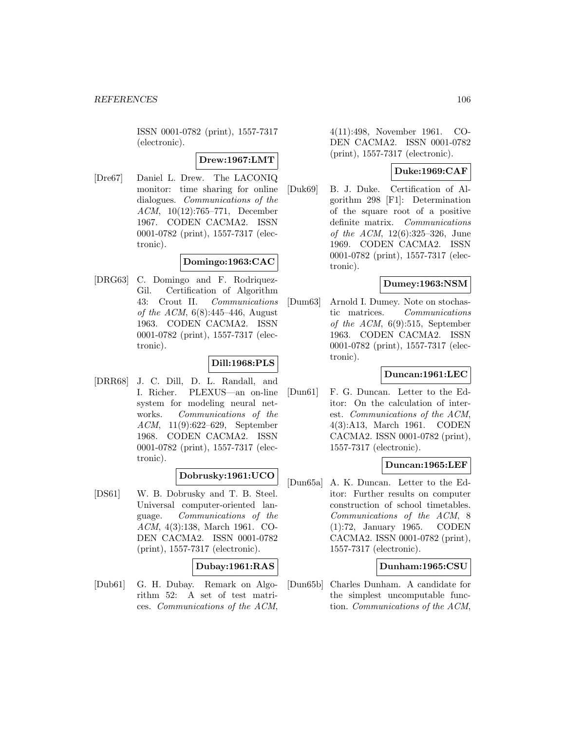ISSN 0001-0782 (print), 1557-7317 (electronic).

**Drew:1967:LMT**

[Dre67] Daniel L. Drew. The LACONIQ monitor: time sharing for online dialogues. *Communications of the ACM*, 10(12):765–771, December 1967. CODEN CACMA2. ISSN 0001-0782 (print), 1557-7317 (electronic).

**Domingo:1963:CAC**

[DRG63] C. Domingo and F. Rodriquez-Gil. Certification of Algorithm 43: Crout II. *Communications of the ACM*, 6(8):445–446, August 1963. CODEN CACMA2. ISSN 0001-0782 (print), 1557-7317 (electronic).

**Dill:1968:PLS**

[DRR68] J. C. Dill, D. L. Randall, and I. Richer. PLEXUS—an on-line system for modeling neural networks. *Communications of the ACM*, 11(9):622–629, September 1968. CODEN CACMA2. ISSN 0001-0782 (print), 1557-7317 (electronic).

**Dobrusky:1961:UCO**

[DS61] W. B. Dobrusky and T. B. Steel. Universal computer-oriented language. *Communications of the ACM*, 4(3):138, March 1961. CODEN CACMA2. ISSN 0001-0782 (print), 1557-7317 (electronic).

**Dubay:1961:RAS**

[Dub61] G. H. Dubay. Remark on Algorithm 52: A set of test matrices. *Communications of the ACM*, 4(11):498, November 1961. CODEN CACMA2. ISSN 0001-0782 (print), 1557-7317 (electronic).

**Duke:1969:CAF**

[Duk69] B. J. Duke. Certification of Algorithm 298 [F1]: Determination of the square root of a positive definite matrix. *Communications of the ACM*, 12(6):325–326, June 1969. CODEN CACMA2. ISSN 0001-0782 (print), 1557-7317 (electronic).

**Dumey:1963:NSM**

[Dum63] Arnold I. Dumey. Note on stochastic matrices. *Communications of the ACM*, 6(9):515, September 1963. CODEN CACMA2. ISSN 0001-0782 (print), 1557-7317 (electronic).

**Duncan:1961:LEC**

[Dun61] F. G. Duncan. Letter to the Editor: On the calculation of interest. *Communications of the ACM*, 4(3):A13, March 1961. CODEN CACMA2. ISSN 0001-0782 (print), 1557-7317 (electronic).

**Duncan:1965:LEF**

[Dun65a] A. K. Duncan. Letter to the Editor: Further results on computer construction of school timetables. *Communications of the ACM*, 8 (1):72, January 1965. CODEN CACMA2. ISSN 0001-0782 (print), 1557-7317 (electronic).

**Dunham:1965:CSU**

[Dun65b] Charles Dunham. A candidate for the simplest uncomputable function. *Communications of the ACM*,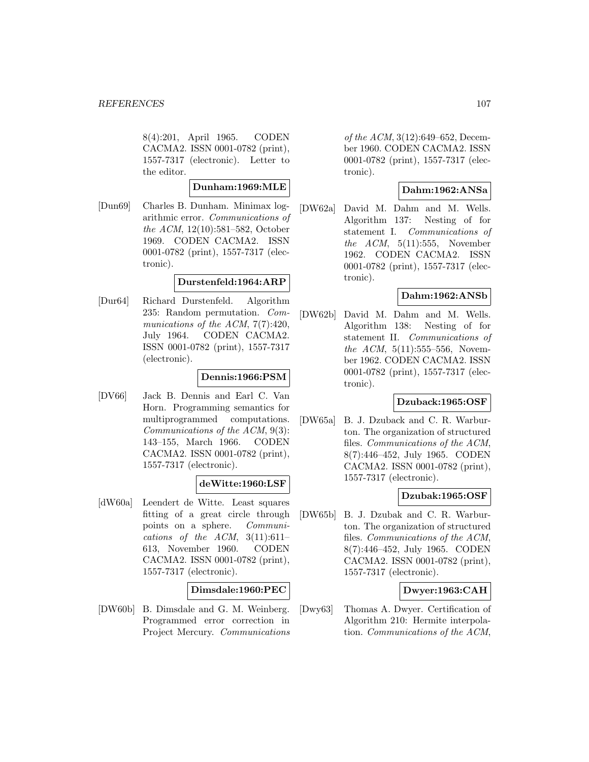8(4):201, April 1965. CODEN CACMA2. ISSN 0001-0782 (print), 1557-7317 (electronic). Letter to the editor.

**Dunham:1969:MLE**

[Dun69] Charles B. Dunham. Minimax logarithmic error. *Communications of the ACM*, 12(10):581–582, October 1969. CODEN CACMA2. ISSN 0001-0782 (print), 1557-7317 (electronic).

**Durstenfeld:1964:ARP**

[Dur64] Richard Durstenfeld. Algorithm 235: Random permutation. *Communications of the ACM*, 7(7):420, July 1964. CODEN CACMA2. ISSN 0001-0782 (print), 1557-7317 (electronic).

**Dennis:1966:PSM**

[DV66] Jack B. Dennis and Earl C. Van Horn. Programming semantics for multiprogrammed computations. *Communications of the ACM*, 9(3): 143–155, March 1966. CODEN CACMA2. ISSN 0001-0782 (print), 1557-7317 (electronic).

**deWitte:1960:LSF**

[dW60a] Leendert de Witte. Least squares fitting of a great circle through points on a sphere. *Communications of the ACM*, 3(11):611–613, November 1960. CODEN CACMA2. ISSN 0001-0782 (print), 1557-7317 (electronic).

**Dimsdale:1960:PEC**

[DW60b] B. Dimsdale and G. M. Weinberg. Programmed error correction in Project Mercury. *Communications of the ACM*, 3(12):649–652, December 1960. CODEN CACMA2. ISSN 0001-0782 (print), 1557-7317 (electronic).

**Dahm:1962:ANSa**

[DW62a] David M. Dahm and M. Wells. Algorithm 137: Nesting of for statement I. *Communications of the ACM*, 5(11):555, November 1962. CODEN CACMA2. ISSN 0001-0782 (print), 1557-7317 (electronic).

**Dahm:1962:ANSb**

[DW62b] David M. Dahm and M. Wells. Algorithm 138: Nesting of for statement II. *Communications of the ACM*, 5(11):555–556, November 1962. CODEN CACMA2. ISSN 0001-0782 (print), 1557-7317 (electronic).

**Dzuback:1965:OSF**

[DW65a] B. J. Dzuback and C. R. Warburton. The organization of structured files. *Communications of the ACM*, 8(7):446–452, July 1965. CODEN CACMA2. ISSN 0001-0782 (print), 1557-7317 (electronic).

**Dzubak:1965:OSF**

[DW65b] B. J. Dzubak and C. R. Warburton. The organization of structured files. *Communications of the ACM*, 8(7):446–452, July 1965. CODEN CACMA2. ISSN 0001-0782 (print), 1557-7317 (electronic).

**Dwyer:1963:CAH**

[Dwy63] Thomas A. Dwyer. Certification of Algorithm 210: Hermite interpolation. *Communications of the ACM*,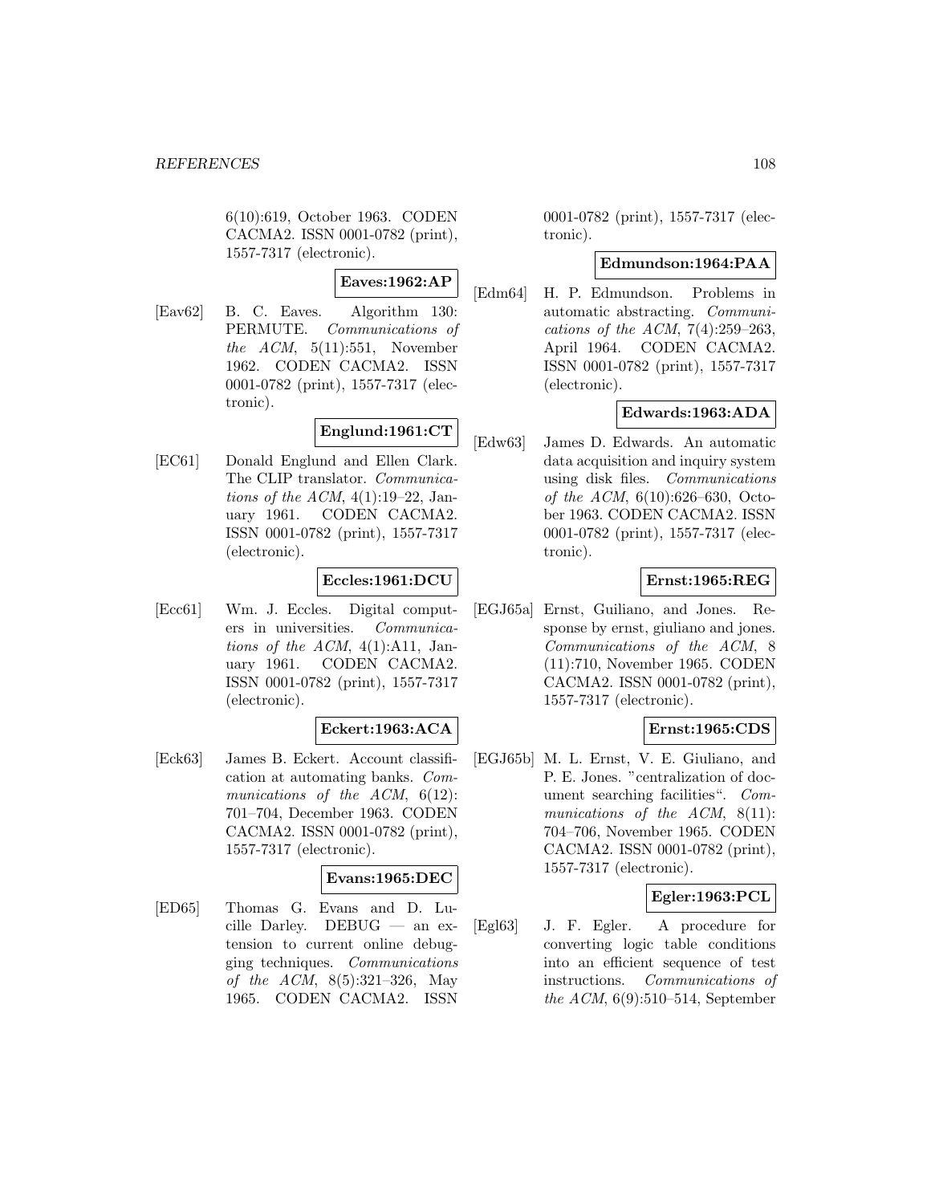6(10):619, October 1963. CODEN CACMA2. ISSN 0001-0782 (print), 1557-7317 (electronic).

**Eaves:1962:AP**

[Eav62] B. C. Eaves. Algorithm 130: PERMUTE. *Communications of the ACM*, 5(11):551, November 1962. CODEN CACMA2. ISSN 0001-0782 (print), 1557-7317 (electronic).

**Englund:1961:CT**

[EC61] Donald Englund and Ellen Clark. The CLIP translator. *Communications of the ACM*, 4(1):19–22, January 1961. CODEN CACMA2. ISSN 0001-0782 (print), 1557-7317 (electronic).

**Eccles:1961:DCU**

[Ecc61] Wm. J. Eccles. Digital computers in universities. *Communications of the ACM*, 4(1):A11, January 1961. CODEN CACMA2. ISSN 0001-0782 (print), 1557-7317 (electronic).

**Eckert:1963:ACA**

[Eck63] James B. Eckert. Account classification at automating banks. *Communications of the ACM*, 6(12): 701–704, December 1963. CODEN CACMA2. ISSN 0001-0782 (print), 1557-7317 (electronic).

**Evans:1965:DEC**

[ED65] Thomas G. Evans and D. Lucille Darley. DEBUG — an extension to current online debugging techniques. *Communications of the ACM*, 8(5):321–326, May 1965. CODEN CACMA2. ISSN 0001-0782 (print), 1557-7317 (electronic).

**Edmundson:1964:PAA**

[Edm64] H. P. Edmundson. Problems in automatic abstracting. *Communications of the ACM*, 7(4):259–263, April 1964. CODEN CACMA2. ISSN 0001-0782 (print), 1557-7317 (electronic).

**Edwards:1963:ADA**

[Edw63] James D. Edwards. An automatic data acquisition and inquiry system using disk files. *Communications of the ACM*, 6(10):626–630, October 1963. CODEN CACMA2. ISSN 0001-0782 (print), 1557-7317 (electronic).

**Ernst:1965:REG**

[EGJ65a] Ernst, Guiliano, and Jones. Response by ernst, giuliano and jones. *Communications of the ACM*, 8 (11):710, November 1965. CODEN CACMA2. ISSN 0001-0782 (print), 1557-7317 (electronic).

**Ernst:1965:CDS**

[EGJ65b] M. L. Ernst, V. E. Giuliano, and P. E. Jones. "centralization of document searching facilities". *Communications of the ACM*, 8(11): 704–706, November 1965. CODEN CACMA2. ISSN 0001-0782 (print), 1557-7317 (electronic).

**Egler:1963:PCL**

[Egl63] J. F. Egler. A procedure for converting logic table conditions into an efficient sequence of test instructions. *Communications of the ACM*, 6(9):510–514, September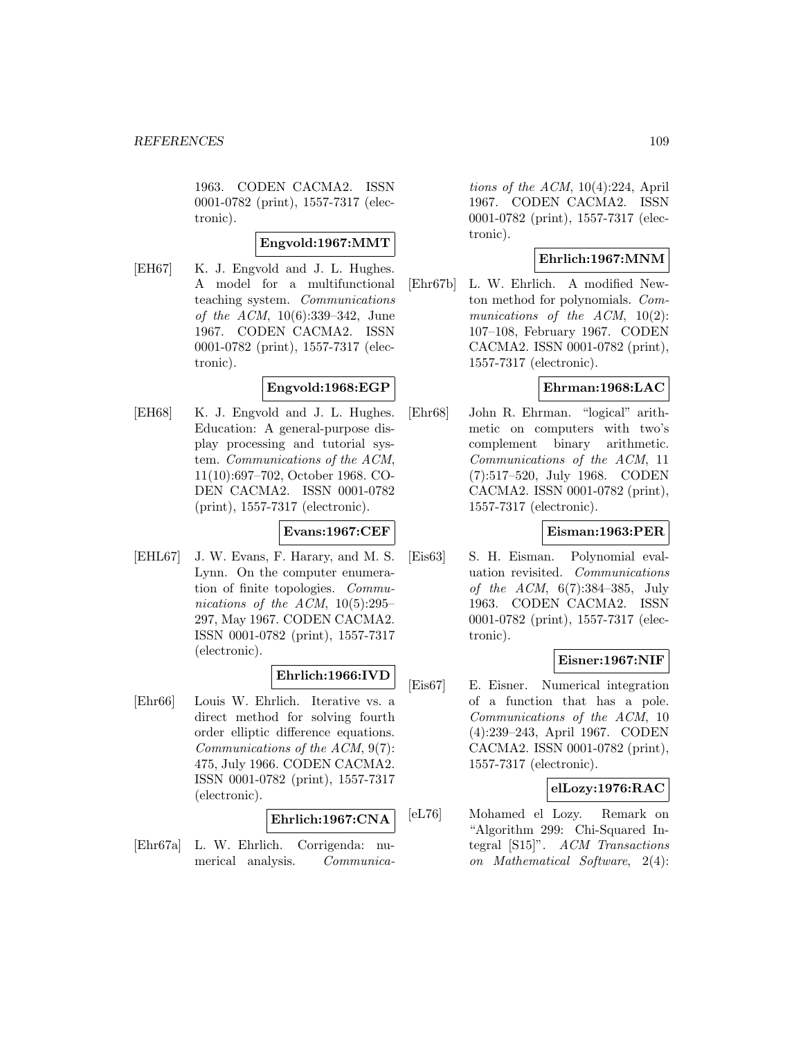1963. CODEN CACMA2. ISSN 0001-0782 (print), 1557-7317 (electronic).

**Engvold:1967:MMT**

[EH67] K. J. Engvold and J. L. Hughes. A model for a multifunctional teaching system. *Communications of the ACM*, 10(6):339–342, June 1967. CODEN CACMA2. ISSN 0001-0782 (print), 1557-7317 (electronic).

**Engvold:1968:EGP**

[EH68] K. J. Engvold and J. L. Hughes. Education: A general-purpose display processing and tutorial system. *Communications of the ACM*, 11(10):697–702, October 1968. CODEN CACMA2. ISSN 0001-0782 (print), 1557-7317 (electronic).

**Evans:1967:CEF**

[EHL67] J. W. Evans, F. Harary, and M. S. Lynn. On the computer enumeration of finite topologies. *Communications of the ACM*, 10(5):295–297, May 1967. CODEN CACMA2. ISSN 0001-0782 (print), 1557-7317 (electronic).

**Ehrlich:1966:IVD**

[Ehr66] Louis W. Ehrlich. Iterative vs. a direct method for solving fourth order elliptic difference equations. *Communications of the ACM*, 9(7): 475, July 1966. CODEN CACMA2. ISSN 0001-0782 (print), 1557-7317 (electronic).

**Ehrlich:1967:CNA**

[Ehr67a] L. W. Ehrlich. Corrigenda: numerical analysis. *Communications of the ACM*, 10(4):224, April 1967. CODEN CACMA2. ISSN 0001-0782 (print), 1557-7317 (electronic).

**Ehrlich:1967:MNM**

[Ehr67b] L. W. Ehrlich. A modified Newton method for polynomials. *Communications of the ACM*, 10(2): 107–108, February 1967. CODEN CACMA2. ISSN 0001-0782 (print), 1557-7317 (electronic).

**Ehrman:1968:LAC**

[Ehr68] John R. Ehrman. "logical" arithmetic on computers with two's complement binary arithmetic. *Communications of the ACM*, 11 (7):517–520, July 1968. CODEN CACMA2. ISSN 0001-0782 (print), 1557-7317 (electronic).

**Eisman:1963:PER**

[Eis63] S. H. Eisman. Polynomial evaluation revisited. *Communications of the ACM*, 6(7):384–385, July 1963. CODEN CACMA2. ISSN 0001-0782 (print), 1557-7317 (electronic).

**Eisner:1967:NIF**

[Eis67] E. Eisner. Numerical integration of a function that has a pole. *Communications of the ACM*, 10 (4):239–243, April 1967. CODEN CACMA2. ISSN 0001-0782 (print), 1557-7317 (electronic).

**elLozy:1976:RAC**

[eL76] Mohamed el Lozy. Remark on "Algorithm 299: Chi-Squared Integral [S15]". *ACM Transactions on Mathematical Software*, 2(4):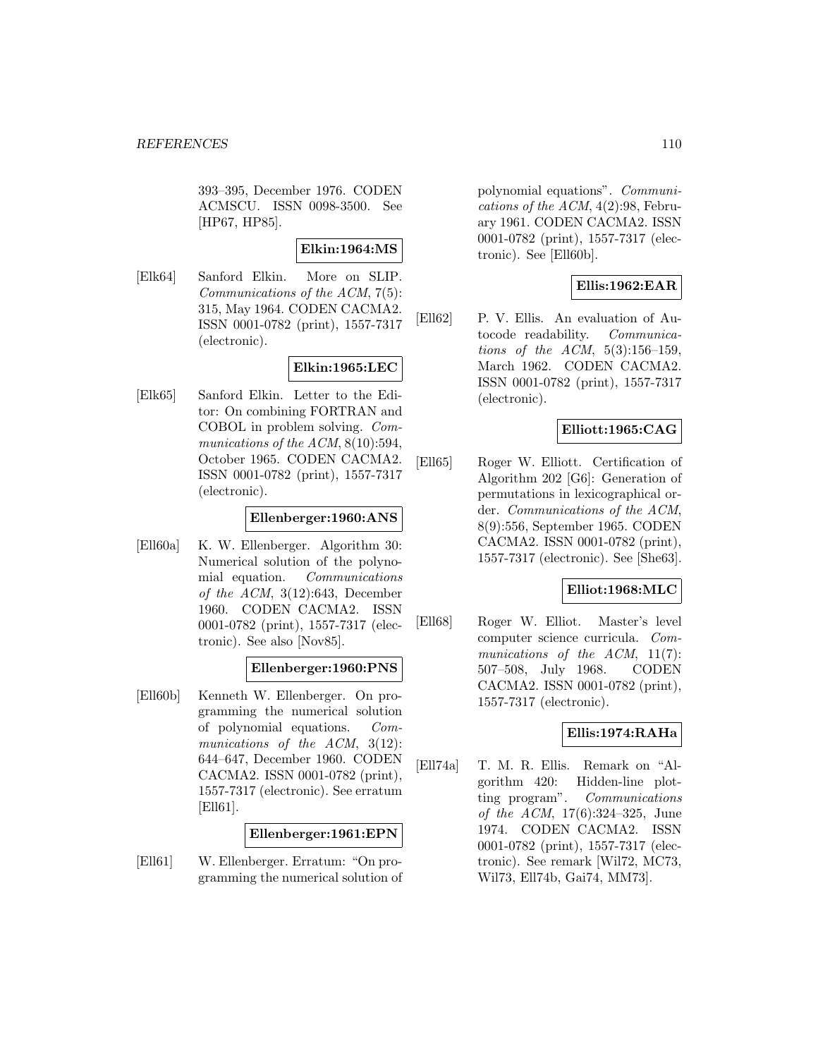393–395, December 1976. CODEN ACMSCU. ISSN 0098-3500. See [HP67, HP85].

**Elkin:1964:MS**

[Elk64] Sanford Elkin. More on SLIP. *Communications of the ACM*, 7(5): 315, May 1964. CODEN CACMA2. ISSN 0001-0782 (print), 1557-7317 (electronic).

**Elkin:1965:LEC**

[Elk65] Sanford Elkin. Letter to the Editor: On combining FORTRAN and COBOL in problem solving. *Communications of the ACM*, 8(10):594, October 1965. CODEN CACMA2. ISSN 0001-0782 (print), 1557-7317 (electronic).

**Ellenberger:1960:ANS**

[Ell60a] K. W. Ellenberger. Algorithm 30: Numerical solution of the polynomial equation. *Communications of the ACM*, 3(12):643, December 1960. CODEN CACMA2. ISSN 0001-0782 (print), 1557-7317 (electronic). See also [Nov85].

**Ellenberger:1960:PNS**

[Ell60b] Kenneth W. Ellenberger. On programming the numerical solution of polynomial equations. *Communications of the ACM*, 3(12): 644–647, December 1960. CODEN CACMA2. ISSN 0001-0782 (print), 1557-7317 (electronic). See erratum [Ell61].

**Ellenberger:1961:EPN**

[Ell61] W. Ellenberger. Erratum: "On programming the numerical solution of polynomial equations". *Communications of the ACM*, 4(2):98, February 1961. CODEN CACMA2. ISSN 0001-0782 (print), 1557-7317 (electronic). See [Ell60b].

**Ellis:1962:EAR**

[Ell62] P. V. Ellis. An evaluation of Autocode readability. *Communications of the ACM*, 5(3):156–159, March 1962. CODEN CACMA2. ISSN 0001-0782 (print), 1557-7317 (electronic).

**Elliott:1965:CAG**

[Ell65] Roger W. Elliott. Certification of Algorithm 202 [G6]: Generation of permutations in lexicographical order. *Communications of the ACM*, 8(9):556, September 1965. CODEN CACMA2. ISSN 0001-0782 (print), 1557-7317 (electronic). See [She63].

**Elliot:1968:MLC**

[Ell68] Roger W. Elliot. Master's level computer science curricula. *Communications of the ACM*, 11(7): 507–508, July 1968. CODEN CACMA2. ISSN 0001-0782 (print), 1557-7317 (electronic).

**Ellis:1974:RAHa**

[Ell74a] T. M. R. Ellis. Remark on "Algorithm 420: Hidden-line plotting program". *Communications of the ACM*, 17(6):324–325, June 1974. CODEN CACMA2. ISSN 0001-0782 (print), 1557-7317 (electronic). See remark [Wil72, MC73, Wil73, Ell74b, Gai74, MM73].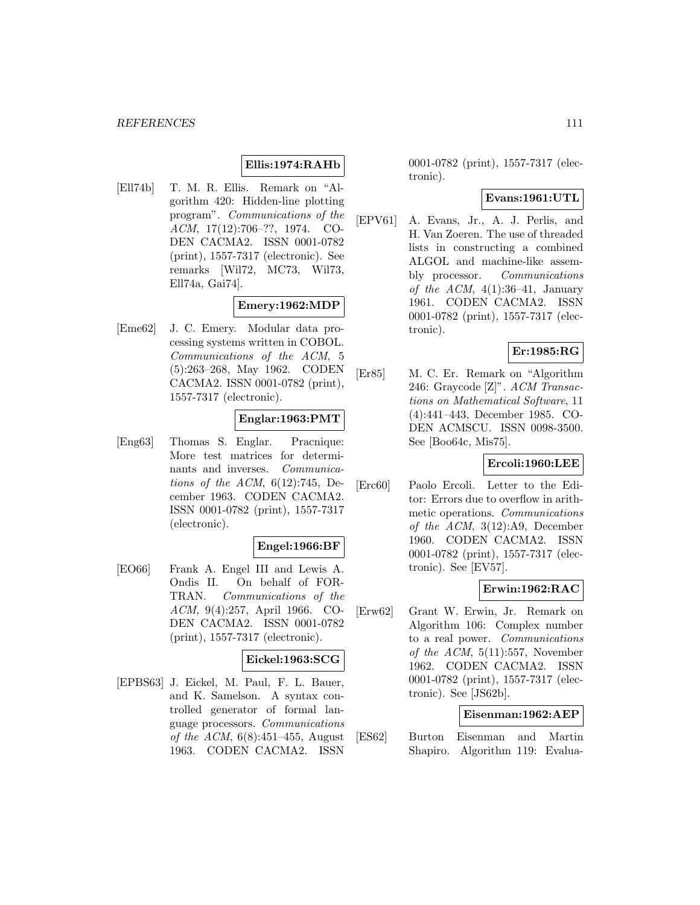**Ellis:1974:RAHb**

[Ell74b] T. M. R. Ellis. Remark on "Algorithm 420: Hidden-line plotting program". *Communications of the ACM*, 17(12):706–??, 1974. CODEN CACMA2. ISSN 0001-0782 (print), 1557-7317 (electronic). See remarks [Wil72, MC73, Wil73, Ell74a, Gai74].

**Emery:1962:MDP**

[Eme62] J. C. Emery. Modular data processing systems written in COBOL. *Communications of the ACM*, 5 (5):263–268, May 1962. CODEN CACMA2. ISSN 0001-0782 (print), 1557-7317 (electronic).

**Englar:1963:PMT**

[Eng63] Thomas S. Englar. Pracnique: More test matrices for determinants and inverses. *Communications of the ACM*, 6(12):745, December 1963. CODEN CACMA2. ISSN 0001-0782 (print), 1557-7317 (electronic).

**Engel:1966:BF**

[EO66] Frank A. Engel III and Lewis A. Ondis II. On behalf of FORTRAN. *Communications of the ACM*, 9(4):257, April 1966. CODEN CACMA2. ISSN 0001-0782 (print), 1557-7317 (electronic).

**Eickel:1963:SCG**

[EPBS63] J. Eickel, M. Paul, F. L. Bauer, and K. Samelson. A syntax controlled generator of formal language processors. *Communications of the ACM*, 6(8):451–455, August 1963. CODEN CACMA2. ISSN 0001-0782 (print), 1557-7317 (electronic).

**Evans:1961:UTL**

[EPV61] A. Evans, Jr., A. J. Perlis, and H. Van Zoeren. The use of threaded lists in constructing a combined ALGOL and machine-like assembly processor. *Communications of the ACM*, 4(1):36–41, January 1961. CODEN CACMA2. ISSN 0001-0782 (print), 1557-7317 (electronic).

**Er:1985:RG**

[Er85] M. C. Er. Remark on "Algorithm 246: Graycode [Z]". *ACM Transactions on Mathematical Software*, 11 (4):441–443, December 1985. CODEN ACMSCU. ISSN 0098-3500. See [Boo64c, Mis75].

**Ercoli:1960:LEE**

[Erc60] Paolo Ercoli. Letter to the Editor: Errors due to overflow in arithmetic operations. *Communications of the ACM*, 3(12):A9, December 1960. CODEN CACMA2. ISSN 0001-0782 (print), 1557-7317 (electronic). See [EV57].

**Erwin:1962:RAC**

[Erw62] Grant W. Erwin, Jr. Remark on Algorithm 106: Complex number to a real power. *Communications of the ACM*, 5(11):557, November 1962. CODEN CACMA2. ISSN 0001-0782 (print), 1557-7317 (electronic). See [JS62b].

**Eisenman:1962:AEP**

[ES62] Burton Eisenman and Martin Shapiro. Algorithm 119: Evalua-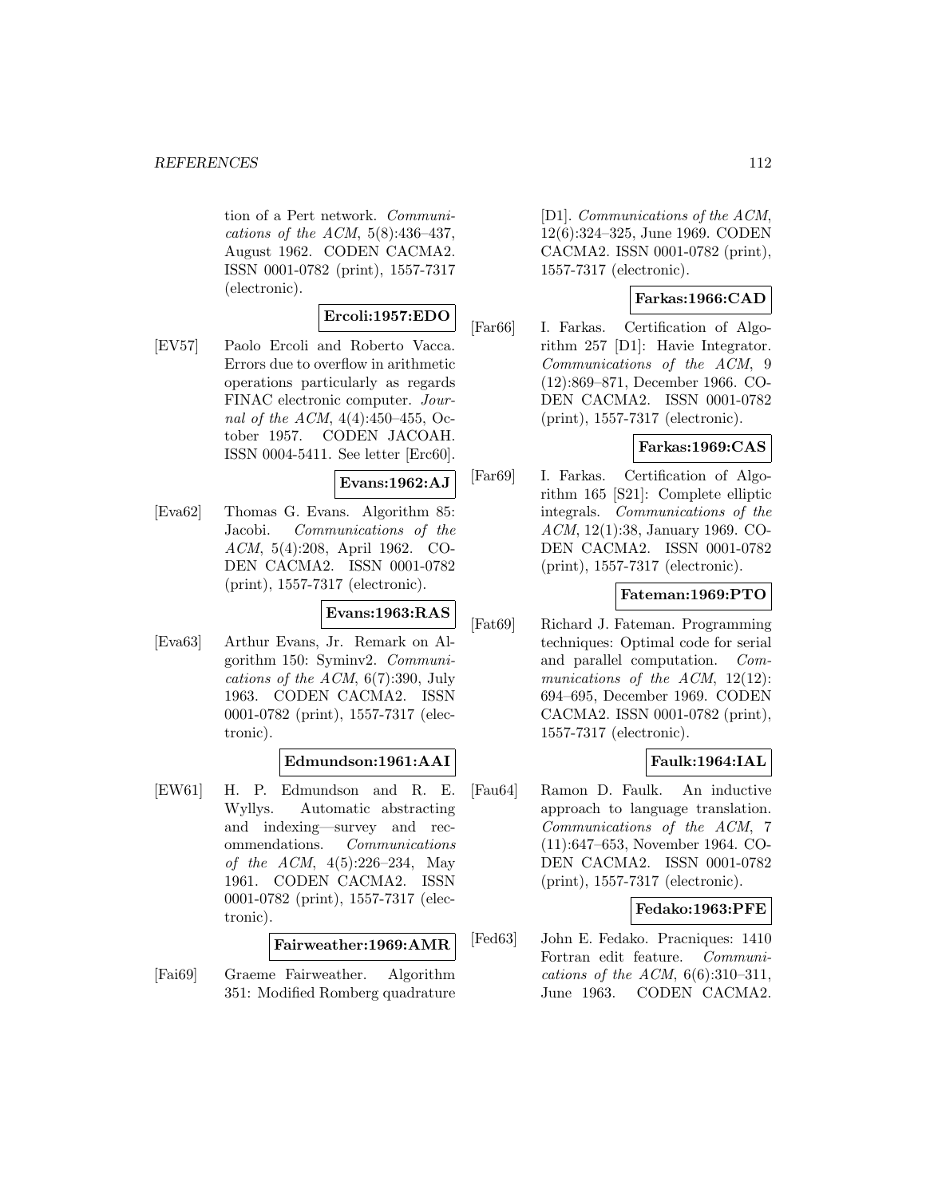tion of a Pert network. *Communications of the ACM*, 5(8):436–437, August 1962. CODEN CACMA2. ISSN 0001-0782 (print), 1557-7317 (electronic).

**Ercoli:1957:EDO**

[EV57] Paolo Ercoli and Roberto Vacca. Errors due to overflow in arithmetic operations particularly as regards FINAC electronic computer. *Journal of the ACM*, 4(4):450–455, October 1957. CODEN JACOAH. ISSN 0004-5411. See letter [Erc60].

**Evans:1962:AJ**

[Eva62] Thomas G. Evans. Algorithm 85: Jacobi. *Communications of the ACM*, 5(4):208, April 1962. CODEN CACMA2. ISSN 0001-0782 (print), 1557-7317 (electronic).

**Evans:1963:RAS**

[Eva63] Arthur Evans, Jr. Remark on Algorithm 150: Syminv2. *Communications of the ACM*, 6(7):390, July 1963. CODEN CACMA2. ISSN 0001-0782 (print), 1557-7317 (electronic).

**Edmundson:1961:AAI**

[EW61] H. P. Edmundson and R. E. Wyllys. Automatic abstracting and indexing—survey and recommendations. *Communications of the ACM*, 4(5):226–234, May 1961. CODEN CACMA2. ISSN 0001-0782 (print), 1557-7317 (electronic).

**Fairweather:1969:AMR**

[Fai69] Graeme Fairweather. Algorithm 351: Modified Romberg quadrature [D1]. *Communications of the ACM*, 12(6):324–325, June 1969. CODEN CACMA2. ISSN 0001-0782 (print), 1557-7317 (electronic).

**Farkas:1966:CAD**

[Far66] I. Farkas. Certification of Algorithm 257 [D1]: Havie Integrator. *Communications of the ACM*, 9 (12):869–871, December 1966. CODEN CACMA2. ISSN 0001-0782 (print), 1557-7317 (electronic).

**Farkas:1969:CAS**

[Far69] I. Farkas. Certification of Algorithm 165 [S21]: Complete elliptic integrals. *Communications of the ACM*, 12(1):38, January 1969. CODEN CACMA2. ISSN 0001-0782 (print), 1557-7317 (electronic).

**Fateman:1969:PTO**

[Fat69] Richard J. Fateman. Programming techniques: Optimal code for serial and parallel computation. *Communications of the ACM*, 12(12): 694–695, December 1969. CODEN CACMA2. ISSN 0001-0782 (print), 1557-7317 (electronic).

**Faulk:1964:IAL**

[Fau64] Ramon D. Faulk. An inductive approach to language translation. *Communications of the ACM*, 7 (11):647–653, November 1964. CODEN CACMA2. ISSN 0001-0782 (print), 1557-7317 (electronic).

**Fedako:1963:PFE**

[Fed63] John E. Fedako. Pracniques: 1410 Fortran edit feature. *Communications of the ACM*, 6(6):310–311, June 1963. CODEN CACMA2.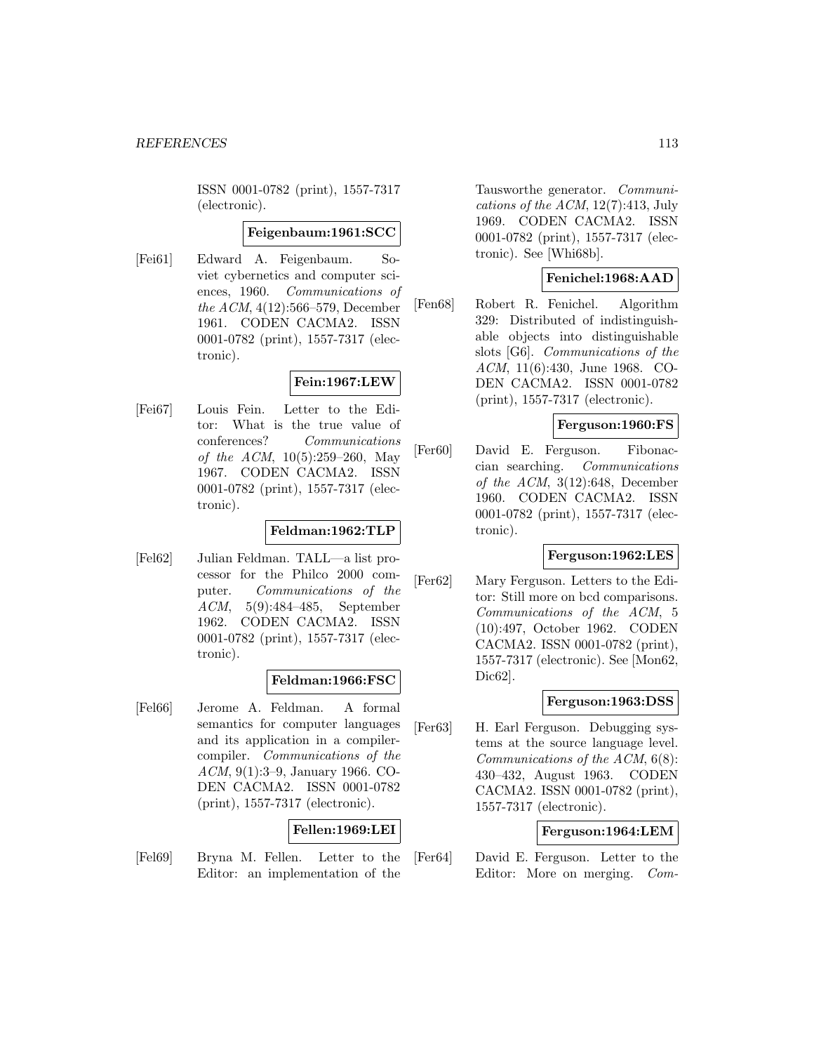ISSN 0001-0782 (print), 1557-7317 (electronic).

**Feigenbaum:1961:SCC**

[Fei61] Edward A. Feigenbaum. Soviet cybernetics and computer sciences, 1960. *Communications of the ACM*, 4(12):566–579, December 1961. CODEN CACMA2. ISSN 0001-0782 (print), 1557-7317 (electronic).

**Fein:1967:LEW**

[Fei67] Louis Fein. Letter to the Editor: What is the true value of conferences? *Communications of the ACM*, 10(5):259–260, May 1967. CODEN CACMA2. ISSN 0001-0782 (print), 1557-7317 (electronic).

**Feldman:1962:TLP**

[Fel62] Julian Feldman. TALL—a list processor for the Philco 2000 computer. *Communications of the ACM*, 5(9):484–485, September 1962. CODEN CACMA2. ISSN 0001-0782 (print), 1557-7317 (electronic).

**Feldman:1966:FSC**

[Fel66] Jerome A. Feldman. A formal semantics for computer languages and its application in a compiler-compiler. *Communications of the ACM*, 9(1):3–9, January 1966. CODEN CACMA2. ISSN 0001-0782 (print), 1557-7317 (electronic).

**Fellen:1969:LEI**

[Fel69] Bryna M. Fellen. Letter to the Editor: an implementation of the Tausworthe generator. *Communications of the ACM*, 12(7):413, July 1969. CODEN CACMA2. ISSN 0001-0782 (print), 1557-7317 (electronic). See [Whi68b].

**Fenichel:1968:AAD**

[Fen68] Robert R. Fenichel. Algorithm 329: Distributed of indistinguishable objects into distinguishable slots [G6]. *Communications of the ACM*, 11(6):430, June 1968. CODEN CACMA2. ISSN 0001-0782 (print), 1557-7317 (electronic).

**Ferguson:1960:FS**

[Fer60] David E. Ferguson. Fibonaccian searching. *Communications of the ACM*, 3(12):648, December 1960. CODEN CACMA2. ISSN 0001-0782 (print), 1557-7317 (electronic).

**Ferguson:1962:LES**

[Fer62] Mary Ferguson. Letters to the Editor: Still more on bcd comparisons. *Communications of the ACM*, 5 (10):497, October 1962. CODEN CACMA2. ISSN 0001-0782 (print), 1557-7317 (electronic). See [Mon62, Dic62].

**Ferguson:1963:DSS**

[Fer63] H. Earl Ferguson. Debugging systems at the source language level. *Communications of the ACM*, 6(8): 430–432, August 1963. CODEN CACMA2. ISSN 0001-0782 (print), 1557-7317 (electronic).

**Ferguson:1964:LEM**

[Fer64] David E. Ferguson. Letter to the Editor: More on merging. *Com-*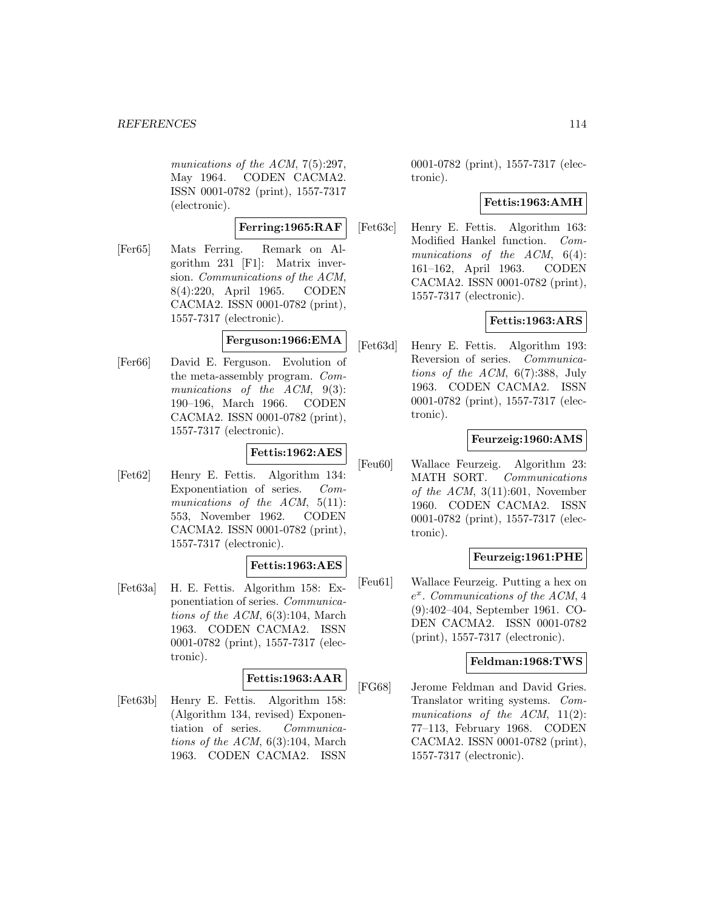*munications of the ACM*, 7(5):297, May 1964. CODEN CACMA2. ISSN 0001-0782 (print), 1557-7317 (electronic).

**Ferring:1965:RAF**

[Fer65] Mats Ferring. Remark on Algorithm 231 [F1]: Matrix inversion. *Communications of the ACM*, 8(4):220, April 1965. CODEN CACMA2. ISSN 0001-0782 (print), 1557-7317 (electronic).

**Ferguson:1966:EMA**

[Fer66] David E. Ferguson. Evolution of the meta-assembly program. *Communications of the ACM*, 9(3): 190–196, March 1966. CODEN CACMA2. ISSN 0001-0782 (print), 1557-7317 (electronic).

**Fettis:1962:AES**

[Fet62] Henry E. Fettis. Algorithm 134: Exponentiation of series. *Communications of the ACM*, 5(11): 553, November 1962. CODEN CACMA2. ISSN 0001-0782 (print), 1557-7317 (electronic).

**Fettis:1963:AES**

[Fet63a] H. E. Fettis. Algorithm 158: Exponentiation of series. *Communications of the ACM*, 6(3):104, March 1963. CODEN CACMA2. ISSN 0001-0782 (print), 1557-7317 (electronic).

**Fettis:1963:AAR**

[Fet63b] Henry E. Fettis. Algorithm 158: (Algorithm 134, revised) Exponentiation of series. *Communications of the ACM*, 6(3):104, March 1963. CODEN CACMA2. ISSN 0001-0782 (print), 1557-7317 (electronic).

**Fettis:1963:AMH**

[Fet63c] Henry E. Fettis. Algorithm 163: Modified Hankel function. *Communications of the ACM*, 6(4): 161–162, April 1963. CODEN CACMA2. ISSN 0001-0782 (print), 1557-7317 (electronic).

**Fettis:1963:ARS**

[Fet63d] Henry E. Fettis. Algorithm 193: Reversion of series. *Communications of the ACM*, 6(7):388, July 1963. CODEN CACMA2. ISSN 0001-0782 (print), 1557-7317 (electronic).

**Feurzeig:1960:AMS**

[Feu60] Wallace Feurzeig. Algorithm 23: MATH SORT. *Communications of the ACM*, 3(11):601, November 1960. CODEN CACMA2. ISSN 0001-0782 (print), 1557-7317 (electronic).

**Feurzeig:1961:PHE**

[Feu61] Wallace Feurzeig. Putting a hex on $e^x$. *Communications of the ACM*, 4 (9):402–404, September 1961. CODEN CACMA2. ISSN 0001-0782 (print), 1557-7317 (electronic).

**Feldman:1968:TWS**

[FG68] Jerome Feldman and David Gries. Translator writing systems. *Communications of the ACM*, 11(2): 77–113, February 1968. CODEN CACMA2. ISSN 0001-0782 (print), 1557-7317 (electronic).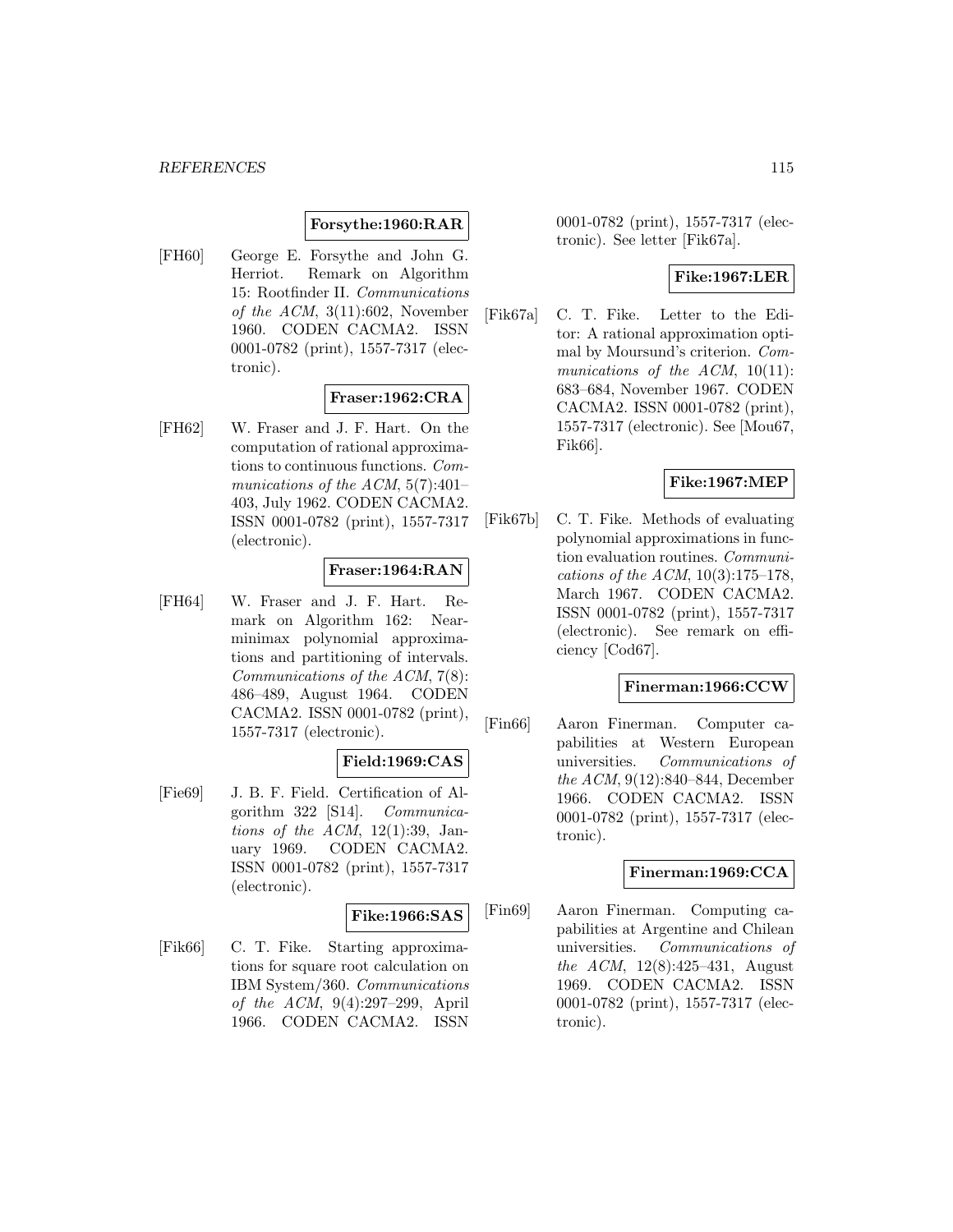**Forsythe:1960:RAR**

[FH60] George E. Forsythe and John G. Herriot. Remark on Algorithm 15: Rootfinder II. *Communications of the ACM*, 3(11):602, November 1960. CODEN CACMA2. ISSN 0001-0782 (print), 1557-7317 (electronic).

**Fraser:1962:CRA**

[FH62] W. Fraser and J. F. Hart. On the computation of rational approximations to continuous functions. *Communications of the ACM*, 5(7):401–403, July 1962. CODEN CACMA2. ISSN 0001-0782 (print), 1557-7317 (electronic).

**Fraser:1964:RAN**

[FH64] W. Fraser and J. F. Hart. Remark on Algorithm 162: Near-minimax polynomial approximations and partitioning of intervals. *Communications of the ACM*, 7(8): 486–489, August 1964. CODEN CACMA2. ISSN 0001-0782 (print), 1557-7317 (electronic).

**Field:1969:CAS**

[Fie69] J. B. F. Field. Certification of Algorithm 322 [S14]. *Communications of the ACM*, 12(1):39, January 1969. CODEN CACMA2. ISSN 0001-0782 (print), 1557-7317 (electronic).

**Fike:1966:SAS**

[Fik66] C. T. Fike. Starting approximations for square root calculation on IBM System/360. *Communications of the ACM*, 9(4):297–299, April 1966. CODEN CACMA2. ISSN 0001-0782 (print), 1557-7317 (electronic). See letter [Fik67a].

**Fike:1967:LER**

[Fik67a] C. T. Fike. Letter to the Editor: A rational approximation optimal by Moursund's criterion. *Communications of the ACM*, 10(11): 683–684, November 1967. CODEN CACMA2. ISSN 0001-0782 (print), 1557-7317 (electronic). See [Mou67, Fik66].

**Fike:1967:MEP**

[Fik67b] C. T. Fike. Methods of evaluating polynomial approximations in function evaluation routines. *Communications of the ACM*, 10(3):175–178, March 1967. CODEN CACMA2. ISSN 0001-0782 (print), 1557-7317 (electronic). See remark on efficiency [Cod67].

**Finerman:1966:CCW**

[Fin66] Aaron Finerman. Computer capabilities at Western European universities. *Communications of the ACM*, 9(12):840–844, December 1966. CODEN CACMA2. ISSN 0001-0782 (print), 1557-7317 (electronic).

**Finerman:1969:CCA**

[Fin69] Aaron Finerman. Computing capabilities at Argentine and Chilean universities. *Communications of the ACM*, 12(8):425–431, August 1969. CODEN CACMA2. ISSN 0001-0782 (print), 1557-7317 (electronic).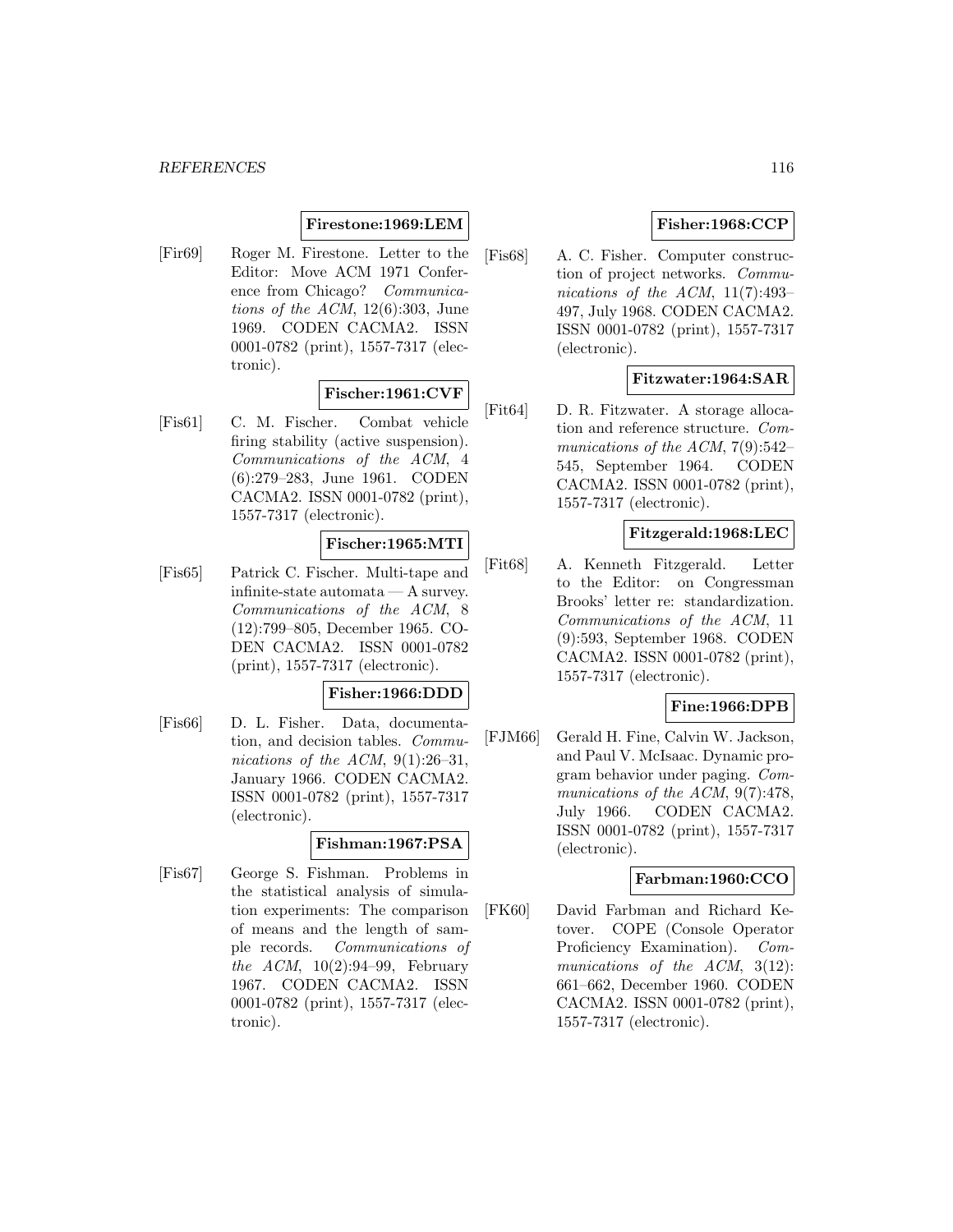**Firestone:1969:LEM**

[Fir69] Roger M. Firestone. Letter to the Editor: Move ACM 1971 Conference from Chicago? *Communications of the ACM*, 12(6):303, June 1969. CODEN CACMA2. ISSN 0001-0782 (print), 1557-7317 (electronic).

**Fischer:1961:CVF**

[Fis61] C. M. Fischer. Combat vehicle firing stability (active suspension). *Communications of the ACM*, 4 (6):279–283, June 1961. CODEN CACMA2. ISSN 0001-0782 (print), 1557-7317 (electronic).

**Fischer:1965:MTI**

[Fis65] Patrick C. Fischer. Multi-tape and infinite-state automata — A survey. *Communications of the ACM*, 8 (12):799–805, December 1965. CODEN CACMA2. ISSN 0001-0782 (print), 1557-7317 (electronic).

**Fisher:1966:DDD**

[Fis66] D. L. Fisher. Data, documentation, and decision tables. *Communications of the ACM*, 9(1):26–31, January 1966. CODEN CACMA2. ISSN 0001-0782 (print), 1557-7317 (electronic).

**Fishman:1967:PSA**

[Fis67] George S. Fishman. Problems in the statistical analysis of simulation experiments: The comparison of means and the length of sample records. *Communications of the ACM*, 10(2):94–99, February 1967. CODEN CACMA2. ISSN 0001-0782 (print), 1557-7317 (electronic).

**Fisher:1968:CCP**

[Fis68] A. C. Fisher. Computer construction of project networks. *Communications of the ACM*, 11(7):493–497, July 1968. CODEN CACMA2. ISSN 0001-0782 (print), 1557-7317 (electronic).

**Fitzwater:1964:SAR**

[Fit64] D. R. Fitzwater. A storage allocation and reference structure. *Communications of the ACM*, 7(9):542–545, September 1964. CODEN CACMA2. ISSN 0001-0782 (print), 1557-7317 (electronic).

**Fitzgerald:1968:LEC**

[Fit68] A. Kenneth Fitzgerald. Letter to the Editor: on Congressman Brooks' letter re: standardization. *Communications of the ACM*, 11 (9):593, September 1968. CODEN CACMA2. ISSN 0001-0782 (print), 1557-7317 (electronic).

**Fine:1966:DPB**

[FJM66] Gerald H. Fine, Calvin W. Jackson, and Paul V. McIsaac. Dynamic program behavior under paging. *Communications of the ACM*, 9(7):478, July 1966. CODEN CACMA2. ISSN 0001-0782 (print), 1557-7317 (electronic).

**Farbman:1960:CCO**

[FK60] David Farbman and Richard Ketover. COPE (Console Operator Proficiency Examination). *Communications of the ACM*, 3(12): 661–662, December 1960. CODEN CACMA2. ISSN 0001-0782 (print), 1557-7317 (electronic).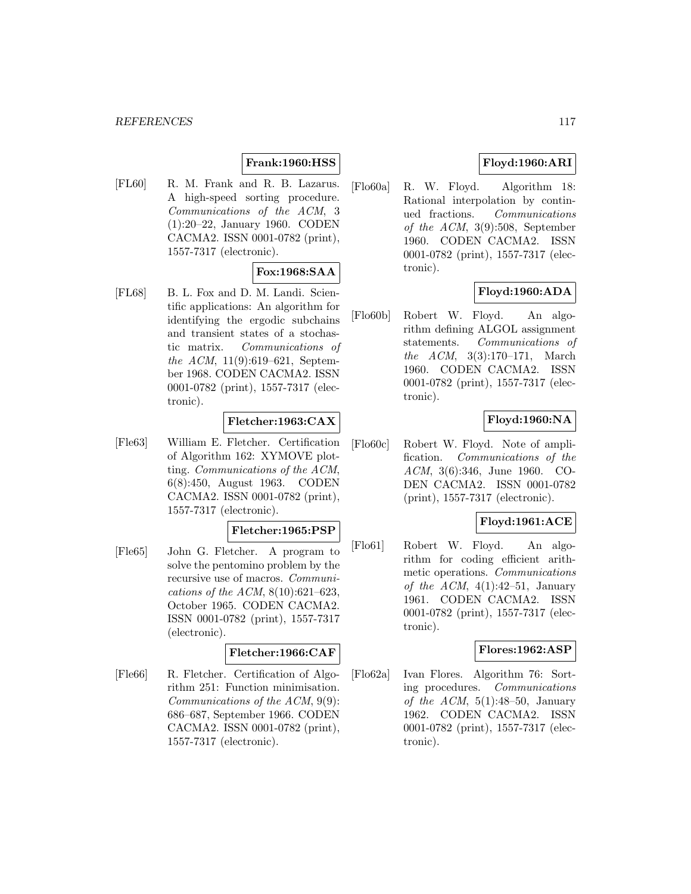**Frank:1960:HSS**

[FL60] R. M. Frank and R. B. Lazarus. A high-speed sorting procedure. *Communications of the ACM*, 3 (1):20–22, January 1960. CODEN CACMA2. ISSN 0001-0782 (print), 1557-7317 (electronic).

**Fox:1968:SAA**

[FL68] B. L. Fox and D. M. Landi. Scientific applications: An algorithm for identifying the ergodic subchains and transient states of a stochastic matrix. *Communications of the ACM*, 11(9):619–621, September 1968. CODEN CACMA2. ISSN 0001-0782 (print), 1557-7317 (electronic).

**Fletcher:1963:CAX**

[Fle63] William E. Fletcher. Certification of Algorithm 162: XYMOVE plotting. *Communications of the ACM*, 6(8):450, August 1963. CODEN CACMA2. ISSN 0001-0782 (print), 1557-7317 (electronic).

**Fletcher:1965:PSP**

[Fle65] John G. Fletcher. A program to solve the pentomino problem by the recursive use of macros. *Communications of the ACM*, 8(10):621–623, October 1965. CODEN CACMA2. ISSN 0001-0782 (print), 1557-7317 (electronic).

**Fletcher:1966:CAF**

[Fle66] R. Fletcher. Certification of Algorithm 251: Function minimisation. *Communications of the ACM*, 9(9): 686–687, September 1966. CODEN CACMA2. ISSN 0001-0782 (print), 1557-7317 (electronic).

**Floyd:1960:ARI**

[Flo60a] R. W. Floyd. Algorithm 18: Rational interpolation by continued fractions. *Communications of the ACM*, 3(9):508, September 1960. CODEN CACMA2. ISSN 0001-0782 (print), 1557-7317 (electronic).

**Floyd:1960:ADA**

[Flo60b] Robert W. Floyd. An algorithm defining ALGOL assignment statements. *Communications of the ACM*, 3(3):170–171, March 1960. CODEN CACMA2. ISSN 0001-0782 (print), 1557-7317 (electronic).

**Floyd:1960:NA**

[Flo60c] Robert W. Floyd. Note of amplification. *Communications of the ACM*, 3(6):346, June 1960. CODEN CACMA2. ISSN 0001-0782 (print), 1557-7317 (electronic).

**Floyd:1961:ACE**

[Flo61] Robert W. Floyd. An algorithm for coding efficient arithmetic operations. *Communications of the ACM*, 4(1):42–51, January 1961. CODEN CACMA2. ISSN 0001-0782 (print), 1557-7317 (electronic).

**Flores:1962:ASP**

[Flo62a] Ivan Flores. Algorithm 76: Sorting procedures. *Communications of the ACM*, 5(1):48–50, January 1962. CODEN CACMA2. ISSN 0001-0782 (print), 1557-7317 (electronic).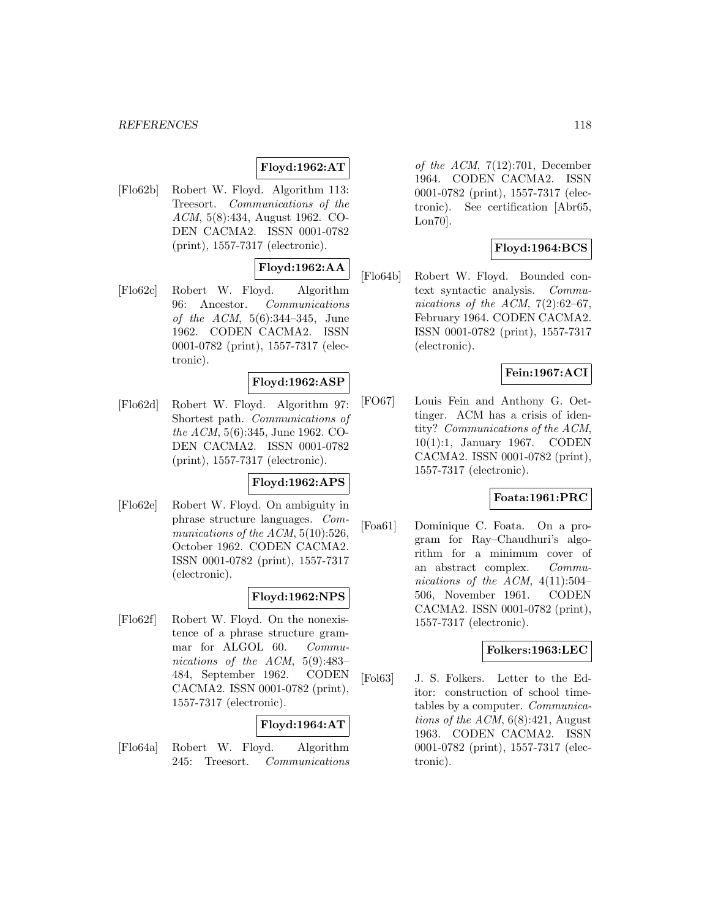**Floyd:1962:AT**

[Flo62b] Robert W. Floyd. Algorithm 113: Treesort. *Communications of the ACM*, 5(8):434, August 1962. CODEN CACMA2. ISSN 0001-0782 (print), 1557-7317 (electronic).

**Floyd:1962:AA**

[Flo62c] Robert W. Floyd. Algorithm 96: Ancestor. *Communications of the ACM*, 5(6):344–345, June 1962. CODEN CACMA2. ISSN 0001-0782 (print), 1557-7317 (electronic).

**Floyd:1962:ASP**

[Flo62d] Robert W. Floyd. Algorithm 97: Shortest path. *Communications of the ACM*, 5(6):345, June 1962. CODEN CACMA2. ISSN 0001-0782 (print), 1557-7317 (electronic).

**Floyd:1962:APS**

[Flo62e] Robert W. Floyd. On ambiguity in phrase structure languages. *Communications of the ACM*, 5(10):526, October 1962. CODEN CACMA2. ISSN 0001-0782 (print), 1557-7317 (electronic).

**Floyd:1962:NPS**

[Flo62f] Robert W. Floyd. On the nonexistence of a phrase structure grammar for ALGOL 60. *Communications of the ACM*, 5(9):483–484, September 1962. CODEN CACMA2. ISSN 0001-0782 (print), 1557-7317 (electronic).

**Floyd:1964:AT**

[Flo64a] Robert W. Floyd. Algorithm 245: Treesort. *Communications of the ACM*, 7(12):701, December 1964. CODEN CACMA2. ISSN 0001-0782 (print), 1557-7317 (electronic). See certification [Abr65, Lon70].

**Floyd:1964:BCS**

[Flo64b] Robert W. Floyd. Bounded context syntactic analysis. *Communications of the ACM*, 7(2):62–67, February 1964. CODEN CACMA2. ISSN 0001-0782 (print), 1557-7317 (electronic).

**Fein:1967:ACI**

[FO67] Louis Fein and Anthony G. Oettinger. ACM has a crisis of identity? *Communications of the ACM*, 10(1):1, January 1967. CODEN CACMA2. ISSN 0001-0782 (print), 1557-7317 (electronic).

**Foata:1961:PRC**

[Foa61] Dominique C. Foata. On a program for Ray–Chaudhuri's algorithm for a minimum cover of an abstract complex. *Communications of the ACM*, 4(11):504–506, November 1961. CODEN CACMA2. ISSN 0001-0782 (print), 1557-7317 (electronic).

**Folkers:1963:LEC**

[Fol63] J. S. Folkers. Letter to the Editor: construction of school timetables by a computer. *Communications of the ACM*, 6(8):421, August 1963. CODEN CACMA2. ISSN 0001-0782 (print), 1557-7317 (electronic).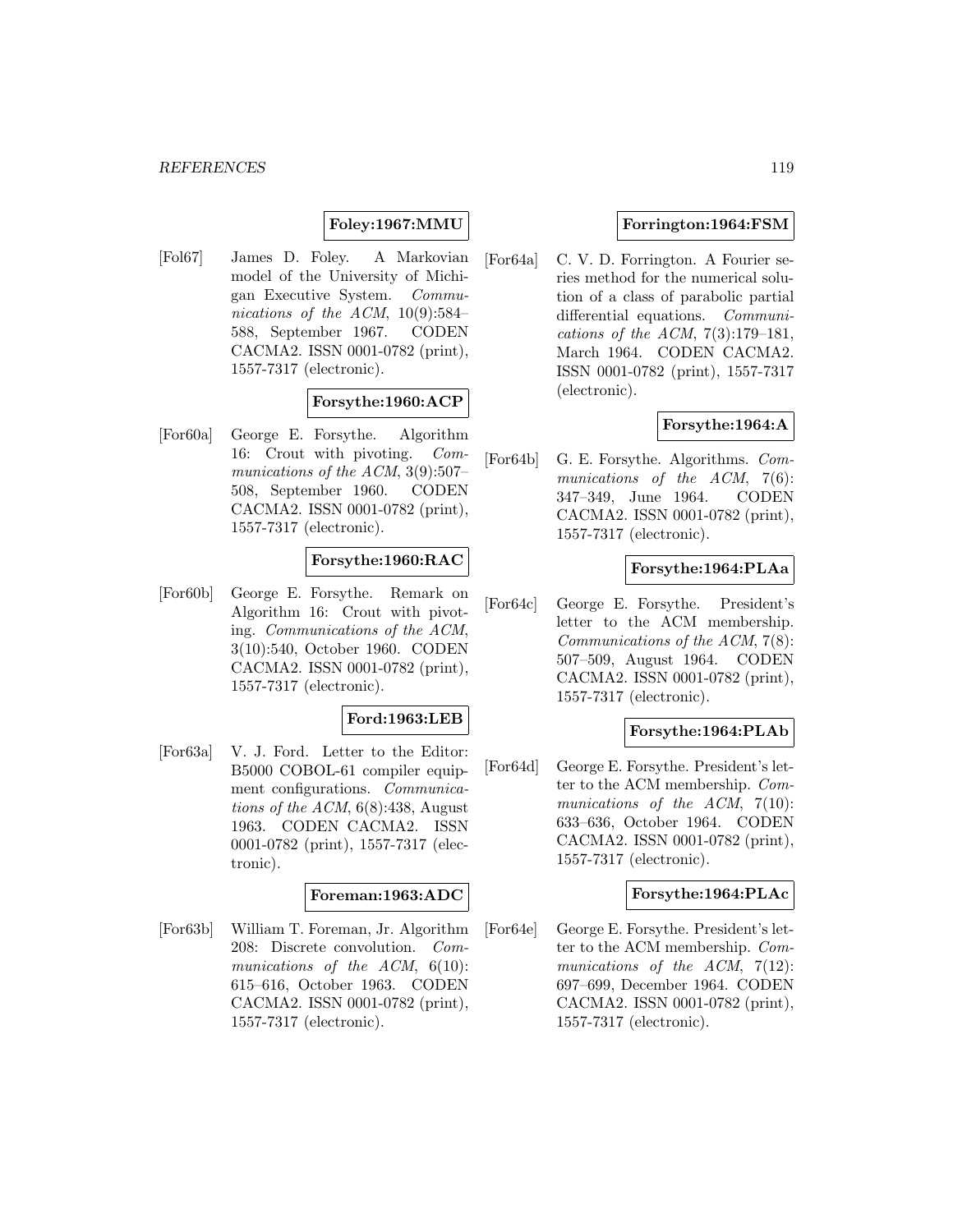**Foley:1967:MMU**

[Fol67] James D. Foley. A Markovian model of the University of Michigan Executive System. *Communications of the ACM*, 10(9):584–588, September 1967. CODEN CACMA2. ISSN 0001-0782 (print), 1557-7317 (electronic).

**Forsythe:1960:ACP**

[For60a] George E. Forsythe. Algorithm 16: Crout with pivoting. *Communications of the ACM*, 3(9):507–508, September 1960. CODEN CACMA2. ISSN 0001-0782 (print), 1557-7317 (electronic).

**Forsythe:1960:RAC**

[For60b] George E. Forsythe. Remark on Algorithm 16: Crout with pivoting. *Communications of the ACM*, 3(10):540, October 1960. CODEN CACMA2. ISSN 0001-0782 (print), 1557-7317 (electronic).

**Ford:1963:LEB**

[For63a] V. J. Ford. Letter to the Editor: B5000 COBOL-61 compiler equipment configurations. *Communications of the ACM*, 6(8):438, August 1963. CODEN CACMA2. ISSN 0001-0782 (print), 1557-7317 (electronic).

**Foreman:1963:ADC**

[For63b] William T. Foreman, Jr. Algorithm 208: Discrete convolution. *Communications of the ACM*, 6(10):615–616, October 1963. CODEN CACMA2. ISSN 0001-0782 (print), 1557-7317 (electronic).

**Forrington:1964:FSM**

[For64a] C. V. D. Forrington. A Fourier series method for the numerical solution of a class of parabolic partial differential equations. *Communications of the ACM*, 7(3):179–181, March 1964. CODEN CACMA2. ISSN 0001-0782 (print), 1557-7317 (electronic).

**Forsythe:1964:A**

[For64b] G. E. Forsythe. Algorithms. *Communications of the ACM*, 7(6):347–349, June 1964. CODEN CACMA2. ISSN 0001-0782 (print), 1557-7317 (electronic).

**Forsythe:1964:PLAa**

[For64c] George E. Forsythe. President's letter to the ACM membership. *Communications of the ACM*, 7(8):507–509, August 1964. CODEN CACMA2. ISSN 0001-0782 (print), 1557-7317 (electronic).

**Forsythe:1964:PLAb**

[For64d] George E. Forsythe. President's letter to the ACM membership. *Communications of the ACM*, 7(10):633–636, October 1964. CODEN CACMA2. ISSN 0001-0782 (print), 1557-7317 (electronic).

**Forsythe:1964:PLAc**

[For64e] George E. Forsythe. President's letter to the ACM membership. *Communications of the ACM*, 7(12):697–699, December 1964. CODEN CACMA2. ISSN 0001-0782 (print), 1557-7317 (electronic).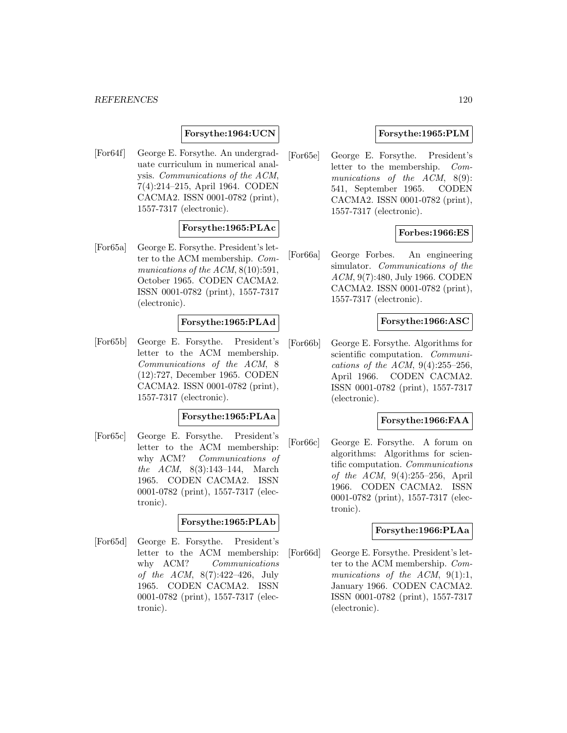**Forsythe:1964:UCN**

[For64f] George E. Forsythe. An undergraduate curriculum in numerical analysis. *Communications of the ACM*, 7(4):214–215, April 1964. CODEN CACMA2. ISSN 0001-0782 (print), 1557-7317 (electronic).

**Forsythe:1965:PLAc**

[For65a] George E. Forsythe. President's letter to the ACM membership. *Communications of the ACM*, 8(10):591, October 1965. CODEN CACMA2. ISSN 0001-0782 (print), 1557-7317 (electronic).

**Forsythe:1965:PLAd**

[For65b] George E. Forsythe. President's letter to the ACM membership. *Communications of the ACM*, 8 (12):727, December 1965. CODEN CACMA2. ISSN 0001-0782 (print), 1557-7317 (electronic).

**Forsythe:1965:PLAa**

[For65c] George E. Forsythe. President's letter to the ACM membership: why ACM? *Communications of the ACM*, 8(3):143–144, March 1965. CODEN CACMA2. ISSN 0001-0782 (print), 1557-7317 (electronic).

**Forsythe:1965:PLAb**

[For65d] George E. Forsythe. President's letter to the ACM membership: why ACM? *Communications of the ACM*, 8(7):422–426, July 1965. CODEN CACMA2. ISSN 0001-0782 (print), 1557-7317 (electronic).

**Forsythe:1965:PLM**

[For65e] George E. Forsythe. President's letter to the membership. *Communications of the ACM*, 8(9): 541, September 1965. CODEN CACMA2. ISSN 0001-0782 (print), 1557-7317 (electronic).

**Forbes:1966:ES**

[For66a] George Forbes. An engineering simulator. *Communications of the ACM*, 9(7):480, July 1966. CODEN CACMA2. ISSN 0001-0782 (print), 1557-7317 (electronic).

**Forsythe:1966:ASC**

[For66b] George E. Forsythe. Algorithms for scientific computation. *Communications of the ACM*, 9(4):255–256, April 1966. CODEN CACMA2. ISSN 0001-0782 (print), 1557-7317 (electronic).

**Forsythe:1966:FAA**

[For66c] George E. Forsythe. A forum on algorithms: Algorithms for scientific computation. *Communications of the ACM*, 9(4):255–256, April 1966. CODEN CACMA2. ISSN 0001-0782 (print), 1557-7317 (electronic).

**Forsythe:1966:PLAa**

[For66d] George E. Forsythe. President's letter to the ACM membership. *Communications of the ACM*, 9(1):1, January 1966. CODEN CACMA2. ISSN 0001-0782 (print), 1557-7317 (electronic).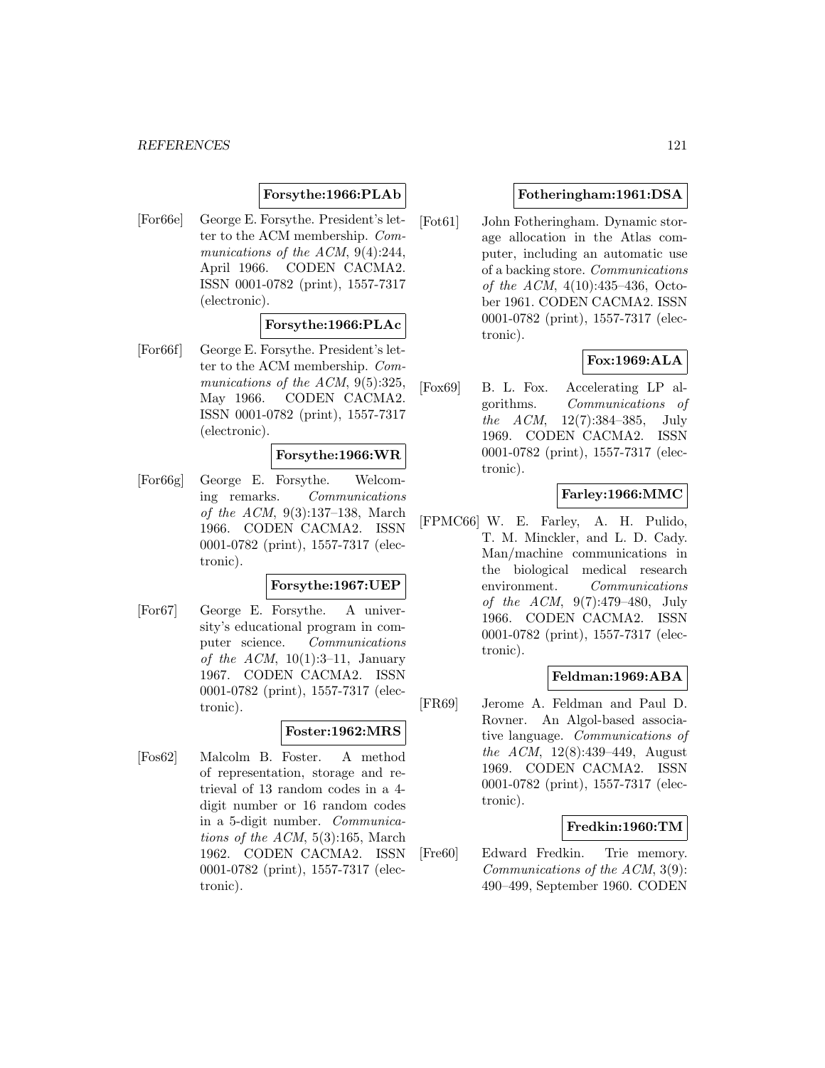**Forsythe:1966:PLAb**

[For66e] George E. Forsythe. President's letter to the ACM membership. *Communications of the ACM*, 9(4):244, April 1966. CODEN CACMA2. ISSN 0001-0782 (print), 1557-7317 (electronic).

**Forsythe:1966:PLAc**

[For66f] George E. Forsythe. President's letter to the ACM membership. *Communications of the ACM*, 9(5):325, May 1966. CODEN CACMA2. ISSN 0001-0782 (print), 1557-7317 (electronic).

**Forsythe:1966:WR**

[For66g] George E. Forsythe. Welcoming remarks. *Communications of the ACM*, 9(3):137–138, March 1966. CODEN CACMA2. ISSN 0001-0782 (print), 1557-7317 (electronic).

**Forsythe:1967:UEP**

[For67] George E. Forsythe. A university's educational program in computer science. *Communications of the ACM*, 10(1):3–11, January 1967. CODEN CACMA2. ISSN 0001-0782 (print), 1557-7317 (electronic).

**Foster:1962:MRS**

[Fos62] Malcolm B. Foster. A method of representation, storage and retrieval of 13 random codes in a 4-digit number or 16 random codes in a 5-digit number. *Communications of the ACM*, 5(3):165, March 1962. CODEN CACMA2. ISSN 0001-0782 (print), 1557-7317 (electronic).

**Fotheringham:1961:DSA**

[Fot61] John Fotheringham. Dynamic storage allocation in the Atlas computer, including an automatic use of a backing store. *Communications of the ACM*, 4(10):435–436, October 1961. CODEN CACMA2. ISSN 0001-0782 (print), 1557-7317 (electronic).

**Fox:1969:ALA**

[Fox69] B. L. Fox. Accelerating LP algorithms. *Communications of the ACM*, 12(7):384–385, July 1969. CODEN CACMA2. ISSN 0001-0782 (print), 1557-7317 (electronic).

**Farley:1966:MMC**

[FPMC66] W. E. Farley, A. H. Pulido, T. M. Minckler, and L. D. Cady. Man/machine communications in the biological medical research environment. *Communications of the ACM*, 9(7):479–480, July 1966. CODEN CACMA2. ISSN 0001-0782 (print), 1557-7317 (electronic).

**Feldman:1969:ABA**

[FR69] Jerome A. Feldman and Paul D. Rovner. An Algol-based associative language. *Communications of the ACM*, 12(8):439–449, August 1969. CODEN CACMA2. ISSN 0001-0782 (print), 1557-7317 (electronic).

**Fredkin:1960:TM**

[Fre60] Edward Fredkin. Trie memory. *Communications of the ACM*, 3(9): 490–499, September 1960. CODEN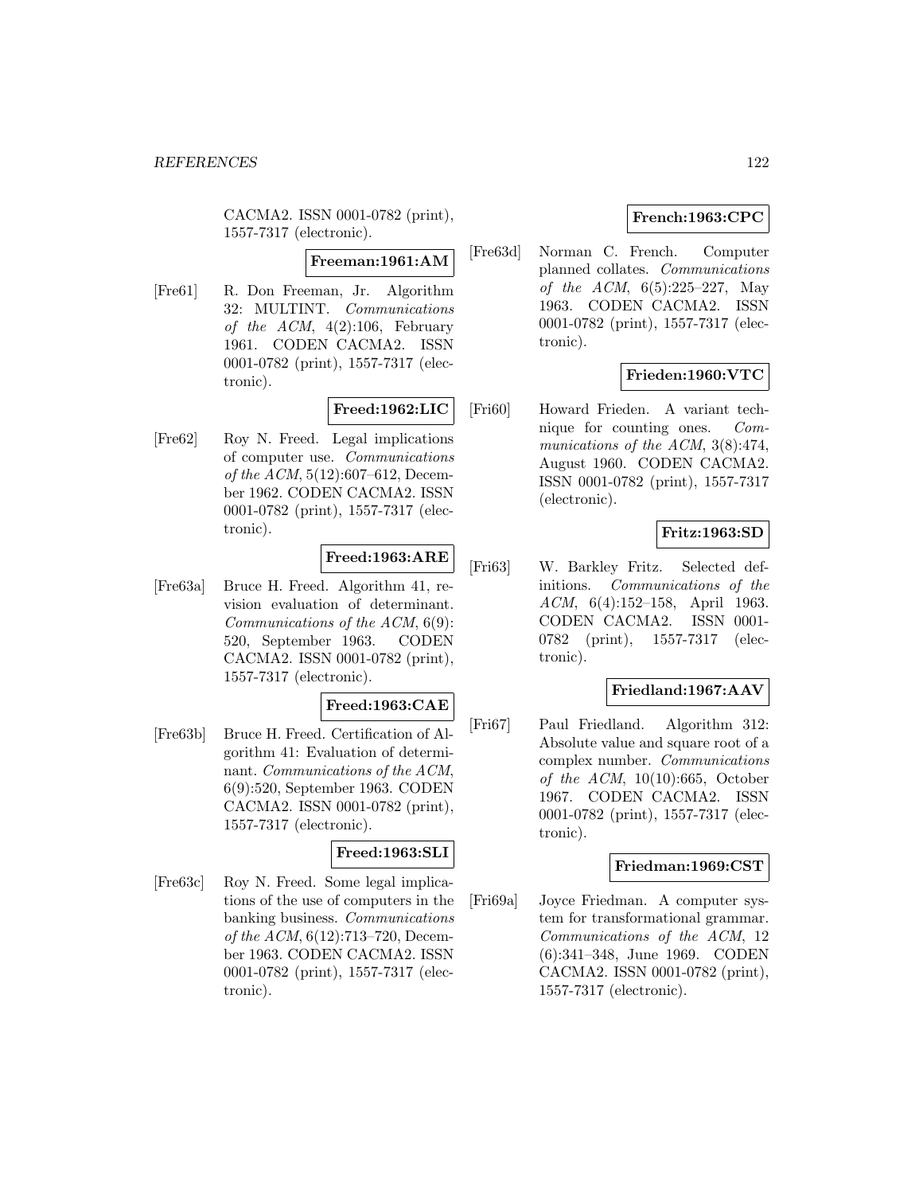CACMA2. ISSN 0001-0782 (print), 1557-7317 (electronic).

**Freeman:1961:AM**

[Fre61] R. Don Freeman, Jr. Algorithm 32: MULTINT. *Communications of the ACM*, 4(2):106, February 1961. CODEN CACMA2. ISSN 0001-0782 (print), 1557-7317 (electronic).

**Freed:1962:LIC**

[Fre62] Roy N. Freed. Legal implications of computer use. *Communications of the ACM*, 5(12):607–612, December 1962. CODEN CACMA2. ISSN 0001-0782 (print), 1557-7317 (electronic).

**Freed:1963:ARE**

[Fre63a] Bruce H. Freed. Algorithm 41, revision evaluation of determinant. *Communications of the ACM*, 6(9):520, September 1963. CODEN CACMA2. ISSN 0001-0782 (print), 1557-7317 (electronic).

**Freed:1963:CAE**

[Fre63b] Bruce H. Freed. Certification of Algorithm 41: Evaluation of determinant. *Communications of the ACM*, 6(9):520, September 1963. CODEN CACMA2. ISSN 0001-0782 (print), 1557-7317 (electronic).

**Freed:1963:SLI**

[Fre63c] Roy N. Freed. Some legal implications of the use of computers in the banking business. *Communications of the ACM*, 6(12):713–720, December 1963. CODEN CACMA2. ISSN 0001-0782 (print), 1557-7317 (electronic).

**French:1963:CPC**

[Fre63d] Norman C. French. Computer planned collates. *Communications of the ACM*, 6(5):225–227, May 1963. CODEN CACMA2. ISSN 0001-0782 (print), 1557-7317 (electronic).

**Frieden:1960:VTC**

[Fri60] Howard Frieden. A variant technique for counting ones. *Communications of the ACM*, 3(8):474, August 1960. CODEN CACMA2. ISSN 0001-0782 (print), 1557-7317 (electronic).

**Fritz:1963:SD**

[Fri63] W. Barkley Fritz. Selected definitions. *Communications of the ACM*, 6(4):152–158, April 1963. CODEN CACMA2. ISSN 0001-0782 (print), 1557-7317 (electronic).

**Friedland:1967:AAV**

[Fri67] Paul Friedland. Algorithm 312: Absolute value and square root of a complex number. *Communications of the ACM*, 10(10):665, October 1967. CODEN CACMA2. ISSN 0001-0782 (print), 1557-7317 (electronic).

**Friedman:1969:CST**

[Fri69a] Joyce Friedman. A computer system for transformational grammar. *Communications of the ACM*, 12(6):341–348, June 1969. CODEN CACMA2. ISSN 0001-0782 (print), 1557-7317 (electronic).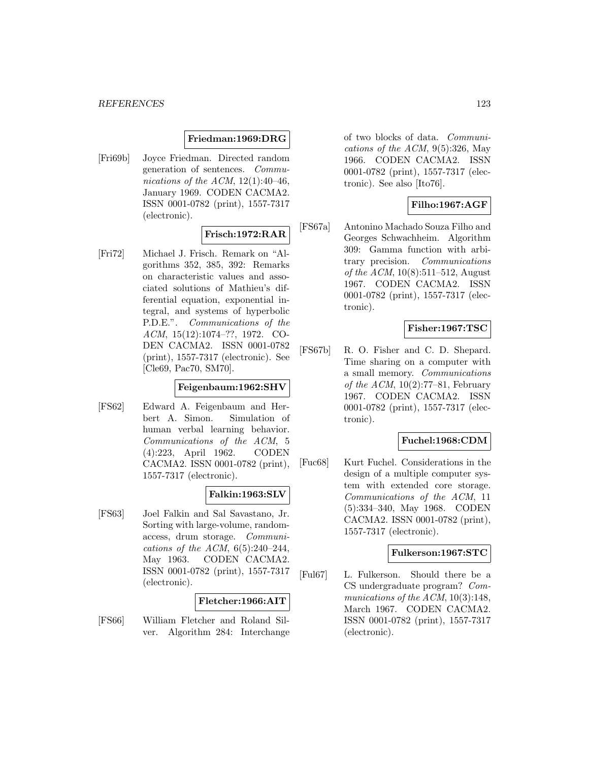**Friedman:1969:DRG**

[Fri69b] Joyce Friedman. Directed random generation of sentences. *Communications of the ACM*, 12(1):40–46, January 1969. CODEN CACMA2. ISSN 0001-0782 (print), 1557-7317 (electronic).

**Frisch:1972:RAR**

[Fri72] Michael J. Frisch. Remark on "Algorithms 352, 385, 392: Remarks on characteristic values and associated solutions of Mathieu's differential equation, exponential integral, and systems of hyperbolic P.D.E.". *Communications of the ACM*, 15(12):1074–??, 1972. CODEN CACMA2. ISSN 0001-0782 (print), 1557-7317 (electronic). See [Cle69, Pac70, SM70].

**Feigenbaum:1962:SHV**

[FS62] Edward A. Feigenbaum and Herbert A. Simon. Simulation of human verbal learning behavior. *Communications of the ACM*, 5 (4):223, April 1962. CODEN CACMA2. ISSN 0001-0782 (print), 1557-7317 (electronic).

**Falkin:1963:SLV**

[FS63] Joel Falkin and Sal Savastano, Jr. Sorting with large-volume, random-access, drum storage. *Communications of the ACM*, 6(5):240–244, May 1963. CODEN CACMA2. ISSN 0001-0782 (print), 1557-7317 (electronic).

**Fletcher:1966:AIT**

[FS66] William Fletcher and Roland Silver. Algorithm 284: Interchange of two blocks of data. *Communications of the ACM*, 9(5):326, May 1966. CODEN CACMA2. ISSN 0001-0782 (print), 1557-7317 (electronic). See also [Ito76].

**Filho:1967:AGF**

[FS67a] Antonino Machado Souza Filho and Georges Schwachheim. Algorithm 309: Gamma function with arbitrary precision. *Communications of the ACM*, 10(8):511–512, August 1967. CODEN CACMA2. ISSN 0001-0782 (print), 1557-7317 (electronic).

**Fisher:1967:TSC**

[FS67b] R. O. Fisher and C. D. Shepard. Time sharing on a computer with a small memory. *Communications of the ACM*, 10(2):77–81, February 1967. CODEN CACMA2. ISSN 0001-0782 (print), 1557-7317 (electronic).

**Fuchel:1968:CDM**

[Fuc68] Kurt Fuchel. Considerations in the design of a multiple computer system with extended core storage. *Communications of the ACM*, 11 (5):334–340, May 1968. CODEN CACMA2. ISSN 0001-0782 (print), 1557-7317 (electronic).

**Fulkerson:1967:STC**

[Ful67] L. Fulkerson. Should there be a CS undergraduate program? *Communications of the ACM*, 10(3):148, March 1967. CODEN CACMA2. ISSN 0001-0782 (print), 1557-7317 (electronic).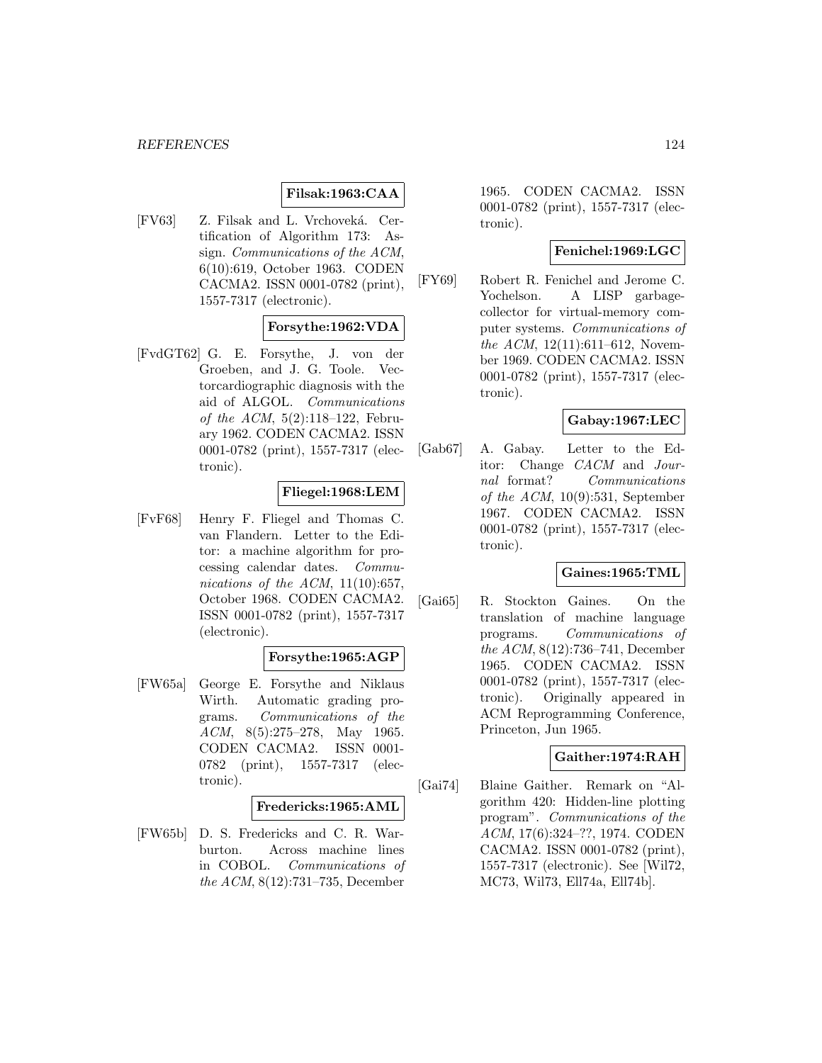**Filsak:1963:CAA**

[FV63] Z. Filsak and L. Vrchoveká. Certification of Algorithm 173: Assign. *Communications of the ACM*, 6(10):619, October 1963. CODEN CACMA2. ISSN 0001-0782 (print), 1557-7317 (electronic).

**Forsythe:1962:VDA**

[FvdGT62] G. E. Forsythe, J. von der Groeben, and J. G. Toole. Vectorcardiographic diagnosis with the aid of ALGOL. *Communications of the ACM*, 5(2):118–122, February 1962. CODEN CACMA2. ISSN 0001-0782 (print), 1557-7317 (electronic).

**Fliegel:1968:LEM**

[FvF68] Henry F. Fliegel and Thomas C. van Flandern. Letter to the Editor: a machine algorithm for processing calendar dates. *Communications of the ACM*, 11(10):657, October 1968. CODEN CACMA2. ISSN 0001-0782 (print), 1557-7317 (electronic).

**Forsythe:1965:AGP**

[FW65a] George E. Forsythe and Niklaus Wirth. Automatic grading programs. *Communications of the ACM*, 8(5):275–278, May 1965. CODEN CACMA2. ISSN 0001-0782 (print), 1557-7317 (electronic).

**Fredericks:1965:AML**

[FW65b] D. S. Fredericks and C. R. Warburton. Across machine lines in COBOL. *Communications of the ACM*, 8(12):731–735, December 1965. CODEN CACMA2. ISSN 0001-0782 (print), 1557-7317 (electronic).

**Fenichel:1969:LGC**

[FY69] Robert R. Fenichel and Jerome C. Yochelson. A LISP garbage-collector for virtual-memory computer systems. *Communications of the ACM*, 12(11):611–612, November 1969. CODEN CACMA2. ISSN 0001-0782 (print), 1557-7317 (electronic).

**Gabay:1967:LEC**

[Gab67] A. Gabay. Letter to the Editor: Change *CACM* and *Journal* format? *Communications of the ACM*, 10(9):531, September 1967. CODEN CACMA2. ISSN 0001-0782 (print), 1557-7317 (electronic).

**Gaines:1965:TML**

[Gai65] R. Stockton Gaines. On the translation of machine language programs. *Communications of the ACM*, 8(12):736–741, December 1965. CODEN CACMA2. ISSN 0001-0782 (print), 1557-7317 (electronic). Originally appeared in ACM Reprogramming Conference, Princeton, Jun 1965.

**Gaither:1974:RAH**

[Gai74] Blaine Gaither. Remark on "Algorithm 420: Hidden-line plotting program". *Communications of the ACM*, 17(6):324–??, 1974. CODEN CACMA2. ISSN 0001-0782 (print), 1557-7317 (electronic). See [Wil72, MC73, Wil73, Ell74a, Ell74b].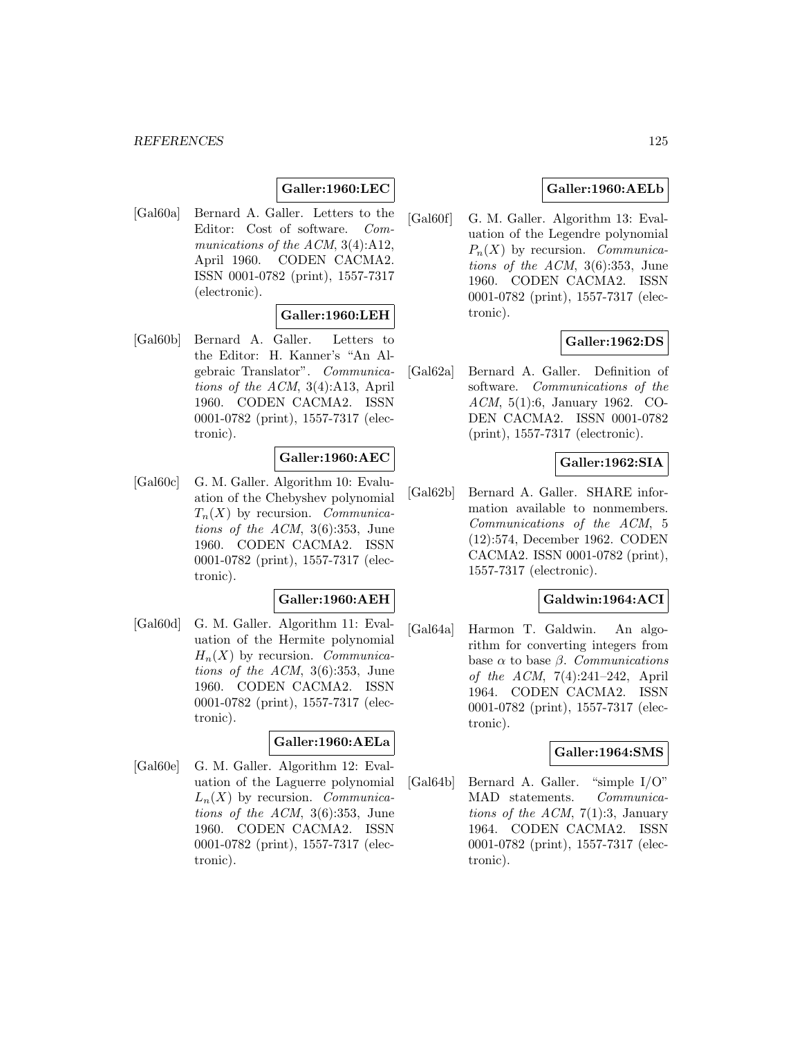**Galler:1960:LEC**

[Gal60a] Bernard A. Galler. Letters to the Editor: Cost of software. *Communications of the ACM*, 3(4):A12, April 1960. CODEN CACMA2. ISSN 0001-0782 (print), 1557-7317 (electronic).

**Galler:1960:LEH**

[Gal60b] Bernard A. Galler. Letters to the Editor: H. Kanner's "An Algebraic Translator". *Communications of the ACM*, 3(4):A13, April 1960. CODEN CACMA2. ISSN 0001-0782 (print), 1557-7317 (electronic).

**Galler:1960:AEC**

[Gal60c] G. M. Galler. Algorithm 10: Evaluation of the Chebyshev polynomial $T_n(X)$ by recursion. *Communications of the ACM*, 3(6):353, June 1960. CODEN CACMA2. ISSN 0001-0782 (print), 1557-7317 (electronic).

**Galler:1960:AEH**

[Gal60d] G. M. Galler. Algorithm 11: Evaluation of the Hermite polynomial $H_n(X)$ by recursion. *Communications of the ACM*, 3(6):353, June 1960. CODEN CACMA2. ISSN 0001-0782 (print), 1557-7317 (electronic).

**Galler:1960:AELa**

[Gal60e] G. M. Galler. Algorithm 12: Evaluation of the Laguerre polynomial $L_n(X)$ by recursion. *Communications of the ACM*, 3(6):353, June 1960. CODEN CACMA2. ISSN 0001-0782 (print), 1557-7317 (electronic).

**Galler:1960:AELb**

[Gal60f] G. M. Galler. Algorithm 13: Evaluation of the Legendre polynomial $P_n(X)$ by recursion. *Communications of the ACM*, 3(6):353, June 1960. CODEN CACMA2. ISSN 0001-0782 (print), 1557-7317 (electronic).

**Galler:1962:DS**

[Gal62a] Bernard A. Galler. Definition of software. *Communications of the ACM*, 5(1):6, January 1962. CODEN CACMA2. ISSN 0001-0782 (print), 1557-7317 (electronic).

**Galler:1962:SIA**

[Gal62b] Bernard A. Galler. SHARE information available to nonmembers. *Communications of the ACM*, 5 (12):574, December 1962. CODEN CACMA2. ISSN 0001-0782 (print), 1557-7317 (electronic).

**Galdwin:1964:ACI**

[Gal64a] Harmon T. Galdwin. An algorithm for converting integers from base $\alpha$ to base $\beta$. *Communications of the ACM*, 7(4):241–242, April 1964. CODEN CACMA2. ISSN 0001-0782 (print), 1557-7317 (electronic).

**Galler:1964:SMS**

[Gal64b] Bernard A. Galler. "simple I/O" MAD statements. *Communications of the ACM*, 7(1):3, January 1964. CODEN CACMA2. ISSN 0001-0782 (print), 1557-7317 (electronic).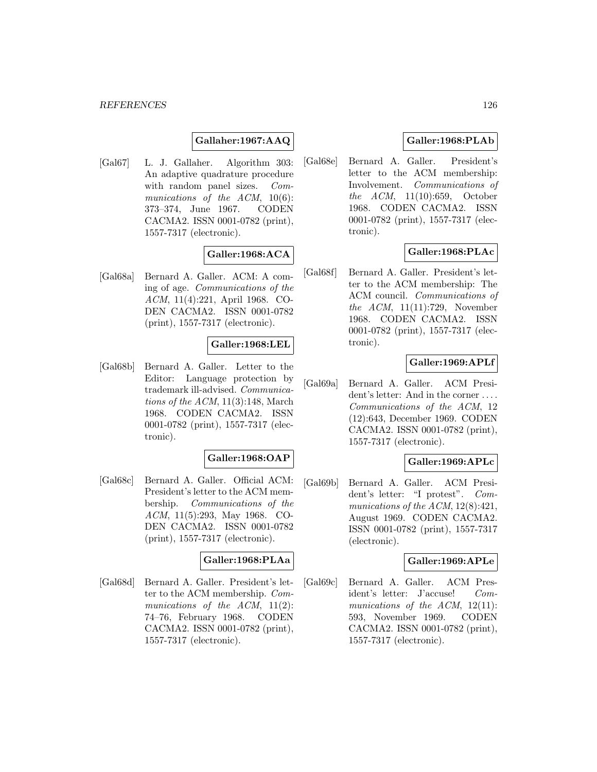**Gallaher:1967:AAQ**

[Gal67] L. J. Gallaher. Algorithm 303: An adaptive quadrature procedure with random panel sizes. *Communications of the ACM*, 10(6): 373–374, June 1967. CODEN CACMA2. ISSN 0001-0782 (print), 1557-7317 (electronic).

**Galler:1968:ACA**

[Gal68a] Bernard A. Galler. ACM: A coming of age. *Communications of the ACM*, 11(4):221, April 1968. CODEN CACMA2. ISSN 0001-0782 (print), 1557-7317 (electronic).

**Galler:1968:LEL**

[Gal68b] Bernard A. Galler. Letter to the Editor: Language protection by trademark ill-advised. *Communications of the ACM*, 11(3):148, March 1968. CODEN CACMA2. ISSN 0001-0782 (print), 1557-7317 (electronic).

**Galler:1968:OAP**

[Gal68c] Bernard A. Galler. Official ACM: President's letter to the ACM membership. *Communications of the ACM*, 11(5):293, May 1968. CODEN CACMA2. ISSN 0001-0782 (print), 1557-7317 (electronic).

**Galler:1968:PLAa**

[Gal68d] Bernard A. Galler. President's letter to the ACM membership. *Communications of the ACM*, 11(2): 74–76, February 1968. CODEN CACMA2. ISSN 0001-0782 (print), 1557-7317 (electronic).

**Galler:1968:PLAb**

[Gal68e] Bernard A. Galler. President's letter to the ACM membership: Involvement. *Communications of the ACM*, 11(10):659, October 1968. CODEN CACMA2. ISSN 0001-0782 (print), 1557-7317 (electronic).

**Galler:1968:PLAc**

[Gal68f] Bernard A. Galler. President's letter to the ACM membership: The ACM council. *Communications of the ACM*, 11(11):729, November 1968. CODEN CACMA2. ISSN 0001-0782 (print), 1557-7317 (electronic).

**Galler:1969:APLf**

[Gal69a] Bernard A. Galler. ACM President's letter: And in the corner .... *Communications of the ACM*, 12 (12):643, December 1969. CODEN CACMA2. ISSN 0001-0782 (print), 1557-7317 (electronic).

**Galler:1969:APLc**

[Gal69b] Bernard A. Galler. ACM President's letter: "I protest". *Communications of the ACM*, 12(8):421, August 1969. CODEN CACMA2. ISSN 0001-0782 (print), 1557-7317 (electronic).

**Galler:1969:APLe**

[Gal69c] Bernard A. Galler. ACM President's letter: J'accuse! *Communications of the ACM*, 12(11): 593, November 1969. CODEN CACMA2. ISSN 0001-0782 (print), 1557-7317 (electronic).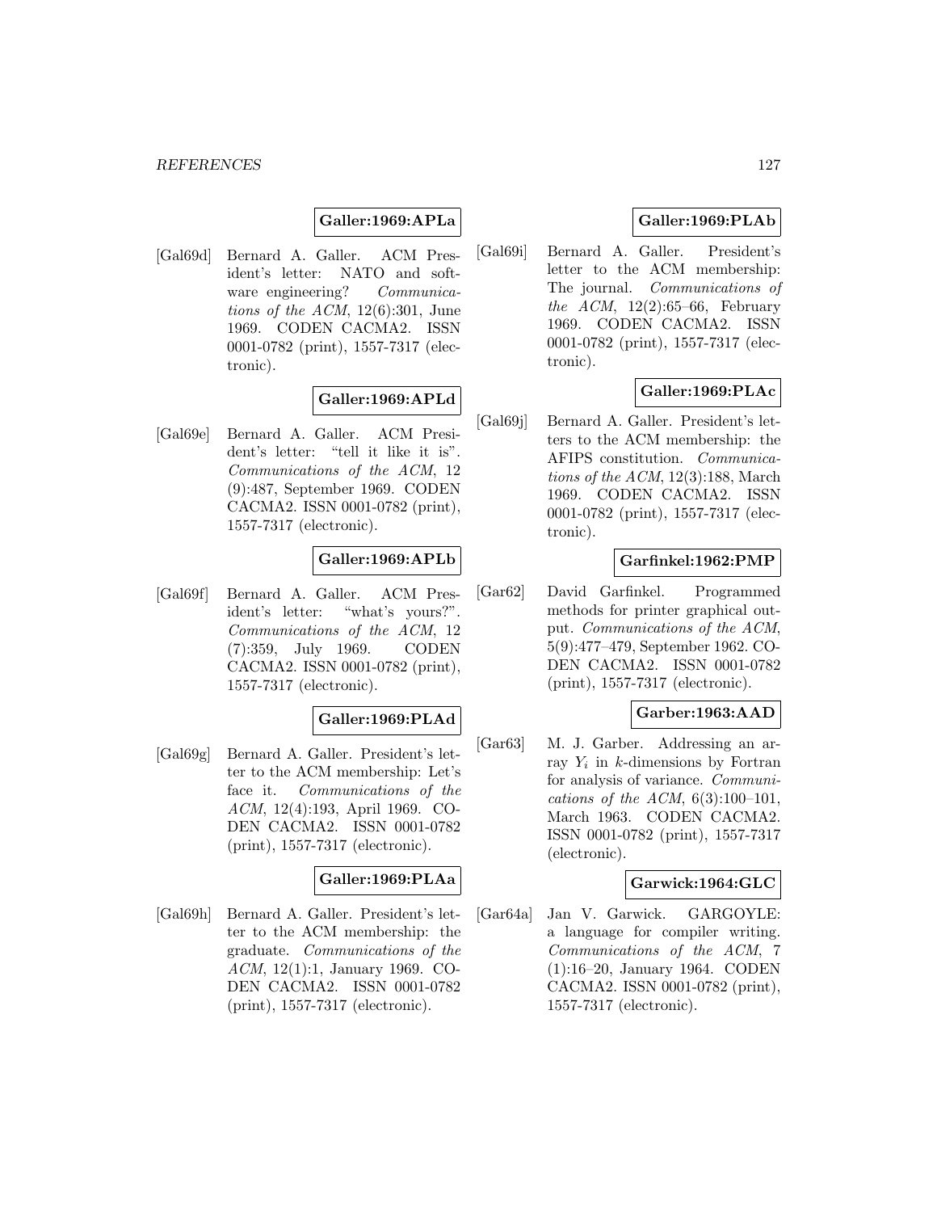**Galler:1969:APLa**

[Gal69d] Bernard A. Galler. ACM President's letter: NATO and software engineering? *Communications of the ACM*, 12(6):301, June 1969. CODEN CACMA2. ISSN 0001-0782 (print), 1557-7317 (electronic).

**Galler:1969:APLd**

[Gal69e] Bernard A. Galler. ACM President's letter: "tell it like it is". *Communications of the ACM*, 12 (9):487, September 1969. CODEN CACMA2. ISSN 0001-0782 (print), 1557-7317 (electronic).

**Galler:1969:APLb**

[Gal69f] Bernard A. Galler. ACM President's letter: "what's yours?". *Communications of the ACM*, 12 (7):359, July 1969. CODEN CACMA2. ISSN 0001-0782 (print), 1557-7317 (electronic).

**Galler:1969:PLAd**

[Gal69g] Bernard A. Galler. President's letter to the ACM membership: Let's face it. *Communications of the ACM*, 12(4):193, April 1969. CODEN CACMA2. ISSN 0001-0782 (print), 1557-7317 (electronic).

**Galler:1969:PLAa**

[Gal69h] Bernard A. Galler. President's letter to the ACM membership: the graduate. *Communications of the ACM*, 12(1):1, January 1969. CODEN CACMA2. ISSN 0001-0782 (print), 1557-7317 (electronic).

**Galler:1969:PLAb**

[Gal69i] Bernard A. Galler. President's letter to the ACM membership: The journal. *Communications of the ACM*, 12(2):65–66, February 1969. CODEN CACMA2. ISSN 0001-0782 (print), 1557-7317 (electronic).

**Galler:1969:PLAc**

[Gal69j] Bernard A. Galler. President's letters to the ACM membership: the AFIPS constitution. *Communications of the ACM*, 12(3):188, March 1969. CODEN CACMA2. ISSN 0001-0782 (print), 1557-7317 (electronic).

**Garfinkel:1962:PMP**

[Gar62] David Garfinkel. Programmed methods for printer graphical output. *Communications of the ACM*, 5(9):477–479, September 1962. CODEN CACMA2. ISSN 0001-0782 (print), 1557-7317 (electronic).

**Garber:1963:AAD**

[Gar63] M. J. Garber. Addressing an array $Y_i$ in $k$-dimensions by Fortran for analysis of variance. *Communications of the ACM*, 6(3):100–101, March 1963. CODEN CACMA2. ISSN 0001-0782 (print), 1557-7317 (electronic).

**Garwick:1964:GLC**

[Gar64a] Jan V. Garwick. GARGOYLE: a language for compiler writing. *Communications of the ACM*, 7 (1):16–20, January 1964. CODEN CACMA2. ISSN 0001-0782 (print), 1557-7317 (electronic).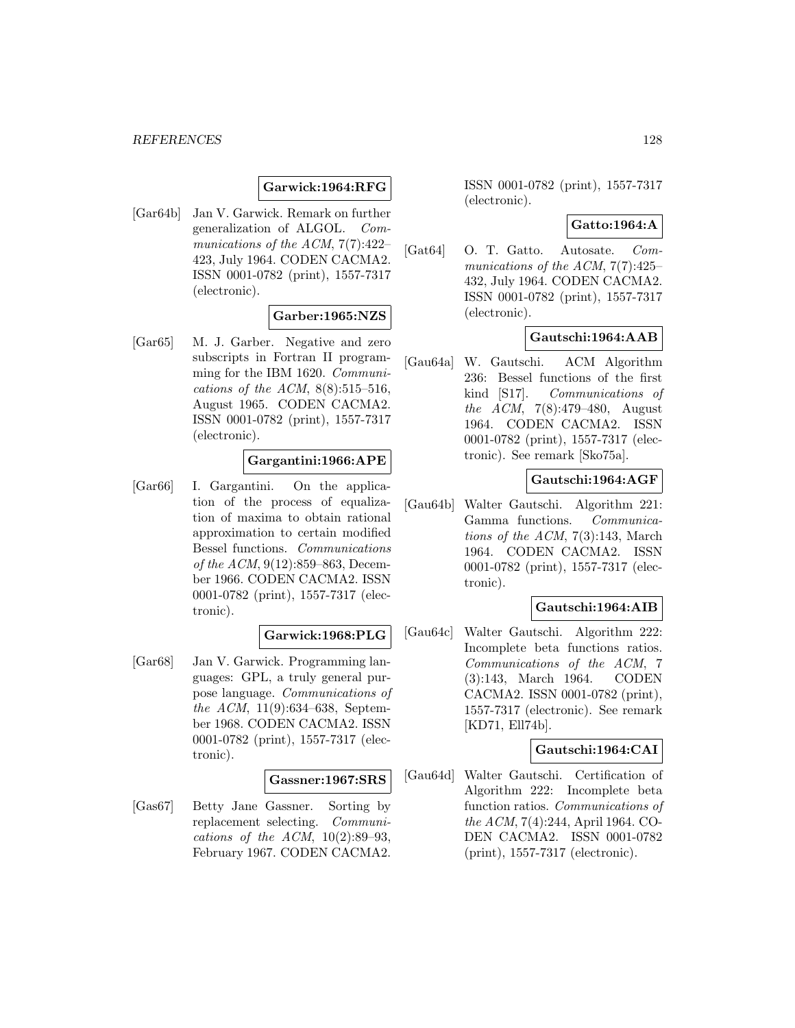**Garwick:1964:RFG**

[Gar64b] Jan V. Garwick. Remark on further generalization of ALGOL. *Communications of the ACM*, 7(7):422–423, July 1964. CODEN CACMA2. ISSN 0001-0782 (print), 1557-7317 (electronic).

**Garber:1965:NZS**

[Gar65] M. J. Garber. Negative and zero subscripts in Fortran II programming for the IBM 1620. *Communications of the ACM*, 8(8):515–516, August 1965. CODEN CACMA2. ISSN 0001-0782 (print), 1557-7317 (electronic).

**Gargantini:1966:APE**

[Gar66] I. Gargantini. On the application of the process of equalization of maxima to obtain rational approximation to certain modified Bessel functions. *Communications of the ACM*, 9(12):859–863, December 1966. CODEN CACMA2. ISSN 0001-0782 (print), 1557-7317 (electronic).

**Garwick:1968:PLG**

[Gar68] Jan V. Garwick. Programming languages: GPL, a truly general purpose language. *Communications of the ACM*, 11(9):634–638, September 1968. CODEN CACMA2. ISSN 0001-0782 (print), 1557-7317 (electronic).

**Gassner:1967:SRS**

[Gas67] Betty Jane Gassner. Sorting by replacement selecting. *Communications of the ACM*, 10(2):89–93, February 1967. CODEN CACMA2. ISSN 0001-0782 (print), 1557-7317 (electronic).

**Gatto:1964:A**

[Gat64] O. T. Gatto. Autosate. *Communications of the ACM*, 7(7):425–432, July 1964. CODEN CACMA2. ISSN 0001-0782 (print), 1557-7317 (electronic).

**Gautschi:1964:AAB**

[Gau64a] W. Gautschi. ACM Algorithm 236: Bessel functions of the first kind [S17]. *Communications of the ACM*, 7(8):479–480, August 1964. CODEN CACMA2. ISSN 0001-0782 (print), 1557-7317 (electronic). See remark [Sko75a].

**Gautschi:1964:AGF**

[Gau64b] Walter Gautschi. Algorithm 221: Gamma functions. *Communications of the ACM*, 7(3):143, March 1964. CODEN CACMA2. ISSN 0001-0782 (print), 1557-7317 (electronic).

**Gautschi:1964:AIB**

[Gau64c] Walter Gautschi. Algorithm 222: Incomplete beta functions ratios. *Communications of the ACM*, 7 (3):143, March 1964. CODEN CACMA2. ISSN 0001-0782 (print), 1557-7317 (electronic). See remark [KD71, Ell74b].

**Gautschi:1964:CAI**

[Gau64d] Walter Gautschi. Certification of Algorithm 222: Incomplete beta function ratios. *Communications of the ACM*, 7(4):244, April 1964. CODEN CACMA2. ISSN 0001-0782 (print), 1557-7317 (electronic).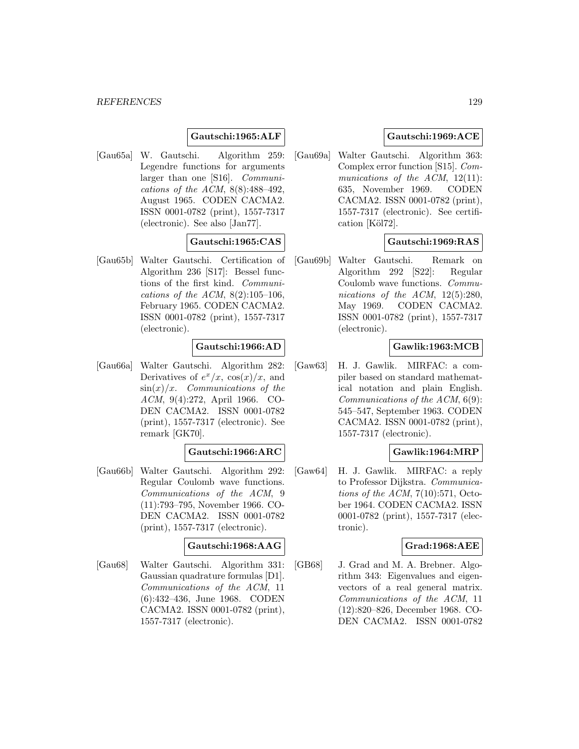**Gautschi:1965:ALF**

[Gau65a] W. Gautschi. Algorithm 259: Legendre functions for arguments larger than one [S16]. *Communications of the ACM*, 8(8):488–492, August 1965. CODEN CACMA2. ISSN 0001-0782 (print), 1557-7317 (electronic). See also [Jan77].

**Gautschi:1965:CAS**

[Gau65b] Walter Gautschi. Certification of Algorithm 236 [S17]: Bessel functions of the first kind. *Communications of the ACM*, 8(2):105–106, February 1965. CODEN CACMA2. ISSN 0001-0782 (print), 1557-7317 (electronic).

**Gautschi:1966:AD**

[Gau66a] Walter Gautschi. Algorithm 282: Derivatives of $e^x/x$, $\cos(x)/x$, and $\sin(x)/x$. *Communications of the ACM*, 9(4):272, April 1966. CODEN CACMA2. ISSN 0001-0782 (print), 1557-7317 (electronic). See remark [GK70].

**Gautschi:1966:ARC**

[Gau66b] Walter Gautschi. Algorithm 292: Regular Coulomb wave functions. *Communications of the ACM*, 9 (11):793–795, November 1966. CODEN CACMA2. ISSN 0001-0782 (print), 1557-7317 (electronic).

**Gautschi:1968:AAG**

[Gau68] Walter Gautschi. Algorithm 331: Gaussian quadrature formulas [D1]. *Communications of the ACM*, 11 (6):432–436, June 1968. CODEN CACMA2. ISSN 0001-0782 (print), 1557-7317 (electronic).

**Gautschi:1969:ACE**

[Gau69a] Walter Gautschi. Algorithm 363: Complex error function [S15]. *Communications of the ACM*, 12(11): 635, November 1969. CODEN CACMA2. ISSN 0001-0782 (print), 1557-7317 (electronic). See certification [Köl72].

**Gautschi:1969:RAS**

[Gau69b] Walter Gautschi. Remark on Algorithm 292 [S22]: Regular Coulomb wave functions. *Communications of the ACM*, 12(5):280, May 1969. CODEN CACMA2. ISSN 0001-0782 (print), 1557-7317 (electronic).

**Gawlik:1963:MCB**

[Gaw63] H. J. Gawlik. MIRFAC: a compiler based on standard mathematical notation and plain English. *Communications of the ACM*, 6(9): 545–547, September 1963. CODEN CACMA2. ISSN 0001-0782 (print), 1557-7317 (electronic).

**Gawlik:1964:MRP**

[Gaw64] H. J. Gawlik. MIRFAC: a reply to Professor Dijkstra. *Communications of the ACM*, 7(10):571, October 1964. CODEN CACMA2. ISSN 0001-0782 (print), 1557-7317 (electronic).

**Grad:1968:AEE**

[GB68] J. Grad and M. A. Brebner. Algorithm 343: Eigenvalues and eigenvectors of a real general matrix. *Communications of the ACM*, 11 (12):820–826, December 1968. CODEN CACMA2. ISSN 0001-0782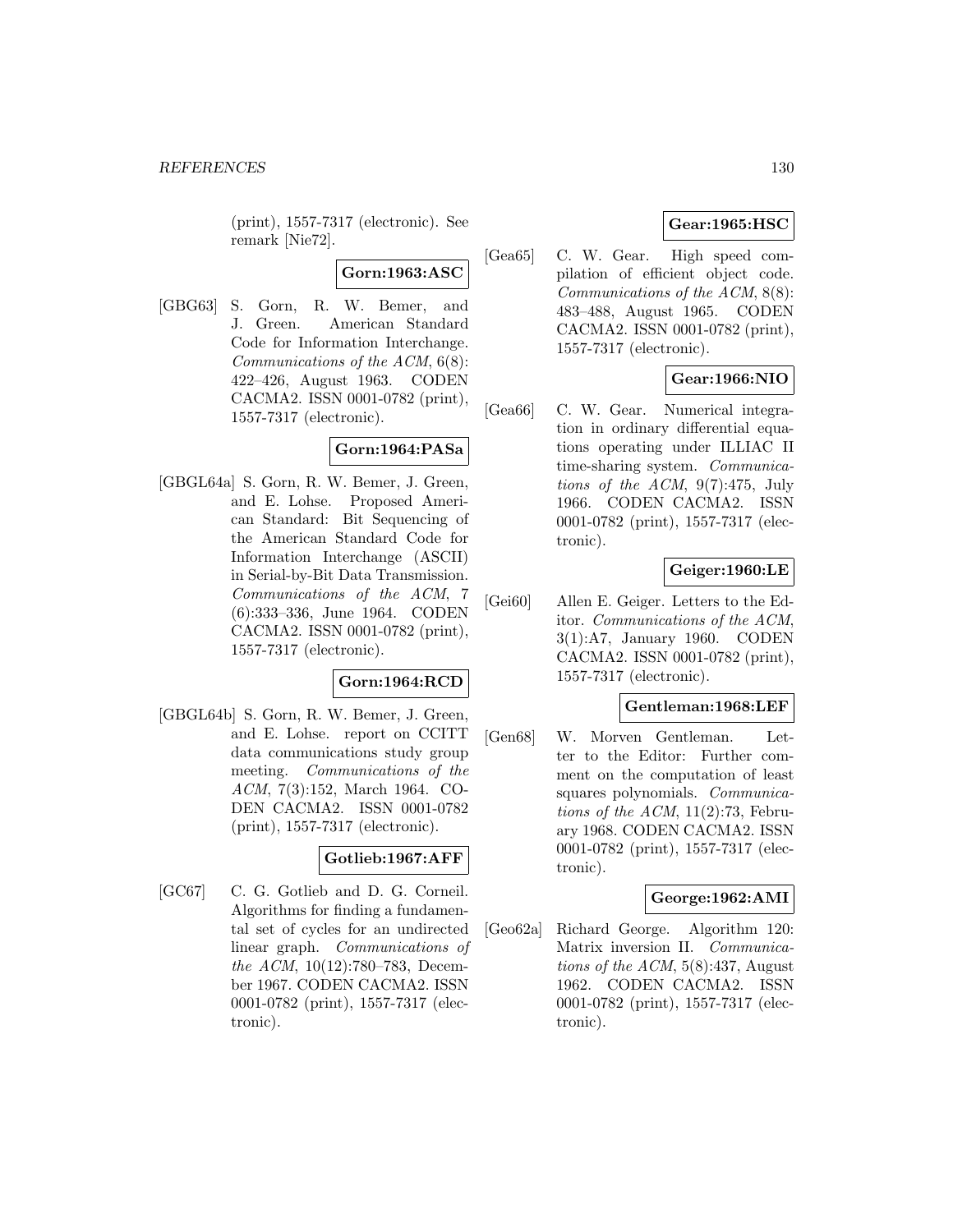(print), 1557-7317 (electronic). See remark [Nie72].

**Gorn:1963:ASC**

[GBG63] S. Gorn, R. W. Bemer, and J. Green. American Standard Code for Information Interchange. *Communications of the ACM*, 6(8): 422–426, August 1963. CODEN CACMA2. ISSN 0001-0782 (print), 1557-7317 (electronic).

**Gorn:1964:PASa**

[GBGL64a] S. Gorn, R. W. Bemer, J. Green, and E. Lohse. Proposed American Standard: Bit Sequencing of the American Standard Code for Information Interchange (ASCII) in Serial-by-Bit Data Transmission. *Communications of the ACM*, 7 (6):333–336, June 1964. CODEN CACMA2. ISSN 0001-0782 (print), 1557-7317 (electronic).

**Gorn:1964:RCD**

[GBGL64b] S. Gorn, R. W. Bemer, J. Green, and E. Lohse. report on CCITT data communications study group meeting. *Communications of the ACM*, 7(3):152, March 1964. CODEN CACMA2. ISSN 0001-0782 (print), 1557-7317 (electronic).

**Gotlieb:1967:AFF**

[GC67] C. G. Gotlieb and D. G. Corneil. Algorithms for finding a fundamental set of cycles for an undirected linear graph. *Communications of the ACM*, 10(12):780–783, December 1967. CODEN CACMA2. ISSN 0001-0782 (print), 1557-7317 (electronic).

**Gear:1965:HSC**

[Gea65] C. W. Gear. High speed compilation of efficient object code. *Communications of the ACM*, 8(8): 483–488, August 1965. CODEN CACMA2. ISSN 0001-0782 (print), 1557-7317 (electronic).

**Gear:1966:NIO**

[Gea66] C. W. Gear. Numerical integration in ordinary differential equations operating under ILLIAC II time-sharing system. *Communications of the ACM*, 9(7):475, July 1966. CODEN CACMA2. ISSN 0001-0782 (print), 1557-7317 (electronic).

**Geiger:1960:LE**

[Gei60] Allen E. Geiger. Letters to the Editor. *Communications of the ACM*, 3(1):A7, January 1960. CODEN CACMA2. ISSN 0001-0782 (print), 1557-7317 (electronic).

**Gentleman:1968:LEF**

[Gen68] W. Morven Gentleman. Letter to the Editor: Further comment on the computation of least squares polynomials. *Communications of the ACM*, 11(2):73, February 1968. CODEN CACMA2. ISSN 0001-0782 (print), 1557-7317 (electronic).

**George:1962:AMI**

[Geo62a] Richard George. Algorithm 120: Matrix inversion II. *Communications of the ACM*, 5(8):437, August 1962. CODEN CACMA2. ISSN 0001-0782 (print), 1557-7317 (electronic).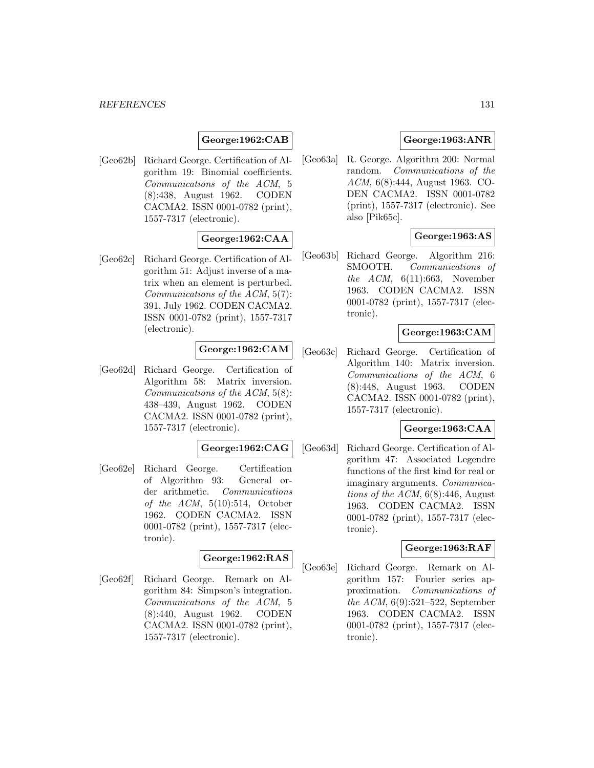**George:1962:CAB**

[Geo62b] Richard George. Certification of Algorithm 19: Binomial coefficients. *Communications of the ACM*, 5 (8):438, August 1962. CODEN CACMA2. ISSN 0001-0782 (print), 1557-7317 (electronic).

**George:1962:CAA**

[Geo62c] Richard George. Certification of Algorithm 51: Adjust inverse of a matrix when an element is perturbed. *Communications of the ACM*, 5(7): 391, July 1962. CODEN CACMA2. ISSN 0001-0782 (print), 1557-7317 (electronic).

**George:1962:CAM**

[Geo62d] Richard George. Certification of Algorithm 58: Matrix inversion. *Communications of the ACM*, 5(8): 438–439, August 1962. CODEN CACMA2. ISSN 0001-0782 (print), 1557-7317 (electronic).

**George:1962:CAG**

[Geo62e] Richard George. Certification of Algorithm 93: General order arithmetic. *Communications of the ACM*, 5(10):514, October 1962. CODEN CACMA2. ISSN 0001-0782 (print), 1557-7317 (electronic).

**George:1962:RAS**

[Geo62f] Richard George. Remark on Algorithm 84: Simpson's integration. *Communications of the ACM*, 5 (8):440, August 1962. CODEN CACMA2. ISSN 0001-0782 (print), 1557-7317 (electronic).

**George:1963:ANR**

[Geo63a] R. George. Algorithm 200: Normal random. *Communications of the ACM*, 6(8):444, August 1963. CODEN CACMA2. ISSN 0001-0782 (print), 1557-7317 (electronic). See also [Pik65c].

**George:1963:AS**

[Geo63b] Richard George. Algorithm 216: SMOOTH. *Communications of the ACM*, 6(11):663, November 1963. CODEN CACMA2. ISSN 0001-0782 (print), 1557-7317 (electronic).

**George:1963:CAM**

[Geo63c] Richard George. Certification of Algorithm 140: Matrix inversion. *Communications of the ACM*, 6 (8):448, August 1963. CODEN CACMA2. ISSN 0001-0782 (print), 1557-7317 (electronic).

**George:1963:CAA**

[Geo63d] Richard George. Certification of Algorithm 47: Associated Legendre functions of the first kind for real or imaginary arguments. *Communications of the ACM*, 6(8):446, August 1963. CODEN CACMA2. ISSN 0001-0782 (print), 1557-7317 (electronic).

**George:1963:RAF**

[Geo63e] Richard George. Remark on Algorithm 157: Fourier series approximation. *Communications of the ACM*, 6(9):521–522, September 1963. CODEN CACMA2. ISSN 0001-0782 (print), 1557-7317 (electronic).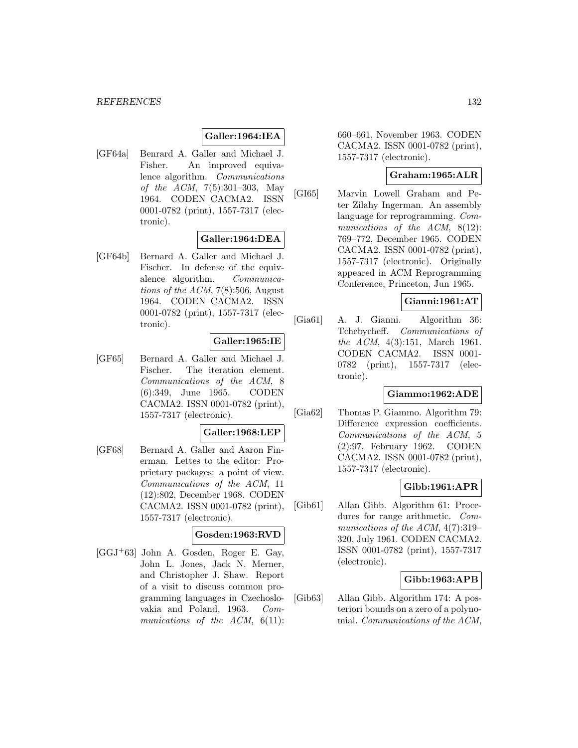**Galler:1964:IEA**

[GF64a] Benrard A. Galler and Michael J. Fisher. An improved equivalence algorithm. *Communications of the ACM*, 7(5):301–303, May 1964. CODEN CACMA2. ISSN 0001-0782 (print), 1557-7317 (electronic).

**Galler:1964:DEA**

[GF64b] Bernard A. Galler and Michael J. Fischer. In defense of the equivalence algorithm. *Communications of the ACM*, 7(8):506, August 1964. CODEN CACMA2. ISSN 0001-0782 (print), 1557-7317 (electronic).

**Galler:1965:IE**

[GF65] Bernard A. Galler and Michael J. Fischer. The iteration element. *Communications of the ACM*, 8 (6):349, June 1965. CODEN CACMA2. ISSN 0001-0782 (print), 1557-7317 (electronic).

**Galler:1968:LEP**

[GF68] Bernard A. Galler and Aaron Finerman. Lettes to the editor: Proprietary packages: a point of view. *Communications of the ACM*, 11 (12):802, December 1968. CODEN CACMA2. ISSN 0001-0782 (print), 1557-7317 (electronic).

**Gosden:1963:RVD**

[GGJ+63] John A. Gosden, Roger E. Gay, John L. Jones, Jack N. Merner, and Christopher J. Shaw. Report of a visit to discuss common programming languages in Czechoslovakia and Poland, 1963. *Communications of the ACM*, 6(11): 660–661, November 1963. CODEN CACMA2. ISSN 0001-0782 (print), 1557-7317 (electronic).

**Graham:1965:ALR**

[GI65] Marvin Lowell Graham and Peter Zilahy Ingerman. An assembly language for reprogramming. *Communications of the ACM*, 8(12): 769–772, December 1965. CODEN CACMA2. ISSN 0001-0782 (print), 1557-7317 (electronic). Originally appeared in ACM Reprogramming Conference, Princeton, Jun 1965.

**Gianni:1961:AT**

[Gia61] A. J. Gianni. Algorithm 36: Tchebycheff. *Communications of the ACM*, 4(3):151, March 1961. CODEN CACMA2. ISSN 0001-0782 (print), 1557-7317 (electronic).

**Giammo:1962:ADE**

[Gia62] Thomas P. Giammo. Algorithm 79: Difference expression coefficients. *Communications of the ACM*, 5 (2):97, February 1962. CODEN CACMA2. ISSN 0001-0782 (print), 1557-7317 (electronic).

**Gibb:1961:APR**

[Gib61] Allan Gibb. Algorithm 61: Procedures for range arithmetic. *Communications of the ACM*, 4(7):319–320, July 1961. CODEN CACMA2. ISSN 0001-0782 (print), 1557-7317 (electronic).

**Gibb:1963:APB**

[Gib63] Allan Gibb. Algorithm 174: A posteriori bounds on a zero of a polynomial. *Communications of the ACM*,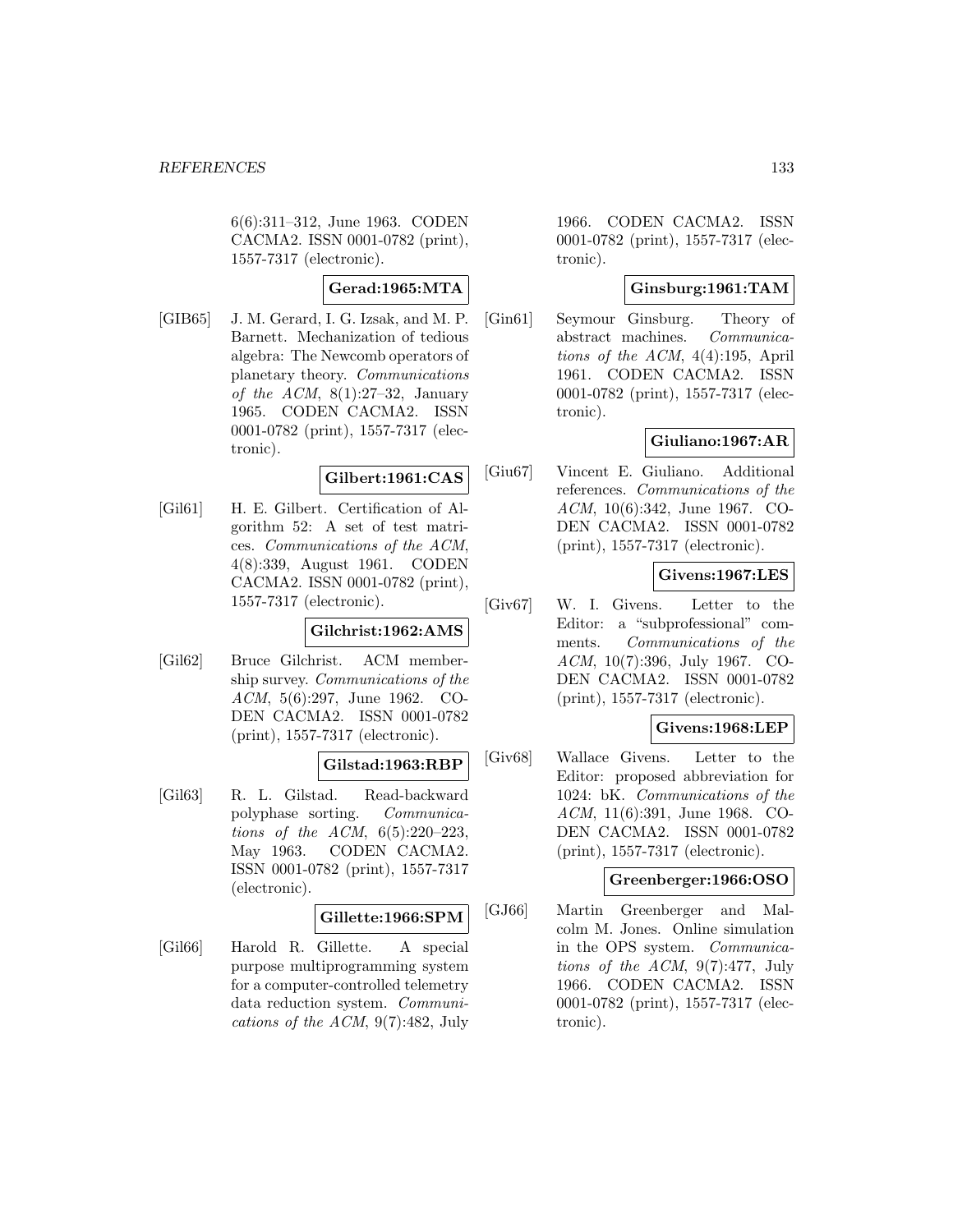6(6):311–312, June 1963. CODEN CACMA2. ISSN 0001-0782 (print), 1557-7317 (electronic).

**Gerad:1965:MTA**

[GIB65] J. M. Gerard, I. G. Izsak, and M. P. Barnett. Mechanization of tedious algebra: The Newcomb operators of planetary theory. *Communications of the ACM*, 8(1):27–32, January 1965. CODEN CACMA2. ISSN 0001-0782 (print), 1557-7317 (electronic).

**Gilbert:1961:CAS**

[Gil61] H. E. Gilbert. Certification of Algorithm 52: A set of test matrices. *Communications of the ACM*, 4(8):339, August 1961. CODEN CACMA2. ISSN 0001-0782 (print), 1557-7317 (electronic).

**Gilchrist:1962:AMS**

[Gil62] Bruce Gilchrist. ACM membership survey. *Communications of the ACM*, 5(6):297, June 1962. CODEN CACMA2. ISSN 0001-0782 (print), 1557-7317 (electronic).

**Gilstad:1963:RBP**

[Gil63] R. L. Gilstad. Read-backward polyphase sorting. *Communications of the ACM*, 6(5):220–223, May 1963. CODEN CACMA2. ISSN 0001-0782 (print), 1557-7317 (electronic).

**Gillette:1966:SPM**

[Gil66] Harold R. Gillette. A special purpose multiprogramming system for a computer-controlled telemetry data reduction system. *Communications of the ACM*, 9(7):482, July 1966. CODEN CACMA2. ISSN 0001-0782 (print), 1557-7317 (electronic).

**Ginsburg:1961:TAM**

[Gin61] Seymour Ginsburg. Theory of abstract machines. *Communications of the ACM*, 4(4):195, April 1961. CODEN CACMA2. ISSN 0001-0782 (print), 1557-7317 (electronic).

**Giuliano:1967:AR**

[Giu67] Vincent E. Giuliano. Additional references. *Communications of the ACM*, 10(6):342, June 1967. CODEN CACMA2. ISSN 0001-0782 (print), 1557-7317 (electronic).

**Givens:1967:LES**

[Giv67] W. I. Givens. Letter to the Editor: a "subprofessional" comments. *Communications of the ACM*, 10(7):396, July 1967. CODEN CACMA2. ISSN 0001-0782 (print), 1557-7317 (electronic).

**Givens:1968:LEP**

[Giv68] Wallace Givens. Letter to the Editor: proposed abbreviation for 1024: bK. *Communications of the ACM*, 11(6):391, June 1968. CODEN CACMA2. ISSN 0001-0782 (print), 1557-7317 (electronic).

**Greenberger:1966:OSO**

[GJ66] Martin Greenberger and Malcolm M. Jones. Online simulation in the OPS system. *Communications of the ACM*, 9(7):477, July 1966. CODEN CACMA2. ISSN 0001-0782 (print), 1557-7317 (electronic).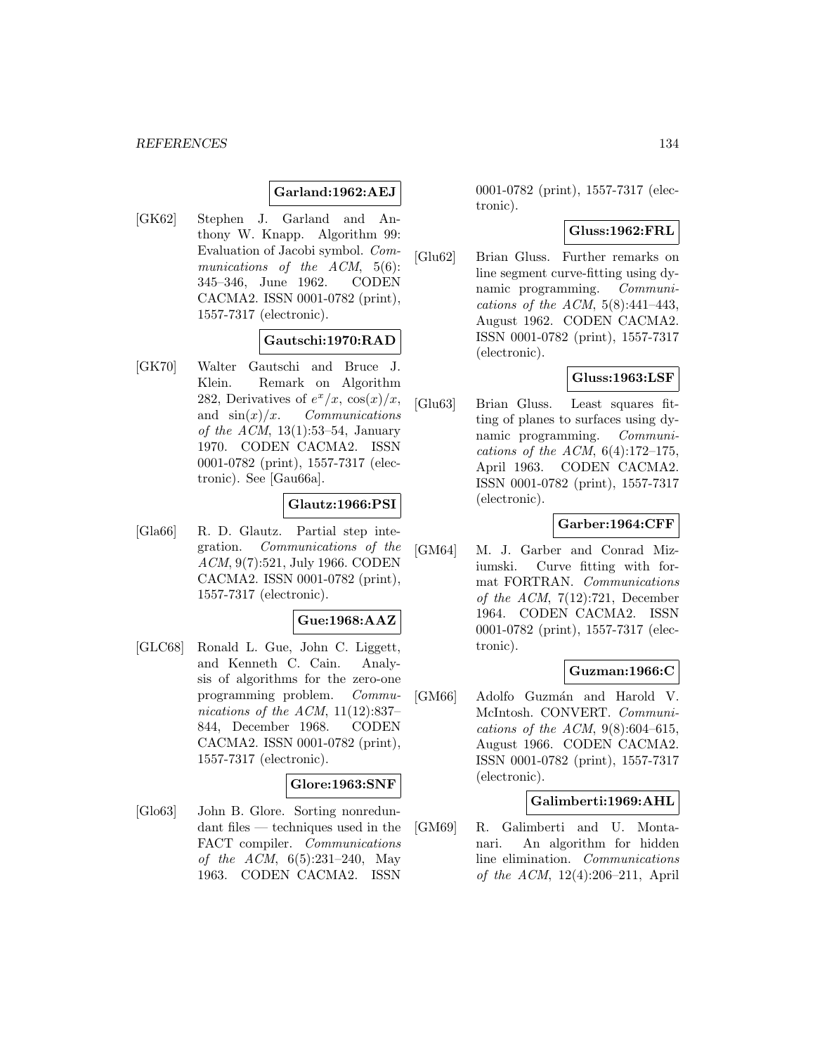**Garland:1962:AEJ**

[GK62] Stephen J. Garland and Anthony W. Knapp. Algorithm 99: Evaluation of Jacobi symbol. *Communications of the ACM*, 5(6): 345–346, June 1962. CODEN CACMA2. ISSN 0001-0782 (print), 1557-7317 (electronic).

**Gautschi:1970:RAD**

[GK70] Walter Gautschi and Bruce J. Klein. Remark on Algorithm 282, Derivatives of $e^x/x$, $\cos(x)/x$, and $\sin(x)/x$. *Communications of the ACM*, 13(1):53–54, January 1970. CODEN CACMA2. ISSN 0001-0782 (print), 1557-7317 (electronic). See [Gau66a].

**Glautz:1966:PSI**

[Gla66] R. D. Glautz. Partial step integration. *Communications of the ACM*, 9(7):521, July 1966. CODEN CACMA2. ISSN 0001-0782 (print), 1557-7317 (electronic).

**Gue:1968:AAZ**

[GLC68] Ronald L. Gue, John C. Liggett, and Kenneth C. Cain. Analysis of algorithms for the zero-one programming problem. *Communications of the ACM*, 11(12):837–844, December 1968. CODEN CACMA2. ISSN 0001-0782 (print), 1557-7317 (electronic).

**Glore:1963:SNF**

[Glo63] John B. Glore. Sorting nonredundant files — techniques used in the FACT compiler. *Communications of the ACM*, 6(5):231–240, May 1963. CODEN CACMA2. ISSN 0001-0782 (print), 1557-7317 (electronic).

**Gluss:1962:FRL**

[Glu62] Brian Gluss. Further remarks on line segment curve-fitting using dynamic programming. *Communications of the ACM*, 5(8):441–443, August 1962. CODEN CACMA2. ISSN 0001-0782 (print), 1557-7317 (electronic).

**Gluss:1963:LSF**

[Glu63] Brian Gluss. Least squares fitting of planes to surfaces using dynamic programming. *Communications of the ACM*, 6(4):172–175, April 1963. CODEN CACMA2. ISSN 0001-0782 (print), 1557-7317 (electronic).

**Garber:1964:CFF**

[GM64] M. J. Garber and Conrad Miziumski. Curve fitting with format FORTRAN. *Communications of the ACM*, 7(12):721, December 1964. CODEN CACMA2. ISSN 0001-0782 (print), 1557-7317 (electronic).

**Guzman:1966:C**

[GM66] Adolfo Guzmán and Harold V. McIntosh. CONVERT. *Communications of the ACM*, 9(8):604–615, August 1966. CODEN CACMA2. ISSN 0001-0782 (print), 1557-7317 (electronic).

**Galimberti:1969:AHL**

[GM69] R. Galimberti and U. Montanari. An algorithm for hidden line elimination. *Communications of the ACM*, 12(4):206–211, April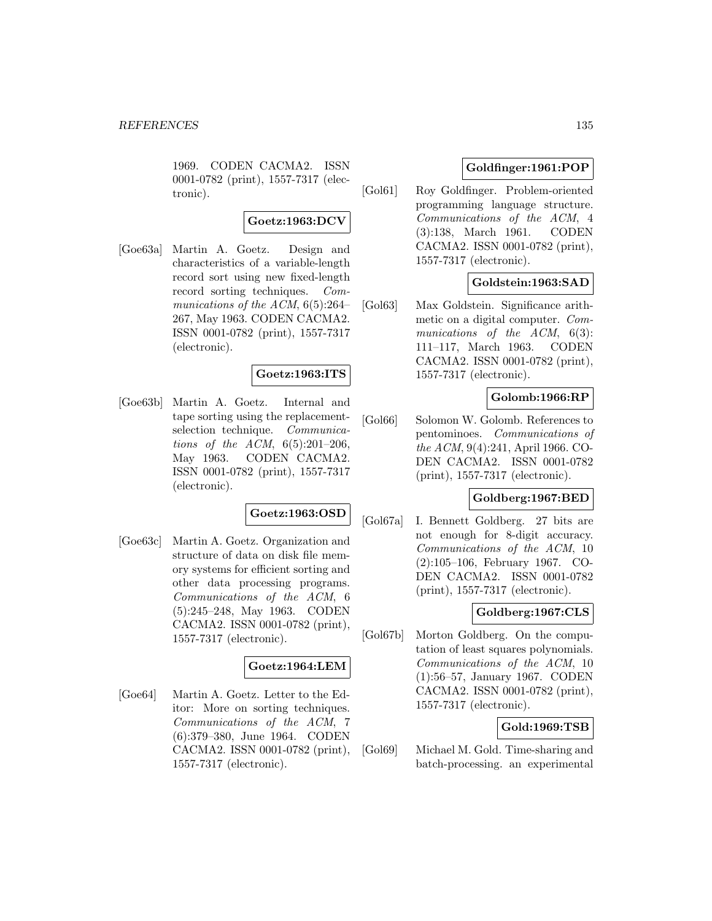1969. CODEN CACMA2. ISSN 0001-0782 (print), 1557-7317 (electronic).

**Goetz:1963:DCV**

[Goe63a] Martin A. Goetz. Design and characteristics of a variable-length record sort using new fixed-length record sorting techniques. *Communications of the ACM*, 6(5):264–267, May 1963. CODEN CACMA2. ISSN 0001-0782 (print), 1557-7317 (electronic).

**Goetz:1963:ITS**

[Goe63b] Martin A. Goetz. Internal and tape sorting using the replacement-selection technique. *Communications of the ACM*, 6(5):201–206, May 1963. CODEN CACMA2. ISSN 0001-0782 (print), 1557-7317 (electronic).

**Goetz:1963:OSD**

[Goe63c] Martin A. Goetz. Organization and structure of data on disk file memory systems for efficient sorting and other data processing programs. *Communications of the ACM*, 6 (5):245–248, May 1963. CODEN CACMA2. ISSN 0001-0782 (print), 1557-7317 (electronic).

**Goetz:1964:LEM**

[Goe64] Martin A. Goetz. Letter to the Editor: More on sorting techniques. *Communications of the ACM*, 7 (6):379–380, June 1964. CODEN CACMA2. ISSN 0001-0782 (print), 1557-7317 (electronic).

**Goldfinger:1961:POP**

[Gol61] Roy Goldfinger. Problem-oriented programming language structure. *Communications of the ACM*, 4 (3):138, March 1961. CODEN CACMA2. ISSN 0001-0782 (print), 1557-7317 (electronic).

**Goldstein:1963:SAD**

[Gol63] Max Goldstein. Significance arithmetic on a digital computer. *Communications of the ACM*, 6(3): 111–117, March 1963. CODEN CACMA2. ISSN 0001-0782 (print), 1557-7317 (electronic).

**Golomb:1966:RP**

[Gol66] Solomon W. Golomb. References to pentominoes. *Communications of the ACM*, 9(4):241, April 1966. CODEN CACMA2. ISSN 0001-0782 (print), 1557-7317 (electronic).

**Goldberg:1967:BED**

[Gol67a] I. Bennett Goldberg. 27 bits are not enough for 8-digit accuracy. *Communications of the ACM*, 10 (2):105–106, February 1967. CODEN CACMA2. ISSN 0001-0782 (print), 1557-7317 (electronic).

**Goldberg:1967:CLS**

[Gol67b] Morton Goldberg. On the computation of least squares polynomials. *Communications of the ACM*, 10 (1):56–57, January 1967. CODEN CACMA2. ISSN 0001-0782 (print), 1557-7317 (electronic).

**Gold:1969:TSB**

[Gol69] Michael M. Gold. Time-sharing and batch-processing. an experimental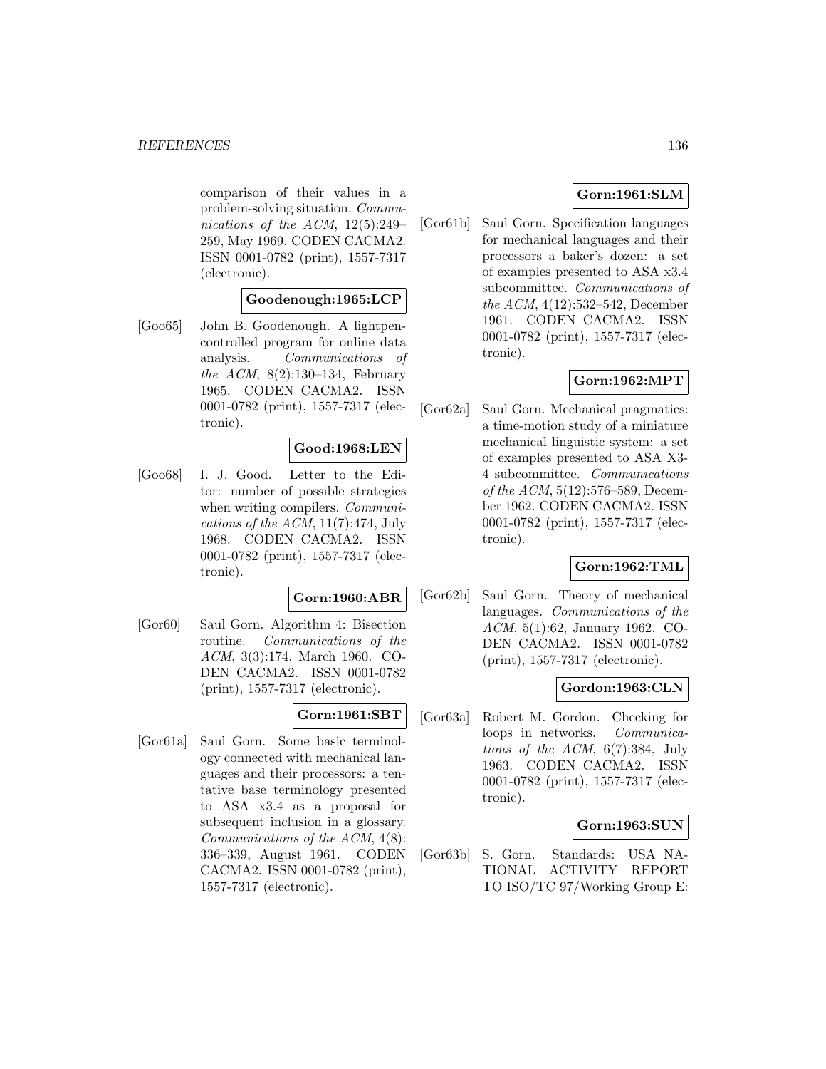comparison of their values in a problem-solving situation. *Communications of the ACM*, 12(5):249–259, May 1969. CODEN CACMA2. ISSN 0001-0782 (print), 1557-7317 (electronic).

**Goodenough:1965:LCP**

[Goo65] John B. Goodenough. A lightpen-controlled program for online data analysis. *Communications of the ACM*, 8(2):130–134, February 1965. CODEN CACMA2. ISSN 0001-0782 (print), 1557-7317 (electronic).

**Good:1968:LEN**

[Goo68] I. J. Good. Letter to the Editor: number of possible strategies when writing compilers. *Communications of the ACM*, 11(7):474, July 1968. CODEN CACMA2. ISSN 0001-0782 (print), 1557-7317 (electronic).

**Gorn:1960:ABR**

[Gor60] Saul Gorn. Algorithm 4: Bisection routine. *Communications of the ACM*, 3(3):174, March 1960. CODEN CACMA2. ISSN 0001-0782 (print), 1557-7317 (electronic).

**Gorn:1961:SBT**

[Gor61a] Saul Gorn. Some basic terminology connected with mechanical languages and their processors: a tentative base terminology presented to ASA x3.4 as a proposal for subsequent inclusion in a glossary. *Communications of the ACM*, 4(8): 336–339, August 1961. CODEN CACMA2. ISSN 0001-0782 (print), 1557-7317 (electronic).

**Gorn:1961:SLM**

[Gor61b] Saul Gorn. Specification languages for mechanical languages and their processors a baker's dozen: a set of examples presented to ASA x3.4 subcommittee. *Communications of the ACM*, 4(12):532–542, December 1961. CODEN CACMA2. ISSN 0001-0782 (print), 1557-7317 (electronic).

**Gorn:1962:MPT**

[Gor62a] Saul Gorn. Mechanical pragmatics: a time-motion study of a miniature mechanical linguistic system: a set of examples presented to ASA X3-4 subcommittee. *Communications of the ACM*, 5(12):576–589, December 1962. CODEN CACMA2. ISSN 0001-0782 (print), 1557-7317 (electronic).

**Gorn:1962:TML**

[Gor62b] Saul Gorn. Theory of mechanical languages. *Communications of the ACM*, 5(1):62, January 1962. CODEN CACMA2. ISSN 0001-0782 (print), 1557-7317 (electronic).

**Gordon:1963:CLN**

[Gor63a] Robert M. Gordon. Checking for loops in networks. *Communications of the ACM*, 6(7):384, July 1963. CODEN CACMA2. ISSN 0001-0782 (print), 1557-7317 (electronic).

**Gorn:1963:SUN**

[Gor63b] S. Gorn. Standards: USA NATIONAL ACTIVITY REPORT TO ISO/TC 97/Working Group E: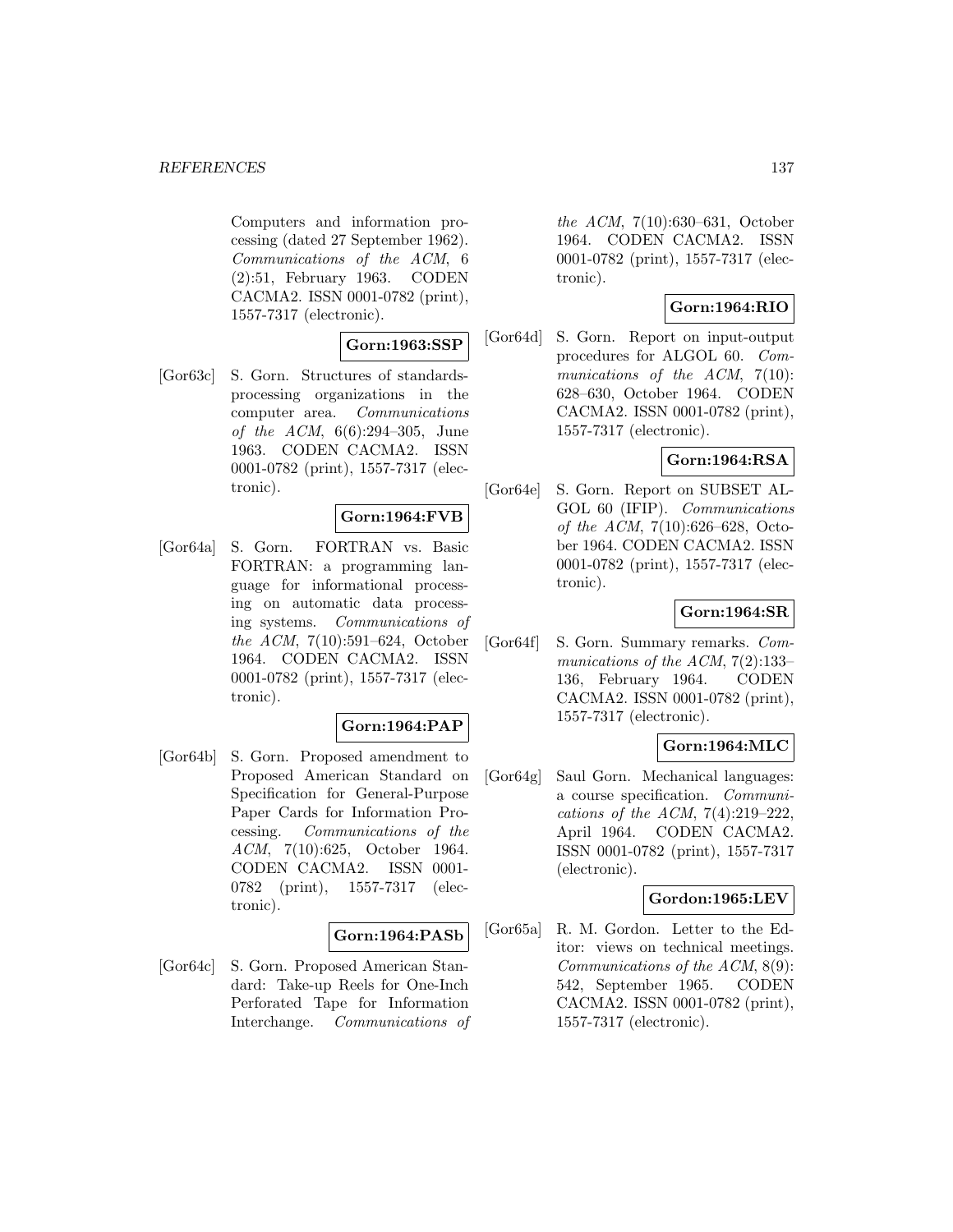Computers and information processing (dated 27 September 1962). *Communications of the ACM*, 6 (2):51, February 1963. CODEN CACMA2. ISSN 0001-0782 (print), 1557-7317 (electronic).

**Gorn:1963:SSP**

[Gor63c] S. Gorn. Structures of standards-processing organizations in the computer area. *Communications of the ACM*, 6(6):294–305, June 1963. CODEN CACMA2. ISSN 0001-0782 (print), 1557-7317 (electronic).

**Gorn:1964:FVB**

[Gor64a] S. Gorn. FORTRAN vs. Basic FORTRAN: a programming language for informational processing on automatic data processing systems. *Communications of the ACM*, 7(10):591–624, October 1964. CODEN CACMA2. ISSN 0001-0782 (print), 1557-7317 (electronic).

**Gorn:1964:PAP**

[Gor64b] S. Gorn. Proposed amendment to Proposed American Standard on Specification for General-Purpose Paper Cards for Information Processing. *Communications of the ACM*, 7(10):625, October 1964. CODEN CACMA2. ISSN 0001-0782 (print), 1557-7317 (electronic).

**Gorn:1964:PASb**

[Gor64c] S. Gorn. Proposed American Standard: Take-up Reels for One-Inch Perforated Tape for Information Interchange. *Communications of the ACM*, 7(10):630–631, October 1964. CODEN CACMA2. ISSN 0001-0782 (print), 1557-7317 (electronic).

**Gorn:1964:RIO**

[Gor64d] S. Gorn. Report on input-output procedures for ALGOL 60. *Communications of the ACM*, 7(10): 628–630, October 1964. CODEN CACMA2. ISSN 0001-0782 (print), 1557-7317 (electronic).

**Gorn:1964:RSA**

[Gor64e] S. Gorn. Report on SUBSET ALGOL 60 (IFIP). *Communications of the ACM*, 7(10):626–628, October 1964. CODEN CACMA2. ISSN 0001-0782 (print), 1557-7317 (electronic).

**Gorn:1964:SR**

[Gor64f] S. Gorn. Summary remarks. *Communications of the ACM*, 7(2):133–136, February 1964. CODEN CACMA2. ISSN 0001-0782 (print), 1557-7317 (electronic).

**Gorn:1964:MLC**

[Gor64g] Saul Gorn. Mechanical languages: a course specification. *Communications of the ACM*, 7(4):219–222, April 1964. CODEN CACMA2. ISSN 0001-0782 (print), 1557-7317 (electronic).

**Gordon:1965:LEV**

[Gor65a] R. M. Gordon. Letter to the Editor: views on technical meetings. *Communications of the ACM*, 8(9): 542, September 1965. CODEN CACMA2. ISSN 0001-0782 (print), 1557-7317 (electronic).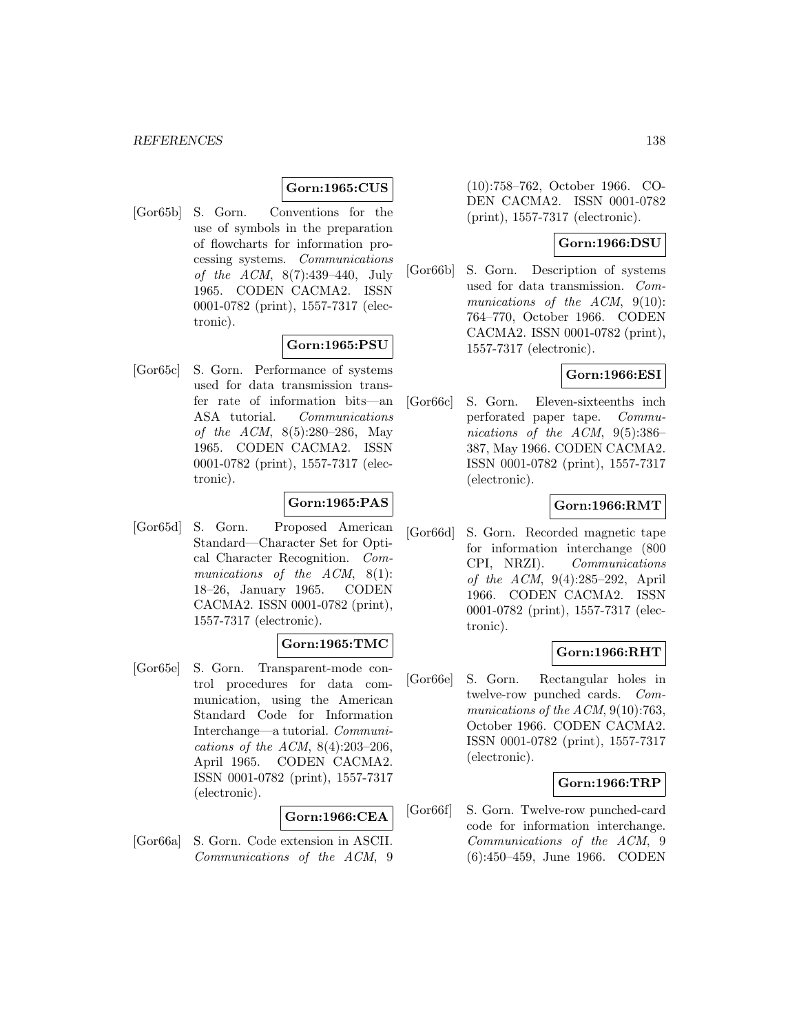**Gorn:1965:CUS**

[Gor65b] S. Gorn. Conventions for the use of symbols in the preparation of flowcharts for information processing systems. *Communications of the ACM*, 8(7):439–440, July 1965. CODEN CACMA2. ISSN 0001-0782 (print), 1557-7317 (electronic).

**Gorn:1965:PSU**

[Gor65c] S. Gorn. Performance of systems used for data transmission transfer rate of information bits—an ASA tutorial. *Communications of the ACM*, 8(5):280–286, May 1965. CODEN CACMA2. ISSN 0001-0782 (print), 1557-7317 (electronic).

**Gorn:1965:PAS**

[Gor65d] S. Gorn. Proposed American Standard—Character Set for Optical Character Recognition. *Communications of the ACM*, 8(1): 18–26, January 1965. CODEN CACMA2. ISSN 0001-0782 (print), 1557-7317 (electronic).

**Gorn:1965:TMC**

[Gor65e] S. Gorn. Transparent-mode control procedures for data communication, using the American Standard Code for Information Interchange—a tutorial. *Communications of the ACM*, 8(4):203–206, April 1965. CODEN CACMA2. ISSN 0001-0782 (print), 1557-7317 (electronic).

**Gorn:1966:CEA**

[Gor66a] S. Gorn. Code extension in ASCII. *Communications of the ACM*, 9 (10):758–762, October 1966. CODEN CACMA2. ISSN 0001-0782 (print), 1557-7317 (electronic).

**Gorn:1966:DSU**

[Gor66b] S. Gorn. Description of systems used for data transmission. *Communications of the ACM*, 9(10): 764–770, October 1966. CODEN CACMA2. ISSN 0001-0782 (print), 1557-7317 (electronic).

**Gorn:1966:ESI**

[Gor66c] S. Gorn. Eleven-sixteenths inch perforated paper tape. *Communications of the ACM*, 9(5):386–387, May 1966. CODEN CACMA2. ISSN 0001-0782 (print), 1557-7317 (electronic).

**Gorn:1966:RMT**

[Gor66d] S. Gorn. Recorded magnetic tape for information interchange (800 CPI, NRZI). *Communications of the ACM*, 9(4):285–292, April 1966. CODEN CACMA2. ISSN 0001-0782 (print), 1557-7317 (electronic).

**Gorn:1966:RHT**

[Gor66e] S. Gorn. Rectangular holes in twelve-row punched cards. *Communications of the ACM*, 9(10):763, October 1966. CODEN CACMA2. ISSN 0001-0782 (print), 1557-7317 (electronic).

**Gorn:1966:TRP**

[Gor66f] S. Gorn. Twelve-row punched-card code for information interchange. *Communications of the ACM*, 9 (6):450–459, June 1966. CODEN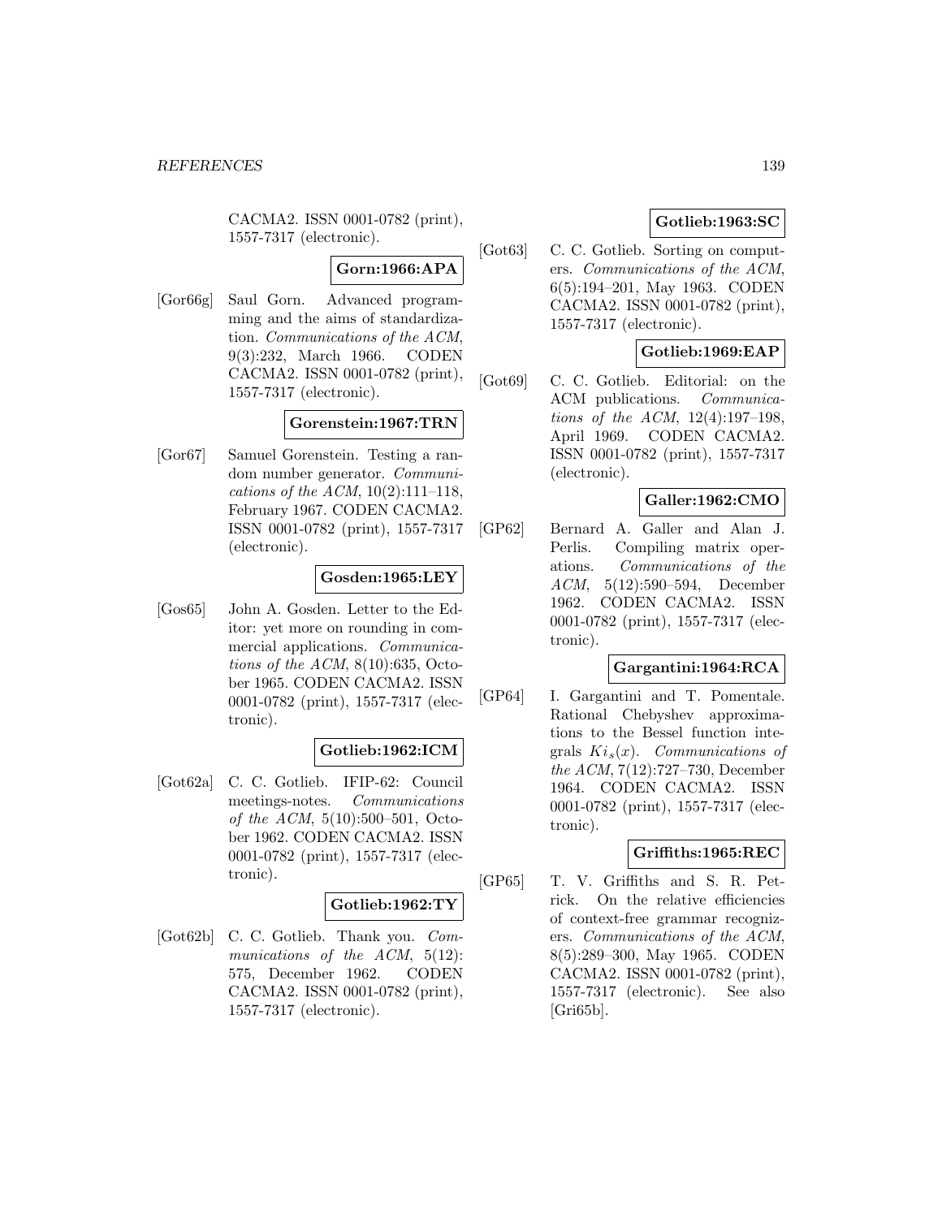CACMA2. ISSN 0001-0782 (print), 1557-7317 (electronic).

**Gorn:1966:APA**

[Gor66g] Saul Gorn. Advanced programming and the aims of standardization. *Communications of the ACM*, 9(3):232, March 1966. CODEN CACMA2. ISSN 0001-0782 (print), 1557-7317 (electronic).

**Gorenstein:1967:TRN**

[Gor67] Samuel Gorenstein. Testing a random number generator. *Communications of the ACM*, 10(2):111–118, February 1967. CODEN CACMA2. ISSN 0001-0782 (print), 1557-7317 (electronic).

**Gosden:1965:LEY**

[Gos65] John A. Gosden. Letter to the Editor: yet more on rounding in commercial applications. *Communications of the ACM*, 8(10):635, October 1965. CODEN CACMA2. ISSN 0001-0782 (print), 1557-7317 (electronic).

**Gotlieb:1962:ICM**

[Got62a] C. C. Gotlieb. IFIP-62: Council meetings-notes. *Communications of the ACM*, 5(10):500–501, October 1962. CODEN CACMA2. ISSN 0001-0782 (print), 1557-7317 (electronic).

**Gotlieb:1962:TY**

[Got62b] C. C. Gotlieb. Thank you. *Communications of the ACM*, 5(12): 575, December 1962. CODEN CACMA2. ISSN 0001-0782 (print), 1557-7317 (electronic).

**Gotlieb:1963:SC**

[Got63] C. C. Gotlieb. Sorting on computers. *Communications of the ACM*, 6(5):194–201, May 1963. CODEN CACMA2. ISSN 0001-0782 (print), 1557-7317 (electronic).

**Gotlieb:1969:EAP**

[Got69] C. C. Gotlieb. Editorial: on the ACM publications. *Communications of the ACM*, 12(4):197–198, April 1969. CODEN CACMA2. ISSN 0001-0782 (print), 1557-7317 (electronic).

**Galler:1962:CMO**

[GP62] Bernard A. Galler and Alan J. Perlis. Compiling matrix operations. *Communications of the ACM*, 5(12):590–594, December 1962. CODEN CACMA2. ISSN 0001-0782 (print), 1557-7317 (electronic).

**Gargantini:1964:RCA**

[GP64] I. Gargantini and T. Pomentale. Rational Chebyshev approximations to the Bessel function integrals $Ki_s(x)$. *Communications of the ACM*, 7(12):727–730, December 1964. CODEN CACMA2. ISSN 0001-0782 (print), 1557-7317 (electronic).

**Griffiths:1965:REC**

[GP65] T. V. Griffiths and S. R. Petrick. On the relative efficiencies of context-free grammar recognizers. *Communications of the ACM*, 8(5):289–300, May 1965. CODEN CACMA2. ISSN 0001-0782 (print), 1557-7317 (electronic). See also [Gri65b].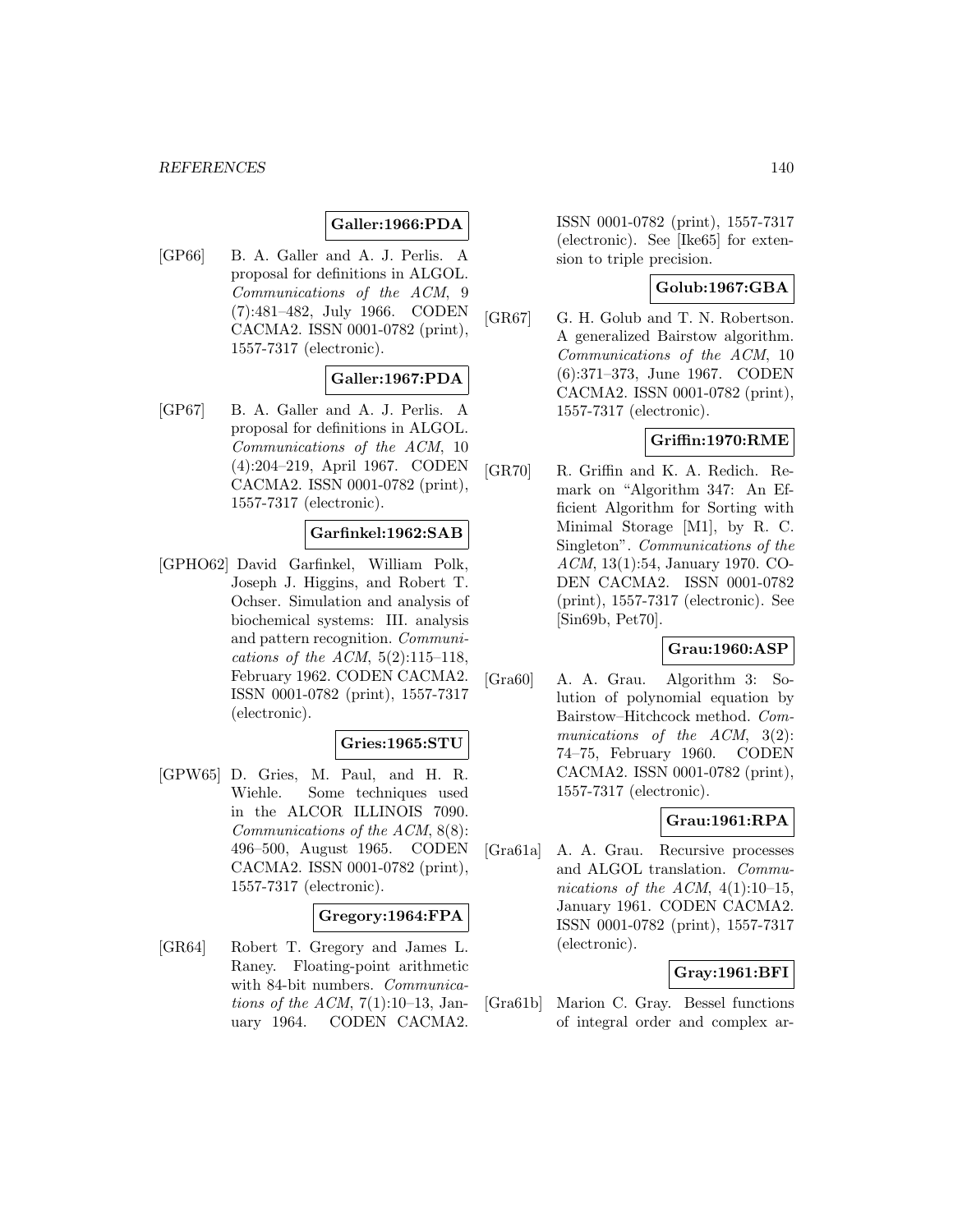**Galler:1966:PDA**

[GP66] B. A. Galler and A. J. Perlis. A proposal for definitions in ALGOL. *Communications of the ACM*, 9 (7):481–482, July 1966. CODEN CACMA2. ISSN 0001-0782 (print), 1557-7317 (electronic).

**Galler:1967:PDA**

[GP67] B. A. Galler and A. J. Perlis. A proposal for definitions in ALGOL. *Communications of the ACM*, 10 (4):204–219, April 1967. CODEN CACMA2. ISSN 0001-0782 (print), 1557-7317 (electronic).

**Garfinkel:1962:SAB**

[GPHO62] David Garfinkel, William Polk, Joseph J. Higgins, and Robert T. Ochser. Simulation and analysis of biochemical systems: III. analysis and pattern recognition. *Communications of the ACM*, 5(2):115–118, February 1962. CODEN CACMA2. ISSN 0001-0782 (print), 1557-7317 (electronic).

**Gries:1965:STU**

[GPW65] D. Gries, M. Paul, and H. R. Wiehle. Some techniques used in the ALCOR ILLINOIS 7090. *Communications of the ACM*, 8(8): 496–500, August 1965. CODEN CACMA2. ISSN 0001-0782 (print), 1557-7317 (electronic).

**Gregory:1964:FPA**

[GR64] Robert T. Gregory and James L. Raney. Floating-point arithmetic with 84-bit numbers. *Communications of the ACM*, 7(1):10–13, January 1964. CODEN CACMA2. ISSN 0001-0782 (print), 1557-7317 (electronic). See [Ike65] for extension to triple precision.

**Golub:1967:GBA**

[GR67] G. H. Golub and T. N. Robertson. A generalized Bairstow algorithm. *Communications of the ACM*, 10 (6):371–373, June 1967. CODEN CACMA2. ISSN 0001-0782 (print), 1557-7317 (electronic).

**Griffin:1970:RME**

[GR70] R. Griffin and K. A. Redich. Remark on "Algorithm 347: An Efficient Algorithm for Sorting with Minimal Storage [M1], by R. C. Singleton". *Communications of the ACM*, 13(1):54, January 1970. CODEN CACMA2. ISSN 0001-0782 (print), 1557-7317 (electronic). See [Sin69b, Pet70].

**Grau:1960:ASP**

[Gra60] A. A. Grau. Algorithm 3: Solution of polynomial equation by Bairstow–Hitchcock method. *Communications of the ACM*, 3(2): 74–75, February 1960. CODEN CACMA2. ISSN 0001-0782 (print), 1557-7317 (electronic).

**Grau:1961:RPA**

[Gra61a] A. A. Grau. Recursive processes and ALGOL translation. *Communications of the ACM*, 4(1):10–15, January 1961. CODEN CACMA2. ISSN 0001-0782 (print), 1557-7317 (electronic).

**Gray:1961:BFI**

[Gra61b] Marion C. Gray. Bessel functions of integral order and complex ar-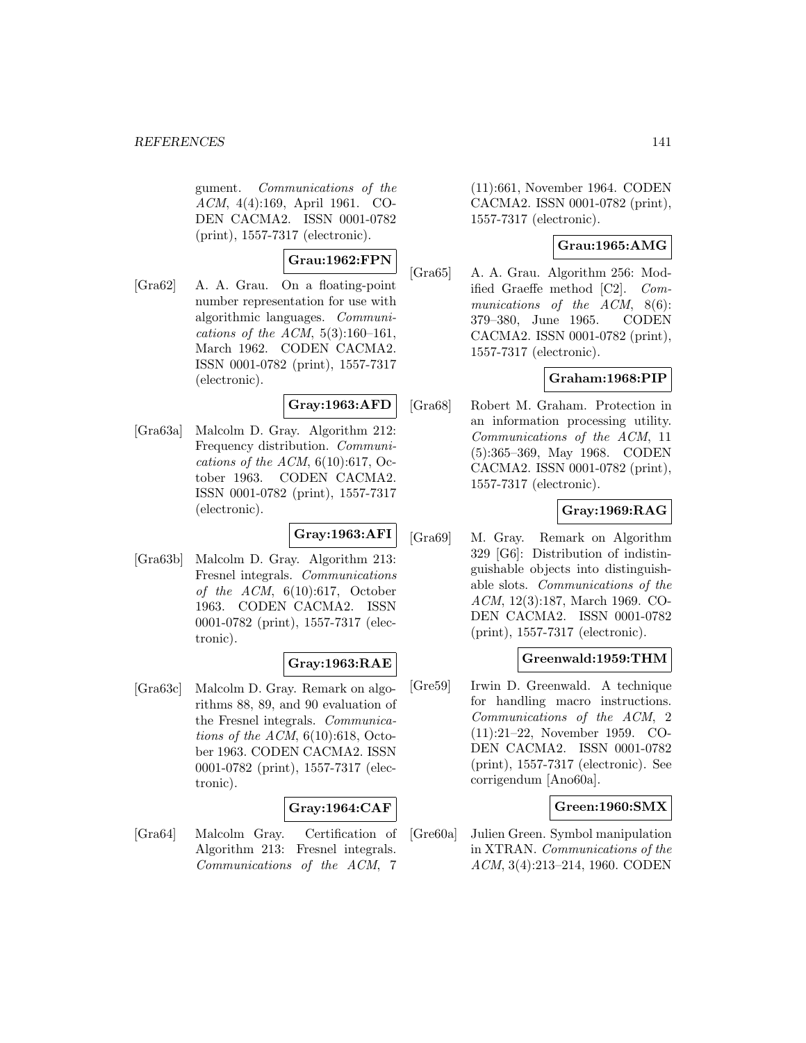gument. *Communications of the ACM*, 4(4):169, April 1961. CODEN CACMA2. ISSN 0001-0782 (print), 1557-7317 (electronic).

**Grau:1962:FPN**

[Gra62] A. A. Grau. On a floating-point number representation for use with algorithmic languages. *Communications of the ACM*, 5(3):160–161, March 1962. CODEN CACMA2. ISSN 0001-0782 (print), 1557-7317 (electronic).

**Gray:1963:AFD**

[Gra63a] Malcolm D. Gray. Algorithm 212: Frequency distribution. *Communications of the ACM*, 6(10):617, October 1963. CODEN CACMA2. ISSN 0001-0782 (print), 1557-7317 (electronic).

**Gray:1963:AFI**

[Gra63b] Malcolm D. Gray. Algorithm 213: Fresnel integrals. *Communications of the ACM*, 6(10):617, October 1963. CODEN CACMA2. ISSN 0001-0782 (print), 1557-7317 (electronic).

**Gray:1963:RAE**

[Gra63c] Malcolm D. Gray. Remark on algorithms 88, 89, and 90 evaluation of the Fresnel integrals. *Communications of the ACM*, 6(10):618, October 1963. CODEN CACMA2. ISSN 0001-0782 (print), 1557-7317 (electronic).

**Gray:1964:CAF**

[Gra64] Malcolm Gray. Certification of Algorithm 213: Fresnel integrals. *Communications of the ACM*, 7 (11):661, November 1964. CODEN CACMA2. ISSN 0001-0782 (print), 1557-7317 (electronic).

**Grau:1965:AMG**

[Gra65] A. A. Grau. Algorithm 256: Modified Graeffe method [C2]. *Communications of the ACM*, 8(6): 379–380, June 1965. CODEN CACMA2. ISSN 0001-0782 (print), 1557-7317 (electronic).

**Graham:1968:PIP**

[Gra68] Robert M. Graham. Protection in an information processing utility. *Communications of the ACM*, 11 (5):365–369, May 1968. CODEN CACMA2. ISSN 0001-0782 (print), 1557-7317 (electronic).

**Gray:1969:RAG**

[Gra69] M. Gray. Remark on Algorithm 329 [G6]: Distribution of indistinguishable objects into distinguishable slots. *Communications of the ACM*, 12(3):187, March 1969. CODEN CACMA2. ISSN 0001-0782 (print), 1557-7317 (electronic).

**Greenwald:1959:THM**

[Gre59] Irwin D. Greenwald. A technique for handling macro instructions. *Communications of the ACM*, 2 (11):21–22, November 1959. CODEN CACMA2. ISSN 0001-0782 (print), 1557-7317 (electronic). See corrigendum [Ano60a].

**Green:1960:SMX**

[Gre60a] Julien Green. Symbol manipulation in XTRAN. *Communications of the ACM*, 3(4):213–214, 1960. CODEN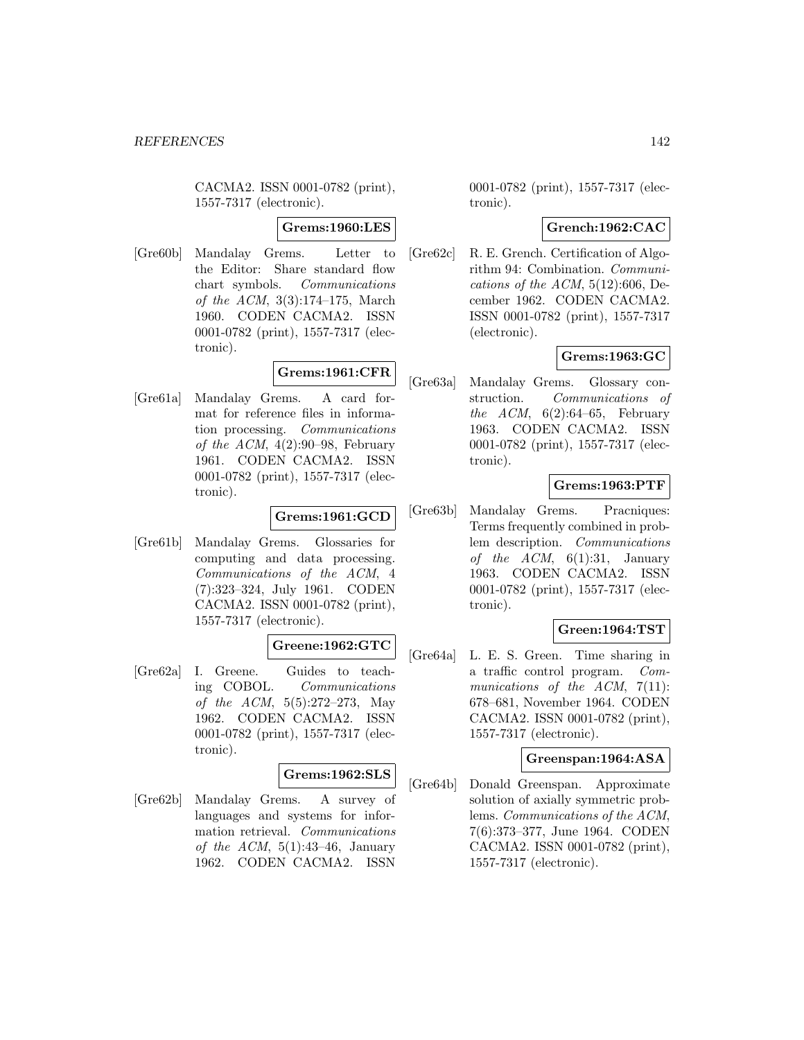CACMA2. ISSN 0001-0782 (print), 1557-7317 (electronic).

**Grems:1960:LES**

[Gre60b] Mandalay Grems. Letter to the Editor: Share standard flow chart symbols. *Communications of the ACM*, 3(3):174–175, March 1960. CODEN CACMA2. ISSN 0001-0782 (print), 1557-7317 (electronic).

**Grems:1961:CFR**

[Gre61a] Mandalay Grems. A card format for reference files in information processing. *Communications of the ACM*, 4(2):90–98, February 1961. CODEN CACMA2. ISSN 0001-0782 (print), 1557-7317 (electronic).

**Grems:1961:GCD**

[Gre61b] Mandalay Grems. Glossaries for computing and data processing. *Communications of the ACM*, 4 (7):323–324, July 1961. CODEN CACMA2. ISSN 0001-0782 (print), 1557-7317 (electronic).

**Greene:1962:GTC**

[Gre62a] I. Greene. Guides to teaching COBOL. *Communications of the ACM*, 5(5):272–273, May 1962. CODEN CACMA2. ISSN 0001-0782 (print), 1557-7317 (electronic).

**Grems:1962:SLS**

[Gre62b] Mandalay Grems. A survey of languages and systems for information retrieval. *Communications of the ACM*, 5(1):43–46, January 1962. CODEN CACMA2. ISSN 0001-0782 (print), 1557-7317 (electronic).

**Grench:1962:CAC**

[Gre62c] R. E. Grench. Certification of Algorithm 94: Combination. *Communications of the ACM*, 5(12):606, December 1962. CODEN CACMA2. ISSN 0001-0782 (print), 1557-7317 (electronic).

**Grems:1963:GC**

[Gre63a] Mandalay Grems. Glossary construction. *Communications of the ACM*, 6(2):64–65, February 1963. CODEN CACMA2. ISSN 0001-0782 (print), 1557-7317 (electronic).

**Grems:1963:PTF**

[Gre63b] Mandalay Grems. Pracniques: Terms frequently combined in problem description. *Communications of the ACM*, 6(1):31, January 1963. CODEN CACMA2. ISSN 0001-0782 (print), 1557-7317 (electronic).

**Green:1964:TST**

[Gre64a] L. E. S. Green. Time sharing in a traffic control program. *Communications of the ACM*, 7(11): 678–681, November 1964. CODEN CACMA2. ISSN 0001-0782 (print), 1557-7317 (electronic).

**Greenspan:1964:ASA**

[Gre64b] Donald Greenspan. Approximate solution of axially symmetric problems. *Communications of the ACM*, 7(6):373–377, June 1964. CODEN CACMA2. ISSN 0001-0782 (print), 1557-7317 (electronic).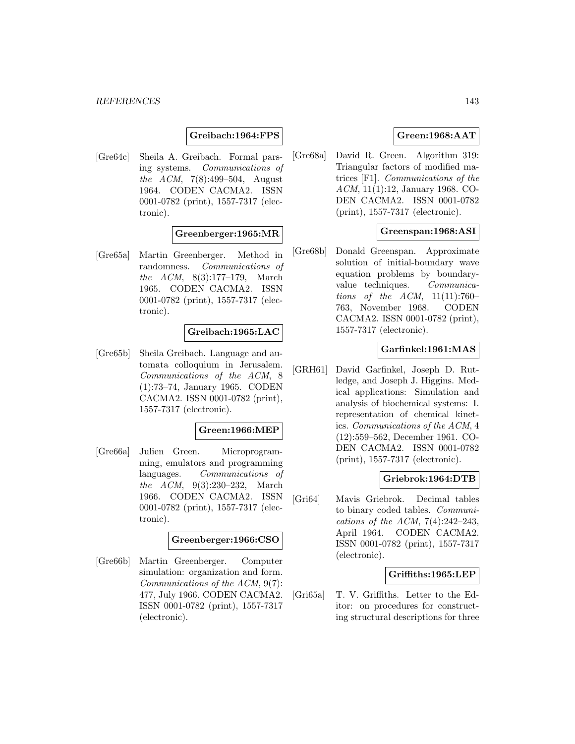**Greibach:1964:FPS**

[Gre64c] Sheila A. Greibach. Formal parsing systems. *Communications of the ACM*, 7(8):499–504, August 1964. CODEN CACMA2. ISSN 0001-0782 (print), 1557-7317 (electronic).

**Greenberger:1965:MR**

[Gre65a] Martin Greenberger. Method in randomness. *Communications of the ACM*, 8(3):177–179, March 1965. CODEN CACMA2. ISSN 0001-0782 (print), 1557-7317 (electronic).

**Greibach:1965:LAC**

[Gre65b] Sheila Greibach. Language and automata colloquium in Jerusalem. *Communications of the ACM*, 8 (1):73–74, January 1965. CODEN CACMA2. ISSN 0001-0782 (print), 1557-7317 (electronic).

**Green:1966:MEP**

[Gre66a] Julien Green. Microprogramming, emulators and programming languages. *Communications of the ACM*, 9(3):230–232, March 1966. CODEN CACMA2. ISSN 0001-0782 (print), 1557-7317 (electronic).

**Greenberger:1966:CSO**

[Gre66b] Martin Greenberger. Computer simulation: organization and form. *Communications of the ACM*, 9(7): 477, July 1966. CODEN CACMA2. ISSN 0001-0782 (print), 1557-7317 (electronic).

**Green:1968:AAT**

[Gre68a] David R. Green. Algorithm 319: Triangular factors of modified matrices [F1]. *Communications of the ACM*, 11(1):12, January 1968. CODEN CACMA2. ISSN 0001-0782 (print), 1557-7317 (electronic).

**Greenspan:1968:ASI**

[Gre68b] Donald Greenspan. Approximate solution of initial-boundary wave equation problems by boundary-value techniques. *Communications of the ACM*, 11(11):760–763, November 1968. CODEN CACMA2. ISSN 0001-0782 (print), 1557-7317 (electronic).

**Garfinkel:1961:MAS**

[GRH61] David Garfinkel, Joseph D. Rutledge, and Joseph J. Higgins. Medical applications: Simulation and analysis of biochemical systems: I. representation of chemical kinetics. *Communications of the ACM*, 4 (12):559–562, December 1961. CODEN CACMA2. ISSN 0001-0782 (print), 1557-7317 (electronic).

**Griebrok:1964:DTB**

[Gri64] Mavis Griebrok. Decimal tables to binary coded tables. *Communications of the ACM*, 7(4):242–243, April 1964. CODEN CACMA2. ISSN 0001-0782 (print), 1557-7317 (electronic).

**Griffiths:1965:LEP**

[Gri65a] T. V. Griffiths. Letter to the Editor: on procedures for constructing structural descriptions for three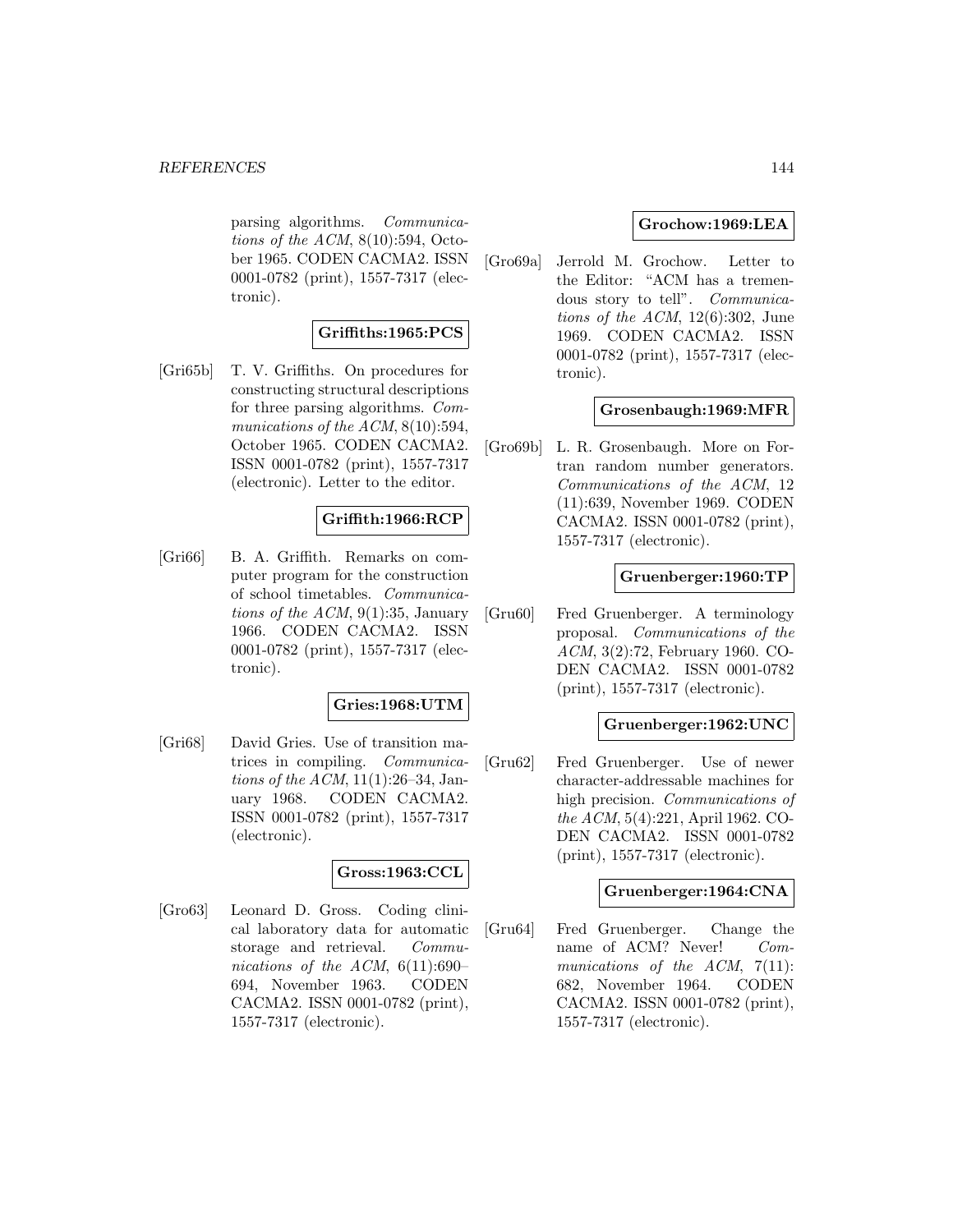parsing algorithms. *Communications of the ACM*, 8(10):594, October 1965. CODEN CACMA2. ISSN 0001-0782 (print), 1557-7317 (electronic).

**Griffiths:1965:PCS**

[Gri65b] T. V. Griffiths. On procedures for constructing structural descriptions for three parsing algorithms. *Communications of the ACM*, 8(10):594, October 1965. CODEN CACMA2. ISSN 0001-0782 (print), 1557-7317 (electronic). Letter to the editor.

**Griffith:1966:RCP**

[Gri66] B. A. Griffith. Remarks on computer program for the construction of school timetables. *Communications of the ACM*, 9(1):35, January 1966. CODEN CACMA2. ISSN 0001-0782 (print), 1557-7317 (electronic).

**Gries:1968:UTM**

[Gri68] David Gries. Use of transition matrices in compiling. *Communications of the ACM*, 11(1):26–34, January 1968. CODEN CACMA2. ISSN 0001-0782 (print), 1557-7317 (electronic).

**Gross:1963:CCL**

[Gro63] Leonard D. Gross. Coding clinical laboratory data for automatic storage and retrieval. *Communications of the ACM*, 6(11):690–694, November 1963. CODEN CACMA2. ISSN 0001-0782 (print), 1557-7317 (electronic).

**Grochow:1969:LEA**

[Gro69a] Jerrold M. Grochow. Letter to the Editor: "ACM has a tremendous story to tell". *Communications of the ACM*, 12(6):302, June 1969. CODEN CACMA2. ISSN 0001-0782 (print), 1557-7317 (electronic).

**Grosenbaugh:1969:MFR**

[Gro69b] L. R. Grosenbaugh. More on Fortran random number generators. *Communications of the ACM*, 12 (11):639, November 1969. CODEN CACMA2. ISSN 0001-0782 (print), 1557-7317 (electronic).

**Gruenberger:1960:TP**

[Gru60] Fred Gruenberger. A terminology proposal. *Communications of the ACM*, 3(2):72, February 1960. CODEN CACMA2. ISSN 0001-0782 (print), 1557-7317 (electronic).

**Gruenberger:1962:UNC**

[Gru62] Fred Gruenberger. Use of newer character-addressable machines for high precision. *Communications of the ACM*, 5(4):221, April 1962. CODEN CACMA2. ISSN 0001-0782 (print), 1557-7317 (electronic).

**Gruenberger:1964:CNA**

[Gru64] Fred Gruenberger. Change the name of ACM? Never! *Communications of the ACM*, 7(11): 682, November 1964. CODEN CACMA2. ISSN 0001-0782 (print), 1557-7317 (electronic).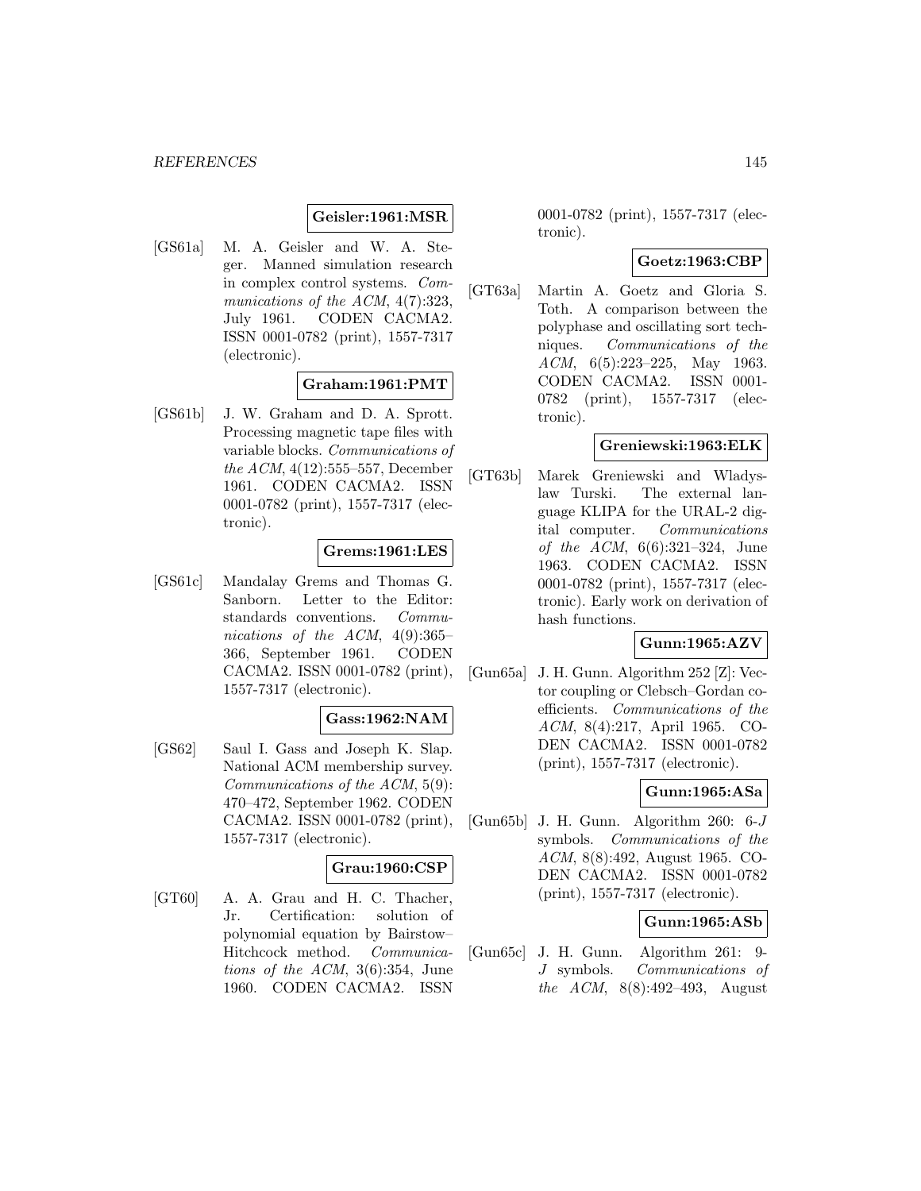**Geisler:1961:MSR**

[GS61a] M. A. Geisler and W. A. Steger. Manned simulation research in complex control systems. *Communications of the ACM*, 4(7):323, July 1961. CODEN CACMA2. ISSN 0001-0782 (print), 1557-7317 (electronic).

**Graham:1961:PMT**

[GS61b] J. W. Graham and D. A. Sprott. Processing magnetic tape files with variable blocks. *Communications of the ACM*, 4(12):555–557, December 1961. CODEN CACMA2. ISSN 0001-0782 (print), 1557-7317 (electronic).

**Grems:1961:LES**

[GS61c] Mandalay Grems and Thomas G. Sanborn. Letter to the Editor: standards conventions. *Communications of the ACM*, 4(9):365–366, September 1961. CODEN CACMA2. ISSN 0001-0782 (print), 1557-7317 (electronic).

**Gass:1962:NAM**

[GS62] Saul I. Gass and Joseph K. Slap. National ACM membership survey. *Communications of the ACM*, 5(9): 470–472, September 1962. CODEN CACMA2. ISSN 0001-0782 (print), 1557-7317 (electronic).

**Grau:1960:CSP**

[GT60] A. A. Grau and H. C. Thacher, Jr. Certification: solution of polynomial equation by Bairstow–Hitchcock method. *Communications of the ACM*, 3(6):354, June 1960. CODEN CACMA2. ISSN 0001-0782 (print), 1557-7317 (electronic).

**Goetz:1963:CBP**

[GT63a] Martin A. Goetz and Gloria S. Toth. A comparison between the polyphase and oscillating sort techniques. *Communications of the ACM*, 6(5):223–225, May 1963. CODEN CACMA2. ISSN 0001-0782 (print), 1557-7317 (electronic).

**Greniewski:1963:ELK**

[GT63b] Marek Greniewski and Wladyslaw Turski. The external language KLIPA for the URAL-2 digital computer. *Communications of the ACM*, 6(6):321–324, June 1963. CODEN CACMA2. ISSN 0001-0782 (print), 1557-7317 (electronic). Early work on derivation of hash functions.

**Gunn:1965:AZV**

[Gun65a] J. H. Gunn. Algorithm 252 [Z]: Vector coupling or Clebsch–Gordan coefficients. *Communications of the ACM*, 8(4):217, April 1965. CODEN CACMA2. ISSN 0001-0782 (print), 1557-7317 (electronic).

**Gunn:1965:ASa**

[Gun65b] J. H. Gunn. Algorithm 260: 6-$J$ symbols. *Communications of the ACM*, 8(8):492, August 1965. CODEN CACMA2. ISSN 0001-0782 (print), 1557-7317 (electronic).

**Gunn:1965:ASb**

[Gun65c] J. H. Gunn. Algorithm 261: 9-$J$ symbols. *Communications of the ACM*, 8(8):492–493, August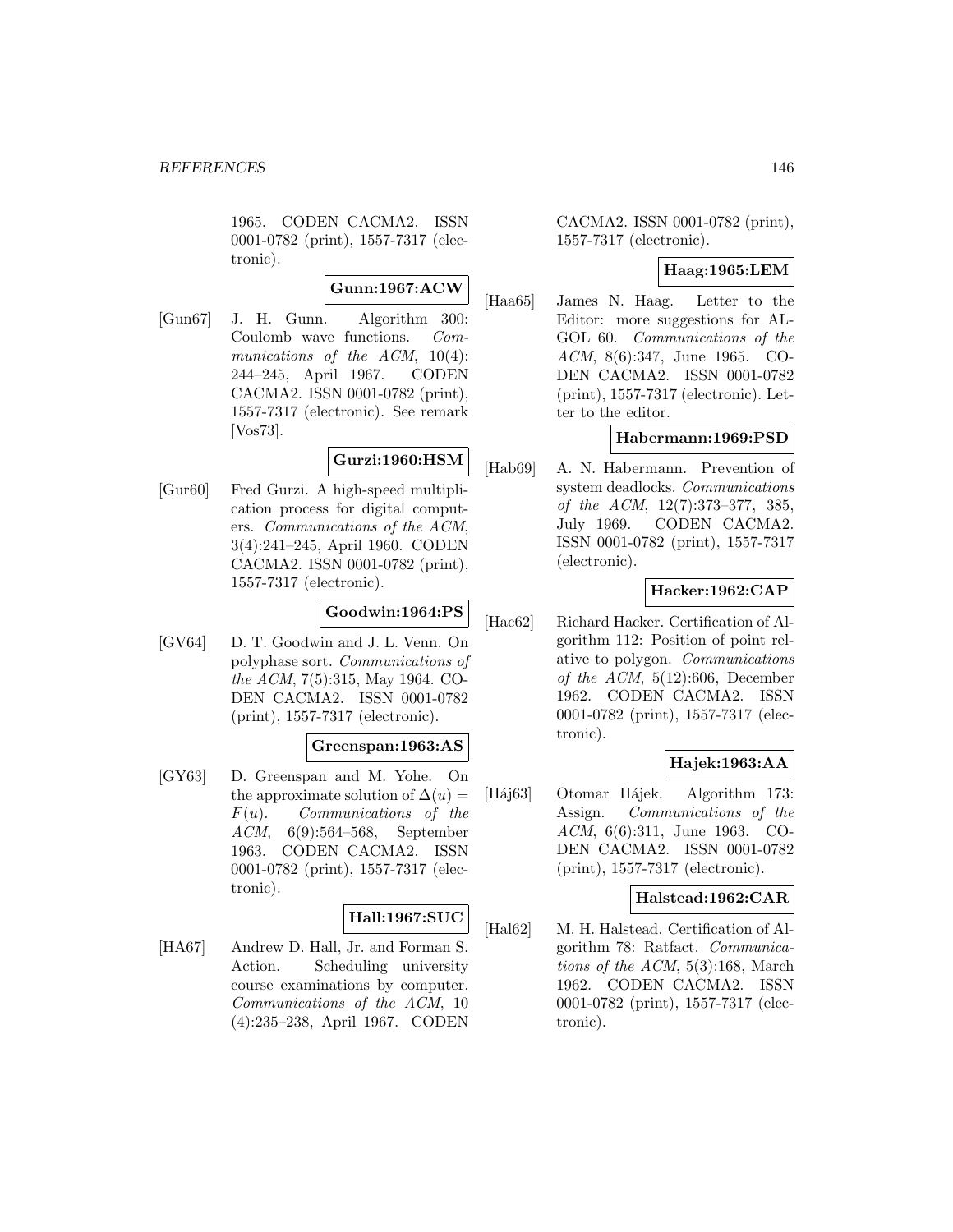1965. CODEN CACMA2. ISSN 0001-0782 (print), 1557-7317 (electronic).

**Gunn:1967:ACW**

[Gun67] J. H. Gunn. Algorithm 300: Coulomb wave functions. *Communications of the ACM*, 10(4): 244–245, April 1967. CODEN CACMA2. ISSN 0001-0782 (print), 1557-7317 (electronic). See remark [Vos73].

**Gurzi:1960:HSM**

[Gur60] Fred Gurzi. A high-speed multiplication process for digital computers. *Communications of the ACM*, 3(4):241–245, April 1960. CODEN CACMA2. ISSN 0001-0782 (print), 1557-7317 (electronic).

**Goodwin:1964:PS**

[GV64] D. T. Goodwin and J. L. Venn. On polyphase sort. *Communications of the ACM*, 7(5):315, May 1964. CODEN CACMA2. ISSN 0001-0782 (print), 1557-7317 (electronic).

**Greenspan:1963:AS**

[GY63] D. Greenspan and M. Yohe. On the approximate solution of $\Delta(u) = F(u)$. *Communications of the ACM*, 6(9):564–568, September 1963. CODEN CACMA2. ISSN 0001-0782 (print), 1557-7317 (electronic).

**Hall:1967:SUC**

[HA67] Andrew D. Hall, Jr. and Forman S. Action. Scheduling university course examinations by computer. *Communications of the ACM*, 10 (4):235–238, April 1967. CODEN CACMA2. ISSN 0001-0782 (print), 1557-7317 (electronic).

**Haag:1965:LEM**

[Haa65] James N. Haag. Letter to the Editor: more suggestions for ALGOL 60. *Communications of the ACM*, 8(6):347, June 1965. CODEN CACMA2. ISSN 0001-0782 (print), 1557-7317 (electronic). Letter to the editor.

**Habermann:1969:PSD**

[Hab69] A. N. Habermann. Prevention of system deadlocks. *Communications of the ACM*, 12(7):373–377, 385, July 1969. CODEN CACMA2. ISSN 0001-0782 (print), 1557-7317 (electronic).

**Hacker:1962:CAP**

[Hac62] Richard Hacker. Certification of Algorithm 112: Position of point relative to polygon. *Communications of the ACM*, 5(12):606, December 1962. CODEN CACMA2. ISSN 0001-0782 (print), 1557-7317 (electronic).

**Hajek:1963:AA**

[Háj63] Otomar Hájek. Algorithm 173: Assign. *Communications of the ACM*, 6(6):311, June 1963. CODEN CACMA2. ISSN 0001-0782 (print), 1557-7317 (electronic).

**Halstead:1962:CAR**

[Hal62] M. H. Halstead. Certification of Algorithm 78: Ratfact. *Communications of the ACM*, 5(3):168, March 1962. CODEN CACMA2. ISSN 0001-0782 (print), 1557-7317 (electronic).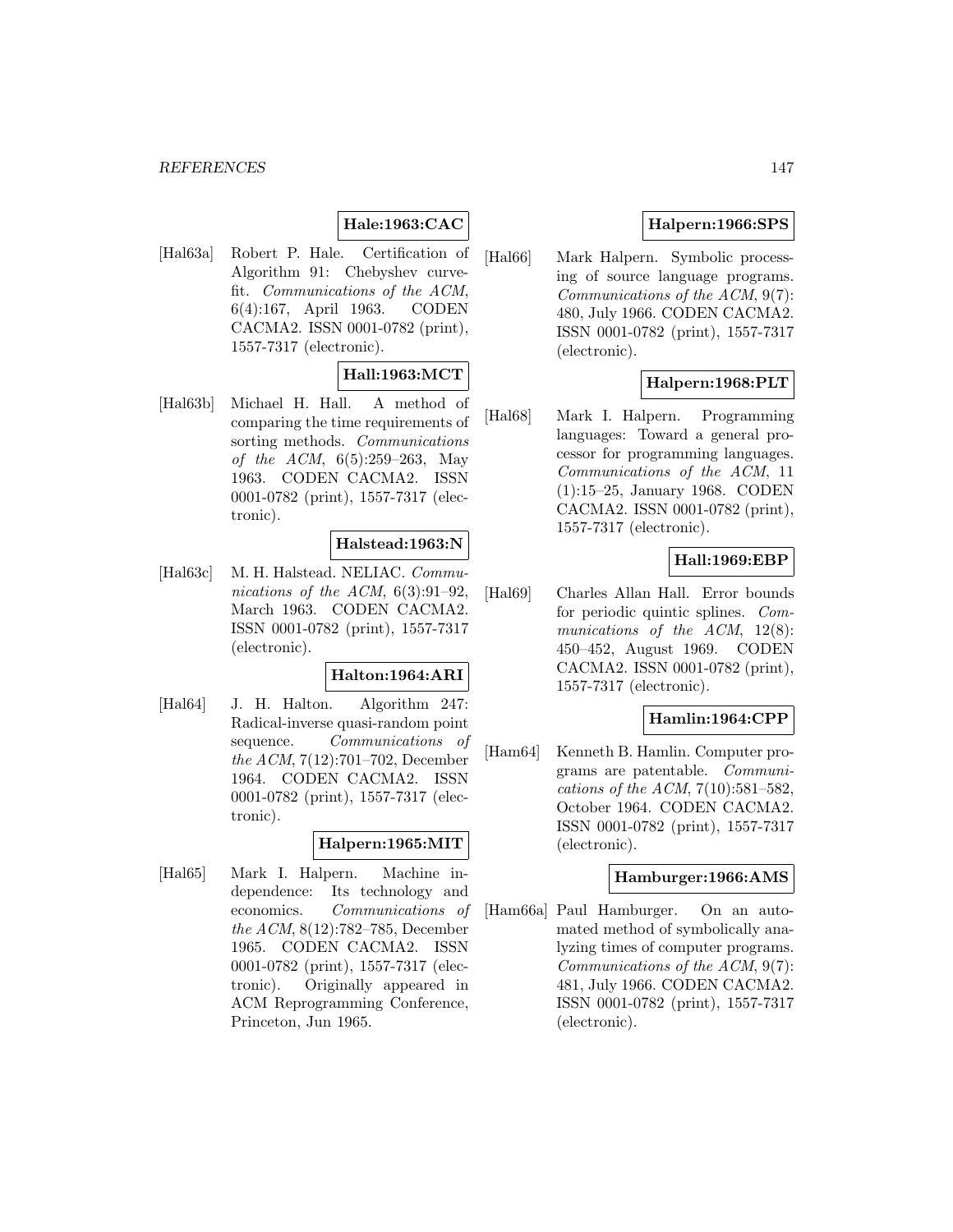**Hale:1963:CAC**

[Hal63a] Robert P. Hale. Certification of Algorithm 91: Chebyshev curve-fit. *Communications of the ACM*, 6(4):167, April 1963. CODEN CACMA2. ISSN 0001-0782 (print), 1557-7317 (electronic).

**Hall:1963:MCT**

[Hal63b] Michael H. Hall. A method of comparing the time requirements of sorting methods. *Communications of the ACM*, 6(5):259–263, May 1963. CODEN CACMA2. ISSN 0001-0782 (print), 1557-7317 (electronic).

**Halstead:1963:N**

[Hal63c] M. H. Halstead. NELIAC. *Communications of the ACM*, 6(3):91–92, March 1963. CODEN CACMA2. ISSN 0001-0782 (print), 1557-7317 (electronic).

**Halton:1964:ARI**

[Hal64] J. H. Halton. Algorithm 247: Radical-inverse quasi-random point sequence. *Communications of the ACM*, 7(12):701–702, December 1964. CODEN CACMA2. ISSN 0001-0782 (print), 1557-7317 (electronic).

**Halpern:1965:MIT**

[Hal65] Mark I. Halpern. Machine independence: Its technology and economics. *Communications of the ACM*, 8(12):782–785, December 1965. CODEN CACMA2. ISSN 0001-0782 (print), 1557-7317 (electronic). Originally appeared in ACM Reprogramming Conference, Princeton, Jun 1965.

**Halpern:1966:SPS**

[Hal66] Mark Halpern. Symbolic processing of source language programs. *Communications of the ACM*, 9(7): 480, July 1966. CODEN CACMA2. ISSN 0001-0782 (print), 1557-7317 (electronic).

**Halpern:1968:PLT**

[Hal68] Mark I. Halpern. Programming languages: Toward a general processor for programming languages. *Communications of the ACM*, 11 (1):15–25, January 1968. CODEN CACMA2. ISSN 0001-0782 (print), 1557-7317 (electronic).

**Hall:1969:EBP**

[Hal69] Charles Allan Hall. Error bounds for periodic quintic splines. *Communications of the ACM*, 12(8): 450–452, August 1969. CODEN CACMA2. ISSN 0001-0782 (print), 1557-7317 (electronic).

**Hamlin:1964:CPP**

[Ham64] Kenneth B. Hamlin. Computer programs are patentable. *Communications of the ACM*, 7(10):581–582, October 1964. CODEN CACMA2. ISSN 0001-0782 (print), 1557-7317 (electronic).

**Hamburger:1966:AMS**

[Ham66a] Paul Hamburger. On an automated method of symbolically analyzing times of computer programs. *Communications of the ACM*, 9(7): 481, July 1966. CODEN CACMA2. ISSN 0001-0782 (print), 1557-7317 (electronic).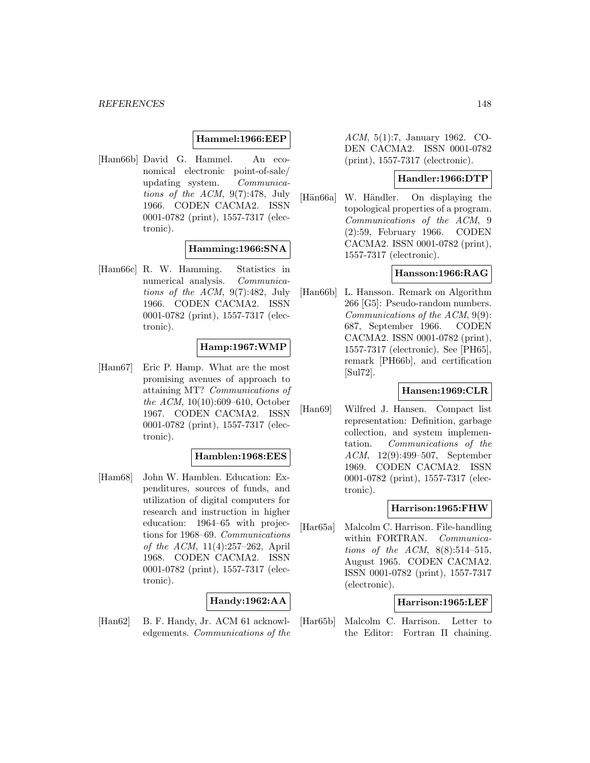**Hammel:1966:EEP**

[Ham66b] David G. Hammel. An economical electronic point-of-sale/ updating system. *Communications of the ACM*, 9(7):478, July 1966. CODEN CACMA2. ISSN 0001-0782 (print), 1557-7317 (electronic).

**Hamming:1966:SNA**

[Ham66c] R. W. Hamming. Statistics in numerical analysis. *Communications of the ACM*, 9(7):482, July 1966. CODEN CACMA2. ISSN 0001-0782 (print), 1557-7317 (electronic).

**Hamp:1967:WMP**

[Ham67] Eric P. Hamp. What are the most promising avenues of approach to attaining MT? *Communications of the ACM*, 10(10):609–610, October 1967. CODEN CACMA2. ISSN 0001-0782 (print), 1557-7317 (electronic).

**Hamblen:1968:EES**

[Ham68] John W. Hamblen. Education: Expenditures, sources of funds, and utilization of digital computers for research and instruction in higher education: 1964–65 with projections for 1968–69. *Communications of the ACM*, 11(4):257–262, April 1968. CODEN CACMA2. ISSN 0001-0782 (print), 1557-7317 (electronic).

**Handy:1962:AA**

[Han62] B. F. Handy, Jr. ACM 61 acknowledgements. *Communications of the ACM*, 5(1):7, January 1962. CODEN CACMA2. ISSN 0001-0782 (print), 1557-7317 (electronic).

**Handler:1966:DTP**

[Hän66a] W. Händler. On displaying the topological properties of a program. *Communications of the ACM*, 9 (2):59, February 1966. CODEN CACMA2. ISSN 0001-0782 (print), 1557-7317 (electronic).

**Hansson:1966:RAG**

[Han66b] L. Hansson. Remark on Algorithm 266 [G5]: Pseudo-random numbers. *Communications of the ACM*, 9(9): 687, September 1966. CODEN CACMA2. ISSN 0001-0782 (print), 1557-7317 (electronic). See [PH65], remark [PH66b], and certification [Sul72].

**Hansen:1969:CLR**

[Han69] Wilfred J. Hansen. Compact list representation: Definition, garbage collection, and system implementation. *Communications of the ACM*, 12(9):499–507, September 1969. CODEN CACMA2. ISSN 0001-0782 (print), 1557-7317 (electronic).

**Harrison:1965:FHW**

[Har65a] Malcolm C. Harrison. File-handling within FORTRAN. *Communications of the ACM*, 8(8):514–515, August 1965. CODEN CACMA2. ISSN 0001-0782 (print), 1557-7317 (electronic).

**Harrison:1965:LEF**

[Har65b] Malcolm C. Harrison. Letter to the Editor: Fortran II chaining.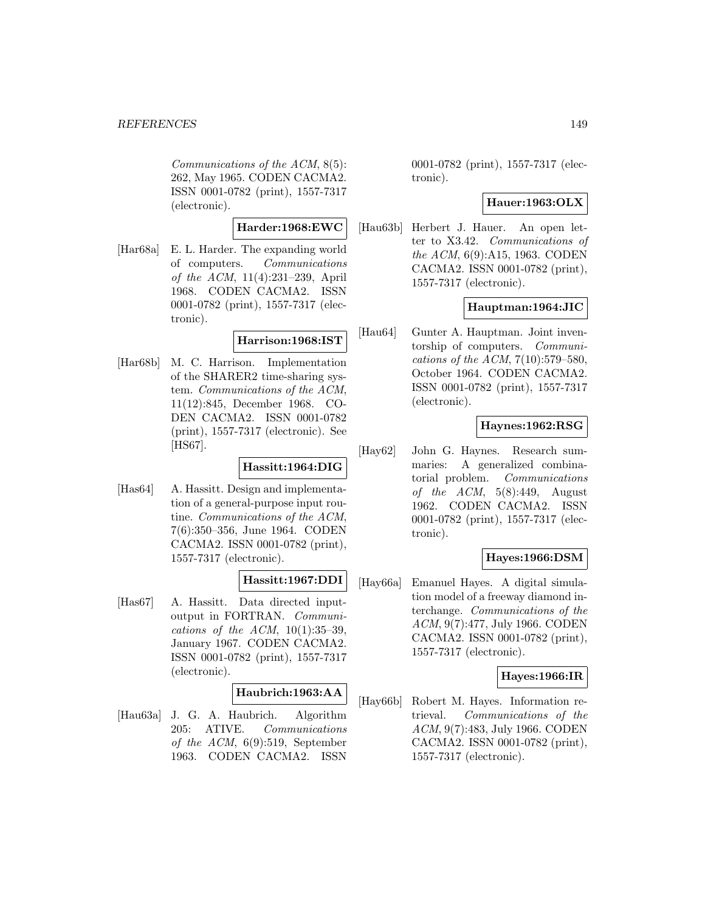Communications of the ACM, 8(5): 262, May 1965. CODEN CACMA2. ISSN 0001-0782 (print), 1557-7317 (electronic).

**Harder:1968:EWC**

[Har68a] E. L. Harder. The expanding world of computers. *Communications of the ACM*, 11(4):231–239, April 1968. CODEN CACMA2. ISSN 0001-0782 (print), 1557-7317 (electronic).

**Harrison:1968:IST**

[Har68b] M. C. Harrison. Implementation of the SHARER2 time-sharing system. *Communications of the ACM*, 11(12):845, December 1968. CODEN CACMA2. ISSN 0001-0782 (print), 1557-7317 (electronic). See [HS67].

**Hassitt:1964:DIG**

[Has64] A. Hassitt. Design and implementation of a general-purpose input routine. *Communications of the ACM*, 7(6):350–356, June 1964. CODEN CACMA2. ISSN 0001-0782 (print), 1557-7317 (electronic).

**Hassitt:1967:DDI**

[Has67] A. Hassitt. Data directed input-output in FORTRAN. *Communications of the ACM*, 10(1):35–39, January 1967. CODEN CACMA2. ISSN 0001-0782 (print), 1557-7317 (electronic).

**Haubrich:1963:AA**

[Hau63a] J. G. A. Haubrich. Algorithm 205: ATIVE. *Communications of the ACM*, 6(9):519, September 1963. CODEN CACMA2. ISSN 0001-0782 (print), 1557-7317 (electronic).

**Hauer:1963:OLX**

[Hau63b] Herbert J. Hauer. An open letter to X3.42. *Communications of the ACM*, 6(9):A15, 1963. CODEN CACMA2. ISSN 0001-0782 (print), 1557-7317 (electronic).

**Hauptman:1964:JIC**

[Hau64] Gunter A. Hauptman. Joint inventorship of computers. *Communications of the ACM*, 7(10):579–580, October 1964. CODEN CACMA2. ISSN 0001-0782 (print), 1557-7317 (electronic).

**Haynes:1962:RSG**

[Hay62] John G. Haynes. Research summaries: A generalized combinatorial problem. *Communications of the ACM*, 5(8):449, August 1962. CODEN CACMA2. ISSN 0001-0782 (print), 1557-7317 (electronic).

**Hayes:1966:DSM**

[Hay66a] Emanuel Hayes. A digital simulation model of a freeway diamond interchange. *Communications of the ACM*, 9(7):477, July 1966. CODEN CACMA2. ISSN 0001-0782 (print), 1557-7317 (electronic).

**Hayes:1966:IR**

[Hay66b] Robert M. Hayes. Information retrieval. *Communications of the ACM*, 9(7):483, July 1966. CODEN CACMA2. ISSN 0001-0782 (print), 1557-7317 (electronic).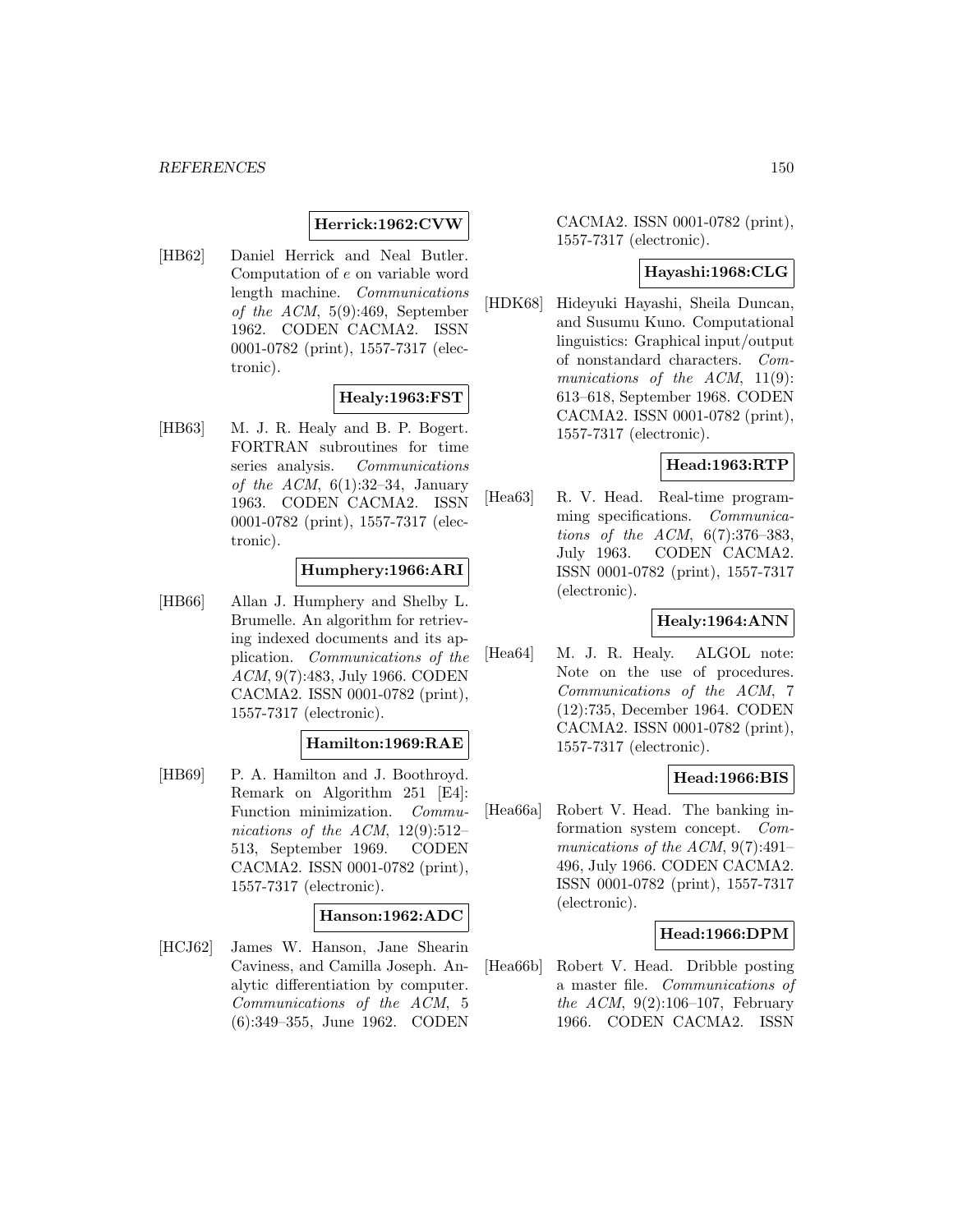**Herrick:1962:CVW**

[HB62] Daniel Herrick and Neal Butler. Computation of $e$ on variable word length machine. *Communications of the ACM*, 5(9):469, September 1962. CODEN CACMA2. ISSN 0001-0782 (print), 1557-7317 (electronic).

**Healy:1963:FST**

[HB63] M. J. R. Healy and B. P. Bogert. FORTRAN subroutines for time series analysis. *Communications of the ACM*, 6(1):32–34, January 1963. CODEN CACMA2. ISSN 0001-0782 (print), 1557-7317 (electronic).

**Humphery:1966:ARI**

[HB66] Allan J. Humphery and Shelby L. Brumelle. An algorithm for retrieving indexed documents and its application. *Communications of the ACM*, 9(7):483, July 1966. CODEN CACMA2. ISSN 0001-0782 (print), 1557-7317 (electronic).

**Hamilton:1969:RAE**

[HB69] P. A. Hamilton and J. Boothroyd. Remark on Algorithm 251 [E4]: Function minimization. *Communications of the ACM*, 12(9):512–513, September 1969. CODEN CACMA2. ISSN 0001-0782 (print), 1557-7317 (electronic).

**Hanson:1962:ADC**

[HCJ62] James W. Hanson, Jane Shearin Caviness, and Camilla Joseph. Analytic differentiation by computer. *Communications of the ACM*, 5 (6):349–355, June 1962. CODEN CACMA2. ISSN 0001-0782 (print), 1557-7317 (electronic).

**Hayashi:1968:CLG**

[HDK68] Hideyuki Hayashi, Sheila Duncan, and Susumu Kuno. Computational linguistics: Graphical input/output of nonstandard characters. *Communications of the ACM*, 11(9): 613–618, September 1968. CODEN CACMA2. ISSN 0001-0782 (print), 1557-7317 (electronic).

**Head:1963:RTP**

[Hea63] R. V. Head. Real-time programming specifications. *Communications of the ACM*, 6(7):376–383, July 1963. CODEN CACMA2. ISSN 0001-0782 (print), 1557-7317 (electronic).

**Healy:1964:ANN**

[Hea64] M. J. R. Healy. ALGOL note: Note on the use of procedures. *Communications of the ACM*, 7 (12):735, December 1964. CODEN CACMA2. ISSN 0001-0782 (print), 1557-7317 (electronic).

**Head:1966:BIS**

[Hea66a] Robert V. Head. The banking information system concept. *Communications of the ACM*, 9(7):491–496, July 1966. CODEN CACMA2. ISSN 0001-0782 (print), 1557-7317 (electronic).

**Head:1966:DPM**

[Hea66b] Robert V. Head. Dribble posting a master file. *Communications of the ACM*, 9(2):106–107, February 1966. CODEN CACMA2. ISSN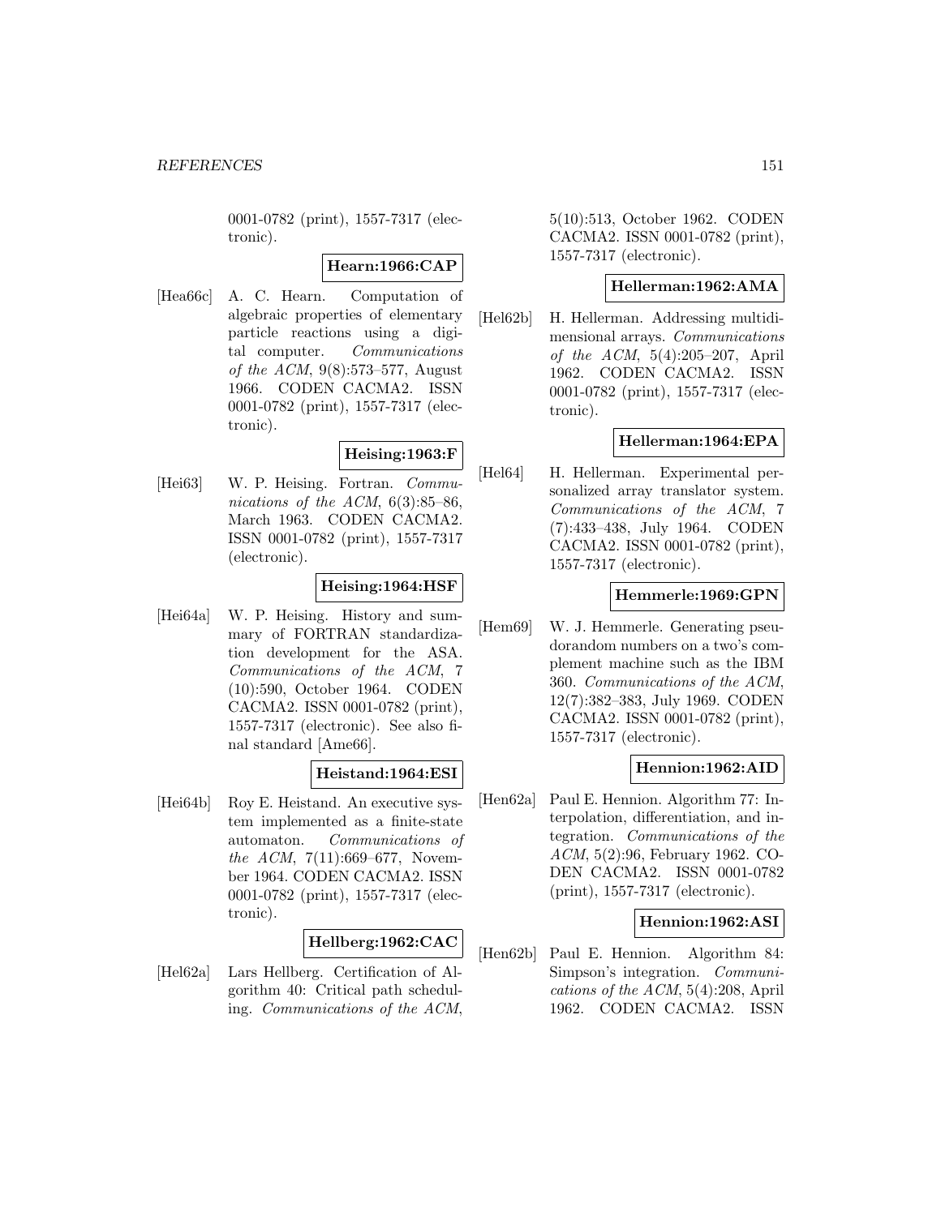0001-0782 (print), 1557-7317 (electronic).

**Hearn:1966:CAP**

[Hea66c] A. C. Hearn. Computation of algebraic properties of elementary particle reactions using a digital computer. *Communications of the ACM*, 9(8):573–577, August 1966. CODEN CACMA2. ISSN 0001-0782 (print), 1557-7317 (electronic).

**Heising:1963:F**

[Hei63] W. P. Heising. Fortran. *Communications of the ACM*, 6(3):85–86, March 1963. CODEN CACMA2. ISSN 0001-0782 (print), 1557-7317 (electronic).

**Heising:1964:HSF**

[Hei64a] W. P. Heising. History and summary of FORTRAN standardization development for the ASA. *Communications of the ACM*, 7 (10):590, October 1964. CODEN CACMA2. ISSN 0001-0782 (print), 1557-7317 (electronic). See also final standard [Ame66].

**Heistand:1964:ESI**

[Hei64b] Roy E. Heistand. An executive system implemented as a finite-state automaton. *Communications of the ACM*, 7(11):669–677, November 1964. CODEN CACMA2. ISSN 0001-0782 (print), 1557-7317 (electronic).

**Hellberg:1962:CAC**

[Hel62a] Lars Hellberg. Certification of Algorithm 40: Critical path scheduling. *Communications of the ACM*, 5(10):513, October 1962. CODEN CACMA2. ISSN 0001-0782 (print), 1557-7317 (electronic).

**Hellerman:1962:AMA**

[Hel62b] H. Hellerman. Addressing multidimensional arrays. *Communications of the ACM*, 5(4):205–207, April 1962. CODEN CACMA2. ISSN 0001-0782 (print), 1557-7317 (electronic).

**Hellerman:1964:EPA**

[Hel64] H. Hellerman. Experimental personalized array translator system. *Communications of the ACM*, 7 (7):433–438, July 1964. CODEN CACMA2. ISSN 0001-0782 (print), 1557-7317 (electronic).

**Hemmerle:1969:GPN**

[Hem69] W. J. Hemmerle. Generating pseudorandom numbers on a two's complement machine such as the IBM 360. *Communications of the ACM*, 12(7):382–383, July 1969. CODEN CACMA2. ISSN 0001-0782 (print), 1557-7317 (electronic).

**Hennion:1962:AID**

[Hen62a] Paul E. Hennion. Algorithm 77: Interpolation, differentiation, and integration. *Communications of the ACM*, 5(2):96, February 1962. CODEN CACMA2. ISSN 0001-0782 (print), 1557-7317 (electronic).

**Hennion:1962:ASI**

[Hen62b] Paul E. Hennion. Algorithm 84: Simpson's integration. *Communications of the ACM*, 5(4):208, April 1962. CODEN CACMA2. ISSN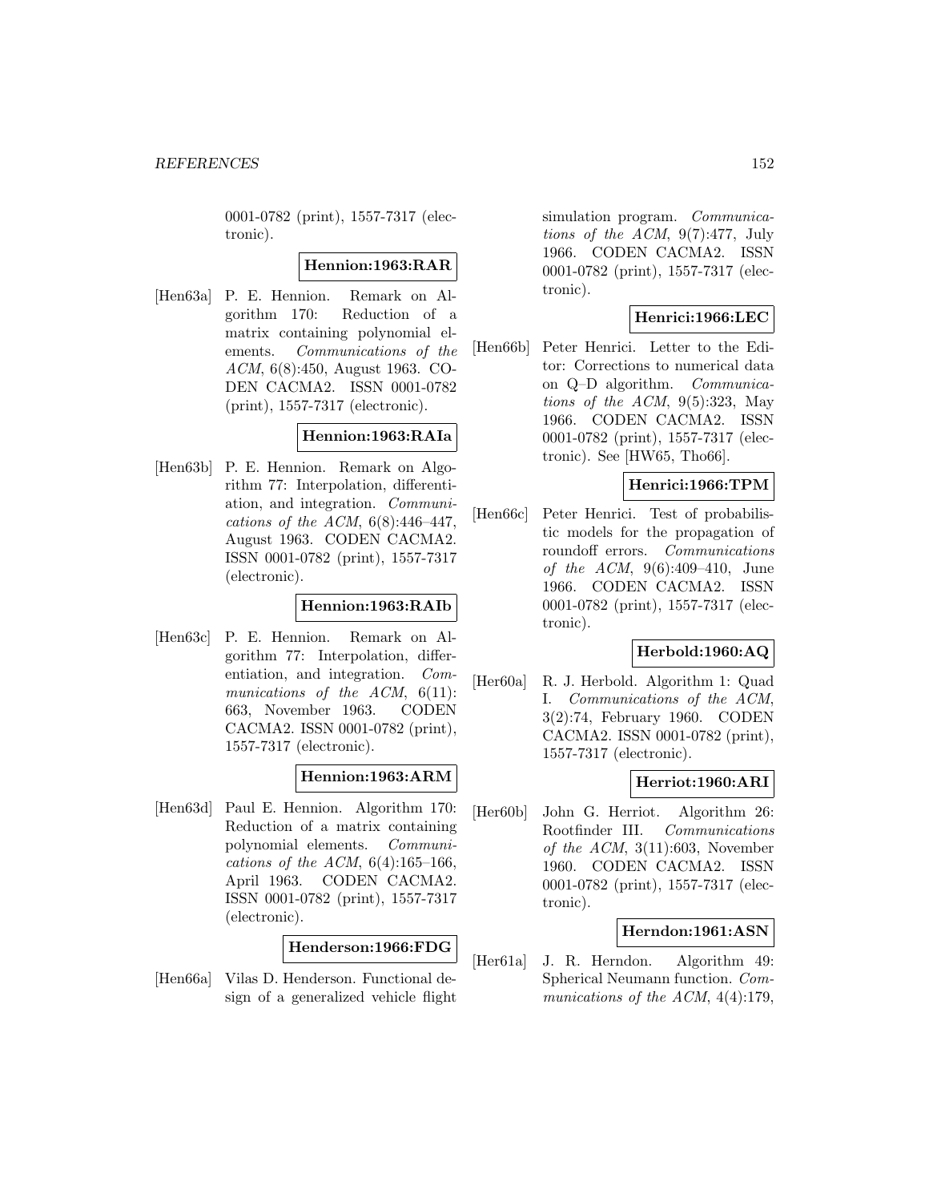0001-0782 (print), 1557-7317 (electronic).

**Hennion:1963:RAR**

[Hen63a] P. E. Hennion. Remark on Algorithm 170: Reduction of a matrix containing polynomial elements. *Communications of the ACM*, 6(8):450, August 1963. CODEN CACMA2. ISSN 0001-0782 (print), 1557-7317 (electronic).

**Hennion:1963:RAIa**

[Hen63b] P. E. Hennion. Remark on Algorithm 77: Interpolation, differentiation, and integration. *Communications of the ACM*, 6(8):446–447, August 1963. CODEN CACMA2. ISSN 0001-0782 (print), 1557-7317 (electronic).

**Hennion:1963:RAIb**

[Hen63c] P. E. Hennion. Remark on Algorithm 77: Interpolation, differentiation, and integration. *Communications of the ACM*, 6(11): 663, November 1963. CODEN CACMA2. ISSN 0001-0782 (print), 1557-7317 (electronic).

**Hennion:1963:ARM**

[Hen63d] Paul E. Hennion. Algorithm 170: Reduction of a matrix containing polynomial elements. *Communications of the ACM*, 6(4):165–166, April 1963. CODEN CACMA2. ISSN 0001-0782 (print), 1557-7317 (electronic).

**Henderson:1966:FDG**

[Hen66a] Vilas D. Henderson. Functional design of a generalized vehicle flight simulation program. *Communications of the ACM*, 9(7):477, July 1966. CODEN CACMA2. ISSN 0001-0782 (print), 1557-7317 (electronic).

**Henrici:1966:LEC**

[Hen66b] Peter Henrici. Letter to the Editor: Corrections to numerical data on Q–D algorithm. *Communications of the ACM*, 9(5):323, May 1966. CODEN CACMA2. ISSN 0001-0782 (print), 1557-7317 (electronic). See [HW65, Tho66].

**Henrici:1966:TPM**

[Hen66c] Peter Henrici. Test of probabilistic models for the propagation of roundoff errors. *Communications of the ACM*, 9(6):409–410, June 1966. CODEN CACMA2. ISSN 0001-0782 (print), 1557-7317 (electronic).

**Herbold:1960:AQ**

[Her60a] R. J. Herbold. Algorithm 1: Quad I. *Communications of the ACM*, 3(2):74, February 1960. CODEN CACMA2. ISSN 0001-0782 (print), 1557-7317 (electronic).

**Herriot:1960:ARI**

[Her60b] John G. Herriot. Algorithm 26: Rootfinder III. *Communications of the ACM*, 3(11):603, November 1960. CODEN CACMA2. ISSN 0001-0782 (print), 1557-7317 (electronic).

**Herndon:1961:ASN**

[Her61a] J. R. Herndon. Algorithm 49: Spherical Neumann function. *Communications of the ACM*, 4(4):179,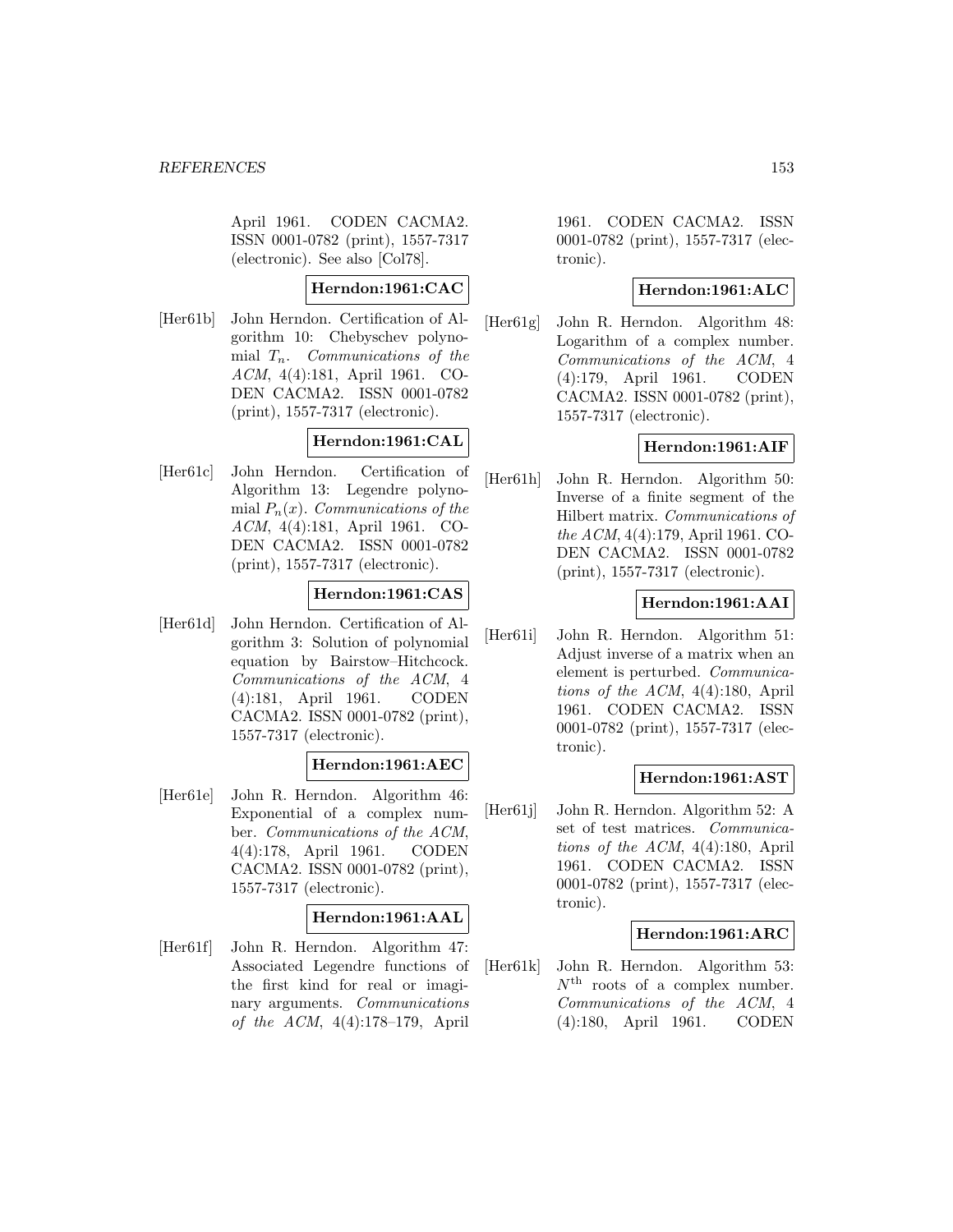April 1961. CODEN CACMA2. ISSN 0001-0782 (print), 1557-7317 (electronic). See also [Col78].

**Herndon:1961:CAC**

[Her61b] John Herndon. Certification of Algorithm 10: Chebyschev polynomial $T_n$. *Communications of the ACM*, 4(4):181, April 1961. CODEN CACMA2. ISSN 0001-0782 (print), 1557-7317 (electronic).

**Herndon:1961:CAL**

[Her61c] John Herndon. Certification of Algorithm 13: Legendre polynomial $P_n(x)$. *Communications of the ACM*, 4(4):181, April 1961. CODEN CACMA2. ISSN 0001-0782 (print), 1557-7317 (electronic).

**Herndon:1961:CAS**

[Her61d] John Herndon. Certification of Algorithm 3: Solution of polynomial equation by Bairstow–Hitchcock. *Communications of the ACM*, 4 (4):181, April 1961. CODEN CACMA2. ISSN 0001-0782 (print), 1557-7317 (electronic).

**Herndon:1961:AEC**

[Her61e] John R. Herndon. Algorithm 46: Exponential of a complex number. *Communications of the ACM*, 4(4):178, April 1961. CODEN CACMA2. ISSN 0001-0782 (print), 1557-7317 (electronic).

**Herndon:1961:AAL**

[Her61f] John R. Herndon. Algorithm 47: Associated Legendre functions of the first kind for real or imaginary arguments. *Communications of the ACM*, 4(4):178–179, April 1961. CODEN CACMA2. ISSN 0001-0782 (print), 1557-7317 (electronic).

**Herndon:1961:ALC**

[Her61g] John R. Herndon. Algorithm 48: Logarithm of a complex number. *Communications of the ACM*, 4 (4):179, April 1961. CODEN CACMA2. ISSN 0001-0782 (print), 1557-7317 (electronic).

**Herndon:1961:AIF**

[Her61h] John R. Herndon. Algorithm 50: Inverse of a finite segment of the Hilbert matrix. *Communications of the ACM*, 4(4):179, April 1961. CODEN CACMA2. ISSN 0001-0782 (print), 1557-7317 (electronic).

**Herndon:1961:AAI**

[Her61i] John R. Herndon. Algorithm 51: Adjust inverse of a matrix when an element is perturbed. *Communications of the ACM*, 4(4):180, April 1961. CODEN CACMA2. ISSN 0001-0782 (print), 1557-7317 (electronic).

**Herndon:1961:AST**

[Her61j] John R. Herndon. Algorithm 52: A set of test matrices. *Communications of the ACM*, 4(4):180, April 1961. CODEN CACMA2. ISSN 0001-0782 (print), 1557-7317 (electronic).

**Herndon:1961:ARC**

[Her61k] John R. Herndon. Algorithm 53: $N^{\text{th}}$ roots of a complex number. *Communications of the ACM*, 4 (4):180, April 1961. CODEN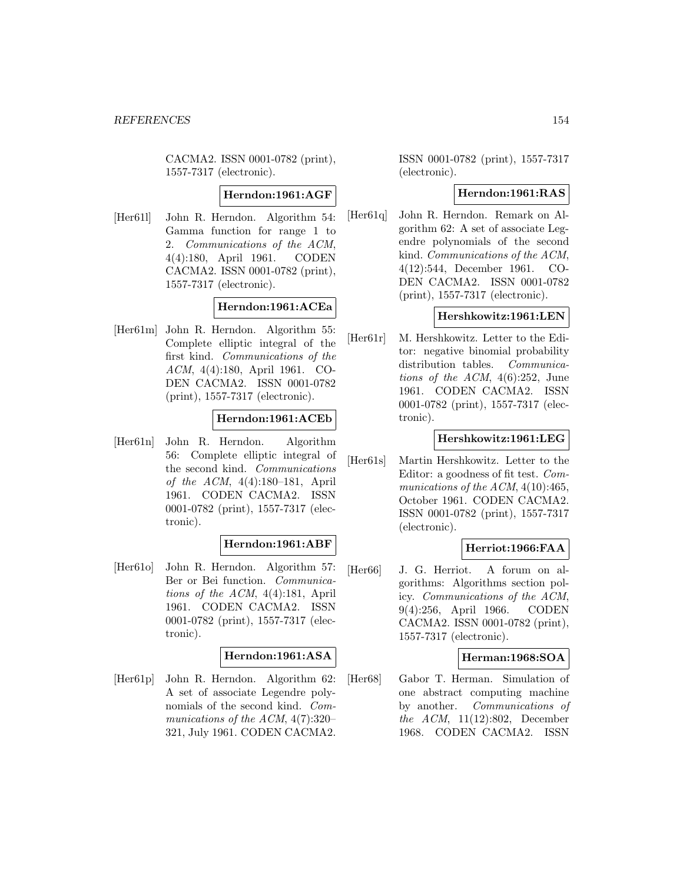CACMA2. ISSN 0001-0782 (print), 1557-7317 (electronic).

**Herndon:1961:AGF**

[Her61l] John R. Herndon. Algorithm 54: Gamma function for range 1 to 2. *Communications of the ACM*, 4(4):180, April 1961. CODEN CACMA2. ISSN 0001-0782 (print), 1557-7317 (electronic).

**Herndon:1961:ACEa**

[Her61m] John R. Herndon. Algorithm 55: Complete elliptic integral of the first kind. *Communications of the ACM*, 4(4):180, April 1961. CODEN CACMA2. ISSN 0001-0782 (print), 1557-7317 (electronic).

**Herndon:1961:ACEb**

[Her61n] John R. Herndon. Algorithm 56: Complete elliptic integral of the second kind. *Communications of the ACM*, 4(4):180–181, April 1961. CODEN CACMA2. ISSN 0001-0782 (print), 1557-7317 (electronic).

**Herndon:1961:ABF**

[Her61o] John R. Herndon. Algorithm 57: Ber or Bei function. *Communications of the ACM*, 4(4):181, April 1961. CODEN CACMA2. ISSN 0001-0782 (print), 1557-7317 (electronic).

**Herndon:1961:ASA**

[Her61p] John R. Herndon. Algorithm 62: A set of associate Legendre polynomials of the second kind. *Communications of the ACM*, 4(7):320–321, July 1961. CODEN CACMA2. ISSN 0001-0782 (print), 1557-7317 (electronic).

**Herndon:1961:RAS**

[Her61q] John R. Herndon. Remark on Algorithm 62: A set of associate Legendre polynomials of the second kind. *Communications of the ACM*, 4(12):544, December 1961. CODEN CACMA2. ISSN 0001-0782 (print), 1557-7317 (electronic).

**Hershkowitz:1961:LEN**

[Her61r] M. Hershkowitz. Letter to the Editor: negative binomial probability distribution tables. *Communications of the ACM*, 4(6):252, June 1961. CODEN CACMA2. ISSN 0001-0782 (print), 1557-7317 (electronic).

**Hershkowitz:1961:LEG**

[Her61s] Martin Hershkowitz. Letter to the Editor: a goodness of fit test. *Communications of the ACM*, 4(10):465, October 1961. CODEN CACMA2. ISSN 0001-0782 (print), 1557-7317 (electronic).

**Herriot:1966:FAA**

[Her66] J. G. Herriot. A forum on algorithms: Algorithms section policy. *Communications of the ACM*, 9(4):256, April 1966. CODEN CACMA2. ISSN 0001-0782 (print), 1557-7317 (electronic).

**Herman:1968:SOA**

[Her68] Gabor T. Herman. Simulation of one abstract computing machine by another. *Communications of the ACM*, 11(12):802, December 1968. CODEN CACMA2. ISSN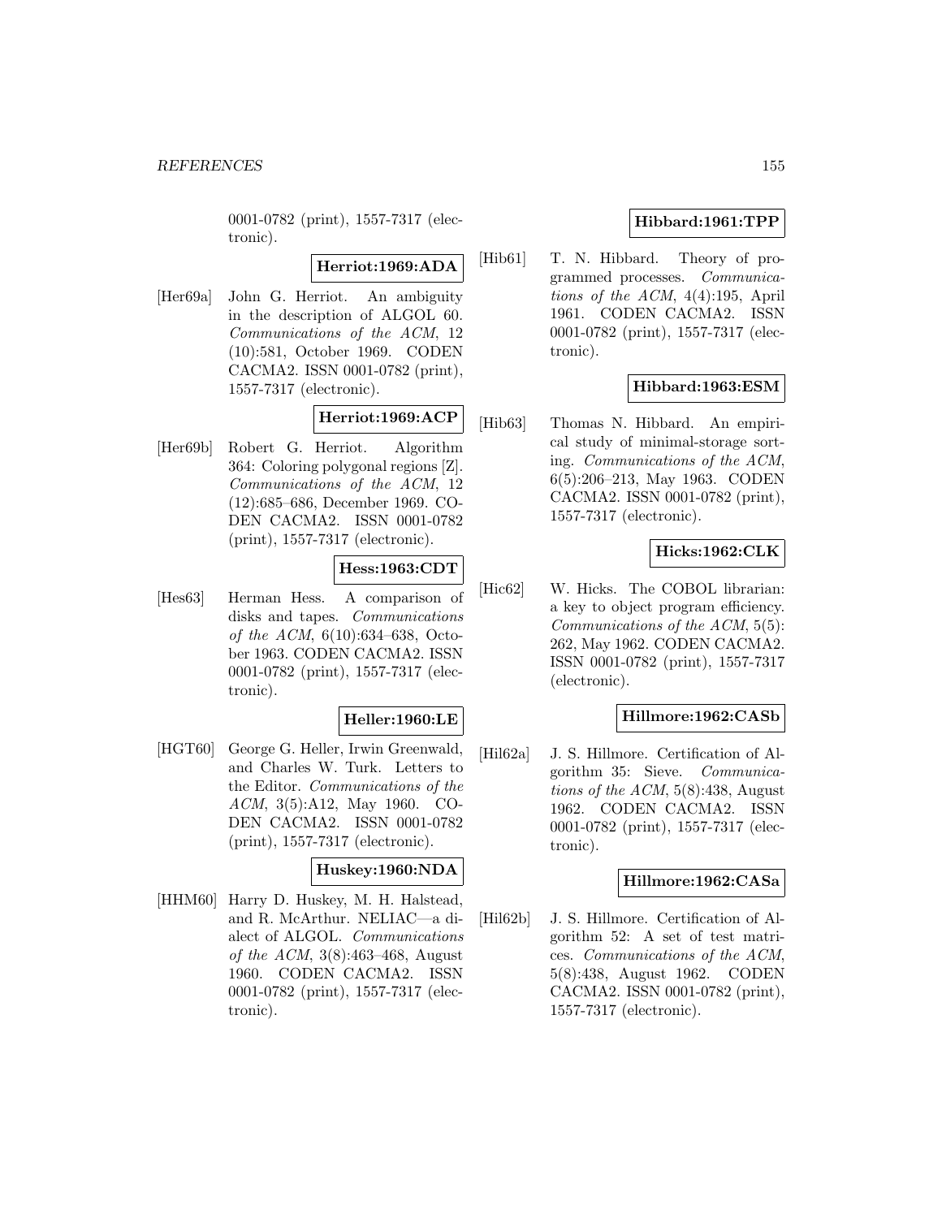0001-0782 (print), 1557-7317 (electronic).

**Herriot:1969:ADA**

[Her69a] John G. Herriot. An ambiguity in the description of ALGOL 60. *Communications of the ACM*, 12 (10):581, October 1969. CODEN CACMA2. ISSN 0001-0782 (print), 1557-7317 (electronic).

**Herriot:1969:ACP**

[Her69b] Robert G. Herriot. Algorithm 364: Coloring polygonal regions [Z]. *Communications of the ACM*, 12 (12):685–686, December 1969. CODEN CACMA2. ISSN 0001-0782 (print), 1557-7317 (electronic).

**Hess:1963:CDT**

[Hes63] Herman Hess. A comparison of disks and tapes. *Communications of the ACM*, 6(10):634–638, October 1963. CODEN CACMA2. ISSN 0001-0782 (print), 1557-7317 (electronic).

**Heller:1960:LE**

[HGT60] George G. Heller, Irwin Greenwald, and Charles W. Turk. Letters to the Editor. *Communications of the ACM*, 3(5):A12, May 1960. CODEN CACMA2. ISSN 0001-0782 (print), 1557-7317 (electronic).

**Huskey:1960:NDA**

[HHM60] Harry D. Huskey, M. H. Halstead, and R. McArthur. NELIAC—a dialect of ALGOL. *Communications of the ACM*, 3(8):463–468, August 1960. CODEN CACMA2. ISSN 0001-0782 (print), 1557-7317 (electronic).

**Hibbard:1961:TPP**

[Hib61] T. N. Hibbard. Theory of programmed processes. *Communications of the ACM*, 4(4):195, April 1961. CODEN CACMA2. ISSN 0001-0782 (print), 1557-7317 (electronic).

**Hibbard:1963:ESM**

[Hib63] Thomas N. Hibbard. An empirical study of minimal-storage sorting. *Communications of the ACM*, 6(5):206–213, May 1963. CODEN CACMA2. ISSN 0001-0782 (print), 1557-7317 (electronic).

**Hicks:1962:CLK**

[Hic62] W. Hicks. The COBOL librarian: a key to object program efficiency. *Communications of the ACM*, 5(5): 262, May 1962. CODEN CACMA2. ISSN 0001-0782 (print), 1557-7317 (electronic).

**Hillmore:1962:CASb**

[Hil62a] J. S. Hillmore. Certification of Algorithm 35: Sieve. *Communications of the ACM*, 5(8):438, August 1962. CODEN CACMA2. ISSN 0001-0782 (print), 1557-7317 (electronic).

**Hillmore:1962:CASa**

[Hil62b] J. S. Hillmore. Certification of Algorithm 52: A set of test matrices. *Communications of the ACM*, 5(8):438, August 1962. CODEN CACMA2. ISSN 0001-0782 (print), 1557-7317 (electronic).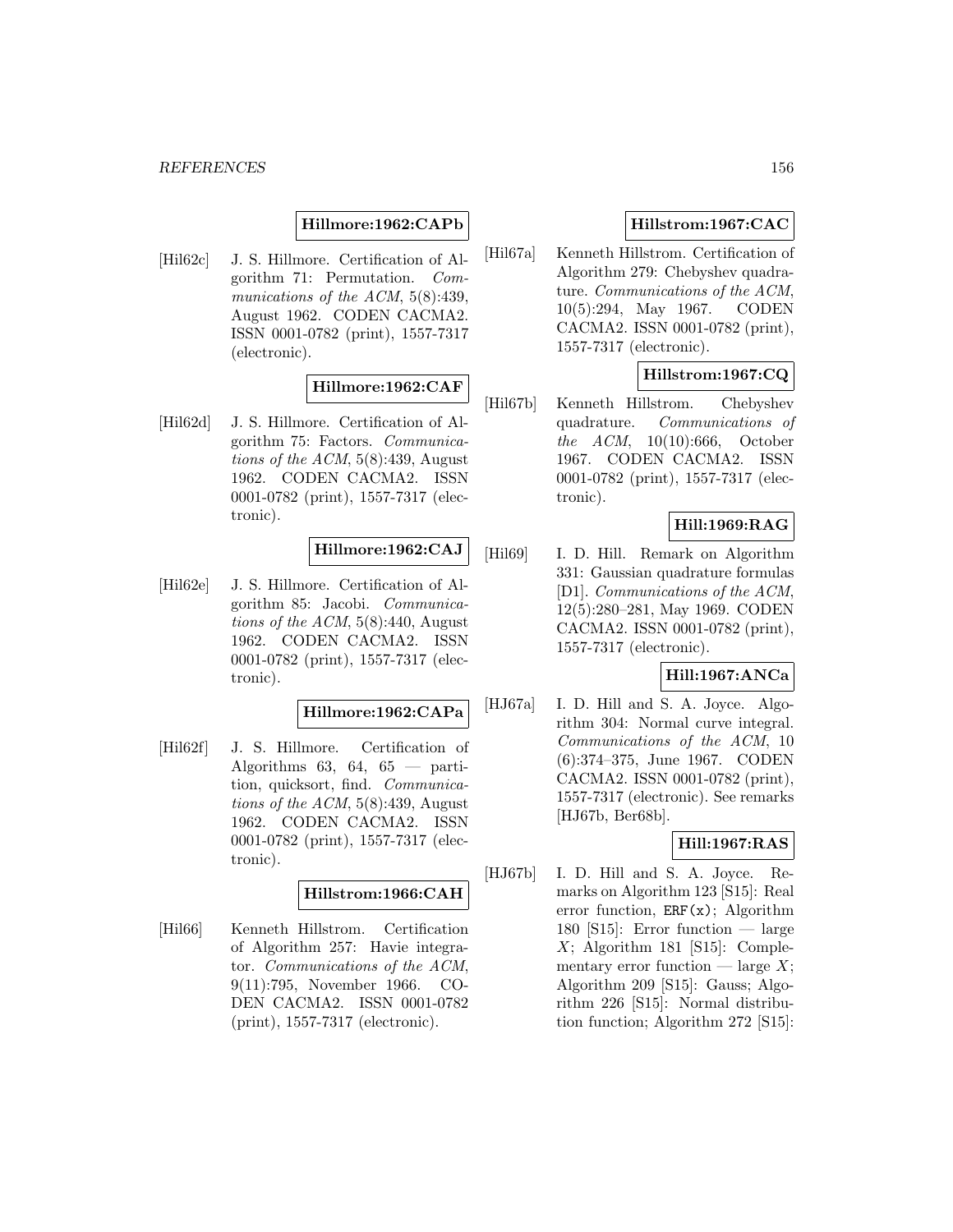**Hillmore:1962:CAPb**

[Hil62c] J. S. Hillmore. Certification of Algorithm 71: Permutation. *Communications of the ACM*, 5(8):439, August 1962. CODEN CACMA2. ISSN 0001-0782 (print), 1557-7317 (electronic).

**Hillmore:1962:CAF**

[Hil62d] J. S. Hillmore. Certification of Algorithm 75: Factors. *Communications of the ACM*, 5(8):439, August 1962. CODEN CACMA2. ISSN 0001-0782 (print), 1557-7317 (electronic).

**Hillmore:1962:CAJ**

[Hil62e] J. S. Hillmore. Certification of Algorithm 85: Jacobi. *Communications of the ACM*, 5(8):440, August 1962. CODEN CACMA2. ISSN 0001-0782 (print), 1557-7317 (electronic).

**Hillmore:1962:CAPa**

[Hil62f] J. S. Hillmore. Certification of Algorithms 63, 64, 65 — partition, quicksort, find. *Communications of the ACM*, 5(8):439, August 1962. CODEN CACMA2. ISSN 0001-0782 (print), 1557-7317 (electronic).

**Hillstrom:1966:CAH**

[Hil66] Kenneth Hillstrom. Certification of Algorithm 257: Havie integrator. *Communications of the ACM*, 9(11):795, November 1966. CODEN CACMA2. ISSN 0001-0782 (print), 1557-7317 (electronic).

**Hillstrom:1967:CAC**

[Hil67a] Kenneth Hillstrom. Certification of Algorithm 279: Chebyshev quadrature. *Communications of the ACM*, 10(5):294, May 1967. CODEN CACMA2. ISSN 0001-0782 (print), 1557-7317 (electronic).

**Hillstrom:1967:CQ**

[Hil67b] Kenneth Hillstrom. Chebyshev quadrature. *Communications of the ACM*, 10(10):666, October 1967. CODEN CACMA2. ISSN 0001-0782 (print), 1557-7317 (electronic).

**Hill:1969:RAG**

[Hil69] I. D. Hill. Remark on Algorithm 331: Gaussian quadrature formulas [D1]. *Communications of the ACM*, 12(5):280–281, May 1969. CODEN CACMA2. ISSN 0001-0782 (print), 1557-7317 (electronic).

**Hill:1967:ANCa**

[HJ67a] I. D. Hill and S. A. Joyce. Algorithm 304: Normal curve integral. *Communications of the ACM*, 10 (6):374–375, June 1967. CODEN CACMA2. ISSN 0001-0782 (print), 1557-7317 (electronic). See remarks [HJ67b, Ber68b].

**Hill:1967:RAS**

[HJ67b] I. D. Hill and S. A. Joyce. Remarks on Algorithm 123 [S15]: Real error function, ERF(x); Algorithm 180 [S15]: Error function — large $X$; Algorithm 181 [S15]: Complementary error function — large $X$; Algorithm 209 [S15]: Gauss; Algorithm 226 [S15]: Normal distribution function; Algorithm 272 [S15]: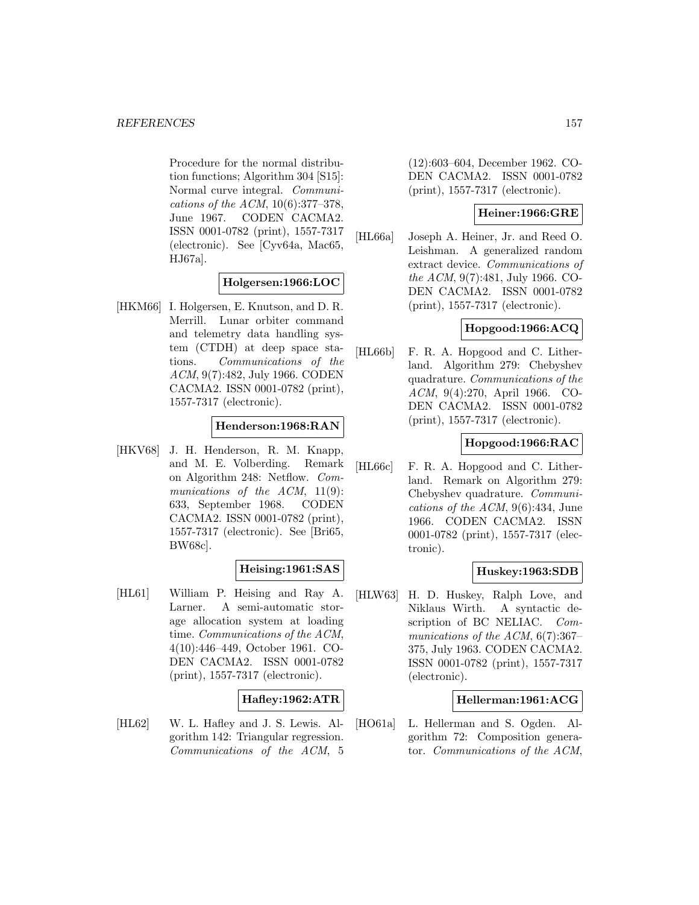Procedure for the normal distribution functions; Algorithm 304 [S15]: Normal curve integral. *Communications of the ACM*, 10(6):377–378, June 1967. CODEN CACMA2. ISSN 0001-0782 (print), 1557-7317 (electronic). See [Cyv64a, Mac65, HJ67a].

**Holgersen:1966:LOC**

[HKM66] I. Holgersen, E. Knutson, and D. R. Merrill. Lunar orbiter command and telemetry data handling system (CTDH) at deep space stations. *Communications of the ACM*, 9(7):482, July 1966. CODEN CACMA2. ISSN 0001-0782 (print), 1557-7317 (electronic).

**Henderson:1968:RAN**

[HKV68] J. H. Henderson, R. M. Knapp, and M. E. Volberding. Remark on Algorithm 248: Netflow. *Communications of the ACM*, 11(9): 633, September 1968. CODEN CACMA2. ISSN 0001-0782 (print), 1557-7317 (electronic). See [Bri65, BW68c].

**Heising:1961:SAS**

[HL61] William P. Heising and Ray A. Larner. A semi-automatic storage allocation system at loading time. *Communications of the ACM*, 4(10):446–449, October 1961. CODEN CACMA2. ISSN 0001-0782 (print), 1557-7317 (electronic).

**Hafley:1962:ATR**

[HL62] W. L. Hafley and J. S. Lewis. Algorithm 142: Triangular regression. *Communications of the ACM*, 5 (12):603–604, December 1962. CODEN CACMA2. ISSN 0001-0782 (print), 1557-7317 (electronic).

**Heiner:1966:GRE**

[HL66a] Joseph A. Heiner, Jr. and Reed O. Leishman. A generalized random extract device. *Communications of the ACM*, 9(7):481, July 1966. CODEN CACMA2. ISSN 0001-0782 (print), 1557-7317 (electronic).

**Hopgood:1966:ACQ**

[HL66b] F. R. A. Hopgood and C. Litherland. Algorithm 279: Chebyshev quadrature. *Communications of the ACM*, 9(4):270, April 1966. CODEN CACMA2. ISSN 0001-0782 (print), 1557-7317 (electronic).

**Hopgood:1966:RAC**

[HL66c] F. R. A. Hopgood and C. Litherland. Remark on Algorithm 279: Chebyshev quadrature. *Communications of the ACM*, 9(6):434, June 1966. CODEN CACMA2. ISSN 0001-0782 (print), 1557-7317 (electronic).

**Huskey:1963:SDB**

[HLW63] H. D. Huskey, Ralph Love, and Niklaus Wirth. A syntactic description of BC NELIAC. *Communications of the ACM*, 6(7):367–375, July 1963. CODEN CACMA2. ISSN 0001-0782 (print), 1557-7317 (electronic).

**Hellerman:1961:ACG**

[HO61a] L. Hellerman and S. Ogden. Algorithm 72: Composition generator. *Communications of the ACM*,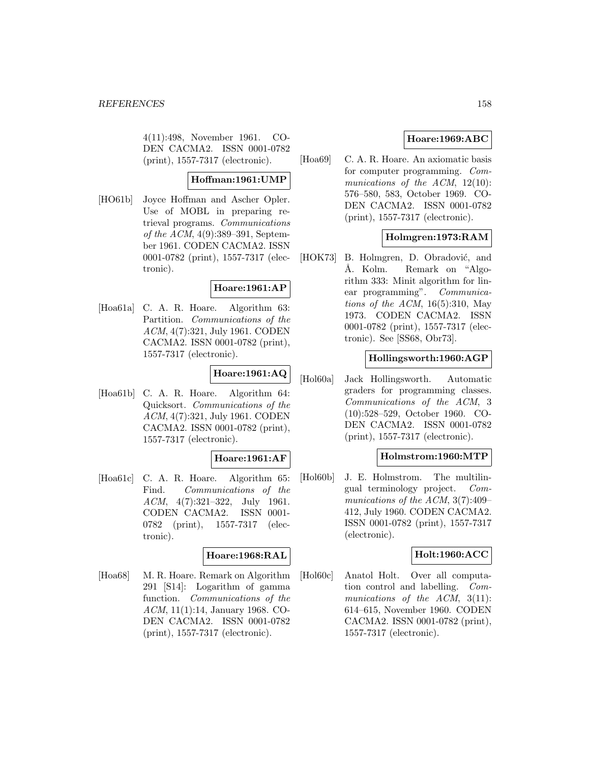4(11):498, November 1961. CODEN CACMA2. ISSN 0001-0782 (print), 1557-7317 (electronic).

**Hoffman:1961:UMP**

[HO61b] Joyce Hoffman and Ascher Opler. Use of MOBL in preparing retrieval programs. *Communications of the ACM*, 4(9):389–391, September 1961. CODEN CACMA2. ISSN 0001-0782 (print), 1557-7317 (electronic).

**Hoare:1961:AP**

[Hoa61a] C. A. R. Hoare. Algorithm 63: Partition. *Communications of the ACM*, 4(7):321, July 1961. CODEN CACMA2. ISSN 0001-0782 (print), 1557-7317 (electronic).

**Hoare:1961:AQ**

[Hoa61b] C. A. R. Hoare. Algorithm 64: Quicksort. *Communications of the ACM*, 4(7):321, July 1961. CODEN CACMA2. ISSN 0001-0782 (print), 1557-7317 (electronic).

**Hoare:1961:AF**

[Hoa61c] C. A. R. Hoare. Algorithm 65: Find. *Communications of the ACM*, 4(7):321–322, July 1961. CODEN CACMA2. ISSN 0001-0782 (print), 1557-7317 (electronic).

**Hoare:1968:RAL**

[Hoa68] M. R. Hoare. Remark on Algorithm 291 [S14]: Logarithm of gamma function. *Communications of the ACM*, 11(1):14, January 1968. CODEN CACMA2. ISSN 0001-0782 (print), 1557-7317 (electronic).

**Hoare:1969:ABC**

[Hoa69] C. A. R. Hoare. An axiomatic basis for computer programming. *Communications of the ACM*, 12(10): 576–580, 583, October 1969. CODEN CACMA2. ISSN 0001-0782 (print), 1557-7317 (electronic).

**Holmgren:1973:RAM**

[HOK73] B. Holmgren, D. Obradović, and Å. Kolm. Remark on "Algorithm 333: Minit algorithm for linear programming". *Communications of the ACM*, 16(5):310, May 1973. CODEN CACMA2. ISSN 0001-0782 (print), 1557-7317 (electronic). See [SS68, Obr73].

**Hollingsworth:1960:AGP**

[Hol60a] Jack Hollingsworth. Automatic graders for programming classes. *Communications of the ACM*, 3 (10):528–529, October 1960. CODEN CACMA2. ISSN 0001-0782 (print), 1557-7317 (electronic).

**Holmstrom:1960:MTP**

[Hol60b] J. E. Holmstrom. The multilingual terminology project. *Communications of the ACM*, 3(7):409–412, July 1960. CODEN CACMA2. ISSN 0001-0782 (print), 1557-7317 (electronic).

**Holt:1960:ACC**

[Hol60c] Anatol Holt. Over all computation control and labelling. *Communications of the ACM*, 3(11): 614–615, November 1960. CODEN CACMA2. ISSN 0001-0782 (print), 1557-7317 (electronic).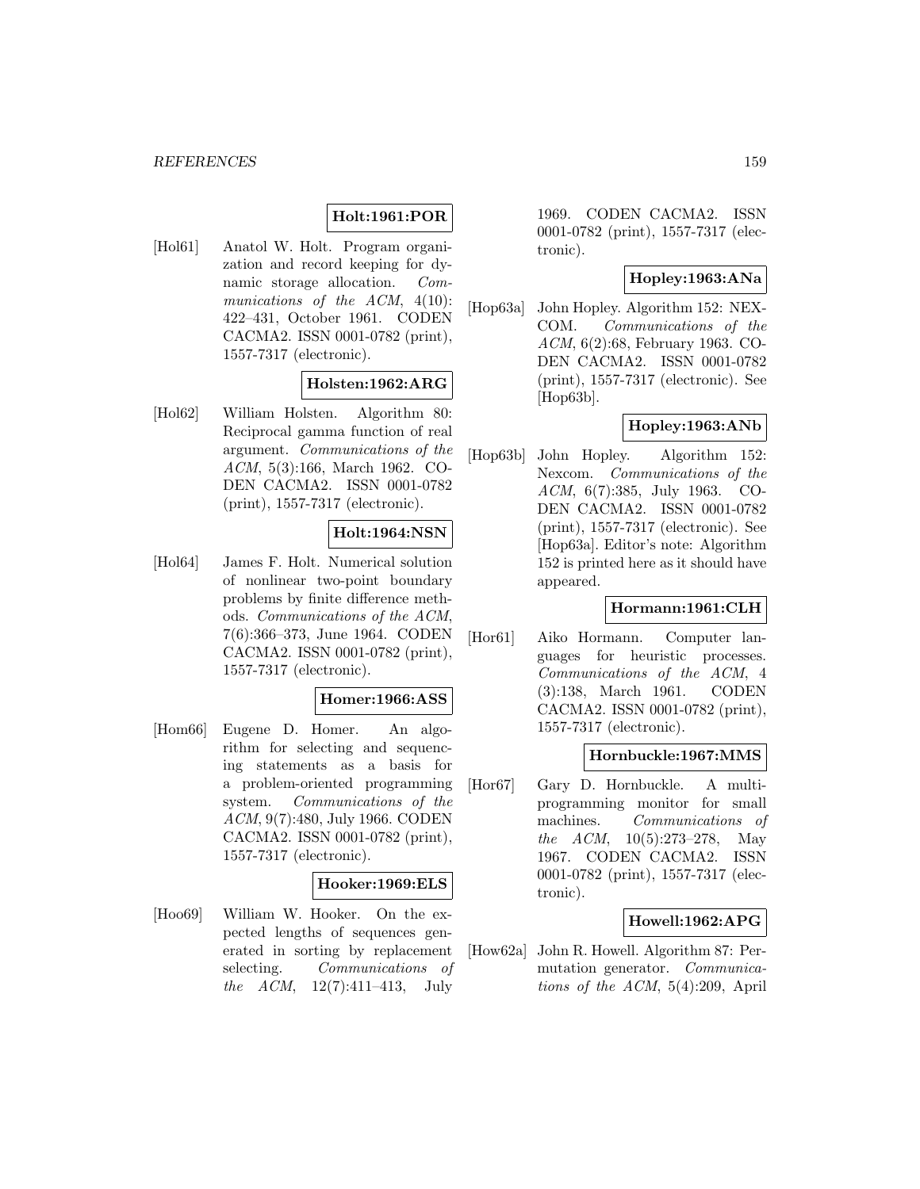**Holt:1961:POR**

[Hol61] Anatol W. Holt. Program organization and record keeping for dynamic storage allocation. *Communications of the ACM*, 4(10): 422–431, October 1961. CODEN CACMA2. ISSN 0001-0782 (print), 1557-7317 (electronic).

**Holsten:1962:ARG**

[Hol62] William Holsten. Algorithm 80: Reciprocal gamma function of real argument. *Communications of the ACM*, 5(3):166, March 1962. CODEN CACMA2. ISSN 0001-0782 (print), 1557-7317 (electronic).

**Holt:1964:NSN**

[Hol64] James F. Holt. Numerical solution of nonlinear two-point boundary problems by finite difference methods. *Communications of the ACM*, 7(6):366–373, June 1964. CODEN CACMA2. ISSN 0001-0782 (print), 1557-7317 (electronic).

**Homer:1966:ASS**

[Hom66] Eugene D. Homer. An algorithm for selecting and sequencing statements as a basis for a problem-oriented programming system. *Communications of the ACM*, 9(7):480, July 1966. CODEN CACMA2. ISSN 0001-0782 (print), 1557-7317 (electronic).

**Hooker:1969:ELS**

[Hoo69] William W. Hooker. On the expected lengths of sequences generated in sorting by replacement selecting. *Communications of the ACM*, 12(7):411–413, July 1969. CODEN CACMA2. ISSN 0001-0782 (print), 1557-7317 (electronic).

**Hopley:1963:ANa**

[Hop63a] John Hopley. Algorithm 152: NEXCOM. *Communications of the ACM*, 6(2):68, February 1963. CODEN CACMA2. ISSN 0001-0782 (print), 1557-7317 (electronic). See [Hop63b].

**Hopley:1963:ANb**

[Hop63b] John Hopley. Algorithm 152: Nexcom. *Communications of the ACM*, 6(7):385, July 1963. CODEN CACMA2. ISSN 0001-0782 (print), 1557-7317 (electronic). See [Hop63a]. Editor's note: Algorithm 152 is printed here as it should have appeared.

**Hormann:1961:CLH**

[Hor61] Aiko Hormann. Computer languages for heuristic processes. *Communications of the ACM*, 4 (3):138, March 1961. CODEN CACMA2. ISSN 0001-0782 (print), 1557-7317 (electronic).

**Hornbuckle:1967:MMS**

[Hor67] Gary D. Hornbuckle. A multiprogramming monitor for small machines. *Communications of the ACM*, 10(5):273–278, May 1967. CODEN CACMA2. ISSN 0001-0782 (print), 1557-7317 (electronic).

**Howell:1962:APG**

[How62a] John R. Howell. Algorithm 87: Permutation generator. *Communications of the ACM*, 5(4):209, April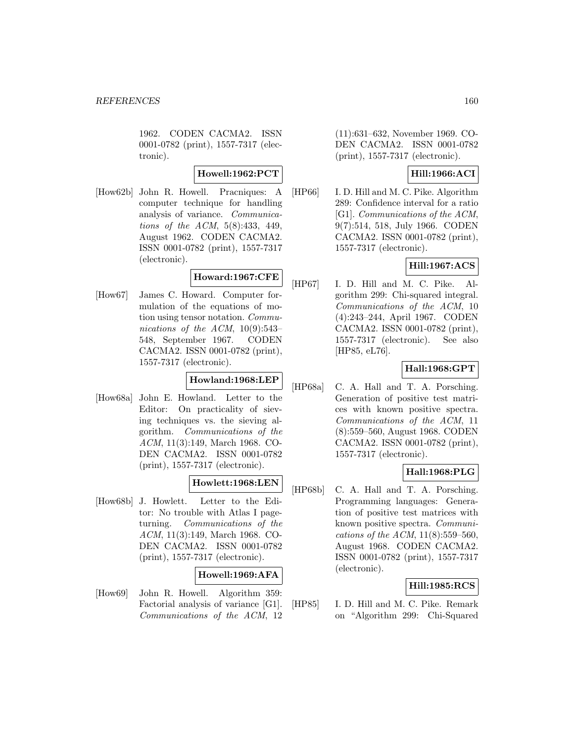1962. CODEN CACMA2. ISSN 0001-0782 (print), 1557-7317 (electronic).

**Howell:1962:PCT**

[How62b] John R. Howell. Pracniques: A computer technique for handling analysis of variance. *Communications of the ACM*, 5(8):433, 449, August 1962. CODEN CACMA2. ISSN 0001-0782 (print), 1557-7317 (electronic).

**Howard:1967:CFE**

[How67] James C. Howard. Computer formulation of the equations of motion using tensor notation. *Communications of the ACM*, 10(9):543–548, September 1967. CODEN CACMA2. ISSN 0001-0782 (print), 1557-7317 (electronic).

**Howland:1968:LEP**

[How68a] John E. Howland. Letter to the Editor: On practicality of sieving techniques vs. the sieving algorithm. *Communications of the ACM*, 11(3):149, March 1968. CODEN CACMA2. ISSN 0001-0782 (print), 1557-7317 (electronic).

**Howlett:1968:LEN**

[How68b] J. Howlett. Letter to the Editor: No trouble with Atlas I page-turning. *Communications of the ACM*, 11(3):149, March 1968. CODEN CACMA2. ISSN 0001-0782 (print), 1557-7317 (electronic).

**Howell:1969:AFA**

[How69] John R. Howell. Algorithm 359: Factorial analysis of variance [G1]. *Communications of the ACM*, 12 (11):631–632, November 1969. CODEN CACMA2. ISSN 0001-0782 (print), 1557-7317 (electronic).

**Hill:1966:ACI**

[HP66] I. D. Hill and M. C. Pike. Algorithm 289: Confidence interval for a ratio [G1]. *Communications of the ACM*, 9(7):514, 518, July 1966. CODEN CACMA2. ISSN 0001-0782 (print), 1557-7317 (electronic).

**Hill:1967:ACS**

[HP67] I. D. Hill and M. C. Pike. Algorithm 299: Chi-squared integral. *Communications of the ACM*, 10 (4):243–244, April 1967. CODEN CACMA2. ISSN 0001-0782 (print), 1557-7317 (electronic). See also [HP85, eL76].

**Hall:1968:GPT**

[HP68a] C. A. Hall and T. A. Porsching. Generation of positive test matrices with known positive spectra. *Communications of the ACM*, 11 (8):559–560, August 1968. CODEN CACMA2. ISSN 0001-0782 (print), 1557-7317 (electronic).

**Hall:1968:PLG**

[HP68b] C. A. Hall and T. A. Porsching. Programming languages: Generation of positive test matrices with known positive spectra. *Communications of the ACM*, 11(8):559–560, August 1968. CODEN CACMA2. ISSN 0001-0782 (print), 1557-7317 (electronic).

**Hill:1985:RCS**

[HP85] I. D. Hill and M. C. Pike. Remark on "Algorithm 299: Chi-Squared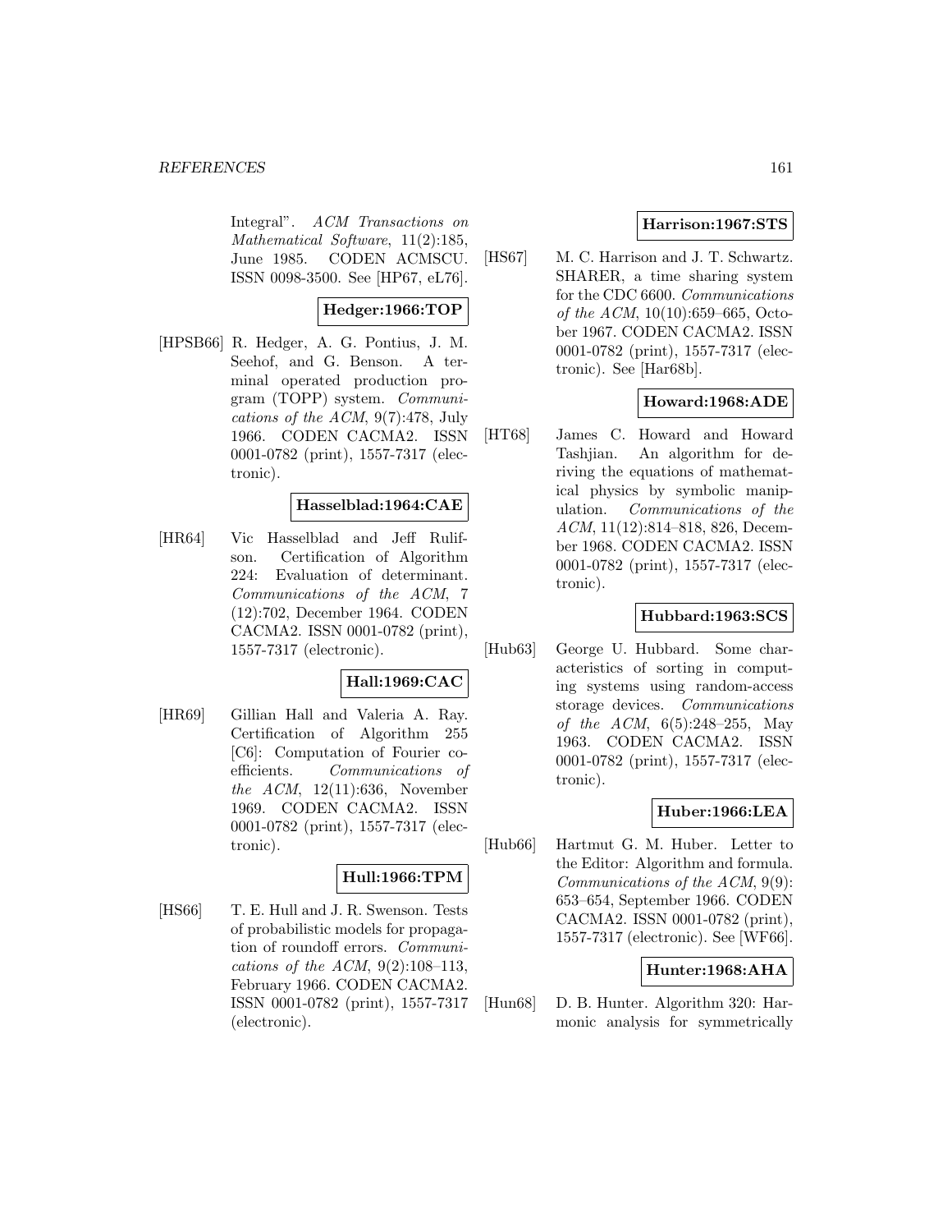Integral". *ACM Transactions on Mathematical Software*, 11(2):185, June 1985. CODEN ACMSCU. ISSN 0098-3500. See [HP67, eL76].

**Hedger:1966:TOP**

[HPSB66] R. Hedger, A. G. Pontius, J. M. Seehof, and G. Benson. A terminal operated production program (TOPP) system. *Communications of the ACM*, 9(7):478, July 1966. CODEN CACMA2. ISSN 0001-0782 (print), 1557-7317 (electronic).

**Hasselblad:1964:CAE**

[HR64] Vic Hasselblad and Jeff Rulifson. Certification of Algorithm 224: Evaluation of determinant. *Communications of the ACM*, 7 (12):702, December 1964. CODEN CACMA2. ISSN 0001-0782 (print), 1557-7317 (electronic).

**Hall:1969:CAC**

[HR69] Gillian Hall and Valeria A. Ray. Certification of Algorithm 255 [C6]: Computation of Fourier coefficients. *Communications of the ACM*, 12(11):636, November 1969. CODEN CACMA2. ISSN 0001-0782 (print), 1557-7317 (electronic).

**Hull:1966:TPM**

[HS66] T. E. Hull and J. R. Swenson. Tests of probabilistic models for propagation of roundoff errors. *Communications of the ACM*, 9(2):108–113, February 1966. CODEN CACMA2. ISSN 0001-0782 (print), 1557-7317 (electronic).

**Harrison:1967:STS**

[HS67] M. C. Harrison and J. T. Schwartz. SHARER, a time sharing system for the CDC 6600. *Communications of the ACM*, 10(10):659–665, October 1967. CODEN CACMA2. ISSN 0001-0782 (print), 1557-7317 (electronic). See [Har68b].

**Howard:1968:ADE**

[HT68] James C. Howard and Howard Tashjian. An algorithm for deriving the equations of mathematical physics by symbolic manipulation. *Communications of the ACM*, 11(12):814–818, 826, December 1968. CODEN CACMA2. ISSN 0001-0782 (print), 1557-7317 (electronic).

**Hubbard:1963:SCS**

[Hub63] George U. Hubbard. Some characteristics of sorting in computing systems using random-access storage devices. *Communications of the ACM*, 6(5):248–255, May 1963. CODEN CACMA2. ISSN 0001-0782 (print), 1557-7317 (electronic).

**Huber:1966:LEA**

[Hub66] Hartmut G. M. Huber. Letter to the Editor: Algorithm and formula. *Communications of the ACM*, 9(9): 653–654, September 1966. CODEN CACMA2. ISSN 0001-0782 (print), 1557-7317 (electronic). See [WF66].

**Hunter:1968:AHA**

[Hun68] D. B. Hunter. Algorithm 320: Harmonic analysis for symmetrically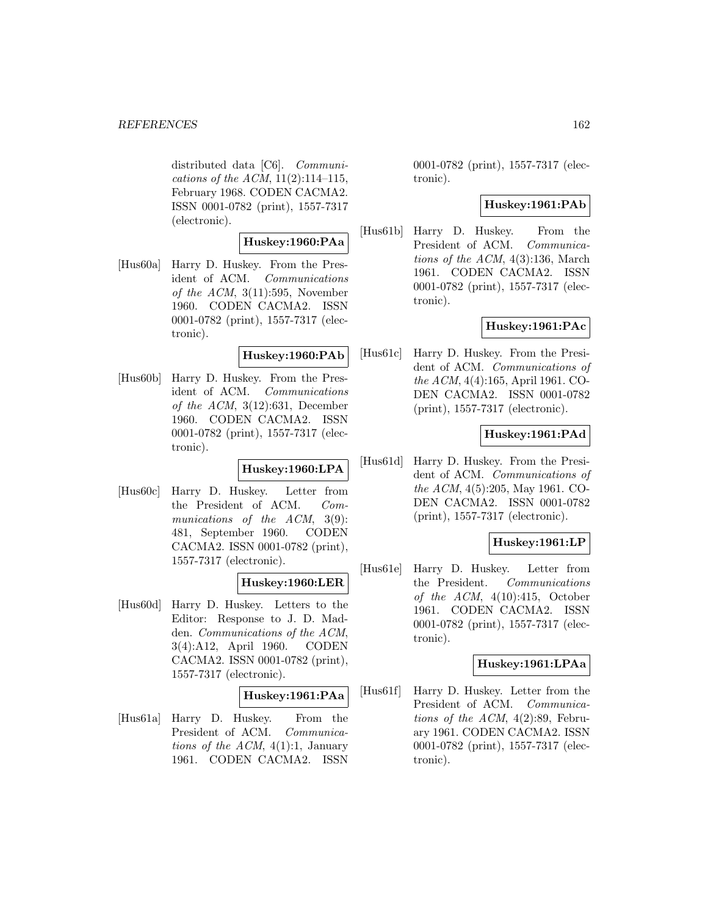distributed data [C6]. *Communications of the ACM*, 11(2):114–115, February 1968. CODEN CACMA2. ISSN 0001-0782 (print), 1557-7317 (electronic).

**Huskey:1960:PAa**

[Hus60a] Harry D. Huskey. From the President of ACM. *Communications of the ACM*, 3(11):595, November 1960. CODEN CACMA2. ISSN 0001-0782 (print), 1557-7317 (electronic).

**Huskey:1960:PAb**

[Hus60b] Harry D. Huskey. From the President of ACM. *Communications of the ACM*, 3(12):631, December 1960. CODEN CACMA2. ISSN 0001-0782 (print), 1557-7317 (electronic).

**Huskey:1960:LPA**

[Hus60c] Harry D. Huskey. Letter from the President of ACM. *Communications of the ACM*, 3(9): 481, September 1960. CODEN CACMA2. ISSN 0001-0782 (print), 1557-7317 (electronic).

**Huskey:1960:LER**

[Hus60d] Harry D. Huskey. Letters to the Editor: Response to J. D. Madden. *Communications of the ACM*, 3(4):A12, April 1960. CODEN CACMA2. ISSN 0001-0782 (print), 1557-7317 (electronic).

**Huskey:1961:PAa**

[Hus61a] Harry D. Huskey. From the President of ACM. *Communications of the ACM*, 4(1):1, January 1961. CODEN CACMA2. ISSN 0001-0782 (print), 1557-7317 (electronic).

**Huskey:1961:PAb**

[Hus61b] Harry D. Huskey. From the President of ACM. *Communications of the ACM*, 4(3):136, March 1961. CODEN CACMA2. ISSN 0001-0782 (print), 1557-7317 (electronic).

**Huskey:1961:PAc**

[Hus61c] Harry D. Huskey. From the President of ACM. *Communications of the ACM*, 4(4):165, April 1961. CODEN CACMA2. ISSN 0001-0782 (print), 1557-7317 (electronic).

**Huskey:1961:PAd**

[Hus61d] Harry D. Huskey. From the President of ACM. *Communications of the ACM*, 4(5):205, May 1961. CODEN CACMA2. ISSN 0001-0782 (print), 1557-7317 (electronic).

**Huskey:1961:LP**

[Hus61e] Harry D. Huskey. Letter from the President. *Communications of the ACM*, 4(10):415, October 1961. CODEN CACMA2. ISSN 0001-0782 (print), 1557-7317 (electronic).

**Huskey:1961:LPAa**

[Hus61f] Harry D. Huskey. Letter from the President of ACM. *Communications of the ACM*, 4(2):89, February 1961. CODEN CACMA2. ISSN 0001-0782 (print), 1557-7317 (electronic).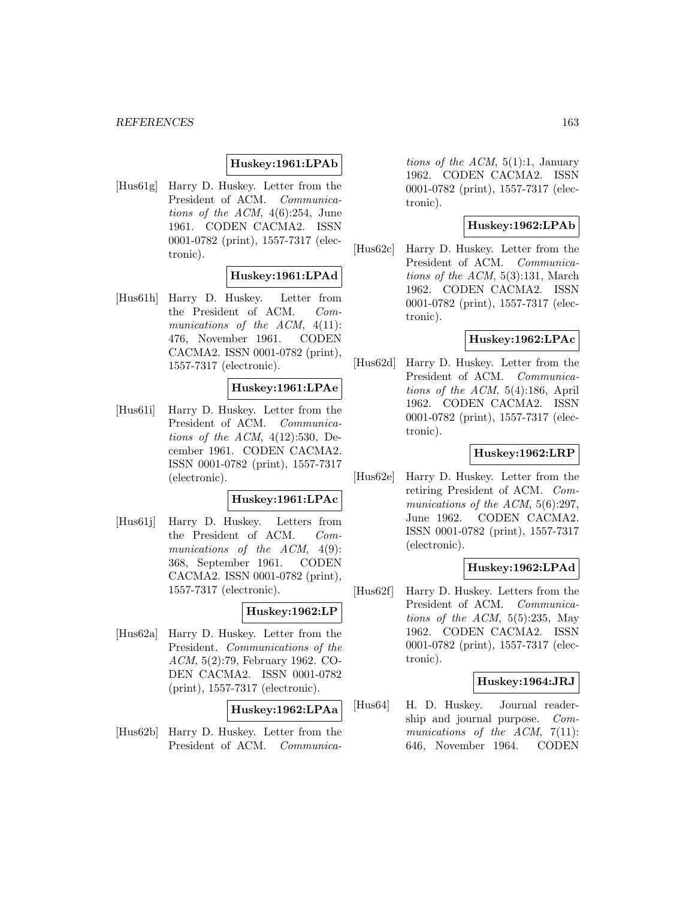**Huskey:1961:LPAb**

[Hus61g] Harry D. Huskey. Letter from the President of ACM. *Communications of the ACM*, 4(6):254, June 1961. CODEN CACMA2. ISSN 0001-0782 (print), 1557-7317 (electronic).

**Huskey:1961:LPAd**

[Hus61h] Harry D. Huskey. Letter from the President of ACM. *Communications of the ACM*, 4(11): 476, November 1961. CODEN CACMA2. ISSN 0001-0782 (print), 1557-7317 (electronic).

**Huskey:1961:LPAe**

[Hus61i] Harry D. Huskey. Letter from the President of ACM. *Communications of the ACM*, 4(12):530, December 1961. CODEN CACMA2. ISSN 0001-0782 (print), 1557-7317 (electronic).

**Huskey:1961:LPAc**

[Hus61j] Harry D. Huskey. Letters from the President of ACM. *Communications of the ACM*, 4(9): 368, September 1961. CODEN CACMA2. ISSN 0001-0782 (print), 1557-7317 (electronic).

**Huskey:1962:LP**

[Hus62a] Harry D. Huskey. Letter from the President. *Communications of the ACM*, 5(2):79, February 1962. CODEN CACMA2. ISSN 0001-0782 (print), 1557-7317 (electronic).

**Huskey:1962:LPAa**

[Hus62b] Harry D. Huskey. Letter from the President of ACM. *Communications of the ACM*, 5(1):1, January 1962. CODEN CACMA2. ISSN 0001-0782 (print), 1557-7317 (electronic).

**Huskey:1962:LPAb**

[Hus62c] Harry D. Huskey. Letter from the President of ACM. *Communications of the ACM*, 5(3):131, March 1962. CODEN CACMA2. ISSN 0001-0782 (print), 1557-7317 (electronic).

**Huskey:1962:LPAc**

[Hus62d] Harry D. Huskey. Letter from the President of ACM. *Communications of the ACM*, 5(4):186, April 1962. CODEN CACMA2. ISSN 0001-0782 (print), 1557-7317 (electronic).

**Huskey:1962:LRP**

[Hus62e] Harry D. Huskey. Letter from the retiring President of ACM. *Communications of the ACM*, 5(6):297, June 1962. CODEN CACMA2. ISSN 0001-0782 (print), 1557-7317 (electronic).

**Huskey:1962:LPAd**

[Hus62f] Harry D. Huskey. Letters from the President of ACM. *Communications of the ACM*, 5(5):235, May 1962. CODEN CACMA2. ISSN 0001-0782 (print), 1557-7317 (electronic).

**Huskey:1964:JRJ**

[Hus64] H. D. Huskey. Journal readership and journal purpose. *Communications of the ACM*, 7(11): 646, November 1964. CODEN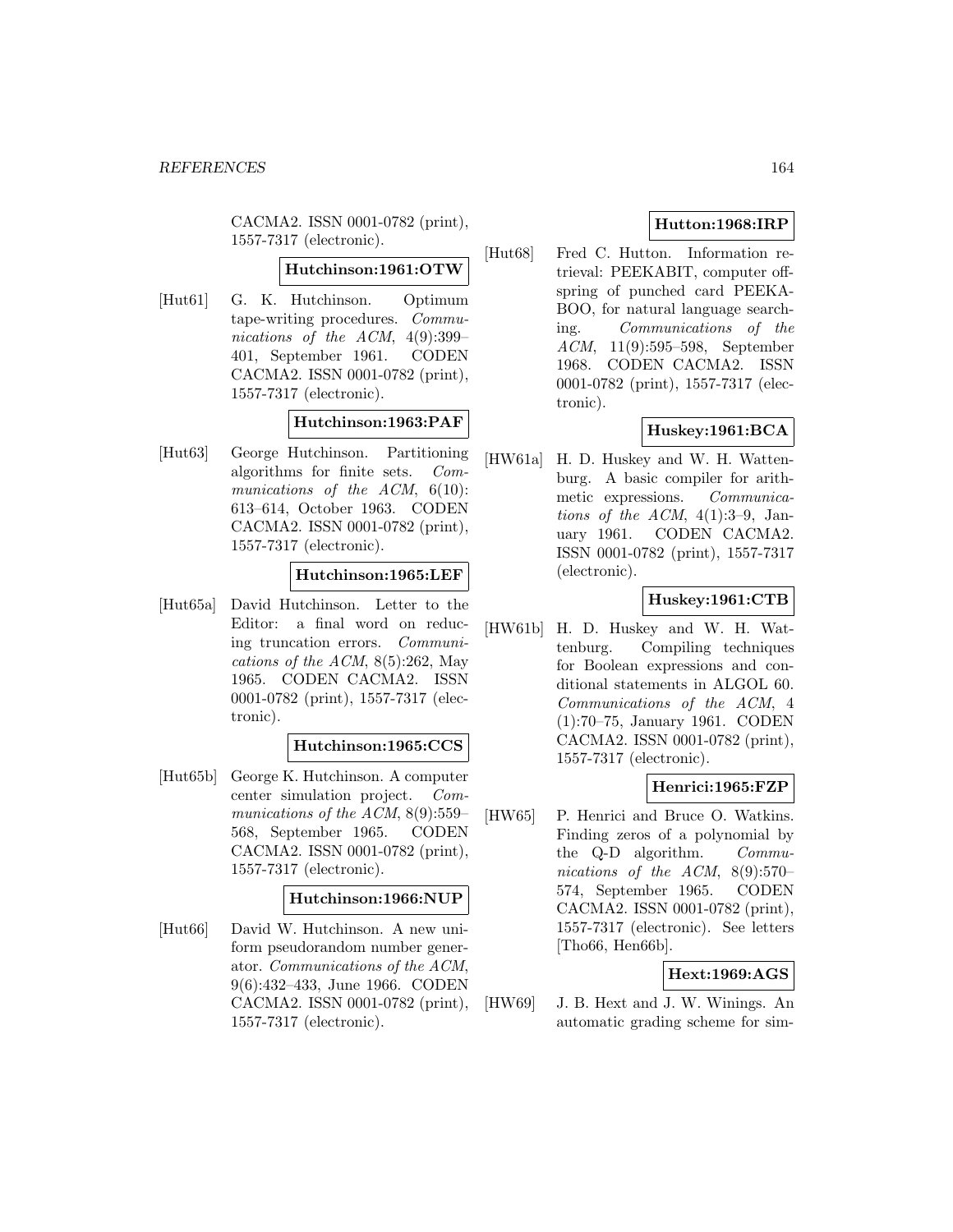CACMA2. ISSN 0001-0782 (print), 1557-7317 (electronic).

**Hutchinson:1961:OTW**

[Hut61] G. K. Hutchinson. Optimum tape-writing procedures. *Communications of the ACM*, 4(9):399–401, September 1961. CODEN CACMA2. ISSN 0001-0782 (print), 1557-7317 (electronic).

**Hutchinson:1963:PAF**

[Hut63] George Hutchinson. Partitioning algorithms for finite sets. *Communications of the ACM*, 6(10): 613–614, October 1963. CODEN CACMA2. ISSN 0001-0782 (print), 1557-7317 (electronic).

**Hutchinson:1965:LEF**

[Hut65a] David Hutchinson. Letter to the Editor: a final word on reducing truncation errors. *Communications of the ACM*, 8(5):262, May 1965. CODEN CACMA2. ISSN 0001-0782 (print), 1557-7317 (electronic).

**Hutchinson:1965:CCS**

[Hut65b] George K. Hutchinson. A computer center simulation project. *Communications of the ACM*, 8(9):559–568, September 1965. CODEN CACMA2. ISSN 0001-0782 (print), 1557-7317 (electronic).

**Hutchinson:1966:NUP**

[Hut66] David W. Hutchinson. A new uniform pseudorandom number generator. *Communications of the ACM*, 9(6):432–433, June 1966. CODEN CACMA2. ISSN 0001-0782 (print), 1557-7317 (electronic).

**Hutton:1968:IRP**

[Hut68] Fred C. Hutton. Information retrieval: PEEKABIT, computer offspring of punched card PEEKABOO, for natural language searching. *Communications of the ACM*, 11(9):595–598, September 1968. CODEN CACMA2. ISSN 0001-0782 (print), 1557-7317 (electronic).

**Huskey:1961:BCA**

[HW61a] H. D. Huskey and W. H. Wattenburg. A basic compiler for arithmetic expressions. *Communications of the ACM*, 4(1):3–9, January 1961. CODEN CACMA2. ISSN 0001-0782 (print), 1557-7317 (electronic).

**Huskey:1961:CTB**

[HW61b] H. D. Huskey and W. H. Wattenburg. Compiling techniques for Boolean expressions and conditional statements in ALGOL 60. *Communications of the ACM*, 4 (1):70–75, January 1961. CODEN CACMA2. ISSN 0001-0782 (print), 1557-7317 (electronic).

**Henrici:1965:FZP**

[HW65] P. Henrici and Bruce O. Watkins. Finding zeros of a polynomial by the Q-D algorithm. *Communications of the ACM*, 8(9):570–574, September 1965. CODEN CACMA2. ISSN 0001-0782 (print), 1557-7317 (electronic). See letters [Tho66, Hen66b].

**Hext:1969:AGS**

[HW69] J. B. Hext and J. W. Winings. An automatic grading scheme for sim-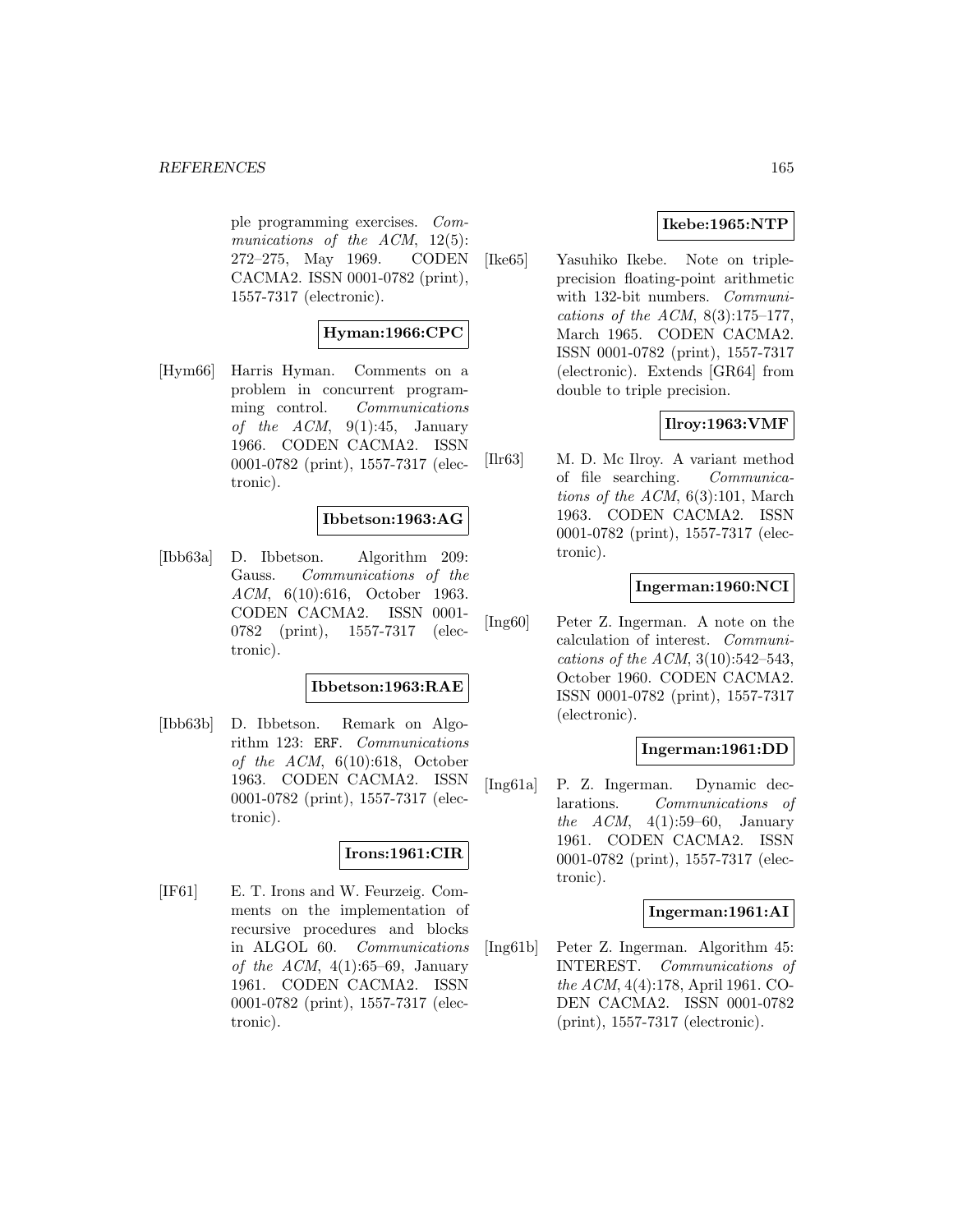ple programming exercises. *Communications of the ACM*, 12(5): 272–275, May 1969. CODEN CACMA2. ISSN 0001-0782 (print), 1557-7317 (electronic).

**Hyman:1966:CPC**

[Hym66] Harris Hyman. Comments on a problem in concurrent programming control. *Communications of the ACM*, 9(1):45, January 1966. CODEN CACMA2. ISSN 0001-0782 (print), 1557-7317 (electronic).

**Ibbetson:1963:AG**

[Ibb63a] D. Ibbetson. Algorithm 209: Gauss. *Communications of the ACM*, 6(10):616, October 1963. CODEN CACMA2. ISSN 0001-0782 (print), 1557-7317 (electronic).

**Ibbetson:1963:RAE**

[Ibb63b] D. Ibbetson. Remark on Algorithm 123: ERF. *Communications of the ACM*, 6(10):618, October 1963. CODEN CACMA2. ISSN 0001-0782 (print), 1557-7317 (electronic).

**Irons:1961:CIR**

[IF61] E. T. Irons and W. Feurzeig. Comments on the implementation of recursive procedures and blocks in ALGOL 60. *Communications of the ACM*, 4(1):65–69, January 1961. CODEN CACMA2. ISSN 0001-0782 (print), 1557-7317 (electronic).

**Ikebe:1965:NTP**

[Ike65] Yasuhiko Ikebe. Note on triple-precision floating-point arithmetic with 132-bit numbers. *Communications of the ACM*, 8(3):175–177, March 1965. CODEN CACMA2. ISSN 0001-0782 (print), 1557-7317 (electronic). Extends [GR64] from double to triple precision.

**Ilroy:1963:VMF**

[Ilr63] M. D. Mc Ilroy. A variant method of file searching. *Communications of the ACM*, 6(3):101, March 1963. CODEN CACMA2. ISSN 0001-0782 (print), 1557-7317 (electronic).

**Ingerman:1960:NCI**

[Ing60] Peter Z. Ingerman. A note on the calculation of interest. *Communications of the ACM*, 3(10):542–543, October 1960. CODEN CACMA2. ISSN 0001-0782 (print), 1557-7317 (electronic).

**Ingerman:1961:DD**

[Ing61a] P. Z. Ingerman. Dynamic declarations. *Communications of the ACM*, 4(1):59–60, January 1961. CODEN CACMA2. ISSN 0001-0782 (print), 1557-7317 (electronic).

**Ingerman:1961:AI**

[Ing61b] Peter Z. Ingerman. Algorithm 45: INTEREST. *Communications of the ACM*, 4(4):178, April 1961. CODEN CACMA2. ISSN 0001-0782 (print), 1557-7317 (electronic).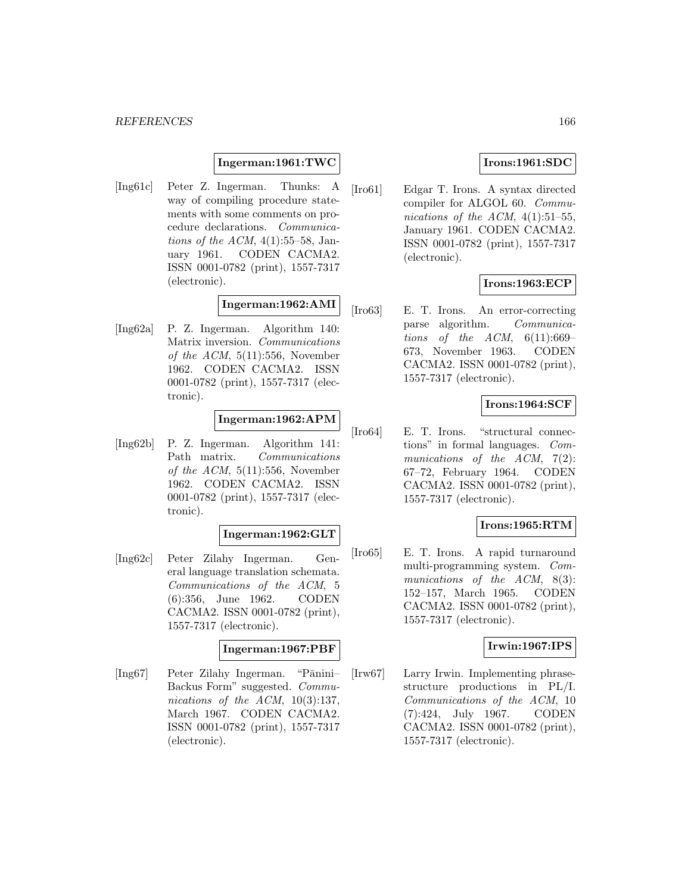**Ingerman:1961:TWC**

[Ing61c] Peter Z. Ingerman. Thunks: A way of compiling procedure statements with some comments on procedure declarations. *Communications of the ACM*, 4(1):55–58, January 1961. CODEN CACMA2. ISSN 0001-0782 (print), 1557-7317 (electronic).

**Ingerman:1962:AMI**

[Ing62a] P. Z. Ingerman. Algorithm 140: Matrix inversion. *Communications of the ACM*, 5(11):556, November 1962. CODEN CACMA2. ISSN 0001-0782 (print), 1557-7317 (electronic).

**Ingerman:1962:APM**

[Ing62b] P. Z. Ingerman. Algorithm 141: Path matrix. *Communications of the ACM*, 5(11):556, November 1962. CODEN CACMA2. ISSN 0001-0782 (print), 1557-7317 (electronic).

**Ingerman:1962:GLT**

[Ing62c] Peter Zilahy Ingerman. General language translation schemata. *Communications of the ACM*, 5 (6):356, June 1962. CODEN CACMA2. ISSN 0001-0782 (print), 1557-7317 (electronic).

**Ingerman:1967:PBF**

[Ing67] Peter Zilahy Ingerman. "Pānini–Backus Form" suggested. *Communications of the ACM*, 10(3):137, March 1967. CODEN CACMA2. ISSN 0001-0782 (print), 1557-7317 (electronic).

**Irons:1961:SDC**

[Iro61] Edgar T. Irons. A syntax directed compiler for ALGOL 60. *Communications of the ACM*, 4(1):51–55, January 1961. CODEN CACMA2. ISSN 0001-0782 (print), 1557-7317 (electronic).

**Irons:1963:ECP**

[Iro63] E. T. Irons. An error-correcting parse algorithm. *Communications of the ACM*, 6(11):669–673, November 1963. CODEN CACMA2. ISSN 0001-0782 (print), 1557-7317 (electronic).

**Irons:1964:SCF**

[Iro64] E. T. Irons. "structural connections" in formal languages. *Communications of the ACM*, 7(2): 67–72, February 1964. CODEN CACMA2. ISSN 0001-0782 (print), 1557-7317 (electronic).

**Irons:1965:RTM**

[Iro65] E. T. Irons. A rapid turnaround multi-programming system. *Communications of the ACM*, 8(3): 152–157, March 1965. CODEN CACMA2. ISSN 0001-0782 (print), 1557-7317 (electronic).

**Irwin:1967:IPS**

[Irw67] Larry Irwin. Implementing phrase-structure productions in PL/I. *Communications of the ACM*, 10 (7):424, July 1967. CODEN CACMA2. ISSN 0001-0782 (print), 1557-7317 (electronic).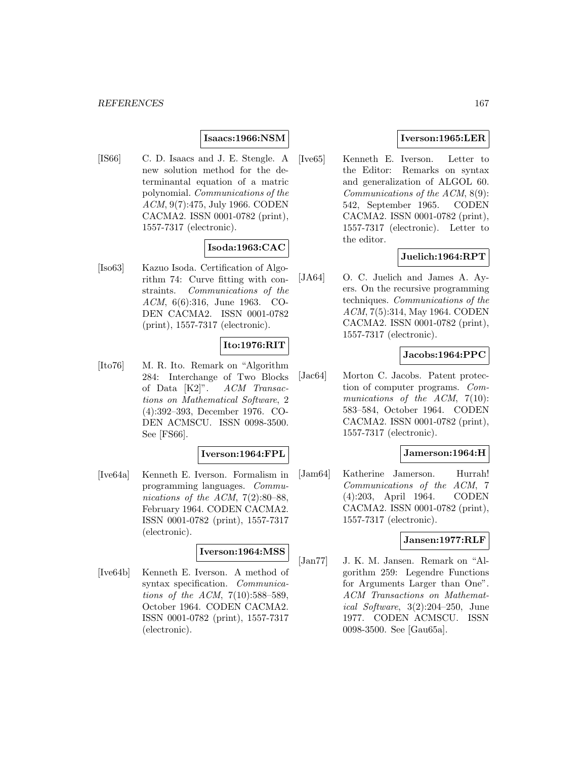**Isaacs:1966:NSM**

[IS66] C. D. Isaacs and J. E. Stengle. A new solution method for the determinantal equation of a matric polynomial. *Communications of the ACM*, 9(7):475, July 1966. CODEN CACMA2. ISSN 0001-0782 (print), 1557-7317 (electronic).

**Isoda:1963:CAC**

[Iso63] Kazuo Isoda. Certification of Algorithm 74: Curve fitting with constraints. *Communications of the ACM*, 6(6):316, June 1963. CODEN CACMA2. ISSN 0001-0782 (print), 1557-7317 (electronic).

**Ito:1976:RIT**

[Ito76] M. R. Ito. Remark on "Algorithm 284: Interchange of Two Blocks of Data [K2]". *ACM Transactions on Mathematical Software*, 2 (4):392–393, December 1976. CODEN ACMSCU. ISSN 0098-3500. See [FS66].

**Iverson:1964:FPL**

[Ive64a] Kenneth E. Iverson. Formalism in programming languages. *Communications of the ACM*, 7(2):80–88, February 1964. CODEN CACMA2. ISSN 0001-0782 (print), 1557-7317 (electronic).

**Iverson:1964:MSS**

[Ive64b] Kenneth E. Iverson. A method of syntax specification. *Communications of the ACM*, 7(10):588–589, October 1964. CODEN CACMA2. ISSN 0001-0782 (print), 1557-7317 (electronic).

**Iverson:1965:LER**

[Ive65] Kenneth E. Iverson. Letter to the Editor: Remarks on syntax and generalization of ALGOL 60. *Communications of the ACM*, 8(9): 542, September 1965. CODEN CACMA2. ISSN 0001-0782 (print), 1557-7317 (electronic). Letter to the editor.

**Juelich:1964:RPT**

[JA64] O. C. Juelich and James A. Ayers. On the recursive programming techniques. *Communications of the ACM*, 7(5):314, May 1964. CODEN CACMA2. ISSN 0001-0782 (print), 1557-7317 (electronic).

**Jacobs:1964:PPC**

[Jac64] Morton C. Jacobs. Patent protection of computer programs. *Communications of the ACM*, 7(10): 583–584, October 1964. CODEN CACMA2. ISSN 0001-0782 (print), 1557-7317 (electronic).

**Jamerson:1964:H**

[Jam64] Katherine Jamerson. Hurrah! *Communications of the ACM*, 7 (4):203, April 1964. CODEN CACMA2. ISSN 0001-0782 (print), 1557-7317 (electronic).

**Jansen:1977:RLF**

[Jan77] J. K. M. Jansen. Remark on "Algorithm 259: Legendre Functions for Arguments Larger than One". *ACM Transactions on Mathematical Software*, 3(2):204–250, June 1977. CODEN ACMSCU. ISSN 0098-3500. See [Gau65a].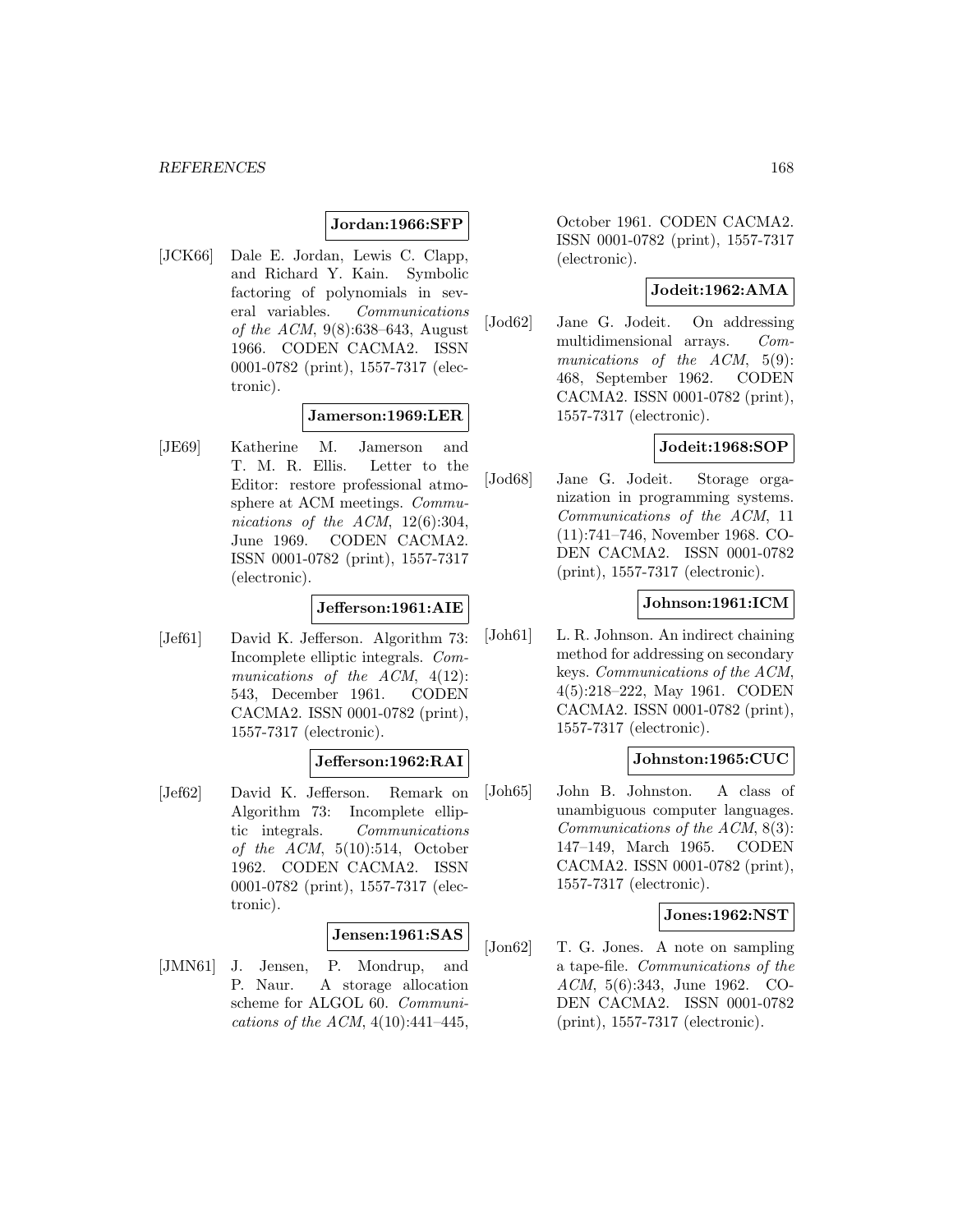**Jordan:1966:SFP**

[JCK66] Dale E. Jordan, Lewis C. Clapp, and Richard Y. Kain. Symbolic factoring of polynomials in several variables. *Communications of the ACM*, 9(8):638–643, August 1966. CODEN CACMA2. ISSN 0001-0782 (print), 1557-7317 (electronic).

**Jamerson:1969:LER**

[JE69] Katherine M. Jamerson and T. M. R. Ellis. Letter to the Editor: restore professional atmosphere at ACM meetings. *Communications of the ACM*, 12(6):304, June 1969. CODEN CACMA2. ISSN 0001-0782 (print), 1557-7317 (electronic).

**Jefferson:1961:AIE**

[Jef61] David K. Jefferson. Algorithm 73: Incomplete elliptic integrals. *Communications of the ACM*, 4(12): 543, December 1961. CODEN CACMA2. ISSN 0001-0782 (print), 1557-7317 (electronic).

**Jefferson:1962:RAI**

[Jef62] David K. Jefferson. Remark on Algorithm 73: Incomplete elliptic integrals. *Communications of the ACM*, 5(10):514, October 1962. CODEN CACMA2. ISSN 0001-0782 (print), 1557-7317 (electronic).

**Jensen:1961:SAS**

[JMN61] J. Jensen, P. Mondrup, and P. Naur. A storage allocation scheme for ALGOL 60. *Communications of the ACM*, 4(10):441–445, October 1961. CODEN CACMA2. ISSN 0001-0782 (print), 1557-7317 (electronic).

**Jodeit:1962:AMA**

[Jod62] Jane G. Jodeit. On addressing multidimensional arrays. *Communications of the ACM*, 5(9): 468, September 1962. CODEN CACMA2. ISSN 0001-0782 (print), 1557-7317 (electronic).

**Jodeit:1968:SOP**

[Jod68] Jane G. Jodeit. Storage organization in programming systems. *Communications of the ACM*, 11 (11):741–746, November 1968. CODEN CACMA2. ISSN 0001-0782 (print), 1557-7317 (electronic).

**Johnson:1961:ICM**

[Joh61] L. R. Johnson. An indirect chaining method for addressing on secondary keys. *Communications of the ACM*, 4(5):218–222, May 1961. CODEN CACMA2. ISSN 0001-0782 (print), 1557-7317 (electronic).

**Johnston:1965:CUC**

[Joh65] John B. Johnston. A class of unambiguous computer languages. *Communications of the ACM*, 8(3): 147–149, March 1965. CODEN CACMA2. ISSN 0001-0782 (print), 1557-7317 (electronic).

**Jones:1962:NST**

[Jon62] T. G. Jones. A note on sampling a tape-file. *Communications of the ACM*, 5(6):343, June 1962. CODEN CACMA2. ISSN 0001-0782 (print), 1557-7317 (electronic).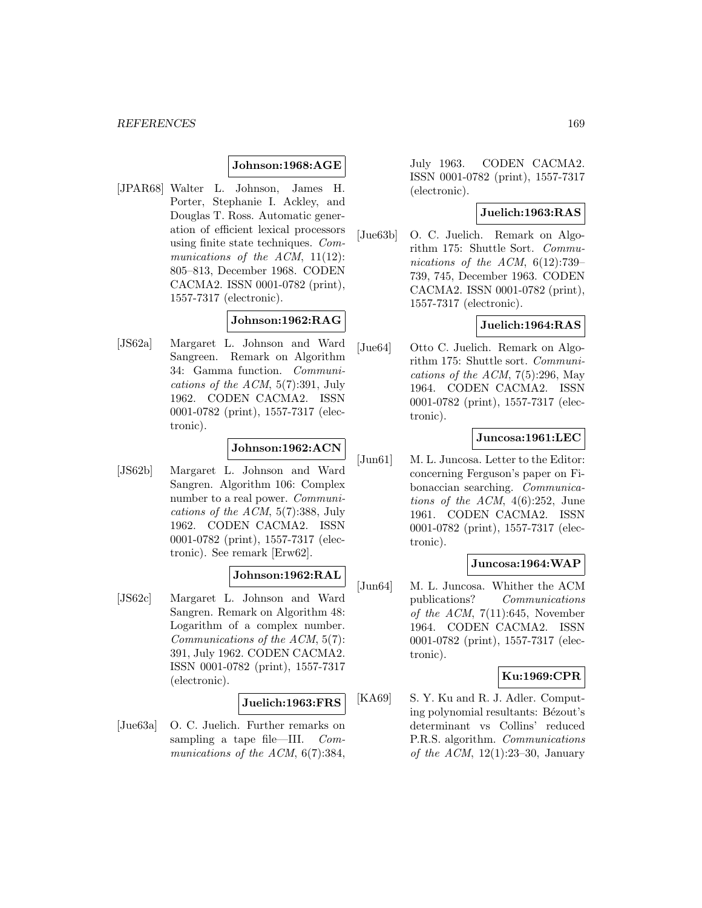**Johnson:1968:AGE**

[JPAR68] Walter L. Johnson, James H. Porter, Stephanie I. Ackley, and Douglas T. Ross. Automatic generation of efficient lexical processors using finite state techniques. *Communications of the ACM*, 11(12): 805–813, December 1968. CODEN CACMA2. ISSN 0001-0782 (print), 1557-7317 (electronic).

**Johnson:1962:RAG**

[JS62a] Margaret L. Johnson and Ward Sangreen. Remark on Algorithm 34: Gamma function. *Communications of the ACM*, 5(7):391, July 1962. CODEN CACMA2. ISSN 0001-0782 (print), 1557-7317 (electronic).

**Johnson:1962:ACN**

[JS62b] Margaret L. Johnson and Ward Sangren. Algorithm 106: Complex number to a real power. *Communications of the ACM*, 5(7):388, July 1962. CODEN CACMA2. ISSN 0001-0782 (print), 1557-7317 (electronic). See remark [Erw62].

**Johnson:1962:RAL**

[JS62c] Margaret L. Johnson and Ward Sangren. Remark on Algorithm 48: Logarithm of a complex number. *Communications of the ACM*, 5(7): 391, July 1962. CODEN CACMA2. ISSN 0001-0782 (print), 1557-7317 (electronic).

**Juelich:1963:FRS**

[Jue63a] O. C. Juelich. Further remarks on sampling a tape file—III. *Communications of the ACM*, 6(7):384, July 1963. CODEN CACMA2. ISSN 0001-0782 (print), 1557-7317 (electronic).

**Juelich:1963:RAS**

[Jue63b] O. C. Juelich. Remark on Algorithm 175: Shuttle Sort. *Communications of the ACM*, 6(12):739–739, 745, December 1963. CODEN CACMA2. ISSN 0001-0782 (print), 1557-7317 (electronic).

**Juelich:1964:RAS**

[Jue64] Otto C. Juelich. Remark on Algorithm 175: Shuttle sort. *Communications of the ACM*, 7(5):296, May 1964. CODEN CACMA2. ISSN 0001-0782 (print), 1557-7317 (electronic).

**Juncosa:1961:LEC**

[Jun61] M. L. Juncosa. Letter to the Editor: concerning Ferguson's paper on Fibonaccian searching. *Communications of the ACM*, 4(6):252, June 1961. CODEN CACMA2. ISSN 0001-0782 (print), 1557-7317 (electronic).

**Juncosa:1964:WAP**

[Jun64] M. L. Juncosa. Whither the ACM publications? *Communications of the ACM*, 7(11):645, November 1964. CODEN CACMA2. ISSN 0001-0782 (print), 1557-7317 (electronic).

**Ku:1969:CPR**

[KA69] S. Y. Ku and R. J. Adler. Computing polynomial resultants: Bézout's determinant vs Collins' reduced P.R.S. algorithm. *Communications of the ACM*, 12(1):23–30, January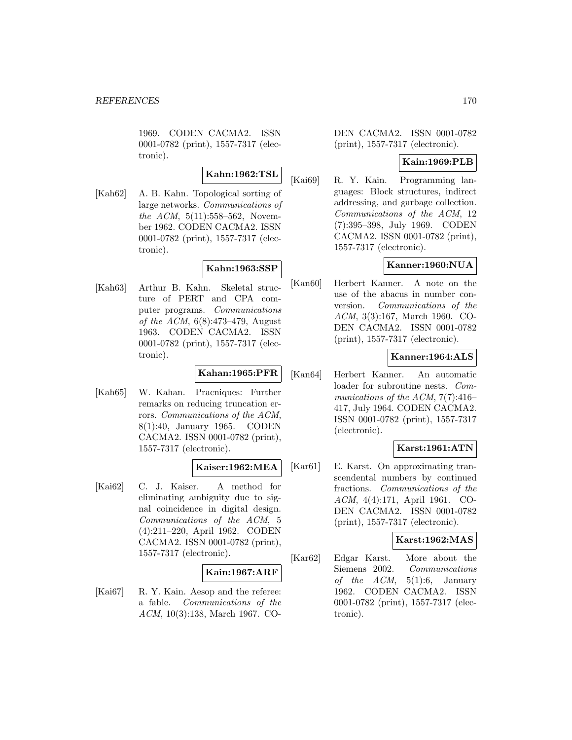1969. CODEN CACMA2. ISSN 0001-0782 (print), 1557-7317 (electronic).

**Kahn:1962:TSL**

[Kah62] A. B. Kahn. Topological sorting of large networks. *Communications of the ACM*, 5(11):558–562, November 1962. CODEN CACMA2. ISSN 0001-0782 (print), 1557-7317 (electronic).

**Kahn:1963:SSP**

[Kah63] Arthur B. Kahn. Skeletal structure of PERT and CPA computer programs. *Communications of the ACM*, 6(8):473–479, August 1963. CODEN CACMA2. ISSN 0001-0782 (print), 1557-7317 (electronic).

**Kahan:1965:PFR**

[Kah65] W. Kahan. Pracniques: Further remarks on reducing truncation errors. *Communications of the ACM*, 8(1):40, January 1965. CODEN CACMA2. ISSN 0001-0782 (print), 1557-7317 (electronic).

**Kaiser:1962:MEA**

[Kai62] C. J. Kaiser. A method for eliminating ambiguity due to signal coincidence in digital design. *Communications of the ACM*, 5 (4):211–220, April 1962. CODEN CACMA2. ISSN 0001-0782 (print), 1557-7317 (electronic).

**Kain:1967:ARF**

[Kai67] R. Y. Kain. Aesop and the referee: a fable. *Communications of the ACM*, 10(3):138, March 1967. CODEN CACMA2. ISSN 0001-0782 (print), 1557-7317 (electronic).

**Kain:1969:PLB**

[Kai69] R. Y. Kain. Programming languages: Block structures, indirect addressing, and garbage collection. *Communications of the ACM*, 12 (7):395–398, July 1969. CODEN CACMA2. ISSN 0001-0782 (print), 1557-7317 (electronic).

**Kanner:1960:NUA**

[Kan60] Herbert Kanner. A note on the use of the abacus in number conversion. *Communications of the ACM*, 3(3):167, March 1960. CODEN CACMA2. ISSN 0001-0782 (print), 1557-7317 (electronic).

**Kanner:1964:ALS**

[Kan64] Herbert Kanner. An automatic loader for subroutine nests. *Communications of the ACM*, 7(7):416–417, July 1964. CODEN CACMA2. ISSN 0001-0782 (print), 1557-7317 (electronic).

**Karst:1961:ATN**

[Kar61] E. Karst. On approximating transcendental numbers by continued fractions. *Communications of the ACM*, 4(4):171, April 1961. CODEN CACMA2. ISSN 0001-0782 (print), 1557-7317 (electronic).

**Karst:1962:MAS**

[Kar62] Edgar Karst. More about the Siemens 2002. *Communications of the ACM*, 5(1):6, January 1962. CODEN CACMA2. ISSN 0001-0782 (print), 1557-7317 (electronic).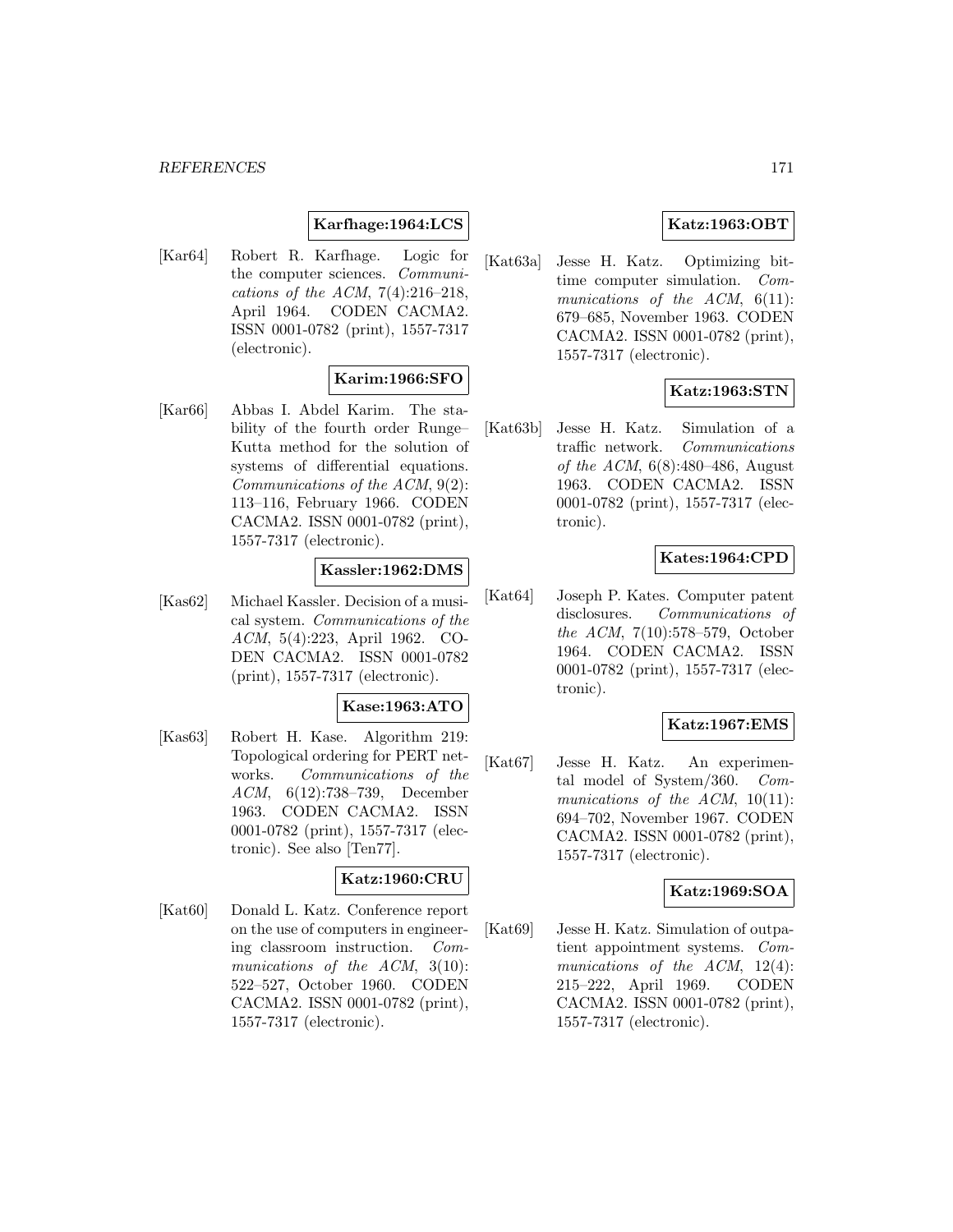**Karfhage:1964:LCS**

[Kar64] Robert R. Karfhage. Logic for the computer sciences. *Communications of the ACM*, 7(4):216–218, April 1964. CODEN CACMA2. ISSN 0001-0782 (print), 1557-7317 (electronic).

**Karim:1966:SFO**

[Kar66] Abbas I. Abdel Karim. The stability of the fourth order Runge–Kutta method for the solution of systems of differential equations. *Communications of the ACM*, 9(2): 113–116, February 1966. CODEN CACMA2. ISSN 0001-0782 (print), 1557-7317 (electronic).

**Kassler:1962:DMS**

[Kas62] Michael Kassler. Decision of a musical system. *Communications of the ACM*, 5(4):223, April 1962. CODEN CACMA2. ISSN 0001-0782 (print), 1557-7317 (electronic).

**Kase:1963:ATO**

[Kas63] Robert H. Kase. Algorithm 219: Topological ordering for PERT networks. *Communications of the ACM*, 6(12):738–739, December 1963. CODEN CACMA2. ISSN 0001-0782 (print), 1557-7317 (electronic). See also [Ten77].

**Katz:1960:CRU**

[Kat60] Donald L. Katz. Conference report on the use of computers in engineering classroom instruction. *Communications of the ACM*, 3(10): 522–527, October 1960. CODEN CACMA2. ISSN 0001-0782 (print), 1557-7317 (electronic).

**Katz:1963:OBT**

[Kat63a] Jesse H. Katz. Optimizing bit-time computer simulation. *Communications of the ACM*, 6(11): 679–685, November 1963. CODEN CACMA2. ISSN 0001-0782 (print), 1557-7317 (electronic).

**Katz:1963:STN**

[Kat63b] Jesse H. Katz. Simulation of a traffic network. *Communications of the ACM*, 6(8):480–486, August 1963. CODEN CACMA2. ISSN 0001-0782 (print), 1557-7317 (electronic).

**Kates:1964:CPD**

[Kat64] Joseph P. Kates. Computer patent disclosures. *Communications of the ACM*, 7(10):578–579, October 1964. CODEN CACMA2. ISSN 0001-0782 (print), 1557-7317 (electronic).

**Katz:1967:EMS**

[Kat67] Jesse H. Katz. An experimental model of System/360. *Communications of the ACM*, 10(11): 694–702, November 1967. CODEN CACMA2. ISSN 0001-0782 (print), 1557-7317 (electronic).

**Katz:1969:SOA**

[Kat69] Jesse H. Katz. Simulation of outpatient appointment systems. *Communications of the ACM*, 12(4): 215–222, April 1969. CODEN CACMA2. ISSN 0001-0782 (print), 1557-7317 (electronic).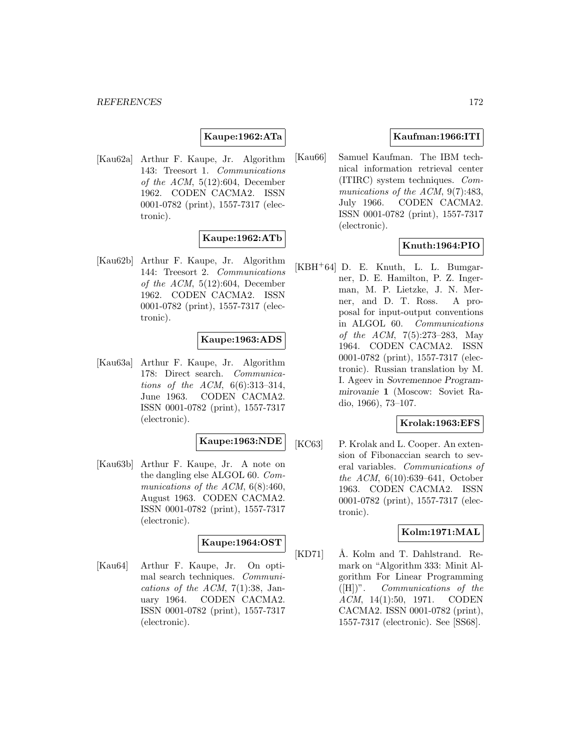**Kaupe:1962:ATa**

[Kau62a] Arthur F. Kaupe, Jr. Algorithm 143: Treesort 1. *Communications of the ACM*, 5(12):604, December 1962. CODEN CACMA2. ISSN 0001-0782 (print), 1557-7317 (electronic).

**Kaupe:1962:ATb**

[Kau62b] Arthur F. Kaupe, Jr. Algorithm 144: Treesort 2. *Communications of the ACM*, 5(12):604, December 1962. CODEN CACMA2. ISSN 0001-0782 (print), 1557-7317 (electronic).

**Kaupe:1963:ADS**

[Kau63a] Arthur F. Kaupe, Jr. Algorithm 178: Direct search. *Communications of the ACM*, 6(6):313–314, June 1963. CODEN CACMA2. ISSN 0001-0782 (print), 1557-7317 (electronic).

**Kaupe:1963:NDE**

[Kau63b] Arthur F. Kaupe, Jr. A note on the dangling else ALGOL 60. *Communications of the ACM*, 6(8):460, August 1963. CODEN CACMA2. ISSN 0001-0782 (print), 1557-7317 (electronic).

**Kaupe:1964:OST**

[Kau64] Arthur F. Kaupe, Jr. On optimal search techniques. *Communications of the ACM*, 7(1):38, January 1964. CODEN CACMA2. ISSN 0001-0782 (print), 1557-7317 (electronic).

**Kaufman:1966:ITI**

[Kau66] Samuel Kaufman. The IBM technical information retrieval center (ITIRC) system techniques. *Communications of the ACM*, 9(7):483, July 1966. CODEN CACMA2. ISSN 0001-0782 (print), 1557-7317 (electronic).

**Knuth:1964:PIO**

[KBH+64] D. E. Knuth, L. L. Bumgarner, D. E. Hamilton, P. Z. Ingerman, M. P. Lietzke, J. N. Merner, and D. T. Ross. A proposal for input-output conventions in ALGOL 60. *Communications of the ACM*, 7(5):273–283, May 1964. CODEN CACMA2. ISSN 0001-0782 (print), 1557-7317 (electronic). Russian translation by M. I. Ageev in *Sovremennoe Programmirovanie* **1** (Moscow: Soviet Radio, 1966), 73–107.

**Krolak:1963:EFS**

[KC63] P. Krolak and L. Cooper. An extension of Fibonaccian search to several variables. *Communications of the ACM*, 6(10):639–641, October 1963. CODEN CACMA2. ISSN 0001-0782 (print), 1557-7317 (electronic).

**Kolm:1971:MAL**

[KD71] Å. Kolm and T. Dahlstrand. Remark on "Algorithm 333: Minit Algorithm For Linear Programming ([H])". *Communications of the ACM*, 14(1):50, 1971. CODEN CACMA2. ISSN 0001-0782 (print), 1557-7317 (electronic). See [SS68].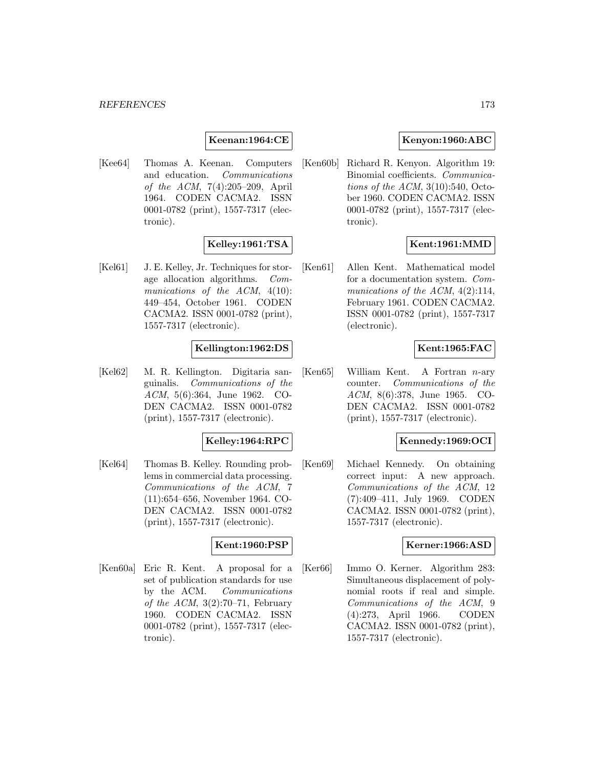**Keenan:1964:CE**

[Kee64] Thomas A. Keenan. Computers and education. *Communications of the ACM*, 7(4):205–209, April 1964. CODEN CACMA2. ISSN 0001-0782 (print), 1557-7317 (electronic).

**Kelley:1961:TSA**

[Kel61] J. E. Kelley, Jr. Techniques for storage allocation algorithms. *Communications of the ACM*, 4(10): 449–454, October 1961. CODEN CACMA2. ISSN 0001-0782 (print), 1557-7317 (electronic).

**Kellington:1962:DS**

[Kel62] M. R. Kellington. Digitaria sanguinalis. *Communications of the ACM*, 5(6):364, June 1962. CODEN CACMA2. ISSN 0001-0782 (print), 1557-7317 (electronic).

**Kelley:1964:RPC**

[Kel64] Thomas B. Kelley. Rounding problems in commercial data processing. *Communications of the ACM*, 7 (11):654–656, November 1964. CODEN CACMA2. ISSN 0001-0782 (print), 1557-7317 (electronic).

**Kent:1960:PSP**

[Ken60a] Eric R. Kent. A proposal for a set of publication standards for use by the ACM. *Communications of the ACM*, 3(2):70–71, February 1960. CODEN CACMA2. ISSN 0001-0782 (print), 1557-7317 (electronic).

**Kenyon:1960:ABC**

[Ken60b] Richard R. Kenyon. Algorithm 19: Binomial coefficients. *Communications of the ACM*, 3(10):540, October 1960. CODEN CACMA2. ISSN 0001-0782 (print), 1557-7317 (electronic).

**Kent:1961:MMD**

[Ken61] Allen Kent. Mathematical model for a documentation system. *Communications of the ACM*, 4(2):114, February 1961. CODEN CACMA2. ISSN 0001-0782 (print), 1557-7317 (electronic).

**Kent:1965:FAC**

[Ken65] William Kent. A Fortran $n$-ary counter. *Communications of the ACM*, 8(6):378, June 1965. CODEN CACMA2. ISSN 0001-0782 (print), 1557-7317 (electronic).

**Kennedy:1969:OCI**

[Ken69] Michael Kennedy. On obtaining correct input: A new approach. *Communications of the ACM*, 12 (7):409–411, July 1969. CODEN CACMA2. ISSN 0001-0782 (print), 1557-7317 (electronic).

**Kerner:1966:ASD**

[Ker66] Immo O. Kerner. Algorithm 283: Simultaneous displacement of polynomial roots if real and simple. *Communications of the ACM*, 9 (4):273, April 1966. CODEN CACMA2. ISSN 0001-0782 (print), 1557-7317 (electronic).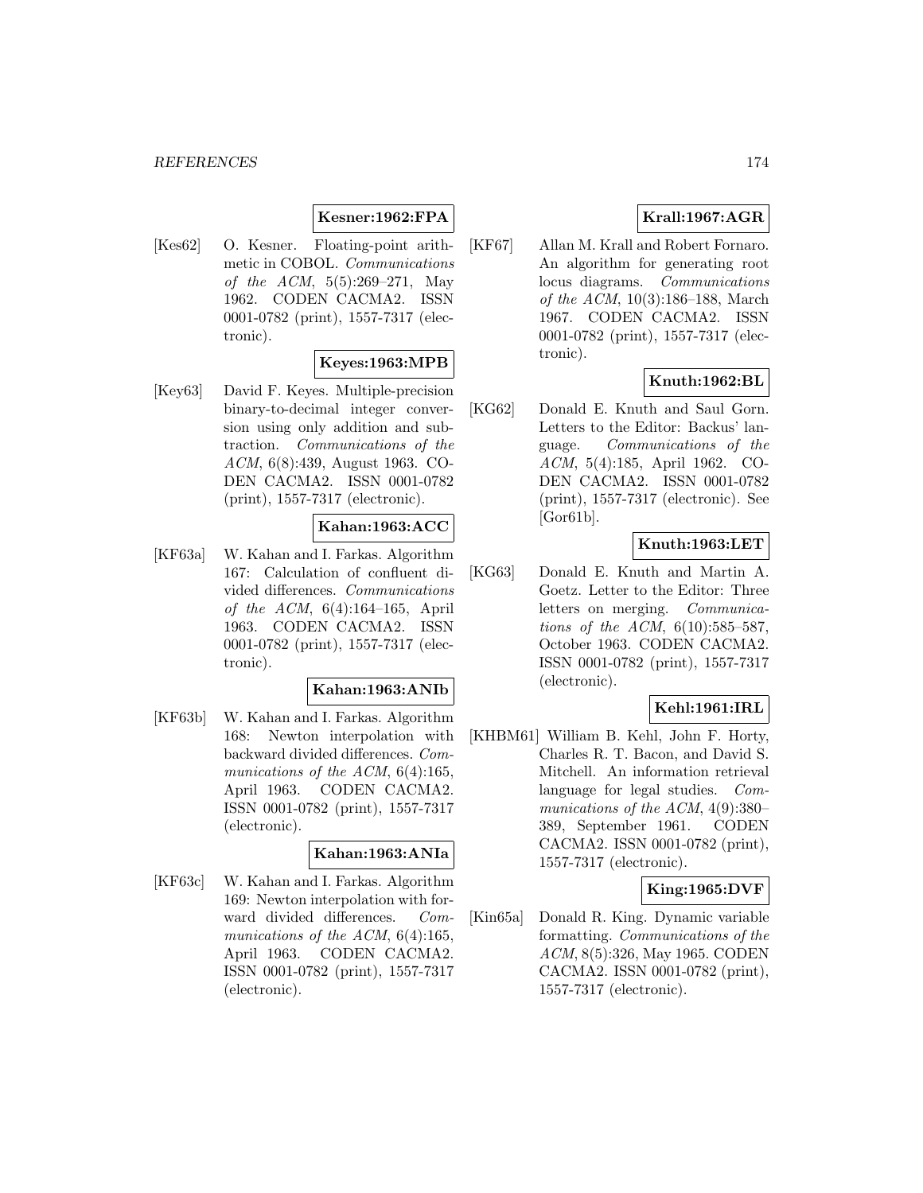**Kesner:1962:FPA**

[Kes62] O. Kesner. Floating-point arithmetic in COBOL. *Communications of the ACM*, 5(5):269–271, May 1962. CODEN CACMA2. ISSN 0001-0782 (print), 1557-7317 (electronic).

**Keyes:1963:MPB**

[Key63] David F. Keyes. Multiple-precision binary-to-decimal integer conversion using only addition and subtraction. *Communications of the ACM*, 6(8):439, August 1963. CODEN CACMA2. ISSN 0001-0782 (print), 1557-7317 (electronic).

**Kahan:1963:ACC**

[KF63a] W. Kahan and I. Farkas. Algorithm 167: Calculation of confluent divided differences. *Communications of the ACM*, 6(4):164–165, April 1963. CODEN CACMA2. ISSN 0001-0782 (print), 1557-7317 (electronic).

**Kahan:1963:ANIb**

[KF63b] W. Kahan and I. Farkas. Algorithm 168: Newton interpolation with backward divided differences. *Communications of the ACM*, 6(4):165, April 1963. CODEN CACMA2. ISSN 0001-0782 (print), 1557-7317 (electronic).

**Kahan:1963:ANIa**

[KF63c] W. Kahan and I. Farkas. Algorithm 169: Newton interpolation with forward divided differences. *Communications of the ACM*, 6(4):165, April 1963. CODEN CACMA2. ISSN 0001-0782 (print), 1557-7317 (electronic).

**Krall:1967:AGR**

[KF67] Allan M. Krall and Robert Fornaro. An algorithm for generating root locus diagrams. *Communications of the ACM*, 10(3):186–188, March 1967. CODEN CACMA2. ISSN 0001-0782 (print), 1557-7317 (electronic).

**Knuth:1962:BL**

[KG62] Donald E. Knuth and Saul Gorn. Letters to the Editor: Backus' language. *Communications of the ACM*, 5(4):185, April 1962. CODEN CACMA2. ISSN 0001-0782 (print), 1557-7317 (electronic). See [Gor61b].

**Knuth:1963:LET**

[KG63] Donald E. Knuth and Martin A. Goetz. Letter to the Editor: Three letters on merging. *Communications of the ACM*, 6(10):585–587, October 1963. CODEN CACMA2. ISSN 0001-0782 (print), 1557-7317 (electronic).

**Kehl:1961:IRL**

[KHBM61] William B. Kehl, John F. Horty, Charles R. T. Bacon, and David S. Mitchell. An information retrieval language for legal studies. *Communications of the ACM*, 4(9):380–389, September 1961. CODEN CACMA2. ISSN 0001-0782 (print), 1557-7317 (electronic).

**King:1965:DVF**

[Kin65a] Donald R. King. Dynamic variable formatting. *Communications of the ACM*, 8(5):326, May 1965. CODEN CACMA2. ISSN 0001-0782 (print), 1557-7317 (electronic).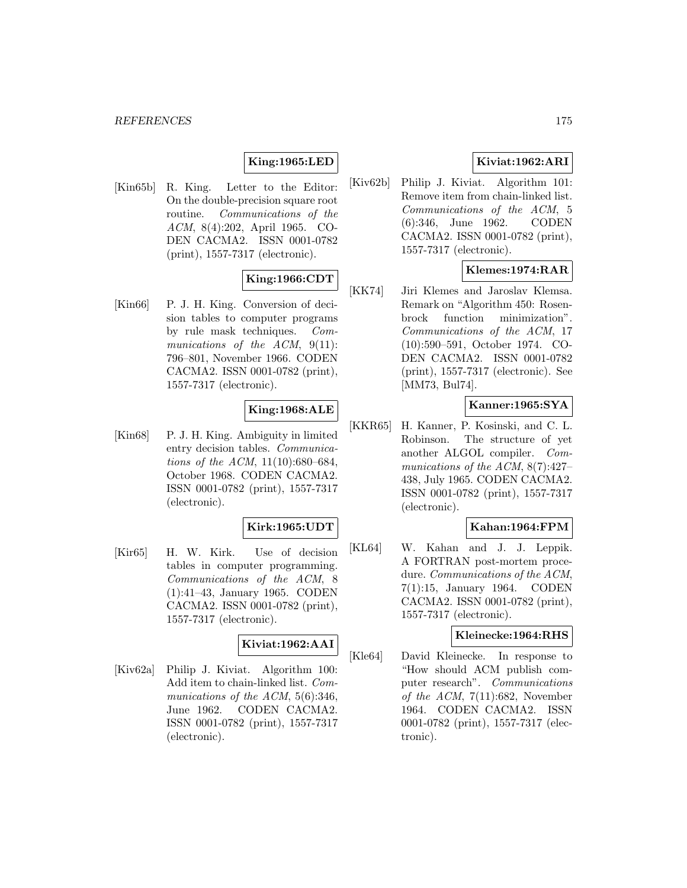**King:1965:LED**

[Kin65b] R. King. Letter to the Editor: On the double-precision square root routine. *Communications of the ACM*, 8(4):202, April 1965. CODEN CACMA2. ISSN 0001-0782 (print), 1557-7317 (electronic).

**King:1966:CDT**

[Kin66] P. J. H. King. Conversion of decision tables to computer programs by rule mask techniques. *Communications of the ACM*, 9(11): 796–801, November 1966. CODEN CACMA2. ISSN 0001-0782 (print), 1557-7317 (electronic).

**King:1968:ALE**

[Kin68] P. J. H. King. Ambiguity in limited entry decision tables. *Communications of the ACM*, 11(10):680–684, October 1968. CODEN CACMA2. ISSN 0001-0782 (print), 1557-7317 (electronic).

**Kirk:1965:UDT**

[Kir65] H. W. Kirk. Use of decision tables in computer programming. *Communications of the ACM*, 8 (1):41–43, January 1965. CODEN CACMA2. ISSN 0001-0782 (print), 1557-7317 (electronic).

**Kiviat:1962:AAI**

[Kiv62a] Philip J. Kiviat. Algorithm 100: Add item to chain-linked list. *Communications of the ACM*, 5(6):346, June 1962. CODEN CACMA2. ISSN 0001-0782 (print), 1557-7317 (electronic).

**Kiviat:1962:ARI**

[Kiv62b] Philip J. Kiviat. Algorithm 101: Remove item from chain-linked list. *Communications of the ACM*, 5 (6):346, June 1962. CODEN CACMA2. ISSN 0001-0782 (print), 1557-7317 (electronic).

**Klemes:1974:RAR**

[KK74] Jiri Klemes and Jaroslav Klemsa. Remark on "Algorithm 450: Rosenbrock function minimization". *Communications of the ACM*, 17 (10):590–591, October 1974. CODEN CACMA2. ISSN 0001-0782 (print), 1557-7317 (electronic). See [MM73, Bul74].

**Kanner:1965:SYA**

[KKR65] H. Kanner, P. Kosinski, and C. L. Robinson. The structure of yet another ALGOL compiler. *Communications of the ACM*, 8(7):427–438, July 1965. CODEN CACMA2. ISSN 0001-0782 (print), 1557-7317 (electronic).

**Kahan:1964:FPM**

[KL64] W. Kahan and J. J. Leppik. A FORTRAN post-mortem procedure. *Communications of the ACM*, 7(1):15, January 1964. CODEN CACMA2. ISSN 0001-0782 (print), 1557-7317 (electronic).

**Kleinecke:1964:RHS**

[Kle64] David Kleinecke. In response to "How should ACM publish computer research". *Communications of the ACM*, 7(11):682, November 1964. CODEN CACMA2. ISSN 0001-0782 (print), 1557-7317 (electronic).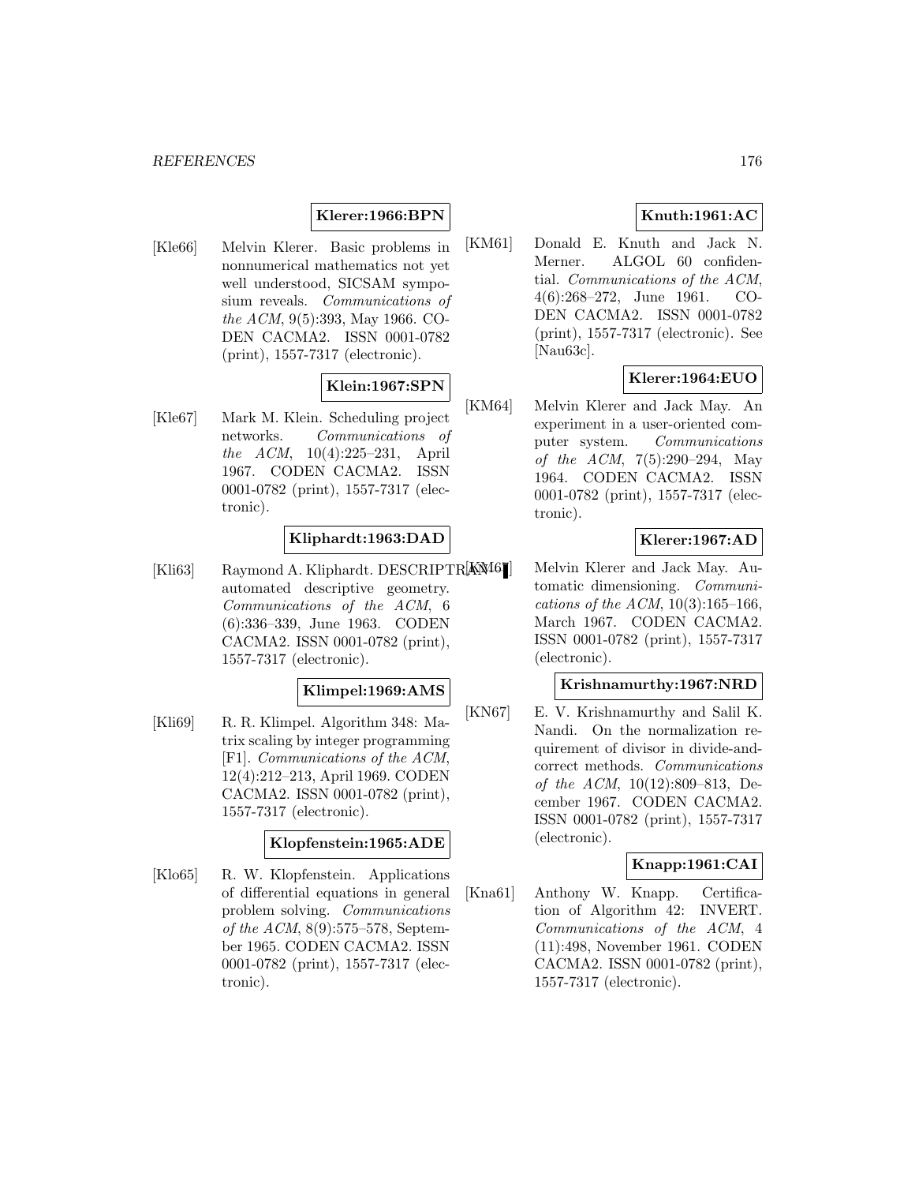**Klerer:1966:BPN**

[Kle66] Melvin Klerer. Basic problems in nonnumerical mathematics not yet well understood, SICSAM symposium reveals. *Communications of the ACM*, 9(5):393, May 1966. CODEN CACMA2. ISSN 0001-0782 (print), 1557-7317 (electronic).

**Klein:1967:SPN**

[Kle67] Mark M. Klein. Scheduling project networks. *Communications of the ACM*, 10(4):225–231, April 1967. CODEN CACMA2. ISSN 0001-0782 (print), 1557-7317 (electronic).

**Kliphardt:1963:DAD**

[Kli63] Raymond A. Kliphardt. DESCRIPTRAN — automated descriptive geometry. *Communications of the ACM*, 6 (6):336–339, June 1963. CODEN CACMA2. ISSN 0001-0782 (print), 1557-7317 (electronic).

**Klimpel:1969:AMS**

[Kli69] R. R. Klimpel. Algorithm 348: Matrix scaling by integer programming [F1]. *Communications of the ACM*, 12(4):212–213, April 1969. CODEN CACMA2. ISSN 0001-0782 (print), 1557-7317 (electronic).

**Klopfenstein:1965:ADE**

[Klo65] R. W. Klopfenstein. Applications of differential equations in general problem solving. *Communications of the ACM*, 8(9):575–578, September 1965. CODEN CACMA2. ISSN 0001-0782 (print), 1557-7317 (electronic).

**Knuth:1961:AC**

[KM61] Donald E. Knuth and Jack N. Merner. ALGOL 60 confidential. *Communications of the ACM*, 4(6):268–272, June 1961. CODEN CACMA2. ISSN 0001-0782 (print), 1557-7317 (electronic). See [Nau63c].

**Klerer:1964:EUO**

[KM64] Melvin Klerer and Jack May. An experiment in a user-oriented computer system. *Communications of the ACM*, 7(5):290–294, May 1964. CODEN CACMA2. ISSN 0001-0782 (print), 1557-7317 (electronic).

**Klerer:1967:AD**

[KM67] Melvin Klerer and Jack May. Automatic dimensioning. *Communications of the ACM*, 10(3):165–166, March 1967. CODEN CACMA2. ISSN 0001-0782 (print), 1557-7317 (electronic).

**Krishnamurthy:1967:NRD**

[KN67] E. V. Krishnamurthy and Salil K. Nandi. On the normalization requirement of divisor in divide-and-correct methods. *Communications of the ACM*, 10(12):809–813, December 1967. CODEN CACMA2. ISSN 0001-0782 (print), 1557-7317 (electronic).

**Knapp:1961:CAI**

[Kna61] Anthony W. Knapp. Certification of Algorithm 42: INVERT. *Communications of the ACM*, 4 (11):498, November 1961. CODEN CACMA2. ISSN 0001-0782 (print), 1557-7317 (electronic).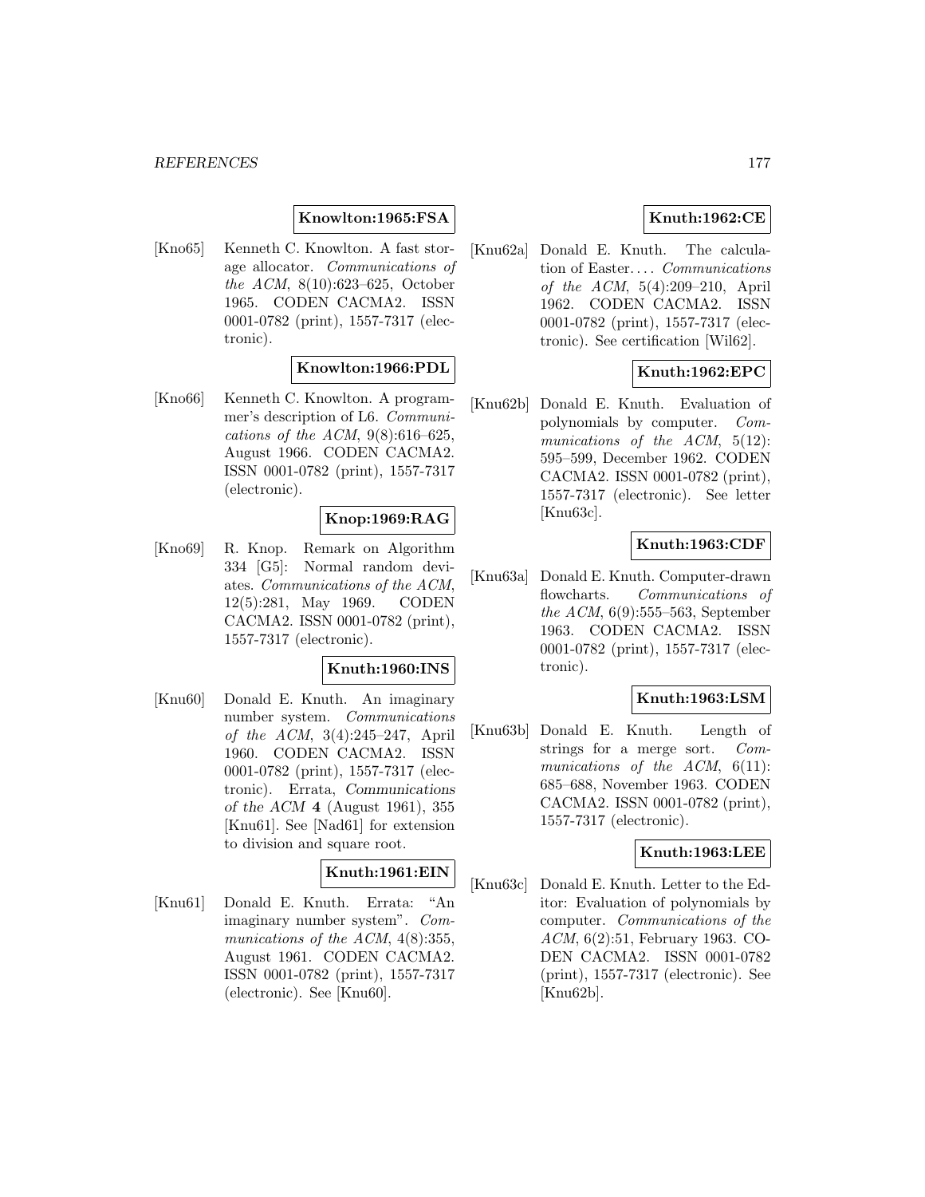**Knowlton:1965:FSA**

[Kno65] Kenneth C. Knowlton. A fast storage allocator. *Communications of the ACM*, 8(10):623–625, October 1965. CODEN CACMA2. ISSN 0001-0782 (print), 1557-7317 (electronic).

**Knowlton:1966:PDL**

[Kno66] Kenneth C. Knowlton. A programmer's description of L6. *Communications of the ACM*, 9(8):616–625, August 1966. CODEN CACMA2. ISSN 0001-0782 (print), 1557-7317 (electronic).

**Knop:1969:RAG**

[Kno69] R. Knop. Remark on Algorithm 334 [G5]: Normal random deviates. *Communications of the ACM*, 12(5):281, May 1969. CODEN CACMA2. ISSN 0001-0782 (print), 1557-7317 (electronic).

**Knuth:1960:INS**

[Knu60] Donald E. Knuth. An imaginary number system. *Communications of the ACM*, 3(4):245–247, April 1960. CODEN CACMA2. ISSN 0001-0782 (print), 1557-7317 (electronic). Errata, *Communications of the ACM* **4** (August 1961), 355 [Knu61]. See [Nad61] for extension to division and square root.

**Knuth:1961:EIN**

[Knu61] Donald E. Knuth. Errata: "An imaginary number system". *Communications of the ACM*, 4(8):355, August 1961. CODEN CACMA2. ISSN 0001-0782 (print), 1557-7317 (electronic). See [Knu60].

**Knuth:1962:CE**

[Knu62a] Donald E. Knuth. The calculation of Easter.... *Communications of the ACM*, 5(4):209–210, April 1962. CODEN CACMA2. ISSN 0001-0782 (print), 1557-7317 (electronic). See certification [Wil62].

**Knuth:1962:EPC**

[Knu62b] Donald E. Knuth. Evaluation of polynomials by computer. *Communications of the ACM*, 5(12): 595–599, December 1962. CODEN CACMA2. ISSN 0001-0782 (print), 1557-7317 (electronic). See letter [Knu63c].

**Knuth:1963:CDF**

[Knu63a] Donald E. Knuth. Computer-drawn flowcharts. *Communications of the ACM*, 6(9):555–563, September 1963. CODEN CACMA2. ISSN 0001-0782 (print), 1557-7317 (electronic).

**Knuth:1963:LSM**

[Knu63b] Donald E. Knuth. Length of strings for a merge sort. *Communications of the ACM*, 6(11): 685–688, November 1963. CODEN CACMA2. ISSN 0001-0782 (print), 1557-7317 (electronic).

**Knuth:1963:LEE**

[Knu63c] Donald E. Knuth. Letter to the Editor: Evaluation of polynomials by computer. *Communications of the ACM*, 6(2):51, February 1963. CODEN CACMA2. ISSN 0001-0782 (print), 1557-7317 (electronic). See [Knu62b].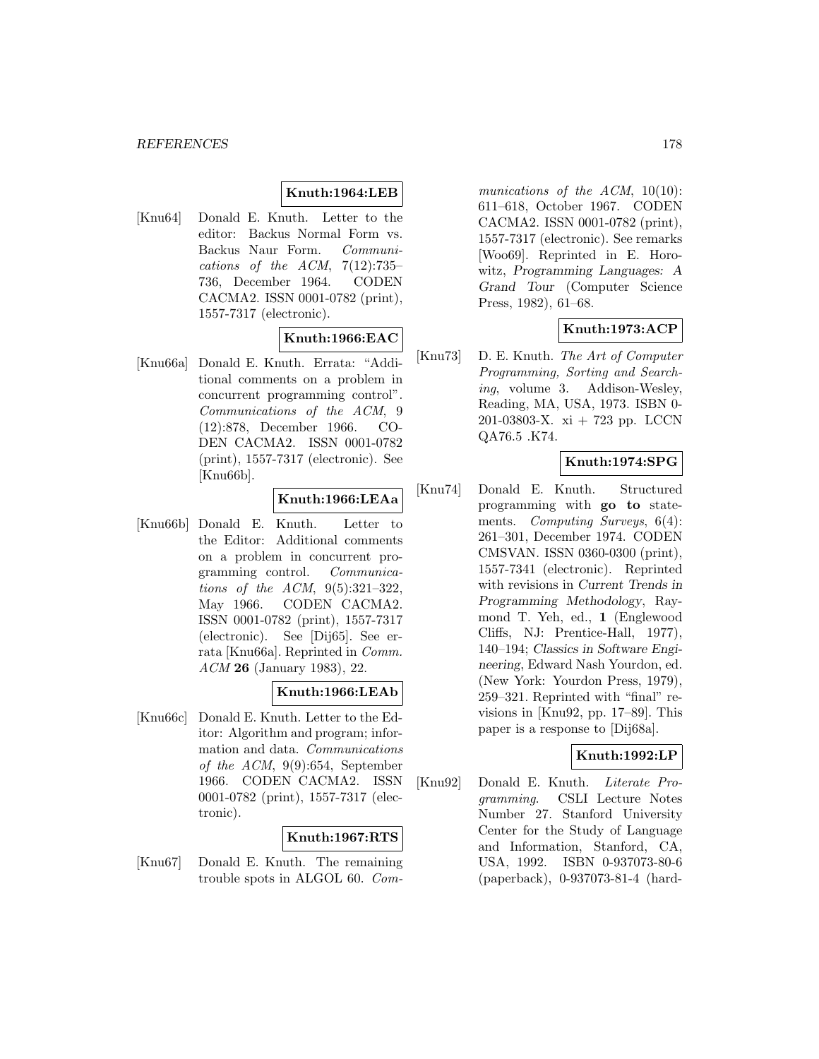**Knuth:1964:LEB**

[Knu64] Donald E. Knuth. Letter to the editor: Backus Normal Form vs. Backus Naur Form. *Communications of the ACM*, 7(12):735–736, December 1964. CODEN CACMA2. ISSN 0001-0782 (print), 1557-7317 (electronic).

**Knuth:1966:EAC**

[Knu66a] Donald E. Knuth. Errata: "Additional comments on a problem in concurrent programming control". *Communications of the ACM*, 9 (12):878, December 1966. CODEN CACMA2. ISSN 0001-0782 (print), 1557-7317 (electronic). See [Knu66b].

**Knuth:1966:LEAa**

[Knu66b] Donald E. Knuth. Letter to the Editor: Additional comments on a problem in concurrent programming control. *Communications of the ACM*, 9(5):321–322, May 1966. CODEN CACMA2. ISSN 0001-0782 (print), 1557-7317 (electronic). See [Dij65]. See errata [Knu66a]. Reprinted in *Comm. ACM* **26** (January 1983), 22.

**Knuth:1966:LEAb**

[Knu66c] Donald E. Knuth. Letter to the Editor: Algorithm and program; information and data. *Communications of the ACM*, 9(9):654, September 1966. CODEN CACMA2. ISSN 0001-0782 (print), 1557-7317 (electronic).

**Knuth:1967:RTS**

[Knu67] Donald E. Knuth. The remaining trouble spots in ALGOL 60. *Communications of the ACM*, 10(10): 611–618, October 1967. CODEN CACMA2. ISSN 0001-0782 (print), 1557-7317 (electronic). See remarks [Woo69]. Reprinted in E. Horowitz, *Programming Languages: A Grand Tour* (Computer Science Press, 1982), 61–68.

**Knuth:1973:ACP**

[Knu73] D. E. Knuth. *The Art of Computer Programming, Sorting and Searching*, volume 3. Addison-Wesley, Reading, MA, USA, 1973. ISBN 0-201-03803-X. xi + 723 pp. LCCN QA76.5 .K74.

**Knuth:1974:SPG**

[Knu74] Donald E. Knuth. Structured programming with **go to** statements. *Computing Surveys*, 6(4): 261–301, December 1974. CODEN CMSVAN. ISSN 0360-0300 (print), 1557-7341 (electronic). Reprinted with revisions in *Current Trends in Programming Methodology*, Raymond T. Yeh, ed., **1** (Englewood Cliffs, NJ: Prentice-Hall, 1977), 140–194; *Classics in Software Engineering*, Edward Nash Yourdon, ed. (New York: Yourdon Press, 1979), 259–321. Reprinted with "final" revisions in [Knu92, pp. 17–89]. This paper is a response to [Dij68a].

**Knuth:1992:LP**

[Knu92] Donald E. Knuth. *Literate Programming*. CSLI Lecture Notes Number 27. Stanford University Center for the Study of Language and Information, Stanford, CA, USA, 1992. ISBN 0-937073-80-6 (paperback), 0-937073-81-4 (hard-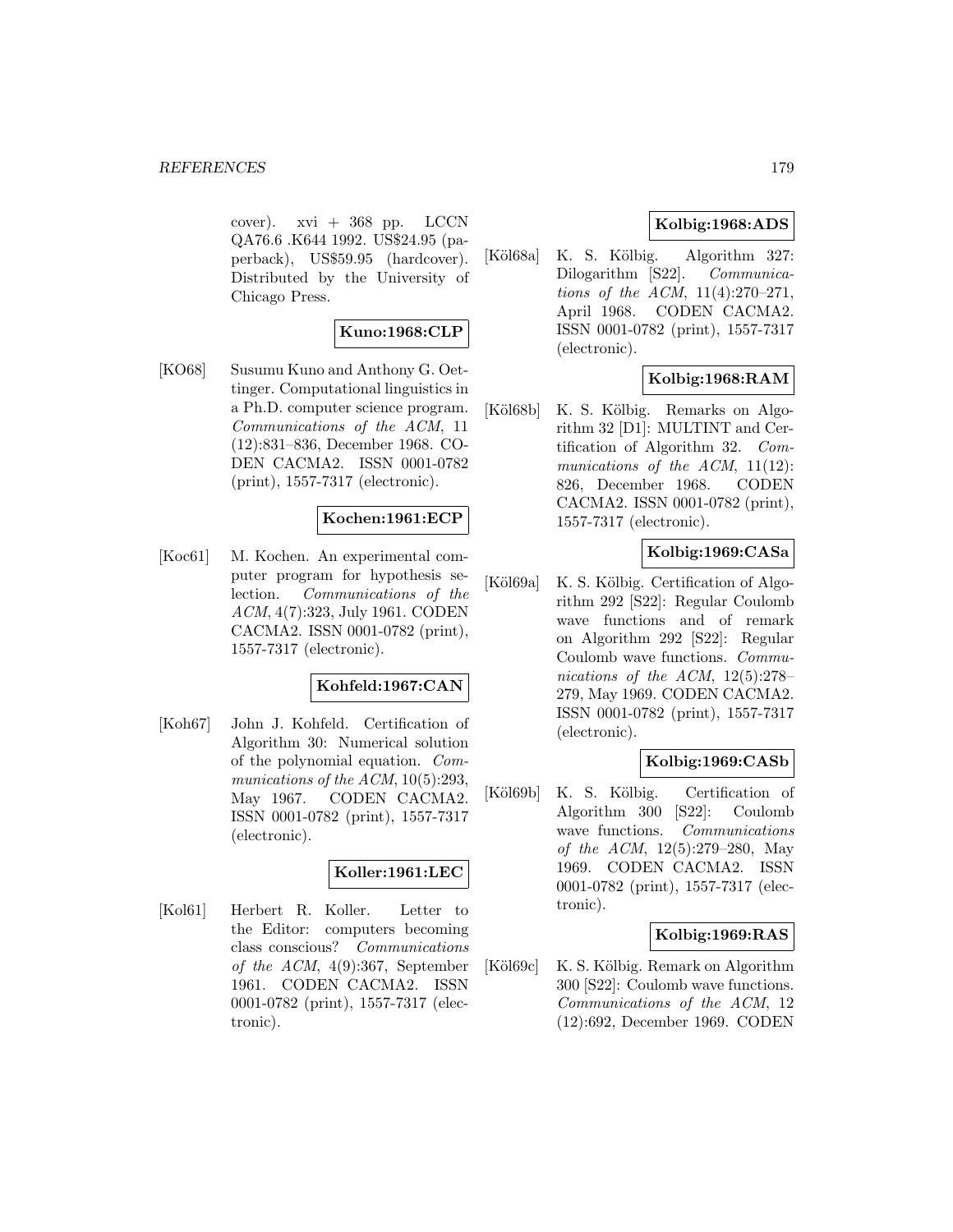cover). xvi + 368 pp. LCCN QA76.6 .K644 1992. US$24.95 (paperback), US$59.95 (hardcover). Distributed by the University of Chicago Press.

**Kuno:1968:CLP**

[KO68] Susumu Kuno and Anthony G. Oettinger. Computational linguistics in a Ph.D. computer science program. *Communications of the ACM*, 11 (12):831–836, December 1968. CODEN CACMA2. ISSN 0001-0782 (print), 1557-7317 (electronic).

**Kochen:1961:ECP**

[Koc61] M. Kochen. An experimental computer program for hypothesis selection. *Communications of the ACM*, 4(7):323, July 1961. CODEN CACMA2. ISSN 0001-0782 (print), 1557-7317 (electronic).

**Kohfeld:1967:CAN**

[Koh67] John J. Kohfeld. Certification of Algorithm 30: Numerical solution of the polynomial equation. *Communications of the ACM*, 10(5):293, May 1967. CODEN CACMA2. ISSN 0001-0782 (print), 1557-7317 (electronic).

**Koller:1961:LEC**

[Kol61] Herbert R. Koller. Letter to the Editor: computers becoming class conscious? *Communications of the ACM*, 4(9):367, September 1961. CODEN CACMA2. ISSN 0001-0782 (print), 1557-7317 (electronic).

**Kolbig:1968:ADS**

[Köl68a] K. S. Kölbig. Algorithm 327: Dilogarithm [S22]. *Communications of the ACM*, 11(4):270–271, April 1968. CODEN CACMA2. ISSN 0001-0782 (print), 1557-7317 (electronic).

**Kolbig:1968:RAM**

[Köl68b] K. S. Kölbig. Remarks on Algorithm 32 [D1]: MULTINT and Certification of Algorithm 32. *Communications of the ACM*, 11(12): 826, December 1968. CODEN CACMA2. ISSN 0001-0782 (print), 1557-7317 (electronic).

**Kolbig:1969:CASa**

[Köl69a] K. S. Kölbig. Certification of Algorithm 292 [S22]: Regular Coulomb wave functions and of remark on Algorithm 292 [S22]: Regular Coulomb wave functions. *Communications of the ACM*, 12(5):278–279, May 1969. CODEN CACMA2. ISSN 0001-0782 (print), 1557-7317 (electronic).

**Kolbig:1969:CASb**

[Köl69b] K. S. Kölbig. Certification of Algorithm 300 [S22]: Coulomb wave functions. *Communications of the ACM*, 12(5):279–280, May 1969. CODEN CACMA2. ISSN 0001-0782 (print), 1557-7317 (electronic).

**Kolbig:1969:RAS**

[Köl69c] K. S. Kölbig. Remark on Algorithm 300 [S22]: Coulomb wave functions. *Communications of the ACM*, 12 (12):692, December 1969. CODEN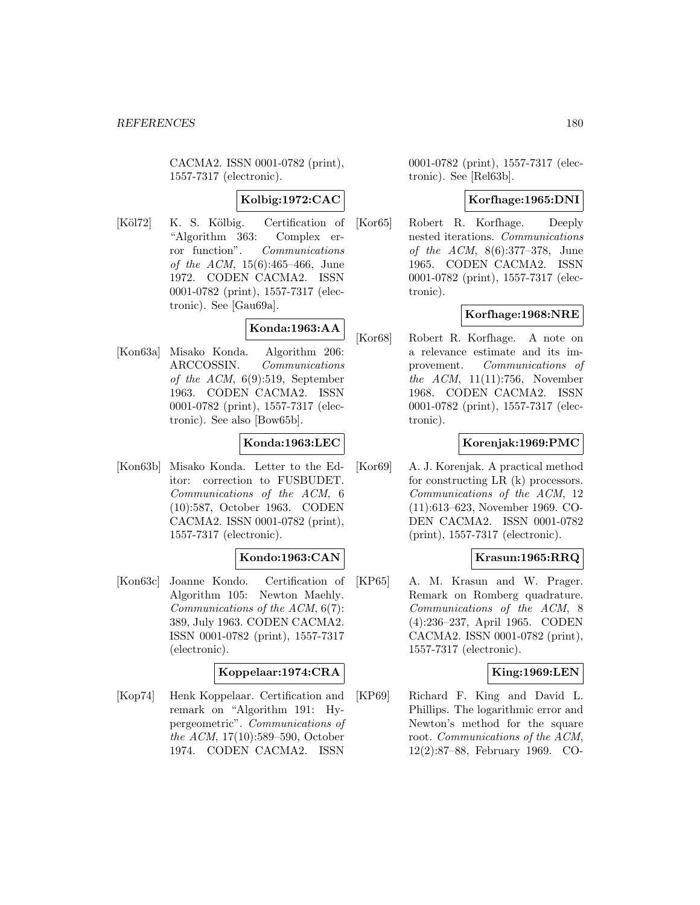CACMA2. ISSN 0001-0782 (print), 1557-7317 (electronic).

**Kolbig:1972:CAC**

[Köl72] K. S. Kölbig. Certification of "Algorithm 363: Complex error function". *Communications of the ACM*, 15(6):465–466, June 1972. CODEN CACMA2. ISSN 0001-0782 (print), 1557-7317 (electronic). See [Gau69a].

**Konda:1963:AA**

[Kon63a] Misako Konda. Algorithm 206: ARCCOSSIN. *Communications of the ACM*, 6(9):519, September 1963. CODEN CACMA2. ISSN 0001-0782 (print), 1557-7317 (electronic). See also [Bow65b].

**Konda:1963:LEC**

[Kon63b] Misako Konda. Letter to the Editor: correction to FUSBUDET. *Communications of the ACM*, 6 (10):587, October 1963. CODEN CACMA2. ISSN 0001-0782 (print), 1557-7317 (electronic).

**Kondo:1963:CAN**

[Kon63c] Joanne Kondo. Certification of Algorithm 105: Newton Maehly. *Communications of the ACM*, 6(7): 389, July 1963. CODEN CACMA2. ISSN 0001-0782 (print), 1557-7317 (electronic).

**Koppelaar:1974:CRA**

[Kop74] Henk Koppelaar. Certification and remark on "Algorithm 191: Hypergeometric". *Communications of the ACM*, 17(10):589–590, October 1974. CODEN CACMA2. ISSN 0001-0782 (print), 1557-7317 (electronic). See [Rel63b].

**Korfhage:1965:DNI**

[Kor65] Robert R. Korfhage. Deeply nested iterations. *Communications of the ACM*, 8(6):377–378, June 1965. CODEN CACMA2. ISSN 0001-0782 (print), 1557-7317 (electronic).

**Korfhage:1968:NRE**

[Kor68] Robert R. Korfhage. A note on a relevance estimate and its improvement. *Communications of the ACM*, 11(11):756, November 1968. CODEN CACMA2. ISSN 0001-0782 (print), 1557-7317 (electronic).

**Korenjak:1969:PMC**

[Kor69] A. J. Korenjak. A practical method for constructing LR (k) processors. *Communications of the ACM*, 12 (11):613–623, November 1969. CODEN CACMA2. ISSN 0001-0782 (print), 1557-7317 (electronic).

**Krasun:1965:RRQ**

[KP65] A. M. Krasun and W. Prager. Remark on Romberg quadrature. *Communications of the ACM*, 8 (4):236–237, April 1965. CODEN CACMA2. ISSN 0001-0782 (print), 1557-7317 (electronic).

**King:1969:LEN**

[KP69] Richard F. King and David L. Phillips. The logarithmic error and Newton's method for the square root. *Communications of the ACM*, 12(2):87–88, February 1969. CO-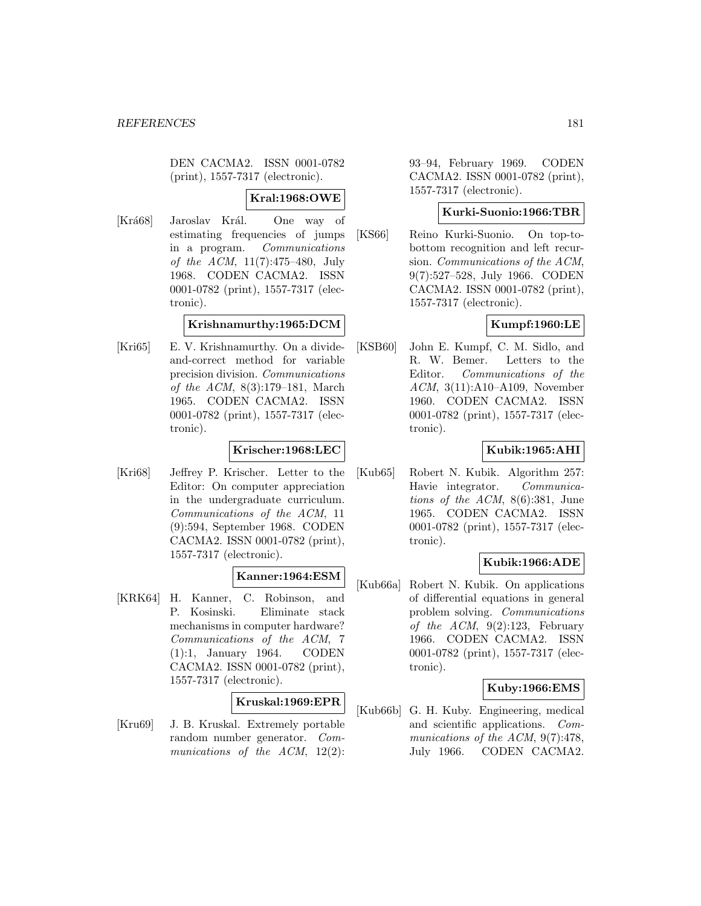DEN CACMA2. ISSN 0001-0782 (print), 1557-7317 (electronic).

**Kral:1968:OWE**

[Krá68] Jaroslav Král. One way of estimating frequencies of jumps in a program. *Communications of the ACM*, 11(7):475–480, July 1968. CODEN CACMA2. ISSN 0001-0782 (print), 1557-7317 (electronic).

**Krishnamurthy:1965:DCM**

[Kri65] E. V. Krishnamurthy. On a divide-and-correct method for variable precision division. *Communications of the ACM*, 8(3):179–181, March 1965. CODEN CACMA2. ISSN 0001-0782 (print), 1557-7317 (electronic).

**Krischer:1968:LEC**

[Kri68] Jeffrey P. Krischer. Letter to the Editor: On computer appreciation in the undergraduate curriculum. *Communications of the ACM*, 11 (9):594, September 1968. CODEN CACMA2. ISSN 0001-0782 (print), 1557-7317 (electronic).

**Kanner:1964:ESM**

[KRK64] H. Kanner, C. Robinson, and P. Kosinski. Eliminate stack mechanisms in computer hardware? *Communications of the ACM*, 7 (1):1, January 1964. CODEN CACMA2. ISSN 0001-0782 (print), 1557-7317 (electronic).

**Kruskal:1969:EPR**

[Kru69] J. B. Kruskal. Extremely portable random number generator. *Communications of the ACM*, 12(2): 93–94, February 1969. CODEN CACMA2. ISSN 0001-0782 (print), 1557-7317 (electronic).

**Kurki-Suonio:1966:TBR**

[KS66] Reino Kurki-Suonio. On top-to-bottom recognition and left recursion. *Communications of the ACM*, 9(7):527–528, July 1966. CODEN CACMA2. ISSN 0001-0782 (print), 1557-7317 (electronic).

**Kumpf:1960:LE**

[KSB60] John E. Kumpf, C. M. Sidlo, and R. W. Bemer. Letters to the Editor. *Communications of the ACM*, 3(11):A10–A109, November 1960. CODEN CACMA2. ISSN 0001-0782 (print), 1557-7317 (electronic).

**Kubik:1965:AHI**

[Kub65] Robert N. Kubik. Algorithm 257: Havie integrator. *Communications of the ACM*, 8(6):381, June 1965. CODEN CACMA2. ISSN 0001-0782 (print), 1557-7317 (electronic).

**Kubik:1966:ADE**

[Kub66a] Robert N. Kubik. On applications of differential equations in general problem solving. *Communications of the ACM*, 9(2):123, February 1966. CODEN CACMA2. ISSN 0001-0782 (print), 1557-7317 (electronic).

**Kuby:1966:EMS**

[Kub66b] G. H. Kuby. Engineering, medical and scientific applications. *Communications of the ACM*, 9(7):478, July 1966. CODEN CACMA2.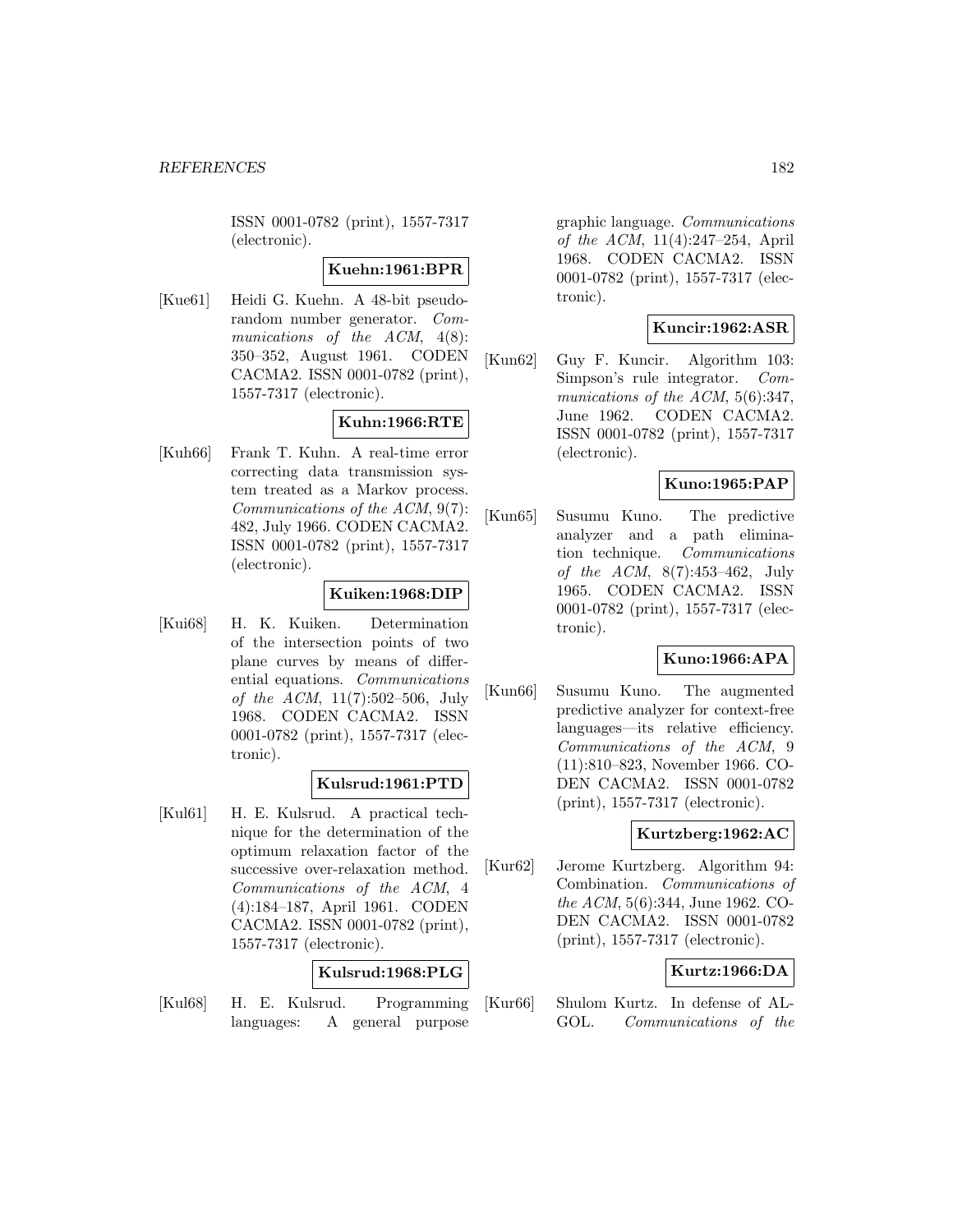ISSN 0001-0782 (print), 1557-7317 (electronic).

**Kuehn:1961:BPR**

[Kue61] Heidi G. Kuehn. A 48-bit pseudo-random number generator. *Communications of the ACM*, 4(8): 350–352, August 1961. CODEN CACMA2. ISSN 0001-0782 (print), 1557-7317 (electronic).

**Kuhn:1966:RTE**

[Kuh66] Frank T. Kuhn. A real-time error correcting data transmission system treated as a Markov process. *Communications of the ACM*, 9(7): 482, July 1966. CODEN CACMA2. ISSN 0001-0782 (print), 1557-7317 (electronic).

**Kuiken:1968:DIP**

[Kui68] H. K. Kuiken. Determination of the intersection points of two plane curves by means of differential equations. *Communications of the ACM*, 11(7):502–506, July 1968. CODEN CACMA2. ISSN 0001-0782 (print), 1557-7317 (electronic).

**Kulsrud:1961:PTD**

[Kul61] H. E. Kulsrud. A practical technique for the determination of the optimum relaxation factor of the successive over-relaxation method. *Communications of the ACM*, 4 (4):184–187, April 1961. CODEN CACMA2. ISSN 0001-0782 (print), 1557-7317 (electronic).

**Kulsrud:1968:PLG**

[Kul68] H. E. Kulsrud. Programming languages: A general purpose graphic language. *Communications of the ACM*, 11(4):247–254, April 1968. CODEN CACMA2. ISSN 0001-0782 (print), 1557-7317 (electronic).

**Kuncir:1962:ASR**

[Kun62] Guy F. Kuncir. Algorithm 103: Simpson's rule integrator. *Communications of the ACM*, 5(6):347, June 1962. CODEN CACMA2. ISSN 0001-0782 (print), 1557-7317 (electronic).

**Kuno:1965:PAP**

[Kun65] Susumu Kuno. The predictive analyzer and a path elimination technique. *Communications of the ACM*, 8(7):453–462, July 1965. CODEN CACMA2. ISSN 0001-0782 (print), 1557-7317 (electronic).

**Kuno:1966:APA**

[Kun66] Susumu Kuno. The augmented predictive analyzer for context-free languages—its relative efficiency. *Communications of the ACM*, 9 (11):810–823, November 1966. CODEN CACMA2. ISSN 0001-0782 (print), 1557-7317 (electronic).

**Kurtzberg:1962:AC**

[Kur62] Jerome Kurtzberg. Algorithm 94: Combination. *Communications of the ACM*, 5(6):344, June 1962. CODEN CACMA2. ISSN 0001-0782 (print), 1557-7317 (electronic).

**Kurtz:1966:DA**

[Kur66] Shulom Kurtz. In defense of ALGOL. *Communications of the*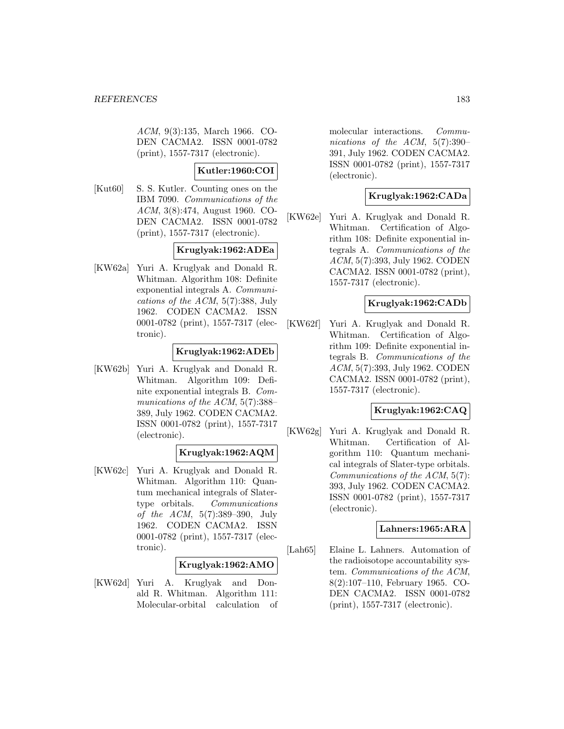*ACM*, 9(3):135, March 1966. CODEN CACMA2. ISSN 0001-0782 (print), 1557-7317 (electronic).

**Kutler:1960:COI**

[Kut60] S. S. Kutler. Counting ones on the IBM 7090. *Communications of the ACM*, 3(8):474, August 1960. CODEN CACMA2. ISSN 0001-0782 (print), 1557-7317 (electronic).

**Kruglyak:1962:ADEa**

[KW62a] Yuri A. Kruglyak and Donald R. Whitman. Algorithm 108: Definite exponential integrals A. *Communications of the ACM*, 5(7):388, July 1962. CODEN CACMA2. ISSN 0001-0782 (print), 1557-7317 (electronic).

**Kruglyak:1962:ADEb**

[KW62b] Yuri A. Kruglyak and Donald R. Whitman. Algorithm 109: Definite exponential integrals B. *Communications of the ACM*, 5(7):388–389, July 1962. CODEN CACMA2. ISSN 0001-0782 (print), 1557-7317 (electronic).

**Kruglyak:1962:AQM**

[KW62c] Yuri A. Kruglyak and Donald R. Whitman. Algorithm 110: Quantum mechanical integrals of Slater-type orbitals. *Communications of the ACM*, 5(7):389–390, July 1962. CODEN CACMA2. ISSN 0001-0782 (print), 1557-7317 (electronic).

**Kruglyak:1962:AMO**

[KW62d] Yuri A. Kruglyak and Donald R. Whitman. Algorithm 111: Molecular-orbital calculation of molecular interactions. *Communications of the ACM*, 5(7):390–391, July 1962. CODEN CACMA2. ISSN 0001-0782 (print), 1557-7317 (electronic).

**Kruglyak:1962:CADa**

[KW62e] Yuri A. Kruglyak and Donald R. Whitman. Certification of Algorithm 108: Definite exponential integrals A. *Communications of the ACM*, 5(7):393, July 1962. CODEN CACMA2. ISSN 0001-0782 (print), 1557-7317 (electronic).

**Kruglyak:1962:CADb**

[KW62f] Yuri A. Kruglyak and Donald R. Whitman. Certification of Algorithm 109: Definite exponential integrals B. *Communications of the ACM*, 5(7):393, July 1962. CODEN CACMA2. ISSN 0001-0782 (print), 1557-7317 (electronic).

**Kruglyak:1962:CAQ**

[KW62g] Yuri A. Kruglyak and Donald R. Whitman. Certification of Algorithm 110: Quantum mechanical integrals of Slater-type orbitals. *Communications of the ACM*, 5(7): 393, July 1962. CODEN CACMA2. ISSN 0001-0782 (print), 1557-7317 (electronic).

**Lahners:1965:ARA**

[Lah65] Elaine L. Lahners. Automation of the radioisotope accountability system. *Communications of the ACM*, 8(2):107–110, February 1965. CODEN CACMA2. ISSN 0001-0782 (print), 1557-7317 (electronic).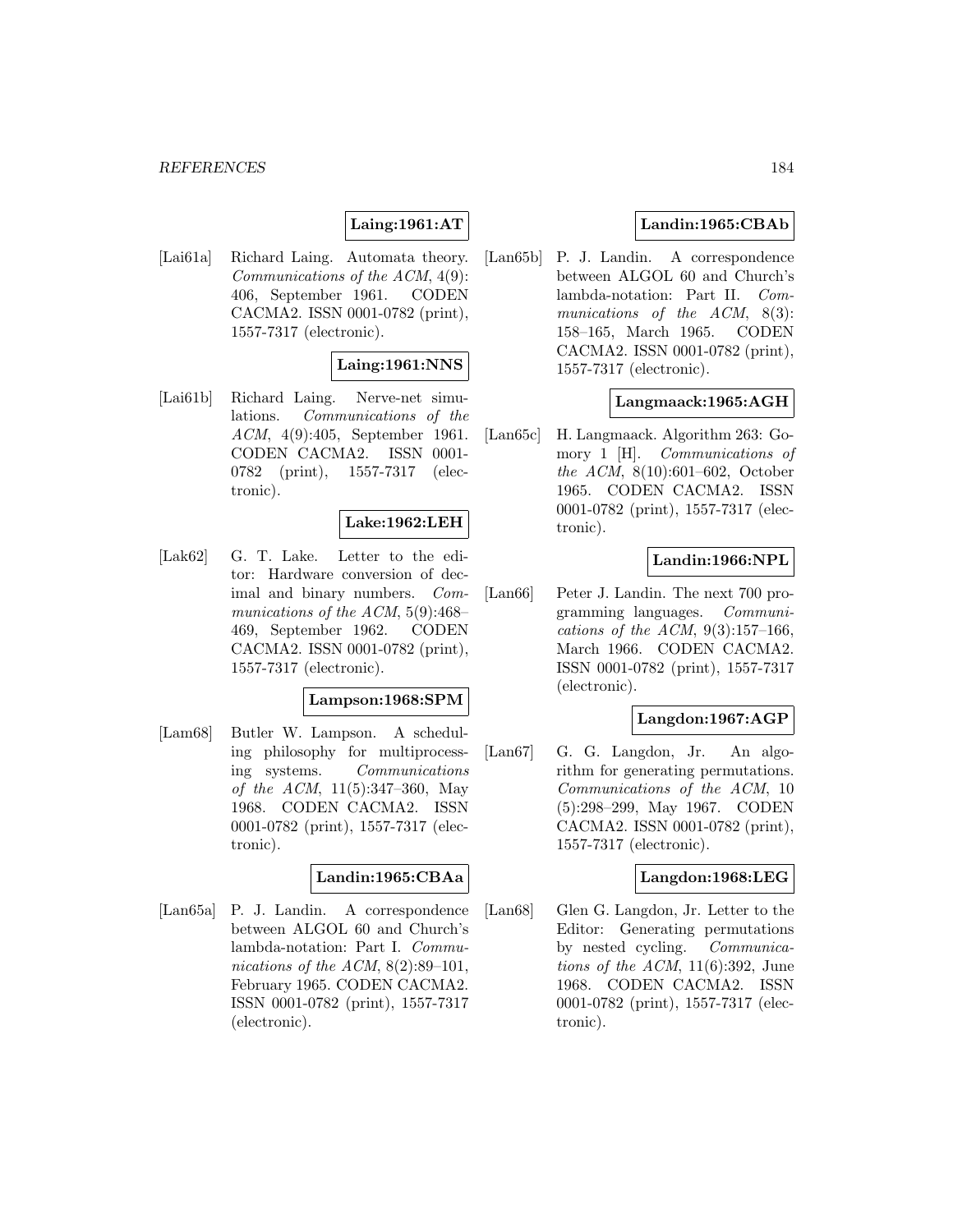**Laing:1961:AT**

[Lai61a] Richard Laing. Automata theory. *Communications of the ACM*, 4(9): 406, September 1961. CODEN CACMA2. ISSN 0001-0782 (print), 1557-7317 (electronic).

**Laing:1961:NNS**

[Lai61b] Richard Laing. Nerve-net simulations. *Communications of the ACM*, 4(9):405, September 1961. CODEN CACMA2. ISSN 0001-0782 (print), 1557-7317 (electronic).

**Lake:1962:LEH**

[Lak62] G. T. Lake. Letter to the editor: Hardware conversion of decimal and binary numbers. *Communications of the ACM*, 5(9):468–469, September 1962. CODEN CACMA2. ISSN 0001-0782 (print), 1557-7317 (electronic).

**Lampson:1968:SPM**

[Lam68] Butler W. Lampson. A scheduling philosophy for multiprocessing systems. *Communications of the ACM*, 11(5):347–360, May 1968. CODEN CACMA2. ISSN 0001-0782 (print), 1557-7317 (electronic).

**Landin:1965:CBAa**

[Lan65a] P. J. Landin. A correspondence between ALGOL 60 and Church's lambda-notation: Part I. *Communications of the ACM*, 8(2):89–101, February 1965. CODEN CACMA2. ISSN 0001-0782 (print), 1557-7317 (electronic).

**Landin:1965:CBAb**

[Lan65b] P. J. Landin. A correspondence between ALGOL 60 and Church's lambda-notation: Part II. *Communications of the ACM*, 8(3): 158–165, March 1965. CODEN CACMA2. ISSN 0001-0782 (print), 1557-7317 (electronic).

**Langmaack:1965:AGH**

[Lan65c] H. Langmaack. Algorithm 263: Gomory 1 [H]. *Communications of the ACM*, 8(10):601–602, October 1965. CODEN CACMA2. ISSN 0001-0782 (print), 1557-7317 (electronic).

**Landin:1966:NPL**

[Lan66] Peter J. Landin. The next 700 programming languages. *Communications of the ACM*, 9(3):157–166, March 1966. CODEN CACMA2. ISSN 0001-0782 (print), 1557-7317 (electronic).

**Langdon:1967:AGP**

[Lan67] G. G. Langdon, Jr. An algorithm for generating permutations. *Communications of the ACM*, 10 (5):298–299, May 1967. CODEN CACMA2. ISSN 0001-0782 (print), 1557-7317 (electronic).

**Langdon:1968:LEG**

[Lan68] Glen G. Langdon, Jr. Letter to the Editor: Generating permutations by nested cycling. *Communications of the ACM*, 11(6):392, June 1968. CODEN CACMA2. ISSN 0001-0782 (print), 1557-7317 (electronic).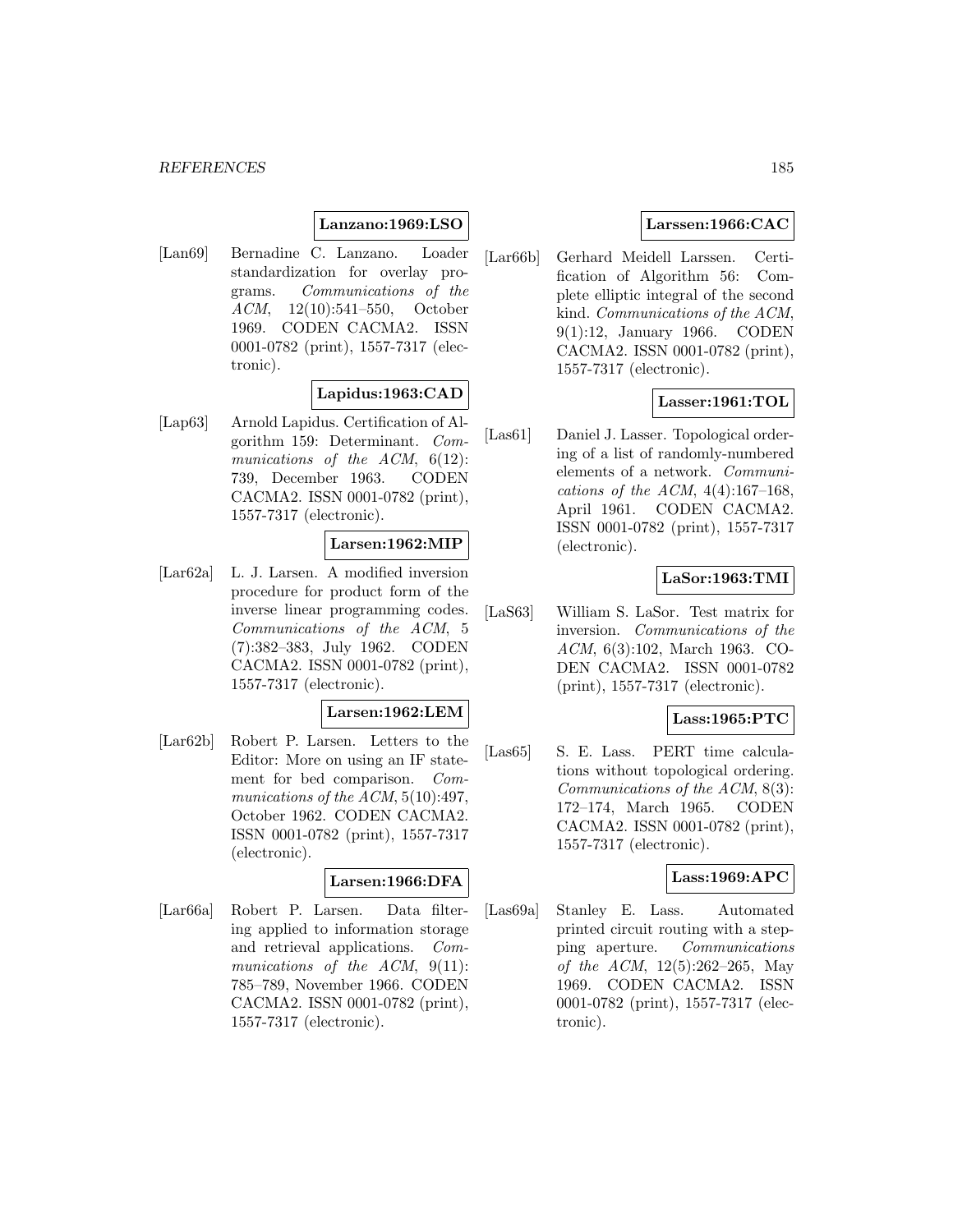**Lanzano:1969:LSO**

[Lan69] Bernadine C. Lanzano. Loader standardization for overlay programs. *Communications of the ACM*, 12(10):541–550, October 1969. CODEN CACMA2. ISSN 0001-0782 (print), 1557-7317 (electronic).

**Lapidus:1963:CAD**

[Lap63] Arnold Lapidus. Certification of Algorithm 159: Determinant. *Communications of the ACM*, 6(12): 739, December 1963. CODEN CACMA2. ISSN 0001-0782 (print), 1557-7317 (electronic).

**Larsen:1962:MIP**

[Lar62a] L. J. Larsen. A modified inversion procedure for product form of the inverse linear programming codes. *Communications of the ACM*, 5 (7):382–383, July 1962. CODEN CACMA2. ISSN 0001-0782 (print), 1557-7317 (electronic).

**Larsen:1962:LEM**

[Lar62b] Robert P. Larsen. Letters to the Editor: More on using an IF statement for bed comparison. *Communications of the ACM*, 5(10):497, October 1962. CODEN CACMA2. ISSN 0001-0782 (print), 1557-7317 (electronic).

**Larsen:1966:DFA**

[Lar66a] Robert P. Larsen. Data filtering applied to information storage and retrieval applications. *Communications of the ACM*, 9(11): 785–789, November 1966. CODEN CACMA2. ISSN 0001-0782 (print), 1557-7317 (electronic).

**Larssen:1966:CAC**

[Lar66b] Gerhard Meidell Larssen. Certification of Algorithm 56: Complete elliptic integral of the second kind. *Communications of the ACM*, 9(1):12, January 1966. CODEN CACMA2. ISSN 0001-0782 (print), 1557-7317 (electronic).

**Lasser:1961:TOL**

[Las61] Daniel J. Lasser. Topological ordering of a list of randomly-numbered elements of a network. *Communications of the ACM*, 4(4):167–168, April 1961. CODEN CACMA2. ISSN 0001-0782 (print), 1557-7317 (electronic).

**LaSor:1963:TMI**

[LaS63] William S. LaSor. Test matrix for inversion. *Communications of the ACM*, 6(3):102, March 1963. CODEN CACMA2. ISSN 0001-0782 (print), 1557-7317 (electronic).

**Lass:1965:PTC**

[Las65] S. E. Lass. PERT time calculations without topological ordering. *Communications of the ACM*, 8(3): 172–174, March 1965. CODEN CACMA2. ISSN 0001-0782 (print), 1557-7317 (electronic).

**Lass:1969:APC**

[Las69a] Stanley E. Lass. Automated printed circuit routing with a stepping aperture. *Communications of the ACM*, 12(5):262–265, May 1969. CODEN CACMA2. ISSN 0001-0782 (print), 1557-7317 (electronic).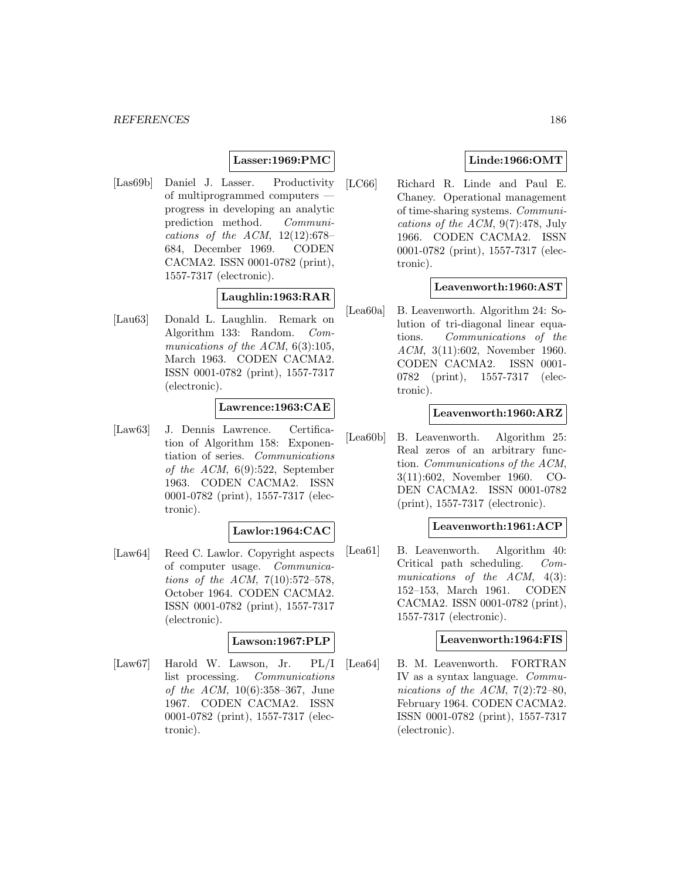**Lasser:1969:PMC**

[Las69b] Daniel J. Lasser. Productivity of multiprogrammed computers — progress in developing an analytic prediction method. *Communications of the ACM*, 12(12):678–684, December 1969. CODEN CACMA2. ISSN 0001-0782 (print), 1557-7317 (electronic).

**Laughlin:1963:RAR**

[Lau63] Donald L. Laughlin. Remark on Algorithm 133: Random. *Communications of the ACM*, 6(3):105, March 1963. CODEN CACMA2. ISSN 0001-0782 (print), 1557-7317 (electronic).

**Lawrence:1963:CAE**

[Law63] J. Dennis Lawrence. Certification of Algorithm 158: Exponentiation of series. *Communications of the ACM*, 6(9):522, September 1963. CODEN CACMA2. ISSN 0001-0782 (print), 1557-7317 (electronic).

**Lawlor:1964:CAC**

[Law64] Reed C. Lawlor. Copyright aspects of computer usage. *Communications of the ACM*, 7(10):572–578, October 1964. CODEN CACMA2. ISSN 0001-0782 (print), 1557-7317 (electronic).

**Lawson:1967:PLP**

[Law67] Harold W. Lawson, Jr. PL/I list processing. *Communications of the ACM*, 10(6):358–367, June 1967. CODEN CACMA2. ISSN 0001-0782 (print), 1557-7317 (electronic).

**Linde:1966:OMT**

[LC66] Richard R. Linde and Paul E. Chaney. Operational management of time-sharing systems. *Communications of the ACM*, 9(7):478, July 1966. CODEN CACMA2. ISSN 0001-0782 (print), 1557-7317 (electronic).

**Leavenworth:1960:AST**

[Lea60a] B. Leavenworth. Algorithm 24: Solution of tri-diagonal linear equations. *Communications of the ACM*, 3(11):602, November 1960. CODEN CACMA2. ISSN 0001-0782 (print), 1557-7317 (electronic).

**Leavenworth:1960:ARZ**

[Lea60b] B. Leavenworth. Algorithm 25: Real zeros of an arbitrary function. *Communications of the ACM*, 3(11):602, November 1960. CODEN CACMA2. ISSN 0001-0782 (print), 1557-7317 (electronic).

**Leavenworth:1961:ACP**

[Lea61] B. Leavenworth. Algorithm 40: Critical path scheduling. *Communications of the ACM*, 4(3):152–153, March 1961. CODEN CACMA2. ISSN 0001-0782 (print), 1557-7317 (electronic).

**Leavenworth:1964:FIS**

[Lea64] B. M. Leavenworth. FORTRAN IV as a syntax language. *Communications of the ACM*, 7(2):72–80, February 1964. CODEN CACMA2. ISSN 0001-0782 (print), 1557-7317 (electronic).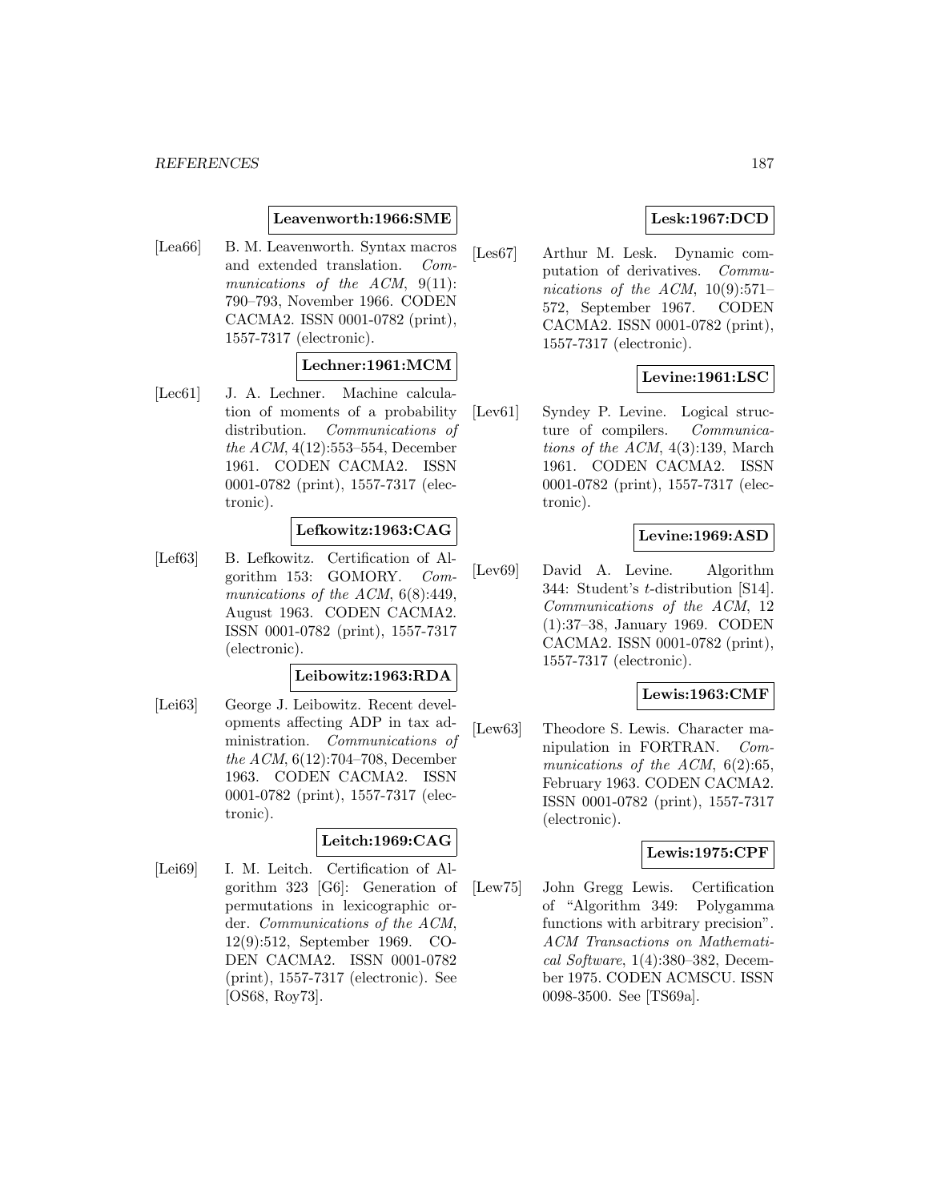**Leavenworth:1966:SME**

[Lea66] B. M. Leavenworth. Syntax macros and extended translation. *Communications of the ACM*, 9(11): 790–793, November 1966. CODEN CACMA2. ISSN 0001-0782 (print), 1557-7317 (electronic).

**Lechner:1961:MCM**

[Lec61] J. A. Lechner. Machine calculation of moments of a probability distribution. *Communications of the ACM*, 4(12):553–554, December 1961. CODEN CACMA2. ISSN 0001-0782 (print), 1557-7317 (electronic).

**Lefkowitz:1963:CAG**

[Lef63] B. Lefkowitz. Certification of Algorithm 153: GOMORY. *Communications of the ACM*, 6(8):449, August 1963. CODEN CACMA2. ISSN 0001-0782 (print), 1557-7317 (electronic).

**Leibowitz:1963:RDA**

[Lei63] George J. Leibowitz. Recent developments affecting ADP in tax administration. *Communications of the ACM*, 6(12):704–708, December 1963. CODEN CACMA2. ISSN 0001-0782 (print), 1557-7317 (electronic).

**Leitch:1969:CAG**

[Lei69] I. M. Leitch. Certification of Algorithm 323 [G6]: Generation of permutations in lexicographic order. *Communications of the ACM*, 12(9):512, September 1969. CODEN CACMA2. ISSN 0001-0782 (print), 1557-7317 (electronic). See [OS68, Roy73].

**Lesk:1967:DCD**

[Les67] Arthur M. Lesk. Dynamic computation of derivatives. *Communications of the ACM*, 10(9):571–572, September 1967. CODEN CACMA2. ISSN 0001-0782 (print), 1557-7317 (electronic).

**Levine:1961:LSC**

[Lev61] Syndey P. Levine. Logical structure of compilers. *Communications of the ACM*, 4(3):139, March 1961. CODEN CACMA2. ISSN 0001-0782 (print), 1557-7317 (electronic).

**Levine:1969:ASD**

[Lev69] David A. Levine. Algorithm 344: Student's $t$-distribution [S14]. *Communications of the ACM*, 12 (1):37–38, January 1969. CODEN CACMA2. ISSN 0001-0782 (print), 1557-7317 (electronic).

**Lewis:1963:CMF**

[Lew63] Theodore S. Lewis. Character manipulation in FORTRAN. *Communications of the ACM*, 6(2):65, February 1963. CODEN CACMA2. ISSN 0001-0782 (print), 1557-7317 (electronic).

**Lewis:1975:CPF**

[Lew75] John Gregg Lewis. Certification of "Algorithm 349: Polygamma functions with arbitrary precision". *ACM Transactions on Mathematical Software*, 1(4):380–382, December 1975. CODEN ACMSCU. ISSN 0098-3500. See [TS69a].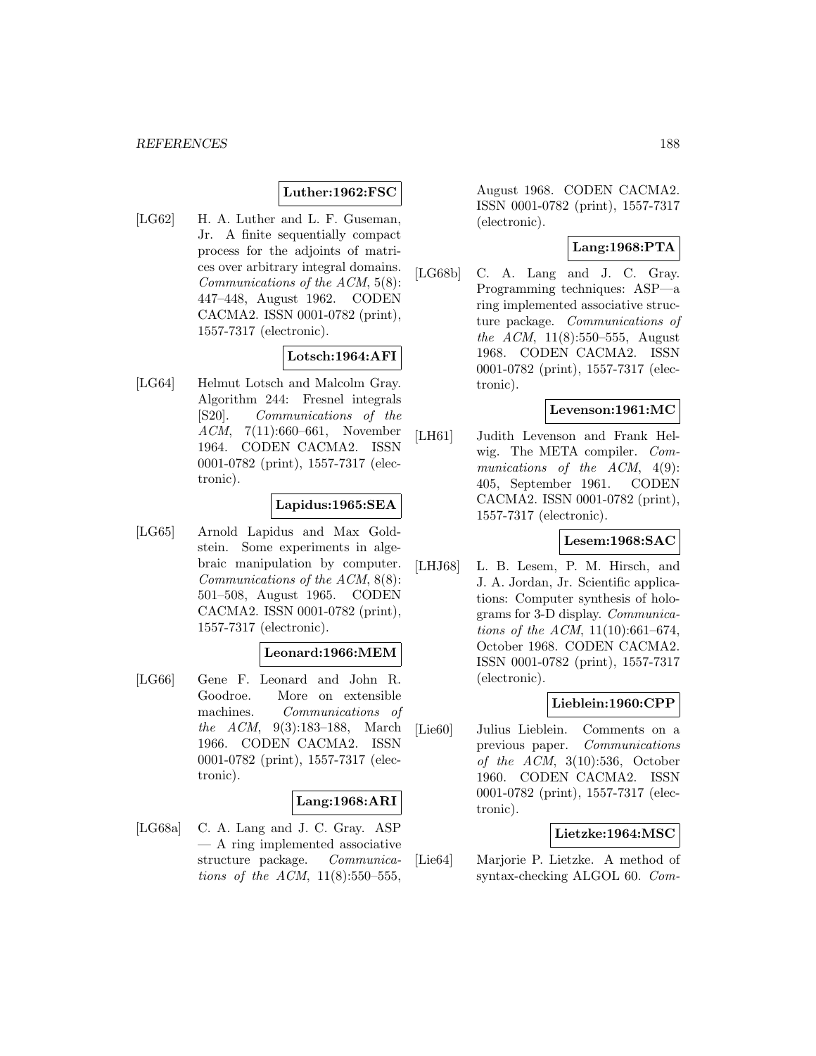**Luther:1962:FSC**

[LG62] H. A. Luther and L. F. Guseman, Jr. A finite sequentially compact process for the adjoints of matrices over arbitrary integral domains. *Communications of the ACM*, 5(8): 447–448, August 1962. CODEN CACMA2. ISSN 0001-0782 (print), 1557-7317 (electronic).

**Lotsch:1964:AFI**

[LG64] Helmut Lotsch and Malcolm Gray. Algorithm 244: Fresnel integrals [S20]. *Communications of the ACM*, 7(11):660–661, November 1964. CODEN CACMA2. ISSN 0001-0782 (print), 1557-7317 (electronic).

**Lapidus:1965:SEA**

[LG65] Arnold Lapidus and Max Goldstein. Some experiments in algebraic manipulation by computer. *Communications of the ACM*, 8(8): 501–508, August 1965. CODEN CACMA2. ISSN 0001-0782 (print), 1557-7317 (electronic).

**Leonard:1966:MEM**

[LG66] Gene F. Leonard and John R. Goodroe. More on extensible machines. *Communications of the ACM*, 9(3):183–188, March 1966. CODEN CACMA2. ISSN 0001-0782 (print), 1557-7317 (electronic).

**Lang:1968:ARI**

[LG68a] C. A. Lang and J. C. Gray. ASP — A ring implemented associative structure package. *Communications of the ACM*, 11(8):550–555, August 1968. CODEN CACMA2. ISSN 0001-0782 (print), 1557-7317 (electronic).

**Lang:1968:PTA**

[LG68b] C. A. Lang and J. C. Gray. Programming techniques: ASP—a ring implemented associative structure package. *Communications of the ACM*, 11(8):550–555, August 1968. CODEN CACMA2. ISSN 0001-0782 (print), 1557-7317 (electronic).

**Levenson:1961:MC**

[LH61] Judith Levenson and Frank Helwig. The META compiler. *Communications of the ACM*, 4(9): 405, September 1961. CODEN CACMA2. ISSN 0001-0782 (print), 1557-7317 (electronic).

**Lesem:1968:SAC**

[LHJ68] L. B. Lesem, P. M. Hirsch, and J. A. Jordan, Jr. Scientific applications: Computer synthesis of holograms for 3-D display. *Communications of the ACM*, 11(10):661–674, October 1968. CODEN CACMA2. ISSN 0001-0782 (print), 1557-7317 (electronic).

**Lieblein:1960:CPP**

[Lie60] Julius Lieblein. Comments on a previous paper. *Communications of the ACM*, 3(10):536, October 1960. CODEN CACMA2. ISSN 0001-0782 (print), 1557-7317 (electronic).

**Lietzke:1964:MSC**

[Lie64] Marjorie P. Lietzke. A method of syntax-checking ALGOL 60. *Com-*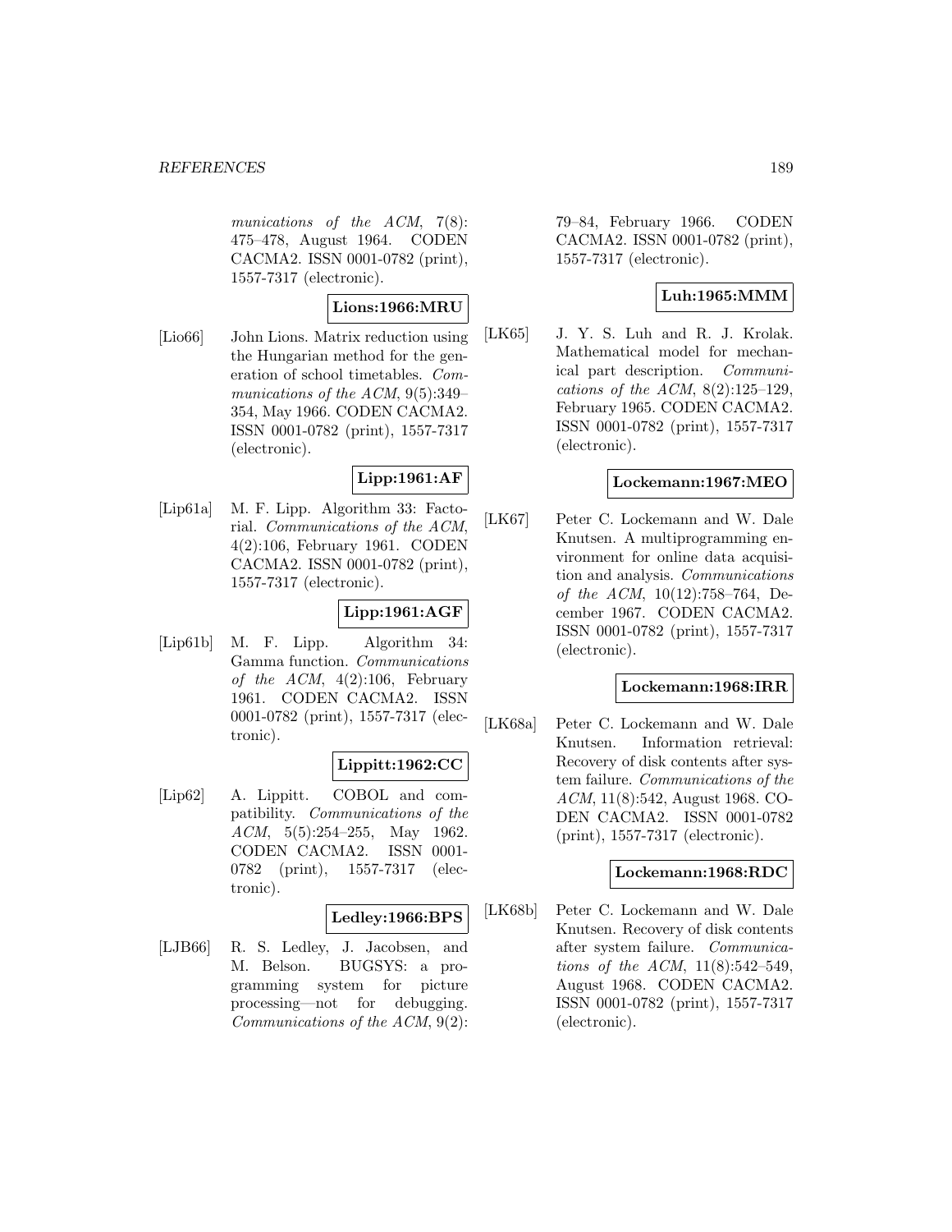munications of the ACM*, 7(8): 475–478, August 1964. CODEN CACMA2. ISSN 0001-0782 (print), 1557-7317 (electronic).

**Lions:1966:MRU**

[Lio66] John Lions. Matrix reduction using the Hungarian method for the generation of school timetables. *Communications of the ACM*, 9(5):349–354, May 1966. CODEN CACMA2. ISSN 0001-0782 (print), 1557-7317 (electronic).

**Lipp:1961:AF**

[Lip61a] M. F. Lipp. Algorithm 33: Factorial. *Communications of the ACM*, 4(2):106, February 1961. CODEN CACMA2. ISSN 0001-0782 (print), 1557-7317 (electronic).

**Lipp:1961:AGF**

[Lip61b] M. F. Lipp. Algorithm 34: Gamma function. *Communications of the ACM*, 4(2):106, February 1961. CODEN CACMA2. ISSN 0001-0782 (print), 1557-7317 (electronic).

**Lippitt:1962:CC**

[Lip62] A. Lippitt. COBOL and compatibility. *Communications of the ACM*, 5(5):254–255, May 1962. CODEN CACMA2. ISSN 0001-0782 (print), 1557-7317 (electronic).

**Ledley:1966:BPS**

[LJB66] R. S. Ledley, J. Jacobsen, and M. Belson. BUGSYS: a programming system for picture processing—not for debugging. *Communications of the ACM*, 9(2): 79–84, February 1966. CODEN CACMA2. ISSN 0001-0782 (print), 1557-7317 (electronic).

**Luh:1965:MMM**

[LK65] J. Y. S. Luh and R. J. Krolak. Mathematical model for mechanical part description. *Communications of the ACM*, 8(2):125–129, February 1965. CODEN CACMA2. ISSN 0001-0782 (print), 1557-7317 (electronic).

**Lockemann:1967:MEO**

[LK67] Peter C. Lockemann and W. Dale Knutsen. A multiprogramming environment for online data acquisition and analysis. *Communications of the ACM*, 10(12):758–764, December 1967. CODEN CACMA2. ISSN 0001-0782 (print), 1557-7317 (electronic).

**Lockemann:1968:IRR**

[LK68a] Peter C. Lockemann and W. Dale Knutsen. Information retrieval: Recovery of disk contents after system failure. *Communications of the ACM*, 11(8):542, August 1968. CODEN CACMA2. ISSN 0001-0782 (print), 1557-7317 (electronic).

**Lockemann:1968:RDC**

[LK68b] Peter C. Lockemann and W. Dale Knutsen. Recovery of disk contents after system failure. *Communications of the ACM*, 11(8):542–549, August 1968. CODEN CACMA2. ISSN 0001-0782 (print), 1557-7317 (electronic).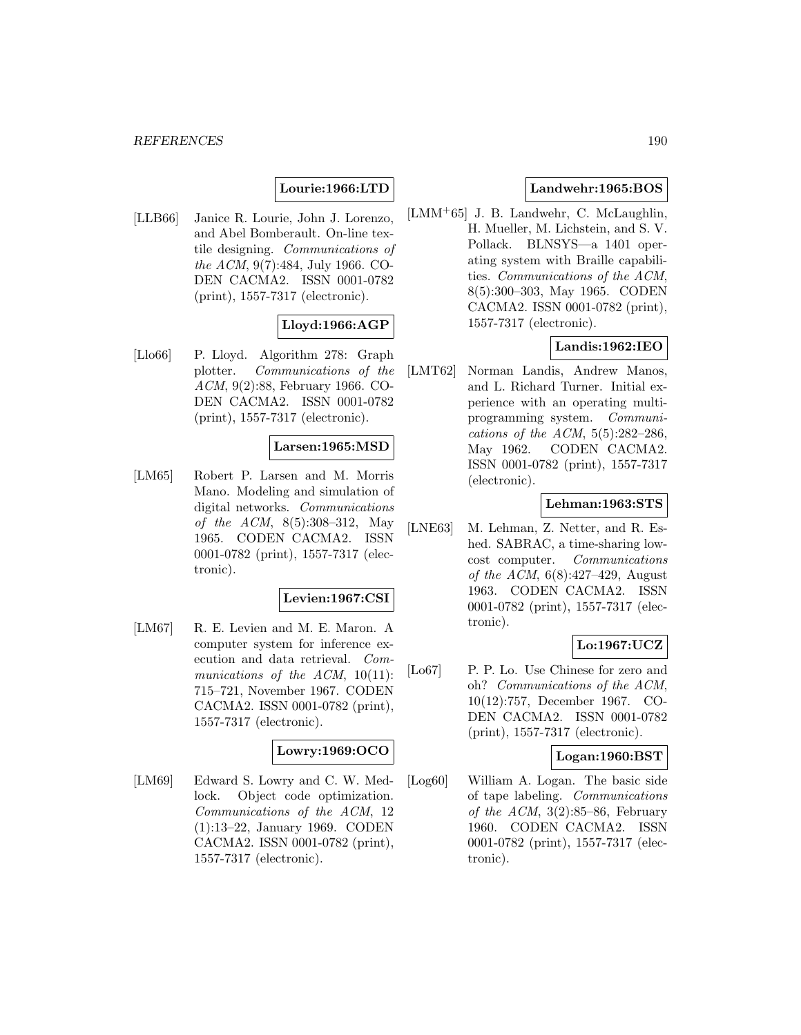**Lourie:1966:LTD**

[LLB66] Janice R. Lourie, John J. Lorenzo, and Abel Bomberault. On-line textile designing. *Communications of the ACM*, 9(7):484, July 1966. CODEN CACMA2. ISSN 0001-0782 (print), 1557-7317 (electronic).

**Lloyd:1966:AGP**

[Llo66] P. Lloyd. Algorithm 278: Graph plotter. *Communications of the ACM*, 9(2):88, February 1966. CODEN CACMA2. ISSN 0001-0782 (print), 1557-7317 (electronic).

**Larsen:1965:MSD**

[LM65] Robert P. Larsen and M. Morris Mano. Modeling and simulation of digital networks. *Communications of the ACM*, 8(5):308–312, May 1965. CODEN CACMA2. ISSN 0001-0782 (print), 1557-7317 (electronic).

**Levien:1967:CSI**

[LM67] R. E. Levien and M. E. Maron. A computer system for inference execution and data retrieval. *Communications of the ACM*, 10(11): 715–721, November 1967. CODEN CACMA2. ISSN 0001-0782 (print), 1557-7317 (electronic).

**Lowry:1969:OCO**

[LM69] Edward S. Lowry and C. W. Medlock. Object code optimization. *Communications of the ACM*, 12 (1):13–22, January 1969. CODEN CACMA2. ISSN 0001-0782 (print), 1557-7317 (electronic).

**Landwehr:1965:BOS**

[LMM+65] J. B. Landwehr, C. McLaughlin, H. Mueller, M. Lichstein, and S. V. Pollack. BLNSYS—a 1401 operating system with Braille capabilities. *Communications of the ACM*, 8(5):300–303, May 1965. CODEN CACMA2. ISSN 0001-0782 (print), 1557-7317 (electronic).

**Landis:1962:IEO**

[LMT62] Norman Landis, Andrew Manos, and L. Richard Turner. Initial experience with an operating multiprogramming system. *Communications of the ACM*, 5(5):282–286, May 1962. CODEN CACMA2. ISSN 0001-0782 (print), 1557-7317 (electronic).

**Lehman:1963:STS**

[LNE63] M. Lehman, Z. Netter, and R. Eshed. SABRAC, a time-sharing low-cost computer. *Communications of the ACM*, 6(8):427–429, August 1963. CODEN CACMA2. ISSN 0001-0782 (print), 1557-7317 (electronic).

**Lo:1967:UCZ**

[Lo67] P. P. Lo. Use Chinese for zero and oh? *Communications of the ACM*, 10(12):757, December 1967. CODEN CACMA2. ISSN 0001-0782 (print), 1557-7317 (electronic).

**Logan:1960:BST**

[Log60] William A. Logan. The basic side of tape labeling. *Communications of the ACM*, 3(2):85–86, February 1960. CODEN CACMA2. ISSN 0001-0782 (print), 1557-7317 (electronic).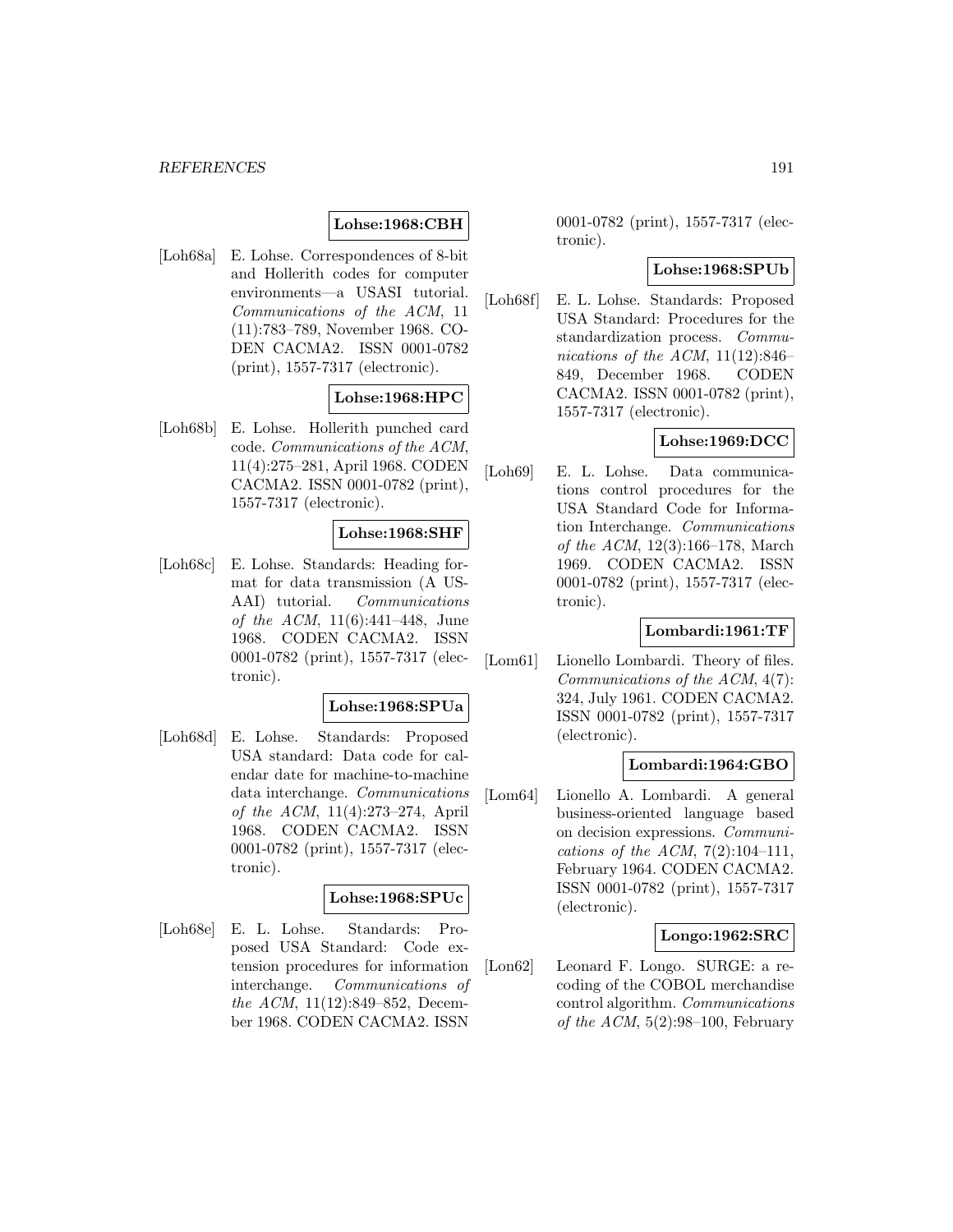**Lohse:1968:CBH**

[Loh68a] E. Lohse. Correspondences of 8-bit and Hollerith codes for computer environments—a USASI tutorial. *Communications of the ACM*, 11 (11):783–789, November 1968. CODEN CACMA2. ISSN 0001-0782 (print), 1557-7317 (electronic).

**Lohse:1968:HPC**

[Loh68b] E. Lohse. Hollerith punched card code. *Communications of the ACM*, 11(4):275–281, April 1968. CODEN CACMA2. ISSN 0001-0782 (print), 1557-7317 (electronic).

**Lohse:1968:SHF**

[Loh68c] E. Lohse. Standards: Heading format for data transmission (A USAAI) tutorial. *Communications of the ACM*, 11(6):441–448, June 1968. CODEN CACMA2. ISSN 0001-0782 (print), 1557-7317 (electronic).

**Lohse:1968:SPUa**

[Loh68d] E. Lohse. Standards: Proposed USA standard: Data code for calendar date for machine-to-machine data interchange. *Communications of the ACM*, 11(4):273–274, April 1968. CODEN CACMA2. ISSN 0001-0782 (print), 1557-7317 (electronic).

**Lohse:1968:SPUc**

[Loh68e] E. L. Lohse. Standards: Proposed USA Standard: Code extension procedures for information interchange. *Communications of the ACM*, 11(12):849–852, December 1968. CODEN CACMA2. ISSN 0001-0782 (print), 1557-7317 (electronic).

**Lohse:1968:SPUb**

[Loh68f] E. L. Lohse. Standards: Proposed USA Standard: Procedures for the standardization process. *Communications of the ACM*, 11(12):846–849, December 1968. CODEN CACMA2. ISSN 0001-0782 (print), 1557-7317 (electronic).

**Lohse:1969:DCC**

[Loh69] E. L. Lohse. Data communications control procedures for the USA Standard Code for Information Interchange. *Communications of the ACM*, 12(3):166–178, March 1969. CODEN CACMA2. ISSN 0001-0782 (print), 1557-7317 (electronic).

**Lombardi:1961:TF**

[Lom61] Lionello Lombardi. Theory of files. *Communications of the ACM*, 4(7): 324, July 1961. CODEN CACMA2. ISSN 0001-0782 (print), 1557-7317 (electronic).

**Lombardi:1964:GBO**

[Lom64] Lionello A. Lombardi. A general business-oriented language based on decision expressions. *Communications of the ACM*, 7(2):104–111, February 1964. CODEN CACMA2. ISSN 0001-0782 (print), 1557-7317 (electronic).

**Longo:1962:SRC**

[Lon62] Leonard F. Longo. SURGE: a recoding of the COBOL merchandise control algorithm. *Communications of the ACM*, 5(2):98–100, February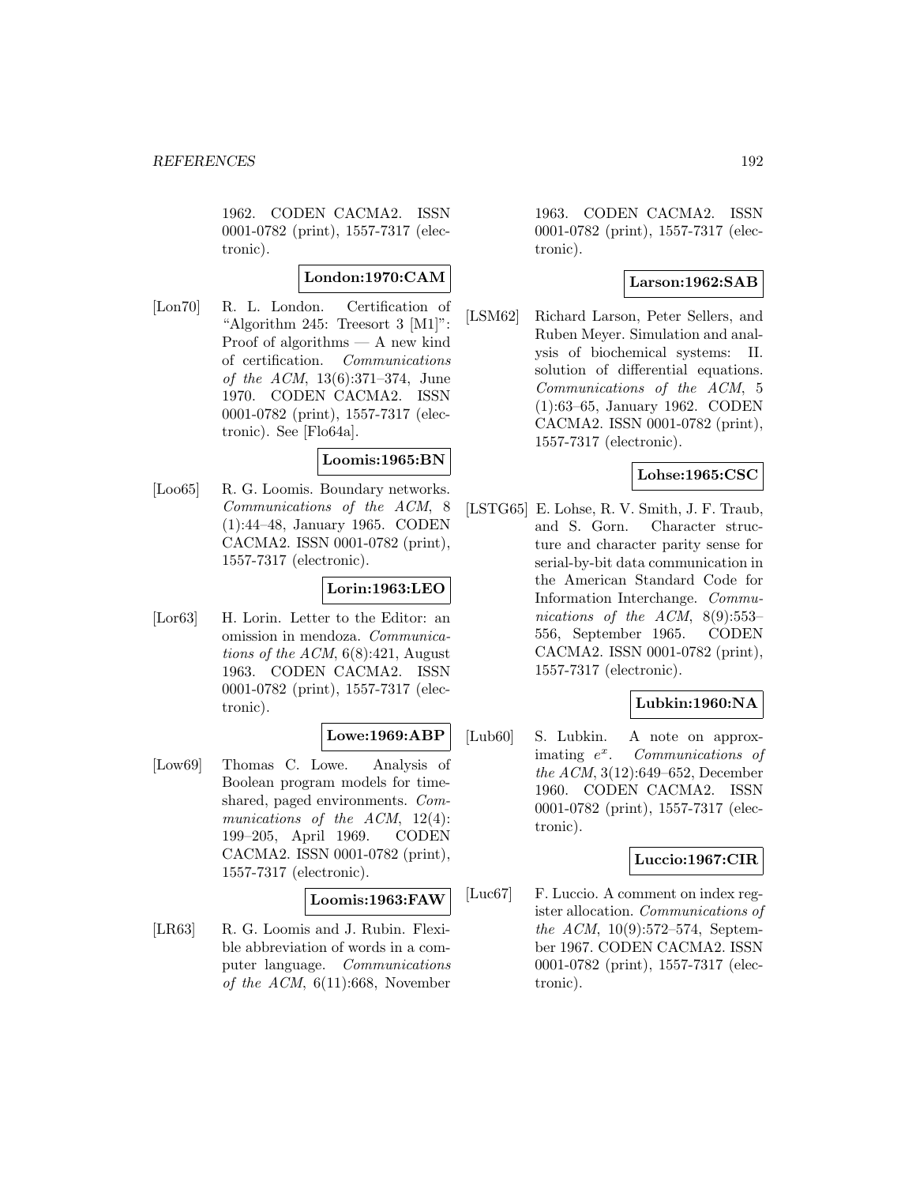1962. CODEN CACMA2. ISSN 0001-0782 (print), 1557-7317 (electronic).

**London:1970:CAM**

[Lon70] R. L. London. Certification of "Algorithm 245: Treesort 3 [M1]": Proof of algorithms — A new kind of certification. *Communications of the ACM*, 13(6):371–374, June 1970. CODEN CACMA2. ISSN 0001-0782 (print), 1557-7317 (electronic). See [Flo64a].

**Loomis:1965:BN**

[Loo65] R. G. Loomis. Boundary networks. *Communications of the ACM*, 8 (1):44–48, January 1965. CODEN CACMA2. ISSN 0001-0782 (print), 1557-7317 (electronic).

**Lorin:1963:LEO**

[Lor63] H. Lorin. Letter to the Editor: an omission in mendoza. *Communications of the ACM*, 6(8):421, August 1963. CODEN CACMA2. ISSN 0001-0782 (print), 1557-7317 (electronic).

**Lowe:1969:ABP**

[Low69] Thomas C. Lowe. Analysis of Boolean program models for time-shared, paged environments. *Communications of the ACM*, 12(4): 199–205, April 1969. CODEN CACMA2. ISSN 0001-0782 (print), 1557-7317 (electronic).

**Loomis:1963:FAW**

[LR63] R. G. Loomis and J. Rubin. Flexible abbreviation of words in a computer language. *Communications of the ACM*, 6(11):668, November 1963. CODEN CACMA2. ISSN 0001-0782 (print), 1557-7317 (electronic).

**Larson:1962:SAB**

[LSM62] Richard Larson, Peter Sellers, and Ruben Meyer. Simulation and analysis of biochemical systems: II. solution of differential equations. *Communications of the ACM*, 5 (1):63–65, January 1962. CODEN CACMA2. ISSN 0001-0782 (print), 1557-7317 (electronic).

**Lohse:1965:CSC**

[LSTG65] E. Lohse, R. V. Smith, J. F. Traub, and S. Gorn. Character structure and character parity sense for serial-by-bit data communication in the American Standard Code for Information Interchange. *Communications of the ACM*, 8(9):553–556, September 1965. CODEN CACMA2. ISSN 0001-0782 (print), 1557-7317 (electronic).

**Lubkin:1960:NA**

[Lub60] S. Lubkin. A note on approximating $e^x$. *Communications of the ACM*, 3(12):649–652, December 1960. CODEN CACMA2. ISSN 0001-0782 (print), 1557-7317 (electronic).

**Luccio:1967:CIR**

[Luc67] F. Luccio. A comment on index register allocation. *Communications of the ACM*, 10(9):572–574, September 1967. CODEN CACMA2. ISSN 0001-0782 (print), 1557-7317 (electronic).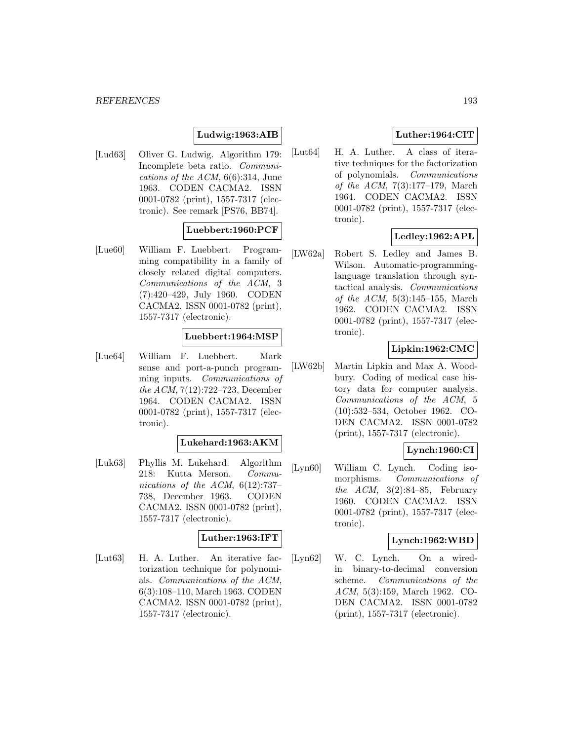**Ludwig:1963:AIB**

[Lud63] Oliver G. Ludwig. Algorithm 179: Incomplete beta ratio. *Communications of the ACM*, 6(6):314, June 1963. CODEN CACMA2. ISSN 0001-0782 (print), 1557-7317 (electronic). See remark [PS76, BB74].

**Luebbert:1960:PCF**

[Lue60] William F. Luebbert. Programming compatibility in a family of closely related digital computers. *Communications of the ACM*, 3 (7):420–429, July 1960. CODEN CACMA2. ISSN 0001-0782 (print), 1557-7317 (electronic).

**Luebbert:1964:MSP**

[Lue64] William F. Luebbert. Mark sense and port-a-punch programming inputs. *Communications of the ACM*, 7(12):722–723, December 1964. CODEN CACMA2. ISSN 0001-0782 (print), 1557-7317 (electronic).

**Lukehard:1963:AKM**

[Luk63] Phyllis M. Lukehard. Algorithm 218: Kutta Merson. *Communications of the ACM*, 6(12):737–738, December 1963. CODEN CACMA2. ISSN 0001-0782 (print), 1557-7317 (electronic).

**Luther:1963:IFT**

[Lut63] H. A. Luther. An iterative factorization technique for polynomials. *Communications of the ACM*, 6(3):108–110, March 1963. CODEN CACMA2. ISSN 0001-0782 (print), 1557-7317 (electronic).

**Luther:1964:CIT**

[Lut64] H. A. Luther. A class of iterative techniques for the factorization of polynomials. *Communications of the ACM*, 7(3):177–179, March 1964. CODEN CACMA2. ISSN 0001-0782 (print), 1557-7317 (electronic).

**Ledley:1962:APL**

[LW62a] Robert S. Ledley and James B. Wilson. Automatic-programming-language translation through syntactical analysis. *Communications of the ACM*, 5(3):145–155, March 1962. CODEN CACMA2. ISSN 0001-0782 (print), 1557-7317 (electronic).

**Lipkin:1962:CMC**

[LW62b] Martin Lipkin and Max A. Woodbury. Coding of medical case history data for computer analysis. *Communications of the ACM*, 5 (10):532–534, October 1962. CODEN CACMA2. ISSN 0001-0782 (print), 1557-7317 (electronic).

**Lynch:1960:CI**

[Lyn60] William C. Lynch. Coding isomorphisms. *Communications of the ACM*, 3(2):84–85, February 1960. CODEN CACMA2. ISSN 0001-0782 (print), 1557-7317 (electronic).

**Lynch:1962:WBD**

[Lyn62] W. C. Lynch. On a wired-in binary-to-decimal conversion scheme. *Communications of the ACM*, 5(3):159, March 1962. CODEN CACMA2. ISSN 0001-0782 (print), 1557-7317 (electronic).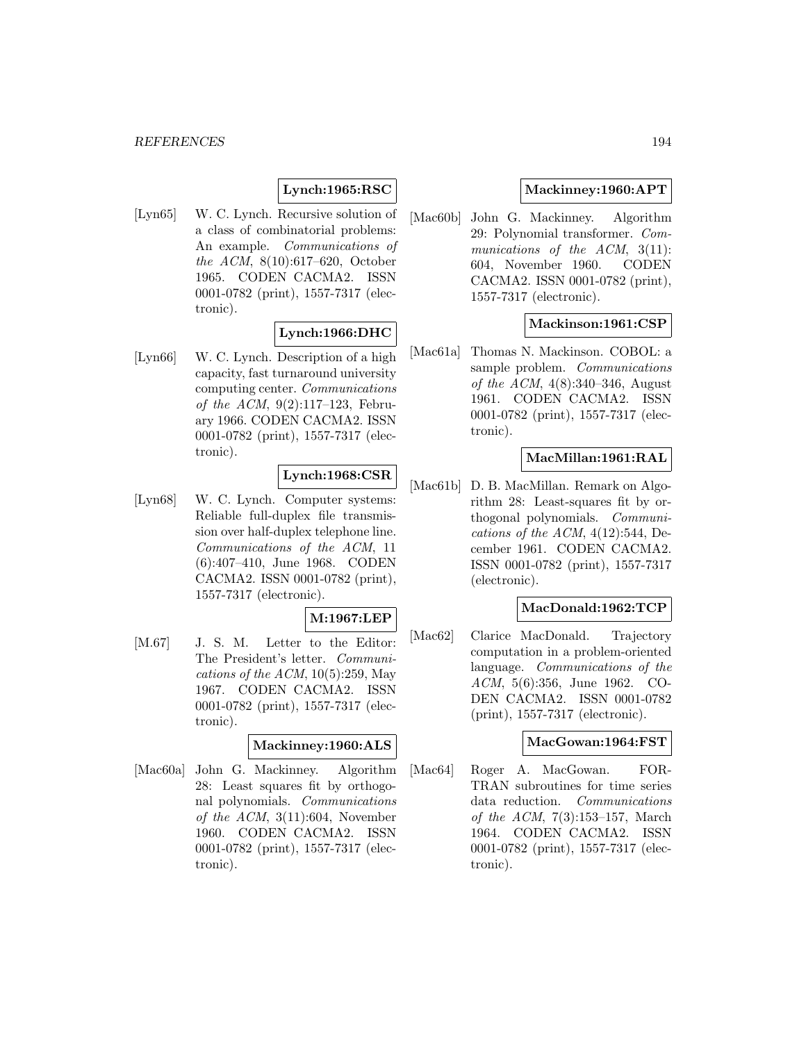**Lynch:1965:RSC**

[Lyn65] W. C. Lynch. Recursive solution of a class of combinatorial problems: An example. *Communications of the ACM*, 8(10):617–620, October 1965. CODEN CACMA2. ISSN 0001-0782 (print), 1557-7317 (electronic).

**Lynch:1966:DHC**

[Lyn66] W. C. Lynch. Description of a high capacity, fast turnaround university computing center. *Communications of the ACM*, 9(2):117–123, February 1966. CODEN CACMA2. ISSN 0001-0782 (print), 1557-7317 (electronic).

**Lynch:1968:CSR**

[Lyn68] W. C. Lynch. Computer systems: Reliable full-duplex file transmission over half-duplex telephone line. *Communications of the ACM*, 11 (6):407–410, June 1968. CODEN CACMA2. ISSN 0001-0782 (print), 1557-7317 (electronic).

**M:1967:LEP**

[M.67] J. S. M. Letter to the Editor: The President's letter. *Communications of the ACM*, 10(5):259, May 1967. CODEN CACMA2. ISSN 0001-0782 (print), 1557-7317 (electronic).

**Mackinney:1960:ALS**

[Mac60a] John G. Mackinney. Algorithm 28: Least squares fit by orthogonal polynomials. *Communications of the ACM*, 3(11):604, November 1960. CODEN CACMA2. ISSN 0001-0782 (print), 1557-7317 (electronic).

**Mackinney:1960:APT**

[Mac60b] John G. Mackinney. Algorithm 29: Polynomial transformer. *Communications of the ACM*, 3(11): 604, November 1960. CODEN CACMA2. ISSN 0001-0782 (print), 1557-7317 (electronic).

**Mackinson:1961:CSP**

[Mac61a] Thomas N. Mackinson. COBOL: a sample problem. *Communications of the ACM*, 4(8):340–346, August 1961. CODEN CACMA2. ISSN 0001-0782 (print), 1557-7317 (electronic).

**MacMillan:1961:RAL**

[Mac61b] D. B. MacMillan. Remark on Algorithm 28: Least-squares fit by orthogonal polynomials. *Communications of the ACM*, 4(12):544, December 1961. CODEN CACMA2. ISSN 0001-0782 (print), 1557-7317 (electronic).

**MacDonald:1962:TCP**

[Mac62] Clarice MacDonald. Trajectory computation in a problem-oriented language. *Communications of the ACM*, 5(6):356, June 1962. CODEN CACMA2. ISSN 0001-0782 (print), 1557-7317 (electronic).

**MacGowan:1964:FST**

[Mac64] Roger A. MacGowan. FORTRAN subroutines for time series data reduction. *Communications of the ACM*, 7(3):153–157, March 1964. CODEN CACMA2. ISSN 0001-0782 (print), 1557-7317 (electronic).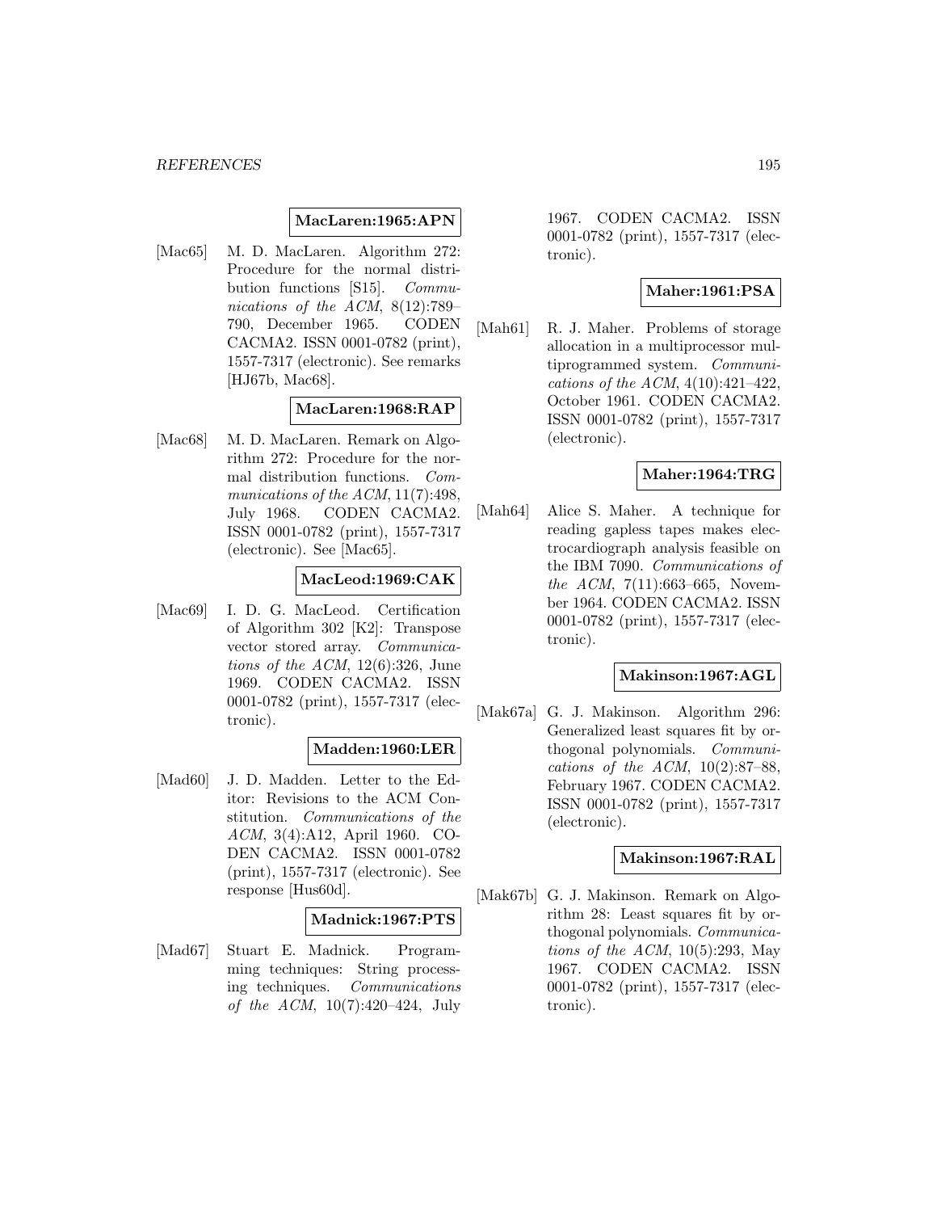**MacLaren:1965:APN**

[Mac65] M. D. MacLaren. Algorithm 272: Procedure for the normal distribution functions [S15]. *Communications of the ACM*, 8(12):789–790, December 1965. CODEN CACMA2. ISSN 0001-0782 (print), 1557-7317 (electronic). See remarks [HJ67b, Mac68].

**MacLaren:1968:RAP**

[Mac68] M. D. MacLaren. Remark on Algorithm 272: Procedure for the normal distribution functions. *Communications of the ACM*, 11(7):498, July 1968. CODEN CACMA2. ISSN 0001-0782 (print), 1557-7317 (electronic). See [Mac65].

**MacLeod:1969:CAK**

[Mac69] I. D. G. MacLeod. Certification of Algorithm 302 [K2]: Transpose vector stored array. *Communications of the ACM*, 12(6):326, June 1969. CODEN CACMA2. ISSN 0001-0782 (print), 1557-7317 (electronic).

**Madden:1960:LER**

[Mad60] J. D. Madden. Letter to the Editor: Revisions to the ACM Constitution. *Communications of the ACM*, 3(4):A12, April 1960. CODEN CACMA2. ISSN 0001-0782 (print), 1557-7317 (electronic). See response [Hus60d].

**Madnick:1967:PTS**

[Mad67] Stuart E. Madnick. Programming techniques: String processing techniques. *Communications of the ACM*, 10(7):420–424, July 1967. CODEN CACMA2. ISSN 0001-0782 (print), 1557-7317 (electronic).

**Maher:1961:PSA**

[Mah61] R. J. Maher. Problems of storage allocation in a multiprocessor multiprogrammed system. *Communications of the ACM*, 4(10):421–422, October 1961. CODEN CACMA2. ISSN 0001-0782 (print), 1557-7317 (electronic).

**Maher:1964:TRG**

[Mah64] Alice S. Maher. A technique for reading gapless tapes makes electrocardiograph analysis feasible on the IBM 7090. *Communications of the ACM*, 7(11):663–665, November 1964. CODEN CACMA2. ISSN 0001-0782 (print), 1557-7317 (electronic).

**Makinson:1967:AGL**

[Mak67a] G. J. Makinson. Algorithm 296: Generalized least squares fit by orthogonal polynomials. *Communications of the ACM*, 10(2):87–88, February 1967. CODEN CACMA2. ISSN 0001-0782 (print), 1557-7317 (electronic).

**Makinson:1967:RAL**

[Mak67b] G. J. Makinson. Remark on Algorithm 28: Least squares fit by orthogonal polynomials. *Communications of the ACM*, 10(5):293, May 1967. CODEN CACMA2. ISSN 0001-0782 (print), 1557-7317 (electronic).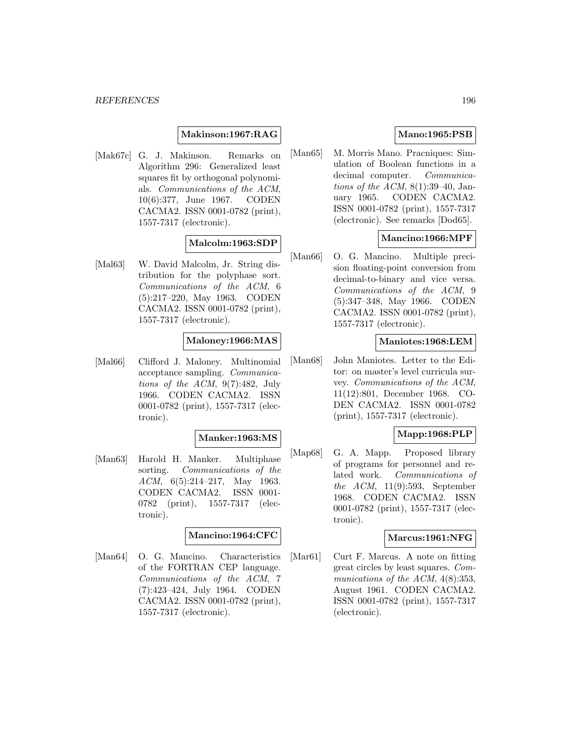**Makinson:1967:RAG**

[Mak67c] G. J. Makinson. Remarks on Algorithm 296: Generalized least squares fit by orthogonal polynomials. *Communications of the ACM*, 10(6):377, June 1967. CODEN CACMA2. ISSN 0001-0782 (print), 1557-7317 (electronic).

**Malcolm:1963:SDP**

[Mal63] W. David Malcolm, Jr. String distribution for the polyphase sort. *Communications of the ACM*, 6 (5):217–220, May 1963. CODEN CACMA2. ISSN 0001-0782 (print), 1557-7317 (electronic).

**Maloney:1966:MAS**

[Mal66] Clifford J. Maloney. Multinomial acceptance sampling. *Communications of the ACM*, 9(7):482, July 1966. CODEN CACMA2. ISSN 0001-0782 (print), 1557-7317 (electronic).

**Manker:1963:MS**

[Man63] Harold H. Manker. Multiphase sorting. *Communications of the ACM*, 6(5):214–217, May 1963. CODEN CACMA2. ISSN 0001-0782 (print), 1557-7317 (electronic).

**Mancino:1964:CFC**

[Man64] O. G. Mancino. Characteristics of the FORTRAN CEP language. *Communications of the ACM*, 7 (7):423–424, July 1964. CODEN CACMA2. ISSN 0001-0782 (print), 1557-7317 (electronic).

**Mano:1965:PSB**

[Man65] M. Morris Mano. Pracniques: Simulation of Boolean functions in a decimal computer. *Communications of the ACM*, 8(1):39–40, January 1965. CODEN CACMA2. ISSN 0001-0782 (print), 1557-7317 (electronic). See remarks [Dod65].

**Mancino:1966:MPF**

[Man66] O. G. Mancino. Multiple precision floating-point conversion from decimal-to-binary and vice versa. *Communications of the ACM*, 9 (5):347–348, May 1966. CODEN CACMA2. ISSN 0001-0782 (print), 1557-7317 (electronic).

**Maniotes:1968:LEM**

[Man68] John Maniotes. Letter to the Editor: on master's level curricula survey. *Communications of the ACM*, 11(12):801, December 1968. CODEN CACMA2. ISSN 0001-0782 (print), 1557-7317 (electronic).

**Mapp:1968:PLP**

[Map68] G. A. Mapp. Proposed library of programs for personnel and related work. *Communications of the ACM*, 11(9):593, September 1968. CODEN CACMA2. ISSN 0001-0782 (print), 1557-7317 (electronic).

**Marcus:1961:NFG**

[Mar61] Curt F. Marcus. A note on fitting great circles by least squares. *Communications of the ACM*, 4(8):353, August 1961. CODEN CACMA2. ISSN 0001-0782 (print), 1557-7317 (electronic).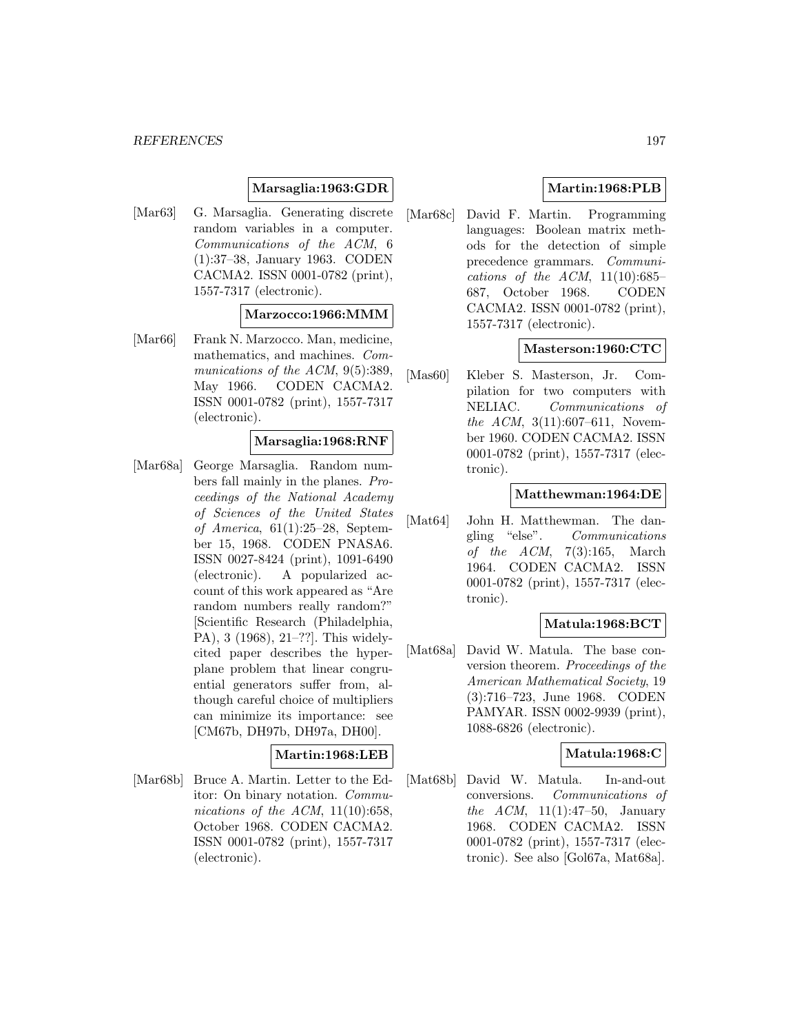**Marsaglia:1963:GDR**

[Mar63] G. Marsaglia. Generating discrete random variables in a computer. *Communications of the ACM*, 6 (1):37–38, January 1963. CODEN CACMA2. ISSN 0001-0782 (print), 1557-7317 (electronic).

**Marzocco:1966:MMM**

[Mar66] Frank N. Marzocco. Man, medicine, mathematics, and machines. *Communications of the ACM*, 9(5):389, May 1966. CODEN CACMA2. ISSN 0001-0782 (print), 1557-7317 (electronic).

**Marsaglia:1968:RNF**

[Mar68a] George Marsaglia. Random numbers fall mainly in the planes. *Proceedings of the National Academy of Sciences of the United States of America*, 61(1):25–28, September 15, 1968. CODEN PNASA6. ISSN 0027-8424 (print), 1091-6490 (electronic). A popularized account of this work appeared as "Are random numbers really random?" [Scientific Research (Philadelphia, PA), 3 (1968), 21–??]. This widely-cited paper describes the hyperplane problem that linear congruential generators suffer from, although careful choice of multipliers can minimize its importance: see [CM67b, DH97b, DH97a, DH00].

**Martin:1968:LEB**

[Mar68b] Bruce A. Martin. Letter to the Editor: On binary notation. *Communications of the ACM*, 11(10):658, October 1968. CODEN CACMA2. ISSN 0001-0782 (print), 1557-7317 (electronic).

**Martin:1968:PLB**

[Mar68c] David F. Martin. Programming languages: Boolean matrix methods for the detection of simple precedence grammars. *Communications of the ACM*, 11(10):685–687, October 1968. CODEN CACMA2. ISSN 0001-0782 (print), 1557-7317 (electronic).

**Masterson:1960:CTC**

[Mas60] Kleber S. Masterson, Jr. Compilation for two computers with NELIAC. *Communications of the ACM*, 3(11):607–611, November 1960. CODEN CACMA2. ISSN 0001-0782 (print), 1557-7317 (electronic).

**Matthewman:1964:DE**

[Mat64] John H. Matthewman. The dangling "else". *Communications of the ACM*, 7(3):165, March 1964. CODEN CACMA2. ISSN 0001-0782 (print), 1557-7317 (electronic).

**Matula:1968:BCT**

[Mat68a] David W. Matula. The base conversion theorem. *Proceedings of the American Mathematical Society*, 19 (3):716–723, June 1968. CODEN PAMYAR. ISSN 0002-9939 (print), 1088-6826 (electronic).

**Matula:1968:C**

[Mat68b] David W. Matula. In-and-out conversions. *Communications of the ACM*, 11(1):47–50, January 1968. CODEN CACMA2. ISSN 0001-0782 (print), 1557-7317 (electronic). See also [Gol67a, Mat68a].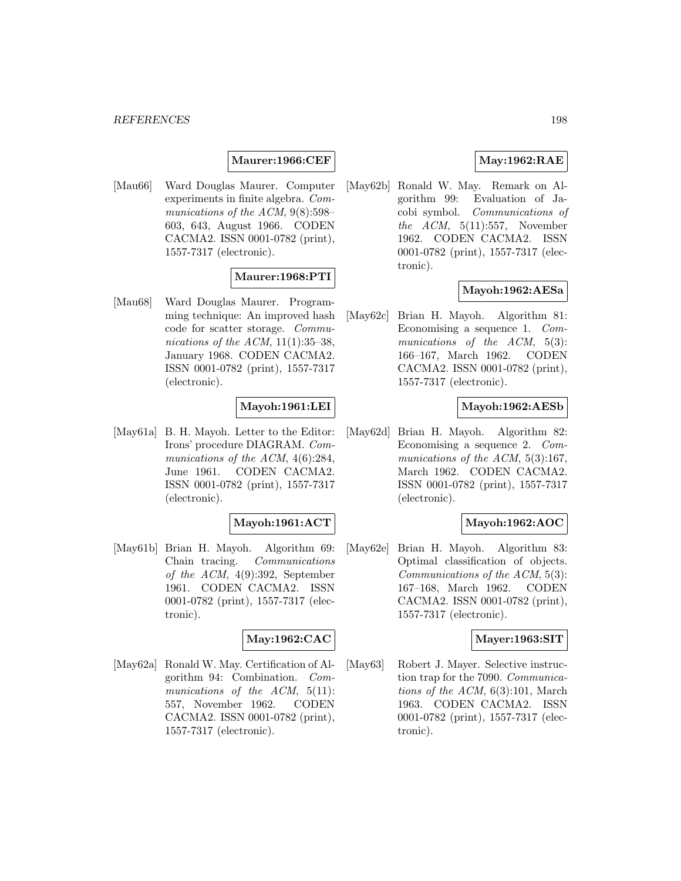**Maurer:1966:CEF**

[Mau66] Ward Douglas Maurer. Computer experiments in finite algebra. *Communications of the ACM*, 9(8):598–603, 643, August 1966. CODEN CACMA2. ISSN 0001-0782 (print), 1557-7317 (electronic).

**Maurer:1968:PTI**

[Mau68] Ward Douglas Maurer. Programming technique: An improved hash code for scatter storage. *Communications of the ACM*, 11(1):35–38, January 1968. CODEN CACMA2. ISSN 0001-0782 (print), 1557-7317 (electronic).

**Mayoh:1961:LEI**

[May61a] B. H. Mayoh. Letter to the Editor: Irons' procedure DIAGRAM. *Communications of the ACM*, 4(6):284, June 1961. CODEN CACMA2. ISSN 0001-0782 (print), 1557-7317 (electronic).

**Mayoh:1961:ACT**

[May61b] Brian H. Mayoh. Algorithm 69: Chain tracing. *Communications of the ACM*, 4(9):392, September 1961. CODEN CACMA2. ISSN 0001-0782 (print), 1557-7317 (electronic).

**May:1962:CAC**

[May62a] Ronald W. May. Certification of Algorithm 94: Combination. *Communications of the ACM*, 5(11): 557, November 1962. CODEN CACMA2. ISSN 0001-0782 (print), 1557-7317 (electronic).

**May:1962:RAE**

[May62b] Ronald W. May. Remark on Algorithm 99: Evaluation of Jacobi symbol. *Communications of the ACM*, 5(11):557, November 1962. CODEN CACMA2. ISSN 0001-0782 (print), 1557-7317 (electronic).

**Mayoh:1962:AESa**

[May62c] Brian H. Mayoh. Algorithm 81: Economising a sequence 1. *Communications of the ACM*, 5(3): 166–167, March 1962. CODEN CACMA2. ISSN 0001-0782 (print), 1557-7317 (electronic).

**Mayoh:1962:AESb**

[May62d] Brian H. Mayoh. Algorithm 82: Economising a sequence 2. *Communications of the ACM*, 5(3):167, March 1962. CODEN CACMA2. ISSN 0001-0782 (print), 1557-7317 (electronic).

**Mayoh:1962:AOC**

[May62e] Brian H. Mayoh. Algorithm 83: Optimal classification of objects. *Communications of the ACM*, 5(3): 167–168, March 1962. CODEN CACMA2. ISSN 0001-0782 (print), 1557-7317 (electronic).

**Mayer:1963:SIT**

[May63] Robert J. Mayer. Selective instruction trap for the 7090. *Communications of the ACM*, 6(3):101, March 1963. CODEN CACMA2. ISSN 0001-0782 (print), 1557-7317 (electronic).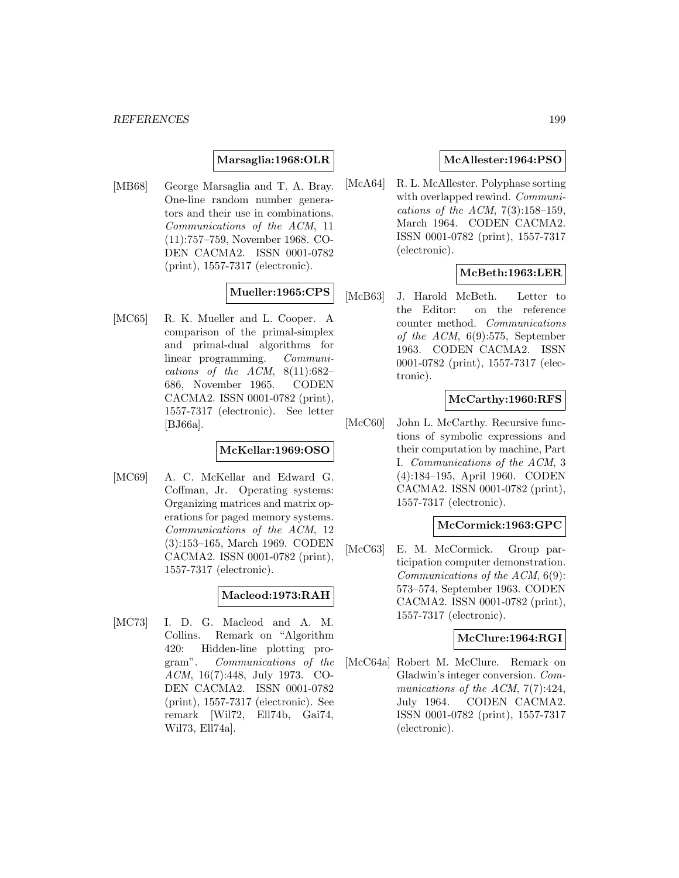**Marsaglia:1968:OLR**

[MB68] George Marsaglia and T. A. Bray. One-line random number generators and their use in combinations. *Communications of the ACM*, 11 (11):757–759, November 1968. CODEN CACMA2. ISSN 0001-0782 (print), 1557-7317 (electronic).

**Mueller:1965:CPS**

[MC65] R. K. Mueller and L. Cooper. A comparison of the primal-simplex and primal-dual algorithms for linear programming. *Communications of the ACM*, 8(11):682–686, November 1965. CODEN CACMA2. ISSN 0001-0782 (print), 1557-7317 (electronic). See letter [BJ66a].

**McKellar:1969:OSO**

[MC69] A. C. McKellar and Edward G. Coffman, Jr. Operating systems: Organizing matrices and matrix operations for paged memory systems. *Communications of the ACM*, 12 (3):153–165, March 1969. CODEN CACMA2. ISSN 0001-0782 (print), 1557-7317 (electronic).

**Macleod:1973:RAH**

[MC73] I. D. G. Macleod and A. M. Collins. Remark on "Algorithm 420: Hidden-line plotting program". *Communications of the ACM*, 16(7):448, July 1973. CODEN CACMA2. ISSN 0001-0782 (print), 1557-7317 (electronic). See remark [Wil72, Ell74b, Gai74, Wil73, Ell74a].

**McAllester:1964:PSO**

[McA64] R. L. McAllester. Polyphase sorting with overlapped rewind. *Communications of the ACM*, 7(3):158–159, March 1964. CODEN CACMA2. ISSN 0001-0782 (print), 1557-7317 (electronic).

**McBeth:1963:LER**

[McB63] J. Harold McBeth. Letter to the Editor: on the reference counter method. *Communications of the ACM*, 6(9):575, September 1963. CODEN CACMA2. ISSN 0001-0782 (print), 1557-7317 (electronic).

**McCarthy:1960:RFS**

[McC60] John L. McCarthy. Recursive functions of symbolic expressions and their computation by machine, Part I. *Communications of the ACM*, 3 (4):184–195, April 1960. CODEN CACMA2. ISSN 0001-0782 (print), 1557-7317 (electronic).

**McCormick:1963:GPC**

[McC63] E. M. McCormick. Group participation computer demonstration. *Communications of the ACM*, 6(9): 573–574, September 1963. CODEN CACMA2. ISSN 0001-0782 (print), 1557-7317 (electronic).

**McClure:1964:RGI**

[McC64a] Robert M. McClure. Remark on Gladwin's integer conversion. *Communications of the ACM*, 7(7):424, July 1964. CODEN CACMA2. ISSN 0001-0782 (print), 1557-7317 (electronic).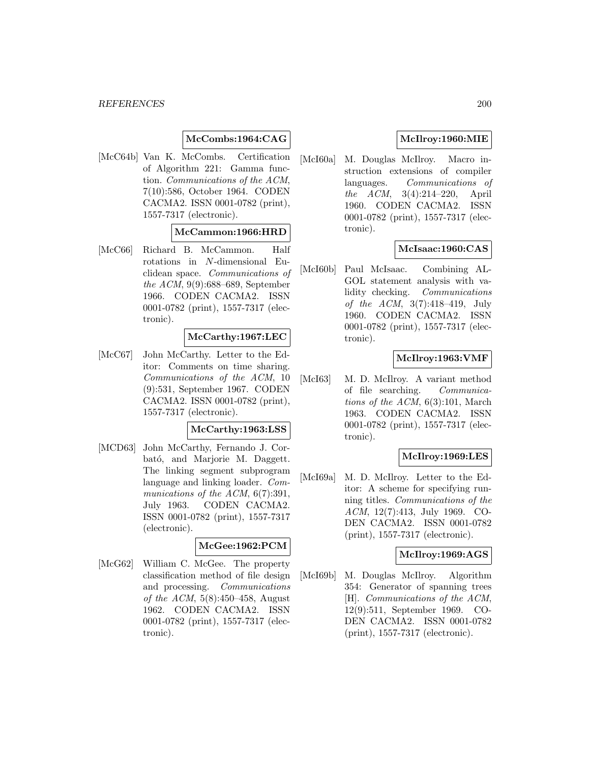**McCombs:1964:CAG**

[McC64b] Van K. McCombs. Certification of Algorithm 221: Gamma function. *Communications of the ACM*, 7(10):586, October 1964. CODEN CACMA2. ISSN 0001-0782 (print), 1557-7317 (electronic).

**McCammon:1966:HRD**

[McC66] Richard B. McCammon. Half rotations in $N$-dimensional Euclidean space. *Communications of the ACM*, 9(9):688–689, September 1966. CODEN CACMA2. ISSN 0001-0782 (print), 1557-7317 (electronic).

**McCarthy:1967:LEC**

[McC67] John McCarthy. Letter to the Editor: Comments on time sharing. *Communications of the ACM*, 10 (9):531, September 1967. CODEN CACMA2. ISSN 0001-0782 (print), 1557-7317 (electronic).

**McCarthy:1963:LSS**

[MCD63] John McCarthy, Fernando J. Corbató, and Marjorie M. Daggett. The linking segment subprogram language and linking loader. *Communications of the ACM*, 6(7):391, July 1963. CODEN CACMA2. ISSN 0001-0782 (print), 1557-7317 (electronic).

**McGee:1962:PCM**

[McG62] William C. McGee. The property classification method of file design and processing. *Communications of the ACM*, 5(8):450–458, August 1962. CODEN CACMA2. ISSN 0001-0782 (print), 1557-7317 (electronic).

**McIlroy:1960:MIE**

[McI60a] M. Douglas McIlroy. Macro instruction extensions of compiler languages. *Communications of the ACM*, 3(4):214–220, April 1960. CODEN CACMA2. ISSN 0001-0782 (print), 1557-7317 (electronic).

**McIsaac:1960:CAS**

[McI60b] Paul McIsaac. Combining ALGOL statement analysis with validity checking. *Communications of the ACM*, 3(7):418–419, July 1960. CODEN CACMA2. ISSN 0001-0782 (print), 1557-7317 (electronic).

**McIlroy:1963:VMF**

[McI63] M. D. McIlroy. A variant method of file searching. *Communications of the ACM*, 6(3):101, March 1963. CODEN CACMA2. ISSN 0001-0782 (print), 1557-7317 (electronic).

**McIlroy:1969:LES**

[McI69a] M. D. McIlroy. Letter to the Editor: A scheme for specifying running titles. *Communications of the ACM*, 12(7):413, July 1969. CODEN CACMA2. ISSN 0001-0782 (print), 1557-7317 (electronic).

**McIlroy:1969:AGS**

[McI69b] M. Douglas McIlroy. Algorithm 354: Generator of spanning trees [H]. *Communications of the ACM*, 12(9):511, September 1969. CODEN CACMA2. ISSN 0001-0782 (print), 1557-7317 (electronic).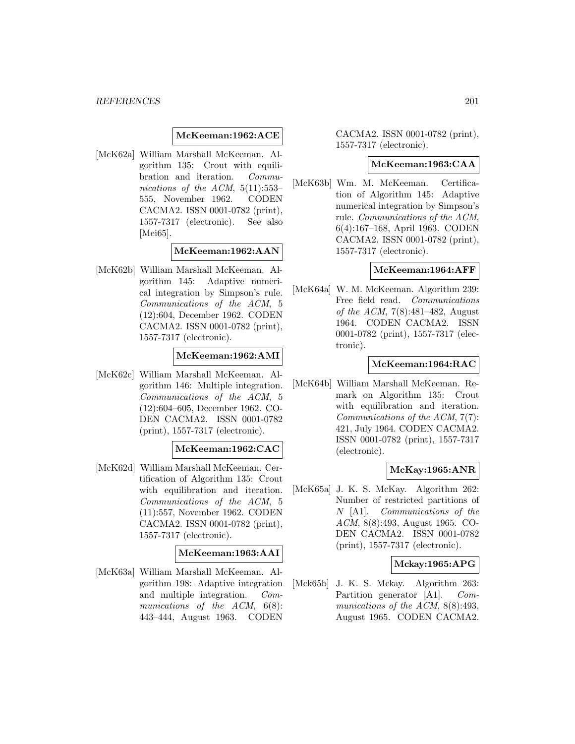**McKeeman:1962:ACE**

[McK62a] William Marshall McKeeman. Algorithm 135: Crout with equilibration and iteration. *Communications of the ACM*, 5(11):553–555, November 1962. CODEN CACMA2. ISSN 0001-0782 (print), 1557-7317 (electronic). See also [Mei65].

**McKeeman:1962:AAN**

[McK62b] William Marshall McKeeman. Algorithm 145: Adaptive numerical integration by Simpson's rule. *Communications of the ACM*, 5 (12):604, December 1962. CODEN CACMA2. ISSN 0001-0782 (print), 1557-7317 (electronic).

**McKeeman:1962:AMI**

[McK62c] William Marshall McKeeman. Algorithm 146: Multiple integration. *Communications of the ACM*, 5 (12):604–605, December 1962. CODEN CACMA2. ISSN 0001-0782 (print), 1557-7317 (electronic).

**McKeeman:1962:CAC**

[McK62d] William Marshall McKeeman. Certification of Algorithm 135: Crout with equilibration and iteration. *Communications of the ACM*, 5 (11):557, November 1962. CODEN CACMA2. ISSN 0001-0782 (print), 1557-7317 (electronic).

**McKeeman:1963:AAI**

[McK63a] William Marshall McKeeman. Algorithm 198: Adaptive integration and multiple integration. *Communications of the ACM*, 6(8): 443–444, August 1963. CODEN CACMA2. ISSN 0001-0782 (print), 1557-7317 (electronic).

**McKeeman:1963:CAA**

[McK63b] Wm. M. McKeeman. Certification of Algorithm 145: Adaptive numerical integration by Simpson's rule. *Communications of the ACM*, 6(4):167–168, April 1963. CODEN CACMA2. ISSN 0001-0782 (print), 1557-7317 (electronic).

**McKeeman:1964:AFF**

[McK64a] W. M. McKeeman. Algorithm 239: Free field read. *Communications of the ACM*, 7(8):481–482, August 1964. CODEN CACMA2. ISSN 0001-0782 (print), 1557-7317 (electronic).

**McKeeman:1964:RAC**

[McK64b] William Marshall McKeeman. Remark on Algorithm 135: Crout with equilibration and iteration. *Communications of the ACM*, 7(7): 421, July 1964. CODEN CACMA2. ISSN 0001-0782 (print), 1557-7317 (electronic).

**McKay:1965:ANR**

[McK65a] J. K. S. McKay. Algorithm 262: Number of restricted partitions of $N$ [A1]. *Communications of the ACM*, 8(8):493, August 1965. CODEN CACMA2. ISSN 0001-0782 (print), 1557-7317 (electronic).

**Mckay:1965:APG**

[Mck65b] J. K. S. Mckay. Algorithm 263: Partition generator [A1]. *Communications of the ACM*, 8(8):493, August 1965. CODEN CACMA2.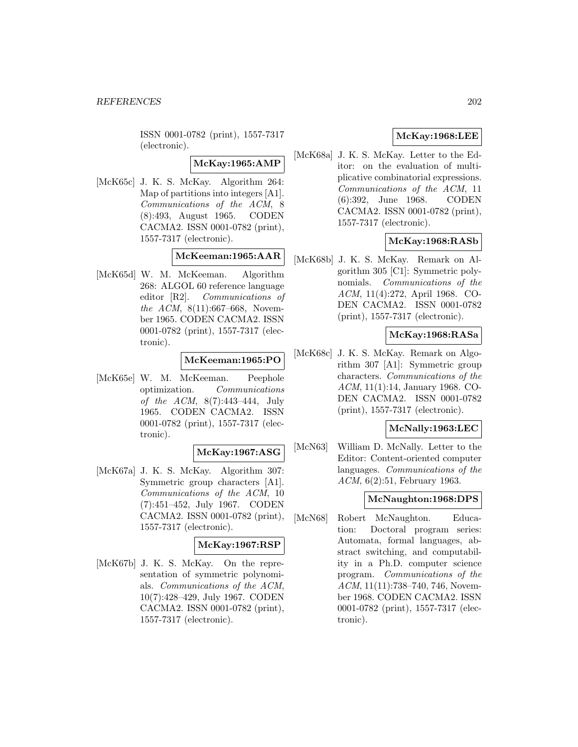ISSN 0001-0782 (print), 1557-7317 (electronic).

**McKay:1965:AMP**

[McK65c] J. K. S. McKay. Algorithm 264: Map of partitions into integers [A1]. *Communications of the ACM*, 8 (8):493, August 1965. CODEN CACMA2. ISSN 0001-0782 (print), 1557-7317 (electronic).

**McKeeman:1965:AAR**

[McK65d] W. M. McKeeman. Algorithm 268: ALGOL 60 reference language editor [R2]. *Communications of the ACM*, 8(11):667–668, November 1965. CODEN CACMA2. ISSN 0001-0782 (print), 1557-7317 (electronic).

**McKeeman:1965:PO**

[McK65e] W. M. McKeeman. Peephole optimization. *Communications of the ACM*, 8(7):443–444, July 1965. CODEN CACMA2. ISSN 0001-0782 (print), 1557-7317 (electronic).

**McKay:1967:ASG**

[McK67a] J. K. S. McKay. Algorithm 307: Symmetric group characters [A1]. *Communications of the ACM*, 10 (7):451–452, July 1967. CODEN CACMA2. ISSN 0001-0782 (print), 1557-7317 (electronic).

**McKay:1967:RSP**

[McK67b] J. K. S. McKay. On the representation of symmetric polynomials. *Communications of the ACM*, 10(7):428–429, July 1967. CODEN CACMA2. ISSN 0001-0782 (print), 1557-7317 (electronic).

**McKay:1968:LEE**

[McK68a] J. K. S. McKay. Letter to the Editor: on the evaluation of multiplicative combinatorial expressions. *Communications of the ACM*, 11 (6):392, June 1968. CODEN CACMA2. ISSN 0001-0782 (print), 1557-7317 (electronic).

**McKay:1968:RASb**

[McK68b] J. K. S. McKay. Remark on Algorithm 305 [C1]: Symmetric polynomials. *Communications of the ACM*, 11(4):272, April 1968. CODEN CACMA2. ISSN 0001-0782 (print), 1557-7317 (electronic).

**McKay:1968:RASa**

[McK68c] J. K. S. McKay. Remark on Algorithm 307 [A1]: Symmetric group characters. *Communications of the ACM*, 11(1):14, January 1968. CODEN CACMA2. ISSN 0001-0782 (print), 1557-7317 (electronic).

**McNally:1963:LEC**

[McN63] William D. McNally. Letter to the Editor: Content-oriented computer languages. *Communications of the ACM*, 6(2):51, February 1963.

**McNaughton:1968:DPS**

[McN68] Robert McNaughton. Education: Doctoral program series: Automata, formal languages, abstract switching, and computability in a Ph.D. computer science program. *Communications of the ACM*, 11(11):738–740, 746, November 1968. CODEN CACMA2. ISSN 0001-0782 (print), 1557-7317 (electronic).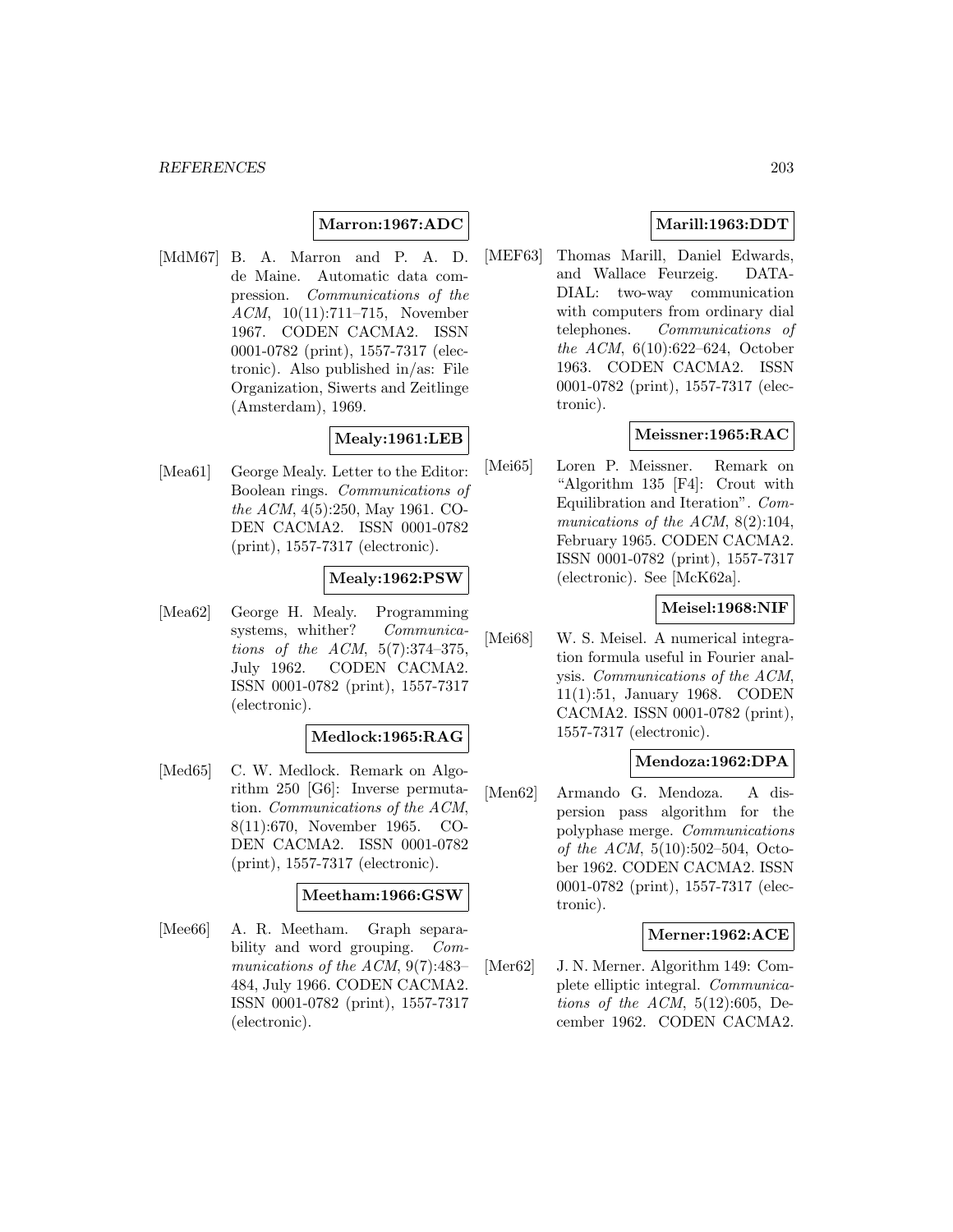**Marron:1967:ADC**

[MdM67] B. A. Marron and P. A. D. de Maine. Automatic data compression. *Communications of the ACM*, 10(11):711–715, November 1967. CODEN CACMA2. ISSN 0001-0782 (print), 1557-7317 (electronic). Also published in/as: File Organization, Siwerts and Zeitlinge (Amsterdam), 1969.

**Mealy:1961:LEB**

[Mea61] George Mealy. Letter to the Editor: Boolean rings. *Communications of the ACM*, 4(5):250, May 1961. CODEN CACMA2. ISSN 0001-0782 (print), 1557-7317 (electronic).

**Mealy:1962:PSW**

[Mea62] George H. Mealy. Programming systems, whither? *Communications of the ACM*, 5(7):374–375, July 1962. CODEN CACMA2. ISSN 0001-0782 (print), 1557-7317 (electronic).

**Medlock:1965:RAG**

[Med65] C. W. Medlock. Remark on Algorithm 250 [G6]: Inverse permutation. *Communications of the ACM*, 8(11):670, November 1965. CODEN CACMA2. ISSN 0001-0782 (print), 1557-7317 (electronic).

**Meetham:1966:GSW**

[Mee66] A. R. Meetham. Graph separability and word grouping. *Communications of the ACM*, 9(7):483–484, July 1966. CODEN CACMA2. ISSN 0001-0782 (print), 1557-7317 (electronic).

**Marill:1963:DDT**

[MEF63] Thomas Marill, Daniel Edwards, and Wallace Feurzeig. DATA-DIAL: two-way communication with computers from ordinary dial telephones. *Communications of the ACM*, 6(10):622–624, October 1963. CODEN CACMA2. ISSN 0001-0782 (print), 1557-7317 (electronic).

**Meissner:1965:RAC**

[Mei65] Loren P. Meissner. Remark on "Algorithm 135 [F4]: Crout with Equilibration and Iteration". *Communications of the ACM*, 8(2):104, February 1965. CODEN CACMA2. ISSN 0001-0782 (print), 1557-7317 (electronic). See [McK62a].

**Meisel:1968:NIF**

[Mei68] W. S. Meisel. A numerical integration formula useful in Fourier analysis. *Communications of the ACM*, 11(1):51, January 1968. CODEN CACMA2. ISSN 0001-0782 (print), 1557-7317 (electronic).

**Mendoza:1962:DPA**

[Men62] Armando G. Mendoza. A dispersion pass algorithm for the polyphase merge. *Communications of the ACM*, 5(10):502–504, October 1962. CODEN CACMA2. ISSN 0001-0782 (print), 1557-7317 (electronic).

**Merner:1962:ACE**

[Mer62] J. N. Merner. Algorithm 149: Complete elliptic integral. *Communications of the ACM*, 5(12):605, December 1962. CODEN CACMA2.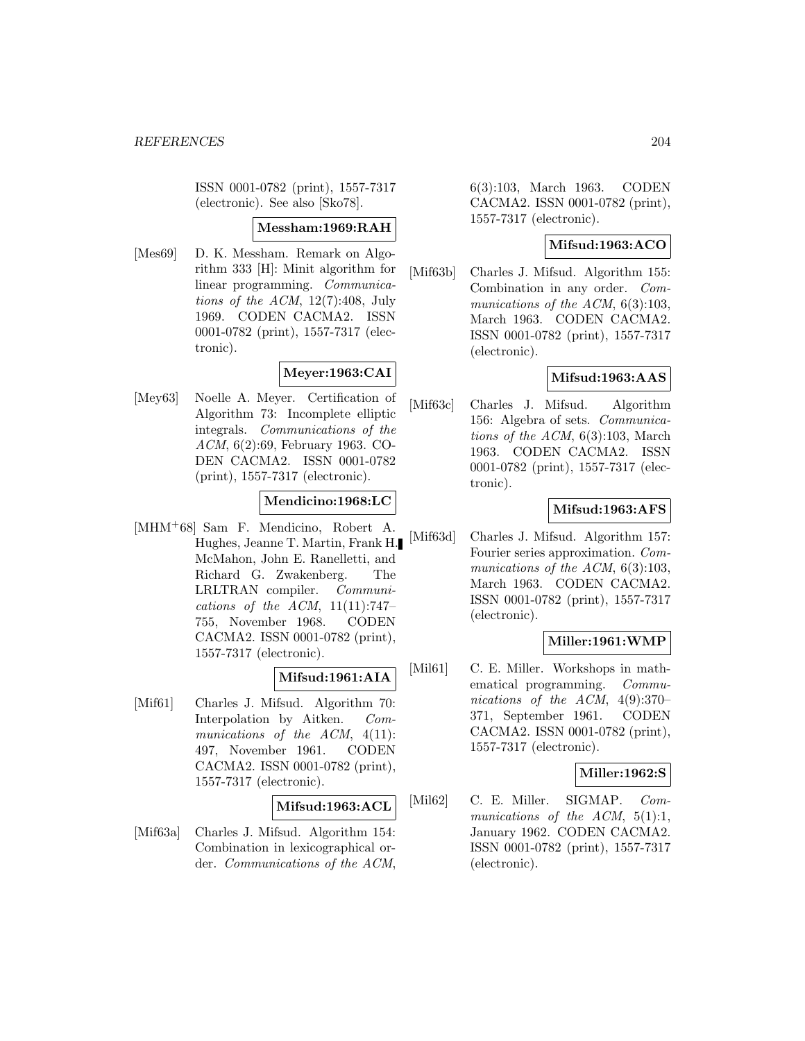ISSN 0001-0782 (print), 1557-7317 (electronic). See also [Sko78].

**Messham:1969:RAH**

[Mes69] D. K. Messham. Remark on Algorithm 333 [H]: Minit algorithm for linear programming. *Communications of the ACM*, 12(7):408, July 1969. CODEN CACMA2. ISSN 0001-0782 (print), 1557-7317 (electronic).

**Meyer:1963:CAI**

[Mey63] Noelle A. Meyer. Certification of Algorithm 73: Incomplete elliptic integrals. *Communications of the ACM*, 6(2):69, February 1963. CODEN CACMA2. ISSN 0001-0782 (print), 1557-7317 (electronic).

**Mendicino:1968:LC**

[MHM+68] Sam F. Mendicino, Robert A. Hughes, Jeanne T. Martin, Frank H. McMahon, John E. Ranelletti, and Richard G. Zwakenberg. The LRLTRAN compiler. *Communications of the ACM*, 11(11):747–755, November 1968. CODEN CACMA2. ISSN 0001-0782 (print), 1557-7317 (electronic).

**Mifsud:1961:AIA**

[Mif61] Charles J. Mifsud. Algorithm 70: Interpolation by Aitken. *Communications of the ACM*, 4(11): 497, November 1961. CODEN CACMA2. ISSN 0001-0782 (print), 1557-7317 (electronic).

**Mifsud:1963:ACL**

[Mif63a] Charles J. Mifsud. Algorithm 154: Combination in lexicographical order. *Communications of the ACM*, 6(3):103, March 1963. CODEN CACMA2. ISSN 0001-0782 (print), 1557-7317 (electronic).

**Mifsud:1963:ACO**

[Mif63b] Charles J. Mifsud. Algorithm 155: Combination in any order. *Communications of the ACM*, 6(3):103, March 1963. CODEN CACMA2. ISSN 0001-0782 (print), 1557-7317 (electronic).

**Mifsud:1963:AAS**

[Mif63c] Charles J. Mifsud. Algorithm 156: Algebra of sets. *Communications of the ACM*, 6(3):103, March 1963. CODEN CACMA2. ISSN 0001-0782 (print), 1557-7317 (electronic).

**Mifsud:1963:AFS**

[Mif63d] Charles J. Mifsud. Algorithm 157: Fourier series approximation. *Communications of the ACM*, 6(3):103, March 1963. CODEN CACMA2. ISSN 0001-0782 (print), 1557-7317 (electronic).

**Miller:1961:WMP**

[Mil61] C. E. Miller. Workshops in mathematical programming. *Communications of the ACM*, 4(9):370–371, September 1961. CODEN CACMA2. ISSN 0001-0782 (print), 1557-7317 (electronic).

**Miller:1962:S**

[Mil62] C. E. Miller. SIGMAP. *Communications of the ACM*, 5(1):1, January 1962. CODEN CACMA2. ISSN 0001-0782 (print), 1557-7317 (electronic).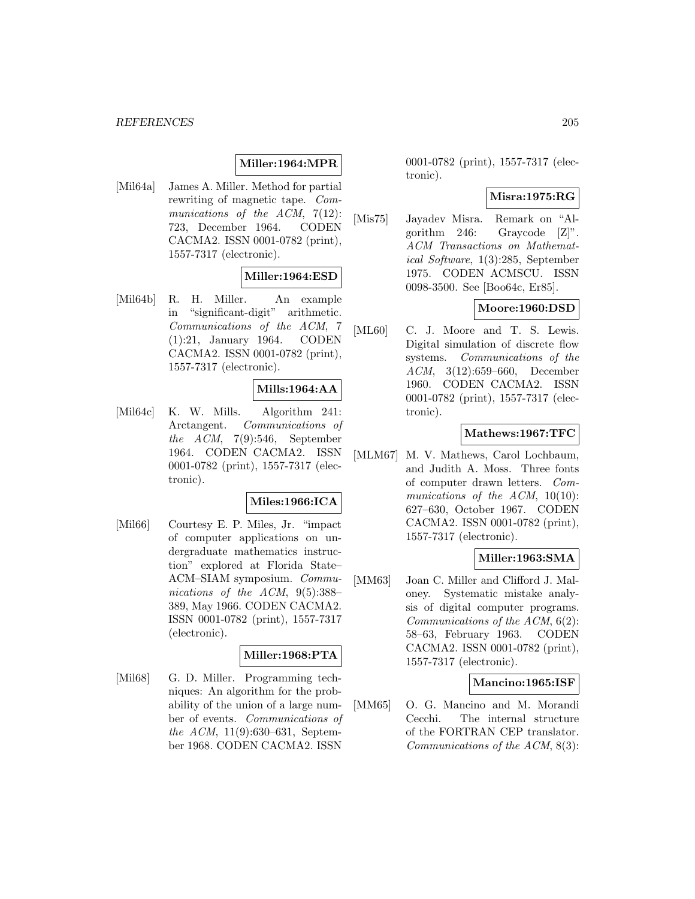**Miller:1964:MPR**

[Mil64a] James A. Miller. Method for partial rewriting of magnetic tape. *Communications of the ACM*, 7(12): 723, December 1964. CODEN CACMA2. ISSN 0001-0782 (print), 1557-7317 (electronic).

**Miller:1964:ESD**

[Mil64b] R. H. Miller. An example in "significant-digit" arithmetic. *Communications of the ACM*, 7 (1):21, January 1964. CODEN CACMA2. ISSN 0001-0782 (print), 1557-7317 (electronic).

**Mills:1964:AA**

[Mil64c] K. W. Mills. Algorithm 241: Arctangent. *Communications of the ACM*, 7(9):546, September 1964. CODEN CACMA2. ISSN 0001-0782 (print), 1557-7317 (electronic).

**Miles:1966:ICA**

[Mil66] Courtesy E. P. Miles, Jr. "impact of computer applications on undergraduate mathematics instruction" explored at Florida State–ACM–SIAM symposium. *Communications of the ACM*, 9(5):388–389, May 1966. CODEN CACMA2. ISSN 0001-0782 (print), 1557-7317 (electronic).

**Miller:1968:PTA**

[Mil68] G. D. Miller. Programming techniques: An algorithm for the probability of the union of a large number of events. *Communications of the ACM*, 11(9):630–631, September 1968. CODEN CACMA2. ISSN 0001-0782 (print), 1557-7317 (electronic).

**Misra:1975:RG**

[Mis75] Jayadev Misra. Remark on "Algorithm 246: Graycode [Z]". *ACM Transactions on Mathematical Software*, 1(3):285, September 1975. CODEN ACMSCU. ISSN 0098-3500. See [Boo64c, Er85].

**Moore:1960:DSD**

[ML60] C. J. Moore and T. S. Lewis. Digital simulation of discrete flow systems. *Communications of the ACM*, 3(12):659–660, December 1960. CODEN CACMA2. ISSN 0001-0782 (print), 1557-7317 (electronic).

**Mathews:1967:TFC**

[MLM67] M. V. Mathews, Carol Lochbaum, and Judith A. Moss. Three fonts of computer drawn letters. *Communications of the ACM*, 10(10): 627–630, October 1967. CODEN CACMA2. ISSN 0001-0782 (print), 1557-7317 (electronic).

**Miller:1963:SMA**

[MM63] Joan C. Miller and Clifford J. Maloney. Systematic mistake analysis of digital computer programs. *Communications of the ACM*, 6(2): 58–63, February 1963. CODEN CACMA2. ISSN 0001-0782 (print), 1557-7317 (electronic).

**Mancino:1965:ISF**

[MM65] O. G. Mancino and M. Morandi Cecchi. The internal structure of the FORTRAN CEP translator. *Communications of the ACM*, 8(3):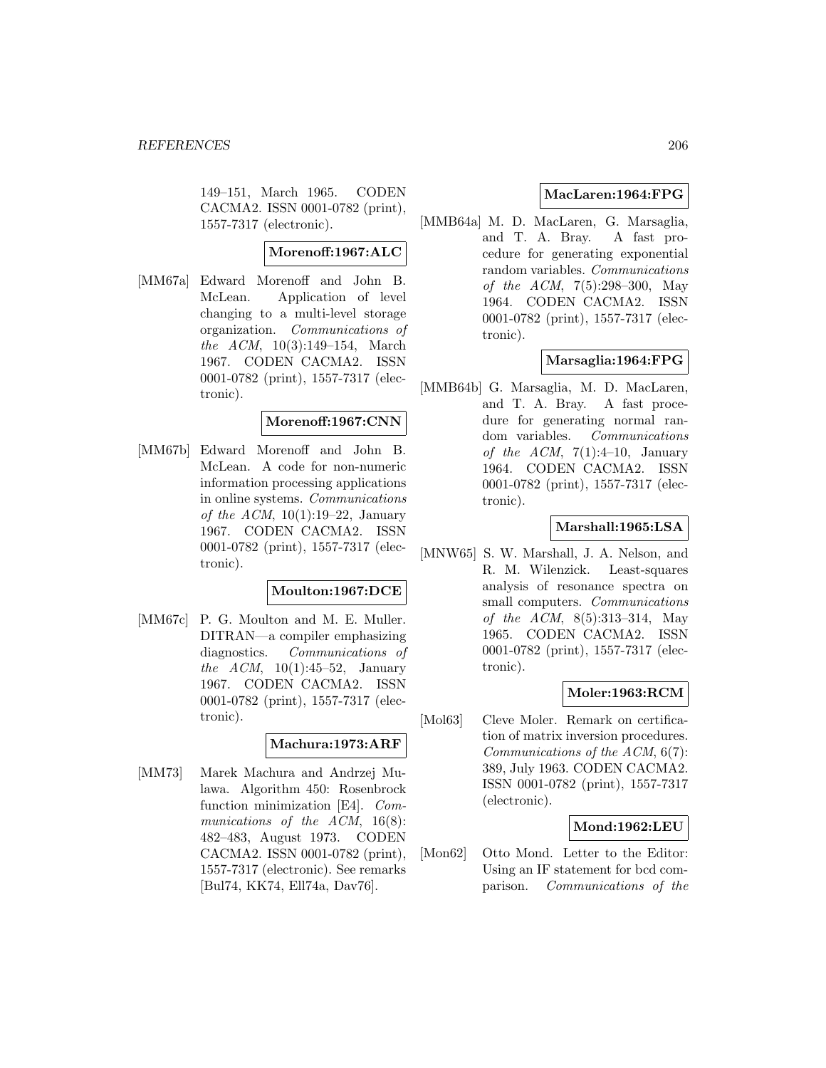149–151, March 1965. CODEN CACMA2. ISSN 0001-0782 (print), 1557-7317 (electronic).

**Morenoff:1967:ALC**

[MM67a] Edward Morenoff and John B. McLean. Application of level changing to a multi-level storage organization. *Communications of the ACM*, 10(3):149–154, March 1967. CODEN CACMA2. ISSN 0001-0782 (print), 1557-7317 (electronic).

**Morenoff:1967:CNN**

[MM67b] Edward Morenoff and John B. McLean. A code for non-numeric information processing applications in online systems. *Communications of the ACM*, 10(1):19–22, January 1967. CODEN CACMA2. ISSN 0001-0782 (print), 1557-7317 (electronic).

**Moulton:1967:DCE**

[MM67c] P. G. Moulton and M. E. Muller. DITRAN—a compiler emphasizing diagnostics. *Communications of the ACM*, 10(1):45–52, January 1967. CODEN CACMA2. ISSN 0001-0782 (print), 1557-7317 (electronic).

**Machura:1973:ARF**

[MM73] Marek Machura and Andrzej Mulawa. Algorithm 450: Rosenbrock function minimization [E4]. *Communications of the ACM*, 16(8): 482–483, August 1973. CODEN CACMA2. ISSN 0001-0782 (print), 1557-7317 (electronic). See remarks [Bul74, KK74, Ell74a, Dav76].

**MacLaren:1964:FPG**

[MMB64a] M. D. MacLaren, G. Marsaglia, and T. A. Bray. A fast procedure for generating exponential random variables. *Communications of the ACM*, 7(5):298–300, May 1964. CODEN CACMA2. ISSN 0001-0782 (print), 1557-7317 (electronic).

**Marsaglia:1964:FPG**

[MMB64b] G. Marsaglia, M. D. MacLaren, and T. A. Bray. A fast procedure for generating normal random variables. *Communications of the ACM*, 7(1):4–10, January 1964. CODEN CACMA2. ISSN 0001-0782 (print), 1557-7317 (electronic).

**Marshall:1965:LSA**

[MNW65] S. W. Marshall, J. A. Nelson, and R. M. Wilenzick. Least-squares analysis of resonance spectra on small computers. *Communications of the ACM*, 8(5):313–314, May 1965. CODEN CACMA2. ISSN 0001-0782 (print), 1557-7317 (electronic).

**Moler:1963:RCM**

[Mol63] Cleve Moler. Remark on certification of matrix inversion procedures. *Communications of the ACM*, 6(7): 389, July 1963. CODEN CACMA2. ISSN 0001-0782 (print), 1557-7317 (electronic).

**Mond:1962:LEU**

[Mon62] Otto Mond. Letter to the Editor: Using an IF statement for bcd comparison. *Communications of the*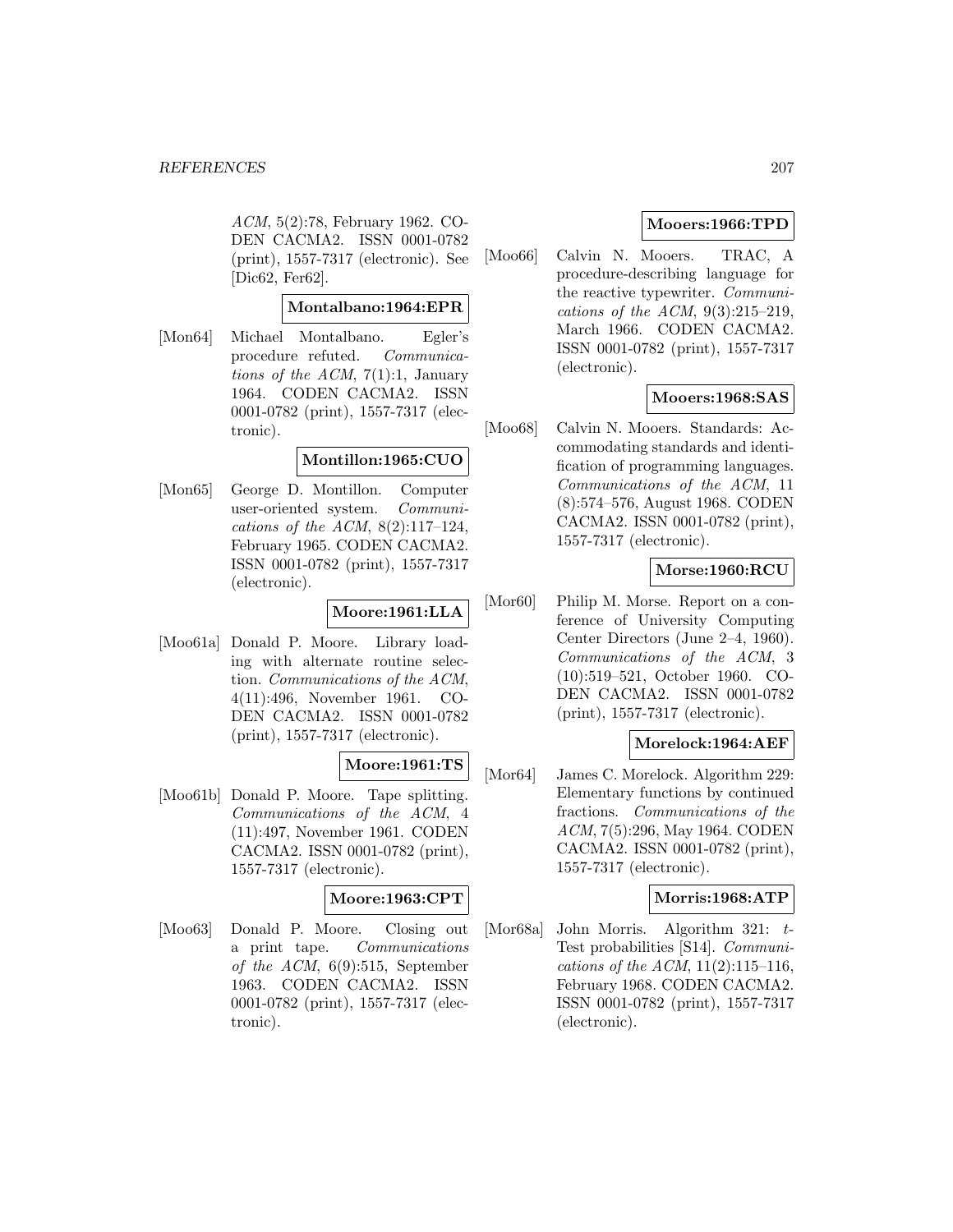*ACM*, 5(2):78, February 1962. CODEN CACMA2. ISSN 0001-0782 (print), 1557-7317 (electronic). See [Dic62, Fer62].

**Montalbano:1964:EPR**

[Mon64] Michael Montalbano. Egler's procedure refuted. *Communications of the ACM*, 7(1):1, January 1964. CODEN CACMA2. ISSN 0001-0782 (print), 1557-7317 (electronic).

**Montillon:1965:CUO**

[Mon65] George D. Montillon. Computer user-oriented system. *Communications of the ACM*, 8(2):117–124, February 1965. CODEN CACMA2. ISSN 0001-0782 (print), 1557-7317 (electronic).

**Moore:1961:LLA**

[Moo61a] Donald P. Moore. Library loading with alternate routine selection. *Communications of the ACM*, 4(11):496, November 1961. CODEN CACMA2. ISSN 0001-0782 (print), 1557-7317 (electronic).

**Moore:1961:TS**

[Moo61b] Donald P. Moore. Tape splitting. *Communications of the ACM*, 4 (11):497, November 1961. CODEN CACMA2. ISSN 0001-0782 (print), 1557-7317 (electronic).

**Moore:1963:CPT**

[Moo63] Donald P. Moore. Closing out a print tape. *Communications of the ACM*, 6(9):515, September 1963. CODEN CACMA2. ISSN 0001-0782 (print), 1557-7317 (electronic).

**Mooers:1966:TPD**

[Moo66] Calvin N. Mooers. TRAC, A procedure-describing language for the reactive typewriter. *Communications of the ACM*, 9(3):215–219, March 1966. CODEN CACMA2. ISSN 0001-0782 (print), 1557-7317 (electronic).

**Mooers:1968:SAS**

[Moo68] Calvin N. Mooers. Standards: Accommodating standards and identification of programming languages. *Communications of the ACM*, 11 (8):574–576, August 1968. CODEN CACMA2. ISSN 0001-0782 (print), 1557-7317 (electronic).

**Morse:1960:RCU**

[Mor60] Philip M. Morse. Report on a conference of University Computing Center Directors (June 2–4, 1960). *Communications of the ACM*, 3 (10):519–521, October 1960. CODEN CACMA2. ISSN 0001-0782 (print), 1557-7317 (electronic).

**Morelock:1964:AEF**

[Mor64] James C. Morelock. Algorithm 229: Elementary functions by continued fractions. *Communications of the ACM*, 7(5):296, May 1964. CODEN CACMA2. ISSN 0001-0782 (print), 1557-7317 (electronic).

**Morris:1968:ATP**

[Mor68a] John Morris. Algorithm 321: *t*-Test probabilities [S14]. *Communications of the ACM*, 11(2):115–116, February 1968. CODEN CACMA2. ISSN 0001-0782 (print), 1557-7317 (electronic).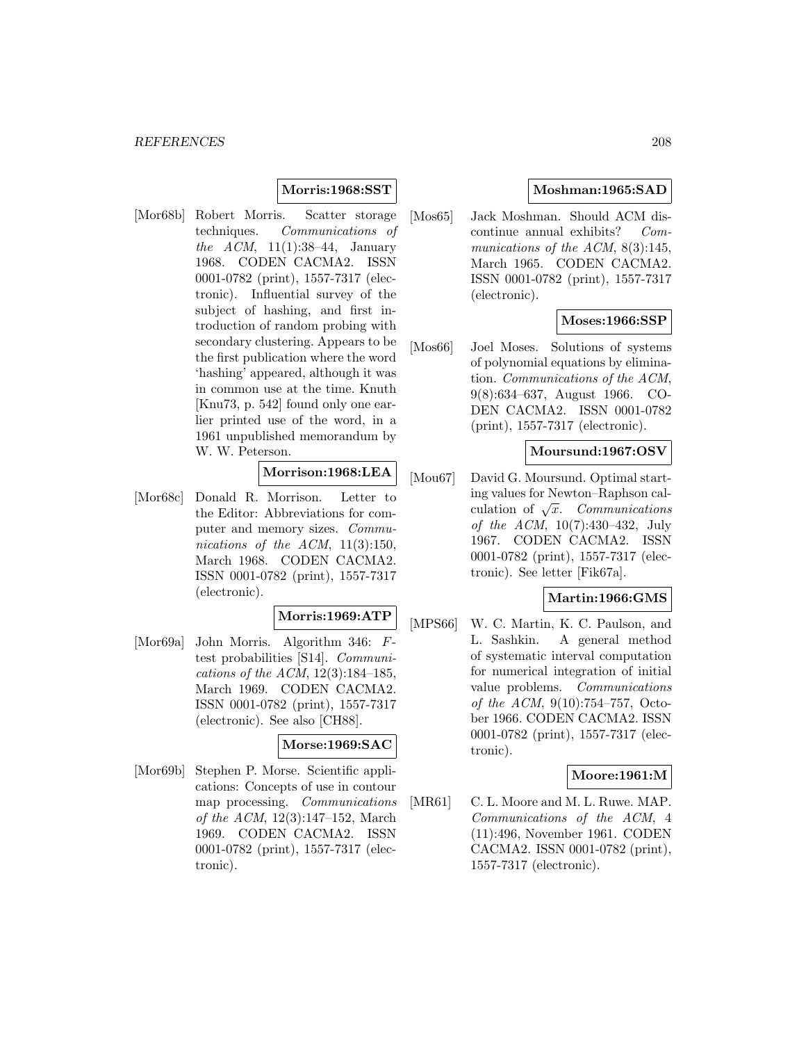**Morris:1968:SST**

[Mor68b] Robert Morris. Scatter storage techniques. *Communications of the ACM*, 11(1):38–44, January 1968. CODEN CACMA2. ISSN 0001-0782 (print), 1557-7317 (electronic). Influential survey of the subject of hashing, and first introduction of random probing with secondary clustering. Appears to be the first publication where the word 'hashing' appeared, although it was in common use at the time. Knuth [Knu73, p. 542] found only one earlier printed use of the word, in a 1961 unpublished memorandum by W. W. Peterson.

**Morrison:1968:LEA**

[Mor68c] Donald R. Morrison. Letter to the Editor: Abbreviations for computer and memory sizes. *Communications of the ACM*, 11(3):150, March 1968. CODEN CACMA2. ISSN 0001-0782 (print), 1557-7317 (electronic).

**Morris:1969:ATP**

[Mor69a] John Morris. Algorithm 346: *F*-test probabilities [S14]. *Communications of the ACM*, 12(3):184–185, March 1969. CODEN CACMA2. ISSN 0001-0782 (print), 1557-7317 (electronic). See also [CH88].

**Morse:1969:SAC**

[Mor69b] Stephen P. Morse. Scientific applications: Concepts of use in contour map processing. *Communications of the ACM*, 12(3):147–152, March 1969. CODEN CACMA2. ISSN 0001-0782 (print), 1557-7317 (electronic).

**Moshman:1965:SAD**

[Mos65] Jack Moshman. Should ACM discontinue annual exhibits? *Communications of the ACM*, 8(3):145, March 1965. CODEN CACMA2. ISSN 0001-0782 (print), 1557-7317 (electronic).

**Moses:1966:SSP**

[Mos66] Joel Moses. Solutions of systems of polynomial equations by elimination. *Communications of the ACM*, 9(8):634–637, August 1966. CODEN CACMA2. ISSN 0001-0782 (print), 1557-7317 (electronic).

**Moursund:1967:OSV**

[Mou67] David G. Moursund. Optimal starting values for Newton–Raphson calculation of $\sqrt{x}$. *Communications of the ACM*, 10(7):430–432, July 1967. CODEN CACMA2. ISSN 0001-0782 (print), 1557-7317 (electronic). See letter [Fik67a].

**Martin:1966:GMS**

[MPS66] W. C. Martin, K. C. Paulson, and L. Sashkin. A general method of systematic interval computation for numerical integration of initial value problems. *Communications of the ACM*, 9(10):754–757, October 1966. CODEN CACMA2. ISSN 0001-0782 (print), 1557-7317 (electronic).

**Moore:1961:M**

[MR61] C. L. Moore and M. L. Ruwe. MAP. *Communications of the ACM*, 4 (11):496, November 1961. CODEN CACMA2. ISSN 0001-0782 (print), 1557-7317 (electronic).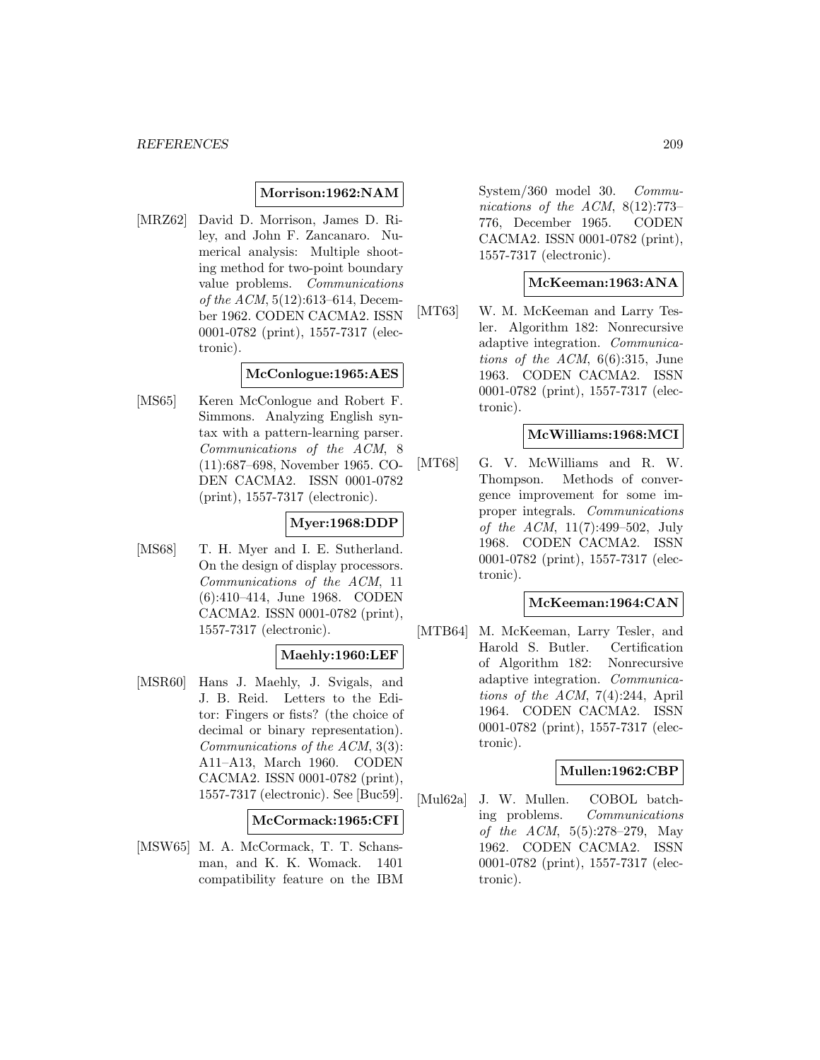**Morrison:1962:NAM**

[MRZ62] David D. Morrison, James D. Riley, and John F. Zancanaro. Numerical analysis: Multiple shooting method for two-point boundary value problems. *Communications of the ACM*, 5(12):613–614, December 1962. CODEN CACMA2. ISSN 0001-0782 (print), 1557-7317 (electronic).

**McConlogue:1965:AES**

[MS65] Keren McConlogue and Robert F. Simmons. Analyzing English syntax with a pattern-learning parser. *Communications of the ACM*, 8 (11):687–698, November 1965. CODEN CACMA2. ISSN 0001-0782 (print), 1557-7317 (electronic).

**Myer:1968:DDP**

[MS68] T. H. Myer and I. E. Sutherland. On the design of display processors. *Communications of the ACM*, 11 (6):410–414, June 1968. CODEN CACMA2. ISSN 0001-0782 (print), 1557-7317 (electronic).

**Maehly:1960:LEF**

[MSR60] Hans J. Maehly, J. Svigals, and J. B. Reid. Letters to the Editor: Fingers or fists? (the choice of decimal or binary representation). *Communications of the ACM*, 3(3): A11–A13, March 1960. CODEN CACMA2. ISSN 0001-0782 (print), 1557-7317 (electronic). See [Buc59].

**McCormack:1965:CFI**

[MSW65] M. A. McCormack, T. T. Schansman, and K. K. Womack. 1401 compatibility feature on the IBM System/360 model 30. *Communications of the ACM*, 8(12):773–776, December 1965. CODEN CACMA2. ISSN 0001-0782 (print), 1557-7317 (electronic).

**McKeeman:1963:ANA**

[MT63] W. M. McKeeman and Larry Tesler. Algorithm 182: Nonrecursive adaptive integration. *Communications of the ACM*, 6(6):315, June 1963. CODEN CACMA2. ISSN 0001-0782 (print), 1557-7317 (electronic).

**McWilliams:1968:MCI**

[MT68] G. V. McWilliams and R. W. Thompson. Methods of convergence improvement for some improper integrals. *Communications of the ACM*, 11(7):499–502, July 1968. CODEN CACMA2. ISSN 0001-0782 (print), 1557-7317 (electronic).

**McKeeman:1964:CAN**

[MTB64] M. McKeeman, Larry Tesler, and Harold S. Butler. Certification of Algorithm 182: Nonrecursive adaptive integration. *Communications of the ACM*, 7(4):244, April 1964. CODEN CACMA2. ISSN 0001-0782 (print), 1557-7317 (electronic).

**Mullen:1962:CBP**

[Mul62a] J. W. Mullen. COBOL batching problems. *Communications of the ACM*, 5(5):278–279, May 1962. CODEN CACMA2. ISSN 0001-0782 (print), 1557-7317 (electronic).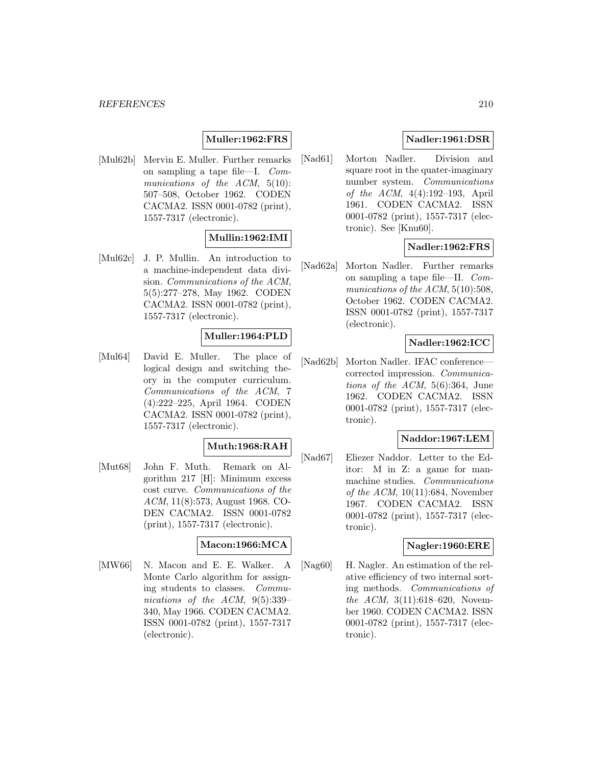**Muller:1962:FRS**

[Mul62b] Mervin E. Muller. Further remarks on sampling a tape file—I. *Communications of the ACM*, 5(10): 507–508, October 1962. CODEN CACMA2. ISSN 0001-0782 (print), 1557-7317 (electronic).

**Mullin:1962:IMI**

[Mul62c] J. P. Mullin. An introduction to a machine-independent data division. *Communications of the ACM*, 5(5):277–278, May 1962. CODEN CACMA2. ISSN 0001-0782 (print), 1557-7317 (electronic).

**Muller:1964:PLD**

[Mul64] David E. Muller. The place of logical design and switching theory in the computer curriculum. *Communications of the ACM*, 7 (4):222–225, April 1964. CODEN CACMA2. ISSN 0001-0782 (print), 1557-7317 (electronic).

**Muth:1968:RAH**

[Mut68] John F. Muth. Remark on Algorithm 217 [H]: Minimum excess cost curve. *Communications of the ACM*, 11(8):573, August 1968. CODEN CACMA2. ISSN 0001-0782 (print), 1557-7317 (electronic).

**Macon:1966:MCA**

[MW66] N. Macon and E. E. Walker. A Monte Carlo algorithm for assigning students to classes. *Communications of the ACM*, 9(5):339–340, May 1966. CODEN CACMA2. ISSN 0001-0782 (print), 1557-7317 (electronic).

**Nadler:1961:DSR**

[Nad61] Morton Nadler. Division and square root in the quater-imaginary number system. *Communications of the ACM*, 4(4):192–193, April 1961. CODEN CACMA2. ISSN 0001-0782 (print), 1557-7317 (electronic). See [Knu60].

**Nadler:1962:FRS**

[Nad62a] Morton Nadler. Further remarks on sampling a tape file—II. *Communications of the ACM*, 5(10):508, October 1962. CODEN CACMA2. ISSN 0001-0782 (print), 1557-7317 (electronic).

**Nadler:1962:ICC**

[Nad62b] Morton Nadler. IFAC conference—corrected impression. *Communications of the ACM*, 5(6):364, June 1962. CODEN CACMA2. ISSN 0001-0782 (print), 1557-7317 (electronic).

**Naddor:1967:LEM**

[Nad67] Eliezer Naddor. Letter to the Editor: M in Z: a game for man-machine studies. *Communications of the ACM*, 10(11):684, November 1967. CODEN CACMA2. ISSN 0001-0782 (print), 1557-7317 (electronic).

**Nagler:1960:ERE**

[Nag60] H. Nagler. An estimation of the relative efficiency of two internal sorting methods. *Communications of the ACM*, 3(11):618–620, November 1960. CODEN CACMA2. ISSN 0001-0782 (print), 1557-7317 (electronic).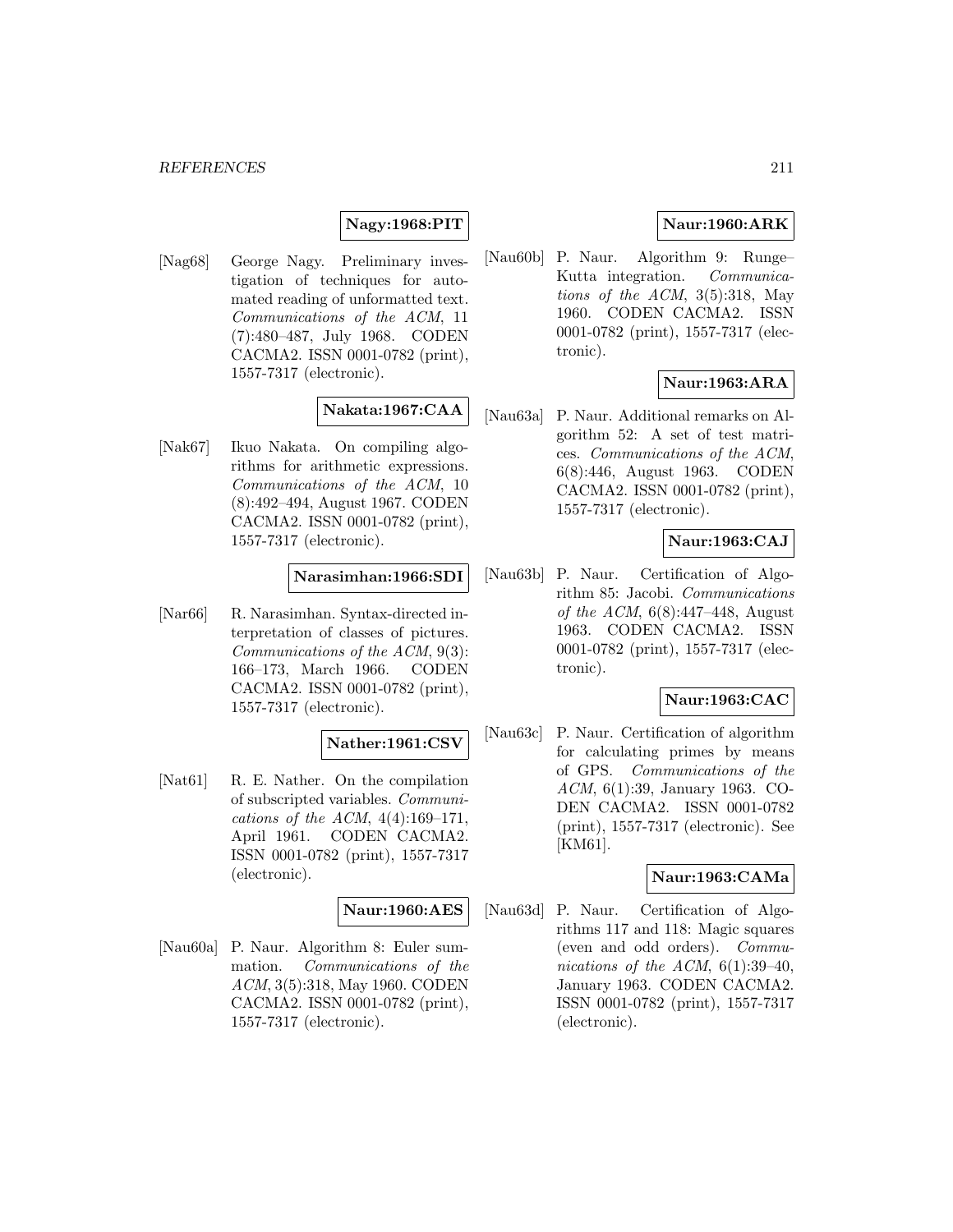**Nagy:1968:PIT**

[Nag68] George Nagy. Preliminary investigation of techniques for automated reading of unformatted text. *Communications of the ACM*, 11 (7):480–487, July 1968. CODEN CACMA2. ISSN 0001-0782 (print), 1557-7317 (electronic).

**Nakata:1967:CAA**

[Nak67] Ikuo Nakata. On compiling algorithms for arithmetic expressions. *Communications of the ACM*, 10 (8):492–494, August 1967. CODEN CACMA2. ISSN 0001-0782 (print), 1557-7317 (electronic).

**Narasimhan:1966:SDI**

[Nar66] R. Narasimhan. Syntax-directed interpretation of classes of pictures. *Communications of the ACM*, 9(3): 166–173, March 1966. CODEN CACMA2. ISSN 0001-0782 (print), 1557-7317 (electronic).

**Nather:1961:CSV**

[Nat61] R. E. Nather. On the compilation of subscripted variables. *Communications of the ACM*, 4(4):169–171, April 1961. CODEN CACMA2. ISSN 0001-0782 (print), 1557-7317 (electronic).

**Naur:1960:AES**

[Nau60a] P. Naur. Algorithm 8: Euler summation. *Communications of the ACM*, 3(5):318, May 1960. CODEN CACMA2. ISSN 0001-0782 (print), 1557-7317 (electronic).

**Naur:1960:ARK**

[Nau60b] P. Naur. Algorithm 9: Runge–Kutta integration. *Communications of the ACM*, 3(5):318, May 1960. CODEN CACMA2. ISSN 0001-0782 (print), 1557-7317 (electronic).

**Naur:1963:ARA**

[Nau63a] P. Naur. Additional remarks on Algorithm 52: A set of test matrices. *Communications of the ACM*, 6(8):446, August 1963. CODEN CACMA2. ISSN 0001-0782 (print), 1557-7317 (electronic).

**Naur:1963:CAJ**

[Nau63b] P. Naur. Certification of Algorithm 85: Jacobi. *Communications of the ACM*, 6(8):447–448, August 1963. CODEN CACMA2. ISSN 0001-0782 (print), 1557-7317 (electronic).

**Naur:1963:CAC**

[Nau63c] P. Naur. Certification of algorithm for calculating primes by means of GPS. *Communications of the ACM*, 6(1):39, January 1963. CODEN CACMA2. ISSN 0001-0782 (print), 1557-7317 (electronic). See [KM61].

**Naur:1963:CAMa**

[Nau63d] P. Naur. Certification of Algorithms 117 and 118: Magic squares (even and odd orders). *Communications of the ACM*, 6(1):39–40, January 1963. CODEN CACMA2. ISSN 0001-0782 (print), 1557-7317 (electronic).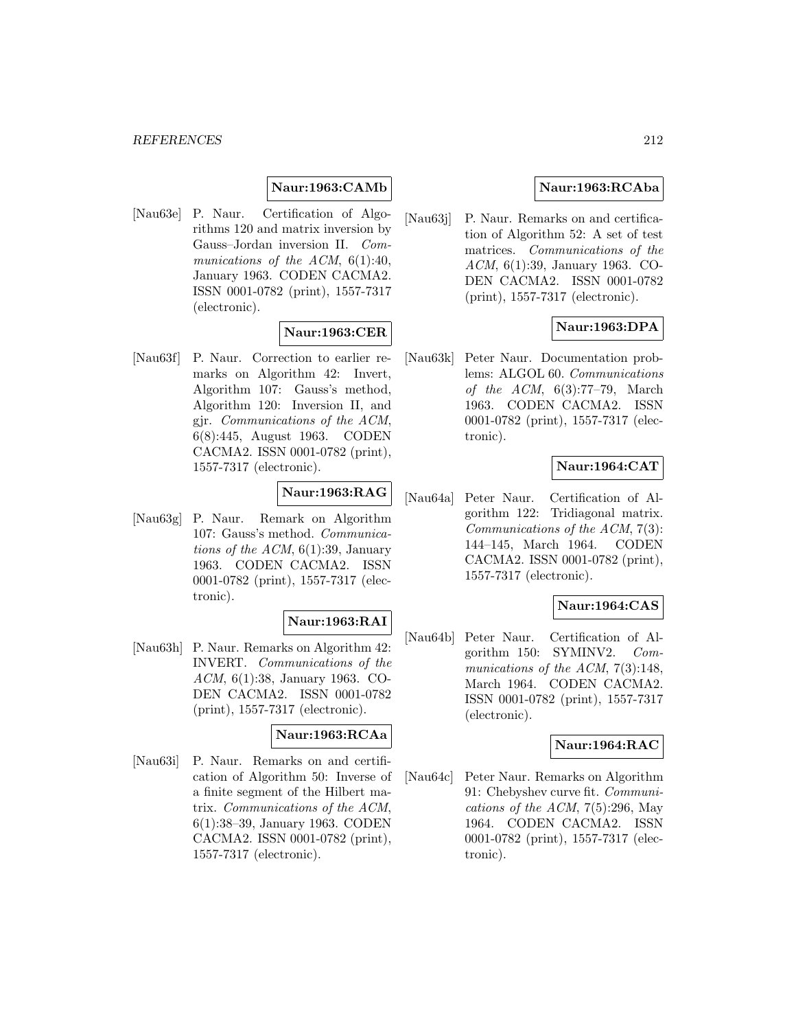**Naur:1963:CAMb**

[Nau63e] P. Naur. Certification of Algorithms 120 and matrix inversion by Gauss–Jordan inversion II. *Communications of the ACM*, 6(1):40, January 1963. CODEN CACMA2. ISSN 0001-0782 (print), 1557-7317 (electronic).

**Naur:1963:CER**

[Nau63f] P. Naur. Correction to earlier remarks on Algorithm 42: Invert, Algorithm 107: Gauss's method, Algorithm 120: Inversion II, and gjr. *Communications of the ACM*, 6(8):445, August 1963. CODEN CACMA2. ISSN 0001-0782 (print), 1557-7317 (electronic).

**Naur:1963:RAG**

[Nau63g] P. Naur. Remark on Algorithm 107: Gauss's method. *Communications of the ACM*, 6(1):39, January 1963. CODEN CACMA2. ISSN 0001-0782 (print), 1557-7317 (electronic).

**Naur:1963:RAI**

[Nau63h] P. Naur. Remarks on Algorithm 42: INVERT. *Communications of the ACM*, 6(1):38, January 1963. CODEN CACMA2. ISSN 0001-0782 (print), 1557-7317 (electronic).

**Naur:1963:RCAa**

[Nau63i] P. Naur. Remarks on and certification of Algorithm 50: Inverse of a finite segment of the Hilbert matrix. *Communications of the ACM*, 6(1):38–39, January 1963. CODEN CACMA2. ISSN 0001-0782 (print), 1557-7317 (electronic).

**Naur:1963:RCAba**

[Nau63j] P. Naur. Remarks on and certification of Algorithm 52: A set of test matrices. *Communications of the ACM*, 6(1):39, January 1963. CODEN CACMA2. ISSN 0001-0782 (print), 1557-7317 (electronic).

**Naur:1963:DPA**

[Nau63k] Peter Naur. Documentation problems: ALGOL 60. *Communications of the ACM*, 6(3):77–79, March 1963. CODEN CACMA2. ISSN 0001-0782 (print), 1557-7317 (electronic).

**Naur:1964:CAT**

[Nau64a] Peter Naur. Certification of Algorithm 122: Tridiagonal matrix. *Communications of the ACM*, 7(3): 144–145, March 1964. CODEN CACMA2. ISSN 0001-0782 (print), 1557-7317 (electronic).

**Naur:1964:CAS**

[Nau64b] Peter Naur. Certification of Algorithm 150: SYMINV2. *Communications of the ACM*, 7(3):148, March 1964. CODEN CACMA2. ISSN 0001-0782 (print), 1557-7317 (electronic).

**Naur:1964:RAC**

[Nau64c] Peter Naur. Remarks on Algorithm 91: Chebyshev curve fit. *Communications of the ACM*, 7(5):296, May 1964. CODEN CACMA2. ISSN 0001-0782 (print), 1557-7317 (electronic).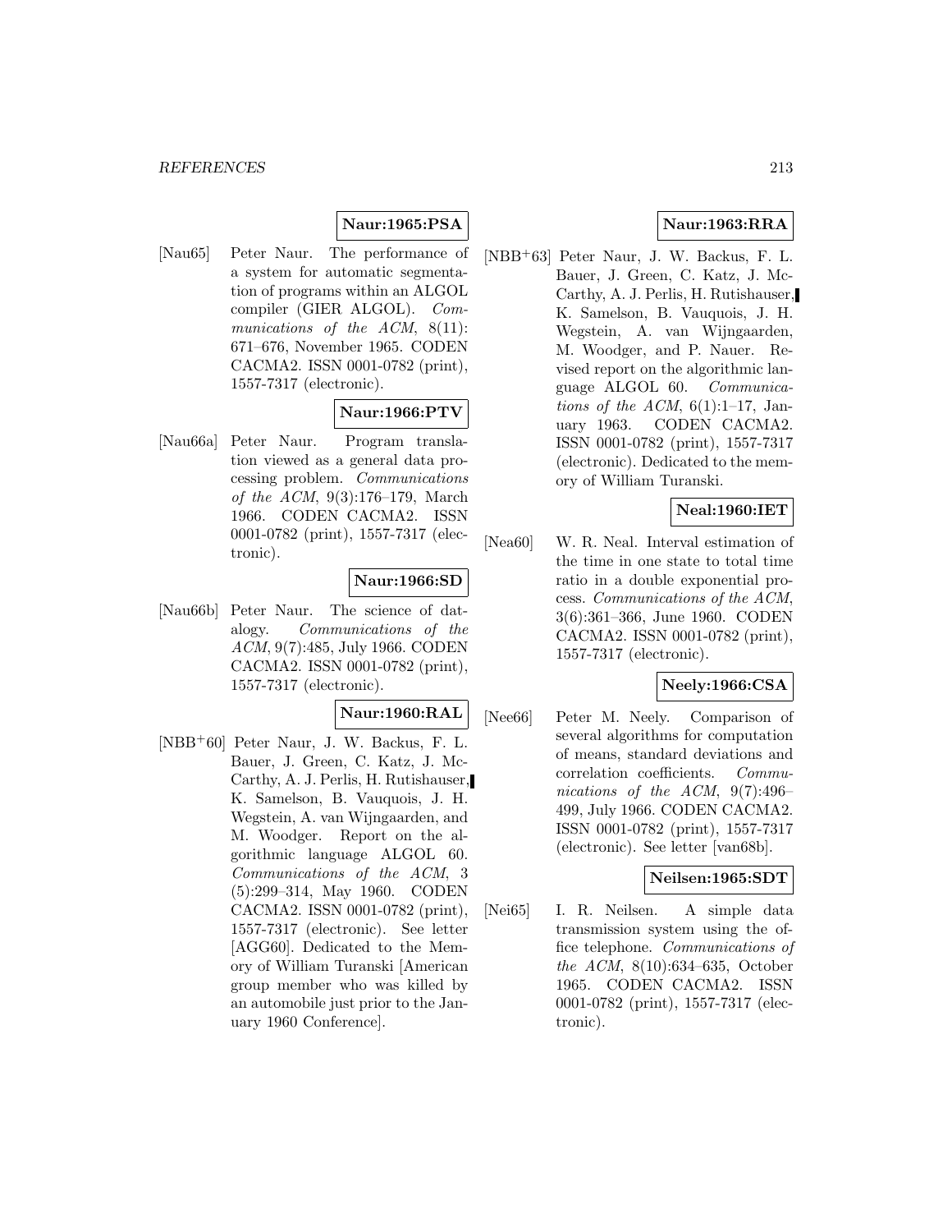**Naur:1965:PSA**

[Nau65] Peter Naur. The performance of a system for automatic segmentation of programs within an ALGOL compiler (GIER ALGOL). *Communications of the ACM*, 8(11): 671–676, November 1965. CODEN CACMA2. ISSN 0001-0782 (print), 1557-7317 (electronic).

**Naur:1966:PTV**

[Nau66a] Peter Naur. Program translation viewed as a general data processing problem. *Communications of the ACM*, 9(3):176–179, March 1966. CODEN CACMA2. ISSN 0001-0782 (print), 1557-7317 (electronic).

**Naur:1966:SD**

[Nau66b] Peter Naur. The science of datalogy. *Communications of the ACM*, 9(7):485, July 1966. CODEN CACMA2. ISSN 0001-0782 (print), 1557-7317 (electronic).

**Naur:1960:RAL**

[NBB+60] Peter Naur, J. W. Backus, F. L. Bauer, J. Green, C. Katz, J. McCarthy, A. J. Perlis, H. Rutishauser, K. Samelson, B. Vauquois, J. H. Wegstein, A. van Wijngaarden, and M. Woodger. Report on the algorithmic language ALGOL 60. *Communications of the ACM*, 3 (5):299–314, May 1960. CODEN CACMA2. ISSN 0001-0782 (print), 1557-7317 (electronic). See letter [AGG60]. Dedicated to the Memory of William Turanski [American group member who was killed by an automobile just prior to the January 1960 Conference].

**Naur:1963:RRA**

[NBB+63] Peter Naur, J. W. Backus, F. L. Bauer, J. Green, C. Katz, J. McCarthy, A. J. Perlis, H. Rutishauser, K. Samelson, B. Vauquois, J. H. Wegstein, A. van Wijngaarden, M. Woodger, and P. Nauer. Revised report on the algorithmic language ALGOL 60. *Communications of the ACM*, 6(1):1–17, January 1963. CODEN CACMA2. ISSN 0001-0782 (print), 1557-7317 (electronic). Dedicated to the memory of William Turanski.

**Neal:1960:IET**

[Nea60] W. R. Neal. Interval estimation of the time in one state to total time ratio in a double exponential process. *Communications of the ACM*, 3(6):361–366, June 1960. CODEN CACMA2. ISSN 0001-0782 (print), 1557-7317 (electronic).

**Neely:1966:CSA**

[Nee66] Peter M. Neely. Comparison of several algorithms for computation of means, standard deviations and correlation coefficients. *Communications of the ACM*, 9(7):496–499, July 1966. CODEN CACMA2. ISSN 0001-0782 (print), 1557-7317 (electronic). See letter [van68b].

**Neilsen:1965:SDT**

[Nei65] I. R. Neilsen. A simple data transmission system using the office telephone. *Communications of the ACM*, 8(10):634–635, October 1965. CODEN CACMA2. ISSN 0001-0782 (print), 1557-7317 (electronic).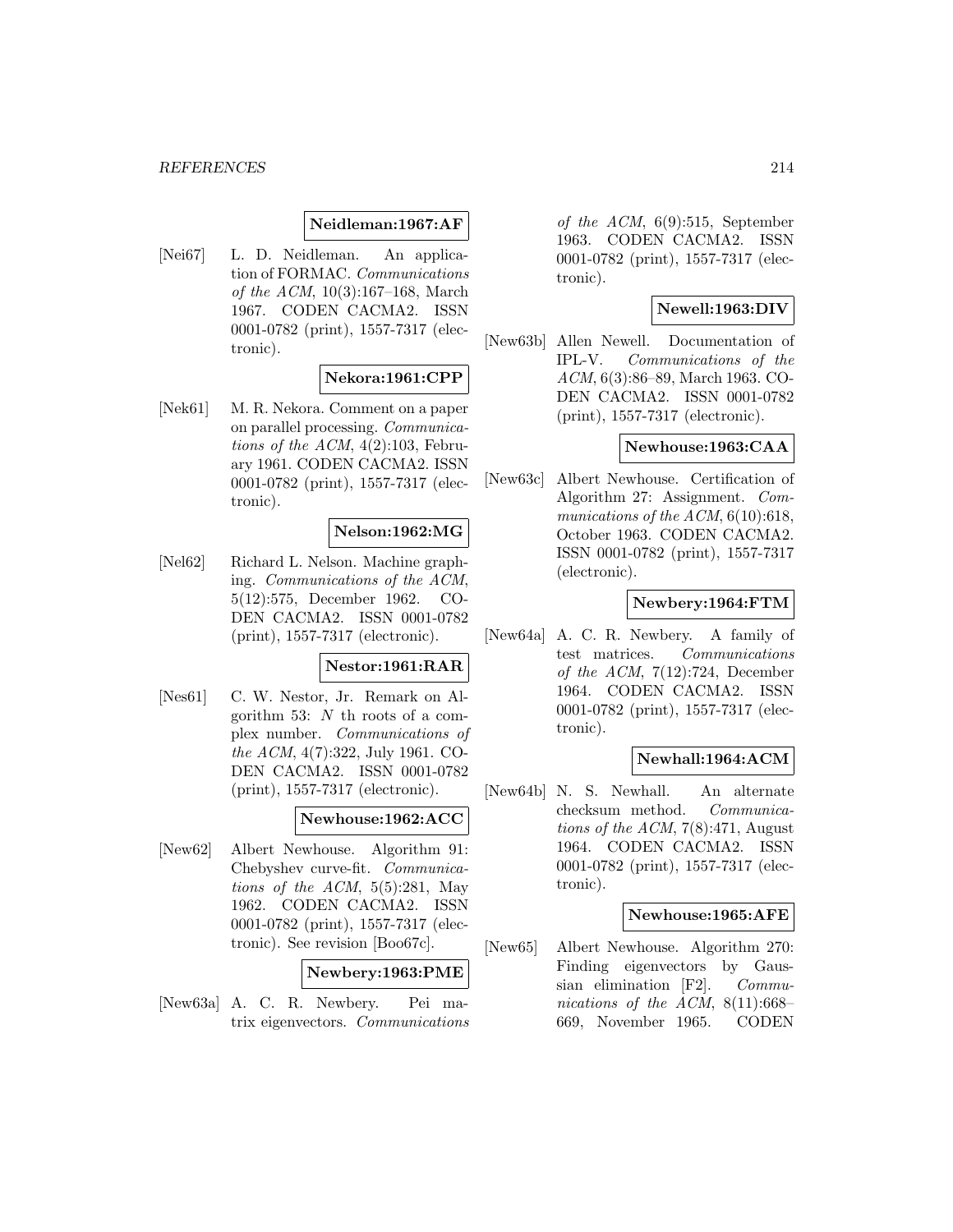**Neidleman:1967:AF**

[Nei67] L. D. Neidleman. An application of FORMAC. *Communications of the ACM*, 10(3):167–168, March 1967. CODEN CACMA2. ISSN 0001-0782 (print), 1557-7317 (electronic).

**Nekora:1961:CPP**

[Nek61] M. R. Nekora. Comment on a paper on parallel processing. *Communications of the ACM*, 4(2):103, February 1961. CODEN CACMA2. ISSN 0001-0782 (print), 1557-7317 (electronic).

**Nelson:1962:MG**

[Nel62] Richard L. Nelson. Machine graphing. *Communications of the ACM*, 5(12):575, December 1962. CODEN CACMA2. ISSN 0001-0782 (print), 1557-7317 (electronic).

**Nestor:1961:RAR**

[Nes61] C. W. Nestor, Jr. Remark on Algorithm 53: $N$ th roots of a complex number. *Communications of the ACM*, 4(7):322, July 1961. CODEN CACMA2. ISSN 0001-0782 (print), 1557-7317 (electronic).

**Newhouse:1962:ACC**

[New62] Albert Newhouse. Algorithm 91: Chebyshev curve-fit. *Communications of the ACM*, 5(5):281, May 1962. CODEN CACMA2. ISSN 0001-0782 (print), 1557-7317 (electronic). See revision [Boo67c].

**Newbery:1963:PME**

[New63a] A. C. R. Newbery. Pei matrix eigenvectors. *Communications of the ACM*, 6(9):515, September 1963. CODEN CACMA2. ISSN 0001-0782 (print), 1557-7317 (electronic).

**Newell:1963:DIV**

[New63b] Allen Newell. Documentation of IPL-V. *Communications of the ACM*, 6(3):86–89, March 1963. CODEN CACMA2. ISSN 0001-0782 (print), 1557-7317 (electronic).

**Newhouse:1963:CAA**

[New63c] Albert Newhouse. Certification of Algorithm 27: Assignment. *Communications of the ACM*, 6(10):618, October 1963. CODEN CACMA2. ISSN 0001-0782 (print), 1557-7317 (electronic).

**Newbery:1964:FTM**

[New64a] A. C. R. Newbery. A family of test matrices. *Communications of the ACM*, 7(12):724, December 1964. CODEN CACMA2. ISSN 0001-0782 (print), 1557-7317 (electronic).

**Newhall:1964:ACM**

[New64b] N. S. Newhall. An alternate checksum method. *Communications of the ACM*, 7(8):471, August 1964. CODEN CACMA2. ISSN 0001-0782 (print), 1557-7317 (electronic).

**Newhouse:1965:AFE**

[New65] Albert Newhouse. Algorithm 270: Finding eigenvectors by Gaussian elimination [F2]. *Communications of the ACM*, 8(11):668–669, November 1965. CODEN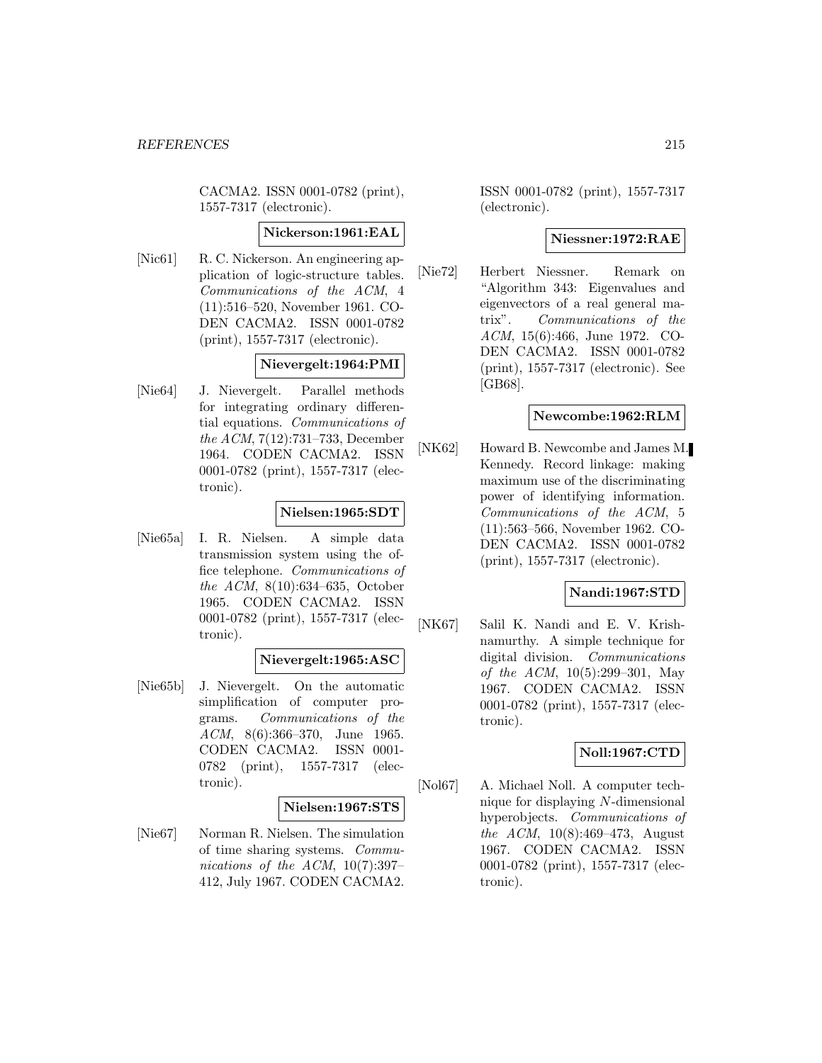CACMA2. ISSN 0001-0782 (print), 1557-7317 (electronic).

**Nickerson:1961:EAL**

[Nic61] R. C. Nickerson. An engineering application of logic-structure tables. *Communications of the ACM*, 4 (11):516–520, November 1961. CODEN CACMA2. ISSN 0001-0782 (print), 1557-7317 (electronic).

**Nievergelt:1964:PMI**

[Nie64] J. Nievergelt. Parallel methods for integrating ordinary differential equations. *Communications of the ACM*, 7(12):731–733, December 1964. CODEN CACMA2. ISSN 0001-0782 (print), 1557-7317 (electronic).

**Nielsen:1965:SDT**

[Nie65a] I. R. Nielsen. A simple data transmission system using the office telephone. *Communications of the ACM*, 8(10):634–635, October 1965. CODEN CACMA2. ISSN 0001-0782 (print), 1557-7317 (electronic).

**Nievergelt:1965:ASC**

[Nie65b] J. Nievergelt. On the automatic simplification of computer programs. *Communications of the ACM*, 8(6):366–370, June 1965. CODEN CACMA2. ISSN 0001-0782 (print), 1557-7317 (electronic).

**Nielsen:1967:STS**

[Nie67] Norman R. Nielsen. The simulation of time sharing systems. *Communications of the ACM*, 10(7):397–412, July 1967. CODEN CACMA2. ISSN 0001-0782 (print), 1557-7317 (electronic).

**Niessner:1972:RAE**

[Nie72] Herbert Niessner. Remark on "Algorithm 343: Eigenvalues and eigenvectors of a real general matrix". *Communications of the ACM*, 15(6):466, June 1972. CODEN CACMA2. ISSN 0001-0782 (print), 1557-7317 (electronic). See [GB68].

**Newcombe:1962:RLM**

[NK62] Howard B. Newcombe and James M. Kennedy. Record linkage: making maximum use of the discriminating power of identifying information. *Communications of the ACM*, 5 (11):563–566, November 1962. CODEN CACMA2. ISSN 0001-0782 (print), 1557-7317 (electronic).

**Nandi:1967:STD**

[NK67] Salil K. Nandi and E. V. Krishnamurthy. A simple technique for digital division. *Communications of the ACM*, 10(5):299–301, May 1967. CODEN CACMA2. ISSN 0001-0782 (print), 1557-7317 (electronic).

**Noll:1967:CTD**

[Nol67] A. Michael Noll. A computer technique for displaying $N$-dimensional hyperobjects. *Communications of the ACM*, 10(8):469–473, August 1967. CODEN CACMA2. ISSN 0001-0782 (print), 1557-7317 (electronic).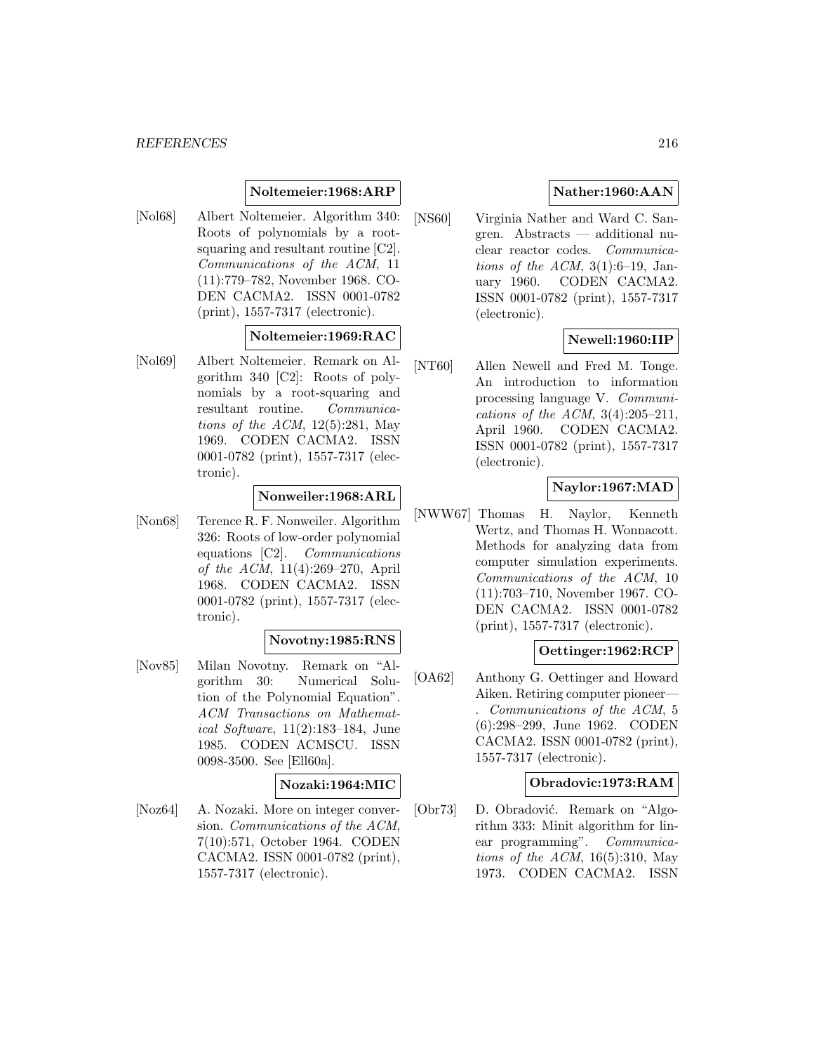**Noltemeier:1968:ARP**

[Nol68] Albert Noltemeier. Algorithm 340: Roots of polynomials by a root-squaring and resultant routine [C2]. *Communications of the ACM*, 11 (11):779–782, November 1968. CODEN CACMA2. ISSN 0001-0782 (print), 1557-7317 (electronic).

**Noltemeier:1969:RAC**

[Nol69] Albert Noltemeier. Remark on Algorithm 340 [C2]: Roots of polynomials by a root-squaring and resultant routine. *Communications of the ACM*, 12(5):281, May 1969. CODEN CACMA2. ISSN 0001-0782 (print), 1557-7317 (electronic).

**Nonweiler:1968:ARL**

[Non68] Terence R. F. Nonweiler. Algorithm 326: Roots of low-order polynomial equations [C2]. *Communications of the ACM*, 11(4):269–270, April 1968. CODEN CACMA2. ISSN 0001-0782 (print), 1557-7317 (electronic).

**Novotny:1985:RNS**

[Nov85] Milan Novotny. Remark on "Algorithm 30: Numerical Solution of the Polynomial Equation". *ACM Transactions on Mathematical Software*, 11(2):183–184, June 1985. CODEN ACMSCU. ISSN 0098-3500. See [Ell60a].

**Nozaki:1964:MIC**

[Noz64] A. Nozaki. More on integer conversion. *Communications of the ACM*, 7(10):571, October 1964. CODEN CACMA2. ISSN 0001-0782 (print), 1557-7317 (electronic).

**Nather:1960:AAN**

[NS60] Virginia Nather and Ward C. Sangren. Abstracts — additional nuclear reactor codes. *Communications of the ACM*, 3(1):6–19, January 1960. CODEN CACMA2. ISSN 0001-0782 (print), 1557-7317 (electronic).

**Newell:1960:IIP**

[NT60] Allen Newell and Fred M. Tonge. An introduction to information processing language V. *Communications of the ACM*, 3(4):205–211, April 1960. CODEN CACMA2. ISSN 0001-0782 (print), 1557-7317 (electronic).

**Naylor:1967:MAD**

[NWW67] Thomas H. Naylor, Kenneth Wertz, and Thomas H. Wonnacott. Methods for analyzing data from computer simulation experiments. *Communications of the ACM*, 10 (11):703–710, November 1967. CODEN CACMA2. ISSN 0001-0782 (print), 1557-7317 (electronic).

**Oettinger:1962:RCP**

[OA62] Anthony G. Oettinger and Howard Aiken. Retiring computer pioneer— . *Communications of the ACM*, 5 (6):298–299, June 1962. CODEN CACMA2. ISSN 0001-0782 (print), 1557-7317 (electronic).

**Obradovic:1973:RAM**

[Obr73] D. Obradović. Remark on "Algorithm 333: Minit algorithm for linear programming". *Communications of the ACM*, 16(5):310, May 1973. CODEN CACMA2. ISSN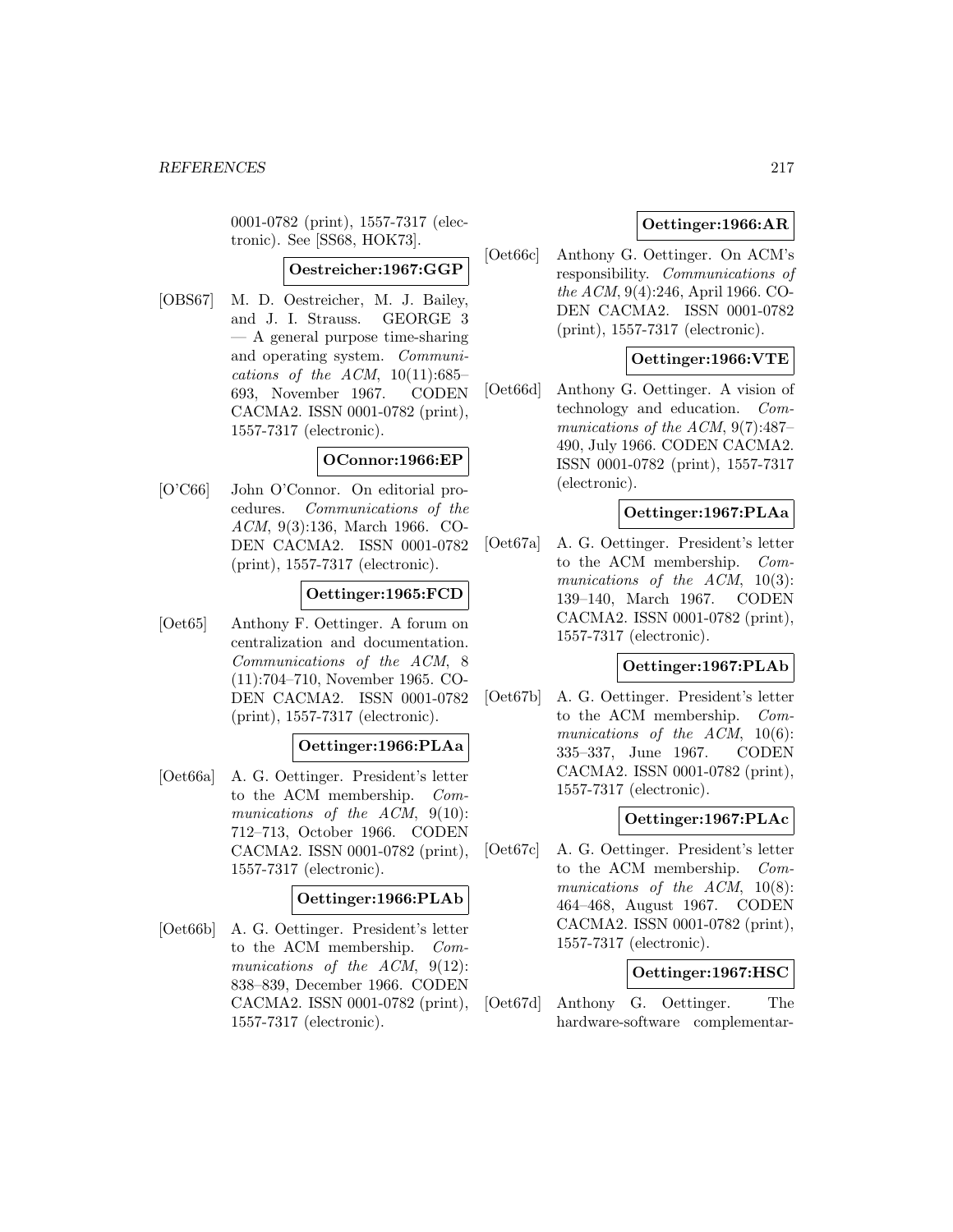0001-0782 (print), 1557-7317 (electronic). See [SS68, HOK73].

**Oestreicher:1967:GGP**

[OBS67] M. D. Oestreicher, M. J. Bailey, and J. I. Strauss. GEORGE 3 — A general purpose time-sharing and operating system. *Communications of the ACM*, 10(11):685–693, November 1967. CODEN CACMA2. ISSN 0001-0782 (print), 1557-7317 (electronic).

**OConnor:1966:EP**

[O'C66] John O'Connor. On editorial procedures. *Communications of the ACM*, 9(3):136, March 1966. CODEN CACMA2. ISSN 0001-0782 (print), 1557-7317 (electronic).

**Oettinger:1965:FCD**

[Oet65] Anthony F. Oettinger. A forum on centralization and documentation. *Communications of the ACM*, 8 (11):704–710, November 1965. CODEN CACMA2. ISSN 0001-0782 (print), 1557-7317 (electronic).

**Oettinger:1966:PLAa**

[Oet66a] A. G. Oettinger. President's letter to the ACM membership. *Communications of the ACM*, 9(10): 712–713, October 1966. CODEN CACMA2. ISSN 0001-0782 (print), 1557-7317 (electronic).

**Oettinger:1966:PLAb**

[Oet66b] A. G. Oettinger. President's letter to the ACM membership. *Communications of the ACM*, 9(12): 838–839, December 1966. CODEN CACMA2. ISSN 0001-0782 (print), 1557-7317 (electronic).

**Oettinger:1966:AR**

[Oet66c] Anthony G. Oettinger. On ACM's responsibility. *Communications of the ACM*, 9(4):246, April 1966. CODEN CACMA2. ISSN 0001-0782 (print), 1557-7317 (electronic).

**Oettinger:1966:VTE**

[Oet66d] Anthony G. Oettinger. A vision of technology and education. *Communications of the ACM*, 9(7):487–490, July 1966. CODEN CACMA2. ISSN 0001-0782 (print), 1557-7317 (electronic).

**Oettinger:1967:PLAa**

[Oet67a] A. G. Oettinger. President's letter to the ACM membership. *Communications of the ACM*, 10(3): 139–140, March 1967. CODEN CACMA2. ISSN 0001-0782 (print), 1557-7317 (electronic).

**Oettinger:1967:PLAb**

[Oet67b] A. G. Oettinger. President's letter to the ACM membership. *Communications of the ACM*, 10(6): 335–337, June 1967. CODEN CACMA2. ISSN 0001-0782 (print), 1557-7317 (electronic).

**Oettinger:1967:PLAc**

[Oet67c] A. G. Oettinger. President's letter to the ACM membership. *Communications of the ACM*, 10(8): 464–468, August 1967. CODEN CACMA2. ISSN 0001-0782 (print), 1557-7317 (electronic).

**Oettinger:1967:HSC**

[Oet67d] Anthony G. Oettinger. The hardware-software complementar-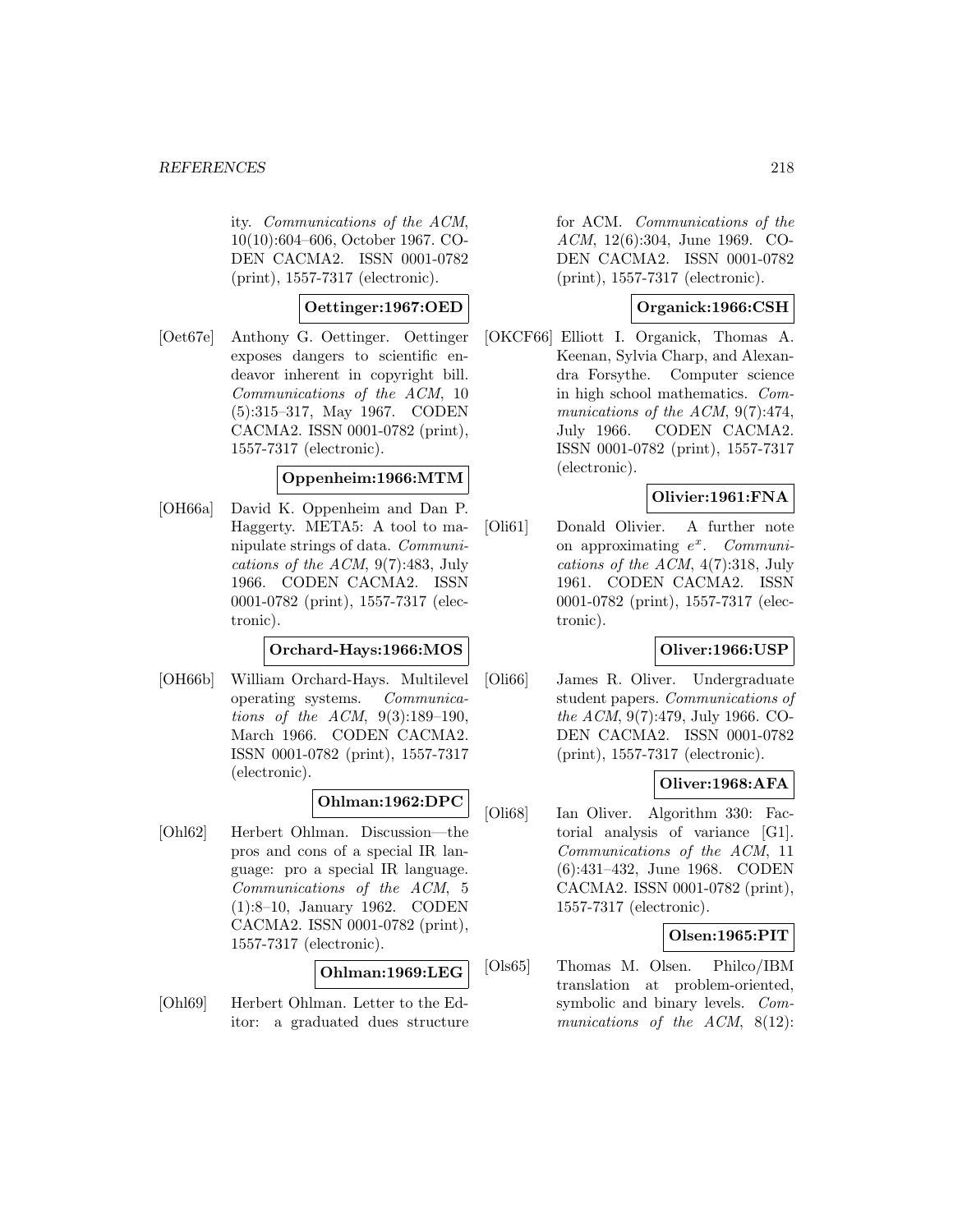ity. *Communications of the ACM*, 10(10):604–606, October 1967. CODEN CACMA2. ISSN 0001-0782 (print), 1557-7317 (electronic).

**Oettinger:1967:OED**

[Oet67e] Anthony G. Oettinger. Oettinger exposes dangers to scientific endeavor inherent in copyright bill. *Communications of the ACM*, 10 (5):315–317, May 1967. CODEN CACMA2. ISSN 0001-0782 (print), 1557-7317 (electronic).

**Oppenheim:1966:MTM**

[OH66a] David K. Oppenheim and Dan P. Haggerty. META5: A tool to manipulate strings of data. *Communications of the ACM*, 9(7):483, July 1966. CODEN CACMA2. ISSN 0001-0782 (print), 1557-7317 (electronic).

**Orchard-Hays:1966:MOS**

[OH66b] William Orchard-Hays. Multilevel operating systems. *Communications of the ACM*, 9(3):189–190, March 1966. CODEN CACMA2. ISSN 0001-0782 (print), 1557-7317 (electronic).

**Ohlman:1962:DPC**

[Ohl62] Herbert Ohlman. Discussion—the pros and cons of a special IR language: pro a special IR language. *Communications of the ACM*, 5 (1):8–10, January 1962. CODEN CACMA2. ISSN 0001-0782 (print), 1557-7317 (electronic).

**Ohlman:1969:LEG**

[Ohl69] Herbert Ohlman. Letter to the Editor: a graduated dues structure for ACM. *Communications of the ACM*, 12(6):304, June 1969. CODEN CACMA2. ISSN 0001-0782 (print), 1557-7317 (electronic).

**Organick:1966:CSH**

[OKCF66] Elliott I. Organick, Thomas A. Keenan, Sylvia Charp, and Alexandra Forsythe. Computer science in high school mathematics. *Communications of the ACM*, 9(7):474, July 1966. CODEN CACMA2. ISSN 0001-0782 (print), 1557-7317 (electronic).

**Olivier:1961:FNA**

[Oli61] Donald Olivier. A further note on approximating $e^x$. *Communications of the ACM*, 4(7):318, July 1961. CODEN CACMA2. ISSN 0001-0782 (print), 1557-7317 (electronic).

**Oliver:1966:USP**

[Oli66] James R. Oliver. Undergraduate student papers. *Communications of the ACM*, 9(7):479, July 1966. CODEN CACMA2. ISSN 0001-0782 (print), 1557-7317 (electronic).

**Oliver:1968:AFA**

[Oli68] Ian Oliver. Algorithm 330: Factorial analysis of variance [G1]. *Communications of the ACM*, 11 (6):431–432, June 1968. CODEN CACMA2. ISSN 0001-0782 (print), 1557-7317 (electronic).

**Olsen:1965:PIT**

[Ols65] Thomas M. Olsen. Philco/IBM translation at problem-oriented, symbolic and binary levels. *Communications of the ACM*, 8(12):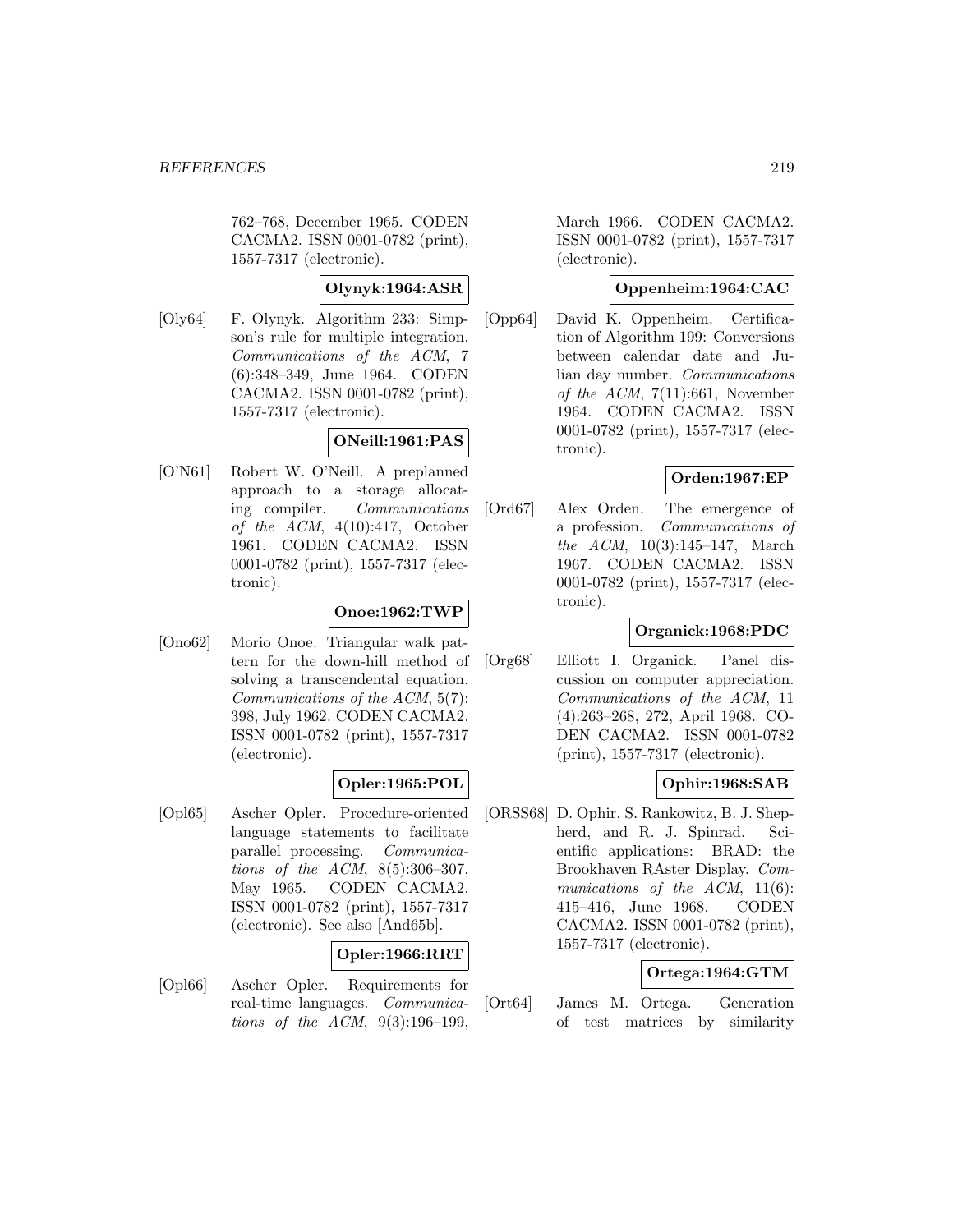762–768, December 1965. CODEN CACMA2. ISSN 0001-0782 (print), 1557-7317 (electronic).

**Olynyk:1964:ASR**

[Oly64] F. Olynyk. Algorithm 233: Simpson's rule for multiple integration. *Communications of the ACM*, 7 (6):348–349, June 1964. CODEN CACMA2. ISSN 0001-0782 (print), 1557-7317 (electronic).

**ONeill:1961:PAS**

[O'N61] Robert W. O'Neill. A preplanned approach to a storage allocating compiler. *Communications of the ACM*, 4(10):417, October 1961. CODEN CACMA2. ISSN 0001-0782 (print), 1557-7317 (electronic).

**Onoe:1962:TWP**

[Ono62] Morio Onoe. Triangular walk pattern for the down-hill method of solving a transcendental equation. *Communications of the ACM*, 5(7): 398, July 1962. CODEN CACMA2. ISSN 0001-0782 (print), 1557-7317 (electronic).

**Opler:1965:POL**

[Opl65] Ascher Opler. Procedure-oriented language statements to facilitate parallel processing. *Communications of the ACM*, 8(5):306–307, May 1965. CODEN CACMA2. ISSN 0001-0782 (print), 1557-7317 (electronic). See also [And65b].

**Opler:1966:RRT**

[Opl66] Ascher Opler. Requirements for real-time languages. *Communications of the ACM*, 9(3):196–199, March 1966. CODEN CACMA2. ISSN 0001-0782 (print), 1557-7317 (electronic).

**Oppenheim:1964:CAC**

[Opp64] David K. Oppenheim. Certification of Algorithm 199: Conversions between calendar date and Julian day number. *Communications of the ACM*, 7(11):661, November 1964. CODEN CACMA2. ISSN 0001-0782 (print), 1557-7317 (electronic).

**Orden:1967:EP**

[Ord67] Alex Orden. The emergence of a profession. *Communications of the ACM*, 10(3):145–147, March 1967. CODEN CACMA2. ISSN 0001-0782 (print), 1557-7317 (electronic).

**Organick:1968:PDC**

[Org68] Elliott I. Organick. Panel discussion on computer appreciation. *Communications of the ACM*, 11 (4):263–268, 272, April 1968. CODEN CACMA2. ISSN 0001-0782 (print), 1557-7317 (electronic).

**Ophir:1968:SAB**

[ORSS68] D. Ophir, S. Rankowitz, B. J. Shepherd, and R. J. Spinrad. Scientific applications: BRAD: the Brookhaven RAster Display. *Communications of the ACM*, 11(6): 415–416, June 1968. CODEN CACMA2. ISSN 0001-0782 (print), 1557-7317 (electronic).

**Ortega:1964:GTM**

[Ort64] James M. Ortega. Generation of test matrices by similarity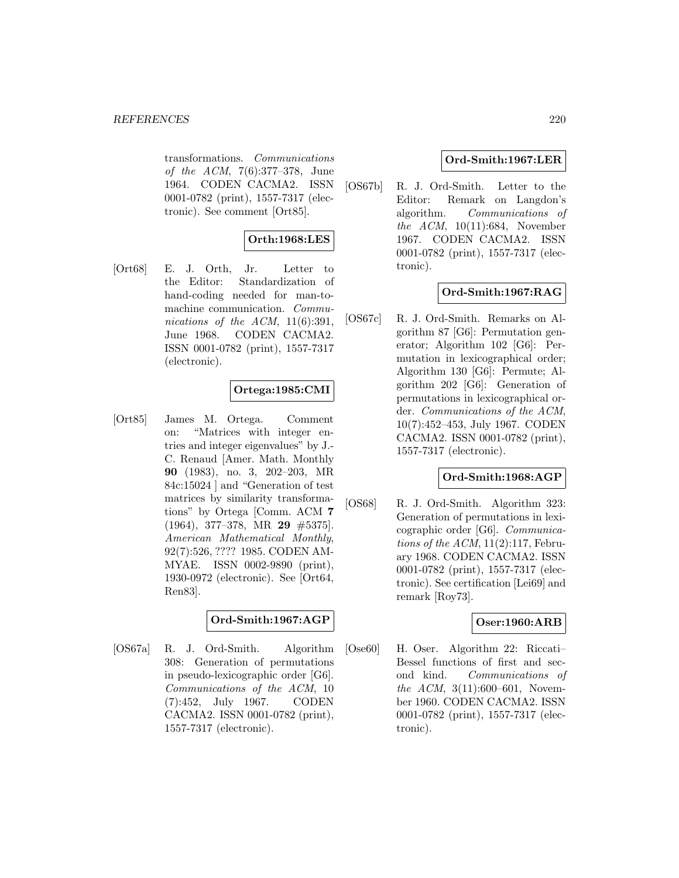transformations. *Communications of the ACM*, 7(6):377–378, June 1964. CODEN CACMA2. ISSN 0001-0782 (print), 1557-7317 (electronic). See comment [Ort85].

**Orth:1968:LES**

[Ort68] E. J. Orth, Jr. Letter to the Editor: Standardization of hand-coding needed for man-to-machine communication. *Communications of the ACM*, 11(6):391, June 1968. CODEN CACMA2. ISSN 0001-0782 (print), 1557-7317 (electronic).

**Ortega:1985:CMI**

[Ort85] James M. Ortega. Comment on: "Matrices with integer entries and integer eigenvalues" by J.-C. Renaud [Amer. Math. Monthly **90** (1983), no. 3, 202–203, MR 84c:15024 ] and "Generation of test matrices by similarity transformations" by Ortega [Comm. ACM **7** (1964), 377–378, MR **29** #5375]. *American Mathematical Monthly*, 92(7):526, ???? 1985. CODEN AMMYAE. ISSN 0002-9890 (print), 1930-0972 (electronic). See [Ort64, Ren83].

**Ord-Smith:1967:AGP**

[OS67a] R. J. Ord-Smith. Algorithm 308: Generation of permutations in pseudo-lexicographic order [G6]. *Communications of the ACM*, 10 (7):452, July 1967. CODEN CACMA2. ISSN 0001-0782 (print), 1557-7317 (electronic).

**Ord-Smith:1967:LER**

[OS67b] R. J. Ord-Smith. Letter to the Editor: Remark on Langdon's algorithm. *Communications of the ACM*, 10(11):684, November 1967. CODEN CACMA2. ISSN 0001-0782 (print), 1557-7317 (electronic).

**Ord-Smith:1967:RAG**

[OS67c] R. J. Ord-Smith. Remarks on Algorithm 87 [G6]: Permutation generator; Algorithm 102 [G6]: Permutation in lexicographical order; Algorithm 130 [G6]: Permute; Algorithm 202 [G6]: Generation of permutations in lexicographical order. *Communications of the ACM*, 10(7):452–453, July 1967. CODEN CACMA2. ISSN 0001-0782 (print), 1557-7317 (electronic).

**Ord-Smith:1968:AGP**

[OS68] R. J. Ord-Smith. Algorithm 323: Generation of permutations in lexicographic order [G6]. *Communications of the ACM*, 11(2):117, February 1968. CODEN CACMA2. ISSN 0001-0782 (print), 1557-7317 (electronic). See certification [Lei69] and remark [Roy73].

**Oser:1960:ARB**

[Ose60] H. Oser. Algorithm 22: Riccati–Bessel functions of first and second kind. *Communications of the ACM*, 3(11):600–601, November 1960. CODEN CACMA2. ISSN 0001-0782 (print), 1557-7317 (electronic).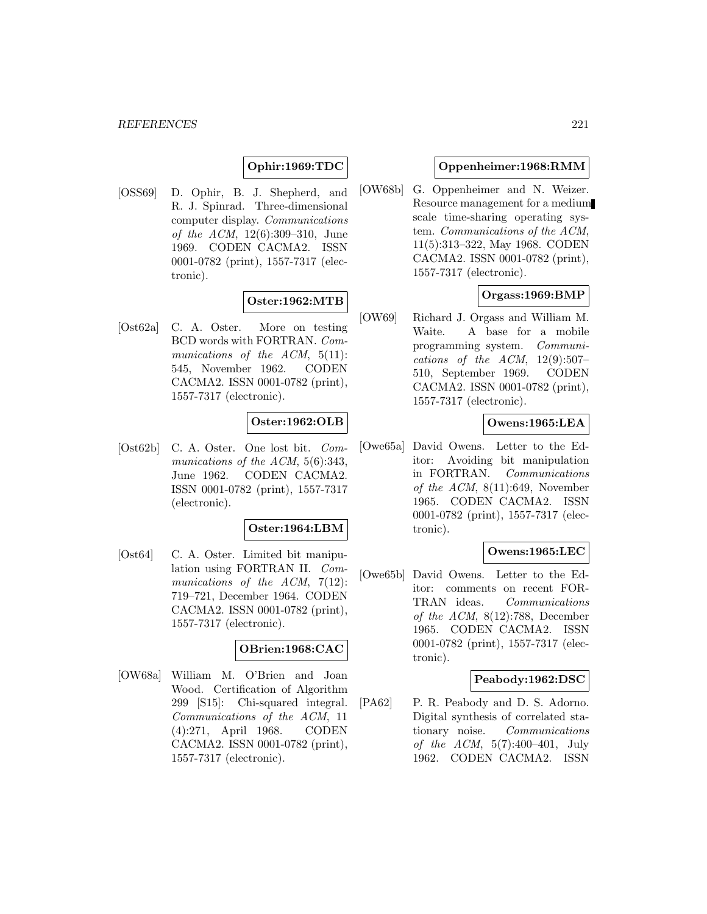**Ophir:1969:TDC**

[OSS69] D. Ophir, B. J. Shepherd, and R. J. Spinrad. Three-dimensional computer display. *Communications of the ACM*, 12(6):309–310, June 1969. CODEN CACMA2. ISSN 0001-0782 (print), 1557-7317 (electronic).

**Oster:1962:MTB**

[Ost62a] C. A. Oster. More on testing BCD words with FORTRAN. *Communications of the ACM*, 5(11): 545, November 1962. CODEN CACMA2. ISSN 0001-0782 (print), 1557-7317 (electronic).

**Oster:1962:OLB**

[Ost62b] C. A. Oster. One lost bit. *Communications of the ACM*, 5(6):343, June 1962. CODEN CACMA2. ISSN 0001-0782 (print), 1557-7317 (electronic).

**Oster:1964:LBM**

[Ost64] C. A. Oster. Limited bit manipulation using FORTRAN II. *Communications of the ACM*, 7(12): 719–721, December 1964. CODEN CACMA2. ISSN 0001-0782 (print), 1557-7317 (electronic).

**OBrien:1968:CAC**

[OW68a] William M. O'Brien and Joan Wood. Certification of Algorithm 299 [S15]: Chi-squared integral. *Communications of the ACM*, 11 (4):271, April 1968. CODEN CACMA2. ISSN 0001-0782 (print), 1557-7317 (electronic).

**Oppenheimer:1968:RMM**

[OW68b] G. Oppenheimer and N. Weizer. Resource management for a medium scale time-sharing operating system. *Communications of the ACM*, 11(5):313–322, May 1968. CODEN CACMA2. ISSN 0001-0782 (print), 1557-7317 (electronic).

**Orgass:1969:BMP**

[OW69] Richard J. Orgass and William M. Waite. A base for a mobile programming system. *Communications of the ACM*, 12(9):507–510, September 1969. CODEN CACMA2. ISSN 0001-0782 (print), 1557-7317 (electronic).

**Owens:1965:LEA**

[Owe65a] David Owens. Letter to the Editor: Avoiding bit manipulation in FORTRAN. *Communications of the ACM*, 8(11):649, November 1965. CODEN CACMA2. ISSN 0001-0782 (print), 1557-7317 (electronic).

**Owens:1965:LEC**

[Owe65b] David Owens. Letter to the Editor: comments on recent FORTRAN ideas. *Communications of the ACM*, 8(12):788, December 1965. CODEN CACMA2. ISSN 0001-0782 (print), 1557-7317 (electronic).

**Peabody:1962:DSC**

[PA62] P. R. Peabody and D. S. Adorno. Digital synthesis of correlated stationary noise. *Communications of the ACM*, 5(7):400–401, July 1962. CODEN CACMA2. ISSN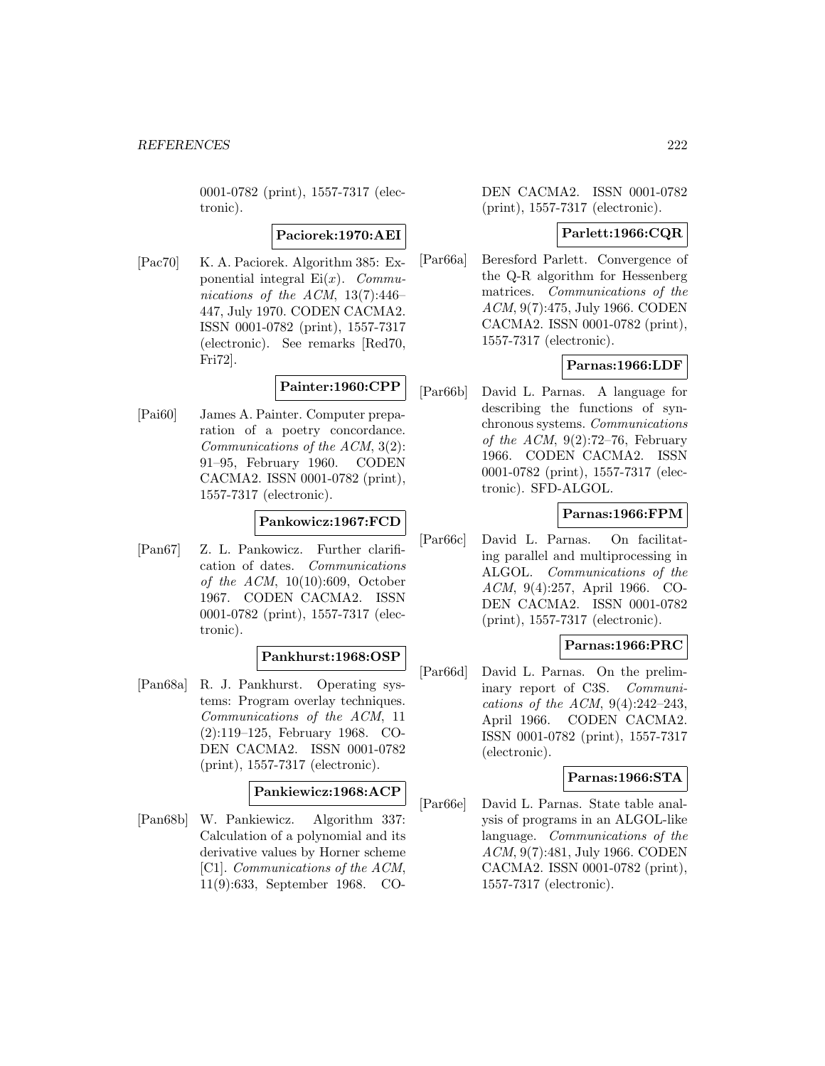0001-0782 (print), 1557-7317 (electronic).

**Paciorek:1970:AEI**

[Pac70] K. A. Paciorek. Algorithm 385: Exponential integral Ei($x$). *Communications of the ACM*, 13(7):446–447, July 1970. CODEN CACMA2. ISSN 0001-0782 (print), 1557-7317 (electronic). See remarks [Red70, Fri72].

**Painter:1960:CPP**

[Pai60] James A. Painter. Computer preparation of a poetry concordance. *Communications of the ACM*, 3(2): 91–95, February 1960. CODEN CACMA2. ISSN 0001-0782 (print), 1557-7317 (electronic).

**Pankowicz:1967:FCD**

[Pan67] Z. L. Pankowicz. Further clarification of dates. *Communications of the ACM*, 10(10):609, October 1967. CODEN CACMA2. ISSN 0001-0782 (print), 1557-7317 (electronic).

**Pankhurst:1968:OSP**

[Pan68a] R. J. Pankhurst. Operating systems: Program overlay techniques. *Communications of the ACM*, 11 (2):119–125, February 1968. CODEN CACMA2. ISSN 0001-0782 (print), 1557-7317 (electronic).

**Pankiewicz:1968:ACP**

[Pan68b] W. Pankiewicz. Algorithm 337: Calculation of a polynomial and its derivative values by Horner scheme [C1]. *Communications of the ACM*, 11(9):633, September 1968. CODEN CACMA2. ISSN 0001-0782 (print), 1557-7317 (electronic).

**Parlett:1966:CQR**

[Par66a] Beresford Parlett. Convergence of the Q-R algorithm for Hessenberg matrices. *Communications of the ACM*, 9(7):475, July 1966. CODEN CACMA2. ISSN 0001-0782 (print), 1557-7317 (electronic).

**Parnas:1966:LDF**

[Par66b] David L. Parnas. A language for describing the functions of synchronous systems. *Communications of the ACM*, 9(2):72–76, February 1966. CODEN CACMA2. ISSN 0001-0782 (print), 1557-7317 (electronic). SFD-ALGOL.

**Parnas:1966:FPM**

[Par66c] David L. Parnas. On facilitating parallel and multiprocessing in ALGOL. *Communications of the ACM*, 9(4):257, April 1966. CODEN CACMA2. ISSN 0001-0782 (print), 1557-7317 (electronic).

**Parnas:1966:PRC**

[Par66d] David L. Parnas. On the preliminary report of C3S. *Communications of the ACM*, 9(4):242–243, April 1966. CODEN CACMA2. ISSN 0001-0782 (print), 1557-7317 (electronic).

**Parnas:1966:STA**

[Par66e] David L. Parnas. State table analysis of programs in an ALGOL-like language. *Communications of the ACM*, 9(7):481, July 1966. CODEN CACMA2. ISSN 0001-0782 (print), 1557-7317 (electronic).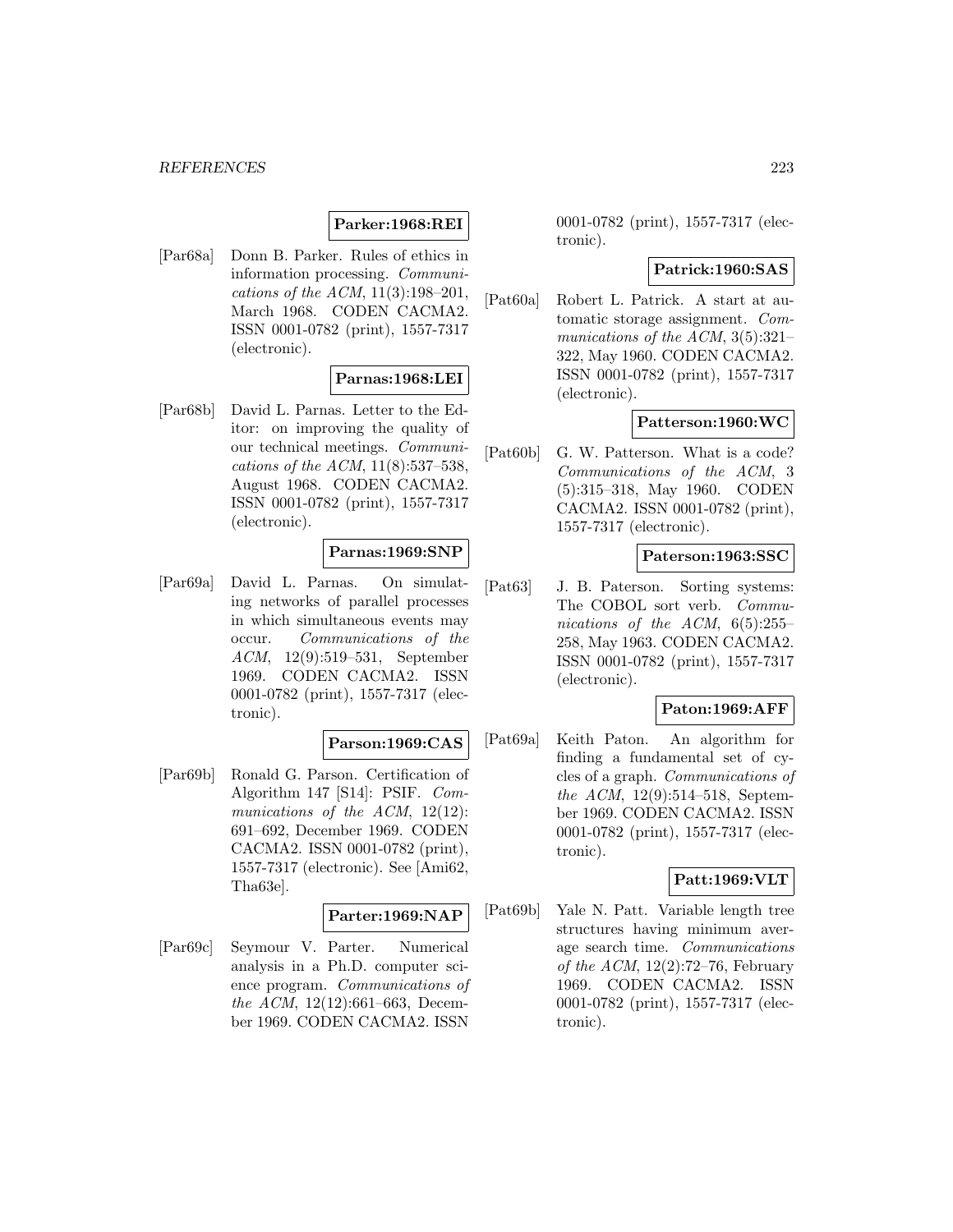**Parker:1968:REI**

[Par68a] Donn B. Parker. Rules of ethics in information processing. *Communications of the ACM*, 11(3):198–201, March 1968. CODEN CACMA2. ISSN 0001-0782 (print), 1557-7317 (electronic).

**Parnas:1968:LEI**

[Par68b] David L. Parnas. Letter to the Editor: on improving the quality of our technical meetings. *Communications of the ACM*, 11(8):537–538, August 1968. CODEN CACMA2. ISSN 0001-0782 (print), 1557-7317 (electronic).

**Parnas:1969:SNP**

[Par69a] David L. Parnas. On simulating networks of parallel processes in which simultaneous events may occur. *Communications of the ACM*, 12(9):519–531, September 1969. CODEN CACMA2. ISSN 0001-0782 (print), 1557-7317 (electronic).

**Parson:1969:CAS**

[Par69b] Ronald G. Parson. Certification of Algorithm 147 [S14]: PSIF. *Communications of the ACM*, 12(12): 691–692, December 1969. CODEN CACMA2. ISSN 0001-0782 (print), 1557-7317 (electronic). See [Ami62, Tha63e].

**Parter:1969:NAP**

[Par69c] Seymour V. Parter. Numerical analysis in a Ph.D. computer science program. *Communications of the ACM*, 12(12):661–663, December 1969. CODEN CACMA2. ISSN 0001-0782 (print), 1557-7317 (electronic).

**Patrick:1960:SAS**

[Pat60a] Robert L. Patrick. A start at automatic storage assignment. *Communications of the ACM*, 3(5):321–322, May 1960. CODEN CACMA2. ISSN 0001-0782 (print), 1557-7317 (electronic).

**Patterson:1960:WC**

[Pat60b] G. W. Patterson. What is a code? *Communications of the ACM*, 3 (5):315–318, May 1960. CODEN CACMA2. ISSN 0001-0782 (print), 1557-7317 (electronic).

**Paterson:1963:SSC**

[Pat63] J. B. Paterson. Sorting systems: The COBOL sort verb. *Communications of the ACM*, 6(5):255–258, May 1963. CODEN CACMA2. ISSN 0001-0782 (print), 1557-7317 (electronic).

**Paton:1969:AFF**

[Pat69a] Keith Paton. An algorithm for finding a fundamental set of cycles of a graph. *Communications of the ACM*, 12(9):514–518, September 1969. CODEN CACMA2. ISSN 0001-0782 (print), 1557-7317 (electronic).

**Patt:1969:VLT**

[Pat69b] Yale N. Patt. Variable length tree structures having minimum average search time. *Communications of the ACM*, 12(2):72–76, February 1969. CODEN CACMA2. ISSN 0001-0782 (print), 1557-7317 (electronic).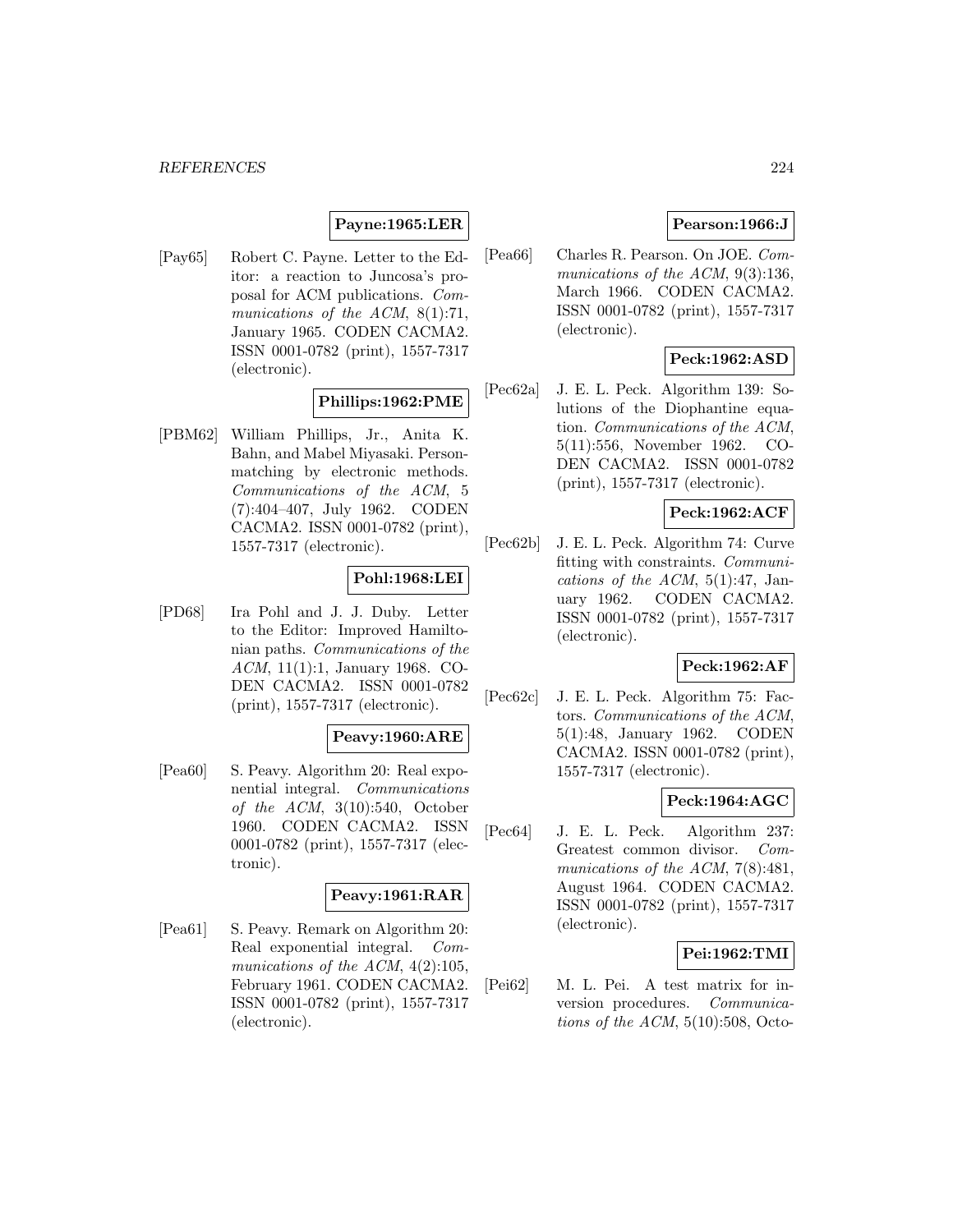**Payne:1965:LER**

[Pay65] Robert C. Payne. Letter to the Editor: a reaction to Juncosa's proposal for ACM publications. *Communications of the ACM*, 8(1):71, January 1965. CODEN CACMA2. ISSN 0001-0782 (print), 1557-7317 (electronic).

**Phillips:1962:PME**

[PBM62] William Phillips, Jr., Anita K. Bahn, and Mabel Miyasaki. Person-matching by electronic methods. *Communications of the ACM*, 5 (7):404–407, July 1962. CODEN CACMA2. ISSN 0001-0782 (print), 1557-7317 (electronic).

**Pohl:1968:LEI**

[PD68] Ira Pohl and J. J. Duby. Letter to the Editor: Improved Hamiltonian paths. *Communications of the ACM*, 11(1):1, January 1968. CODEN CACMA2. ISSN 0001-0782 (print), 1557-7317 (electronic).

**Peavy:1960:ARE**

[Pea60] S. Peavy. Algorithm 20: Real exponential integral. *Communications of the ACM*, 3(10):540, October 1960. CODEN CACMA2. ISSN 0001-0782 (print), 1557-7317 (electronic).

**Peavy:1961:RAR**

[Pea61] S. Peavy. Remark on Algorithm 20: Real exponential integral. *Communications of the ACM*, 4(2):105, February 1961. CODEN CACMA2. ISSN 0001-0782 (print), 1557-7317 (electronic).

**Pearson:1966:J**

[Pea66] Charles R. Pearson. On JOE. *Communications of the ACM*, 9(3):136, March 1966. CODEN CACMA2. ISSN 0001-0782 (print), 1557-7317 (electronic).

**Peck:1962:ASD**

[Pec62a] J. E. L. Peck. Algorithm 139: Solutions of the Diophantine equation. *Communications of the ACM*, 5(11):556, November 1962. CODEN CACMA2. ISSN 0001-0782 (print), 1557-7317 (electronic).

**Peck:1962:ACF**

[Pec62b] J. E. L. Peck. Algorithm 74: Curve fitting with constraints. *Communications of the ACM*, 5(1):47, January 1962. CODEN CACMA2. ISSN 0001-0782 (print), 1557-7317 (electronic).

**Peck:1962:AF**

[Pec62c] J. E. L. Peck. Algorithm 75: Factors. *Communications of the ACM*, 5(1):48, January 1962. CODEN CACMA2. ISSN 0001-0782 (print), 1557-7317 (electronic).

**Peck:1964:AGC**

[Pec64] J. E. L. Peck. Algorithm 237: Greatest common divisor. *Communications of the ACM*, 7(8):481, August 1964. CODEN CACMA2. ISSN 0001-0782 (print), 1557-7317 (electronic).

**Pei:1962:TMI**

[Pei62] M. L. Pei. A test matrix for inversion procedures. *Communications of the ACM*, 5(10):508, Octo-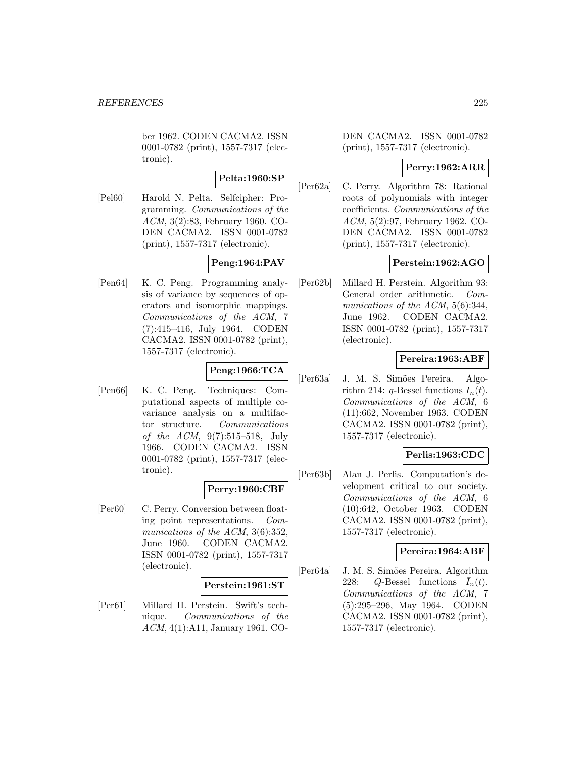ber 1962. CODEN CACMA2. ISSN 0001-0782 (print), 1557-7317 (electronic).

**Pelta:1960:SP**

[Pel60] Harold N. Pelta. Selfcipher: Programming. *Communications of the ACM*, 3(2):83, February 1960. CODEN CACMA2. ISSN 0001-0782 (print), 1557-7317 (electronic).

**Peng:1964:PAV**

[Pen64] K. C. Peng. Programming analysis of variance by sequences of operators and isomorphic mappings. *Communications of the ACM*, 7 (7):415–416, July 1964. CODEN CACMA2. ISSN 0001-0782 (print), 1557-7317 (electronic).

**Peng:1966:TCA**

[Pen66] K. C. Peng. Techniques: Computational aspects of multiple covariance analysis on a multifactor structure. *Communications of the ACM*, 9(7):515–518, July 1966. CODEN CACMA2. ISSN 0001-0782 (print), 1557-7317 (electronic).

**Perry:1960:CBF**

[Per60] C. Perry. Conversion between floating point representations. *Communications of the ACM*, 3(6):352, June 1960. CODEN CACMA2. ISSN 0001-0782 (print), 1557-7317 (electronic).

**Perstein:1961:ST**

[Per61] Millard H. Perstein. Swift's technique. *Communications of the ACM*, 4(1):A11, January 1961. CODEN CACMA2. ISSN 0001-0782 (print), 1557-7317 (electronic).

**Perry:1962:ARR**

[Per62a] C. Perry. Algorithm 78: Rational roots of polynomials with integer coefficients. *Communications of the ACM*, 5(2):97, February 1962. CODEN CACMA2. ISSN 0001-0782 (print), 1557-7317 (electronic).

**Perstein:1962:AGO**

[Per62b] Millard H. Perstein. Algorithm 93: General order arithmetic. *Communications of the ACM*, 5(6):344, June 1962. CODEN CACMA2. ISSN 0001-0782 (print), 1557-7317 (electronic).

**Pereira:1963:ABF**

[Per63a] J. M. S. Simões Pereira. Algorithm 214: $q$-Bessel functions $I_n(t)$. *Communications of the ACM*, 6 (11):662, November 1963. CODEN CACMA2. ISSN 0001-0782 (print), 1557-7317 (electronic).

**Perlis:1963:CDC**

[Per63b] Alan J. Perlis. Computation's development critical to our society. *Communications of the ACM*, 6 (10):642, October 1963. CODEN CACMA2. ISSN 0001-0782 (print), 1557-7317 (electronic).

**Pereira:1964:ABF**

[Per64a] J. M. S. Simões Pereira. Algorithm 228: $Q$-Bessel functions $\bar{I}_n(t)$. *Communications of the ACM*, 7 (5):295–296, May 1964. CODEN CACMA2. ISSN 0001-0782 (print), 1557-7317 (electronic).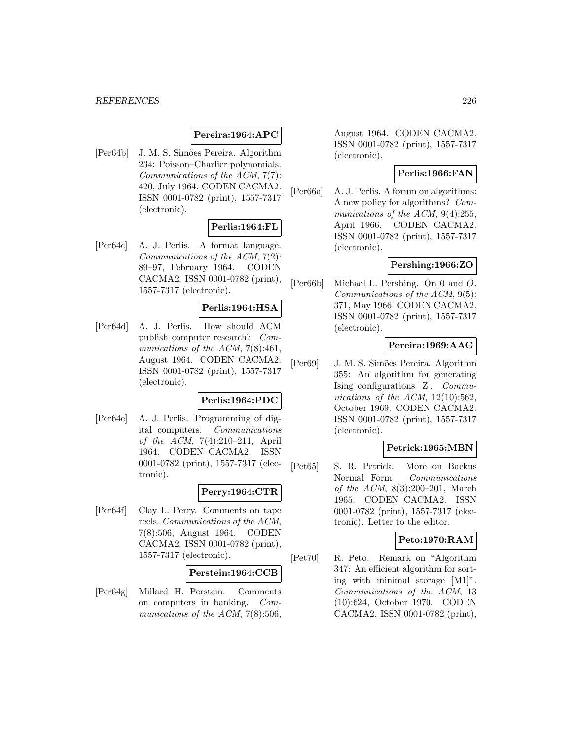**Pereira:1964:APC**

[Per64b] J. M. S. Simões Pereira. Algorithm 234: Poisson–Charlier polynomials. *Communications of the ACM*, 7(7): 420, July 1964. CODEN CACMA2. ISSN 0001-0782 (print), 1557-7317 (electronic).

**Perlis:1964:FL**

[Per64c] A. J. Perlis. A format language. *Communications of the ACM*, 7(2): 89–97, February 1964. CODEN CACMA2. ISSN 0001-0782 (print), 1557-7317 (electronic).

**Perlis:1964:HSA**

[Per64d] A. J. Perlis. How should ACM publish computer research? *Communications of the ACM*, 7(8):461, August 1964. CODEN CACMA2. ISSN 0001-0782 (print), 1557-7317 (electronic).

**Perlis:1964:PDC**

[Per64e] A. J. Perlis. Programming of digital computers. *Communications of the ACM*, 7(4):210–211, April 1964. CODEN CACMA2. ISSN 0001-0782 (print), 1557-7317 (electronic).

**Perry:1964:CTR**

[Per64f] Clay L. Perry. Comments on tape reels. *Communications of the ACM*, 7(8):506, August 1964. CODEN CACMA2. ISSN 0001-0782 (print), 1557-7317 (electronic).

**Perstein:1964:CCB**

[Per64g] Millard H. Perstein. Comments on computers in banking. *Communications of the ACM*, 7(8):506, August 1964. CODEN CACMA2. ISSN 0001-0782 (print), 1557-7317 (electronic).

**Perlis:1966:FAN**

[Per66a] A. J. Perlis. A forum on algorithms: A new policy for algorithms? *Communications of the ACM*, 9(4):255, April 1966. CODEN CACMA2. ISSN 0001-0782 (print), 1557-7317 (electronic).

**Pershing:1966:ZO**

[Per66b] Michael L. Pershing. On 0 and *O*. *Communications of the ACM*, 9(5): 371, May 1966. CODEN CACMA2. ISSN 0001-0782 (print), 1557-7317 (electronic).

**Pereira:1969:AAG**

[Per69] J. M. S. Simões Pereira. Algorithm 355: An algorithm for generating Ising configurations [Z]. *Communications of the ACM*, 12(10):562, October 1969. CODEN CACMA2. ISSN 0001-0782 (print), 1557-7317 (electronic).

**Petrick:1965:MBN**

[Pet65] S. R. Petrick. More on Backus Normal Form. *Communications of the ACM*, 8(3):200–201, March 1965. CODEN CACMA2. ISSN 0001-0782 (print), 1557-7317 (electronic). Letter to the editor.

**Peto:1970:RAM**

[Pet70] R. Peto. Remark on "Algorithm 347: An efficient algorithm for sorting with minimal storage [M1]". *Communications of the ACM*, 13 (10):624, October 1970. CODEN CACMA2. ISSN 0001-0782 (print),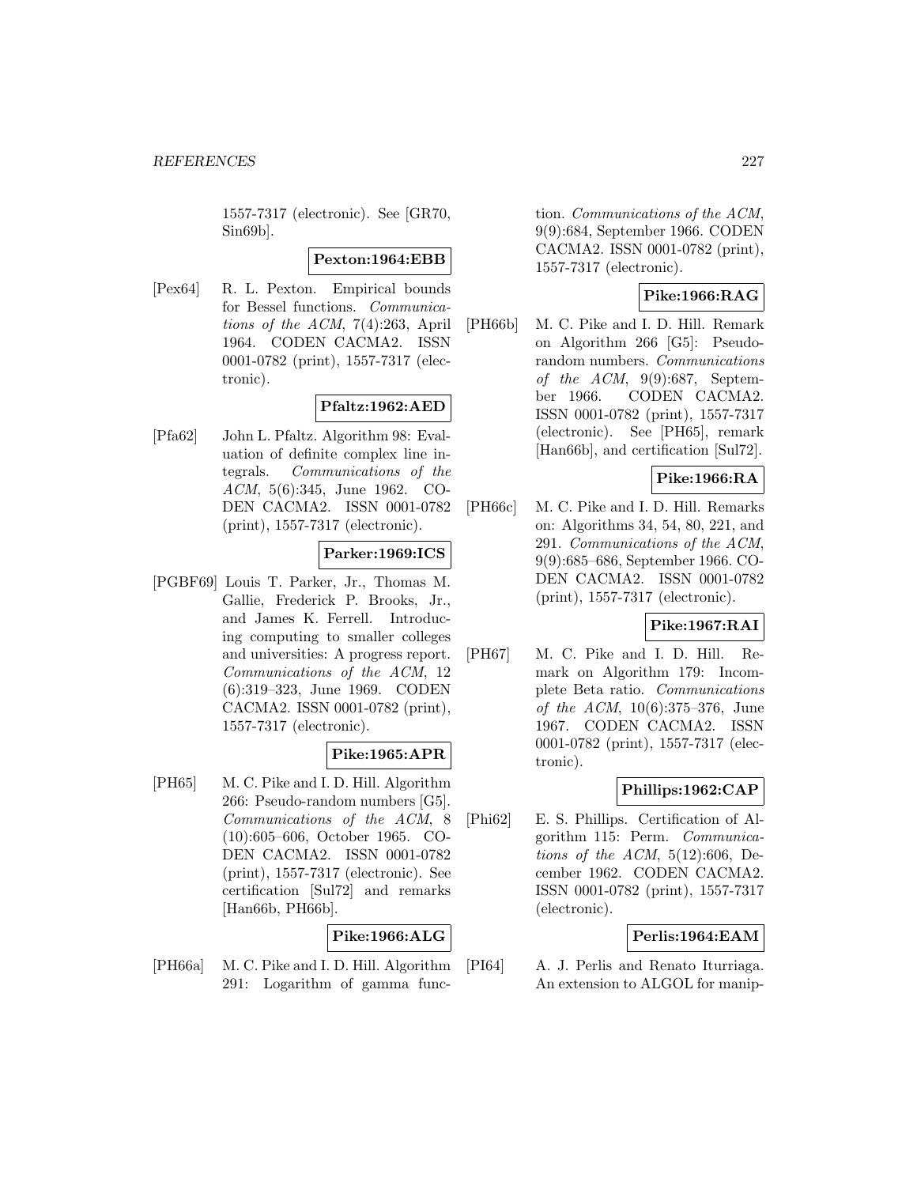1557-7317 (electronic). See [GR70, Sin69b].

**Pexton:1964:EBB**

[Pex64] R. L. Pexton. Empirical bounds for Bessel functions. *Communications of the ACM*, 7(4):263, April 1964. CODEN CACMA2. ISSN 0001-0782 (print), 1557-7317 (electronic).

**Pfaltz:1962:AED**

[Pfa62] John L. Pfaltz. Algorithm 98: Evaluation of definite complex line integrals. *Communications of the ACM*, 5(6):345, June 1962. CODEN CACMA2. ISSN 0001-0782 (print), 1557-7317 (electronic).

**Parker:1969:ICS**

[PGBF69] Louis T. Parker, Jr., Thomas M. Gallie, Frederick P. Brooks, Jr., and James K. Ferrell. Introducing computing to smaller colleges and universities: A progress report. *Communications of the ACM*, 12 (6):319–323, June 1969. CODEN CACMA2. ISSN 0001-0782 (print), 1557-7317 (electronic).

**Pike:1965:APR**

[PH65] M. C. Pike and I. D. Hill. Algorithm 266: Pseudo-random numbers [G5]. *Communications of the ACM*, 8 (10):605–606, October 1965. CODEN CACMA2. ISSN 0001-0782 (print), 1557-7317 (electronic). See certification [Sul72] and remarks [Han66b, PH66b].

**Pike:1966:ALG**

[PH66a] M. C. Pike and I. D. Hill. Algorithm 291: Logarithm of gamma function. *Communications of the ACM*, 9(9):684, September 1966. CODEN CACMA2. ISSN 0001-0782 (print), 1557-7317 (electronic).

**Pike:1966:RAG**

[PH66b] M. C. Pike and I. D. Hill. Remark on Algorithm 266 [G5]: Pseudo-random numbers. *Communications of the ACM*, 9(9):687, September 1966. CODEN CACMA2. ISSN 0001-0782 (print), 1557-7317 (electronic). See [PH65], remark [Han66b], and certification [Sul72].

**Pike:1966:RA**

[PH66c] M. C. Pike and I. D. Hill. Remarks on: Algorithms 34, 54, 80, 221, and 291. *Communications of the ACM*, 9(9):685–686, September 1966. CODEN CACMA2. ISSN 0001-0782 (print), 1557-7317 (electronic).

**Pike:1967:RAI**

[PH67] M. C. Pike and I. D. Hill. Remark on Algorithm 179: Incomplete Beta ratio. *Communications of the ACM*, 10(6):375–376, June 1967. CODEN CACMA2. ISSN 0001-0782 (print), 1557-7317 (electronic).

**Phillips:1962:CAP**

[Phi62] E. S. Phillips. Certification of Algorithm 115: Perm. *Communications of the ACM*, 5(12):606, December 1962. CODEN CACMA2. ISSN 0001-0782 (print), 1557-7317 (electronic).

**Perlis:1964:EAM**

[PI64] A. J. Perlis and Renato Iturriaga. An extension to ALGOL for manip-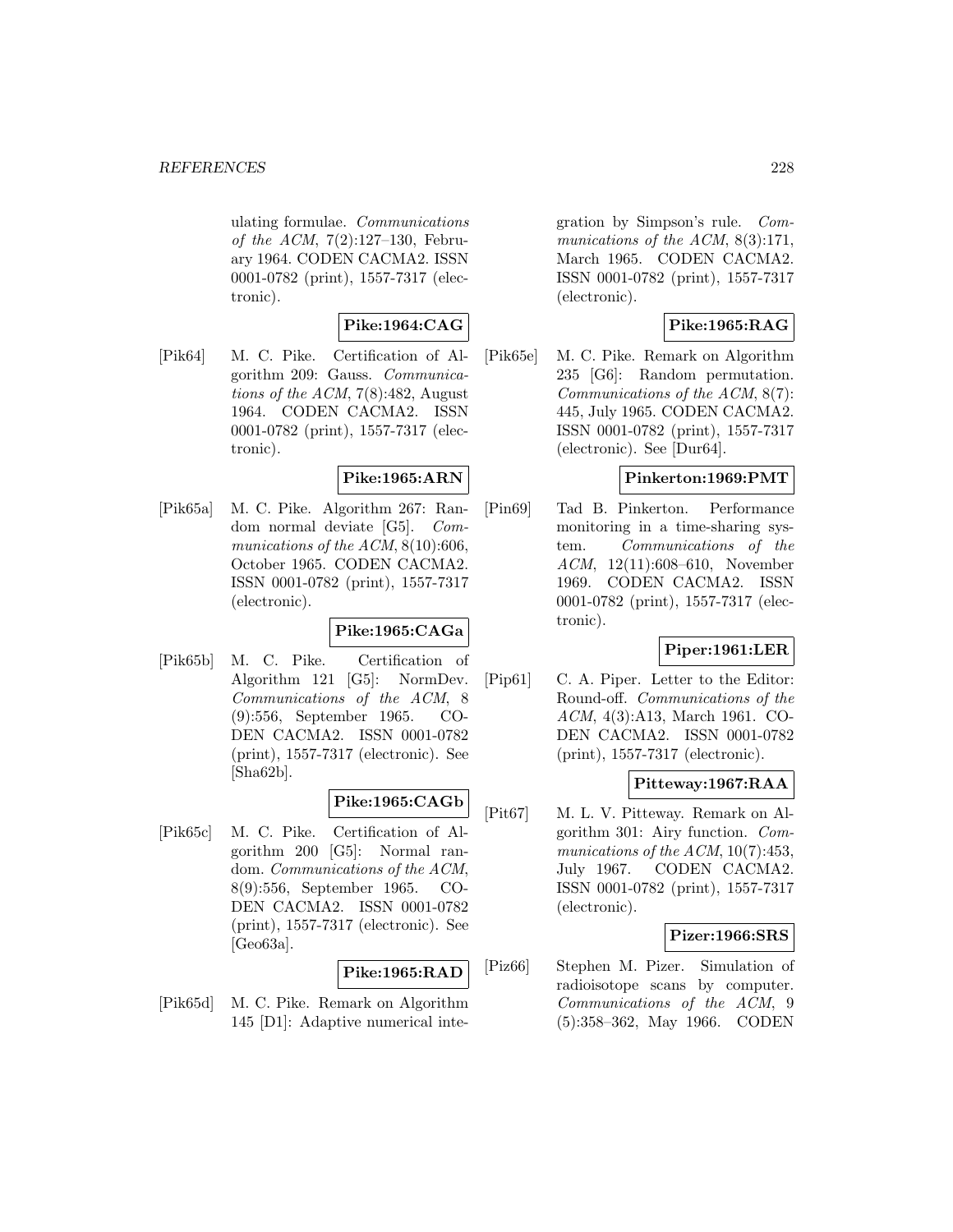ulating formulae. *Communications of the ACM*, 7(2):127–130, February 1964. CODEN CACMA2. ISSN 0001-0782 (print), 1557-7317 (electronic).

**Pike:1964:CAG**

[Pik64] M. C. Pike. Certification of Algorithm 209: Gauss. *Communications of the ACM*, 7(8):482, August 1964. CODEN CACMA2. ISSN 0001-0782 (print), 1557-7317 (electronic).

**Pike:1965:ARN**

[Pik65a] M. C. Pike. Algorithm 267: Random normal deviate [G5]. *Communications of the ACM*, 8(10):606, October 1965. CODEN CACMA2. ISSN 0001-0782 (print), 1557-7317 (electronic).

**Pike:1965:CAGa**

[Pik65b] M. C. Pike. Certification of Algorithm 121 [G5]: NormDev. *Communications of the ACM*, 8 (9):556, September 1965. CODEN CACMA2. ISSN 0001-0782 (print), 1557-7317 (electronic). See [Sha62b].

**Pike:1965:CAGb**

[Pik65c] M. C. Pike. Certification of Algorithm 200 [G5]: Normal random. *Communications of the ACM*, 8(9):556, September 1965. CODEN CACMA2. ISSN 0001-0782 (print), 1557-7317 (electronic). See [Geo63a].

**Pike:1965:RAD**

[Pik65d] M. C. Pike. Remark on Algorithm 145 [D1]: Adaptive numerical integration by Simpson's rule. *Communications of the ACM*, 8(3):171, March 1965. CODEN CACMA2. ISSN 0001-0782 (print), 1557-7317 (electronic).

**Pike:1965:RAG**

[Pik65e] M. C. Pike. Remark on Algorithm 235 [G6]: Random permutation. *Communications of the ACM*, 8(7): 445, July 1965. CODEN CACMA2. ISSN 0001-0782 (print), 1557-7317 (electronic). See [Dur64].

**Pinkerton:1969:PMT**

[Pin69] Tad B. Pinkerton. Performance monitoring in a time-sharing system. *Communications of the ACM*, 12(11):608–610, November 1969. CODEN CACMA2. ISSN 0001-0782 (print), 1557-7317 (electronic).

**Piper:1961:LER**

[Pip61] C. A. Piper. Letter to the Editor: Round-off. *Communications of the ACM*, 4(3):A13, March 1961. CODEN CACMA2. ISSN 0001-0782 (print), 1557-7317 (electronic).

**Pitteway:1967:RAA**

[Pit67] M. L. V. Pitteway. Remark on Algorithm 301: Airy function. *Communications of the ACM*, 10(7):453, July 1967. CODEN CACMA2. ISSN 0001-0782 (print), 1557-7317 (electronic).

**Pizer:1966:SRS**

[Piz66] Stephen M. Pizer. Simulation of radioisotope scans by computer. *Communications of the ACM*, 9 (5):358–362, May 1966. CODEN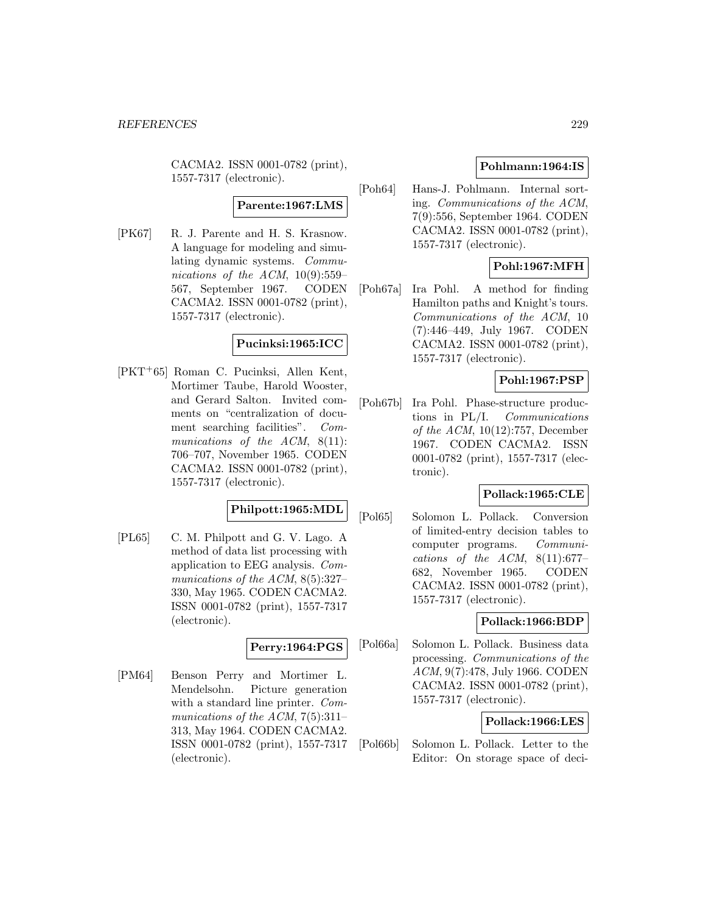CACMA2. ISSN 0001-0782 (print), 1557-7317 (electronic).

**Parente:1967:LMS**

[PK67] R. J. Parente and H. S. Krasnow. A language for modeling and simulating dynamic systems. *Communications of the ACM*, 10(9):559–567, September 1967. CODEN CACMA2. ISSN 0001-0782 (print), 1557-7317 (electronic).

**Pucinksi:1965:ICC**

[PKT+65] Roman C. Pucinksi, Allen Kent, Mortimer Taube, Harold Wooster, and Gerard Salton. Invited comments on "centralization of document searching facilities". *Communications of the ACM*, 8(11): 706–707, November 1965. CODEN CACMA2. ISSN 0001-0782 (print), 1557-7317 (electronic).

**Philpott:1965:MDL**

[PL65] C. M. Philpott and G. V. Lago. A method of data list processing with application to EEG analysis. *Communications of the ACM*, 8(5):327–330, May 1965. CODEN CACMA2. ISSN 0001-0782 (print), 1557-7317 (electronic).

**Perry:1964:PGS**

[PM64] Benson Perry and Mortimer L. Mendelsohn. Picture generation with a standard line printer. *Communications of the ACM*, 7(5):311–313, May 1964. CODEN CACMA2. ISSN 0001-0782 (print), 1557-7317 (electronic).

**Pohlmann:1964:IS**

[Poh64] Hans-J. Pohlmann. Internal sorting. *Communications of the ACM*, 7(9):556, September 1964. CODEN CACMA2. ISSN 0001-0782 (print), 1557-7317 (electronic).

**Pohl:1967:MFH**

[Poh67a] Ira Pohl. A method for finding Hamilton paths and Knight's tours. *Communications of the ACM*, 10 (7):446–449, July 1967. CODEN CACMA2. ISSN 0001-0782 (print), 1557-7317 (electronic).

**Pohl:1967:PSP**

[Poh67b] Ira Pohl. Phase-structure productions in PL/I. *Communications of the ACM*, 10(12):757, December 1967. CODEN CACMA2. ISSN 0001-0782 (print), 1557-7317 (electronic).

**Pollack:1965:CLE**

[Pol65] Solomon L. Pollack. Conversion of limited-entry decision tables to computer programs. *Communications of the ACM*, 8(11):677–682, November 1965. CODEN CACMA2. ISSN 0001-0782 (print), 1557-7317 (electronic).

**Pollack:1966:BDP**

[Pol66a] Solomon L. Pollack. Business data processing. *Communications of the ACM*, 9(7):478, July 1966. CODEN CACMA2. ISSN 0001-0782 (print), 1557-7317 (electronic).

**Pollack:1966:LES**

[Pol66b] Solomon L. Pollack. Letter to the Editor: On storage space of deci-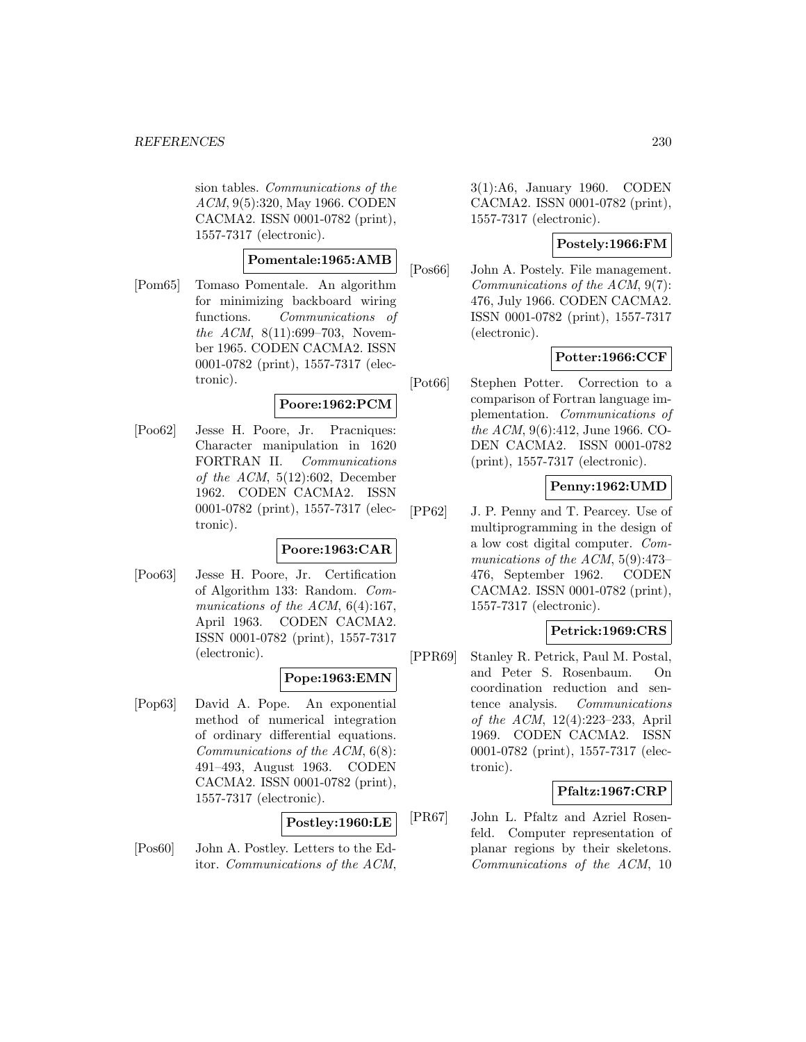sion tables. *Communications of the ACM*, 9(5):320, May 1966. CODEN CACMA2. ISSN 0001-0782 (print), 1557-7317 (electronic).

**Pomentale:1965:AMB**

[Pom65] Tomaso Pomentale. An algorithm for minimizing backboard wiring functions. *Communications of the ACM*, 8(11):699–703, November 1965. CODEN CACMA2. ISSN 0001-0782 (print), 1557-7317 (electronic).

**Poore:1962:PCM**

[Poo62] Jesse H. Poore, Jr. Pracniques: Character manipulation in 1620 FORTRAN II. *Communications of the ACM*, 5(12):602, December 1962. CODEN CACMA2. ISSN 0001-0782 (print), 1557-7317 (electronic).

**Poore:1963:CAR**

[Poo63] Jesse H. Poore, Jr. Certification of Algorithm 133: Random. *Communications of the ACM*, 6(4):167, April 1963. CODEN CACMA2. ISSN 0001-0782 (print), 1557-7317 (electronic).

**Pope:1963:EMN**

[Pop63] David A. Pope. An exponential method of numerical integration of ordinary differential equations. *Communications of the ACM*, 6(8): 491–493, August 1963. CODEN CACMA2. ISSN 0001-0782 (print), 1557-7317 (electronic).

**Postley:1960:LE**

[Pos60] John A. Postley. Letters to the Editor. *Communications of the ACM*, 3(1):A6, January 1960. CODEN CACMA2. ISSN 0001-0782 (print), 1557-7317 (electronic).

**Postely:1966:FM**

[Pos66] John A. Postely. File management. *Communications of the ACM*, 9(7): 476, July 1966. CODEN CACMA2. ISSN 0001-0782 (print), 1557-7317 (electronic).

**Potter:1966:CCF**

[Pot66] Stephen Potter. Correction to a comparison of Fortran language implementation. *Communications of the ACM*, 9(6):412, June 1966. CODEN CACMA2. ISSN 0001-0782 (print), 1557-7317 (electronic).

**Penny:1962:UMD**

[PP62] J. P. Penny and T. Pearcey. Use of multiprogramming in the design of a low cost digital computer. *Communications of the ACM*, 5(9):473–476, September 1962. CODEN CACMA2. ISSN 0001-0782 (print), 1557-7317 (electronic).

**Petrick:1969:CRS**

[PPR69] Stanley R. Petrick, Paul M. Postal, and Peter S. Rosenbaum. On coordination reduction and sentence analysis. *Communications of the ACM*, 12(4):223–233, April 1969. CODEN CACMA2. ISSN 0001-0782 (print), 1557-7317 (electronic).

**Pfaltz:1967:CRP**

[PR67] John L. Pfaltz and Azriel Rosenfeld. Computer representation of planar regions by their skeletons. *Communications of the ACM*, 10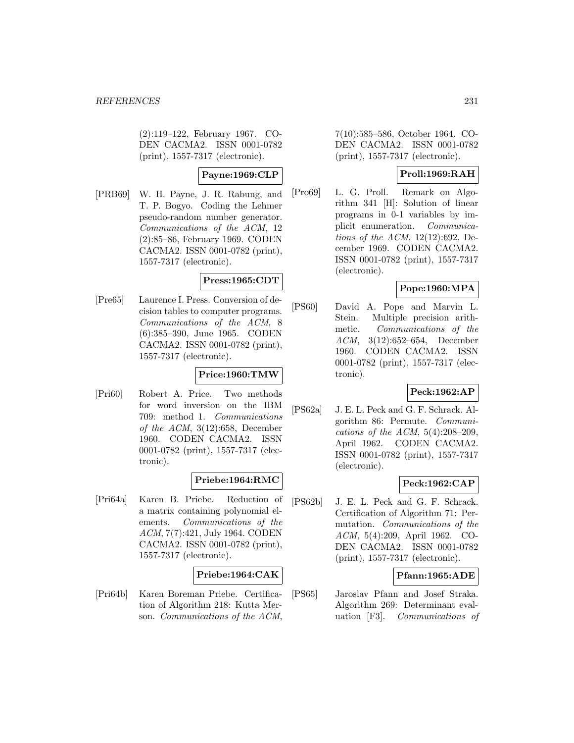(2):119–122, February 1967. CODEN CACMA2. ISSN 0001-0782 (print), 1557-7317 (electronic).

**Payne:1969:CLP**

[PRB69] W. H. Payne, J. R. Rabung, and T. P. Bogyo. Coding the Lehmer pseudo-random number generator. *Communications of the ACM*, 12 (2):85–86, February 1969. CODEN CACMA2. ISSN 0001-0782 (print), 1557-7317 (electronic).

**Press:1965:CDT**

[Pre65] Laurence I. Press. Conversion of decision tables to computer programs. *Communications of the ACM*, 8 (6):385–390, June 1965. CODEN CACMA2. ISSN 0001-0782 (print), 1557-7317 (electronic).

**Price:1960:TMW**

[Pri60] Robert A. Price. Two methods for word inversion on the IBM 709: method 1. *Communications of the ACM*, 3(12):658, December 1960. CODEN CACMA2. ISSN 0001-0782 (print), 1557-7317 (electronic).

**Priebe:1964:RMC**

[Pri64a] Karen B. Priebe. Reduction of a matrix containing polynomial elements. *Communications of the ACM*, 7(7):421, July 1964. CODEN CACMA2. ISSN 0001-0782 (print), 1557-7317 (electronic).

**Priebe:1964:CAK**

[Pri64b] Karen Boreman Priebe. Certification of Algorithm 218: Kutta Merson. *Communications of the ACM*, 7(10):585–586, October 1964. CODEN CACMA2. ISSN 0001-0782 (print), 1557-7317 (electronic).

**Proll:1969:RAH**

[Pro69] L. G. Proll. Remark on Algorithm 341 [H]: Solution of linear programs in 0-1 variables by implicit enumeration. *Communications of the ACM*, 12(12):692, December 1969. CODEN CACMA2. ISSN 0001-0782 (print), 1557-7317 (electronic).

**Pope:1960:MPA**

[PS60] David A. Pope and Marvin L. Stein. Multiple precision arithmetic. *Communications of the ACM*, 3(12):652–654, December 1960. CODEN CACMA2. ISSN 0001-0782 (print), 1557-7317 (electronic).

**Peck:1962:AP**

[PS62a] J. E. L. Peck and G. F. Schrack. Algorithm 86: Permute. *Communications of the ACM*, 5(4):208–209, April 1962. CODEN CACMA2. ISSN 0001-0782 (print), 1557-7317 (electronic).

**Peck:1962:CAP**

[PS62b] J. E. L. Peck and G. F. Schrack. Certification of Algorithm 71: Permutation. *Communications of the ACM*, 5(4):209, April 1962. CODEN CACMA2. ISSN 0001-0782 (print), 1557-7317 (electronic).

**Pfann:1965:ADE**

[PS65] Jaroslav Pfann and Josef Straka. Algorithm 269: Determinant evaluation [F3]. *Communications of*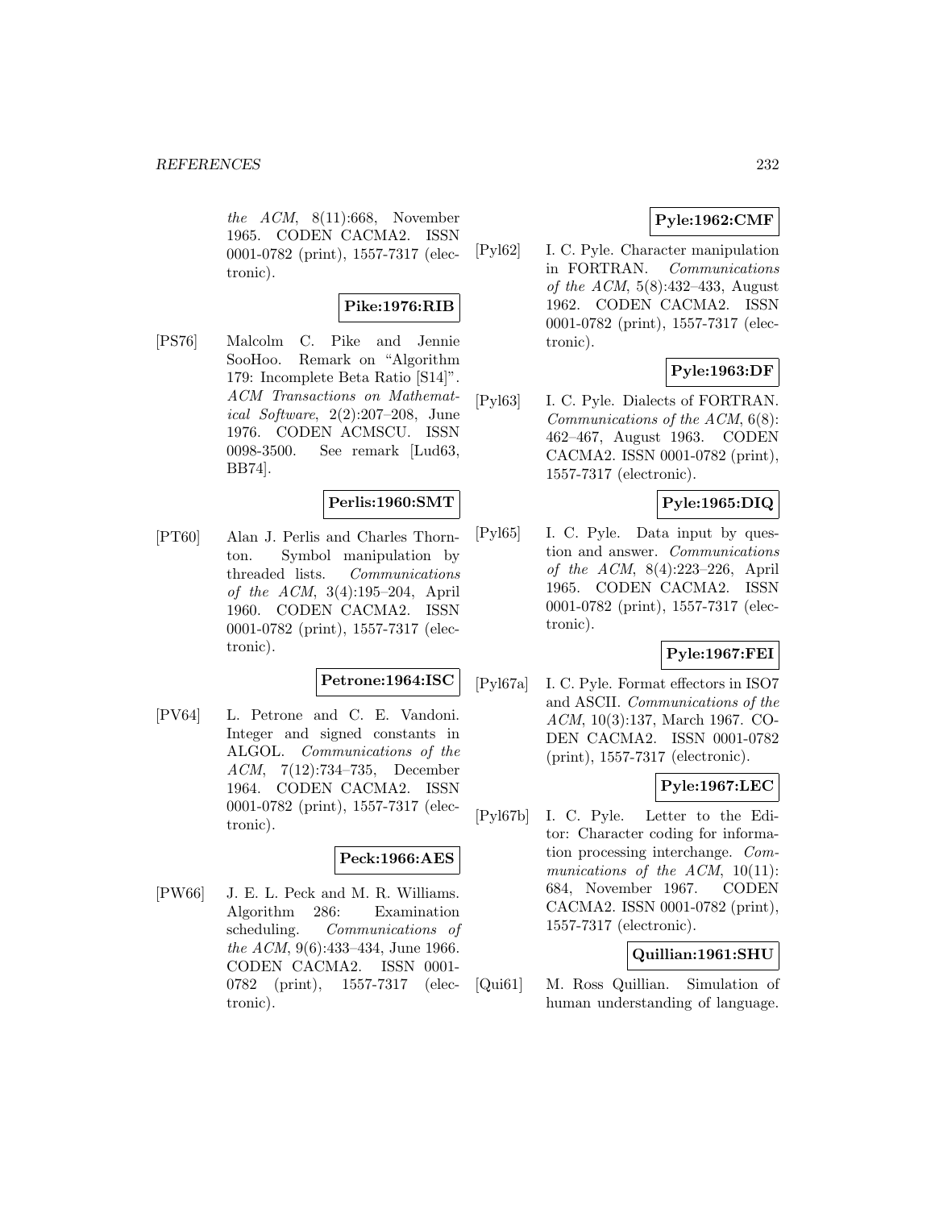*the ACM*, 8(11):668, November 1965. CODEN CACMA2. ISSN 0001-0782 (print), 1557-7317 (electronic).

**Pike:1976:RIB**

[PS76] Malcolm C. Pike and Jennie SooHoo. Remark on "Algorithm 179: Incomplete Beta Ratio [S14]". *ACM Transactions on Mathematical Software*, 2(2):207–208, June 1976. CODEN ACMSCU. ISSN 0098-3500. See remark [Lud63, BB74].

**Perlis:1960:SMT**

[PT60] Alan J. Perlis and Charles Thornton. Symbol manipulation by threaded lists. *Communications of the ACM*, 3(4):195–204, April 1960. CODEN CACMA2. ISSN 0001-0782 (print), 1557-7317 (electronic).

**Petrone:1964:ISC**

[PV64] L. Petrone and C. E. Vandoni. Integer and signed constants in ALGOL. *Communications of the ACM*, 7(12):734–735, December 1964. CODEN CACMA2. ISSN 0001-0782 (print), 1557-7317 (electronic).

**Peck:1966:AES**

[PW66] J. E. L. Peck and M. R. Williams. Algorithm 286: Examination scheduling. *Communications of the ACM*, 9(6):433–434, June 1966. CODEN CACMA2. ISSN 0001-0782 (print), 1557-7317 (electronic).

**Pyle:1962:CMF**

[Pyl62] I. C. Pyle. Character manipulation in FORTRAN. *Communications of the ACM*, 5(8):432–433, August 1962. CODEN CACMA2. ISSN 0001-0782 (print), 1557-7317 (electronic).

**Pyle:1963:DF**

[Pyl63] I. C. Pyle. Dialects of FORTRAN. *Communications of the ACM*, 6(8): 462–467, August 1963. CODEN CACMA2. ISSN 0001-0782 (print), 1557-7317 (electronic).

**Pyle:1965:DIQ**

[Pyl65] I. C. Pyle. Data input by question and answer. *Communications of the ACM*, 8(4):223–226, April 1965. CODEN CACMA2. ISSN 0001-0782 (print), 1557-7317 (electronic).

**Pyle:1967:FEI**

[Pyl67a] I. C. Pyle. Format effectors in ISO7 and ASCII. *Communications of the ACM*, 10(3):137, March 1967. CODEN CACMA2. ISSN 0001-0782 (print), 1557-7317 (electronic).

**Pyle:1967:LEC**

[Pyl67b] I. C. Pyle. Letter to the Editor: Character coding for information processing interchange. *Communications of the ACM*, 10(11): 684, November 1967. CODEN CACMA2. ISSN 0001-0782 (print), 1557-7317 (electronic).

**Quillian:1961:SHU**

[Qui61] M. Ross Quillian. Simulation of human understanding of language.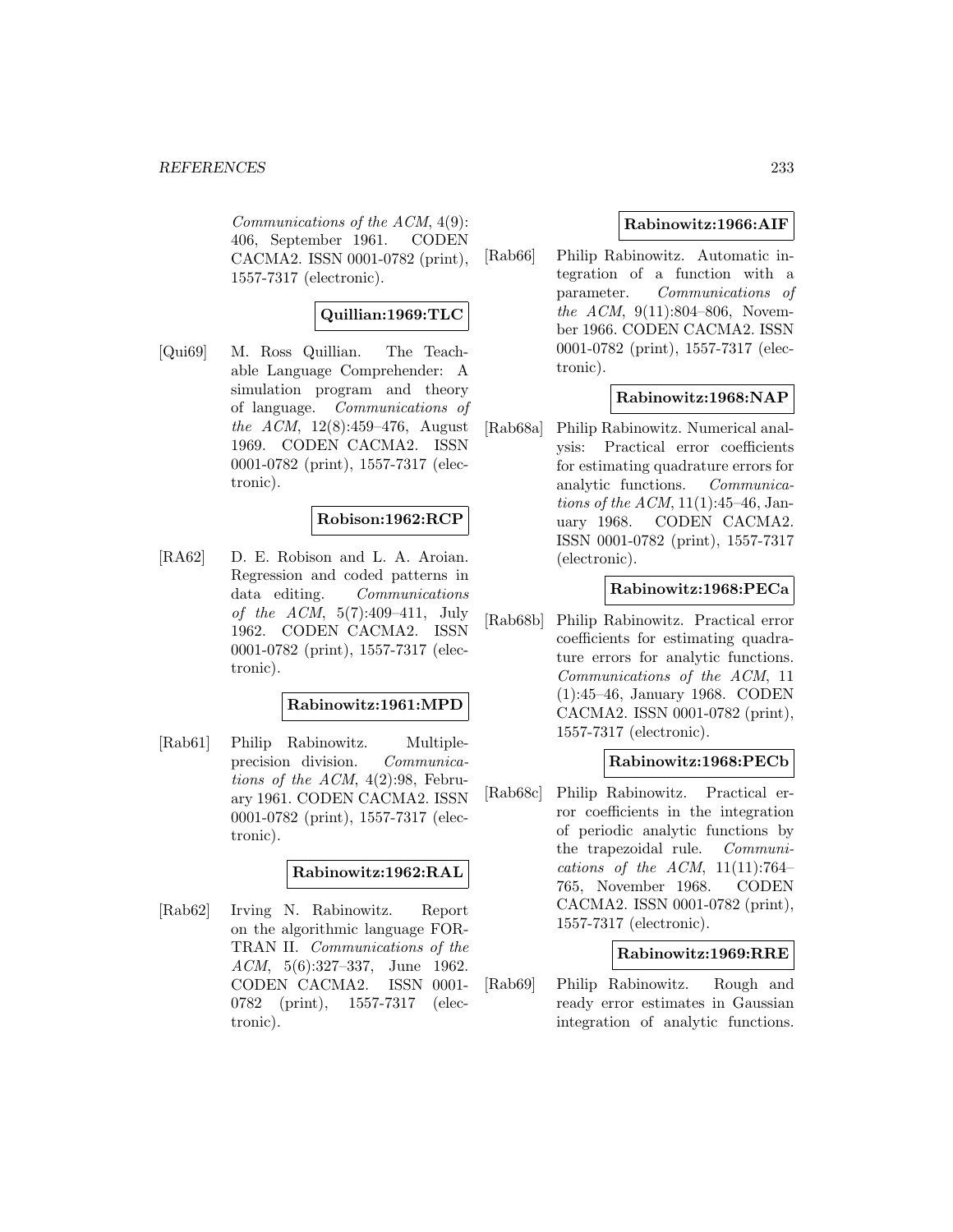*Communications of the ACM*, 4(9): 406, September 1961. CODEN CACMA2. ISSN 0001-0782 (print), 1557-7317 (electronic).

**Quillian:1969:TLC**

[Qui69] M. Ross Quillian. The Teachable Language Comprehender: A simulation program and theory of language. *Communications of the ACM*, 12(8):459–476, August 1969. CODEN CACMA2. ISSN 0001-0782 (print), 1557-7317 (electronic).

**Robison:1962:RCP**

[RA62] D. E. Robison and L. A. Aroian. Regression and coded patterns in data editing. *Communications of the ACM*, 5(7):409–411, July 1962. CODEN CACMA2. ISSN 0001-0782 (print), 1557-7317 (electronic).

**Rabinowitz:1961:MPD**

[Rab61] Philip Rabinowitz. Multiple-precision division. *Communications of the ACM*, 4(2):98, February 1961. CODEN CACMA2. ISSN 0001-0782 (print), 1557-7317 (electronic).

**Rabinowitz:1962:RAL**

[Rab62] Irving N. Rabinowitz. Report on the algorithmic language FORTRAN II. *Communications of the ACM*, 5(6):327–337, June 1962. CODEN CACMA2. ISSN 0001-0782 (print), 1557-7317 (electronic).

**Rabinowitz:1966:AIF**

[Rab66] Philip Rabinowitz. Automatic integration of a function with a parameter. *Communications of the ACM*, 9(11):804–806, November 1966. CODEN CACMA2. ISSN 0001-0782 (print), 1557-7317 (electronic).

**Rabinowitz:1968:NAP**

[Rab68a] Philip Rabinowitz. Numerical analysis: Practical error coefficients for estimating quadrature errors for analytic functions. *Communications of the ACM*, 11(1):45–46, January 1968. CODEN CACMA2. ISSN 0001-0782 (print), 1557-7317 (electronic).

**Rabinowitz:1968:PECa**

[Rab68b] Philip Rabinowitz. Practical error coefficients for estimating quadrature errors for analytic functions. *Communications of the ACM*, 11 (1):45–46, January 1968. CODEN CACMA2. ISSN 0001-0782 (print), 1557-7317 (electronic).

**Rabinowitz:1968:PECb**

[Rab68c] Philip Rabinowitz. Practical error coefficients in the integration of periodic analytic functions by the trapezoidal rule. *Communications of the ACM*, 11(11):764–765, November 1968. CODEN CACMA2. ISSN 0001-0782 (print), 1557-7317 (electronic).

**Rabinowitz:1969:RRE**

[Rab69] Philip Rabinowitz. Rough and ready error estimates in Gaussian integration of analytic functions.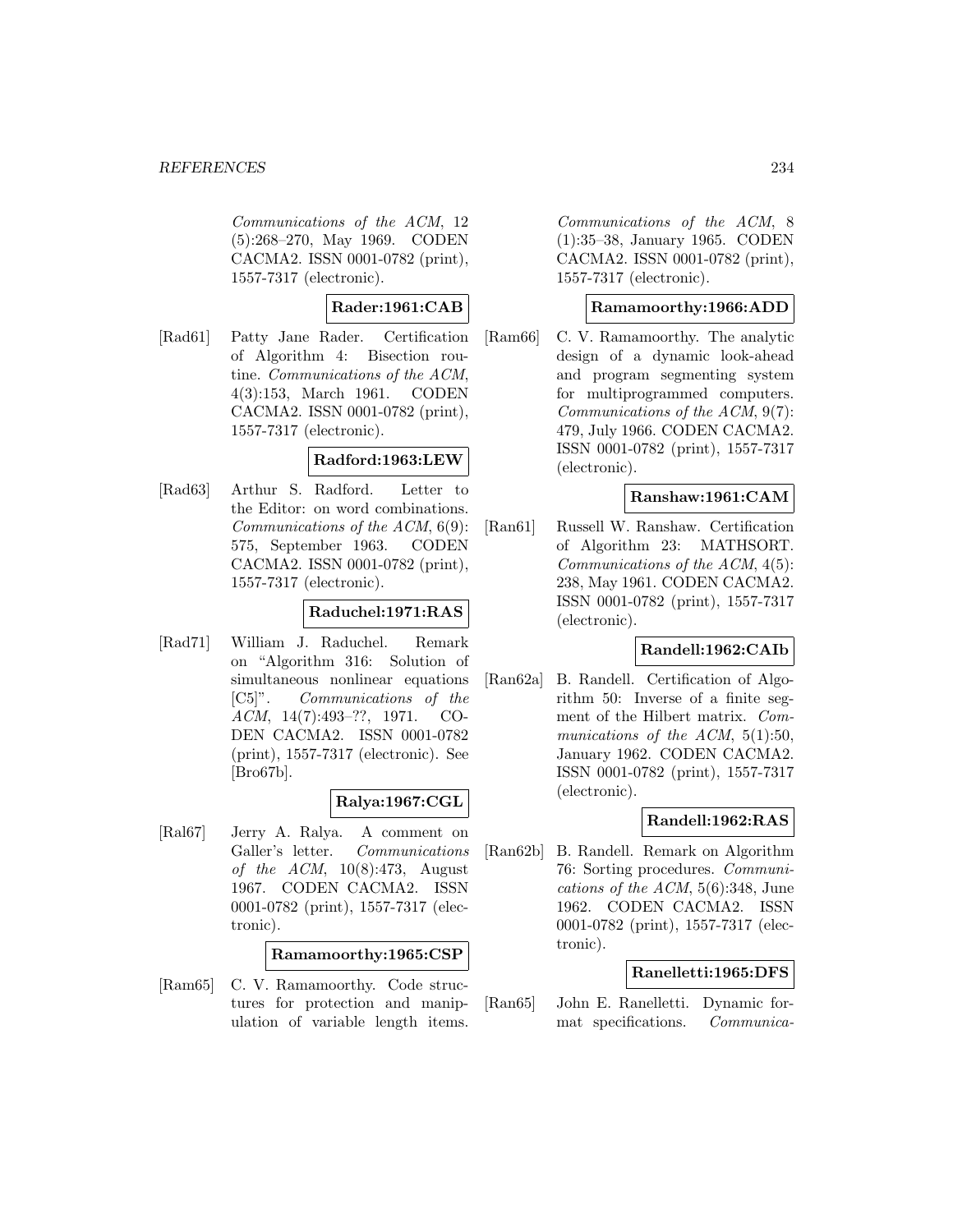Communications of the ACM, 12 (5):268–270, May 1969. CODEN CACMA2. ISSN 0001-0782 (print), 1557-7317 (electronic).

**Rader:1961:CAB**

[Rad61] Patty Jane Rader. Certification of Algorithm 4: Bisection routine. *Communications of the ACM*, 4(3):153, March 1961. CODEN CACMA2. ISSN 0001-0782 (print), 1557-7317 (electronic).

**Radford:1963:LEW**

[Rad63] Arthur S. Radford. Letter to the Editor: on word combinations. *Communications of the ACM*, 6(9): 575, September 1963. CODEN CACMA2. ISSN 0001-0782 (print), 1557-7317 (electronic).

**Raduchel:1971:RAS**

[Rad71] William J. Raduchel. Remark on "Algorithm 316: Solution of simultaneous nonlinear equations [C5]". *Communications of the ACM*, 14(7):493–??, 1971. CODEN CACMA2. ISSN 0001-0782 (print), 1557-7317 (electronic). See [Bro67b].

**Ralya:1967:CGL**

[Ral67] Jerry A. Ralya. A comment on Galler's letter. *Communications of the ACM*, 10(8):473, August 1967. CODEN CACMA2. ISSN 0001-0782 (print), 1557-7317 (electronic).

**Ramamoorthy:1965:CSP**

[Ram65] C. V. Ramamoorthy. Code structures for protection and manipulation of variable length items. *Communications of the ACM*, 8 (1):35–38, January 1965. CODEN CACMA2. ISSN 0001-0782 (print), 1557-7317 (electronic).

**Ramamoorthy:1966:ADD**

[Ram66] C. V. Ramamoorthy. The analytic design of a dynamic look-ahead and program segmenting system for multiprogrammed computers. *Communications of the ACM*, 9(7): 479, July 1966. CODEN CACMA2. ISSN 0001-0782 (print), 1557-7317 (electronic).

**Ranshaw:1961:CAM**

[Ran61] Russell W. Ranshaw. Certification of Algorithm 23: MATHSORT. *Communications of the ACM*, 4(5): 238, May 1961. CODEN CACMA2. ISSN 0001-0782 (print), 1557-7317 (electronic).

**Randell:1962:CAIb**

[Ran62a] B. Randell. Certification of Algorithm 50: Inverse of a finite segment of the Hilbert matrix. *Communications of the ACM*, 5(1):50, January 1962. CODEN CACMA2. ISSN 0001-0782 (print), 1557-7317 (electronic).

**Randell:1962:RAS**

[Ran62b] B. Randell. Remark on Algorithm 76: Sorting procedures. *Communications of the ACM*, 5(6):348, June 1962. CODEN CACMA2. ISSN 0001-0782 (print), 1557-7317 (electronic).

**Ranelletti:1965:DFS**

[Ran65] John E. Ranelletti. Dynamic format specifications. *Communica-*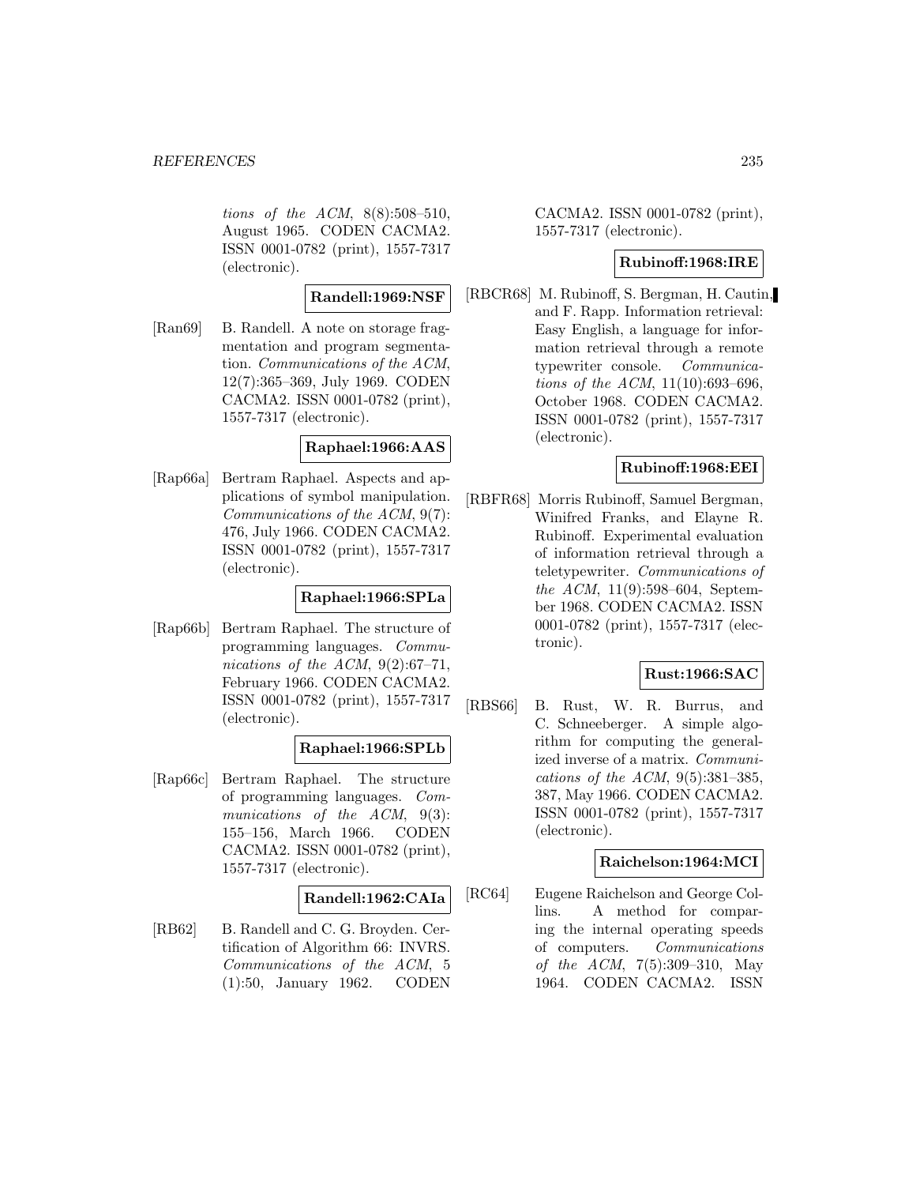*tions of the ACM*, 8(8):508–510, August 1965. CODEN CACMA2. ISSN 0001-0782 (print), 1557-7317 (electronic).

**Randell:1969:NSF**

[Ran69] B. Randell. A note on storage fragmentation and program segmentation. *Communications of the ACM*, 12(7):365–369, July 1969. CODEN CACMA2. ISSN 0001-0782 (print), 1557-7317 (electronic).

**Raphael:1966:AAS**

[Rap66a] Bertram Raphael. Aspects and applications of symbol manipulation. *Communications of the ACM*, 9(7): 476, July 1966. CODEN CACMA2. ISSN 0001-0782 (print), 1557-7317 (electronic).

**Raphael:1966:SPLa**

[Rap66b] Bertram Raphael. The structure of programming languages. *Communications of the ACM*, 9(2):67–71, February 1966. CODEN CACMA2. ISSN 0001-0782 (print), 1557-7317 (electronic).

**Raphael:1966:SPLb**

[Rap66c] Bertram Raphael. The structure of programming languages. *Communications of the ACM*, 9(3): 155–156, March 1966. CODEN CACMA2. ISSN 0001-0782 (print), 1557-7317 (electronic).

**Randell:1962:CAIa**

[RB62] B. Randell and C. G. Broyden. Certification of Algorithm 66: INVRS. *Communications of the ACM*, 5 (1):50, January 1962. CODEN CACMA2. ISSN 0001-0782 (print), 1557-7317 (electronic).

**Rubinoff:1968:IRE**

[RBCR68] M. Rubinoff, S. Bergman, H. Cautin, and F. Rapp. Information retrieval: Easy English, a language for information retrieval through a remote typewriter console. *Communications of the ACM*, 11(10):693–696, October 1968. CODEN CACMA2. ISSN 0001-0782 (print), 1557-7317 (electronic).

**Rubinoff:1968:EEI**

[RBFR68] Morris Rubinoff, Samuel Bergman, Winifred Franks, and Elayne R. Rubinoff. Experimental evaluation of information retrieval through a teletypewriter. *Communications of the ACM*, 11(9):598–604, September 1968. CODEN CACMA2. ISSN 0001-0782 (print), 1557-7317 (electronic).

**Rust:1966:SAC**

[RBS66] B. Rust, W. R. Burrus, and C. Schneeberger. A simple algorithm for computing the generalized inverse of a matrix. *Communications of the ACM*, 9(5):381–385, 387, May 1966. CODEN CACMA2. ISSN 0001-0782 (print), 1557-7317 (electronic).

**Raichelson:1964:MCI**

[RC64] Eugene Raichelson and George Collins. A method for comparing the internal operating speeds of computers. *Communications of the ACM*, 7(5):309–310, May 1964. CODEN CACMA2. ISSN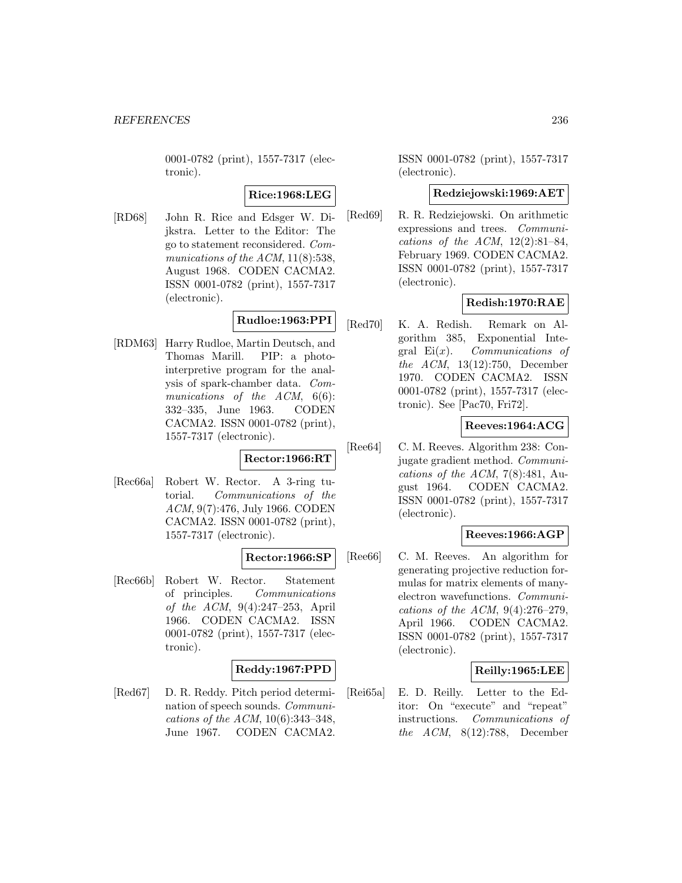0001-0782 (print), 1557-7317 (electronic).

**Rice:1968:LEG**

[RD68] John R. Rice and Edsger W. Dijkstra. Letter to the Editor: The go to statement reconsidered. *Communications of the ACM*, 11(8):538, August 1968. CODEN CACMA2. ISSN 0001-0782 (print), 1557-7317 (electronic).

**Rudloe:1963:PPI**

[RDM63] Harry Rudloe, Martin Deutsch, and Thomas Marill. PIP: a photo-interpretive program for the analysis of spark-chamber data. *Communications of the ACM*, 6(6): 332–335, June 1963. CODEN CACMA2. ISSN 0001-0782 (print), 1557-7317 (electronic).

**Rector:1966:RT**

[Rec66a] Robert W. Rector. A 3-ring tutorial. *Communications of the ACM*, 9(7):476, July 1966. CODEN CACMA2. ISSN 0001-0782 (print), 1557-7317 (electronic).

**Rector:1966:SP**

[Rec66b] Robert W. Rector. Statement of principles. *Communications of the ACM*, 9(4):247–253, April 1966. CODEN CACMA2. ISSN 0001-0782 (print), 1557-7317 (electronic).

**Reddy:1967:PPD**

[Red67] D. R. Reddy. Pitch period determination of speech sounds. *Communications of the ACM*, 10(6):343–348, June 1967. CODEN CACMA2. ISSN 0001-0782 (print), 1557-7317 (electronic).

**Redziejowski:1969:AET**

[Red69] R. R. Redziejowski. On arithmetic expressions and trees. *Communications of the ACM*, 12(2):81–84, February 1969. CODEN CACMA2. ISSN 0001-0782 (print), 1557-7317 (electronic).

**Redish:1970:RAE**

[Red70] K. A. Redish. Remark on Algorithm 385, Exponential Integral Ei($x$). *Communications of the ACM*, 13(12):750, December 1970. CODEN CACMA2. ISSN 0001-0782 (print), 1557-7317 (electronic). See [Pac70, Fri72].

**Reeves:1964:ACG**

[Ree64] C. M. Reeves. Algorithm 238: Conjugate gradient method. *Communications of the ACM*, 7(8):481, August 1964. CODEN CACMA2. ISSN 0001-0782 (print), 1557-7317 (electronic).

**Reeves:1966:AGP**

[Ree66] C. M. Reeves. An algorithm for generating projective reduction formulas for matrix elements of many-electron wavefunctions. *Communications of the ACM*, 9(4):276–279, April 1966. CODEN CACMA2. ISSN 0001-0782 (print), 1557-7317 (electronic).

**Reilly:1965:LEE**

[Rei65a] E. D. Reilly. Letter to the Editor: On "execute" and "repeat" instructions. *Communications of the ACM*, 8(12):788, December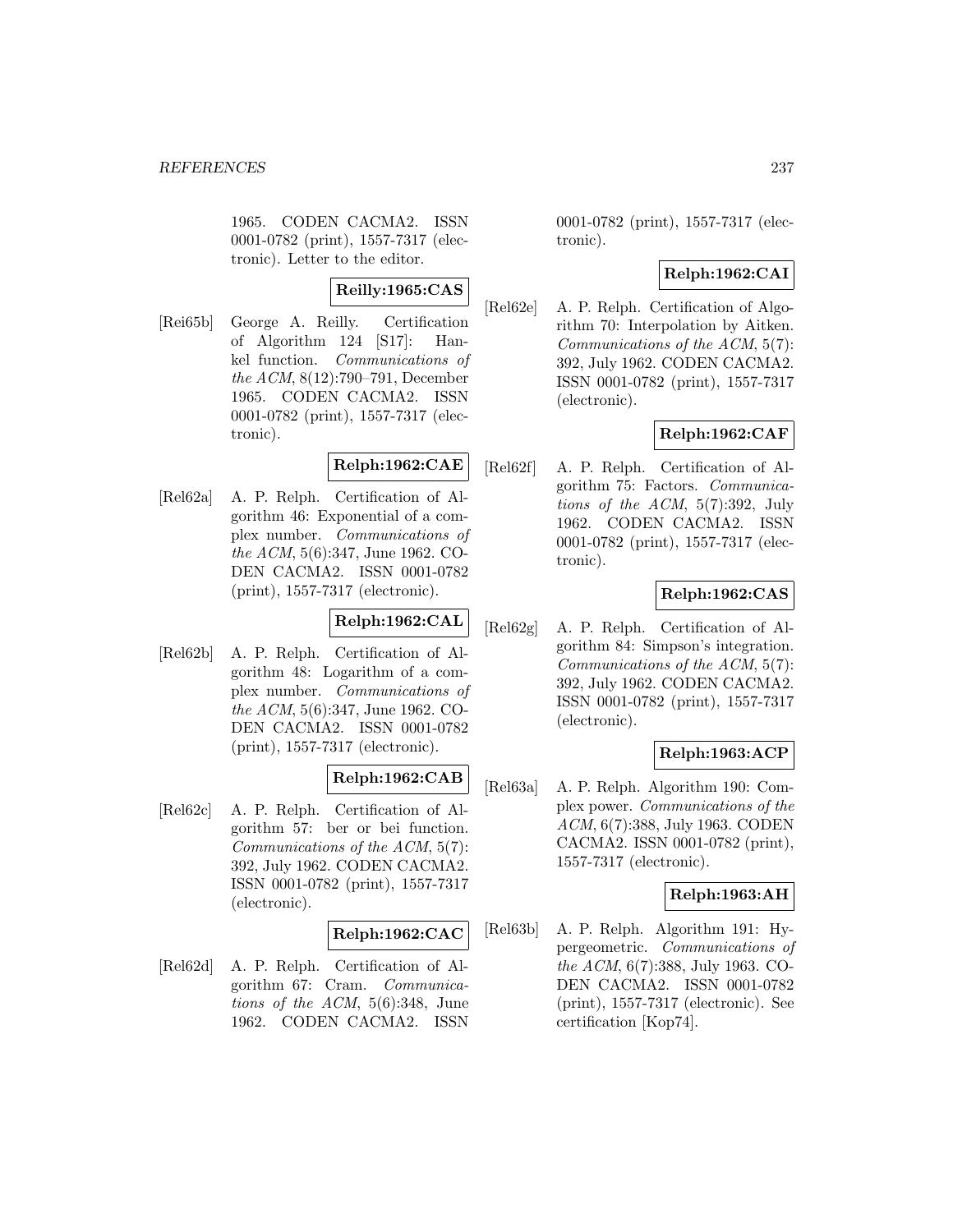1965. CODEN CACMA2. ISSN 0001-0782 (print), 1557-7317 (electronic). Letter to the editor.

**Reilly:1965:CAS**

[Rei65b] George A. Reilly. Certification of Algorithm 124 [S17]: Hankel function. *Communications of the ACM*, 8(12):790–791, December 1965. CODEN CACMA2. ISSN 0001-0782 (print), 1557-7317 (electronic).

**Relph:1962:CAE**

[Rel62a] A. P. Relph. Certification of Algorithm 46: Exponential of a complex number. *Communications of the ACM*, 5(6):347, June 1962. CODEN CACMA2. ISSN 0001-0782 (print), 1557-7317 (electronic).

**Relph:1962:CAL**

[Rel62b] A. P. Relph. Certification of Algorithm 48: Logarithm of a complex number. *Communications of the ACM*, 5(6):347, June 1962. CODEN CACMA2. ISSN 0001-0782 (print), 1557-7317 (electronic).

**Relph:1962:CAB**

[Rel62c] A. P. Relph. Certification of Algorithm 57: ber or bei function. *Communications of the ACM*, 5(7): 392, July 1962. CODEN CACMA2. ISSN 0001-0782 (print), 1557-7317 (electronic).

**Relph:1962:CAC**

[Rel62d] A. P. Relph. Certification of Algorithm 67: Cram. *Communications of the ACM*, 5(6):348, June 1962. CODEN CACMA2. ISSN 0001-0782 (print), 1557-7317 (electronic).

**Relph:1962:CAI**

[Rel62e] A. P. Relph. Certification of Algorithm 70: Interpolation by Aitken. *Communications of the ACM*, 5(7): 392, July 1962. CODEN CACMA2. ISSN 0001-0782 (print), 1557-7317 (electronic).

**Relph:1962:CAF**

[Rel62f] A. P. Relph. Certification of Algorithm 75: Factors. *Communications of the ACM*, 5(7):392, July 1962. CODEN CACMA2. ISSN 0001-0782 (print), 1557-7317 (electronic).

**Relph:1962:CAS**

[Rel62g] A. P. Relph. Certification of Algorithm 84: Simpson's integration. *Communications of the ACM*, 5(7): 392, July 1962. CODEN CACMA2. ISSN 0001-0782 (print), 1557-7317 (electronic).

**Relph:1963:ACP**

[Rel63a] A. P. Relph. Algorithm 190: Complex power. *Communications of the ACM*, 6(7):388, July 1963. CODEN CACMA2. ISSN 0001-0782 (print), 1557-7317 (electronic).

**Relph:1963:AH**

[Rel63b] A. P. Relph. Algorithm 191: Hypergeometric. *Communications of the ACM*, 6(7):388, July 1963. CODEN CACMA2. ISSN 0001-0782 (print), 1557-7317 (electronic). See certification [Kop74].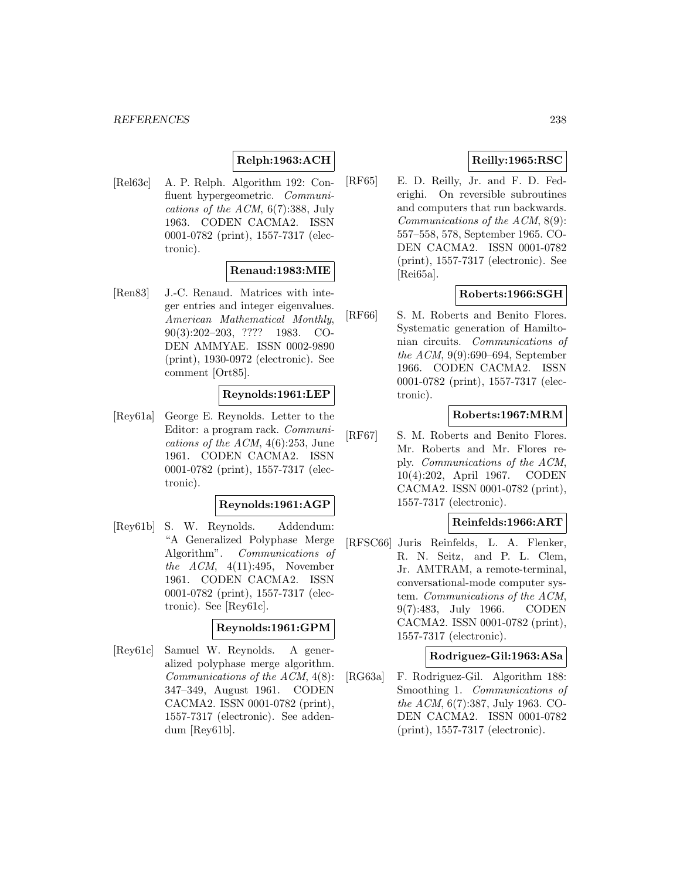**Relph:1963:ACH**

[Rel63c] A. P. Relph. Algorithm 192: Confluent hypergeometric. *Communications of the ACM*, 6(7):388, July 1963. CODEN CACMA2. ISSN 0001-0782 (print), 1557-7317 (electronic).

**Renaud:1983:MIE**

[Ren83] J.-C. Renaud. Matrices with integer entries and integer eigenvalues. *American Mathematical Monthly*, 90(3):202–203, ???? 1983. CODEN AMMYAE. ISSN 0002-9890 (print), 1930-0972 (electronic). See comment [Ort85].

**Reynolds:1961:LEP**

[Rey61a] George E. Reynolds. Letter to the Editor: a program rack. *Communications of the ACM*, 4(6):253, June 1961. CODEN CACMA2. ISSN 0001-0782 (print), 1557-7317 (electronic).

**Reynolds:1961:AGP**

[Rey61b] S. W. Reynolds. Addendum: "A Generalized Polyphase Merge Algorithm". *Communications of the ACM*, 4(11):495, November 1961. CODEN CACMA2. ISSN 0001-0782 (print), 1557-7317 (electronic). See [Rey61c].

**Reynolds:1961:GPM**

[Rey61c] Samuel W. Reynolds. A generalized polyphase merge algorithm. *Communications of the ACM*, 4(8): 347–349, August 1961. CODEN CACMA2. ISSN 0001-0782 (print), 1557-7317 (electronic). See addendum [Rey61b].

**Reilly:1965:RSC**

[RF65] E. D. Reilly, Jr. and F. D. Federighi. On reversible subroutines and computers that run backwards. *Communications of the ACM*, 8(9): 557–558, 578, September 1965. CODEN CACMA2. ISSN 0001-0782 (print), 1557-7317 (electronic). See [Rei65a].

**Roberts:1966:SGH**

[RF66] S. M. Roberts and Benito Flores. Systematic generation of Hamiltonian circuits. *Communications of the ACM*, 9(9):690–694, September 1966. CODEN CACMA2. ISSN 0001-0782 (print), 1557-7317 (electronic).

**Roberts:1967:MRM**

[RF67] S. M. Roberts and Benito Flores. Mr. Roberts and Mr. Flores reply. *Communications of the ACM*, 10(4):202, April 1967. CODEN CACMA2. ISSN 0001-0782 (print), 1557-7317 (electronic).

**Reinfelds:1966:ART**

[RFSC66] Juris Reinfelds, L. A. Flenker, R. N. Seitz, and P. L. Clem, Jr. AMTRAM, a remote-terminal, conversational-mode computer system. *Communications of the ACM*, 9(7):483, July 1966. CODEN CACMA2. ISSN 0001-0782 (print), 1557-7317 (electronic).

**Rodriguez-Gil:1963:ASa**

[RG63a] F. Rodriguez-Gil. Algorithm 188: Smoothing 1. *Communications of the ACM*, 6(7):387, July 1963. CODEN CACMA2. ISSN 0001-0782 (print), 1557-7317 (electronic).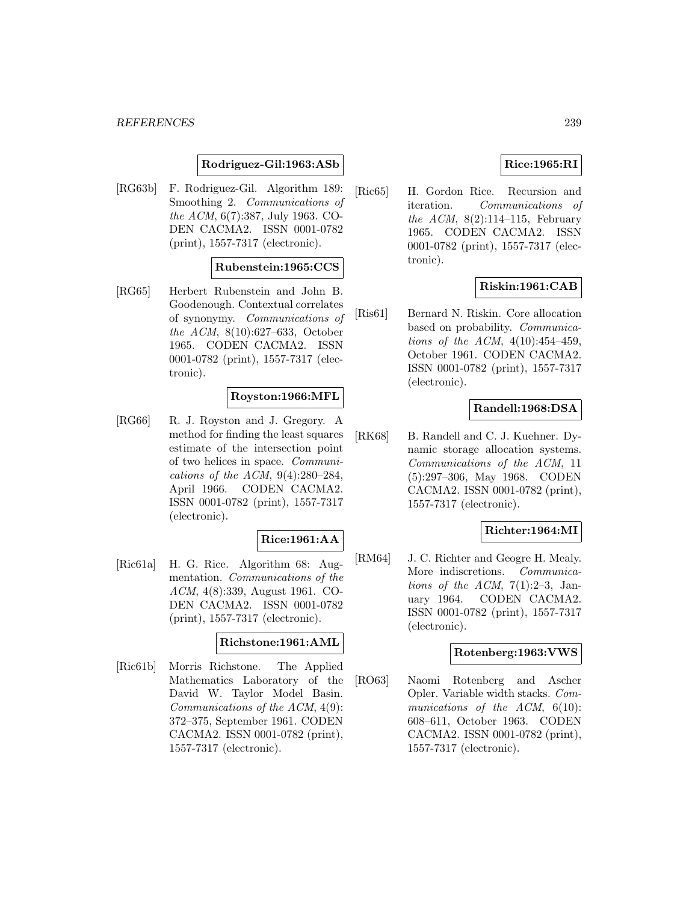**Rodriguez-Gil:1963:ASb**

[RG63b] F. Rodriguez-Gil. Algorithm 189: Smoothing 2. *Communications of the ACM*, 6(7):387, July 1963. CODEN CACMA2. ISSN 0001-0782 (print), 1557-7317 (electronic).

**Rubenstein:1965:CCS**

[RG65] Herbert Rubenstein and John B. Goodenough. Contextual correlates of synonymy. *Communications of the ACM*, 8(10):627–633, October 1965. CODEN CACMA2. ISSN 0001-0782 (print), 1557-7317 (electronic).

**Royston:1966:MFL**

[RG66] R. J. Royston and J. Gregory. A method for finding the least squares estimate of the intersection point of two helices in space. *Communications of the ACM*, 9(4):280–284, April 1966. CODEN CACMA2. ISSN 0001-0782 (print), 1557-7317 (electronic).

**Rice:1961:AA**

[Ric61a] H. G. Rice. Algorithm 68: Augmentation. *Communications of the ACM*, 4(8):339, August 1961. CODEN CACMA2. ISSN 0001-0782 (print), 1557-7317 (electronic).

**Richstone:1961:AML**

[Ric61b] Morris Richstone. The Applied Mathematics Laboratory of the David W. Taylor Model Basin. *Communications of the ACM*, 4(9): 372–375, September 1961. CODEN CACMA2. ISSN 0001-0782 (print), 1557-7317 (electronic).

**Rice:1965:RI**

[Ric65] H. Gordon Rice. Recursion and iteration. *Communications of the ACM*, 8(2):114–115, February 1965. CODEN CACMA2. ISSN 0001-0782 (print), 1557-7317 (electronic).

**Riskin:1961:CAB**

[Ris61] Bernard N. Riskin. Core allocation based on probability. *Communications of the ACM*, 4(10):454–459, October 1961. CODEN CACMA2. ISSN 0001-0782 (print), 1557-7317 (electronic).

**Randell:1968:DSA**

[RK68] B. Randell and C. J. Kuehner. Dynamic storage allocation systems. *Communications of the ACM*, 11 (5):297–306, May 1968. CODEN CACMA2. ISSN 0001-0782 (print), 1557-7317 (electronic).

**Richter:1964:MI**

[RM64] J. C. Richter and Geogre H. Mealy. More indiscretions. *Communications of the ACM*, 7(1):2–3, January 1964. CODEN CACMA2. ISSN 0001-0782 (print), 1557-7317 (electronic).

**Rotenberg:1963:VWS**

[RO63] Naomi Rotenberg and Ascher Opler. Variable width stacks. *Communications of the ACM*, 6(10): 608–611, October 1963. CODEN CACMA2. ISSN 0001-0782 (print), 1557-7317 (electronic).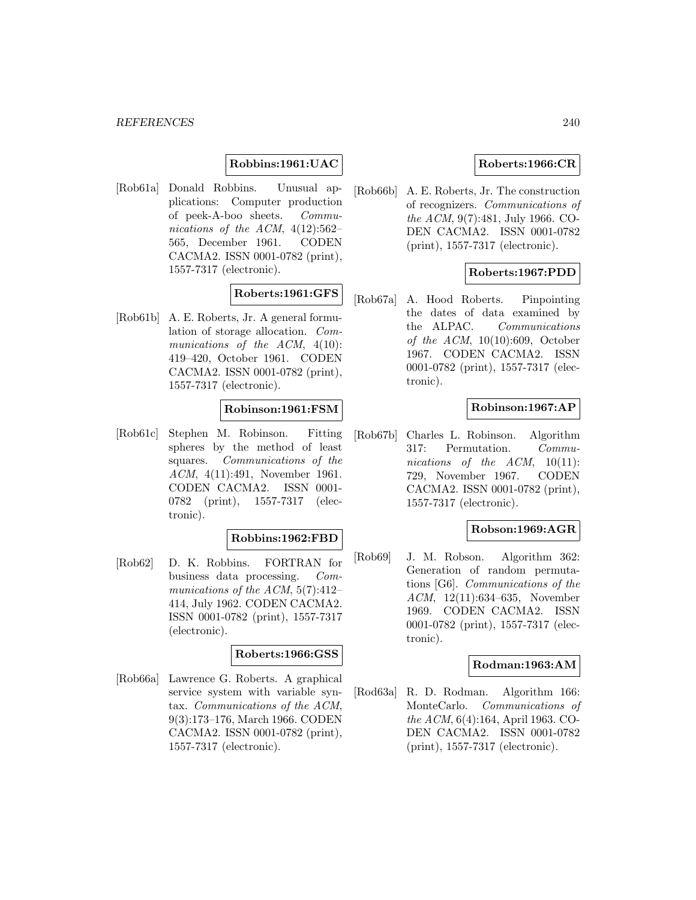**Robbins:1961:UAC**

[Rob61a] Donald Robbins. Unusual applications: Computer production of peek-A-boo sheets. *Communications of the ACM*, 4(12):562–565, December 1961. CODEN CACMA2. ISSN 0001-0782 (print), 1557-7317 (electronic).

**Roberts:1961:GFS**

[Rob61b] A. E. Roberts, Jr. A general formulation of storage allocation. *Communications of the ACM*, 4(10): 419–420, October 1961. CODEN CACMA2. ISSN 0001-0782 (print), 1557-7317 (electronic).

**Robinson:1961:FSM**

[Rob61c] Stephen M. Robinson. Fitting spheres by the method of least squares. *Communications of the ACM*, 4(11):491, November 1961. CODEN CACMA2. ISSN 0001-0782 (print), 1557-7317 (electronic).

**Robbins:1962:FBD**

[Rob62] D. K. Robbins. FORTRAN for business data processing. *Communications of the ACM*, 5(7):412–414, July 1962. CODEN CACMA2. ISSN 0001-0782 (print), 1557-7317 (electronic).

**Roberts:1966:GSS**

[Rob66a] Lawrence G. Roberts. A graphical service system with variable syntax. *Communications of the ACM*, 9(3):173–176, March 1966. CODEN CACMA2. ISSN 0001-0782 (print), 1557-7317 (electronic).

**Roberts:1966:CR**

[Rob66b] A. E. Roberts, Jr. The construction of recognizers. *Communications of the ACM*, 9(7):481, July 1966. CODEN CACMA2. ISSN 0001-0782 (print), 1557-7317 (electronic).

**Roberts:1967:PDD**

[Rob67a] A. Hood Roberts. Pinpointing the dates of data examined by the ALPAC. *Communications of the ACM*, 10(10):609, October 1967. CODEN CACMA2. ISSN 0001-0782 (print), 1557-7317 (electronic).

**Robinson:1967:AP**

[Rob67b] Charles L. Robinson. Algorithm 317: Permutation. *Communications of the ACM*, 10(11): 729, November 1967. CODEN CACMA2. ISSN 0001-0782 (print), 1557-7317 (electronic).

**Robson:1969:AGR**

[Rob69] J. M. Robson. Algorithm 362: Generation of random permutations [G6]. *Communications of the ACM*, 12(11):634–635, November 1969. CODEN CACMA2. ISSN 0001-0782 (print), 1557-7317 (electronic).

**Rodman:1963:AM**

[Rod63a] R. D. Rodman. Algorithm 166: MonteCarlo. *Communications of the ACM*, 6(4):164, April 1963. CODEN CACMA2. ISSN 0001-0782 (print), 1557-7317 (electronic).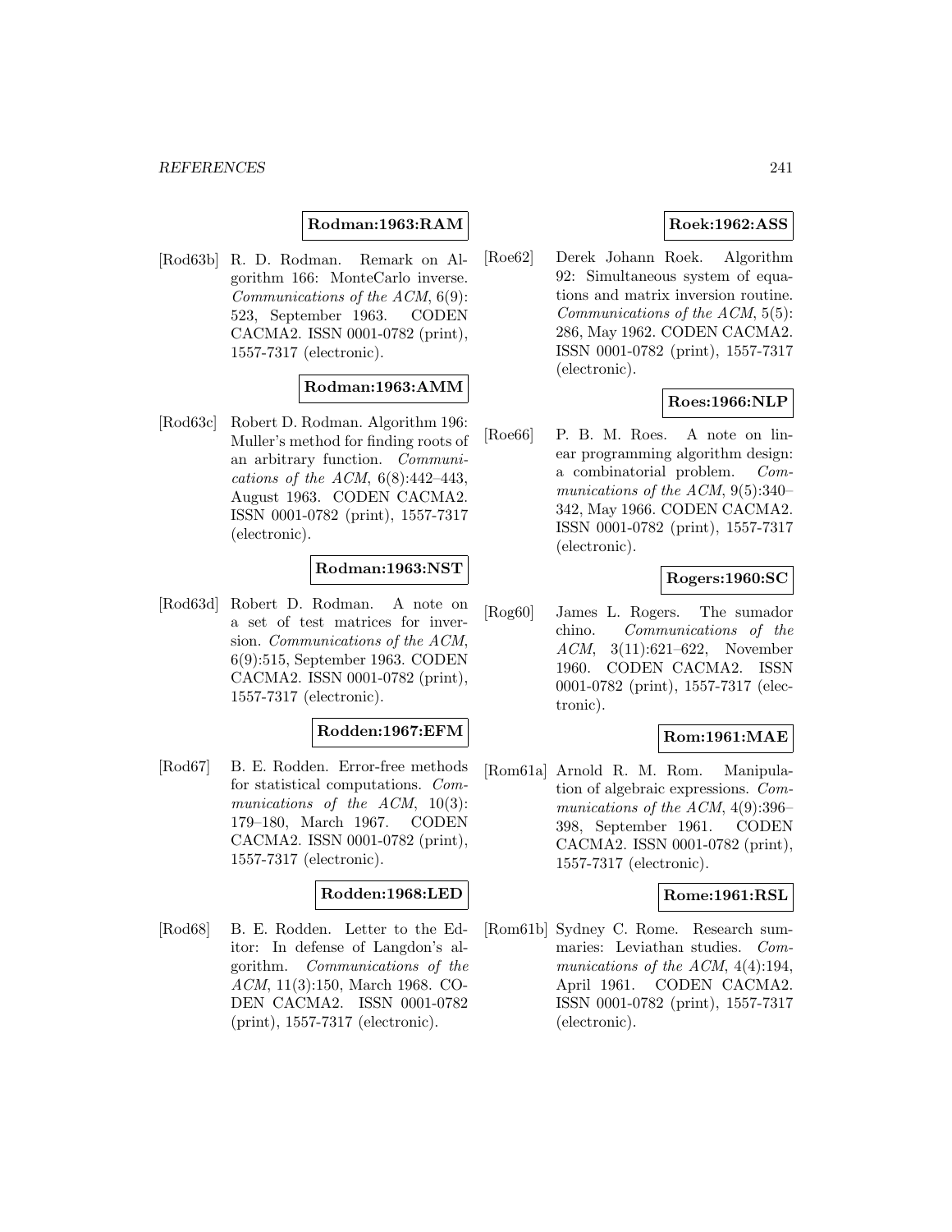**Rodman:1963:RAM**

[Rod63b] R. D. Rodman. Remark on Algorithm 166: MonteCarlo inverse. *Communications of the ACM*, 6(9): 523, September 1963. CODEN CACMA2. ISSN 0001-0782 (print), 1557-7317 (electronic).

**Rodman:1963:AMM**

[Rod63c] Robert D. Rodman. Algorithm 196: Muller's method for finding roots of an arbitrary function. *Communications of the ACM*, 6(8):442–443, August 1963. CODEN CACMA2. ISSN 0001-0782 (print), 1557-7317 (electronic).

**Rodman:1963:NST**

[Rod63d] Robert D. Rodman. A note on a set of test matrices for inversion. *Communications of the ACM*, 6(9):515, September 1963. CODEN CACMA2. ISSN 0001-0782 (print), 1557-7317 (electronic).

**Rodden:1967:EFM**

[Rod67] B. E. Rodden. Error-free methods for statistical computations. *Communications of the ACM*, 10(3): 179–180, March 1967. CODEN CACMA2. ISSN 0001-0782 (print), 1557-7317 (electronic).

**Rodden:1968:LED**

[Rod68] B. E. Rodden. Letter to the Editor: In defense of Langdon's algorithm. *Communications of the ACM*, 11(3):150, March 1968. CODEN CACMA2. ISSN 0001-0782 (print), 1557-7317 (electronic).

**Roek:1962:ASS**

[Roe62] Derek Johann Roek. Algorithm 92: Simultaneous system of equations and matrix inversion routine. *Communications of the ACM*, 5(5): 286, May 1962. CODEN CACMA2. ISSN 0001-0782 (print), 1557-7317 (electronic).

**Roes:1966:NLP**

[Roe66] P. B. M. Roes. A note on linear programming algorithm design: a combinatorial problem. *Communications of the ACM*, 9(5):340–342, May 1966. CODEN CACMA2. ISSN 0001-0782 (print), 1557-7317 (electronic).

**Rogers:1960:SC**

[Rog60] James L. Rogers. The sumador chino. *Communications of the ACM*, 3(11):621–622, November 1960. CODEN CACMA2. ISSN 0001-0782 (print), 1557-7317 (electronic).

**Rom:1961:MAE**

[Rom61a] Arnold R. M. Rom. Manipulation of algebraic expressions. *Communications of the ACM*, 4(9):396–398, September 1961. CODEN CACMA2. ISSN 0001-0782 (print), 1557-7317 (electronic).

**Rome:1961:RSL**

[Rom61b] Sydney C. Rome. Research summaries: Leviathan studies. *Communications of the ACM*, 4(4):194, April 1961. CODEN CACMA2. ISSN 0001-0782 (print), 1557-7317 (electronic).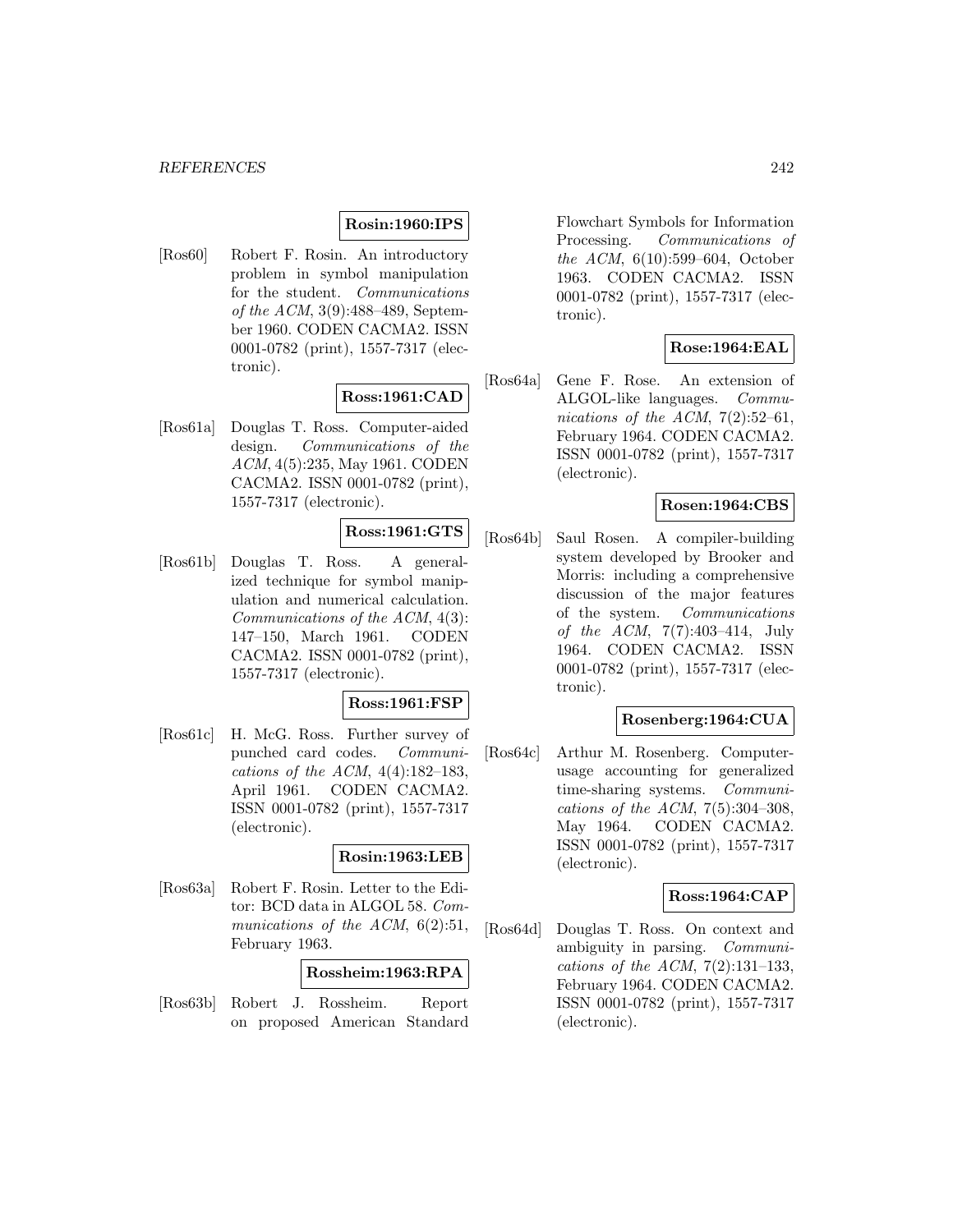**Rosin:1960:IPS**

[Ros60] Robert F. Rosin. An introductory problem in symbol manipulation for the student. *Communications of the ACM*, 3(9):488–489, September 1960. CODEN CACMA2. ISSN 0001-0782 (print), 1557-7317 (electronic).

**Ross:1961:CAD**

[Ros61a] Douglas T. Ross. Computer-aided design. *Communications of the ACM*, 4(5):235, May 1961. CODEN CACMA2. ISSN 0001-0782 (print), 1557-7317 (electronic).

**Ross:1961:GTS**

[Ros61b] Douglas T. Ross. A generalized technique for symbol manipulation and numerical calculation. *Communications of the ACM*, 4(3): 147–150, March 1961. CODEN CACMA2. ISSN 0001-0782 (print), 1557-7317 (electronic).

**Ross:1961:FSP**

[Ros61c] H. McG. Ross. Further survey of punched card codes. *Communications of the ACM*, 4(4):182–183, April 1961. CODEN CACMA2. ISSN 0001-0782 (print), 1557-7317 (electronic).

**Rosin:1963:LEB**

[Ros63a] Robert F. Rosin. Letter to the Editor: BCD data in ALGOL 58. *Communications of the ACM*, 6(2):51, February 1963.

**Rossheim:1963:RPA**

[Ros63b] Robert J. Rossheim. Report on proposed American Standard Flowchart Symbols for Information Processing. *Communications of the ACM*, 6(10):599–604, October 1963. CODEN CACMA2. ISSN 0001-0782 (print), 1557-7317 (electronic).

**Rose:1964:EAL**

[Ros64a] Gene F. Rose. An extension of ALGOL-like languages. *Communications of the ACM*, 7(2):52–61, February 1964. CODEN CACMA2. ISSN 0001-0782 (print), 1557-7317 (electronic).

**Rosen:1964:CBS**

[Ros64b] Saul Rosen. A compiler-building system developed by Brooker and Morris: including a comprehensive discussion of the major features of the system. *Communications of the ACM*, 7(7):403–414, July 1964. CODEN CACMA2. ISSN 0001-0782 (print), 1557-7317 (electronic).

**Rosenberg:1964:CUA**

[Ros64c] Arthur M. Rosenberg. Computer-usage accounting for generalized time-sharing systems. *Communications of the ACM*, 7(5):304–308, May 1964. CODEN CACMA2. ISSN 0001-0782 (print), 1557-7317 (electronic).

**Ross:1964:CAP**

[Ros64d] Douglas T. Ross. On context and ambiguity in parsing. *Communications of the ACM*, 7(2):131–133, February 1964. CODEN CACMA2. ISSN 0001-0782 (print), 1557-7317 (electronic).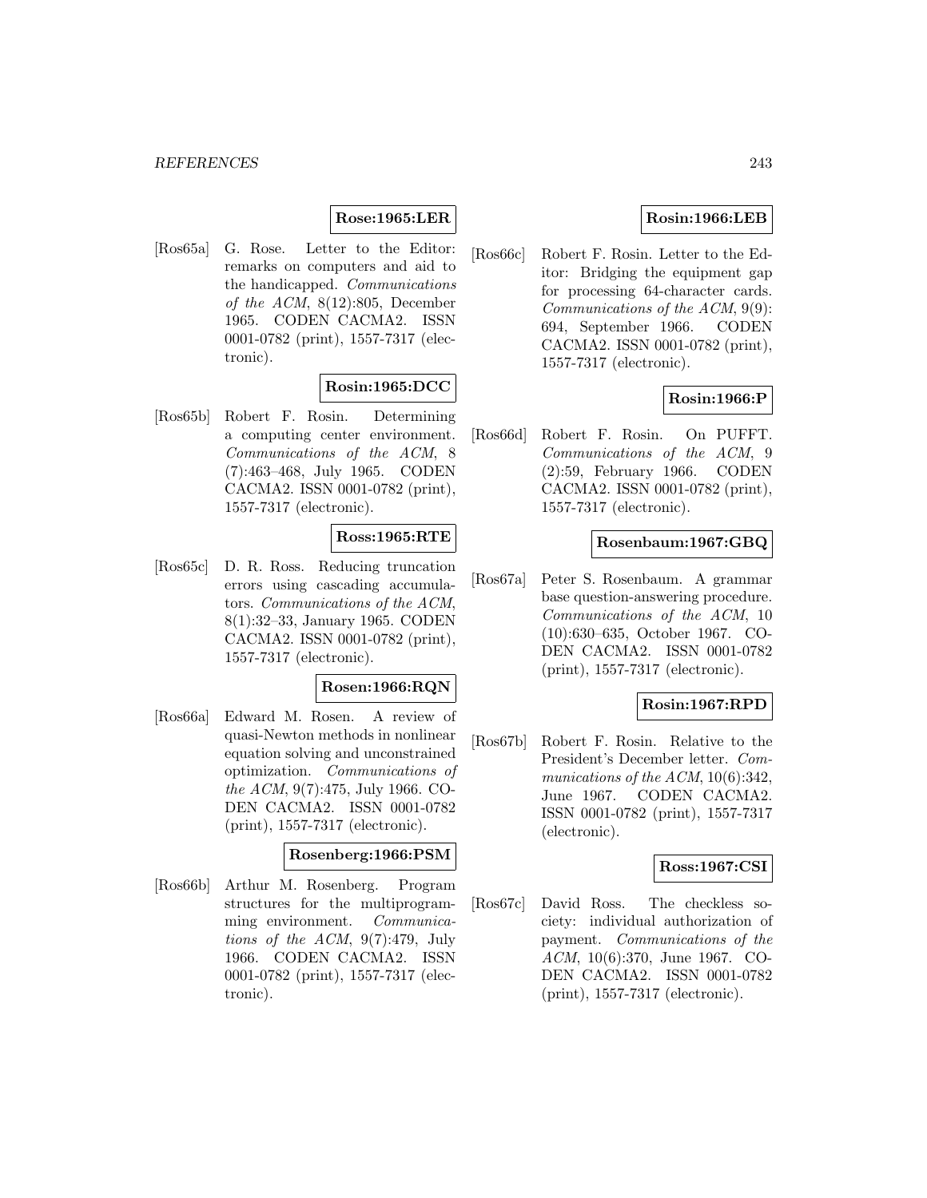**Rose:1965:LER**

[Ros65a] G. Rose. Letter to the Editor: remarks on computers and aid to the handicapped. *Communications of the ACM*, 8(12):805, December 1965. CODEN CACMA2. ISSN 0001-0782 (print), 1557-7317 (electronic).

**Rosin:1965:DCC**

[Ros65b] Robert F. Rosin. Determining a computing center environment. *Communications of the ACM*, 8 (7):463–468, July 1965. CODEN CACMA2. ISSN 0001-0782 (print), 1557-7317 (electronic).

**Ross:1965:RTE**

[Ros65c] D. R. Ross. Reducing truncation errors using cascading accumulators. *Communications of the ACM*, 8(1):32–33, January 1965. CODEN CACMA2. ISSN 0001-0782 (print), 1557-7317 (electronic).

**Rosen:1966:RQN**

[Ros66a] Edward M. Rosen. A review of quasi-Newton methods in nonlinear equation solving and unconstrained optimization. *Communications of the ACM*, 9(7):475, July 1966. CODEN CACMA2. ISSN 0001-0782 (print), 1557-7317 (electronic).

**Rosenberg:1966:PSM**

[Ros66b] Arthur M. Rosenberg. Program structures for the multiprogramming environment. *Communications of the ACM*, 9(7):479, July 1966. CODEN CACMA2. ISSN 0001-0782 (print), 1557-7317 (electronic).

**Rosin:1966:LEB**

[Ros66c] Robert F. Rosin. Letter to the Editor: Bridging the equipment gap for processing 64-character cards. *Communications of the ACM*, 9(9): 694, September 1966. CODEN CACMA2. ISSN 0001-0782 (print), 1557-7317 (electronic).

**Rosin:1966:P**

[Ros66d] Robert F. Rosin. On PUFFT. *Communications of the ACM*, 9 (2):59, February 1966. CODEN CACMA2. ISSN 0001-0782 (print), 1557-7317 (electronic).

**Rosenbaum:1967:GBQ**

[Ros67a] Peter S. Rosenbaum. A grammar base question-answering procedure. *Communications of the ACM*, 10 (10):630–635, October 1967. CODEN CACMA2. ISSN 0001-0782 (print), 1557-7317 (electronic).

**Rosin:1967:RPD**

[Ros67b] Robert F. Rosin. Relative to the President's December letter. *Communications of the ACM*, 10(6):342, June 1967. CODEN CACMA2. ISSN 0001-0782 (print), 1557-7317 (electronic).

**Ross:1967:CSI**

[Ros67c] David Ross. The checkless society: individual authorization of payment. *Communications of the ACM*, 10(6):370, June 1967. CODEN CACMA2. ISSN 0001-0782 (print), 1557-7317 (electronic).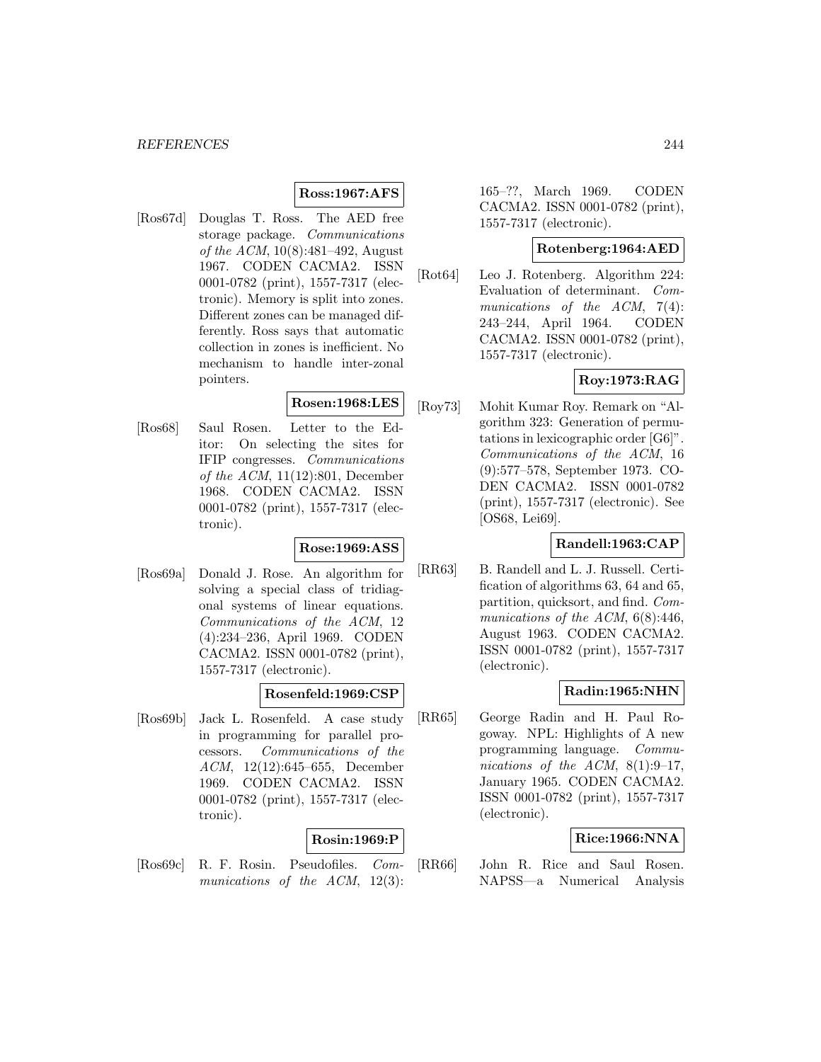**Ross:1967:AFS**

[Ros67d] Douglas T. Ross. The AED free storage package. *Communications of the ACM*, 10(8):481–492, August 1967. CODEN CACMA2. ISSN 0001-0782 (print), 1557-7317 (electronic). Memory is split into zones. Different zones can be managed differently. Ross says that automatic collection in zones is inefficient. No mechanism to handle inter-zonal pointers.

**Rosen:1968:LES**

[Ros68] Saul Rosen. Letter to the Editor: On selecting the sites for IFIP congresses. *Communications of the ACM*, 11(12):801, December 1968. CODEN CACMA2. ISSN 0001-0782 (print), 1557-7317 (electronic).

**Rose:1969:ASS**

[Ros69a] Donald J. Rose. An algorithm for solving a special class of tridiagonal systems of linear equations. *Communications of the ACM*, 12 (4):234–236, April 1969. CODEN CACMA2. ISSN 0001-0782 (print), 1557-7317 (electronic).

**Rosenfeld:1969:CSP**

[Ros69b] Jack L. Rosenfeld. A case study in programming for parallel processors. *Communications of the ACM*, 12(12):645–655, December 1969. CODEN CACMA2. ISSN 0001-0782 (print), 1557-7317 (electronic).

**Rosin:1969:P**

[Ros69c] R. F. Rosin. Pseudofiles. *Communications of the ACM*, 12(3): 165–??, March 1969. CODEN CACMA2. ISSN 0001-0782 (print), 1557-7317 (electronic).

**Rotenberg:1964:AED**

[Rot64] Leo J. Rotenberg. Algorithm 224: Evaluation of determinant. *Communications of the ACM*, 7(4): 243–244, April 1964. CODEN CACMA2. ISSN 0001-0782 (print), 1557-7317 (electronic).

**Roy:1973:RAG**

[Roy73] Mohit Kumar Roy. Remark on "Algorithm 323: Generation of permutations in lexicographic order [G6]". *Communications of the ACM*, 16 (9):577–578, September 1973. CODEN CACMA2. ISSN 0001-0782 (print), 1557-7317 (electronic). See [OS68, Lei69].

**Randell:1963:CAP**

[RR63] B. Randell and L. J. Russell. Certification of algorithms 63, 64 and 65, partition, quicksort, and find. *Communications of the ACM*, 6(8):446, August 1963. CODEN CACMA2. ISSN 0001-0782 (print), 1557-7317 (electronic).

**Radin:1965:NHN**

[RR65] George Radin and H. Paul Rogoway. NPL: Highlights of A new programming language. *Communications of the ACM*, 8(1):9–17, January 1965. CODEN CACMA2. ISSN 0001-0782 (print), 1557-7317 (electronic).

**Rice:1966:NNA**

[RR66] John R. Rice and Saul Rosen. NAPSS—a Numerical Analysis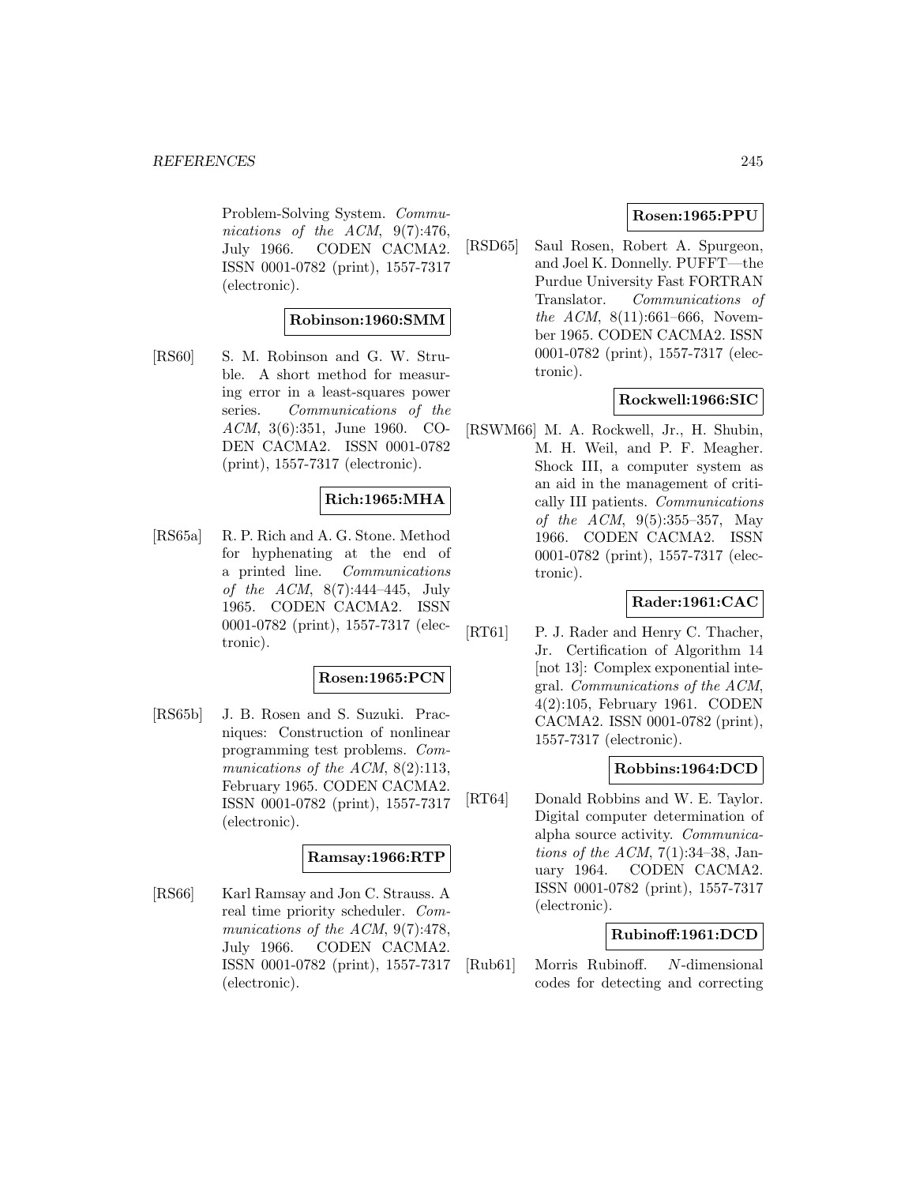Problem-Solving System. *Communications of the ACM*, 9(7):476, July 1966. CODEN CACMA2. ISSN 0001-0782 (print), 1557-7317 (electronic).

**Robinson:1960:SMM**

[RS60] S. M. Robinson and G. W. Struble. A short method for measuring error in a least-squares power series. *Communications of the ACM*, 3(6):351, June 1960. CODEN CACMA2. ISSN 0001-0782 (print), 1557-7317 (electronic).

**Rich:1965:MHA**

[RS65a] R. P. Rich and A. G. Stone. Method for hyphenating at the end of a printed line. *Communications of the ACM*, 8(7):444–445, July 1965. CODEN CACMA2. ISSN 0001-0782 (print), 1557-7317 (electronic).

**Rosen:1965:PCN**

[RS65b] J. B. Rosen and S. Suzuki. Pracniques: Construction of nonlinear programming test problems. *Communications of the ACM*, 8(2):113, February 1965. CODEN CACMA2. ISSN 0001-0782 (print), 1557-7317 (electronic).

**Ramsay:1966:RTP**

[RS66] Karl Ramsay and Jon C. Strauss. A real time priority scheduler. *Communications of the ACM*, 9(7):478, July 1966. CODEN CACMA2. ISSN 0001-0782 (print), 1557-7317 (electronic).

**Rosen:1965:PPU**

[RSD65] Saul Rosen, Robert A. Spurgeon, and Joel K. Donnelly. PUFFT—the Purdue University Fast FORTRAN Translator. *Communications of the ACM*, 8(11):661–666, November 1965. CODEN CACMA2. ISSN 0001-0782 (print), 1557-7317 (electronic).

**Rockwell:1966:SIC**

[RSWM66] M. A. Rockwell, Jr., H. Shubin, M. H. Weil, and P. F. Meagher. Shock III, a computer system as an aid in the management of critically Ill patients. *Communications of the ACM*, 9(5):355–357, May 1966. CODEN CACMA2. ISSN 0001-0782 (print), 1557-7317 (electronic).

**Rader:1961:CAC**

[RT61] P. J. Rader and Henry C. Thacher, Jr. Certification of Algorithm 14 [not 13]: Complex exponential integral. *Communications of the ACM*, 4(2):105, February 1961. CODEN CACMA2. ISSN 0001-0782 (print), 1557-7317 (electronic).

**Robbins:1964:DCD**

[RT64] Donald Robbins and W. E. Taylor. Digital computer determination of alpha source activity. *Communications of the ACM*, 7(1):34–38, January 1964. CODEN CACMA2. ISSN 0001-0782 (print), 1557-7317 (electronic).

**Rubinoff:1961:DCD**

[Rub61] Morris Rubinoff. $N$-dimensional codes for detecting and correcting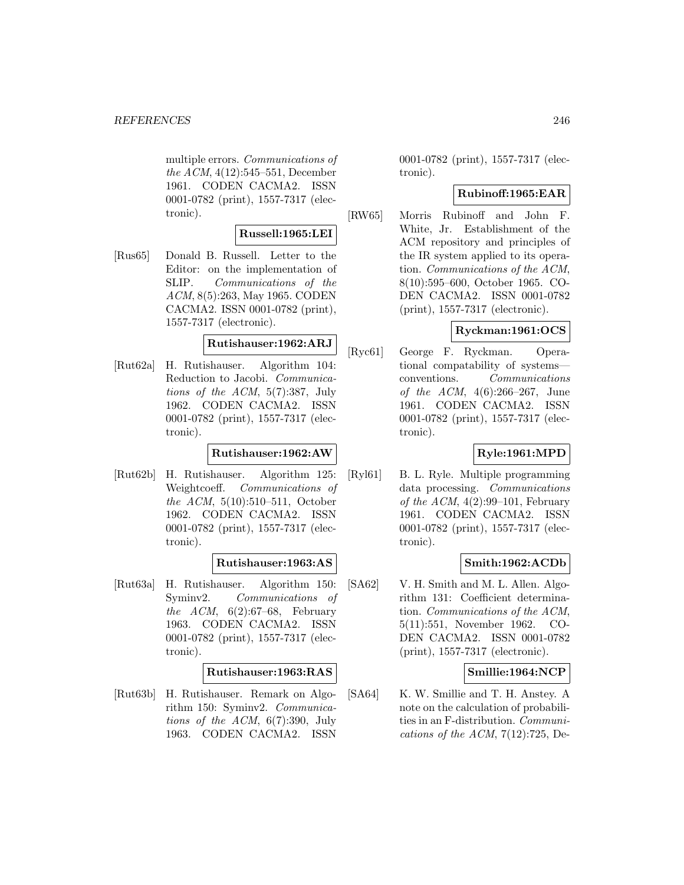multiple errors. *Communications of the ACM*, 4(12):545–551, December 1961. CODEN CACMA2. ISSN 0001-0782 (print), 1557-7317 (electronic).

**Russell:1965:LEI**

[Rus65] Donald B. Russell. Letter to the Editor: on the implementation of SLIP. *Communications of the ACM*, 8(5):263, May 1965. CODEN CACMA2. ISSN 0001-0782 (print), 1557-7317 (electronic).

**Rutishauser:1962:ARJ**

[Rut62a] H. Rutishauser. Algorithm 104: Reduction to Jacobi. *Communications of the ACM*, 5(7):387, July 1962. CODEN CACMA2. ISSN 0001-0782 (print), 1557-7317 (electronic).

**Rutishauser:1962:AW**

[Rut62b] H. Rutishauser. Algorithm 125: Weightcoeff. *Communications of the ACM*, 5(10):510–511, October 1962. CODEN CACMA2. ISSN 0001-0782 (print), 1557-7317 (electronic).

**Rutishauser:1963:AS**

[Rut63a] H. Rutishauser. Algorithm 150: Syminv2. *Communications of the ACM*, 6(2):67–68, February 1963. CODEN CACMA2. ISSN 0001-0782 (print), 1557-7317 (electronic).

**Rutishauser:1963:RAS**

[Rut63b] H. Rutishauser. Remark on Algorithm 150: Syminv2. *Communications of the ACM*, 6(7):390, July 1963. CODEN CACMA2. ISSN 0001-0782 (print), 1557-7317 (electronic).

**Rubinoff:1965:EAR**

[RW65] Morris Rubinoff and John F. White, Jr. Establishment of the ACM repository and principles of the IR system applied to its operation. *Communications of the ACM*, 8(10):595–600, October 1965. CODEN CACMA2. ISSN 0001-0782 (print), 1557-7317 (electronic).

**Ryckman:1961:OCS**

[Ryc61] George F. Ryckman. Operational compatability of systems—conventions. *Communications of the ACM*, 4(6):266–267, June 1961. CODEN CACMA2. ISSN 0001-0782 (print), 1557-7317 (electronic).

**Ryle:1961:MPD**

[Ryl61] B. L. Ryle. Multiple programming data processing. *Communications of the ACM*, 4(2):99–101, February 1961. CODEN CACMA2. ISSN 0001-0782 (print), 1557-7317 (electronic).

**Smith:1962:ACDb**

[SA62] V. H. Smith and M. L. Allen. Algorithm 131: Coefficient determination. *Communications of the ACM*, 5(11):551, November 1962. CODEN CACMA2. ISSN 0001-0782 (print), 1557-7317 (electronic).

**Smillie:1964:NCP**

[SA64] K. W. Smillie and T. H. Anstey. A note on the calculation of probabilities in an F-distribution. *Communications of the ACM*, 7(12):725, De-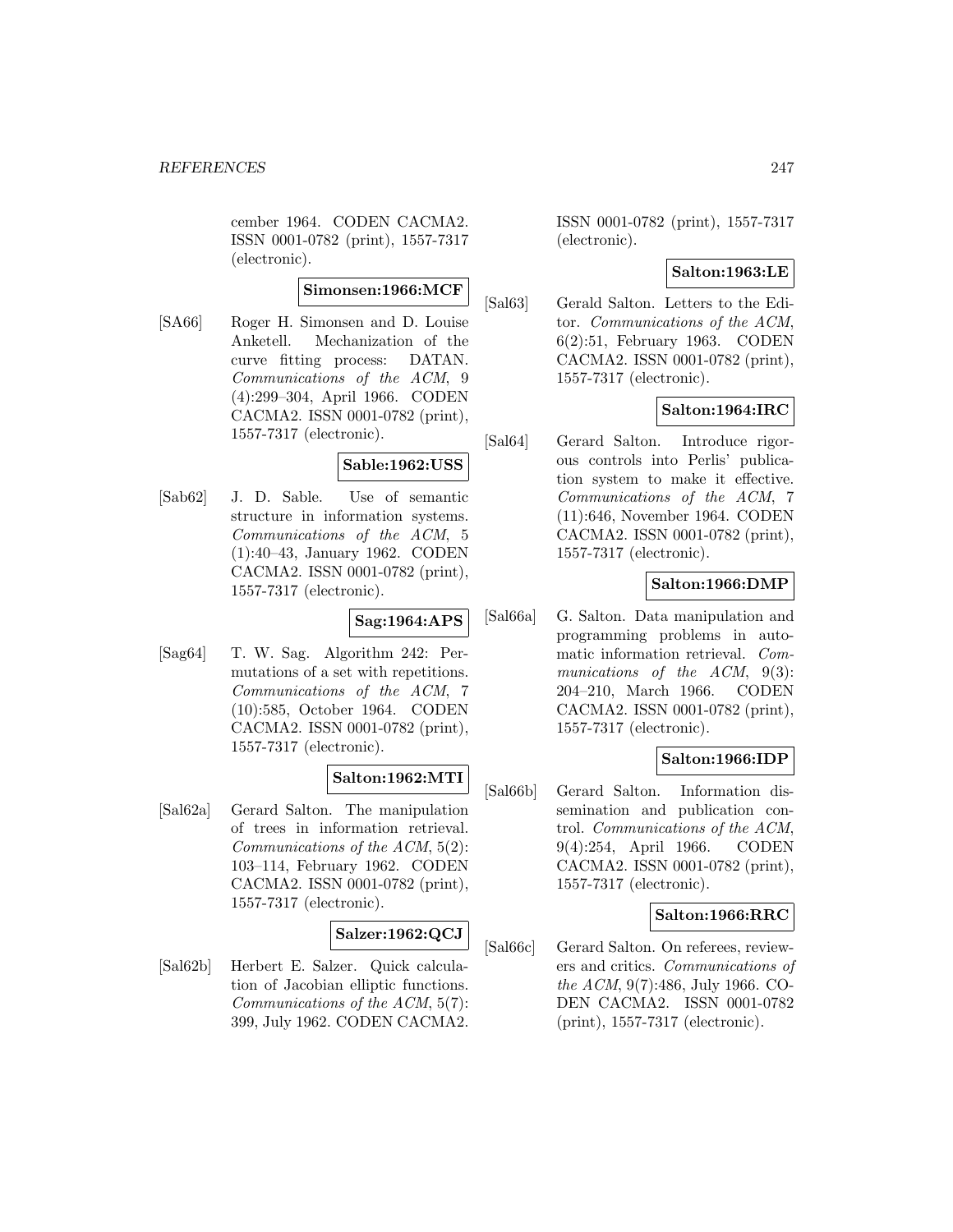cember 1964. CODEN CACMA2. ISSN 0001-0782 (print), 1557-7317 (electronic).

**Simonsen:1966:MCF**

[SA66] Roger H. Simonsen and D. Louise Anketell. Mechanization of the curve fitting process: DATAN. *Communications of the ACM*, 9 (4):299–304, April 1966. CODEN CACMA2. ISSN 0001-0782 (print), 1557-7317 (electronic).

**Sable:1962:USS**

[Sab62] J. D. Sable. Use of semantic structure in information systems. *Communications of the ACM*, 5 (1):40–43, January 1962. CODEN CACMA2. ISSN 0001-0782 (print), 1557-7317 (electronic).

**Sag:1964:APS**

[Sag64] T. W. Sag. Algorithm 242: Permutations of a set with repetitions. *Communications of the ACM*, 7 (10):585, October 1964. CODEN CACMA2. ISSN 0001-0782 (print), 1557-7317 (electronic).

**Salton:1962:MTI**

[Sal62a] Gerard Salton. The manipulation of trees in information retrieval. *Communications of the ACM*, 5(2): 103–114, February 1962. CODEN CACMA2. ISSN 0001-0782 (print), 1557-7317 (electronic).

**Salzer:1962:QCJ**

[Sal62b] Herbert E. Salzer. Quick calculation of Jacobian elliptic functions. *Communications of the ACM*, 5(7): 399, July 1962. CODEN CACMA2. ISSN 0001-0782 (print), 1557-7317 (electronic).

**Salton:1963:LE**

[Sal63] Gerald Salton. Letters to the Editor. *Communications of the ACM*, 6(2):51, February 1963. CODEN CACMA2. ISSN 0001-0782 (print), 1557-7317 (electronic).

**Salton:1964:IRC**

[Sal64] Gerard Salton. Introduce rigorous controls into Perlis' publication system to make it effective. *Communications of the ACM*, 7 (11):646, November 1964. CODEN CACMA2. ISSN 0001-0782 (print), 1557-7317 (electronic).

**Salton:1966:DMP**

[Sal66a] G. Salton. Data manipulation and programming problems in automatic information retrieval. *Communications of the ACM*, 9(3): 204–210, March 1966. CODEN CACMA2. ISSN 0001-0782 (print), 1557-7317 (electronic).

**Salton:1966:IDP**

[Sal66b] Gerard Salton. Information dissemination and publication control. *Communications of the ACM*, 9(4):254, April 1966. CODEN CACMA2. ISSN 0001-0782 (print), 1557-7317 (electronic).

**Salton:1966:RRC**

[Sal66c] Gerard Salton. On referees, reviewers and critics. *Communications of the ACM*, 9(7):486, July 1966. CODEN CACMA2. ISSN 0001-0782 (print), 1557-7317 (electronic).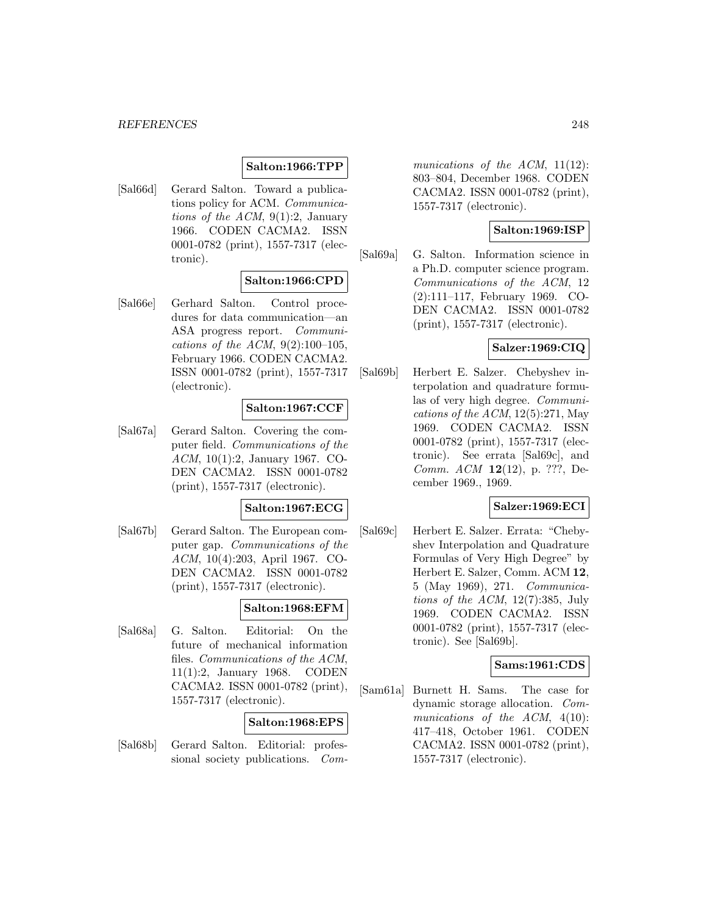**Salton:1966:TPP**

[Sal66d] Gerard Salton. Toward a publications policy for ACM. *Communications of the ACM*, 9(1):2, January 1966. CODEN CACMA2. ISSN 0001-0782 (print), 1557-7317 (electronic).

**Salton:1966:CPD**

[Sal66e] Gerhard Salton. Control procedures for data communication—an ASA progress report. *Communications of the ACM*, 9(2):100–105, February 1966. CODEN CACMA2. ISSN 0001-0782 (print), 1557-7317 (electronic).

**Salton:1967:CCF**

[Sal67a] Gerard Salton. Covering the computer field. *Communications of the ACM*, 10(1):2, January 1967. CODEN CACMA2. ISSN 0001-0782 (print), 1557-7317 (electronic).

**Salton:1967:ECG**

[Sal67b] Gerard Salton. The European computer gap. *Communications of the ACM*, 10(4):203, April 1967. CODEN CACMA2. ISSN 0001-0782 (print), 1557-7317 (electronic).

**Salton:1968:EFM**

[Sal68a] G. Salton. Editorial: On the future of mechanical information files. *Communications of the ACM*, 11(1):2, January 1968. CODEN CACMA2. ISSN 0001-0782 (print), 1557-7317 (electronic).

**Salton:1968:EPS**

[Sal68b] Gerard Salton. Editorial: professional society publications. *Communications of the ACM*, 11(12): 803–804, December 1968. CODEN CACMA2. ISSN 0001-0782 (print), 1557-7317 (electronic).

**Salton:1969:ISP**

[Sal69a] G. Salton. Information science in a Ph.D. computer science program. *Communications of the ACM*, 12 (2):111–117, February 1969. CODEN CACMA2. ISSN 0001-0782 (print), 1557-7317 (electronic).

**Salzer:1969:CIQ**

[Sal69b] Herbert E. Salzer. Chebyshev interpolation and quadrature formulas of very high degree. *Communications of the ACM*, 12(5):271, May 1969. CODEN CACMA2. ISSN 0001-0782 (print), 1557-7317 (electronic). See errata [Sal69c], and *Comm. ACM* **12**(12), p. ???, December 1969., 1969.

**Salzer:1969:ECI**

[Sal69c] Herbert E. Salzer. Errata: "Chebyshev Interpolation and Quadrature Formulas of Very High Degree" by Herbert E. Salzer, Comm. ACM **12**, 5 (May 1969), 271. *Communications of the ACM*, 12(7):385, July 1969. CODEN CACMA2. ISSN 0001-0782 (print), 1557-7317 (electronic). See [Sal69b].

**Sams:1961:CDS**

[Sam61a] Burnett H. Sams. The case for dynamic storage allocation. *Communications of the ACM*, 4(10): 417–418, October 1961. CODEN CACMA2. ISSN 0001-0782 (print), 1557-7317 (electronic).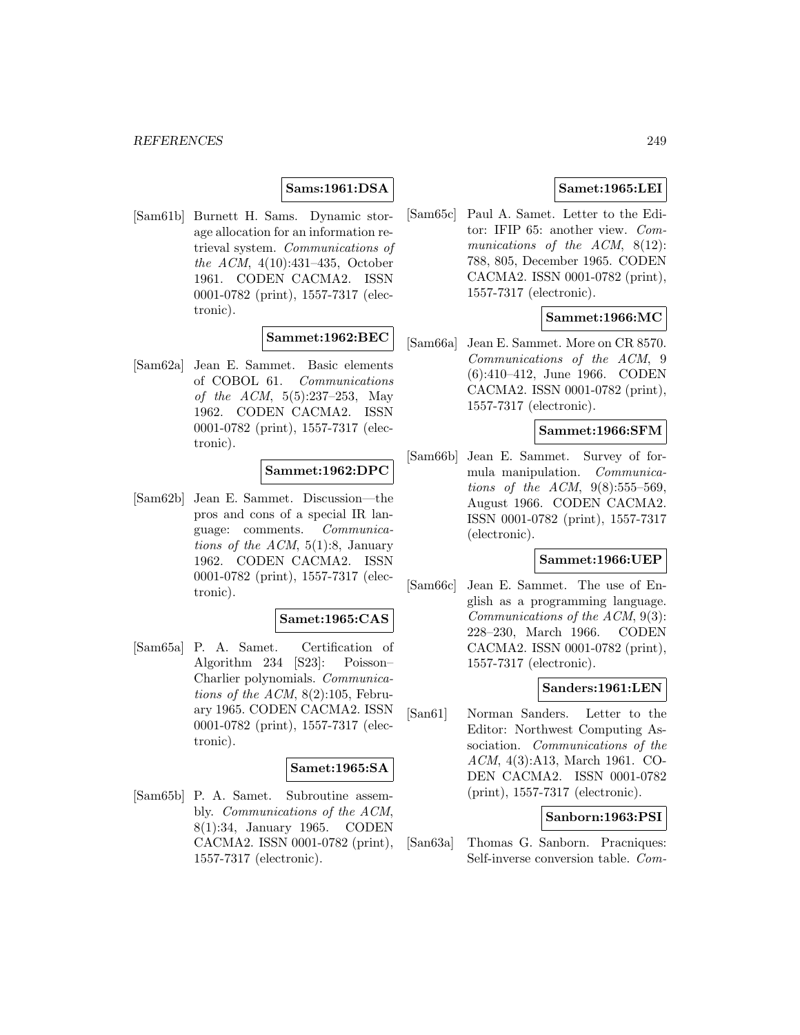**Sams:1961:DSA**

[Sam61b] Burnett H. Sams. Dynamic storage allocation for an information retrieval system. *Communications of the ACM*, 4(10):431–435, October 1961. CODEN CACMA2. ISSN 0001-0782 (print), 1557-7317 (electronic).

**Sammet:1962:BEC**

[Sam62a] Jean E. Sammet. Basic elements of COBOL 61. *Communications of the ACM*, 5(5):237–253, May 1962. CODEN CACMA2. ISSN 0001-0782 (print), 1557-7317 (electronic).

**Sammet:1962:DPC**

[Sam62b] Jean E. Sammet. Discussion—the pros and cons of a special IR language: comments. *Communications of the ACM*, 5(1):8, January 1962. CODEN CACMA2. ISSN 0001-0782 (print), 1557-7317 (electronic).

**Samet:1965:CAS**

[Sam65a] P. A. Samet. Certification of Algorithm 234 [S23]: Poisson–Charlier polynomials. *Communications of the ACM*, 8(2):105, February 1965. CODEN CACMA2. ISSN 0001-0782 (print), 1557-7317 (electronic).

**Samet:1965:SA**

[Sam65b] P. A. Samet. Subroutine assembly. *Communications of the ACM*, 8(1):34, January 1965. CODEN CACMA2. ISSN 0001-0782 (print), 1557-7317 (electronic).

**Samet:1965:LEI**

[Sam65c] Paul A. Samet. Letter to the Editor: IFIP 65: another view. *Communications of the ACM*, 8(12): 788, 805, December 1965. CODEN CACMA2. ISSN 0001-0782 (print), 1557-7317 (electronic).

**Sammet:1966:MC**

[Sam66a] Jean E. Sammet. More on CR 8570. *Communications of the ACM*, 9 (6):410–412, June 1966. CODEN CACMA2. ISSN 0001-0782 (print), 1557-7317 (electronic).

**Sammet:1966:SFM**

[Sam66b] Jean E. Sammet. Survey of formula manipulation. *Communications of the ACM*, 9(8):555–569, August 1966. CODEN CACMA2. ISSN 0001-0782 (print), 1557-7317 (electronic).

**Sammet:1966:UEP**

[Sam66c] Jean E. Sammet. The use of English as a programming language. *Communications of the ACM*, 9(3): 228–230, March 1966. CODEN CACMA2. ISSN 0001-0782 (print), 1557-7317 (electronic).

**Sanders:1961:LEN**

[San61] Norman Sanders. Letter to the Editor: Northwest Computing Association. *Communications of the ACM*, 4(3):A13, March 1961. CODEN CACMA2. ISSN 0001-0782 (print), 1557-7317 (electronic).

**Sanborn:1963:PSI**

[San63a] Thomas G. Sanborn. Pracniques: Self-inverse conversion table. *Com-*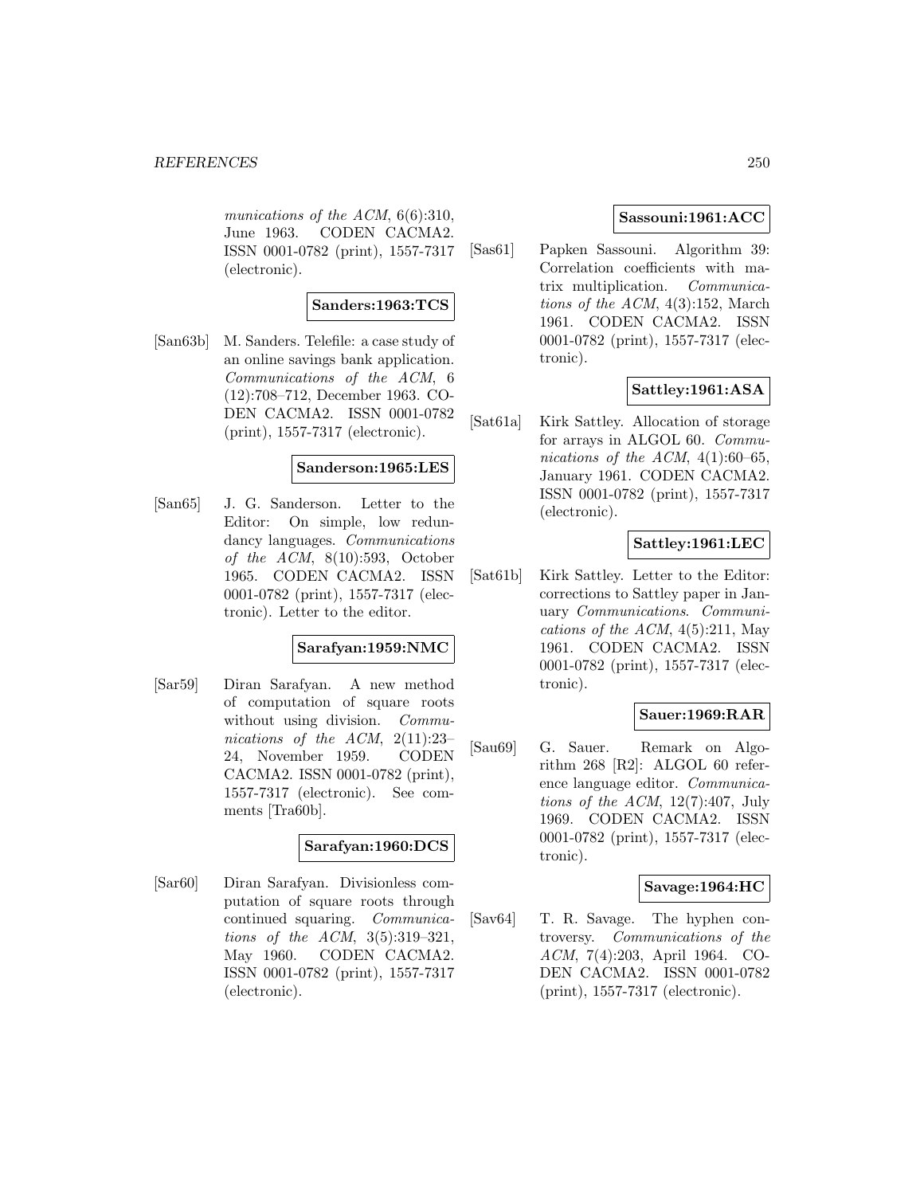*munications of the ACM*, 6(6):310, June 1963. CODEN CACMA2. ISSN 0001-0782 (print), 1557-7317 (electronic).

**Sanders:1963:TCS**

[San63b] M. Sanders. Telefile: a case study of an online savings bank application. *Communications of the ACM*, 6 (12):708–712, December 1963. CODEN CACMA2. ISSN 0001-0782 (print), 1557-7317 (electronic).

**Sanderson:1965:LES**

[San65] J. G. Sanderson. Letter to the Editor: On simple, low redundancy languages. *Communications of the ACM*, 8(10):593, October 1965. CODEN CACMA2. ISSN 0001-0782 (print), 1557-7317 (electronic). Letter to the editor.

**Sarafyan:1959:NMC**

[Sar59] Diran Sarafyan. A new method of computation of square roots without using division. *Communications of the ACM*, 2(11):23–24, November 1959. CODEN CACMA2. ISSN 0001-0782 (print), 1557-7317 (electronic). See comments [Tra60b].

**Sarafyan:1960:DCS**

[Sar60] Diran Sarafyan. Divisionless computation of square roots through continued squaring. *Communications of the ACM*, 3(5):319–321, May 1960. CODEN CACMA2. ISSN 0001-0782 (print), 1557-7317 (electronic).

**Sassouni:1961:ACC**

[Sas61] Papken Sassouni. Algorithm 39: Correlation coefficients with matrix multiplication. *Communications of the ACM*, 4(3):152, March 1961. CODEN CACMA2. ISSN 0001-0782 (print), 1557-7317 (electronic).

**Sattley:1961:ASA**

[Sat61a] Kirk Sattley. Allocation of storage for arrays in ALGOL 60. *Communications of the ACM*, 4(1):60–65, January 1961. CODEN CACMA2. ISSN 0001-0782 (print), 1557-7317 (electronic).

**Sattley:1961:LEC**

[Sat61b] Kirk Sattley. Letter to the Editor: corrections to Sattley paper in January *Communications*. *Communications of the ACM*, 4(5):211, May 1961. CODEN CACMA2. ISSN 0001-0782 (print), 1557-7317 (electronic).

**Sauer:1969:RAR**

[Sau69] G. Sauer. Remark on Algorithm 268 [R2]: ALGOL 60 reference language editor. *Communications of the ACM*, 12(7):407, July 1969. CODEN CACMA2. ISSN 0001-0782 (print), 1557-7317 (electronic).

**Savage:1964:HC**

[Sav64] T. R. Savage. The hyphen controversy. *Communications of the ACM*, 7(4):203, April 1964. CODEN CACMA2. ISSN 0001-0782 (print), 1557-7317 (electronic).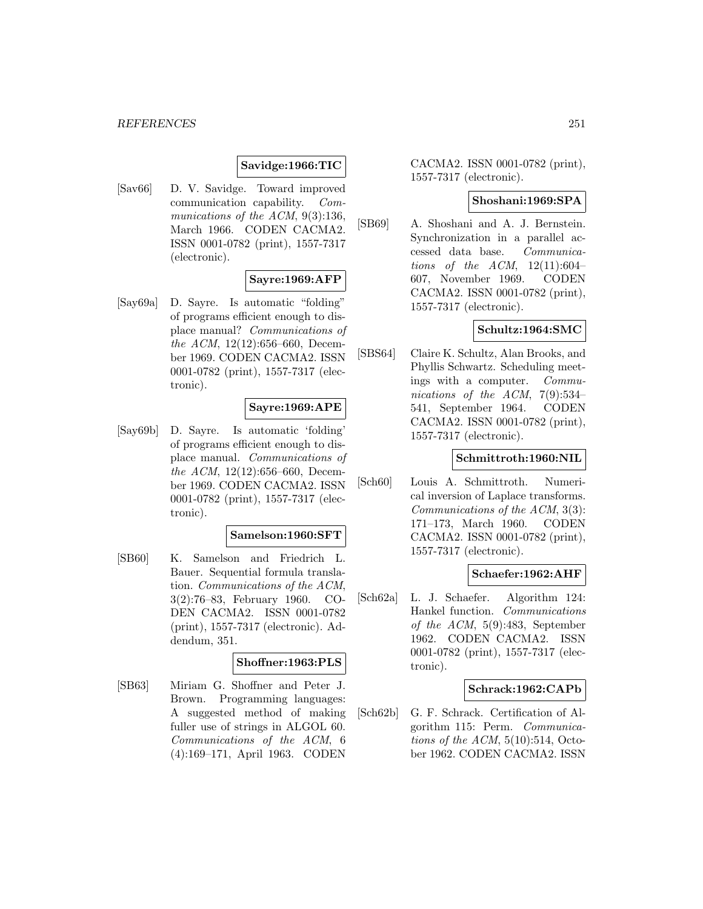**Savidge:1966:TIC**

[Sav66] D. V. Savidge. Toward improved communication capability. *Communications of the ACM*, 9(3):136, March 1966. CODEN CACMA2. ISSN 0001-0782 (print), 1557-7317 (electronic).

**Sayre:1969:AFP**

[Say69a] D. Sayre. Is automatic "folding" of programs efficient enough to displace manual? *Communications of the ACM*, 12(12):656–660, December 1969. CODEN CACMA2. ISSN 0001-0782 (print), 1557-7317 (electronic).

**Sayre:1969:APE**

[Say69b] D. Sayre. Is automatic 'folding' of programs efficient enough to displace manual. *Communications of the ACM*, 12(12):656–660, December 1969. CODEN CACMA2. ISSN 0001-0782 (print), 1557-7317 (electronic).

**Samelson:1960:SFT**

[SB60] K. Samelson and Friedrich L. Bauer. Sequential formula translation. *Communications of the ACM*, 3(2):76–83, February 1960. CODEN CACMA2. ISSN 0001-0782 (print), 1557-7317 (electronic). Addendum, 351.

**Shoffner:1963:PLS**

[SB63] Miriam G. Shoffner and Peter J. Brown. Programming languages: A suggested method of making fuller use of strings in ALGOL 60. *Communications of the ACM*, 6 (4):169–171, April 1963. CODEN CACMA2. ISSN 0001-0782 (print), 1557-7317 (electronic).

**Shoshani:1969:SPA**

[SB69] A. Shoshani and A. J. Bernstein. Synchronization in a parallel accessed data base. *Communications of the ACM*, 12(11):604–607, November 1969. CODEN CACMA2. ISSN 0001-0782 (print), 1557-7317 (electronic).

**Schultz:1964:SMC**

[SBS64] Claire K. Schultz, Alan Brooks, and Phyllis Schwartz. Scheduling meetings with a computer. *Communications of the ACM*, 7(9):534–541, September 1964. CODEN CACMA2. ISSN 0001-0782 (print), 1557-7317 (electronic).

**Schmittroth:1960:NIL**

[Sch60] Louis A. Schmittroth. Numerical inversion of Laplace transforms. *Communications of the ACM*, 3(3): 171–173, March 1960. CODEN CACMA2. ISSN 0001-0782 (print), 1557-7317 (electronic).

**Schaefer:1962:AHF**

[Sch62a] L. J. Schaefer. Algorithm 124: Hankel function. *Communications of the ACM*, 5(9):483, September 1962. CODEN CACMA2. ISSN 0001-0782 (print), 1557-7317 (electronic).

**Schrack:1962:CAPb**

[Sch62b] G. F. Schrack. Certification of Algorithm 115: Perm. *Communications of the ACM*, 5(10):514, October 1962. CODEN CACMA2. ISSN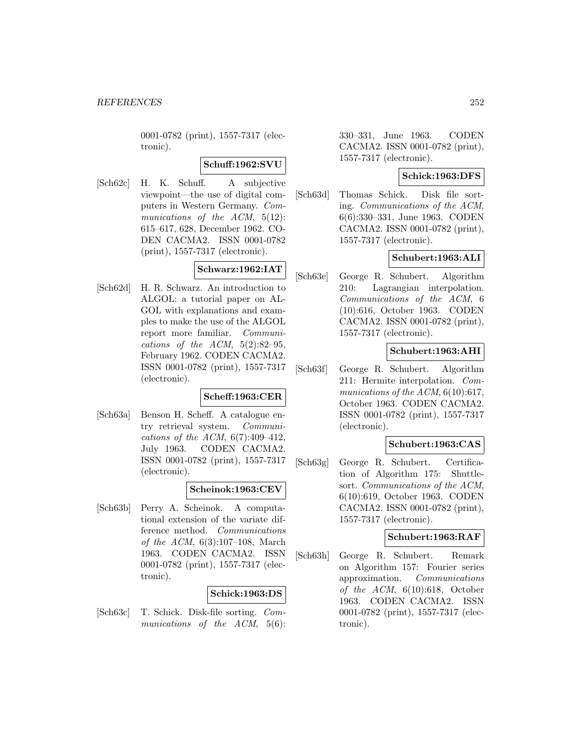0001-0782 (print), 1557-7317 (electronic).

**Schuff:1962:SVU**

[Sch62c] H. K. Schuff. A subjective viewpoint—the use of digital computers in Western Germany. *Communications of the ACM*, 5(12): 615–617, 628, December 1962. CODEN CACMA2. ISSN 0001-0782 (print), 1557-7317 (electronic).

**Schwarz:1962:IAT**

[Sch62d] H. R. Schwarz. An introduction to ALGOL: a tutorial paper on ALGOL with explanations and examples to make the use of the ALGOL report more familiar. *Communications of the ACM*, 5(2):82–95, February 1962. CODEN CACMA2. ISSN 0001-0782 (print), 1557-7317 (electronic).

**Scheff:1963:CER**

[Sch63a] Benson H. Scheff. A catalogue entry retrieval system. *Communications of the ACM*, 6(7):409–412, July 1963. CODEN CACMA2. ISSN 0001-0782 (print), 1557-7317 (electronic).

**Scheinok:1963:CEV**

[Sch63b] Perry A. Scheinok. A computational extension of the variate difference method. *Communications of the ACM*, 6(3):107–108, March 1963. CODEN CACMA2. ISSN 0001-0782 (print), 1557-7317 (electronic).

**Schick:1963:DS**

[Sch63c] T. Schick. Disk-file sorting. *Communications of the ACM*, 5(6): 330–331, June 1963. CODEN CACMA2. ISSN 0001-0782 (print), 1557-7317 (electronic).

**Schick:1963:DFS**

[Sch63d] Thomas Schick. Disk file sorting. *Communications of the ACM*, 6(6):330–331, June 1963. CODEN CACMA2. ISSN 0001-0782 (print), 1557-7317 (electronic).

**Schubert:1963:ALI**

[Sch63e] George R. Schubert. Algorithm 210: Lagrangian interpolation. *Communications of the ACM*, 6 (10):616, October 1963. CODEN CACMA2. ISSN 0001-0782 (print), 1557-7317 (electronic).

**Schubert:1963:AHI**

[Sch63f] George R. Schubert. Algorithm 211: Hermite interpolation. *Communications of the ACM*, 6(10):617, October 1963. CODEN CACMA2. ISSN 0001-0782 (print), 1557-7317 (electronic).

**Schubert:1963:CAS**

[Sch63g] George R. Schubert. Certification of Algorithm 175: Shuttlesort. *Communications of the ACM*, 6(10):619, October 1963. CODEN CACMA2. ISSN 0001-0782 (print), 1557-7317 (electronic).

**Schubert:1963:RAF**

[Sch63h] George R. Schubert. Remark on Algorithm 157: Fourier series approximation. *Communications of the ACM*, 6(10):618, October 1963. CODEN CACMA2. ISSN 0001-0782 (print), 1557-7317 (electronic).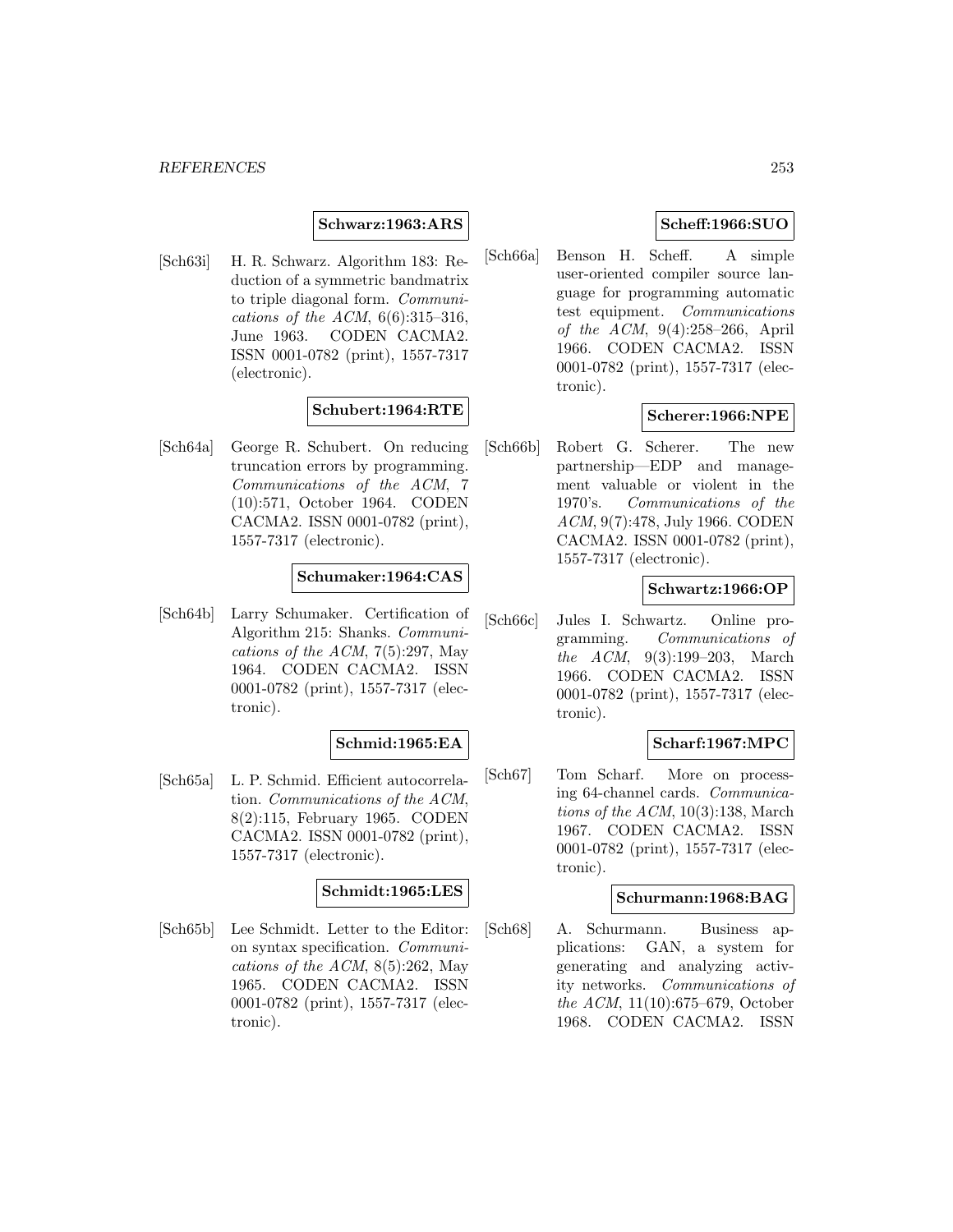**Schwarz:1963:ARS**

[Sch63i] H. R. Schwarz. Algorithm 183: Reduction of a symmetric bandmatrix to triple diagonal form. *Communications of the ACM*, 6(6):315–316, June 1963. CODEN CACMA2. ISSN 0001-0782 (print), 1557-7317 (electronic).

**Schubert:1964:RTE**

[Sch64a] George R. Schubert. On reducing truncation errors by programming. *Communications of the ACM*, 7 (10):571, October 1964. CODEN CACMA2. ISSN 0001-0782 (print), 1557-7317 (electronic).

**Schumaker:1964:CAS**

[Sch64b] Larry Schumaker. Certification of Algorithm 215: Shanks. *Communications of the ACM*, 7(5):297, May 1964. CODEN CACMA2. ISSN 0001-0782 (print), 1557-7317 (electronic).

**Schmid:1965:EA**

[Sch65a] L. P. Schmid. Efficient autocorrelation. *Communications of the ACM*, 8(2):115, February 1965. CODEN CACMA2. ISSN 0001-0782 (print), 1557-7317 (electronic).

**Schmidt:1965:LES**

[Sch65b] Lee Schmidt. Letter to the Editor: on syntax specification. *Communications of the ACM*, 8(5):262, May 1965. CODEN CACMA2. ISSN 0001-0782 (print), 1557-7317 (electronic).

**Scheff:1966:SUO**

[Sch66a] Benson H. Scheff. A simple user-oriented compiler source language for programming automatic test equipment. *Communications of the ACM*, 9(4):258–266, April 1966. CODEN CACMA2. ISSN 0001-0782 (print), 1557-7317 (electronic).

**Scherer:1966:NPE**

[Sch66b] Robert G. Scherer. The new partnership—EDP and management valuable or violent in the 1970's. *Communications of the ACM*, 9(7):478, July 1966. CODEN CACMA2. ISSN 0001-0782 (print), 1557-7317 (electronic).

**Schwartz:1966:OP**

[Sch66c] Jules I. Schwartz. Online programming. *Communications of the ACM*, 9(3):199–203, March 1966. CODEN CACMA2. ISSN 0001-0782 (print), 1557-7317 (electronic).

**Scharf:1967:MPC**

[Sch67] Tom Scharf. More on processing 64-channel cards. *Communications of the ACM*, 10(3):138, March 1967. CODEN CACMA2. ISSN 0001-0782 (print), 1557-7317 (electronic).

**Schurmann:1968:BAG**

[Sch68] A. Schurmann. Business applications: GAN, a system for generating and analyzing activity networks. *Communications of the ACM*, 11(10):675–679, October 1968. CODEN CACMA2. ISSN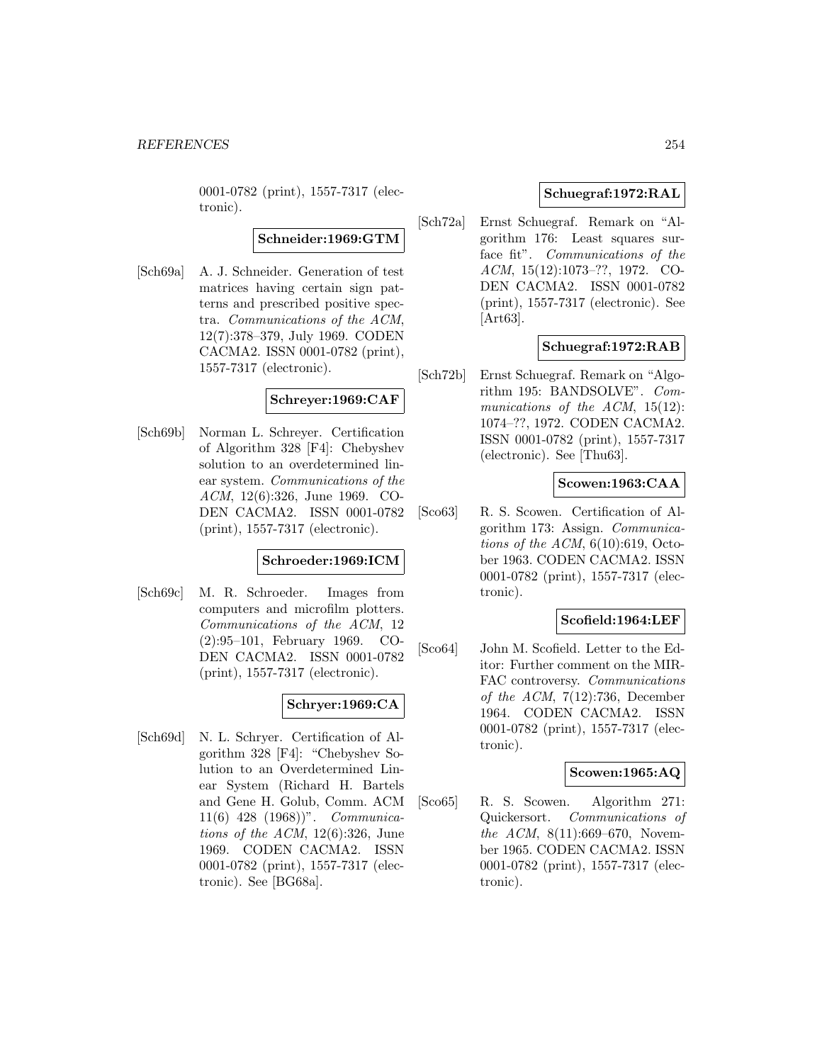0001-0782 (print), 1557-7317 (electronic).

**Schneider:1969:GTM**

[Sch69a] A. J. Schneider. Generation of test matrices having certain sign patterns and prescribed positive spectra. *Communications of the ACM*, 12(7):378–379, July 1969. CODEN CACMA2. ISSN 0001-0782 (print), 1557-7317 (electronic).

**Schreyer:1969:CAF**

[Sch69b] Norman L. Schreyer. Certification of Algorithm 328 [F4]: Chebyshev solution to an overdetermined linear system. *Communications of the ACM*, 12(6):326, June 1969. CODEN CACMA2. ISSN 0001-0782 (print), 1557-7317 (electronic).

**Schroeder:1969:ICM**

[Sch69c] M. R. Schroeder. Images from computers and microfilm plotters. *Communications of the ACM*, 12 (2):95–101, February 1969. CODEN CACMA2. ISSN 0001-0782 (print), 1557-7317 (electronic).

**Schryer:1969:CA**

[Sch69d] N. L. Schryer. Certification of Algorithm 328 [F4]: "Chebyshev Solution to an Overdetermined Linear System (Richard H. Bartels and Gene H. Golub, Comm. ACM 11(6) 428 (1968))". *Communications of the ACM*, 12(6):326, June 1969. CODEN CACMA2. ISSN 0001-0782 (print), 1557-7317 (electronic). See [BG68a].

**Schuegraf:1972:RAL**

[Sch72a] Ernst Schuegraf. Remark on "Algorithm 176: Least squares surface fit". *Communications of the ACM*, 15(12):1073–??, 1972. CODEN CACMA2. ISSN 0001-0782 (print), 1557-7317 (electronic). See [Art63].

**Schuegraf:1972:RAB**

[Sch72b] Ernst Schuegraf. Remark on "Algorithm 195: BANDSOLVE". *Communications of the ACM*, 15(12): 1074–??, 1972. CODEN CACMA2. ISSN 0001-0782 (print), 1557-7317 (electronic). See [Thu63].

**Scowen:1963:CAA**

[Sco63] R. S. Scowen. Certification of Algorithm 173: Assign. *Communications of the ACM*, 6(10):619, October 1963. CODEN CACMA2. ISSN 0001-0782 (print), 1557-7317 (electronic).

**Scofield:1964:LEF**

[Sco64] John M. Scofield. Letter to the Editor: Further comment on the MIRFAC controversy. *Communications of the ACM*, 7(12):736, December 1964. CODEN CACMA2. ISSN 0001-0782 (print), 1557-7317 (electronic).

**Scowen:1965:AQ**

[Sco65] R. S. Scowen. Algorithm 271: Quickersort. *Communications of the ACM*, 8(11):669–670, November 1965. CODEN CACMA2. ISSN 0001-0782 (print), 1557-7317 (electronic).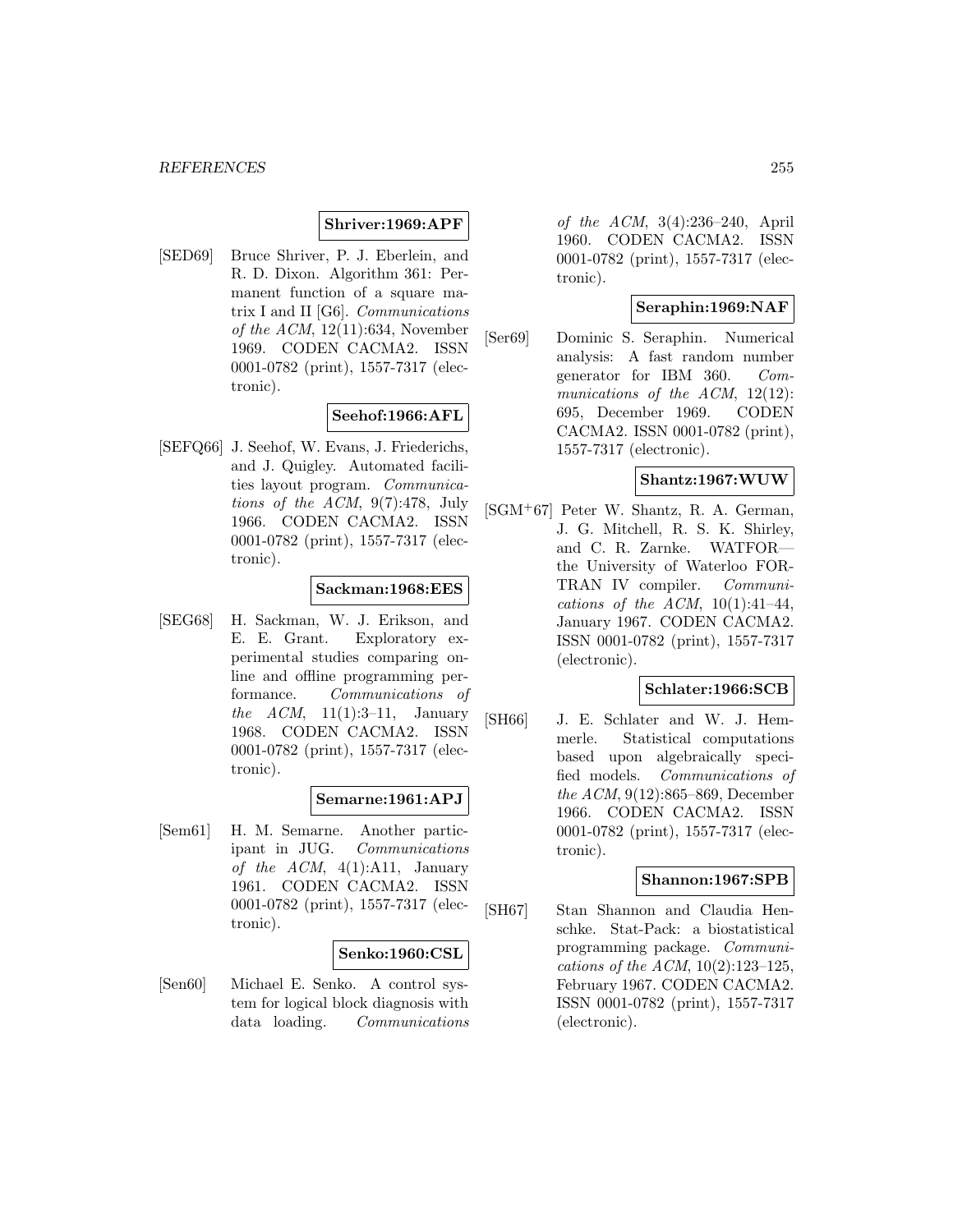**Shriver:1969:APF**

[SED69] Bruce Shriver, P. J. Eberlein, and R. D. Dixon. Algorithm 361: Permanent function of a square matrix I and II [G6]. *Communications of the ACM*, 12(11):634, November 1969. CODEN CACMA2. ISSN 0001-0782 (print), 1557-7317 (electronic).

**Seehof:1966:AFL**

[SEFQ66] J. Seehof, W. Evans, J. Friederichs, and J. Quigley. Automated facilities layout program. *Communications of the ACM*, 9(7):478, July 1966. CODEN CACMA2. ISSN 0001-0782 (print), 1557-7317 (electronic).

**Sackman:1968:EES**

[SEG68] H. Sackman, W. J. Erikson, and E. E. Grant. Exploratory experimental studies comparing online and offline programming performance. *Communications of the ACM*, 11(1):3–11, January 1968. CODEN CACMA2. ISSN 0001-0782 (print), 1557-7317 (electronic).

**Semarne:1961:APJ**

[Sem61] H. M. Semarne. Another participant in JUG. *Communications of the ACM*, 4(1):A11, January 1961. CODEN CACMA2. ISSN 0001-0782 (print), 1557-7317 (electronic).

**Senko:1960:CSL**

[Sen60] Michael E. Senko. A control system for logical block diagnosis with data loading. *Communications of the ACM*, 3(4):236–240, April 1960. CODEN CACMA2. ISSN 0001-0782 (print), 1557-7317 (electronic).

**Seraphin:1969:NAF**

[Ser69] Dominic S. Seraphin. Numerical analysis: A fast random number generator for IBM 360. *Communications of the ACM*, 12(12): 695, December 1969. CODEN CACMA2. ISSN 0001-0782 (print), 1557-7317 (electronic).

**Shantz:1967:WUW**

[SGM+67] Peter W. Shantz, R. A. German, J. G. Mitchell, R. S. K. Shirley, and C. R. Zarnke. WATFOR—the University of Waterloo FORTRAN IV compiler. *Communications of the ACM*, 10(1):41–44, January 1967. CODEN CACMA2. ISSN 0001-0782 (print), 1557-7317 (electronic).

**Schlater:1966:SCB**

[SH66] J. E. Schlater and W. J. Hemmerle. Statistical computations based upon algebraically specified models. *Communications of the ACM*, 9(12):865–869, December 1966. CODEN CACMA2. ISSN 0001-0782 (print), 1557-7317 (electronic).

**Shannon:1967:SPB**

[SH67] Stan Shannon and Claudia Henschke. Stat-Pack: a biostatistical programming package. *Communications of the ACM*, 10(2):123–125, February 1967. CODEN CACMA2. ISSN 0001-0782 (print), 1557-7317 (electronic).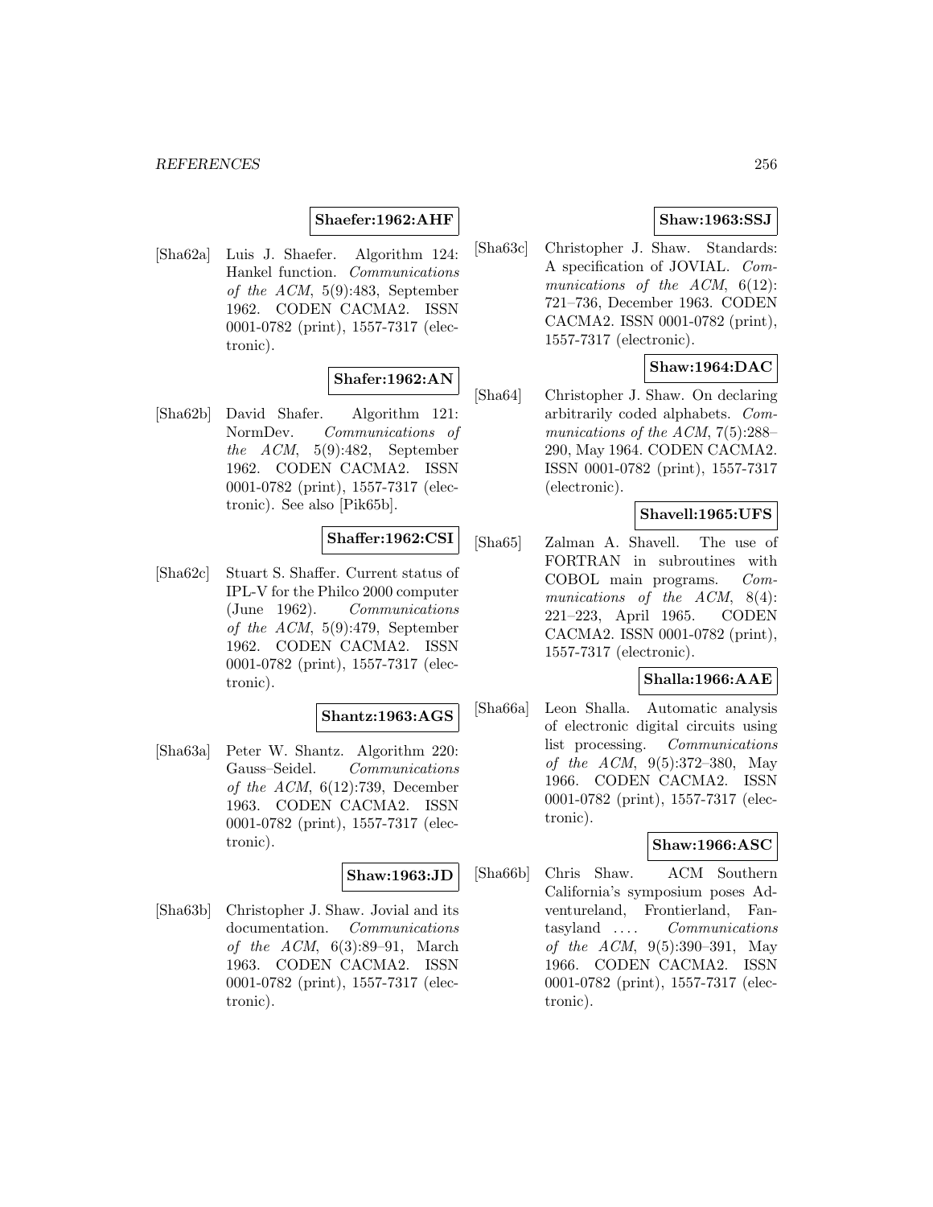**Shaefer:1962:AHF**

[Sha62a] Luis J. Shaefer. Algorithm 124: Hankel function. *Communications of the ACM*, 5(9):483, September 1962. CODEN CACMA2. ISSN 0001-0782 (print), 1557-7317 (electronic).

**Shafer:1962:AN**

[Sha62b] David Shafer. Algorithm 121: NormDev. *Communications of the ACM*, 5(9):482, September 1962. CODEN CACMA2. ISSN 0001-0782 (print), 1557-7317 (electronic). See also [Pik65b].

**Shaffer:1962:CSI**

[Sha62c] Stuart S. Shaffer. Current status of IPL-V for the Philco 2000 computer (June 1962). *Communications of the ACM*, 5(9):479, September 1962. CODEN CACMA2. ISSN 0001-0782 (print), 1557-7317 (electronic).

**Shantz:1963:AGS**

[Sha63a] Peter W. Shantz. Algorithm 220: Gauss–Seidel. *Communications of the ACM*, 6(12):739, December 1963. CODEN CACMA2. ISSN 0001-0782 (print), 1557-7317 (electronic).

**Shaw:1963:JD**

[Sha63b] Christopher J. Shaw. Jovial and its documentation. *Communications of the ACM*, 6(3):89–91, March 1963. CODEN CACMA2. ISSN 0001-0782 (print), 1557-7317 (electronic).

**Shaw:1963:SSJ**

[Sha63c] Christopher J. Shaw. Standards: A specification of JOVIAL. *Communications of the ACM*, 6(12): 721–736, December 1963. CODEN CACMA2. ISSN 0001-0782 (print), 1557-7317 (electronic).

**Shaw:1964:DAC**

[Sha64] Christopher J. Shaw. On declaring arbitrarily coded alphabets. *Communications of the ACM*, 7(5):288–290, May 1964. CODEN CACMA2. ISSN 0001-0782 (print), 1557-7317 (electronic).

**Shavell:1965:UFS**

[Sha65] Zalman A. Shavell. The use of FORTRAN in subroutines with COBOL main programs. *Communications of the ACM*, 8(4): 221–223, April 1965. CODEN CACMA2. ISSN 0001-0782 (print), 1557-7317 (electronic).

**Shalla:1966:AAE**

[Sha66a] Leon Shalla. Automatic analysis of electronic digital circuits using list processing. *Communications of the ACM*, 9(5):372–380, May 1966. CODEN CACMA2. ISSN 0001-0782 (print), 1557-7317 (electronic).

**Shaw:1966:ASC**

[Sha66b] Chris Shaw. ACM Southern California's symposium poses Adventureland, Frontierland, Fantasyland .... *Communications of the ACM*, 9(5):390–391, May 1966. CODEN CACMA2. ISSN 0001-0782 (print), 1557-7317 (electronic).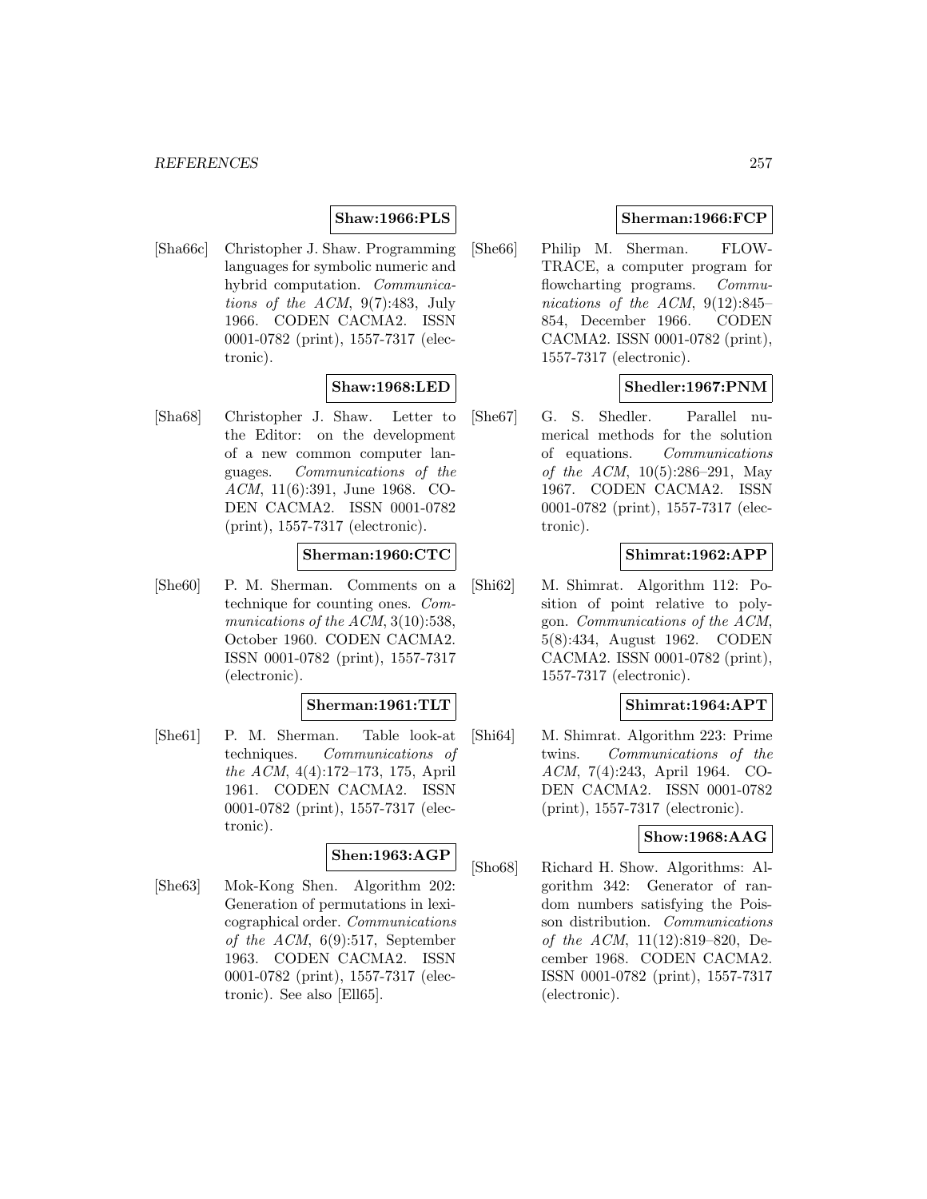**Shaw:1966:PLS**

[Sha66c] Christopher J. Shaw. Programming languages for symbolic numeric and hybrid computation. *Communications of the ACM*, 9(7):483, July 1966. CODEN CACMA2. ISSN 0001-0782 (print), 1557-7317 (electronic).

**Shaw:1968:LED**

[Sha68] Christopher J. Shaw. Letter to the Editor: on the development of a new common computer languages. *Communications of the ACM*, 11(6):391, June 1968. CODEN CACMA2. ISSN 0001-0782 (print), 1557-7317 (electronic).

**Sherman:1960:CTC**

[She60] P. M. Sherman. Comments on a technique for counting ones. *Communications of the ACM*, 3(10):538, October 1960. CODEN CACMA2. ISSN 0001-0782 (print), 1557-7317 (electronic).

**Sherman:1961:TLT**

[She61] P. M. Sherman. Table look-at techniques. *Communications of the ACM*, 4(4):172–173, 175, April 1961. CODEN CACMA2. ISSN 0001-0782 (print), 1557-7317 (electronic).

**Shen:1963:AGP**

[She63] Mok-Kong Shen. Algorithm 202: Generation of permutations in lexicographical order. *Communications of the ACM*, 6(9):517, September 1963. CODEN CACMA2. ISSN 0001-0782 (print), 1557-7317 (electronic). See also [Ell65].

**Sherman:1966:FCP**

[She66] Philip M. Sherman. FLOWTRACE, a computer program for flowcharting programs. *Communications of the ACM*, 9(12):845–854, December 1966. CODEN CACMA2. ISSN 0001-0782 (print), 1557-7317 (electronic).

**Shedler:1967:PNM**

[She67] G. S. Shedler. Parallel numerical methods for the solution of equations. *Communications of the ACM*, 10(5):286–291, May 1967. CODEN CACMA2. ISSN 0001-0782 (print), 1557-7317 (electronic).

**Shimrat:1962:APP**

[Shi62] M. Shimrat. Algorithm 112: Position of point relative to polygon. *Communications of the ACM*, 5(8):434, August 1962. CODEN CACMA2. ISSN 0001-0782 (print), 1557-7317 (electronic).

**Shimrat:1964:APT**

[Shi64] M. Shimrat. Algorithm 223: Prime twins. *Communications of the ACM*, 7(4):243, April 1964. CODEN CACMA2. ISSN 0001-0782 (print), 1557-7317 (electronic).

**Show:1968:AAG**

[Sho68] Richard H. Show. Algorithms: Algorithm 342: Generator of random numbers satisfying the Poisson distribution. *Communications of the ACM*, 11(12):819–820, December 1968. CODEN CACMA2. ISSN 0001-0782 (print), 1557-7317 (electronic).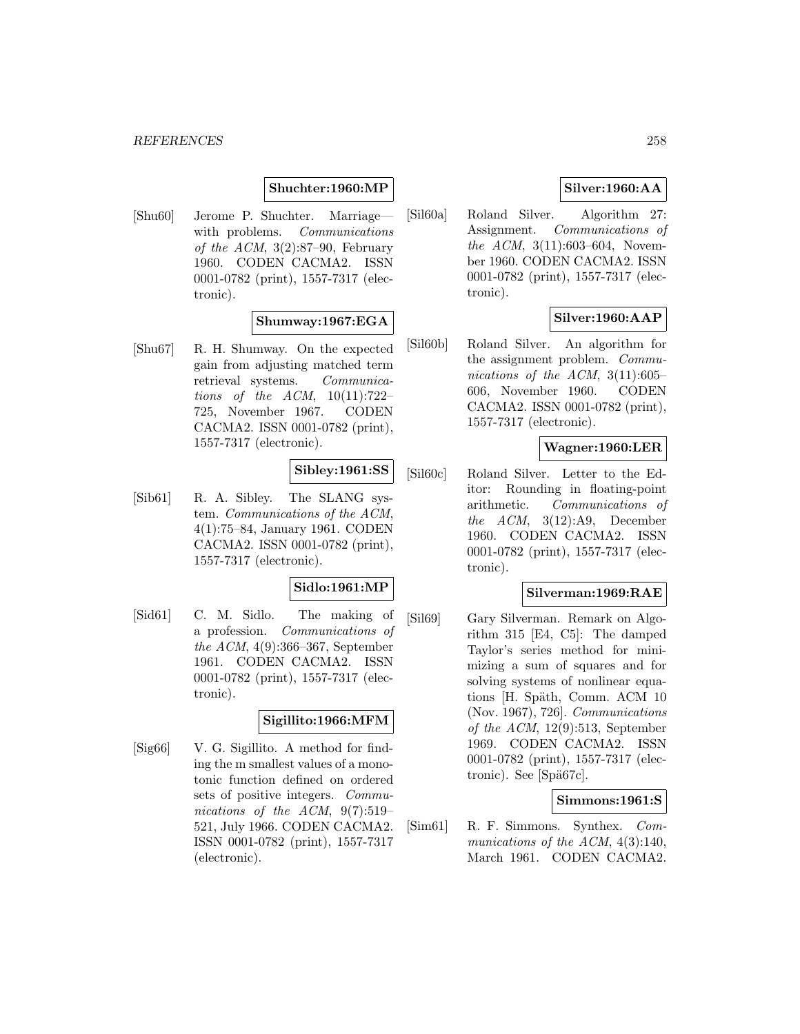**Shuchter:1960:MP**

[Shu60] Jerome P. Shuchter. Marriage—with problems. *Communications of the ACM*, 3(2):87–90, February 1960. CODEN CACMA2. ISSN 0001-0782 (print), 1557-7317 (electronic).

**Shumway:1967:EGA**

[Shu67] R. H. Shumway. On the expected gain from adjusting matched term retrieval systems. *Communications of the ACM*, 10(11):722–725, November 1967. CODEN CACMA2. ISSN 0001-0782 (print), 1557-7317 (electronic).

**Sibley:1961:SS**

[Sib61] R. A. Sibley. The SLANG system. *Communications of the ACM*, 4(1):75–84, January 1961. CODEN CACMA2. ISSN 0001-0782 (print), 1557-7317 (electronic).

**Sidlo:1961:MP**

[Sid61] C. M. Sidlo. The making of a profession. *Communications of the ACM*, 4(9):366–367, September 1961. CODEN CACMA2. ISSN 0001-0782 (print), 1557-7317 (electronic).

**Sigillito:1966:MFM**

[Sig66] V. G. Sigillito. A method for finding the m smallest values of a monotonic function defined on ordered sets of positive integers. *Communications of the ACM*, 9(7):519–521, July 1966. CODEN CACMA2. ISSN 0001-0782 (print), 1557-7317 (electronic).

**Silver:1960:AA**

[Sil60a] Roland Silver. Algorithm 27: Assignment. *Communications of the ACM*, 3(11):603–604, November 1960. CODEN CACMA2. ISSN 0001-0782 (print), 1557-7317 (electronic).

**Silver:1960:AAP**

[Sil60b] Roland Silver. An algorithm for the assignment problem. *Communications of the ACM*, 3(11):605–606, November 1960. CODEN CACMA2. ISSN 0001-0782 (print), 1557-7317 (electronic).

**Wagner:1960:LER**

[Sil60c] Roland Silver. Letter to the Editor: Rounding in floating-point arithmetic. *Communications of the ACM*, 3(12):A9, December 1960. CODEN CACMA2. ISSN 0001-0782 (print), 1557-7317 (electronic).

**Silverman:1969:RAE**

[Sil69] Gary Silverman. Remark on Algorithm 315 [E4, C5]: The damped Taylor's series method for minimizing a sum of squares and for solving systems of nonlinear equations [H. Späth, Comm. ACM 10 (Nov. 1967), 726]. *Communications of the ACM*, 12(9):513, September 1969. CODEN CACMA2. ISSN 0001-0782 (print), 1557-7317 (electronic). See [Spä67c].

**Simmons:1961:S**

[Sim61] R. F. Simmons. Synthex. *Communications of the ACM*, 4(3):140, March 1961. CODEN CACMA2.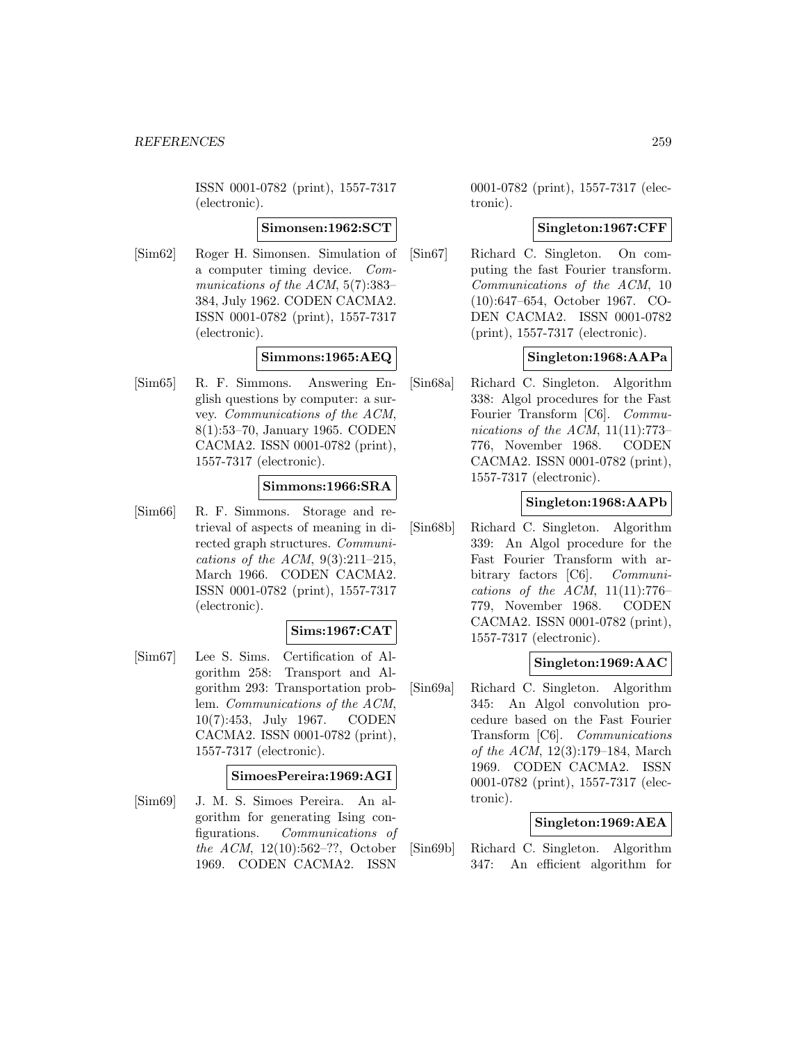ISSN 0001-0782 (print), 1557-7317 (electronic).

**Simonsen:1962:SCT**

[Sim62] Roger H. Simonsen. Simulation of a computer timing device. *Communications of the ACM*, 5(7):383–384, July 1962. CODEN CACMA2. ISSN 0001-0782 (print), 1557-7317 (electronic).

**Simmons:1965:AEQ**

[Sim65] R. F. Simmons. Answering English questions by computer: a survey. *Communications of the ACM*, 8(1):53–70, January 1965. CODEN CACMA2. ISSN 0001-0782 (print), 1557-7317 (electronic).

**Simmons:1966:SRA**

[Sim66] R. F. Simmons. Storage and retrieval of aspects of meaning in directed graph structures. *Communications of the ACM*, 9(3):211–215, March 1966. CODEN CACMA2. ISSN 0001-0782 (print), 1557-7317 (electronic).

**Sims:1967:CAT**

[Sim67] Lee S. Sims. Certification of Algorithm 258: Transport and Algorithm 293: Transportation problem. *Communications of the ACM*, 10(7):453, July 1967. CODEN CACMA2. ISSN 0001-0782 (print), 1557-7317 (electronic).

**SimoesPereira:1969:AGI**

[Sim69] J. M. S. Simoes Pereira. An algorithm for generating Ising configurations. *Communications of the ACM*, 12(10):562–??, October 1969. CODEN CACMA2. ISSN 0001-0782 (print), 1557-7317 (electronic).

**Singleton:1967:CFF**

[Sin67] Richard C. Singleton. On computing the fast Fourier transform. *Communications of the ACM*, 10(10):647–654, October 1967. CODEN CACMA2. ISSN 0001-0782 (print), 1557-7317 (electronic).

**Singleton:1968:AAPa**

[Sin68a] Richard C. Singleton. Algorithm 338: Algol procedures for the Fast Fourier Transform [C6]. *Communications of the ACM*, 11(11):773–776, November 1968. CODEN CACMA2. ISSN 0001-0782 (print), 1557-7317 (electronic).

**Singleton:1968:AAPb**

[Sin68b] Richard C. Singleton. Algorithm 339: An Algol procedure for the Fast Fourier Transform with arbitrary factors [C6]. *Communications of the ACM*, 11(11):776–779, November 1968. CODEN CACMA2. ISSN 0001-0782 (print), 1557-7317 (electronic).

**Singleton:1969:AAC**

[Sin69a] Richard C. Singleton. Algorithm 345: An Algol convolution procedure based on the Fast Fourier Transform [C6]. *Communications of the ACM*, 12(3):179–184, March 1969. CODEN CACMA2. ISSN 0001-0782 (print), 1557-7317 (electronic).

**Singleton:1969:AEA**

[Sin69b] Richard C. Singleton. Algorithm 347: An efficient algorithm for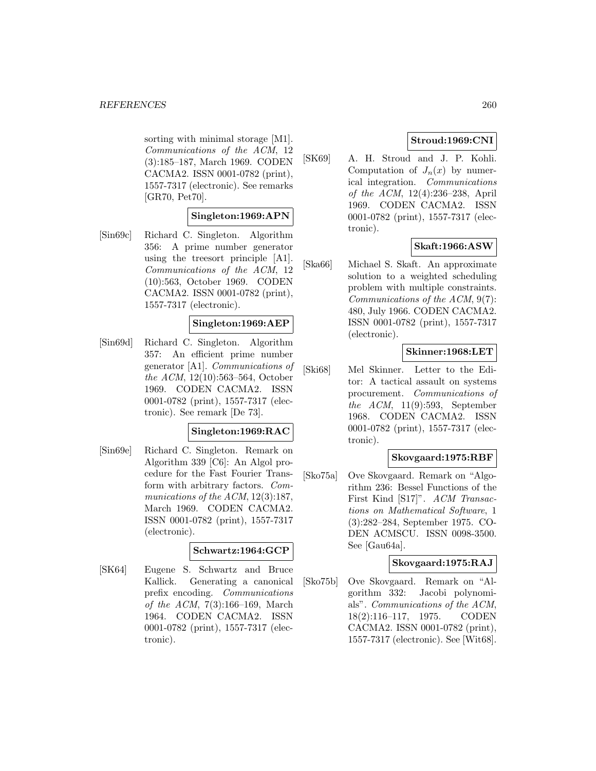sorting with minimal storage [M1]. *Communications of the ACM*, 12 (3):185–187, March 1969. CODEN CACMA2. ISSN 0001-0782 (print), 1557-7317 (electronic). See remarks [GR70, Pet70].

**Singleton:1969:APN**

[Sin69c] Richard C. Singleton. Algorithm 356: A prime number generator using the treesort principle [A1]. *Communications of the ACM*, 12 (10):563, October 1969. CODEN CACMA2. ISSN 0001-0782 (print), 1557-7317 (electronic).

**Singleton:1969:AEP**

[Sin69d] Richard C. Singleton. Algorithm 357: An efficient prime number generator [A1]. *Communications of the ACM*, 12(10):563–564, October 1969. CODEN CACMA2. ISSN 0001-0782 (print), 1557-7317 (electronic). See remark [De 73].

**Singleton:1969:RAC**

[Sin69e] Richard C. Singleton. Remark on Algorithm 339 [C6]: An Algol procedure for the Fast Fourier Transform with arbitrary factors. *Communications of the ACM*, 12(3):187, March 1969. CODEN CACMA2. ISSN 0001-0782 (print), 1557-7317 (electronic).

**Schwartz:1964:GCP**

[SK64] Eugene S. Schwartz and Bruce Kallick. Generating a canonical prefix encoding. *Communications of the ACM*, 7(3):166–169, March 1964. CODEN CACMA2. ISSN 0001-0782 (print), 1557-7317 (electronic).

**Stroud:1969:CNI**

[SK69] A. H. Stroud and J. P. Kohli. Computation of $J_n(x)$ by numerical integration. *Communications of the ACM*, 12(4):236–238, April 1969. CODEN CACMA2. ISSN 0001-0782 (print), 1557-7317 (electronic).

**Skaft:1966:ASW**

[Ska66] Michael S. Skaft. An approximate solution to a weighted scheduling problem with multiple constraints. *Communications of the ACM*, 9(7): 480, July 1966. CODEN CACMA2. ISSN 0001-0782 (print), 1557-7317 (electronic).

**Skinner:1968:LET**

[Ski68] Mel Skinner. Letter to the Editor: A tactical assault on systems procurement. *Communications of the ACM*, 11(9):593, September 1968. CODEN CACMA2. ISSN 0001-0782 (print), 1557-7317 (electronic).

**Skovgaard:1975:RBF**

[Sko75a] Ove Skovgaard. Remark on "Algorithm 236: Bessel Functions of the First Kind [S17]". *ACM Transactions on Mathematical Software*, 1 (3):282–284, September 1975. CODEN ACMSCU. ISSN 0098-3500. See [Gau64a].

**Skovgaard:1975:RAJ**

[Sko75b] Ove Skovgaard. Remark on "Algorithm 332: Jacobi polynomials". *Communications of the ACM*, 18(2):116–117, 1975. CODEN CACMA2. ISSN 0001-0782 (print), 1557-7317 (electronic). See [Wit68].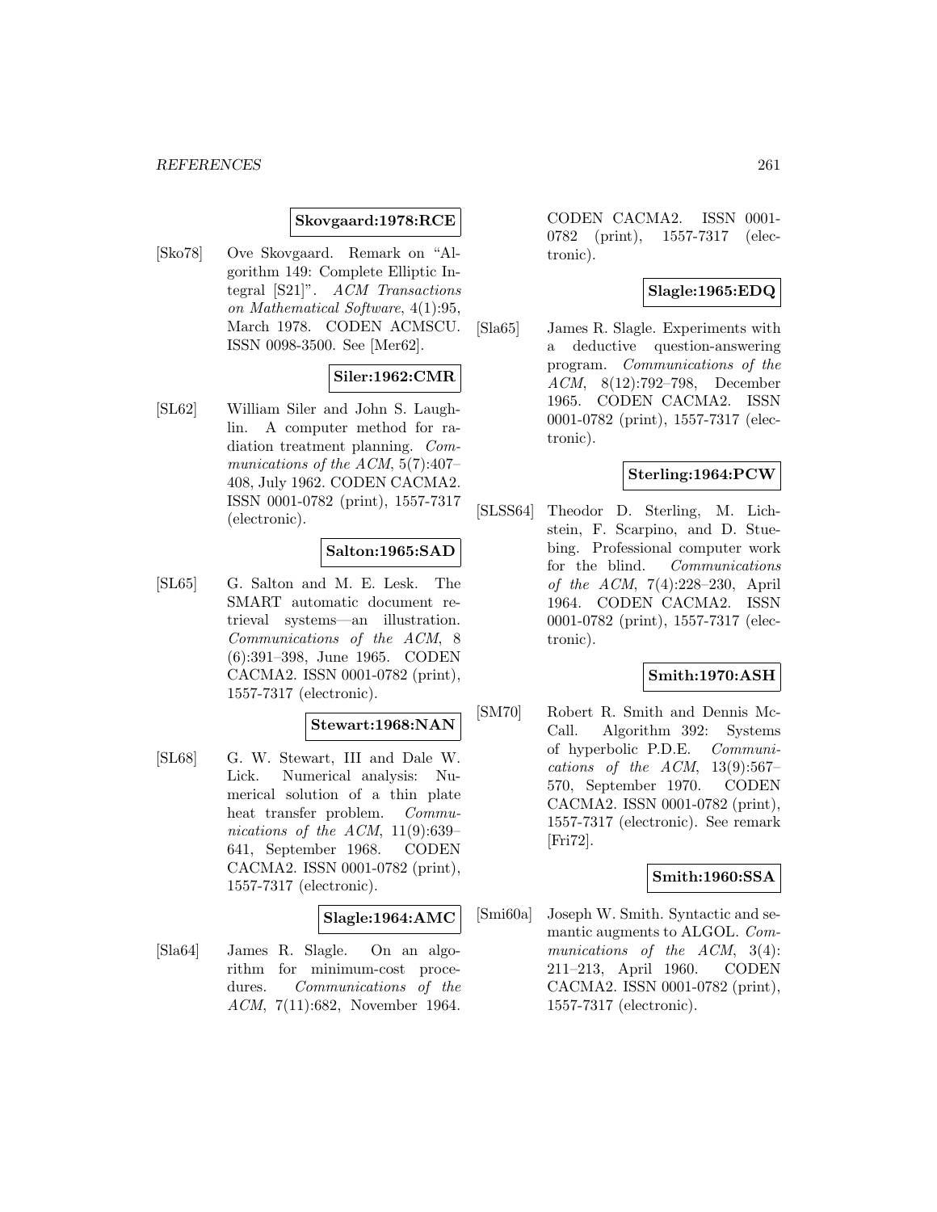**Skovgaard:1978:RCE**

[Sko78] Ove Skovgaard. Remark on "Algorithm 149: Complete Elliptic Integral [S21]". *ACM Transactions on Mathematical Software*, 4(1):95, March 1978. CODEN ACMSCU. ISSN 0098-3500. See [Mer62].

**Siler:1962:CMR**

[SL62] William Siler and John S. Laughlin. A computer method for radiation treatment planning. *Communications of the ACM*, 5(7):407–408, July 1962. CODEN CACMA2. ISSN 0001-0782 (print), 1557-7317 (electronic).

**Salton:1965:SAD**

[SL65] G. Salton and M. E. Lesk. The SMART automatic document retrieval systems—an illustration. *Communications of the ACM*, 8 (6):391–398, June 1965. CODEN CACMA2. ISSN 0001-0782 (print), 1557-7317 (electronic).

**Stewart:1968:NAN**

[SL68] G. W. Stewart, III and Dale W. Lick. Numerical analysis: Numerical solution of a thin plate heat transfer problem. *Communications of the ACM*, 11(9):639–641, September 1968. CODEN CACMA2. ISSN 0001-0782 (print), 1557-7317 (electronic).

**Slagle:1964:AMC**

[Sla64] James R. Slagle. On an algorithm for minimum-cost procedures. *Communications of the ACM*, 7(11):682, November 1964. CODEN CACMA2. ISSN 0001-0782 (print), 1557-7317 (electronic).

**Slagle:1965:EDQ**

[Sla65] James R. Slagle. Experiments with a deductive question-answering program. *Communications of the ACM*, 8(12):792–798, December 1965. CODEN CACMA2. ISSN 0001-0782 (print), 1557-7317 (electronic).

**Sterling:1964:PCW**

[SLSS64] Theodor D. Sterling, M. Lichstein, F. Scarpino, and D. Stuebing. Professional computer work for the blind. *Communications of the ACM*, 7(4):228–230, April 1964. CODEN CACMA2. ISSN 0001-0782 (print), 1557-7317 (electronic).

**Smith:1970:ASH**

[SM70] Robert R. Smith and Dennis McCall. Algorithm 392: Systems of hyperbolic P.D.E. *Communications of the ACM*, 13(9):567–570, September 1970. CODEN CACMA2. ISSN 0001-0782 (print), 1557-7317 (electronic). See remark [Fri72].

**Smith:1960:SSA**

[Smi60a] Joseph W. Smith. Syntactic and semantic augments to ALGOL. *Communications of the ACM*, 3(4): 211–213, April 1960. CODEN CACMA2. ISSN 0001-0782 (print), 1557-7317 (electronic).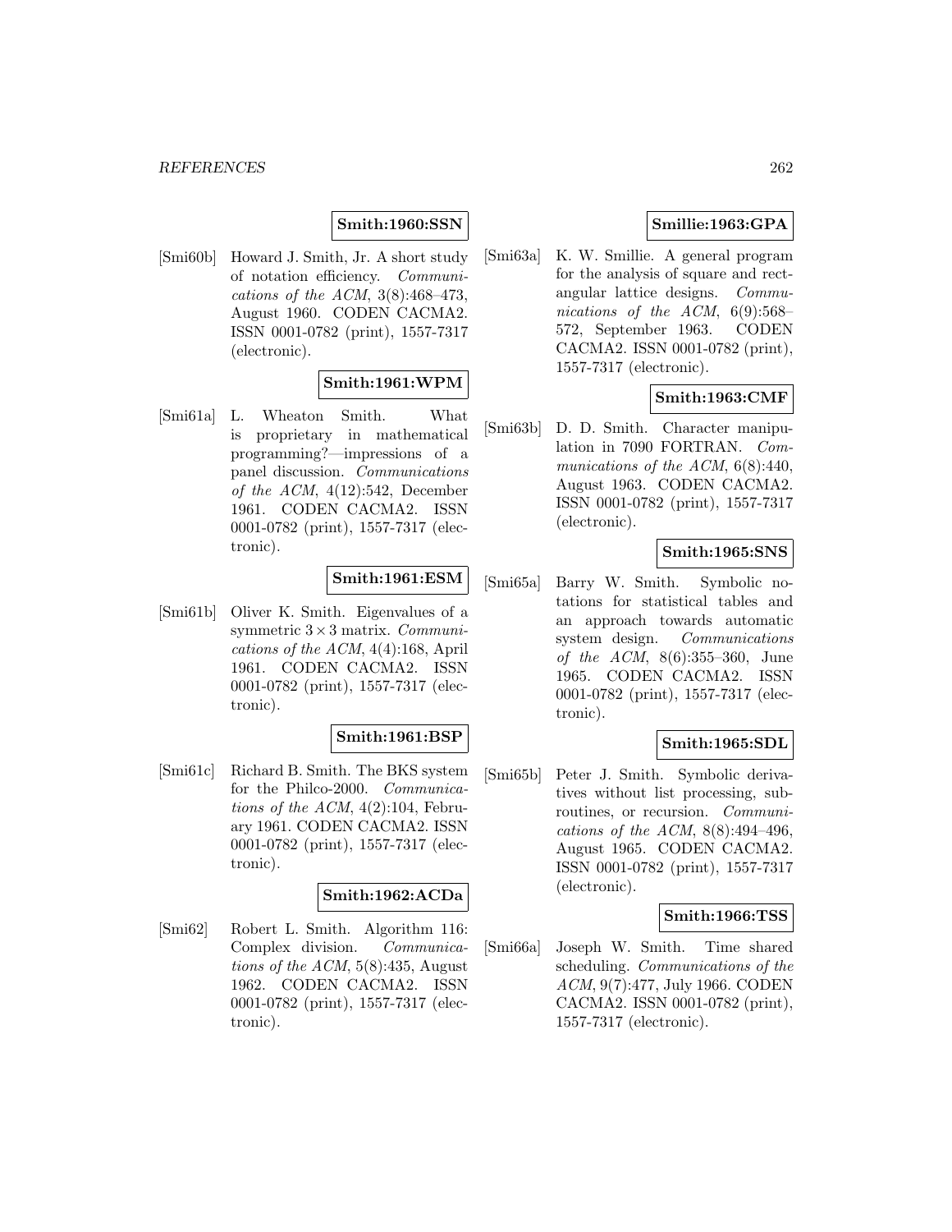**Smith:1960:SSN**

[Smi60b] Howard J. Smith, Jr. A short study of notation efficiency. *Communications of the ACM*, 3(8):468–473, August 1960. CODEN CACMA2. ISSN 0001-0782 (print), 1557-7317 (electronic).

**Smith:1961:WPM**

[Smi61a] L. Wheaton Smith. What is proprietary in mathematical programming?—impressions of a panel discussion. *Communications of the ACM*, 4(12):542, December 1961. CODEN CACMA2. ISSN 0001-0782 (print), 1557-7317 (electronic).

**Smith:1961:ESM**

[Smi61b] Oliver K. Smith. Eigenvalues of a symmetric $3 \times 3$ matrix. *Communications of the ACM*, 4(4):168, April 1961. CODEN CACMA2. ISSN 0001-0782 (print), 1557-7317 (electronic).

**Smith:1961:BSP**

[Smi61c] Richard B. Smith. The BKS system for the Philco-2000. *Communications of the ACM*, 4(2):104, February 1961. CODEN CACMA2. ISSN 0001-0782 (print), 1557-7317 (electronic).

**Smith:1962:ACDa**

[Smi62] Robert L. Smith. Algorithm 116: Complex division. *Communications of the ACM*, 5(8):435, August 1962. CODEN CACMA2. ISSN 0001-0782 (print), 1557-7317 (electronic).

**Smillie:1963:GPA**

[Smi63a] K. W. Smillie. A general program for the analysis of square and rectangular lattice designs. *Communications of the ACM*, 6(9):568–572, September 1963. CODEN CACMA2. ISSN 0001-0782 (print), 1557-7317 (electronic).

**Smith:1963:CMF**

[Smi63b] D. D. Smith. Character manipulation in 7090 FORTRAN. *Communications of the ACM*, 6(8):440, August 1963. CODEN CACMA2. ISSN 0001-0782 (print), 1557-7317 (electronic).

**Smith:1965:SNS**

[Smi65a] Barry W. Smith. Symbolic notations for statistical tables and an approach towards automatic system design. *Communications of the ACM*, 8(6):355–360, June 1965. CODEN CACMA2. ISSN 0001-0782 (print), 1557-7317 (electronic).

**Smith:1965:SDL**

[Smi65b] Peter J. Smith. Symbolic derivatives without list processing, subroutines, or recursion. *Communications of the ACM*, 8(8):494–496, August 1965. CODEN CACMA2. ISSN 0001-0782 (print), 1557-7317 (electronic).

**Smith:1966:TSS**

[Smi66a] Joseph W. Smith. Time shared scheduling. *Communications of the ACM*, 9(7):477, July 1966. CODEN CACMA2. ISSN 0001-0782 (print), 1557-7317 (electronic).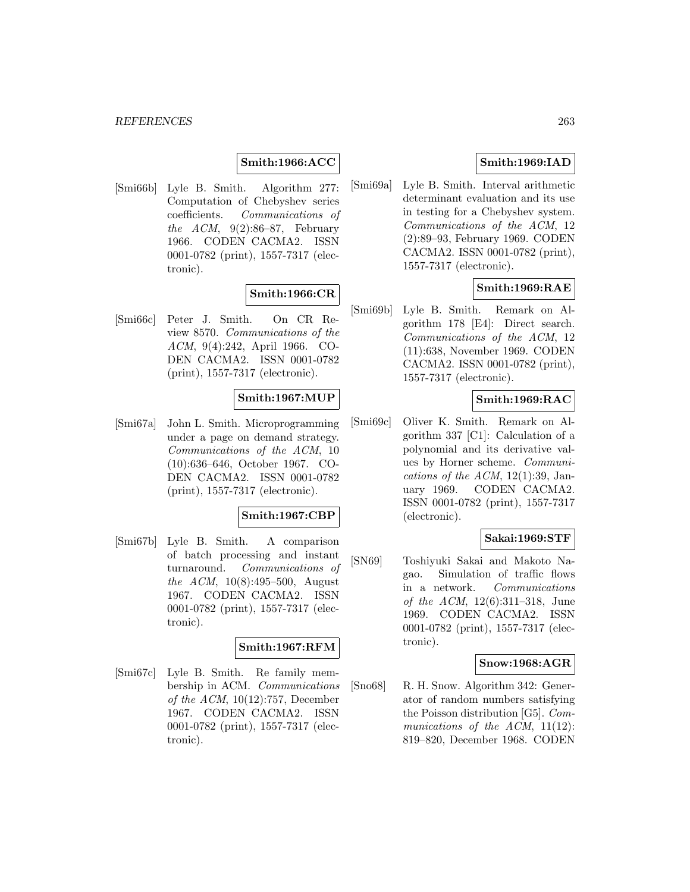**Smith:1966:ACC**

[Smi66b] Lyle B. Smith. Algorithm 277: Computation of Chebyshev series coefficients. *Communications of the ACM*, 9(2):86–87, February 1966. CODEN CACMA2. ISSN 0001-0782 (print), 1557-7317 (electronic).

**Smith:1966:CR**

[Smi66c] Peter J. Smith. On CR Review 8570. *Communications of the ACM*, 9(4):242, April 1966. CODEN CACMA2. ISSN 0001-0782 (print), 1557-7317 (electronic).

**Smith:1967:MUP**

[Smi67a] John L. Smith. Microprogramming under a page on demand strategy. *Communications of the ACM*, 10 (10):636–646, October 1967. CODEN CACMA2. ISSN 0001-0782 (print), 1557-7317 (electronic).

**Smith:1967:CBP**

[Smi67b] Lyle B. Smith. A comparison of batch processing and instant turnaround. *Communications of the ACM*, 10(8):495–500, August 1967. CODEN CACMA2. ISSN 0001-0782 (print), 1557-7317 (electronic).

**Smith:1967:RFM**

[Smi67c] Lyle B. Smith. Re family membership in ACM. *Communications of the ACM*, 10(12):757, December 1967. CODEN CACMA2. ISSN 0001-0782 (print), 1557-7317 (electronic).

**Smith:1969:IAD**

[Smi69a] Lyle B. Smith. Interval arithmetic determinant evaluation and its use in testing for a Chebyshev system. *Communications of the ACM*, 12 (2):89–93, February 1969. CODEN CACMA2. ISSN 0001-0782 (print), 1557-7317 (electronic).

**Smith:1969:RAE**

[Smi69b] Lyle B. Smith. Remark on Algorithm 178 [E4]: Direct search. *Communications of the ACM*, 12 (11):638, November 1969. CODEN CACMA2. ISSN 0001-0782 (print), 1557-7317 (electronic).

**Smith:1969:RAC**

[Smi69c] Oliver K. Smith. Remark on Algorithm 337 [C1]: Calculation of a polynomial and its derivative values by Horner scheme. *Communications of the ACM*, 12(1):39, January 1969. CODEN CACMA2. ISSN 0001-0782 (print), 1557-7317 (electronic).

**Sakai:1969:STF**

[SN69] Toshiyuki Sakai and Makoto Nagao. Simulation of traffic flows in a network. *Communications of the ACM*, 12(6):311–318, June 1969. CODEN CACMA2. ISSN 0001-0782 (print), 1557-7317 (electronic).

**Snow:1968:AGR**

[Sno68] R. H. Snow. Algorithm 342: Generator of random numbers satisfying the Poisson distribution [G5]. *Communications of the ACM*, 11(12): 819–820, December 1968. CODEN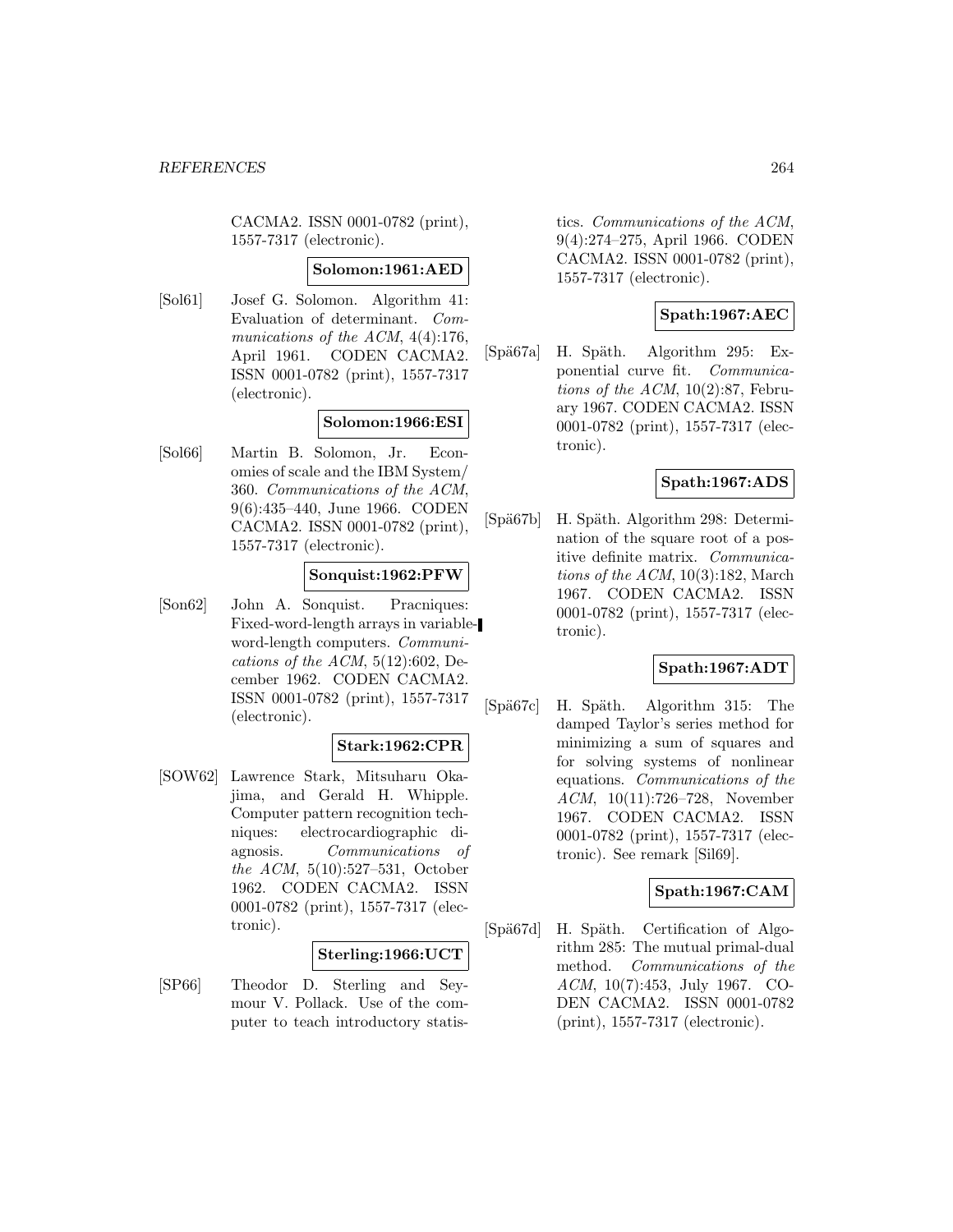CACMA2. ISSN 0001-0782 (print), 1557-7317 (electronic).

**Solomon:1961:AED**

[Sol61] Josef G. Solomon. Algorithm 41: Evaluation of determinant. *Communications of the ACM*, 4(4):176, April 1961. CODEN CACMA2. ISSN 0001-0782 (print), 1557-7317 (electronic).

**Solomon:1966:ESI**

[Sol66] Martin B. Solomon, Jr. Economies of scale and the IBM System/360. *Communications of the ACM*, 9(6):435–440, June 1966. CODEN CACMA2. ISSN 0001-0782 (print), 1557-7317 (electronic).

**Sonquist:1962:PFW**

[Son62] John A. Sonquist. Pracniques: Fixed-word-length arrays in variable-word-length computers. *Communications of the ACM*, 5(12):602, December 1962. CODEN CACMA2. ISSN 0001-0782 (print), 1557-7317 (electronic).

**Stark:1962:CPR**

[SOW62] Lawrence Stark, Mitsuharu Okajima, and Gerald H. Whipple. Computer pattern recognition techniques: electrocardiographic diagnosis. *Communications of the ACM*, 5(10):527–531, October 1962. CODEN CACMA2. ISSN 0001-0782 (print), 1557-7317 (electronic).

**Sterling:1966:UCT**

[SP66] Theodor D. Sterling and Seymour V. Pollack. Use of the computer to teach introductory statistics. *Communications of the ACM*, 9(4):274–275, April 1966. CODEN CACMA2. ISSN 0001-0782 (print), 1557-7317 (electronic).

**Spath:1967:AEC**

[Spä67a] H. Späth. Algorithm 295: Exponential curve fit. *Communications of the ACM*, 10(2):87, February 1967. CODEN CACMA2. ISSN 0001-0782 (print), 1557-7317 (electronic).

**Spath:1967:ADS**

[Spä67b] H. Späth. Algorithm 298: Determination of the square root of a positive definite matrix. *Communications of the ACM*, 10(3):182, March 1967. CODEN CACMA2. ISSN 0001-0782 (print), 1557-7317 (electronic).

**Spath:1967:ADT**

[Spä67c] H. Späth. Algorithm 315: The damped Taylor's series method for minimizing a sum of squares and for solving systems of nonlinear equations. *Communications of the ACM*, 10(11):726–728, November 1967. CODEN CACMA2. ISSN 0001-0782 (print), 1557-7317 (electronic). See remark [Sil69].

**Spath:1967:CAM**

[Spä67d] H. Späth. Certification of Algorithm 285: The mutual primal-dual method. *Communications of the ACM*, 10(7):453, July 1967. CODEN CACMA2. ISSN 0001-0782 (print), 1557-7317 (electronic).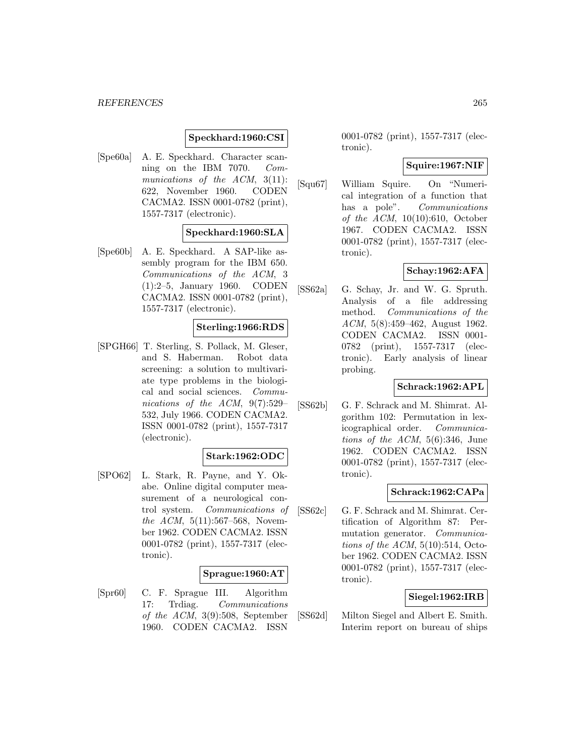**Speckhard:1960:CSI**

[Spe60a] A. E. Speckhard. Character scanning on the IBM 7070. *Communications of the ACM*, 3(11): 622, November 1960. CODEN CACMA2. ISSN 0001-0782 (print), 1557-7317 (electronic).

**Speckhard:1960:SLA**

[Spe60b] A. E. Speckhard. A SAP-like assembly program for the IBM 650. *Communications of the ACM*, 3 (1):2–5, January 1960. CODEN CACMA2. ISSN 0001-0782 (print), 1557-7317 (electronic).

**Sterling:1966:RDS**

[SPGH66] T. Sterling, S. Pollack, M. Gleser, and S. Haberman. Robot data screening: a solution to multivariate type problems in the biological and social sciences. *Communications of the ACM*, 9(7):529–532, July 1966. CODEN CACMA2. ISSN 0001-0782 (print), 1557-7317 (electronic).

**Stark:1962:ODC**

[SPO62] L. Stark, R. Payne, and Y. Okabe. Online digital computer measurement of a neurological control system. *Communications of the ACM*, 5(11):567–568, November 1962. CODEN CACMA2. ISSN 0001-0782 (print), 1557-7317 (electronic).

**Sprague:1960:AT**

[Spr60] C. F. Sprague III. Algorithm 17: Trdiag. *Communications of the ACM*, 3(9):508, September 1960. CODEN CACMA2. ISSN 0001-0782 (print), 1557-7317 (electronic).

**Squire:1967:NIF**

[Squ67] William Squire. On "Numerical integration of a function that has a pole". *Communications of the ACM*, 10(10):610, October 1967. CODEN CACMA2. ISSN 0001-0782 (print), 1557-7317 (electronic).

**Schay:1962:AFA**

[SS62a] G. Schay, Jr. and W. G. Spruth. Analysis of a file addressing method. *Communications of the ACM*, 5(8):459–462, August 1962. CODEN CACMA2. ISSN 0001-0782 (print), 1557-7317 (electronic). Early analysis of linear probing.

**Schrack:1962:APL**

[SS62b] G. F. Schrack and M. Shimrat. Algorithm 102: Permutation in lexicographical order. *Communications of the ACM*, 5(6):346, June 1962. CODEN CACMA2. ISSN 0001-0782 (print), 1557-7317 (electronic).

**Schrack:1962:CAPa**

[SS62c] G. F. Schrack and M. Shimrat. Certification of Algorithm 87: Permutation generator. *Communications of the ACM*, 5(10):514, October 1962. CODEN CACMA2. ISSN 0001-0782 (print), 1557-7317 (electronic).

**Siegel:1962:IRB**

[SS62d] Milton Siegel and Albert E. Smith. Interim report on bureau of ships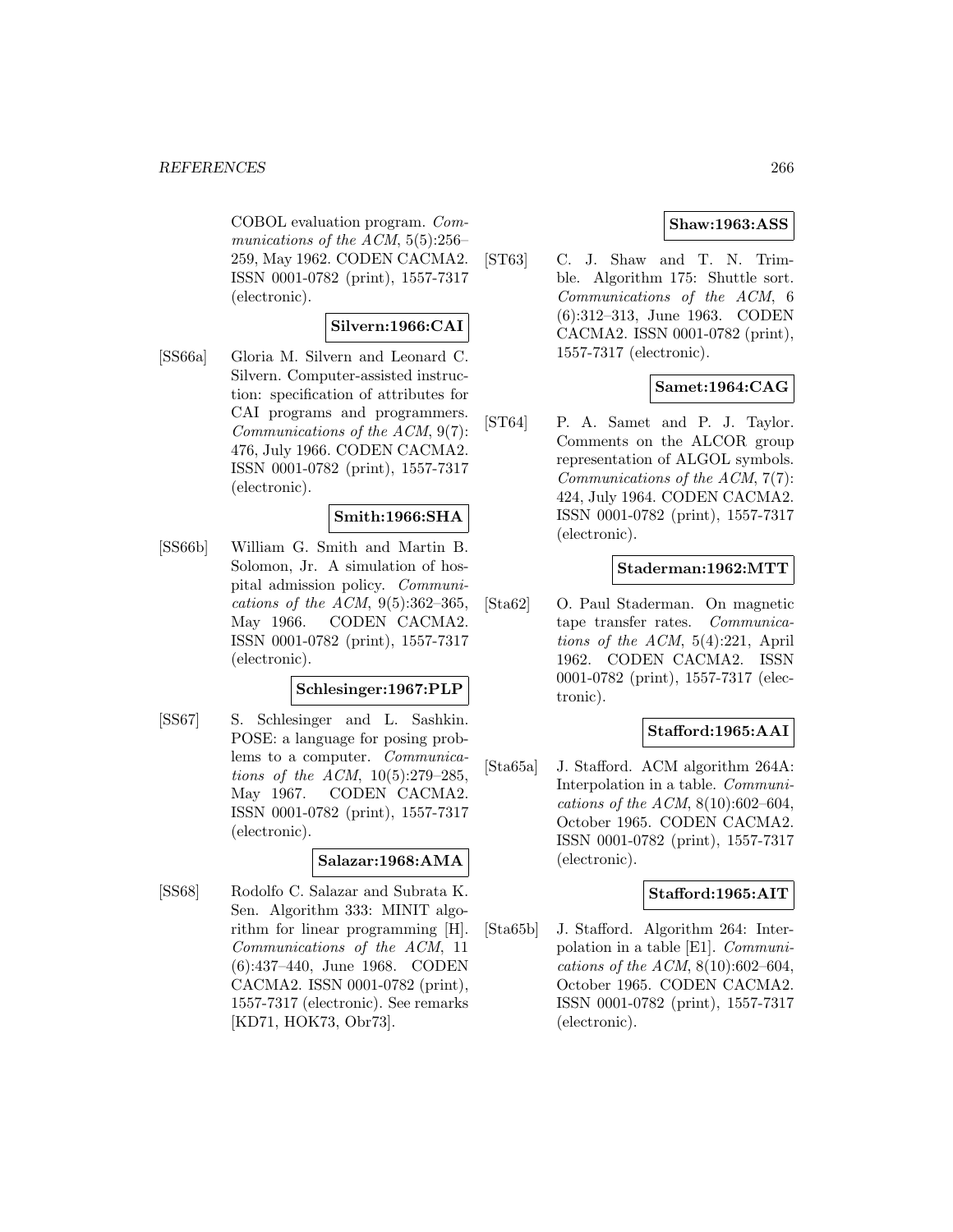COBOL evaluation program. *Communications of the ACM*, 5(5):256–259, May 1962. CODEN CACMA2. ISSN 0001-0782 (print), 1557-7317 (electronic).

**Silvern:1966:CAI**

[SS66a] Gloria M. Silvern and Leonard C. Silvern. Computer-assisted instruction: specification of attributes for CAI programs and programmers. *Communications of the ACM*, 9(7): 476, July 1966. CODEN CACMA2. ISSN 0001-0782 (print), 1557-7317 (electronic).

**Smith:1966:SHA**

[SS66b] William G. Smith and Martin B. Solomon, Jr. A simulation of hospital admission policy. *Communications of the ACM*, 9(5):362–365, May 1966. CODEN CACMA2. ISSN 0001-0782 (print), 1557-7317 (electronic).

**Schlesinger:1967:PLP**

[SS67] S. Schlesinger and L. Sashkin. POSE: a language for posing problems to a computer. *Communications of the ACM*, 10(5):279–285, May 1967. CODEN CACMA2. ISSN 0001-0782 (print), 1557-7317 (electronic).

**Salazar:1968:AMA**

[SS68] Rodolfo C. Salazar and Subrata K. Sen. Algorithm 333: MINIT algorithm for linear programming [H]. *Communications of the ACM*, 11 (6):437–440, June 1968. CODEN CACMA2. ISSN 0001-0782 (print), 1557-7317 (electronic). See remarks [KD71, HOK73, Obr73].

**Shaw:1963:ASS**

[ST63] C. J. Shaw and T. N. Trimble. Algorithm 175: Shuttle sort. *Communications of the ACM*, 6 (6):312–313, June 1963. CODEN CACMA2. ISSN 0001-0782 (print), 1557-7317 (electronic).

**Samet:1964:CAG**

[ST64] P. A. Samet and P. J. Taylor. Comments on the ALCOR group representation of ALGOL symbols. *Communications of the ACM*, 7(7): 424, July 1964. CODEN CACMA2. ISSN 0001-0782 (print), 1557-7317 (electronic).

**Staderman:1962:MTT**

[Sta62] O. Paul Staderman. On magnetic tape transfer rates. *Communications of the ACM*, 5(4):221, April 1962. CODEN CACMA2. ISSN 0001-0782 (print), 1557-7317 (electronic).

**Stafford:1965:AAI**

[Sta65a] J. Stafford. ACM algorithm 264A: Interpolation in a table. *Communications of the ACM*, 8(10):602–604, October 1965. CODEN CACMA2. ISSN 0001-0782 (print), 1557-7317 (electronic).

**Stafford:1965:AIT**

[Sta65b] J. Stafford. Algorithm 264: Interpolation in a table [E1]. *Communications of the ACM*, 8(10):602–604, October 1965. CODEN CACMA2. ISSN 0001-0782 (print), 1557-7317 (electronic).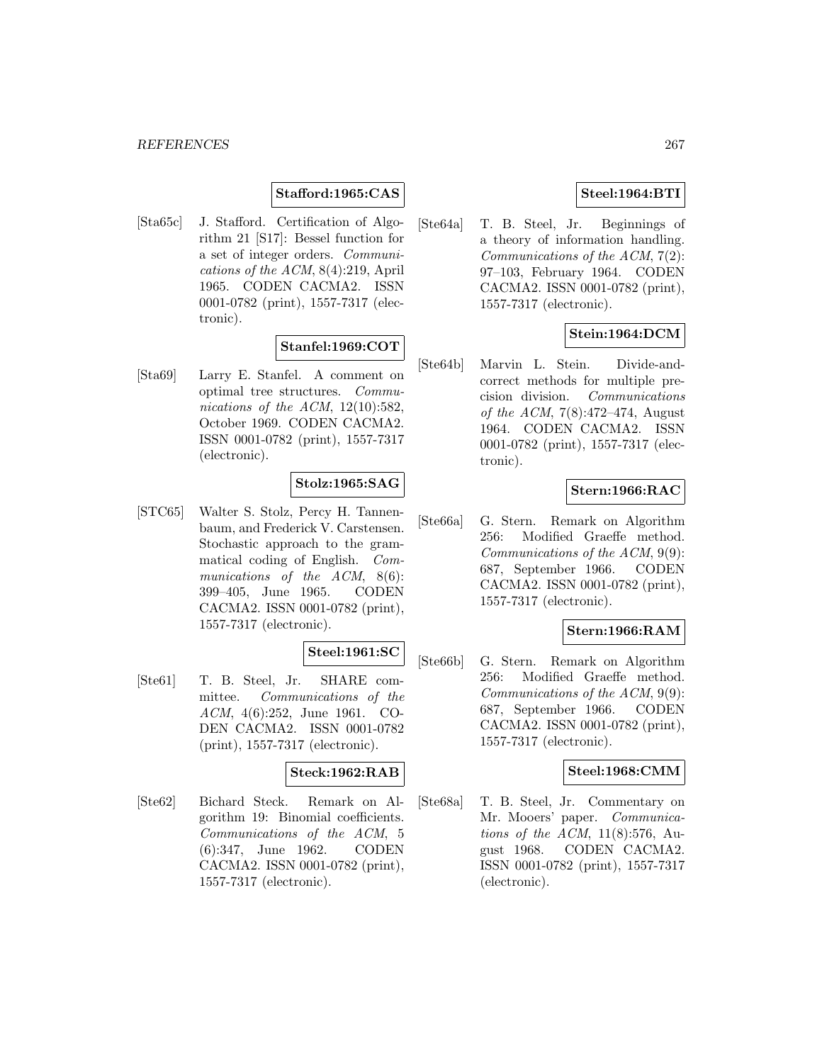**Stafford:1965:CAS**

[Sta65c] J. Stafford. Certification of Algorithm 21 [S17]: Bessel function for a set of integer orders. *Communications of the ACM*, 8(4):219, April 1965. CODEN CACMA2. ISSN 0001-0782 (print), 1557-7317 (electronic).

**Stanfel:1969:COT**

[Sta69] Larry E. Stanfel. A comment on optimal tree structures. *Communications of the ACM*, 12(10):582, October 1969. CODEN CACMA2. ISSN 0001-0782 (print), 1557-7317 (electronic).

**Stolz:1965:SAG**

[STC65] Walter S. Stolz, Percy H. Tannenbaum, and Frederick V. Carstensen. Stochastic approach to the grammatical coding of English. *Communications of the ACM*, 8(6): 399–405, June 1965. CODEN CACMA2. ISSN 0001-0782 (print), 1557-7317 (electronic).

**Steel:1961:SC**

[Ste61] T. B. Steel, Jr. SHARE committee. *Communications of the ACM*, 4(6):252, June 1961. CODEN CACMA2. ISSN 0001-0782 (print), 1557-7317 (electronic).

**Steck:1962:RAB**

[Ste62] Bichard Steck. Remark on Algorithm 19: Binomial coefficients. *Communications of the ACM*, 5 (6):347, June 1962. CODEN CACMA2. ISSN 0001-0782 (print), 1557-7317 (electronic).

**Steel:1964:BTI**

[Ste64a] T. B. Steel, Jr. Beginnings of a theory of information handling. *Communications of the ACM*, 7(2): 97–103, February 1964. CODEN CACMA2. ISSN 0001-0782 (print), 1557-7317 (electronic).

**Stein:1964:DCM**

[Ste64b] Marvin L. Stein. Divide-and-correct methods for multiple precision division. *Communications of the ACM*, 7(8):472–474, August 1964. CODEN CACMA2. ISSN 0001-0782 (print), 1557-7317 (electronic).

**Stern:1966:RAC**

[Ste66a] G. Stern. Remark on Algorithm 256: Modified Graeffe method. *Communications of the ACM*, 9(9): 687, September 1966. CODEN CACMA2. ISSN 0001-0782 (print), 1557-7317 (electronic).

**Stern:1966:RAM**

[Ste66b] G. Stern. Remark on Algorithm 256: Modified Graeffe method. *Communications of the ACM*, 9(9): 687, September 1966. CODEN CACMA2. ISSN 0001-0782 (print), 1557-7317 (electronic).

**Steel:1968:CMM**

[Ste68a] T. B. Steel, Jr. Commentary on Mr. Mooers' paper. *Communications of the ACM*, 11(8):576, August 1968. CODEN CACMA2. ISSN 0001-0782 (print), 1557-7317 (electronic).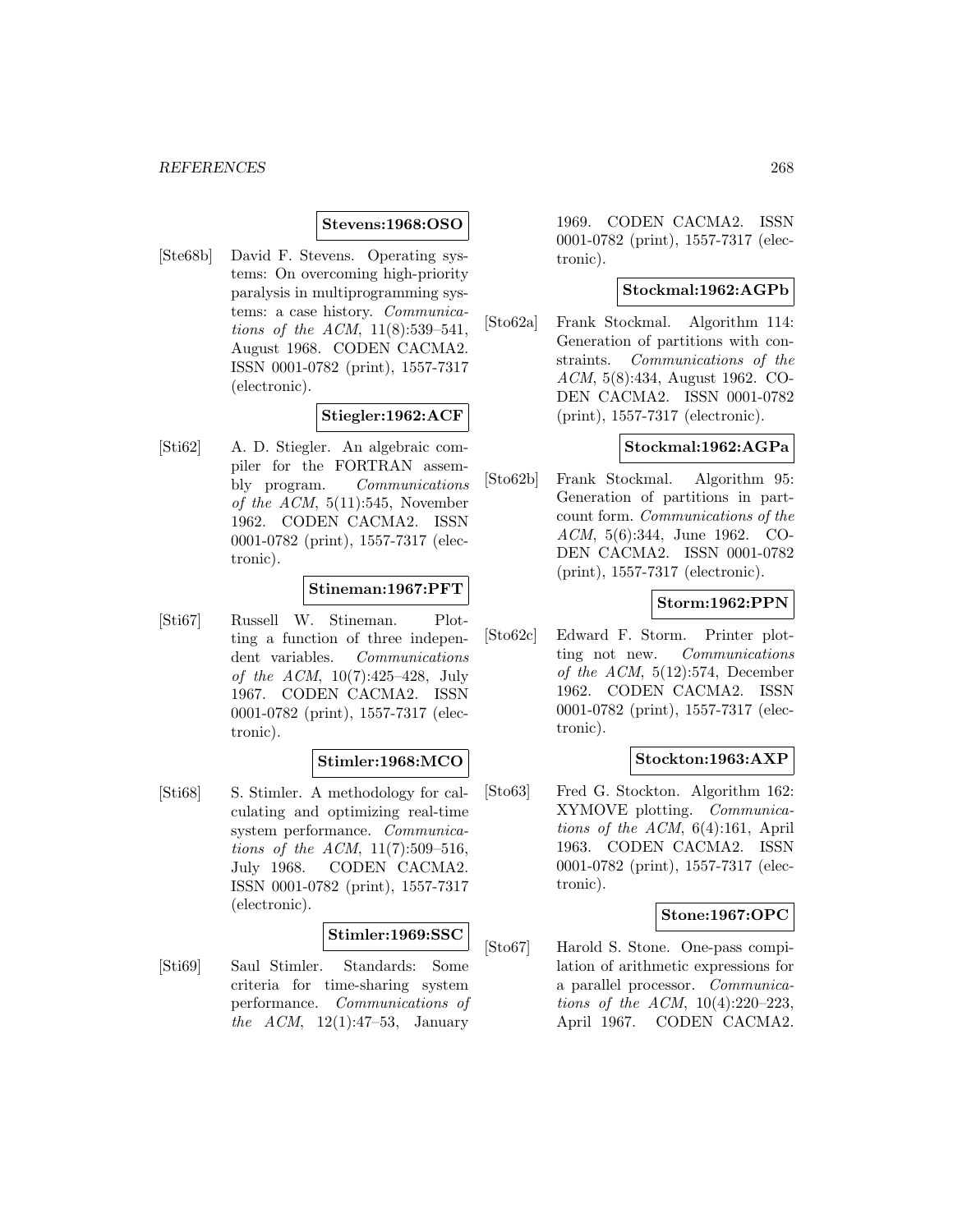**Stevens:1968:OSO**

[Ste68b] David F. Stevens. Operating systems: On overcoming high-priority paralysis in multiprogramming systems: a case history. *Communications of the ACM*, 11(8):539–541, August 1968. CODEN CACMA2. ISSN 0001-0782 (print), 1557-7317 (electronic).

**Stiegler:1962:ACF**

[Sti62] A. D. Stiegler. An algebraic compiler for the FORTRAN assembly program. *Communications of the ACM*, 5(11):545, November 1962. CODEN CACMA2. ISSN 0001-0782 (print), 1557-7317 (electronic).

**Stineman:1967:PFT**

[Sti67] Russell W. Stineman. Plotting a function of three independent variables. *Communications of the ACM*, 10(7):425–428, July 1967. CODEN CACMA2. ISSN 0001-0782 (print), 1557-7317 (electronic).

**Stimler:1968:MCO**

[Sti68] S. Stimler. A methodology for calculating and optimizing real-time system performance. *Communications of the ACM*, 11(7):509–516, July 1968. CODEN CACMA2. ISSN 0001-0782 (print), 1557-7317 (electronic).

**Stimler:1969:SSC**

[Sti69] Saul Stimler. Standards: Some criteria for time-sharing system performance. *Communications of the ACM*, 12(1):47–53, January 1969. CODEN CACMA2. ISSN 0001-0782 (print), 1557-7317 (electronic).

**Stockmal:1962:AGPb**

[Sto62a] Frank Stockmal. Algorithm 114: Generation of partitions with constraints. *Communications of the ACM*, 5(8):434, August 1962. CODEN CACMA2. ISSN 0001-0782 (print), 1557-7317 (electronic).

**Stockmal:1962:AGPa**

[Sto62b] Frank Stockmal. Algorithm 95: Generation of partitions in part-count form. *Communications of the ACM*, 5(6):344, June 1962. CODEN CACMA2. ISSN 0001-0782 (print), 1557-7317 (electronic).

**Storm:1962:PPN**

[Sto62c] Edward F. Storm. Printer plotting not new. *Communications of the ACM*, 5(12):574, December 1962. CODEN CACMA2. ISSN 0001-0782 (print), 1557-7317 (electronic).

**Stockton:1963:AXP**

[Sto63] Fred G. Stockton. Algorithm 162: XYMOVE plotting. *Communications of the ACM*, 6(4):161, April 1963. CODEN CACMA2. ISSN 0001-0782 (print), 1557-7317 (electronic).

**Stone:1967:OPC**

[Sto67] Harold S. Stone. One-pass compilation of arithmetic expressions for a parallel processor. *Communications of the ACM*, 10(4):220–223, April 1967. CODEN CACMA2.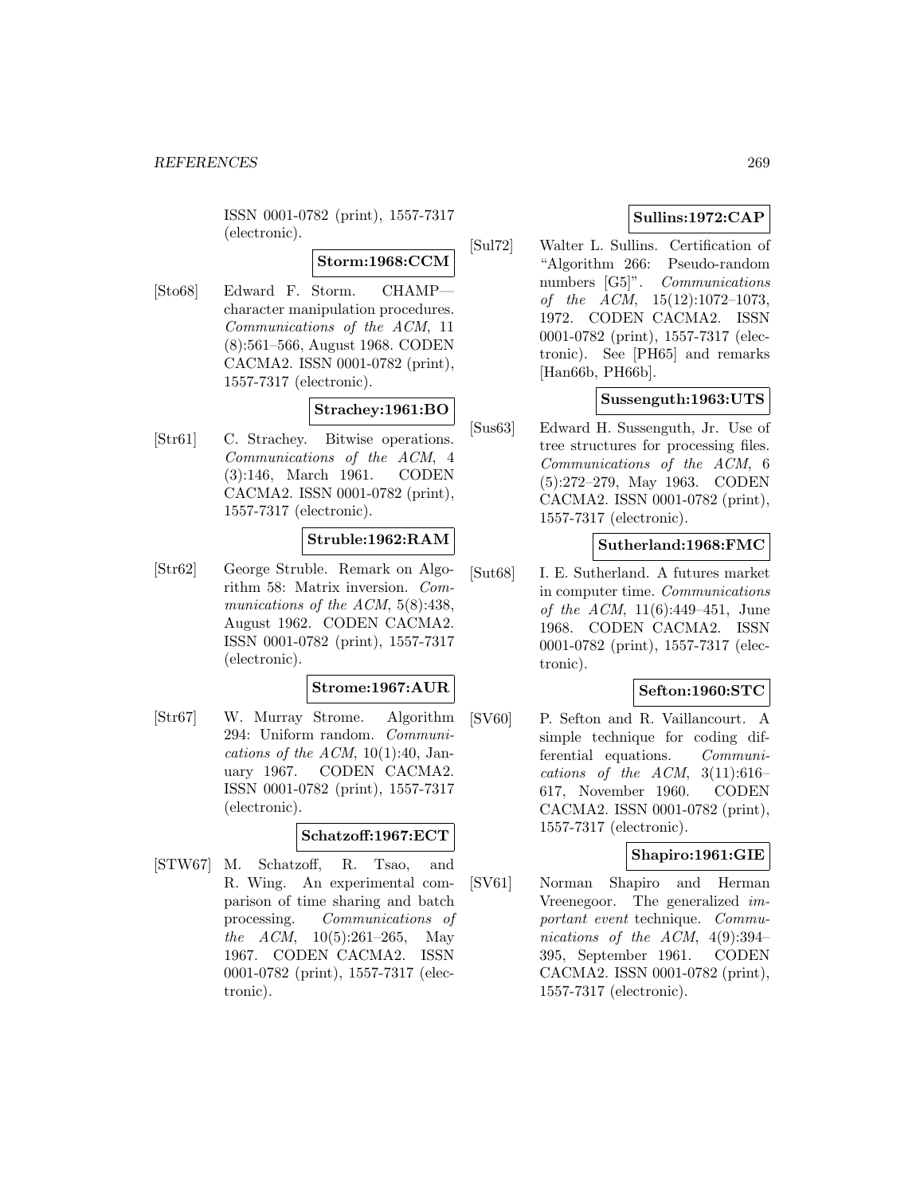ISSN 0001-0782 (print), 1557-7317 (electronic).

**Storm:1968:CCM**

[Sto68] Edward F. Storm. CHAMP—character manipulation procedures. *Communications of the ACM*, 11 (8):561–566, August 1968. CODEN CACMA2. ISSN 0001-0782 (print), 1557-7317 (electronic).

**Strachey:1961:BO**

[Str61] C. Strachey. Bitwise operations. *Communications of the ACM*, 4 (3):146, March 1961. CODEN CACMA2. ISSN 0001-0782 (print), 1557-7317 (electronic).

**Struble:1962:RAM**

[Str62] George Struble. Remark on Algorithm 58: Matrix inversion. *Communications of the ACM*, 5(8):438, August 1962. CODEN CACMA2. ISSN 0001-0782 (print), 1557-7317 (electronic).

**Strome:1967:AUR**

[Str67] W. Murray Strome. Algorithm 294: Uniform random. *Communications of the ACM*, 10(1):40, January 1967. CODEN CACMA2. ISSN 0001-0782 (print), 1557-7317 (electronic).

**Schatzoff:1967:ECT**

[STW67] M. Schatzoff, R. Tsao, and R. Wing. An experimental comparison of time sharing and batch processing. *Communications of the ACM*, 10(5):261–265, May 1967. CODEN CACMA2. ISSN 0001-0782 (print), 1557-7317 (electronic).

**Sullins:1972:CAP**

[Sul72] Walter L. Sullins. Certification of "Algorithm 266: Pseudo-random numbers [G5]". *Communications of the ACM*, 15(12):1072–1073, 1972. CODEN CACMA2. ISSN 0001-0782 (print), 1557-7317 (electronic). See [PH65] and remarks [Han66b, PH66b].

**Sussenguth:1963:UTS**

[Sus63] Edward H. Sussenguth, Jr. Use of tree structures for processing files. *Communications of the ACM*, 6 (5):272–279, May 1963. CODEN CACMA2. ISSN 0001-0782 (print), 1557-7317 (electronic).

**Sutherland:1968:FMC**

[Sut68] I. E. Sutherland. A futures market in computer time. *Communications of the ACM*, 11(6):449–451, June 1968. CODEN CACMA2. ISSN 0001-0782 (print), 1557-7317 (electronic).

**Sefton:1960:STC**

[SV60] P. Sefton and R. Vaillancourt. A simple technique for coding differential equations. *Communications of the ACM*, 3(11):616–617, November 1960. CODEN CACMA2. ISSN 0001-0782 (print), 1557-7317 (electronic).

**Shapiro:1961:GIE**

[SV61] Norman Shapiro and Herman Vreenegoor. The generalized *important event* technique. *Communications of the ACM*, 4(9):394–395, September 1961. CODEN CACMA2. ISSN 0001-0782 (print), 1557-7317 (electronic).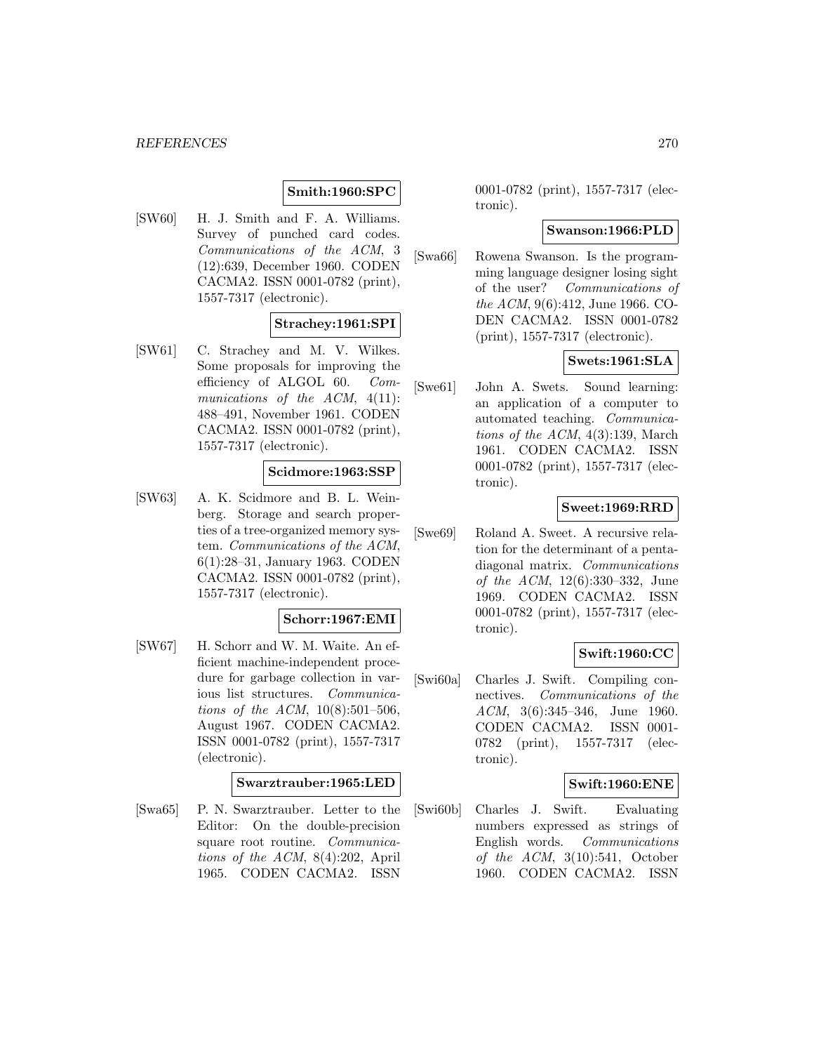**Smith:1960:SPC**

[SW60] H. J. Smith and F. A. Williams. Survey of punched card codes. *Communications of the ACM*, 3 (12):639, December 1960. CODEN CACMA2. ISSN 0001-0782 (print), 1557-7317 (electronic).

**Strachey:1961:SPI**

[SW61] C. Strachey and M. V. Wilkes. Some proposals for improving the efficiency of ALGOL 60. *Communications of the ACM*, 4(11): 488–491, November 1961. CODEN CACMA2. ISSN 0001-0782 (print), 1557-7317 (electronic).

**Scidmore:1963:SSP**

[SW63] A. K. Scidmore and B. L. Weinberg. Storage and search properties of a tree-organized memory system. *Communications of the ACM*, 6(1):28–31, January 1963. CODEN CACMA2. ISSN 0001-0782 (print), 1557-7317 (electronic).

**Schorr:1967:EMI**

[SW67] H. Schorr and W. M. Waite. An efficient machine-independent procedure for garbage collection in various list structures. *Communications of the ACM*, 10(8):501–506, August 1967. CODEN CACMA2. ISSN 0001-0782 (print), 1557-7317 (electronic).

**Swarztrauber:1965:LED**

[Swa65] P. N. Swarztrauber. Letter to the Editor: On the double-precision square root routine. *Communications of the ACM*, 8(4):202, April 1965. CODEN CACMA2. ISSN 0001-0782 (print), 1557-7317 (electronic).

**Swanson:1966:PLD**

[Swa66] Rowena Swanson. Is the programming language designer losing sight of the user? *Communications of the ACM*, 9(6):412, June 1966. CODEN CACMA2. ISSN 0001-0782 (print), 1557-7317 (electronic).

**Swets:1961:SLA**

[Swe61] John A. Swets. Sound learning: an application of a computer to automated teaching. *Communications of the ACM*, 4(3):139, March 1961. CODEN CACMA2. ISSN 0001-0782 (print), 1557-7317 (electronic).

**Sweet:1969:RRD**

[Swe69] Roland A. Sweet. A recursive relation for the determinant of a pentadiagonal matrix. *Communications of the ACM*, 12(6):330–332, June 1969. CODEN CACMA2. ISSN 0001-0782 (print), 1557-7317 (electronic).

**Swift:1960:CC**

[Swi60a] Charles J. Swift. Compiling connectives. *Communications of the ACM*, 3(6):345–346, June 1960. CODEN CACMA2. ISSN 0001-0782 (print), 1557-7317 (electronic).

**Swift:1960:ENE**

[Swi60b] Charles J. Swift. Evaluating numbers expressed as strings of English words. *Communications of the ACM*, 3(10):541, October 1960. CODEN CACMA2. ISSN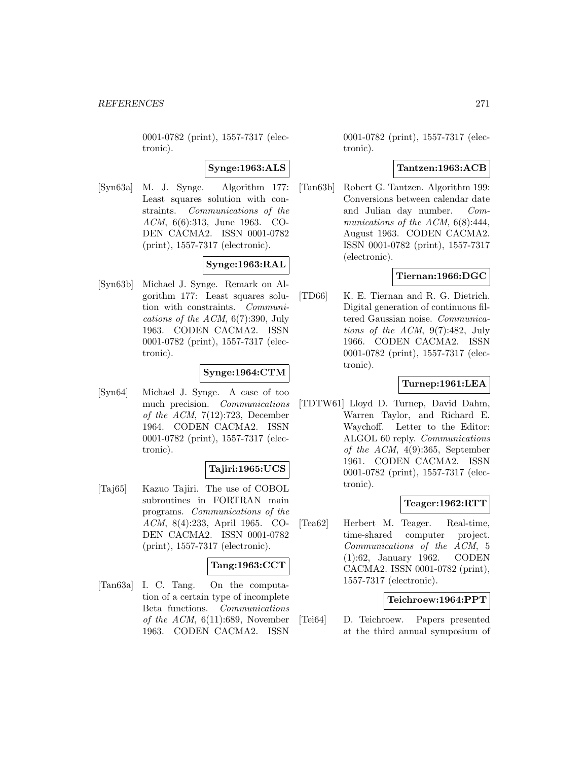0001-0782 (print), 1557-7317 (electronic).

**Synge:1963:ALS**

[Syn63a] M. J. Synge. Algorithm 177: Least squares solution with constraints. *Communications of the ACM*, 6(6):313, June 1963. CODEN CACMA2. ISSN 0001-0782 (print), 1557-7317 (electronic).

**Synge:1963:RAL**

[Syn63b] Michael J. Synge. Remark on Algorithm 177: Least squares solution with constraints. *Communications of the ACM*, 6(7):390, July 1963. CODEN CACMA2. ISSN 0001-0782 (print), 1557-7317 (electronic).

**Synge:1964:CTM**

[Syn64] Michael J. Synge. A case of too much precision. *Communications of the ACM*, 7(12):723, December 1964. CODEN CACMA2. ISSN 0001-0782 (print), 1557-7317 (electronic).

**Tajiri:1965:UCS**

[Taj65] Kazuo Tajiri. The use of COBOL subroutines in FORTRAN main programs. *Communications of the ACM*, 8(4):233, April 1965. CODEN CACMA2. ISSN 0001-0782 (print), 1557-7317 (electronic).

**Tang:1963:CCT**

[Tan63a] I. C. Tang. On the computation of a certain type of incomplete Beta functions. *Communications of the ACM*, 6(11):689, November 1963. CODEN CACMA2. ISSN 0001-0782 (print), 1557-7317 (electronic).

**Tantzen:1963:ACB**

[Tan63b] Robert G. Tantzen. Algorithm 199: Conversions between calendar date and Julian day number. *Communications of the ACM*, 6(8):444, August 1963. CODEN CACMA2. ISSN 0001-0782 (print), 1557-7317 (electronic).

**Tiernan:1966:DGC**

[TD66] K. E. Tiernan and R. G. Dietrich. Digital generation of continuous filtered Gaussian noise. *Communications of the ACM*, 9(7):482, July 1966. CODEN CACMA2. ISSN 0001-0782 (print), 1557-7317 (electronic).

**Turnep:1961:LEA**

[TDTW61] Lloyd D. Turnep, David Dahm, Warren Taylor, and Richard E. Waychoff. Letter to the Editor: ALGOL 60 reply. *Communications of the ACM*, 4(9):365, September 1961. CODEN CACMA2. ISSN 0001-0782 (print), 1557-7317 (electronic).

**Teager:1962:RTT**

[Tea62] Herbert M. Teager. Real-time, time-shared computer project. *Communications of the ACM*, 5 (1):62, January 1962. CODEN CACMA2. ISSN 0001-0782 (print), 1557-7317 (electronic).

**Teichroew:1964:PPT**

[Tei64] D. Teichroew. Papers presented at the third annual symposium of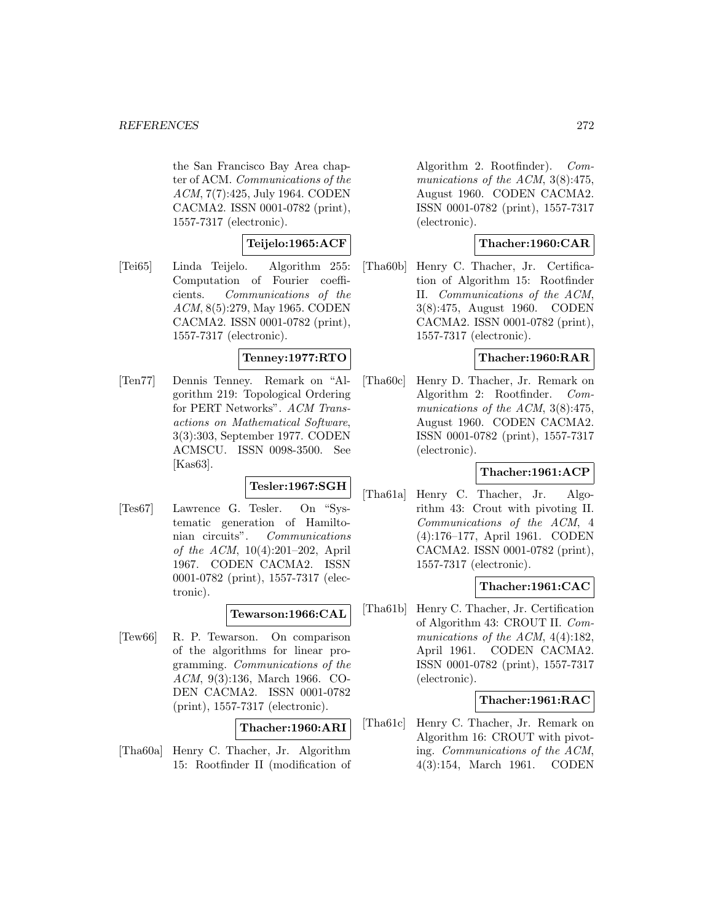the San Francisco Bay Area chapter of ACM. *Communications of the ACM*, 7(7):425, July 1964. CODEN CACMA2. ISSN 0001-0782 (print), 1557-7317 (electronic).

**Teijelo:1965:ACF**

[Tei65] Linda Teijelo. Algorithm 255: Computation of Fourier coefficients. *Communications of the ACM*, 8(5):279, May 1965. CODEN CACMA2. ISSN 0001-0782 (print), 1557-7317 (electronic).

**Tenney:1977:RTO**

[Ten77] Dennis Tenney. Remark on "Algorithm 219: Topological Ordering for PERT Networks". *ACM Transactions on Mathematical Software*, 3(3):303, September 1977. CODEN ACMSCU. ISSN 0098-3500. See [Kas63].

**Tesler:1967:SGH**

[Tes67] Lawrence G. Tesler. On "Systematic generation of Hamiltonian circuits". *Communications of the ACM*, 10(4):201–202, April 1967. CODEN CACMA2. ISSN 0001-0782 (print), 1557-7317 (electronic).

**Tewarson:1966:CAL**

[Tew66] R. P. Tewarson. On comparison of the algorithms for linear programming. *Communications of the ACM*, 9(3):136, March 1966. CODEN CACMA2. ISSN 0001-0782 (print), 1557-7317 (electronic).

**Thacher:1960:ARI**

[Tha60a] Henry C. Thacher, Jr. Algorithm 15: Rootfinder II (modification of Algorithm 2. Rootfinder). *Communications of the ACM*, 3(8):475, August 1960. CODEN CACMA2. ISSN 0001-0782 (print), 1557-7317 (electronic).

**Thacher:1960:CAR**

[Tha60b] Henry C. Thacher, Jr. Certification of Algorithm 15: Rootfinder II. *Communications of the ACM*, 3(8):475, August 1960. CODEN CACMA2. ISSN 0001-0782 (print), 1557-7317 (electronic).

**Thacher:1960:RAR**

[Tha60c] Henry D. Thacher, Jr. Remark on Algorithm 2: Rootfinder. *Communications of the ACM*, 3(8):475, August 1960. CODEN CACMA2. ISSN 0001-0782 (print), 1557-7317 (electronic).

**Thacher:1961:ACP**

[Tha61a] Henry C. Thacher, Jr. Algorithm 43: Crout with pivoting II. *Communications of the ACM*, 4 (4):176–177, April 1961. CODEN CACMA2. ISSN 0001-0782 (print), 1557-7317 (electronic).

**Thacher:1961:CAC**

[Tha61b] Henry C. Thacher, Jr. Certification of Algorithm 43: CROUT II. *Communications of the ACM*, 4(4):182, April 1961. CODEN CACMA2. ISSN 0001-0782 (print), 1557-7317 (electronic).

**Thacher:1961:RAC**

[Tha61c] Henry C. Thacher, Jr. Remark on Algorithm 16: CROUT with pivoting. *Communications of the ACM*, 4(3):154, March 1961. CODEN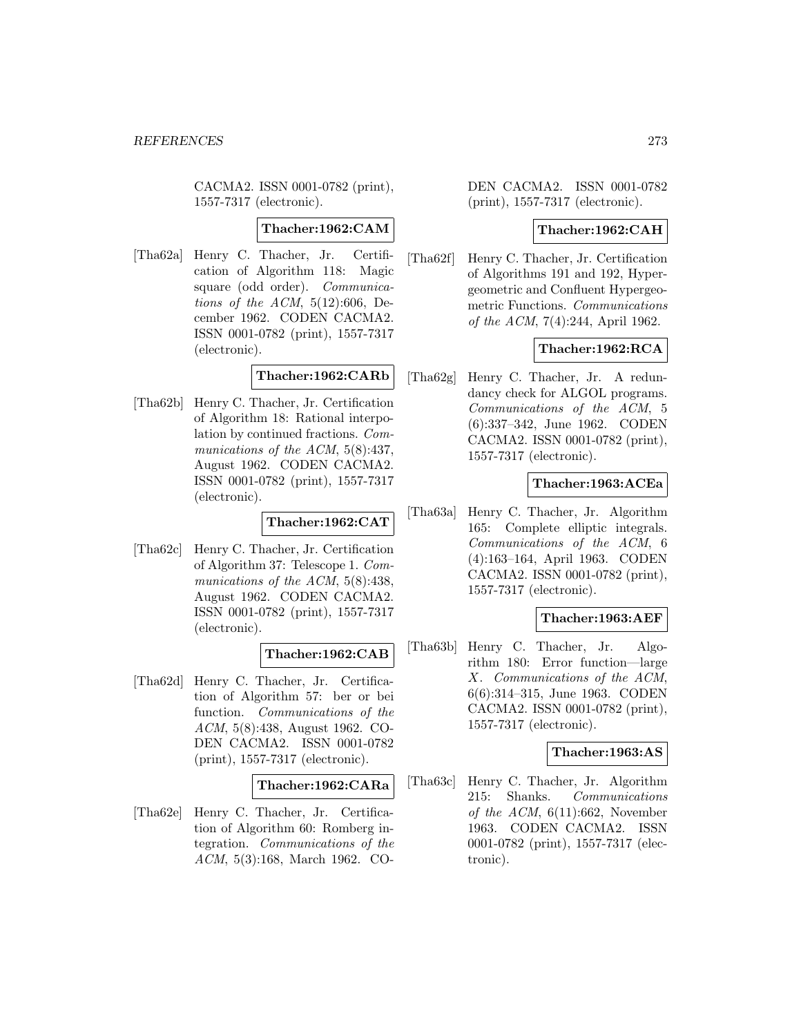CACMA2. ISSN 0001-0782 (print), 1557-7317 (electronic).

**Thacher:1962:CAM**

[Tha62a] Henry C. Thacher, Jr. Certification of Algorithm 118: Magic square (odd order). *Communications of the ACM*, 5(12):606, December 1962. CODEN CACMA2. ISSN 0001-0782 (print), 1557-7317 (electronic).

**Thacher:1962:CARb**

[Tha62b] Henry C. Thacher, Jr. Certification of Algorithm 18: Rational interpolation by continued fractions. *Communications of the ACM*, 5(8):437, August 1962. CODEN CACMA2. ISSN 0001-0782 (print), 1557-7317 (electronic).

**Thacher:1962:CAT**

[Tha62c] Henry C. Thacher, Jr. Certification of Algorithm 37: Telescope 1. *Communications of the ACM*, 5(8):438, August 1962. CODEN CACMA2. ISSN 0001-0782 (print), 1557-7317 (electronic).

**Thacher:1962:CAB**

[Tha62d] Henry C. Thacher, Jr. Certification of Algorithm 57: ber or bei function. *Communications of the ACM*, 5(8):438, August 1962. CODEN CACMA2. ISSN 0001-0782 (print), 1557-7317 (electronic).

**Thacher:1962:CARa**

[Tha62e] Henry C. Thacher, Jr. Certification of Algorithm 60: Romberg integration. *Communications of the ACM*, 5(3):168, March 1962. CODEN CACMA2. ISSN 0001-0782 (print), 1557-7317 (electronic).

**Thacher:1962:CAH**

[Tha62f] Henry C. Thacher, Jr. Certification of Algorithms 191 and 192, Hypergeometric and Confluent Hypergeometric Functions. *Communications of the ACM*, 7(4):244, April 1962.

**Thacher:1962:RCA**

[Tha62g] Henry C. Thacher, Jr. A redundancy check for ALGOL programs. *Communications of the ACM*, 5 (6):337–342, June 1962. CODEN CACMA2. ISSN 0001-0782 (print), 1557-7317 (electronic).

**Thacher:1963:ACEa**

[Tha63a] Henry C. Thacher, Jr. Algorithm 165: Complete elliptic integrals. *Communications of the ACM*, 6 (4):163–164, April 1963. CODEN CACMA2. ISSN 0001-0782 (print), 1557-7317 (electronic).

**Thacher:1963:AEF**

[Tha63b] Henry C. Thacher, Jr. Algorithm 180: Error function—large $X$. *Communications of the ACM*, 6(6):314–315, June 1963. CODEN CACMA2. ISSN 0001-0782 (print), 1557-7317 (electronic).

**Thacher:1963:AS**

[Tha63c] Henry C. Thacher, Jr. Algorithm 215: Shanks. *Communications of the ACM*, 6(11):662, November 1963. CODEN CACMA2. ISSN 0001-0782 (print), 1557-7317 (electronic).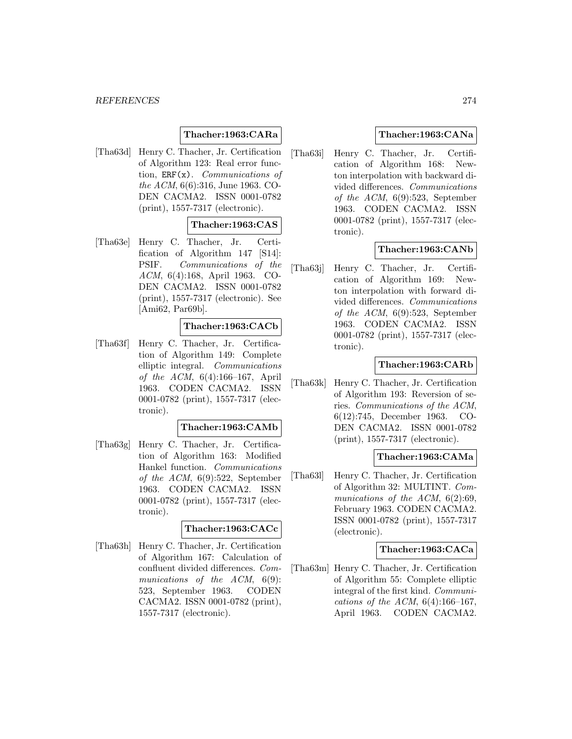**Thacher:1963:CARa**

[Tha63d] Henry C. Thacher, Jr. Certification of Algorithm 123: Real error function, `ERF(x)`. *Communications of the ACM*, 6(6):316, June 1963. CODEN CACMA2. ISSN 0001-0782 (print), 1557-7317 (electronic).

**Thacher:1963:CAS**

[Tha63e] Henry C. Thacher, Jr. Certification of Algorithm 147 [S14]: PSIF. *Communications of the ACM*, 6(4):168, April 1963. CODEN CACMA2. ISSN 0001-0782 (print), 1557-7317 (electronic). See [Ami62, Par69b].

**Thacher:1963:CACb**

[Tha63f] Henry C. Thacher, Jr. Certification of Algorithm 149: Complete elliptic integral. *Communications of the ACM*, 6(4):166–167, April 1963. CODEN CACMA2. ISSN 0001-0782 (print), 1557-7317 (electronic).

**Thacher:1963:CAMb**

[Tha63g] Henry C. Thacher, Jr. Certification of Algorithm 163: Modified Hankel function. *Communications of the ACM*, 6(9):522, September 1963. CODEN CACMA2. ISSN 0001-0782 (print), 1557-7317 (electronic).

**Thacher:1963:CACc**

[Tha63h] Henry C. Thacher, Jr. Certification of Algorithm 167: Calculation of confluent divided differences. *Communications of the ACM*, 6(9): 523, September 1963. CODEN CACMA2. ISSN 0001-0782 (print), 1557-7317 (electronic).

**Thacher:1963:CANa**

[Tha63i] Henry C. Thacher, Jr. Certification of Algorithm 168: Newton interpolation with backward divided differences. *Communications of the ACM*, 6(9):523, September 1963. CODEN CACMA2. ISSN 0001-0782 (print), 1557-7317 (electronic).

**Thacher:1963:CANb**

[Tha63j] Henry C. Thacher, Jr. Certification of Algorithm 169: Newton interpolation with forward divided differences. *Communications of the ACM*, 6(9):523, September 1963. CODEN CACMA2. ISSN 0001-0782 (print), 1557-7317 (electronic).

**Thacher:1963:CARb**

[Tha63k] Henry C. Thacher, Jr. Certification of Algorithm 193: Reversion of series. *Communications of the ACM*, 6(12):745, December 1963. CODEN CACMA2. ISSN 0001-0782 (print), 1557-7317 (electronic).

**Thacher:1963:CAMa**

[Tha63l] Henry C. Thacher, Jr. Certification of Algorithm 32: MULTINT. *Communications of the ACM*, 6(2):69, February 1963. CODEN CACMA2. ISSN 0001-0782 (print), 1557-7317 (electronic).

**Thacher:1963:CACa**

[Tha63m] Henry C. Thacher, Jr. Certification of Algorithm 55: Complete elliptic integral of the first kind. *Communications of the ACM*, 6(4):166–167, April 1963. CODEN CACMA2.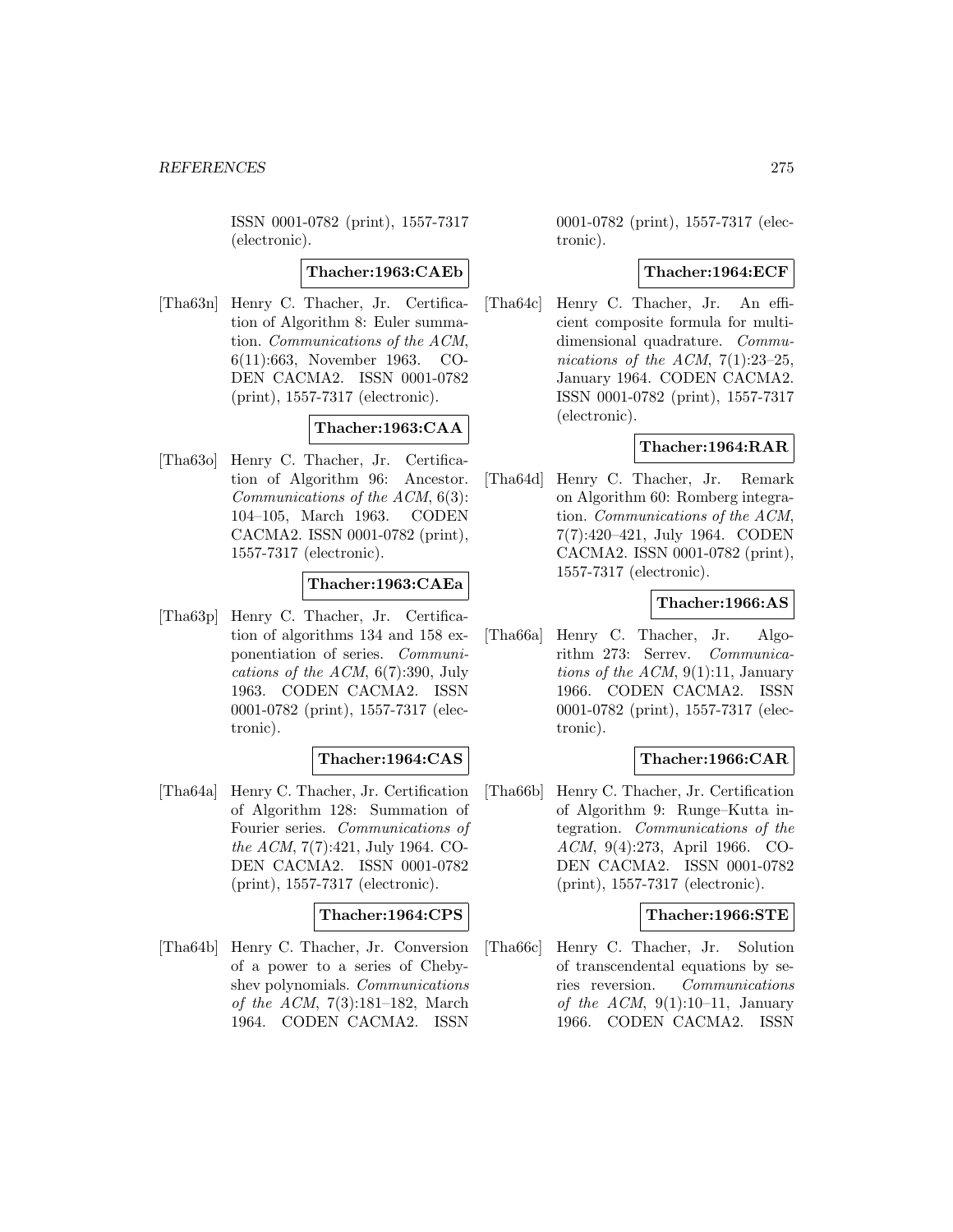ISSN 0001-0782 (print), 1557-7317 (electronic).

**Thacher:1963:CAEb**

[Tha63n] Henry C. Thacher, Jr. Certification of Algorithm 8: Euler summation. *Communications of the ACM*, 6(11):663, November 1963. CODEN CACMA2. ISSN 0001-0782 (print), 1557-7317 (electronic).

**Thacher:1963:CAA**

[Tha63o] Henry C. Thacher, Jr. Certification of Algorithm 96: Ancestor. *Communications of the ACM*, 6(3): 104–105, March 1963. CODEN CACMA2. ISSN 0001-0782 (print), 1557-7317 (electronic).

**Thacher:1963:CAEa**

[Tha63p] Henry C. Thacher, Jr. Certification of algorithms 134 and 158 exponentiation of series. *Communications of the ACM*, 6(7):390, July 1963. CODEN CACMA2. ISSN 0001-0782 (print), 1557-7317 (electronic).

**Thacher:1964:CAS**

[Tha64a] Henry C. Thacher, Jr. Certification of Algorithm 128: Summation of Fourier series. *Communications of the ACM*, 7(7):421, July 1964. CODEN CACMA2. ISSN 0001-0782 (print), 1557-7317 (electronic).

**Thacher:1964:CPS**

[Tha64b] Henry C. Thacher, Jr. Conversion of a power to a series of Chebyshev polynomials. *Communications of the ACM*, 7(3):181–182, March 1964. CODEN CACMA2. ISSN 0001-0782 (print), 1557-7317 (electronic).

**Thacher:1964:ECF**

[Tha64c] Henry C. Thacher, Jr. An efficient composite formula for multidimensional quadrature. *Communications of the ACM*, 7(1):23–25, January 1964. CODEN CACMA2. ISSN 0001-0782 (print), 1557-7317 (electronic).

**Thacher:1964:RAR**

[Tha64d] Henry C. Thacher, Jr. Remark on Algorithm 60: Romberg integration. *Communications of the ACM*, 7(7):420–421, July 1964. CODEN CACMA2. ISSN 0001-0782 (print), 1557-7317 (electronic).

**Thacher:1966:AS**

[Tha66a] Henry C. Thacher, Jr. Algorithm 273: Serrev. *Communications of the ACM*, 9(1):11, January 1966. CODEN CACMA2. ISSN 0001-0782 (print), 1557-7317 (electronic).

**Thacher:1966:CAR**

[Tha66b] Henry C. Thacher, Jr. Certification of Algorithm 9: Runge–Kutta integration. *Communications of the ACM*, 9(4):273, April 1966. CODEN CACMA2. ISSN 0001-0782 (print), 1557-7317 (electronic).

**Thacher:1966:STE**

[Tha66c] Henry C. Thacher, Jr. Solution of transcendental equations by series reversion. *Communications of the ACM*, 9(1):10–11, January 1966. CODEN CACMA2. ISSN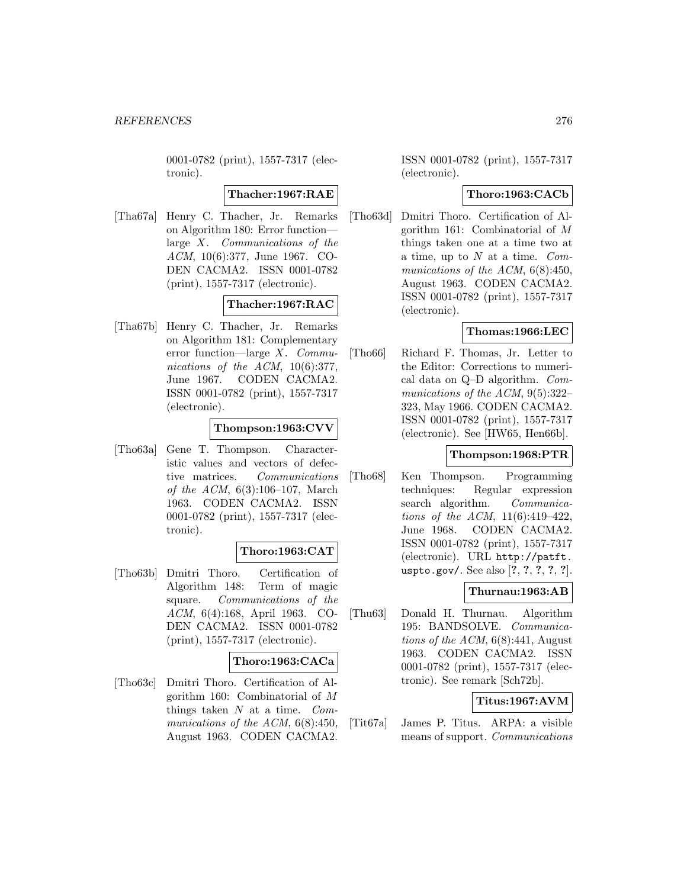0001-0782 (print), 1557-7317 (electronic).

**Thacher:1967:RAE**

[Tha67a] Henry C. Thacher, Jr. Remarks on Algorithm 180: Error function—large $X$. *Communications of the ACM*, 10(6):377, June 1967. CODEN CACMA2. ISSN 0001-0782 (print), 1557-7317 (electronic).

**Thacher:1967:RAC**

[Tha67b] Henry C. Thacher, Jr. Remarks on Algorithm 181: Complementary error function—large $X$. *Communications of the ACM*, 10(6):377, June 1967. CODEN CACMA2. ISSN 0001-0782 (print), 1557-7317 (electronic).

**Thompson:1963:CVV**

[Tho63a] Gene T. Thompson. Characteristic values and vectors of defective matrices. *Communications of the ACM*, 6(3):106–107, March 1963. CODEN CACMA2. ISSN 0001-0782 (print), 1557-7317 (electronic).

**Thoro:1963:CAT**

[Tho63b] Dmitri Thoro. Certification of Algorithm 148: Term of magic square. *Communications of the ACM*, 6(4):168, April 1963. CODEN CACMA2. ISSN 0001-0782 (print), 1557-7317 (electronic).

**Thoro:1963:CACa**

[Tho63c] Dmitri Thoro. Certification of Algorithm 160: Combinatorial of $M$ things taken $N$ at a time. *Communications of the ACM*, 6(8):450, August 1963. CODEN CACMA2. ISSN 0001-0782 (print), 1557-7317 (electronic).

**Thoro:1963:CACb**

[Tho63d] Dmitri Thoro. Certification of Algorithm 161: Combinatorial of $M$ things taken one at a time two at a time, up to $N$ at a time. *Communications of the ACM*, 6(8):450, August 1963. CODEN CACMA2. ISSN 0001-0782 (print), 1557-7317 (electronic).

**Thomas:1966:LEC**

[Tho66] Richard F. Thomas, Jr. Letter to the Editor: Corrections to numerical data on Q–D algorithm. *Communications of the ACM*, 9(5):322–323, May 1966. CODEN CACMA2. ISSN 0001-0782 (print), 1557-7317 (electronic). See [HW65, Hen66b].

**Thompson:1968:PTR**

[Tho68] Ken Thompson. Programming techniques: Regular expression search algorithm. *Communications of the ACM*, 11(6):419–422, June 1968. CODEN CACMA2. ISSN 0001-0782 (print), 1557-7317 (electronic). URL `http://patft.uspto.gov/`. See also [?, ?, ?, ?, ?].

**Thurnau:1963:AB**

[Thu63] Donald H. Thurnau. Algorithm 195: BANDSOLVE. *Communications of the ACM*, 6(8):441, August 1963. CODEN CACMA2. ISSN 0001-0782 (print), 1557-7317 (electronic). See remark [Sch72b].

**Titus:1967:AVM**

[Tit67a] James P. Titus. ARPA: a visible means of support. *Communications*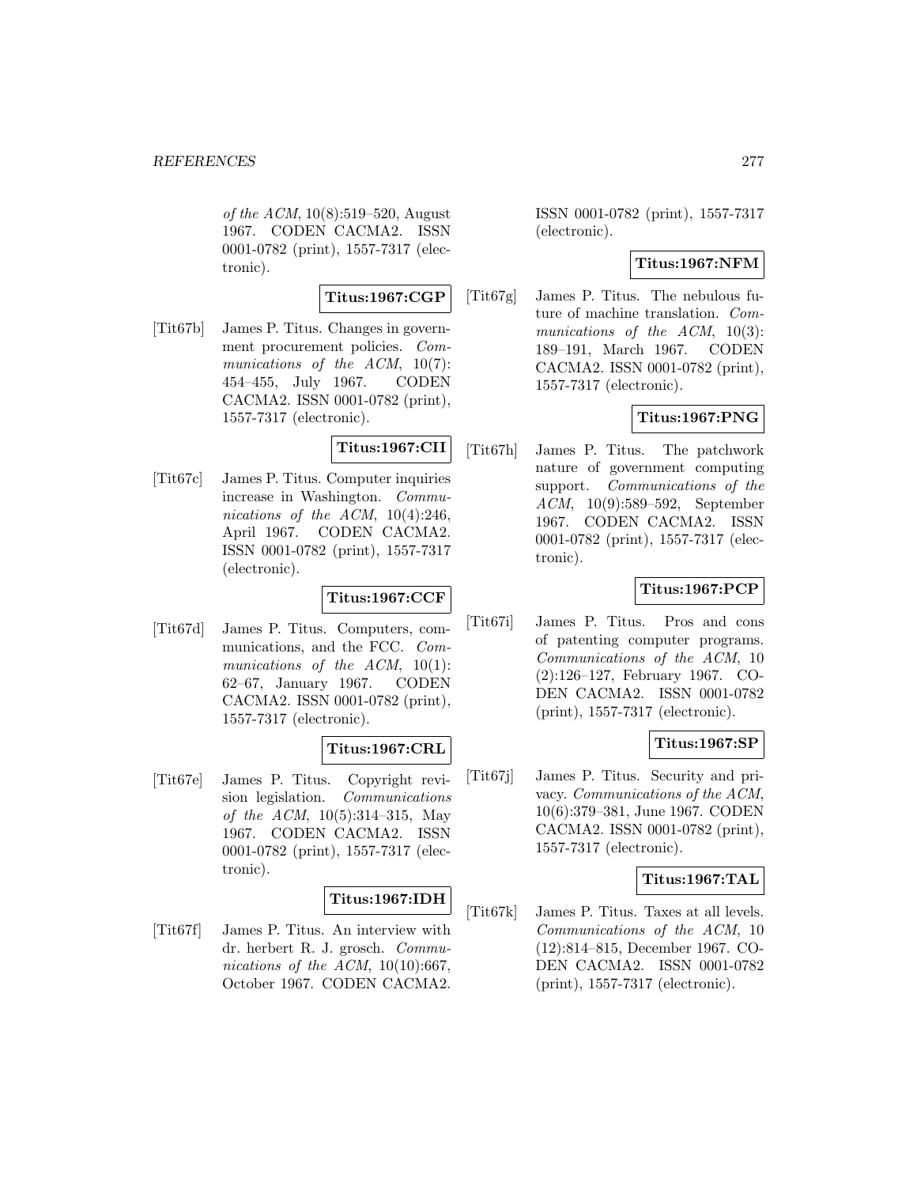*of the ACM*, 10(8):519–520, August 1967. CODEN CACMA2. ISSN 0001-0782 (print), 1557-7317 (electronic).

**Titus:1967:CGP**

[Tit67b] James P. Titus. Changes in government procurement policies. *Communications of the ACM*, 10(7): 454–455, July 1967. CODEN CACMA2. ISSN 0001-0782 (print), 1557-7317 (electronic).

**Titus:1967:CII**

[Tit67c] James P. Titus. Computer inquiries increase in Washington. *Communications of the ACM*, 10(4):246, April 1967. CODEN CACMA2. ISSN 0001-0782 (print), 1557-7317 (electronic).

**Titus:1967:CCF**

[Tit67d] James P. Titus. Computers, communications, and the FCC. *Communications of the ACM*, 10(1): 62–67, January 1967. CODEN CACMA2. ISSN 0001-0782 (print), 1557-7317 (electronic).

**Titus:1967:CRL**

[Tit67e] James P. Titus. Copyright revision legislation. *Communications of the ACM*, 10(5):314–315, May 1967. CODEN CACMA2. ISSN 0001-0782 (print), 1557-7317 (electronic).

**Titus:1967:IDH**

[Tit67f] James P. Titus. An interview with dr. herbert R. J. grosch. *Communications of the ACM*, 10(10):667, October 1967. CODEN CACMA2. ISSN 0001-0782 (print), 1557-7317 (electronic).

**Titus:1967:NFM**

[Tit67g] James P. Titus. The nebulous future of machine translation. *Communications of the ACM*, 10(3): 189–191, March 1967. CODEN CACMA2. ISSN 0001-0782 (print), 1557-7317 (electronic).

**Titus:1967:PNG**

[Tit67h] James P. Titus. The patchwork nature of government computing support. *Communications of the ACM*, 10(9):589–592, September 1967. CODEN CACMA2. ISSN 0001-0782 (print), 1557-7317 (electronic).

**Titus:1967:PCP**

[Tit67i] James P. Titus. Pros and cons of patenting computer programs. *Communications of the ACM*, 10 (2):126–127, February 1967. CODEN CACMA2. ISSN 0001-0782 (print), 1557-7317 (electronic).

**Titus:1967:SP**

[Tit67j] James P. Titus. Security and privacy. *Communications of the ACM*, 10(6):379–381, June 1967. CODEN CACMA2. ISSN 0001-0782 (print), 1557-7317 (electronic).

**Titus:1967:TAL**

[Tit67k] James P. Titus. Taxes at all levels. *Communications of the ACM*, 10 (12):814–815, December 1967. CODEN CACMA2. ISSN 0001-0782 (print), 1557-7317 (electronic).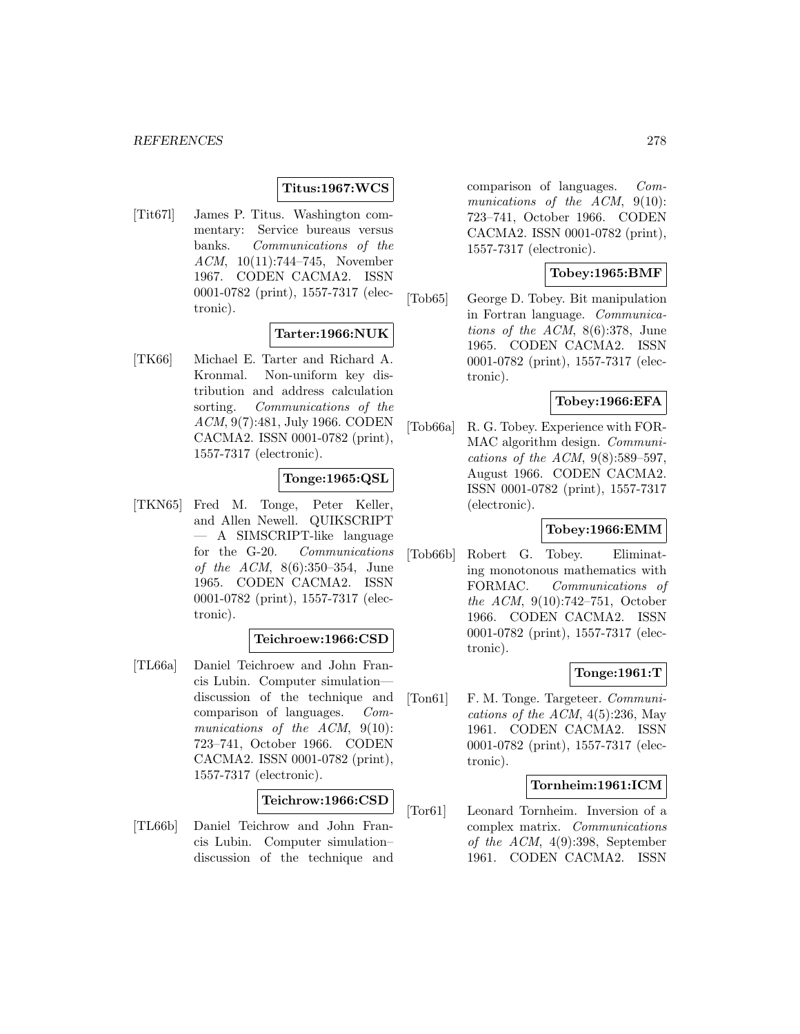**Titus:1967:WCS**

[Tit67l] James P. Titus. Washington commentary: Service bureaus versus banks. *Communications of the ACM*, 10(11):744–745, November 1967. CODEN CACMA2. ISSN 0001-0782 (print), 1557-7317 (electronic).

**Tarter:1966:NUK**

[TK66] Michael E. Tarter and Richard A. Kronmal. Non-uniform key distribution and address calculation sorting. *Communications of the ACM*, 9(7):481, July 1966. CODEN CACMA2. ISSN 0001-0782 (print), 1557-7317 (electronic).

**Tonge:1965:QSL**

[TKN65] Fred M. Tonge, Peter Keller, and Allen Newell. QUIKSCRIPT — A SIMSCRIPT-like language for the G-20. *Communications of the ACM*, 8(6):350–354, June 1965. CODEN CACMA2. ISSN 0001-0782 (print), 1557-7317 (electronic).

**Teichroew:1966:CSD**

[TL66a] Daniel Teichroew and John Francis Lubin. Computer simulation—discussion of the technique and comparison of languages. *Communications of the ACM*, 9(10): 723–741, October 1966. CODEN CACMA2. ISSN 0001-0782 (print), 1557-7317 (electronic).

**Teichrow:1966:CSD**

[TL66b] Daniel Teichrow and John Francis Lubin. Computer simulation–discussion of the technique and comparison of languages. *Communications of the ACM*, 9(10): 723–741, October 1966. CODEN CACMA2. ISSN 0001-0782 (print), 1557-7317 (electronic).

**Tobey:1965:BMF**

[Tob65] George D. Tobey. Bit manipulation in Fortran language. *Communications of the ACM*, 8(6):378, June 1965. CODEN CACMA2. ISSN 0001-0782 (print), 1557-7317 (electronic).

**Tobey:1966:EFA**

[Tob66a] R. G. Tobey. Experience with FORMAC algorithm design. *Communications of the ACM*, 9(8):589–597, August 1966. CODEN CACMA2. ISSN 0001-0782 (print), 1557-7317 (electronic).

**Tobey:1966:EMM**

[Tob66b] Robert G. Tobey. Eliminating monotonous mathematics with FORMAC. *Communications of the ACM*, 9(10):742–751, October 1966. CODEN CACMA2. ISSN 0001-0782 (print), 1557-7317 (electronic).

**Tonge:1961:T**

[Ton61] F. M. Tonge. Targeteer. *Communications of the ACM*, 4(5):236, May 1961. CODEN CACMA2. ISSN 0001-0782 (print), 1557-7317 (electronic).

**Tornheim:1961:ICM**

[Tor61] Leonard Tornheim. Inversion of a complex matrix. *Communications of the ACM*, 4(9):398, September 1961. CODEN CACMA2. ISSN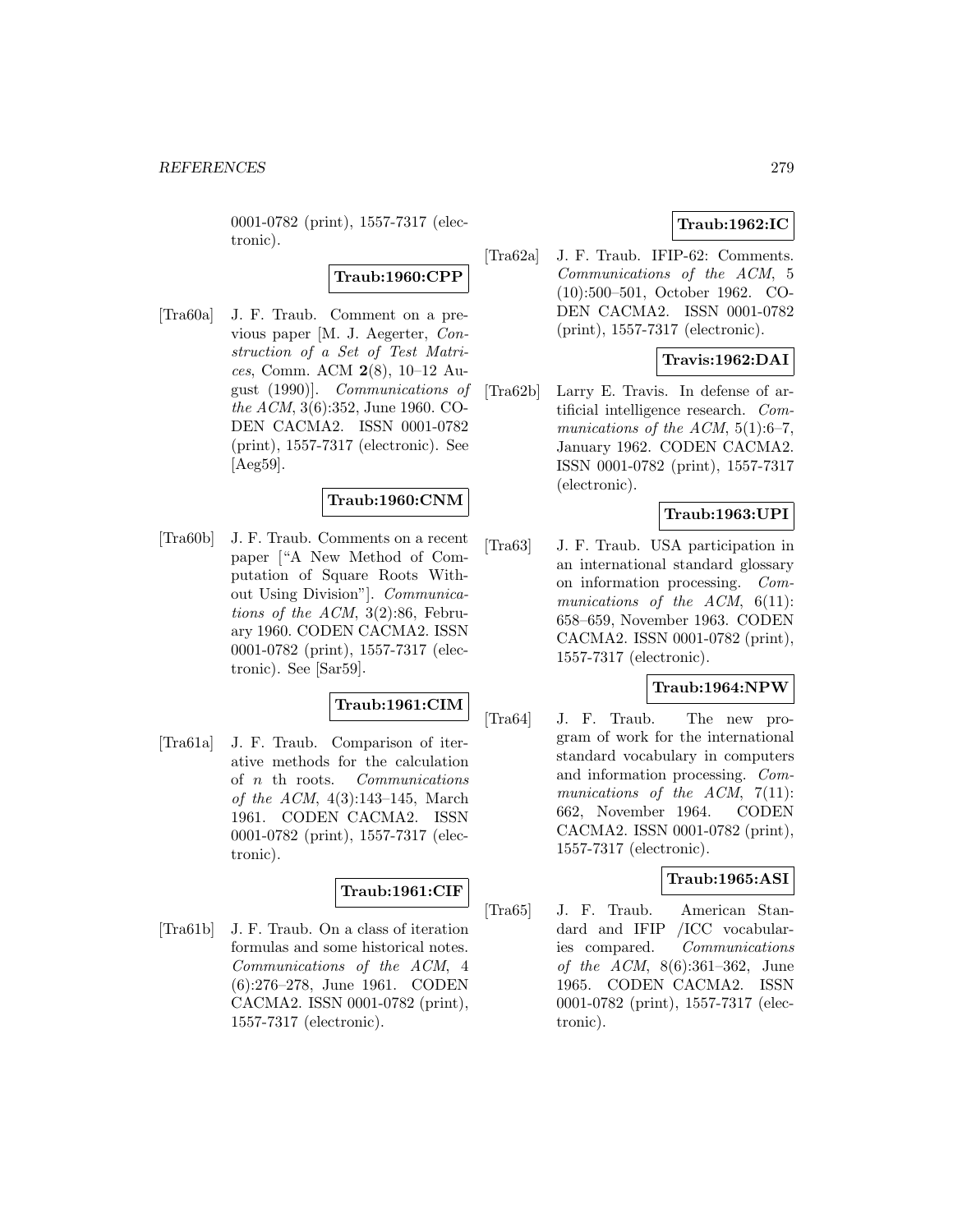0001-0782 (print), 1557-7317 (electronic).

**Traub:1960:CPP**

[Tra60a] J. F. Traub. Comment on a previous paper [M. J. Aegerter, *Construction of a Set of Test Matrices*, Comm. ACM **2**(8), 10–12 August (1990)]. *Communications of the ACM*, 3(6):352, June 1960. CODEN CACMA2. ISSN 0001-0782 (print), 1557-7317 (electronic). See [Aeg59].

**Traub:1960:CNM**

[Tra60b] J. F. Traub. Comments on a recent paper ["A New Method of Computation of Square Roots Without Using Division"]. *Communications of the ACM*, 3(2):86, February 1960. CODEN CACMA2. ISSN 0001-0782 (print), 1557-7317 (electronic). See [Sar59].

**Traub:1961:CIM**

[Tra61a] J. F. Traub. Comparison of iterative methods for the calculation of $n$ th roots. *Communications of the ACM*, 4(3):143–145, March 1961. CODEN CACMA2. ISSN 0001-0782 (print), 1557-7317 (electronic).

**Traub:1961:CIF**

[Tra61b] J. F. Traub. On a class of iteration formulas and some historical notes. *Communications of the ACM*, 4 (6):276–278, June 1961. CODEN CACMA2. ISSN 0001-0782 (print), 1557-7317 (electronic).

**Traub:1962:IC**

[Tra62a] J. F. Traub. IFIP-62: Comments. *Communications of the ACM*, 5 (10):500–501, October 1962. CODEN CACMA2. ISSN 0001-0782 (print), 1557-7317 (electronic).

**Travis:1962:DAI**

[Tra62b] Larry E. Travis. In defense of artificial intelligence research. *Communications of the ACM*, 5(1):6–7, January 1962. CODEN CACMA2. ISSN 0001-0782 (print), 1557-7317 (electronic).

**Traub:1963:UPI**

[Tra63] J. F. Traub. USA participation in an international standard glossary on information processing. *Communications of the ACM*, 6(11): 658–659, November 1963. CODEN CACMA2. ISSN 0001-0782 (print), 1557-7317 (electronic).

**Traub:1964:NPW**

[Tra64] J. F. Traub. The new program of work for the international standard vocabulary in computers and information processing. *Communications of the ACM*, 7(11): 662, November 1964. CODEN CACMA2. ISSN 0001-0782 (print), 1557-7317 (electronic).

**Traub:1965:ASI**

[Tra65] J. F. Traub. American Standard and IFIP /ICC vocabularies compared. *Communications of the ACM*, 8(6):361–362, June 1965. CODEN CACMA2. ISSN 0001-0782 (print), 1557-7317 (electronic).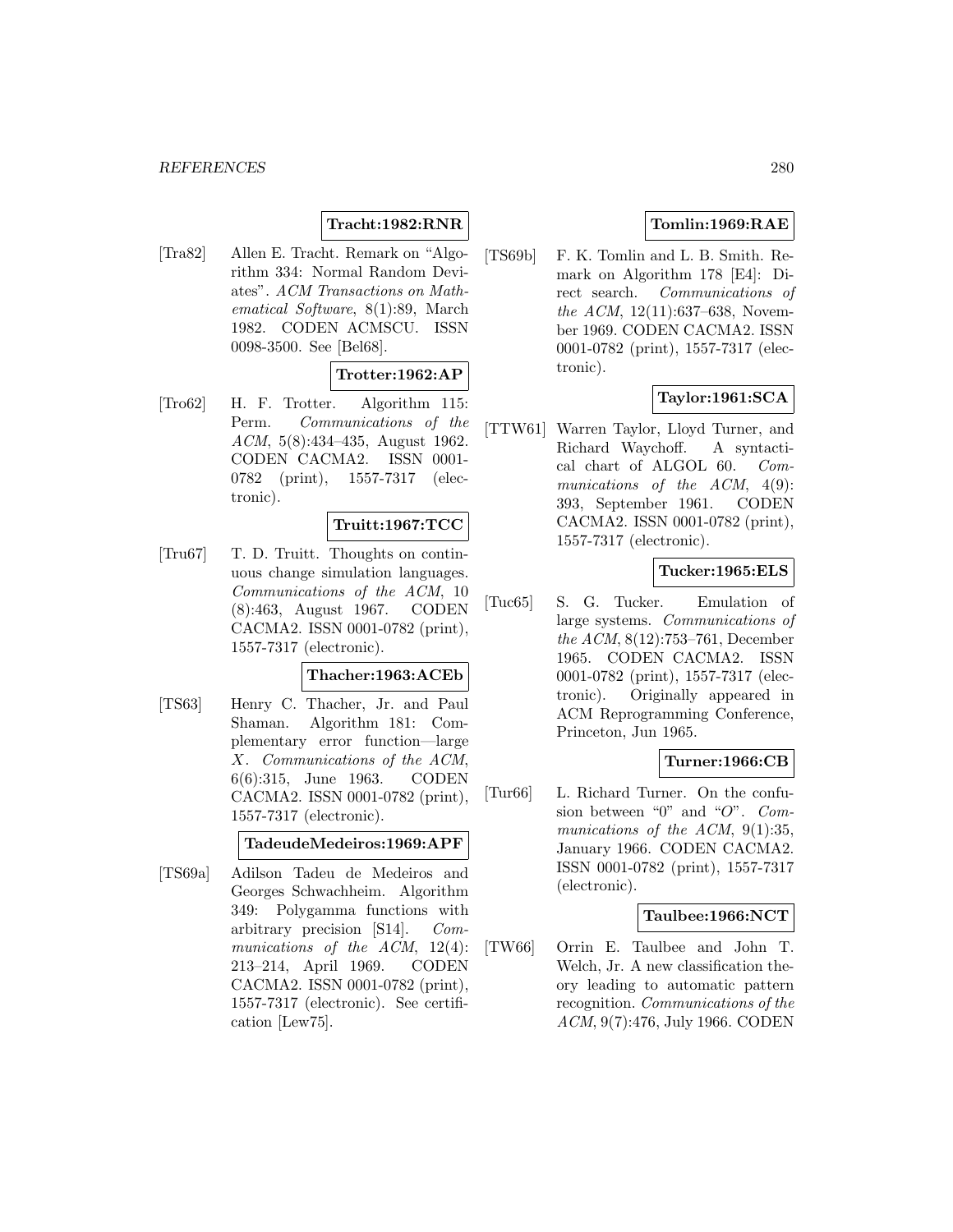**Tracht:1982:RNR**

[Tra82] Allen E. Tracht. Remark on "Algorithm 334: Normal Random Deviates". *ACM Transactions on Mathematical Software*, 8(1):89, March 1982. CODEN ACMSCU. ISSN 0098-3500. See [Bel68].

**Trotter:1962:AP**

[Tro62] H. F. Trotter. Algorithm 115: Perm. *Communications of the ACM*, 5(8):434–435, August 1962. CODEN CACMA2. ISSN 0001-0782 (print), 1557-7317 (electronic).

**Truitt:1967:TCC**

[Tru67] T. D. Truitt. Thoughts on continuous change simulation languages. *Communications of the ACM*, 10 (8):463, August 1967. CODEN CACMA2. ISSN 0001-0782 (print), 1557-7317 (electronic).

**Thacher:1963:ACEb**

[TS63] Henry C. Thacher, Jr. and Paul Shaman. Algorithm 181: Complementary error function—large $X$. *Communications of the ACM*, 6(6):315, June 1963. CODEN CACMA2. ISSN 0001-0782 (print), 1557-7317 (electronic).

**TadeudeMedeiros:1969:APF**

[TS69a] Adilson Tadeu de Medeiros and Georges Schwachheim. Algorithm 349: Polygamma functions with arbitrary precision [S14]. *Communications of the ACM*, 12(4): 213–214, April 1969. CODEN CACMA2. ISSN 0001-0782 (print), 1557-7317 (electronic). See certification [Lew75].

**Tomlin:1969:RAE**

[TS69b] F. K. Tomlin and L. B. Smith. Remark on Algorithm 178 [E4]: Direct search. *Communications of the ACM*, 12(11):637–638, November 1969. CODEN CACMA2. ISSN 0001-0782 (print), 1557-7317 (electronic).

**Taylor:1961:SCA**

[TTW61] Warren Taylor, Lloyd Turner, and Richard Waychoff. A syntactical chart of ALGOL 60. *Communications of the ACM*, 4(9): 393, September 1961. CODEN CACMA2. ISSN 0001-0782 (print), 1557-7317 (electronic).

**Tucker:1965:ELS**

[Tuc65] S. G. Tucker. Emulation of large systems. *Communications of the ACM*, 8(12):753–761, December 1965. CODEN CACMA2. ISSN 0001-0782 (print), 1557-7317 (electronic). Originally appeared in ACM Reprogramming Conference, Princeton, Jun 1965.

**Turner:1966:CB**

[Tur66] L. Richard Turner. On the confusion between "0" and "*O*". *Communications of the ACM*, 9(1):35, January 1966. CODEN CACMA2. ISSN 0001-0782 (print), 1557-7317 (electronic).

**Taulbee:1966:NCT**

[TW66] Orrin E. Taulbee and John T. Welch, Jr. A new classification theory leading to automatic pattern recognition. *Communications of the ACM*, 9(7):476, July 1966. CODEN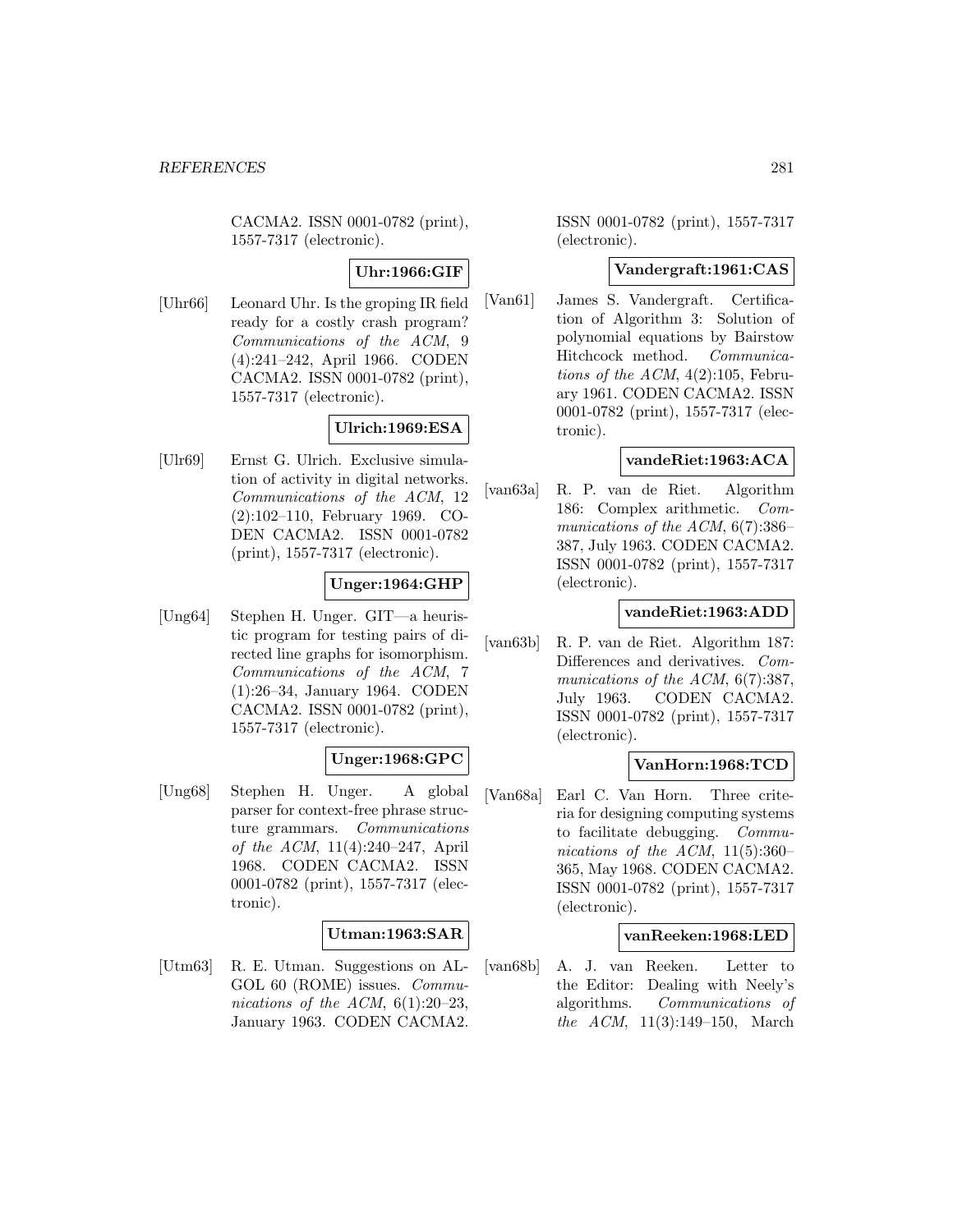CACMA2. ISSN 0001-0782 (print), 1557-7317 (electronic).

**Uhr:1966:GIF**

[Uhr66] Leonard Uhr. Is the groping IR field ready for a costly crash program? *Communications of the ACM*, 9 (4):241–242, April 1966. CODEN CACMA2. ISSN 0001-0782 (print), 1557-7317 (electronic).

**Ulrich:1969:ESA**

[Ulr69] Ernst G. Ulrich. Exclusive simulation of activity in digital networks. *Communications of the ACM*, 12 (2):102–110, February 1969. CODEN CACMA2. ISSN 0001-0782 (print), 1557-7317 (electronic).

**Unger:1964:GHP**

[Ung64] Stephen H. Unger. GIT—a heuristic program for testing pairs of directed line graphs for isomorphism. *Communications of the ACM*, 7 (1):26–34, January 1964. CODEN CACMA2. ISSN 0001-0782 (print), 1557-7317 (electronic).

**Unger:1968:GPC**

[Ung68] Stephen H. Unger. A global parser for context-free phrase structure grammars. *Communications of the ACM*, 11(4):240–247, April 1968. CODEN CACMA2. ISSN 0001-0782 (print), 1557-7317 (electronic).

**Utman:1963:SAR**

[Utm63] R. E. Utman. Suggestions on ALGOL 60 (ROME) issues. *Communications of the ACM*, 6(1):20–23, January 1963. CODEN CACMA2. ISSN 0001-0782 (print), 1557-7317 (electronic).

**Vandergraft:1961:CAS**

[Van61] James S. Vandergraft. Certification of Algorithm 3: Solution of polynomial equations by Bairstow Hitchcock method. *Communications of the ACM*, 4(2):105, February 1961. CODEN CACMA2. ISSN 0001-0782 (print), 1557-7317 (electronic).

**vandeRiet:1963:ACA**

[van63a] R. P. van de Riet. Algorithm 186: Complex arithmetic. *Communications of the ACM*, 6(7):386–387, July 1963. CODEN CACMA2. ISSN 0001-0782 (print), 1557-7317 (electronic).

**vandeRiet:1963:ADD**

[van63b] R. P. van de Riet. Algorithm 187: Differences and derivatives. *Communications of the ACM*, 6(7):387, July 1963. CODEN CACMA2. ISSN 0001-0782 (print), 1557-7317 (electronic).

**VanHorn:1968:TCD**

[Van68a] Earl C. Van Horn. Three criteria for designing computing systems to facilitate debugging. *Communications of the ACM*, 11(5):360–365, May 1968. CODEN CACMA2. ISSN 0001-0782 (print), 1557-7317 (electronic).

**vanReeken:1968:LED**

[van68b] A. J. van Reeken. Letter to the Editor: Dealing with Neely's algorithms. *Communications of the ACM*, 11(3):149–150, March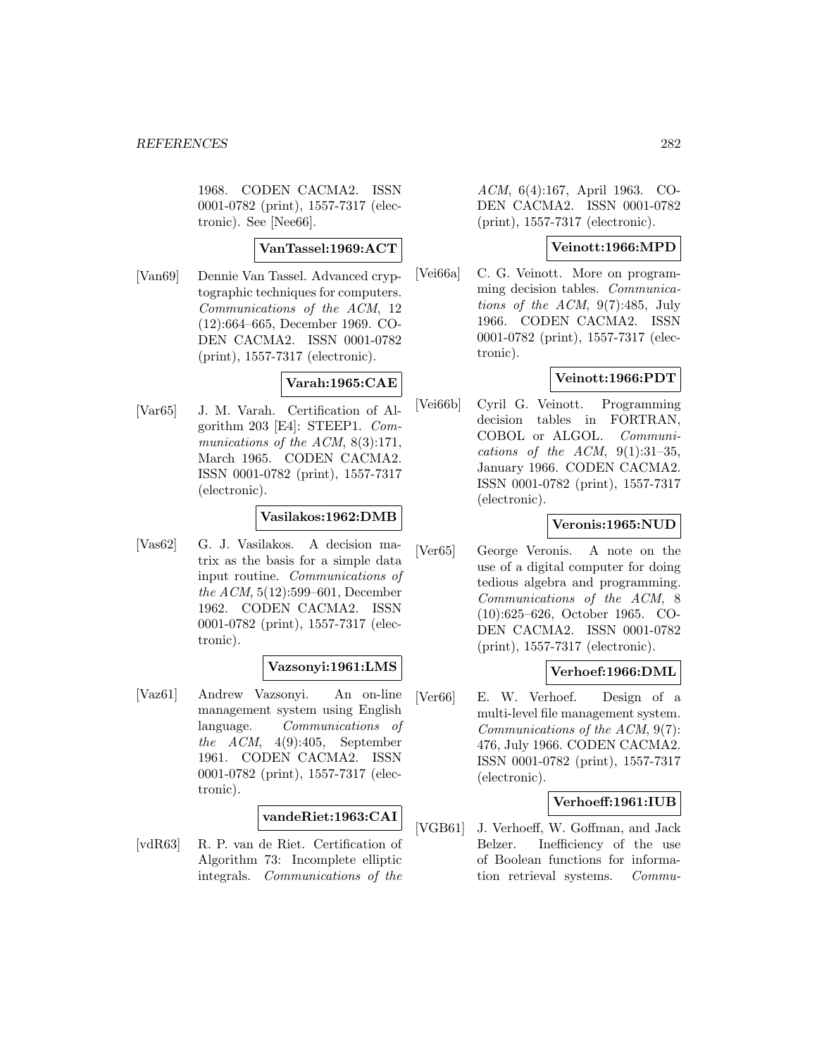1968. CODEN CACMA2. ISSN 0001-0782 (print), 1557-7317 (electronic). See [Nee66].

**VanTassel:1969:ACT**

[Van69] Dennie Van Tassel. Advanced cryptographic techniques for computers. *Communications of the ACM*, 12 (12):664–665, December 1969. CODEN CACMA2. ISSN 0001-0782 (print), 1557-7317 (electronic).

**Varah:1965:CAE**

[Var65] J. M. Varah. Certification of Algorithm 203 [E4]: STEEP1. *Communications of the ACM*, 8(3):171, March 1965. CODEN CACMA2. ISSN 0001-0782 (print), 1557-7317 (electronic).

**Vasilakos:1962:DMB**

[Vas62] G. J. Vasilakos. A decision matrix as the basis for a simple data input routine. *Communications of the ACM*, 5(12):599–601, December 1962. CODEN CACMA2. ISSN 0001-0782 (print), 1557-7317 (electronic).

**Vazsonyi:1961:LMS**

[Vaz61] Andrew Vazsonyi. An on-line management system using English language. *Communications of the ACM*, 4(9):405, September 1961. CODEN CACMA2. ISSN 0001-0782 (print), 1557-7317 (electronic).

**vandeRiet:1963:CAI**

[vdR63] R. P. van de Riet. Certification of Algorithm 73: Incomplete elliptic integrals. *Communications of the ACM*, 6(4):167, April 1963. CODEN CACMA2. ISSN 0001-0782 (print), 1557-7317 (electronic).

**Veinott:1966:MPD**

[Vei66a] C. G. Veinott. More on programming decision tables. *Communications of the ACM*, 9(7):485, July 1966. CODEN CACMA2. ISSN 0001-0782 (print), 1557-7317 (electronic).

**Veinott:1966:PDT**

[Vei66b] Cyril G. Veinott. Programming decision tables in FORTRAN, COBOL or ALGOL. *Communications of the ACM*, 9(1):31–35, January 1966. CODEN CACMA2. ISSN 0001-0782 (print), 1557-7317 (electronic).

**Veronis:1965:NUD**

[Ver65] George Veronis. A note on the use of a digital computer for doing tedious algebra and programming. *Communications of the ACM*, 8 (10):625–626, October 1965. CODEN CACMA2. ISSN 0001-0782 (print), 1557-7317 (electronic).

**Verhoef:1966:DML**

[Ver66] E. W. Verhoef. Design of a multi-level file management system. *Communications of the ACM*, 9(7): 476, July 1966. CODEN CACMA2. ISSN 0001-0782 (print), 1557-7317 (electronic).

**Verhoeff:1961:IUB**

[VGB61] J. Verhoeff, W. Goffman, and Jack Belzer. Inefficiency of the use of Boolean functions for information retrieval systems. *Commu-*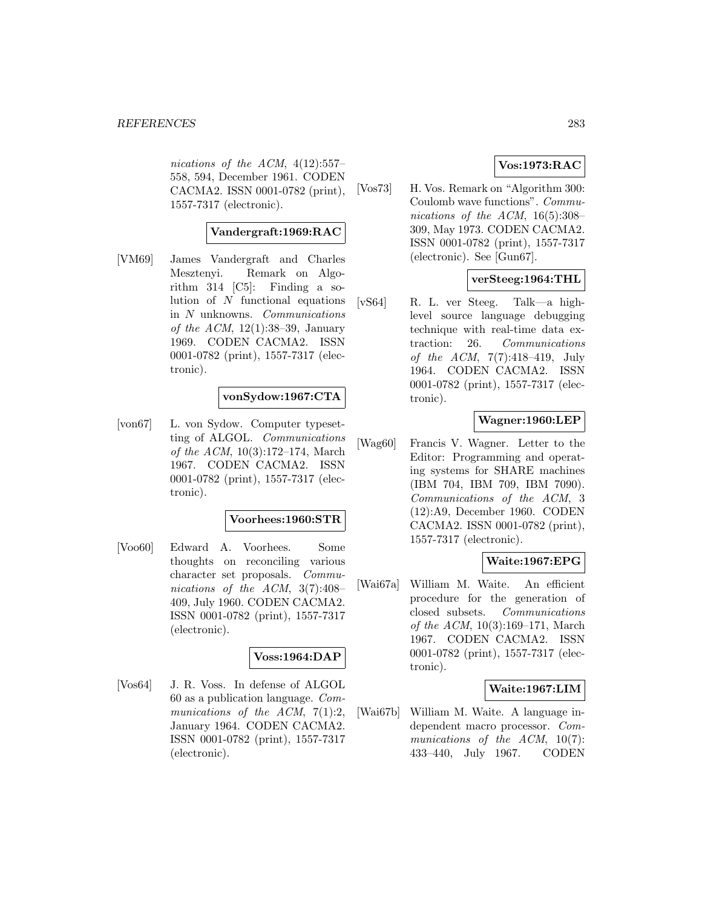*nications of the ACM*, 4(12):557–558, 594, December 1961. CODEN CACMA2. ISSN 0001-0782 (print), 1557-7317 (electronic).

**Vandergraft:1969:RAC**

[VM69] James Vandergraft and Charles Mesztenyi. Remark on Algorithm 314 [C5]: Finding a solution of $N$ functional equations in $N$ unknowns. *Communications of the ACM*, 12(1):38–39, January 1969. CODEN CACMA2. ISSN 0001-0782 (print), 1557-7317 (electronic).

**vonSydow:1967:CTA**

[von67] L. von Sydow. Computer typesetting of ALGOL. *Communications of the ACM*, 10(3):172–174, March 1967. CODEN CACMA2. ISSN 0001-0782 (print), 1557-7317 (electronic).

**Voorhees:1960:STR**

[Voo60] Edward A. Voorhees. Some thoughts on reconciling various character set proposals. *Communications of the ACM*, 3(7):408–409, July 1960. CODEN CACMA2. ISSN 0001-0782 (print), 1557-7317 (electronic).

**Voss:1964:DAP**

[Vos64] J. R. Voss. In defense of ALGOL 60 as a publication language. *Communications of the ACM*, 7(1):2, January 1964. CODEN CACMA2. ISSN 0001-0782 (print), 1557-7317 (electronic).

**Vos:1973:RAC**

[Vos73] H. Vos. Remark on "Algorithm 300: Coulomb wave functions". *Communications of the ACM*, 16(5):308–309, May 1973. CODEN CACMA2. ISSN 0001-0782 (print), 1557-7317 (electronic). See [Gun67].

**verSteeg:1964:THL**

[vS64] R. L. ver Steeg. Talk—a high-level source language debugging technique with real-time data extraction: 26. *Communications of the ACM*, 7(7):418–419, July 1964. CODEN CACMA2. ISSN 0001-0782 (print), 1557-7317 (electronic).

**Wagner:1960:LEP**

[Wag60] Francis V. Wagner. Letter to the Editor: Programming and operating systems for SHARE machines (IBM 704, IBM 709, IBM 7090). *Communications of the ACM*, 3 (12):A9, December 1960. CODEN CACMA2. ISSN 0001-0782 (print), 1557-7317 (electronic).

**Waite:1967:EPG**

[Wai67a] William M. Waite. An efficient procedure for the generation of closed subsets. *Communications of the ACM*, 10(3):169–171, March 1967. CODEN CACMA2. ISSN 0001-0782 (print), 1557-7317 (electronic).

**Waite:1967:LIM**

[Wai67b] William M. Waite. A language independent macro processor. *Communications of the ACM*, 10(7): 433–440, July 1967. CODEN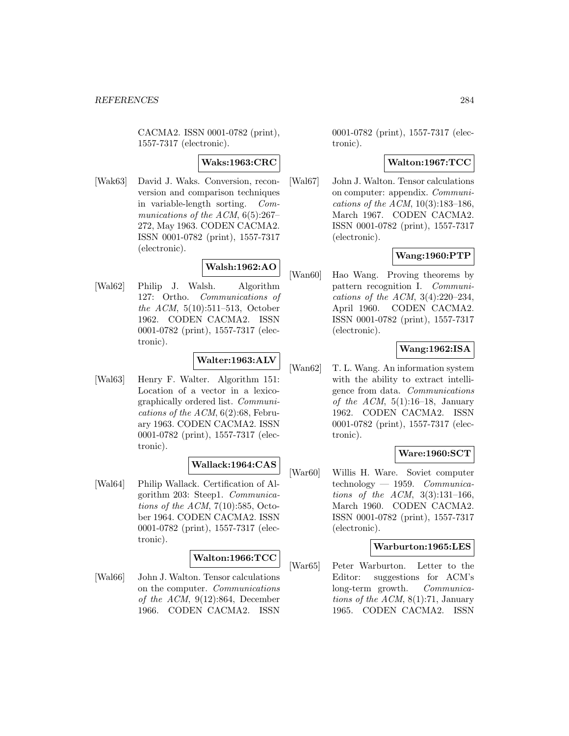CACMA2. ISSN 0001-0782 (print), 1557-7317 (electronic).

**Waks:1963:CRC**

[Wak63] David J. Waks. Conversion, reconversion and comparison techniques in variable-length sorting. *Communications of the ACM*, 6(5):267–272, May 1963. CODEN CACMA2. ISSN 0001-0782 (print), 1557-7317 (electronic).

**Walsh:1962:AO**

[Wal62] Philip J. Walsh. Algorithm 127: Ortho. *Communications of the ACM*, 5(10):511–513, October 1962. CODEN CACMA2. ISSN 0001-0782 (print), 1557-7317 (electronic).

**Walter:1963:ALV**

[Wal63] Henry F. Walter. Algorithm 151: Location of a vector in a lexicographically ordered list. *Communications of the ACM*, 6(2):68, February 1963. CODEN CACMA2. ISSN 0001-0782 (print), 1557-7317 (electronic).

**Wallack:1964:CAS**

[Wal64] Philip Wallack. Certification of Algorithm 203: Steep1. *Communications of the ACM*, 7(10):585, October 1964. CODEN CACMA2. ISSN 0001-0782 (print), 1557-7317 (electronic).

**Walton:1966:TCC**

[Wal66] John J. Walton. Tensor calculations on the computer. *Communications of the ACM*, 9(12):864, December 1966. CODEN CACMA2. ISSN 0001-0782 (print), 1557-7317 (electronic).

**Walton:1967:TCC**

[Wal67] John J. Walton. Tensor calculations on computer: appendix. *Communications of the ACM*, 10(3):183–186, March 1967. CODEN CACMA2. ISSN 0001-0782 (print), 1557-7317 (electronic).

**Wang:1960:PTP**

[Wan60] Hao Wang. Proving theorems by pattern recognition I. *Communications of the ACM*, 3(4):220–234, April 1960. CODEN CACMA2. ISSN 0001-0782 (print), 1557-7317 (electronic).

**Wang:1962:ISA**

[Wan62] T. L. Wang. An information system with the ability to extract intelligence from data. *Communications of the ACM*, 5(1):16–18, January 1962. CODEN CACMA2. ISSN 0001-0782 (print), 1557-7317 (electronic).

**Ware:1960:SCT**

[War60] Willis H. Ware. Soviet computer technology — 1959. *Communications of the ACM*, 3(3):131–166, March 1960. CODEN CACMA2. ISSN 0001-0782 (print), 1557-7317 (electronic).

**Warburton:1965:LES**

[War65] Peter Warburton. Letter to the Editor: suggestions for ACM's long-term growth. *Communications of the ACM*, 8(1):71, January 1965. CODEN CACMA2. ISSN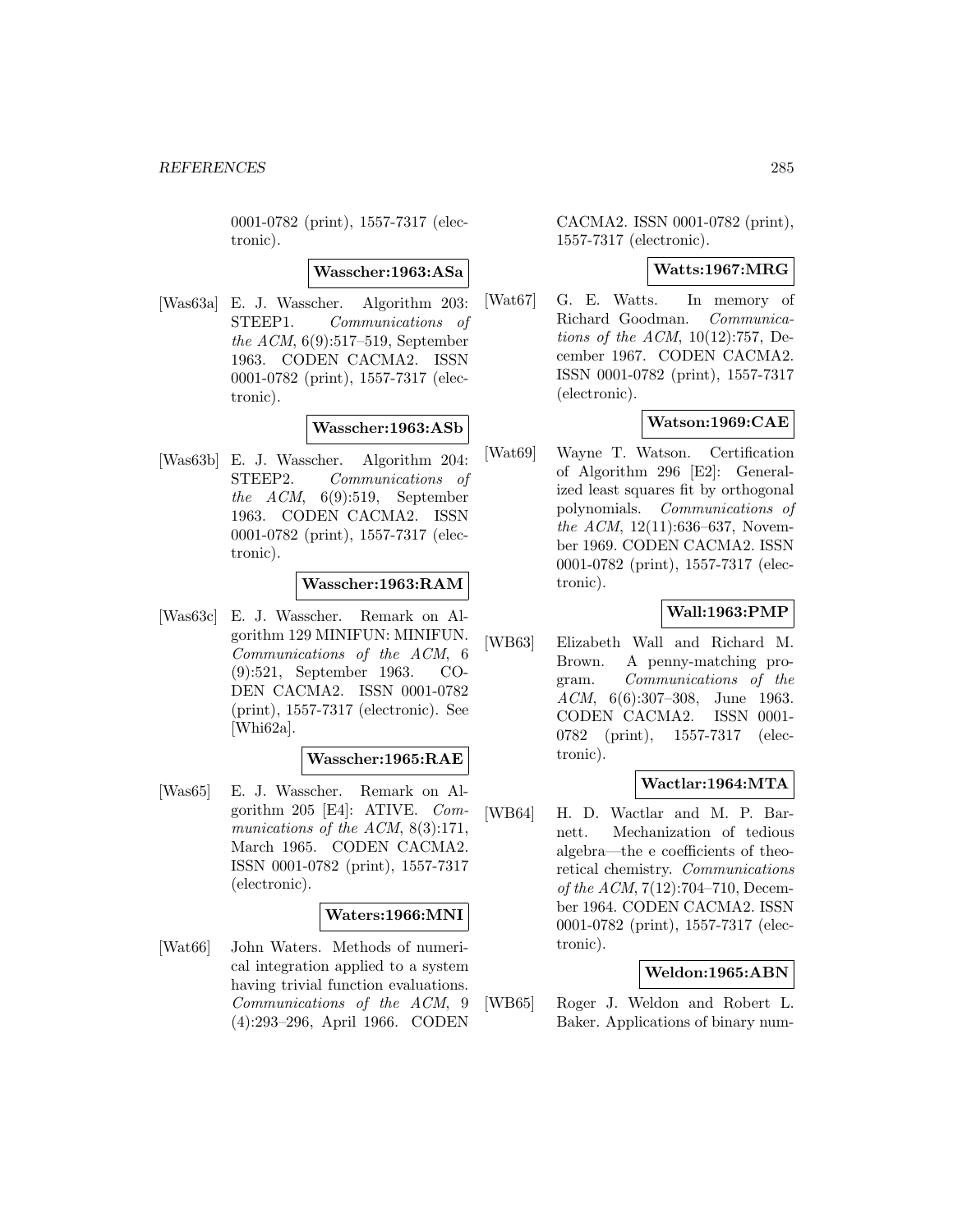0001-0782 (print), 1557-7317 (electronic).

**Wasscher:1963:ASa**

[Was63a] E. J. Wasscher. Algorithm 203: STEEP1. *Communications of the ACM*, 6(9):517–519, September 1963. CODEN CACMA2. ISSN 0001-0782 (print), 1557-7317 (electronic).

**Wasscher:1963:ASb**

[Was63b] E. J. Wasscher. Algorithm 204: STEEP2. *Communications of the ACM*, 6(9):519, September 1963. CODEN CACMA2. ISSN 0001-0782 (print), 1557-7317 (electronic).

**Wasscher:1963:RAM**

[Was63c] E. J. Wasscher. Remark on Algorithm 129 MINIFUN: MINIFUN. *Communications of the ACM*, 6 (9):521, September 1963. CODEN CACMA2. ISSN 0001-0782 (print), 1557-7317 (electronic). See [Whi62a].

**Wasscher:1965:RAE**

[Was65] E. J. Wasscher. Remark on Algorithm 205 [E4]: ATIVE. *Communications of the ACM*, 8(3):171, March 1965. CODEN CACMA2. ISSN 0001-0782 (print), 1557-7317 (electronic).

**Waters:1966:MNI**

[Wat66] John Waters. Methods of numerical integration applied to a system having trivial function evaluations. *Communications of the ACM*, 9 (4):293–296, April 1966. CODEN CACMA2. ISSN 0001-0782 (print), 1557-7317 (electronic).

**Watts:1967:MRG**

[Wat67] G. E. Watts. In memory of Richard Goodman. *Communications of the ACM*, 10(12):757, December 1967. CODEN CACMA2. ISSN 0001-0782 (print), 1557-7317 (electronic).

**Watson:1969:CAE**

[Wat69] Wayne T. Watson. Certification of Algorithm 296 [E2]: Generalized least squares fit by orthogonal polynomials. *Communications of the ACM*, 12(11):636–637, November 1969. CODEN CACMA2. ISSN 0001-0782 (print), 1557-7317 (electronic).

**Wall:1963:PMP**

[WB63] Elizabeth Wall and Richard M. Brown. A penny-matching program. *Communications of the ACM*, 6(6):307–308, June 1963. CODEN CACMA2. ISSN 0001-0782 (print), 1557-7317 (electronic).

**Wactlar:1964:MTA**

[WB64] H. D. Wactlar and M. P. Barnett. Mechanization of tedious algebra—the e coefficients of theoretical chemistry. *Communications of the ACM*, 7(12):704–710, December 1964. CODEN CACMA2. ISSN 0001-0782 (print), 1557-7317 (electronic).

**Weldon:1965:ABN**

[WB65] Roger J. Weldon and Robert L. Baker. Applications of binary num-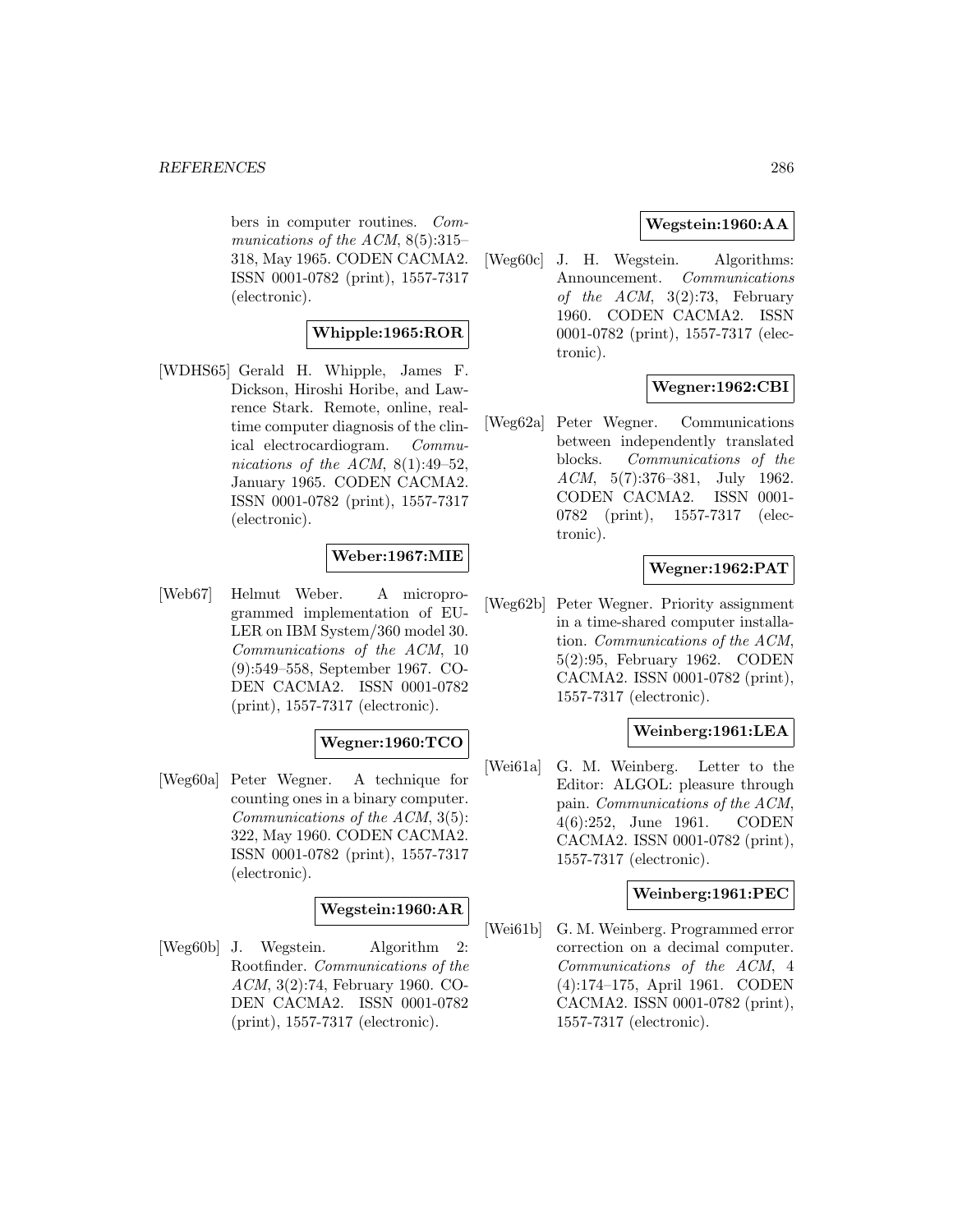bers in computer routines. *Communications of the ACM*, 8(5):315–318, May 1965. CODEN CACMA2. ISSN 0001-0782 (print), 1557-7317 (electronic).

**Whipple:1965:ROR**

[WDHS65] Gerald H. Whipple, James F. Dickson, Hiroshi Horibe, and Lawrence Stark. Remote, online, real-time computer diagnosis of the clinical electrocardiogram. *Communications of the ACM*, 8(1):49–52, January 1965. CODEN CACMA2. ISSN 0001-0782 (print), 1557-7317 (electronic).

**Weber:1967:MIE**

[Web67] Helmut Weber. A microprogrammed implementation of EULER on IBM System/360 model 30. *Communications of the ACM*, 10 (9):549–558, September 1967. CODEN CACMA2. ISSN 0001-0782 (print), 1557-7317 (electronic).

**Wegner:1960:TCO**

[Weg60a] Peter Wegner. A technique for counting ones in a binary computer. *Communications of the ACM*, 3(5): 322, May 1960. CODEN CACMA2. ISSN 0001-0782 (print), 1557-7317 (electronic).

**Wegstein:1960:AR**

[Weg60b] J. Wegstein. Algorithm 2: Rootfinder. *Communications of the ACM*, 3(2):74, February 1960. CODEN CACMA2. ISSN 0001-0782 (print), 1557-7317 (electronic).

**Wegstein:1960:AA**

[Weg60c] J. H. Wegstein. Algorithms: Announcement. *Communications of the ACM*, 3(2):73, February 1960. CODEN CACMA2. ISSN 0001-0782 (print), 1557-7317 (electronic).

**Wegner:1962:CBI**

[Weg62a] Peter Wegner. Communications between independently translated blocks. *Communications of the ACM*, 5(7):376–381, July 1962. CODEN CACMA2. ISSN 0001-0782 (print), 1557-7317 (electronic).

**Wegner:1962:PAT**

[Weg62b] Peter Wegner. Priority assignment in a time-shared computer installation. *Communications of the ACM*, 5(2):95, February 1962. CODEN CACMA2. ISSN 0001-0782 (print), 1557-7317 (electronic).

**Weinberg:1961:LEA**

[Wei61a] G. M. Weinberg. Letter to the Editor: ALGOL: pleasure through pain. *Communications of the ACM*, 4(6):252, June 1961. CODEN CACMA2. ISSN 0001-0782 (print), 1557-7317 (electronic).

**Weinberg:1961:PEC**

[Wei61b] G. M. Weinberg. Programmed error correction on a decimal computer. *Communications of the ACM*, 4 (4):174–175, April 1961. CODEN CACMA2. ISSN 0001-0782 (print), 1557-7317 (electronic).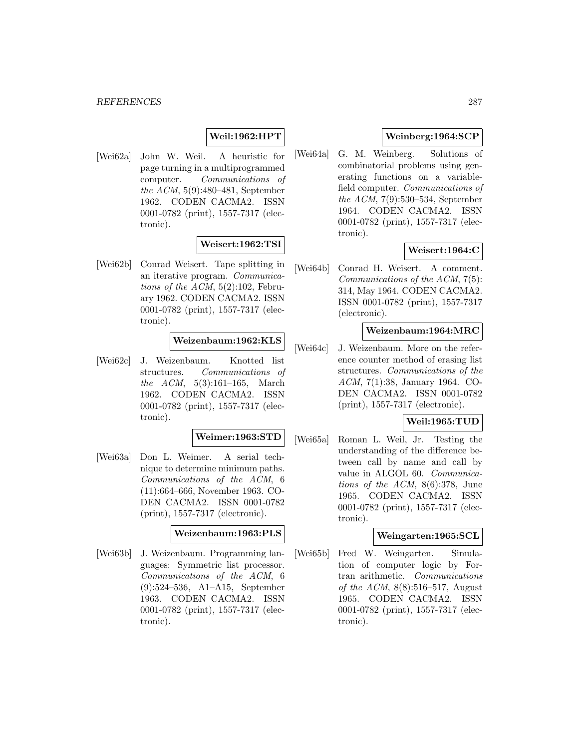**Weil:1962:HPT**

[Wei62a] John W. Weil. A heuristic for page turning in a multiprogrammed computer. *Communications of the ACM*, 5(9):480–481, September 1962. CODEN CACMA2. ISSN 0001-0782 (print), 1557-7317 (electronic).

**Weisert:1962:TSI**

[Wei62b] Conrad Weisert. Tape splitting in an iterative program. *Communications of the ACM*, 5(2):102, February 1962. CODEN CACMA2. ISSN 0001-0782 (print), 1557-7317 (electronic).

**Weizenbaum:1962:KLS**

[Wei62c] J. Weizenbaum. Knotted list structures. *Communications of the ACM*, 5(3):161–165, March 1962. CODEN CACMA2. ISSN 0001-0782 (print), 1557-7317 (electronic).

**Weimer:1963:STD**

[Wei63a] Don L. Weimer. A serial technique to determine minimum paths. *Communications of the ACM*, 6 (11):664–666, November 1963. CODEN CACMA2. ISSN 0001-0782 (print), 1557-7317 (electronic).

**Weizenbaum:1963:PLS**

[Wei63b] J. Weizenbaum. Programming languages: Symmetric list processor. *Communications of the ACM*, 6 (9):524–536, A1–A15, September 1963. CODEN CACMA2. ISSN 0001-0782 (print), 1557-7317 (electronic).

**Weinberg:1964:SCP**

[Wei64a] G. M. Weinberg. Solutions of combinatorial problems using generating functions on a variable-field computer. *Communications of the ACM*, 7(9):530–534, September 1964. CODEN CACMA2. ISSN 0001-0782 (print), 1557-7317 (electronic).

**Weisert:1964:C**

[Wei64b] Conrad H. Weisert. A comment. *Communications of the ACM*, 7(5): 314, May 1964. CODEN CACMA2. ISSN 0001-0782 (print), 1557-7317 (electronic).

**Weizenbaum:1964:MRC**

[Wei64c] J. Weizenbaum. More on the reference counter method of erasing list structures. *Communications of the ACM*, 7(1):38, January 1964. CODEN CACMA2. ISSN 0001-0782 (print), 1557-7317 (electronic).

**Weil:1965:TUD**

[Wei65a] Roman L. Weil, Jr. Testing the understanding of the difference between call by name and call by value in ALGOL 60. *Communications of the ACM*, 8(6):378, June 1965. CODEN CACMA2. ISSN 0001-0782 (print), 1557-7317 (electronic).

**Weingarten:1965:SCL**

[Wei65b] Fred W. Weingarten. Simulation of computer logic by Fortran arithmetic. *Communications of the ACM*, 8(8):516–517, August 1965. CODEN CACMA2. ISSN 0001-0782 (print), 1557-7317 (electronic).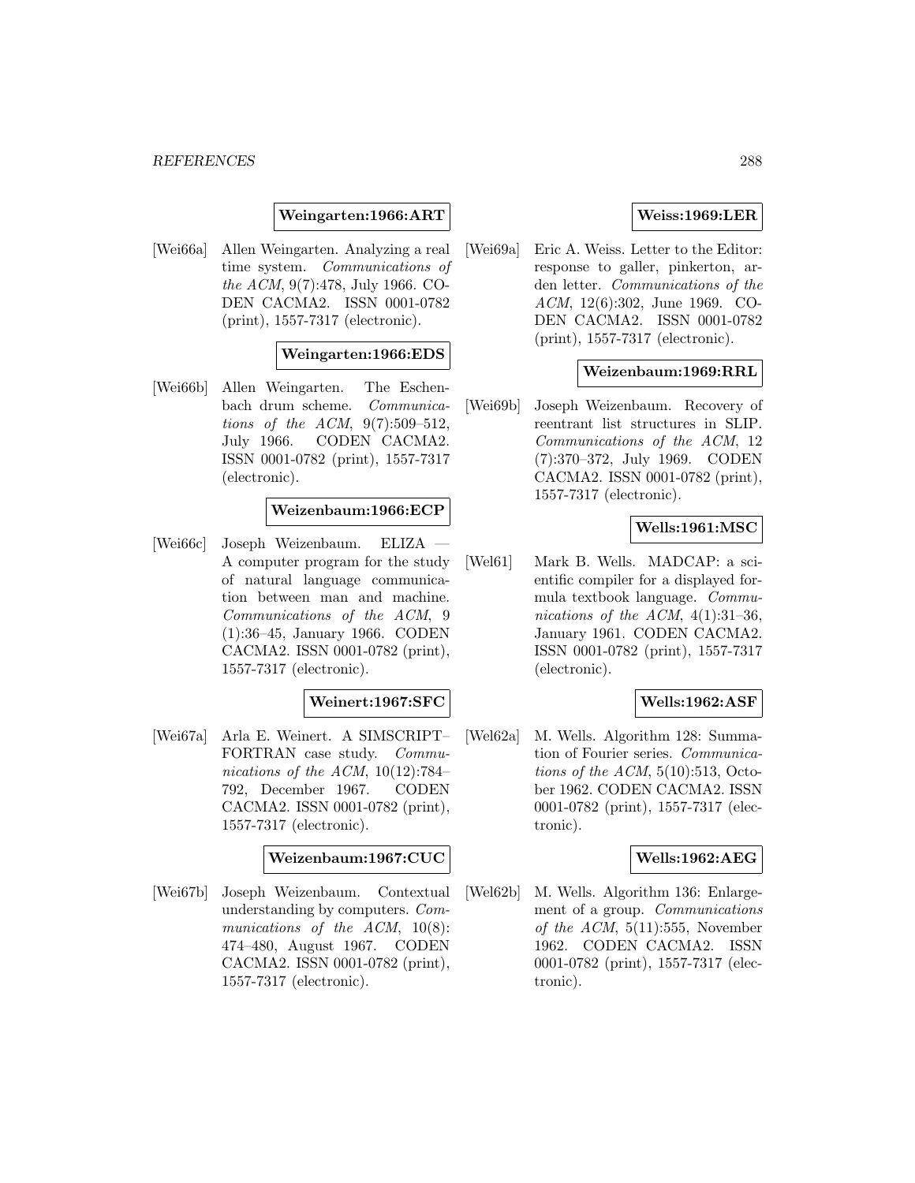**Weingarten:1966:ART**

[Wei66a] Allen Weingarten. Analyzing a real time system. *Communications of the ACM*, 9(7):478, July 1966. CODEN CACMA2. ISSN 0001-0782 (print), 1557-7317 (electronic).

**Weingarten:1966:EDS**

[Wei66b] Allen Weingarten. The Eschenbach drum scheme. *Communications of the ACM*, 9(7):509–512, July 1966. CODEN CACMA2. ISSN 0001-0782 (print), 1557-7317 (electronic).

**Weizenbaum:1966:ECP**

[Wei66c] Joseph Weizenbaum. ELIZA — A computer program for the study of natural language communication between man and machine. *Communications of the ACM*, 9 (1):36–45, January 1966. CODEN CACMA2. ISSN 0001-0782 (print), 1557-7317 (electronic).

**Weinert:1967:SFC**

[Wei67a] Arla E. Weinert. A SIMSCRIPT–FORTRAN case study. *Communications of the ACM*, 10(12):784–792, December 1967. CODEN CACMA2. ISSN 0001-0782 (print), 1557-7317 (electronic).

**Weizenbaum:1967:CUC**

[Wei67b] Joseph Weizenbaum. Contextual understanding by computers. *Communications of the ACM*, 10(8): 474–480, August 1967. CODEN CACMA2. ISSN 0001-0782 (print), 1557-7317 (electronic).

**Weiss:1969:LER**

[Wei69a] Eric A. Weiss. Letter to the Editor: response to galler, pinkerton, arden letter. *Communications of the ACM*, 12(6):302, June 1969. CODEN CACMA2. ISSN 0001-0782 (print), 1557-7317 (electronic).

**Weizenbaum:1969:RRL**

[Wei69b] Joseph Weizenbaum. Recovery of reentrant list structures in SLIP. *Communications of the ACM*, 12 (7):370–372, July 1969. CODEN CACMA2. ISSN 0001-0782 (print), 1557-7317 (electronic).

**Wells:1961:MSC**

[Wel61] Mark B. Wells. MADCAP: a scientific compiler for a displayed formula textbook language. *Communications of the ACM*, 4(1):31–36, January 1961. CODEN CACMA2. ISSN 0001-0782 (print), 1557-7317 (electronic).

**Wells:1962:ASF**

[Wel62a] M. Wells. Algorithm 128: Summation of Fourier series. *Communications of the ACM*, 5(10):513, October 1962. CODEN CACMA2. ISSN 0001-0782 (print), 1557-7317 (electronic).

**Wells:1962:AEG**

[Wel62b] M. Wells. Algorithm 136: Enlargement of a group. *Communications of the ACM*, 5(11):555, November 1962. CODEN CACMA2. ISSN 0001-0782 (print), 1557-7317 (electronic).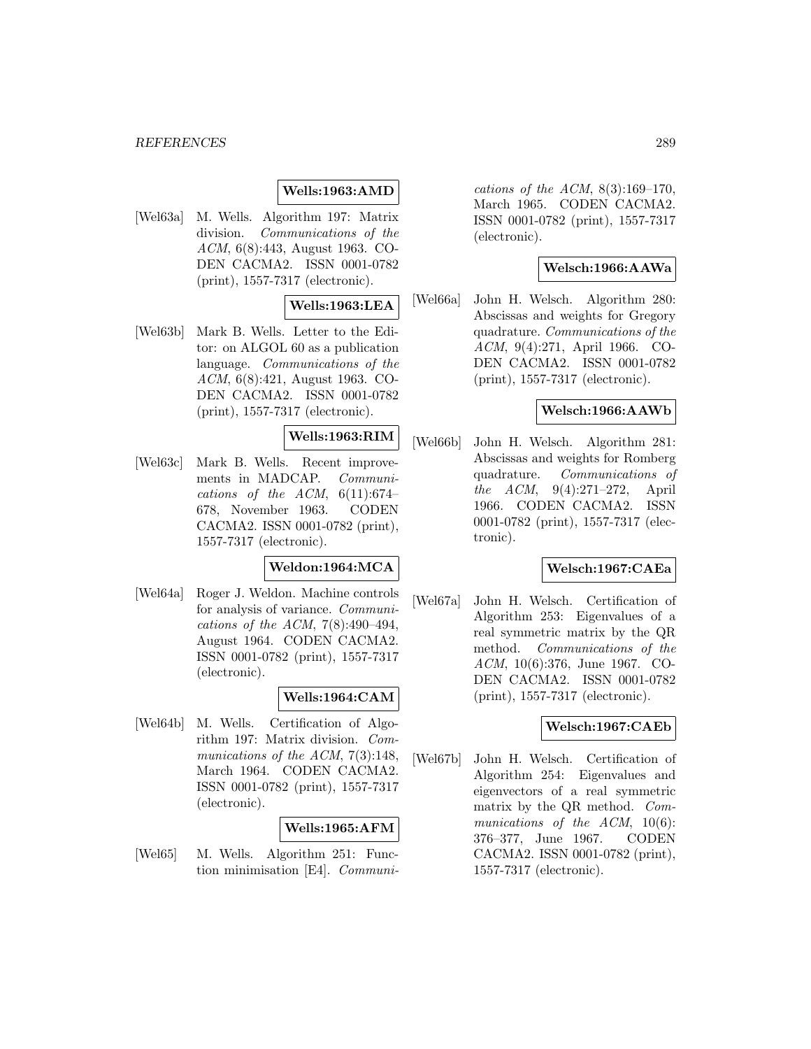**Wells:1963:AMD**

[Wel63a] M. Wells. Algorithm 197: Matrix division. *Communications of the ACM*, 6(8):443, August 1963. CODEN CACMA2. ISSN 0001-0782 (print), 1557-7317 (electronic).

**Wells:1963:LEA**

[Wel63b] Mark B. Wells. Letter to the Editor: on ALGOL 60 as a publication language. *Communications of the ACM*, 6(8):421, August 1963. CODEN CACMA2. ISSN 0001-0782 (print), 1557-7317 (electronic).

**Wells:1963:RIM**

[Wel63c] Mark B. Wells. Recent improvements in MADCAP. *Communications of the ACM*, 6(11):674–678, November 1963. CODEN CACMA2. ISSN 0001-0782 (print), 1557-7317 (electronic).

**Weldon:1964:MCA**

[Wel64a] Roger J. Weldon. Machine controls for analysis of variance. *Communications of the ACM*, 7(8):490–494, August 1964. CODEN CACMA2. ISSN 0001-0782 (print), 1557-7317 (electronic).

**Wells:1964:CAM**

[Wel64b] M. Wells. Certification of Algorithm 197: Matrix division. *Communications of the ACM*, 7(3):148, March 1964. CODEN CACMA2. ISSN 0001-0782 (print), 1557-7317 (electronic).

**Wells:1965:AFM**

[Wel65] M. Wells. Algorithm 251: Function minimisation [E4]. *Communications of the ACM*, 8(3):169–170, March 1965. CODEN CACMA2. ISSN 0001-0782 (print), 1557-7317 (electronic).

**Welsch:1966:AAWa**

[Wel66a] John H. Welsch. Algorithm 280: Abscissas and weights for Gregory quadrature. *Communications of the ACM*, 9(4):271, April 1966. CODEN CACMA2. ISSN 0001-0782 (print), 1557-7317 (electronic).

**Welsch:1966:AAWb**

[Wel66b] John H. Welsch. Algorithm 281: Abscissas and weights for Romberg quadrature. *Communications of the ACM*, 9(4):271–272, April 1966. CODEN CACMA2. ISSN 0001-0782 (print), 1557-7317 (electronic).

**Welsch:1967:CAEa**

[Wel67a] John H. Welsch. Certification of Algorithm 253: Eigenvalues of a real symmetric matrix by the QR method. *Communications of the ACM*, 10(6):376, June 1967. CODEN CACMA2. ISSN 0001-0782 (print), 1557-7317 (electronic).

**Welsch:1967:CAEb**

[Wel67b] John H. Welsch. Certification of Algorithm 254: Eigenvalues and eigenvectors of a real symmetric matrix by the QR method. *Communications of the ACM*, 10(6):376–377, June 1967. CODEN CACMA2. ISSN 0001-0782 (print), 1557-7317 (electronic).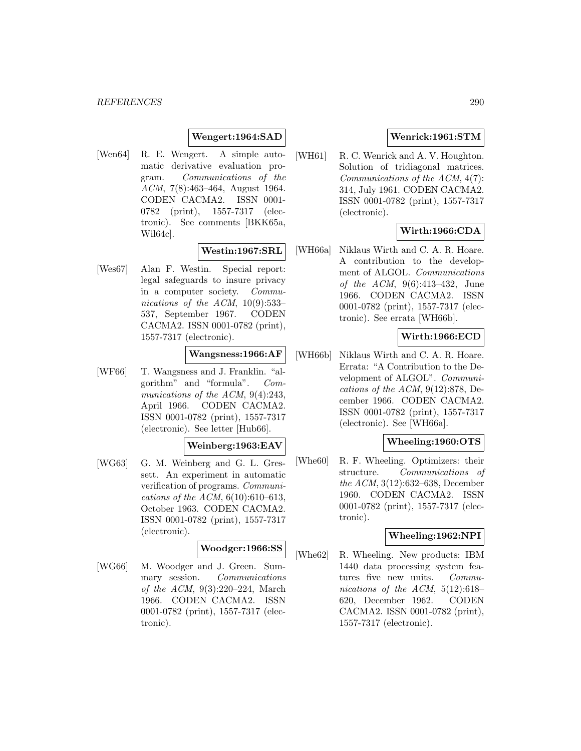**Wengert:1964:SAD**

[Wen64] R. E. Wengert. A simple automatic derivative evaluation program. *Communications of the ACM*, 7(8):463–464, August 1964. CODEN CACMA2. ISSN 0001-0782 (print), 1557-7317 (electronic). See comments [BKK65a, Wil64c].

**Westin:1967:SRL**

[Wes67] Alan F. Westin. Special report: legal safeguards to insure privacy in a computer society. *Communications of the ACM*, 10(9):533–537, September 1967. CODEN CACMA2. ISSN 0001-0782 (print), 1557-7317 (electronic).

**Wangsness:1966:AF**

[WF66] T. Wangsness and J. Franklin. "algorithm" and "formula". *Communications of the ACM*, 9(4):243, April 1966. CODEN CACMA2. ISSN 0001-0782 (print), 1557-7317 (electronic). See letter [Hub66].

**Weinberg:1963:EAV**

[WG63] G. M. Weinberg and G. L. Gressett. An experiment in automatic verification of programs. *Communications of the ACM*, 6(10):610–613, October 1963. CODEN CACMA2. ISSN 0001-0782 (print), 1557-7317 (electronic).

**Woodger:1966:SS**

[WG66] M. Woodger and J. Green. Summary session. *Communications of the ACM*, 9(3):220–224, March 1966. CODEN CACMA2. ISSN 0001-0782 (print), 1557-7317 (electronic).

**Wenrick:1961:STM**

[WH61] R. C. Wenrick and A. V. Houghton. Solution of tridiagonal matrices. *Communications of the ACM*, 4(7): 314, July 1961. CODEN CACMA2. ISSN 0001-0782 (print), 1557-7317 (electronic).

**Wirth:1966:CDA**

[WH66a] Niklaus Wirth and C. A. R. Hoare. A contribution to the development of ALGOL. *Communications of the ACM*, 9(6):413–432, June 1966. CODEN CACMA2. ISSN 0001-0782 (print), 1557-7317 (electronic). See errata [WH66b].

**Wirth:1966:ECD**

[WH66b] Niklaus Wirth and C. A. R. Hoare. Errata: "A Contribution to the Development of ALGOL". *Communications of the ACM*, 9(12):878, December 1966. CODEN CACMA2. ISSN 0001-0782 (print), 1557-7317 (electronic). See [WH66a].

**Wheeling:1960:OTS**

[Whe60] R. F. Wheeling. Optimizers: their structure. *Communications of the ACM*, 3(12):632–638, December 1960. CODEN CACMA2. ISSN 0001-0782 (print), 1557-7317 (electronic).

**Wheeling:1962:NPI**

[Whe62] R. Wheeling. New products: IBM 1440 data processing system features five new units. *Communications of the ACM*, 5(12):618–620, December 1962. CODEN CACMA2. ISSN 0001-0782 (print), 1557-7317 (electronic).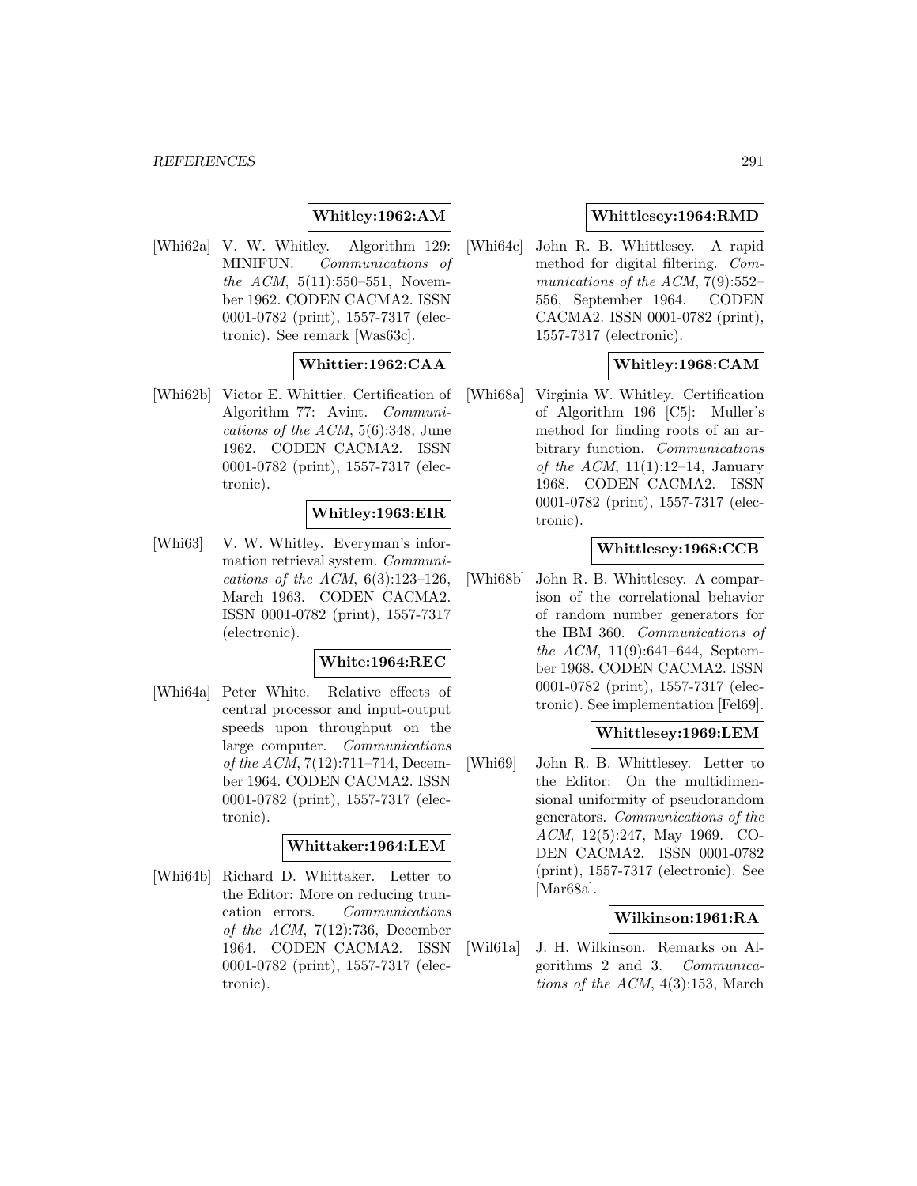**Whitley:1962:AM**

[Whi62a] V. W. Whitley. Algorithm 129: MINIFUN. *Communications of the ACM*, 5(11):550–551, November 1962. CODEN CACMA2. ISSN 0001-0782 (print), 1557-7317 (electronic). See remark [Was63c].

**Whittier:1962:CAA**

[Whi62b] Victor E. Whittier. Certification of Algorithm 77: Avint. *Communications of the ACM*, 5(6):348, June 1962. CODEN CACMA2. ISSN 0001-0782 (print), 1557-7317 (electronic).

**Whitley:1963:EIR**

[Whi63] V. W. Whitley. Everyman's information retrieval system. *Communications of the ACM*, 6(3):123–126, March 1963. CODEN CACMA2. ISSN 0001-0782 (print), 1557-7317 (electronic).

**White:1964:REC**

[Whi64a] Peter White. Relative effects of central processor and input-output speeds upon throughput on the large computer. *Communications of the ACM*, 7(12):711–714, December 1964. CODEN CACMA2. ISSN 0001-0782 (print), 1557-7317 (electronic).

**Whittaker:1964:LEM**

[Whi64b] Richard D. Whittaker. Letter to the Editor: More on reducing truncation errors. *Communications of the ACM*, 7(12):736, December 1964. CODEN CACMA2. ISSN 0001-0782 (print), 1557-7317 (electronic).

**Whittlesey:1964:RMD**

[Whi64c] John R. B. Whittlesey. A rapid method for digital filtering. *Communications of the ACM*, 7(9):552–556, September 1964. CODEN CACMA2. ISSN 0001-0782 (print), 1557-7317 (electronic).

**Whitley:1968:CAM**

[Whi68a] Virginia W. Whitley. Certification of Algorithm 196 [C5]: Muller's method for finding roots of an arbitrary function. *Communications of the ACM*, 11(1):12–14, January 1968. CODEN CACMA2. ISSN 0001-0782 (print), 1557-7317 (electronic).

**Whittlesey:1968:CCB**

[Whi68b] John R. B. Whittlesey. A comparison of the correlational behavior of random number generators for the IBM 360. *Communications of the ACM*, 11(9):641–644, September 1968. CODEN CACMA2. ISSN 0001-0782 (print), 1557-7317 (electronic). See implementation [Fel69].

**Whittlesey:1969:LEM**

[Whi69] John R. B. Whittlesey. Letter to the Editor: On the multidimensional uniformity of pseudorandom generators. *Communications of the ACM*, 12(5):247, May 1969. CODEN CACMA2. ISSN 0001-0782 (print), 1557-7317 (electronic). See [Mar68a].

**Wilkinson:1961:RA**

[Wil61a] J. H. Wilkinson. Remarks on Algorithms 2 and 3. *Communications of the ACM*, 4(3):153, March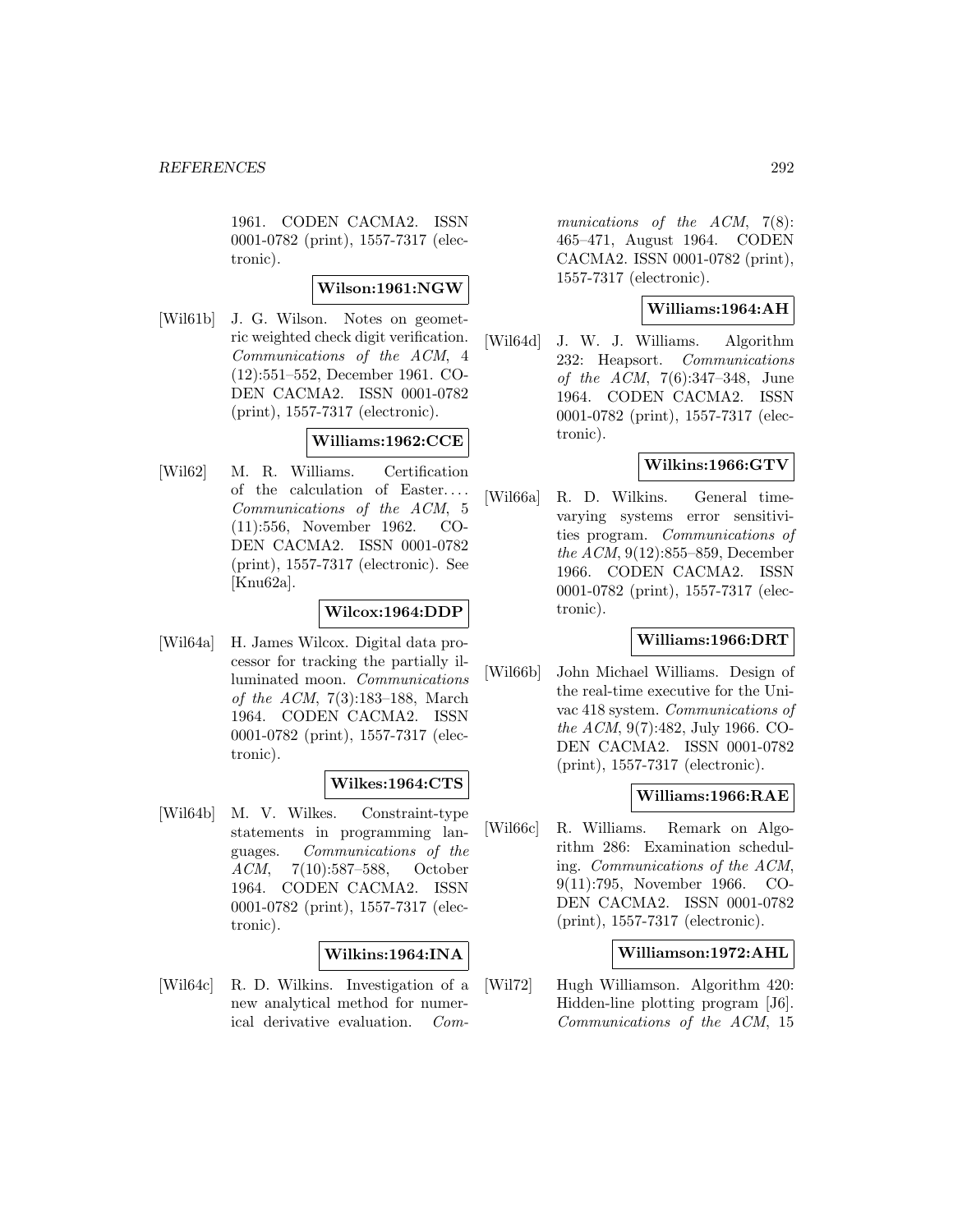1961. CODEN CACMA2. ISSN 0001-0782 (print), 1557-7317 (electronic).

**Wilson:1961:NGW**

[Wil61b] J. G. Wilson. Notes on geometric weighted check digit verification. *Communications of the ACM*, 4 (12):551–552, December 1961. CODEN CACMA2. ISSN 0001-0782 (print), 1557-7317 (electronic).

**Williams:1962:CCE**

[Wil62] M. R. Williams. Certification of the calculation of Easter.... *Communications of the ACM*, 5 (11):556, November 1962. CODEN CACMA2. ISSN 0001-0782 (print), 1557-7317 (electronic). See [Knu62a].

**Wilcox:1964:DDP**

[Wil64a] H. James Wilcox. Digital data processor for tracking the partially illuminated moon. *Communications of the ACM*, 7(3):183–188, March 1964. CODEN CACMA2. ISSN 0001-0782 (print), 1557-7317 (electronic).

**Wilkes:1964:CTS**

[Wil64b] M. V. Wilkes. Constraint-type statements in programming languages. *Communications of the ACM*, 7(10):587–588, October 1964. CODEN CACMA2. ISSN 0001-0782 (print), 1557-7317 (electronic).

**Wilkins:1964:INA**

[Wil64c] R. D. Wilkins. Investigation of a new analytical method for numerical derivative evaluation. *Communications of the ACM*, 7(8): 465–471, August 1964. CODEN CACMA2. ISSN 0001-0782 (print), 1557-7317 (electronic).

**Williams:1964:AH**

[Wil64d] J. W. J. Williams. Algorithm 232: Heapsort. *Communications of the ACM*, 7(6):347–348, June 1964. CODEN CACMA2. ISSN 0001-0782 (print), 1557-7317 (electronic).

**Wilkins:1966:GTV**

[Wil66a] R. D. Wilkins. General time-varying systems error sensitivities program. *Communications of the ACM*, 9(12):855–859, December 1966. CODEN CACMA2. ISSN 0001-0782 (print), 1557-7317 (electronic).

**Williams:1966:DRT**

[Wil66b] John Michael Williams. Design of the real-time executive for the Univac 418 system. *Communications of the ACM*, 9(7):482, July 1966. CODEN CACMA2. ISSN 0001-0782 (print), 1557-7317 (electronic).

**Williams:1966:RAE**

[Wil66c] R. Williams. Remark on Algorithm 286: Examination scheduling. *Communications of the ACM*, 9(11):795, November 1966. CODEN CACMA2. ISSN 0001-0782 (print), 1557-7317 (electronic).

**Williamson:1972:AHL**

[Wil72] Hugh Williamson. Algorithm 420: Hidden-line plotting program [J6]. *Communications of the ACM*, 15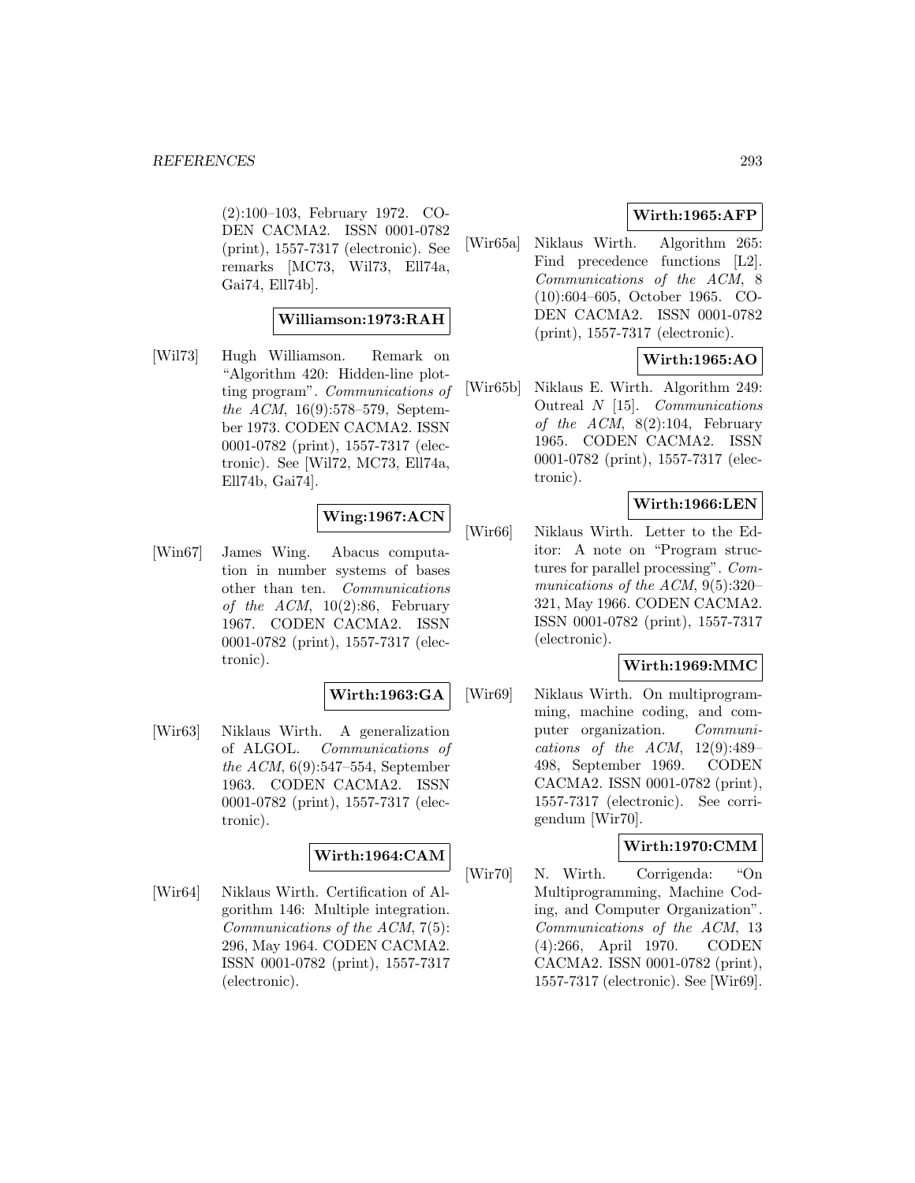(2):100–103, February 1972. CODEN CACMA2. ISSN 0001-0782 (print), 1557-7317 (electronic). See remarks [MC73, Wil73, Ell74a, Gai74, Ell74b].

**Williamson:1973:RAH**

[Wil73] Hugh Williamson. Remark on "Algorithm 420: Hidden-line plotting program". *Communications of the ACM*, 16(9):578–579, September 1973. CODEN CACMA2. ISSN 0001-0782 (print), 1557-7317 (electronic). See [Wil72, MC73, Ell74a, Ell74b, Gai74].

**Wing:1967:ACN**

[Win67] James Wing. Abacus computation in number systems of bases other than ten. *Communications of the ACM*, 10(2):86, February 1967. CODEN CACMA2. ISSN 0001-0782 (print), 1557-7317 (electronic).

**Wirth:1963:GA**

[Wir63] Niklaus Wirth. A generalization of ALGOL. *Communications of the ACM*, 6(9):547–554, September 1963. CODEN CACMA2. ISSN 0001-0782 (print), 1557-7317 (electronic).

**Wirth:1964:CAM**

[Wir64] Niklaus Wirth. Certification of Algorithm 146: Multiple integration. *Communications of the ACM*, 7(5): 296, May 1964. CODEN CACMA2. ISSN 0001-0782 (print), 1557-7317 (electronic).

**Wirth:1965:AFP**

[Wir65a] Niklaus Wirth. Algorithm 265: Find precedence functions [L2]. *Communications of the ACM*, 8 (10):604–605, October 1965. CODEN CACMA2. ISSN 0001-0782 (print), 1557-7317 (electronic).

**Wirth:1965:AO**

[Wir65b] Niklaus E. Wirth. Algorithm 249: Outreal *N* [15]. *Communications of the ACM*, 8(2):104, February 1965. CODEN CACMA2. ISSN 0001-0782 (print), 1557-7317 (electronic).

**Wirth:1966:LEN**

[Wir66] Niklaus Wirth. Letter to the Editor: A note on "Program structures for parallel processing". *Communications of the ACM*, 9(5):320–321, May 1966. CODEN CACMA2. ISSN 0001-0782 (print), 1557-7317 (electronic).

**Wirth:1969:MMC**

[Wir69] Niklaus Wirth. On multiprogramming, machine coding, and computer organization. *Communications of the ACM*, 12(9):489–498, September 1969. CODEN CACMA2. ISSN 0001-0782 (print), 1557-7317 (electronic). See corrigendum [Wir70].

**Wirth:1970:CMM**

[Wir70] N. Wirth. Corrigenda: "On Multiprogramming, Machine Coding, and Computer Organization". *Communications of the ACM*, 13 (4):266, April 1970. CODEN CACMA2. ISSN 0001-0782 (print), 1557-7317 (electronic). See [Wir69].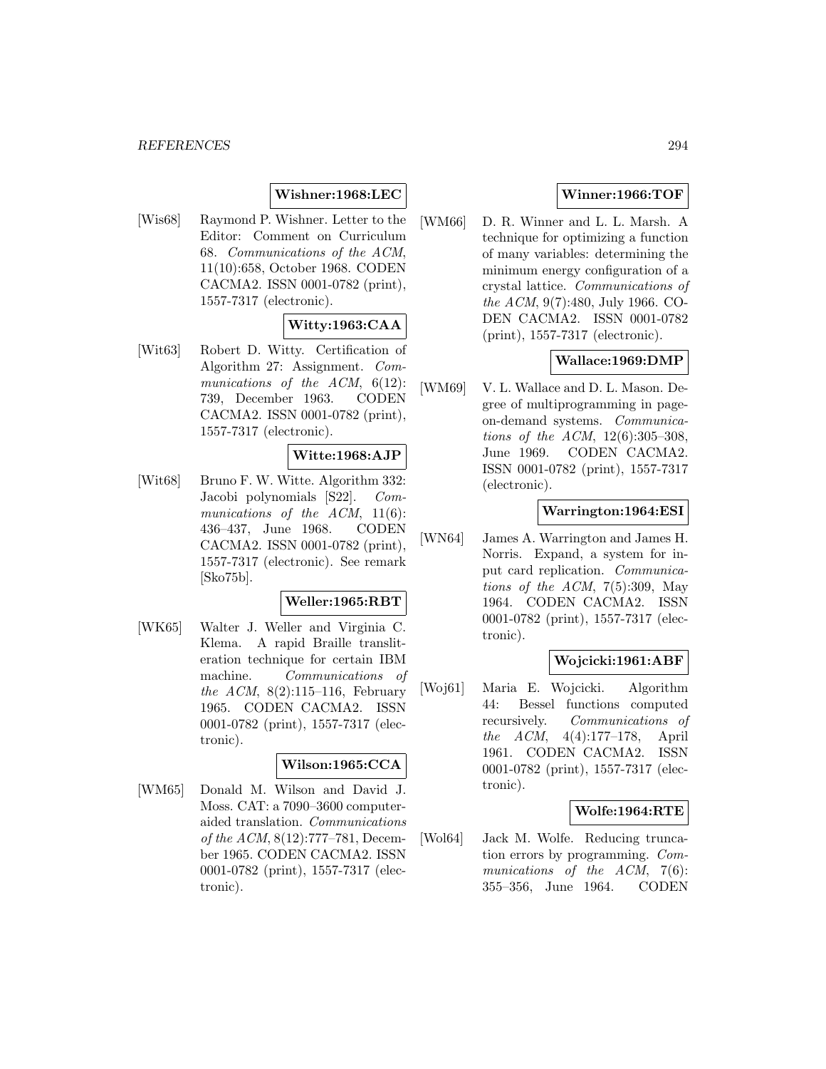**Wishner:1968:LEC**

[Wis68] Raymond P. Wishner. Letter to the Editor: Comment on Curriculum 68. *Communications of the ACM*, 11(10):658, October 1968. CODEN CACMA2. ISSN 0001-0782 (print), 1557-7317 (electronic).

**Witty:1963:CAA**

[Wit63] Robert D. Witty. Certification of Algorithm 27: Assignment. *Communications of the ACM*, 6(12): 739, December 1963. CODEN CACMA2. ISSN 0001-0782 (print), 1557-7317 (electronic).

**Witte:1968:AJP**

[Wit68] Bruno F. W. Witte. Algorithm 332: Jacobi polynomials [S22]. *Communications of the ACM*, 11(6): 436–437, June 1968. CODEN CACMA2. ISSN 0001-0782 (print), 1557-7317 (electronic). See remark [Sko75b].

**Weller:1965:RBT**

[WK65] Walter J. Weller and Virginia C. Klema. A rapid Braille transliteration technique for certain IBM machine. *Communications of the ACM*, 8(2):115–116, February 1965. CODEN CACMA2. ISSN 0001-0782 (print), 1557-7317 (electronic).

**Wilson:1965:CCA**

[WM65] Donald M. Wilson and David J. Moss. CAT: a 7090–3600 computer-aided translation. *Communications of the ACM*, 8(12):777–781, December 1965. CODEN CACMA2. ISSN 0001-0782 (print), 1557-7317 (electronic).

**Winner:1966:TOF**

[WM66] D. R. Winner and L. L. Marsh. A technique for optimizing a function of many variables: determining the minimum energy configuration of a crystal lattice. *Communications of the ACM*, 9(7):480, July 1966. CODEN CACMA2. ISSN 0001-0782 (print), 1557-7317 (electronic).

**Wallace:1969:DMP**

[WM69] V. L. Wallace and D. L. Mason. Degree of multiprogramming in page-on-demand systems. *Communications of the ACM*, 12(6):305–308, June 1969. CODEN CACMA2. ISSN 0001-0782 (print), 1557-7317 (electronic).

**Warrington:1964:ESI**

[WN64] James A. Warrington and James H. Norris. Expand, a system for input card replication. *Communications of the ACM*, 7(5):309, May 1964. CODEN CACMA2. ISSN 0001-0782 (print), 1557-7317 (electronic).

**Wojcicki:1961:ABF**

[Woj61] Maria E. Wojcicki. Algorithm 44: Bessel functions computed recursively. *Communications of the ACM*, 4(4):177–178, April 1961. CODEN CACMA2. ISSN 0001-0782 (print), 1557-7317 (electronic).

**Wolfe:1964:RTE**

[Wol64] Jack M. Wolfe. Reducing truncation errors by programming. *Communications of the ACM*, 7(6): 355–356, June 1964. CODEN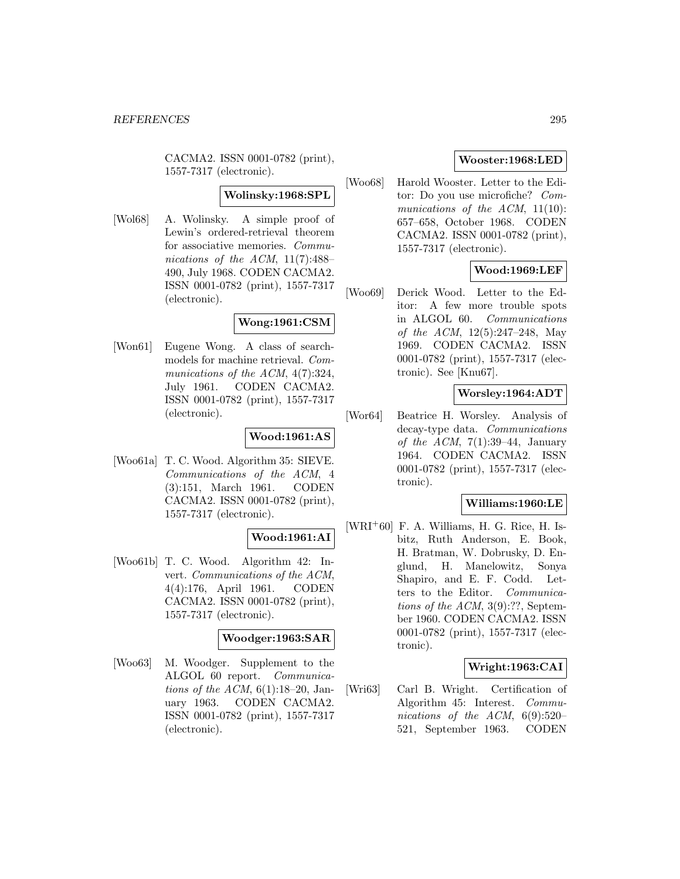CACMA2. ISSN 0001-0782 (print), 1557-7317 (electronic).

**Wolinsky:1968:SPL**

[Wol68] A. Wolinsky. A simple proof of Lewin's ordered-retrieval theorem for associative memories. *Communications of the ACM*, 11(7):488–490, July 1968. CODEN CACMA2. ISSN 0001-0782 (print), 1557-7317 (electronic).

**Wong:1961:CSM**

[Won61] Eugene Wong. A class of search-models for machine retrieval. *Communications of the ACM*, 4(7):324, July 1961. CODEN CACMA2. ISSN 0001-0782 (print), 1557-7317 (electronic).

**Wood:1961:AS**

[Woo61a] T. C. Wood. Algorithm 35: SIEVE. *Communications of the ACM*, 4 (3):151, March 1961. CODEN CACMA2. ISSN 0001-0782 (print), 1557-7317 (electronic).

**Wood:1961:AI**

[Woo61b] T. C. Wood. Algorithm 42: Invert. *Communications of the ACM*, 4(4):176, April 1961. CODEN CACMA2. ISSN 0001-0782 (print), 1557-7317 (electronic).

**Woodger:1963:SAR**

[Woo63] M. Woodger. Supplement to the ALGOL 60 report. *Communications of the ACM*, 6(1):18–20, January 1963. CODEN CACMA2. ISSN 0001-0782 (print), 1557-7317 (electronic).

**Wooster:1968:LED**

[Woo68] Harold Wooster. Letter to the Editor: Do you use microfiche? *Communications of the ACM*, 11(10): 657–658, October 1968. CODEN CACMA2. ISSN 0001-0782 (print), 1557-7317 (electronic).

**Wood:1969:LEF**

[Woo69] Derick Wood. Letter to the Editor: A few more trouble spots in ALGOL 60. *Communications of the ACM*, 12(5):247–248, May 1969. CODEN CACMA2. ISSN 0001-0782 (print), 1557-7317 (electronic). See [Knu67].

**Worsley:1964:ADT**

[Wor64] Beatrice H. Worsley. Analysis of decay-type data. *Communications of the ACM*, 7(1):39–44, January 1964. CODEN CACMA2. ISSN 0001-0782 (print), 1557-7317 (electronic).

**Williams:1960:LE**

[WRI+60] F. A. Williams, H. G. Rice, H. Isbitz, Ruth Anderson, E. Book, H. Bratman, W. Dobrusky, D. Englund, H. Manelowitz, Sonya Shapiro, and E. F. Codd. Letters to the Editor. *Communications of the ACM*, 3(9):??, September 1960. CODEN CACMA2. ISSN 0001-0782 (print), 1557-7317 (electronic).

**Wright:1963:CAI**

[Wri63] Carl B. Wright. Certification of Algorithm 45: Interest. *Communications of the ACM*, 6(9):520–521, September 1963. CODEN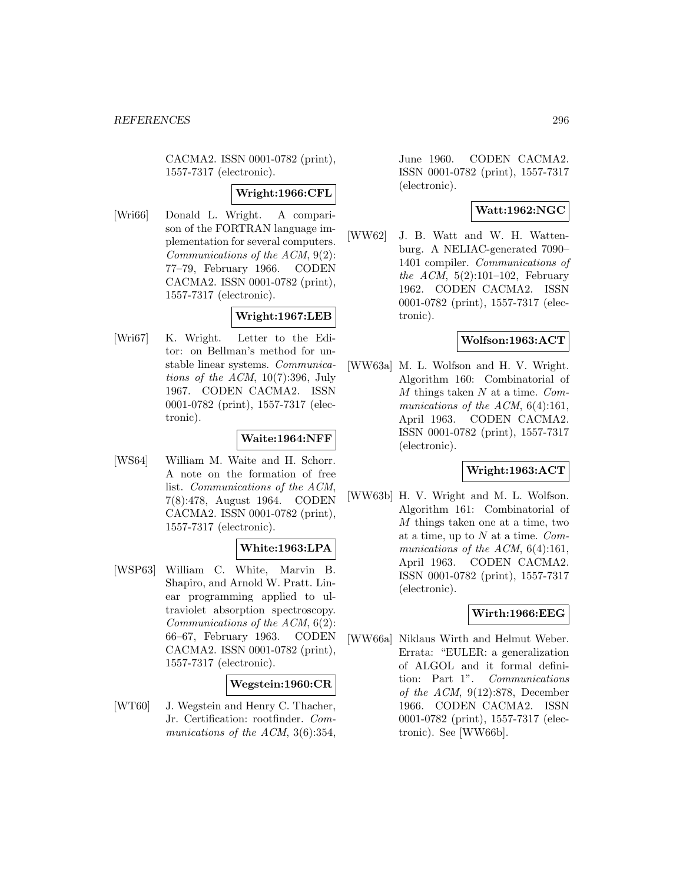CACMA2. ISSN 0001-0782 (print), 1557-7317 (electronic).

**Wright:1966:CFL**

[Wri66] Donald L. Wright. A comparison of the FORTRAN language implementation for several computers. *Communications of the ACM*, 9(2): 77–79, February 1966. CODEN CACMA2. ISSN 0001-0782 (print), 1557-7317 (electronic).

**Wright:1967:LEB**

[Wri67] K. Wright. Letter to the Editor: on Bellman's method for unstable linear systems. *Communications of the ACM*, 10(7):396, July 1967. CODEN CACMA2. ISSN 0001-0782 (print), 1557-7317 (electronic).

**Waite:1964:NFF**

[WS64] William M. Waite and H. Schorr. A note on the formation of free list. *Communications of the ACM*, 7(8):478, August 1964. CODEN CACMA2. ISSN 0001-0782 (print), 1557-7317 (electronic).

**White:1963:LPA**

[WSP63] William C. White, Marvin B. Shapiro, and Arnold W. Pratt. Linear programming applied to ultraviolet absorption spectroscopy. *Communications of the ACM*, 6(2): 66–67, February 1963. CODEN CACMA2. ISSN 0001-0782 (print), 1557-7317 (electronic).

**Wegstein:1960:CR**

[WT60] J. Wegstein and Henry C. Thacher, Jr. Certification: rootfinder. *Communications of the ACM*, 3(6):354, June 1960. CODEN CACMA2. ISSN 0001-0782 (print), 1557-7317 (electronic).

**Watt:1962:NGC**

[WW62] J. B. Watt and W. H. Wattenburg. A NELIAC-generated 7090–1401 compiler. *Communications of the ACM*, 5(2):101–102, February 1962. CODEN CACMA2. ISSN 0001-0782 (print), 1557-7317 (electronic).

**Wolfson:1963:ACT**

[WW63a] M. L. Wolfson and H. V. Wright. Algorithm 160: Combinatorial of $M$ things taken $N$ at a time. *Communications of the ACM*, 6(4):161, April 1963. CODEN CACMA2. ISSN 0001-0782 (print), 1557-7317 (electronic).

**Wright:1963:ACT**

[WW63b] H. V. Wright and M. L. Wolfson. Algorithm 161: Combinatorial of $M$ things taken one at a time, two at a time, up to $N$ at a time. *Communications of the ACM*, 6(4):161, April 1963. CODEN CACMA2. ISSN 0001-0782 (print), 1557-7317 (electronic).

**Wirth:1966:EEG**

[WW66a] Niklaus Wirth and Helmut Weber. Errata: "EULER: a generalization of ALGOL and it formal definition: Part 1". *Communications of the ACM*, 9(12):878, December 1966. CODEN CACMA2. ISSN 0001-0782 (print), 1557-7317 (electronic). See [WW66b].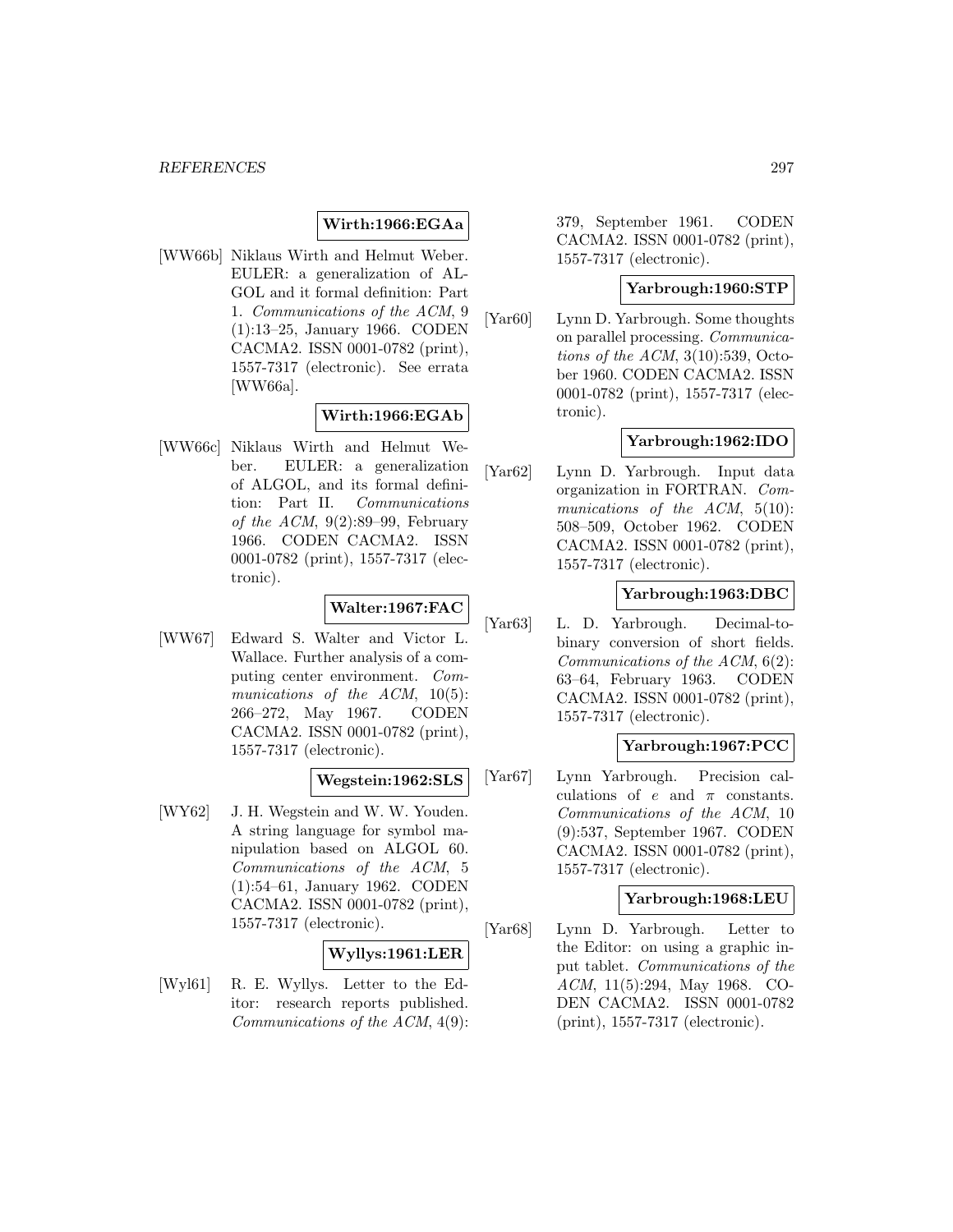**Wirth:1966:EGAa**

[WW66b] Niklaus Wirth and Helmut Weber. EULER: a generalization of ALGOL and it formal definition: Part 1. *Communications of the ACM*, 9 (1):13–25, January 1966. CODEN CACMA2. ISSN 0001-0782 (print), 1557-7317 (electronic). See errata [WW66a].

**Wirth:1966:EGAb**

[WW66c] Niklaus Wirth and Helmut Weber. EULER: a generalization of ALGOL, and its formal definition: Part II. *Communications of the ACM*, 9(2):89–99, February 1966. CODEN CACMA2. ISSN 0001-0782 (print), 1557-7317 (electronic).

**Walter:1967:FAC**

[WW67] Edward S. Walter and Victor L. Wallace. Further analysis of a computing center environment. *Communications of the ACM*, 10(5): 266–272, May 1967. CODEN CACMA2. ISSN 0001-0782 (print), 1557-7317 (electronic).

**Wegstein:1962:SLS**

[WY62] J. H. Wegstein and W. W. Youden. A string language for symbol manipulation based on ALGOL 60. *Communications of the ACM*, 5 (1):54–61, January 1962. CODEN CACMA2. ISSN 0001-0782 (print), 1557-7317 (electronic).

**Wyllys:1961:LER**

[Wyl61] R. E. Wyllys. Letter to the Editor: research reports published. *Communications of the ACM*, 4(9): 379, September 1961. CODEN CACMA2. ISSN 0001-0782 (print), 1557-7317 (electronic).

**Yarbrough:1960:STP**

[Yar60] Lynn D. Yarbrough. Some thoughts on parallel processing. *Communications of the ACM*, 3(10):539, October 1960. CODEN CACMA2. ISSN 0001-0782 (print), 1557-7317 (electronic).

**Yarbrough:1962:IDO**

[Yar62] Lynn D. Yarbrough. Input data organization in FORTRAN. *Communications of the ACM*, 5(10): 508–509, October 1962. CODEN CACMA2. ISSN 0001-0782 (print), 1557-7317 (electronic).

**Yarbrough:1963:DBC**

[Yar63] L. D. Yarbrough. Decimal-to-binary conversion of short fields. *Communications of the ACM*, 6(2): 63–64, February 1963. CODEN CACMA2. ISSN 0001-0782 (print), 1557-7317 (electronic).

**Yarbrough:1967:PCC**

[Yar67] Lynn Yarbrough. Precision calculations of $e$ and $\pi$ constants. *Communications of the ACM*, 10 (9):537, September 1967. CODEN CACMA2. ISSN 0001-0782 (print), 1557-7317 (electronic).

**Yarbrough:1968:LEU**

[Yar68] Lynn D. Yarbrough. Letter to the Editor: on using a graphic input tablet. *Communications of the ACM*, 11(5):294, May 1968. CODEN CACMA2. ISSN 0001-0782 (print), 1557-7317 (electronic).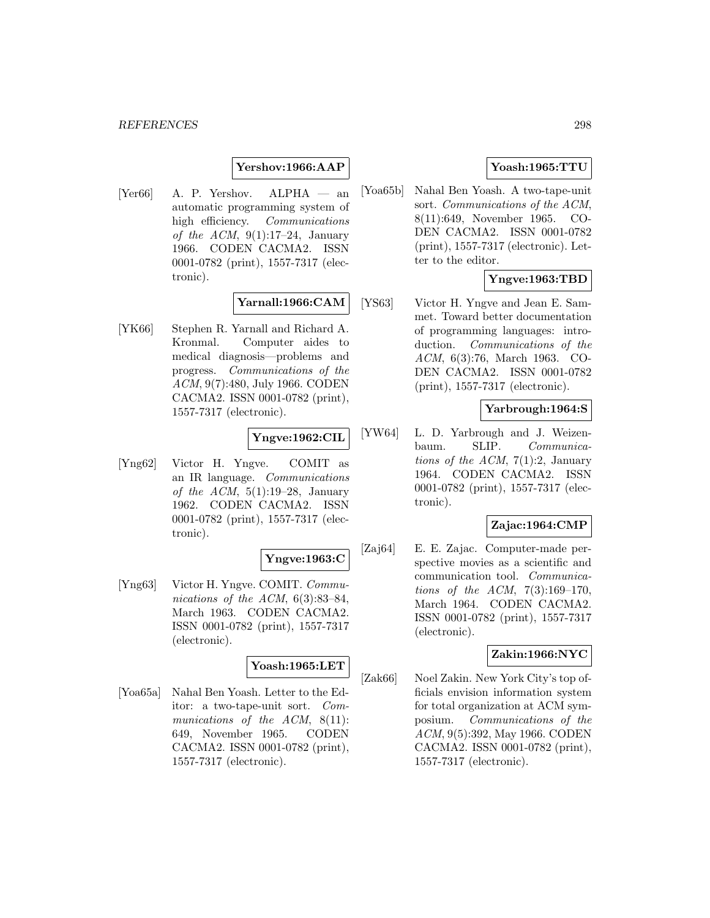**Yershov:1966:AAP**

[Yer66] A. P. Yershov. ALPHA — an automatic programming system of high efficiency. *Communications of the ACM*, 9(1):17–24, January 1966. CODEN CACMA2. ISSN 0001-0782 (print), 1557-7317 (electronic).

**Yarnall:1966:CAM**

[YK66] Stephen R. Yarnall and Richard A. Kronmal. Computer aides to medical diagnosis—problems and progress. *Communications of the ACM*, 9(7):480, July 1966. CODEN CACMA2. ISSN 0001-0782 (print), 1557-7317 (electronic).

**Yngve:1962:CIL**

[Yng62] Victor H. Yngve. COMIT as an IR language. *Communications of the ACM*, 5(1):19–28, January 1962. CODEN CACMA2. ISSN 0001-0782 (print), 1557-7317 (electronic).

**Yngve:1963:C**

[Yng63] Victor H. Yngve. COMIT. *Communications of the ACM*, 6(3):83–84, March 1963. CODEN CACMA2. ISSN 0001-0782 (print), 1557-7317 (electronic).

**Yoash:1965:LET**

[Yoa65a] Nahal Ben Yoash. Letter to the Editor: a two-tape-unit sort. *Communications of the ACM*, 8(11): 649, November 1965. CODEN CACMA2. ISSN 0001-0782 (print), 1557-7317 (electronic).

**Yoash:1965:TTU**

[Yoa65b] Nahal Ben Yoash. A two-tape-unit sort. *Communications of the ACM*, 8(11):649, November 1965. CODEN CACMA2. ISSN 0001-0782 (print), 1557-7317 (electronic). Letter to the editor.

**Yngve:1963:TBD**

[YS63] Victor H. Yngve and Jean E. Sammet. Toward better documentation of programming languages: introduction. *Communications of the ACM*, 6(3):76, March 1963. CODEN CACMA2. ISSN 0001-0782 (print), 1557-7317 (electronic).

**Yarbrough:1964:S**

[YW64] L. D. Yarbrough and J. Weizenbaum. SLIP. *Communications of the ACM*, 7(1):2, January 1964. CODEN CACMA2. ISSN 0001-0782 (print), 1557-7317 (electronic).

**Zajac:1964:CMP**

[Zaj64] E. E. Zajac. Computer-made perspective movies as a scientific and communication tool. *Communications of the ACM*, 7(3):169–170, March 1964. CODEN CACMA2. ISSN 0001-0782 (print), 1557-7317 (electronic).

**Zakin:1966:NYC**

[Zak66] Noel Zakin. New York City's top officials envision information system for total organization at ACM symposium. *Communications of the ACM*, 9(5):392, May 1966. CODEN CACMA2. ISSN 0001-0782 (print), 1557-7317 (electronic).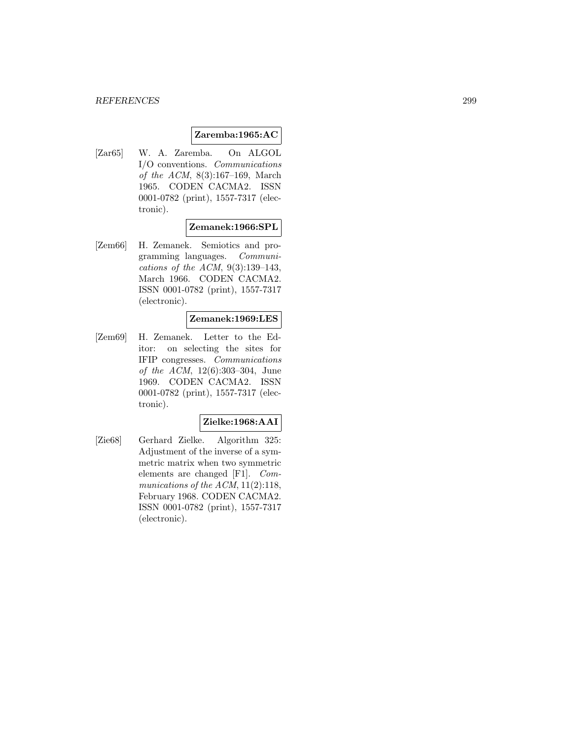**Zaremba:1965:AC**

[Zar65] W. A. Zaremba. On ALGOL I/O conventions. *Communications of the ACM*, 8(3):167–169, March 1965. CODEN CACMA2. ISSN 0001-0782 (print), 1557-7317 (electronic).

**Zemanek:1966:SPL**

[Zem66] H. Zemanek. Semiotics and programming languages. *Communications of the ACM*, 9(3):139–143, March 1966. CODEN CACMA2. ISSN 0001-0782 (print), 1557-7317 (electronic).

**Zemanek:1969:LES**

[Zem69] H. Zemanek. Letter to the Editor: on selecting the sites for IFIP congresses. *Communications of the ACM*, 12(6):303–304, June 1969. CODEN CACMA2. ISSN 0001-0782 (print), 1557-7317 (electronic).

**Zielke:1968:AAI**

[Zie68] Gerhard Zielke. Algorithm 325: Adjustment of the inverse of a symmetric matrix when two symmetric elements are changed [F1]. *Communications of the ACM*, 11(2):118, February 1968. CODEN CACMA2. ISSN 0001-0782 (print), 1557-7317 (electronic).